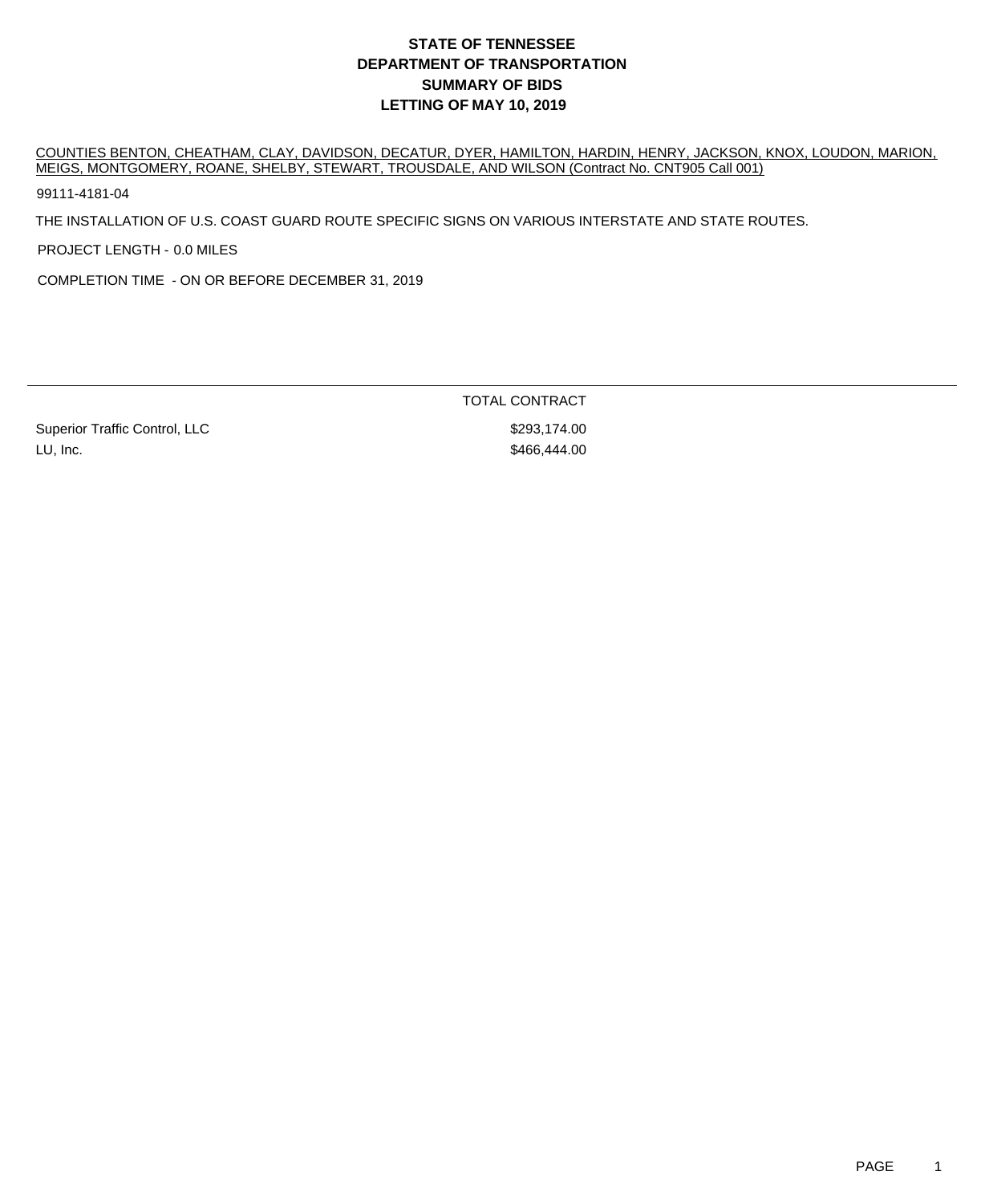# STATE OF TENNESSEE
# DEPARTMENT OF TRANSPORTATION
# SUMMARY OF BIDS
# LETTING OF MAY 10, 2019

COUNTIES BENTON, CHEATHAM, CLAY, DAVIDSON, DECATUR, DYER, HAMILTON, HARDIN, HENRY, JACKSON, KNOX, LOUDON, MARION, MEIGS, MONTGOMERY, ROANE, SHELBY, STEWART, TROUSDALE, AND WILSON (Contract No. CNT905 Call 001)

99111-4181-04

THE INSTALLATION OF U.S. COAST GUARD ROUTE SPECIFIC SIGNS ON VARIOUS INTERSTATE AND STATE ROUTES.

PROJECT LENGTH - 0.0 MILES

COMPLETION TIME - ON OR BEFORE DECEMBER 31, 2019

| | TOTAL CONTRACT |
|---|---|
| Superior Traffic Control, LLC | $293,174.00 |
| LU, Inc. | $466,444.00 |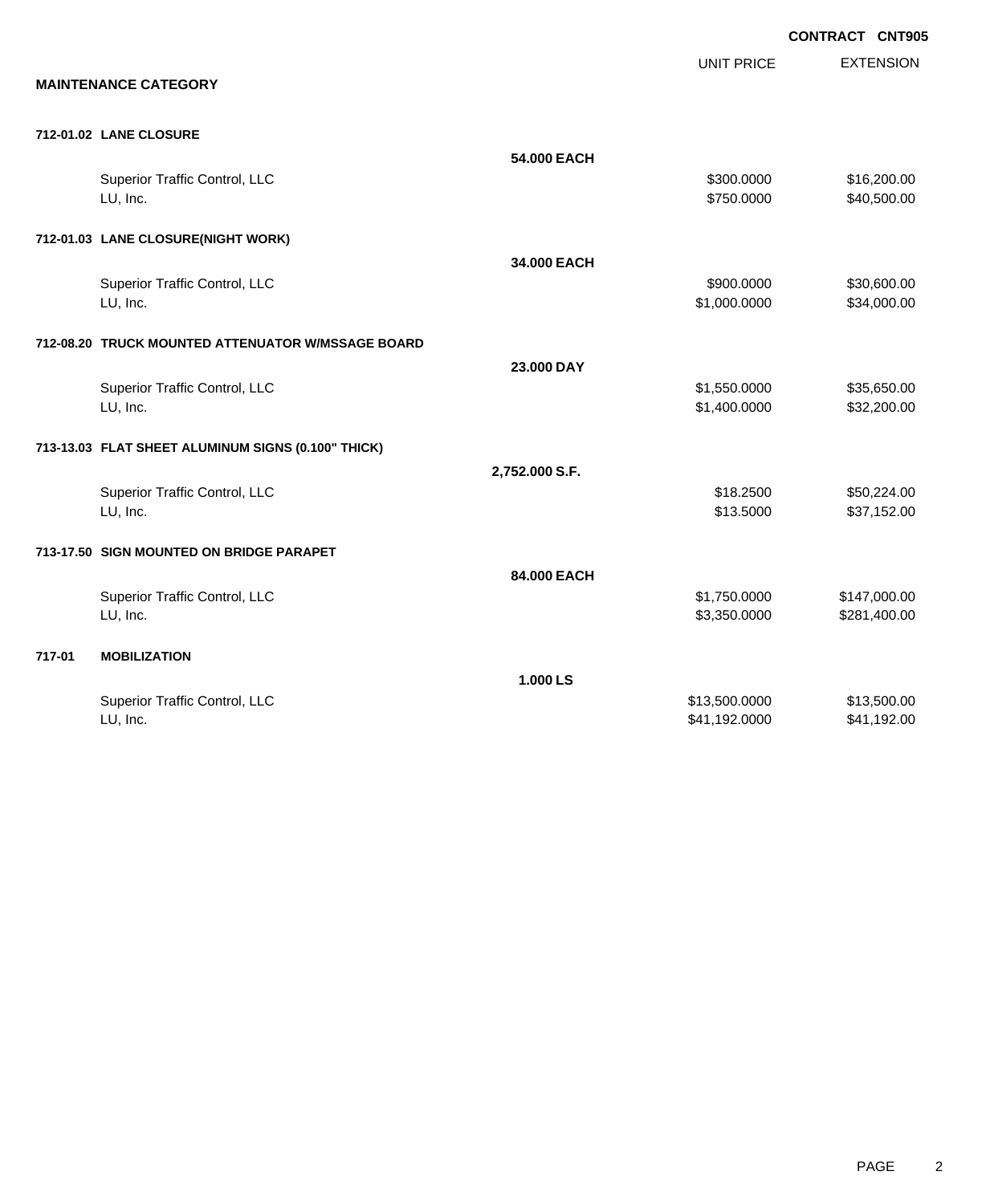**CONTRACT CNT905**

**MAINTENANCE CATEGORY**

| | | UNIT PRICE | EXTENSION |
|---|---|---|---|
| **712-01.02 LANE CLOSURE** | | | |
| | **54.000 EACH** | | |
| Superior Traffic Control, LLC | | $300.0000 | $16,200.00 |
| LU, Inc. | | $750.0000 | $40,500.00 |
| **712-01.03 LANE CLOSURE(NIGHT WORK)** | | | |
| | **34.000 EACH** | | |
| Superior Traffic Control, LLC | | $900.0000 | $30,600.00 |
| LU, Inc. | | $1,000.0000 | $34,000.00 |
| **712-08.20 TRUCK MOUNTED ATTENUATOR W/MSSAGE BOARD** | | | |
| | **23.000 DAY** | | |
| Superior Traffic Control, LLC | | $1,550.0000 | $35,650.00 |
| LU, Inc. | | $1,400.0000 | $32,200.00 |
| **713-13.03 FLAT SHEET ALUMINUM SIGNS (0.100" THICK)** | | | |
| | **2,752.000 S.F.** | | |
| Superior Traffic Control, LLC | | $18.2500 | $50,224.00 |
| LU, Inc. | | $13.5000 | $37,152.00 |
| **713-17.50 SIGN MOUNTED ON BRIDGE PARAPET** | | | |
| | **84.000 EACH** | | |
| Superior Traffic Control, LLC | | $1,750.0000 | $147,000.00 |
| LU, Inc. | | $3,350.0000 | $281,400.00 |
| **717-01 MOBILIZATION** | | | |
| | **1.000 LS** | | |
| Superior Traffic Control, LLC | | $13,500.0000 | $13,500.00 |
| LU, Inc. | | $41,192.0000 | $41,192.00 |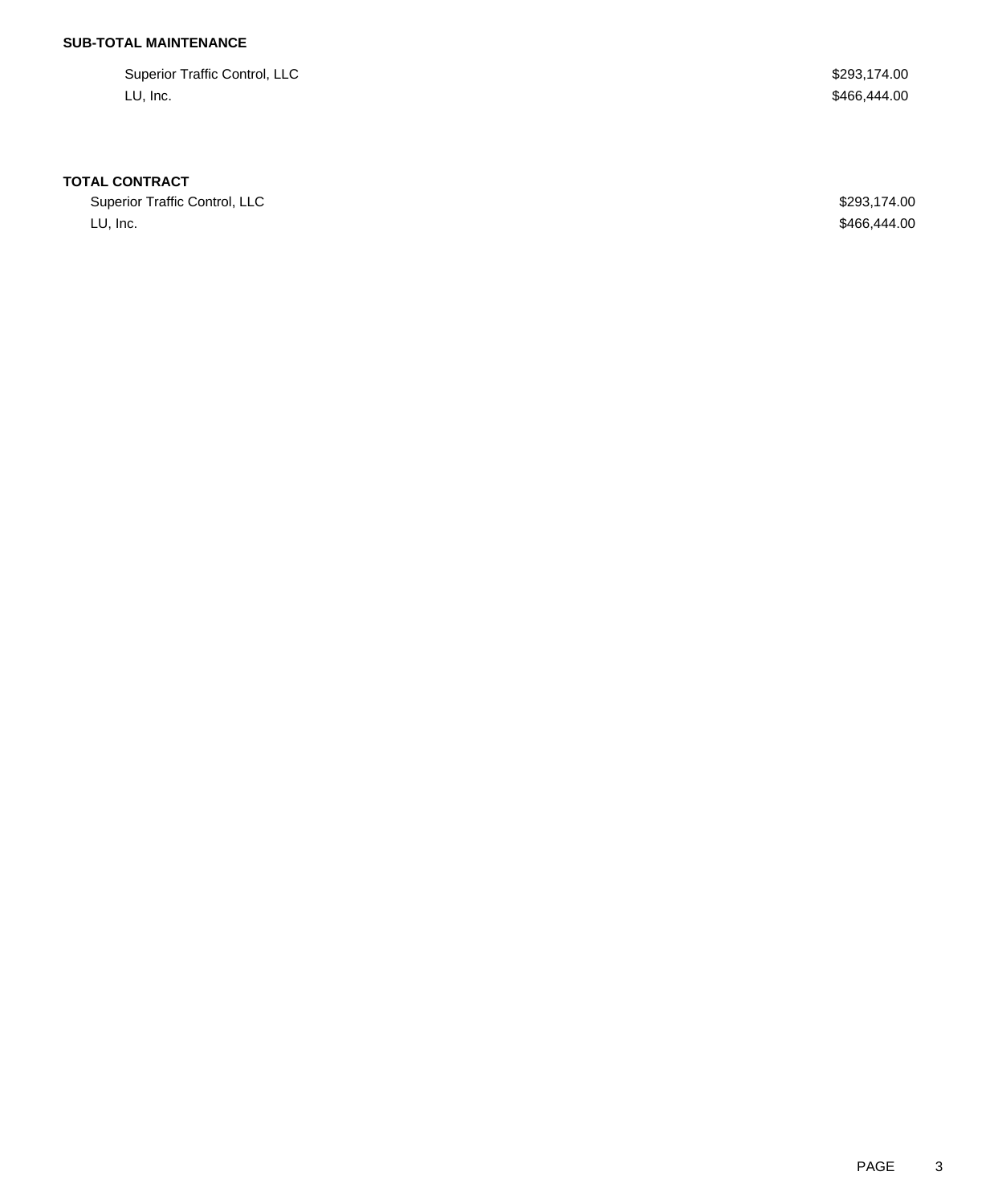**SUB-TOTAL MAINTENANCE**

| | |
|---|---|
| Superior Traffic Control, LLC | $293,174.00 |
| LU, Inc. | $466,444.00 |

**TOTAL CONTRACT**

| | |
|---|---|
| Superior Traffic Control, LLC | $293,174.00 |
| LU, Inc. | $466,444.00 |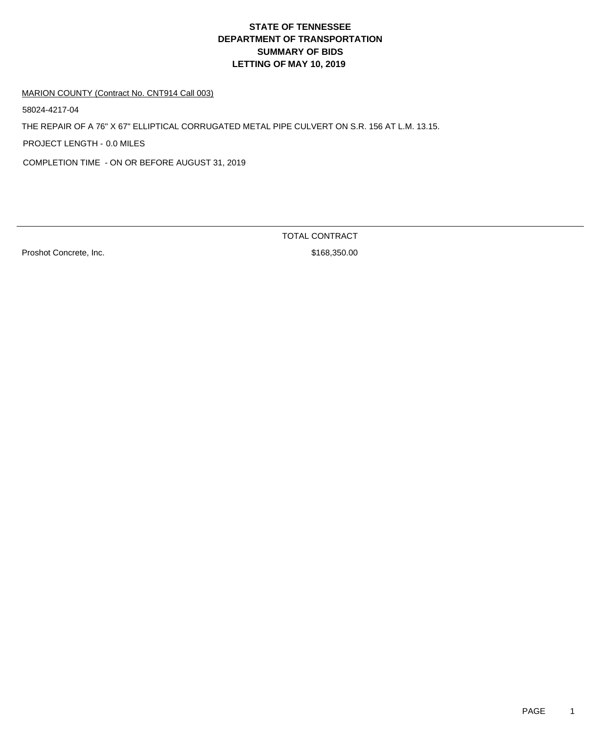# STATE OF TENNESSEE
# DEPARTMENT OF TRANSPORTATION
# SUMMARY OF BIDS
# LETTING OF MAY 10, 2019

MARION COUNTY (Contract No. CNT914 Call 003)

58024-4217-04

THE REPAIR OF A 76" X 67" ELLIPTICAL CORRUGATED METAL PIPE CULVERT ON S.R. 156 AT L.M. 13.15.

PROJECT LENGTH - 0.0 MILES

COMPLETION TIME - ON OR BEFORE AUGUST 31, 2019

| | TOTAL CONTRACT |
|---|---|
| Proshot Concrete, Inc. | $168,350.00 |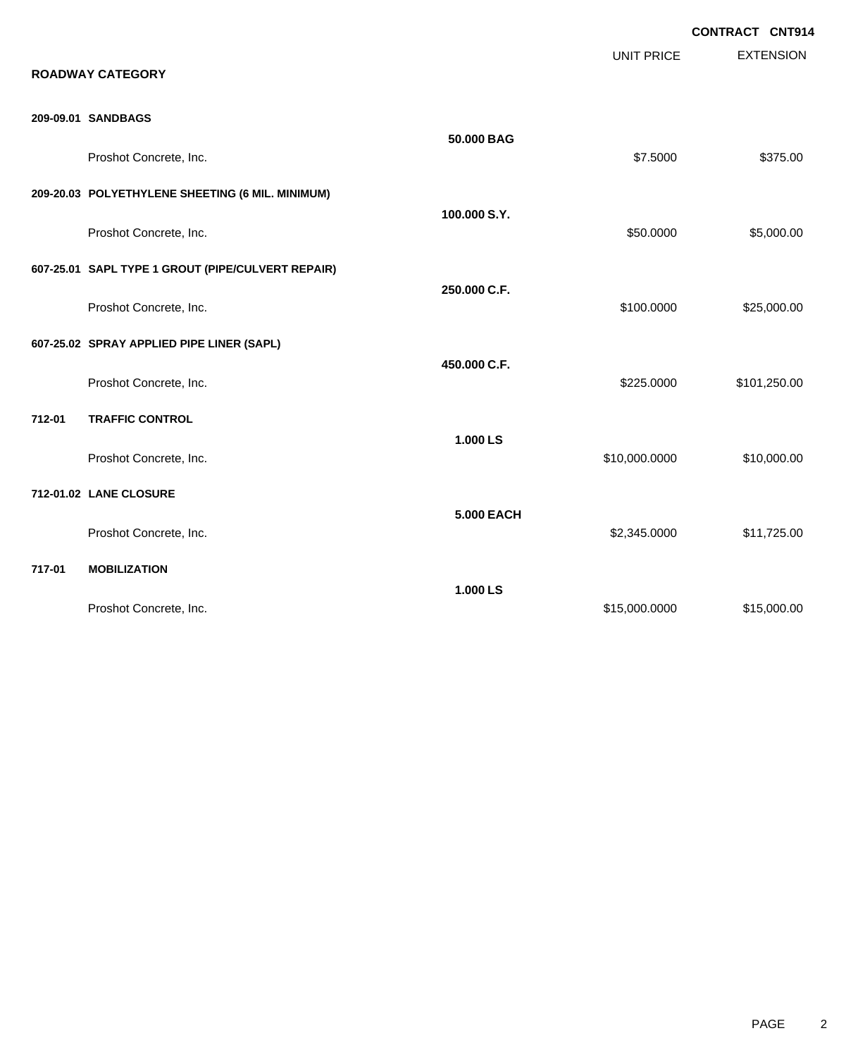**CONTRACT CNT914**

## ROADWAY CATEGORY

| | | | UNIT PRICE | EXTENSION |
|---|---|---|---|---|
| **209-09.01** | **SANDBAGS** | | | |
| | | **50.000 BAG** | | |
| | Proshot Concrete, Inc. | | $7.5000 | $375.00 |
| **209-20.03** | **POLYETHYLENE SHEETING (6 MIL. MINIMUM)** | | | |
| | | **100.000 S.Y.** | | |
| | Proshot Concrete, Inc. | | $50.0000 | $5,000.00 |
| **607-25.01** | **SAPL TYPE 1 GROUT (PIPE/CULVERT REPAIR)** | | | |
| | | **250.000 C.F.** | | |
| | Proshot Concrete, Inc. | | $100.0000 | $25,000.00 |
| **607-25.02** | **SPRAY APPLIED PIPE LINER (SAPL)** | | | |
| | | **450.000 C.F.** | | |
| | Proshot Concrete, Inc. | | $225.0000 | $101,250.00 |
| **712-01** | **TRAFFIC CONTROL** | | | |
| | | **1.000 LS** | | |
| | Proshot Concrete, Inc. | | $10,000.0000 | $10,000.00 |
| **712-01.02** | **LANE CLOSURE** | | | |
| | | **5.000 EACH** | | |
| | Proshot Concrete, Inc. | | $2,345.0000 | $11,725.00 |
| **717-01** | **MOBILIZATION** | | | |
| | | **1.000 LS** | | |
| | Proshot Concrete, Inc. | | $15,000.0000 | $15,000.00 |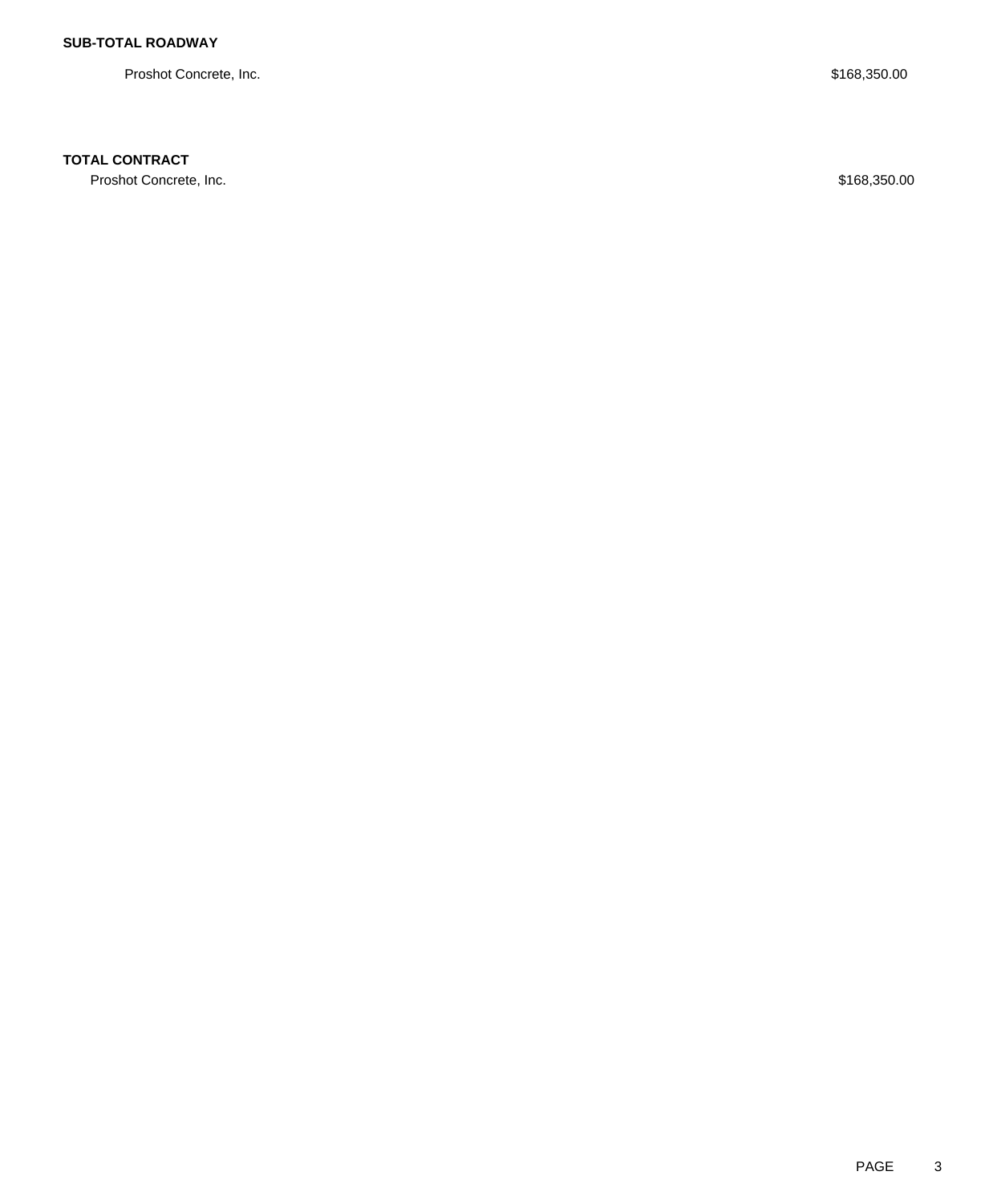**SUB-TOTAL ROADWAY**

| | |
|---|---|
| Proshot Concrete, Inc. | $168,350.00 |

**TOTAL CONTRACT**

| | |
|---|---|
| Proshot Concrete, Inc. | $168,350.00 |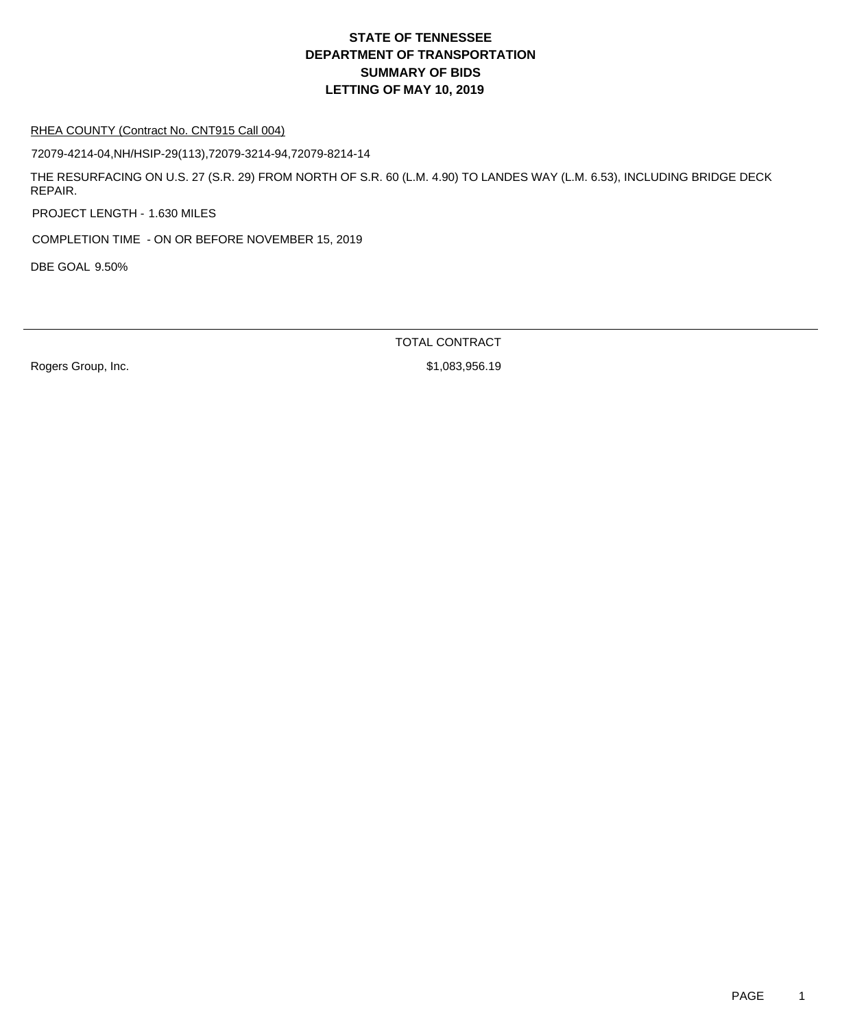# STATE OF TENNESSEE
# DEPARTMENT OF TRANSPORTATION
# SUMMARY OF BIDS
# LETTING OF MAY 10, 2019

RHEA COUNTY (Contract No. CNT915 Call 004)

72079-4214-04,NH/HSIP-29(113),72079-3214-94,72079-8214-14

THE RESURFACING ON U.S. 27 (S.R. 29) FROM NORTH OF S.R. 60 (L.M. 4.90) TO LANDES WAY (L.M. 6.53), INCLUDING BRIDGE DECK REPAIR.

PROJECT LENGTH - 1.630 MILES

COMPLETION TIME - ON OR BEFORE NOVEMBER 15, 2019

DBE GOAL 9.50%

| | TOTAL CONTRACT |
|---|---|
| Rogers Group, Inc. | $1,083,956.19 |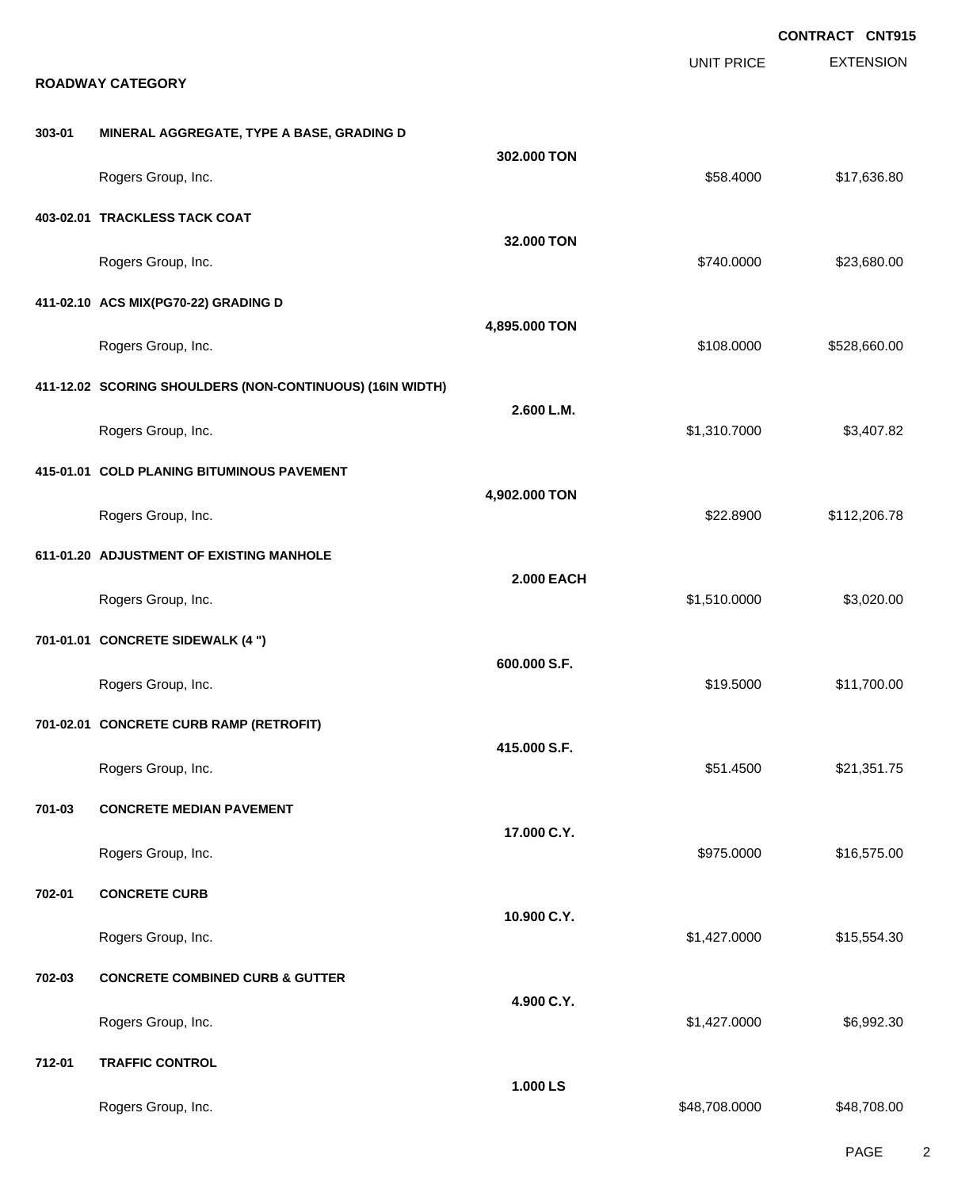**CONTRACT CNT915**

| | | | UNIT PRICE | EXTENSION |
|---|---|---|---|---|
| **ROADWAY CATEGORY** | | | | |
| **303-01** | **MINERAL AGGREGATE, TYPE A BASE, GRADING D** | | | |
| | | **302.000 TON** | | |
| | Rogers Group, Inc. | | $58.4000 | $17,636.80 |
| **403-02.01** | **TRACKLESS TACK COAT** | | | |
| | | **32.000 TON** | | |
| | Rogers Group, Inc. | | $740.0000 | $23,680.00 |
| **411-02.10** | **ACS MIX(PG70-22) GRADING D** | | | |
| | | **4,895.000 TON** | | |
| | Rogers Group, Inc. | | $108.0000 | $528,660.00 |
| **411-12.02** | **SCORING SHOULDERS (NON-CONTINUOUS) (16IN WIDTH)** | | | |
| | | **2.600 L.M.** | | |
| | Rogers Group, Inc. | | $1,310.7000 | $3,407.82 |
| **415-01.01** | **COLD PLANING BITUMINOUS PAVEMENT** | | | |
| | | **4,902.000 TON** | | |
| | Rogers Group, Inc. | | $22.8900 | $112,206.78 |
| **611-01.20** | **ADJUSTMENT OF EXISTING MANHOLE** | | | |
| | | **2.000 EACH** | | |
| | Rogers Group, Inc. | | $1,510.0000 | $3,020.00 |
| **701-01.01** | **CONCRETE SIDEWALK (4 ")** | | | |
| | | **600.000 S.F.** | | |
| | Rogers Group, Inc. | | $19.5000 | $11,700.00 |
| **701-02.01** | **CONCRETE CURB RAMP (RETROFIT)** | | | |
| | | **415.000 S.F.** | | |
| | Rogers Group, Inc. | | $51.4500 | $21,351.75 |
| **701-03** | **CONCRETE MEDIAN PAVEMENT** | | | |
| | | **17.000 C.Y.** | | |
| | Rogers Group, Inc. | | $975.0000 | $16,575.00 |
| **702-01** | **CONCRETE CURB** | | | |
| | | **10.900 C.Y.** | | |
| | Rogers Group, Inc. | | $1,427.0000 | $15,554.30 |
| **702-03** | **CONCRETE COMBINED CURB & GUTTER** | | | |
| | | **4.900 C.Y.** | | |
| | Rogers Group, Inc. | | $1,427.0000 | $6,992.30 |
| **712-01** | **TRAFFIC CONTROL** | | | |
| | | **1.000 LS** | | |
| | Rogers Group, Inc. | | $48,708.0000 | $48,708.00 |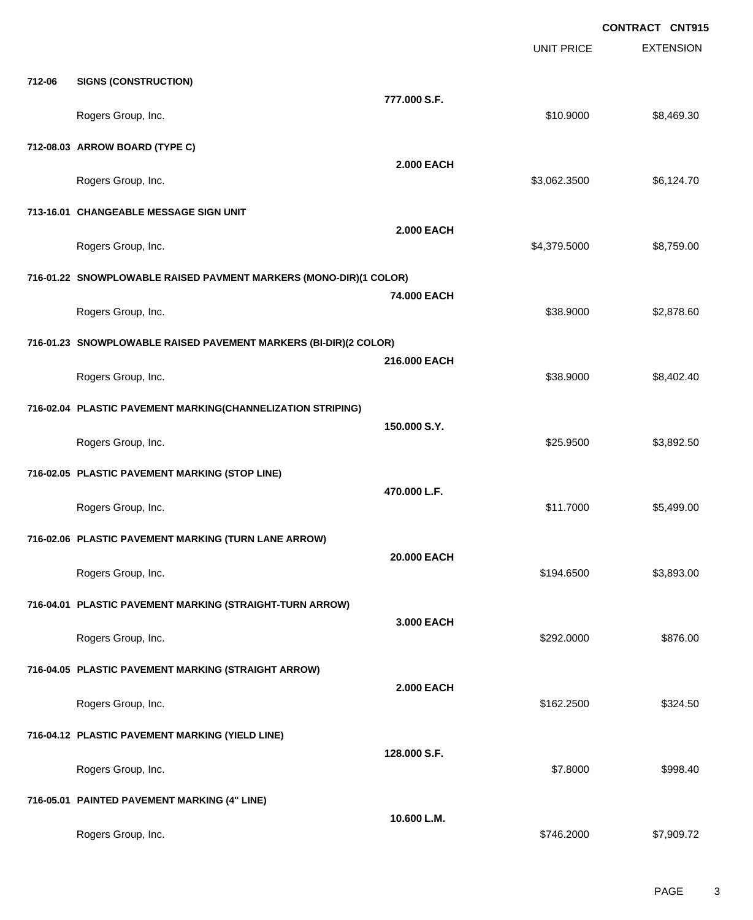**CONTRACT CNT915**

| | | | UNIT PRICE | EXTENSION |
|---|---|---|---|---|
| **712-06** | **SIGNS (CONSTRUCTION)** | | | |
| | | **777.000 S.F.** | | |
| | Rogers Group, Inc. | | $10.9000 | $8,469.30 |
| **712-08.03** | **ARROW BOARD (TYPE C)** | | | |
| | | **2.000 EACH** | | |
| | Rogers Group, Inc. | | $3,062.3500 | $6,124.70 |
| **713-16.01** | **CHANGEABLE MESSAGE SIGN UNIT** | | | |
| | | **2.000 EACH** | | |
| | Rogers Group, Inc. | | $4,379.5000 | $8,759.00 |
| **716-01.22** | **SNOWPLOWABLE RAISED PAVMENT MARKERS (MONO-DIR)(1 COLOR)** | | | |
| | | **74.000 EACH** | | |
| | Rogers Group, Inc. | | $38.9000 | $2,878.60 |
| **716-01.23** | **SNOWPLOWABLE RAISED PAVEMENT MARKERS (BI-DIR)(2 COLOR)** | | | |
| | | **216.000 EACH** | | |
| | Rogers Group, Inc. | | $38.9000 | $8,402.40 |
| **716-02.04** | **PLASTIC PAVEMENT MARKING(CHANNELIZATION STRIPING)** | | | |
| | | **150.000 S.Y.** | | |
| | Rogers Group, Inc. | | $25.9500 | $3,892.50 |
| **716-02.05** | **PLASTIC PAVEMENT MARKING (STOP LINE)** | | | |
| | | **470.000 L.F.** | | |
| | Rogers Group, Inc. | | $11.7000 | $5,499.00 |
| **716-02.06** | **PLASTIC PAVEMENT MARKING (TURN LANE ARROW)** | | | |
| | | **20.000 EACH** | | |
| | Rogers Group, Inc. | | $194.6500 | $3,893.00 |
| **716-04.01** | **PLASTIC PAVEMENT MARKING (STRAIGHT-TURN ARROW)** | | | |
| | | **3.000 EACH** | | |
| | Rogers Group, Inc. | | $292.0000 | $876.00 |
| **716-04.05** | **PLASTIC PAVEMENT MARKING (STRAIGHT ARROW)** | | | |
| | | **2.000 EACH** | | |
| | Rogers Group, Inc. | | $162.2500 | $324.50 |
| **716-04.12** | **PLASTIC PAVEMENT MARKING (YIELD LINE)** | | | |
| | | **128.000 S.F.** | | |
| | Rogers Group, Inc. | | $7.8000 | $998.40 |
| **716-05.01** | **PAINTED PAVEMENT MARKING (4" LINE)** | | | |
| | | **10.600 L.M.** | | |
| | Rogers Group, Inc. | | $746.2000 | $7,909.72 |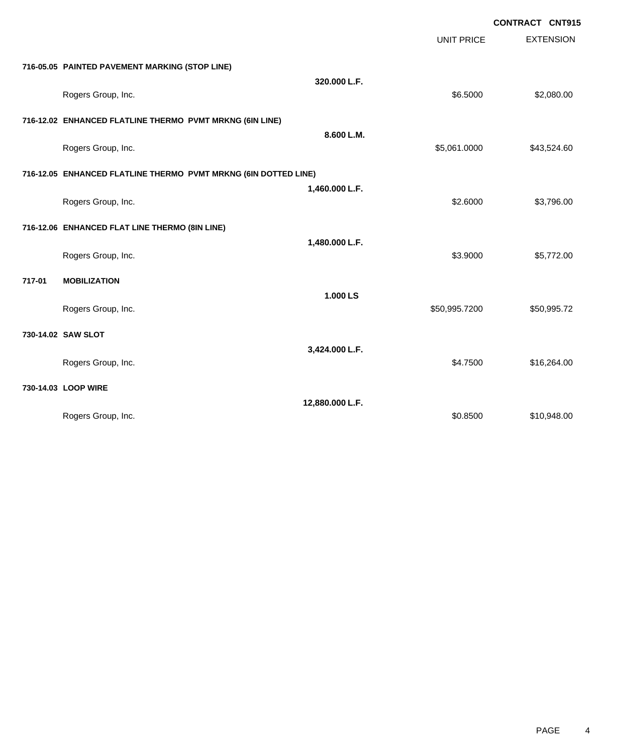**CONTRACT CNT915**

| | | UNIT PRICE | EXTENSION |
|---|---|---|---|
| **716-05.05 PAINTED PAVEMENT MARKING (STOP LINE)** | | | |
| | **320.000 L.F.** | | |
| Rogers Group, Inc. | | $6.5000 | $2,080.00 |
| **716-12.02 ENHANCED FLATLINE THERMO PVMT MRKNG (6IN LINE)** | | | |
| | **8.600 L.M.** | | |
| Rogers Group, Inc. | | $5,061.0000 | $43,524.60 |
| **716-12.05 ENHANCED FLATLINE THERMO PVMT MRKNG (6IN DOTTED LINE)** | | | |
| | **1,460.000 L.F.** | | |
| Rogers Group, Inc. | | $2.6000 | $3,796.00 |
| **716-12.06 ENHANCED FLAT LINE THERMO (8IN LINE)** | | | |
| | **1,480.000 L.F.** | | |
| Rogers Group, Inc. | | $3.9000 | $5,772.00 |
| **717-01 MOBILIZATION** | | | |
| | **1.000 LS** | | |
| Rogers Group, Inc. | | $50,995.7200 | $50,995.72 |
| **730-14.02 SAW SLOT** | | | |
| | **3,424.000 L.F.** | | |
| Rogers Group, Inc. | | $4.7500 | $16,264.00 |
| **730-14.03 LOOP WIRE** | | | |
| | **12,880.000 L.F.** | | |
| Rogers Group, Inc. | | $0.8500 | $10,948.00 |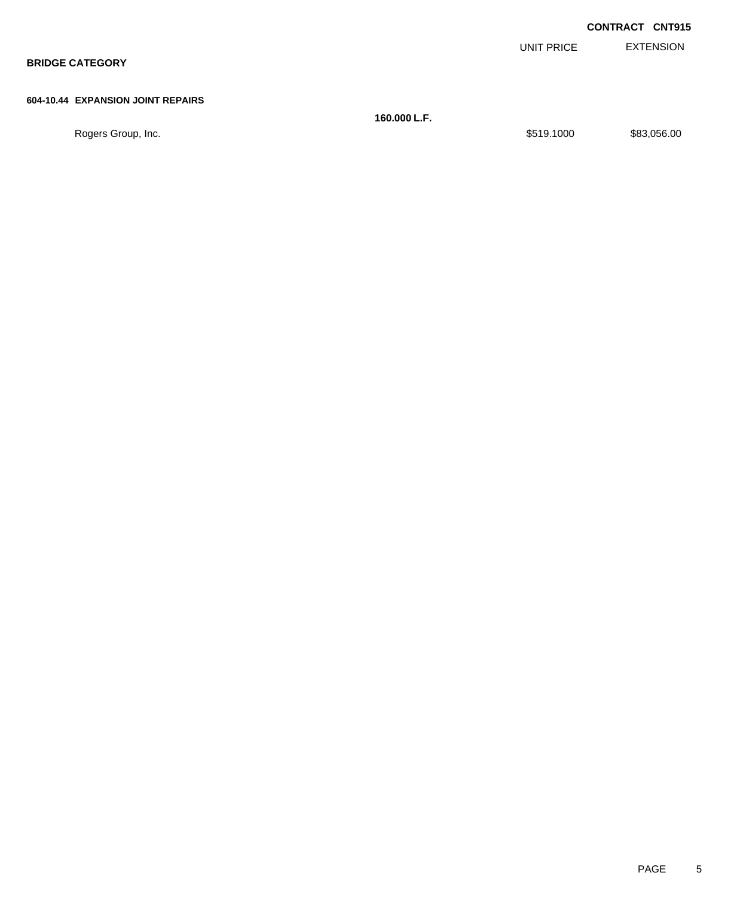**CONTRACT CNT915**

## BRIDGE CATEGORY

### 604-10.44 EXPANSION JOINT REPAIRS

| | Quantity | UNIT PRICE | EXTENSION |
|---|---|---|---|
| | **160.000 L.F.** | | |
| Rogers Group, Inc. | | $519.1000 | $83,056.00 |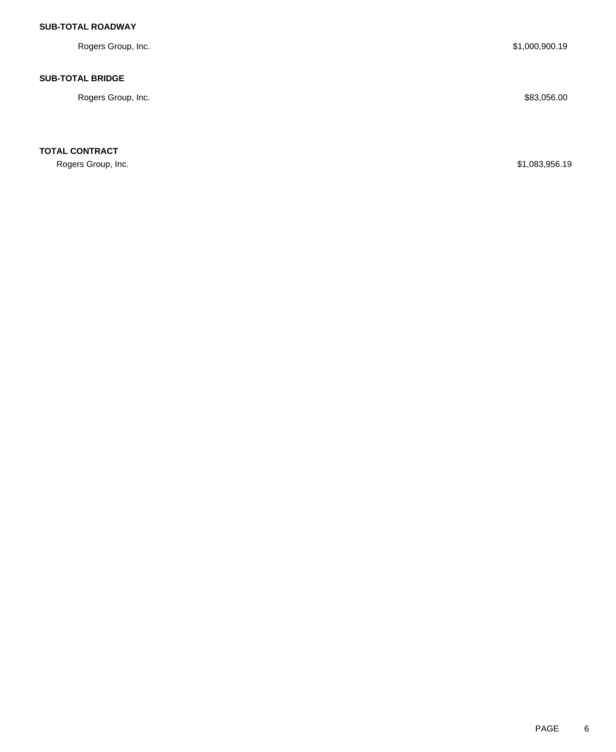**SUB-TOTAL ROADWAY**

| | |
|---|---|
| Rogers Group, Inc. | $1,000,900.19 |

**SUB-TOTAL BRIDGE**

| | |
|---|---|
| Rogers Group, Inc. | $83,056.00 |

**TOTAL CONTRACT**

| | |
|---|---|
| Rogers Group, Inc. | $1,083,956.19 |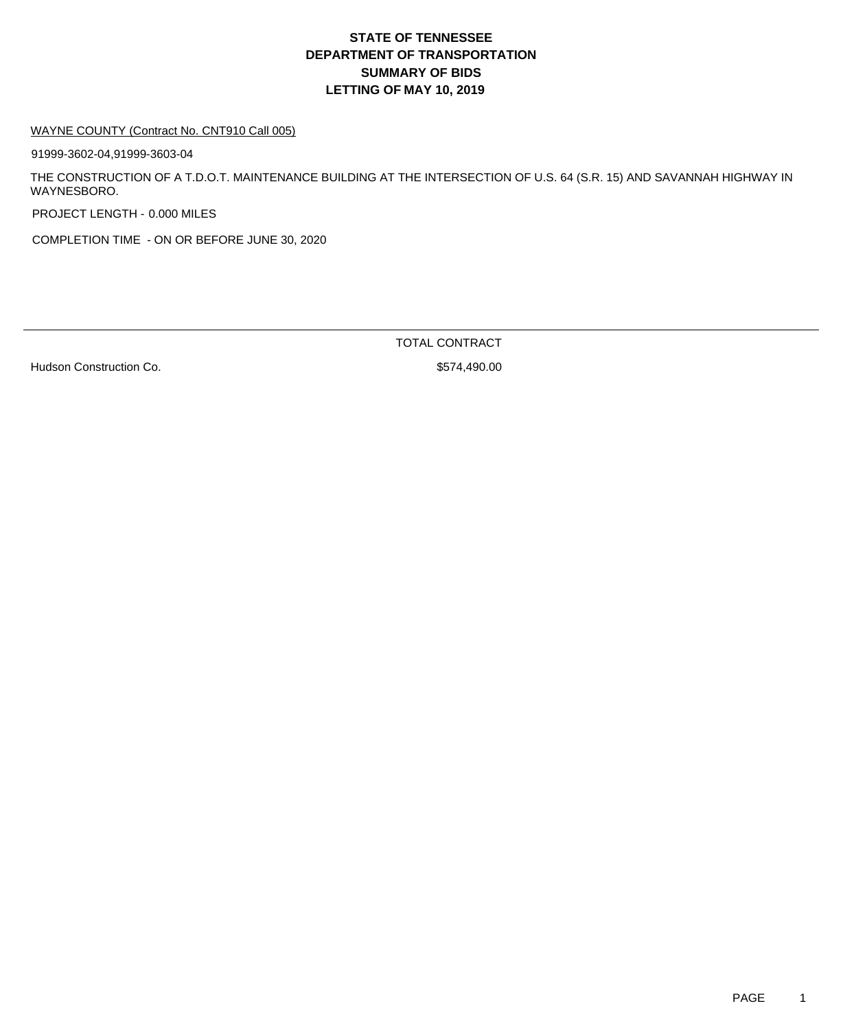# STATE OF TENNESSEE
# DEPARTMENT OF TRANSPORTATION
# SUMMARY OF BIDS
# LETTING OF MAY 10, 2019

WAYNE COUNTY (Contract No. CNT910 Call 005)

91999-3602-04,91999-3603-04

THE CONSTRUCTION OF A T.D.O.T. MAINTENANCE BUILDING AT THE INTERSECTION OF U.S. 64 (S.R. 15) AND SAVANNAH HIGHWAY IN WAYNESBORO.

PROJECT LENGTH - 0.000 MILES

COMPLETION TIME - ON OR BEFORE JUNE 30, 2020

| | TOTAL CONTRACT |
|---|---|
| Hudson Construction Co. | $574,490.00 |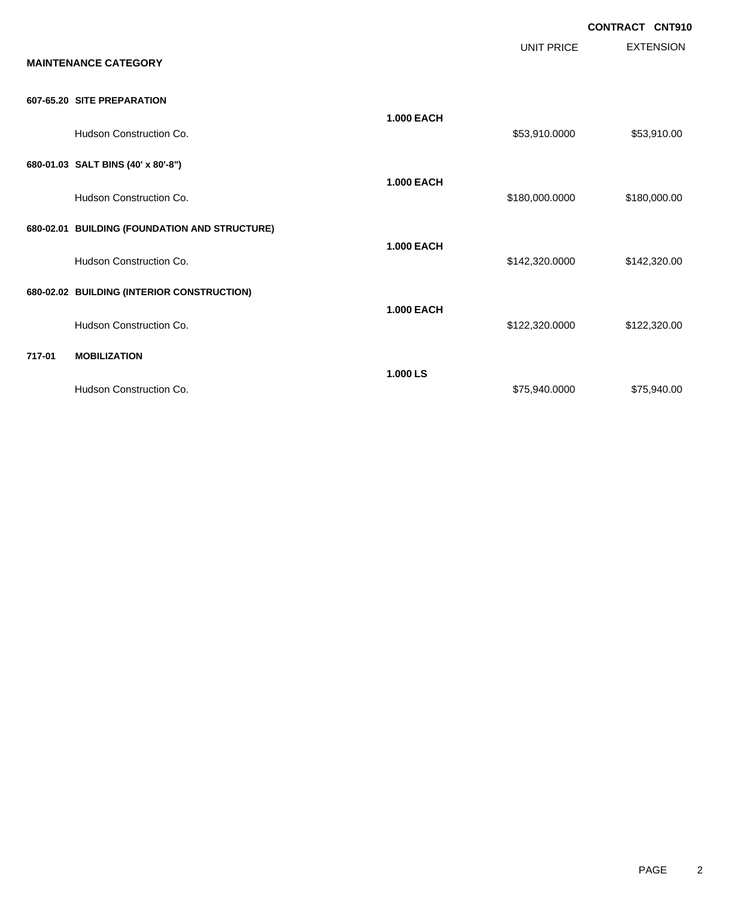**CONTRACT CNT910**

**MAINTENANCE CATEGORY**

| | | | UNIT PRICE | EXTENSION |
|---|---|---|---|---|
| **607-65.20** | **SITE PREPARATION** | | | |
| | | **1.000 EACH** | | |
| | Hudson Construction Co. | | $53,910.0000 | $53,910.00 |
| **680-01.03** | **SALT BINS (40' x 80'-8")** | | | |
| | | **1.000 EACH** | | |
| | Hudson Construction Co. | | $180,000.0000 | $180,000.00 |
| **680-02.01** | **BUILDING (FOUNDATION AND STRUCTURE)** | | | |
| | | **1.000 EACH** | | |
| | Hudson Construction Co. | | $142,320.0000 | $142,320.00 |
| **680-02.02** | **BUILDING (INTERIOR CONSTRUCTION)** | | | |
| | | **1.000 EACH** | | |
| | Hudson Construction Co. | | $122,320.0000 | $122,320.00 |
| **717-01** | **MOBILIZATION** | | | |
| | | **1.000 LS** | | |
| | Hudson Construction Co. | | $75,940.0000 | $75,940.00 |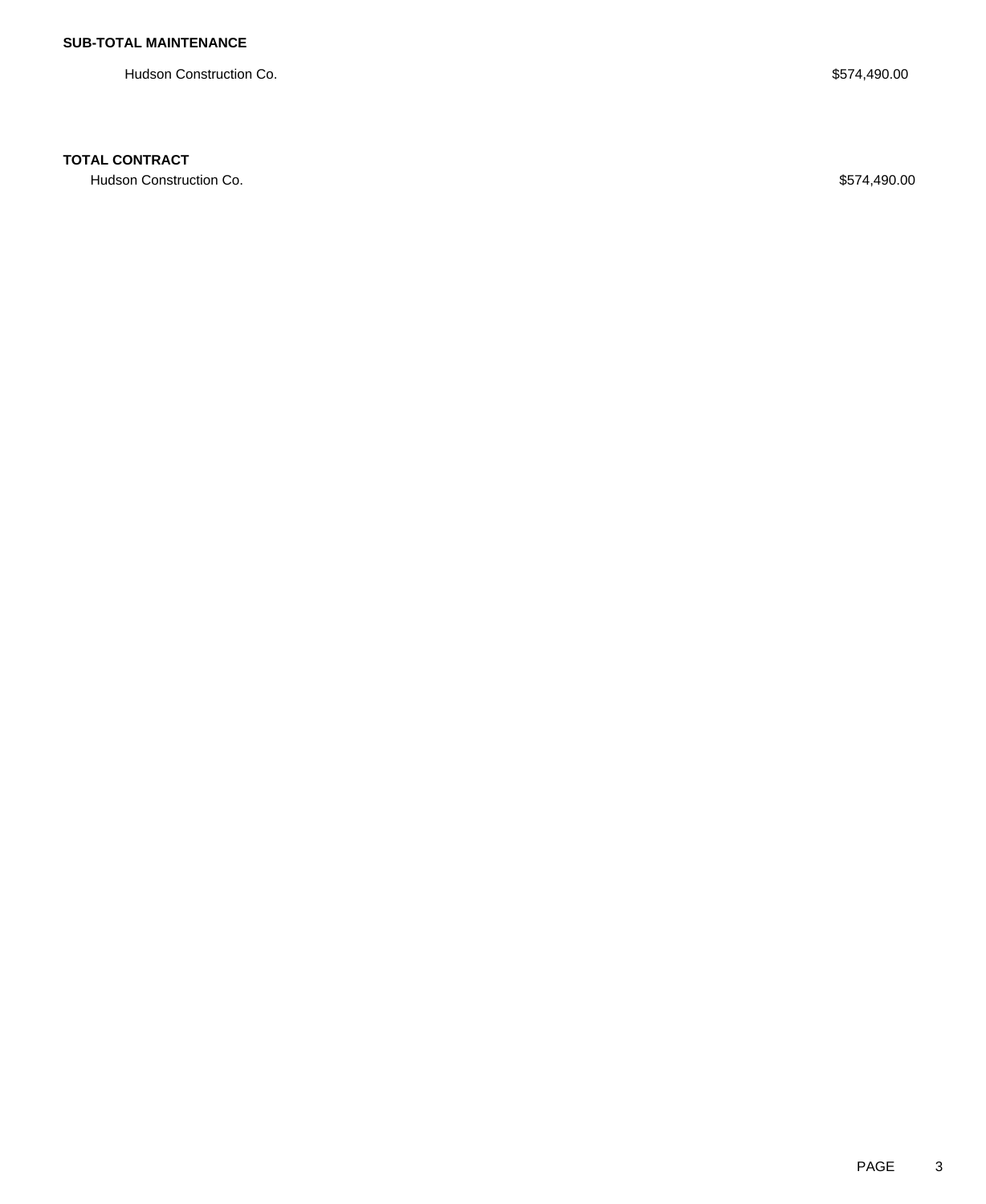**SUB-TOTAL MAINTENANCE**

| | |
|---|---|
| Hudson Construction Co. | $574,490.00 |

**TOTAL CONTRACT**

| | |
|---|---|
| Hudson Construction Co. | $574,490.00 |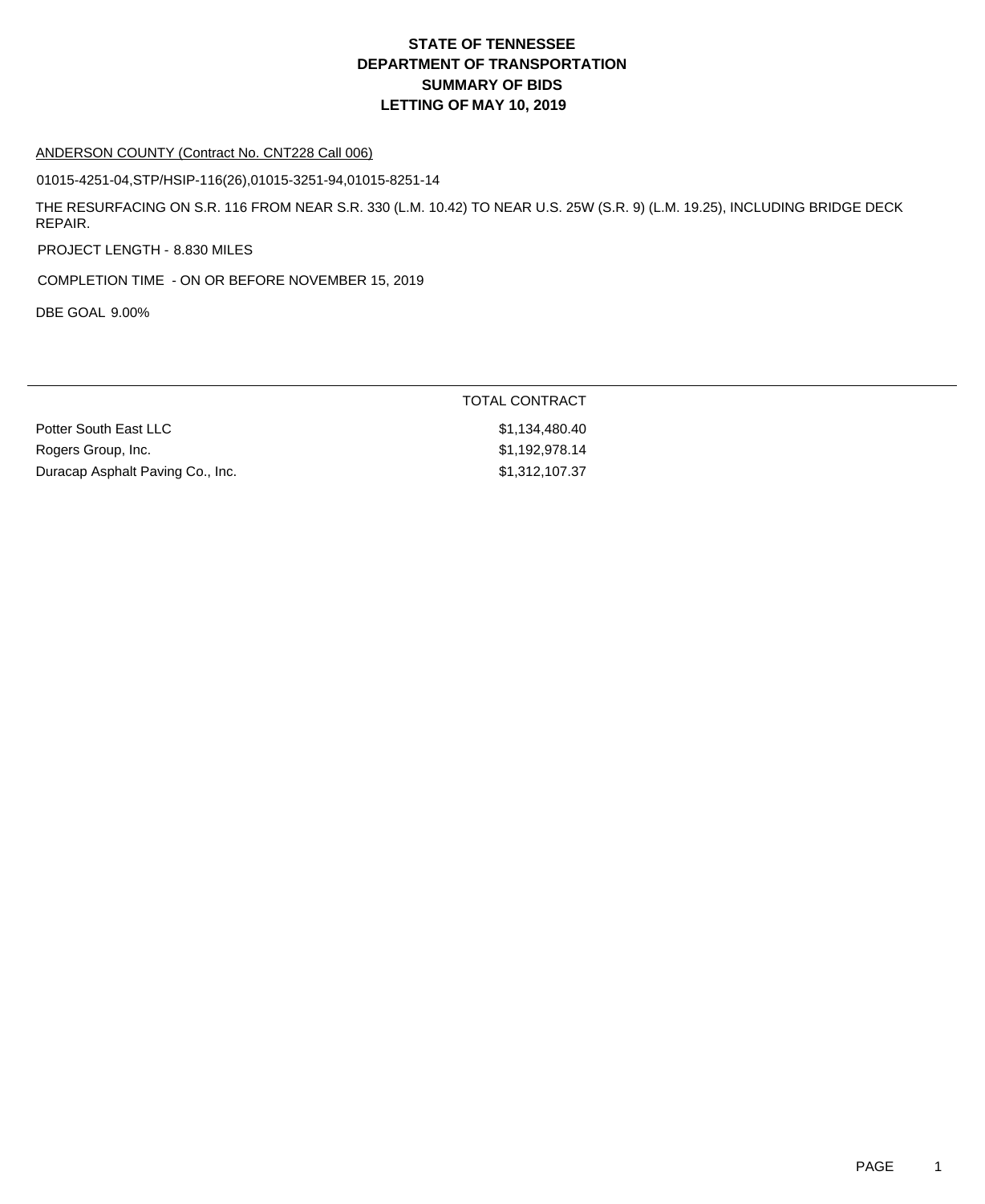# STATE OF TENNESSEE
# DEPARTMENT OF TRANSPORTATION
# SUMMARY OF BIDS
# LETTING OF MAY 10, 2019

ANDERSON COUNTY (Contract No. CNT228 Call 006)

01015-4251-04,STP/HSIP-116(26),01015-3251-94,01015-8251-14

THE RESURFACING ON S.R. 116 FROM NEAR S.R. 330 (L.M. 10.42) TO NEAR U.S. 25W (S.R. 9) (L.M. 19.25), INCLUDING BRIDGE DECK REPAIR.

PROJECT LENGTH - 8.830 MILES

COMPLETION TIME - ON OR BEFORE NOVEMBER 15, 2019

DBE GOAL 9.00%

| | TOTAL CONTRACT |
|---|---|
| Potter South East LLC | $1,134,480.40 |
| Rogers Group, Inc. | $1,192,978.14 |
| Duracap Asphalt Paving Co., Inc. | $1,312,107.37 |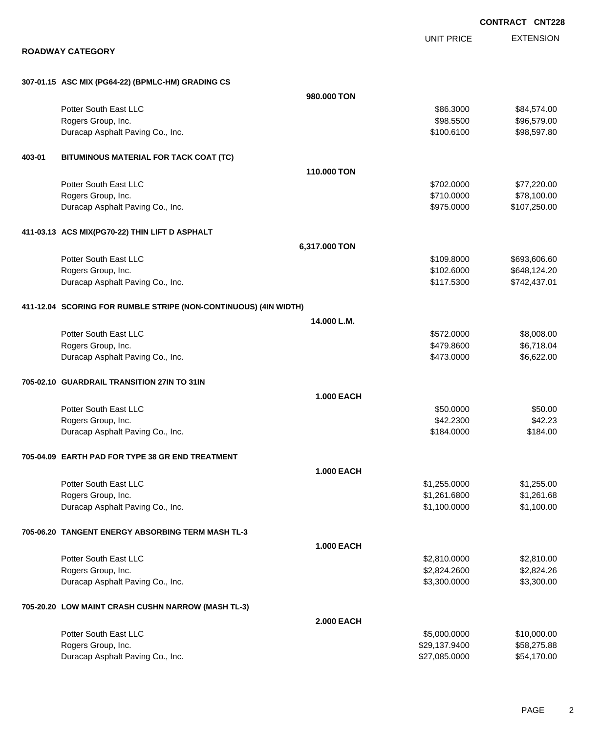**CONTRACT CNT228**

## ROADWAY CATEGORY

| | | UNIT PRICE | EXTENSION |
|---|---|---|---|
| **307-01.15 ASC MIX (PG64-22) (BPMLC-HM) GRADING CS** | | | |
| | **980.000 TON** | | |
| | Potter South East LLC | $86.3000 | $84,574.00 |
| | Rogers Group, Inc. | $98.5500 | $96,579.00 |
| | Duracap Asphalt Paving Co., Inc. | $100.6100 | $98,597.80 |
| **403-01 BITUMINOUS MATERIAL FOR TACK COAT (TC)** | | | |
| | **110.000 TON** | | |
| | Potter South East LLC | $702.0000 | $77,220.00 |
| | Rogers Group, Inc. | $710.0000 | $78,100.00 |
| | Duracap Asphalt Paving Co., Inc. | $975.0000 | $107,250.00 |
| **411-03.13 ACS MIX(PG70-22) THIN LIFT D ASPHALT** | | | |
| | **6,317.000 TON** | | |
| | Potter South East LLC | $109.8000 | $693,606.60 |
| | Rogers Group, Inc. | $102.6000 | $648,124.20 |
| | Duracap Asphalt Paving Co., Inc. | $117.5300 | $742,437.01 |
| **411-12.04 SCORING FOR RUMBLE STRIPE (NON-CONTINUOUS) (4IN WIDTH)** | | | |
| | **14.000 L.M.** | | |
| | Potter South East LLC | $572.0000 | $8,008.00 |
| | Rogers Group, Inc. | $479.8600 | $6,718.04 |
| | Duracap Asphalt Paving Co., Inc. | $473.0000 | $6,622.00 |
| **705-02.10 GUARDRAIL TRANSITION 27IN TO 31IN** | | | |
| | **1.000 EACH** | | |
| | Potter South East LLC | $50.0000 | $50.00 |
| | Rogers Group, Inc. | $42.2300 | $42.23 |
| | Duracap Asphalt Paving Co., Inc. | $184.0000 | $184.00 |
| **705-04.09 EARTH PAD FOR TYPE 38 GR END TREATMENT** | | | |
| | **1.000 EACH** | | |
| | Potter South East LLC | $1,255.0000 | $1,255.00 |
| | Rogers Group, Inc. | $1,261.6800 | $1,261.68 |
| | Duracap Asphalt Paving Co., Inc. | $1,100.0000 | $1,100.00 |
| **705-06.20 TANGENT ENERGY ABSORBING TERM MASH TL-3** | | | |
| | **1.000 EACH** | | |
| | Potter South East LLC | $2,810.0000 | $2,810.00 |
| | Rogers Group, Inc. | $2,824.2600 | $2,824.26 |
| | Duracap Asphalt Paving Co., Inc. | $3,300.0000 | $3,300.00 |
| **705-20.20 LOW MAINT CRASH CUSHN NARROW (MASH TL-3)** | | | |
| | **2.000 EACH** | | |
| | Potter South East LLC | $5,000.0000 | $10,000.00 |
| | Rogers Group, Inc. | $29,137.9400 | $58,275.88 |
| | Duracap Asphalt Paving Co., Inc. | $27,085.0000 | $54,170.00 |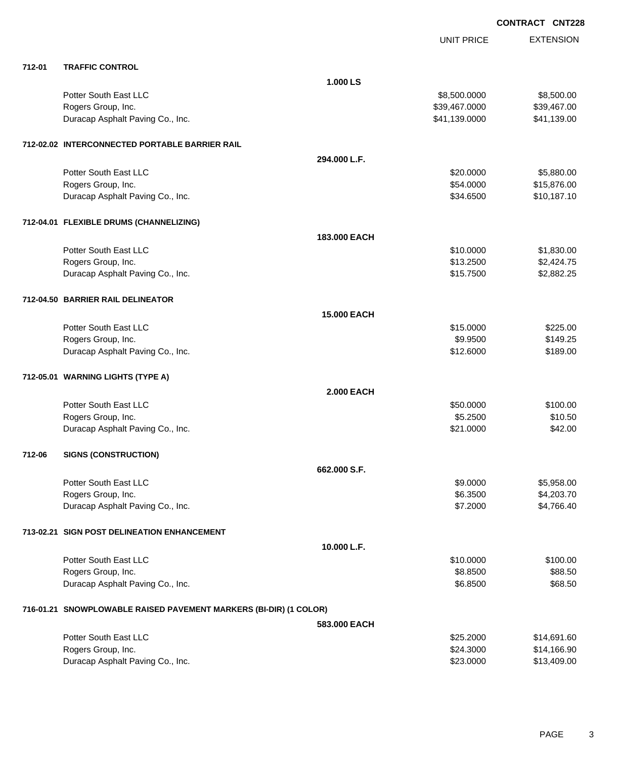**CONTRACT CNT228**

| | | | UNIT PRICE | EXTENSION |
|---|---|---|---|---|
| **712-01** | **TRAFFIC CONTROL** | | | |
| | | **1.000 LS** | | |
| | Potter South East LLC | | $8,500.0000 | $8,500.00 |
| | Rogers Group, Inc. | | $39,467.0000 | $39,467.00 |
| | Duracap Asphalt Paving Co., Inc. | | $41,139.0000 | $41,139.00 |
| **712-02.02** | **INTERCONNECTED PORTABLE BARRIER RAIL** | | | |
| | | **294.000 L.F.** | | |
| | Potter South East LLC | | $20.0000 | $5,880.00 |
| | Rogers Group, Inc. | | $54.0000 | $15,876.00 |
| | Duracap Asphalt Paving Co., Inc. | | $34.6500 | $10,187.10 |
| **712-04.01** | **FLEXIBLE DRUMS (CHANNELIZING)** | | | |
| | | **183.000 EACH** | | |
| | Potter South East LLC | | $10.0000 | $1,830.00 |
| | Rogers Group, Inc. | | $13.2500 | $2,424.75 |
| | Duracap Asphalt Paving Co., Inc. | | $15.7500 | $2,882.25 |
| **712-04.50** | **BARRIER RAIL DELINEATOR** | | | |
| | | **15.000 EACH** | | |
| | Potter South East LLC | | $15.0000 | $225.00 |
| | Rogers Group, Inc. | | $9.9500 | $149.25 |
| | Duracap Asphalt Paving Co., Inc. | | $12.6000 | $189.00 |
| **712-05.01** | **WARNING LIGHTS (TYPE A)** | | | |
| | | **2.000 EACH** | | |
| | Potter South East LLC | | $50.0000 | $100.00 |
| | Rogers Group, Inc. | | $5.2500 | $10.50 |
| | Duracap Asphalt Paving Co., Inc. | | $21.0000 | $42.00 |
| **712-06** | **SIGNS (CONSTRUCTION)** | | | |
| | | **662.000 S.F.** | | |
| | Potter South East LLC | | $9.0000 | $5,958.00 |
| | Rogers Group, Inc. | | $6.3500 | $4,203.70 |
| | Duracap Asphalt Paving Co., Inc. | | $7.2000 | $4,766.40 |
| **713-02.21** | **SIGN POST DELINEATION ENHANCEMENT** | | | |
| | | **10.000 L.F.** | | |
| | Potter South East LLC | | $10.0000 | $100.00 |
| | Rogers Group, Inc. | | $8.8500 | $88.50 |
| | Duracap Asphalt Paving Co., Inc. | | $6.8500 | $68.50 |
| **716-01.21** | **SNOWPLOWABLE RAISED PAVEMENT MARKERS (BI-DIR) (1 COLOR)** | | | |
| | | **583.000 EACH** | | |
| | Potter South East LLC | | $25.2000 | $14,691.60 |
| | Rogers Group, Inc. | | $24.3000 | $14,166.90 |
| | Duracap Asphalt Paving Co., Inc. | | $23.0000 | $13,409.00 |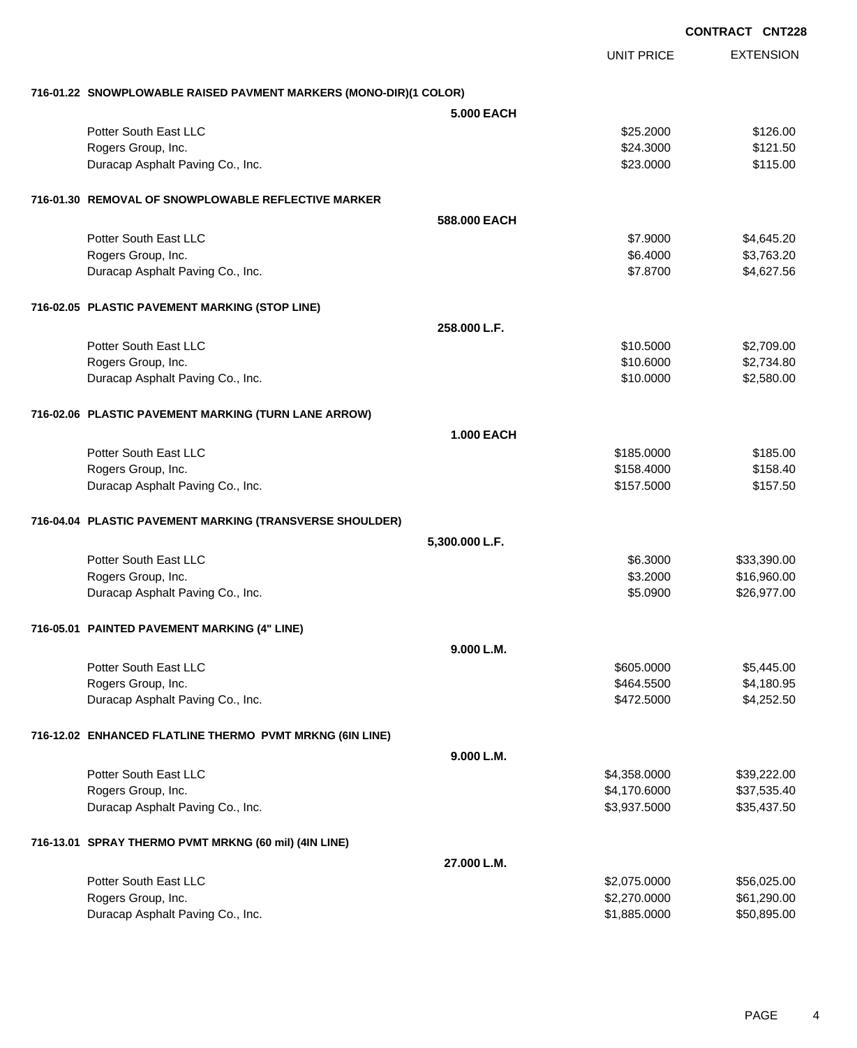**CONTRACT CNT228**

| | UNIT PRICE | EXTENSION |
|---|---|---|
| **716-01.22 SNOWPLOWABLE RAISED PAVMENT MARKERS (MONO-DIR)(1 COLOR)** | | |
| **5.000 EACH** | | |
| Potter South East LLC | $25.2000 | $126.00 |
| Rogers Group, Inc. | $24.3000 | $121.50 |
| Duracap Asphalt Paving Co., Inc. | $23.0000 | $115.00 |
| **716-01.30 REMOVAL OF SNOWPLOWABLE REFLECTIVE MARKER** | | |
| **588.000 EACH** | | |
| Potter South East LLC | $7.9000 | $4,645.20 |
| Rogers Group, Inc. | $6.4000 | $3,763.20 |
| Duracap Asphalt Paving Co., Inc. | $7.8700 | $4,627.56 |
| **716-02.05 PLASTIC PAVEMENT MARKING (STOP LINE)** | | |
| **258.000 L.F.** | | |
| Potter South East LLC | $10.5000 | $2,709.00 |
| Rogers Group, Inc. | $10.6000 | $2,734.80 |
| Duracap Asphalt Paving Co., Inc. | $10.0000 | $2,580.00 |
| **716-02.06 PLASTIC PAVEMENT MARKING (TURN LANE ARROW)** | | |
| **1.000 EACH** | | |
| Potter South East LLC | $185.0000 | $185.00 |
| Rogers Group, Inc. | $158.4000 | $158.40 |
| Duracap Asphalt Paving Co., Inc. | $157.5000 | $157.50 |
| **716-04.04 PLASTIC PAVEMENT MARKING (TRANSVERSE SHOULDER)** | | |
| **5,300.000 L.F.** | | |
| Potter South East LLC | $6.3000 | $33,390.00 |
| Rogers Group, Inc. | $3.2000 | $16,960.00 |
| Duracap Asphalt Paving Co., Inc. | $5.0900 | $26,977.00 |
| **716-05.01 PAINTED PAVEMENT MARKING (4" LINE)** | | |
| **9.000 L.M.** | | |
| Potter South East LLC | $605.0000 | $5,445.00 |
| Rogers Group, Inc. | $464.5500 | $4,180.95 |
| Duracap Asphalt Paving Co., Inc. | $472.5000 | $4,252.50 |
| **716-12.02 ENHANCED FLATLINE THERMO PVMT MRKNG (6IN LINE)** | | |
| **9.000 L.M.** | | |
| Potter South East LLC | $4,358.0000 | $39,222.00 |
| Rogers Group, Inc. | $4,170.6000 | $37,535.40 |
| Duracap Asphalt Paving Co., Inc. | $3,937.5000 | $35,437.50 |
| **716-13.01 SPRAY THERMO PVMT MRKNG (60 mil) (4IN LINE)** | | |
| **27.000 L.M.** | | |
| Potter South East LLC | $2,075.0000 | $56,025.00 |
| Rogers Group, Inc. | $2,270.0000 | $61,290.00 |
| Duracap Asphalt Paving Co., Inc. | $1,885.0000 | $50,895.00 |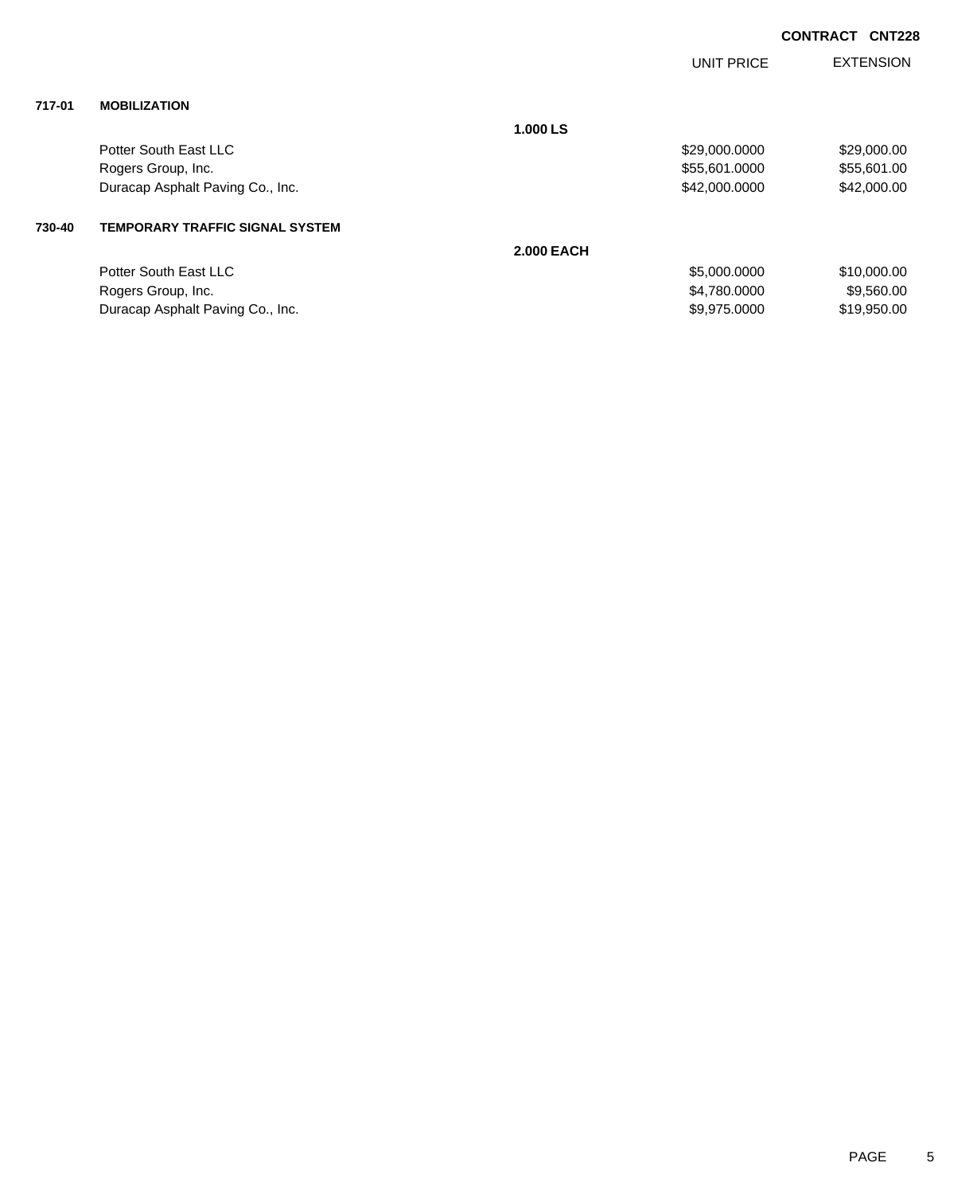CONTRACT CNT228

| | | | UNIT PRICE | EXTENSION |
|---|---|---|---|---|
| **717-01** | **MOBILIZATION** | | | |
| | | **1.000 LS** | | |
| | Potter South East LLC | | $29,000.0000 | $29,000.00 |
| | Rogers Group, Inc. | | $55,601.0000 | $55,601.00 |
| | Duracap Asphalt Paving Co., Inc. | | $42,000.0000 | $42,000.00 |
| **730-40** | **TEMPORARY TRAFFIC SIGNAL SYSTEM** | | | |
| | | **2.000 EACH** | | |
| | Potter South East LLC | | $5,000.0000 | $10,000.00 |
| | Rogers Group, Inc. | | $4,780.0000 | $9,560.00 |
| | Duracap Asphalt Paving Co., Inc. | | $9,975.0000 | $19,950.00 |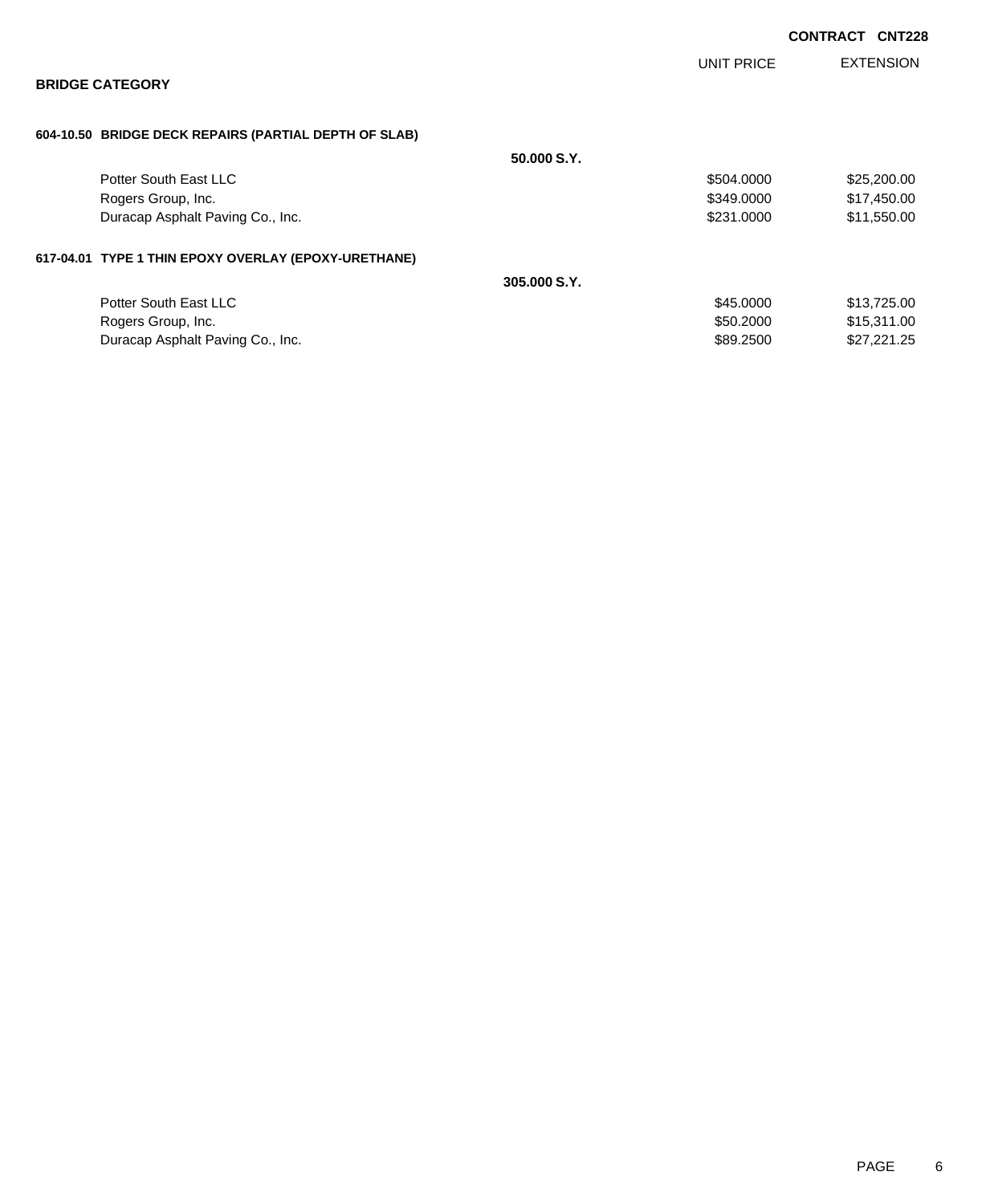**CONTRACT CNT228**

## BRIDGE CATEGORY

| | | UNIT PRICE | EXTENSION |
|---|---|---|---|
| **604-10.50 BRIDGE DECK REPAIRS (PARTIAL DEPTH OF SLAB)** | | | |
| | **50.000 S.Y.** | | |
| Potter South East LLC | | $504.0000 | $25,200.00 |
| Rogers Group, Inc. | | $349.0000 | $17,450.00 |
| Duracap Asphalt Paving Co., Inc. | | $231.0000 | $11,550.00 |
| **617-04.01 TYPE 1 THIN EPOXY OVERLAY (EPOXY-URETHANE)** | | | |
| | **305.000 S.Y.** | | |
| Potter South East LLC | | $45.0000 | $13,725.00 |
| Rogers Group, Inc. | | $50.2000 | $15,311.00 |
| Duracap Asphalt Paving Co., Inc. | | $89.2500 | $27,221.25 |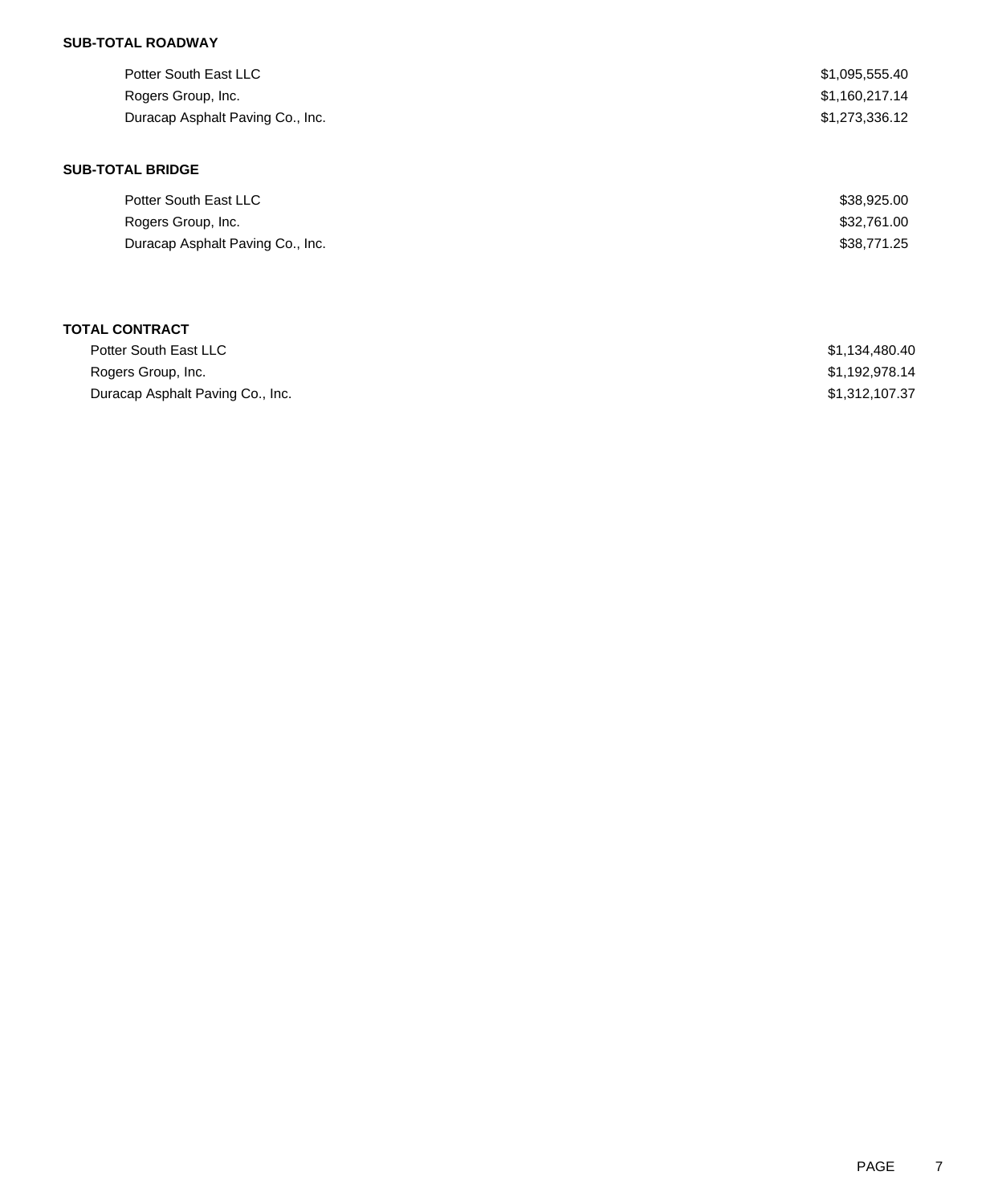**SUB-TOTAL ROADWAY**

| | |
|---|---|
| Potter South East LLC | $1,095,555.40 |
| Rogers Group, Inc. | $1,160,217.14 |
| Duracap Asphalt Paving Co., Inc. | $1,273,336.12 |

**SUB-TOTAL BRIDGE**

| | |
|---|---|
| Potter South East LLC | $38,925.00 |
| Rogers Group, Inc. | $32,761.00 |
| Duracap Asphalt Paving Co., Inc. | $38,771.25 |

**TOTAL CONTRACT**

| | |
|---|---|
| Potter South East LLC | $1,134,480.40 |
| Rogers Group, Inc. | $1,192,978.14 |
| Duracap Asphalt Paving Co., Inc. | $1,312,107.37 |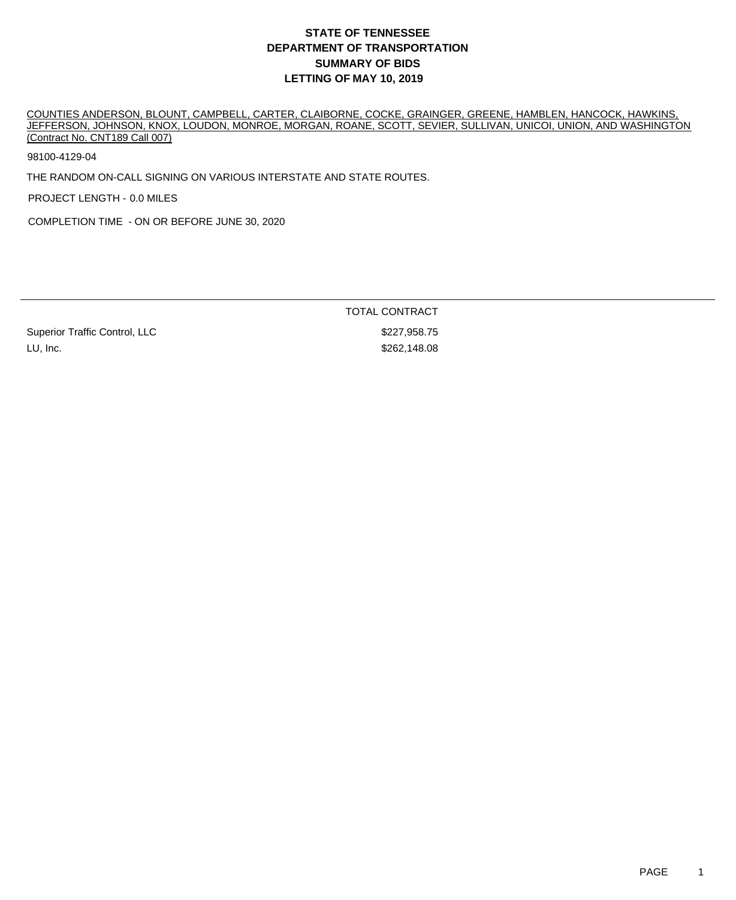# STATE OF TENNESSEE
# DEPARTMENT OF TRANSPORTATION
# SUMMARY OF BIDS
# LETTING OF MAY 10, 2019

COUNTIES ANDERSON, BLOUNT, CAMPBELL, CARTER, CLAIBORNE, COCKE, GRAINGER, GREENE, HAMBLEN, HANCOCK, HAWKINS, JEFFERSON, JOHNSON, KNOX, LOUDON, MONROE, MORGAN, ROANE, SCOTT, SEVIER, SULLIVAN, UNICOI, UNION, AND WASHINGTON (Contract No. CNT189 Call 007)

98100-4129-04

THE RANDOM ON-CALL SIGNING ON VARIOUS INTERSTATE AND STATE ROUTES.

PROJECT LENGTH - 0.0 MILES

COMPLETION TIME - ON OR BEFORE JUNE 30, 2020

| | TOTAL CONTRACT |
|---|---|
| Superior Traffic Control, LLC | $227,958.75 |
| LU, Inc. | $262,148.08 |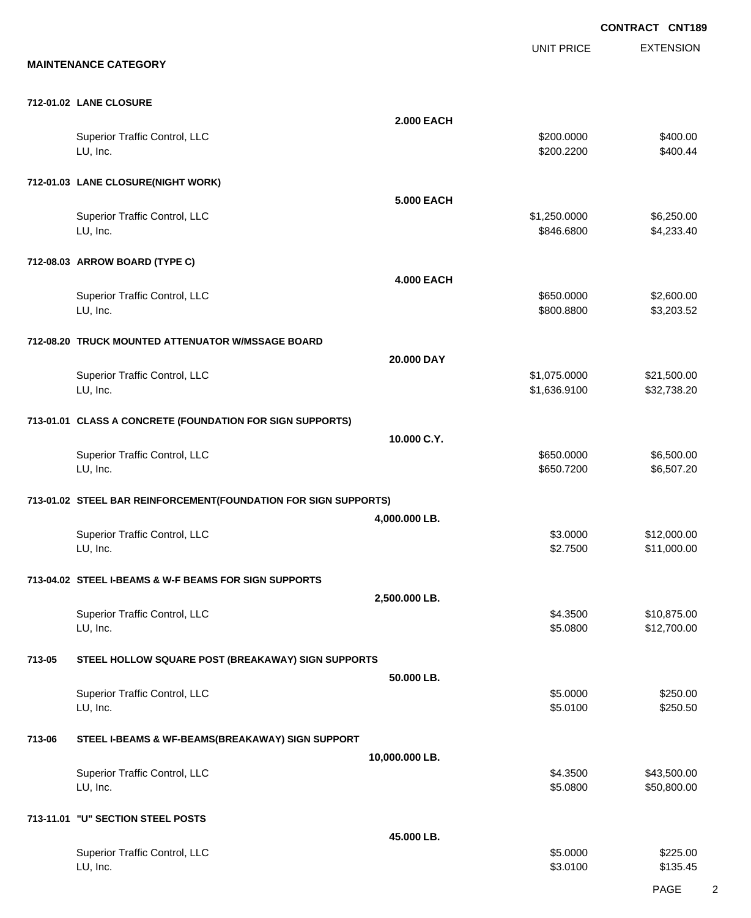**CONTRACT CNT189**

## MAINTENANCE CATEGORY

| | | UNIT PRICE | EXTENSION |
|---|---|---|---|
| **712-01.02 LANE CLOSURE** | | | |
| | **2.000 EACH** | | |
| Superior Traffic Control, LLC | | $200.0000 | $400.00 |
| LU, Inc. | | $200.2200 | $400.44 |
| **712-01.03 LANE CLOSURE(NIGHT WORK)** | | | |
| | **5.000 EACH** | | |
| Superior Traffic Control, LLC | | $1,250.0000 | $6,250.00 |
| LU, Inc. | | $846.6800 | $4,233.40 |
| **712-08.03 ARROW BOARD (TYPE C)** | | | |
| | **4.000 EACH** | | |
| Superior Traffic Control, LLC | | $650.0000 | $2,600.00 |
| LU, Inc. | | $800.8800 | $3,203.52 |
| **712-08.20 TRUCK MOUNTED ATTENUATOR W/MSSAGE BOARD** | | | |
| | **20.000 DAY** | | |
| Superior Traffic Control, LLC | | $1,075.0000 | $21,500.00 |
| LU, Inc. | | $1,636.9100 | $32,738.20 |
| **713-01.01 CLASS A CONCRETE (FOUNDATION FOR SIGN SUPPORTS)** | | | |
| | **10.000 C.Y.** | | |
| Superior Traffic Control, LLC | | $650.0000 | $6,500.00 |
| LU, Inc. | | $650.7200 | $6,507.20 |
| **713-01.02 STEEL BAR REINFORCEMENT(FOUNDATION FOR SIGN SUPPORTS)** | | | |
| | **4,000.000 LB.** | | |
| Superior Traffic Control, LLC | | $3.0000 | $12,000.00 |
| LU, Inc. | | $2.7500 | $11,000.00 |
| **713-04.02 STEEL I-BEAMS & W-F BEAMS FOR SIGN SUPPORTS** | | | |
| | **2,500.000 LB.** | | |
| Superior Traffic Control, LLC | | $4.3500 | $10,875.00 |
| LU, Inc. | | $5.0800 | $12,700.00 |
| **713-05 STEEL HOLLOW SQUARE POST (BREAKAWAY) SIGN SUPPORTS** | | | |
| | **50.000 LB.** | | |
| Superior Traffic Control, LLC | | $5.0000 | $250.00 |
| LU, Inc. | | $5.0100 | $250.50 |
| **713-06 STEEL I-BEAMS & WF-BEAMS(BREAKAWAY) SIGN SUPPORT** | | | |
| | **10,000.000 LB.** | | |
| Superior Traffic Control, LLC | | $4.3500 | $43,500.00 |
| LU, Inc. | | $5.0800 | $50,800.00 |
| **713-11.01 "U" SECTION STEEL POSTS** | | | |
| | **45.000 LB.** | | |
| Superior Traffic Control, LLC | | $5.0000 | $225.00 |
| LU, Inc. | | $3.0100 | $135.45 |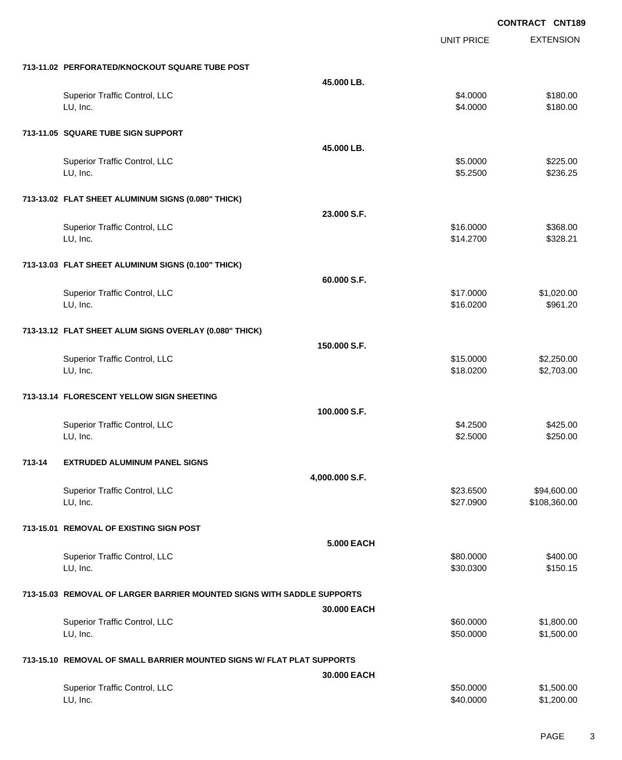**CONTRACT CNT189**

| | | UNIT PRICE | EXTENSION |
|---|---|---|---|
| **713-11.02 PERFORATED/KNOCKOUT SQUARE TUBE POST** | | | |
| | **45.000 LB.** | | |
| Superior Traffic Control, LLC | | $4.0000 | $180.00 |
| LU, Inc. | | $4.0000 | $180.00 |
| **713-11.05 SQUARE TUBE SIGN SUPPORT** | | | |
| | **45.000 LB.** | | |
| Superior Traffic Control, LLC | | $5.0000 | $225.00 |
| LU, Inc. | | $5.2500 | $236.25 |
| **713-13.02 FLAT SHEET ALUMINUM SIGNS (0.080" THICK)** | | | |
| | **23.000 S.F.** | | |
| Superior Traffic Control, LLC | | $16.0000 | $368.00 |
| LU, Inc. | | $14.2700 | $328.21 |
| **713-13.03 FLAT SHEET ALUMINUM SIGNS (0.100" THICK)** | | | |
| | **60.000 S.F.** | | |
| Superior Traffic Control, LLC | | $17.0000 | $1,020.00 |
| LU, Inc. | | $16.0200 | $961.20 |
| **713-13.12 FLAT SHEET ALUM SIGNS OVERLAY (0.080" THICK)** | | | |
| | **150.000 S.F.** | | |
| Superior Traffic Control, LLC | | $15.0000 | $2,250.00 |
| LU, Inc. | | $18.0200 | $2,703.00 |
| **713-13.14 FLORESCENT YELLOW SIGN SHEETING** | | | |
| | **100.000 S.F.** | | |
| Superior Traffic Control, LLC | | $4.2500 | $425.00 |
| LU, Inc. | | $2.5000 | $250.00 |
| **713-14 EXTRUDED ALUMINUM PANEL SIGNS** | | | |
| | **4,000.000 S.F.** | | |
| Superior Traffic Control, LLC | | $23.6500 | $94,600.00 |
| LU, Inc. | | $27.0900 | $108,360.00 |
| **713-15.01 REMOVAL OF EXISTING SIGN POST** | | | |
| | **5.000 EACH** | | |
| Superior Traffic Control, LLC | | $80.0000 | $400.00 |
| LU, Inc. | | $30.0300 | $150.15 |
| **713-15.03 REMOVAL OF LARGER BARRIER MOUNTED SIGNS WITH SADDLE SUPPORTS** | | | |
| | **30.000 EACH** | | |
| Superior Traffic Control, LLC | | $60.0000 | $1,800.00 |
| LU, Inc. | | $50.0000 | $1,500.00 |
| **713-15.10 REMOVAL OF SMALL BARRIER MOUNTED SIGNS W/ FLAT PLAT SUPPORTS** | | | |
| | **30.000 EACH** | | |
| Superior Traffic Control, LLC | | $50.0000 | $1,500.00 |
| LU, Inc. | | $40.0000 | $1,200.00 |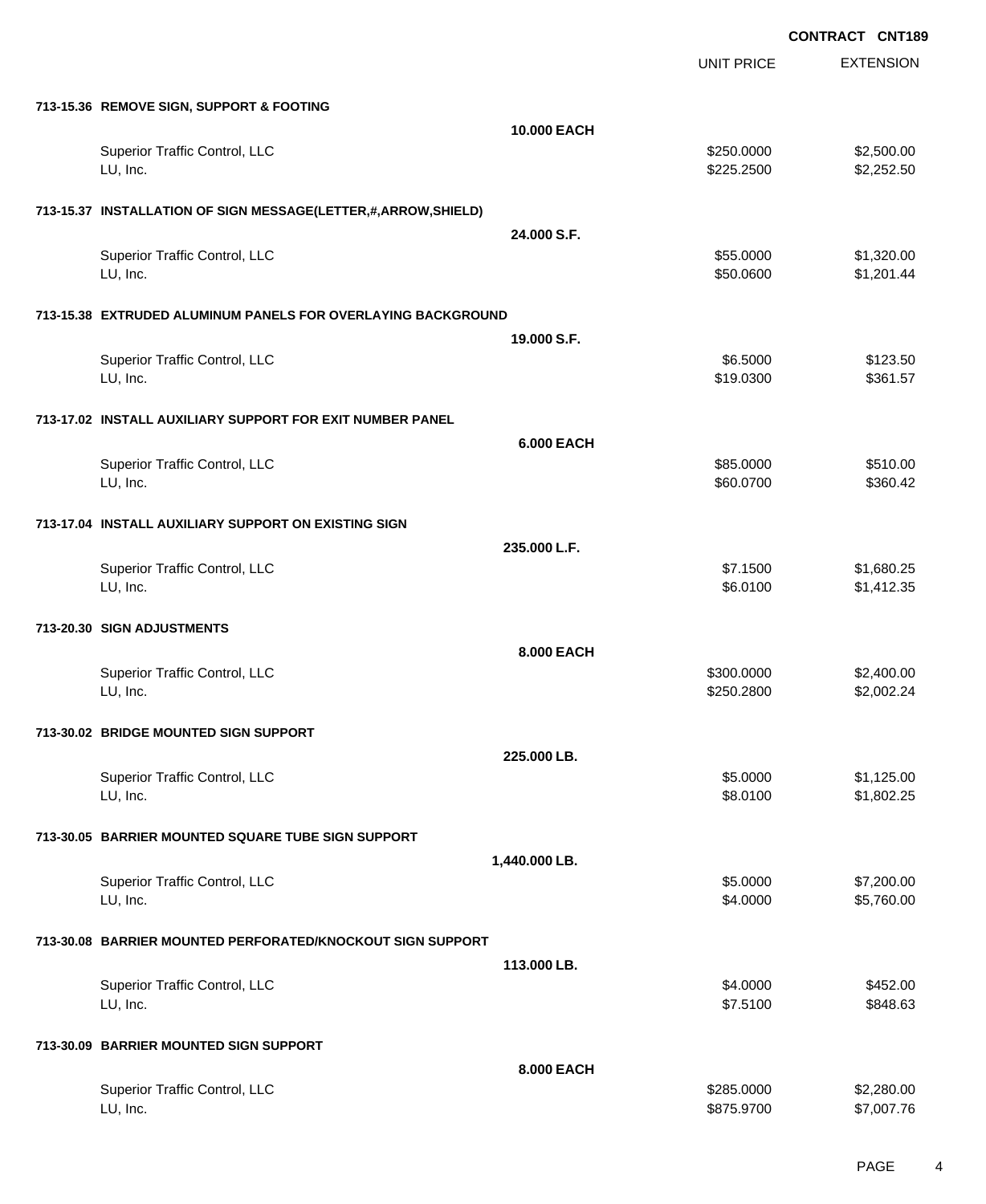**CONTRACT CNT189**

| | | UNIT PRICE | EXTENSION |
|---|---|---|---|
| **713-15.36 REMOVE SIGN, SUPPORT & FOOTING** | | | |
| | **10.000 EACH** | | |
| Superior Traffic Control, LLC | | $250.0000 | $2,500.00 |
| LU, Inc. | | $225.2500 | $2,252.50 |
| **713-15.37 INSTALLATION OF SIGN MESSAGE(LETTER,#,ARROW,SHIELD)** | | | |
| | **24.000 S.F.** | | |
| Superior Traffic Control, LLC | | $55.0000 | $1,320.00 |
| LU, Inc. | | $50.0600 | $1,201.44 |
| **713-15.38 EXTRUDED ALUMINUM PANELS FOR OVERLAYING BACKGROUND** | | | |
| | **19.000 S.F.** | | |
| Superior Traffic Control, LLC | | $6.5000 | $123.50 |
| LU, Inc. | | $19.0300 | $361.57 |
| **713-17.02 INSTALL AUXILIARY SUPPORT FOR EXIT NUMBER PANEL** | | | |
| | **6.000 EACH** | | |
| Superior Traffic Control, LLC | | $85.0000 | $510.00 |
| LU, Inc. | | $60.0700 | $360.42 |
| **713-17.04 INSTALL AUXILIARY SUPPORT ON EXISTING SIGN** | | | |
| | **235.000 L.F.** | | |
| Superior Traffic Control, LLC | | $7.1500 | $1,680.25 |
| LU, Inc. | | $6.0100 | $1,412.35 |
| **713-20.30 SIGN ADJUSTMENTS** | | | |
| | **8.000 EACH** | | |
| Superior Traffic Control, LLC | | $300.0000 | $2,400.00 |
| LU, Inc. | | $250.2800 | $2,002.24 |
| **713-30.02 BRIDGE MOUNTED SIGN SUPPORT** | | | |
| | **225.000 LB.** | | |
| Superior Traffic Control, LLC | | $5.0000 | $1,125.00 |
| LU, Inc. | | $8.0100 | $1,802.25 |
| **713-30.05 BARRIER MOUNTED SQUARE TUBE SIGN SUPPORT** | | | |
| | **1,440.000 LB.** | | |
| Superior Traffic Control, LLC | | $5.0000 | $7,200.00 |
| LU, Inc. | | $4.0000 | $5,760.00 |
| **713-30.08 BARRIER MOUNTED PERFORATED/KNOCKOUT SIGN SUPPORT** | | | |
| | **113.000 LB.** | | |
| Superior Traffic Control, LLC | | $4.0000 | $452.00 |
| LU, Inc. | | $7.5100 | $848.63 |
| **713-30.09 BARRIER MOUNTED SIGN SUPPORT** | | | |
| | **8.000 EACH** | | |
| Superior Traffic Control, LLC | | $285.0000 | $2,280.00 |
| LU, Inc. | | $875.9700 | $7,007.76 |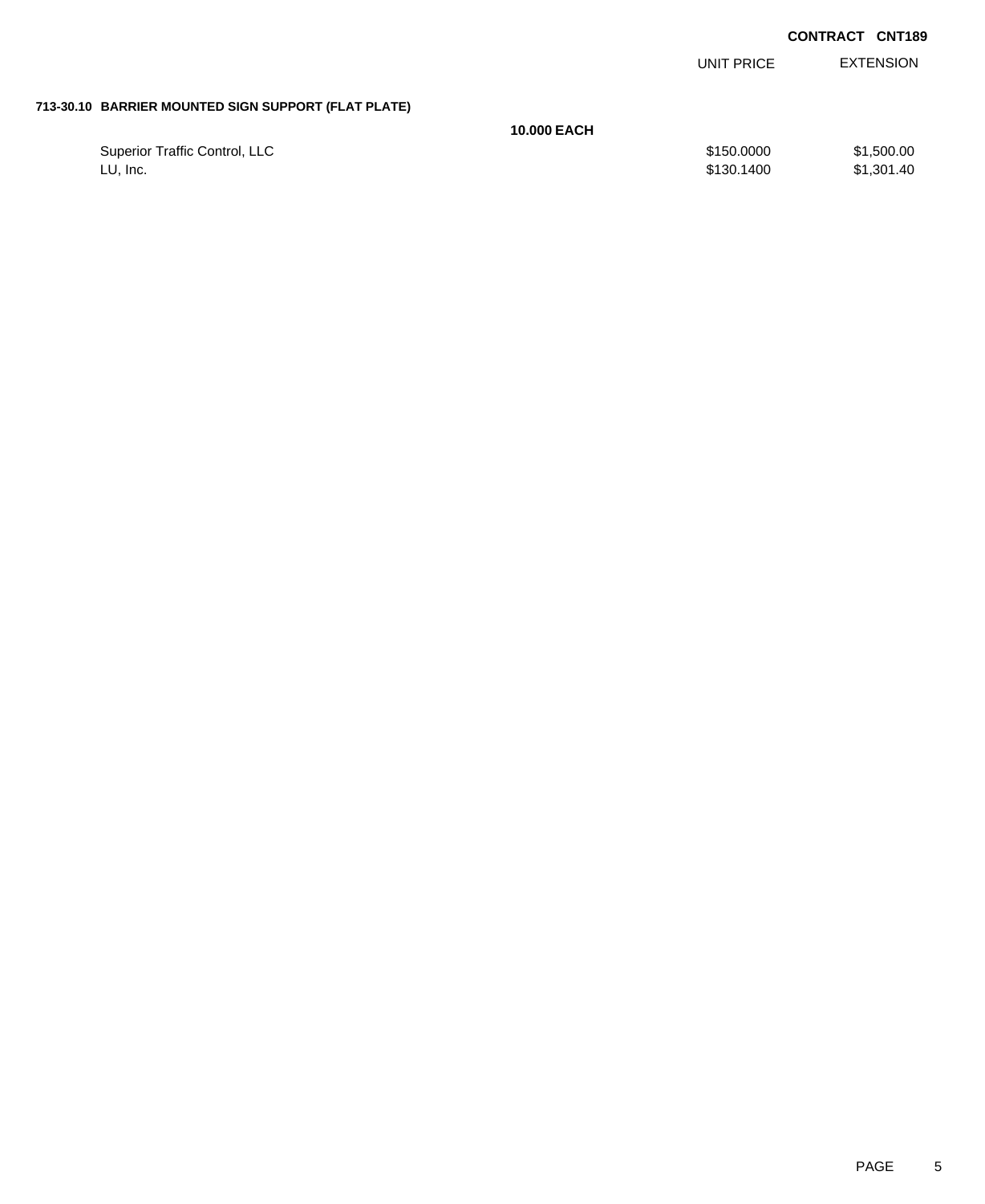**CONTRACT CNT189**

| | | UNIT PRICE | EXTENSION |
|---|---|---|---|
| **713-30.10 BARRIER MOUNTED SIGN SUPPORT (FLAT PLATE)** | | | |
| | **10.000 EACH** | | |
| Superior Traffic Control, LLC | | $150.0000 | $1,500.00 |
| LU, Inc. | | $130.1400 | $1,301.40 |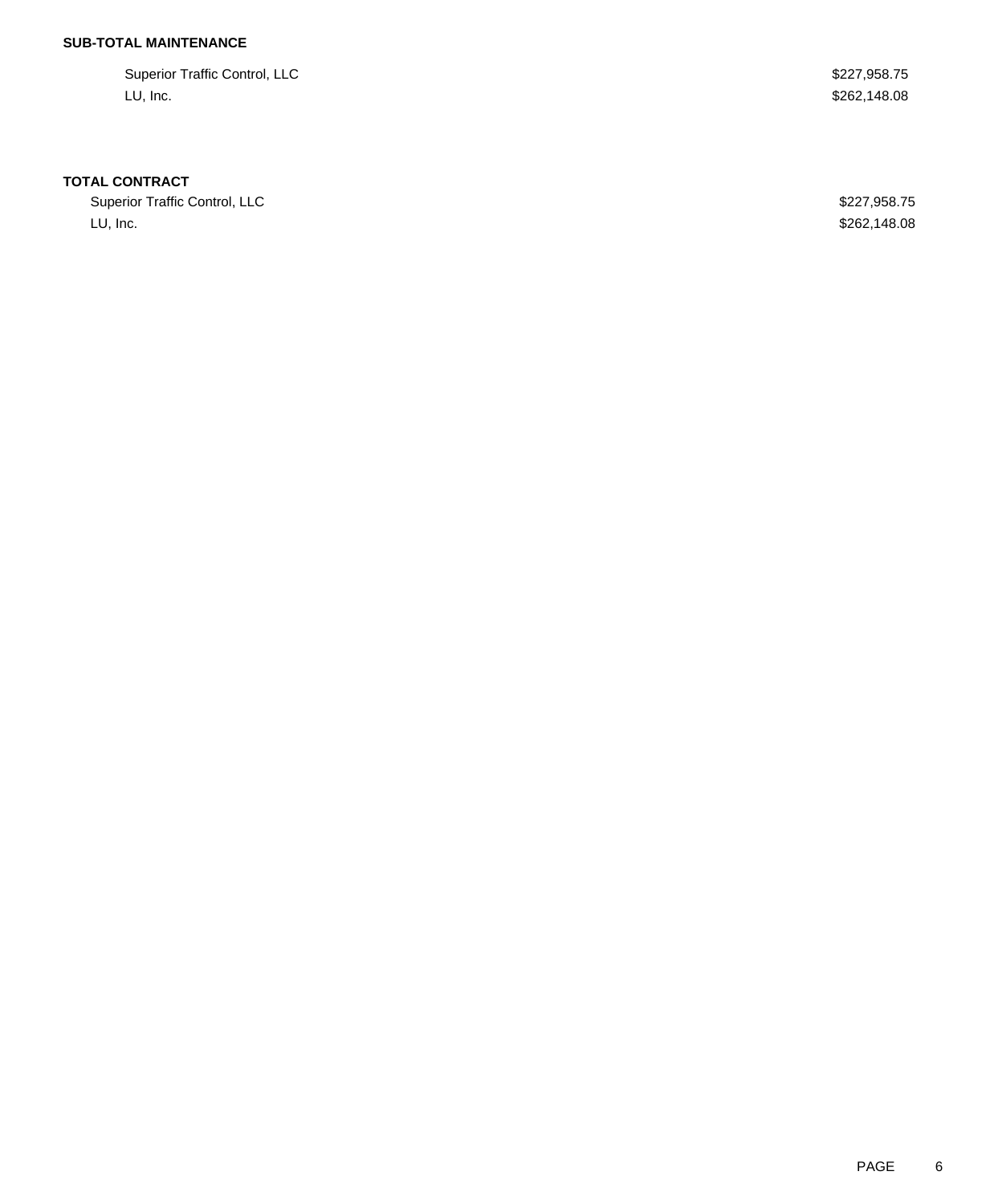**SUB-TOTAL MAINTENANCE**

| | |
|---|---|
| Superior Traffic Control, LLC | $227,958.75 |
| LU, Inc. | $262,148.08 |

**TOTAL CONTRACT**

| | |
|---|---|
| Superior Traffic Control, LLC | $227,958.75 |
| LU, Inc. | $262,148.08 |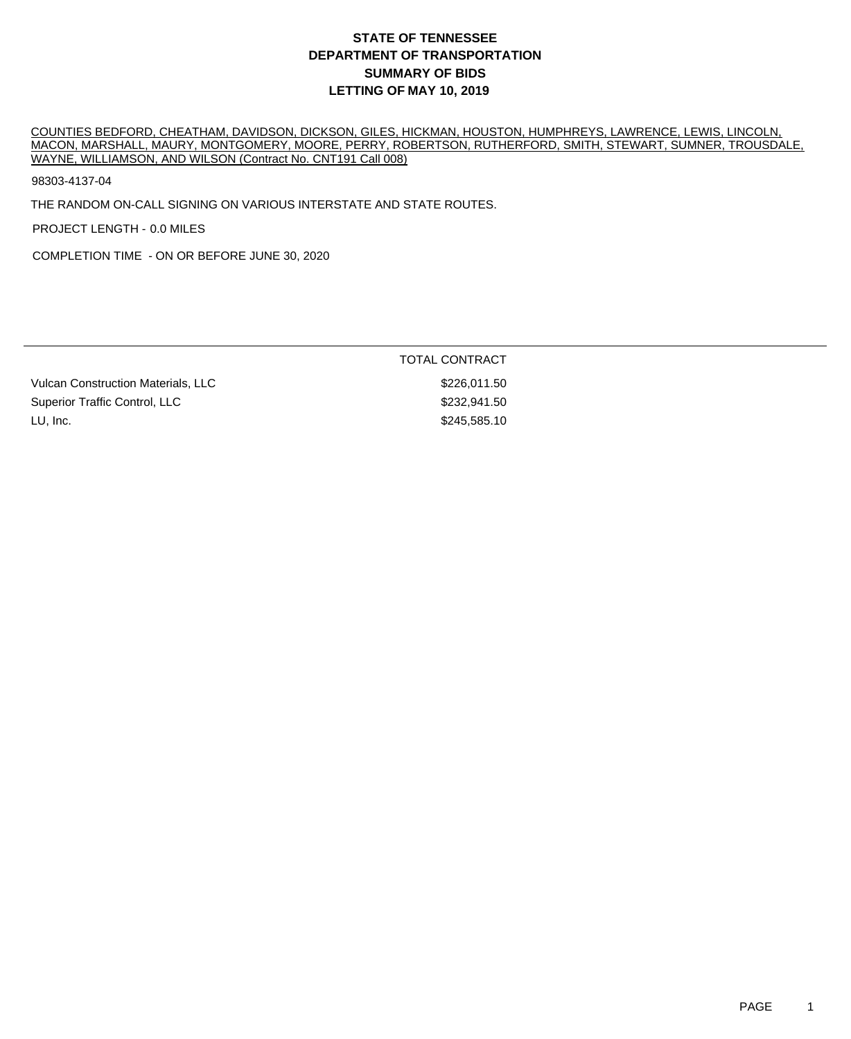# STATE OF TENNESSEE
# DEPARTMENT OF TRANSPORTATION
# SUMMARY OF BIDS
# LETTING OF MAY 10, 2019

COUNTIES BEDFORD, CHEATHAM, DAVIDSON, DICKSON, GILES, HICKMAN, HOUSTON, HUMPHREYS, LAWRENCE, LEWIS, LINCOLN, MACON, MARSHALL, MAURY, MONTGOMERY, MOORE, PERRY, ROBERTSON, RUTHERFORD, SMITH, STEWART, SUMNER, TROUSDALE, WAYNE, WILLIAMSON, AND WILSON (Contract No. CNT191 Call 008)

98303-4137-04

THE RANDOM ON-CALL SIGNING ON VARIOUS INTERSTATE AND STATE ROUTES.

PROJECT LENGTH - 0.0 MILES

COMPLETION TIME - ON OR BEFORE JUNE 30, 2020

| | TOTAL CONTRACT |
|---|---|
| Vulcan Construction Materials, LLC | $226,011.50 |
| Superior Traffic Control, LLC | $232,941.50 |
| LU, Inc. | $245,585.10 |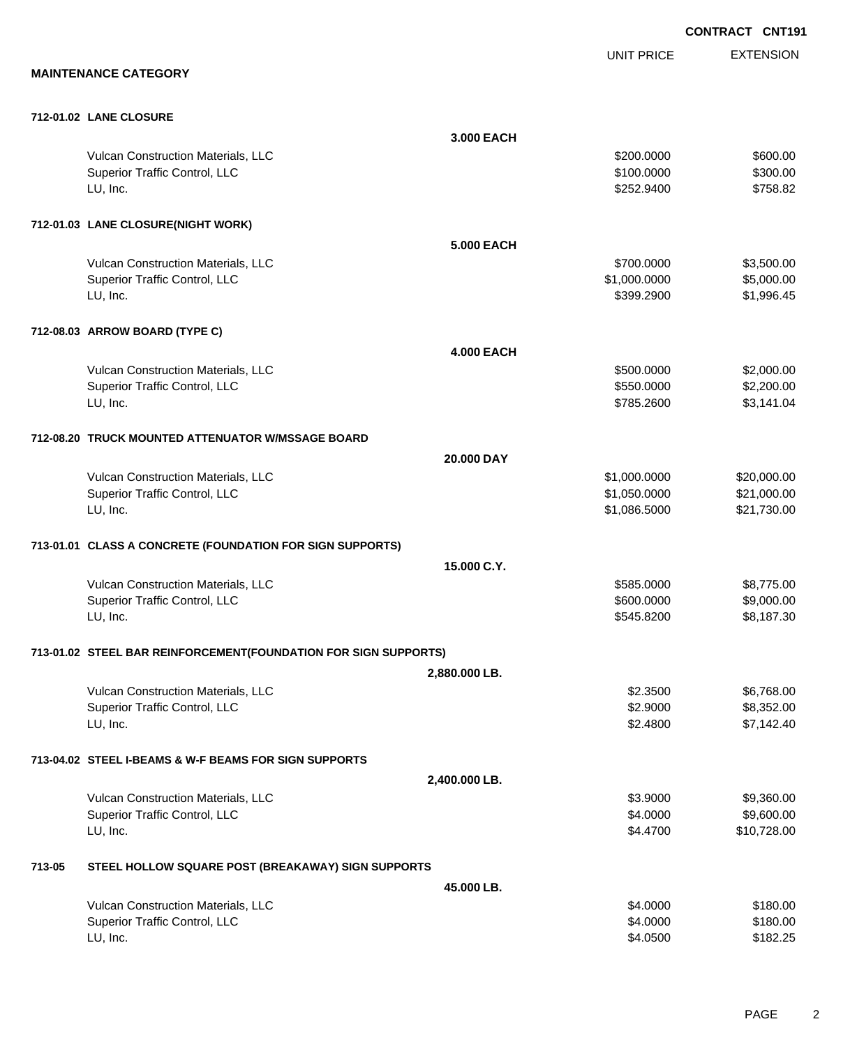**CONTRACT CNT191**

## MAINTENANCE CATEGORY

| | | UNIT PRICE | EXTENSION |
|---|---|---|---|
| **712-01.02 LANE CLOSURE** | | | |
| | **3.000 EACH** | | |
| Vulcan Construction Materials, LLC | | $200.0000 | $600.00 |
| Superior Traffic Control, LLC | | $100.0000 | $300.00 |
| LU, Inc. | | $252.9400 | $758.82 |
| **712-01.03 LANE CLOSURE(NIGHT WORK)** | | | |
| | **5.000 EACH** | | |
| Vulcan Construction Materials, LLC | | $700.0000 | $3,500.00 |
| Superior Traffic Control, LLC | | $1,000.0000 | $5,000.00 |
| LU, Inc. | | $399.2900 | $1,996.45 |
| **712-08.03 ARROW BOARD (TYPE C)** | | | |
| | **4.000 EACH** | | |
| Vulcan Construction Materials, LLC | | $500.0000 | $2,000.00 |
| Superior Traffic Control, LLC | | $550.0000 | $2,200.00 |
| LU, Inc. | | $785.2600 | $3,141.04 |
| **712-08.20 TRUCK MOUNTED ATTENUATOR W/MSSAGE BOARD** | | | |
| | **20.000 DAY** | | |
| Vulcan Construction Materials, LLC | | $1,000.0000 | $20,000.00 |
| Superior Traffic Control, LLC | | $1,050.0000 | $21,000.00 |
| LU, Inc. | | $1,086.5000 | $21,730.00 |
| **713-01.01 CLASS A CONCRETE (FOUNDATION FOR SIGN SUPPORTS)** | | | |
| | **15.000 C.Y.** | | |
| Vulcan Construction Materials, LLC | | $585.0000 | $8,775.00 |
| Superior Traffic Control, LLC | | $600.0000 | $9,000.00 |
| LU, Inc. | | $545.8200 | $8,187.30 |
| **713-01.02 STEEL BAR REINFORCEMENT(FOUNDATION FOR SIGN SUPPORTS)** | | | |
| | **2,880.000 LB.** | | |
| Vulcan Construction Materials, LLC | | $2.3500 | $6,768.00 |
| Superior Traffic Control, LLC | | $2.9000 | $8,352.00 |
| LU, Inc. | | $2.4800 | $7,142.40 |
| **713-04.02 STEEL I-BEAMS & W-F BEAMS FOR SIGN SUPPORTS** | | | |
| | **2,400.000 LB.** | | |
| Vulcan Construction Materials, LLC | | $3.9000 | $9,360.00 |
| Superior Traffic Control, LLC | | $4.0000 | $9,600.00 |
| LU, Inc. | | $4.4700 | $10,728.00 |
| **713-05 STEEL HOLLOW SQUARE POST (BREAKAWAY) SIGN SUPPORTS** | | | |
| | **45.000 LB.** | | |
| Vulcan Construction Materials, LLC | | $4.0000 | $180.00 |
| Superior Traffic Control, LLC | | $4.0000 | $180.00 |
| LU, Inc. | | $4.0500 | $182.25 |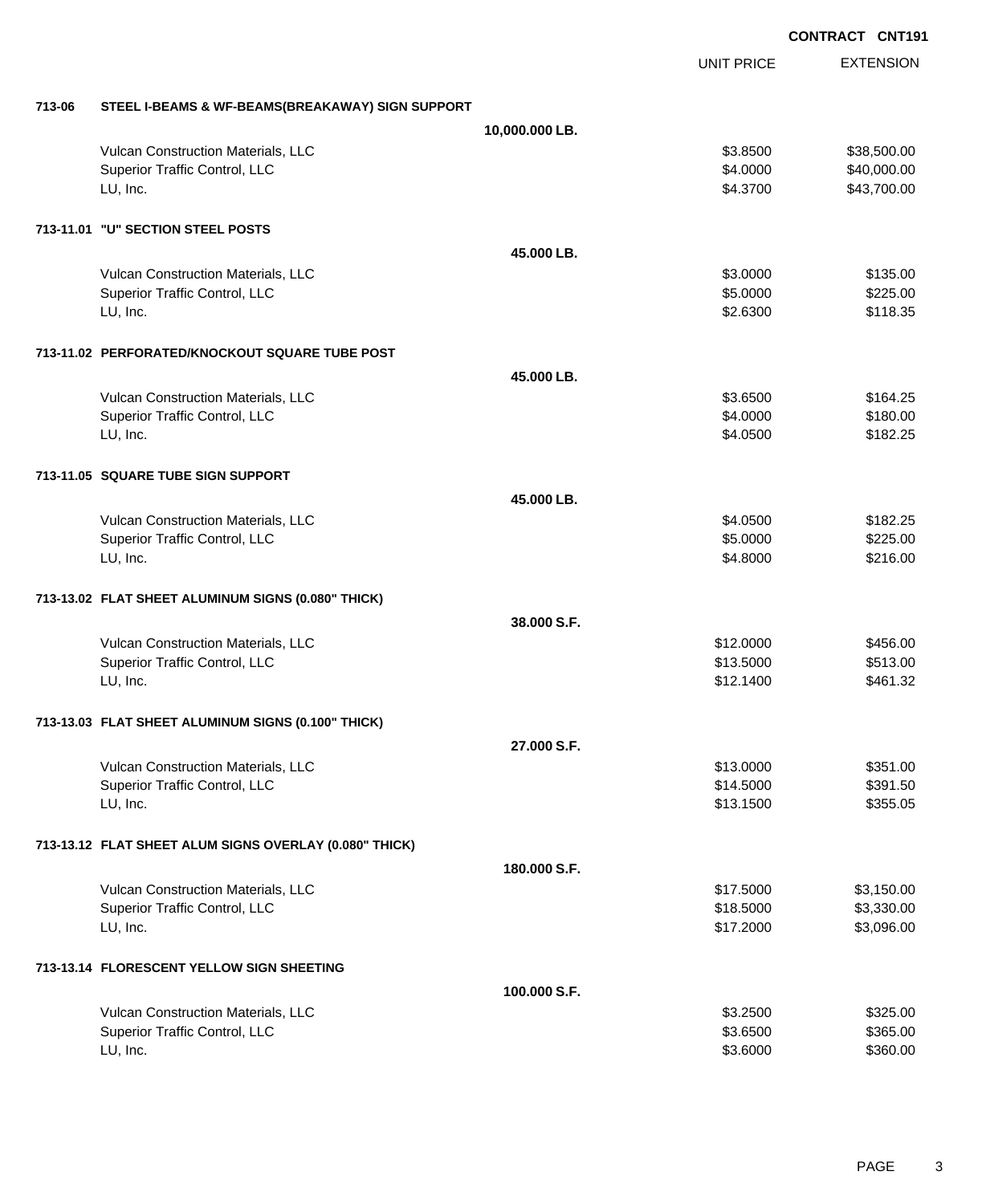**CONTRACT CNT191**

| | | | UNIT PRICE | EXTENSION |
|---|---|---|---|---|
| **713-06** | **STEEL I-BEAMS & WF-BEAMS(BREAKAWAY) SIGN SUPPORT** | | | |
| | | **10,000.000 LB.** | | |
| | Vulcan Construction Materials, LLC | | $3.8500 | $38,500.00 |
| | Superior Traffic Control, LLC | | $4.0000 | $40,000.00 |
| | LU, Inc. | | $4.3700 | $43,700.00 |
| **713-11.01** | **"U" SECTION STEEL POSTS** | | | |
| | | **45.000 LB.** | | |
| | Vulcan Construction Materials, LLC | | $3.0000 | $135.00 |
| | Superior Traffic Control, LLC | | $5.0000 | $225.00 |
| | LU, Inc. | | $2.6300 | $118.35 |
| **713-11.02** | **PERFORATED/KNOCKOUT SQUARE TUBE POST** | | | |
| | | **45.000 LB.** | | |
| | Vulcan Construction Materials, LLC | | $3.6500 | $164.25 |
| | Superior Traffic Control, LLC | | $4.0000 | $180.00 |
| | LU, Inc. | | $4.0500 | $182.25 |
| **713-11.05** | **SQUARE TUBE SIGN SUPPORT** | | | |
| | | **45.000 LB.** | | |
| | Vulcan Construction Materials, LLC | | $4.0500 | $182.25 |
| | Superior Traffic Control, LLC | | $5.0000 | $225.00 |
| | LU, Inc. | | $4.8000 | $216.00 |
| **713-13.02** | **FLAT SHEET ALUMINUM SIGNS (0.080" THICK)** | | | |
| | | **38.000 S.F.** | | |
| | Vulcan Construction Materials, LLC | | $12.0000 | $456.00 |
| | Superior Traffic Control, LLC | | $13.5000 | $513.00 |
| | LU, Inc. | | $12.1400 | $461.32 |
| **713-13.03** | **FLAT SHEET ALUMINUM SIGNS (0.100" THICK)** | | | |
| | | **27.000 S.F.** | | |
| | Vulcan Construction Materials, LLC | | $13.0000 | $351.00 |
| | Superior Traffic Control, LLC | | $14.5000 | $391.50 |
| | LU, Inc. | | $13.1500 | $355.05 |
| **713-13.12** | **FLAT SHEET ALUM SIGNS OVERLAY (0.080" THICK)** | | | |
| | | **180.000 S.F.** | | |
| | Vulcan Construction Materials, LLC | | $17.5000 | $3,150.00 |
| | Superior Traffic Control, LLC | | $18.5000 | $3,330.00 |
| | LU, Inc. | | $17.2000 | $3,096.00 |
| **713-13.14** | **FLORESCENT YELLOW SIGN SHEETING** | | | |
| | | **100.000 S.F.** | | |
| | Vulcan Construction Materials, LLC | | $3.2500 | $325.00 |
| | Superior Traffic Control, LLC | | $3.6500 | $365.00 |
| | LU, Inc. | | $3.6000 | $360.00 |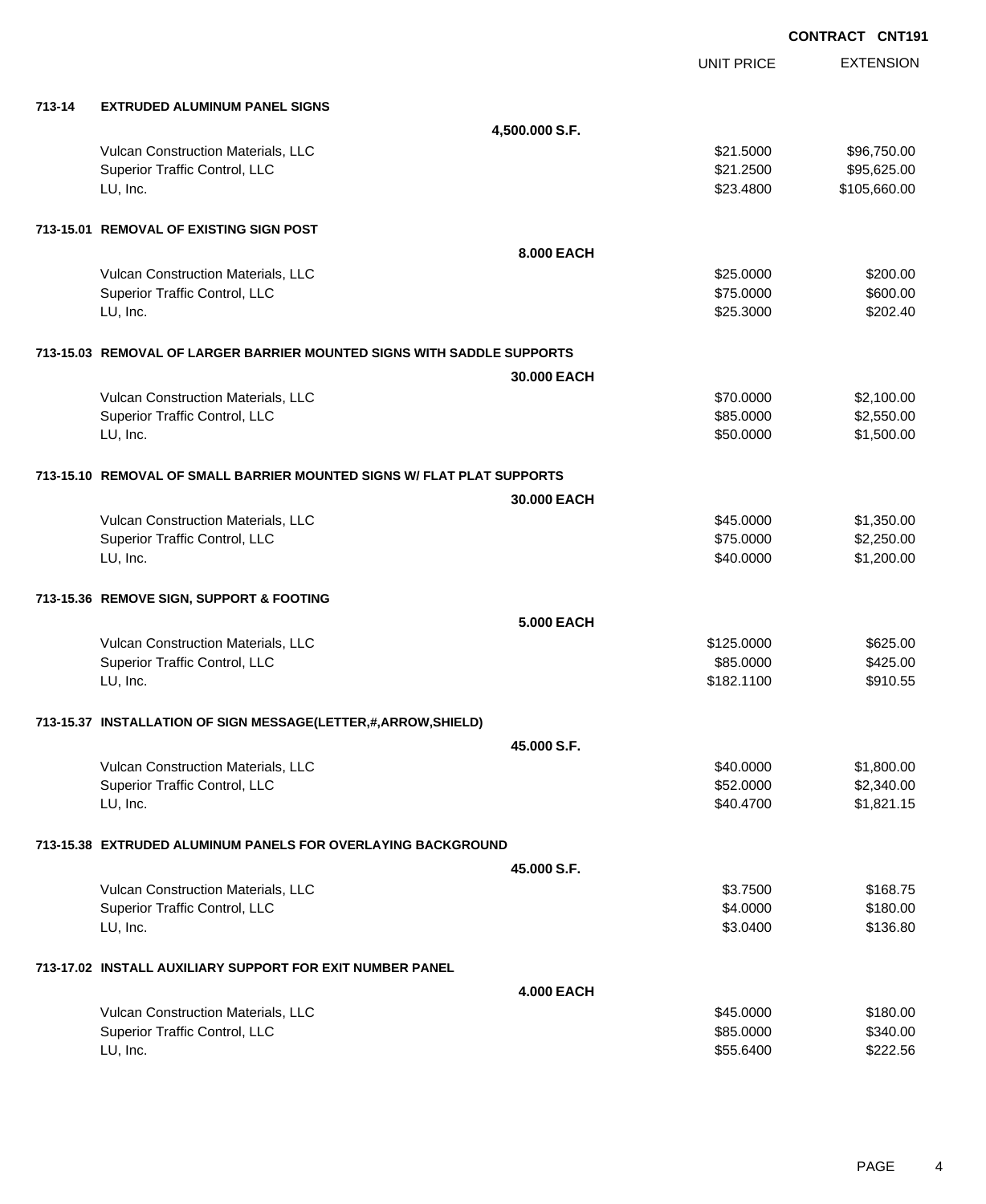CONTRACT CNT191

| | | UNIT PRICE | EXTENSION |
|---|---|---|---|
| **713-14** | **EXTRUDED ALUMINUM PANEL SIGNS** | | |
| | **4,500.000 S.F.** | | |
| | Vulcan Construction Materials, LLC | $21.5000 | $96,750.00 |
| | Superior Traffic Control, LLC | $21.2500 | $95,625.00 |
| | LU, Inc. | $23.4800 | $105,660.00 |
| **713-15.01** | **REMOVAL OF EXISTING SIGN POST** | | |
| | **8.000 EACH** | | |
| | Vulcan Construction Materials, LLC | $25.0000 | $200.00 |
| | Superior Traffic Control, LLC | $75.0000 | $600.00 |
| | LU, Inc. | $25.3000 | $202.40 |
| **713-15.03** | **REMOVAL OF LARGER BARRIER MOUNTED SIGNS WITH SADDLE SUPPORTS** | | |
| | **30.000 EACH** | | |
| | Vulcan Construction Materials, LLC | $70.0000 | $2,100.00 |
| | Superior Traffic Control, LLC | $85.0000 | $2,550.00 |
| | LU, Inc. | $50.0000 | $1,500.00 |
| **713-15.10** | **REMOVAL OF SMALL BARRIER MOUNTED SIGNS W/ FLAT PLAT SUPPORTS** | | |
| | **30.000 EACH** | | |
| | Vulcan Construction Materials, LLC | $45.0000 | $1,350.00 |
| | Superior Traffic Control, LLC | $75.0000 | $2,250.00 |
| | LU, Inc. | $40.0000 | $1,200.00 |
| **713-15.36** | **REMOVE SIGN, SUPPORT & FOOTING** | | |
| | **5.000 EACH** | | |
| | Vulcan Construction Materials, LLC | $125.0000 | $625.00 |
| | Superior Traffic Control, LLC | $85.0000 | $425.00 |
| | LU, Inc. | $182.1100 | $910.55 |
| **713-15.37** | **INSTALLATION OF SIGN MESSAGE(LETTER,#,ARROW,SHIELD)** | | |
| | **45.000 S.F.** | | |
| | Vulcan Construction Materials, LLC | $40.0000 | $1,800.00 |
| | Superior Traffic Control, LLC | $52.0000 | $2,340.00 |
| | LU, Inc. | $40.4700 | $1,821.15 |
| **713-15.38** | **EXTRUDED ALUMINUM PANELS FOR OVERLAYING BACKGROUND** | | |
| | **45.000 S.F.** | | |
| | Vulcan Construction Materials, LLC | $3.7500 | $168.75 |
| | Superior Traffic Control, LLC | $4.0000 | $180.00 |
| | LU, Inc. | $3.0400 | $136.80 |
| **713-17.02** | **INSTALL AUXILIARY SUPPORT FOR EXIT NUMBER PANEL** | | |
| | **4.000 EACH** | | |
| | Vulcan Construction Materials, LLC | $45.0000 | $180.00 |
| | Superior Traffic Control, LLC | $85.0000 | $340.00 |
| | LU, Inc. | $55.6400 | $222.56 |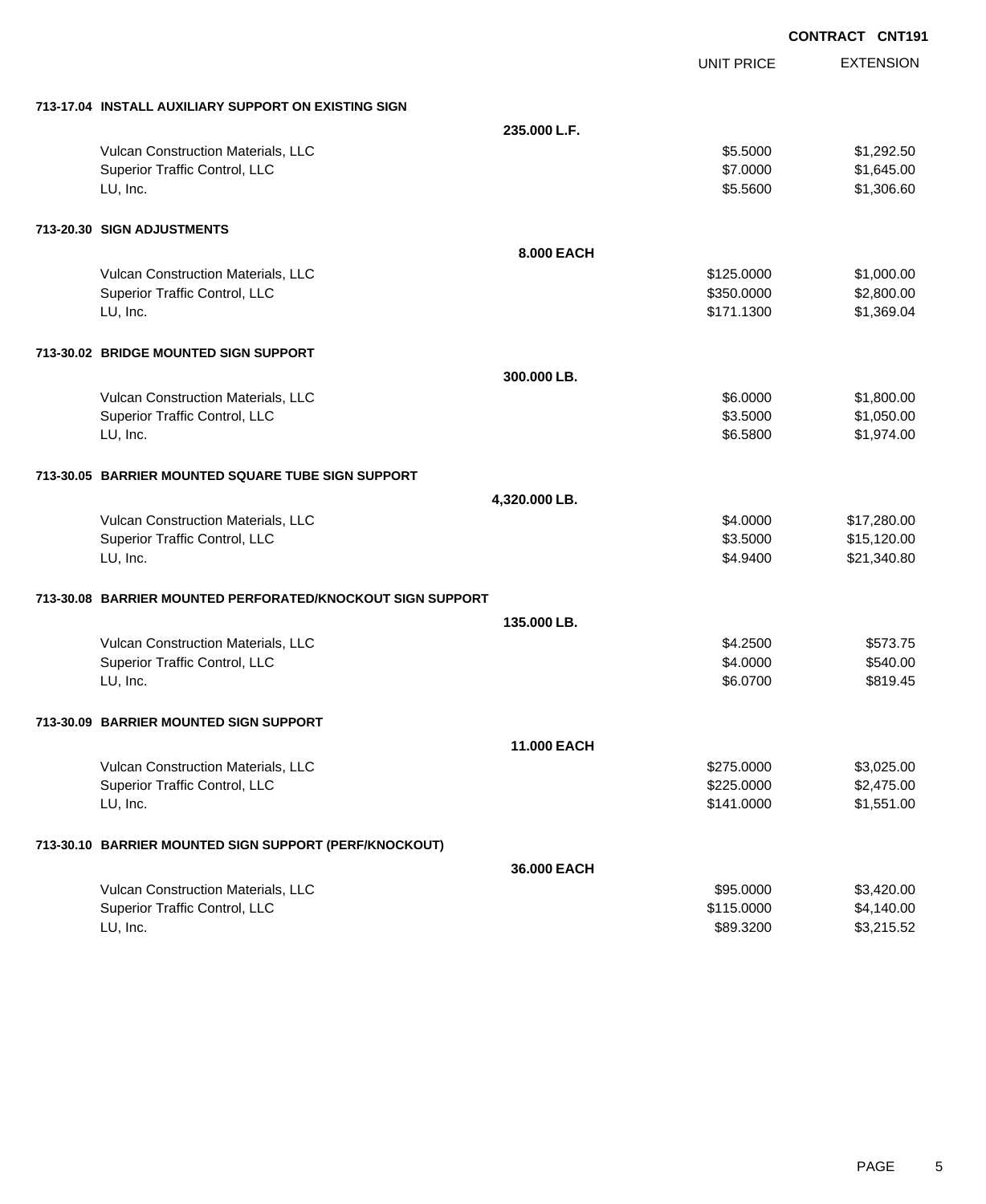**CONTRACT CNT191**

| | | UNIT PRICE | EXTENSION |
|---|---|---|---|
| **713-17.04 INSTALL AUXILIARY SUPPORT ON EXISTING SIGN** | | | |
| | **235.000 L.F.** | | |
| Vulcan Construction Materials, LLC | | $5.5000 | $1,292.50 |
| Superior Traffic Control, LLC | | $7.0000 | $1,645.00 |
| LU, Inc. | | $5.5600 | $1,306.60 |
| **713-20.30 SIGN ADJUSTMENTS** | | | |
| | **8.000 EACH** | | |
| Vulcan Construction Materials, LLC | | $125.0000 | $1,000.00 |
| Superior Traffic Control, LLC | | $350.0000 | $2,800.00 |
| LU, Inc. | | $171.1300 | $1,369.04 |
| **713-30.02 BRIDGE MOUNTED SIGN SUPPORT** | | | |
| | **300.000 LB.** | | |
| Vulcan Construction Materials, LLC | | $6.0000 | $1,800.00 |
| Superior Traffic Control, LLC | | $3.5000 | $1,050.00 |
| LU, Inc. | | $6.5800 | $1,974.00 |
| **713-30.05 BARRIER MOUNTED SQUARE TUBE SIGN SUPPORT** | | | |
| | **4,320.000 LB.** | | |
| Vulcan Construction Materials, LLC | | $4.0000 | $17,280.00 |
| Superior Traffic Control, LLC | | $3.5000 | $15,120.00 |
| LU, Inc. | | $4.9400 | $21,340.80 |
| **713-30.08 BARRIER MOUNTED PERFORATED/KNOCKOUT SIGN SUPPORT** | | | |
| | **135.000 LB.** | | |
| Vulcan Construction Materials, LLC | | $4.2500 | $573.75 |
| Superior Traffic Control, LLC | | $4.0000 | $540.00 |
| LU, Inc. | | $6.0700 | $819.45 |
| **713-30.09 BARRIER MOUNTED SIGN SUPPORT** | | | |
| | **11.000 EACH** | | |
| Vulcan Construction Materials, LLC | | $275.0000 | $3,025.00 |
| Superior Traffic Control, LLC | | $225.0000 | $2,475.00 |
| LU, Inc. | | $141.0000 | $1,551.00 |
| **713-30.10 BARRIER MOUNTED SIGN SUPPORT (PERF/KNOCKOUT)** | | | |
| | **36.000 EACH** | | |
| Vulcan Construction Materials, LLC | | $95.0000 | $3,420.00 |
| Superior Traffic Control, LLC | | $115.0000 | $4,140.00 |
| LU, Inc. | | $89.3200 | $3,215.52 |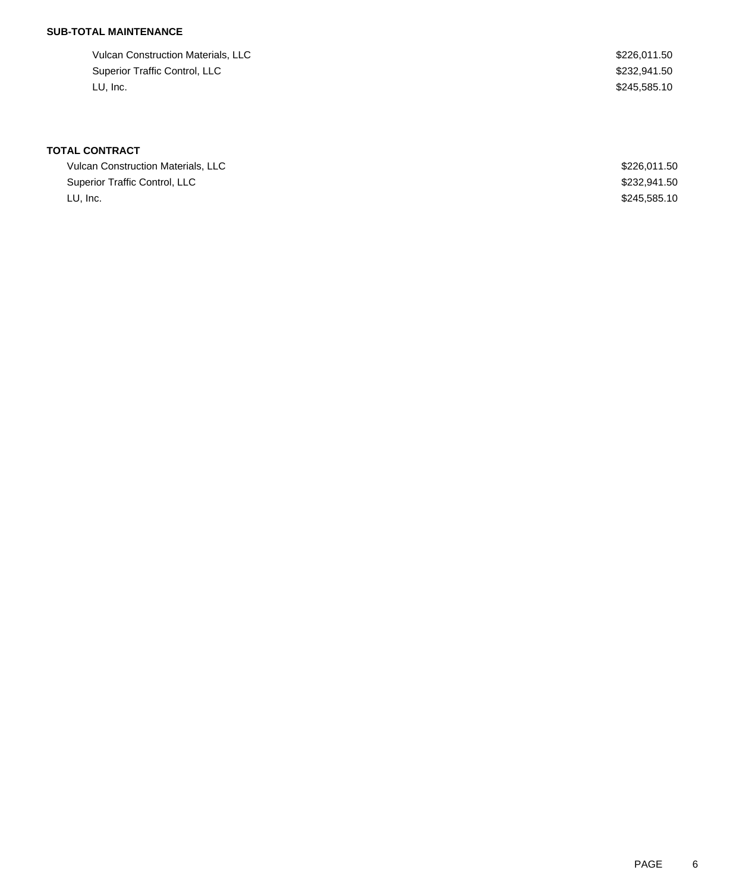**SUB-TOTAL MAINTENANCE**

| | |
|---|---|
| Vulcan Construction Materials, LLC | $226,011.50 |
| Superior Traffic Control, LLC | $232,941.50 |
| LU, Inc. | $245,585.10 |

**TOTAL CONTRACT**

| | |
|---|---|
| Vulcan Construction Materials, LLC | $226,011.50 |
| Superior Traffic Control, LLC | $232,941.50 |
| LU, Inc. | $245,585.10 |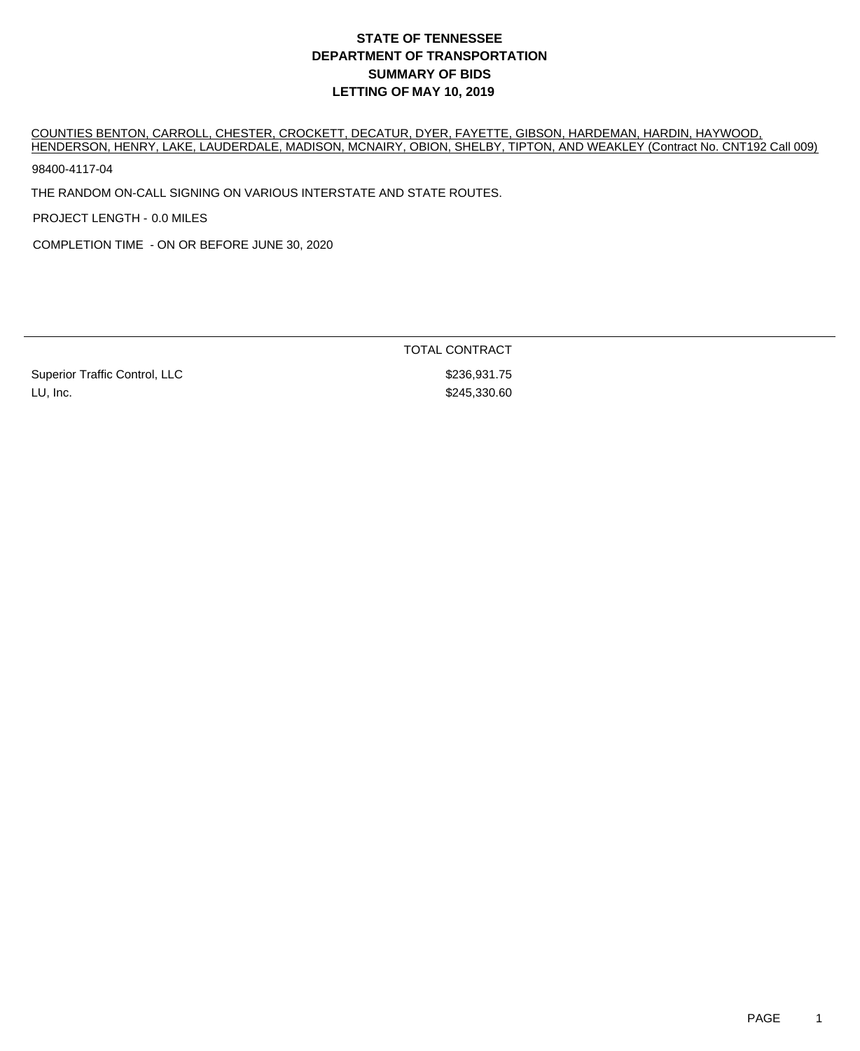# STATE OF TENNESSEE
# DEPARTMENT OF TRANSPORTATION
# SUMMARY OF BIDS
# LETTING OF MAY 10, 2019

COUNTIES BENTON, CARROLL, CHESTER, CROCKETT, DECATUR, DYER, FAYETTE, GIBSON, HARDEMAN, HARDIN, HAYWOOD, HENDERSON, HENRY, LAKE, LAUDERDALE, MADISON, MCNAIRY, OBION, SHELBY, TIPTON, AND WEAKLEY (Contract No. CNT192 Call 009)

98400-4117-04

THE RANDOM ON-CALL SIGNING ON VARIOUS INTERSTATE AND STATE ROUTES.

PROJECT LENGTH - 0.0 MILES

COMPLETION TIME - ON OR BEFORE JUNE 30, 2020

| | TOTAL CONTRACT |
|---|---|
| Superior Traffic Control, LLC | $236,931.75 |
| LU, Inc. | $245,330.60 |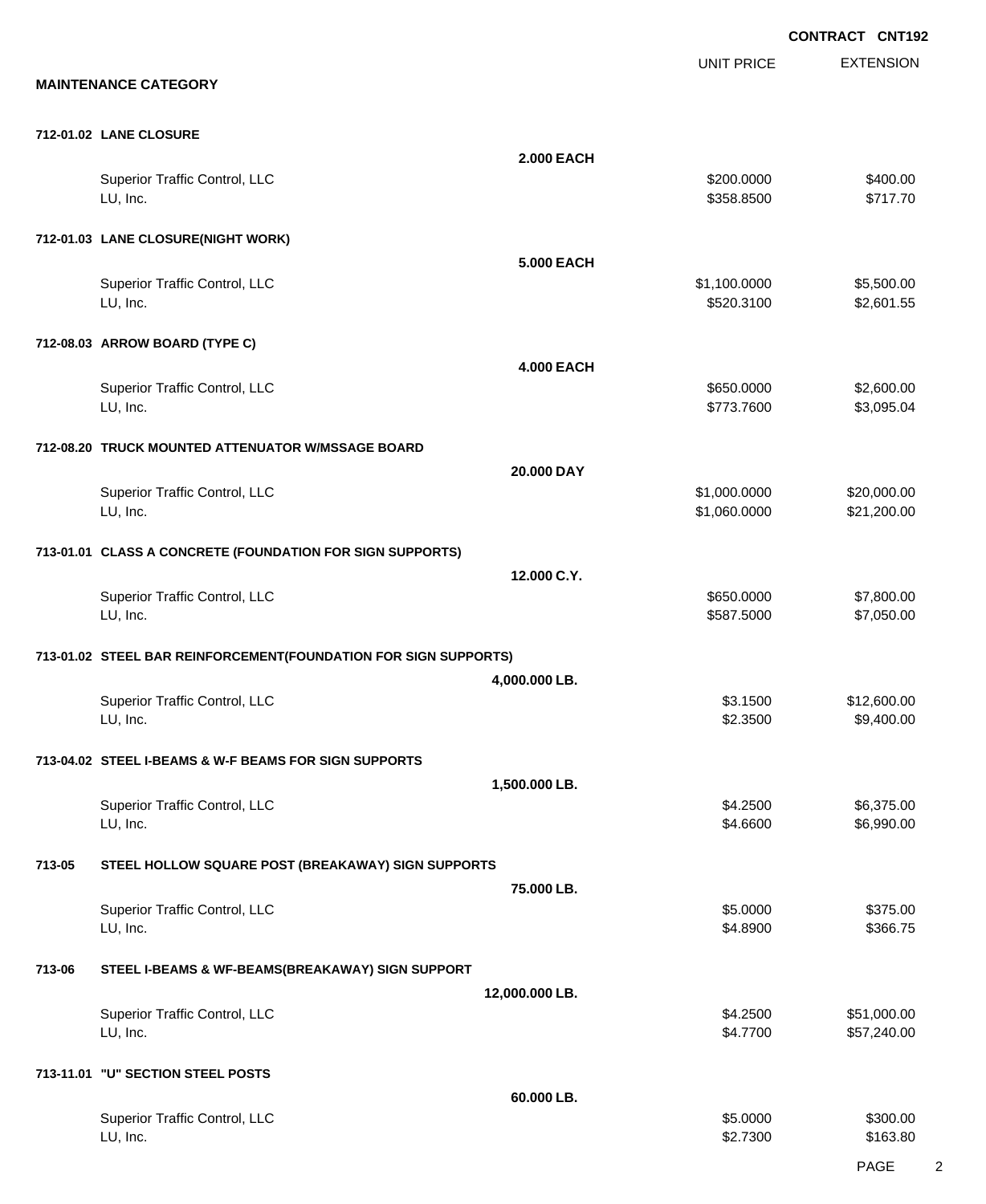**CONTRACT CNT192**

## MAINTENANCE CATEGORY

| | | UNIT PRICE | EXTENSION |
|---|---|---|---|
| **712-01.02 LANE CLOSURE** | | | |
| | **2.000 EACH** | | |
| Superior Traffic Control, LLC | | $200.0000 | $400.00 |
| LU, Inc. | | $358.8500 | $717.70 |
| **712-01.03 LANE CLOSURE(NIGHT WORK)** | | | |
| | **5.000 EACH** | | |
| Superior Traffic Control, LLC | | $1,100.0000 | $5,500.00 |
| LU, Inc. | | $520.3100 | $2,601.55 |
| **712-08.03 ARROW BOARD (TYPE C)** | | | |
| | **4.000 EACH** | | |
| Superior Traffic Control, LLC | | $650.0000 | $2,600.00 |
| LU, Inc. | | $773.7600 | $3,095.04 |
| **712-08.20 TRUCK MOUNTED ATTENUATOR W/MSSAGE BOARD** | | | |
| | **20.000 DAY** | | |
| Superior Traffic Control, LLC | | $1,000.0000 | $20,000.00 |
| LU, Inc. | | $1,060.0000 | $21,200.00 |
| **713-01.01 CLASS A CONCRETE (FOUNDATION FOR SIGN SUPPORTS)** | | | |
| | **12.000 C.Y.** | | |
| Superior Traffic Control, LLC | | $650.0000 | $7,800.00 |
| LU, Inc. | | $587.5000 | $7,050.00 |
| **713-01.02 STEEL BAR REINFORCEMENT(FOUNDATION FOR SIGN SUPPORTS)** | | | |
| | **4,000.000 LB.** | | |
| Superior Traffic Control, LLC | | $3.1500 | $12,600.00 |
| LU, Inc. | | $2.3500 | $9,400.00 |
| **713-04.02 STEEL I-BEAMS & W-F BEAMS FOR SIGN SUPPORTS** | | | |
| | **1,500.000 LB.** | | |
| Superior Traffic Control, LLC | | $4.2500 | $6,375.00 |
| LU, Inc. | | $4.6600 | $6,990.00 |
| **713-05 STEEL HOLLOW SQUARE POST (BREAKAWAY) SIGN SUPPORTS** | | | |
| | **75.000 LB.** | | |
| Superior Traffic Control, LLC | | $5.0000 | $375.00 |
| LU, Inc. | | $4.8900 | $366.75 |
| **713-06 STEEL I-BEAMS & WF-BEAMS(BREAKAWAY) SIGN SUPPORT** | | | |
| | **12,000.000 LB.** | | |
| Superior Traffic Control, LLC | | $4.2500 | $51,000.00 |
| LU, Inc. | | $4.7700 | $57,240.00 |
| **713-11.01 "U" SECTION STEEL POSTS** | | | |
| | **60.000 LB.** | | |
| Superior Traffic Control, LLC | | $5.0000 | $300.00 |
| LU, Inc. | | $2.7300 | $163.80 |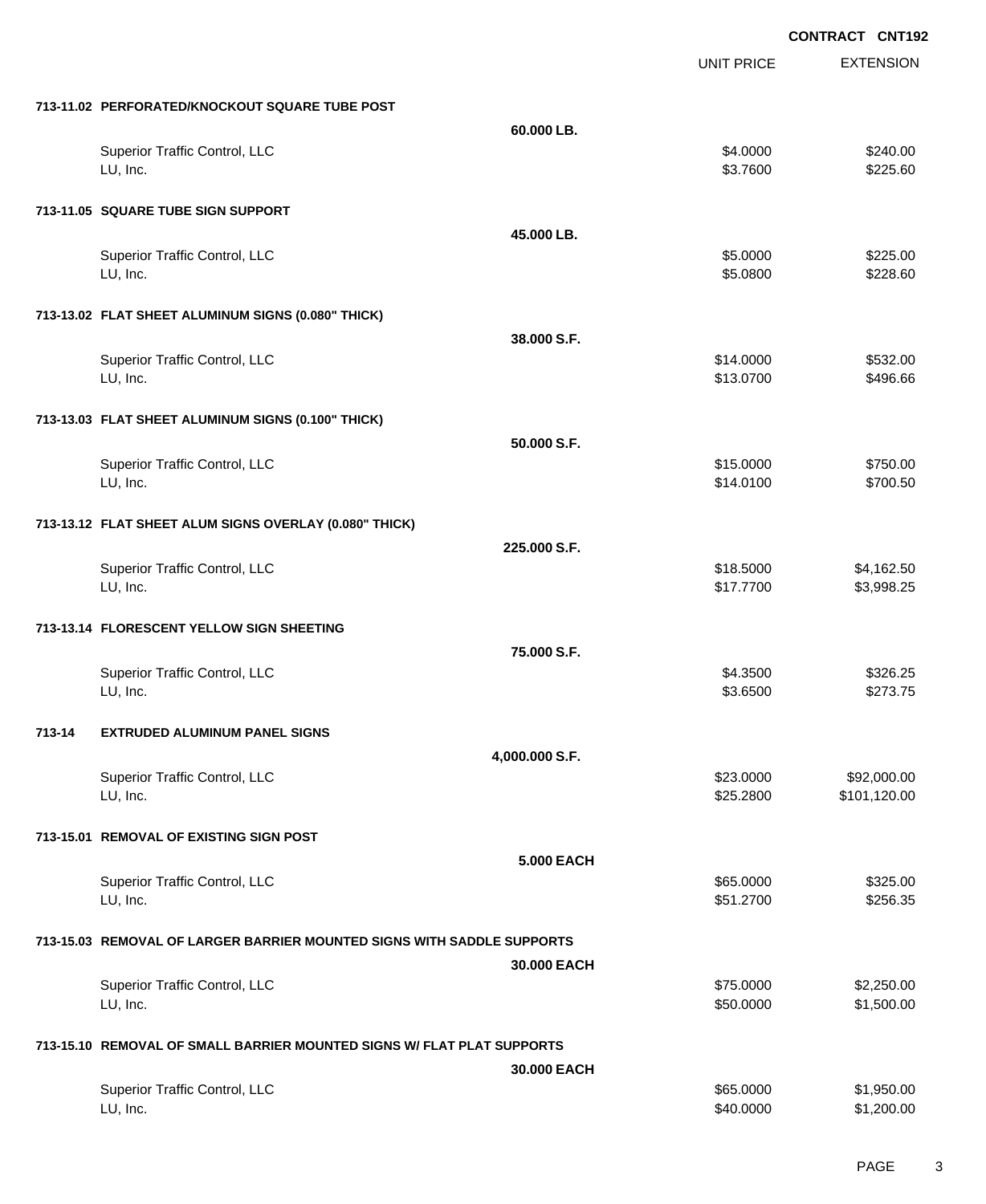**CONTRACT CNT192**

| | | UNIT PRICE | EXTENSION |
|---|---|---|---|
| **713-11.02 PERFORATED/KNOCKOUT SQUARE TUBE POST** | | | |
| | **60.000 LB.** | | |
| Superior Traffic Control, LLC | | $4.0000 | $240.00 |
| LU, Inc. | | $3.7600 | $225.60 |
| **713-11.05 SQUARE TUBE SIGN SUPPORT** | | | |
| | **45.000 LB.** | | |
| Superior Traffic Control, LLC | | $5.0000 | $225.00 |
| LU, Inc. | | $5.0800 | $228.60 |
| **713-13.02 FLAT SHEET ALUMINUM SIGNS (0.080" THICK)** | | | |
| | **38.000 S.F.** | | |
| Superior Traffic Control, LLC | | $14.0000 | $532.00 |
| LU, Inc. | | $13.0700 | $496.66 |
| **713-13.03 FLAT SHEET ALUMINUM SIGNS (0.100" THICK)** | | | |
| | **50.000 S.F.** | | |
| Superior Traffic Control, LLC | | $15.0000 | $750.00 |
| LU, Inc. | | $14.0100 | $700.50 |
| **713-13.12 FLAT SHEET ALUM SIGNS OVERLAY (0.080" THICK)** | | | |
| | **225.000 S.F.** | | |
| Superior Traffic Control, LLC | | $18.5000 | $4,162.50 |
| LU, Inc. | | $17.7700 | $3,998.25 |
| **713-13.14 FLORESCENT YELLOW SIGN SHEETING** | | | |
| | **75.000 S.F.** | | |
| Superior Traffic Control, LLC | | $4.3500 | $326.25 |
| LU, Inc. | | $3.6500 | $273.75 |
| **713-14 EXTRUDED ALUMINUM PANEL SIGNS** | | | |
| | **4,000.000 S.F.** | | |
| Superior Traffic Control, LLC | | $23.0000 | $92,000.00 |
| LU, Inc. | | $25.2800 | $101,120.00 |
| **713-15.01 REMOVAL OF EXISTING SIGN POST** | | | |
| | **5.000 EACH** | | |
| Superior Traffic Control, LLC | | $65.0000 | $325.00 |
| LU, Inc. | | $51.2700 | $256.35 |
| **713-15.03 REMOVAL OF LARGER BARRIER MOUNTED SIGNS WITH SADDLE SUPPORTS** | | | |
| | **30.000 EACH** | | |
| Superior Traffic Control, LLC | | $75.0000 | $2,250.00 |
| LU, Inc. | | $50.0000 | $1,500.00 |
| **713-15.10 REMOVAL OF SMALL BARRIER MOUNTED SIGNS W/ FLAT PLAT SUPPORTS** | | | |
| | **30.000 EACH** | | |
| Superior Traffic Control, LLC | | $65.0000 | $1,950.00 |
| LU, Inc. | | $40.0000 | $1,200.00 |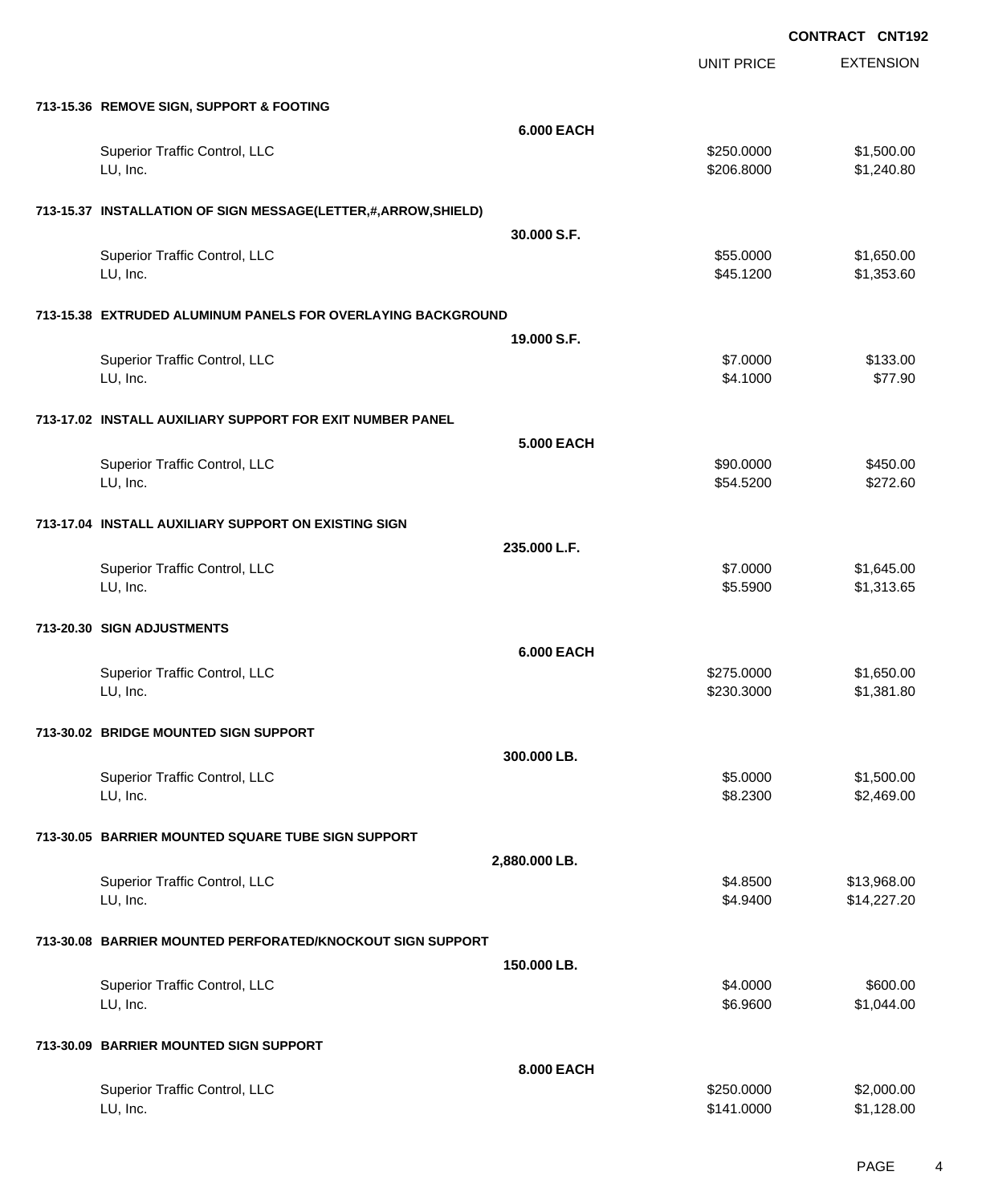**CONTRACT CNT192**

| | | UNIT PRICE | EXTENSION |
|---|---|---|---|
| **713-15.36 REMOVE SIGN, SUPPORT & FOOTING** | | | |
| | **6.000 EACH** | | |
| Superior Traffic Control, LLC | | $250.0000 | $1,500.00 |
| LU, Inc. | | $206.8000 | $1,240.80 |
| **713-15.37 INSTALLATION OF SIGN MESSAGE(LETTER,#,ARROW,SHIELD)** | | | |
| | **30.000 S.F.** | | |
| Superior Traffic Control, LLC | | $55.0000 | $1,650.00 |
| LU, Inc. | | $45.1200 | $1,353.60 |
| **713-15.38 EXTRUDED ALUMINUM PANELS FOR OVERLAYING BACKGROUND** | | | |
| | **19.000 S.F.** | | |
| Superior Traffic Control, LLC | | $7.0000 | $133.00 |
| LU, Inc. | | $4.1000 | $77.90 |
| **713-17.02 INSTALL AUXILIARY SUPPORT FOR EXIT NUMBER PANEL** | | | |
| | **5.000 EACH** | | |
| Superior Traffic Control, LLC | | $90.0000 | $450.00 |
| LU, Inc. | | $54.5200 | $272.60 |
| **713-17.04 INSTALL AUXILIARY SUPPORT ON EXISTING SIGN** | | | |
| | **235.000 L.F.** | | |
| Superior Traffic Control, LLC | | $7.0000 | $1,645.00 |
| LU, Inc. | | $5.5900 | $1,313.65 |
| **713-20.30 SIGN ADJUSTMENTS** | | | |
| | **6.000 EACH** | | |
| Superior Traffic Control, LLC | | $275.0000 | $1,650.00 |
| LU, Inc. | | $230.3000 | $1,381.80 |
| **713-30.02 BRIDGE MOUNTED SIGN SUPPORT** | | | |
| | **300.000 LB.** | | |
| Superior Traffic Control, LLC | | $5.0000 | $1,500.00 |
| LU, Inc. | | $8.2300 | $2,469.00 |
| **713-30.05 BARRIER MOUNTED SQUARE TUBE SIGN SUPPORT** | | | |
| | **2,880.000 LB.** | | |
| Superior Traffic Control, LLC | | $4.8500 | $13,968.00 |
| LU, Inc. | | $4.9400 | $14,227.20 |
| **713-30.08 BARRIER MOUNTED PERFORATED/KNOCKOUT SIGN SUPPORT** | | | |
| | **150.000 LB.** | | |
| Superior Traffic Control, LLC | | $4.0000 | $600.00 |
| LU, Inc. | | $6.9600 | $1,044.00 |
| **713-30.09 BARRIER MOUNTED SIGN SUPPORT** | | | |
| | **8.000 EACH** | | |
| Superior Traffic Control, LLC | | $250.0000 | $2,000.00 |
| LU, Inc. | | $141.0000 | $1,128.00 |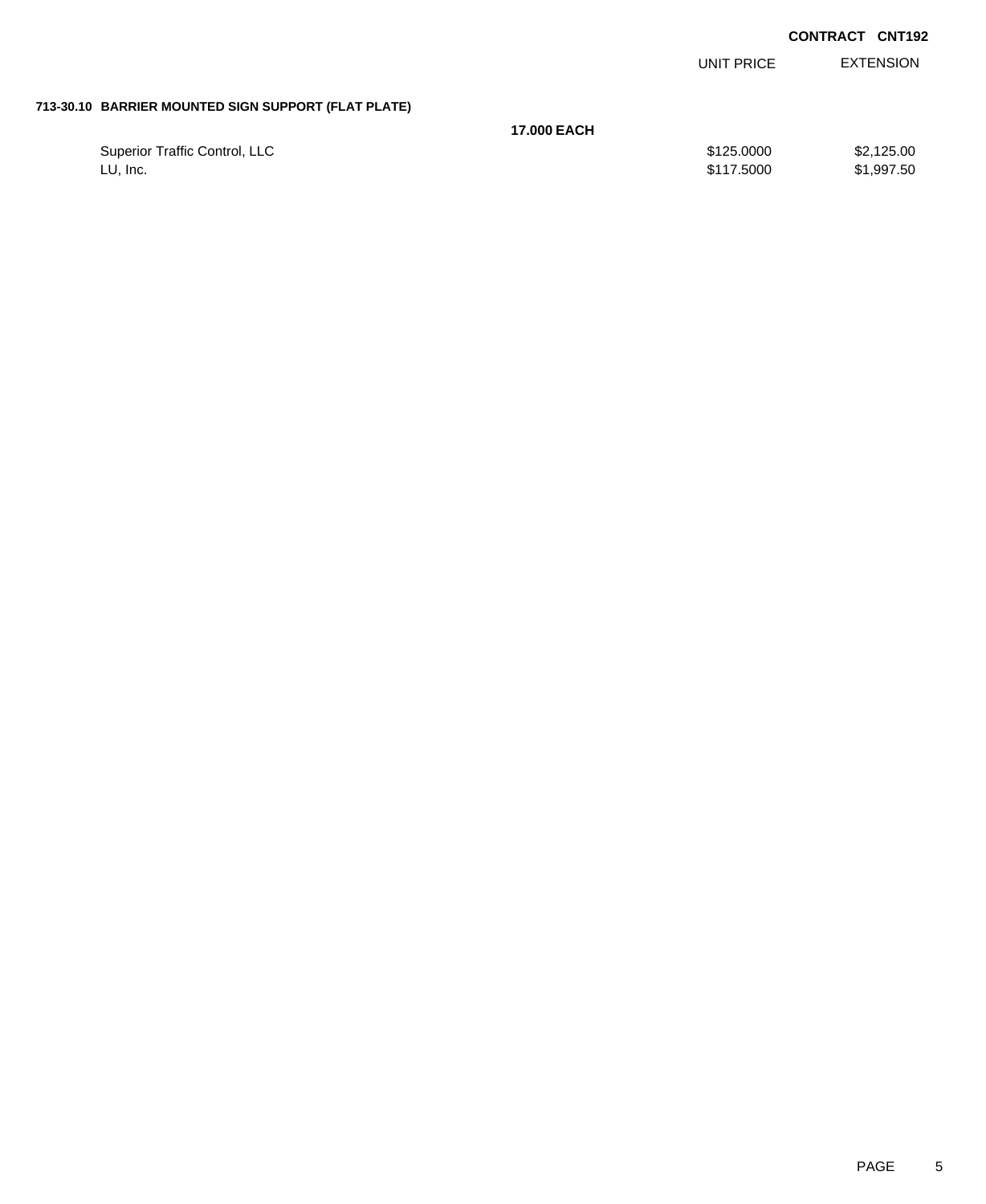**CONTRACT CNT192**

| | | UNIT PRICE | EXTENSION |
|---|---|---|---|
| **713-30.10 BARRIER MOUNTED SIGN SUPPORT (FLAT PLATE)** | | | |
| | **17.000 EACH** | | |
| Superior Traffic Control, LLC | | $125.0000 | $2,125.00 |
| LU, Inc. | | $117.5000 | $1,997.50 |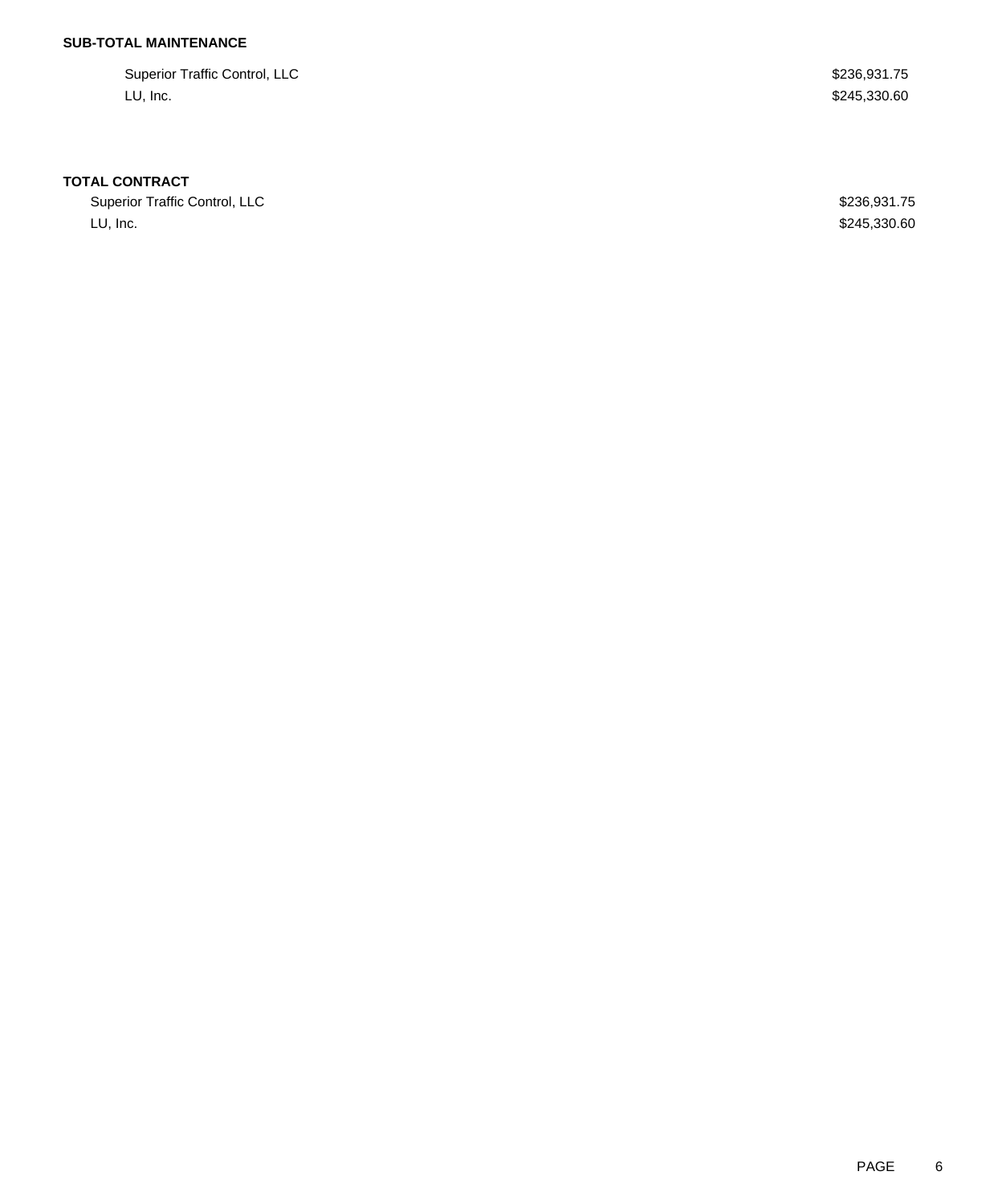**SUB-TOTAL MAINTENANCE**

| | |
|---|---|
| Superior Traffic Control, LLC | $236,931.75 |
| LU, Inc. | $245,330.60 |

**TOTAL CONTRACT**

| | |
|---|---|
| Superior Traffic Control, LLC | $236,931.75 |
| LU, Inc. | $245,330.60 |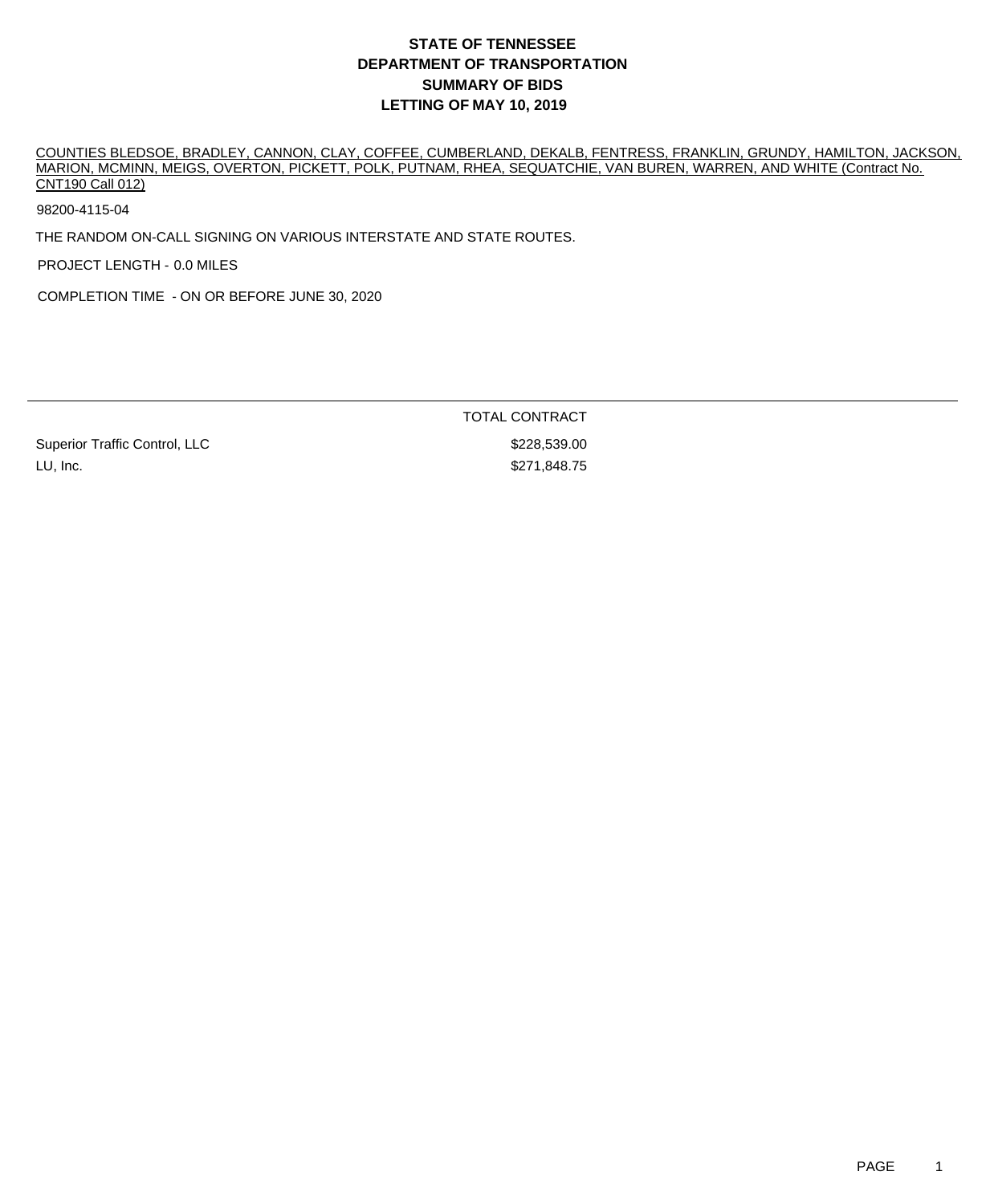# STATE OF TENNESSEE
# DEPARTMENT OF TRANSPORTATION
# SUMMARY OF BIDS
# LETTING OF MAY 10, 2019

COUNTIES BLEDSOE, BRADLEY, CANNON, CLAY, COFFEE, CUMBERLAND, DEKALB, FENTRESS, FRANKLIN, GRUNDY, HAMILTON, JACKSON, MARION, MCMINN, MEIGS, OVERTON, PICKETT, POLK, PUTNAM, RHEA, SEQUATCHIE, VAN BUREN, WARREN, AND WHITE (Contract No. CNT190 Call 012)

98200-4115-04

THE RANDOM ON-CALL SIGNING ON VARIOUS INTERSTATE AND STATE ROUTES.

PROJECT LENGTH - 0.0 MILES

COMPLETION TIME - ON OR BEFORE JUNE 30, 2020

| | TOTAL CONTRACT |
|---|---|
| Superior Traffic Control, LLC | $228,539.00 |
| LU, Inc. | $271,848.75 |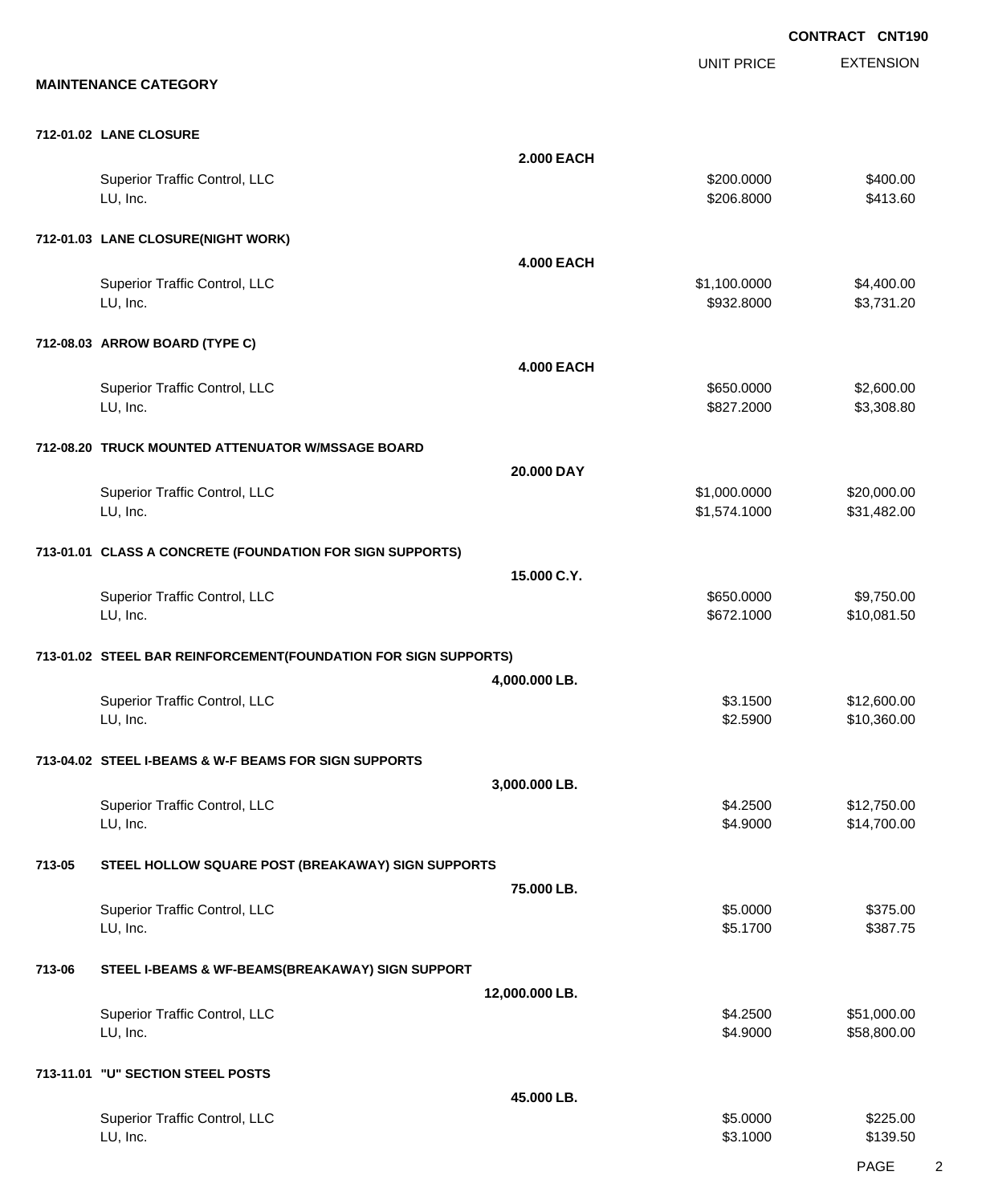**CONTRACT CNT190**

| | UNIT PRICE | EXTENSION |
|---|---|---|

**MAINTENANCE CATEGORY**

**712-01.02 LANE CLOSURE**

**2.000 EACH**

| | UNIT PRICE | EXTENSION |
|---|---|---|
| Superior Traffic Control, LLC | $200.0000 | $400.00 |
| LU, Inc. | $206.8000 | $413.60 |

**712-01.03 LANE CLOSURE(NIGHT WORK)**

**4.000 EACH**

| | UNIT PRICE | EXTENSION |
|---|---|---|
| Superior Traffic Control, LLC | $1,100.0000 | $4,400.00 |
| LU, Inc. | $932.8000 | $3,731.20 |

**712-08.03 ARROW BOARD (TYPE C)**

**4.000 EACH**

| | UNIT PRICE | EXTENSION |
|---|---|---|
| Superior Traffic Control, LLC | $650.0000 | $2,600.00 |
| LU, Inc. | $827.2000 | $3,308.80 |

**712-08.20 TRUCK MOUNTED ATTENUATOR W/MSSAGE BOARD**

**20.000 DAY**

| | UNIT PRICE | EXTENSION |
|---|---|---|
| Superior Traffic Control, LLC | $1,000.0000 | $20,000.00 |
| LU, Inc. | $1,574.1000 | $31,482.00 |

**713-01.01 CLASS A CONCRETE (FOUNDATION FOR SIGN SUPPORTS)**

**15.000 C.Y.**

| | UNIT PRICE | EXTENSION |
|---|---|---|
| Superior Traffic Control, LLC | $650.0000 | $9,750.00 |
| LU, Inc. | $672.1000 | $10,081.50 |

**713-01.02 STEEL BAR REINFORCEMENT(FOUNDATION FOR SIGN SUPPORTS)**

**4,000.000 LB.**

| | UNIT PRICE | EXTENSION |
|---|---|---|
| Superior Traffic Control, LLC | $3.1500 | $12,600.00 |
| LU, Inc. | $2.5900 | $10,360.00 |

**713-04.02 STEEL I-BEAMS & W-F BEAMS FOR SIGN SUPPORTS**

**3,000.000 LB.**

| | UNIT PRICE | EXTENSION |
|---|---|---|
| Superior Traffic Control, LLC | $4.2500 | $12,750.00 |
| LU, Inc. | $4.9000 | $14,700.00 |

**713-05 STEEL HOLLOW SQUARE POST (BREAKAWAY) SIGN SUPPORTS**

**75.000 LB.**

| | UNIT PRICE | EXTENSION |
|---|---|---|
| Superior Traffic Control, LLC | $5.0000 | $375.00 |
| LU, Inc. | $5.1700 | $387.75 |

**713-06 STEEL I-BEAMS & WF-BEAMS(BREAKAWAY) SIGN SUPPORT**

**12,000.000 LB.**

| | UNIT PRICE | EXTENSION |
|---|---|---|
| Superior Traffic Control, LLC | $4.2500 | $51,000.00 |
| LU, Inc. | $4.9000 | $58,800.00 |

**713-11.01 "U" SECTION STEEL POSTS**

**45.000 LB.**

| | UNIT PRICE | EXTENSION |
|---|---|---|
| Superior Traffic Control, LLC | $5.0000 | $225.00 |
| LU, Inc. | $3.1000 | $139.50 |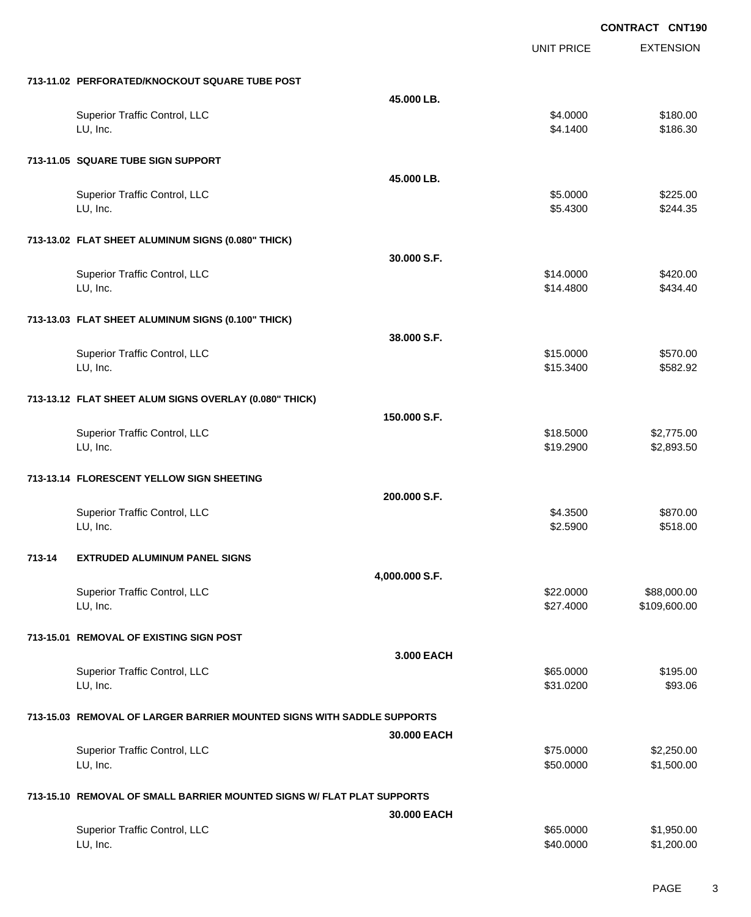**CONTRACT CNT190**

| | | UNIT PRICE | EXTENSION |
|---|---|---|---|
| **713-11.02 PERFORATED/KNOCKOUT SQUARE TUBE POST** | | | |
| | **45.000 LB.** | | |
| Superior Traffic Control, LLC | | $4.0000 | $180.00 |
| LU, Inc. | | $4.1400 | $186.30 |
| **713-11.05 SQUARE TUBE SIGN SUPPORT** | | | |
| | **45.000 LB.** | | |
| Superior Traffic Control, LLC | | $5.0000 | $225.00 |
| LU, Inc. | | $5.4300 | $244.35 |
| **713-13.02 FLAT SHEET ALUMINUM SIGNS (0.080" THICK)** | | | |
| | **30.000 S.F.** | | |
| Superior Traffic Control, LLC | | $14.0000 | $420.00 |
| LU, Inc. | | $14.4800 | $434.40 |
| **713-13.03 FLAT SHEET ALUMINUM SIGNS (0.100" THICK)** | | | |
| | **38.000 S.F.** | | |
| Superior Traffic Control, LLC | | $15.0000 | $570.00 |
| LU, Inc. | | $15.3400 | $582.92 |
| **713-13.12 FLAT SHEET ALUM SIGNS OVERLAY (0.080" THICK)** | | | |
| | **150.000 S.F.** | | |
| Superior Traffic Control, LLC | | $18.5000 | $2,775.00 |
| LU, Inc. | | $19.2900 | $2,893.50 |
| **713-13.14 FLORESCENT YELLOW SIGN SHEETING** | | | |
| | **200.000 S.F.** | | |
| Superior Traffic Control, LLC | | $4.3500 | $870.00 |
| LU, Inc. | | $2.5900 | $518.00 |
| **713-14 EXTRUDED ALUMINUM PANEL SIGNS** | | | |
| | **4,000.000 S.F.** | | |
| Superior Traffic Control, LLC | | $22.0000 | $88,000.00 |
| LU, Inc. | | $27.4000 | $109,600.00 |
| **713-15.01 REMOVAL OF EXISTING SIGN POST** | | | |
| | **3.000 EACH** | | |
| Superior Traffic Control, LLC | | $65.0000 | $195.00 |
| LU, Inc. | | $31.0200 | $93.06 |
| **713-15.03 REMOVAL OF LARGER BARRIER MOUNTED SIGNS WITH SADDLE SUPPORTS** | | | |
| | **30.000 EACH** | | |
| Superior Traffic Control, LLC | | $75.0000 | $2,250.00 |
| LU, Inc. | | $50.0000 | $1,500.00 |
| **713-15.10 REMOVAL OF SMALL BARRIER MOUNTED SIGNS W/ FLAT PLAT SUPPORTS** | | | |
| | **30.000 EACH** | | |
| Superior Traffic Control, LLC | | $65.0000 | $1,950.00 |
| LU, Inc. | | $40.0000 | $1,200.00 |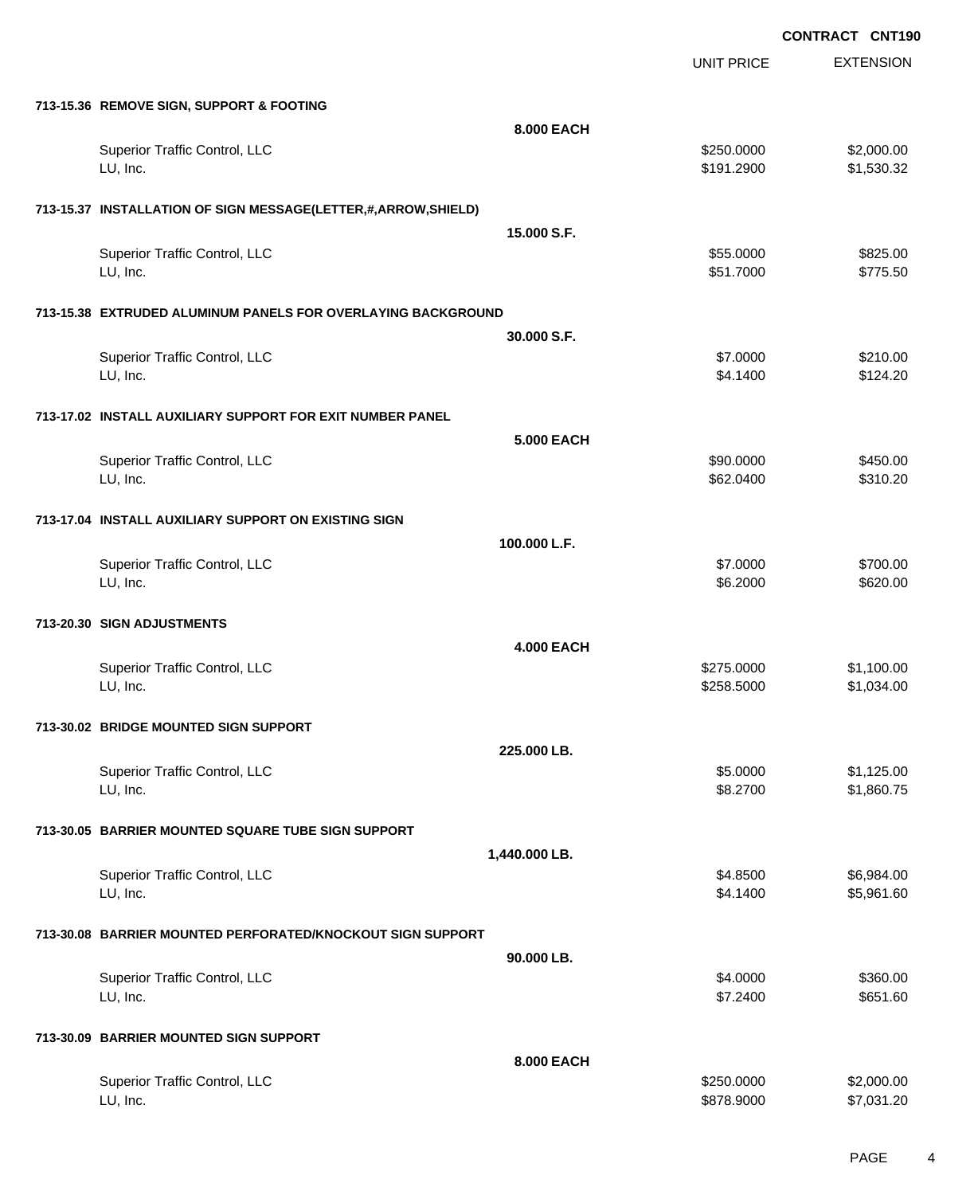CONTRACT CNT190

| | | UNIT PRICE | EXTENSION |
|---|---|---|---|
| **713-15.36 REMOVE SIGN, SUPPORT & FOOTING** | | | |
| | **8.000 EACH** | | |
| Superior Traffic Control, LLC | | $250.0000 | $2,000.00 |
| LU, Inc. | | $191.2900 | $1,530.32 |
| **713-15.37 INSTALLATION OF SIGN MESSAGE(LETTER,#,ARROW,SHIELD)** | | | |
| | **15.000 S.F.** | | |
| Superior Traffic Control, LLC | | $55.0000 | $825.00 |
| LU, Inc. | | $51.7000 | $775.50 |
| **713-15.38 EXTRUDED ALUMINUM PANELS FOR OVERLAYING BACKGROUND** | | | |
| | **30.000 S.F.** | | |
| Superior Traffic Control, LLC | | $7.0000 | $210.00 |
| LU, Inc. | | $4.1400 | $124.20 |
| **713-17.02 INSTALL AUXILIARY SUPPORT FOR EXIT NUMBER PANEL** | | | |
| | **5.000 EACH** | | |
| Superior Traffic Control, LLC | | $90.0000 | $450.00 |
| LU, Inc. | | $62.0400 | $310.20 |
| **713-17.04 INSTALL AUXILIARY SUPPORT ON EXISTING SIGN** | | | |
| | **100.000 L.F.** | | |
| Superior Traffic Control, LLC | | $7.0000 | $700.00 |
| LU, Inc. | | $6.2000 | $620.00 |
| **713-20.30 SIGN ADJUSTMENTS** | | | |
| | **4.000 EACH** | | |
| Superior Traffic Control, LLC | | $275.0000 | $1,100.00 |
| LU, Inc. | | $258.5000 | $1,034.00 |
| **713-30.02 BRIDGE MOUNTED SIGN SUPPORT** | | | |
| | **225.000 LB.** | | |
| Superior Traffic Control, LLC | | $5.0000 | $1,125.00 |
| LU, Inc. | | $8.2700 | $1,860.75 |
| **713-30.05 BARRIER MOUNTED SQUARE TUBE SIGN SUPPORT** | | | |
| | **1,440.000 LB.** | | |
| Superior Traffic Control, LLC | | $4.8500 | $6,984.00 |
| LU, Inc. | | $4.1400 | $5,961.60 |
| **713-30.08 BARRIER MOUNTED PERFORATED/KNOCKOUT SIGN SUPPORT** | | | |
| | **90.000 LB.** | | |
| Superior Traffic Control, LLC | | $4.0000 | $360.00 |
| LU, Inc. | | $7.2400 | $651.60 |
| **713-30.09 BARRIER MOUNTED SIGN SUPPORT** | | | |
| | **8.000 EACH** | | |
| Superior Traffic Control, LLC | | $250.0000 | $2,000.00 |
| LU, Inc. | | $878.9000 | $7,031.20 |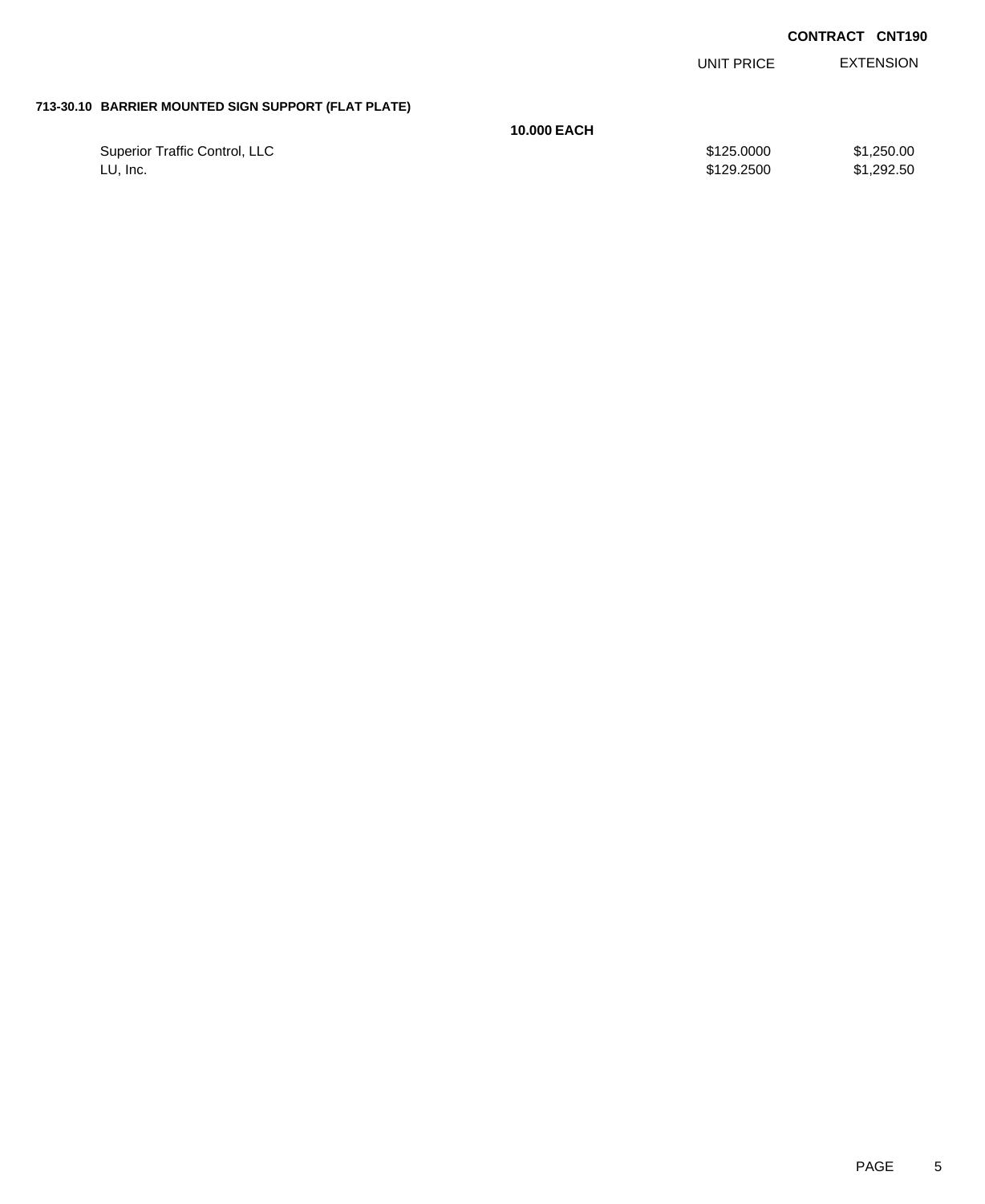**CONTRACT CNT190**

| | | UNIT PRICE | EXTENSION |
|---|---|---|---|
| **713-30.10 BARRIER MOUNTED SIGN SUPPORT (FLAT PLATE)** | | | |
| | **10.000 EACH** | | |
| Superior Traffic Control, LLC | | $125.0000 | $1,250.00 |
| LU, Inc. | | $129.2500 | $1,292.50 |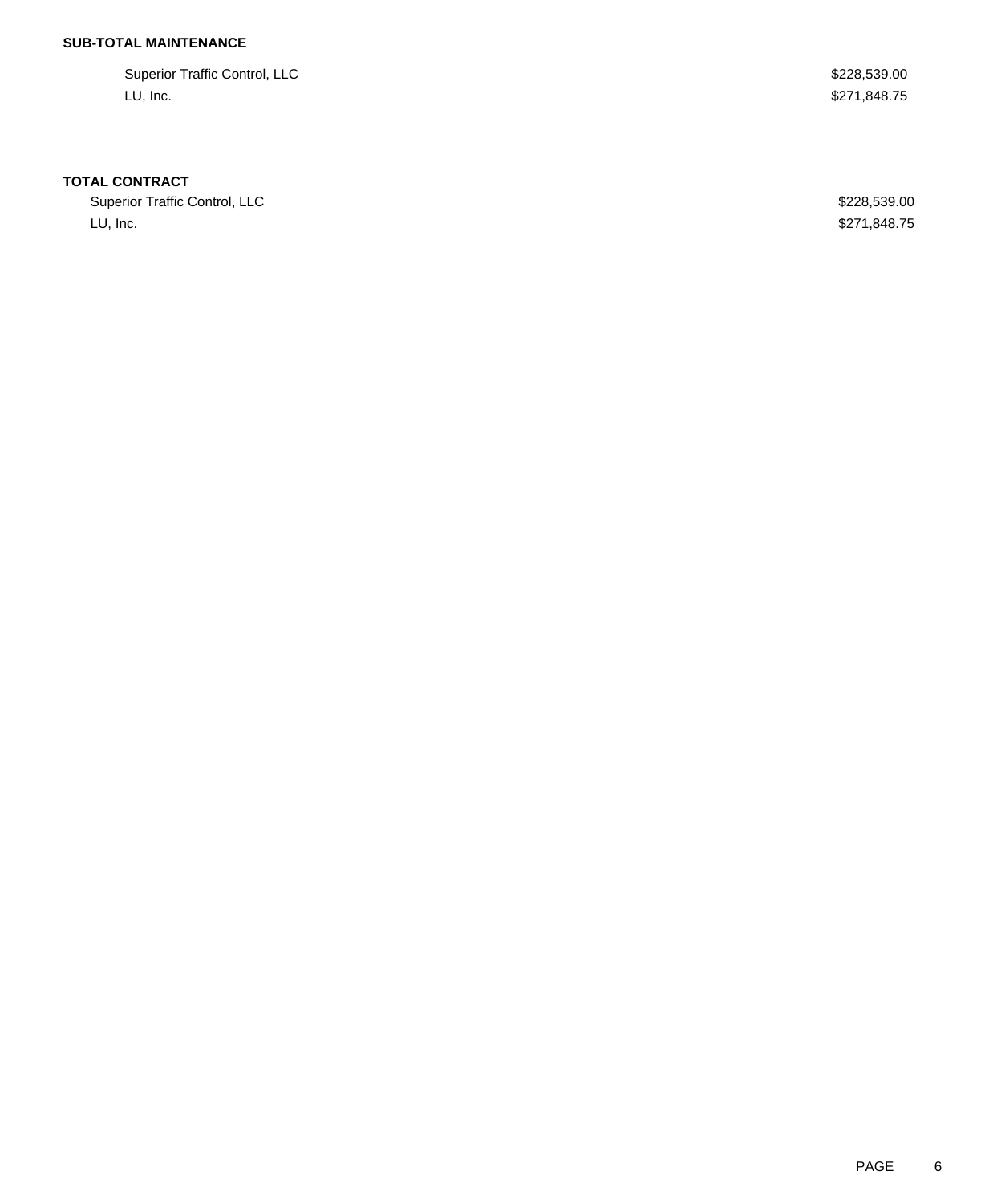**SUB-TOTAL MAINTENANCE**

| | |
|---|---|
| Superior Traffic Control, LLC | $228,539.00 |
| LU, Inc. | $271,848.75 |

**TOTAL CONTRACT**

| | |
|---|---|
| Superior Traffic Control, LLC | $228,539.00 |
| LU, Inc. | $271,848.75 |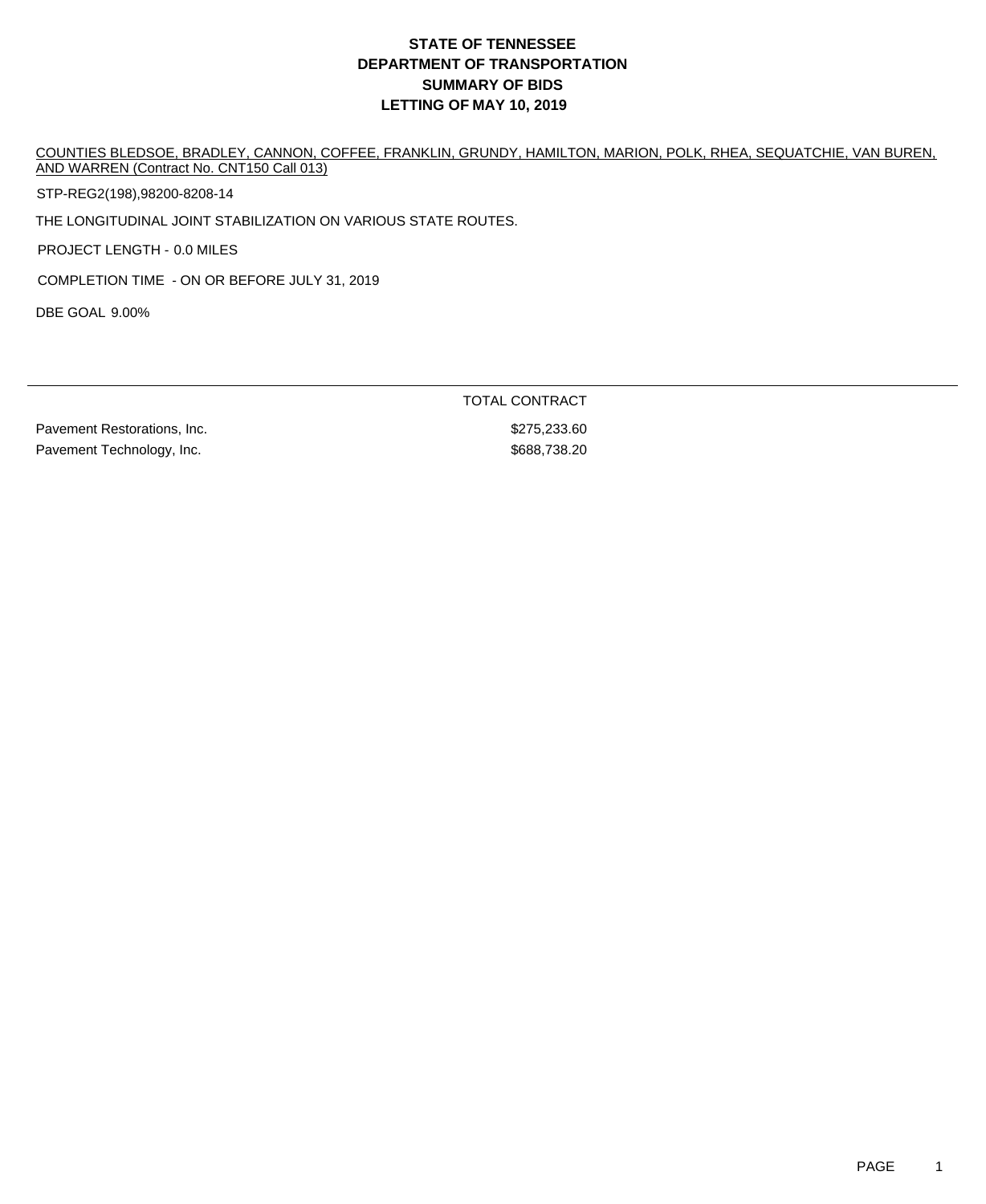# STATE OF TENNESSEE
# DEPARTMENT OF TRANSPORTATION
# SUMMARY OF BIDS
# LETTING OF MAY 10, 2019

COUNTIES BLEDSOE, BRADLEY, CANNON, COFFEE, FRANKLIN, GRUNDY, HAMILTON, MARION, POLK, RHEA, SEQUATCHIE, VAN BUREN, AND WARREN (Contract No. CNT150 Call 013)

STP-REG2(198),98200-8208-14

THE LONGITUDINAL JOINT STABILIZATION ON VARIOUS STATE ROUTES.

PROJECT LENGTH - 0.0 MILES

COMPLETION TIME - ON OR BEFORE JULY 31, 2019

DBE GOAL 9.00%

| | TOTAL CONTRACT |
|---|---|
| Pavement Restorations, Inc. | $275,233.60 |
| Pavement Technology, Inc. | $688,738.20 |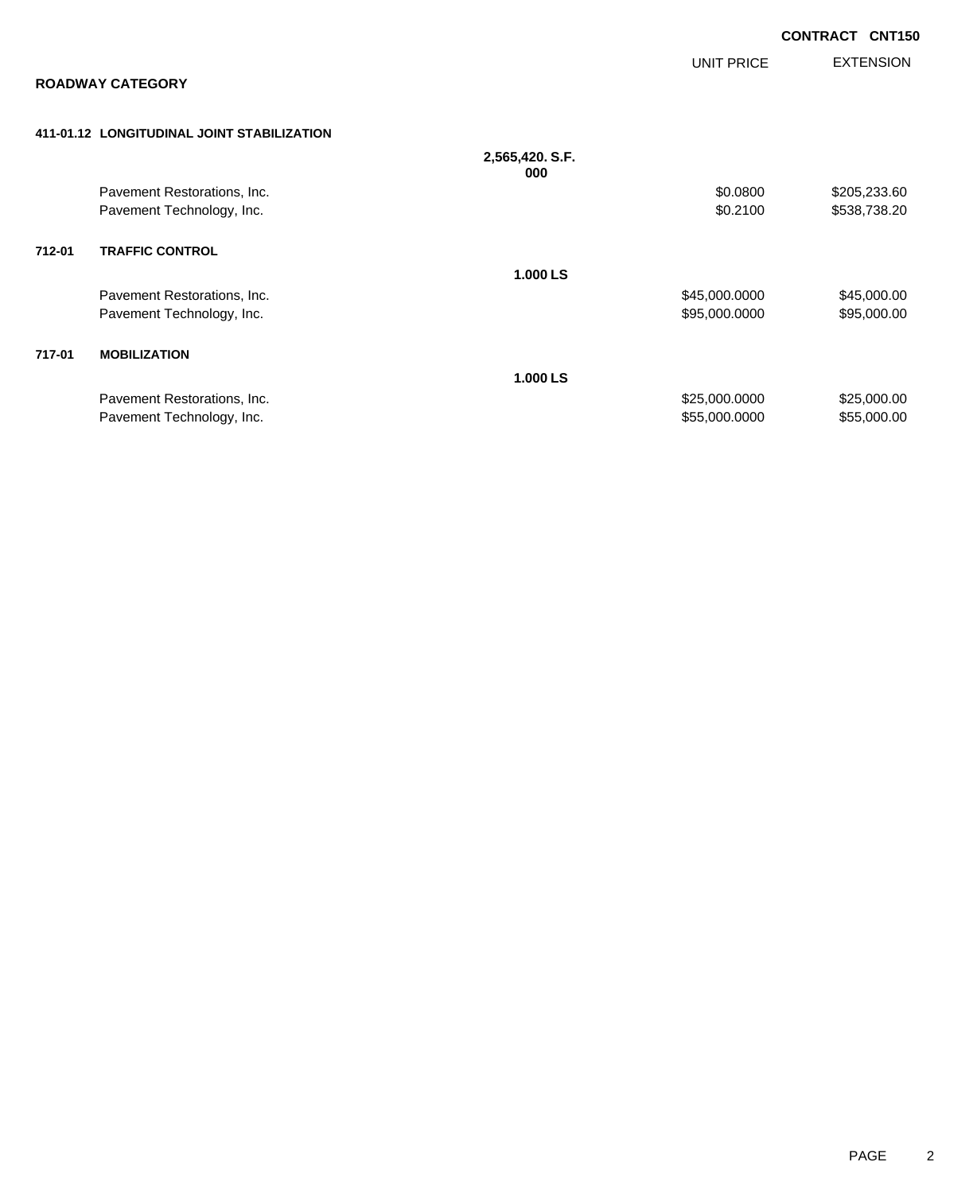**CONTRACT CNT150**

| | | | UNIT PRICE | EXTENSION |
|---|---|---|---|---|
| **ROADWAY CATEGORY** | | | | |
| **411-01.12** | **LONGITUDINAL JOINT STABILIZATION** | | | |
| | | **2,565,420.000 S.F.** | | |
| | Pavement Restorations, Inc. | | $0.0800 | $205,233.60 |
| | Pavement Technology, Inc. | | $0.2100 | $538,738.20 |
| **712-01** | **TRAFFIC CONTROL** | | | |
| | | **1.000 LS** | | |
| | Pavement Restorations, Inc. | | $45,000.0000 | $45,000.00 |
| | Pavement Technology, Inc. | | $95,000.0000 | $95,000.00 |
| **717-01** | **MOBILIZATION** | | | |
| | | **1.000 LS** | | |
| | Pavement Restorations, Inc. | | $25,000.0000 | $25,000.00 |
| | Pavement Technology, Inc. | | $55,000.0000 | $55,000.00 |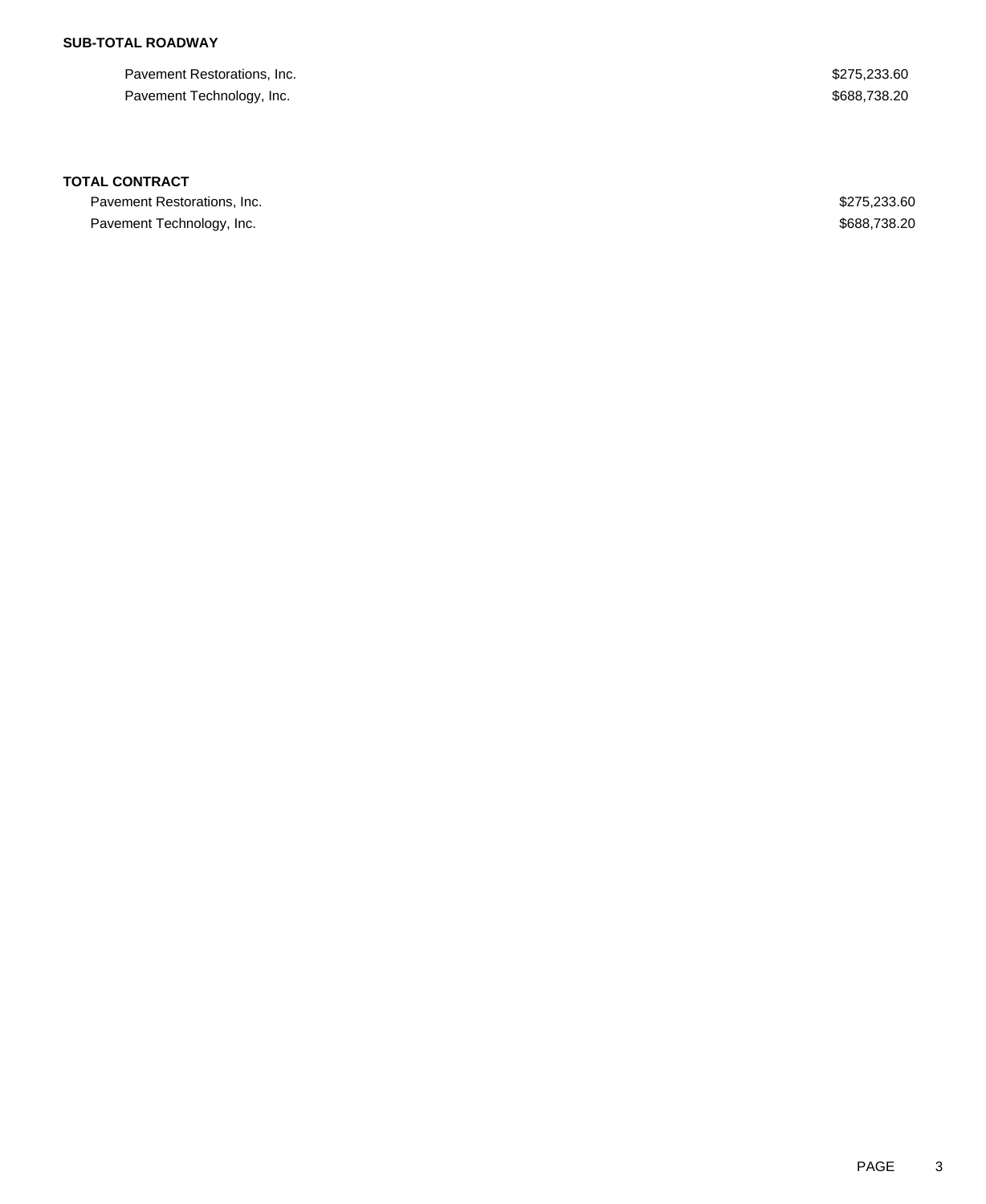**SUB-TOTAL ROADWAY**

| | |
|---|---|
| Pavement Restorations, Inc. | $275,233.60 |
| Pavement Technology, Inc. | $688,738.20 |

**TOTAL CONTRACT**

| | |
|---|---|
| Pavement Restorations, Inc. | $275,233.60 |
| Pavement Technology, Inc. | $688,738.20 |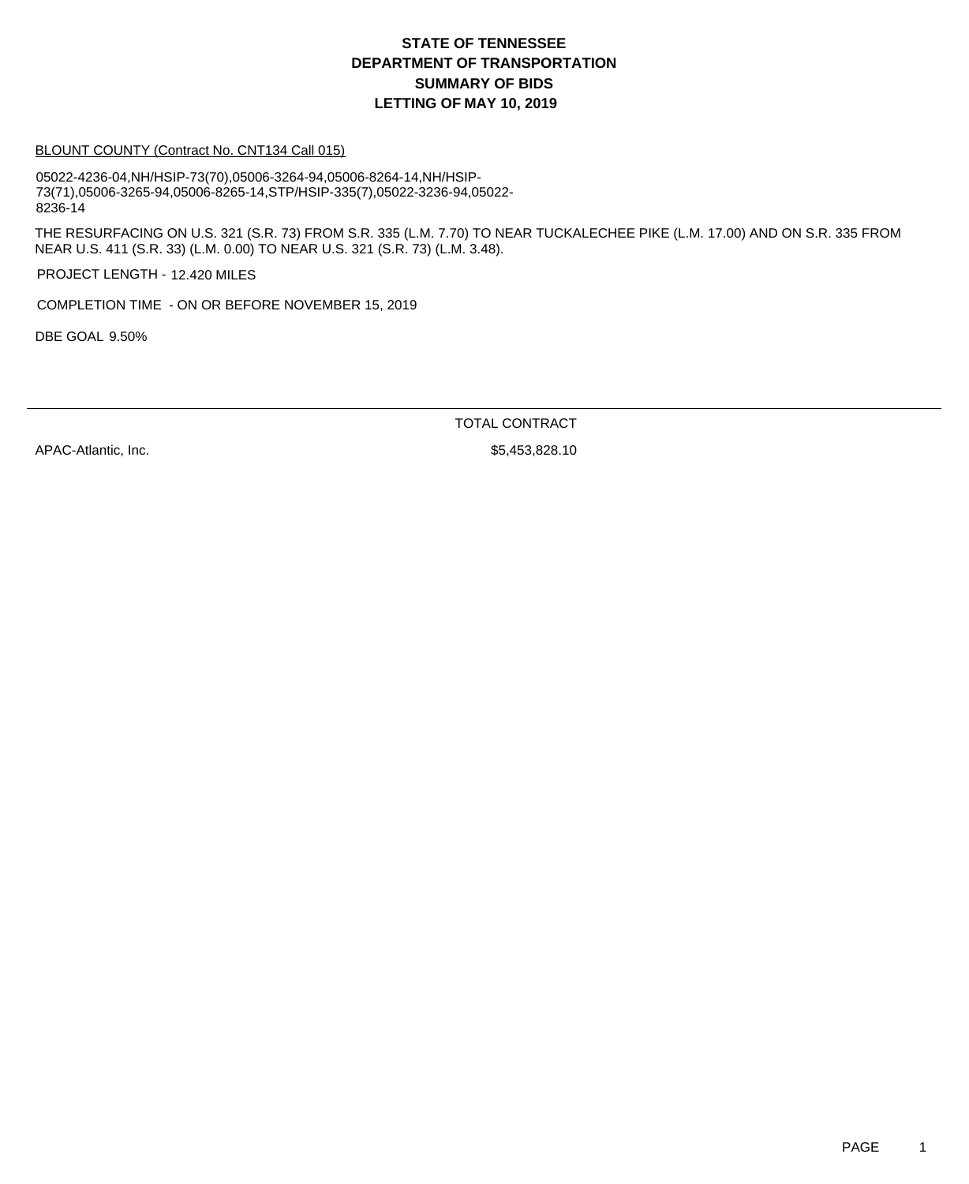# STATE OF TENNESSEE
# DEPARTMENT OF TRANSPORTATION
# SUMMARY OF BIDS
# LETTING OF MAY 10, 2019

BLOUNT COUNTY (Contract No. CNT134 Call 015)

05022-4236-04,NH/HSIP-73(70),05006-3264-94,05006-8264-14,NH/HSIP-73(71),05006-3265-94,05006-8265-14,STP/HSIP-335(7),05022-3236-94,05022-8236-14

THE RESURFACING ON U.S. 321 (S.R. 73) FROM S.R. 335 (L.M. 7.70) TO NEAR TUCKALECHEE PIKE (L.M. 17.00) AND ON S.R. 335 FROM NEAR U.S. 411 (S.R. 33) (L.M. 0.00) TO NEAR U.S. 321 (S.R. 73) (L.M. 3.48).

PROJECT LENGTH - 12.420 MILES

COMPLETION TIME - ON OR BEFORE NOVEMBER 15, 2019

DBE GOAL 9.50%

| | TOTAL CONTRACT |
|---|---|
| APAC-Atlantic, Inc. | $5,453,828.10 |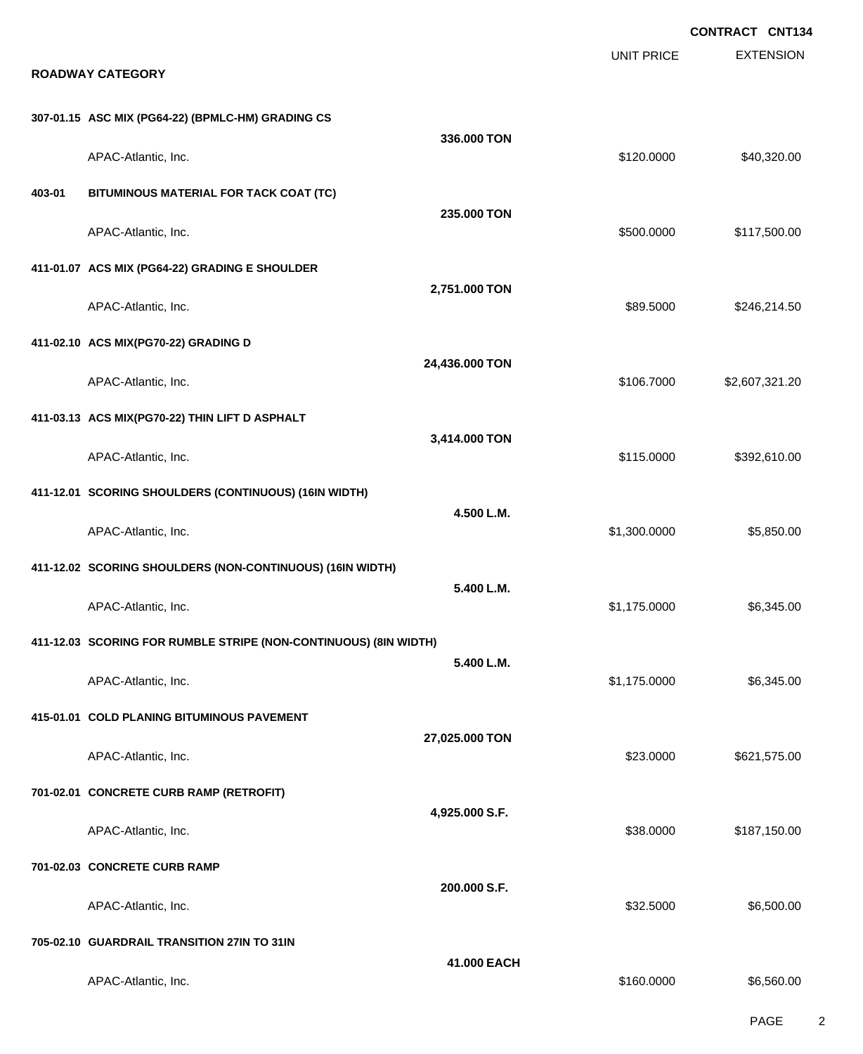**CONTRACT CNT134**

## ROADWAY CATEGORY

| | | | UNIT PRICE | EXTENSION |
|---|---|---|---|---|
| **307-01.15** | **ASC MIX (PG64-22) (BPMLC-HM) GRADING CS** | | | |
| | | **336.000 TON** | | |
| | APAC-Atlantic, Inc. | | \$120.0000 | \$40,320.00 |
| **403-01** | **BITUMINOUS MATERIAL FOR TACK COAT (TC)** | | | |
| | | **235.000 TON** | | |
| | APAC-Atlantic, Inc. | | \$500.0000 | \$117,500.00 |
| **411-01.07** | **ACS MIX (PG64-22) GRADING E SHOULDER** | | | |
| | | **2,751.000 TON** | | |
| | APAC-Atlantic, Inc. | | \$89.5000 | \$246,214.50 |
| **411-02.10** | **ACS MIX(PG70-22) GRADING D** | | | |
| | | **24,436.000 TON** | | |
| | APAC-Atlantic, Inc. | | \$106.7000 | \$2,607,321.20 |
| **411-03.13** | **ACS MIX(PG70-22) THIN LIFT D ASPHALT** | | | |
| | | **3,414.000 TON** | | |
| | APAC-Atlantic, Inc. | | \$115.0000 | \$392,610.00 |
| **411-12.01** | **SCORING SHOULDERS (CONTINUOUS) (16IN WIDTH)** | | | |
| | | **4.500 L.M.** | | |
| | APAC-Atlantic, Inc. | | \$1,300.0000 | \$5,850.00 |
| **411-12.02** | **SCORING SHOULDERS (NON-CONTINUOUS) (16IN WIDTH)** | | | |
| | | **5.400 L.M.** | | |
| | APAC-Atlantic, Inc. | | \$1,175.0000 | \$6,345.00 |
| **411-12.03** | **SCORING FOR RUMBLE STRIPE (NON-CONTINUOUS) (8IN WIDTH)** | | | |
| | | **5.400 L.M.** | | |
| | APAC-Atlantic, Inc. | | \$1,175.0000 | \$6,345.00 |
| **415-01.01** | **COLD PLANING BITUMINOUS PAVEMENT** | | | |
| | | **27,025.000 TON** | | |
| | APAC-Atlantic, Inc. | | \$23.0000 | \$621,575.00 |
| **701-02.01** | **CONCRETE CURB RAMP (RETROFIT)** | | | |
| | | **4,925.000 S.F.** | | |
| | APAC-Atlantic, Inc. | | \$38.0000 | \$187,150.00 |
| **701-02.03** | **CONCRETE CURB RAMP** | | | |
| | | **200.000 S.F.** | | |
| | APAC-Atlantic, Inc. | | \$32.5000 | \$6,500.00 |
| **705-02.10** | **GUARDRAIL TRANSITION 27IN TO 31IN** | | | |
| | | **41.000 EACH** | | |
| | APAC-Atlantic, Inc. | | \$160.0000 | \$6,560.00 |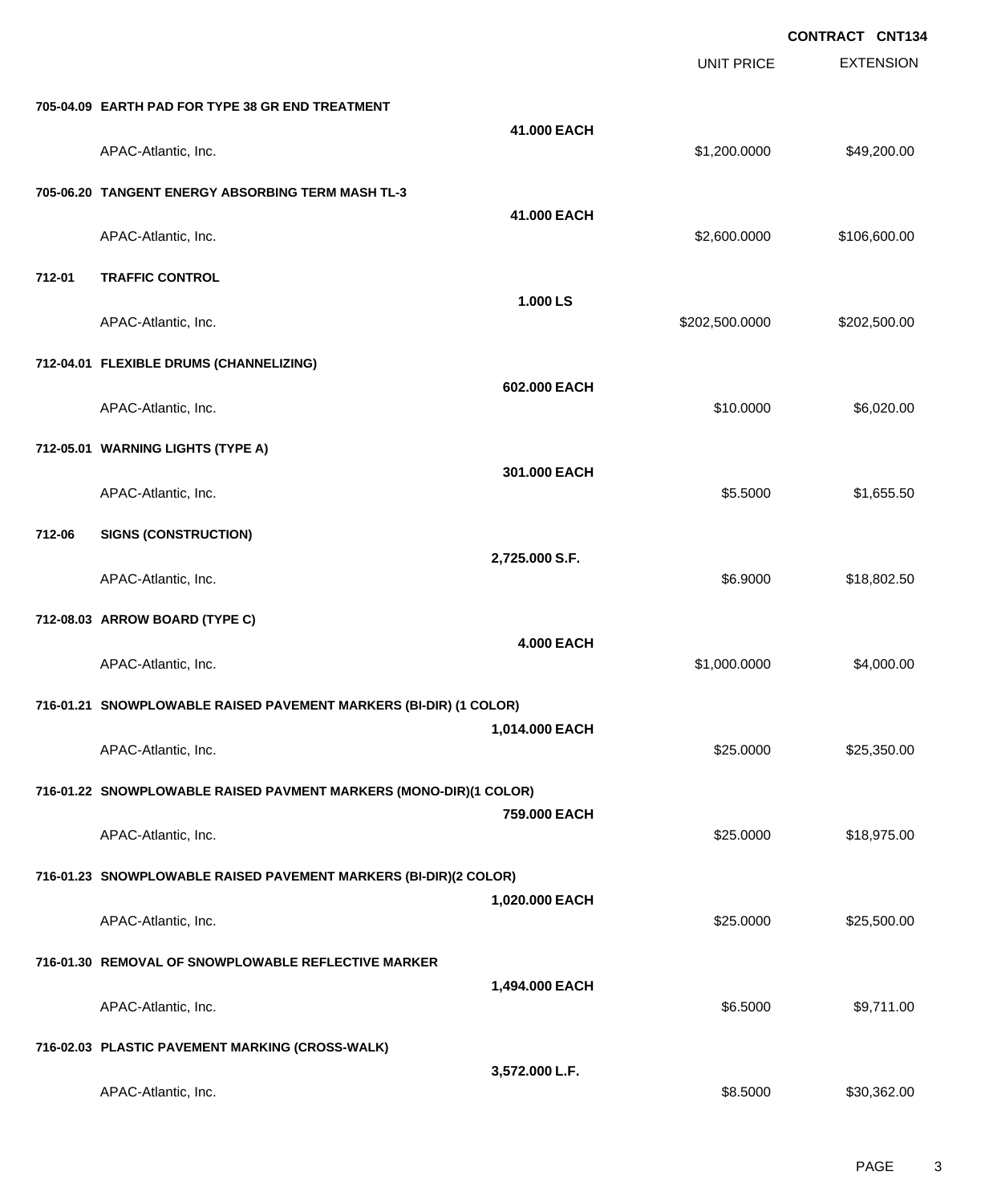**CONTRACT CNT134**

| | | | UNIT PRICE | EXTENSION |
|---|---|---|---|---|
| **705-04.09** | **EARTH PAD FOR TYPE 38 GR END TREATMENT** | | | |
| | | **41.000 EACH** | | |
| | APAC-Atlantic, Inc. | | $1,200.0000 | $49,200.00 |
| **705-06.20** | **TANGENT ENERGY ABSORBING TERM MASH TL-3** | | | |
| | | **41.000 EACH** | | |
| | APAC-Atlantic, Inc. | | $2,600.0000 | $106,600.00 |
| **712-01** | **TRAFFIC CONTROL** | | | |
| | | **1.000 LS** | | |
| | APAC-Atlantic, Inc. | | $202,500.0000 | $202,500.00 |
| **712-04.01** | **FLEXIBLE DRUMS (CHANNELIZING)** | | | |
| | | **602.000 EACH** | | |
| | APAC-Atlantic, Inc. | | $10.0000 | $6,020.00 |
| **712-05.01** | **WARNING LIGHTS (TYPE A)** | | | |
| | | **301.000 EACH** | | |
| | APAC-Atlantic, Inc. | | $5.5000 | $1,655.50 |
| **712-06** | **SIGNS (CONSTRUCTION)** | | | |
| | | **2,725.000 S.F.** | | |
| | APAC-Atlantic, Inc. | | $6.9000 | $18,802.50 |
| **712-08.03** | **ARROW BOARD (TYPE C)** | | | |
| | | **4.000 EACH** | | |
| | APAC-Atlantic, Inc. | | $1,000.0000 | $4,000.00 |
| **716-01.21** | **SNOWPLOWABLE RAISED PAVEMENT MARKERS (BI-DIR) (1 COLOR)** | | | |
| | | **1,014.000 EACH** | | |
| | APAC-Atlantic, Inc. | | $25.0000 | $25,350.00 |
| **716-01.22** | **SNOWPLOWABLE RAISED PAVMENT MARKERS (MONO-DIR)(1 COLOR)** | | | |
| | | **759.000 EACH** | | |
| | APAC-Atlantic, Inc. | | $25.0000 | $18,975.00 |
| **716-01.23** | **SNOWPLOWABLE RAISED PAVEMENT MARKERS (BI-DIR)(2 COLOR)** | | | |
| | | **1,020.000 EACH** | | |
| | APAC-Atlantic, Inc. | | $25.0000 | $25,500.00 |
| **716-01.30** | **REMOVAL OF SNOWPLOWABLE REFLECTIVE MARKER** | | | |
| | | **1,494.000 EACH** | | |
| | APAC-Atlantic, Inc. | | $6.5000 | $9,711.00 |
| **716-02.03** | **PLASTIC PAVEMENT MARKING (CROSS-WALK)** | | | |
| | | **3,572.000 L.F.** | | |
| | APAC-Atlantic, Inc. | | $8.5000 | $30,362.00 |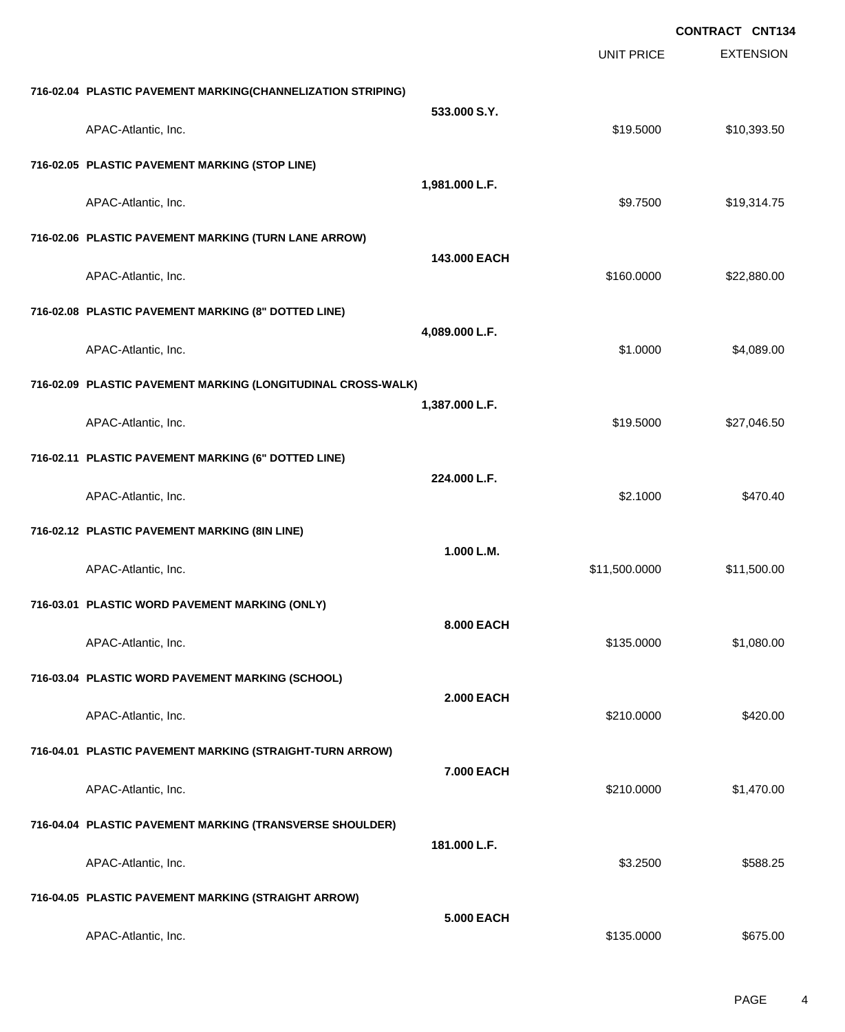**CONTRACT CNT134**

| | | UNIT PRICE | EXTENSION |
|---|---|---|---|
| **716-02.04 PLASTIC PAVEMENT MARKING(CHANNELIZATION STRIPING)** | | | |
| | **533.000 S.Y.** | | |
| APAC-Atlantic, Inc. | | $19.5000 | $10,393.50 |
| **716-02.05 PLASTIC PAVEMENT MARKING (STOP LINE)** | | | |
| | **1,981.000 L.F.** | | |
| APAC-Atlantic, Inc. | | $9.7500 | $19,314.75 |
| **716-02.06 PLASTIC PAVEMENT MARKING (TURN LANE ARROW)** | | | |
| | **143.000 EACH** | | |
| APAC-Atlantic, Inc. | | $160.0000 | $22,880.00 |
| **716-02.08 PLASTIC PAVEMENT MARKING (8" DOTTED LINE)** | | | |
| | **4,089.000 L.F.** | | |
| APAC-Atlantic, Inc. | | $1.0000 | $4,089.00 |
| **716-02.09 PLASTIC PAVEMENT MARKING (LONGITUDINAL CROSS-WALK)** | | | |
| | **1,387.000 L.F.** | | |
| APAC-Atlantic, Inc. | | $19.5000 | $27,046.50 |
| **716-02.11 PLASTIC PAVEMENT MARKING (6" DOTTED LINE)** | | | |
| | **224.000 L.F.** | | |
| APAC-Atlantic, Inc. | | $2.1000 | $470.40 |
| **716-02.12 PLASTIC PAVEMENT MARKING (8IN LINE)** | | | |
| | **1.000 L.M.** | | |
| APAC-Atlantic, Inc. | | $11,500.0000 | $11,500.00 |
| **716-03.01 PLASTIC WORD PAVEMENT MARKING (ONLY)** | | | |
| | **8.000 EACH** | | |
| APAC-Atlantic, Inc. | | $135.0000 | $1,080.00 |
| **716-03.04 PLASTIC WORD PAVEMENT MARKING (SCHOOL)** | | | |
| | **2.000 EACH** | | |
| APAC-Atlantic, Inc. | | $210.0000 | $420.00 |
| **716-04.01 PLASTIC PAVEMENT MARKING (STRAIGHT-TURN ARROW)** | | | |
| | **7.000 EACH** | | |
| APAC-Atlantic, Inc. | | $210.0000 | $1,470.00 |
| **716-04.04 PLASTIC PAVEMENT MARKING (TRANSVERSE SHOULDER)** | | | |
| | **181.000 L.F.** | | |
| APAC-Atlantic, Inc. | | $3.2500 | $588.25 |
| **716-04.05 PLASTIC PAVEMENT MARKING (STRAIGHT ARROW)** | | | |
| | **5.000 EACH** | | |
| APAC-Atlantic, Inc. | | $135.0000 | $675.00 |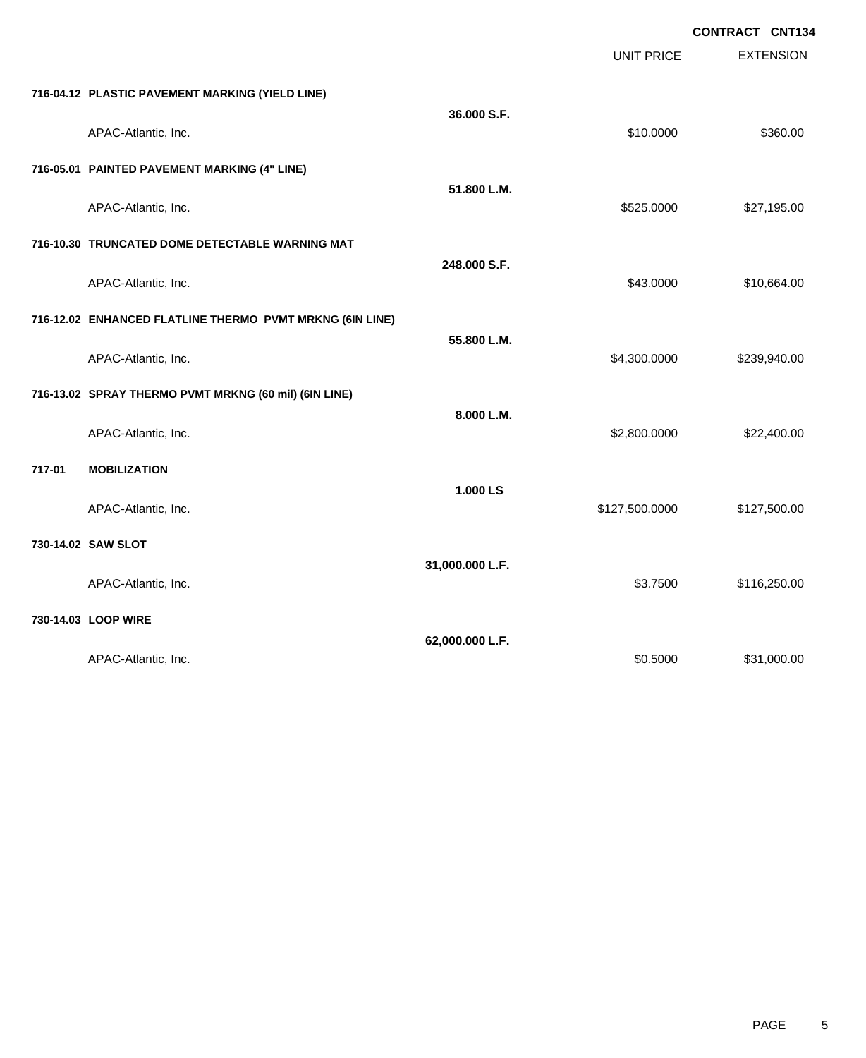**CONTRACT CNT134**

| | | UNIT PRICE | EXTENSION |
|---|---|---|---|
| **716-04.12 PLASTIC PAVEMENT MARKING (YIELD LINE)** | **36.000 S.F.** | | |
| APAC-Atlantic, Inc. | | $10.0000 | $360.00 |
| **716-05.01 PAINTED PAVEMENT MARKING (4" LINE)** | **51.800 L.M.** | | |
| APAC-Atlantic, Inc. | | $525.0000 | $27,195.00 |
| **716-10.30 TRUNCATED DOME DETECTABLE WARNING MAT** | **248.000 S.F.** | | |
| APAC-Atlantic, Inc. | | $43.0000 | $10,664.00 |
| **716-12.02 ENHANCED FLATLINE THERMO PVMT MRKNG (6IN LINE)** | **55.800 L.M.** | | |
| APAC-Atlantic, Inc. | | $4,300.0000 | $239,940.00 |
| **716-13.02 SPRAY THERMO PVMT MRKNG (60 mil) (6IN LINE)** | **8.000 L.M.** | | |
| APAC-Atlantic, Inc. | | $2,800.0000 | $22,400.00 |
| **717-01 MOBILIZATION** | **1.000 LS** | | |
| APAC-Atlantic, Inc. | | $127,500.0000 | $127,500.00 |
| **730-14.02 SAW SLOT** | **31,000.000 L.F.** | | |
| APAC-Atlantic, Inc. | | $3.7500 | $116,250.00 |
| **730-14.03 LOOP WIRE** | **62,000.000 L.F.** | | |
| APAC-Atlantic, Inc. | | $0.5000 | $31,000.00 |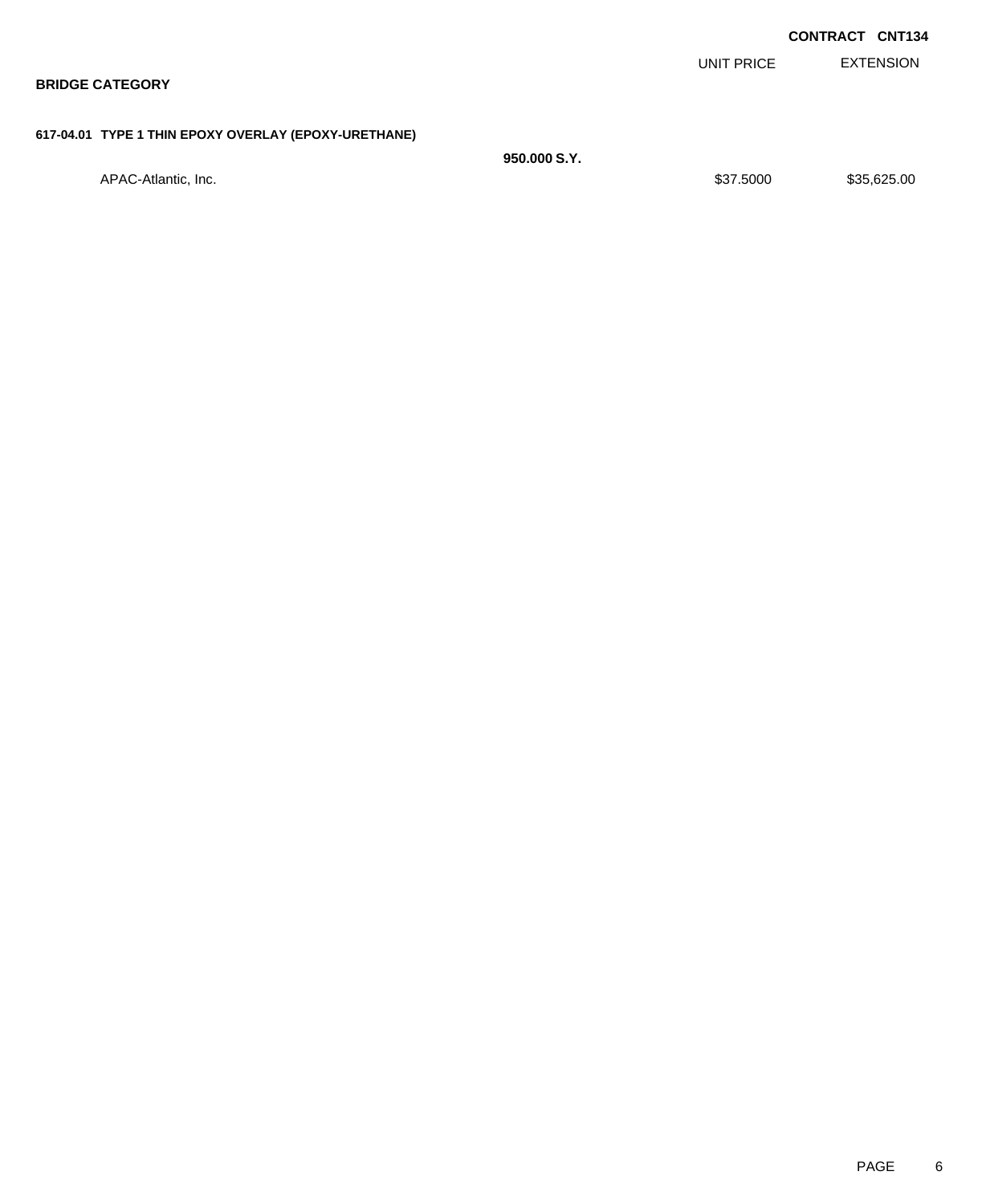**CONTRACT CNT134**

| | | UNIT PRICE | EXTENSION |
|---|---|---|---|
| **BRIDGE CATEGORY** | | | |
| **617-04.01 TYPE 1 THIN EPOXY OVERLAY (EPOXY-URETHANE)** | | | |
| | **950.000 S.Y.** | | |
| APAC-Atlantic, Inc. | | $37.5000 | $35,625.00 |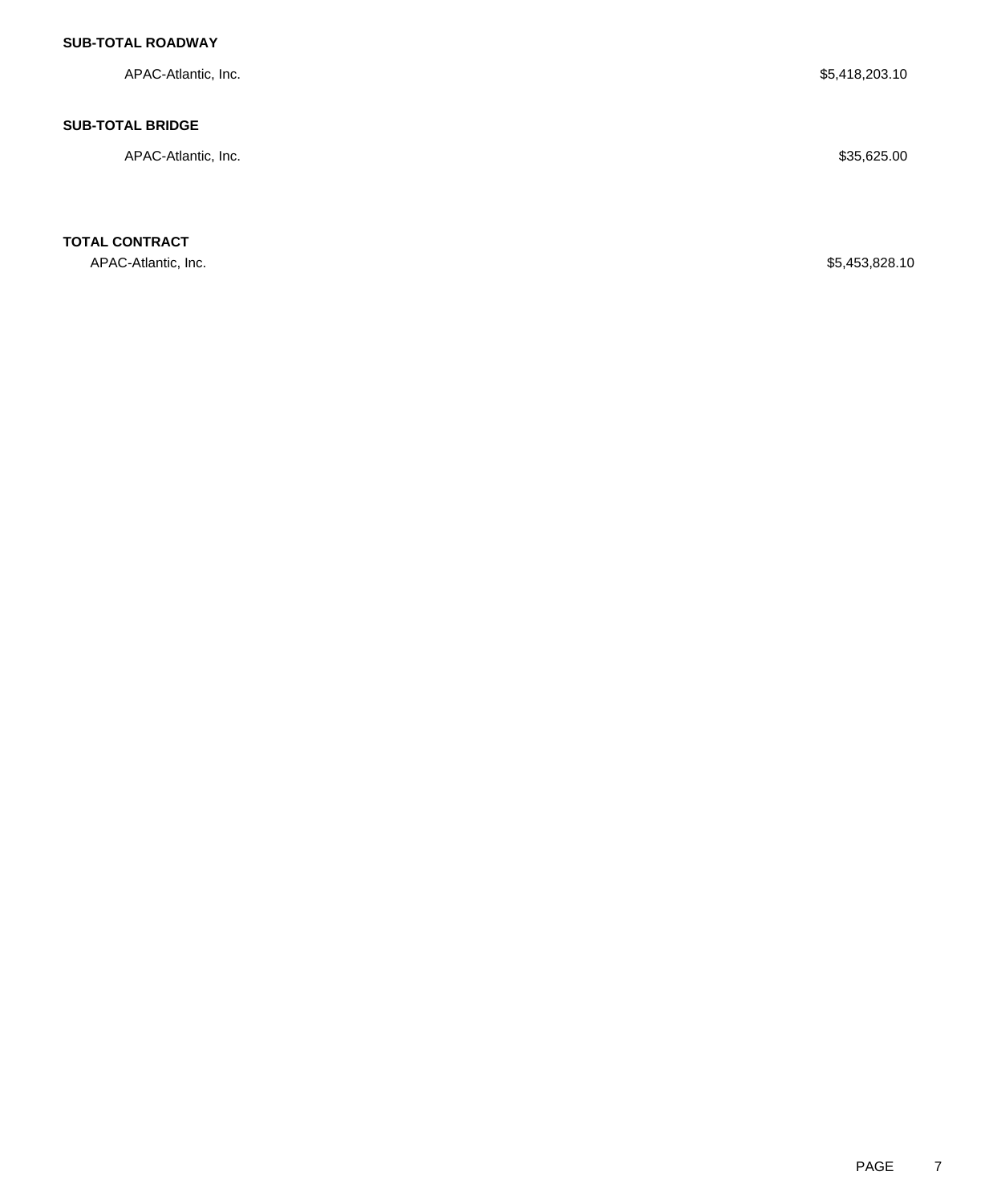**SUB-TOTAL ROADWAY**

| | |
|---|---|
| APAC-Atlantic, Inc. | $5,418,203.10 |

**SUB-TOTAL BRIDGE**

| | |
|---|---|
| APAC-Atlantic, Inc. | $35,625.00 |

**TOTAL CONTRACT**

| | |
|---|---|
| APAC-Atlantic, Inc. | $5,453,828.10 |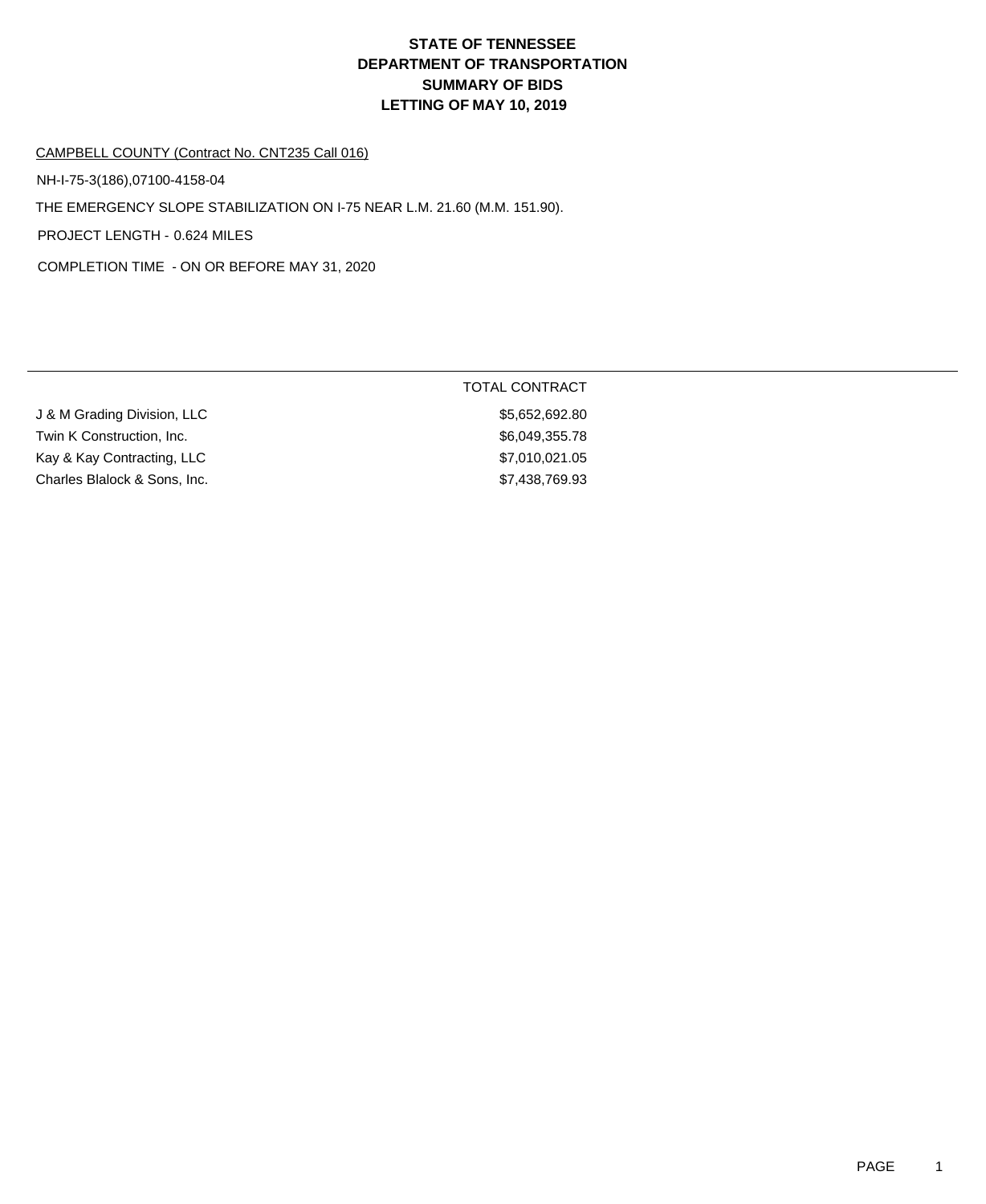# STATE OF TENNESSEE
# DEPARTMENT OF TRANSPORTATION
# SUMMARY OF BIDS
# LETTING OF MAY 10, 2019

CAMPBELL COUNTY (Contract No. CNT235 Call 016)

NH-I-75-3(186),07100-4158-04

THE EMERGENCY SLOPE STABILIZATION ON I-75 NEAR L.M. 21.60 (M.M. 151.90).

PROJECT LENGTH - 0.624 MILES

COMPLETION TIME - ON OR BEFORE MAY 31, 2020

| | TOTAL CONTRACT |
|---|---|
| J & M Grading Division, LLC | $5,652,692.80 |
| Twin K Construction, Inc. | $6,049,355.78 |
| Kay & Kay Contracting, LLC | $7,010,021.05 |
| Charles Blalock & Sons, Inc. | $7,438,769.93 |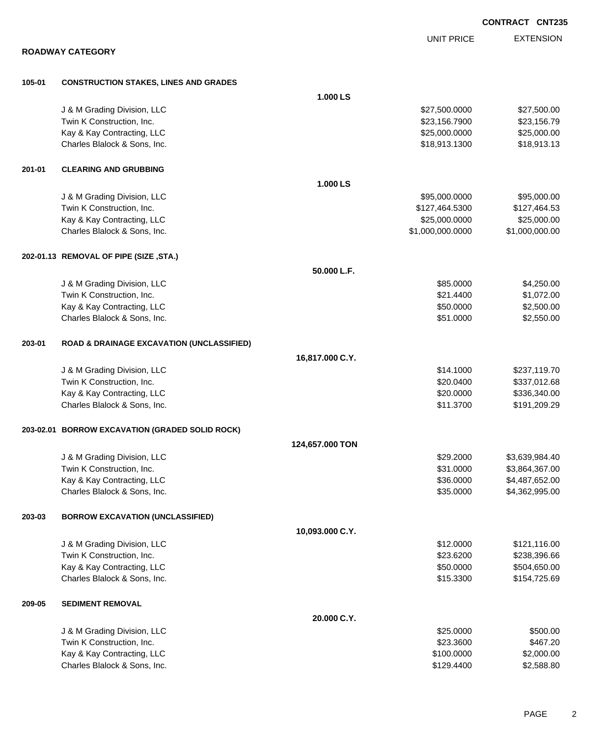CONTRACT CNT235

| | | UNIT PRICE | EXTENSION |
|---|---|---|---|

**ROADWAY CATEGORY**

| | | UNIT PRICE | EXTENSION |
|---|---|---|---|
| **105-01** | **CONSTRUCTION STAKES, LINES AND GRADES** | | |
| | **1.000 LS** | | |
| | J & M Grading Division, LLC | $27,500.0000 | $27,500.00 |
| | Twin K Construction, Inc. | $23,156.7900 | $23,156.79 |
| | Kay & Kay Contracting, LLC | $25,000.0000 | $25,000.00 |
| | Charles Blalock & Sons, Inc. | $18,913.1300 | $18,913.13 |
| **201-01** | **CLEARING AND GRUBBING** | | |
| | **1.000 LS** | | |
| | J & M Grading Division, LLC | $95,000.0000 | $95,000.00 |
| | Twin K Construction, Inc. | $127,464.5300 | $127,464.53 |
| | Kay & Kay Contracting, LLC | $25,000.0000 | $25,000.00 |
| | Charles Blalock & Sons, Inc. | $1,000,000.0000 | $1,000,000.00 |
| **202-01.13** | **REMOVAL OF PIPE (SIZE ,STA.)** | | |
| | **50.000 L.F.** | | |
| | J & M Grading Division, LLC | $85.0000 | $4,250.00 |
| | Twin K Construction, Inc. | $21.4400 | $1,072.00 |
| | Kay & Kay Contracting, LLC | $50.0000 | $2,500.00 |
| | Charles Blalock & Sons, Inc. | $51.0000 | $2,550.00 |
| **203-01** | **ROAD & DRAINAGE EXCAVATION (UNCLASSIFIED)** | | |
| | **16,817.000 C.Y.** | | |
| | J & M Grading Division, LLC | $14.1000 | $237,119.70 |
| | Twin K Construction, Inc. | $20.0400 | $337,012.68 |
| | Kay & Kay Contracting, LLC | $20.0000 | $336,340.00 |
| | Charles Blalock & Sons, Inc. | $11.3700 | $191,209.29 |
| **203-02.01** | **BORROW EXCAVATION (GRADED SOLID ROCK)** | | |
| | **124,657.000 TON** | | |
| | J & M Grading Division, LLC | $29.2000 | $3,639,984.40 |
| | Twin K Construction, Inc. | $31.0000 | $3,864,367.00 |
| | Kay & Kay Contracting, LLC | $36.0000 | $4,487,652.00 |
| | Charles Blalock & Sons, Inc. | $35.0000 | $4,362,995.00 |
| **203-03** | **BORROW EXCAVATION (UNCLASSIFIED)** | | |
| | **10,093.000 C.Y.** | | |
| | J & M Grading Division, LLC | $12.0000 | $121,116.00 |
| | Twin K Construction, Inc. | $23.6200 | $238,396.66 |
| | Kay & Kay Contracting, LLC | $50.0000 | $504,650.00 |
| | Charles Blalock & Sons, Inc. | $15.3300 | $154,725.69 |
| **209-05** | **SEDIMENT REMOVAL** | | |
| | **20.000 C.Y.** | | |
| | J & M Grading Division, LLC | $25.0000 | $500.00 |
| | Twin K Construction, Inc. | $23.3600 | $467.20 |
| | Kay & Kay Contracting, LLC | $100.0000 | $2,000.00 |
| | Charles Blalock & Sons, Inc. | $129.4400 | $2,588.80 |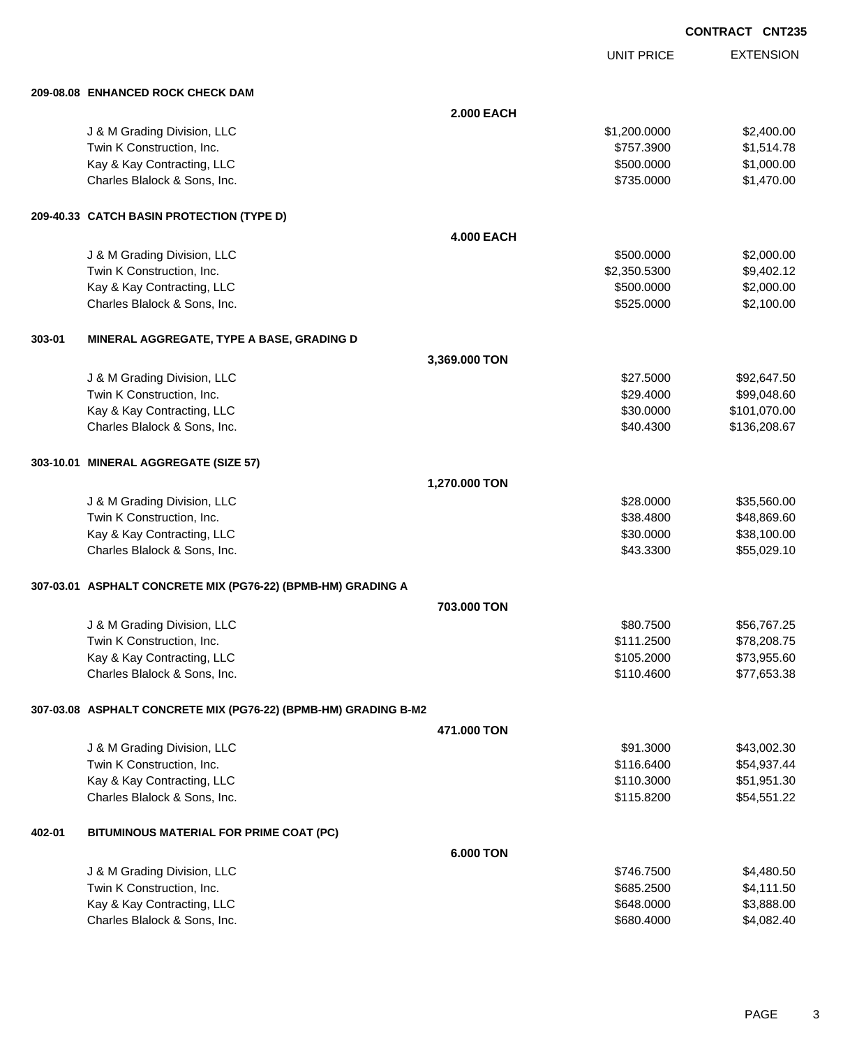**CONTRACT CNT235**

| | | UNIT PRICE | EXTENSION |
|---|---|---|---|
| **209-08.08** | **ENHANCED ROCK CHECK DAM** | | |
| | **2.000 EACH** | | |
| | J & M Grading Division, LLC | $1,200.0000 | $2,400.00 |
| | Twin K Construction, Inc. | $757.3900 | $1,514.78 |
| | Kay & Kay Contracting, LLC | $500.0000 | $1,000.00 |
| | Charles Blalock & Sons, Inc. | $735.0000 | $1,470.00 |
| **209-40.33** | **CATCH BASIN PROTECTION (TYPE D)** | | |
| | **4.000 EACH** | | |
| | J & M Grading Division, LLC | $500.0000 | $2,000.00 |
| | Twin K Construction, Inc. | $2,350.5300 | $9,402.12 |
| | Kay & Kay Contracting, LLC | $500.0000 | $2,000.00 |
| | Charles Blalock & Sons, Inc. | $525.0000 | $2,100.00 |
| **303-01** | **MINERAL AGGREGATE, TYPE A BASE, GRADING D** | | |
| | **3,369.000 TON** | | |
| | J & M Grading Division, LLC | $27.5000 | $92,647.50 |
| | Twin K Construction, Inc. | $29.4000 | $99,048.60 |
| | Kay & Kay Contracting, LLC | $30.0000 | $101,070.00 |
| | Charles Blalock & Sons, Inc. | $40.4300 | $136,208.67 |
| **303-10.01** | **MINERAL AGGREGATE (SIZE 57)** | | |
| | **1,270.000 TON** | | |
| | J & M Grading Division, LLC | $28.0000 | $35,560.00 |
| | Twin K Construction, Inc. | $38.4800 | $48,869.60 |
| | Kay & Kay Contracting, LLC | $30.0000 | $38,100.00 |
| | Charles Blalock & Sons, Inc. | $43.3300 | $55,029.10 |
| **307-03.01** | **ASPHALT CONCRETE MIX (PG76-22) (BPMB-HM) GRADING A** | | |
| | **703.000 TON** | | |
| | J & M Grading Division, LLC | $80.7500 | $56,767.25 |
| | Twin K Construction, Inc. | $111.2500 | $78,208.75 |
| | Kay & Kay Contracting, LLC | $105.2000 | $73,955.60 |
| | Charles Blalock & Sons, Inc. | $110.4600 | $77,653.38 |
| **307-03.08** | **ASPHALT CONCRETE MIX (PG76-22) (BPMB-HM) GRADING B-M2** | | |
| | **471.000 TON** | | |
| | J & M Grading Division, LLC | $91.3000 | $43,002.30 |
| | Twin K Construction, Inc. | $116.6400 | $54,937.44 |
| | Kay & Kay Contracting, LLC | $110.3000 | $51,951.30 |
| | Charles Blalock & Sons, Inc. | $115.8200 | $54,551.22 |
| **402-01** | **BITUMINOUS MATERIAL FOR PRIME COAT (PC)** | | |
| | **6.000 TON** | | |
| | J & M Grading Division, LLC | $746.7500 | $4,480.50 |
| | Twin K Construction, Inc. | $685.2500 | $4,111.50 |
| | Kay & Kay Contracting, LLC | $648.0000 | $3,888.00 |
| | Charles Blalock & Sons, Inc. | $680.4000 | $4,082.40 |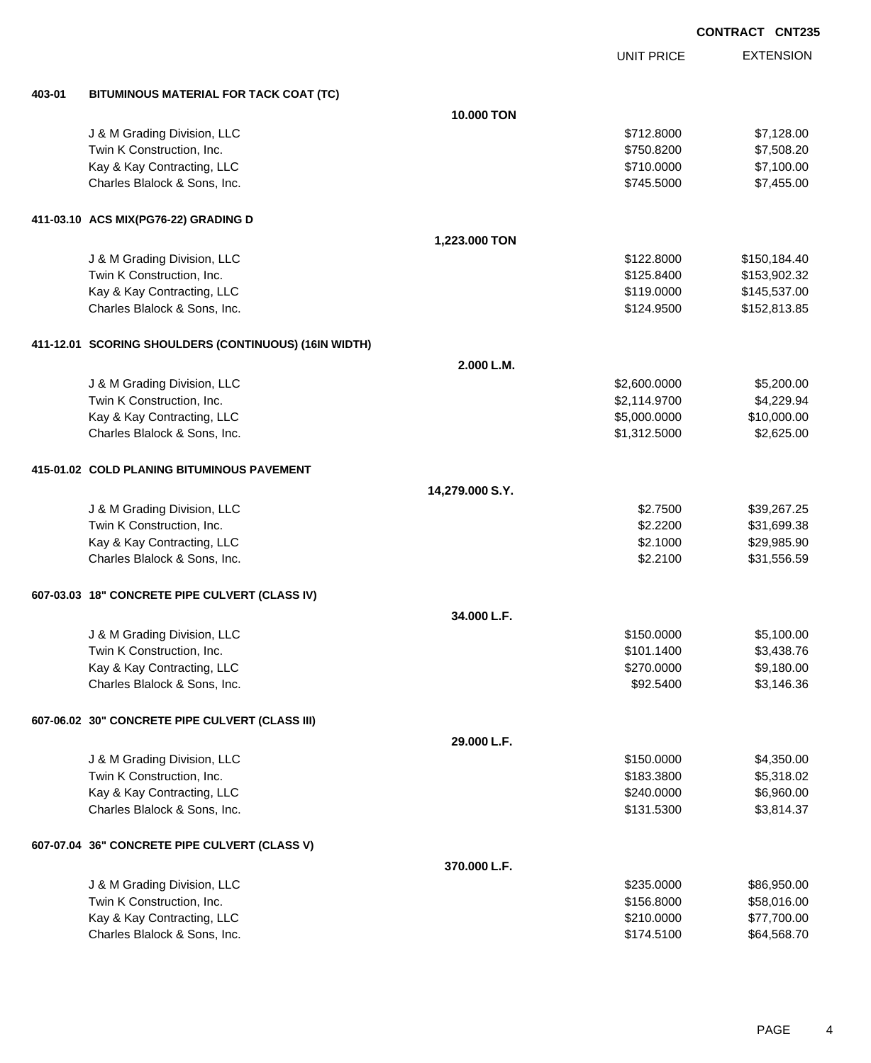**CONTRACT CNT235**

| | | | UNIT PRICE | EXTENSION |
|---|---|---|---|---|
| **403-01** | **BITUMINOUS MATERIAL FOR TACK COAT (TC)** | | | |
| | | **10.000 TON** | | |
| | J & M Grading Division, LLC | | $712.8000 | $7,128.00 |
| | Twin K Construction, Inc. | | $750.8200 | $7,508.20 |
| | Kay & Kay Contracting, LLC | | $710.0000 | $7,100.00 |
| | Charles Blalock & Sons, Inc. | | $745.5000 | $7,455.00 |
| **411-03.10** | **ACS MIX(PG76-22) GRADING D** | | | |
| | | **1,223.000 TON** | | |
| | J & M Grading Division, LLC | | $122.8000 | $150,184.40 |
| | Twin K Construction, Inc. | | $125.8400 | $153,902.32 |
| | Kay & Kay Contracting, LLC | | $119.0000 | $145,537.00 |
| | Charles Blalock & Sons, Inc. | | $124.9500 | $152,813.85 |
| **411-12.01** | **SCORING SHOULDERS (CONTINUOUS) (16IN WIDTH)** | | | |
| | | **2.000 L.M.** | | |
| | J & M Grading Division, LLC | | $2,600.0000 | $5,200.00 |
| | Twin K Construction, Inc. | | $2,114.9700 | $4,229.94 |
| | Kay & Kay Contracting, LLC | | $5,000.0000 | $10,000.00 |
| | Charles Blalock & Sons, Inc. | | $1,312.5000 | $2,625.00 |
| **415-01.02** | **COLD PLANING BITUMINOUS PAVEMENT** | | | |
| | | **14,279.000 S.Y.** | | |
| | J & M Grading Division, LLC | | $2.7500 | $39,267.25 |
| | Twin K Construction, Inc. | | $2.2200 | $31,699.38 |
| | Kay & Kay Contracting, LLC | | $2.1000 | $29,985.90 |
| | Charles Blalock & Sons, Inc. | | $2.2100 | $31,556.59 |
| **607-03.03** | **18" CONCRETE PIPE CULVERT (CLASS IV)** | | | |
| | | **34.000 L.F.** | | |
| | J & M Grading Division, LLC | | $150.0000 | $5,100.00 |
| | Twin K Construction, Inc. | | $101.1400 | $3,438.76 |
| | Kay & Kay Contracting, LLC | | $270.0000 | $9,180.00 |
| | Charles Blalock & Sons, Inc. | | $92.5400 | $3,146.36 |
| **607-06.02** | **30" CONCRETE PIPE CULVERT (CLASS III)** | | | |
| | | **29.000 L.F.** | | |
| | J & M Grading Division, LLC | | $150.0000 | $4,350.00 |
| | Twin K Construction, Inc. | | $183.3800 | $5,318.02 |
| | Kay & Kay Contracting, LLC | | $240.0000 | $6,960.00 |
| | Charles Blalock & Sons, Inc. | | $131.5300 | $3,814.37 |
| **607-07.04** | **36" CONCRETE PIPE CULVERT (CLASS V)** | | | |
| | | **370.000 L.F.** | | |
| | J & M Grading Division, LLC | | $235.0000 | $86,950.00 |
| | Twin K Construction, Inc. | | $156.8000 | $58,016.00 |
| | Kay & Kay Contracting, LLC | | $210.0000 | $77,700.00 |
| | Charles Blalock & Sons, Inc. | | $174.5100 | $64,568.70 |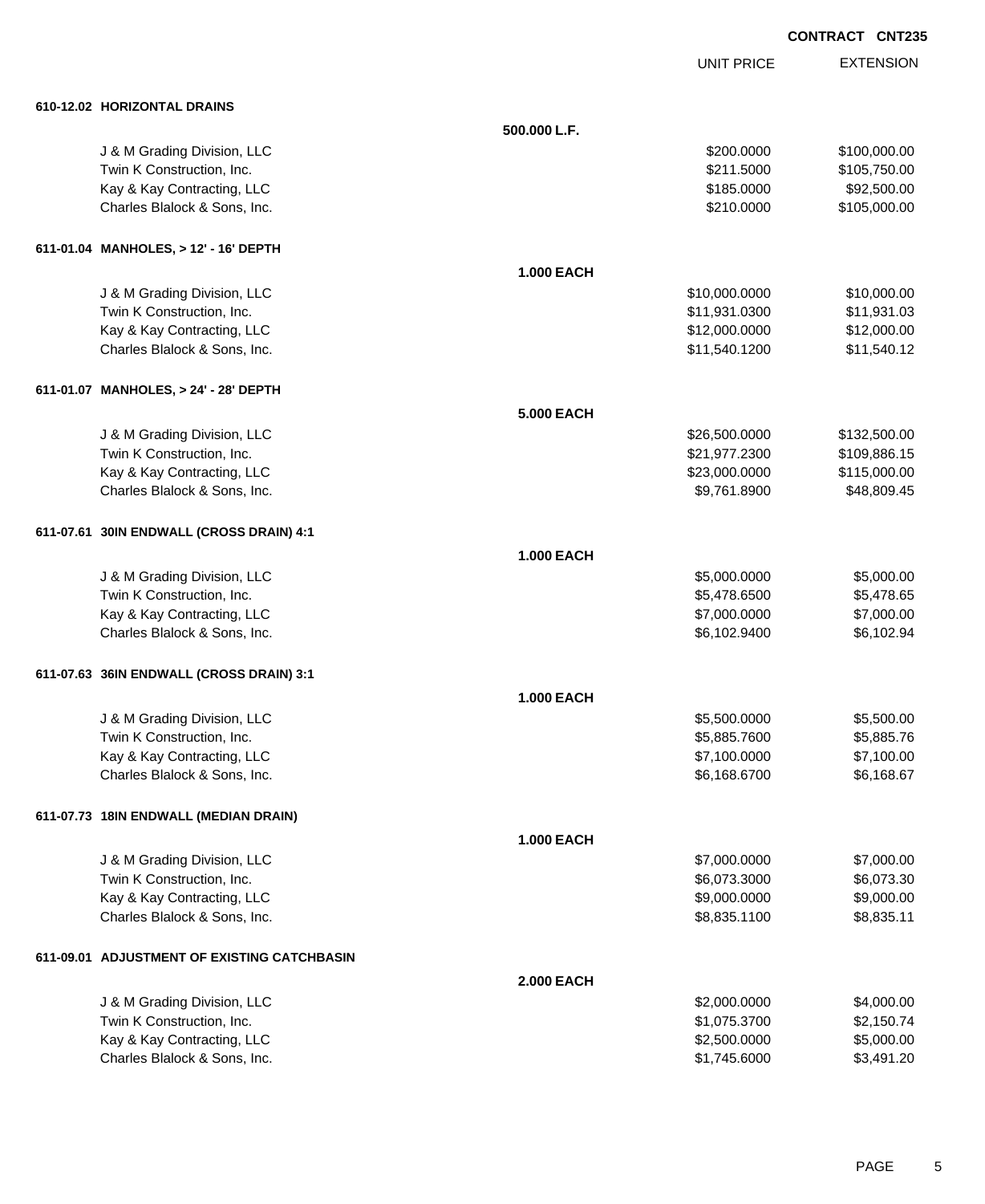CONTRACT CNT235

| | | UNIT PRICE | EXTENSION |
|---|---|---|---|
| **610-12.02 HORIZONTAL DRAINS** | | | |
| | **500.000 L.F.** | | |
| J & M Grading Division, LLC | | $200.0000 | $100,000.00 |
| Twin K Construction, Inc. | | $211.5000 | $105,750.00 |
| Kay & Kay Contracting, LLC | | $185.0000 | $92,500.00 |
| Charles Blalock & Sons, Inc. | | $210.0000 | $105,000.00 |
| **611-01.04 MANHOLES, > 12' - 16' DEPTH** | | | |
| | **1.000 EACH** | | |
| J & M Grading Division, LLC | | $10,000.0000 | $10,000.00 |
| Twin K Construction, Inc. | | $11,931.0300 | $11,931.03 |
| Kay & Kay Contracting, LLC | | $12,000.0000 | $12,000.00 |
| Charles Blalock & Sons, Inc. | | $11,540.1200 | $11,540.12 |
| **611-01.07 MANHOLES, > 24' - 28' DEPTH** | | | |
| | **5.000 EACH** | | |
| J & M Grading Division, LLC | | $26,500.0000 | $132,500.00 |
| Twin K Construction, Inc. | | $21,977.2300 | $109,886.15 |
| Kay & Kay Contracting, LLC | | $23,000.0000 | $115,000.00 |
| Charles Blalock & Sons, Inc. | | $9,761.8900 | $48,809.45 |
| **611-07.61 30IN ENDWALL (CROSS DRAIN) 4:1** | | | |
| | **1.000 EACH** | | |
| J & M Grading Division, LLC | | $5,000.0000 | $5,000.00 |
| Twin K Construction, Inc. | | $5,478.6500 | $5,478.65 |
| Kay & Kay Contracting, LLC | | $7,000.0000 | $7,000.00 |
| Charles Blalock & Sons, Inc. | | $6,102.9400 | $6,102.94 |
| **611-07.63 36IN ENDWALL (CROSS DRAIN) 3:1** | | | |
| | **1.000 EACH** | | |
| J & M Grading Division, LLC | | $5,500.0000 | $5,500.00 |
| Twin K Construction, Inc. | | $5,885.7600 | $5,885.76 |
| Kay & Kay Contracting, LLC | | $7,100.0000 | $7,100.00 |
| Charles Blalock & Sons, Inc. | | $6,168.6700 | $6,168.67 |
| **611-07.73 18IN ENDWALL (MEDIAN DRAIN)** | | | |
| | **1.000 EACH** | | |
| J & M Grading Division, LLC | | $7,000.0000 | $7,000.00 |
| Twin K Construction, Inc. | | $6,073.3000 | $6,073.30 |
| Kay & Kay Contracting, LLC | | $9,000.0000 | $9,000.00 |
| Charles Blalock & Sons, Inc. | | $8,835.1100 | $8,835.11 |
| **611-09.01 ADJUSTMENT OF EXISTING CATCHBASIN** | | | |
| | **2.000 EACH** | | |
| J & M Grading Division, LLC | | $2,000.0000 | $4,000.00 |
| Twin K Construction, Inc. | | $1,075.3700 | $2,150.74 |
| Kay & Kay Contracting, LLC | | $2,500.0000 | $5,000.00 |
| Charles Blalock & Sons, Inc. | | $1,745.6000 | $3,491.20 |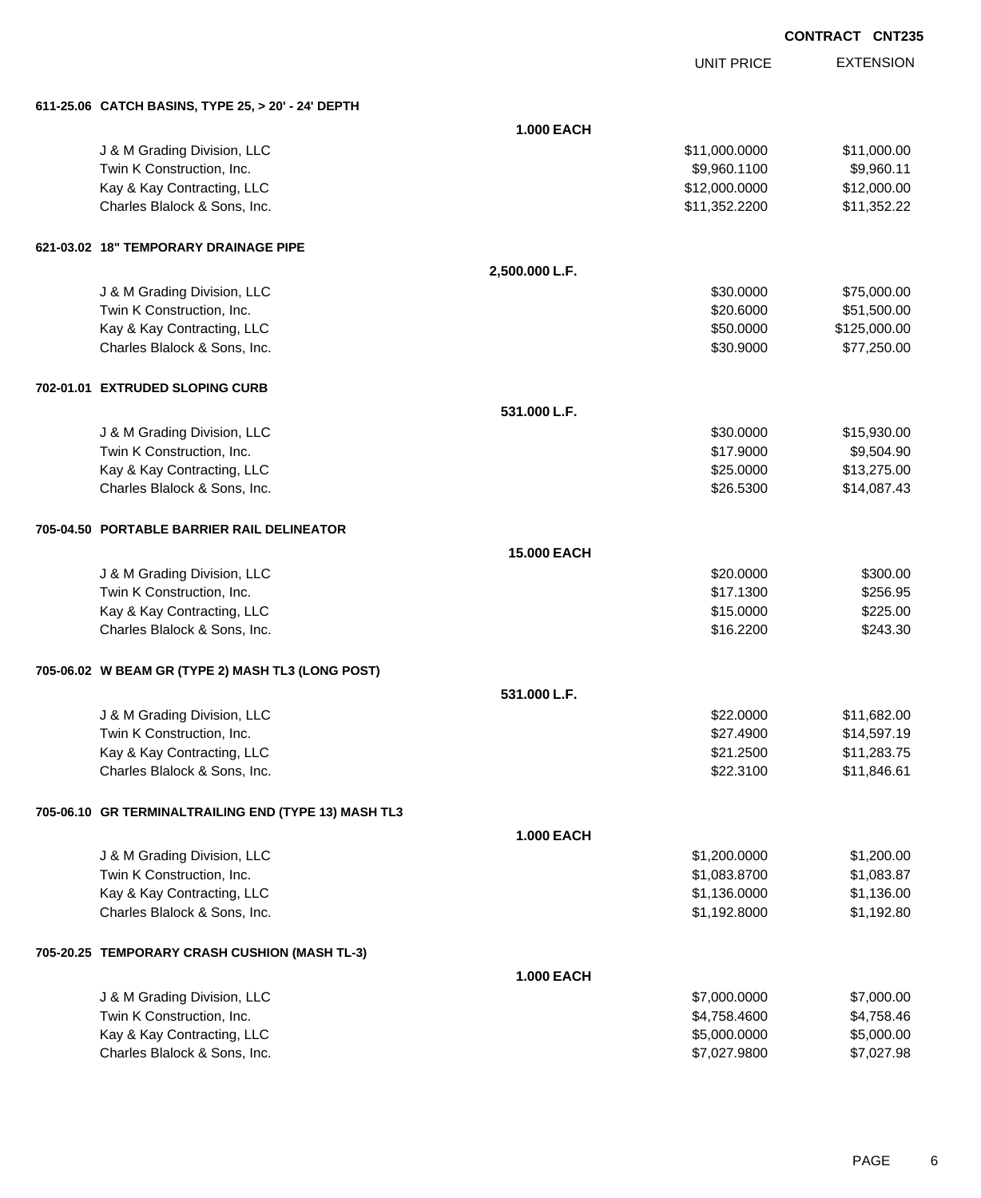**CONTRACT CNT235**

| | | UNIT PRICE | EXTENSION |
|---|---|---|---|
| **611-25.06 CATCH BASINS, TYPE 25, > 20' - 24' DEPTH** | | | |
| | **1.000 EACH** | | |
| J & M Grading Division, LLC | | $11,000.0000 | $11,000.00 |
| Twin K Construction, Inc. | | $9,960.1100 | $9,960.11 |
| Kay & Kay Contracting, LLC | | $12,000.0000 | $12,000.00 |
| Charles Blalock & Sons, Inc. | | $11,352.2200 | $11,352.22 |
| **621-03.02 18" TEMPORARY DRAINAGE PIPE** | | | |
| | **2,500.000 L.F.** | | |
| J & M Grading Division, LLC | | $30.0000 | $75,000.00 |
| Twin K Construction, Inc. | | $20.6000 | $51,500.00 |
| Kay & Kay Contracting, LLC | | $50.0000 | $125,000.00 |
| Charles Blalock & Sons, Inc. | | $30.9000 | $77,250.00 |
| **702-01.01 EXTRUDED SLOPING CURB** | | | |
| | **531.000 L.F.** | | |
| J & M Grading Division, LLC | | $30.0000 | $15,930.00 |
| Twin K Construction, Inc. | | $17.9000 | $9,504.90 |
| Kay & Kay Contracting, LLC | | $25.0000 | $13,275.00 |
| Charles Blalock & Sons, Inc. | | $26.5300 | $14,087.43 |
| **705-04.50 PORTABLE BARRIER RAIL DELINEATOR** | | | |
| | **15.000 EACH** | | |
| J & M Grading Division, LLC | | $20.0000 | $300.00 |
| Twin K Construction, Inc. | | $17.1300 | $256.95 |
| Kay & Kay Contracting, LLC | | $15.0000 | $225.00 |
| Charles Blalock & Sons, Inc. | | $16.2200 | $243.30 |
| **705-06.02 W BEAM GR (TYPE 2) MASH TL3 (LONG POST)** | | | |
| | **531.000 L.F.** | | |
| J & M Grading Division, LLC | | $22.0000 | $11,682.00 |
| Twin K Construction, Inc. | | $27.4900 | $14,597.19 |
| Kay & Kay Contracting, LLC | | $21.2500 | $11,283.75 |
| Charles Blalock & Sons, Inc. | | $22.3100 | $11,846.61 |
| **705-06.10 GR TERMINALTRAILING END (TYPE 13) MASH TL3** | | | |
| | **1.000 EACH** | | |
| J & M Grading Division, LLC | | $1,200.0000 | $1,200.00 |
| Twin K Construction, Inc. | | $1,083.8700 | $1,083.87 |
| Kay & Kay Contracting, LLC | | $1,136.0000 | $1,136.00 |
| Charles Blalock & Sons, Inc. | | $1,192.8000 | $1,192.80 |
| **705-20.25 TEMPORARY CRASH CUSHION (MASH TL-3)** | | | |
| | **1.000 EACH** | | |
| J & M Grading Division, LLC | | $7,000.0000 | $7,000.00 |
| Twin K Construction, Inc. | | $4,758.4600 | $4,758.46 |
| Kay & Kay Contracting, LLC | | $5,000.0000 | $5,000.00 |
| Charles Blalock & Sons, Inc. | | $7,027.9800 | $7,027.98 |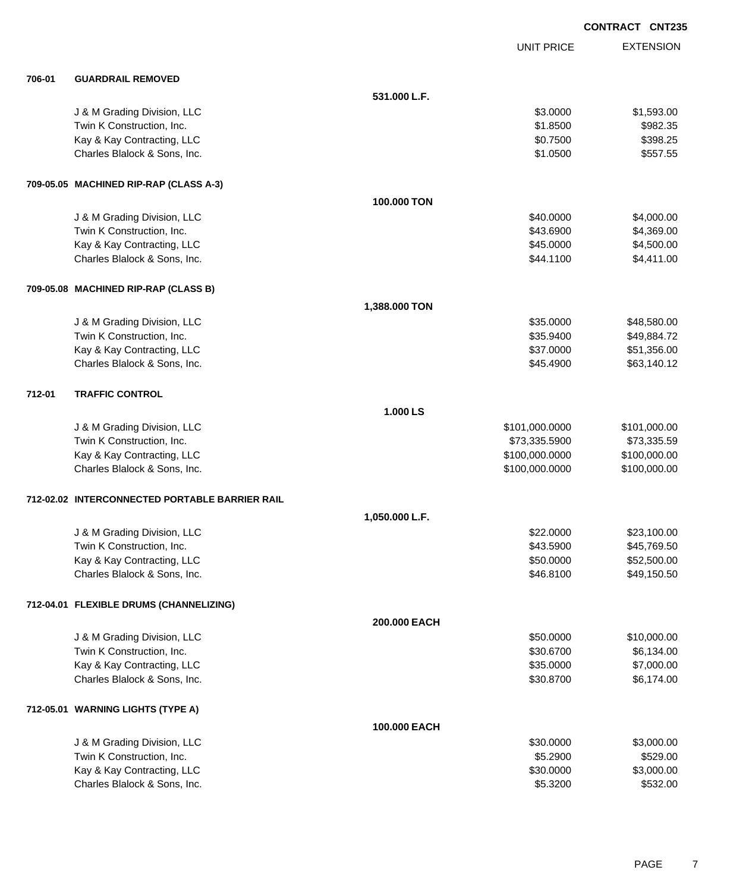**CONTRACT CNT235**

| | | | UNIT PRICE | EXTENSION |
|---|---|---|---|---|
| **706-01** | **GUARDRAIL REMOVED** | | | |
| | | **531.000 L.F.** | | |
| | J & M Grading Division, LLC | | $3.0000 | $1,593.00 |
| | Twin K Construction, Inc. | | $1.8500 | $982.35 |
| | Kay & Kay Contracting, LLC | | $0.7500 | $398.25 |
| | Charles Blalock & Sons, Inc. | | $1.0500 | $557.55 |
| **709-05.05** | **MACHINED RIP-RAP (CLASS A-3)** | | | |
| | | **100.000 TON** | | |
| | J & M Grading Division, LLC | | $40.0000 | $4,000.00 |
| | Twin K Construction, Inc. | | $43.6900 | $4,369.00 |
| | Kay & Kay Contracting, LLC | | $45.0000 | $4,500.00 |
| | Charles Blalock & Sons, Inc. | | $44.1100 | $4,411.00 |
| **709-05.08** | **MACHINED RIP-RAP (CLASS B)** | | | |
| | | **1,388.000 TON** | | |
| | J & M Grading Division, LLC | | $35.0000 | $48,580.00 |
| | Twin K Construction, Inc. | | $35.9400 | $49,884.72 |
| | Kay & Kay Contracting, LLC | | $37.0000 | $51,356.00 |
| | Charles Blalock & Sons, Inc. | | $45.4900 | $63,140.12 |
| **712-01** | **TRAFFIC CONTROL** | | | |
| | | **1.000 LS** | | |
| | J & M Grading Division, LLC | | $101,000.0000 | $101,000.00 |
| | Twin K Construction, Inc. | | $73,335.5900 | $73,335.59 |
| | Kay & Kay Contracting, LLC | | $100,000.0000 | $100,000.00 |
| | Charles Blalock & Sons, Inc. | | $100,000.0000 | $100,000.00 |
| **712-02.02** | **INTERCONNECTED PORTABLE BARRIER RAIL** | | | |
| | | **1,050.000 L.F.** | | |
| | J & M Grading Division, LLC | | $22.0000 | $23,100.00 |
| | Twin K Construction, Inc. | | $43.5900 | $45,769.50 |
| | Kay & Kay Contracting, LLC | | $50.0000 | $52,500.00 |
| | Charles Blalock & Sons, Inc. | | $46.8100 | $49,150.50 |
| **712-04.01** | **FLEXIBLE DRUMS (CHANNELIZING)** | | | |
| | | **200.000 EACH** | | |
| | J & M Grading Division, LLC | | $50.0000 | $10,000.00 |
| | Twin K Construction, Inc. | | $30.6700 | $6,134.00 |
| | Kay & Kay Contracting, LLC | | $35.0000 | $7,000.00 |
| | Charles Blalock & Sons, Inc. | | $30.8700 | $6,174.00 |
| **712-05.01** | **WARNING LIGHTS (TYPE A)** | | | |
| | | **100.000 EACH** | | |
| | J & M Grading Division, LLC | | $30.0000 | $3,000.00 |
| | Twin K Construction, Inc. | | $5.2900 | $529.00 |
| | Kay & Kay Contracting, LLC | | $30.0000 | $3,000.00 |
| | Charles Blalock & Sons, Inc. | | $5.3200 | $532.00 |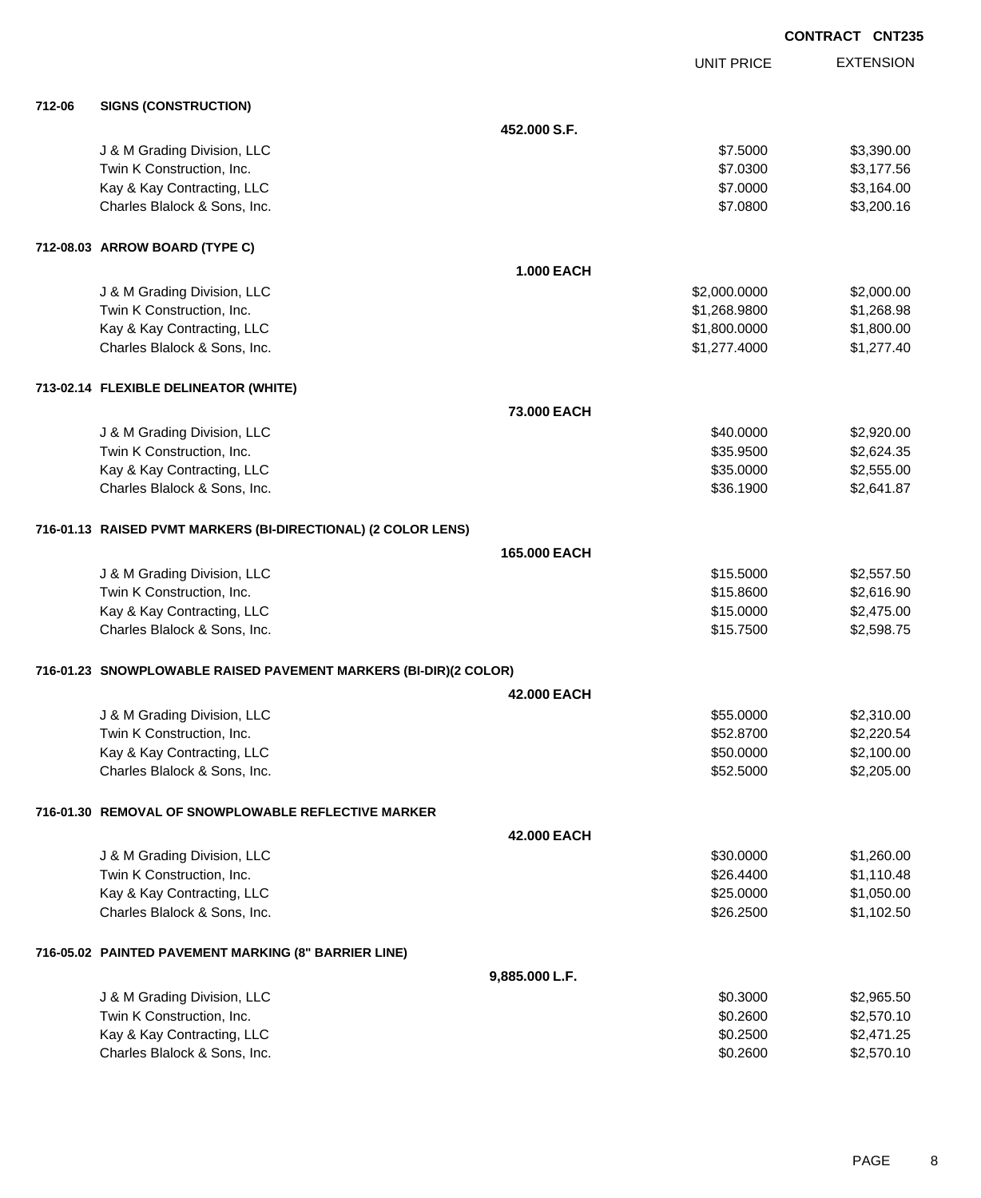**CONTRACT CNT235**

| | | UNIT PRICE | EXTENSION |
|---|---|---|---|
| **712-06** | **SIGNS (CONSTRUCTION)** | | |
| | **452.000 S.F.** | | |
| | J & M Grading Division, LLC | $7.5000 | $3,390.00 |
| | Twin K Construction, Inc. | $7.0300 | $3,177.56 |
| | Kay & Kay Contracting, LLC | $7.0000 | $3,164.00 |
| | Charles Blalock & Sons, Inc. | $7.0800 | $3,200.16 |
| **712-08.03** | **ARROW BOARD (TYPE C)** | | |
| | **1.000 EACH** | | |
| | J & M Grading Division, LLC | $2,000.0000 | $2,000.00 |
| | Twin K Construction, Inc. | $1,268.9800 | $1,268.98 |
| | Kay & Kay Contracting, LLC | $1,800.0000 | $1,800.00 |
| | Charles Blalock & Sons, Inc. | $1,277.4000 | $1,277.40 |
| **713-02.14** | **FLEXIBLE DELINEATOR (WHITE)** | | |
| | **73.000 EACH** | | |
| | J & M Grading Division, LLC | $40.0000 | $2,920.00 |
| | Twin K Construction, Inc. | $35.9500 | $2,624.35 |
| | Kay & Kay Contracting, LLC | $35.0000 | $2,555.00 |
| | Charles Blalock & Sons, Inc. | $36.1900 | $2,641.87 |
| **716-01.13** | **RAISED PVMT MARKERS (BI-DIRECTIONAL) (2 COLOR LENS)** | | |
| | **165.000 EACH** | | |
| | J & M Grading Division, LLC | $15.5000 | $2,557.50 |
| | Twin K Construction, Inc. | $15.8600 | $2,616.90 |
| | Kay & Kay Contracting, LLC | $15.0000 | $2,475.00 |
| | Charles Blalock & Sons, Inc. | $15.7500 | $2,598.75 |
| **716-01.23** | **SNOWPLOWABLE RAISED PAVEMENT MARKERS (BI-DIR)(2 COLOR)** | | |
| | **42.000 EACH** | | |
| | J & M Grading Division, LLC | $55.0000 | $2,310.00 |
| | Twin K Construction, Inc. | $52.8700 | $2,220.54 |
| | Kay & Kay Contracting, LLC | $50.0000 | $2,100.00 |
| | Charles Blalock & Sons, Inc. | $52.5000 | $2,205.00 |
| **716-01.30** | **REMOVAL OF SNOWPLOWABLE REFLECTIVE MARKER** | | |
| | **42.000 EACH** | | |
| | J & M Grading Division, LLC | $30.0000 | $1,260.00 |
| | Twin K Construction, Inc. | $26.4400 | $1,110.48 |
| | Kay & Kay Contracting, LLC | $25.0000 | $1,050.00 |
| | Charles Blalock & Sons, Inc. | $26.2500 | $1,102.50 |
| **716-05.02** | **PAINTED PAVEMENT MARKING (8" BARRIER LINE)** | | |
| | **9,885.000 L.F.** | | |
| | J & M Grading Division, LLC | $0.3000 | $2,965.50 |
| | Twin K Construction, Inc. | $0.2600 | $2,570.10 |
| | Kay & Kay Contracting, LLC | $0.2500 | $2,471.25 |
| | Charles Blalock & Sons, Inc. | $0.2600 | $2,570.10 |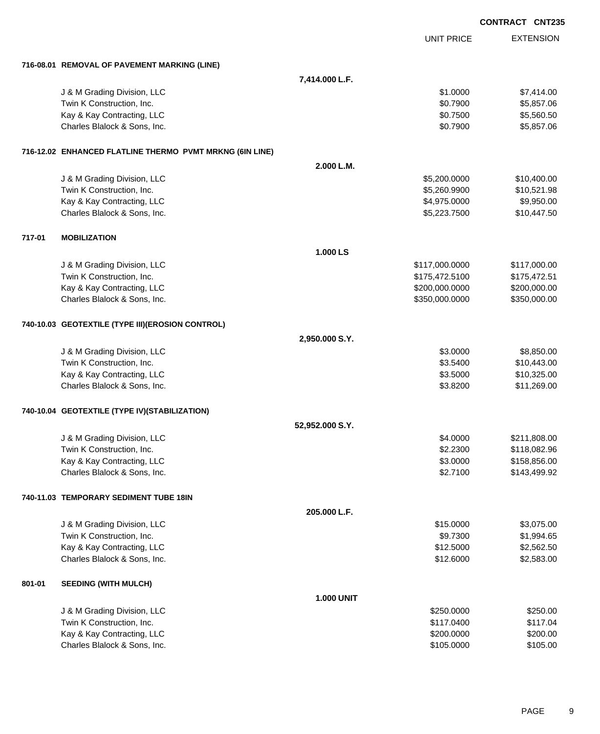CONTRACT CNT235

| | | | UNIT PRICE | EXTENSION |
|---|---|---|---|---|
| **716-08.01** | **REMOVAL OF PAVEMENT MARKING (LINE)** | | | |
| | | **7,414.000 L.F.** | | |
| | J & M Grading Division, LLC | | $1.0000 | $7,414.00 |
| | Twin K Construction, Inc. | | $0.7900 | $5,857.06 |
| | Kay & Kay Contracting, LLC | | $0.7500 | $5,560.50 |
| | Charles Blalock & Sons, Inc. | | $0.7900 | $5,857.06 |
| **716-12.02** | **ENHANCED FLATLINE THERMO PVMT MRKNG (6IN LINE)** | | | |
| | | **2.000 L.M.** | | |
| | J & M Grading Division, LLC | | $5,200.0000 | $10,400.00 |
| | Twin K Construction, Inc. | | $5,260.9900 | $10,521.98 |
| | Kay & Kay Contracting, LLC | | $4,975.0000 | $9,950.00 |
| | Charles Blalock & Sons, Inc. | | $5,223.7500 | $10,447.50 |
| **717-01** | **MOBILIZATION** | | | |
| | | **1.000 LS** | | |
| | J & M Grading Division, LLC | | $117,000.0000 | $117,000.00 |
| | Twin K Construction, Inc. | | $175,472.5100 | $175,472.51 |
| | Kay & Kay Contracting, LLC | | $200,000.0000 | $200,000.00 |
| | Charles Blalock & Sons, Inc. | | $350,000.0000 | $350,000.00 |
| **740-10.03** | **GEOTEXTILE (TYPE III)(EROSION CONTROL)** | | | |
| | | **2,950.000 S.Y.** | | |
| | J & M Grading Division, LLC | | $3.0000 | $8,850.00 |
| | Twin K Construction, Inc. | | $3.5400 | $10,443.00 |
| | Kay & Kay Contracting, LLC | | $3.5000 | $10,325.00 |
| | Charles Blalock & Sons, Inc. | | $3.8200 | $11,269.00 |
| **740-10.04** | **GEOTEXTILE (TYPE IV)(STABILIZATION)** | | | |
| | | **52,952.000 S.Y.** | | |
| | J & M Grading Division, LLC | | $4.0000 | $211,808.00 |
| | Twin K Construction, Inc. | | $2.2300 | $118,082.96 |
| | Kay & Kay Contracting, LLC | | $3.0000 | $158,856.00 |
| | Charles Blalock & Sons, Inc. | | $2.7100 | $143,499.92 |
| **740-11.03** | **TEMPORARY SEDIMENT TUBE 18IN** | | | |
| | | **205.000 L.F.** | | |
| | J & M Grading Division, LLC | | $15.0000 | $3,075.00 |
| | Twin K Construction, Inc. | | $9.7300 | $1,994.65 |
| | Kay & Kay Contracting, LLC | | $12.5000 | $2,562.50 |
| | Charles Blalock & Sons, Inc. | | $12.6000 | $2,583.00 |
| **801-01** | **SEEDING (WITH MULCH)** | | | |
| | | **1.000 UNIT** | | |
| | J & M Grading Division, LLC | | $250.0000 | $250.00 |
| | Twin K Construction, Inc. | | $117.0400 | $117.04 |
| | Kay & Kay Contracting, LLC | | $200.0000 | $200.00 |
| | Charles Blalock & Sons, Inc. | | $105.0000 | $105.00 |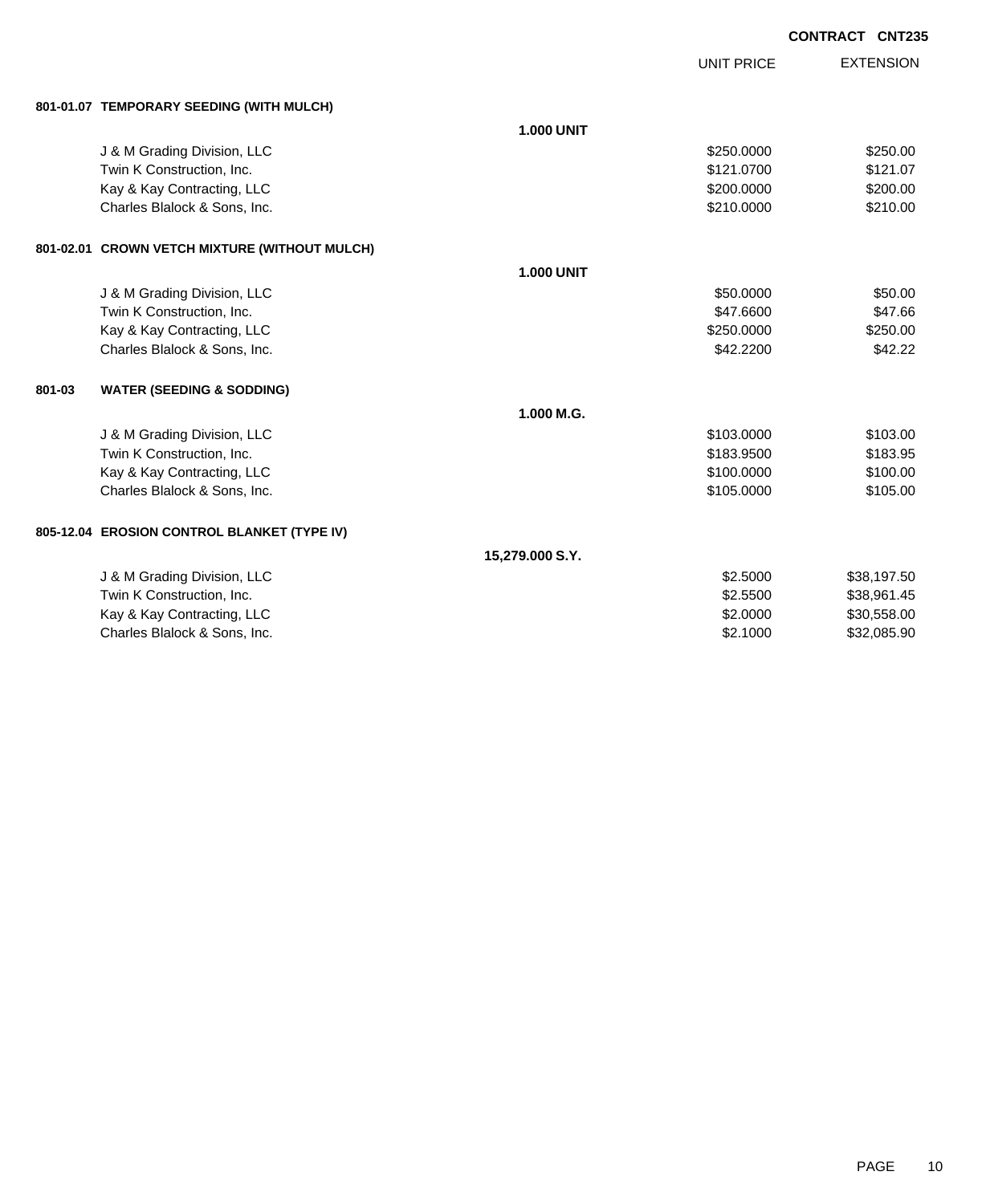**CONTRACT CNT235**

| | | UNIT PRICE | EXTENSION |
|---|---|---|---|
| **801-01.07 TEMPORARY SEEDING (WITH MULCH)** | | | |
| | **1.000 UNIT** | | |
| J & M Grading Division, LLC | | $250.0000 | $250.00 |
| Twin K Construction, Inc. | | $121.0700 | $121.07 |
| Kay & Kay Contracting, LLC | | $200.0000 | $200.00 |
| Charles Blalock & Sons, Inc. | | $210.0000 | $210.00 |
| **801-02.01 CROWN VETCH MIXTURE (WITHOUT MULCH)** | | | |
| | **1.000 UNIT** | | |
| J & M Grading Division, LLC | | $50.0000 | $50.00 |
| Twin K Construction, Inc. | | $47.6600 | $47.66 |
| Kay & Kay Contracting, LLC | | $250.0000 | $250.00 |
| Charles Blalock & Sons, Inc. | | $42.2200 | $42.22 |
| **801-03 WATER (SEEDING & SODDING)** | | | |
| | **1.000 M.G.** | | |
| J & M Grading Division, LLC | | $103.0000 | $103.00 |
| Twin K Construction, Inc. | | $183.9500 | $183.95 |
| Kay & Kay Contracting, LLC | | $100.0000 | $100.00 |
| Charles Blalock & Sons, Inc. | | $105.0000 | $105.00 |
| **805-12.04 EROSION CONTROL BLANKET (TYPE IV)** | | | |
| | **15,279.000 S.Y.** | | |
| J & M Grading Division, LLC | | $2.5000 | $38,197.50 |
| Twin K Construction, Inc. | | $2.5500 | $38,961.45 |
| Kay & Kay Contracting, LLC | | $2.0000 | $30,558.00 |
| Charles Blalock & Sons, Inc. | | $2.1000 | $32,085.90 |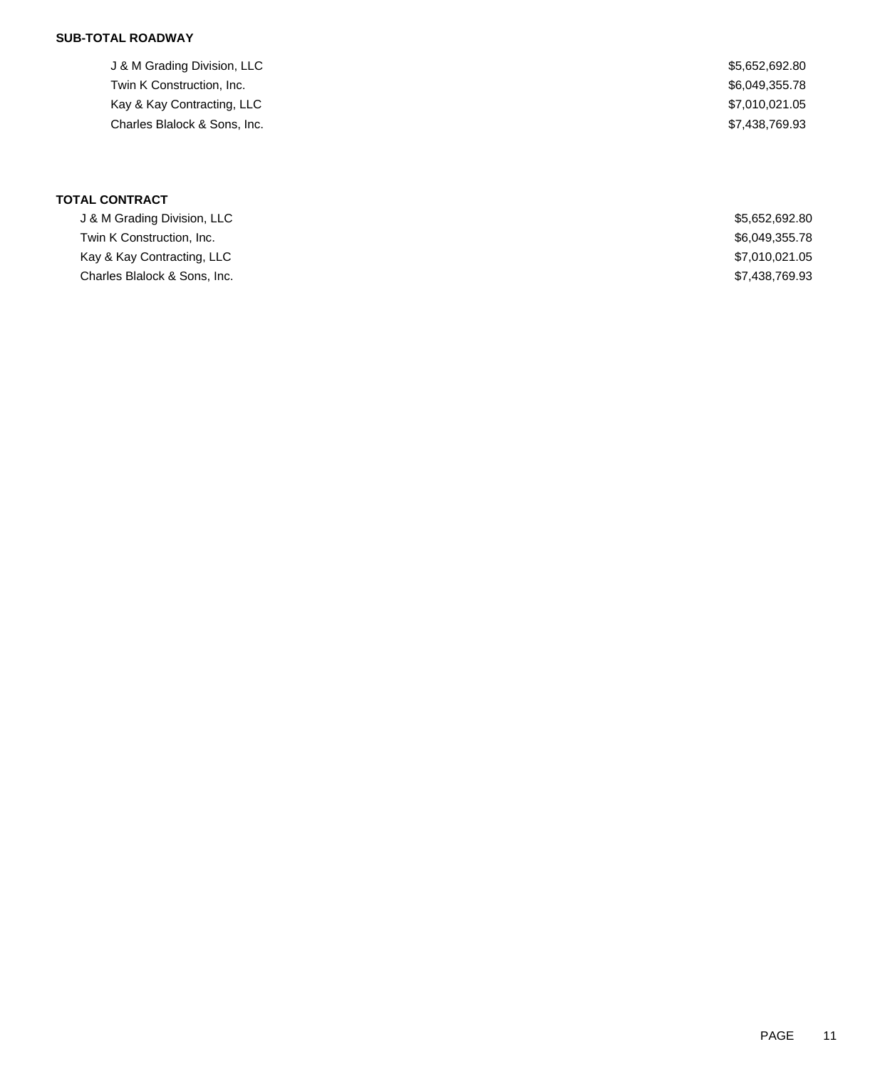**SUB-TOTAL ROADWAY**

| | |
|---|---|
| J & M Grading Division, LLC | $5,652,692.80 |
| Twin K Construction, Inc. | $6,049,355.78 |
| Kay & Kay Contracting, LLC | $7,010,021.05 |
| Charles Blalock & Sons, Inc. | $7,438,769.93 |

**TOTAL CONTRACT**

| | |
|---|---|
| J & M Grading Division, LLC | $5,652,692.80 |
| Twin K Construction, Inc. | $6,049,355.78 |
| Kay & Kay Contracting, LLC | $7,010,021.05 |
| Charles Blalock & Sons, Inc. | $7,438,769.93 |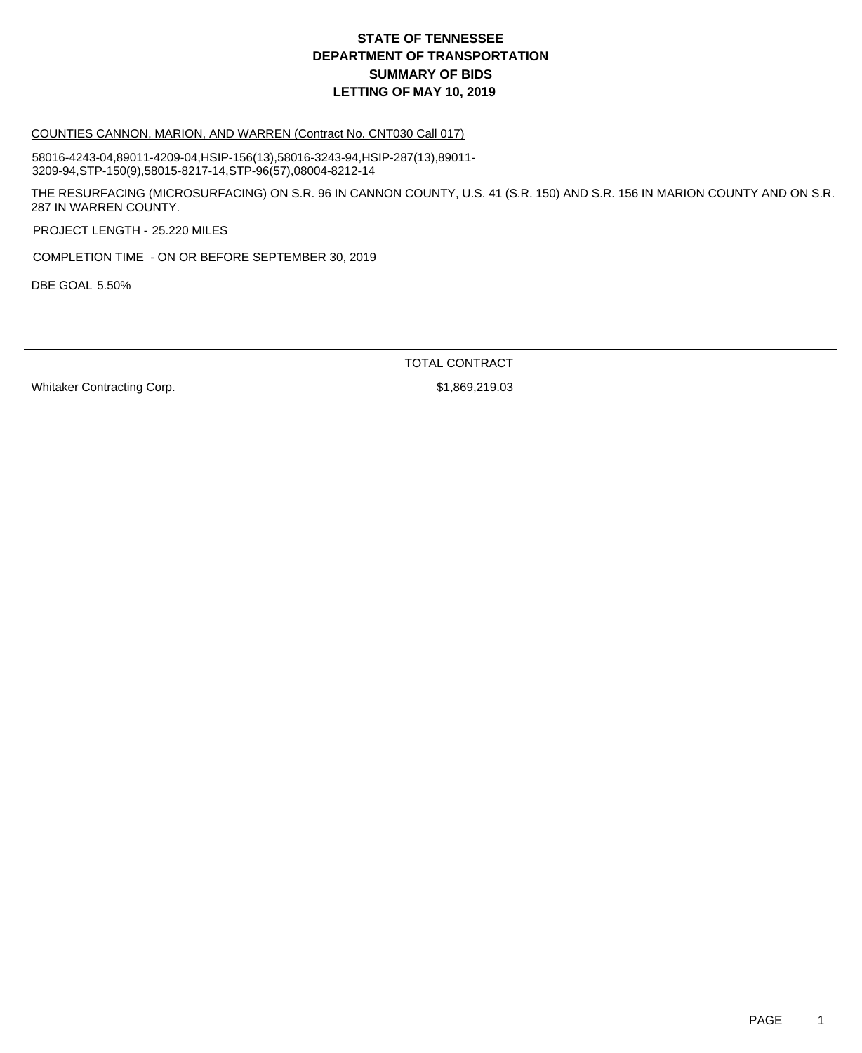# STATE OF TENNESSEE
# DEPARTMENT OF TRANSPORTATION
# SUMMARY OF BIDS
# LETTING OF MAY 10, 2019

COUNTIES CANNON, MARION, AND WARREN (Contract No. CNT030 Call 017)

58016-4243-04,89011-4209-04,HSIP-156(13),58016-3243-94,HSIP-287(13),89011-3209-94,STP-150(9),58015-8217-14,STP-96(57),08004-8212-14

THE RESURFACING (MICROSURFACING) ON S.R. 96 IN CANNON COUNTY, U.S. 41 (S.R. 150) AND S.R. 156 IN MARION COUNTY AND ON S.R. 287 IN WARREN COUNTY.

PROJECT LENGTH - 25.220 MILES

COMPLETION TIME - ON OR BEFORE SEPTEMBER 30, 2019

DBE GOAL 5.50%

| | TOTAL CONTRACT |
|---|---|
| Whitaker Contracting Corp. | $1,869,219.03 |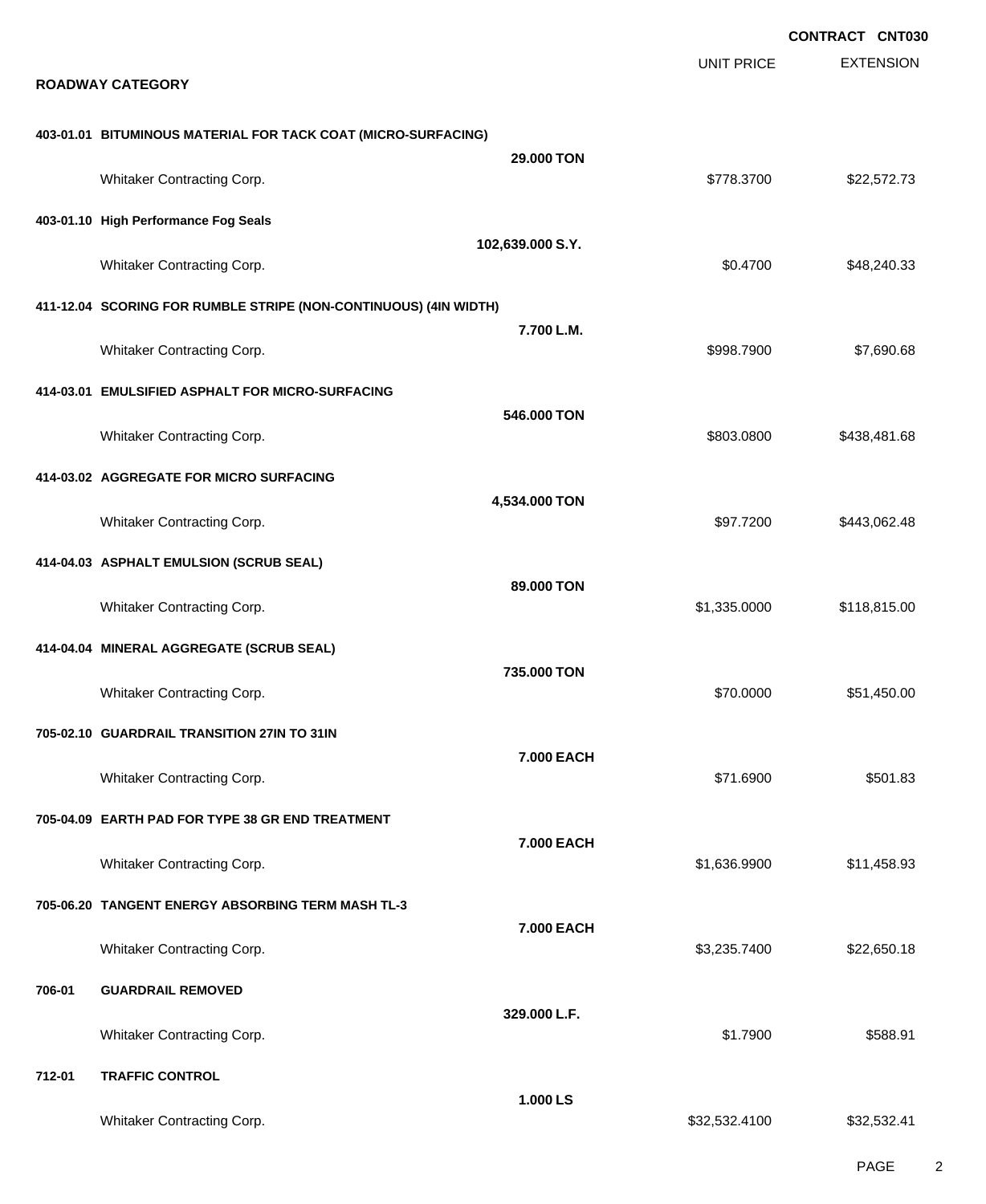**CONTRACT CNT030**

| | UNIT PRICE | EXTENSION |
|---|---|---|

**ROADWAY CATEGORY**

| Item | Quantity | Bidder | Unit Price | Extension |
|---|---|---|---|---|
| **403-01.01 BITUMINOUS MATERIAL FOR TACK COAT (MICRO-SURFACING)** | **29.000 TON** | | | |
| | | Whitaker Contracting Corp. | $778.3700 | $22,572.73 |
| **403-01.10 High Performance Fog Seals** | **102,639.000 S.Y.** | | | |
| | | Whitaker Contracting Corp. | $0.4700 | $48,240.33 |
| **411-12.04 SCORING FOR RUMBLE STRIPE (NON-CONTINUOUS) (4IN WIDTH)** | **7.700 L.M.** | | | |
| | | Whitaker Contracting Corp. | $998.7900 | $7,690.68 |
| **414-03.01 EMULSIFIED ASPHALT FOR MICRO-SURFACING** | **546.000 TON** | | | |
| | | Whitaker Contracting Corp. | $803.0800 | $438,481.68 |
| **414-03.02 AGGREGATE FOR MICRO SURFACING** | **4,534.000 TON** | | | |
| | | Whitaker Contracting Corp. | $97.7200 | $443,062.48 |
| **414-04.03 ASPHALT EMULSION (SCRUB SEAL)** | **89.000 TON** | | | |
| | | Whitaker Contracting Corp. | $1,335.0000 | $118,815.00 |
| **414-04.04 MINERAL AGGREGATE (SCRUB SEAL)** | **735.000 TON** | | | |
| | | Whitaker Contracting Corp. | $70.0000 | $51,450.00 |
| **705-02.10 GUARDRAIL TRANSITION 27IN TO 31IN** | **7.000 EACH** | | | |
| | | Whitaker Contracting Corp. | $71.6900 | $501.83 |
| **705-04.09 EARTH PAD FOR TYPE 38 GR END TREATMENT** | **7.000 EACH** | | | |
| | | Whitaker Contracting Corp. | $1,636.9900 | $11,458.93 |
| **705-06.20 TANGENT ENERGY ABSORBING TERM MASH TL-3** | **7.000 EACH** | | | |
| | | Whitaker Contracting Corp. | $3,235.7400 | $22,650.18 |
| **706-01 GUARDRAIL REMOVED** | **329.000 L.F.** | | | |
| | | Whitaker Contracting Corp. | $1.7900 | $588.91 |
| **712-01 TRAFFIC CONTROL** | **1.000 LS** | | | |
| | | Whitaker Contracting Corp. | $32,532.4100 | $32,532.41 |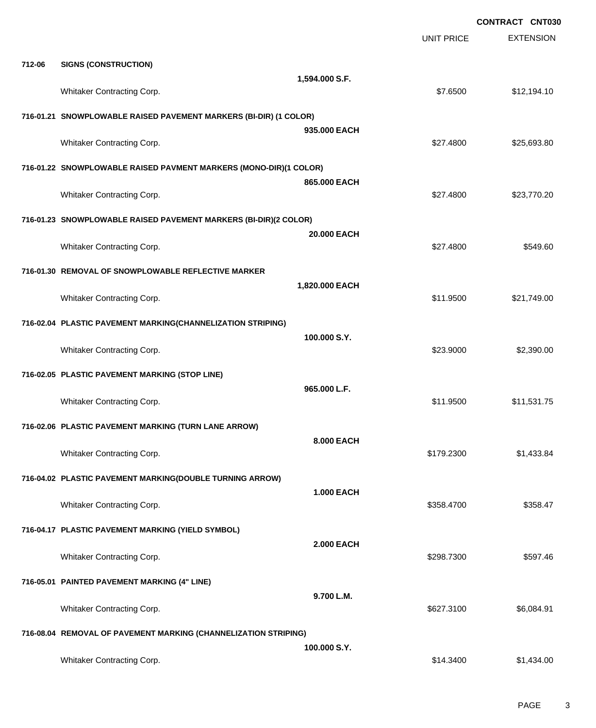**CONTRACT CNT030**

| | | | UNIT PRICE | EXTENSION |
|---|---|---|---|---|
| **712-06** | **SIGNS (CONSTRUCTION)** | | | |
| | | **1,594.000 S.F.** | | |
| | Whitaker Contracting Corp. | | $7.6500 | $12,194.10 |
| **716-01.21** | **SNOWPLOWABLE RAISED PAVEMENT MARKERS (BI-DIR) (1 COLOR)** | | | |
| | | **935.000 EACH** | | |
| | Whitaker Contracting Corp. | | $27.4800 | $25,693.80 |
| **716-01.22** | **SNOWPLOWABLE RAISED PAVMENT MARKERS (MONO-DIR)(1 COLOR)** | | | |
| | | **865.000 EACH** | | |
| | Whitaker Contracting Corp. | | $27.4800 | $23,770.20 |
| **716-01.23** | **SNOWPLOWABLE RAISED PAVEMENT MARKERS (BI-DIR)(2 COLOR)** | | | |
| | | **20.000 EACH** | | |
| | Whitaker Contracting Corp. | | $27.4800 | $549.60 |
| **716-01.30** | **REMOVAL OF SNOWPLOWABLE REFLECTIVE MARKER** | | | |
| | | **1,820.000 EACH** | | |
| | Whitaker Contracting Corp. | | $11.9500 | $21,749.00 |
| **716-02.04** | **PLASTIC PAVEMENT MARKING(CHANNELIZATION STRIPING)** | | | |
| | | **100.000 S.Y.** | | |
| | Whitaker Contracting Corp. | | $23.9000 | $2,390.00 |
| **716-02.05** | **PLASTIC PAVEMENT MARKING (STOP LINE)** | | | |
| | | **965.000 L.F.** | | |
| | Whitaker Contracting Corp. | | $11.9500 | $11,531.75 |
| **716-02.06** | **PLASTIC PAVEMENT MARKING (TURN LANE ARROW)** | | | |
| | | **8.000 EACH** | | |
| | Whitaker Contracting Corp. | | $179.2300 | $1,433.84 |
| **716-04.02** | **PLASTIC PAVEMENT MARKING(DOUBLE TURNING ARROW)** | | | |
| | | **1.000 EACH** | | |
| | Whitaker Contracting Corp. | | $358.4700 | $358.47 |
| **716-04.17** | **PLASTIC PAVEMENT MARKING (YIELD SYMBOL)** | | | |
| | | **2.000 EACH** | | |
| | Whitaker Contracting Corp. | | $298.7300 | $597.46 |
| **716-05.01** | **PAINTED PAVEMENT MARKING (4" LINE)** | | | |
| | | **9.700 L.M.** | | |
| | Whitaker Contracting Corp. | | $627.3100 | $6,084.91 |
| **716-08.04** | **REMOVAL OF PAVEMENT MARKING (CHANNELIZATION STRIPING)** | | | |
| | | **100.000 S.Y.** | | |
| | Whitaker Contracting Corp. | | $14.3400 | $1,434.00 |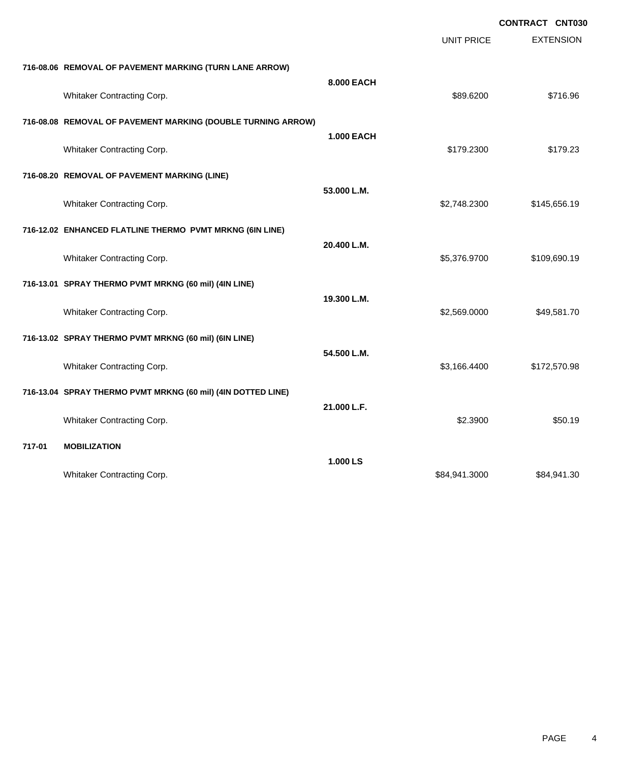**CONTRACT CNT030**

| | | UNIT PRICE | EXTENSION |
|---|---|---|---|
| **716-08.06 REMOVAL OF PAVEMENT MARKING (TURN LANE ARROW)** | **8.000 EACH** | | |
| Whitaker Contracting Corp. | | $89.6200 | $716.96 |
| **716-08.08 REMOVAL OF PAVEMENT MARKING (DOUBLE TURNING ARROW)** | **1.000 EACH** | | |
| Whitaker Contracting Corp. | | $179.2300 | $179.23 |
| **716-08.20 REMOVAL OF PAVEMENT MARKING (LINE)** | **53.000 L.M.** | | |
| Whitaker Contracting Corp. | | $2,748.2300 | $145,656.19 |
| **716-12.02 ENHANCED FLATLINE THERMO PVMT MRKNG (6IN LINE)** | **20.400 L.M.** | | |
| Whitaker Contracting Corp. | | $5,376.9700 | $109,690.19 |
| **716-13.01 SPRAY THERMO PVMT MRKNG (60 mil) (4IN LINE)** | **19.300 L.M.** | | |
| Whitaker Contracting Corp. | | $2,569.0000 | $49,581.70 |
| **716-13.02 SPRAY THERMO PVMT MRKNG (60 mil) (6IN LINE)** | **54.500 L.M.** | | |
| Whitaker Contracting Corp. | | $3,166.4400 | $172,570.98 |
| **716-13.04 SPRAY THERMO PVMT MRKNG (60 mil) (4IN DOTTED LINE)** | **21.000 L.F.** | | |
| Whitaker Contracting Corp. | | $2.3900 | $50.19 |
| **717-01 MOBILIZATION** | **1.000 LS** | | |
| Whitaker Contracting Corp. | | $84,941.3000 | $84,941.30 |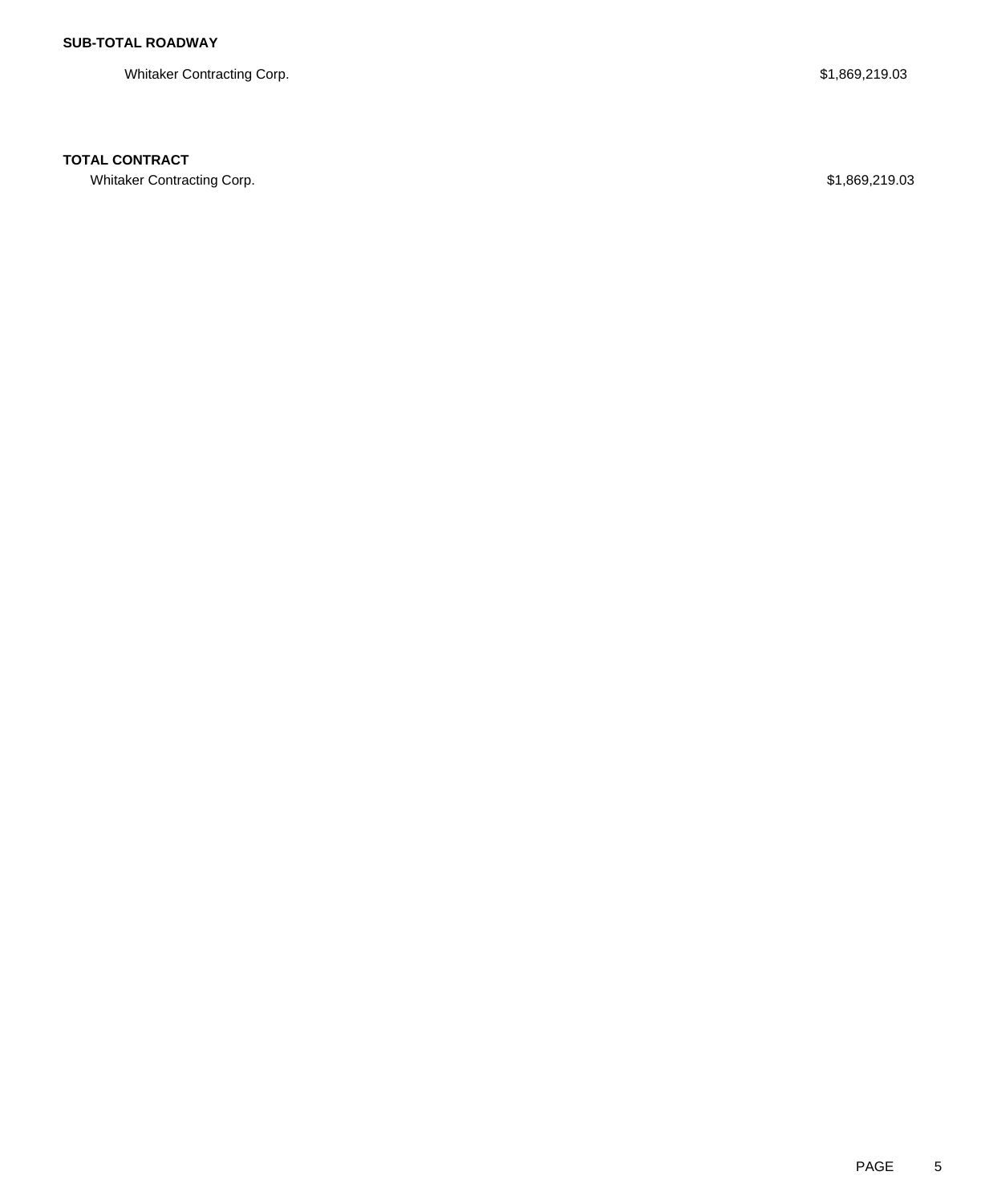**SUB-TOTAL ROADWAY**

| | |
|---|---|
| Whitaker Contracting Corp. | $1,869,219.03 |

**TOTAL CONTRACT**

| | |
|---|---|
| Whitaker Contracting Corp. | $1,869,219.03 |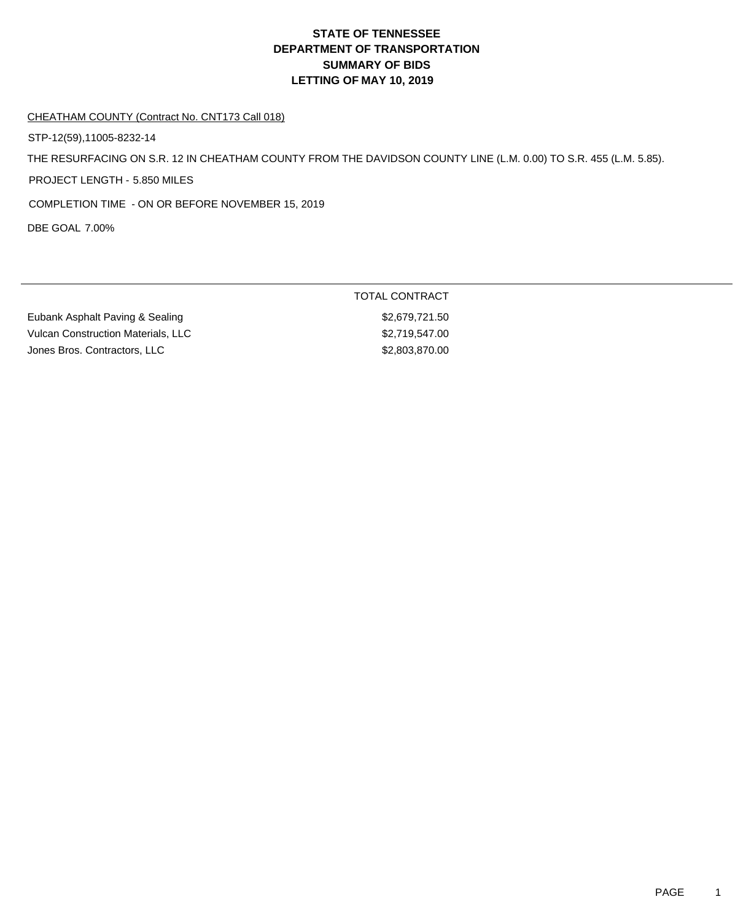# STATE OF TENNESSEE
# DEPARTMENT OF TRANSPORTATION
# SUMMARY OF BIDS
# LETTING OF MAY 10, 2019

CHEATHAM COUNTY (Contract No. CNT173 Call 018)

STP-12(59),11005-8232-14

THE RESURFACING ON S.R. 12 IN CHEATHAM COUNTY FROM THE DAVIDSON COUNTY LINE (L.M. 0.00) TO S.R. 455 (L.M. 5.85).

PROJECT LENGTH - 5.850 MILES

COMPLETION TIME - ON OR BEFORE NOVEMBER 15, 2019

DBE GOAL 7.00%

| | TOTAL CONTRACT |
|---|---|
| Eubank Asphalt Paving & Sealing | $2,679,721.50 |
| Vulcan Construction Materials, LLC | $2,719,547.00 |
| Jones Bros. Contractors, LLC | $2,803,870.00 |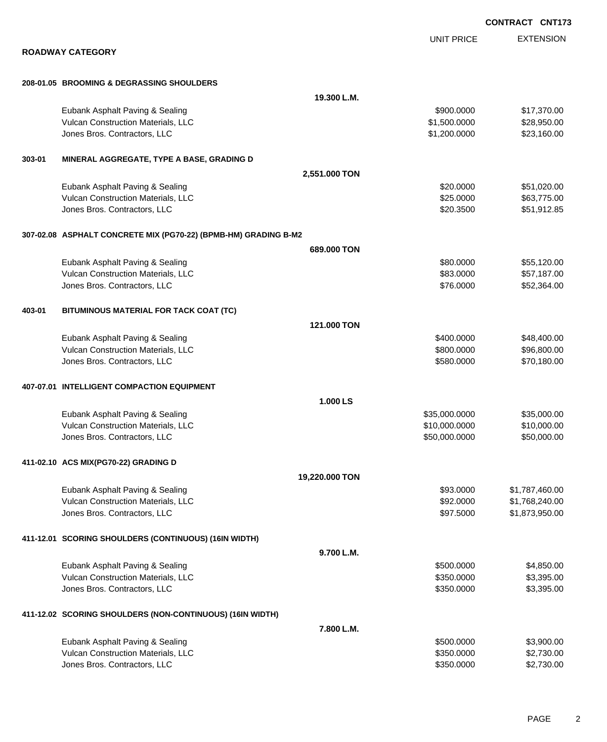**CONTRACT CNT173**

## ROADWAY CATEGORY

| | | UNIT PRICE | EXTENSION |
|---|---|---|---|
| **208-01.05 BROOMING & DEGRASSING SHOULDERS** | **19.300 L.M.** | | |
| Eubank Asphalt Paving & Sealing | | $900.0000 | $17,370.00 |
| Vulcan Construction Materials, LLC | | $1,500.0000 | $28,950.00 |
| Jones Bros. Contractors, LLC | | $1,200.0000 | $23,160.00 |
| **303-01 MINERAL AGGREGATE, TYPE A BASE, GRADING D** | **2,551.000 TON** | | |
| Eubank Asphalt Paving & Sealing | | $20.0000 | $51,020.00 |
| Vulcan Construction Materials, LLC | | $25.0000 | $63,775.00 |
| Jones Bros. Contractors, LLC | | $20.3500 | $51,912.85 |
| **307-02.08 ASPHALT CONCRETE MIX (PG70-22) (BPMB-HM) GRADING B-M2** | **689.000 TON** | | |
| Eubank Asphalt Paving & Sealing | | $80.0000 | $55,120.00 |
| Vulcan Construction Materials, LLC | | $83.0000 | $57,187.00 |
| Jones Bros. Contractors, LLC | | $76.0000 | $52,364.00 |
| **403-01 BITUMINOUS MATERIAL FOR TACK COAT (TC)** | **121.000 TON** | | |
| Eubank Asphalt Paving & Sealing | | $400.0000 | $48,400.00 |
| Vulcan Construction Materials, LLC | | $800.0000 | $96,800.00 |
| Jones Bros. Contractors, LLC | | $580.0000 | $70,180.00 |
| **407-07.01 INTELLIGENT COMPACTION EQUIPMENT** | **1.000 LS** | | |
| Eubank Asphalt Paving & Sealing | | $35,000.0000 | $35,000.00 |
| Vulcan Construction Materials, LLC | | $10,000.0000 | $10,000.00 |
| Jones Bros. Contractors, LLC | | $50,000.0000 | $50,000.00 |
| **411-02.10 ACS MIX(PG70-22) GRADING D** | **19,220.000 TON** | | |
| Eubank Asphalt Paving & Sealing | | $93.0000 | $1,787,460.00 |
| Vulcan Construction Materials, LLC | | $92.0000 | $1,768,240.00 |
| Jones Bros. Contractors, LLC | | $97.5000 | $1,873,950.00 |
| **411-12.01 SCORING SHOULDERS (CONTINUOUS) (16IN WIDTH)** | **9.700 L.M.** | | |
| Eubank Asphalt Paving & Sealing | | $500.0000 | $4,850.00 |
| Vulcan Construction Materials, LLC | | $350.0000 | $3,395.00 |
| Jones Bros. Contractors, LLC | | $350.0000 | $3,395.00 |
| **411-12.02 SCORING SHOULDERS (NON-CONTINUOUS) (16IN WIDTH)** | **7.800 L.M.** | | |
| Eubank Asphalt Paving & Sealing | | $500.0000 | $3,900.00 |
| Vulcan Construction Materials, LLC | | $350.0000 | $2,730.00 |
| Jones Bros. Contractors, LLC | | $350.0000 | $2,730.00 |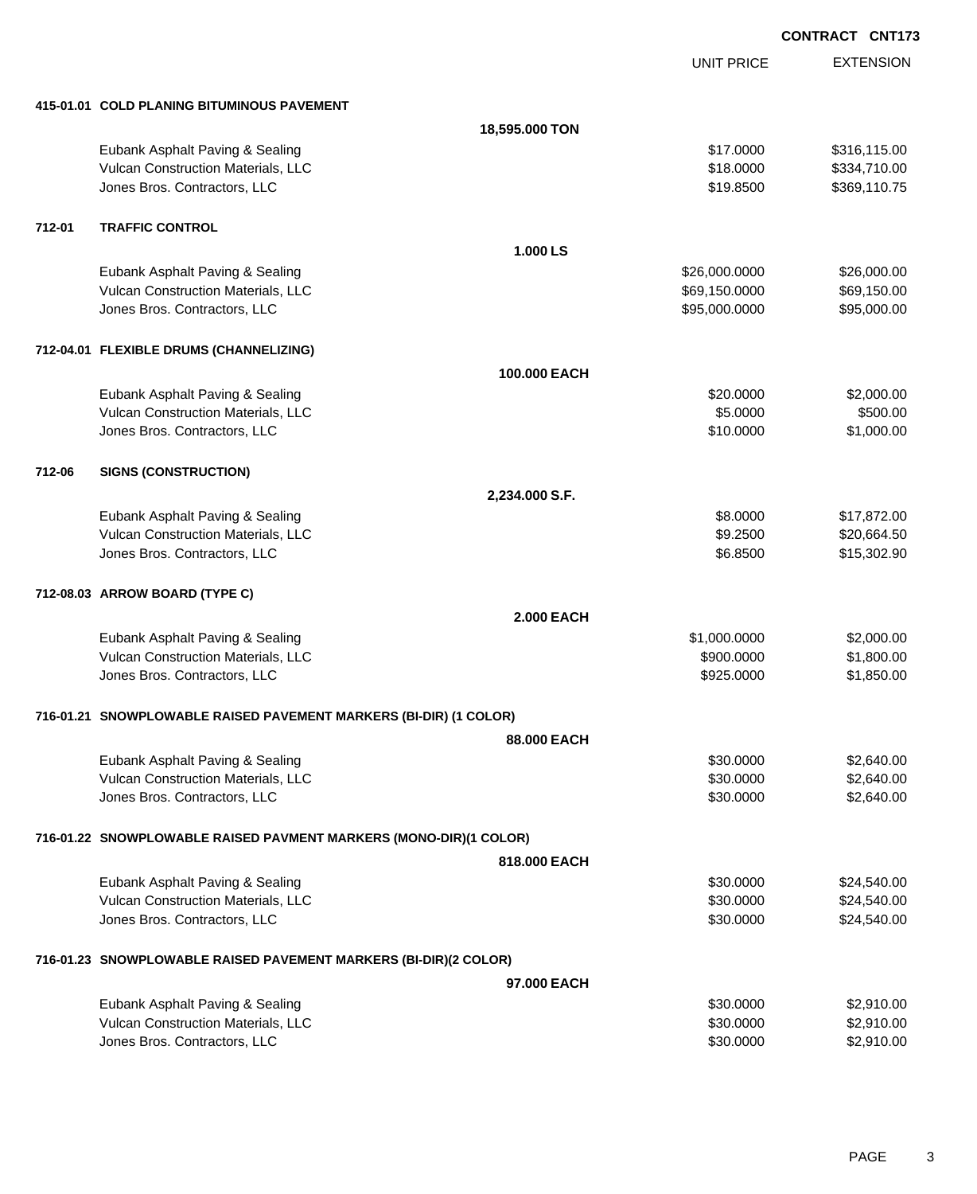**CONTRACT CNT173**

| | | UNIT PRICE | EXTENSION |
|---|---|---|---|
| **415-01.01** | **COLD PLANING BITUMINOUS PAVEMENT** | | |
| | **18,595.000 TON** | | |
| | Eubank Asphalt Paving & Sealing | $17.0000 | $316,115.00 |
| | Vulcan Construction Materials, LLC | $18.0000 | $334,710.00 |
| | Jones Bros. Contractors, LLC | $19.8500 | $369,110.75 |
| **712-01** | **TRAFFIC CONTROL** | | |
| | **1.000 LS** | | |
| | Eubank Asphalt Paving & Sealing | $26,000.0000 | $26,000.00 |
| | Vulcan Construction Materials, LLC | $69,150.0000 | $69,150.00 |
| | Jones Bros. Contractors, LLC | $95,000.0000 | $95,000.00 |
| **712-04.01** | **FLEXIBLE DRUMS (CHANNELIZING)** | | |
| | **100.000 EACH** | | |
| | Eubank Asphalt Paving & Sealing | $20.0000 | $2,000.00 |
| | Vulcan Construction Materials, LLC | $5.0000 | $500.00 |
| | Jones Bros. Contractors, LLC | $10.0000 | $1,000.00 |
| **712-06** | **SIGNS (CONSTRUCTION)** | | |
| | **2,234.000 S.F.** | | |
| | Eubank Asphalt Paving & Sealing | $8.0000 | $17,872.00 |
| | Vulcan Construction Materials, LLC | $9.2500 | $20,664.50 |
| | Jones Bros. Contractors, LLC | $6.8500 | $15,302.90 |
| **712-08.03** | **ARROW BOARD (TYPE C)** | | |
| | **2.000 EACH** | | |
| | Eubank Asphalt Paving & Sealing | $1,000.0000 | $2,000.00 |
| | Vulcan Construction Materials, LLC | $900.0000 | $1,800.00 |
| | Jones Bros. Contractors, LLC | $925.0000 | $1,850.00 |
| **716-01.21** | **SNOWPLOWABLE RAISED PAVEMENT MARKERS (BI-DIR) (1 COLOR)** | | |
| | **88.000 EACH** | | |
| | Eubank Asphalt Paving & Sealing | $30.0000 | $2,640.00 |
| | Vulcan Construction Materials, LLC | $30.0000 | $2,640.00 |
| | Jones Bros. Contractors, LLC | $30.0000 | $2,640.00 |
| **716-01.22** | **SNOWPLOWABLE RAISED PAVMENT MARKERS (MONO-DIR)(1 COLOR)** | | |
| | **818.000 EACH** | | |
| | Eubank Asphalt Paving & Sealing | $30.0000 | $24,540.00 |
| | Vulcan Construction Materials, LLC | $30.0000 | $24,540.00 |
| | Jones Bros. Contractors, LLC | $30.0000 | $24,540.00 |
| **716-01.23** | **SNOWPLOWABLE RAISED PAVEMENT MARKERS (BI-DIR)(2 COLOR)** | | |
| | **97.000 EACH** | | |
| | Eubank Asphalt Paving & Sealing | $30.0000 | $2,910.00 |
| | Vulcan Construction Materials, LLC | $30.0000 | $2,910.00 |
| | Jones Bros. Contractors, LLC | $30.0000 | $2,910.00 |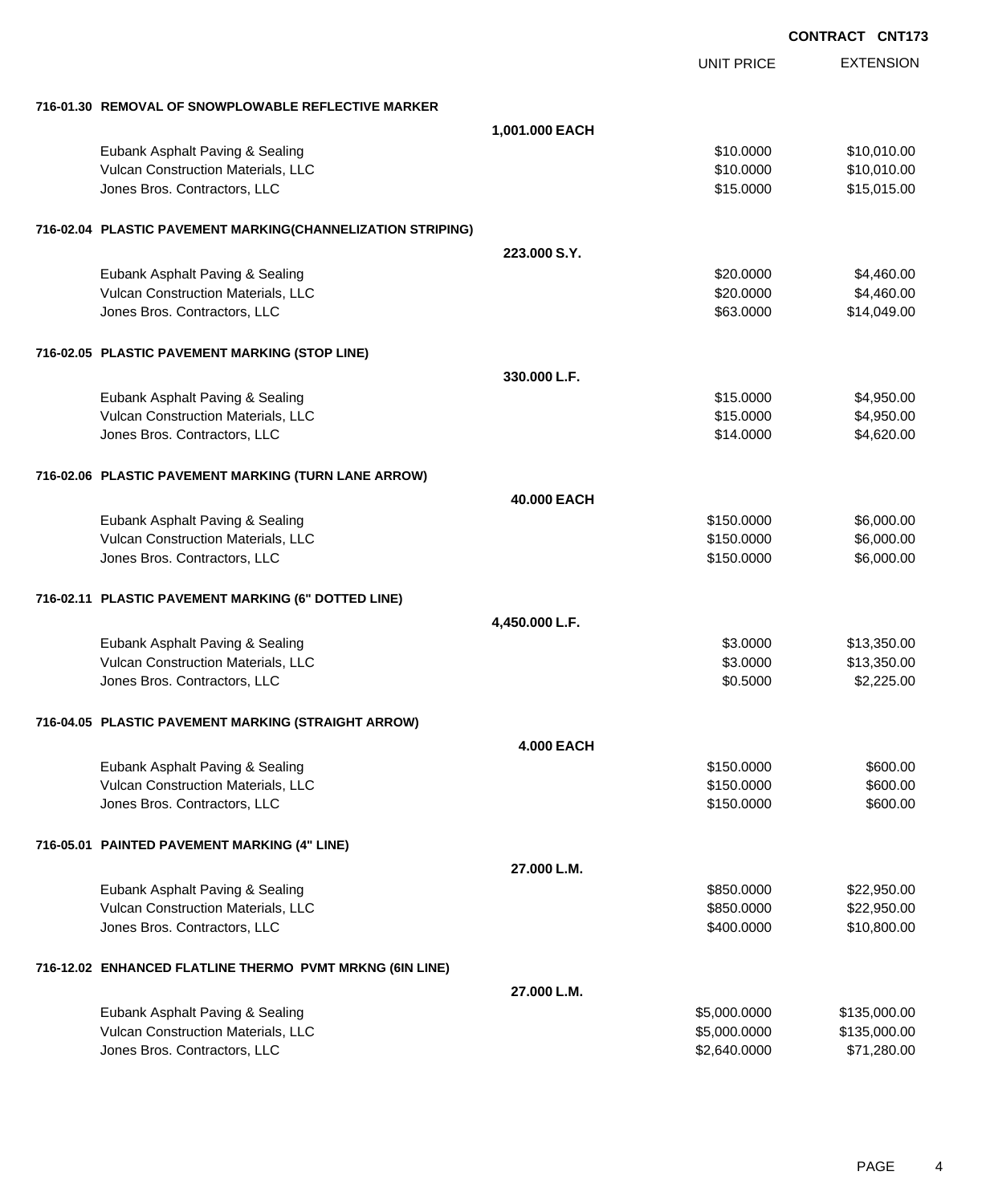**CONTRACT CNT173**

| | UNIT PRICE | EXTENSION |
|---|---|---|
| **716-01.30 REMOVAL OF SNOWPLOWABLE REFLECTIVE MARKER** | | |
| **1,001.000 EACH** | | |
| Eubank Asphalt Paving & Sealing | $10.0000 | $10,010.00 |
| Vulcan Construction Materials, LLC | $10.0000 | $10,010.00 |
| Jones Bros. Contractors, LLC | $15.0000 | $15,015.00 |
| **716-02.04 PLASTIC PAVEMENT MARKING(CHANNELIZATION STRIPING)** | | |
| **223.000 S.Y.** | | |
| Eubank Asphalt Paving & Sealing | $20.0000 | $4,460.00 |
| Vulcan Construction Materials, LLC | $20.0000 | $4,460.00 |
| Jones Bros. Contractors, LLC | $63.0000 | $14,049.00 |
| **716-02.05 PLASTIC PAVEMENT MARKING (STOP LINE)** | | |
| **330.000 L.F.** | | |
| Eubank Asphalt Paving & Sealing | $15.0000 | $4,950.00 |
| Vulcan Construction Materials, LLC | $15.0000 | $4,950.00 |
| Jones Bros. Contractors, LLC | $14.0000 | $4,620.00 |
| **716-02.06 PLASTIC PAVEMENT MARKING (TURN LANE ARROW)** | | |
| **40.000 EACH** | | |
| Eubank Asphalt Paving & Sealing | $150.0000 | $6,000.00 |
| Vulcan Construction Materials, LLC | $150.0000 | $6,000.00 |
| Jones Bros. Contractors, LLC | $150.0000 | $6,000.00 |
| **716-02.11 PLASTIC PAVEMENT MARKING (6" DOTTED LINE)** | | |
| **4,450.000 L.F.** | | |
| Eubank Asphalt Paving & Sealing | $3.0000 | $13,350.00 |
| Vulcan Construction Materials, LLC | $3.0000 | $13,350.00 |
| Jones Bros. Contractors, LLC | $0.5000 | $2,225.00 |
| **716-04.05 PLASTIC PAVEMENT MARKING (STRAIGHT ARROW)** | | |
| **4.000 EACH** | | |
| Eubank Asphalt Paving & Sealing | $150.0000 | $600.00 |
| Vulcan Construction Materials, LLC | $150.0000 | $600.00 |
| Jones Bros. Contractors, LLC | $150.0000 | $600.00 |
| **716-05.01 PAINTED PAVEMENT MARKING (4" LINE)** | | |
| **27.000 L.M.** | | |
| Eubank Asphalt Paving & Sealing | $850.0000 | $22,950.00 |
| Vulcan Construction Materials, LLC | $850.0000 | $22,950.00 |
| Jones Bros. Contractors, LLC | $400.0000 | $10,800.00 |
| **716-12.02 ENHANCED FLATLINE THERMO PVMT MRKNG (6IN LINE)** | | |
| **27.000 L.M.** | | |
| Eubank Asphalt Paving & Sealing | $5,000.0000 | $135,000.00 |
| Vulcan Construction Materials, LLC | $5,000.0000 | $135,000.00 |
| Jones Bros. Contractors, LLC | $2,640.0000 | $71,280.00 |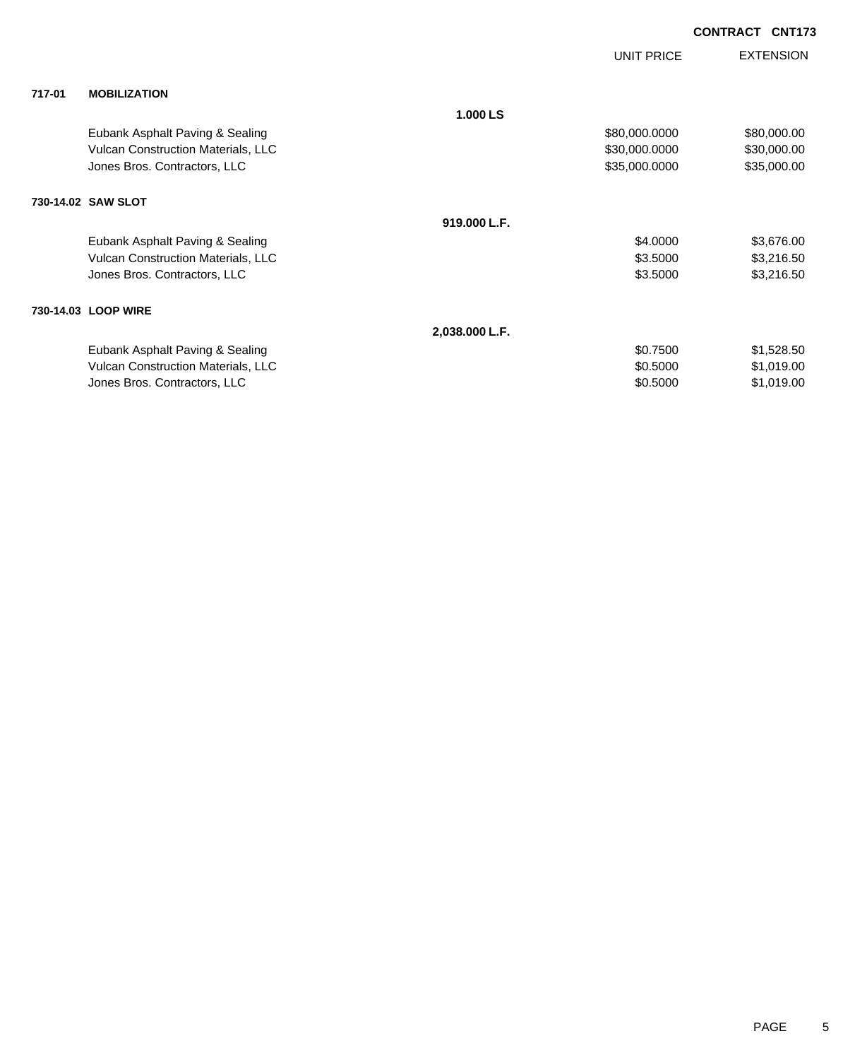**CONTRACT CNT173**

| | | | UNIT PRICE | EXTENSION |
|---|---|---|---|---|
| **717-01** | **MOBILIZATION** | | | |
| | | **1.000 LS** | | |
| | Eubank Asphalt Paving & Sealing | | $80,000.0000 | $80,000.00 |
| | Vulcan Construction Materials, LLC | | $30,000.0000 | $30,000.00 |
| | Jones Bros. Contractors, LLC | | $35,000.0000 | $35,000.00 |
| **730-14.02** | **SAW SLOT** | | | |
| | | **919.000 L.F.** | | |
| | Eubank Asphalt Paving & Sealing | | $4.0000 | $3,676.00 |
| | Vulcan Construction Materials, LLC | | $3.5000 | $3,216.50 |
| | Jones Bros. Contractors, LLC | | $3.5000 | $3,216.50 |
| **730-14.03** | **LOOP WIRE** | | | |
| | | **2,038.000 L.F.** | | |
| | Eubank Asphalt Paving & Sealing | | $0.7500 | $1,528.50 |
| | Vulcan Construction Materials, LLC | | $0.5000 | $1,019.00 |
| | Jones Bros. Contractors, LLC | | $0.5000 | $1,019.00 |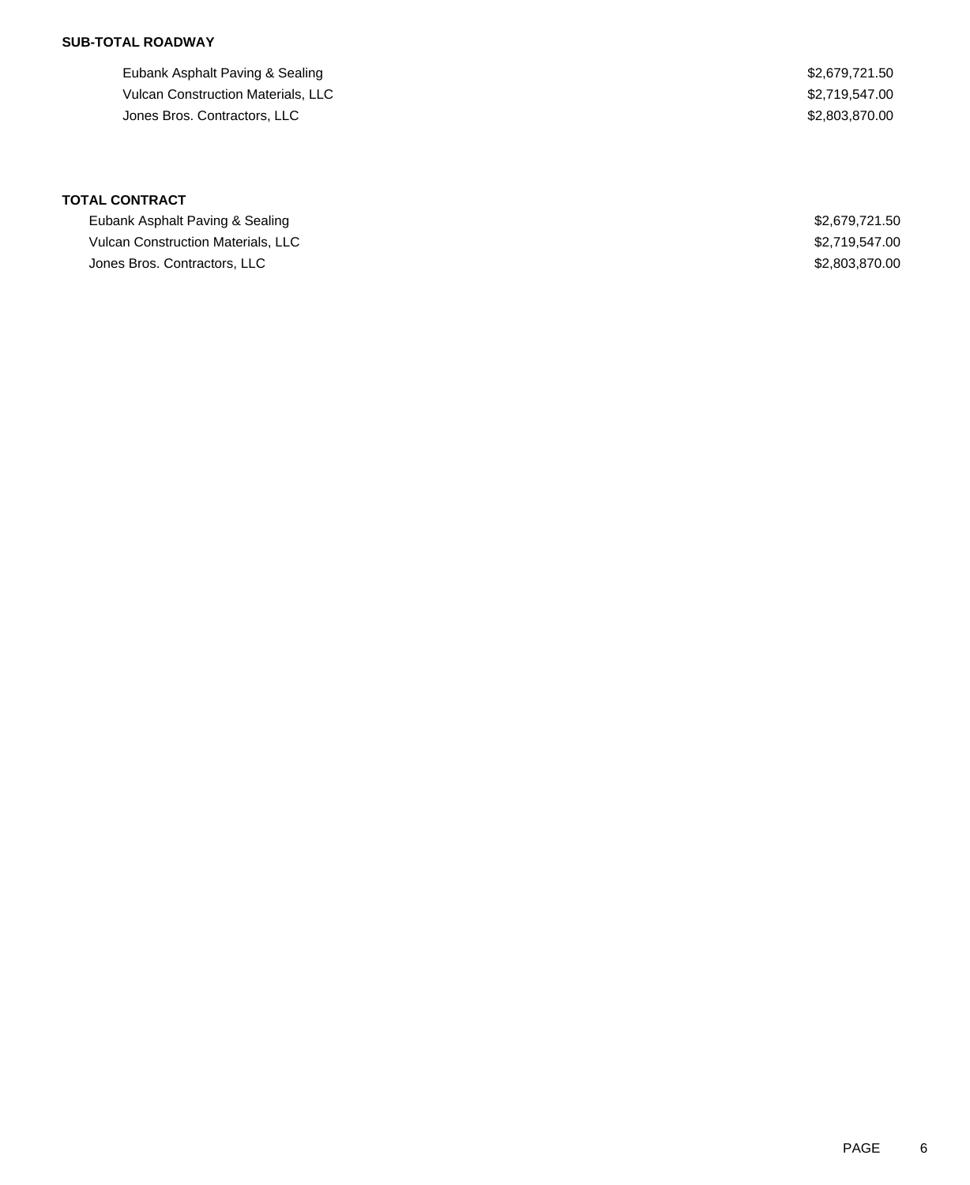**SUB-TOTAL ROADWAY**

| | |
|---|---|
| Eubank Asphalt Paving & Sealing | $2,679,721.50 |
| Vulcan Construction Materials, LLC | $2,719,547.00 |
| Jones Bros. Contractors, LLC | $2,803,870.00 |

**TOTAL CONTRACT**

| | |
|---|---|
| Eubank Asphalt Paving & Sealing | $2,679,721.50 |
| Vulcan Construction Materials, LLC | $2,719,547.00 |
| Jones Bros. Contractors, LLC | $2,803,870.00 |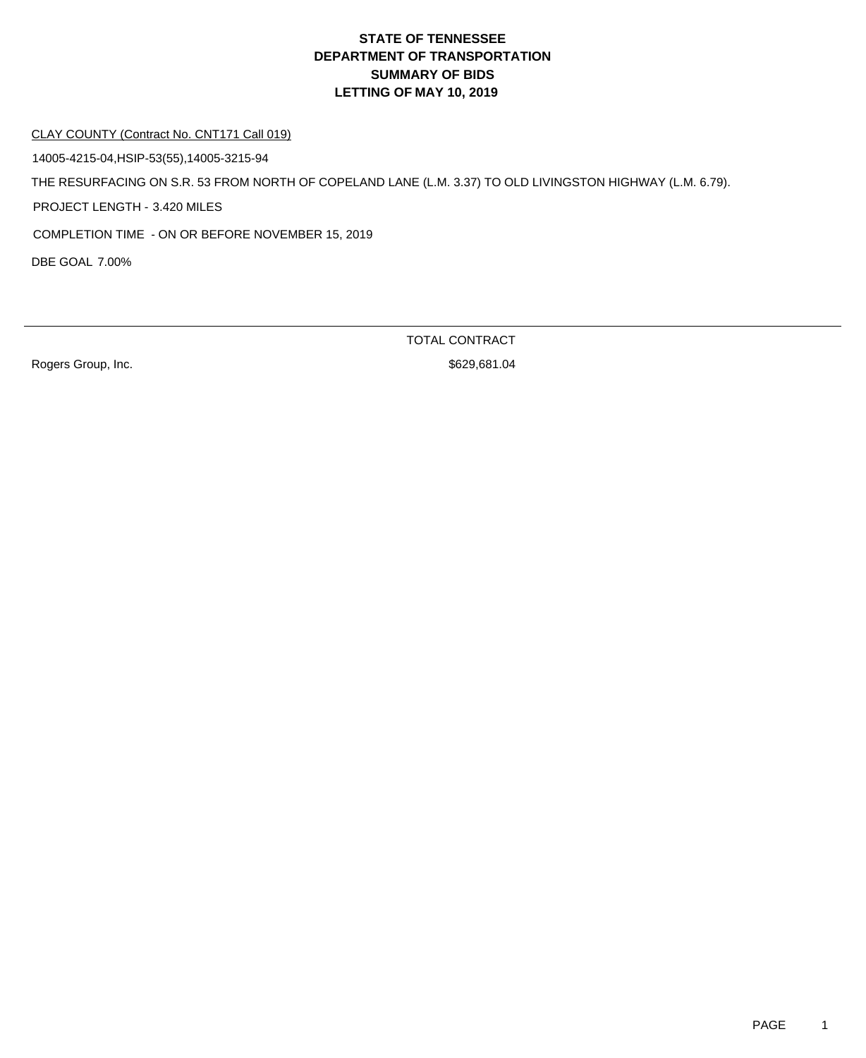# STATE OF TENNESSEE
# DEPARTMENT OF TRANSPORTATION
## SUMMARY OF BIDS
## LETTING OF MAY 10, 2019

CLAY COUNTY (Contract No. CNT171 Call 019)

14005-4215-04,HSIP-53(55),14005-3215-94

THE RESURFACING ON S.R. 53 FROM NORTH OF COPELAND LANE (L.M. 3.37) TO OLD LIVINGSTON HIGHWAY (L.M. 6.79).

PROJECT LENGTH - 3.420 MILES

COMPLETION TIME - ON OR BEFORE NOVEMBER 15, 2019

DBE GOAL 7.00%

| | TOTAL CONTRACT |
|---|---|
| Rogers Group, Inc. | $629,681.04 |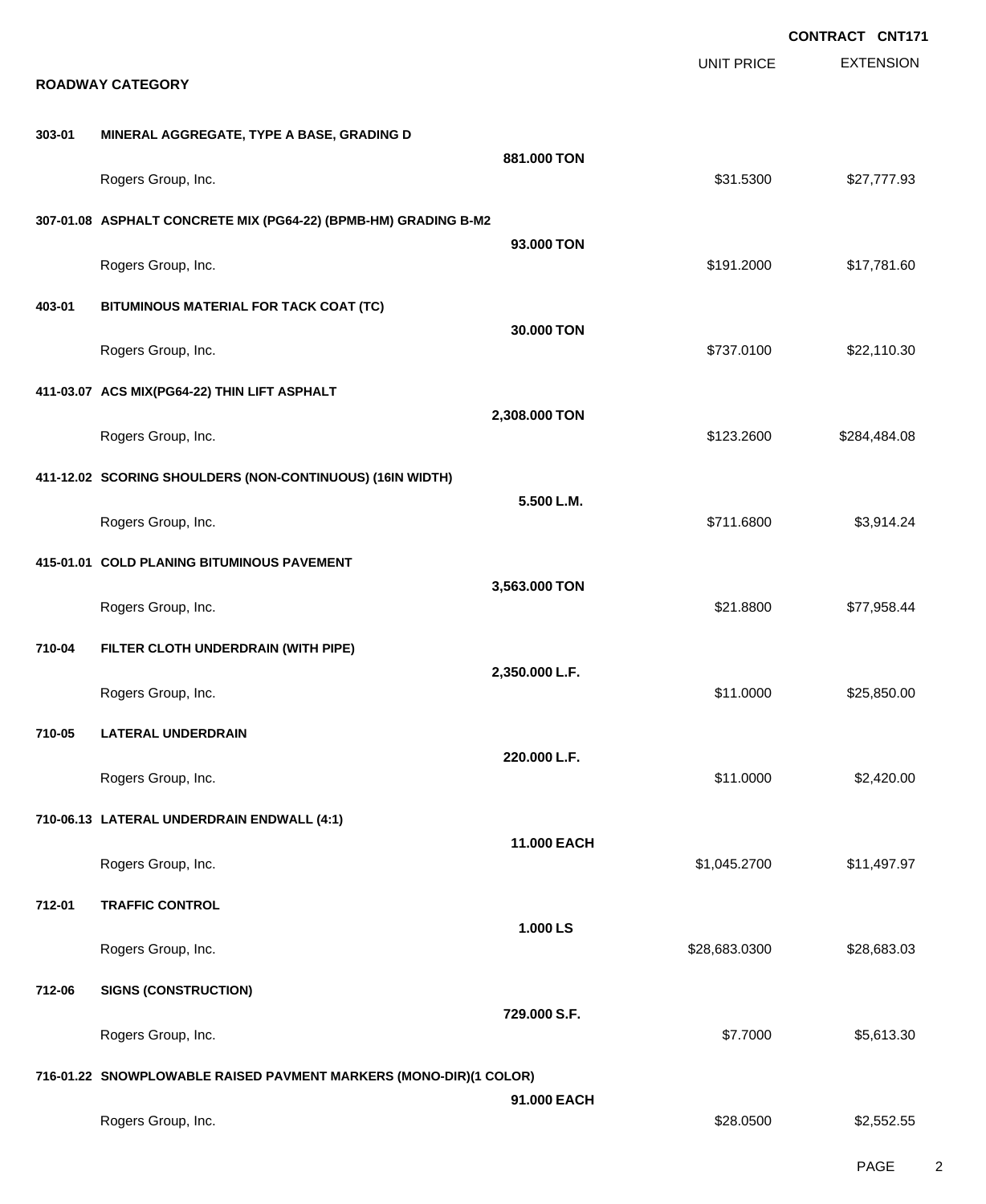**CONTRACT CNT171**

**ROADWAY CATEGORY**

| | | | UNIT PRICE | EXTENSION |
|---|---|---|---|---|
| **303-01** | **MINERAL AGGREGATE, TYPE A BASE, GRADING D** | | | |
| | | **881.000 TON** | | |
| | Rogers Group, Inc. | | $31.5300 | $27,777.93 |
| **307-01.08** | **ASPHALT CONCRETE MIX (PG64-22) (BPMB-HM) GRADING B-M2** | | | |
| | | **93.000 TON** | | |
| | Rogers Group, Inc. | | $191.2000 | $17,781.60 |
| **403-01** | **BITUMINOUS MATERIAL FOR TACK COAT (TC)** | | | |
| | | **30.000 TON** | | |
| | Rogers Group, Inc. | | $737.0100 | $22,110.30 |
| **411-03.07** | **ACS MIX(PG64-22) THIN LIFT ASPHALT** | | | |
| | | **2,308.000 TON** | | |
| | Rogers Group, Inc. | | $123.2600 | $284,484.08 |
| **411-12.02** | **SCORING SHOULDERS (NON-CONTINUOUS) (16IN WIDTH)** | | | |
| | | **5.500 L.M.** | | |
| | Rogers Group, Inc. | | $711.6800 | $3,914.24 |
| **415-01.01** | **COLD PLANING BITUMINOUS PAVEMENT** | | | |
| | | **3,563.000 TON** | | |
| | Rogers Group, Inc. | | $21.8800 | $77,958.44 |
| **710-04** | **FILTER CLOTH UNDERDRAIN (WITH PIPE)** | | | |
| | | **2,350.000 L.F.** | | |
| | Rogers Group, Inc. | | $11.0000 | $25,850.00 |
| **710-05** | **LATERAL UNDERDRAIN** | | | |
| | | **220.000 L.F.** | | |
| | Rogers Group, Inc. | | $11.0000 | $2,420.00 |
| **710-06.13** | **LATERAL UNDERDRAIN ENDWALL (4:1)** | | | |
| | | **11.000 EACH** | | |
| | Rogers Group, Inc. | | $1,045.2700 | $11,497.97 |
| **712-01** | **TRAFFIC CONTROL** | | | |
| | | **1.000 LS** | | |
| | Rogers Group, Inc. | | $28,683.0300 | $28,683.03 |
| **712-06** | **SIGNS (CONSTRUCTION)** | | | |
| | | **729.000 S.F.** | | |
| | Rogers Group, Inc. | | $7.7000 | $5,613.30 |
| **716-01.22** | **SNOWPLOWABLE RAISED PAVMENT MARKERS (MONO-DIR)(1 COLOR)** | | | |
| | | **91.000 EACH** | | |
| | Rogers Group, Inc. | | $28.0500 | $2,552.55 |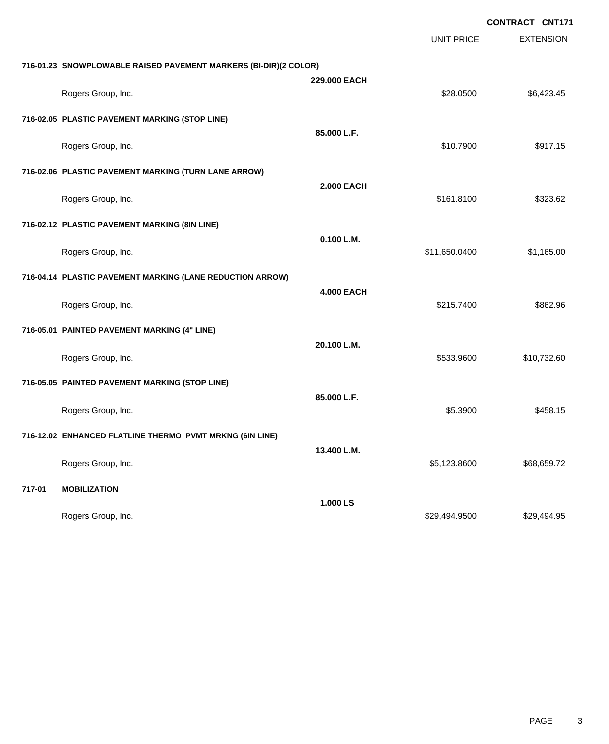**CONTRACT CNT171**

| | | UNIT PRICE | EXTENSION |
|---|---|---|---|
| **716-01.23 SNOWPLOWABLE RAISED PAVEMENT MARKERS (BI-DIR)(2 COLOR)** | **229.000 EACH** | | |
| Rogers Group, Inc. | | $28.0500 | $6,423.45 |
| **716-02.05 PLASTIC PAVEMENT MARKING (STOP LINE)** | **85.000 L.F.** | | |
| Rogers Group, Inc. | | $10.7900 | $917.15 |
| **716-02.06 PLASTIC PAVEMENT MARKING (TURN LANE ARROW)** | **2.000 EACH** | | |
| Rogers Group, Inc. | | $161.8100 | $323.62 |
| **716-02.12 PLASTIC PAVEMENT MARKING (8IN LINE)** | **0.100 L.M.** | | |
| Rogers Group, Inc. | | $11,650.0400 | $1,165.00 |
| **716-04.14 PLASTIC PAVEMENT MARKING (LANE REDUCTION ARROW)** | **4.000 EACH** | | |
| Rogers Group, Inc. | | $215.7400 | $862.96 |
| **716-05.01 PAINTED PAVEMENT MARKING (4" LINE)** | **20.100 L.M.** | | |
| Rogers Group, Inc. | | $533.9600 | $10,732.60 |
| **716-05.05 PAINTED PAVEMENT MARKING (STOP LINE)** | **85.000 L.F.** | | |
| Rogers Group, Inc. | | $5.3900 | $458.15 |
| **716-12.02 ENHANCED FLATLINE THERMO PVMT MRKNG (6IN LINE)** | **13.400 L.M.** | | |
| Rogers Group, Inc. | | $5,123.8600 | $68,659.72 |
| **717-01 MOBILIZATION** | **1.000 LS** | | |
| Rogers Group, Inc. | | $29,494.9500 | $29,494.95 |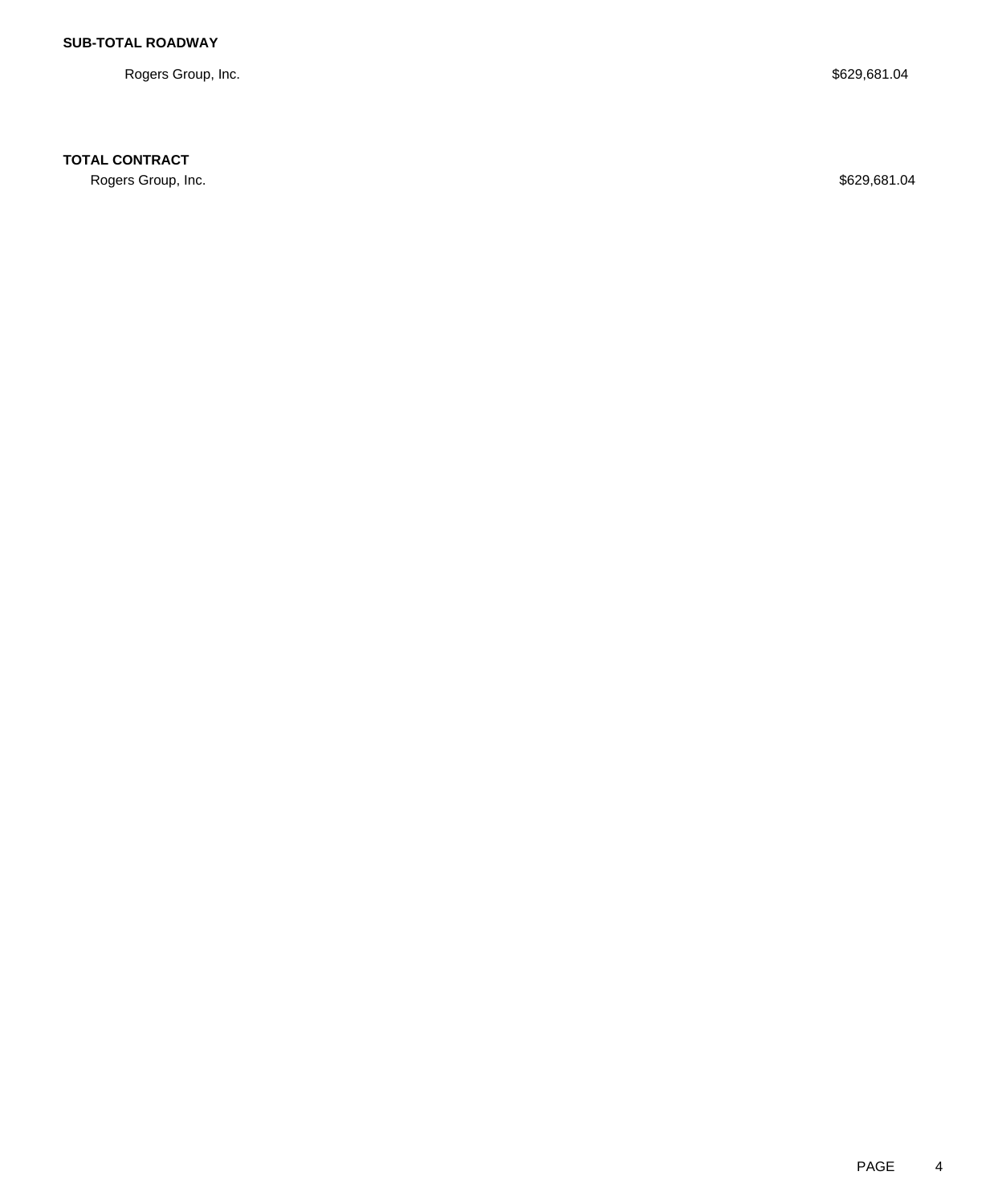**SUB-TOTAL ROADWAY**

| | |
|---|---|
| Rogers Group, Inc. | $629,681.04 |

**TOTAL CONTRACT**

| | |
|---|---|
| Rogers Group, Inc. | $629,681.04 |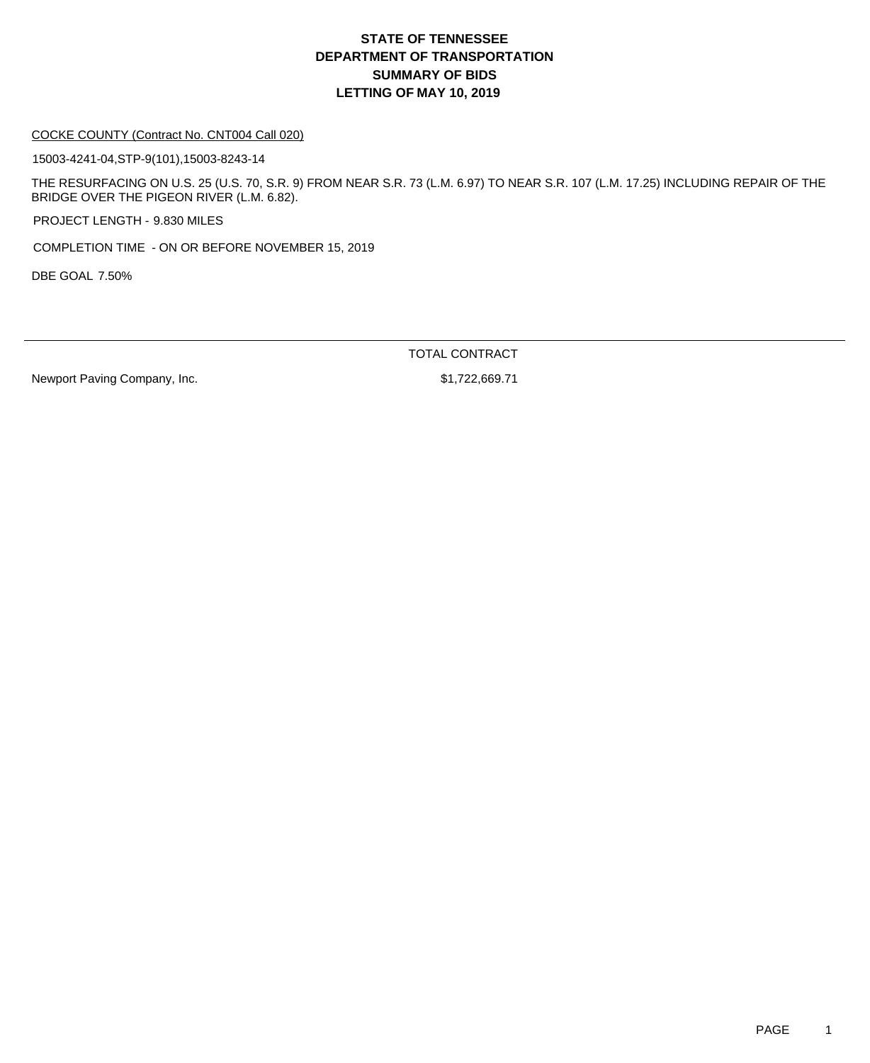# STATE OF TENNESSEE
# DEPARTMENT OF TRANSPORTATION
# SUMMARY OF BIDS
# LETTING OF MAY 10, 2019

COCKE COUNTY (Contract No. CNT004 Call 020)

15003-4241-04,STP-9(101),15003-8243-14

THE RESURFACING ON U.S. 25 (U.S. 70, S.R. 9) FROM NEAR S.R. 73 (L.M. 6.97) TO NEAR S.R. 107 (L.M. 17.25) INCLUDING REPAIR OF THE BRIDGE OVER THE PIGEON RIVER (L.M. 6.82).

PROJECT LENGTH - 9.830 MILES

COMPLETION TIME - ON OR BEFORE NOVEMBER 15, 2019

DBE GOAL 7.50%

| | TOTAL CONTRACT |
|---|---|
| Newport Paving Company, Inc. | $1,722,669.71 |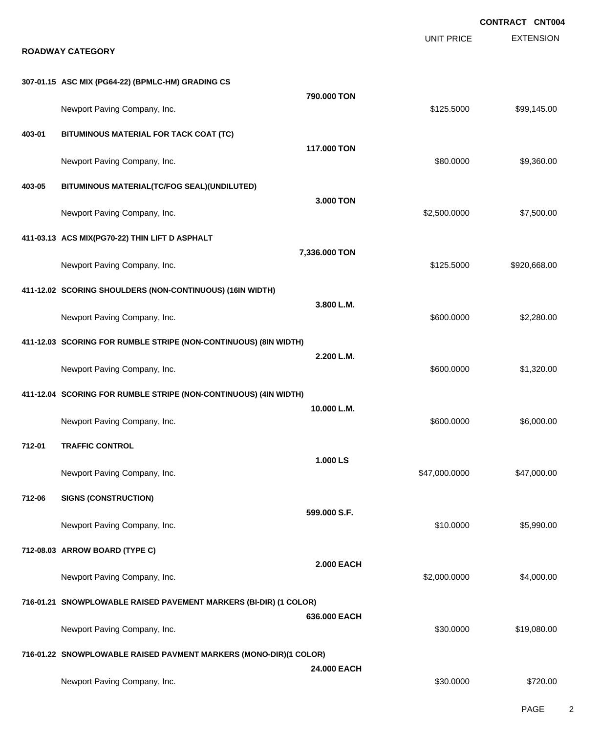**CONTRACT CNT004**

| | | UNIT PRICE | EXTENSION |
|---|---|---|---|

**ROADWAY CATEGORY**

| Item | Description / Quantity | UNIT PRICE | EXTENSION |
|---|---|---|---|
| **307-01.15** | **ASC MIX (PG64-22) (BPMLC-HM) GRADING CS** | | |
| | **790.000 TON** | | |
| | Newport Paving Company, Inc. | $125.5000 | $99,145.00 |
| **403-01** | **BITUMINOUS MATERIAL FOR TACK COAT (TC)** | | |
| | **117.000 TON** | | |
| | Newport Paving Company, Inc. | $80.0000 | $9,360.00 |
| **403-05** | **BITUMINOUS MATERIAL(TC/FOG SEAL)(UNDILUTED)** | | |
| | **3.000 TON** | | |
| | Newport Paving Company, Inc. | $2,500.0000 | $7,500.00 |
| **411-03.13** | **ACS MIX(PG70-22) THIN LIFT D ASPHALT** | | |
| | **7,336.000 TON** | | |
| | Newport Paving Company, Inc. | $125.5000 | $920,668.00 |
| **411-12.02** | **SCORING SHOULDERS (NON-CONTINUOUS) (16IN WIDTH)** | | |
| | **3.800 L.M.** | | |
| | Newport Paving Company, Inc. | $600.0000 | $2,280.00 |
| **411-12.03** | **SCORING FOR RUMBLE STRIPE (NON-CONTINUOUS) (8IN WIDTH)** | | |
| | **2.200 L.M.** | | |
| | Newport Paving Company, Inc. | $600.0000 | $1,320.00 |
| **411-12.04** | **SCORING FOR RUMBLE STRIPE (NON-CONTINUOUS) (4IN WIDTH)** | | |
| | **10.000 L.M.** | | |
| | Newport Paving Company, Inc. | $600.0000 | $6,000.00 |
| **712-01** | **TRAFFIC CONTROL** | | |
| | **1.000 LS** | | |
| | Newport Paving Company, Inc. | $47,000.0000 | $47,000.00 |
| **712-06** | **SIGNS (CONSTRUCTION)** | | |
| | **599.000 S.F.** | | |
| | Newport Paving Company, Inc. | $10.0000 | $5,990.00 |
| **712-08.03** | **ARROW BOARD (TYPE C)** | | |
| | **2.000 EACH** | | |
| | Newport Paving Company, Inc. | $2,000.0000 | $4,000.00 |
| **716-01.21** | **SNOWPLOWABLE RAISED PAVEMENT MARKERS (BI-DIR) (1 COLOR)** | | |
| | **636.000 EACH** | | |
| | Newport Paving Company, Inc. | $30.0000 | $19,080.00 |
| **716-01.22** | **SNOWPLOWABLE RAISED PAVMENT MARKERS (MONO-DIR)(1 COLOR)** | | |
| | **24.000 EACH** | | |
| | Newport Paving Company, Inc. | $30.0000 | $720.00 |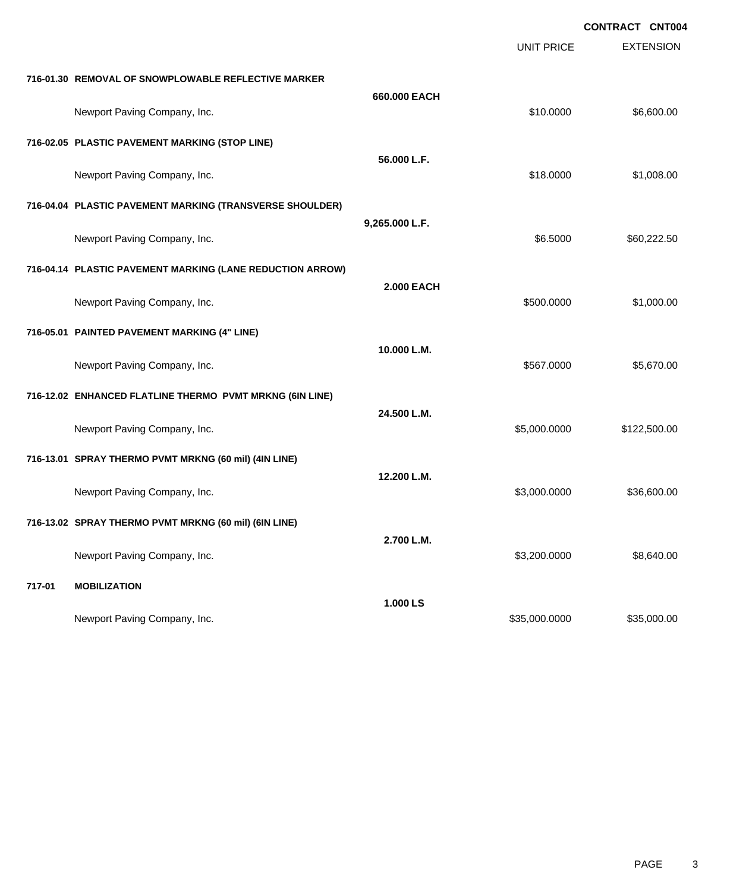**CONTRACT CNT004**

| | | UNIT PRICE | EXTENSION |
|---|---|---|---|
| **716-01.30 REMOVAL OF SNOWPLOWABLE REFLECTIVE MARKER** | | | |
| | **660.000 EACH** | | |
| Newport Paving Company, Inc. | | $10.0000 | $6,600.00 |
| **716-02.05 PLASTIC PAVEMENT MARKING (STOP LINE)** | | | |
| | **56.000 L.F.** | | |
| Newport Paving Company, Inc. | | $18.0000 | $1,008.00 |
| **716-04.04 PLASTIC PAVEMENT MARKING (TRANSVERSE SHOULDER)** | | | |
| | **9,265.000 L.F.** | | |
| Newport Paving Company, Inc. | | $6.5000 | $60,222.50 |
| **716-04.14 PLASTIC PAVEMENT MARKING (LANE REDUCTION ARROW)** | | | |
| | **2.000 EACH** | | |
| Newport Paving Company, Inc. | | $500.0000 | $1,000.00 |
| **716-05.01 PAINTED PAVEMENT MARKING (4" LINE)** | | | |
| | **10.000 L.M.** | | |
| Newport Paving Company, Inc. | | $567.0000 | $5,670.00 |
| **716-12.02 ENHANCED FLATLINE THERMO PVMT MRKNG (6IN LINE)** | | | |
| | **24.500 L.M.** | | |
| Newport Paving Company, Inc. | | $5,000.0000 | $122,500.00 |
| **716-13.01 SPRAY THERMO PVMT MRKNG (60 mil) (4IN LINE)** | | | |
| | **12.200 L.M.** | | |
| Newport Paving Company, Inc. | | $3,000.0000 | $36,600.00 |
| **716-13.02 SPRAY THERMO PVMT MRKNG (60 mil) (6IN LINE)** | | | |
| | **2.700 L.M.** | | |
| Newport Paving Company, Inc. | | $3,200.0000 | $8,640.00 |
| **717-01 MOBILIZATION** | | | |
| | **1.000 LS** | | |
| Newport Paving Company, Inc. | | $35,000.0000 | $35,000.00 |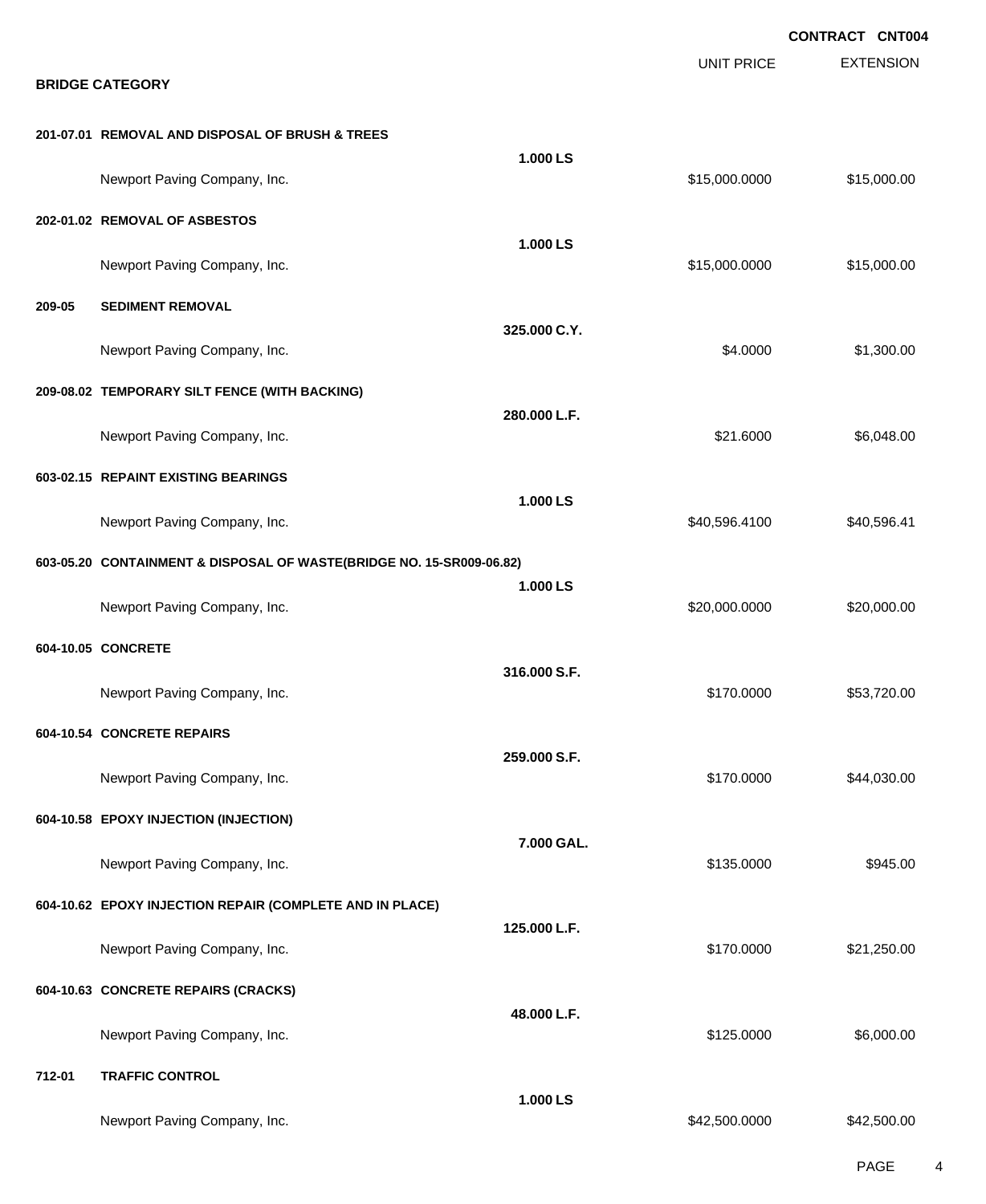**CONTRACT CNT004**

## BRIDGE CATEGORY

| | | | UNIT PRICE | EXTENSION |
|---|---|---|---|---|
| **201-07.01** | **REMOVAL AND DISPOSAL OF BRUSH & TREES** | **1.000 LS** | | |
| | Newport Paving Company, Inc. | | $15,000.0000 | $15,000.00 |
| **202-01.02** | **REMOVAL OF ASBESTOS** | **1.000 LS** | | |
| | Newport Paving Company, Inc. | | $15,000.0000 | $15,000.00 |
| **209-05** | **SEDIMENT REMOVAL** | **325.000 C.Y.** | | |
| | Newport Paving Company, Inc. | | $4.0000 | $1,300.00 |
| **209-08.02** | **TEMPORARY SILT FENCE (WITH BACKING)** | **280.000 L.F.** | | |
| | Newport Paving Company, Inc. | | $21.6000 | $6,048.00 |
| **603-02.15** | **REPAINT EXISTING BEARINGS** | **1.000 LS** | | |
| | Newport Paving Company, Inc. | | $40,596.4100 | $40,596.41 |
| **603-05.20** | **CONTAINMENT & DISPOSAL OF WASTE(BRIDGE NO. 15-SR009-06.82)** | **1.000 LS** | | |
| | Newport Paving Company, Inc. | | $20,000.0000 | $20,000.00 |
| **604-10.05** | **CONCRETE** | **316.000 S.F.** | | |
| | Newport Paving Company, Inc. | | $170.0000 | $53,720.00 |
| **604-10.54** | **CONCRETE REPAIRS** | **259.000 S.F.** | | |
| | Newport Paving Company, Inc. | | $170.0000 | $44,030.00 |
| **604-10.58** | **EPOXY INJECTION (INJECTION)** | **7.000 GAL.** | | |
| | Newport Paving Company, Inc. | | $135.0000 | $945.00 |
| **604-10.62** | **EPOXY INJECTION REPAIR (COMPLETE AND IN PLACE)** | **125.000 L.F.** | | |
| | Newport Paving Company, Inc. | | $170.0000 | $21,250.00 |
| **604-10.63** | **CONCRETE REPAIRS (CRACKS)** | **48.000 L.F.** | | |
| | Newport Paving Company, Inc. | | $125.0000 | $6,000.00 |
| **712-01** | **TRAFFIC CONTROL** | **1.000 LS** | | |
| | Newport Paving Company, Inc. | | $42,500.0000 | $42,500.00 |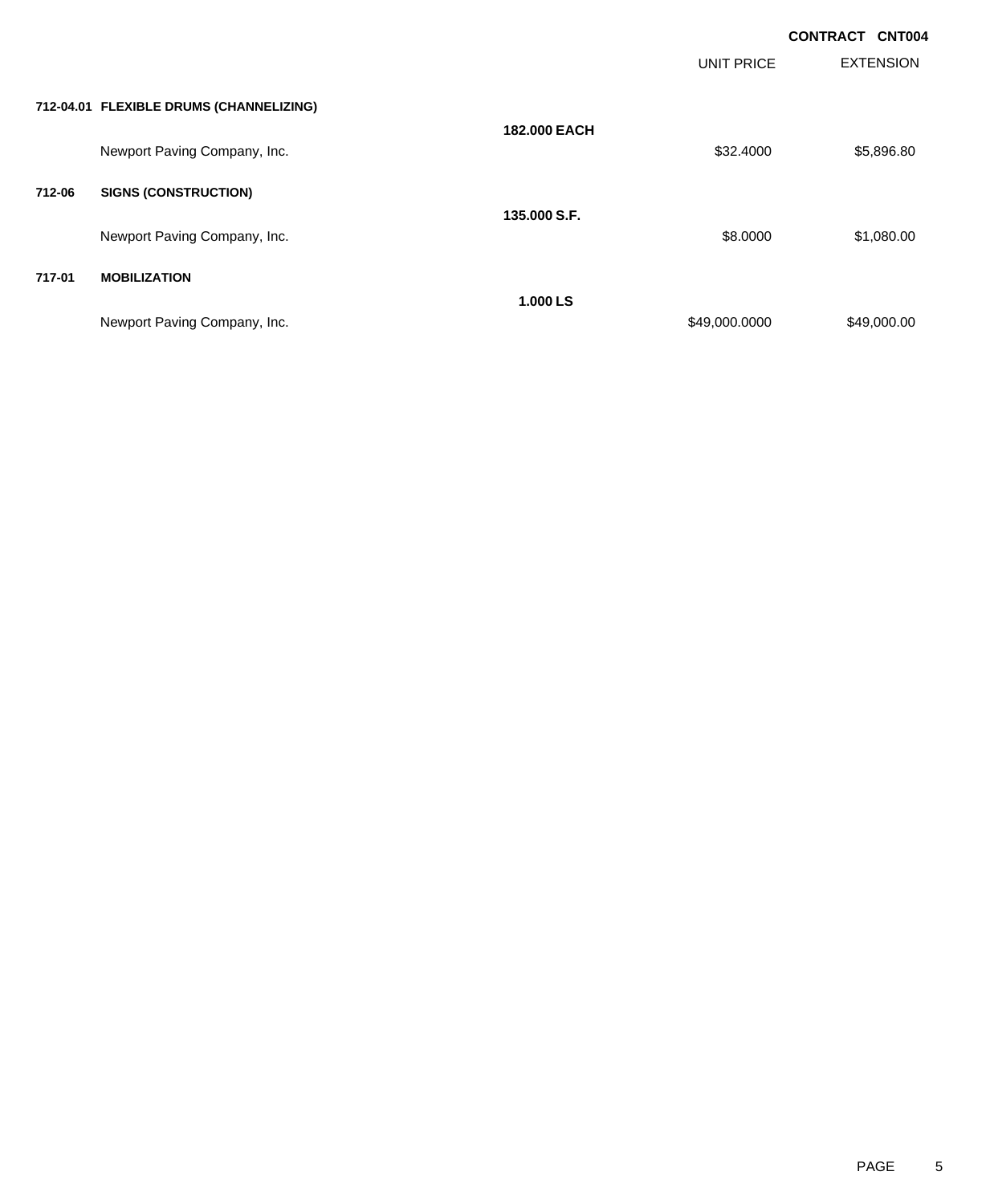**CONTRACT CNT004**

| | | | UNIT PRICE | EXTENSION |
|---|---|---|---|---|
| **712-04.01** | **FLEXIBLE DRUMS (CHANNELIZING)** | | | |
| | | **182.000 EACH** | | |
| | Newport Paving Company, Inc. | | $32.4000 | $5,896.80 |
| **712-06** | **SIGNS (CONSTRUCTION)** | | | |
| | | **135.000 S.F.** | | |
| | Newport Paving Company, Inc. | | $8.0000 | $1,080.00 |
| **717-01** | **MOBILIZATION** | | | |
| | | **1.000 LS** | | |
| | Newport Paving Company, Inc. | | $49,000.0000 | $49,000.00 |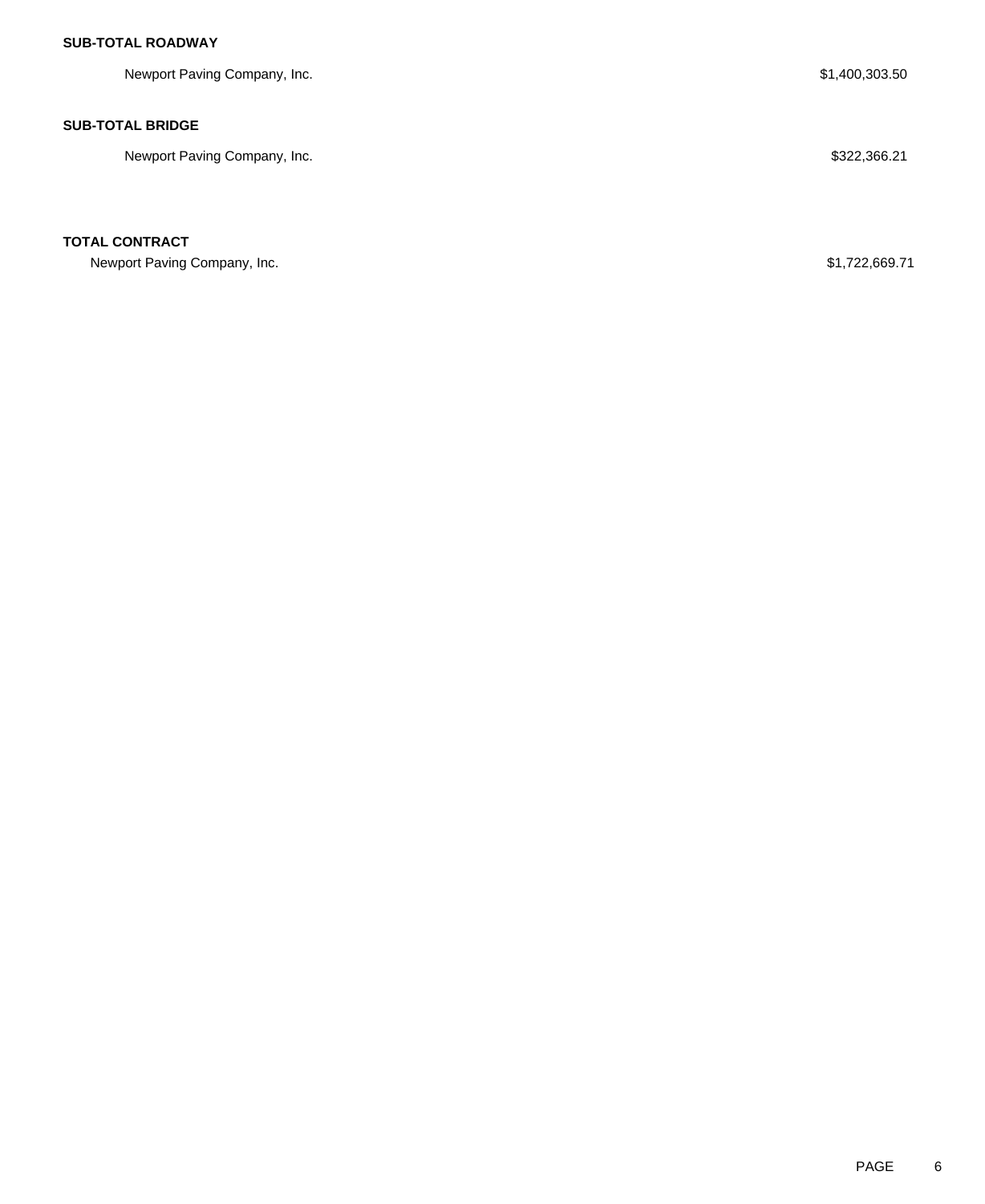**SUB-TOTAL ROADWAY**

| | |
|---|---|
| Newport Paving Company, Inc. | $1,400,303.50 |

**SUB-TOTAL BRIDGE**

| | |
|---|---|
| Newport Paving Company, Inc. | $322,366.21 |

**TOTAL CONTRACT**

| | |
|---|---|
| Newport Paving Company, Inc. | $1,722,669.71 |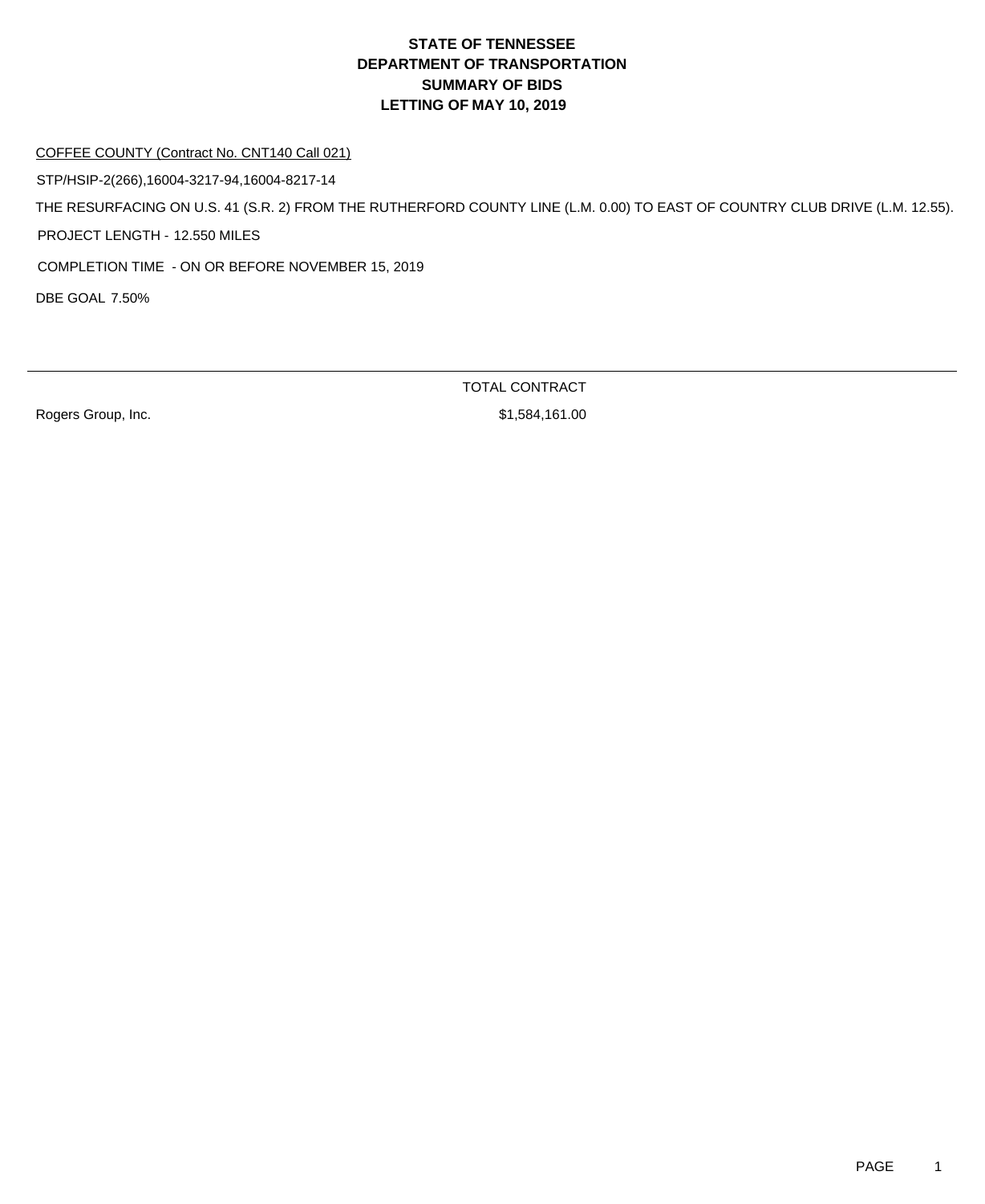# STATE OF TENNESSEE
# DEPARTMENT OF TRANSPORTATION
# SUMMARY OF BIDS
# LETTING OF MAY 10, 2019

COFFEE COUNTY (Contract No. CNT140 Call 021)

STP/HSIP-2(266),16004-3217-94,16004-8217-14

THE RESURFACING ON U.S. 41 (S.R. 2) FROM THE RUTHERFORD COUNTY LINE (L.M. 0.00) TO EAST OF COUNTRY CLUB DRIVE (L.M. 12.55).

PROJECT LENGTH - 12.550 MILES

COMPLETION TIME - ON OR BEFORE NOVEMBER 15, 2019

DBE GOAL 7.50%

| | TOTAL CONTRACT |
|---|---|
| Rogers Group, Inc. | $1,584,161.00 |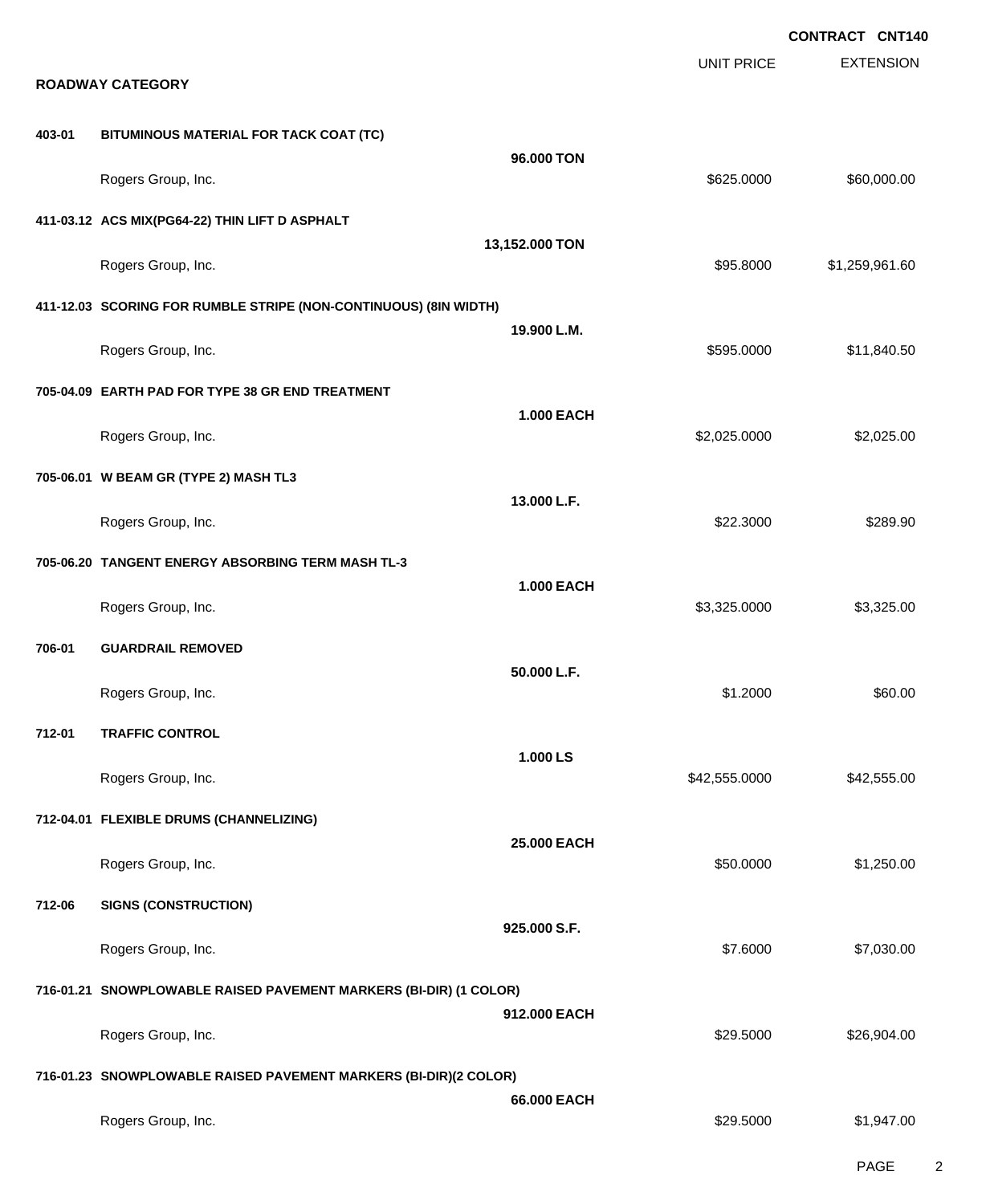**CONTRACT CNT140**

## ROADWAY CATEGORY

| | | Quantity | UNIT PRICE | EXTENSION |
|---|---|---|---|---|
| **403-01** | **BITUMINOUS MATERIAL FOR TACK COAT (TC)** | **96.000 TON** | | |
| | Rogers Group, Inc. | | $625.0000 | $60,000.00 |
| **411-03.12** | **ACS MIX(PG64-22) THIN LIFT D ASPHALT** | **13,152.000 TON** | | |
| | Rogers Group, Inc. | | $95.8000 | $1,259,961.60 |
| **411-12.03** | **SCORING FOR RUMBLE STRIPE (NON-CONTINUOUS) (8IN WIDTH)** | **19.900 L.M.** | | |
| | Rogers Group, Inc. | | $595.0000 | $11,840.50 |
| **705-04.09** | **EARTH PAD FOR TYPE 38 GR END TREATMENT** | **1.000 EACH** | | |
| | Rogers Group, Inc. | | $2,025.0000 | $2,025.00 |
| **705-06.01** | **W BEAM GR (TYPE 2) MASH TL3** | **13.000 L.F.** | | |
| | Rogers Group, Inc. | | $22.3000 | $289.90 |
| **705-06.20** | **TANGENT ENERGY ABSORBING TERM MASH TL-3** | **1.000 EACH** | | |
| | Rogers Group, Inc. | | $3,325.0000 | $3,325.00 |
| **706-01** | **GUARDRAIL REMOVED** | **50.000 L.F.** | | |
| | Rogers Group, Inc. | | $1.2000 | $60.00 |
| **712-01** | **TRAFFIC CONTROL** | **1.000 LS** | | |
| | Rogers Group, Inc. | | $42,555.0000 | $42,555.00 |
| **712-04.01** | **FLEXIBLE DRUMS (CHANNELIZING)** | **25.000 EACH** | | |
| | Rogers Group, Inc. | | $50.0000 | $1,250.00 |
| **712-06** | **SIGNS (CONSTRUCTION)** | **925.000 S.F.** | | |
| | Rogers Group, Inc. | | $7.6000 | $7,030.00 |
| **716-01.21** | **SNOWPLOWABLE RAISED PAVEMENT MARKERS (BI-DIR) (1 COLOR)** | **912.000 EACH** | | |
| | Rogers Group, Inc. | | $29.5000 | $26,904.00 |
| **716-01.23** | **SNOWPLOWABLE RAISED PAVEMENT MARKERS (BI-DIR)(2 COLOR)** | **66.000 EACH** | | |
| | Rogers Group, Inc. | | $29.5000 | $1,947.00 |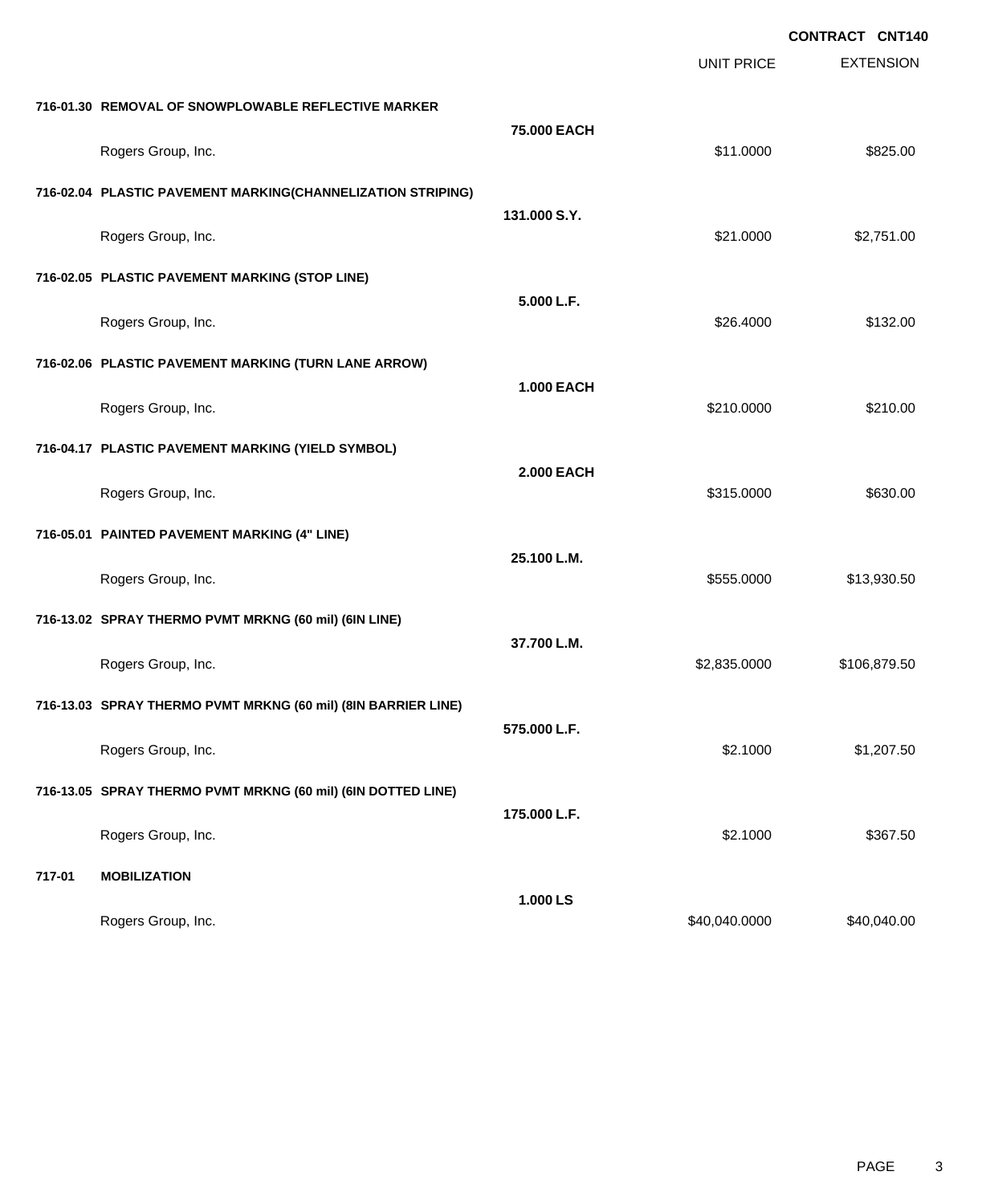**CONTRACT CNT140**

| | | | UNIT PRICE | EXTENSION |
|---|---|---|---|---|
| **716-01.30** | **REMOVAL OF SNOWPLOWABLE REFLECTIVE MARKER** | **75.000 EACH** | | |
| | Rogers Group, Inc. | | $11.0000 | $825.00 |
| **716-02.04** | **PLASTIC PAVEMENT MARKING(CHANNELIZATION STRIPING)** | **131.000 S.Y.** | | |
| | Rogers Group, Inc. | | $21.0000 | $2,751.00 |
| **716-02.05** | **PLASTIC PAVEMENT MARKING (STOP LINE)** | **5.000 L.F.** | | |
| | Rogers Group, Inc. | | $26.4000 | $132.00 |
| **716-02.06** | **PLASTIC PAVEMENT MARKING (TURN LANE ARROW)** | **1.000 EACH** | | |
| | Rogers Group, Inc. | | $210.0000 | $210.00 |
| **716-04.17** | **PLASTIC PAVEMENT MARKING (YIELD SYMBOL)** | **2.000 EACH** | | |
| | Rogers Group, Inc. | | $315.0000 | $630.00 |
| **716-05.01** | **PAINTED PAVEMENT MARKING (4" LINE)** | **25.100 L.M.** | | |
| | Rogers Group, Inc. | | $555.0000 | $13,930.50 |
| **716-13.02** | **SPRAY THERMO PVMT MRKNG (60 mil) (6IN LINE)** | **37.700 L.M.** | | |
| | Rogers Group, Inc. | | $2,835.0000 | $106,879.50 |
| **716-13.03** | **SPRAY THERMO PVMT MRKNG (60 mil) (8IN BARRIER LINE)** | **575.000 L.F.** | | |
| | Rogers Group, Inc. | | $2.1000 | $1,207.50 |
| **716-13.05** | **SPRAY THERMO PVMT MRKNG (60 mil) (6IN DOTTED LINE)** | **175.000 L.F.** | | |
| | Rogers Group, Inc. | | $2.1000 | $367.50 |
| **717-01** | **MOBILIZATION** | **1.000 LS** | | |
| | Rogers Group, Inc. | | $40,040.0000 | $40,040.00 |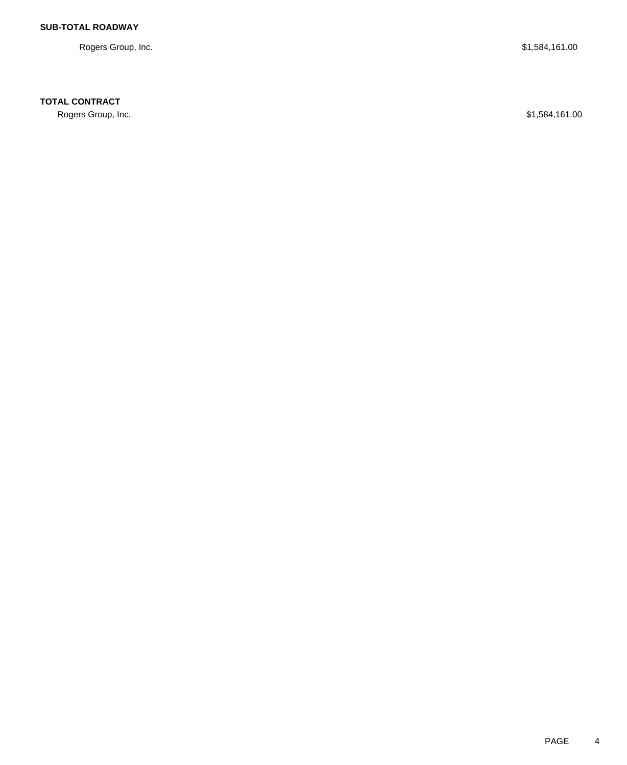**SUB-TOTAL ROADWAY**

| | |
|---|---|
| Rogers Group, Inc. | $1,584,161.00 |

**TOTAL CONTRACT**

| | |
|---|---|
| Rogers Group, Inc. | $1,584,161.00 |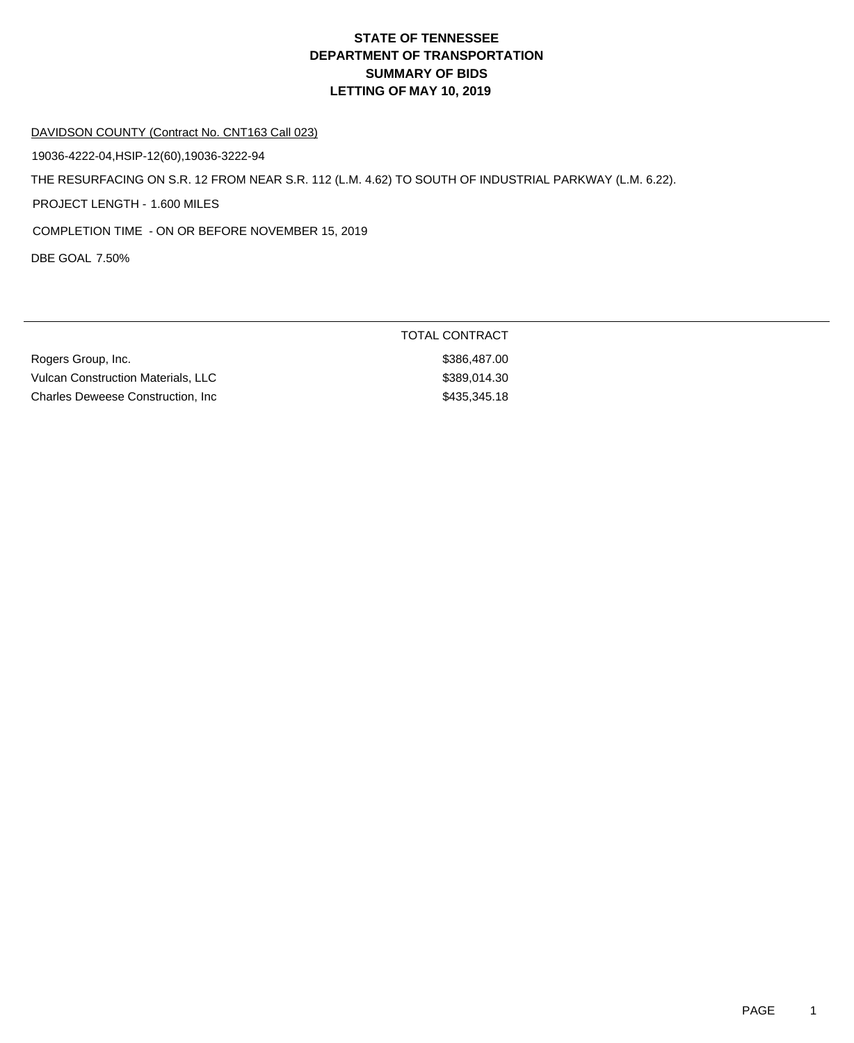# STATE OF TENNESSEE
# DEPARTMENT OF TRANSPORTATION
# SUMMARY OF BIDS
# LETTING OF MAY 10, 2019

DAVIDSON COUNTY (Contract No. CNT163 Call 023)

19036-4222-04,HSIP-12(60),19036-3222-94

THE RESURFACING ON S.R. 12 FROM NEAR S.R. 112 (L.M. 4.62) TO SOUTH OF INDUSTRIAL PARKWAY (L.M. 6.22).

PROJECT LENGTH - 1.600 MILES

COMPLETION TIME - ON OR BEFORE NOVEMBER 15, 2019

DBE GOAL 7.50%

| | TOTAL CONTRACT |
|---|---|
| Rogers Group, Inc. | $386,487.00 |
| Vulcan Construction Materials, LLC | $389,014.30 |
| Charles Deweese Construction, Inc | $435,345.18 |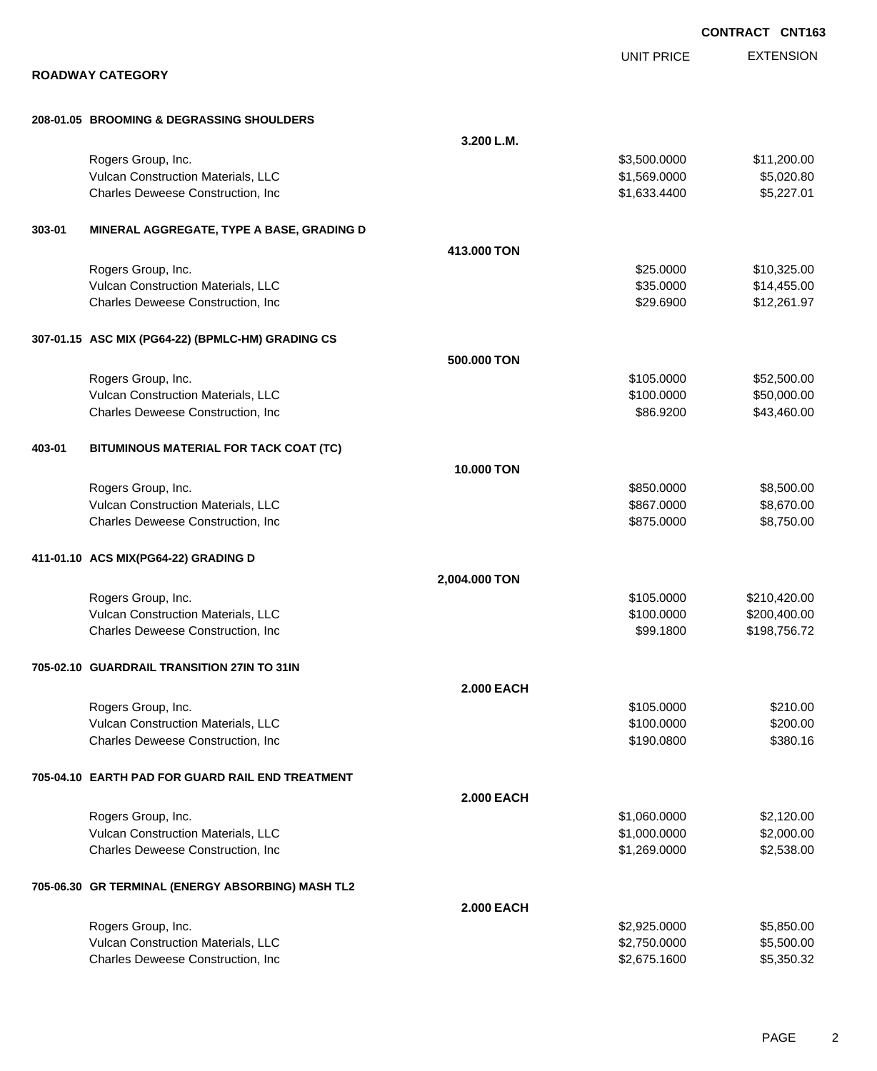**CONTRACT CNT163**

## ROADWAY CATEGORY

| | | UNIT PRICE | EXTENSION |
|---|---|---|---|
| **208-01.05 BROOMING & DEGRASSING SHOULDERS** | | | |
| | **3.200 L.M.** | | |
| Rogers Group, Inc. | | $3,500.0000 | $11,200.00 |
| Vulcan Construction Materials, LLC | | $1,569.0000 | $5,020.80 |
| Charles Deweese Construction, Inc | | $1,633.4400 | $5,227.01 |
| **303-01 MINERAL AGGREGATE, TYPE A BASE, GRADING D** | | | |
| | **413.000 TON** | | |
| Rogers Group, Inc. | | $25.0000 | $10,325.00 |
| Vulcan Construction Materials, LLC | | $35.0000 | $14,455.00 |
| Charles Deweese Construction, Inc | | $29.6900 | $12,261.97 |
| **307-01.15 ASC MIX (PG64-22) (BPMLC-HM) GRADING CS** | | | |
| | **500.000 TON** | | |
| Rogers Group, Inc. | | $105.0000 | $52,500.00 |
| Vulcan Construction Materials, LLC | | $100.0000 | $50,000.00 |
| Charles Deweese Construction, Inc | | $86.9200 | $43,460.00 |
| **403-01 BITUMINOUS MATERIAL FOR TACK COAT (TC)** | | | |
| | **10.000 TON** | | |
| Rogers Group, Inc. | | $850.0000 | $8,500.00 |
| Vulcan Construction Materials, LLC | | $867.0000 | $8,670.00 |
| Charles Deweese Construction, Inc | | $875.0000 | $8,750.00 |
| **411-01.10 ACS MIX(PG64-22) GRADING D** | | | |
| | **2,004.000 TON** | | |
| Rogers Group, Inc. | | $105.0000 | $210,420.00 |
| Vulcan Construction Materials, LLC | | $100.0000 | $200,400.00 |
| Charles Deweese Construction, Inc | | $99.1800 | $198,756.72 |
| **705-02.10 GUARDRAIL TRANSITION 27IN TO 31IN** | | | |
| | **2.000 EACH** | | |
| Rogers Group, Inc. | | $105.0000 | $210.00 |
| Vulcan Construction Materials, LLC | | $100.0000 | $200.00 |
| Charles Deweese Construction, Inc | | $190.0800 | $380.16 |
| **705-04.10 EARTH PAD FOR GUARD RAIL END TREATMENT** | | | |
| | **2.000 EACH** | | |
| Rogers Group, Inc. | | $1,060.0000 | $2,120.00 |
| Vulcan Construction Materials, LLC | | $1,000.0000 | $2,000.00 |
| Charles Deweese Construction, Inc | | $1,269.0000 | $2,538.00 |
| **705-06.30 GR TERMINAL (ENERGY ABSORBING) MASH TL2** | | | |
| | **2.000 EACH** | | |
| Rogers Group, Inc. | | $2,925.0000 | $5,850.00 |
| Vulcan Construction Materials, LLC | | $2,750.0000 | $5,500.00 |
| Charles Deweese Construction, Inc | | $2,675.1600 | $5,350.32 |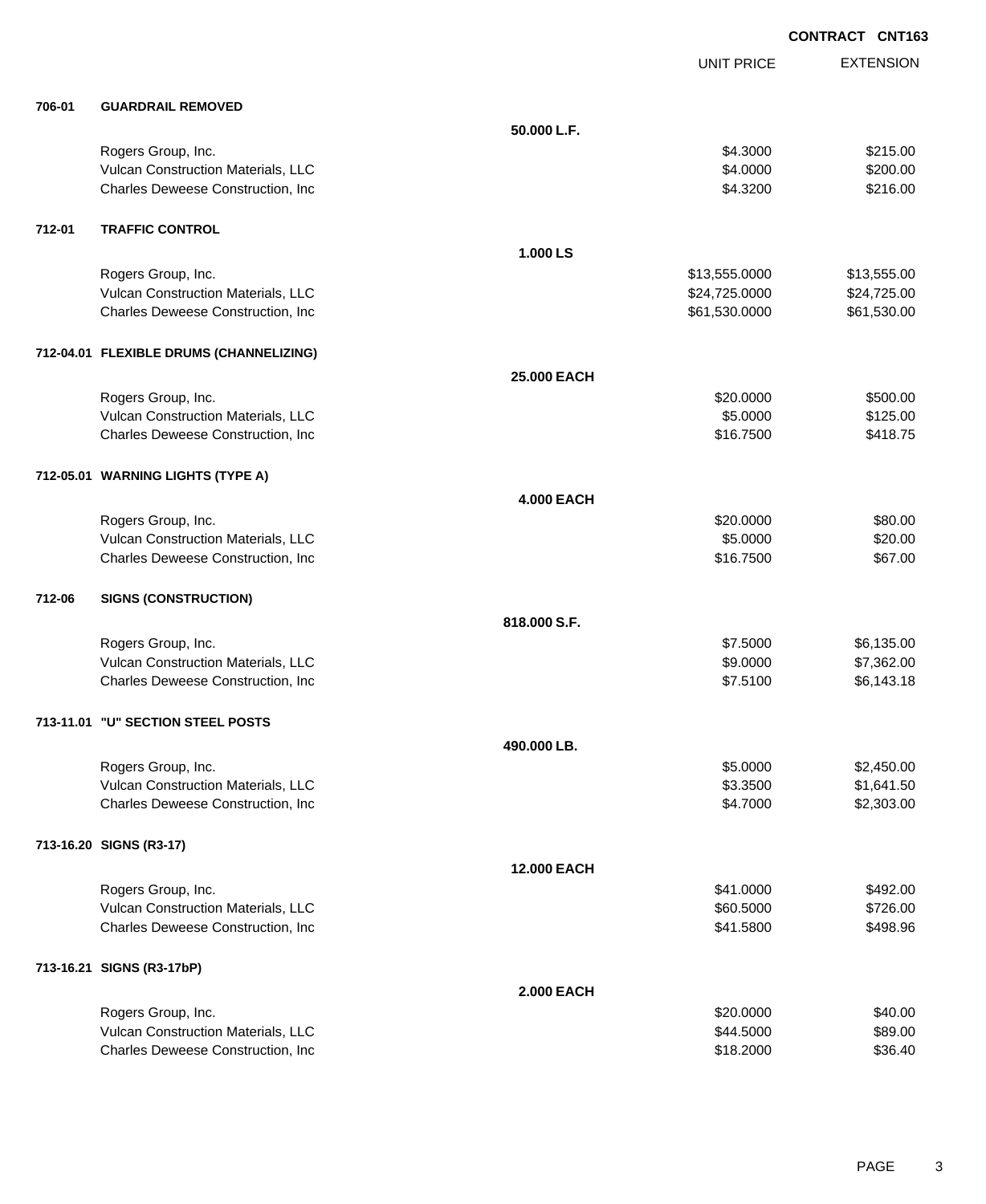**CONTRACT CNT163**

| | | | UNIT PRICE | EXTENSION |
|---|---|---|---|---|
| **706-01** | **GUARDRAIL REMOVED** | | | |
| | | **50.000 L.F.** | | |
| | Rogers Group, Inc. | | $4.3000 | $215.00 |
| | Vulcan Construction Materials, LLC | | $4.0000 | $200.00 |
| | Charles Deweese Construction, Inc | | $4.3200 | $216.00 |
| **712-01** | **TRAFFIC CONTROL** | | | |
| | | **1.000 LS** | | |
| | Rogers Group, Inc. | | $13,555.0000 | $13,555.00 |
| | Vulcan Construction Materials, LLC | | $24,725.0000 | $24,725.00 |
| | Charles Deweese Construction, Inc | | $61,530.0000 | $61,530.00 |
| **712-04.01** | **FLEXIBLE DRUMS (CHANNELIZING)** | | | |
| | | **25.000 EACH** | | |
| | Rogers Group, Inc. | | $20.0000 | $500.00 |
| | Vulcan Construction Materials, LLC | | $5.0000 | $125.00 |
| | Charles Deweese Construction, Inc | | $16.7500 | $418.75 |
| **712-05.01** | **WARNING LIGHTS (TYPE A)** | | | |
| | | **4.000 EACH** | | |
| | Rogers Group, Inc. | | $20.0000 | $80.00 |
| | Vulcan Construction Materials, LLC | | $5.0000 | $20.00 |
| | Charles Deweese Construction, Inc | | $16.7500 | $67.00 |
| **712-06** | **SIGNS (CONSTRUCTION)** | | | |
| | | **818.000 S.F.** | | |
| | Rogers Group, Inc. | | $7.5000 | $6,135.00 |
| | Vulcan Construction Materials, LLC | | $9.0000 | $7,362.00 |
| | Charles Deweese Construction, Inc | | $7.5100 | $6,143.18 |
| **713-11.01** | **"U" SECTION STEEL POSTS** | | | |
| | | **490.000 LB.** | | |
| | Rogers Group, Inc. | | $5.0000 | $2,450.00 |
| | Vulcan Construction Materials, LLC | | $3.3500 | $1,641.50 |
| | Charles Deweese Construction, Inc | | $4.7000 | $2,303.00 |
| **713-16.20** | **SIGNS (R3-17)** | | | |
| | | **12.000 EACH** | | |
| | Rogers Group, Inc. | | $41.0000 | $492.00 |
| | Vulcan Construction Materials, LLC | | $60.5000 | $726.00 |
| | Charles Deweese Construction, Inc | | $41.5800 | $498.96 |
| **713-16.21** | **SIGNS (R3-17bP)** | | | |
| | | **2.000 EACH** | | |
| | Rogers Group, Inc. | | $20.0000 | $40.00 |
| | Vulcan Construction Materials, LLC | | $44.5000 | $89.00 |
| | Charles Deweese Construction, Inc | | $18.2000 | $36.40 |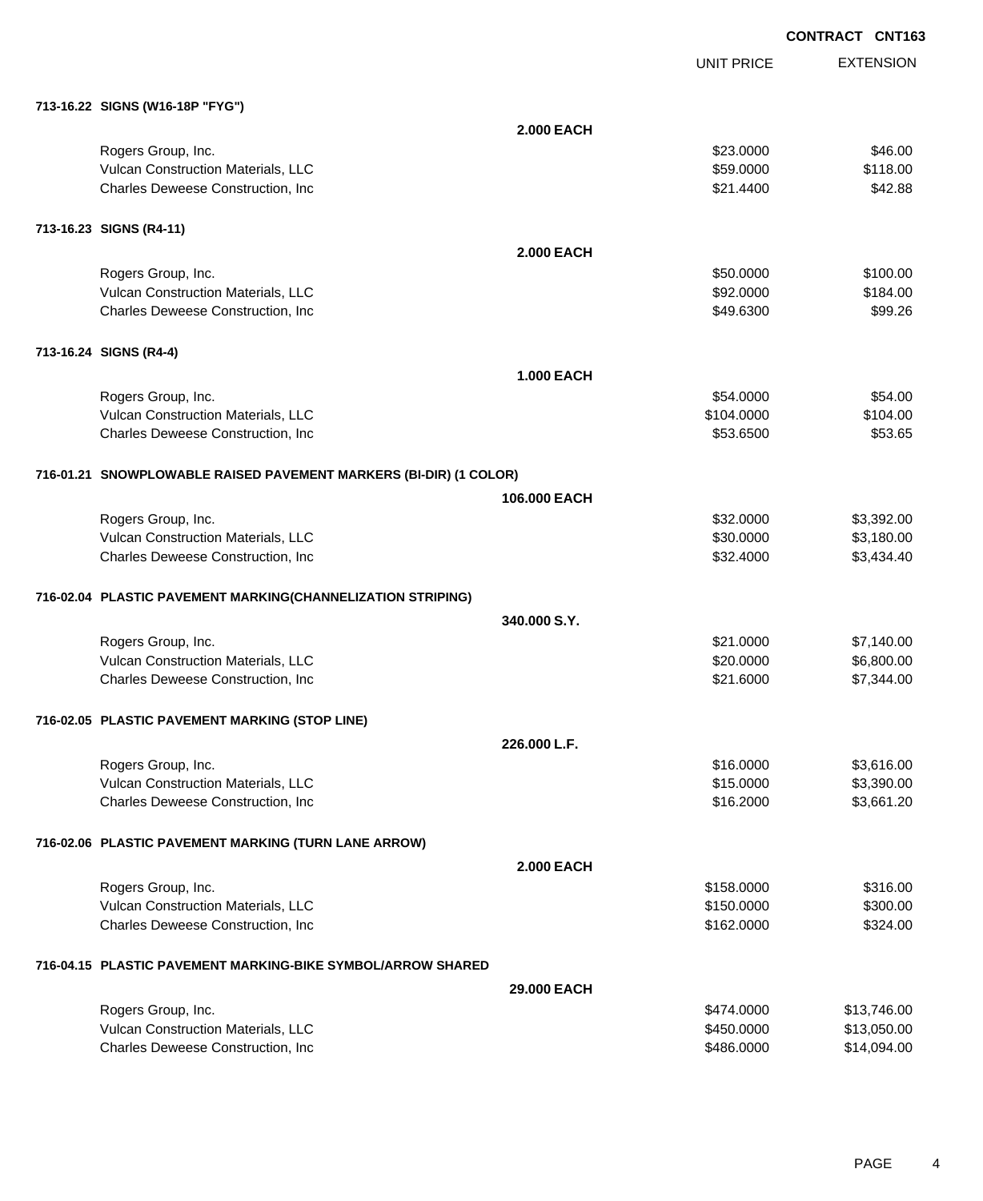**CONTRACT CNT163**

| | | UNIT PRICE | EXTENSION |
|---|---|---|---|
| **713-16.22 SIGNS (W16-18P "FYG")** | | | |
| | **2.000 EACH** | | |
| Rogers Group, Inc. | | $23.0000 | $46.00 |
| Vulcan Construction Materials, LLC | | $59.0000 | $118.00 |
| Charles Deweese Construction, Inc | | $21.4400 | $42.88 |
| **713-16.23 SIGNS (R4-11)** | | | |
| | **2.000 EACH** | | |
| Rogers Group, Inc. | | $50.0000 | $100.00 |
| Vulcan Construction Materials, LLC | | $92.0000 | $184.00 |
| Charles Deweese Construction, Inc | | $49.6300 | $99.26 |
| **713-16.24 SIGNS (R4-4)** | | | |
| | **1.000 EACH** | | |
| Rogers Group, Inc. | | $54.0000 | $54.00 |
| Vulcan Construction Materials, LLC | | $104.0000 | $104.00 |
| Charles Deweese Construction, Inc | | $53.6500 | $53.65 |
| **716-01.21 SNOWPLOWABLE RAISED PAVEMENT MARKERS (BI-DIR) (1 COLOR)** | | | |
| | **106.000 EACH** | | |
| Rogers Group, Inc. | | $32.0000 | $3,392.00 |
| Vulcan Construction Materials, LLC | | $30.0000 | $3,180.00 |
| Charles Deweese Construction, Inc | | $32.4000 | $3,434.40 |
| **716-02.04 PLASTIC PAVEMENT MARKING(CHANNELIZATION STRIPING)** | | | |
| | **340.000 S.Y.** | | |
| Rogers Group, Inc. | | $21.0000 | $7,140.00 |
| Vulcan Construction Materials, LLC | | $20.0000 | $6,800.00 |
| Charles Deweese Construction, Inc | | $21.6000 | $7,344.00 |
| **716-02.05 PLASTIC PAVEMENT MARKING (STOP LINE)** | | | |
| | **226.000 L.F.** | | |
| Rogers Group, Inc. | | $16.0000 | $3,616.00 |
| Vulcan Construction Materials, LLC | | $15.0000 | $3,390.00 |
| Charles Deweese Construction, Inc | | $16.2000 | $3,661.20 |
| **716-02.06 PLASTIC PAVEMENT MARKING (TURN LANE ARROW)** | | | |
| | **2.000 EACH** | | |
| Rogers Group, Inc. | | $158.0000 | $316.00 |
| Vulcan Construction Materials, LLC | | $150.0000 | $300.00 |
| Charles Deweese Construction, Inc | | $162.0000 | $324.00 |
| **716-04.15 PLASTIC PAVEMENT MARKING-BIKE SYMBOL/ARROW SHARED** | | | |
| | **29.000 EACH** | | |
| Rogers Group, Inc. | | $474.0000 | $13,746.00 |
| Vulcan Construction Materials, LLC | | $450.0000 | $13,050.00 |
| Charles Deweese Construction, Inc | | $486.0000 | $14,094.00 |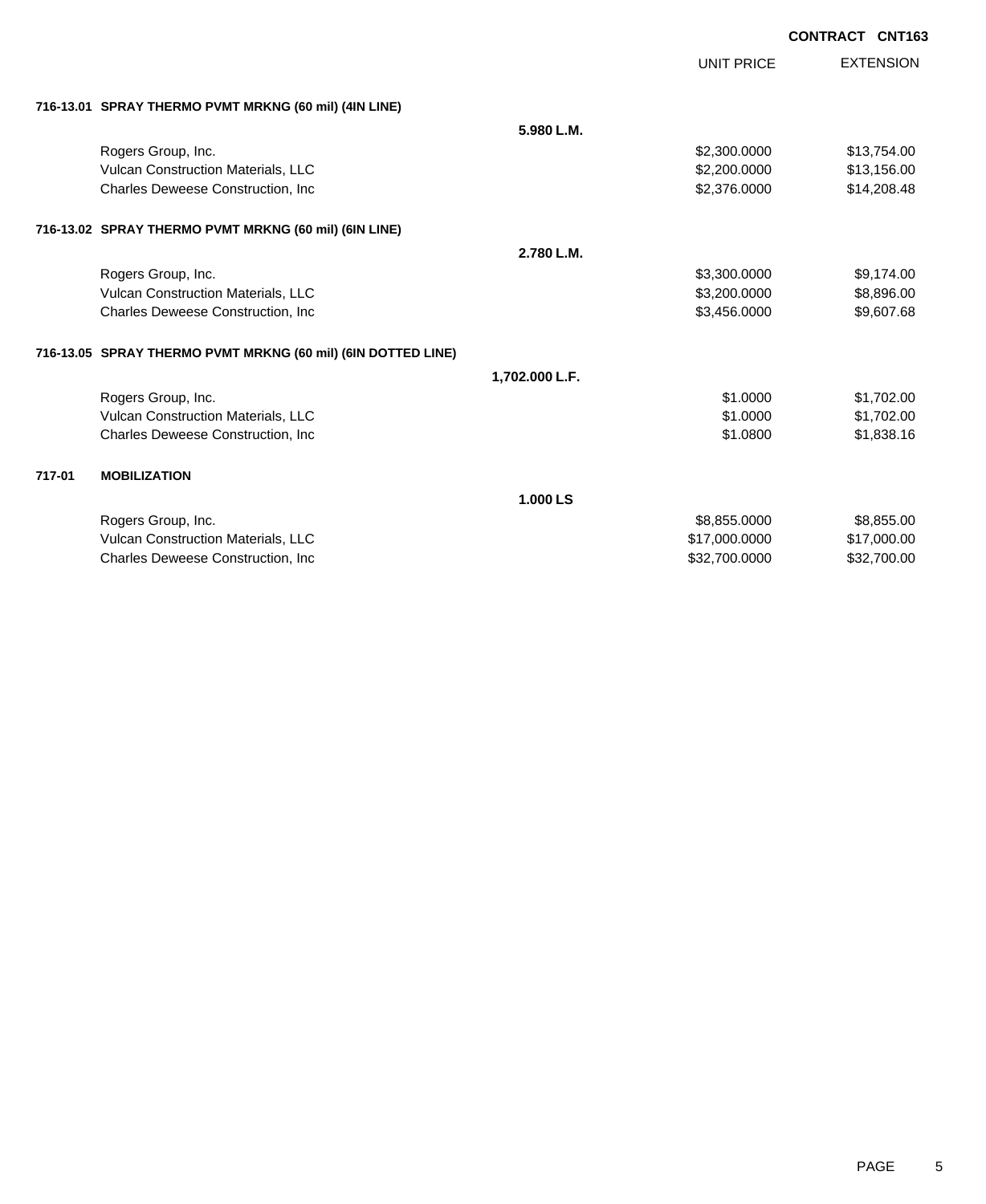**CONTRACT CNT163**

| | | UNIT PRICE | EXTENSION |
|---|---|---|---|
| **716-13.01 SPRAY THERMO PVMT MRKNG (60 mil) (4IN LINE)** | | | |
| | **5.980 L.M.** | | |
| Rogers Group, Inc. | | $2,300.0000 | $13,754.00 |
| Vulcan Construction Materials, LLC | | $2,200.0000 | $13,156.00 |
| Charles Deweese Construction, Inc | | $2,376.0000 | $14,208.48 |
| **716-13.02 SPRAY THERMO PVMT MRKNG (60 mil) (6IN LINE)** | | | |
| | **2.780 L.M.** | | |
| Rogers Group, Inc. | | $3,300.0000 | $9,174.00 |
| Vulcan Construction Materials, LLC | | $3,200.0000 | $8,896.00 |
| Charles Deweese Construction, Inc | | $3,456.0000 | $9,607.68 |
| **716-13.05 SPRAY THERMO PVMT MRKNG (60 mil) (6IN DOTTED LINE)** | | | |
| | **1,702.000 L.F.** | | |
| Rogers Group, Inc. | | $1.0000 | $1,702.00 |
| Vulcan Construction Materials, LLC | | $1.0000 | $1,702.00 |
| Charles Deweese Construction, Inc | | $1.0800 | $1,838.16 |
| **717-01 MOBILIZATION** | | | |
| | **1.000 LS** | | |
| Rogers Group, Inc. | | $8,855.0000 | $8,855.00 |
| Vulcan Construction Materials, LLC | | $17,000.0000 | $17,000.00 |
| Charles Deweese Construction, Inc | | $32,700.0000 | $32,700.00 |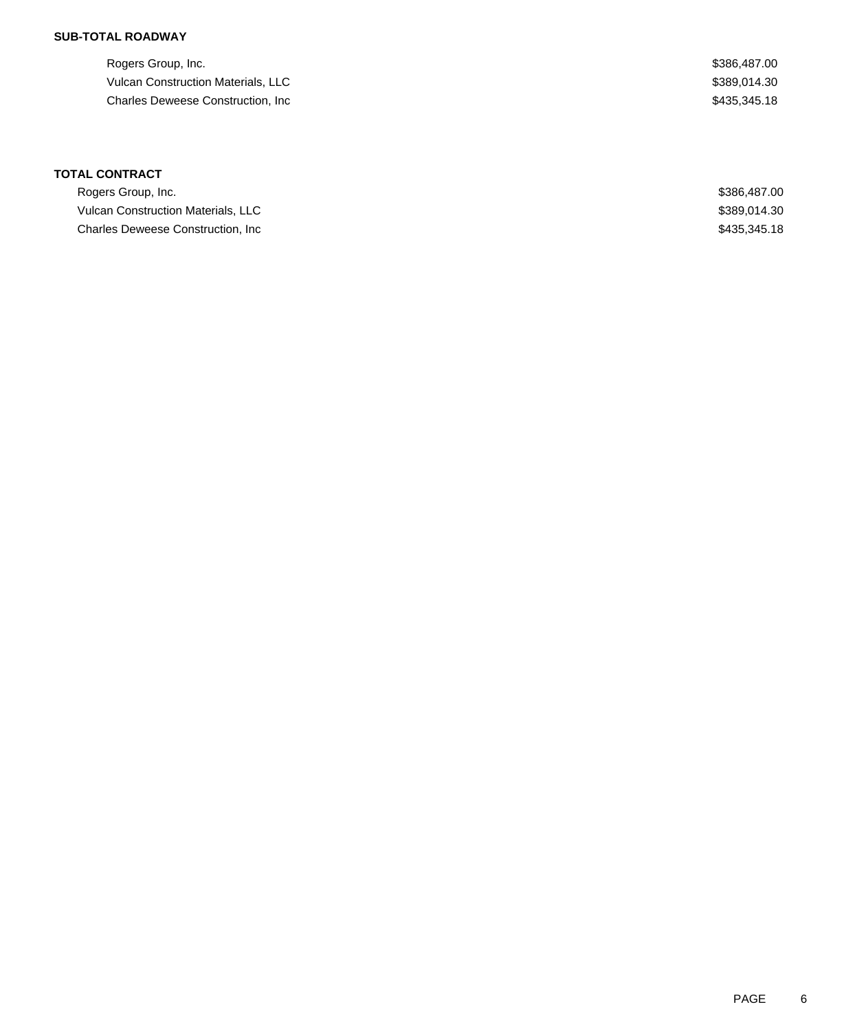**SUB-TOTAL ROADWAY**

| | |
|---|---|
| Rogers Group, Inc. | $386,487.00 |
| Vulcan Construction Materials, LLC | $389,014.30 |
| Charles Deweese Construction, Inc | $435,345.18 |

**TOTAL CONTRACT**

| | |
|---|---|
| Rogers Group, Inc. | $386,487.00 |
| Vulcan Construction Materials, LLC | $389,014.30 |
| Charles Deweese Construction, Inc | $435,345.18 |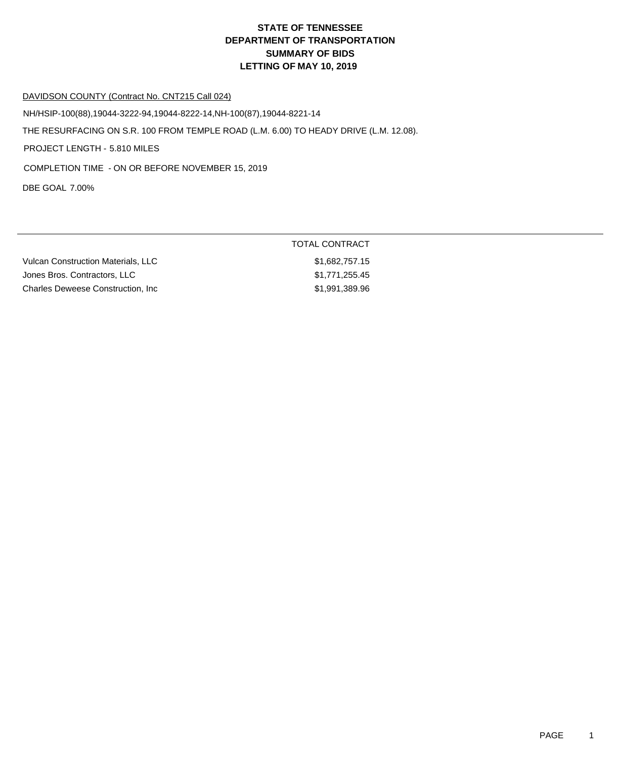# STATE OF TENNESSEE
# DEPARTMENT OF TRANSPORTATION
# SUMMARY OF BIDS
# LETTING OF MAY 10, 2019

DAVIDSON COUNTY (Contract No. CNT215 Call 024)

NH/HSIP-100(88),19044-3222-94,19044-8222-14,NH-100(87),19044-8221-14

THE RESURFACING ON S.R. 100 FROM TEMPLE ROAD (L.M. 6.00) TO HEADY DRIVE (L.M. 12.08).

PROJECT LENGTH - 5.810 MILES

COMPLETION TIME - ON OR BEFORE NOVEMBER 15, 2019

DBE GOAL 7.00%

| | TOTAL CONTRACT |
|---|---|
| Vulcan Construction Materials, LLC | $1,682,757.15 |
| Jones Bros. Contractors, LLC | $1,771,255.45 |
| Charles Deweese Construction, Inc | $1,991,389.96 |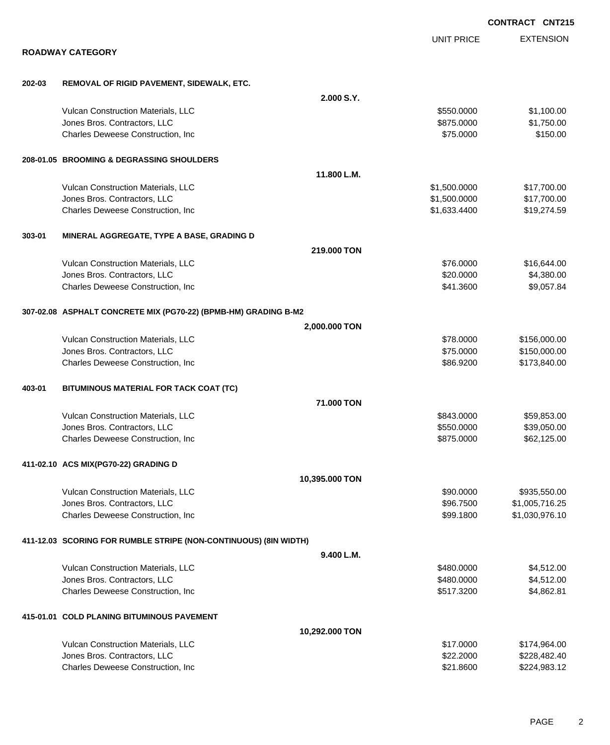**CONTRACT CNT215**

## ROADWAY CATEGORY

| | | UNIT PRICE | EXTENSION |
|---|---|---|---|
| **202-03** | **REMOVAL OF RIGID PAVEMENT, SIDEWALK, ETC.** | | |
| | **2.000 S.Y.** | | |
| | Vulcan Construction Materials, LLC | $550.0000 | $1,100.00 |
| | Jones Bros. Contractors, LLC | $875.0000 | $1,750.00 |
| | Charles Deweese Construction, Inc | $75.0000 | $150.00 |
| **208-01.05** | **BROOMING & DEGRASSING SHOULDERS** | | |
| | **11.800 L.M.** | | |
| | Vulcan Construction Materials, LLC | $1,500.0000 | $17,700.00 |
| | Jones Bros. Contractors, LLC | $1,500.0000 | $17,700.00 |
| | Charles Deweese Construction, Inc | $1,633.4400 | $19,274.59 |
| **303-01** | **MINERAL AGGREGATE, TYPE A BASE, GRADING D** | | |
| | **219.000 TON** | | |
| | Vulcan Construction Materials, LLC | $76.0000 | $16,644.00 |
| | Jones Bros. Contractors, LLC | $20.0000 | $4,380.00 |
| | Charles Deweese Construction, Inc | $41.3600 | $9,057.84 |
| **307-02.08** | **ASPHALT CONCRETE MIX (PG70-22) (BPMB-HM) GRADING B-M2** | | |
| | **2,000.000 TON** | | |
| | Vulcan Construction Materials, LLC | $78.0000 | $156,000.00 |
| | Jones Bros. Contractors, LLC | $75.0000 | $150,000.00 |
| | Charles Deweese Construction, Inc | $86.9200 | $173,840.00 |
| **403-01** | **BITUMINOUS MATERIAL FOR TACK COAT (TC)** | | |
| | **71.000 TON** | | |
| | Vulcan Construction Materials, LLC | $843.0000 | $59,853.00 |
| | Jones Bros. Contractors, LLC | $550.0000 | $39,050.00 |
| | Charles Deweese Construction, Inc | $875.0000 | $62,125.00 |
| **411-02.10** | **ACS MIX(PG70-22) GRADING D** | | |
| | **10,395.000 TON** | | |
| | Vulcan Construction Materials, LLC | $90.0000 | $935,550.00 |
| | Jones Bros. Contractors, LLC | $96.7500 | $1,005,716.25 |
| | Charles Deweese Construction, Inc | $99.1800 | $1,030,976.10 |
| **411-12.03** | **SCORING FOR RUMBLE STRIPE (NON-CONTINUOUS) (8IN WIDTH)** | | |
| | **9.400 L.M.** | | |
| | Vulcan Construction Materials, LLC | $480.0000 | $4,512.00 |
| | Jones Bros. Contractors, LLC | $480.0000 | $4,512.00 |
| | Charles Deweese Construction, Inc | $517.3200 | $4,862.81 |
| **415-01.01** | **COLD PLANING BITUMINOUS PAVEMENT** | | |
| | **10,292.000 TON** | | |
| | Vulcan Construction Materials, LLC | $17.0000 | $174,964.00 |
| | Jones Bros. Contractors, LLC | $22.2000 | $228,482.40 |
| | Charles Deweese Construction, Inc | $21.8600 | $224,983.12 |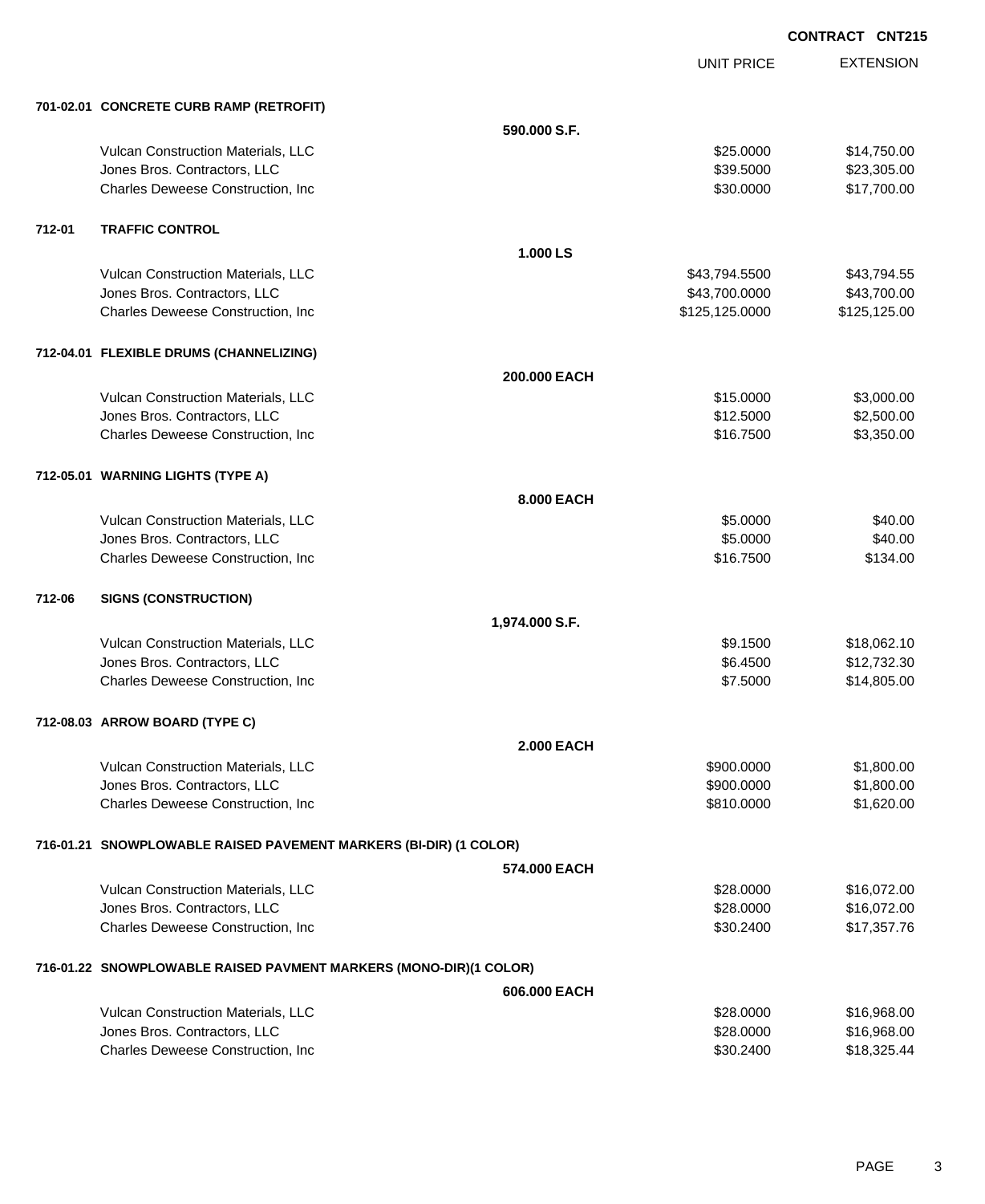**CONTRACT CNT215**

| | | | UNIT PRICE | EXTENSION |
|---|---|---|---|---|
| **701-02.01** | **CONCRETE CURB RAMP (RETROFIT)** | | | |
| | | **590.000 S.F.** | | |
| | Vulcan Construction Materials, LLC | | $25.0000 | $14,750.00 |
| | Jones Bros. Contractors, LLC | | $39.5000 | $23,305.00 |
| | Charles Deweese Construction, Inc | | $30.0000 | $17,700.00 |
| **712-01** | **TRAFFIC CONTROL** | | | |
| | | **1.000 LS** | | |
| | Vulcan Construction Materials, LLC | | $43,794.5500 | $43,794.55 |
| | Jones Bros. Contractors, LLC | | $43,700.0000 | $43,700.00 |
| | Charles Deweese Construction, Inc | | $125,125.0000 | $125,125.00 |
| **712-04.01** | **FLEXIBLE DRUMS (CHANNELIZING)** | | | |
| | | **200.000 EACH** | | |
| | Vulcan Construction Materials, LLC | | $15.0000 | $3,000.00 |
| | Jones Bros. Contractors, LLC | | $12.5000 | $2,500.00 |
| | Charles Deweese Construction, Inc | | $16.7500 | $3,350.00 |
| **712-05.01** | **WARNING LIGHTS (TYPE A)** | | | |
| | | **8.000 EACH** | | |
| | Vulcan Construction Materials, LLC | | $5.0000 | $40.00 |
| | Jones Bros. Contractors, LLC | | $5.0000 | $40.00 |
| | Charles Deweese Construction, Inc | | $16.7500 | $134.00 |
| **712-06** | **SIGNS (CONSTRUCTION)** | | | |
| | | **1,974.000 S.F.** | | |
| | Vulcan Construction Materials, LLC | | $9.1500 | $18,062.10 |
| | Jones Bros. Contractors, LLC | | $6.4500 | $12,732.30 |
| | Charles Deweese Construction, Inc | | $7.5000 | $14,805.00 |
| **712-08.03** | **ARROW BOARD (TYPE C)** | | | |
| | | **2.000 EACH** | | |
| | Vulcan Construction Materials, LLC | | $900.0000 | $1,800.00 |
| | Jones Bros. Contractors, LLC | | $900.0000 | $1,800.00 |
| | Charles Deweese Construction, Inc | | $810.0000 | $1,620.00 |
| **716-01.21** | **SNOWPLOWABLE RAISED PAVEMENT MARKERS (BI-DIR) (1 COLOR)** | | | |
| | | **574.000 EACH** | | |
| | Vulcan Construction Materials, LLC | | $28.0000 | $16,072.00 |
| | Jones Bros. Contractors, LLC | | $28.0000 | $16,072.00 |
| | Charles Deweese Construction, Inc | | $30.2400 | $17,357.76 |
| **716-01.22** | **SNOWPLOWABLE RAISED PAVMENT MARKERS (MONO-DIR)(1 COLOR)** | | | |
| | | **606.000 EACH** | | |
| | Vulcan Construction Materials, LLC | | $28.0000 | $16,968.00 |
| | Jones Bros. Contractors, LLC | | $28.0000 | $16,968.00 |
| | Charles Deweese Construction, Inc | | $30.2400 | $18,325.44 |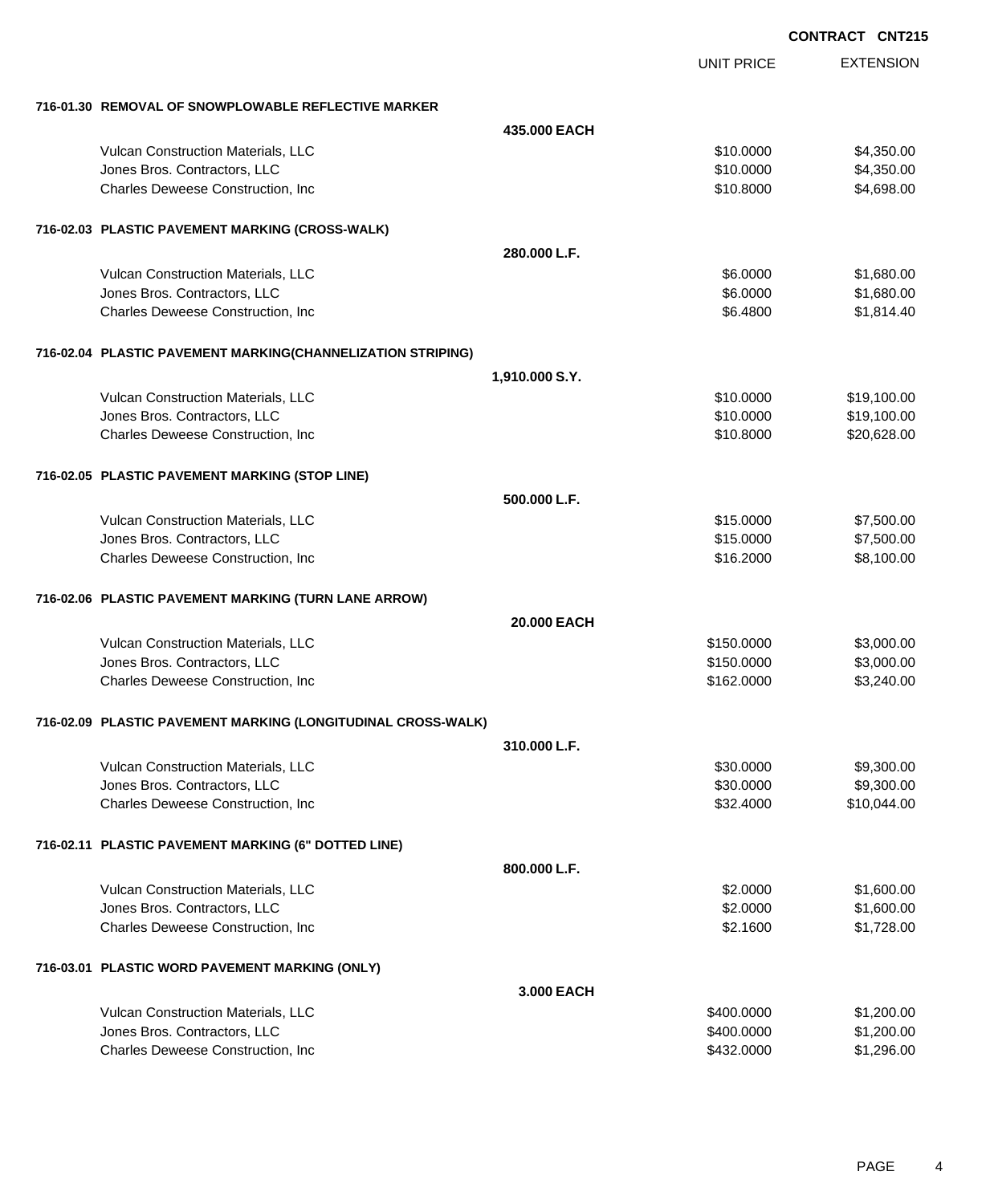**CONTRACT CNT215**

| | | UNIT PRICE | EXTENSION |
|---|---|---|---|
| **716-01.30 REMOVAL OF SNOWPLOWABLE REFLECTIVE MARKER** | | | |
| | **435.000 EACH** | | |
| Vulcan Construction Materials, LLC | | $10.0000 | $4,350.00 |
| Jones Bros. Contractors, LLC | | $10.0000 | $4,350.00 |
| Charles Deweese Construction, Inc | | $10.8000 | $4,698.00 |
| **716-02.03 PLASTIC PAVEMENT MARKING (CROSS-WALK)** | | | |
| | **280.000 L.F.** | | |
| Vulcan Construction Materials, LLC | | $6.0000 | $1,680.00 |
| Jones Bros. Contractors, LLC | | $6.0000 | $1,680.00 |
| Charles Deweese Construction, Inc | | $6.4800 | $1,814.40 |
| **716-02.04 PLASTIC PAVEMENT MARKING(CHANNELIZATION STRIPING)** | | | |
| | **1,910.000 S.Y.** | | |
| Vulcan Construction Materials, LLC | | $10.0000 | $19,100.00 |
| Jones Bros. Contractors, LLC | | $10.0000 | $19,100.00 |
| Charles Deweese Construction, Inc | | $10.8000 | $20,628.00 |
| **716-02.05 PLASTIC PAVEMENT MARKING (STOP LINE)** | | | |
| | **500.000 L.F.** | | |
| Vulcan Construction Materials, LLC | | $15.0000 | $7,500.00 |
| Jones Bros. Contractors, LLC | | $15.0000 | $7,500.00 |
| Charles Deweese Construction, Inc | | $16.2000 | $8,100.00 |
| **716-02.06 PLASTIC PAVEMENT MARKING (TURN LANE ARROW)** | | | |
| | **20.000 EACH** | | |
| Vulcan Construction Materials, LLC | | $150.0000 | $3,000.00 |
| Jones Bros. Contractors, LLC | | $150.0000 | $3,000.00 |
| Charles Deweese Construction, Inc | | $162.0000 | $3,240.00 |
| **716-02.09 PLASTIC PAVEMENT MARKING (LONGITUDINAL CROSS-WALK)** | | | |
| | **310.000 L.F.** | | |
| Vulcan Construction Materials, LLC | | $30.0000 | $9,300.00 |
| Jones Bros. Contractors, LLC | | $30.0000 | $9,300.00 |
| Charles Deweese Construction, Inc | | $32.4000 | $10,044.00 |
| **716-02.11 PLASTIC PAVEMENT MARKING (6" DOTTED LINE)** | | | |
| | **800.000 L.F.** | | |
| Vulcan Construction Materials, LLC | | $2.0000 | $1,600.00 |
| Jones Bros. Contractors, LLC | | $2.0000 | $1,600.00 |
| Charles Deweese Construction, Inc | | $2.1600 | $1,728.00 |
| **716-03.01 PLASTIC WORD PAVEMENT MARKING (ONLY)** | | | |
| | **3.000 EACH** | | |
| Vulcan Construction Materials, LLC | | $400.0000 | $1,200.00 |
| Jones Bros. Contractors, LLC | | $400.0000 | $1,200.00 |
| Charles Deweese Construction, Inc | | $432.0000 | $1,296.00 |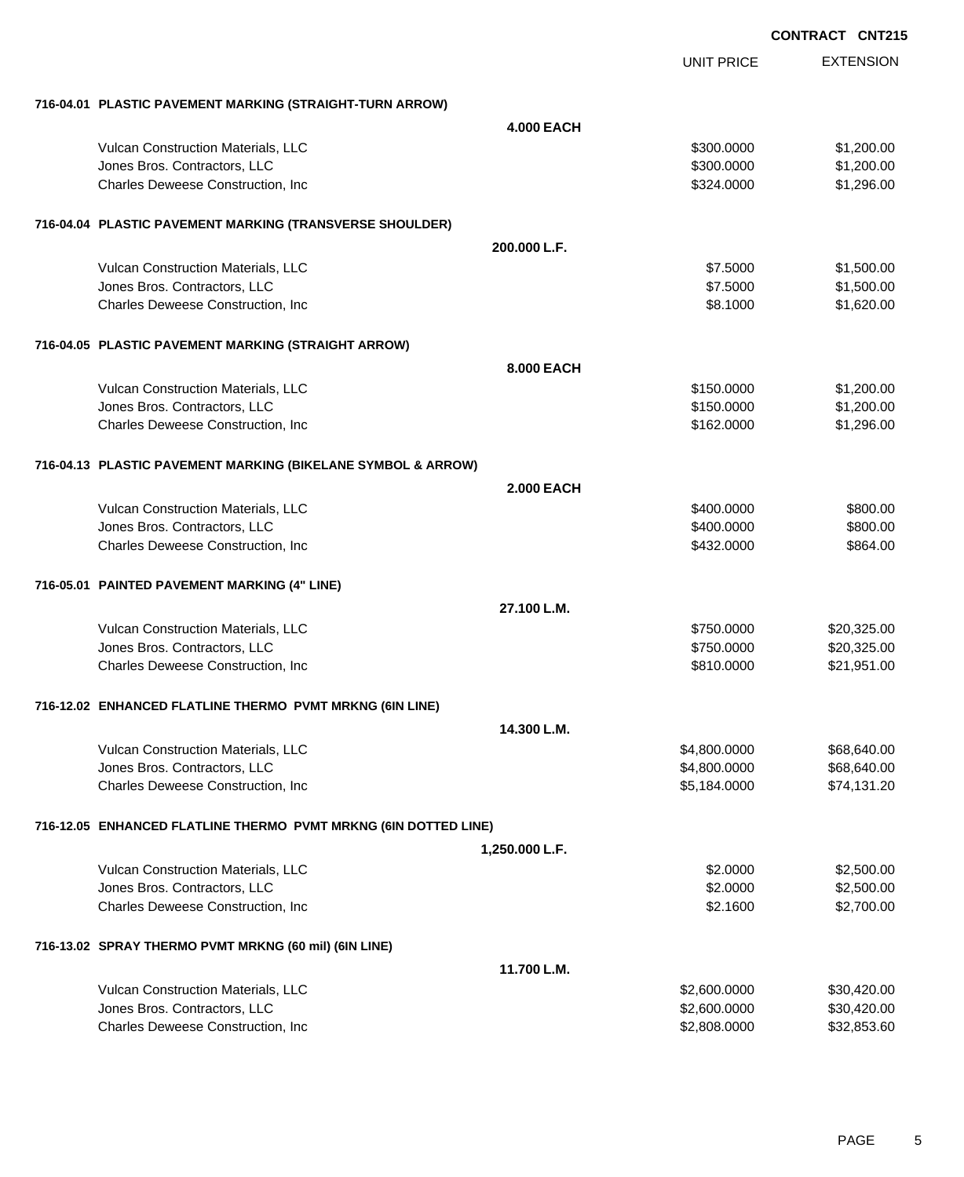**CONTRACT CNT215**

| | UNIT PRICE | EXTENSION |
|---|---|---|
| **716-04.01 PLASTIC PAVEMENT MARKING (STRAIGHT-TURN ARROW)** | | |
| **4.000 EACH** | | |
| Vulcan Construction Materials, LLC | $300.0000 | $1,200.00 |
| Jones Bros. Contractors, LLC | $300.0000 | $1,200.00 |
| Charles Deweese Construction, Inc | $324.0000 | $1,296.00 |
| **716-04.04 PLASTIC PAVEMENT MARKING (TRANSVERSE SHOULDER)** | | |
| **200.000 L.F.** | | |
| Vulcan Construction Materials, LLC | $7.5000 | $1,500.00 |
| Jones Bros. Contractors, LLC | $7.5000 | $1,500.00 |
| Charles Deweese Construction, Inc | $8.1000 | $1,620.00 |
| **716-04.05 PLASTIC PAVEMENT MARKING (STRAIGHT ARROW)** | | |
| **8.000 EACH** | | |
| Vulcan Construction Materials, LLC | $150.0000 | $1,200.00 |
| Jones Bros. Contractors, LLC | $150.0000 | $1,200.00 |
| Charles Deweese Construction, Inc | $162.0000 | $1,296.00 |
| **716-04.13 PLASTIC PAVEMENT MARKING (BIKELANE SYMBOL & ARROW)** | | |
| **2.000 EACH** | | |
| Vulcan Construction Materials, LLC | $400.0000 | $800.00 |
| Jones Bros. Contractors, LLC | $400.0000 | $800.00 |
| Charles Deweese Construction, Inc | $432.0000 | $864.00 |
| **716-05.01 PAINTED PAVEMENT MARKING (4" LINE)** | | |
| **27.100 L.M.** | | |
| Vulcan Construction Materials, LLC | $750.0000 | $20,325.00 |
| Jones Bros. Contractors, LLC | $750.0000 | $20,325.00 |
| Charles Deweese Construction, Inc | $810.0000 | $21,951.00 |
| **716-12.02 ENHANCED FLATLINE THERMO PVMT MRKNG (6IN LINE)** | | |
| **14.300 L.M.** | | |
| Vulcan Construction Materials, LLC | $4,800.0000 | $68,640.00 |
| Jones Bros. Contractors, LLC | $4,800.0000 | $68,640.00 |
| Charles Deweese Construction, Inc | $5,184.0000 | $74,131.20 |
| **716-12.05 ENHANCED FLATLINE THERMO PVMT MRKNG (6IN DOTTED LINE)** | | |
| **1,250.000 L.F.** | | |
| Vulcan Construction Materials, LLC | $2.0000 | $2,500.00 |
| Jones Bros. Contractors, LLC | $2.0000 | $2,500.00 |
| Charles Deweese Construction, Inc | $2.1600 | $2,700.00 |
| **716-13.02 SPRAY THERMO PVMT MRKNG (60 mil) (6IN LINE)** | | |
| **11.700 L.M.** | | |
| Vulcan Construction Materials, LLC | $2,600.0000 | $30,420.00 |
| Jones Bros. Contractors, LLC | $2,600.0000 | $30,420.00 |
| Charles Deweese Construction, Inc | $2,808.0000 | $32,853.60 |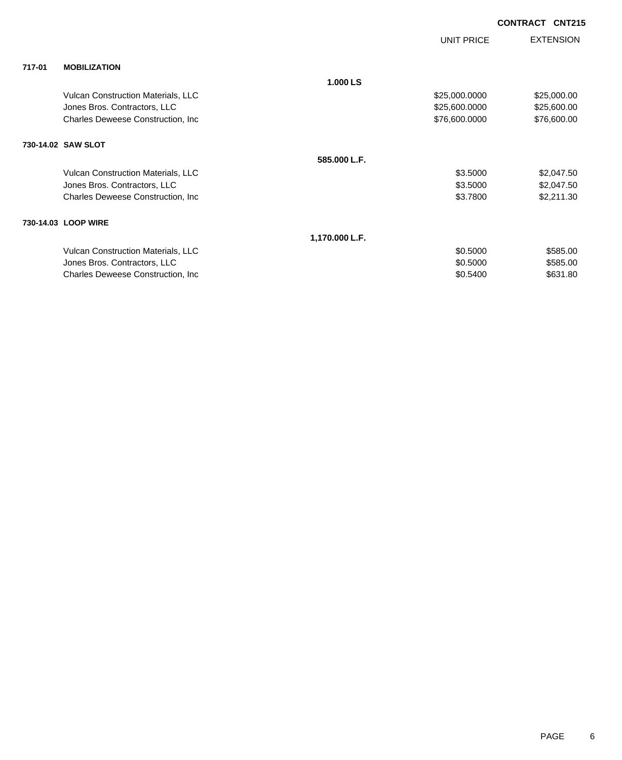**CONTRACT CNT215**

| | | | UNIT PRICE | EXTENSION |
|---|---|---|---|---|
| **717-01** | **MOBILIZATION** | | | |
| | | **1.000 LS** | | |
| | Vulcan Construction Materials, LLC | | $25,000.0000 | $25,000.00 |
| | Jones Bros. Contractors, LLC | | $25,600.0000 | $25,600.00 |
| | Charles Deweese Construction, Inc | | $76,600.0000 | $76,600.00 |
| **730-14.02** | **SAW SLOT** | | | |
| | | **585.000 L.F.** | | |
| | Vulcan Construction Materials, LLC | | $3.5000 | $2,047.50 |
| | Jones Bros. Contractors, LLC | | $3.5000 | $2,047.50 |
| | Charles Deweese Construction, Inc | | $3.7800 | $2,211.30 |
| **730-14.03** | **LOOP WIRE** | | | |
| | | **1,170.000 L.F.** | | |
| | Vulcan Construction Materials, LLC | | $0.5000 | $585.00 |
| | Jones Bros. Contractors, LLC | | $0.5000 | $585.00 |
| | Charles Deweese Construction, Inc | | $0.5400 | $631.80 |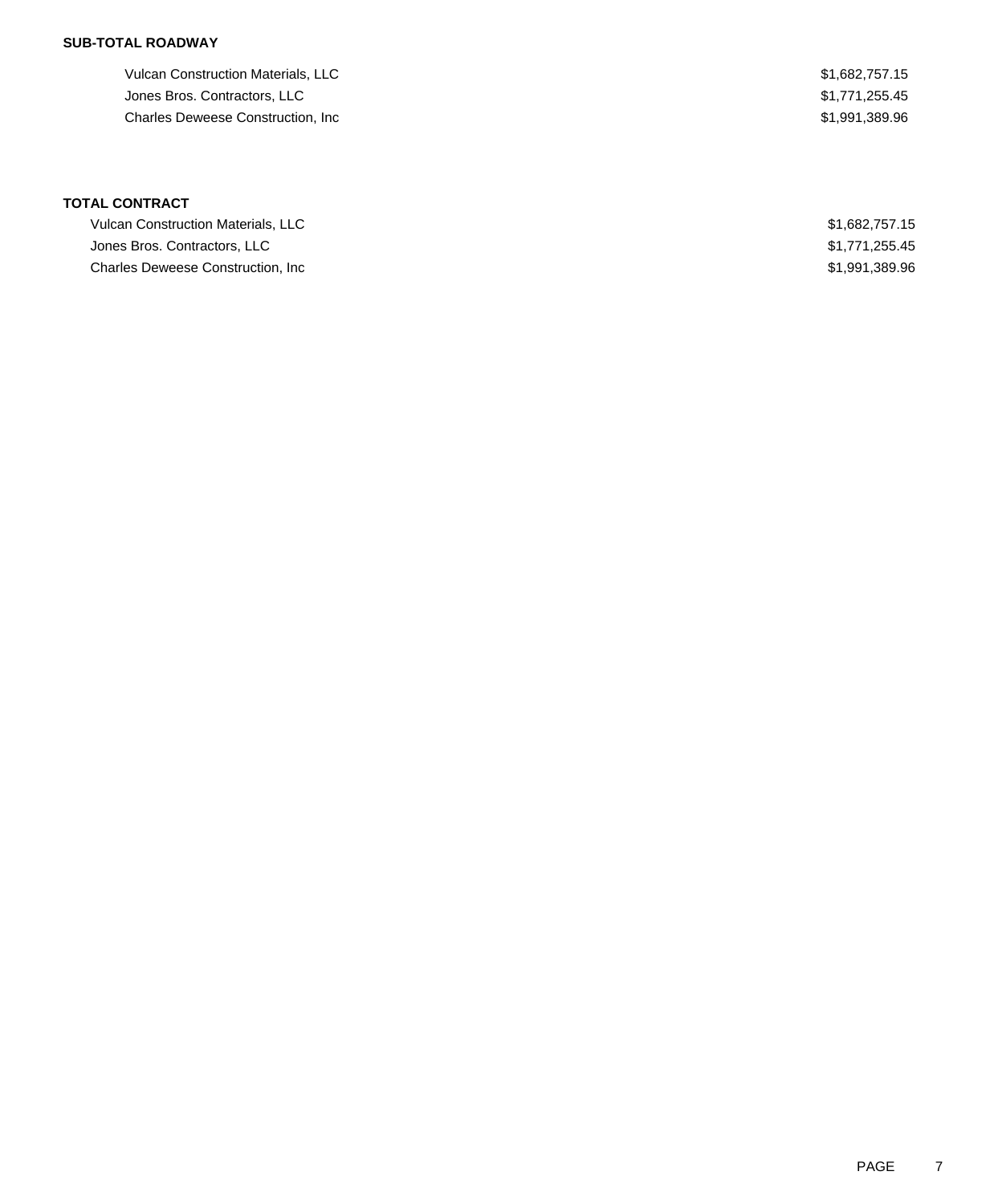**SUB-TOTAL ROADWAY**

| | |
|---|---|
| Vulcan Construction Materials, LLC | $1,682,757.15 |
| Jones Bros. Contractors, LLC | $1,771,255.45 |
| Charles Deweese Construction, Inc | $1,991,389.96 |

**TOTAL CONTRACT**

| | |
|---|---|
| Vulcan Construction Materials, LLC | $1,682,757.15 |
| Jones Bros. Contractors, LLC | $1,771,255.45 |
| Charles Deweese Construction, Inc | $1,991,389.96 |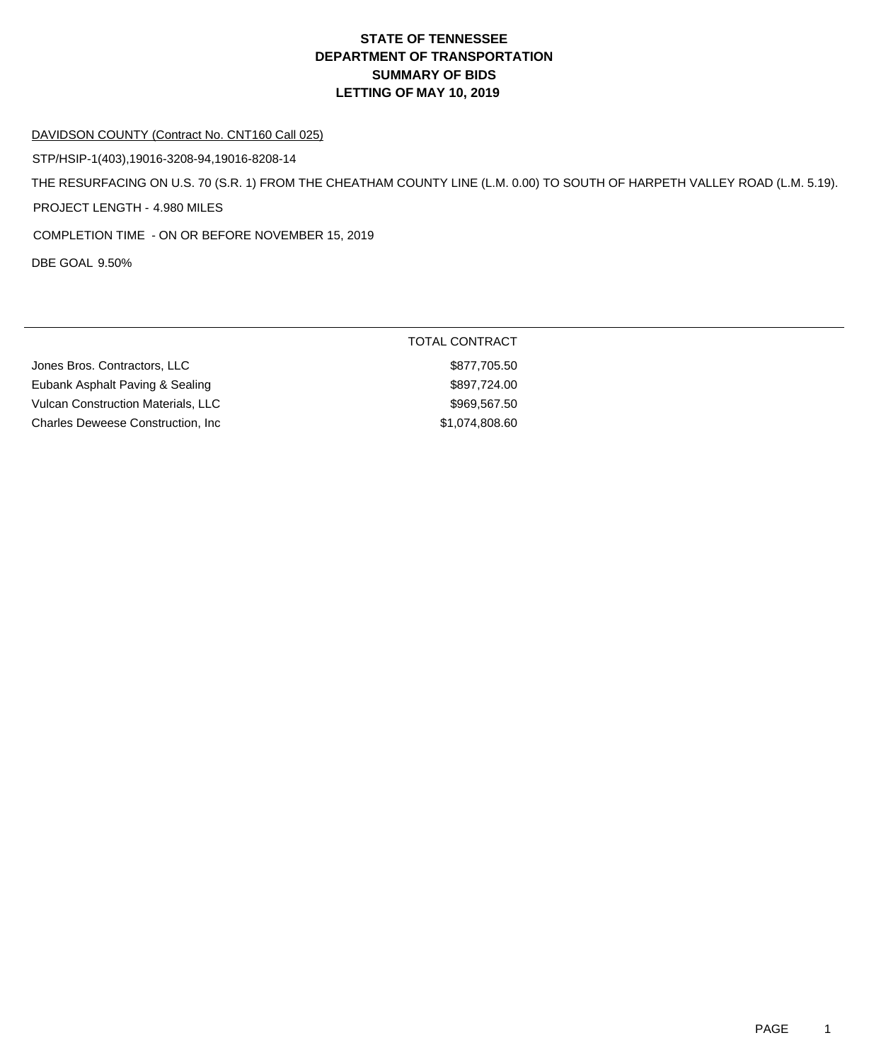# STATE OF TENNESSEE
# DEPARTMENT OF TRANSPORTATION
# SUMMARY OF BIDS
# LETTING OF MAY 10, 2019

DAVIDSON COUNTY (Contract No. CNT160 Call 025)

STP/HSIP-1(403),19016-3208-94,19016-8208-14

THE RESURFACING ON U.S. 70 (S.R. 1) FROM THE CHEATHAM COUNTY LINE (L.M. 0.00) TO SOUTH OF HARPETH VALLEY ROAD (L.M. 5.19).

PROJECT LENGTH - 4.980 MILES

COMPLETION TIME - ON OR BEFORE NOVEMBER 15, 2019

DBE GOAL 9.50%

| | TOTAL CONTRACT |
|---|---|
| Jones Bros. Contractors, LLC | $877,705.50 |
| Eubank Asphalt Paving & Sealing | $897,724.00 |
| Vulcan Construction Materials, LLC | $969,567.50 |
| Charles Deweese Construction, Inc | $1,074,808.60 |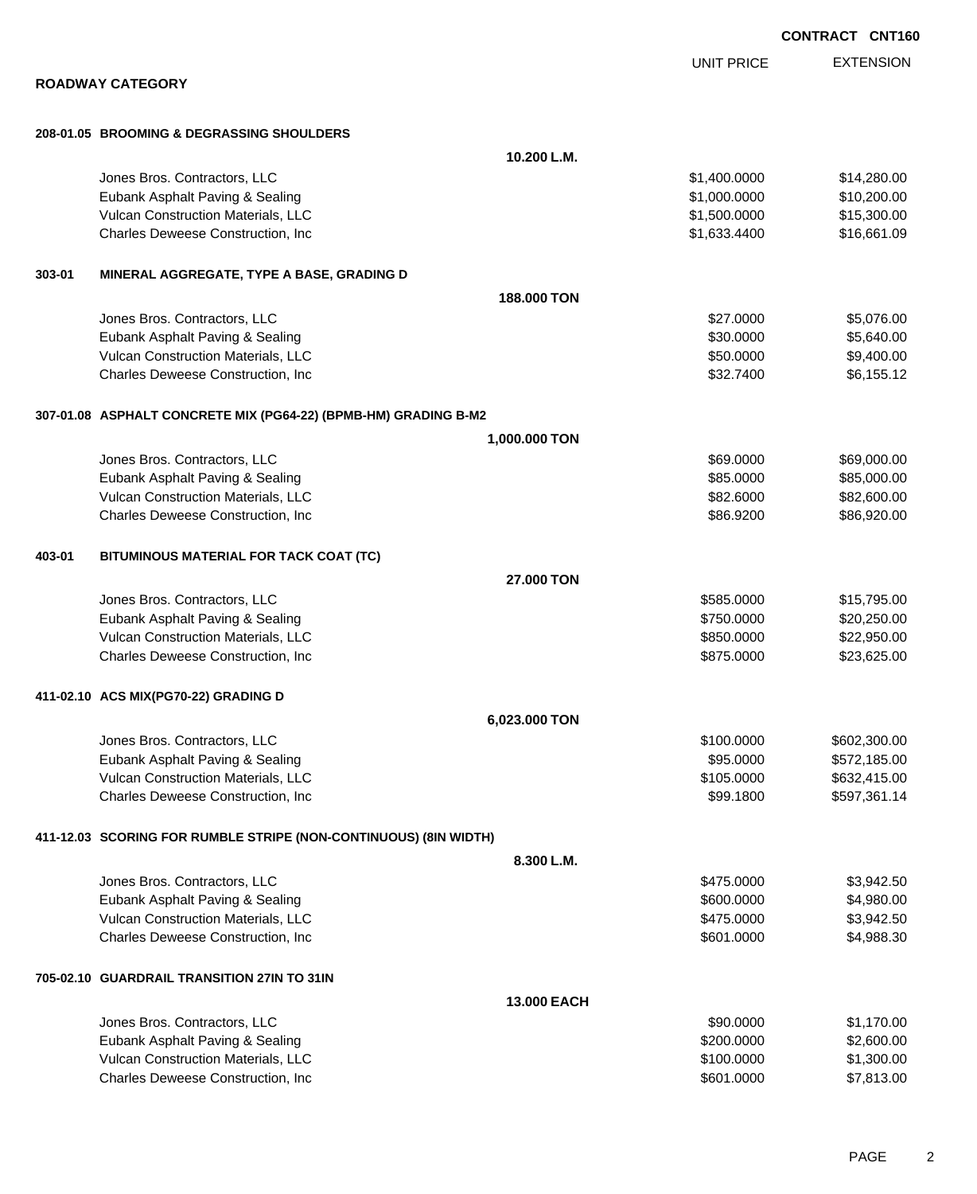**CONTRACT CNT160**

## ROADWAY CATEGORY

| | | UNIT PRICE | EXTENSION |
|---|---|---|---|
| **208-01.05 BROOMING & DEGRASSING SHOULDERS** | | | |
| | **10.200 L.M.** | | |
| Jones Bros. Contractors, LLC | | $1,400.0000 | $14,280.00 |
| Eubank Asphalt Paving & Sealing | | $1,000.0000 | $10,200.00 |
| Vulcan Construction Materials, LLC | | $1,500.0000 | $15,300.00 |
| Charles Deweese Construction, Inc | | $1,633.4400 | $16,661.09 |
| **303-01 MINERAL AGGREGATE, TYPE A BASE, GRADING D** | | | |
| | **188.000 TON** | | |
| Jones Bros. Contractors, LLC | | $27.0000 | $5,076.00 |
| Eubank Asphalt Paving & Sealing | | $30.0000 | $5,640.00 |
| Vulcan Construction Materials, LLC | | $50.0000 | $9,400.00 |
| Charles Deweese Construction, Inc | | $32.7400 | $6,155.12 |
| **307-01.08 ASPHALT CONCRETE MIX (PG64-22) (BPMB-HM) GRADING B-M2** | | | |
| | **1,000.000 TON** | | |
| Jones Bros. Contractors, LLC | | $69.0000 | $69,000.00 |
| Eubank Asphalt Paving & Sealing | | $85.0000 | $85,000.00 |
| Vulcan Construction Materials, LLC | | $82.6000 | $82,600.00 |
| Charles Deweese Construction, Inc | | $86.9200 | $86,920.00 |
| **403-01 BITUMINOUS MATERIAL FOR TACK COAT (TC)** | | | |
| | **27.000 TON** | | |
| Jones Bros. Contractors, LLC | | $585.0000 | $15,795.00 |
| Eubank Asphalt Paving & Sealing | | $750.0000 | $20,250.00 |
| Vulcan Construction Materials, LLC | | $850.0000 | $22,950.00 |
| Charles Deweese Construction, Inc | | $875.0000 | $23,625.00 |
| **411-02.10 ACS MIX(PG70-22) GRADING D** | | | |
| | **6,023.000 TON** | | |
| Jones Bros. Contractors, LLC | | $100.0000 | $602,300.00 |
| Eubank Asphalt Paving & Sealing | | $95.0000 | $572,185.00 |
| Vulcan Construction Materials, LLC | | $105.0000 | $632,415.00 |
| Charles Deweese Construction, Inc | | $99.1800 | $597,361.14 |
| **411-12.03 SCORING FOR RUMBLE STRIPE (NON-CONTINUOUS) (8IN WIDTH)** | | | |
| | **8.300 L.M.** | | |
| Jones Bros. Contractors, LLC | | $475.0000 | $3,942.50 |
| Eubank Asphalt Paving & Sealing | | $600.0000 | $4,980.00 |
| Vulcan Construction Materials, LLC | | $475.0000 | $3,942.50 |
| Charles Deweese Construction, Inc | | $601.0000 | $4,988.30 |
| **705-02.10 GUARDRAIL TRANSITION 27IN TO 31IN** | | | |
| | **13.000 EACH** | | |
| Jones Bros. Contractors, LLC | | $90.0000 | $1,170.00 |
| Eubank Asphalt Paving & Sealing | | $200.0000 | $2,600.00 |
| Vulcan Construction Materials, LLC | | $100.0000 | $1,300.00 |
| Charles Deweese Construction, Inc | | $601.0000 | $7,813.00 |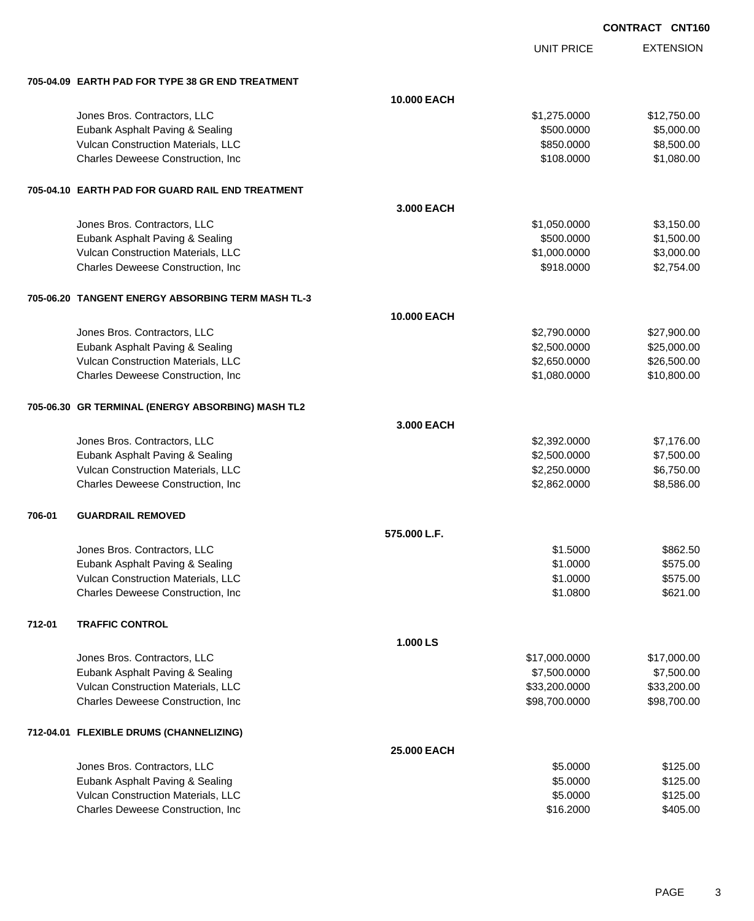**CONTRACT CNT160**

| | | | UNIT PRICE | EXTENSION |
|---|---|---|---|---|
| **705-04.09** | **EARTH PAD FOR TYPE 38 GR END TREATMENT** | | | |
| | | **10.000 EACH** | | |
| | Jones Bros. Contractors, LLC | | $1,275.0000 | $12,750.00 |
| | Eubank Asphalt Paving & Sealing | | $500.0000 | $5,000.00 |
| | Vulcan Construction Materials, LLC | | $850.0000 | $8,500.00 |
| | Charles Deweese Construction, Inc | | $108.0000 | $1,080.00 |
| **705-04.10** | **EARTH PAD FOR GUARD RAIL END TREATMENT** | | | |
| | | **3.000 EACH** | | |
| | Jones Bros. Contractors, LLC | | $1,050.0000 | $3,150.00 |
| | Eubank Asphalt Paving & Sealing | | $500.0000 | $1,500.00 |
| | Vulcan Construction Materials, LLC | | $1,000.0000 | $3,000.00 |
| | Charles Deweese Construction, Inc | | $918.0000 | $2,754.00 |
| **705-06.20** | **TANGENT ENERGY ABSORBING TERM MASH TL-3** | | | |
| | | **10.000 EACH** | | |
| | Jones Bros. Contractors, LLC | | $2,790.0000 | $27,900.00 |
| | Eubank Asphalt Paving & Sealing | | $2,500.0000 | $25,000.00 |
| | Vulcan Construction Materials, LLC | | $2,650.0000 | $26,500.00 |
| | Charles Deweese Construction, Inc | | $1,080.0000 | $10,800.00 |
| **705-06.30** | **GR TERMINAL (ENERGY ABSORBING) MASH TL2** | | | |
| | | **3.000 EACH** | | |
| | Jones Bros. Contractors, LLC | | $2,392.0000 | $7,176.00 |
| | Eubank Asphalt Paving & Sealing | | $2,500.0000 | $7,500.00 |
| | Vulcan Construction Materials, LLC | | $2,250.0000 | $6,750.00 |
| | Charles Deweese Construction, Inc | | $2,862.0000 | $8,586.00 |
| **706-01** | **GUARDRAIL REMOVED** | | | |
| | | **575.000 L.F.** | | |
| | Jones Bros. Contractors, LLC | | $1.5000 | $862.50 |
| | Eubank Asphalt Paving & Sealing | | $1.0000 | $575.00 |
| | Vulcan Construction Materials, LLC | | $1.0000 | $575.00 |
| | Charles Deweese Construction, Inc | | $1.0800 | $621.00 |
| **712-01** | **TRAFFIC CONTROL** | | | |
| | | **1.000 LS** | | |
| | Jones Bros. Contractors, LLC | | $17,000.0000 | $17,000.00 |
| | Eubank Asphalt Paving & Sealing | | $7,500.0000 | $7,500.00 |
| | Vulcan Construction Materials, LLC | | $33,200.0000 | $33,200.00 |
| | Charles Deweese Construction, Inc | | $98,700.0000 | $98,700.00 |
| **712-04.01** | **FLEXIBLE DRUMS (CHANNELIZING)** | | | |
| | | **25.000 EACH** | | |
| | Jones Bros. Contractors, LLC | | $5.0000 | $125.00 |
| | Eubank Asphalt Paving & Sealing | | $5.0000 | $125.00 |
| | Vulcan Construction Materials, LLC | | $5.0000 | $125.00 |
| | Charles Deweese Construction, Inc | | $16.2000 | $405.00 |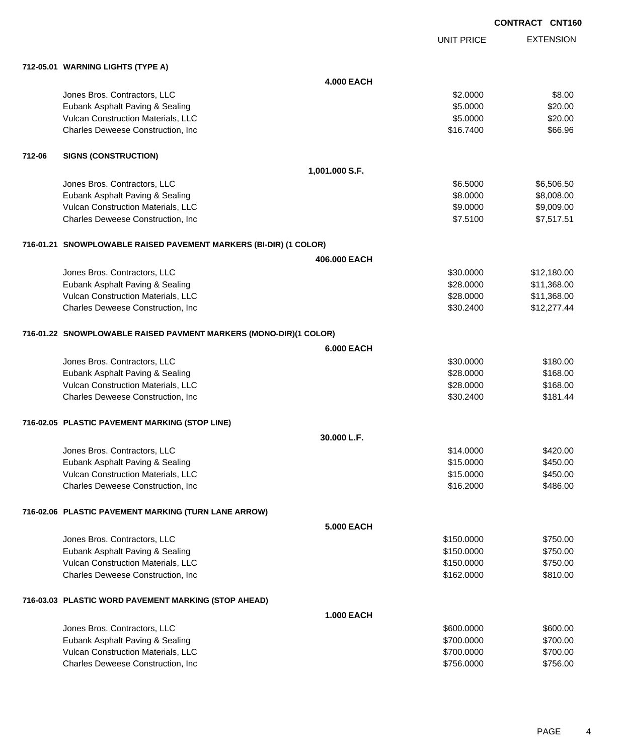**CONTRACT CNT160**

| | | UNIT PRICE | EXTENSION |
|---|---|---|---|
| **712-05.01** | **WARNING LIGHTS (TYPE A)** | | |
| | **4.000 EACH** | | |
| | Jones Bros. Contractors, LLC | $2.0000 | $8.00 |
| | Eubank Asphalt Paving & Sealing | $5.0000 | $20.00 |
| | Vulcan Construction Materials, LLC | $5.0000 | $20.00 |
| | Charles Deweese Construction, Inc | $16.7400 | $66.96 |
| **712-06** | **SIGNS (CONSTRUCTION)** | | |
| | **1,001.000 S.F.** | | |
| | Jones Bros. Contractors, LLC | $6.5000 | $6,506.50 |
| | Eubank Asphalt Paving & Sealing | $8.0000 | $8,008.00 |
| | Vulcan Construction Materials, LLC | $9.0000 | $9,009.00 |
| | Charles Deweese Construction, Inc | $7.5100 | $7,517.51 |
| **716-01.21** | **SNOWPLOWABLE RAISED PAVEMENT MARKERS (BI-DIR) (1 COLOR)** | | |
| | **406.000 EACH** | | |
| | Jones Bros. Contractors, LLC | $30.0000 | $12,180.00 |
| | Eubank Asphalt Paving & Sealing | $28.0000 | $11,368.00 |
| | Vulcan Construction Materials, LLC | $28.0000 | $11,368.00 |
| | Charles Deweese Construction, Inc | $30.2400 | $12,277.44 |
| **716-01.22** | **SNOWPLOWABLE RAISED PAVMENT MARKERS (MONO-DIR)(1 COLOR)** | | |
| | **6.000 EACH** | | |
| | Jones Bros. Contractors, LLC | $30.0000 | $180.00 |
| | Eubank Asphalt Paving & Sealing | $28.0000 | $168.00 |
| | Vulcan Construction Materials, LLC | $28.0000 | $168.00 |
| | Charles Deweese Construction, Inc | $30.2400 | $181.44 |
| **716-02.05** | **PLASTIC PAVEMENT MARKING (STOP LINE)** | | |
| | **30.000 L.F.** | | |
| | Jones Bros. Contractors, LLC | $14.0000 | $420.00 |
| | Eubank Asphalt Paving & Sealing | $15.0000 | $450.00 |
| | Vulcan Construction Materials, LLC | $15.0000 | $450.00 |
| | Charles Deweese Construction, Inc | $16.2000 | $486.00 |
| **716-02.06** | **PLASTIC PAVEMENT MARKING (TURN LANE ARROW)** | | |
| | **5.000 EACH** | | |
| | Jones Bros. Contractors, LLC | $150.0000 | $750.00 |
| | Eubank Asphalt Paving & Sealing | $150.0000 | $750.00 |
| | Vulcan Construction Materials, LLC | $150.0000 | $750.00 |
| | Charles Deweese Construction, Inc | $162.0000 | $810.00 |
| **716-03.03** | **PLASTIC WORD PAVEMENT MARKING (STOP AHEAD)** | | |
| | **1.000 EACH** | | |
| | Jones Bros. Contractors, LLC | $600.0000 | $600.00 |
| | Eubank Asphalt Paving & Sealing | $700.0000 | $700.00 |
| | Vulcan Construction Materials, LLC | $700.0000 | $700.00 |
| | Charles Deweese Construction, Inc | $756.0000 | $756.00 |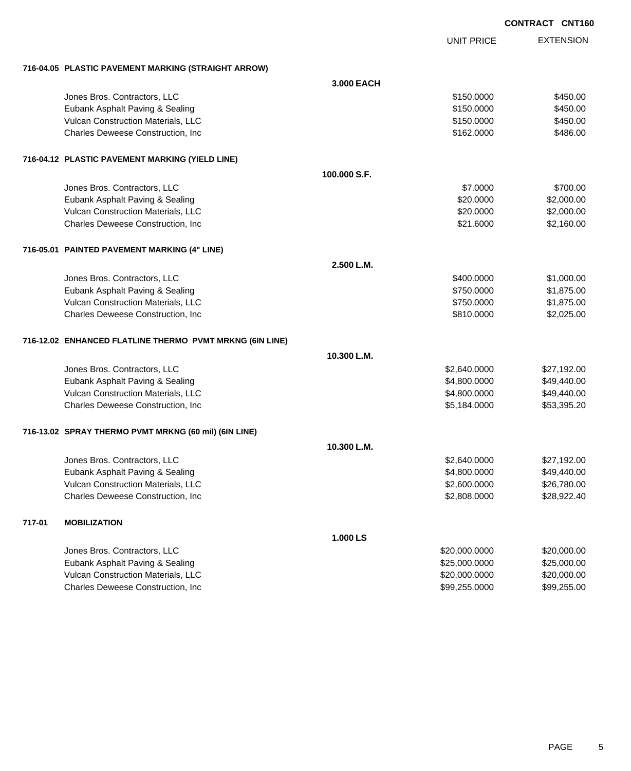**CONTRACT CNT160**

| | | UNIT PRICE | EXTENSION |
|---|---|---|---|
| **716-04.05 PLASTIC PAVEMENT MARKING (STRAIGHT ARROW)** | | | |
| | **3.000 EACH** | | |
| Jones Bros. Contractors, LLC | | $150.0000 | $450.00 |
| Eubank Asphalt Paving & Sealing | | $150.0000 | $450.00 |
| Vulcan Construction Materials, LLC | | $150.0000 | $450.00 |
| Charles Deweese Construction, Inc | | $162.0000 | $486.00 |
| **716-04.12 PLASTIC PAVEMENT MARKING (YIELD LINE)** | | | |
| | **100.000 S.F.** | | |
| Jones Bros. Contractors, LLC | | $7.0000 | $700.00 |
| Eubank Asphalt Paving & Sealing | | $20.0000 | $2,000.00 |
| Vulcan Construction Materials, LLC | | $20.0000 | $2,000.00 |
| Charles Deweese Construction, Inc | | $21.6000 | $2,160.00 |
| **716-05.01 PAINTED PAVEMENT MARKING (4" LINE)** | | | |
| | **2.500 L.M.** | | |
| Jones Bros. Contractors, LLC | | $400.0000 | $1,000.00 |
| Eubank Asphalt Paving & Sealing | | $750.0000 | $1,875.00 |
| Vulcan Construction Materials, LLC | | $750.0000 | $1,875.00 |
| Charles Deweese Construction, Inc | | $810.0000 | $2,025.00 |
| **716-12.02 ENHANCED FLATLINE THERMO PVMT MRKNG (6IN LINE)** | | | |
| | **10.300 L.M.** | | |
| Jones Bros. Contractors, LLC | | $2,640.0000 | $27,192.00 |
| Eubank Asphalt Paving & Sealing | | $4,800.0000 | $49,440.00 |
| Vulcan Construction Materials, LLC | | $4,800.0000 | $49,440.00 |
| Charles Deweese Construction, Inc | | $5,184.0000 | $53,395.20 |
| **716-13.02 SPRAY THERMO PVMT MRKNG (60 mil) (6IN LINE)** | | | |
| | **10.300 L.M.** | | |
| Jones Bros. Contractors, LLC | | $2,640.0000 | $27,192.00 |
| Eubank Asphalt Paving & Sealing | | $4,800.0000 | $49,440.00 |
| Vulcan Construction Materials, LLC | | $2,600.0000 | $26,780.00 |
| Charles Deweese Construction, Inc | | $2,808.0000 | $28,922.40 |
| **717-01 MOBILIZATION** | | | |
| | **1.000 LS** | | |
| Jones Bros. Contractors, LLC | | $20,000.0000 | $20,000.00 |
| Eubank Asphalt Paving & Sealing | | $25,000.0000 | $25,000.00 |
| Vulcan Construction Materials, LLC | | $20,000.0000 | $20,000.00 |
| Charles Deweese Construction, Inc | | $99,255.0000 | $99,255.00 |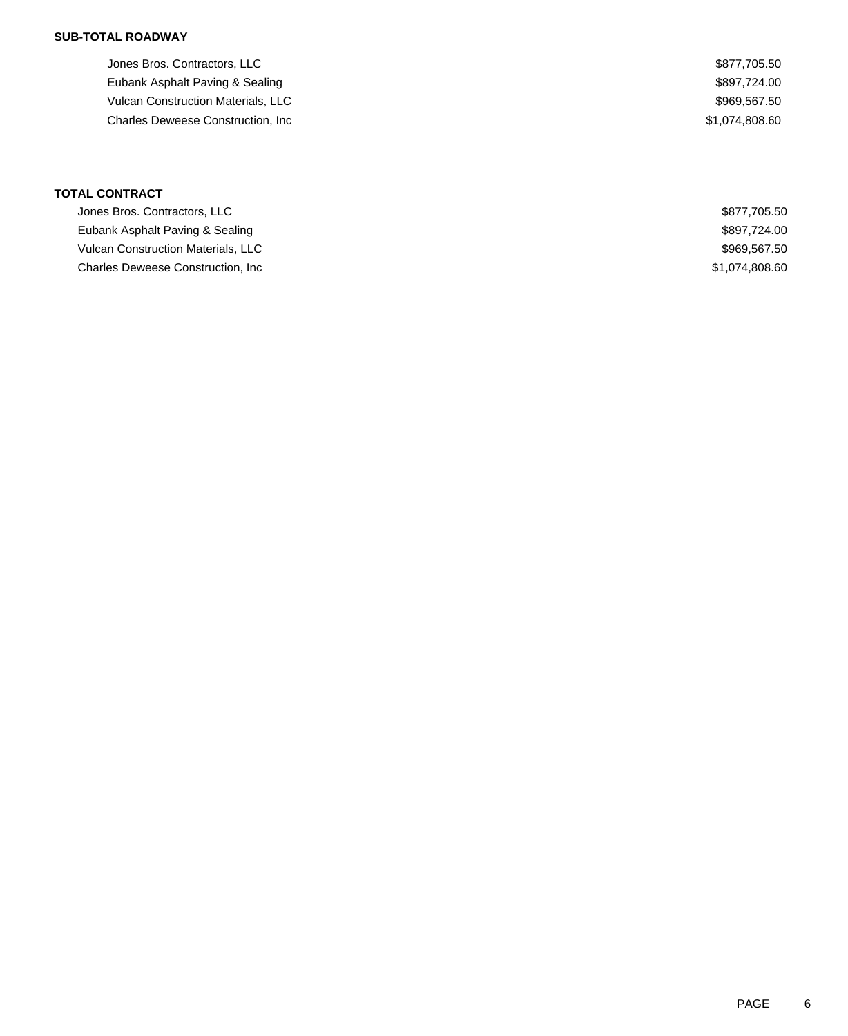**SUB-TOTAL ROADWAY**

| | |
|---|---|
| Jones Bros. Contractors, LLC | $877,705.50 |
| Eubank Asphalt Paving & Sealing | $897,724.00 |
| Vulcan Construction Materials, LLC | $969,567.50 |
| Charles Deweese Construction, Inc | $1,074,808.60 |

**TOTAL CONTRACT**

| | |
|---|---|
| Jones Bros. Contractors, LLC | $877,705.50 |
| Eubank Asphalt Paving & Sealing | $897,724.00 |
| Vulcan Construction Materials, LLC | $969,567.50 |
| Charles Deweese Construction, Inc | $1,074,808.60 |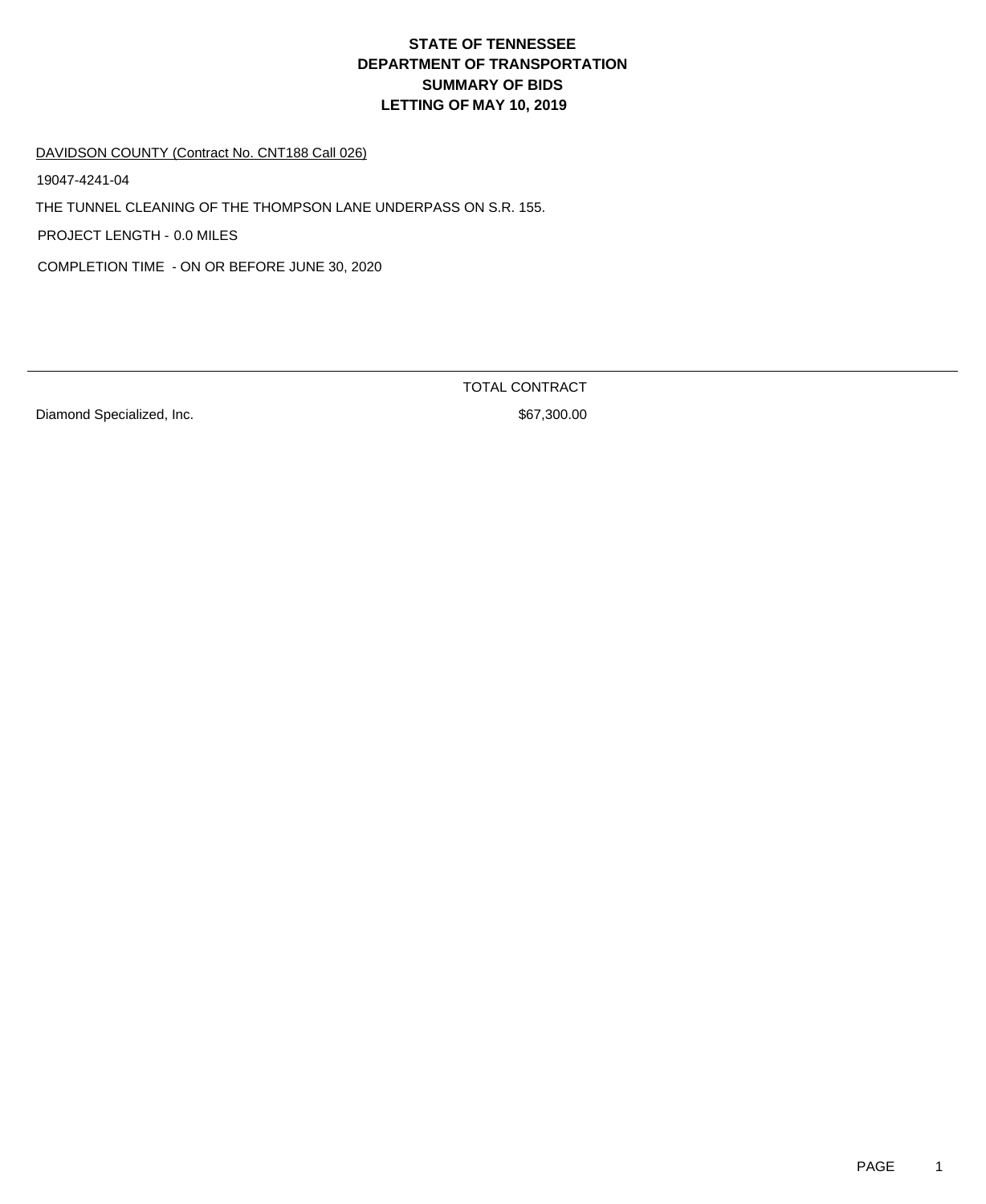# STATE OF TENNESSEE
# DEPARTMENT OF TRANSPORTATION
# SUMMARY OF BIDS
# LETTING OF MAY 10, 2019

DAVIDSON COUNTY (Contract No. CNT188 Call 026)

19047-4241-04

THE TUNNEL CLEANING OF THE THOMPSON LANE UNDERPASS ON S.R. 155.

PROJECT LENGTH - 0.0 MILES

COMPLETION TIME - ON OR BEFORE JUNE 30, 2020

| | TOTAL CONTRACT |
|---|---|
| Diamond Specialized, Inc. | $67,300.00 |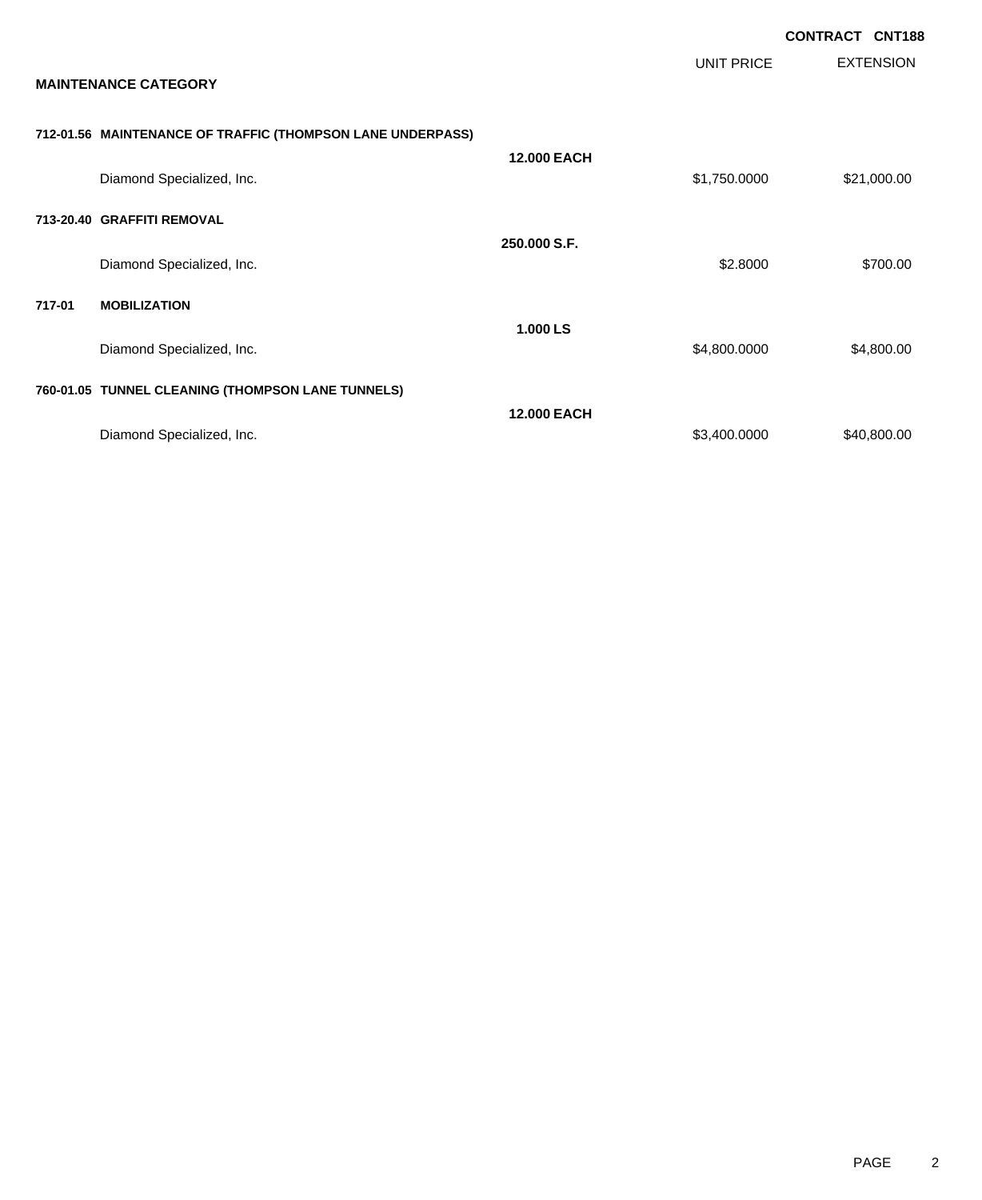**CONTRACT CNT188**

| | | UNIT PRICE | EXTENSION |
|---|---|---|---|
| **MAINTENANCE CATEGORY** | | | |
| **712-01.56 MAINTENANCE OF TRAFFIC (THOMPSON LANE UNDERPASS)** | **12.000 EACH** | | |
| Diamond Specialized, Inc. | | $1,750.0000 | $21,000.00 |
| **713-20.40 GRAFFITI REMOVAL** | **250.000 S.F.** | | |
| Diamond Specialized, Inc. | | $2.8000 | $700.00 |
| **717-01 MOBILIZATION** | **1.000 LS** | | |
| Diamond Specialized, Inc. | | $4,800.0000 | $4,800.00 |
| **760-01.05 TUNNEL CLEANING (THOMPSON LANE TUNNELS)** | **12.000 EACH** | | |
| Diamond Specialized, Inc. | | $3,400.0000 | $40,800.00 |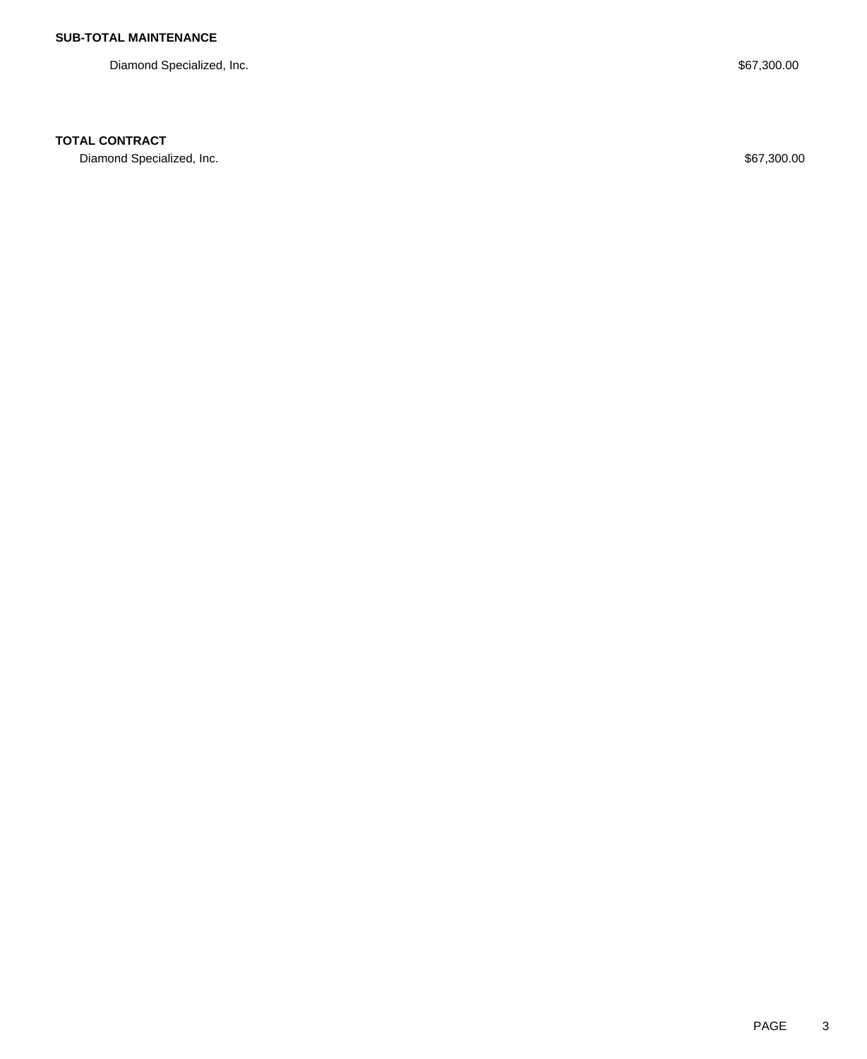**SUB-TOTAL MAINTENANCE**

| | |
|---|---|
| Diamond Specialized, Inc. | $67,300.00 |

**TOTAL CONTRACT**

| | |
|---|---|
| Diamond Specialized, Inc. | $67,300.00 |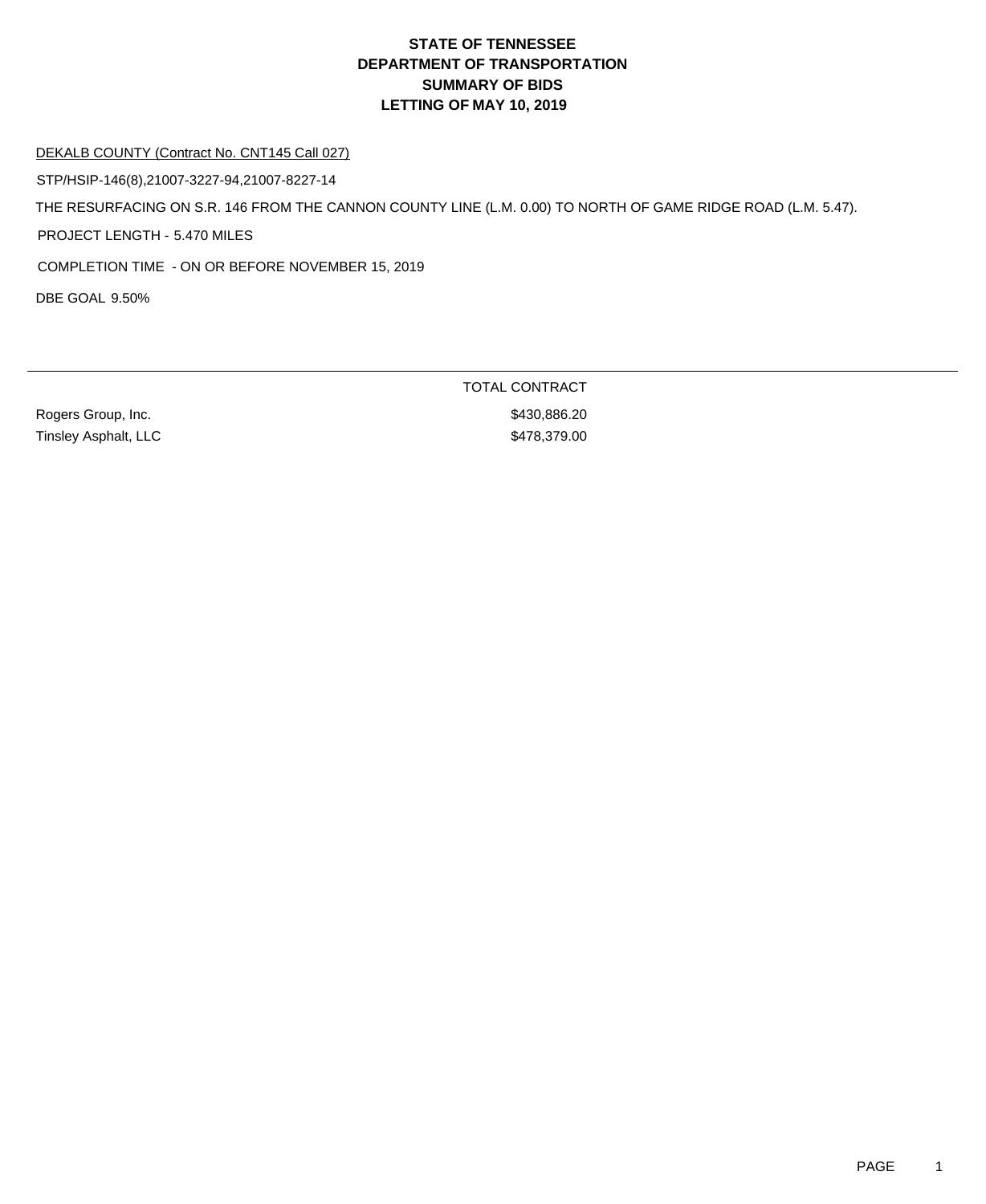# STATE OF TENNESSEE
# DEPARTMENT OF TRANSPORTATION
# SUMMARY OF BIDS
# LETTING OF MAY 10, 2019

DEKALB COUNTY (Contract No. CNT145 Call 027)

STP/HSIP-146(8),21007-3227-94,21007-8227-14

THE RESURFACING ON S.R. 146 FROM THE CANNON COUNTY LINE (L.M. 0.00) TO NORTH OF GAME RIDGE ROAD (L.M. 5.47).

PROJECT LENGTH - 5.470 MILES

COMPLETION TIME - ON OR BEFORE NOVEMBER 15, 2019

DBE GOAL 9.50%

| | TOTAL CONTRACT |
|---|---|
| Rogers Group, Inc. | $430,886.20 |
| Tinsley Asphalt, LLC | $478,379.00 |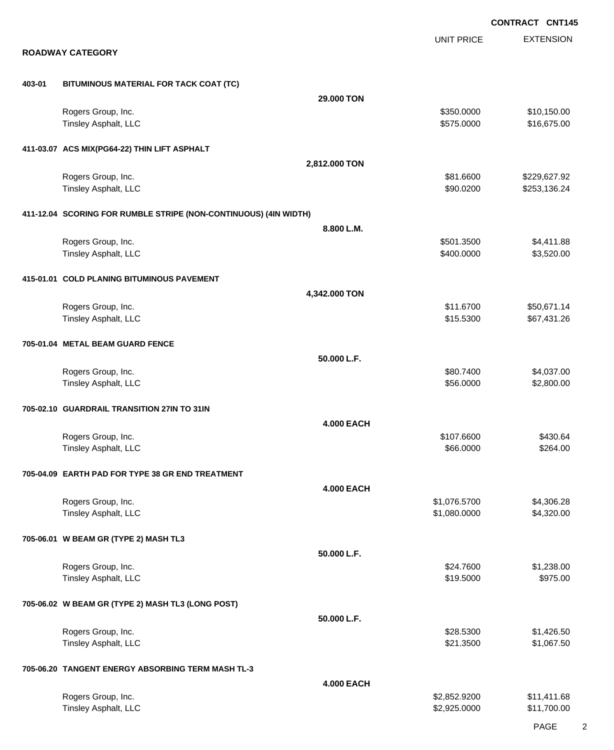**CONTRACT CNT145**

## ROADWAY CATEGORY

| | | | UNIT PRICE | EXTENSION |
|---|---|---|---|---|
| **403-01** | **BITUMINOUS MATERIAL FOR TACK COAT (TC)** | | | |
| | | **29.000 TON** | | |
| | Rogers Group, Inc. | | $350.0000 | $10,150.00 |
| | Tinsley Asphalt, LLC | | $575.0000 | $16,675.00 |
| **411-03.07** | **ACS MIX(PG64-22) THIN LIFT ASPHALT** | | | |
| | | **2,812.000 TON** | | |
| | Rogers Group, Inc. | | $81.6600 | $229,627.92 |
| | Tinsley Asphalt, LLC | | $90.0200 | $253,136.24 |
| **411-12.04** | **SCORING FOR RUMBLE STRIPE (NON-CONTINUOUS) (4IN WIDTH)** | | | |
| | | **8.800 L.M.** | | |
| | Rogers Group, Inc. | | $501.3500 | $4,411.88 |
| | Tinsley Asphalt, LLC | | $400.0000 | $3,520.00 |
| **415-01.01** | **COLD PLANING BITUMINOUS PAVEMENT** | | | |
| | | **4,342.000 TON** | | |
| | Rogers Group, Inc. | | $11.6700 | $50,671.14 |
| | Tinsley Asphalt, LLC | | $15.5300 | $67,431.26 |
| **705-01.04** | **METAL BEAM GUARD FENCE** | | | |
| | | **50.000 L.F.** | | |
| | Rogers Group, Inc. | | $80.7400 | $4,037.00 |
| | Tinsley Asphalt, LLC | | $56.0000 | $2,800.00 |
| **705-02.10** | **GUARDRAIL TRANSITION 27IN TO 31IN** | | | |
| | | **4.000 EACH** | | |
| | Rogers Group, Inc. | | $107.6600 | $430.64 |
| | Tinsley Asphalt, LLC | | $66.0000 | $264.00 |
| **705-04.09** | **EARTH PAD FOR TYPE 38 GR END TREATMENT** | | | |
| | | **4.000 EACH** | | |
| | Rogers Group, Inc. | | $1,076.5700 | $4,306.28 |
| | Tinsley Asphalt, LLC | | $1,080.0000 | $4,320.00 |
| **705-06.01** | **W BEAM GR (TYPE 2) MASH TL3** | | | |
| | | **50.000 L.F.** | | |
| | Rogers Group, Inc. | | $24.7600 | $1,238.00 |
| | Tinsley Asphalt, LLC | | $19.5000 | $975.00 |
| **705-06.02** | **W BEAM GR (TYPE 2) MASH TL3 (LONG POST)** | | | |
| | | **50.000 L.F.** | | |
| | Rogers Group, Inc. | | $28.5300 | $1,426.50 |
| | Tinsley Asphalt, LLC | | $21.3500 | $1,067.50 |
| **705-06.20** | **TANGENT ENERGY ABSORBING TERM MASH TL-3** | | | |
| | | **4.000 EACH** | | |
| | Rogers Group, Inc. | | $2,852.9200 | $11,411.68 |
| | Tinsley Asphalt, LLC | | $2,925.0000 | $11,700.00 |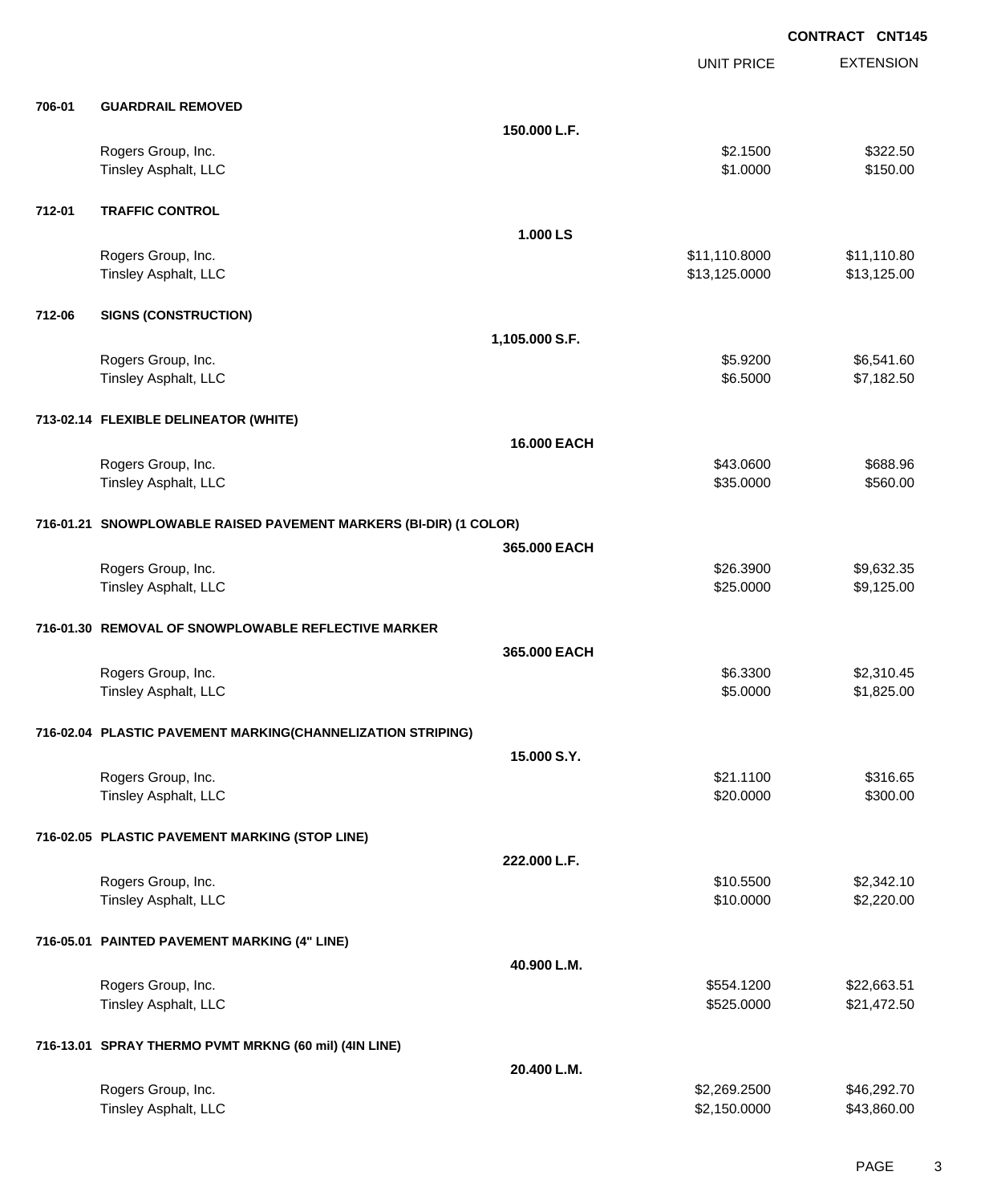**CONTRACT CNT145**

| | | | UNIT PRICE | EXTENSION |
|---|---|---|---|---|
| **706-01** | **GUARDRAIL REMOVED** | | | |
| | | **150.000 L.F.** | | |
| | Rogers Group, Inc. | | $2.1500 | $322.50 |
| | Tinsley Asphalt, LLC | | $1.0000 | $150.00 |
| **712-01** | **TRAFFIC CONTROL** | | | |
| | | **1.000 LS** | | |
| | Rogers Group, Inc. | | $11,110.8000 | $11,110.80 |
| | Tinsley Asphalt, LLC | | $13,125.0000 | $13,125.00 |
| **712-06** | **SIGNS (CONSTRUCTION)** | | | |
| | | **1,105.000 S.F.** | | |
| | Rogers Group, Inc. | | $5.9200 | $6,541.60 |
| | Tinsley Asphalt, LLC | | $6.5000 | $7,182.50 |
| **713-02.14** | **FLEXIBLE DELINEATOR (WHITE)** | | | |
| | | **16.000 EACH** | | |
| | Rogers Group, Inc. | | $43.0600 | $688.96 |
| | Tinsley Asphalt, LLC | | $35.0000 | $560.00 |
| **716-01.21** | **SNOWPLOWABLE RAISED PAVEMENT MARKERS (BI-DIR) (1 COLOR)** | | | |
| | | **365.000 EACH** | | |
| | Rogers Group, Inc. | | $26.3900 | $9,632.35 |
| | Tinsley Asphalt, LLC | | $25.0000 | $9,125.00 |
| **716-01.30** | **REMOVAL OF SNOWPLOWABLE REFLECTIVE MARKER** | | | |
| | | **365.000 EACH** | | |
| | Rogers Group, Inc. | | $6.3300 | $2,310.45 |
| | Tinsley Asphalt, LLC | | $5.0000 | $1,825.00 |
| **716-02.04** | **PLASTIC PAVEMENT MARKING(CHANNELIZATION STRIPING)** | | | |
| | | **15.000 S.Y.** | | |
| | Rogers Group, Inc. | | $21.1100 | $316.65 |
| | Tinsley Asphalt, LLC | | $20.0000 | $300.00 |
| **716-02.05** | **PLASTIC PAVEMENT MARKING (STOP LINE)** | | | |
| | | **222.000 L.F.** | | |
| | Rogers Group, Inc. | | $10.5500 | $2,342.10 |
| | Tinsley Asphalt, LLC | | $10.0000 | $2,220.00 |
| **716-05.01** | **PAINTED PAVEMENT MARKING (4" LINE)** | | | |
| | | **40.900 L.M.** | | |
| | Rogers Group, Inc. | | $554.1200 | $22,663.51 |
| | Tinsley Asphalt, LLC | | $525.0000 | $21,472.50 |
| **716-13.01** | **SPRAY THERMO PVMT MRKNG (60 mil) (4IN LINE)** | | | |
| | | **20.400 L.M.** | | |
| | Rogers Group, Inc. | | $2,269.2500 | $46,292.70 |
| | Tinsley Asphalt, LLC | | $2,150.0000 | $43,860.00 |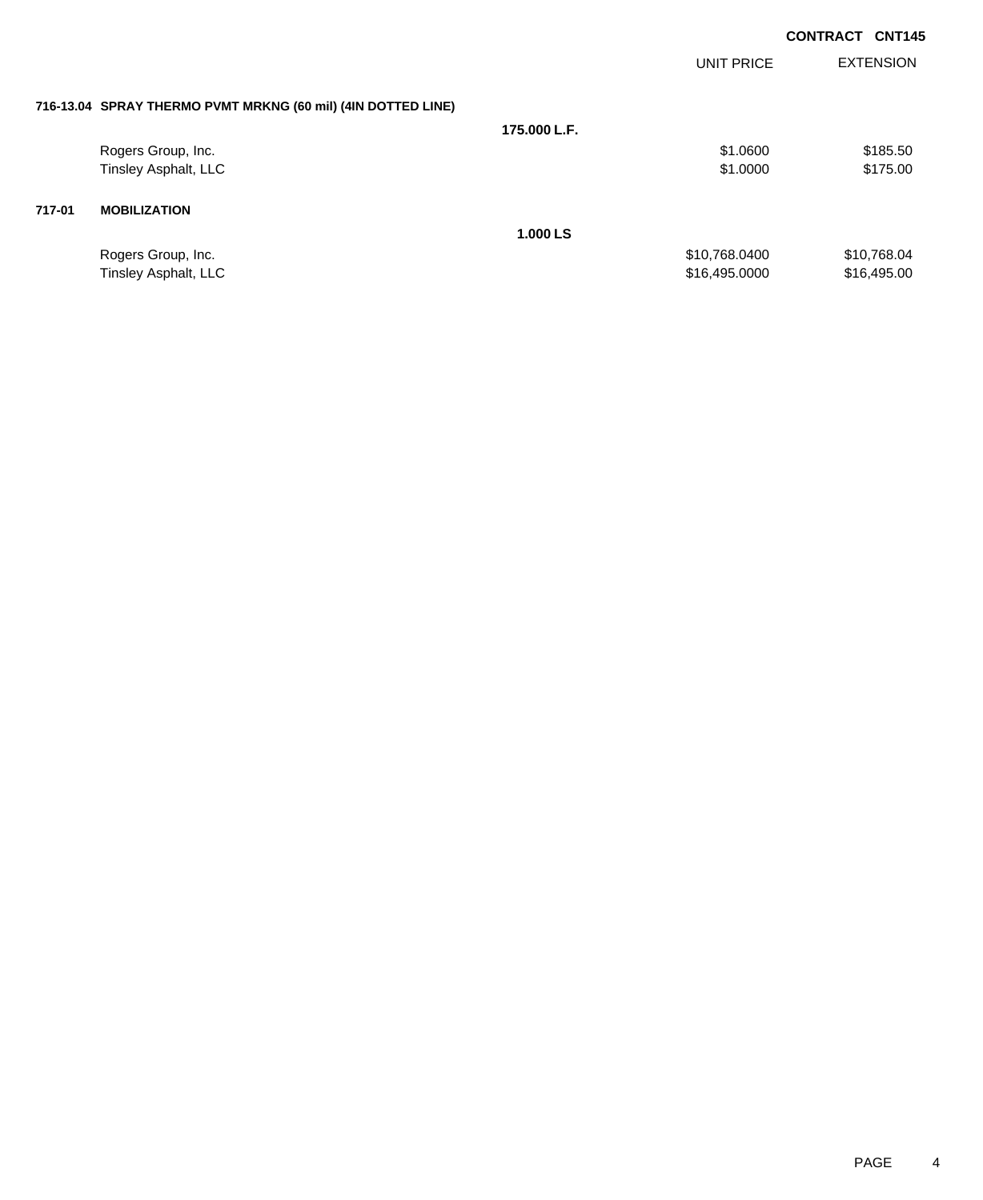**CONTRACT CNT145**

| | | UNIT PRICE | EXTENSION |
|---|---|---|---|
| **716-13.04 SPRAY THERMO PVMT MRKNG (60 mil) (4IN DOTTED LINE)** | | | |
| | **175.000 L.F.** | | |
| Rogers Group, Inc. | | $1.0600 | $185.50 |
| Tinsley Asphalt, LLC | | $1.0000 | $175.00 |
| **717-01 MOBILIZATION** | | | |
| | **1.000 LS** | | |
| Rogers Group, Inc. | | $10,768.0400 | $10,768.04 |
| Tinsley Asphalt, LLC | | $16,495.0000 | $16,495.00 |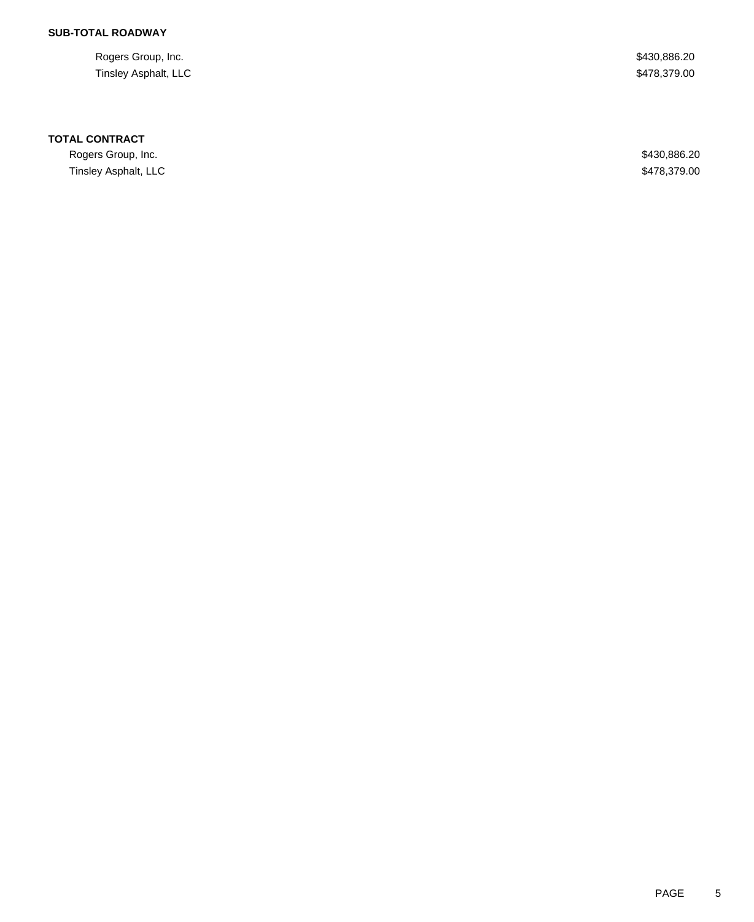**SUB-TOTAL ROADWAY**

| | |
|---|---|
| Rogers Group, Inc. | $430,886.20 |
| Tinsley Asphalt, LLC | $478,379.00 |

**TOTAL CONTRACT**

| | |
|---|---|
| Rogers Group, Inc. | $430,886.20 |
| Tinsley Asphalt, LLC | $478,379.00 |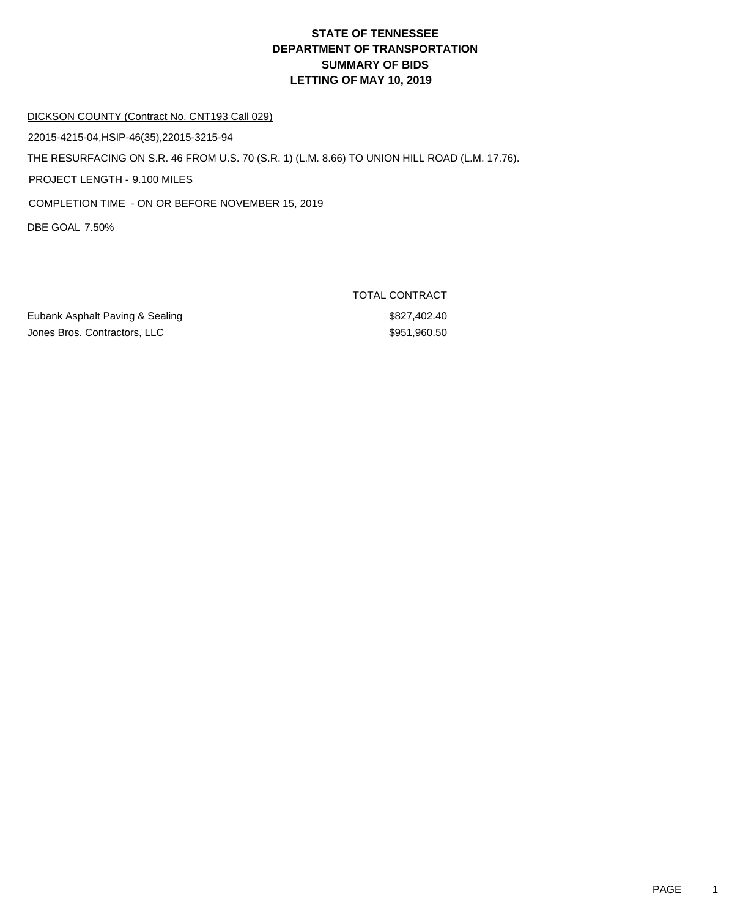# STATE OF TENNESSEE
# DEPARTMENT OF TRANSPORTATION
# SUMMARY OF BIDS
# LETTING OF MAY 10, 2019

DICKSON COUNTY (Contract No. CNT193 Call 029)

22015-4215-04,HSIP-46(35),22015-3215-94

THE RESURFACING ON S.R. 46 FROM U.S. 70 (S.R. 1) (L.M. 8.66) TO UNION HILL ROAD (L.M. 17.76).

PROJECT LENGTH - 9.100 MILES

COMPLETION TIME - ON OR BEFORE NOVEMBER 15, 2019

DBE GOAL 7.50%

| | TOTAL CONTRACT |
|---|---|
| Eubank Asphalt Paving & Sealing | $827,402.40 |
| Jones Bros. Contractors, LLC | $951,960.50 |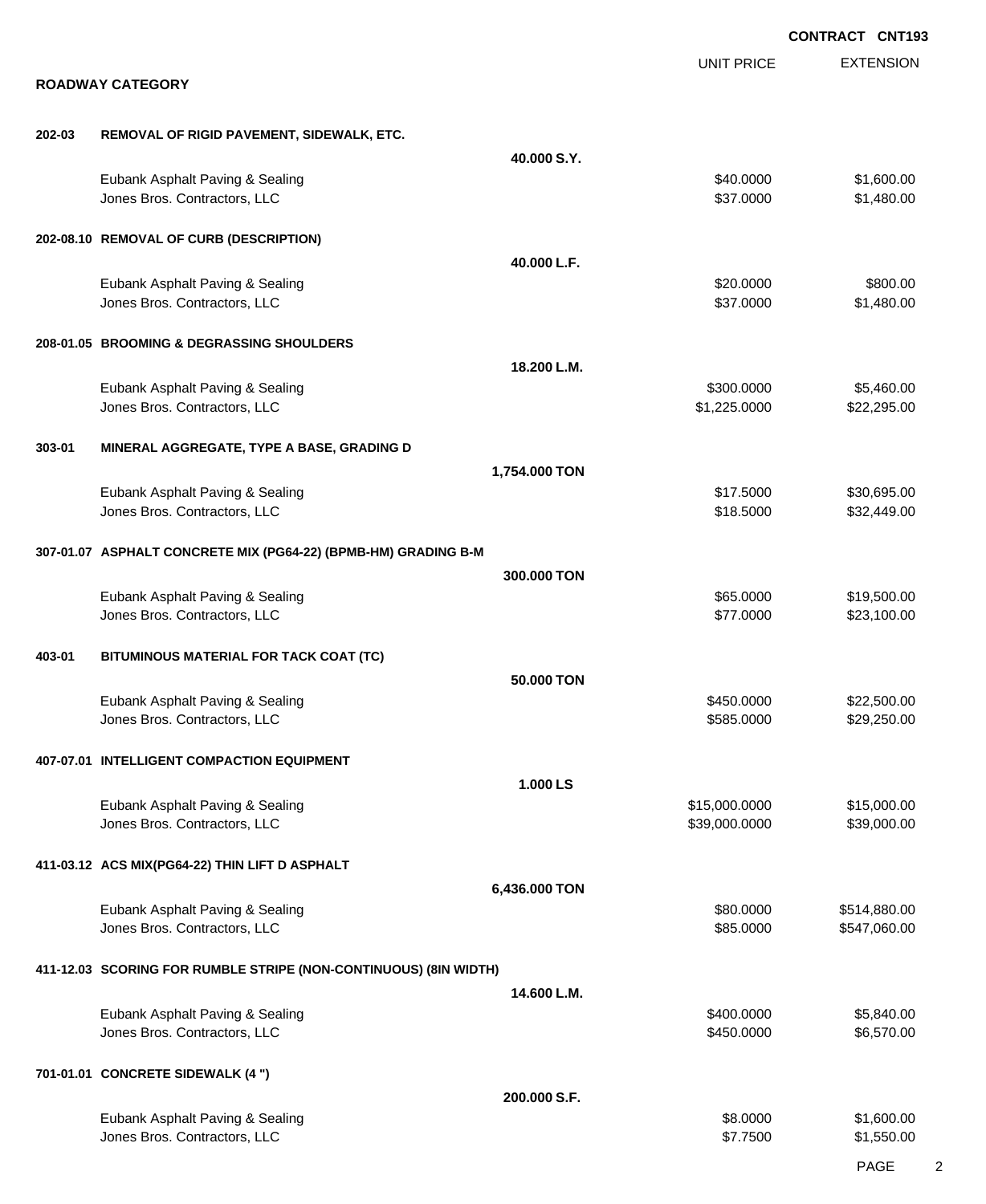**CONTRACT CNT193**

## ROADWAY CATEGORY

| | | | UNIT PRICE | EXTENSION |
|---|---|---|---|---|
| **202-03** | **REMOVAL OF RIGID PAVEMENT, SIDEWALK, ETC.** | | | |
| | | **40.000 S.Y.** | | |
| | Eubank Asphalt Paving & Sealing | | $40.0000 | $1,600.00 |
| | Jones Bros. Contractors, LLC | | $37.0000 | $1,480.00 |
| **202-08.10** | **REMOVAL OF CURB (DESCRIPTION)** | | | |
| | | **40.000 L.F.** | | |
| | Eubank Asphalt Paving & Sealing | | $20.0000 | $800.00 |
| | Jones Bros. Contractors, LLC | | $37.0000 | $1,480.00 |
| **208-01.05** | **BROOMING & DEGRASSING SHOULDERS** | | | |
| | | **18.200 L.M.** | | |
| | Eubank Asphalt Paving & Sealing | | $300.0000 | $5,460.00 |
| | Jones Bros. Contractors, LLC | | $1,225.0000 | $22,295.00 |
| **303-01** | **MINERAL AGGREGATE, TYPE A BASE, GRADING D** | | | |
| | | **1,754.000 TON** | | |
| | Eubank Asphalt Paving & Sealing | | $17.5000 | $30,695.00 |
| | Jones Bros. Contractors, LLC | | $18.5000 | $32,449.00 |
| **307-01.07** | **ASPHALT CONCRETE MIX (PG64-22) (BPMB-HM) GRADING B-M** | | | |
| | | **300.000 TON** | | |
| | Eubank Asphalt Paving & Sealing | | $65.0000 | $19,500.00 |
| | Jones Bros. Contractors, LLC | | $77.0000 | $23,100.00 |
| **403-01** | **BITUMINOUS MATERIAL FOR TACK COAT (TC)** | | | |
| | | **50.000 TON** | | |
| | Eubank Asphalt Paving & Sealing | | $450.0000 | $22,500.00 |
| | Jones Bros. Contractors, LLC | | $585.0000 | $29,250.00 |
| **407-07.01** | **INTELLIGENT COMPACTION EQUIPMENT** | | | |
| | | **1.000 LS** | | |
| | Eubank Asphalt Paving & Sealing | | $15,000.0000 | $15,000.00 |
| | Jones Bros. Contractors, LLC | | $39,000.0000 | $39,000.00 |
| **411-03.12** | **ACS MIX(PG64-22) THIN LIFT D ASPHALT** | | | |
| | | **6,436.000 TON** | | |
| | Eubank Asphalt Paving & Sealing | | $80.0000 | $514,880.00 |
| | Jones Bros. Contractors, LLC | | $85.0000 | $547,060.00 |
| **411-12.03** | **SCORING FOR RUMBLE STRIPE (NON-CONTINUOUS) (8IN WIDTH)** | | | |
| | | **14.600 L.M.** | | |
| | Eubank Asphalt Paving & Sealing | | $400.0000 | $5,840.00 |
| | Jones Bros. Contractors, LLC | | $450.0000 | $6,570.00 |
| **701-01.01** | **CONCRETE SIDEWALK (4 ")** | | | |
| | | **200.000 S.F.** | | |
| | Eubank Asphalt Paving & Sealing | | $8.0000 | $1,600.00 |
| | Jones Bros. Contractors, LLC | | $7.7500 | $1,550.00 |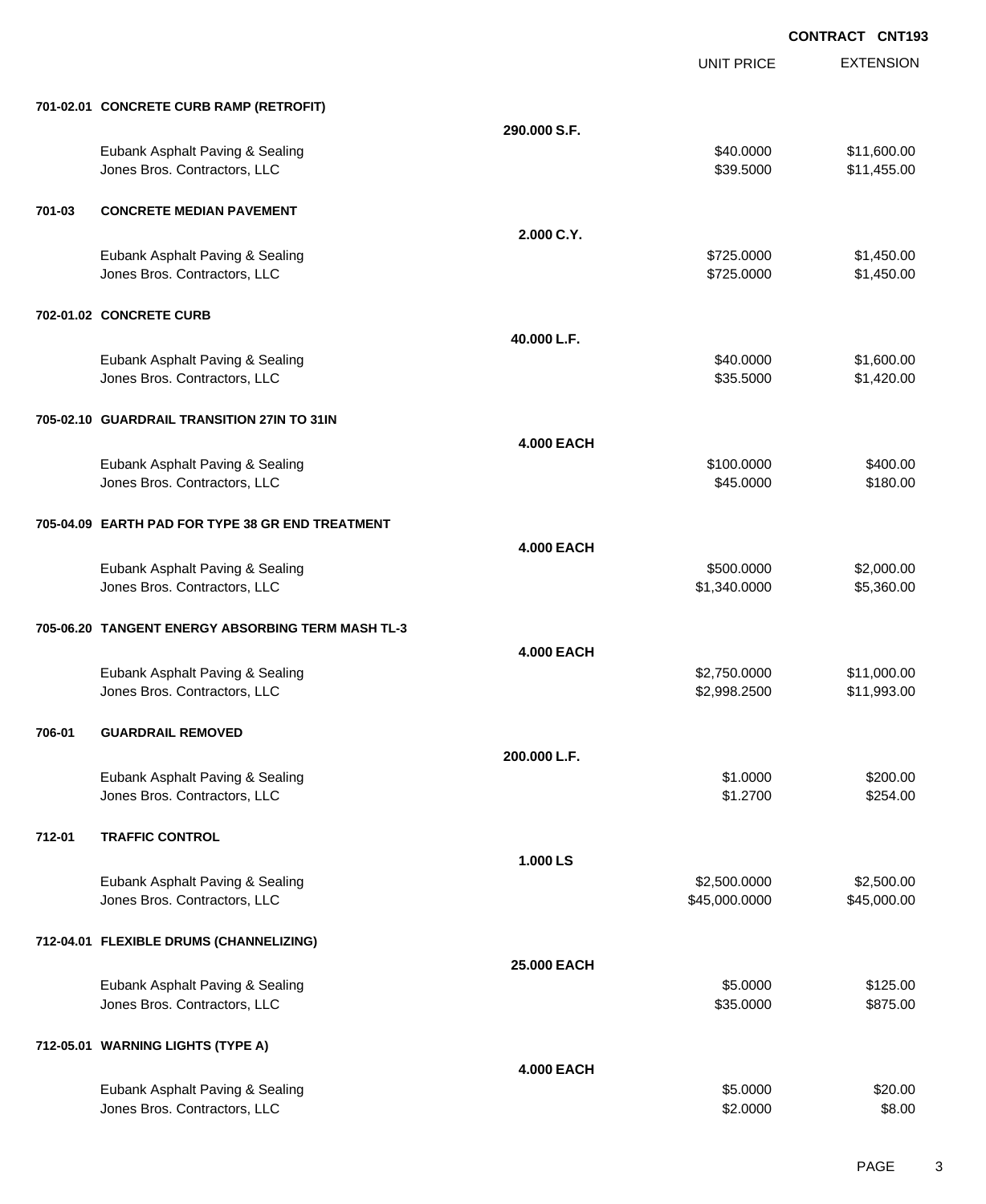**CONTRACT CNT193**

| | | | UNIT PRICE | EXTENSION |
|---|---|---|---|---|
| **701-02.01** | **CONCRETE CURB RAMP (RETROFIT)** | | | |
| | | **290.000 S.F.** | | |
| | Eubank Asphalt Paving & Sealing | | $40.0000 | $11,600.00 |
| | Jones Bros. Contractors, LLC | | $39.5000 | $11,455.00 |
| **701-03** | **CONCRETE MEDIAN PAVEMENT** | | | |
| | | **2.000 C.Y.** | | |
| | Eubank Asphalt Paving & Sealing | | $725.0000 | $1,450.00 |
| | Jones Bros. Contractors, LLC | | $725.0000 | $1,450.00 |
| **702-01.02** | **CONCRETE CURB** | | | |
| | | **40.000 L.F.** | | |
| | Eubank Asphalt Paving & Sealing | | $40.0000 | $1,600.00 |
| | Jones Bros. Contractors, LLC | | $35.5000 | $1,420.00 |
| **705-02.10** | **GUARDRAIL TRANSITION 27IN TO 31IN** | | | |
| | | **4.000 EACH** | | |
| | Eubank Asphalt Paving & Sealing | | $100.0000 | $400.00 |
| | Jones Bros. Contractors, LLC | | $45.0000 | $180.00 |
| **705-04.09** | **EARTH PAD FOR TYPE 38 GR END TREATMENT** | | | |
| | | **4.000 EACH** | | |
| | Eubank Asphalt Paving & Sealing | | $500.0000 | $2,000.00 |
| | Jones Bros. Contractors, LLC | | $1,340.0000 | $5,360.00 |
| **705-06.20** | **TANGENT ENERGY ABSORBING TERM MASH TL-3** | | | |
| | | **4.000 EACH** | | |
| | Eubank Asphalt Paving & Sealing | | $2,750.0000 | $11,000.00 |
| | Jones Bros. Contractors, LLC | | $2,998.2500 | $11,993.00 |
| **706-01** | **GUARDRAIL REMOVED** | | | |
| | | **200.000 L.F.** | | |
| | Eubank Asphalt Paving & Sealing | | $1.0000 | $200.00 |
| | Jones Bros. Contractors, LLC | | $1.2700 | $254.00 |
| **712-01** | **TRAFFIC CONTROL** | | | |
| | | **1.000 LS** | | |
| | Eubank Asphalt Paving & Sealing | | $2,500.0000 | $2,500.00 |
| | Jones Bros. Contractors, LLC | | $45,000.0000 | $45,000.00 |
| **712-04.01** | **FLEXIBLE DRUMS (CHANNELIZING)** | | | |
| | | **25.000 EACH** | | |
| | Eubank Asphalt Paving & Sealing | | $5.0000 | $125.00 |
| | Jones Bros. Contractors, LLC | | $35.0000 | $875.00 |
| **712-05.01** | **WARNING LIGHTS (TYPE A)** | | | |
| | | **4.000 EACH** | | |
| | Eubank Asphalt Paving & Sealing | | $5.0000 | $20.00 |
| | Jones Bros. Contractors, LLC | | $2.0000 | $8.00 |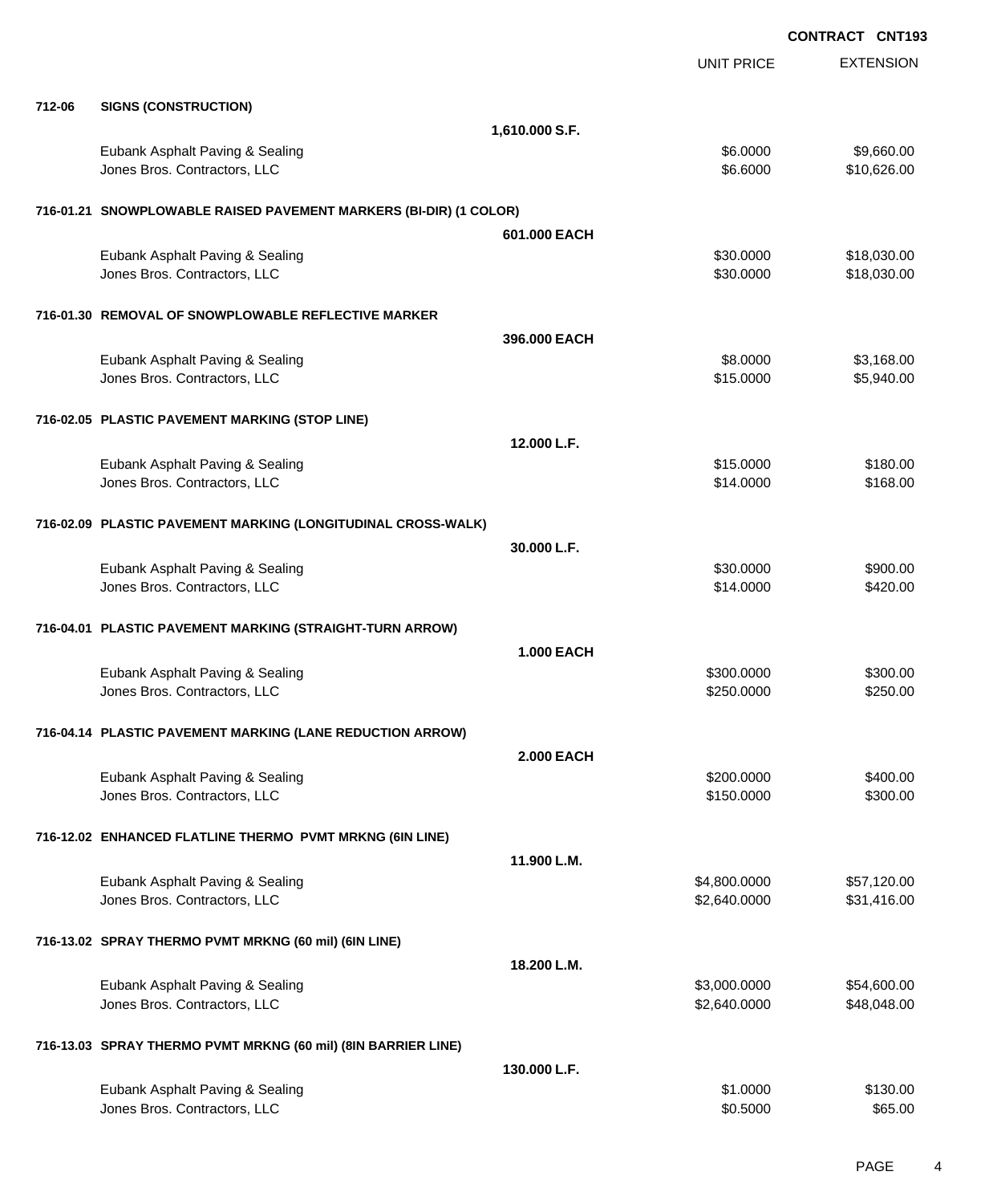**CONTRACT CNT193**

| | | | UNIT PRICE | EXTENSION |
|---|---|---|---|---|
| **712-06** | **SIGNS (CONSTRUCTION)** | | | |
| | | **1,610.000 S.F.** | | |
| | Eubank Asphalt Paving & Sealing | | $6.0000 | $9,660.00 |
| | Jones Bros. Contractors, LLC | | $6.6000 | $10,626.00 |
| **716-01.21** | **SNOWPLOWABLE RAISED PAVEMENT MARKERS (BI-DIR) (1 COLOR)** | | | |
| | | **601.000 EACH** | | |
| | Eubank Asphalt Paving & Sealing | | $30.0000 | $18,030.00 |
| | Jones Bros. Contractors, LLC | | $30.0000 | $18,030.00 |
| **716-01.30** | **REMOVAL OF SNOWPLOWABLE REFLECTIVE MARKER** | | | |
| | | **396.000 EACH** | | |
| | Eubank Asphalt Paving & Sealing | | $8.0000 | $3,168.00 |
| | Jones Bros. Contractors, LLC | | $15.0000 | $5,940.00 |
| **716-02.05** | **PLASTIC PAVEMENT MARKING (STOP LINE)** | | | |
| | | **12.000 L.F.** | | |
| | Eubank Asphalt Paving & Sealing | | $15.0000 | $180.00 |
| | Jones Bros. Contractors, LLC | | $14.0000 | $168.00 |
| **716-02.09** | **PLASTIC PAVEMENT MARKING (LONGITUDINAL CROSS-WALK)** | | | |
| | | **30.000 L.F.** | | |
| | Eubank Asphalt Paving & Sealing | | $30.0000 | $900.00 |
| | Jones Bros. Contractors, LLC | | $14.0000 | $420.00 |
| **716-04.01** | **PLASTIC PAVEMENT MARKING (STRAIGHT-TURN ARROW)** | | | |
| | | **1.000 EACH** | | |
| | Eubank Asphalt Paving & Sealing | | $300.0000 | $300.00 |
| | Jones Bros. Contractors, LLC | | $250.0000 | $250.00 |
| **716-04.14** | **PLASTIC PAVEMENT MARKING (LANE REDUCTION ARROW)** | | | |
| | | **2.000 EACH** | | |
| | Eubank Asphalt Paving & Sealing | | $200.0000 | $400.00 |
| | Jones Bros. Contractors, LLC | | $150.0000 | $300.00 |
| **716-12.02** | **ENHANCED FLATLINE THERMO PVMT MRKNG (6IN LINE)** | | | |
| | | **11.900 L.M.** | | |
| | Eubank Asphalt Paving & Sealing | | $4,800.0000 | $57,120.00 |
| | Jones Bros. Contractors, LLC | | $2,640.0000 | $31,416.00 |
| **716-13.02** | **SPRAY THERMO PVMT MRKNG (60 mil) (6IN LINE)** | | | |
| | | **18.200 L.M.** | | |
| | Eubank Asphalt Paving & Sealing | | $3,000.0000 | $54,600.00 |
| | Jones Bros. Contractors, LLC | | $2,640.0000 | $48,048.00 |
| **716-13.03** | **SPRAY THERMO PVMT MRKNG (60 mil) (8IN BARRIER LINE)** | | | |
| | | **130.000 L.F.** | | |
| | Eubank Asphalt Paving & Sealing | | $1.0000 | $130.00 |
| | Jones Bros. Contractors, LLC | | $0.5000 | $65.00 |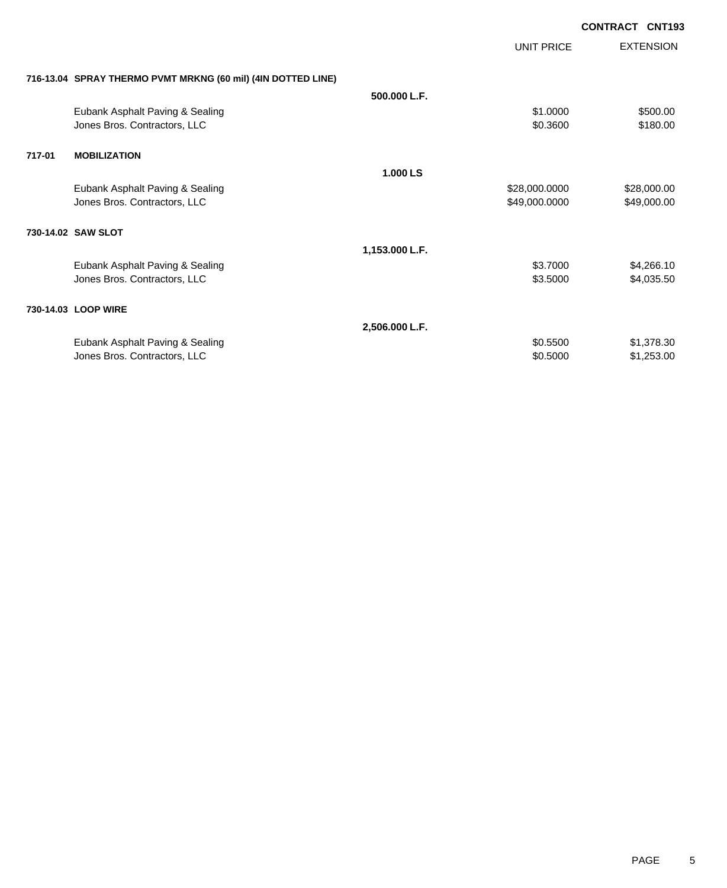**CONTRACT CNT193**

| | | UNIT PRICE | EXTENSION |
|---|---|---|---|
| **716-13.04 SPRAY THERMO PVMT MRKNG (60 mil) (4IN DOTTED LINE)** | | | |
| | **500.000 L.F.** | | |
| Eubank Asphalt Paving & Sealing | | $1.0000 | $500.00 |
| Jones Bros. Contractors, LLC | | $0.3600 | $180.00 |
| **717-01 MOBILIZATION** | | | |
| | **1.000 LS** | | |
| Eubank Asphalt Paving & Sealing | | $28,000.0000 | $28,000.00 |
| Jones Bros. Contractors, LLC | | $49,000.0000 | $49,000.00 |
| **730-14.02 SAW SLOT** | | | |
| | **1,153.000 L.F.** | | |
| Eubank Asphalt Paving & Sealing | | $3.7000 | $4,266.10 |
| Jones Bros. Contractors, LLC | | $3.5000 | $4,035.50 |
| **730-14.03 LOOP WIRE** | | | |
| | **2,506.000 L.F.** | | |
| Eubank Asphalt Paving & Sealing | | $0.5500 | $1,378.30 |
| Jones Bros. Contractors, LLC | | $0.5000 | $1,253.00 |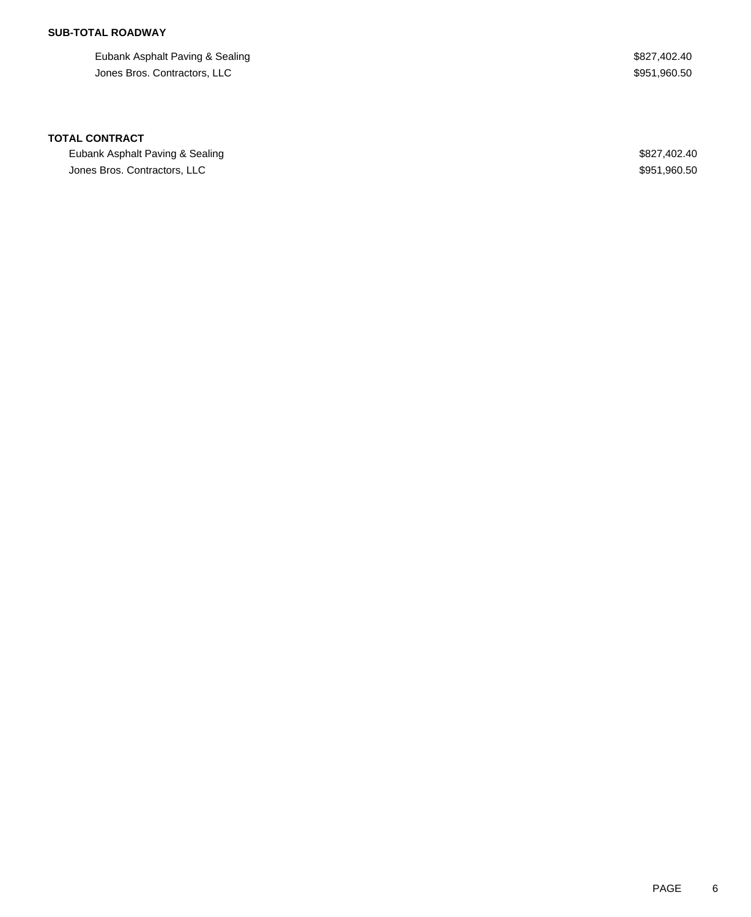**SUB-TOTAL ROADWAY**

| | |
|---|---|
| Eubank Asphalt Paving & Sealing | $827,402.40 |
| Jones Bros. Contractors, LLC | $951,960.50 |

**TOTAL CONTRACT**

| | |
|---|---|
| Eubank Asphalt Paving & Sealing | $827,402.40 |
| Jones Bros. Contractors, LLC | $951,960.50 |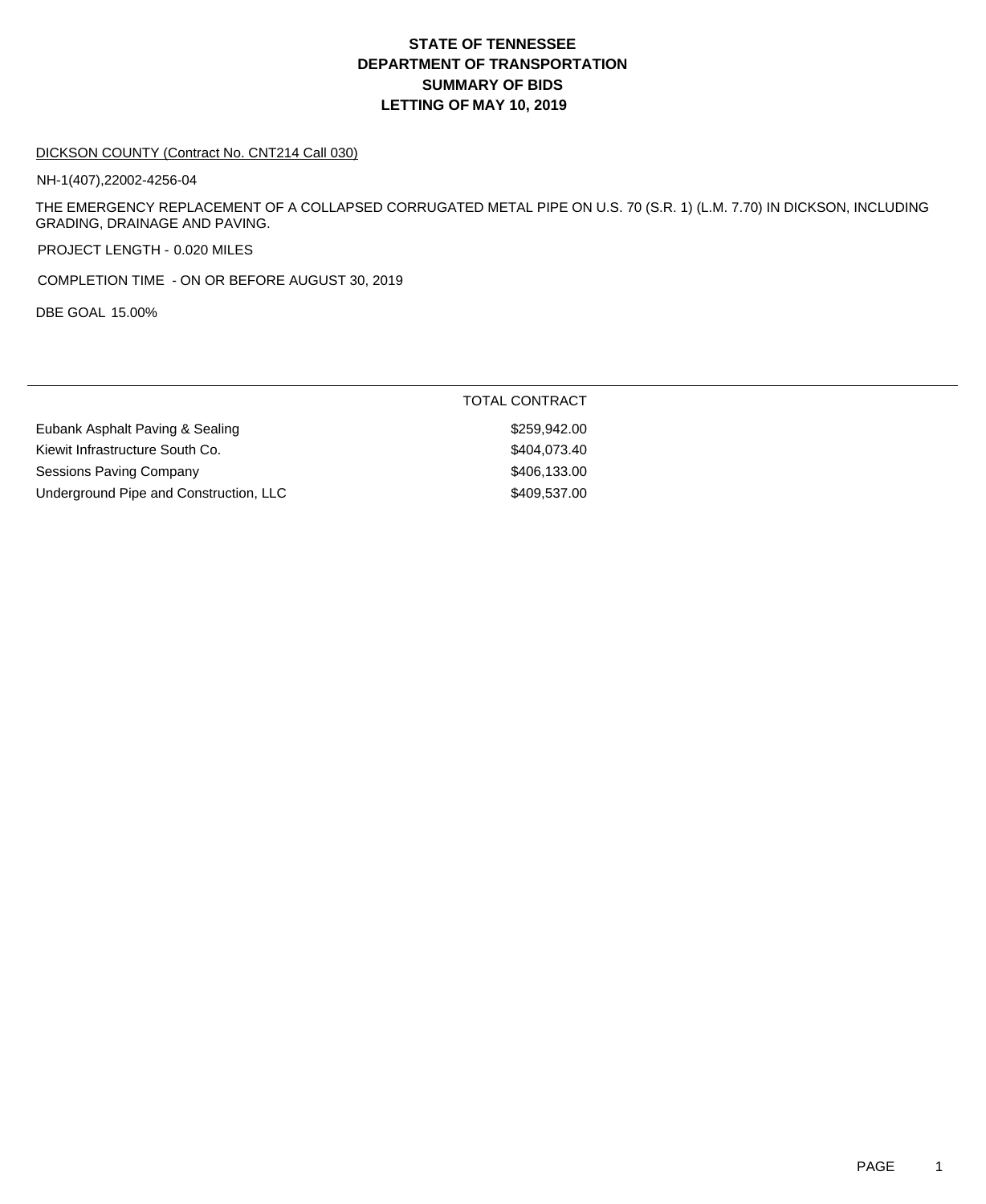# STATE OF TENNESSEE
# DEPARTMENT OF TRANSPORTATION
# SUMMARY OF BIDS
# LETTING OF MAY 10, 2019

DICKSON COUNTY (Contract No. CNT214 Call 030)

NH-1(407),22002-4256-04

THE EMERGENCY REPLACEMENT OF A COLLAPSED CORRUGATED METAL PIPE ON U.S. 70 (S.R. 1) (L.M. 7.70) IN DICKSON, INCLUDING GRADING, DRAINAGE AND PAVING.

PROJECT LENGTH - 0.020 MILES

COMPLETION TIME - ON OR BEFORE AUGUST 30, 2019

DBE GOAL 15.00%

| | TOTAL CONTRACT |
|---|---|
| Eubank Asphalt Paving & Sealing | $259,942.00 |
| Kiewit Infrastructure South Co. | $404,073.40 |
| Sessions Paving Company | $406,133.00 |
| Underground Pipe and Construction, LLC | $409,537.00 |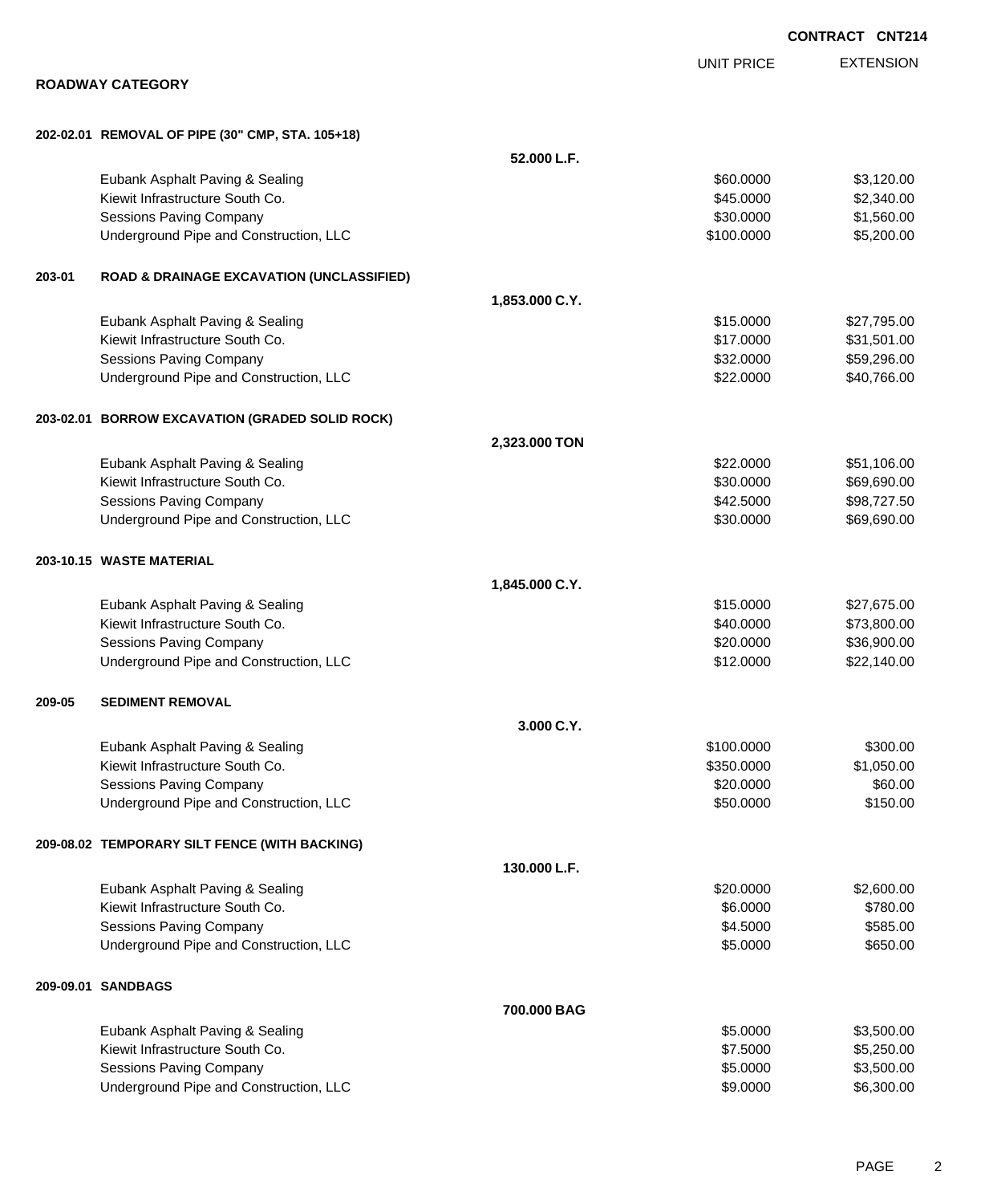**CONTRACT CNT214**

## ROADWAY CATEGORY

| | | UNIT PRICE | EXTENSION |
|---|---|---|---|
| **202-02.01 REMOVAL OF PIPE (30" CMP, STA. 105+18)** | **52.000 L.F.** | | |
| Eubank Asphalt Paving & Sealing | | $60.0000 | $3,120.00 |
| Kiewit Infrastructure South Co. | | $45.0000 | $2,340.00 |
| Sessions Paving Company | | $30.0000 | $1,560.00 |
| Underground Pipe and Construction, LLC | | $100.0000 | $5,200.00 |
| **203-01 ROAD & DRAINAGE EXCAVATION (UNCLASSIFIED)** | **1,853.000 C.Y.** | | |
| Eubank Asphalt Paving & Sealing | | $15.0000 | $27,795.00 |
| Kiewit Infrastructure South Co. | | $17.0000 | $31,501.00 |
| Sessions Paving Company | | $32.0000 | $59,296.00 |
| Underground Pipe and Construction, LLC | | $22.0000 | $40,766.00 |
| **203-02.01 BORROW EXCAVATION (GRADED SOLID ROCK)** | **2,323.000 TON** | | |
| Eubank Asphalt Paving & Sealing | | $22.0000 | $51,106.00 |
| Kiewit Infrastructure South Co. | | $30.0000 | $69,690.00 |
| Sessions Paving Company | | $42.5000 | $98,727.50 |
| Underground Pipe and Construction, LLC | | $30.0000 | $69,690.00 |
| **203-10.15 WASTE MATERIAL** | **1,845.000 C.Y.** | | |
| Eubank Asphalt Paving & Sealing | | $15.0000 | $27,675.00 |
| Kiewit Infrastructure South Co. | | $40.0000 | $73,800.00 |
| Sessions Paving Company | | $20.0000 | $36,900.00 |
| Underground Pipe and Construction, LLC | | $12.0000 | $22,140.00 |
| **209-05 SEDIMENT REMOVAL** | **3.000 C.Y.** | | |
| Eubank Asphalt Paving & Sealing | | $100.0000 | $300.00 |
| Kiewit Infrastructure South Co. | | $350.0000 | $1,050.00 |
| Sessions Paving Company | | $20.0000 | $60.00 |
| Underground Pipe and Construction, LLC | | $50.0000 | $150.00 |
| **209-08.02 TEMPORARY SILT FENCE (WITH BACKING)** | **130.000 L.F.** | | |
| Eubank Asphalt Paving & Sealing | | $20.0000 | $2,600.00 |
| Kiewit Infrastructure South Co. | | $6.0000 | $780.00 |
| Sessions Paving Company | | $4.5000 | $585.00 |
| Underground Pipe and Construction, LLC | | $5.0000 | $650.00 |
| **209-09.01 SANDBAGS** | **700.000 BAG** | | |
| Eubank Asphalt Paving & Sealing | | $5.0000 | $3,500.00 |
| Kiewit Infrastructure South Co. | | $7.5000 | $5,250.00 |
| Sessions Paving Company | | $5.0000 | $3,500.00 |
| Underground Pipe and Construction, LLC | | $9.0000 | $6,300.00 |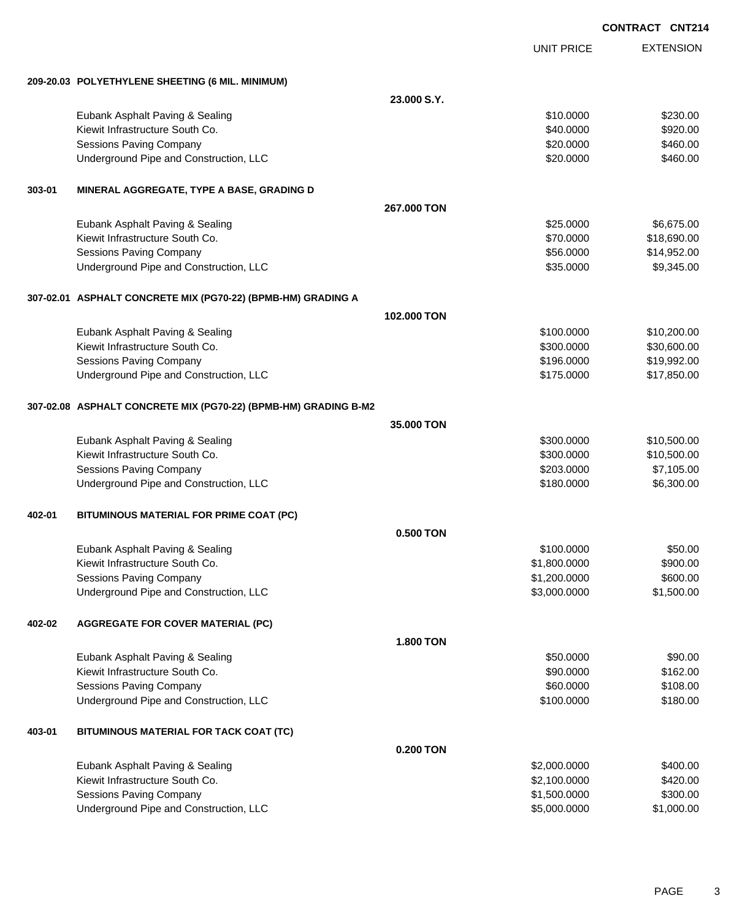**CONTRACT CNT214**

| | | | UNIT PRICE | EXTENSION |
|---|---|---|---|---|
| **209-20.03** | **POLYETHYLENE SHEETING (6 MIL. MINIMUM)** | | | |
| | | **23.000 S.Y.** | | |
| | Eubank Asphalt Paving & Sealing | | $10.0000 | $230.00 |
| | Kiewit Infrastructure South Co. | | $40.0000 | $920.00 |
| | Sessions Paving Company | | $20.0000 | $460.00 |
| | Underground Pipe and Construction, LLC | | $20.0000 | $460.00 |
| **303-01** | **MINERAL AGGREGATE, TYPE A BASE, GRADING D** | | | |
| | | **267.000 TON** | | |
| | Eubank Asphalt Paving & Sealing | | $25.0000 | $6,675.00 |
| | Kiewit Infrastructure South Co. | | $70.0000 | $18,690.00 |
| | Sessions Paving Company | | $56.0000 | $14,952.00 |
| | Underground Pipe and Construction, LLC | | $35.0000 | $9,345.00 |
| **307-02.01** | **ASPHALT CONCRETE MIX (PG70-22) (BPMB-HM) GRADING A** | | | |
| | | **102.000 TON** | | |
| | Eubank Asphalt Paving & Sealing | | $100.0000 | $10,200.00 |
| | Kiewit Infrastructure South Co. | | $300.0000 | $30,600.00 |
| | Sessions Paving Company | | $196.0000 | $19,992.00 |
| | Underground Pipe and Construction, LLC | | $175.0000 | $17,850.00 |
| **307-02.08** | **ASPHALT CONCRETE MIX (PG70-22) (BPMB-HM) GRADING B-M2** | | | |
| | | **35.000 TON** | | |
| | Eubank Asphalt Paving & Sealing | | $300.0000 | $10,500.00 |
| | Kiewit Infrastructure South Co. | | $300.0000 | $10,500.00 |
| | Sessions Paving Company | | $203.0000 | $7,105.00 |
| | Underground Pipe and Construction, LLC | | $180.0000 | $6,300.00 |
| **402-01** | **BITUMINOUS MATERIAL FOR PRIME COAT (PC)** | | | |
| | | **0.500 TON** | | |
| | Eubank Asphalt Paving & Sealing | | $100.0000 | $50.00 |
| | Kiewit Infrastructure South Co. | | $1,800.0000 | $900.00 |
| | Sessions Paving Company | | $1,200.0000 | $600.00 |
| | Underground Pipe and Construction, LLC | | $3,000.0000 | $1,500.00 |
| **402-02** | **AGGREGATE FOR COVER MATERIAL (PC)** | | | |
| | | **1.800 TON** | | |
| | Eubank Asphalt Paving & Sealing | | $50.0000 | $90.00 |
| | Kiewit Infrastructure South Co. | | $90.0000 | $162.00 |
| | Sessions Paving Company | | $60.0000 | $108.00 |
| | Underground Pipe and Construction, LLC | | $100.0000 | $180.00 |
| **403-01** | **BITUMINOUS MATERIAL FOR TACK COAT (TC)** | | | |
| | | **0.200 TON** | | |
| | Eubank Asphalt Paving & Sealing | | $2,000.0000 | $400.00 |
| | Kiewit Infrastructure South Co. | | $2,100.0000 | $420.00 |
| | Sessions Paving Company | | $1,500.0000 | $300.00 |
| | Underground Pipe and Construction, LLC | | $5,000.0000 | $1,000.00 |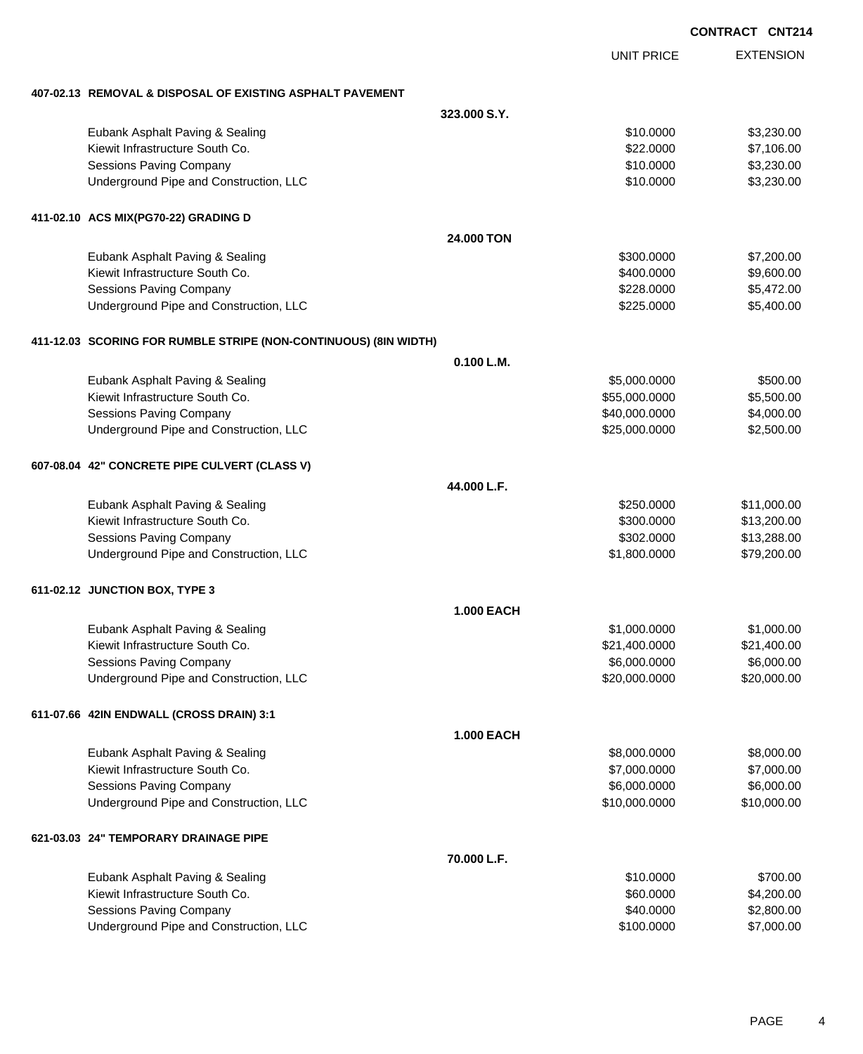**CONTRACT CNT214**

| | | UNIT PRICE | EXTENSION |
|---|---|---|---|
| **407-02.13 REMOVAL & DISPOSAL OF EXISTING ASPHALT PAVEMENT** | | | |
| | **323.000 S.Y.** | | |
| Eubank Asphalt Paving & Sealing | | $10.0000 | $3,230.00 |
| Kiewit Infrastructure South Co. | | $22.0000 | $7,106.00 |
| Sessions Paving Company | | $10.0000 | $3,230.00 |
| Underground Pipe and Construction, LLC | | $10.0000 | $3,230.00 |
| **411-02.10 ACS MIX(PG70-22) GRADING D** | | | |
| | **24.000 TON** | | |
| Eubank Asphalt Paving & Sealing | | $300.0000 | $7,200.00 |
| Kiewit Infrastructure South Co. | | $400.0000 | $9,600.00 |
| Sessions Paving Company | | $228.0000 | $5,472.00 |
| Underground Pipe and Construction, LLC | | $225.0000 | $5,400.00 |
| **411-12.03 SCORING FOR RUMBLE STRIPE (NON-CONTINUOUS) (8IN WIDTH)** | | | |
| | **0.100 L.M.** | | |
| Eubank Asphalt Paving & Sealing | | $5,000.0000 | $500.00 |
| Kiewit Infrastructure South Co. | | $55,000.0000 | $5,500.00 |
| Sessions Paving Company | | $40,000.0000 | $4,000.00 |
| Underground Pipe and Construction, LLC | | $25,000.0000 | $2,500.00 |
| **607-08.04 42" CONCRETE PIPE CULVERT (CLASS V)** | | | |
| | **44.000 L.F.** | | |
| Eubank Asphalt Paving & Sealing | | $250.0000 | $11,000.00 |
| Kiewit Infrastructure South Co. | | $300.0000 | $13,200.00 |
| Sessions Paving Company | | $302.0000 | $13,288.00 |
| Underground Pipe and Construction, LLC | | $1,800.0000 | $79,200.00 |
| **611-02.12 JUNCTION BOX, TYPE 3** | | | |
| | **1.000 EACH** | | |
| Eubank Asphalt Paving & Sealing | | $1,000.0000 | $1,000.00 |
| Kiewit Infrastructure South Co. | | $21,400.0000 | $21,400.00 |
| Sessions Paving Company | | $6,000.0000 | $6,000.00 |
| Underground Pipe and Construction, LLC | | $20,000.0000 | $20,000.00 |
| **611-07.66 42IN ENDWALL (CROSS DRAIN) 3:1** | | | |
| | **1.000 EACH** | | |
| Eubank Asphalt Paving & Sealing | | $8,000.0000 | $8,000.00 |
| Kiewit Infrastructure South Co. | | $7,000.0000 | $7,000.00 |
| Sessions Paving Company | | $6,000.0000 | $6,000.00 |
| Underground Pipe and Construction, LLC | | $10,000.0000 | $10,000.00 |
| **621-03.03 24" TEMPORARY DRAINAGE PIPE** | | | |
| | **70.000 L.F.** | | |
| Eubank Asphalt Paving & Sealing | | $10.0000 | $700.00 |
| Kiewit Infrastructure South Co. | | $60.0000 | $4,200.00 |
| Sessions Paving Company | | $40.0000 | $2,800.00 |
| Underground Pipe and Construction, LLC | | $100.0000 | $7,000.00 |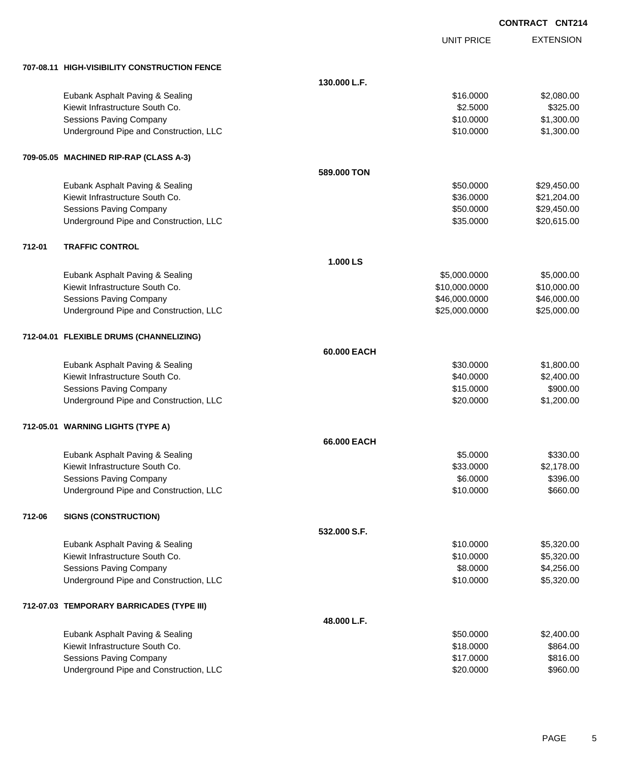**CONTRACT CNT214**

| | | UNIT PRICE | EXTENSION |
|---|---|---|---|
| **707-08.11 HIGH-VISIBILITY CONSTRUCTION FENCE** | | | |
| | **130.000 L.F.** | | |
| Eubank Asphalt Paving & Sealing | | $16.0000 | $2,080.00 |
| Kiewit Infrastructure South Co. | | $2.5000 | $325.00 |
| Sessions Paving Company | | $10.0000 | $1,300.00 |
| Underground Pipe and Construction, LLC | | $10.0000 | $1,300.00 |
| **709-05.05 MACHINED RIP-RAP (CLASS A-3)** | | | |
| | **589.000 TON** | | |
| Eubank Asphalt Paving & Sealing | | $50.0000 | $29,450.00 |
| Kiewit Infrastructure South Co. | | $36.0000 | $21,204.00 |
| Sessions Paving Company | | $50.0000 | $29,450.00 |
| Underground Pipe and Construction, LLC | | $35.0000 | $20,615.00 |
| **712-01 TRAFFIC CONTROL** | | | |
| | **1.000 LS** | | |
| Eubank Asphalt Paving & Sealing | | $5,000.0000 | $5,000.00 |
| Kiewit Infrastructure South Co. | | $10,000.0000 | $10,000.00 |
| Sessions Paving Company | | $46,000.0000 | $46,000.00 |
| Underground Pipe and Construction, LLC | | $25,000.0000 | $25,000.00 |
| **712-04.01 FLEXIBLE DRUMS (CHANNELIZING)** | | | |
| | **60.000 EACH** | | |
| Eubank Asphalt Paving & Sealing | | $30.0000 | $1,800.00 |
| Kiewit Infrastructure South Co. | | $40.0000 | $2,400.00 |
| Sessions Paving Company | | $15.0000 | $900.00 |
| Underground Pipe and Construction, LLC | | $20.0000 | $1,200.00 |
| **712-05.01 WARNING LIGHTS (TYPE A)** | | | |
| | **66.000 EACH** | | |
| Eubank Asphalt Paving & Sealing | | $5.0000 | $330.00 |
| Kiewit Infrastructure South Co. | | $33.0000 | $2,178.00 |
| Sessions Paving Company | | $6.0000 | $396.00 |
| Underground Pipe and Construction, LLC | | $10.0000 | $660.00 |
| **712-06 SIGNS (CONSTRUCTION)** | | | |
| | **532.000 S.F.** | | |
| Eubank Asphalt Paving & Sealing | | $10.0000 | $5,320.00 |
| Kiewit Infrastructure South Co. | | $10.0000 | $5,320.00 |
| Sessions Paving Company | | $8.0000 | $4,256.00 |
| Underground Pipe and Construction, LLC | | $10.0000 | $5,320.00 |
| **712-07.03 TEMPORARY BARRICADES (TYPE III)** | | | |
| | **48.000 L.F.** | | |
| Eubank Asphalt Paving & Sealing | | $50.0000 | $2,400.00 |
| Kiewit Infrastructure South Co. | | $18.0000 | $864.00 |
| Sessions Paving Company | | $17.0000 | $816.00 |
| Underground Pipe and Construction, LLC | | $20.0000 | $960.00 |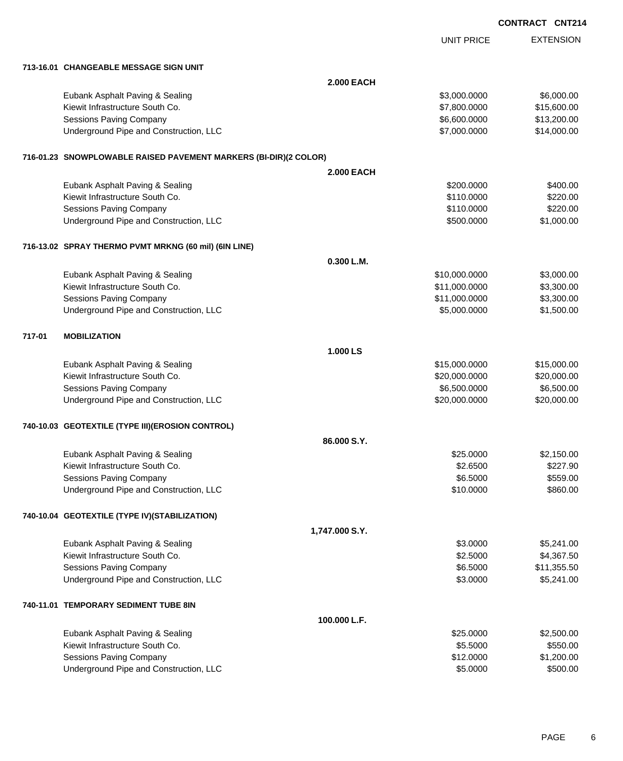**CONTRACT CNT214**

| | UNIT PRICE | EXTENSION |
|---|---|---|
| **713-16.01 CHANGEABLE MESSAGE SIGN UNIT** | | |
| **2.000 EACH** | | |
| Eubank Asphalt Paving & Sealing | $3,000.0000 | $6,000.00 |
| Kiewit Infrastructure South Co. | $7,800.0000 | $15,600.00 |
| Sessions Paving Company | $6,600.0000 | $13,200.00 |
| Underground Pipe and Construction, LLC | $7,000.0000 | $14,000.00 |
| **716-01.23 SNOWPLOWABLE RAISED PAVEMENT MARKERS (BI-DIR)(2 COLOR)** | | |
| **2.000 EACH** | | |
| Eubank Asphalt Paving & Sealing | $200.0000 | $400.00 |
| Kiewit Infrastructure South Co. | $110.0000 | $220.00 |
| Sessions Paving Company | $110.0000 | $220.00 |
| Underground Pipe and Construction, LLC | $500.0000 | $1,000.00 |
| **716-13.02 SPRAY THERMO PVMT MRKNG (60 mil) (6IN LINE)** | | |
| **0.300 L.M.** | | |
| Eubank Asphalt Paving & Sealing | $10,000.0000 | $3,000.00 |
| Kiewit Infrastructure South Co. | $11,000.0000 | $3,300.00 |
| Sessions Paving Company | $11,000.0000 | $3,300.00 |
| Underground Pipe and Construction, LLC | $5,000.0000 | $1,500.00 |
| **717-01 MOBILIZATION** | | |
| **1.000 LS** | | |
| Eubank Asphalt Paving & Sealing | $15,000.0000 | $15,000.00 |
| Kiewit Infrastructure South Co. | $20,000.0000 | $20,000.00 |
| Sessions Paving Company | $6,500.0000 | $6,500.00 |
| Underground Pipe and Construction, LLC | $20,000.0000 | $20,000.00 |
| **740-10.03 GEOTEXTILE (TYPE III)(EROSION CONTROL)** | | |
| **86.000 S.Y.** | | |
| Eubank Asphalt Paving & Sealing | $25.0000 | $2,150.00 |
| Kiewit Infrastructure South Co. | $2.6500 | $227.90 |
| Sessions Paving Company | $6.5000 | $559.00 |
| Underground Pipe and Construction, LLC | $10.0000 | $860.00 |
| **740-10.04 GEOTEXTILE (TYPE IV)(STABILIZATION)** | | |
| **1,747.000 S.Y.** | | |
| Eubank Asphalt Paving & Sealing | $3.0000 | $5,241.00 |
| Kiewit Infrastructure South Co. | $2.5000 | $4,367.50 |
| Sessions Paving Company | $6.5000 | $11,355.50 |
| Underground Pipe and Construction, LLC | $3.0000 | $5,241.00 |
| **740-11.01 TEMPORARY SEDIMENT TUBE 8IN** | | |
| **100.000 L.F.** | | |
| Eubank Asphalt Paving & Sealing | $25.0000 | $2,500.00 |
| Kiewit Infrastructure South Co. | $5.5000 | $550.00 |
| Sessions Paving Company | $12.0000 | $1,200.00 |
| Underground Pipe and Construction, LLC | $5.0000 | $500.00 |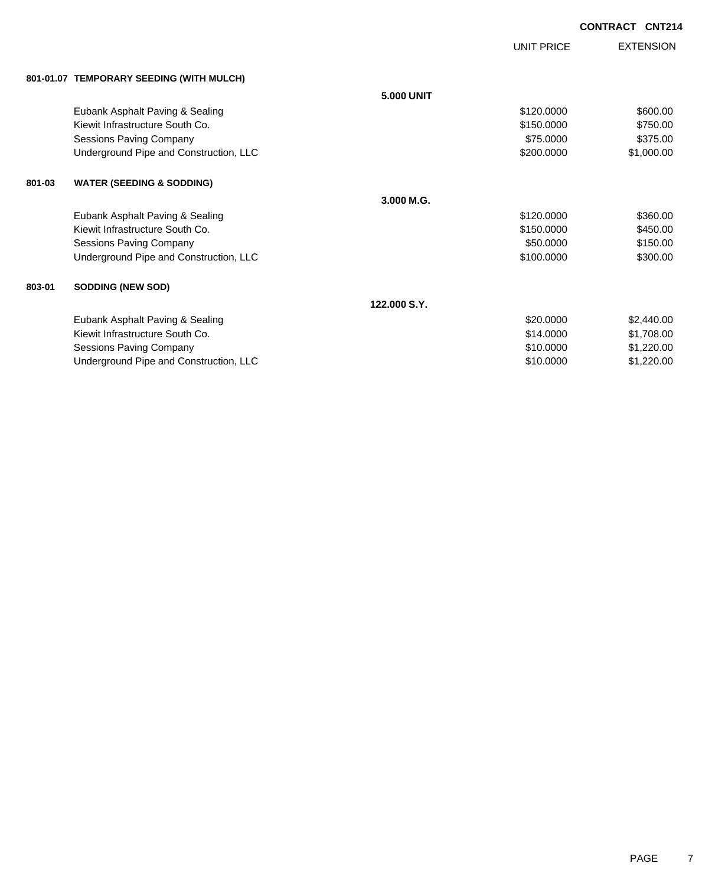**CONTRACT CNT214**

| | | | UNIT PRICE | EXTENSION |
|---|---|---|---|---|
| **801-01.07** | **TEMPORARY SEEDING (WITH MULCH)** | | | |
| | | **5.000 UNIT** | | |
| | Eubank Asphalt Paving & Sealing | | $120.0000 | $600.00 |
| | Kiewit Infrastructure South Co. | | $150.0000 | $750.00 |
| | Sessions Paving Company | | $75.0000 | $375.00 |
| | Underground Pipe and Construction, LLC | | $200.0000 | $1,000.00 |
| **801-03** | **WATER (SEEDING & SODDING)** | | | |
| | | **3.000 M.G.** | | |
| | Eubank Asphalt Paving & Sealing | | $120.0000 | $360.00 |
| | Kiewit Infrastructure South Co. | | $150.0000 | $450.00 |
| | Sessions Paving Company | | $50.0000 | $150.00 |
| | Underground Pipe and Construction, LLC | | $100.0000 | $300.00 |
| **803-01** | **SODDING (NEW SOD)** | | | |
| | | **122.000 S.Y.** | | |
| | Eubank Asphalt Paving & Sealing | | $20.0000 | $2,440.00 |
| | Kiewit Infrastructure South Co. | | $14.0000 | $1,708.00 |
| | Sessions Paving Company | | $10.0000 | $1,220.00 |
| | Underground Pipe and Construction, LLC | | $10.0000 | $1,220.00 |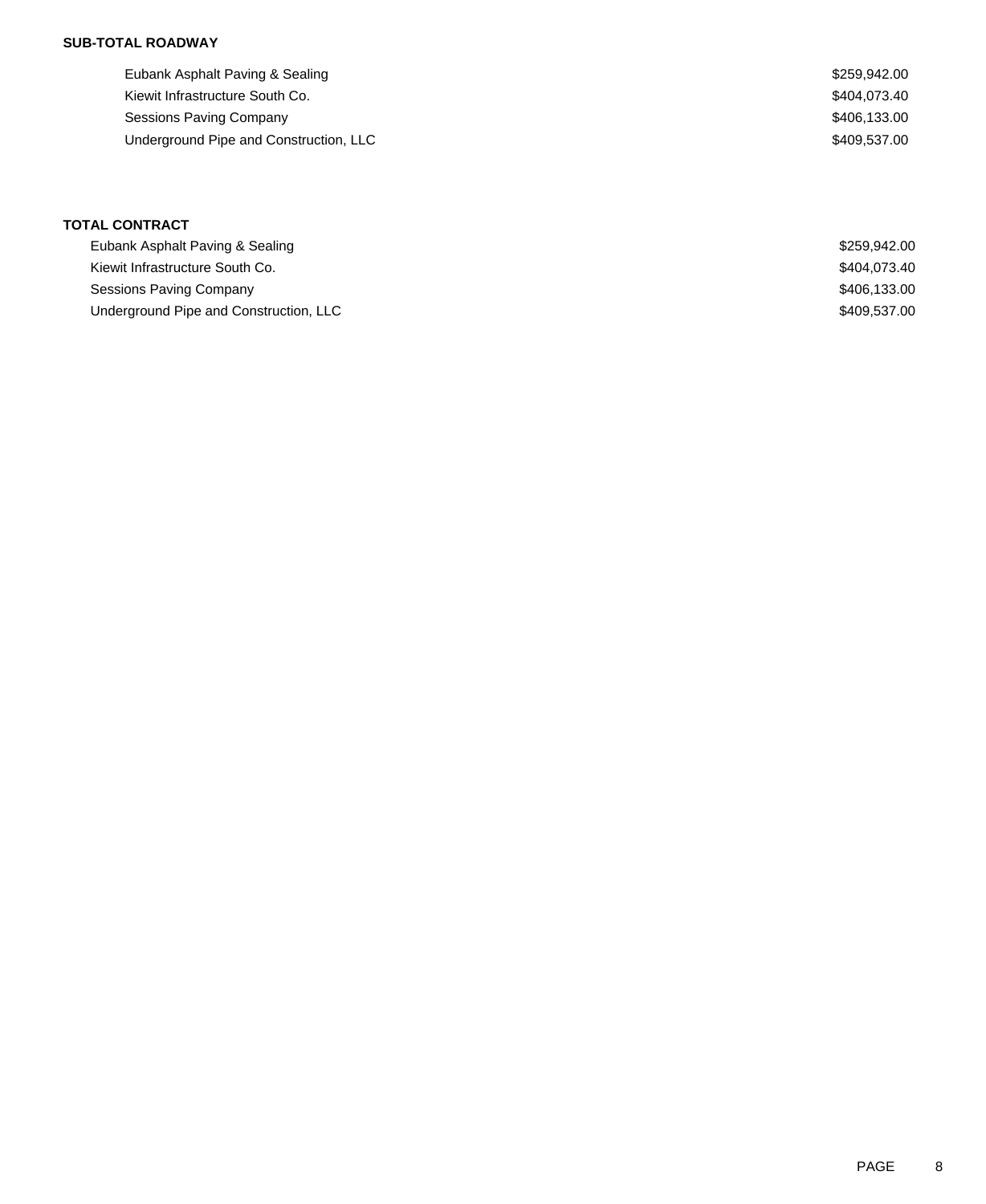**SUB-TOTAL ROADWAY**

| | |
|---|---|
| Eubank Asphalt Paving & Sealing | $259,942.00 |
| Kiewit Infrastructure South Co. | $404,073.40 |
| Sessions Paving Company | $406,133.00 |
| Underground Pipe and Construction, LLC | $409,537.00 |

**TOTAL CONTRACT**

| | |
|---|---|
| Eubank Asphalt Paving & Sealing | $259,942.00 |
| Kiewit Infrastructure South Co. | $404,073.40 |
| Sessions Paving Company | $406,133.00 |
| Underground Pipe and Construction, LLC | $409,537.00 |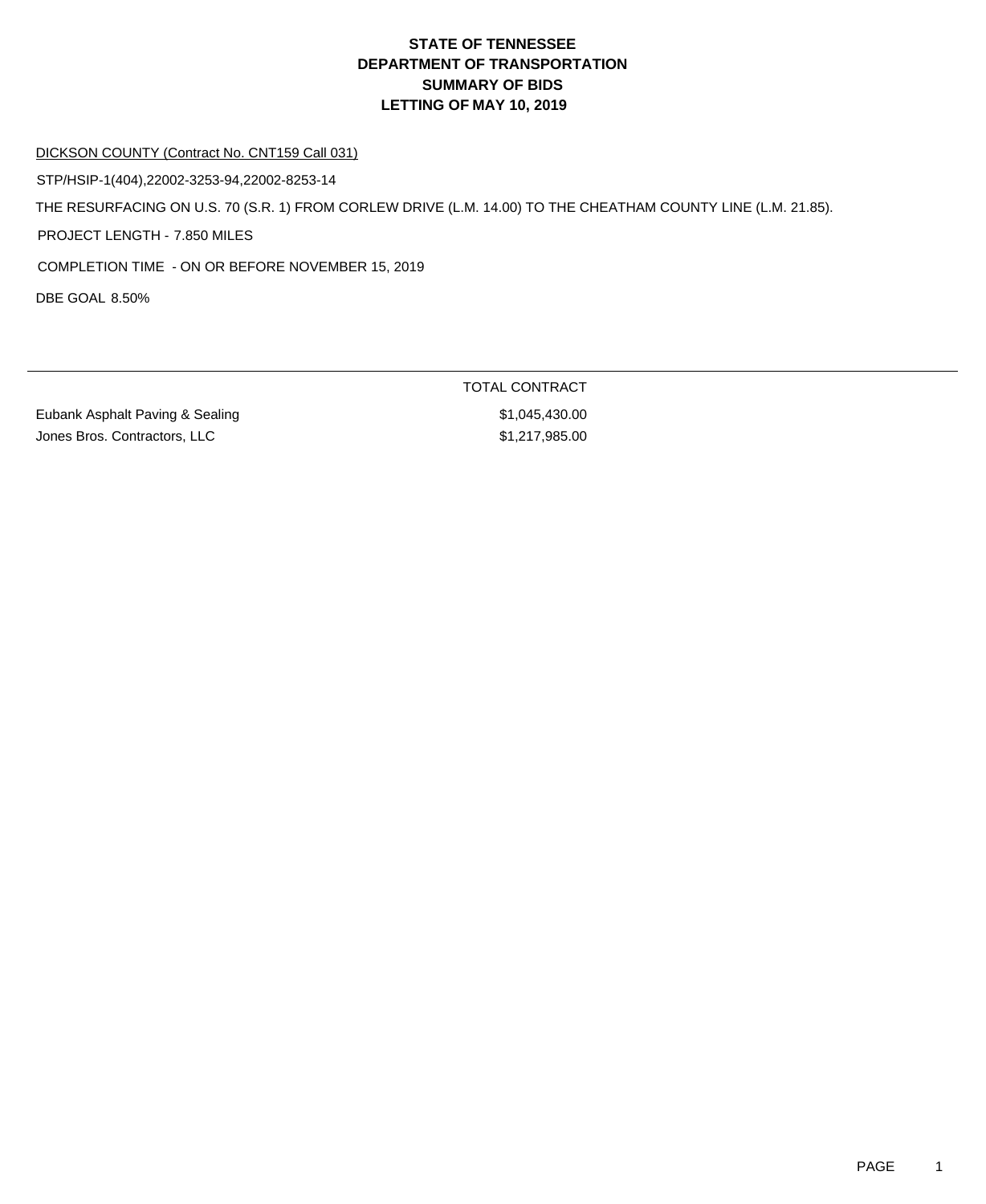# STATE OF TENNESSEE
# DEPARTMENT OF TRANSPORTATION
# SUMMARY OF BIDS
# LETTING OF MAY 10, 2019

DICKSON COUNTY (Contract No. CNT159 Call 031)

STP/HSIP-1(404),22002-3253-94,22002-8253-14

THE RESURFACING ON U.S. 70 (S.R. 1) FROM CORLEW DRIVE (L.M. 14.00) TO THE CHEATHAM COUNTY LINE (L.M. 21.85).

PROJECT LENGTH - 7.850 MILES

COMPLETION TIME - ON OR BEFORE NOVEMBER 15, 2019

DBE GOAL 8.50%

| | TOTAL CONTRACT |
|---|---|
| Eubank Asphalt Paving & Sealing | $1,045,430.00 |
| Jones Bros. Contractors, LLC | $1,217,985.00 |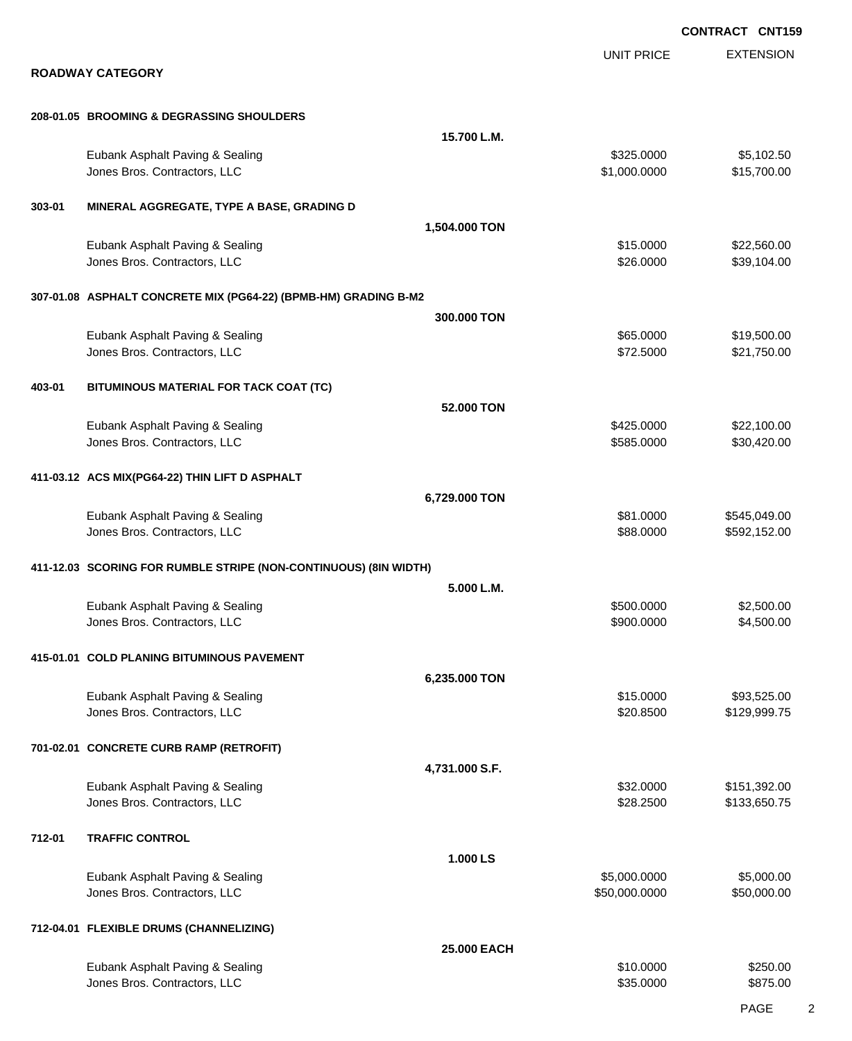**CONTRACT CNT159**

## ROADWAY CATEGORY

| | | UNIT PRICE | EXTENSION |
|---|---|---|---|
| **208-01.05 BROOMING & DEGRASSING SHOULDERS** | | | |
| | **15.700 L.M.** | | |
| Eubank Asphalt Paving & Sealing | | $325.0000 | $5,102.50 |
| Jones Bros. Contractors, LLC | | $1,000.0000 | $15,700.00 |
| **303-01 MINERAL AGGREGATE, TYPE A BASE, GRADING D** | | | |
| | **1,504.000 TON** | | |
| Eubank Asphalt Paving & Sealing | | $15.0000 | $22,560.00 |
| Jones Bros. Contractors, LLC | | $26.0000 | $39,104.00 |
| **307-01.08 ASPHALT CONCRETE MIX (PG64-22) (BPMB-HM) GRADING B-M2** | | | |
| | **300.000 TON** | | |
| Eubank Asphalt Paving & Sealing | | $65.0000 | $19,500.00 |
| Jones Bros. Contractors, LLC | | $72.5000 | $21,750.00 |
| **403-01 BITUMINOUS MATERIAL FOR TACK COAT (TC)** | | | |
| | **52.000 TON** | | |
| Eubank Asphalt Paving & Sealing | | $425.0000 | $22,100.00 |
| Jones Bros. Contractors, LLC | | $585.0000 | $30,420.00 |
| **411-03.12 ACS MIX(PG64-22) THIN LIFT D ASPHALT** | | | |
| | **6,729.000 TON** | | |
| Eubank Asphalt Paving & Sealing | | $81.0000 | $545,049.00 |
| Jones Bros. Contractors, LLC | | $88.0000 | $592,152.00 |
| **411-12.03 SCORING FOR RUMBLE STRIPE (NON-CONTINUOUS) (8IN WIDTH)** | | | |
| | **5.000 L.M.** | | |
| Eubank Asphalt Paving & Sealing | | $500.0000 | $2,500.00 |
| Jones Bros. Contractors, LLC | | $900.0000 | $4,500.00 |
| **415-01.01 COLD PLANING BITUMINOUS PAVEMENT** | | | |
| | **6,235.000 TON** | | |
| Eubank Asphalt Paving & Sealing | | $15.0000 | $93,525.00 |
| Jones Bros. Contractors, LLC | | $20.8500 | $129,999.75 |
| **701-02.01 CONCRETE CURB RAMP (RETROFIT)** | | | |
| | **4,731.000 S.F.** | | |
| Eubank Asphalt Paving & Sealing | | $32.0000 | $151,392.00 |
| Jones Bros. Contractors, LLC | | $28.2500 | $133,650.75 |
| **712-01 TRAFFIC CONTROL** | | | |
| | **1.000 LS** | | |
| Eubank Asphalt Paving & Sealing | | $5,000.0000 | $5,000.00 |
| Jones Bros. Contractors, LLC | | $50,000.0000 | $50,000.00 |
| **712-04.01 FLEXIBLE DRUMS (CHANNELIZING)** | | | |
| | **25.000 EACH** | | |
| Eubank Asphalt Paving & Sealing | | $10.0000 | $250.00 |
| Jones Bros. Contractors, LLC | | $35.0000 | $875.00 |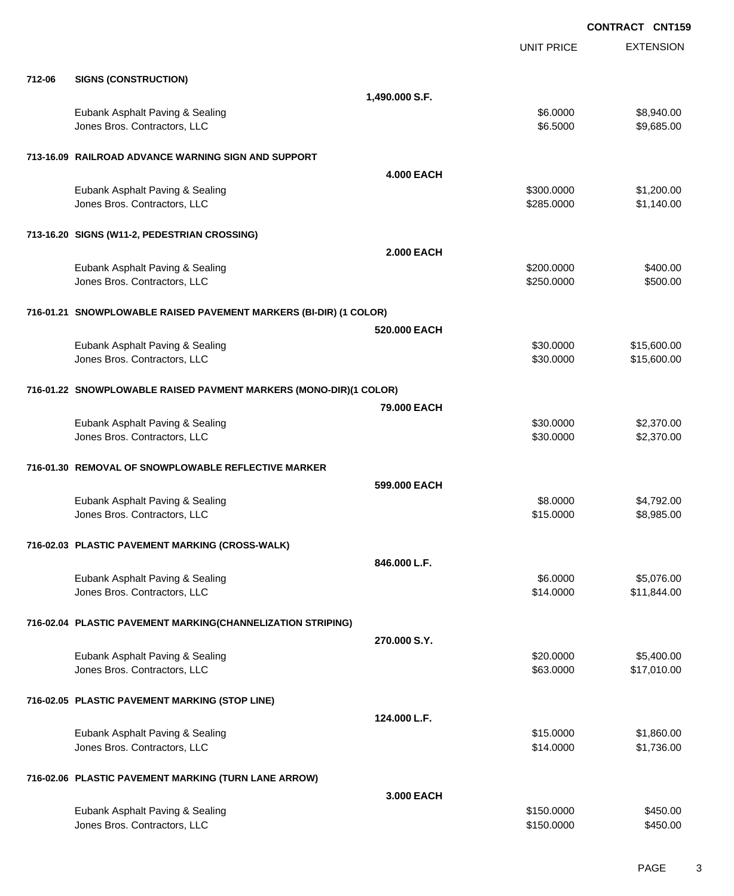**CONTRACT CNT159**

| | | | UNIT PRICE | EXTENSION |
|---|---|---|---|---|
| **712-06** | **SIGNS (CONSTRUCTION)** | | | |
| | | **1,490.000 S.F.** | | |
| | Eubank Asphalt Paving & Sealing | | $6.0000 | $8,940.00 |
| | Jones Bros. Contractors, LLC | | $6.5000 | $9,685.00 |
| **713-16.09** | **RAILROAD ADVANCE WARNING SIGN AND SUPPORT** | | | |
| | | **4.000 EACH** | | |
| | Eubank Asphalt Paving & Sealing | | $300.0000 | $1,200.00 |
| | Jones Bros. Contractors, LLC | | $285.0000 | $1,140.00 |
| **713-16.20** | **SIGNS (W11-2, PEDESTRIAN CROSSING)** | | | |
| | | **2.000 EACH** | | |
| | Eubank Asphalt Paving & Sealing | | $200.0000 | $400.00 |
| | Jones Bros. Contractors, LLC | | $250.0000 | $500.00 |
| **716-01.21** | **SNOWPLOWABLE RAISED PAVEMENT MARKERS (BI-DIR) (1 COLOR)** | | | |
| | | **520.000 EACH** | | |
| | Eubank Asphalt Paving & Sealing | | $30.0000 | $15,600.00 |
| | Jones Bros. Contractors, LLC | | $30.0000 | $15,600.00 |
| **716-01.22** | **SNOWPLOWABLE RAISED PAVMENT MARKERS (MONO-DIR)(1 COLOR)** | | | |
| | | **79.000 EACH** | | |
| | Eubank Asphalt Paving & Sealing | | $30.0000 | $2,370.00 |
| | Jones Bros. Contractors, LLC | | $30.0000 | $2,370.00 |
| **716-01.30** | **REMOVAL OF SNOWPLOWABLE REFLECTIVE MARKER** | | | |
| | | **599.000 EACH** | | |
| | Eubank Asphalt Paving & Sealing | | $8.0000 | $4,792.00 |
| | Jones Bros. Contractors, LLC | | $15.0000 | $8,985.00 |
| **716-02.03** | **PLASTIC PAVEMENT MARKING (CROSS-WALK)** | | | |
| | | **846.000 L.F.** | | |
| | Eubank Asphalt Paving & Sealing | | $6.0000 | $5,076.00 |
| | Jones Bros. Contractors, LLC | | $14.0000 | $11,844.00 |
| **716-02.04** | **PLASTIC PAVEMENT MARKING(CHANNELIZATION STRIPING)** | | | |
| | | **270.000 S.Y.** | | |
| | Eubank Asphalt Paving & Sealing | | $20.0000 | $5,400.00 |
| | Jones Bros. Contractors, LLC | | $63.0000 | $17,010.00 |
| **716-02.05** | **PLASTIC PAVEMENT MARKING (STOP LINE)** | | | |
| | | **124.000 L.F.** | | |
| | Eubank Asphalt Paving & Sealing | | $15.0000 | $1,860.00 |
| | Jones Bros. Contractors, LLC | | $14.0000 | $1,736.00 |
| **716-02.06** | **PLASTIC PAVEMENT MARKING (TURN LANE ARROW)** | | | |
| | | **3.000 EACH** | | |
| | Eubank Asphalt Paving & Sealing | | $150.0000 | $450.00 |
| | Jones Bros. Contractors, LLC | | $150.0000 | $450.00 |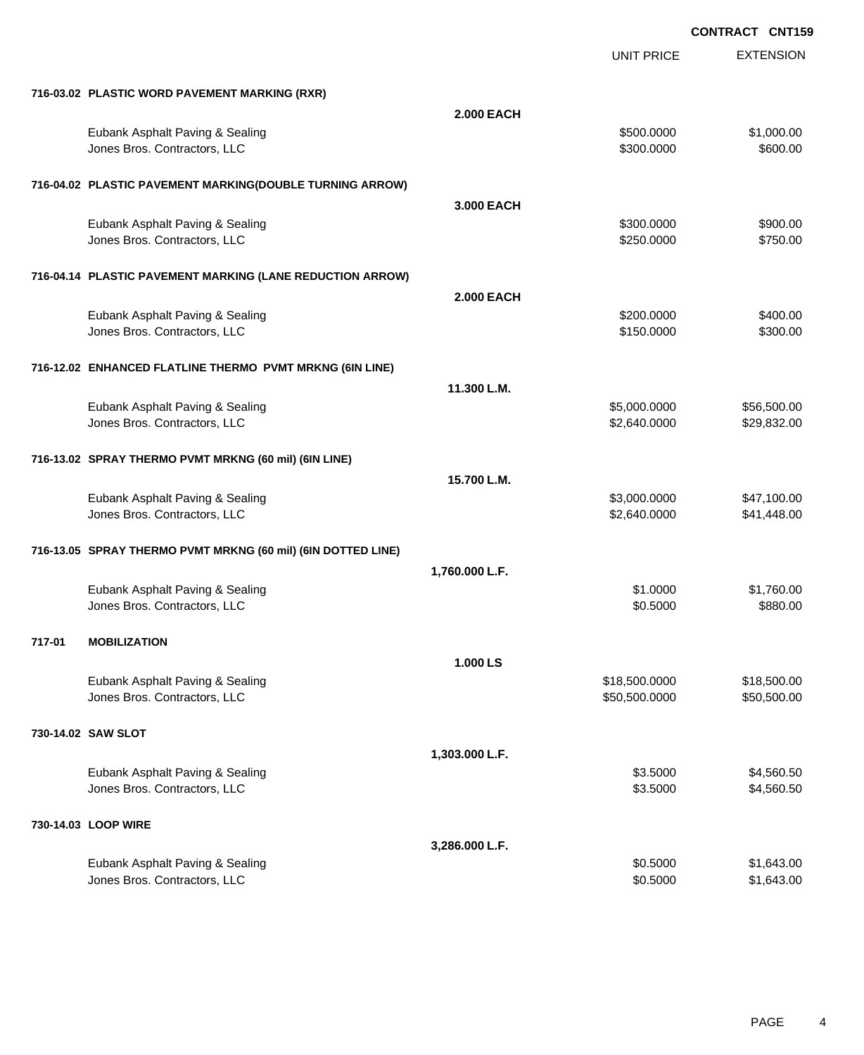CONTRACT CNT159

| | | UNIT PRICE | EXTENSION |
|---|---|---|---|
| **716-03.02 PLASTIC WORD PAVEMENT MARKING (RXR)** | | | |
| | **2.000 EACH** | | |
| Eubank Asphalt Paving & Sealing | | $500.0000 | $1,000.00 |
| Jones Bros. Contractors, LLC | | $300.0000 | $600.00 |
| **716-04.02 PLASTIC PAVEMENT MARKING(DOUBLE TURNING ARROW)** | | | |
| | **3.000 EACH** | | |
| Eubank Asphalt Paving & Sealing | | $300.0000 | $900.00 |
| Jones Bros. Contractors, LLC | | $250.0000 | $750.00 |
| **716-04.14 PLASTIC PAVEMENT MARKING (LANE REDUCTION ARROW)** | | | |
| | **2.000 EACH** | | |
| Eubank Asphalt Paving & Sealing | | $200.0000 | $400.00 |
| Jones Bros. Contractors, LLC | | $150.0000 | $300.00 |
| **716-12.02 ENHANCED FLATLINE THERMO PVMT MRKNG (6IN LINE)** | | | |
| | **11.300 L.M.** | | |
| Eubank Asphalt Paving & Sealing | | $5,000.0000 | $56,500.00 |
| Jones Bros. Contractors, LLC | | $2,640.0000 | $29,832.00 |
| **716-13.02 SPRAY THERMO PVMT MRKNG (60 mil) (6IN LINE)** | | | |
| | **15.700 L.M.** | | |
| Eubank Asphalt Paving & Sealing | | $3,000.0000 | $47,100.00 |
| Jones Bros. Contractors, LLC | | $2,640.0000 | $41,448.00 |
| **716-13.05 SPRAY THERMO PVMT MRKNG (60 mil) (6IN DOTTED LINE)** | | | |
| | **1,760.000 L.F.** | | |
| Eubank Asphalt Paving & Sealing | | $1.0000 | $1,760.00 |
| Jones Bros. Contractors, LLC | | $0.5000 | $880.00 |
| **717-01 MOBILIZATION** | | | |
| | **1.000 LS** | | |
| Eubank Asphalt Paving & Sealing | | $18,500.0000 | $18,500.00 |
| Jones Bros. Contractors, LLC | | $50,500.0000 | $50,500.00 |
| **730-14.02 SAW SLOT** | | | |
| | **1,303.000 L.F.** | | |
| Eubank Asphalt Paving & Sealing | | $3.5000 | $4,560.50 |
| Jones Bros. Contractors, LLC | | $3.5000 | $4,560.50 |
| **730-14.03 LOOP WIRE** | | | |
| | **3,286.000 L.F.** | | |
| Eubank Asphalt Paving & Sealing | | $0.5000 | $1,643.00 |
| Jones Bros. Contractors, LLC | | $0.5000 | $1,643.00 |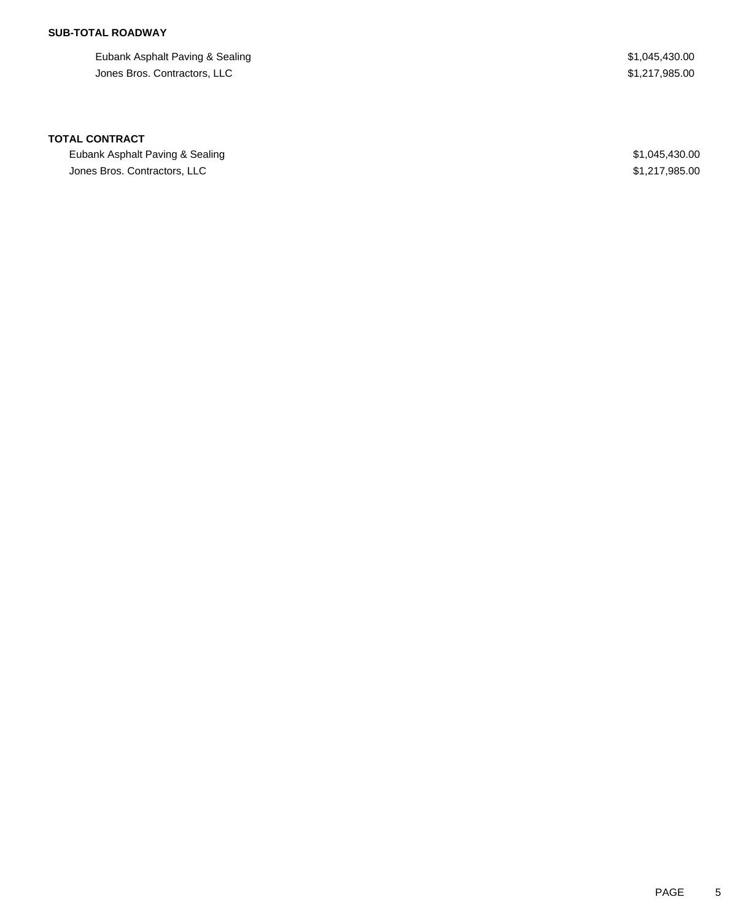**SUB-TOTAL ROADWAY**

| | |
|---|---|
| Eubank Asphalt Paving & Sealing | $1,045,430.00 |
| Jones Bros. Contractors, LLC | $1,217,985.00 |

**TOTAL CONTRACT**

| | |
|---|---|
| Eubank Asphalt Paving & Sealing | $1,045,430.00 |
| Jones Bros. Contractors, LLC | $1,217,985.00 |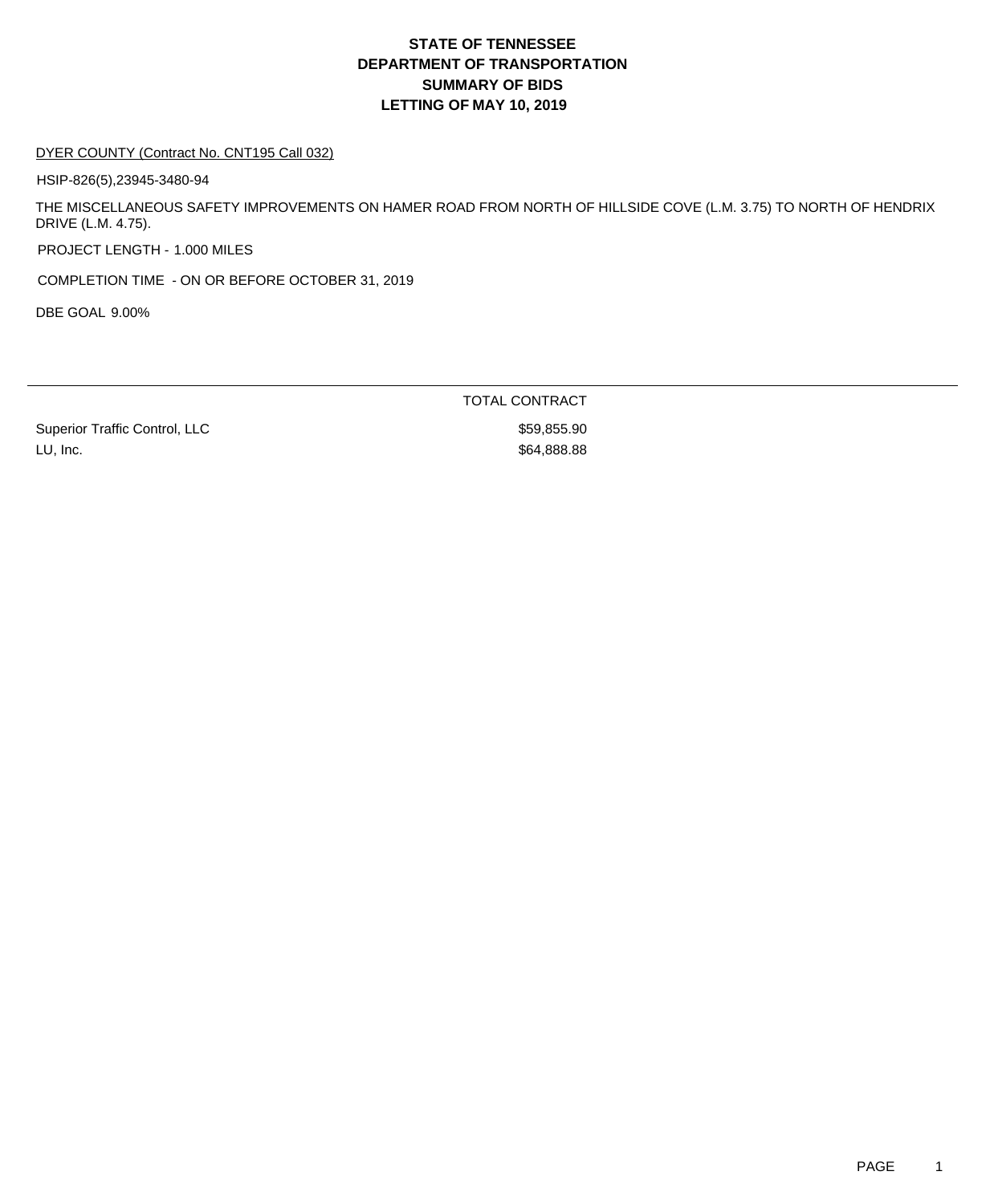# STATE OF TENNESSEE
# DEPARTMENT OF TRANSPORTATION
# SUMMARY OF BIDS
# LETTING OF MAY 10, 2019

DYER COUNTY (Contract No. CNT195 Call 032)

HSIP-826(5),23945-3480-94

THE MISCELLANEOUS SAFETY IMPROVEMENTS ON HAMER ROAD FROM NORTH OF HILLSIDE COVE (L.M. 3.75) TO NORTH OF HENDRIX DRIVE (L.M. 4.75).

PROJECT LENGTH - 1.000 MILES

COMPLETION TIME - ON OR BEFORE OCTOBER 31, 2019

DBE GOAL 9.00%

| | TOTAL CONTRACT |
|---|---|
| Superior Traffic Control, LLC | $59,855.90 |
| LU, Inc. | $64,888.88 |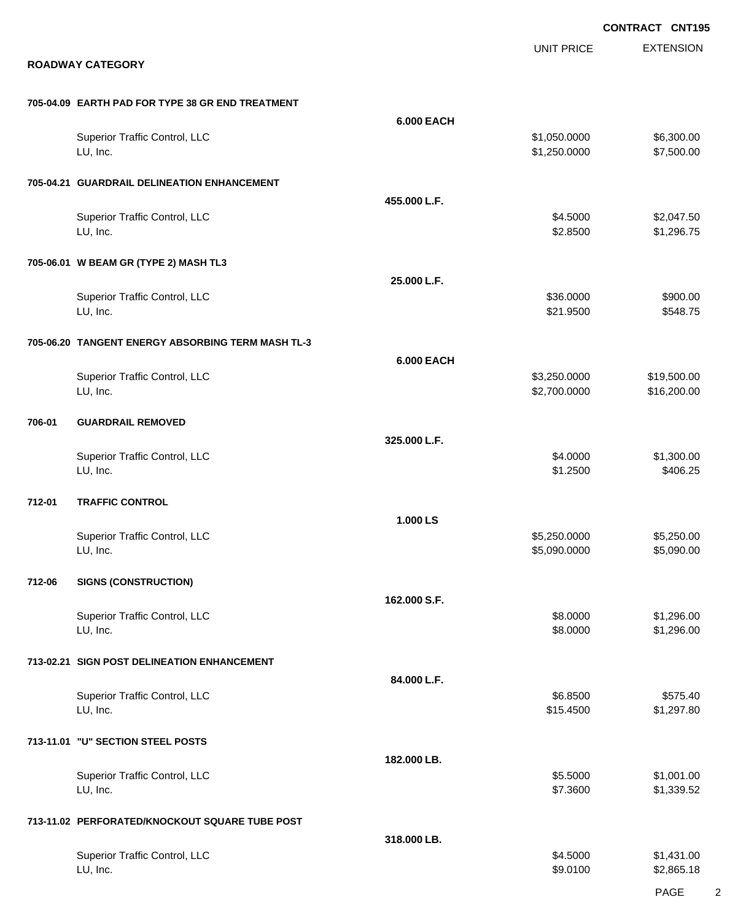CONTRACT CNT195

## ROADWAY CATEGORY

| | | | UNIT PRICE | EXTENSION |
|---|---|---|---|---|
| **705-04.09** | **EARTH PAD FOR TYPE 38 GR END TREATMENT** | | | |
| | | **6.000 EACH** | | |
| | Superior Traffic Control, LLC | | $1,050.0000 | $6,300.00 |
| | LU, Inc. | | $1,250.0000 | $7,500.00 |
| **705-04.21** | **GUARDRAIL DELINEATION ENHANCEMENT** | | | |
| | | **455.000 L.F.** | | |
| | Superior Traffic Control, LLC | | $4.5000 | $2,047.50 |
| | LU, Inc. | | $2.8500 | $1,296.75 |
| **705-06.01** | **W BEAM GR (TYPE 2) MASH TL3** | | | |
| | | **25.000 L.F.** | | |
| | Superior Traffic Control, LLC | | $36.0000 | $900.00 |
| | LU, Inc. | | $21.9500 | $548.75 |
| **705-06.20** | **TANGENT ENERGY ABSORBING TERM MASH TL-3** | | | |
| | | **6.000 EACH** | | |
| | Superior Traffic Control, LLC | | $3,250.0000 | $19,500.00 |
| | LU, Inc. | | $2,700.0000 | $16,200.00 |
| **706-01** | **GUARDRAIL REMOVED** | | | |
| | | **325.000 L.F.** | | |
| | Superior Traffic Control, LLC | | $4.0000 | $1,300.00 |
| | LU, Inc. | | $1.2500 | $406.25 |
| **712-01** | **TRAFFIC CONTROL** | | | |
| | | **1.000 LS** | | |
| | Superior Traffic Control, LLC | | $5,250.0000 | $5,250.00 |
| | LU, Inc. | | $5,090.0000 | $5,090.00 |
| **712-06** | **SIGNS (CONSTRUCTION)** | | | |
| | | **162.000 S.F.** | | |
| | Superior Traffic Control, LLC | | $8.0000 | $1,296.00 |
| | LU, Inc. | | $8.0000 | $1,296.00 |
| **713-02.21** | **SIGN POST DELINEATION ENHANCEMENT** | | | |
| | | **84.000 L.F.** | | |
| | Superior Traffic Control, LLC | | $6.8500 | $575.40 |
| | LU, Inc. | | $15.4500 | $1,297.80 |
| **713-11.01** | **"U" SECTION STEEL POSTS** | | | |
| | | **182.000 LB.** | | |
| | Superior Traffic Control, LLC | | $5.5000 | $1,001.00 |
| | LU, Inc. | | $7.3600 | $1,339.52 |
| **713-11.02** | **PERFORATED/KNOCKOUT SQUARE TUBE POST** | | | |
| | | **318.000 LB.** | | |
| | Superior Traffic Control, LLC | | $4.5000 | $1,431.00 |
| | LU, Inc. | | $9.0100 | $2,865.18 |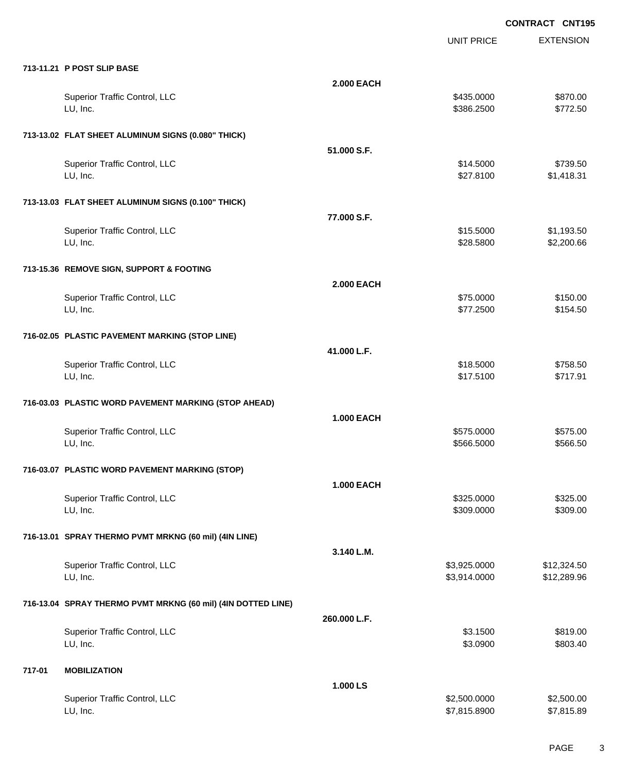CONTRACT CNT195

| | | UNIT PRICE | EXTENSION |
|---|---|---|---|
| **713-11.21 P POST SLIP BASE** | | | |
| | **2.000 EACH** | | |
| Superior Traffic Control, LLC | | $435.0000 | $870.00 |
| LU, Inc. | | $386.2500 | $772.50 |
| **713-13.02 FLAT SHEET ALUMINUM SIGNS (0.080" THICK)** | | | |
| | **51.000 S.F.** | | |
| Superior Traffic Control, LLC | | $14.5000 | $739.50 |
| LU, Inc. | | $27.8100 | $1,418.31 |
| **713-13.03 FLAT SHEET ALUMINUM SIGNS (0.100" THICK)** | | | |
| | **77.000 S.F.** | | |
| Superior Traffic Control, LLC | | $15.5000 | $1,193.50 |
| LU, Inc. | | $28.5800 | $2,200.66 |
| **713-15.36 REMOVE SIGN, SUPPORT & FOOTING** | | | |
| | **2.000 EACH** | | |
| Superior Traffic Control, LLC | | $75.0000 | $150.00 |
| LU, Inc. | | $77.2500 | $154.50 |
| **716-02.05 PLASTIC PAVEMENT MARKING (STOP LINE)** | | | |
| | **41.000 L.F.** | | |
| Superior Traffic Control, LLC | | $18.5000 | $758.50 |
| LU, Inc. | | $17.5100 | $717.91 |
| **716-03.03 PLASTIC WORD PAVEMENT MARKING (STOP AHEAD)** | | | |
| | **1.000 EACH** | | |
| Superior Traffic Control, LLC | | $575.0000 | $575.00 |
| LU, Inc. | | $566.5000 | $566.50 |
| **716-03.07 PLASTIC WORD PAVEMENT MARKING (STOP)** | | | |
| | **1.000 EACH** | | |
| Superior Traffic Control, LLC | | $325.0000 | $325.00 |
| LU, Inc. | | $309.0000 | $309.00 |
| **716-13.01 SPRAY THERMO PVMT MRKNG (60 mil) (4IN LINE)** | | | |
| | **3.140 L.M.** | | |
| Superior Traffic Control, LLC | | $3,925.0000 | $12,324.50 |
| LU, Inc. | | $3,914.0000 | $12,289.96 |
| **716-13.04 SPRAY THERMO PVMT MRKNG (60 mil) (4IN DOTTED LINE)** | | | |
| | **260.000 L.F.** | | |
| Superior Traffic Control, LLC | | $3.1500 | $819.00 |
| LU, Inc. | | $3.0900 | $803.40 |
| **717-01 MOBILIZATION** | | | |
| | **1.000 LS** | | |
| Superior Traffic Control, LLC | | $2,500.0000 | $2,500.00 |
| LU, Inc. | | $7,815.8900 | $7,815.89 |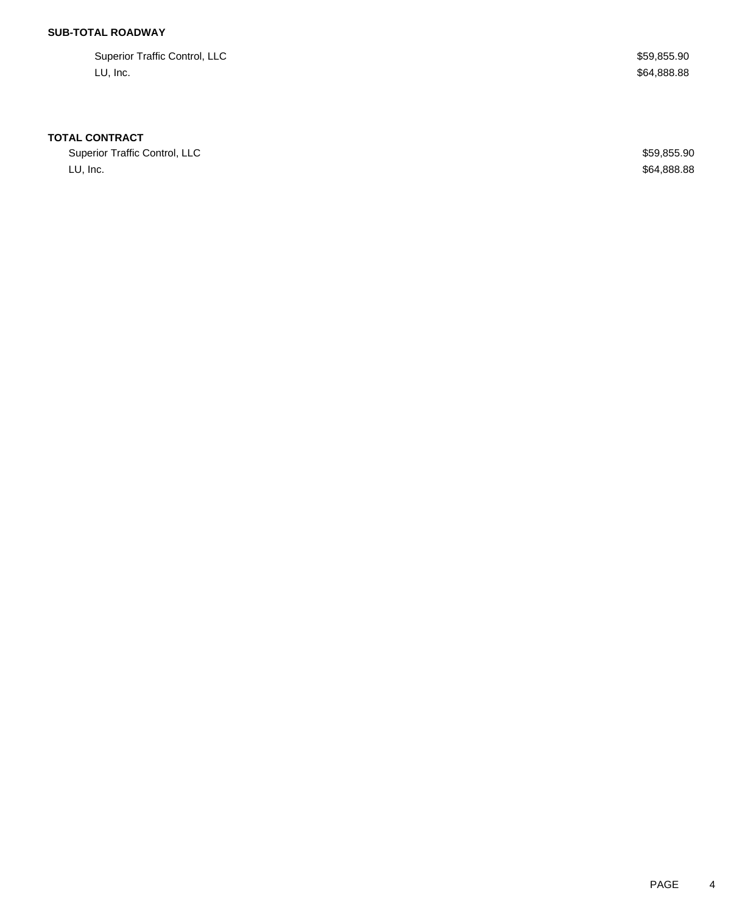**SUB-TOTAL ROADWAY**

| | |
|---|---|
| Superior Traffic Control, LLC | $59,855.90 |
| LU, Inc. | $64,888.88 |

**TOTAL CONTRACT**

| | |
|---|---|
| Superior Traffic Control, LLC | $59,855.90 |
| LU, Inc. | $64,888.88 |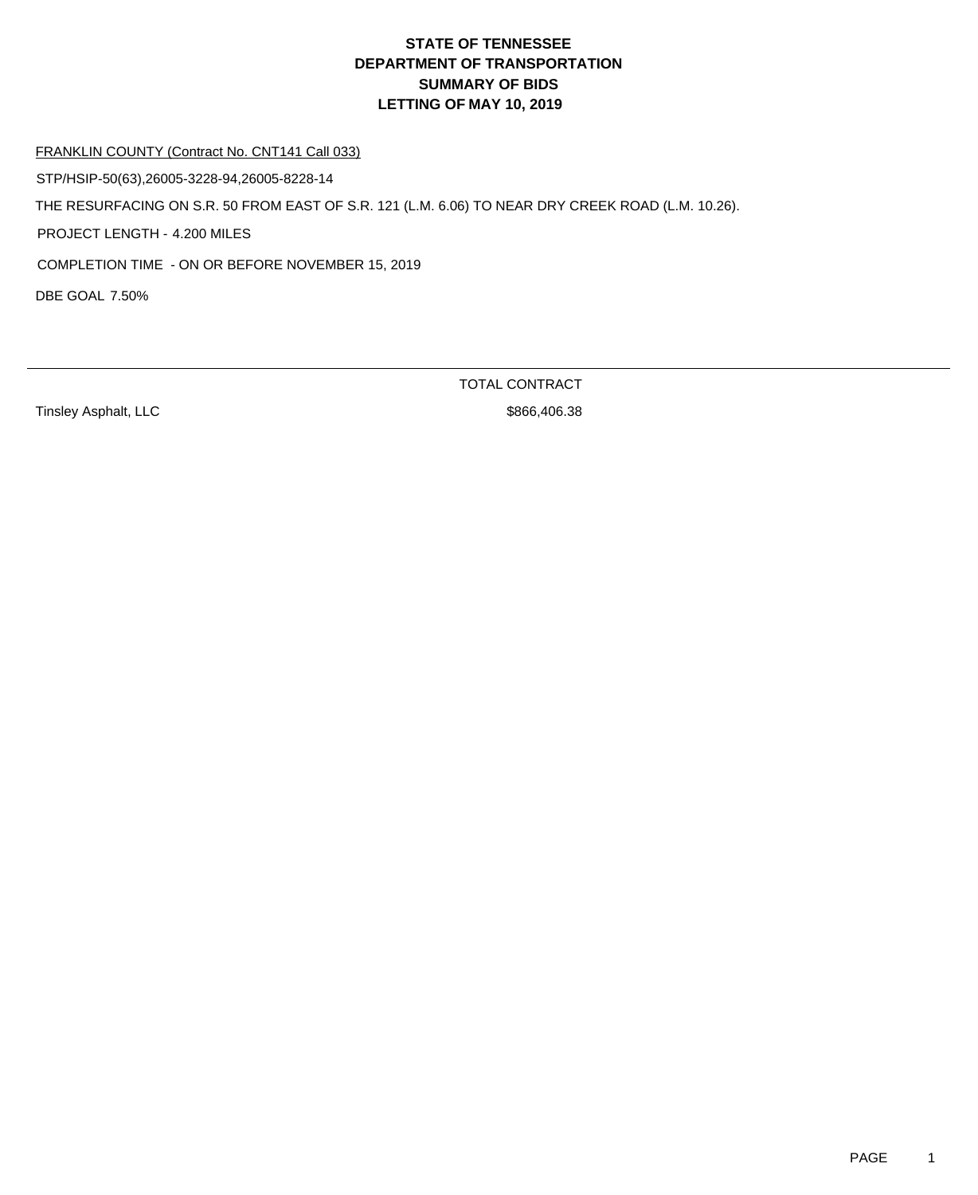# STATE OF TENNESSEE
# DEPARTMENT OF TRANSPORTATION
# SUMMARY OF BIDS
# LETTING OF MAY 10, 2019

FRANKLIN COUNTY (Contract No. CNT141 Call 033)

STP/HSIP-50(63),26005-3228-94,26005-8228-14

THE RESURFACING ON S.R. 50 FROM EAST OF S.R. 121 (L.M. 6.06) TO NEAR DRY CREEK ROAD (L.M. 10.26).

PROJECT LENGTH - 4.200 MILES

COMPLETION TIME - ON OR BEFORE NOVEMBER 15, 2019

DBE GOAL 7.50%

| | TOTAL CONTRACT |
|---|---|
| Tinsley Asphalt, LLC | $866,406.38 |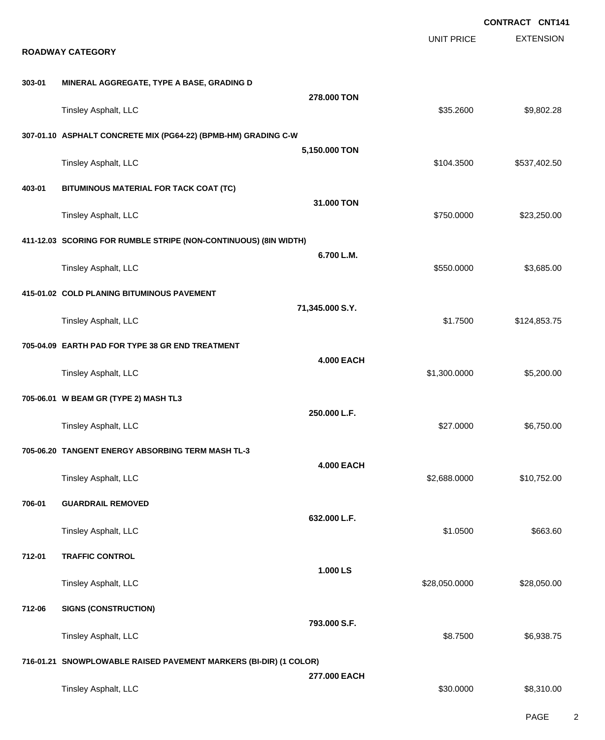**CONTRACT CNT141**

| | | UNIT PRICE | EXTENSION |
|---|---|---|---|

**ROADWAY CATEGORY**

**303-01 MINERAL AGGREGATE, TYPE A BASE, GRADING D**

| | Quantity | UNIT PRICE | EXTENSION |
|---|---|---|---|
| | **278.000 TON** | | |
| Tinsley Asphalt, LLC | | $35.2600 | $9,802.28 |

**307-01.10 ASPHALT CONCRETE MIX (PG64-22) (BPMB-HM) GRADING C-W**

| | Quantity | UNIT PRICE | EXTENSION |
|---|---|---|---|
| | **5,150.000 TON** | | |
| Tinsley Asphalt, LLC | | $104.3500 | $537,402.50 |

**403-01 BITUMINOUS MATERIAL FOR TACK COAT (TC)**

| | Quantity | UNIT PRICE | EXTENSION |
|---|---|---|---|
| | **31.000 TON** | | |
| Tinsley Asphalt, LLC | | $750.0000 | $23,250.00 |

**411-12.03 SCORING FOR RUMBLE STRIPE (NON-CONTINUOUS) (8IN WIDTH)**

| | Quantity | UNIT PRICE | EXTENSION |
|---|---|---|---|
| | **6.700 L.M.** | | |
| Tinsley Asphalt, LLC | | $550.0000 | $3,685.00 |

**415-01.02 COLD PLANING BITUMINOUS PAVEMENT**

| | Quantity | UNIT PRICE | EXTENSION |
|---|---|---|---|
| | **71,345.000 S.Y.** | | |
| Tinsley Asphalt, LLC | | $1.7500 | $124,853.75 |

**705-04.09 EARTH PAD FOR TYPE 38 GR END TREATMENT**

| | Quantity | UNIT PRICE | EXTENSION |
|---|---|---|---|
| | **4.000 EACH** | | |
| Tinsley Asphalt, LLC | | $1,300.0000 | $5,200.00 |

**705-06.01 W BEAM GR (TYPE 2) MASH TL3**

| | Quantity | UNIT PRICE | EXTENSION |
|---|---|---|---|
| | **250.000 L.F.** | | |
| Tinsley Asphalt, LLC | | $27.0000 | $6,750.00 |

**705-06.20 TANGENT ENERGY ABSORBING TERM MASH TL-3**

| | Quantity | UNIT PRICE | EXTENSION |
|---|---|---|---|
| | **4.000 EACH** | | |
| Tinsley Asphalt, LLC | | $2,688.0000 | $10,752.00 |

**706-01 GUARDRAIL REMOVED**

| | Quantity | UNIT PRICE | EXTENSION |
|---|---|---|---|
| | **632.000 L.F.** | | |
| Tinsley Asphalt, LLC | | $1.0500 | $663.60 |

**712-01 TRAFFIC CONTROL**

| | Quantity | UNIT PRICE | EXTENSION |
|---|---|---|---|
| | **1.000 LS** | | |
| Tinsley Asphalt, LLC | | $28,050.0000 | $28,050.00 |

**712-06 SIGNS (CONSTRUCTION)**

| | Quantity | UNIT PRICE | EXTENSION |
|---|---|---|---|
| | **793.000 S.F.** | | |
| Tinsley Asphalt, LLC | | $8.7500 | $6,938.75 |

**716-01.21 SNOWPLOWABLE RAISED PAVEMENT MARKERS (BI-DIR) (1 COLOR)**

| | Quantity | UNIT PRICE | EXTENSION |
|---|---|---|---|
| | **277.000 EACH** | | |
| Tinsley Asphalt, LLC | | $30.0000 | $8,310.00 |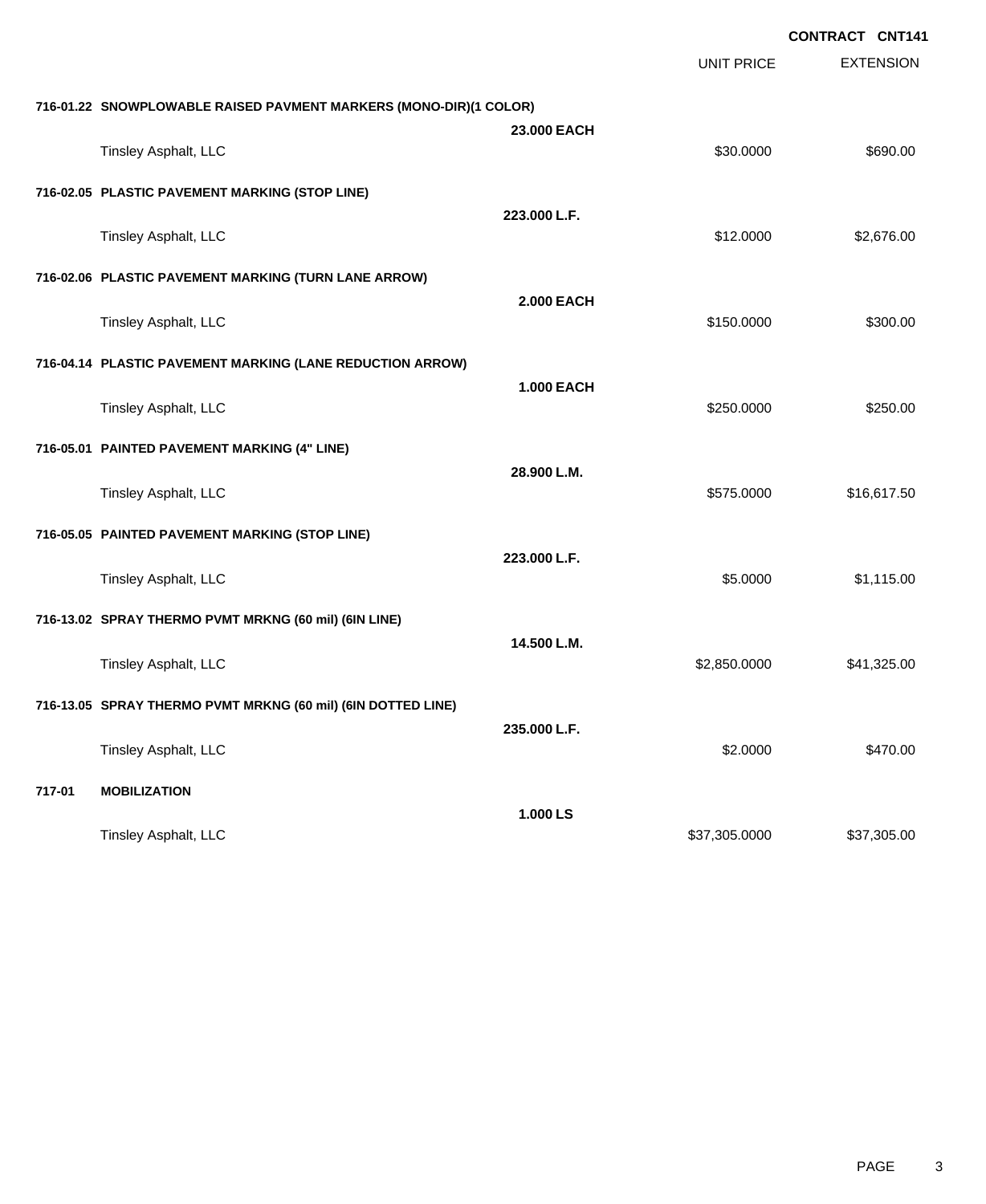**CONTRACT CNT141**

| | | UNIT PRICE | EXTENSION |
|---|---|---|---|
| **716-01.22 SNOWPLOWABLE RAISED PAVMENT MARKERS (MONO-DIR)(1 COLOR)** | | | |
| | **23.000 EACH** | | |
| Tinsley Asphalt, LLC | | $30.0000 | $690.00 |
| **716-02.05 PLASTIC PAVEMENT MARKING (STOP LINE)** | | | |
| | **223.000 L.F.** | | |
| Tinsley Asphalt, LLC | | $12.0000 | $2,676.00 |
| **716-02.06 PLASTIC PAVEMENT MARKING (TURN LANE ARROW)** | | | |
| | **2.000 EACH** | | |
| Tinsley Asphalt, LLC | | $150.0000 | $300.00 |
| **716-04.14 PLASTIC PAVEMENT MARKING (LANE REDUCTION ARROW)** | | | |
| | **1.000 EACH** | | |
| Tinsley Asphalt, LLC | | $250.0000 | $250.00 |
| **716-05.01 PAINTED PAVEMENT MARKING (4" LINE)** | | | |
| | **28.900 L.M.** | | |
| Tinsley Asphalt, LLC | | $575.0000 | $16,617.50 |
| **716-05.05 PAINTED PAVEMENT MARKING (STOP LINE)** | | | |
| | **223.000 L.F.** | | |
| Tinsley Asphalt, LLC | | $5.0000 | $1,115.00 |
| **716-13.02 SPRAY THERMO PVMT MRKNG (60 mil) (6IN LINE)** | | | |
| | **14.500 L.M.** | | |
| Tinsley Asphalt, LLC | | $2,850.0000 | $41,325.00 |
| **716-13.05 SPRAY THERMO PVMT MRKNG (60 mil) (6IN DOTTED LINE)** | | | |
| | **235.000 L.F.** | | |
| Tinsley Asphalt, LLC | | $2.0000 | $470.00 |
| **717-01 MOBILIZATION** | | | |
| | **1.000 LS** | | |
| Tinsley Asphalt, LLC | | $37,305.0000 | $37,305.00 |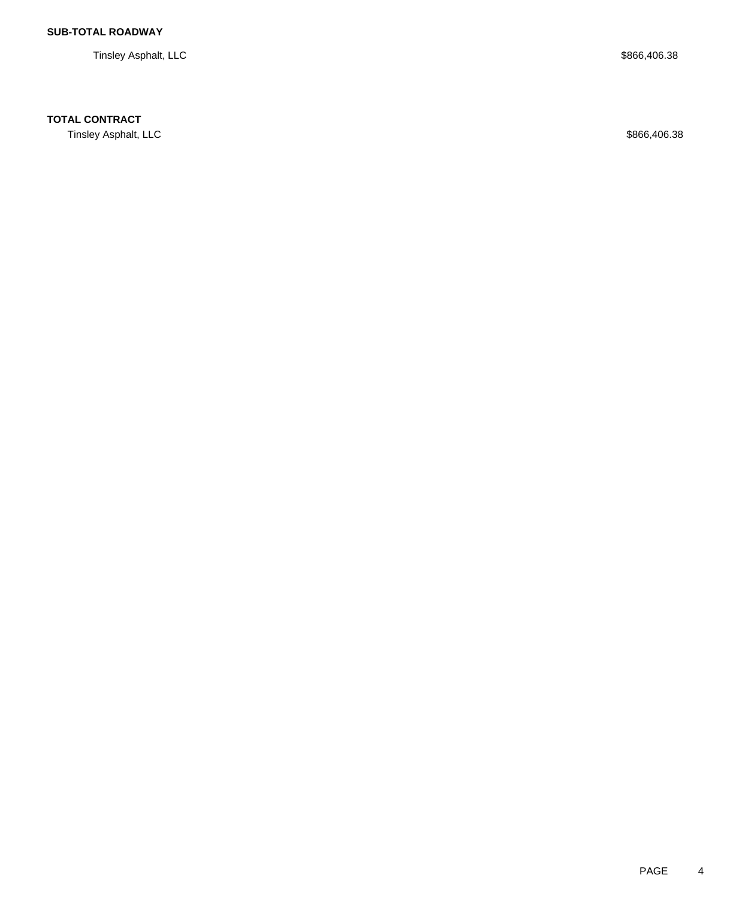**SUB-TOTAL ROADWAY**

Tinsley Asphalt, LLC $866,406.38

**TOTAL CONTRACT**

Tinsley Asphalt, LLC $866,406.38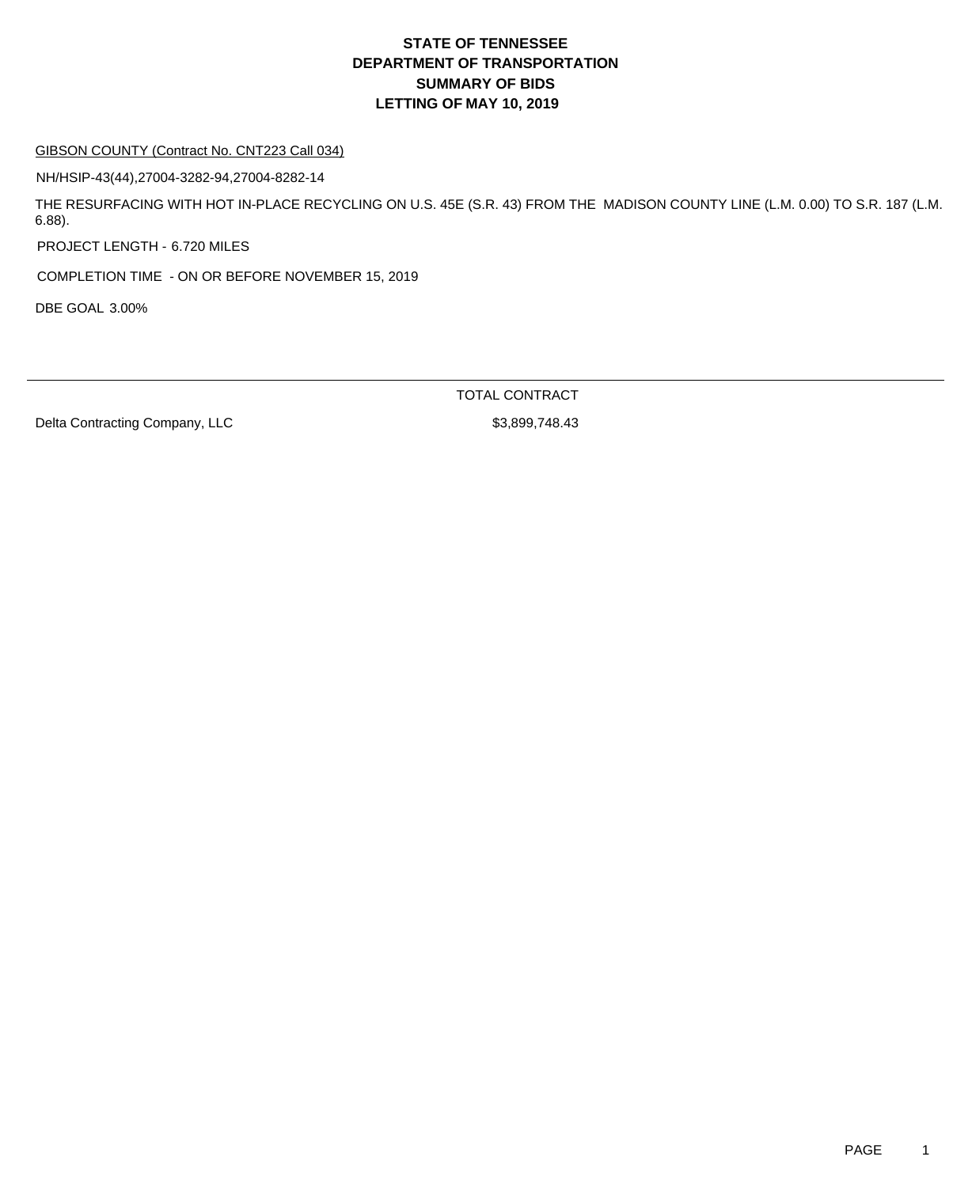# STATE OF TENNESSEE
# DEPARTMENT OF TRANSPORTATION
# SUMMARY OF BIDS
# LETTING OF MAY 10, 2019

GIBSON COUNTY (Contract No. CNT223 Call 034)

NH/HSIP-43(44),27004-3282-94,27004-8282-14

THE RESURFACING WITH HOT IN-PLACE RECYCLING ON U.S. 45E (S.R. 43) FROM THE MADISON COUNTY LINE (L.M. 0.00) TO S.R. 187 (L.M. 6.88).

PROJECT LENGTH - 6.720 MILES

COMPLETION TIME - ON OR BEFORE NOVEMBER 15, 2019

DBE GOAL 3.00%

| | TOTAL CONTRACT |
|---|---|
| Delta Contracting Company, LLC | $3,899,748.43 |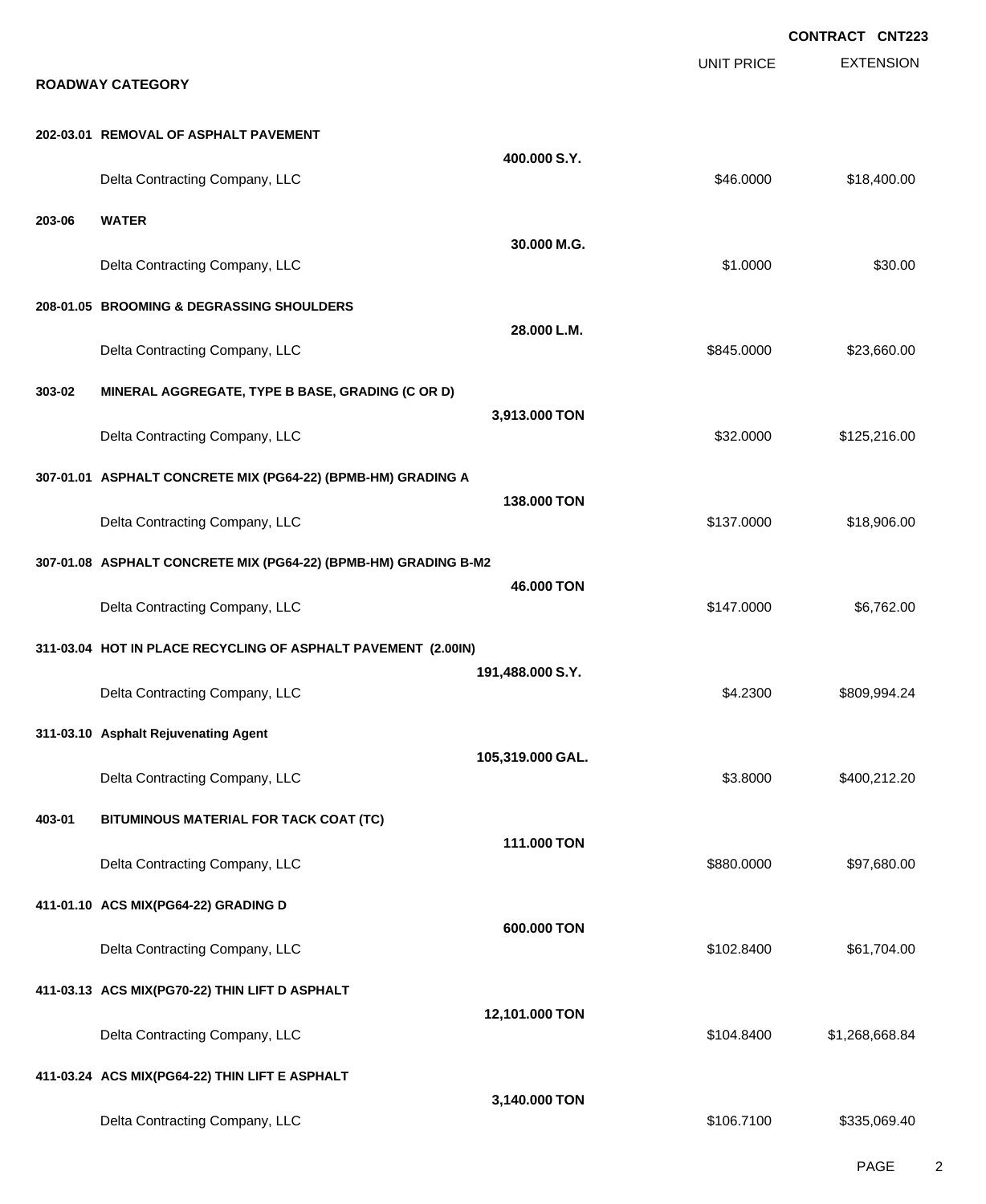**CONTRACT CNT223**

**ROADWAY CATEGORY**

| | | UNIT PRICE | EXTENSION |
|---|---|---|---|
| **202-03.01 REMOVAL OF ASPHALT PAVEMENT** | | | |
| | **400.000 S.Y.** | | |
| Delta Contracting Company, LLC | | $46.0000 | $18,400.00 |
| **203-06 WATER** | | | |
| | **30.000 M.G.** | | |
| Delta Contracting Company, LLC | | $1.0000 | $30.00 |
| **208-01.05 BROOMING & DEGRASSING SHOULDERS** | | | |
| | **28.000 L.M.** | | |
| Delta Contracting Company, LLC | | $845.0000 | $23,660.00 |
| **303-02 MINERAL AGGREGATE, TYPE B BASE, GRADING (C OR D)** | | | |
| | **3,913.000 TON** | | |
| Delta Contracting Company, LLC | | $32.0000 | $125,216.00 |
| **307-01.01 ASPHALT CONCRETE MIX (PG64-22) (BPMB-HM) GRADING A** | | | |
| | **138.000 TON** | | |
| Delta Contracting Company, LLC | | $137.0000 | $18,906.00 |
| **307-01.08 ASPHALT CONCRETE MIX (PG64-22) (BPMB-HM) GRADING B-M2** | | | |
| | **46.000 TON** | | |
| Delta Contracting Company, LLC | | $147.0000 | $6,762.00 |
| **311-03.04 HOT IN PLACE RECYCLING OF ASPHALT PAVEMENT (2.00IN)** | | | |
| | **191,488.000 S.Y.** | | |
| Delta Contracting Company, LLC | | $4.2300 | $809,994.24 |
| **311-03.10 Asphalt Rejuvenating Agent** | | | |
| | **105,319.000 GAL.** | | |
| Delta Contracting Company, LLC | | $3.8000 | $400,212.20 |
| **403-01 BITUMINOUS MATERIAL FOR TACK COAT (TC)** | | | |
| | **111.000 TON** | | |
| Delta Contracting Company, LLC | | $880.0000 | $97,680.00 |
| **411-01.10 ACS MIX(PG64-22) GRADING D** | | | |
| | **600.000 TON** | | |
| Delta Contracting Company, LLC | | $102.8400 | $61,704.00 |
| **411-03.13 ACS MIX(PG70-22) THIN LIFT D ASPHALT** | | | |
| | **12,101.000 TON** | | |
| Delta Contracting Company, LLC | | $104.8400 | $1,268,668.84 |
| **411-03.24 ACS MIX(PG64-22) THIN LIFT E ASPHALT** | | | |
| | **3,140.000 TON** | | |
| Delta Contracting Company, LLC | | $106.7100 | $335,069.40 |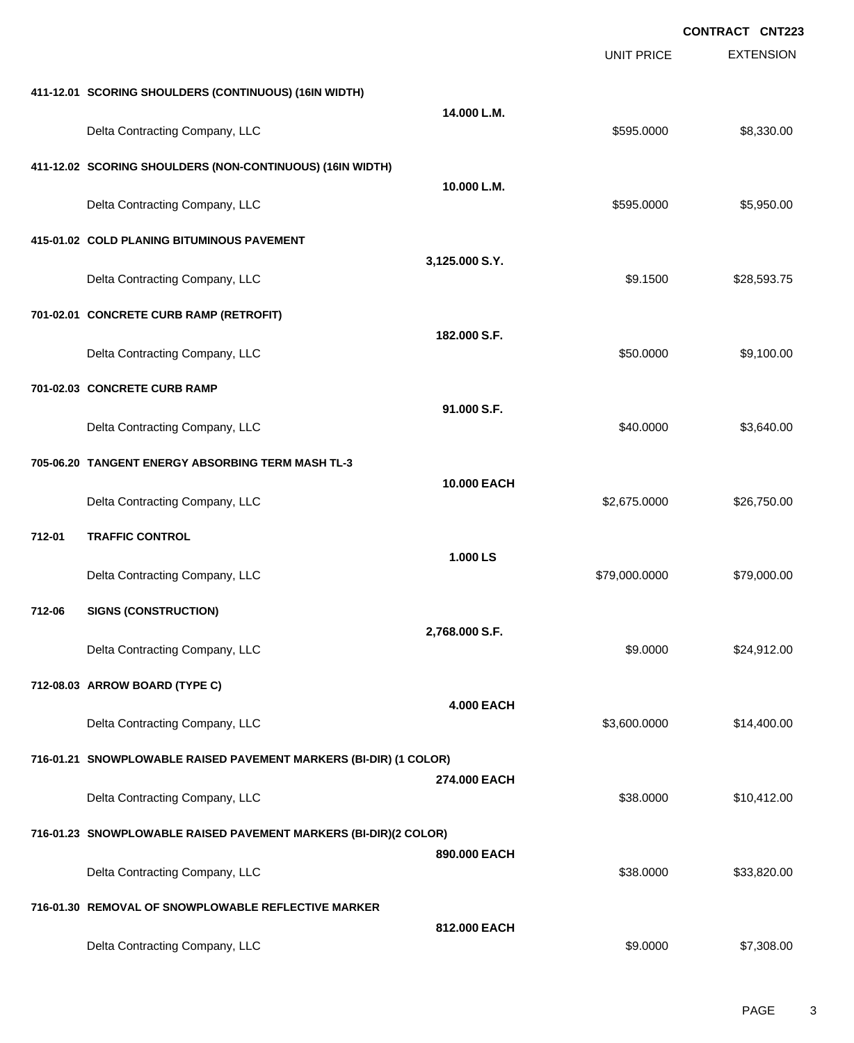**CONTRACT CNT223**

| | | | UNIT PRICE | EXTENSION |
|---|---|---|---|---|
| **411-12.01** | **SCORING SHOULDERS (CONTINUOUS) (16IN WIDTH)** | **14.000 L.M.** | | |
| | Delta Contracting Company, LLC | | $595.0000 | $8,330.00 |
| **411-12.02** | **SCORING SHOULDERS (NON-CONTINUOUS) (16IN WIDTH)** | **10.000 L.M.** | | |
| | Delta Contracting Company, LLC | | $595.0000 | $5,950.00 |
| **415-01.02** | **COLD PLANING BITUMINOUS PAVEMENT** | **3,125.000 S.Y.** | | |
| | Delta Contracting Company, LLC | | $9.1500 | $28,593.75 |
| **701-02.01** | **CONCRETE CURB RAMP (RETROFIT)** | **182.000 S.F.** | | |
| | Delta Contracting Company, LLC | | $50.0000 | $9,100.00 |
| **701-02.03** | **CONCRETE CURB RAMP** | **91.000 S.F.** | | |
| | Delta Contracting Company, LLC | | $40.0000 | $3,640.00 |
| **705-06.20** | **TANGENT ENERGY ABSORBING TERM MASH TL-3** | **10.000 EACH** | | |
| | Delta Contracting Company, LLC | | $2,675.0000 | $26,750.00 |
| **712-01** | **TRAFFIC CONTROL** | **1.000 LS** | | |
| | Delta Contracting Company, LLC | | $79,000.0000 | $79,000.00 |
| **712-06** | **SIGNS (CONSTRUCTION)** | **2,768.000 S.F.** | | |
| | Delta Contracting Company, LLC | | $9.0000 | $24,912.00 |
| **712-08.03** | **ARROW BOARD (TYPE C)** | **4.000 EACH** | | |
| | Delta Contracting Company, LLC | | $3,600.0000 | $14,400.00 |
| **716-01.21** | **SNOWPLOWABLE RAISED PAVEMENT MARKERS (BI-DIR) (1 COLOR)** | **274.000 EACH** | | |
| | Delta Contracting Company, LLC | | $38.0000 | $10,412.00 |
| **716-01.23** | **SNOWPLOWABLE RAISED PAVEMENT MARKERS (BI-DIR)(2 COLOR)** | **890.000 EACH** | | |
| | Delta Contracting Company, LLC | | $38.0000 | $33,820.00 |
| **716-01.30** | **REMOVAL OF SNOWPLOWABLE REFLECTIVE MARKER** | **812.000 EACH** | | |
| | Delta Contracting Company, LLC | | $9.0000 | $7,308.00 |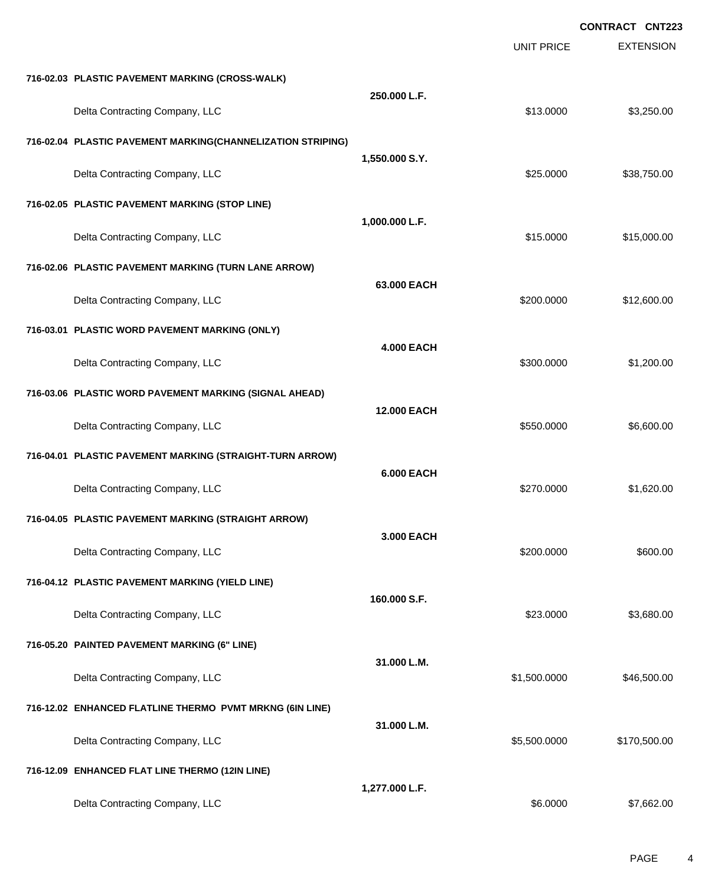**CONTRACT CNT223**

| | | UNIT PRICE | EXTENSION |
|---|---|---|---|
| **716-02.03 PLASTIC PAVEMENT MARKING (CROSS-WALK)** | **250.000 L.F.** | | |
| Delta Contracting Company, LLC | | $13.0000 | $3,250.00 |
| **716-02.04 PLASTIC PAVEMENT MARKING(CHANNELIZATION STRIPING)** | **1,550.000 S.Y.** | | |
| Delta Contracting Company, LLC | | $25.0000 | $38,750.00 |
| **716-02.05 PLASTIC PAVEMENT MARKING (STOP LINE)** | **1,000.000 L.F.** | | |
| Delta Contracting Company, LLC | | $15.0000 | $15,000.00 |
| **716-02.06 PLASTIC PAVEMENT MARKING (TURN LANE ARROW)** | **63.000 EACH** | | |
| Delta Contracting Company, LLC | | $200.0000 | $12,600.00 |
| **716-03.01 PLASTIC WORD PAVEMENT MARKING (ONLY)** | **4.000 EACH** | | |
| Delta Contracting Company, LLC | | $300.0000 | $1,200.00 |
| **716-03.06 PLASTIC WORD PAVEMENT MARKING (SIGNAL AHEAD)** | **12.000 EACH** | | |
| Delta Contracting Company, LLC | | $550.0000 | $6,600.00 |
| **716-04.01 PLASTIC PAVEMENT MARKING (STRAIGHT-TURN ARROW)** | **6.000 EACH** | | |
| Delta Contracting Company, LLC | | $270.0000 | $1,620.00 |
| **716-04.05 PLASTIC PAVEMENT MARKING (STRAIGHT ARROW)** | **3.000 EACH** | | |
| Delta Contracting Company, LLC | | $200.0000 | $600.00 |
| **716-04.12 PLASTIC PAVEMENT MARKING (YIELD LINE)** | **160.000 S.F.** | | |
| Delta Contracting Company, LLC | | $23.0000 | $3,680.00 |
| **716-05.20 PAINTED PAVEMENT MARKING (6" LINE)** | **31.000 L.M.** | | |
| Delta Contracting Company, LLC | | $1,500.0000 | $46,500.00 |
| **716-12.02 ENHANCED FLATLINE THERMO PVMT MRKNG (6IN LINE)** | **31.000 L.M.** | | |
| Delta Contracting Company, LLC | | $5,500.0000 | $170,500.00 |
| **716-12.09 ENHANCED FLAT LINE THERMO (12IN LINE)** | **1,277.000 L.F.** | | |
| Delta Contracting Company, LLC | | $6.0000 | $7,662.00 |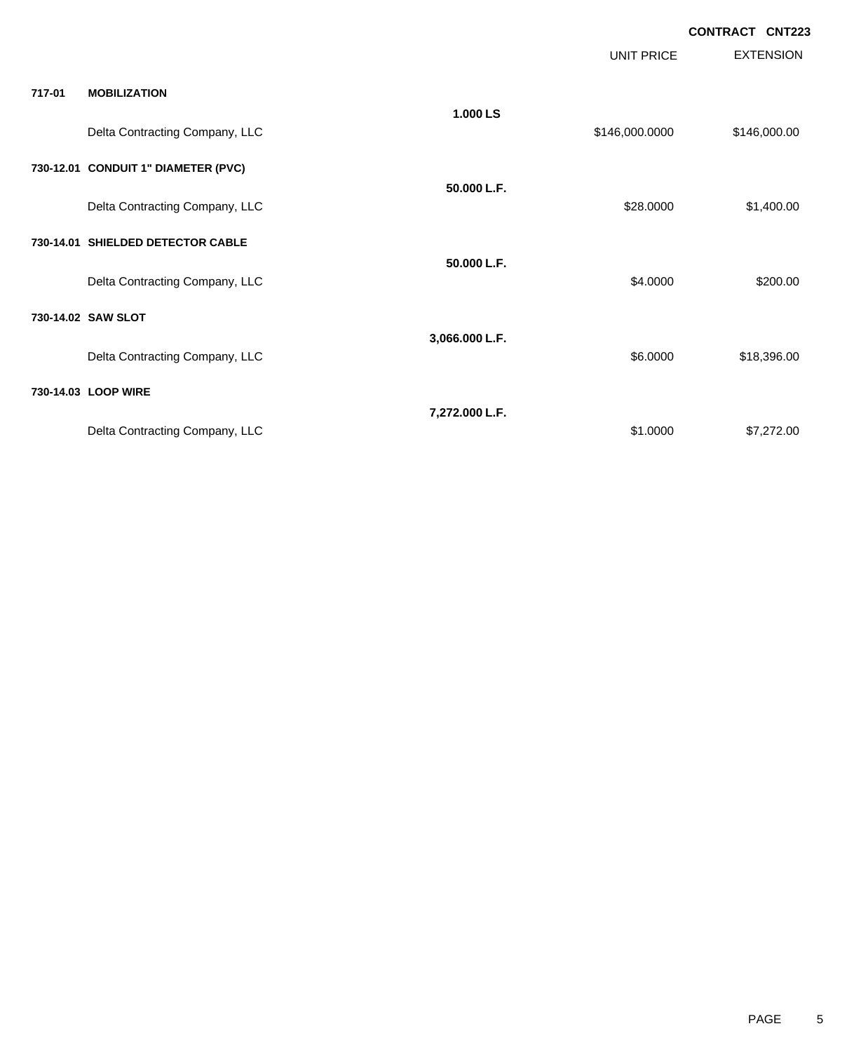**CONTRACT CNT223**

| | | | UNIT PRICE | EXTENSION |
|---|---|---|---|---|
| **717-01** | **MOBILIZATION** | | | |
| | | **1.000 LS** | | |
| | Delta Contracting Company, LLC | | $146,000.0000 | $146,000.00 |
| **730-12.01** | **CONDUIT 1" DIAMETER (PVC)** | | | |
| | | **50.000 L.F.** | | |
| | Delta Contracting Company, LLC | | $28.0000 | $1,400.00 |
| **730-14.01** | **SHIELDED DETECTOR CABLE** | | | |
| | | **50.000 L.F.** | | |
| | Delta Contracting Company, LLC | | $4.0000 | $200.00 |
| **730-14.02** | **SAW SLOT** | | | |
| | | **3,066.000 L.F.** | | |
| | Delta Contracting Company, LLC | | $6.0000 | $18,396.00 |
| **730-14.03** | **LOOP WIRE** | | | |
| | | **7,272.000 L.F.** | | |
| | Delta Contracting Company, LLC | | $1.0000 | $7,272.00 |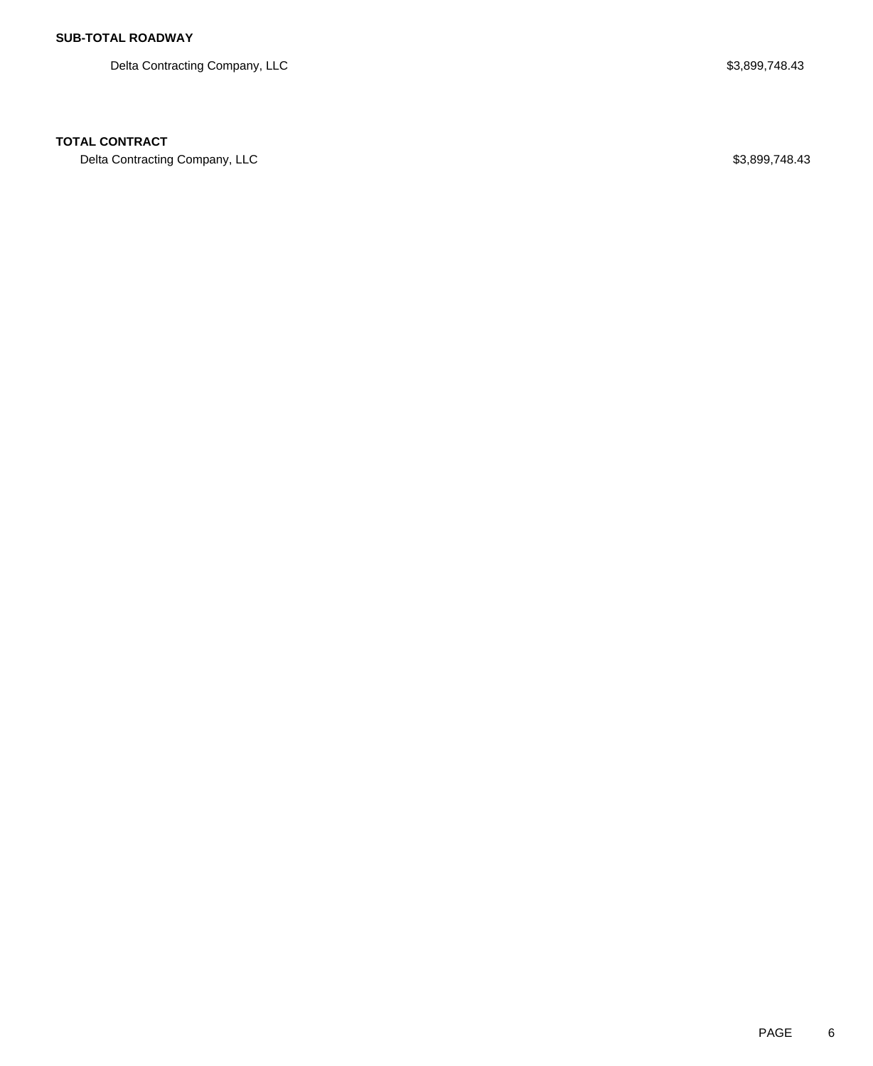**SUB-TOTAL ROADWAY**

| | |
|---|---|
| Delta Contracting Company, LLC | $3,899,748.43 |

**TOTAL CONTRACT**

| | |
|---|---|
| Delta Contracting Company, LLC | $3,899,748.43 |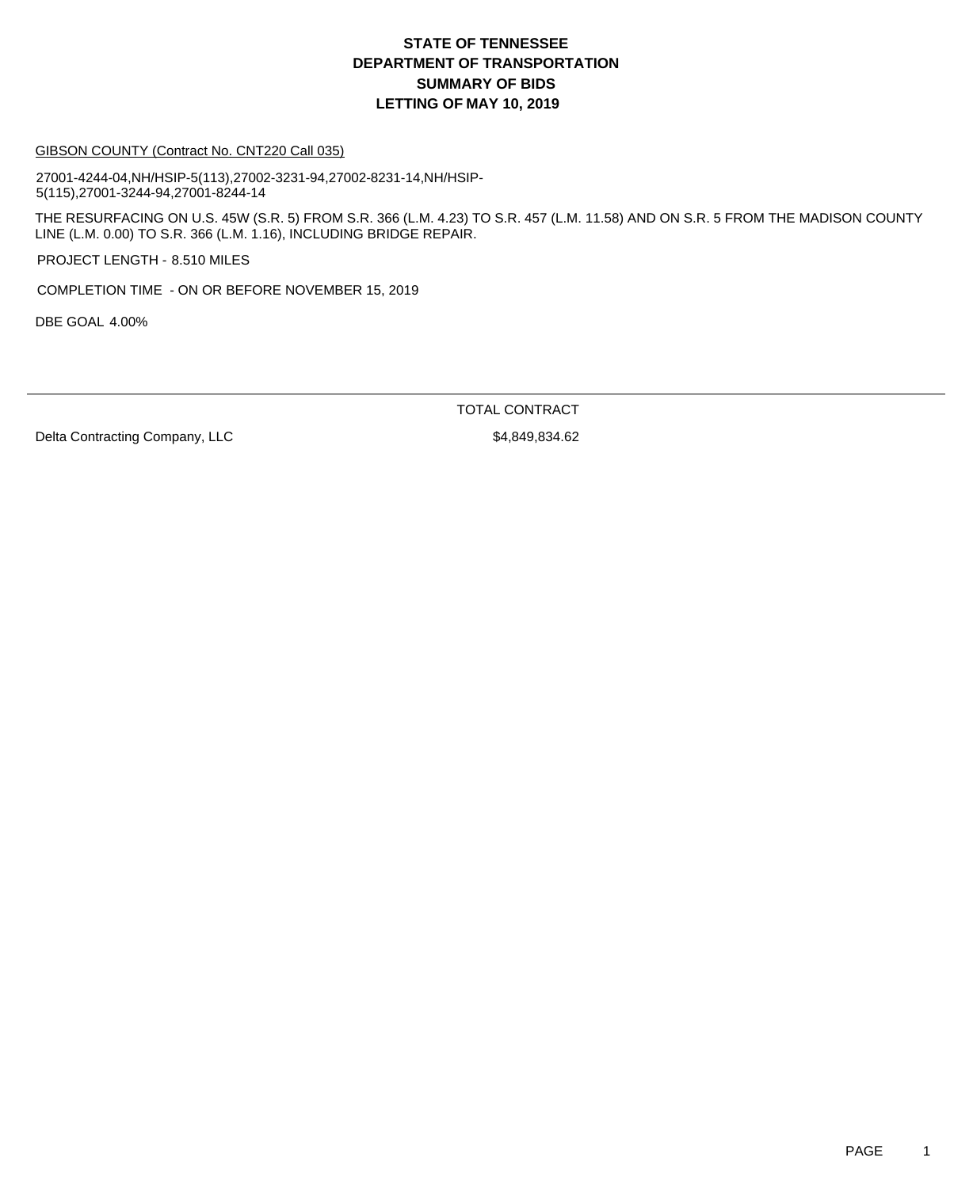# STATE OF TENNESSEE
# DEPARTMENT OF TRANSPORTATION
# SUMMARY OF BIDS
# LETTING OF MAY 10, 2019

GIBSON COUNTY (Contract No. CNT220 Call 035)

27001-4244-04,NH/HSIP-5(113),27002-3231-94,27002-8231-14,NH/HSIP-5(115),27001-3244-94,27001-8244-14

THE RESURFACING ON U.S. 45W (S.R. 5) FROM S.R. 366 (L.M. 4.23) TO S.R. 457 (L.M. 11.58) AND ON S.R. 5 FROM THE MADISON COUNTY LINE (L.M. 0.00) TO S.R. 366 (L.M. 1.16), INCLUDING BRIDGE REPAIR.

PROJECT LENGTH - 8.510 MILES

COMPLETION TIME - ON OR BEFORE NOVEMBER 15, 2019

DBE GOAL 4.00%

| | TOTAL CONTRACT |
|---|---|
| Delta Contracting Company, LLC | $4,849,834.62 |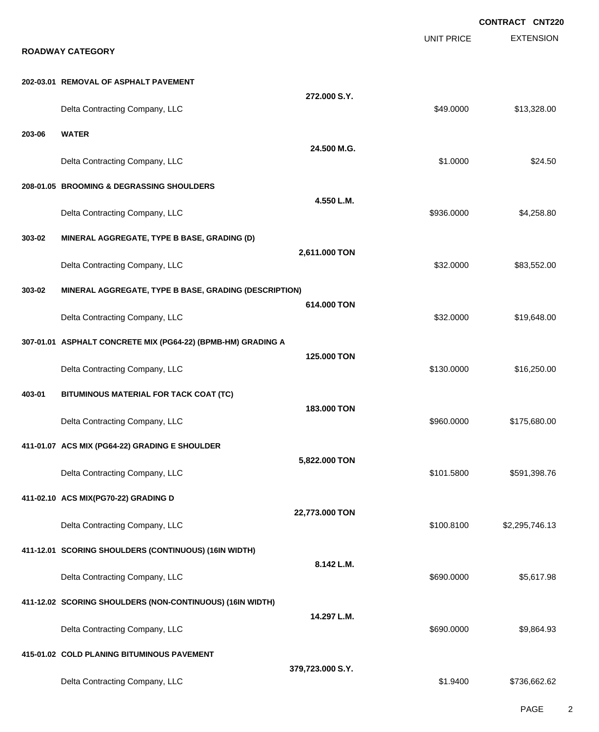**CONTRACT CNT220**

## ROADWAY CATEGORY

| | | UNIT PRICE | EXTENSION |
|---|---|---|---|
| **202-03.01 REMOVAL OF ASPHALT PAVEMENT** | **272.000 S.Y.** | | |
| Delta Contracting Company, LLC | | $49.0000 | $13,328.00 |
| **203-06 WATER** | **24.500 M.G.** | | |
| Delta Contracting Company, LLC | | $1.0000 | $24.50 |
| **208-01.05 BROOMING & DEGRASSING SHOULDERS** | **4.550 L.M.** | | |
| Delta Contracting Company, LLC | | $936.0000 | $4,258.80 |
| **303-02 MINERAL AGGREGATE, TYPE B BASE, GRADING (D)** | **2,611.000 TON** | | |
| Delta Contracting Company, LLC | | $32.0000 | $83,552.00 |
| **303-02 MINERAL AGGREGATE, TYPE B BASE, GRADING (DESCRIPTION)** | **614.000 TON** | | |
| Delta Contracting Company, LLC | | $32.0000 | $19,648.00 |
| **307-01.01 ASPHALT CONCRETE MIX (PG64-22) (BPMB-HM) GRADING A** | **125.000 TON** | | |
| Delta Contracting Company, LLC | | $130.0000 | $16,250.00 |
| **403-01 BITUMINOUS MATERIAL FOR TACK COAT (TC)** | **183.000 TON** | | |
| Delta Contracting Company, LLC | | $960.0000 | $175,680.00 |
| **411-01.07 ACS MIX (PG64-22) GRADING E SHOULDER** | **5,822.000 TON** | | |
| Delta Contracting Company, LLC | | $101.5800 | $591,398.76 |
| **411-02.10 ACS MIX(PG70-22) GRADING D** | **22,773.000 TON** | | |
| Delta Contracting Company, LLC | | $100.8100 | $2,295,746.13 |
| **411-12.01 SCORING SHOULDERS (CONTINUOUS) (16IN WIDTH)** | **8.142 L.M.** | | |
| Delta Contracting Company, LLC | | $690.0000 | $5,617.98 |
| **411-12.02 SCORING SHOULDERS (NON-CONTINUOUS) (16IN WIDTH)** | **14.297 L.M.** | | |
| Delta Contracting Company, LLC | | $690.0000 | $9,864.93 |
| **415-01.02 COLD PLANING BITUMINOUS PAVEMENT** | **379,723.000 S.Y.** | | |
| Delta Contracting Company, LLC | | $1.9400 | $736,662.62 |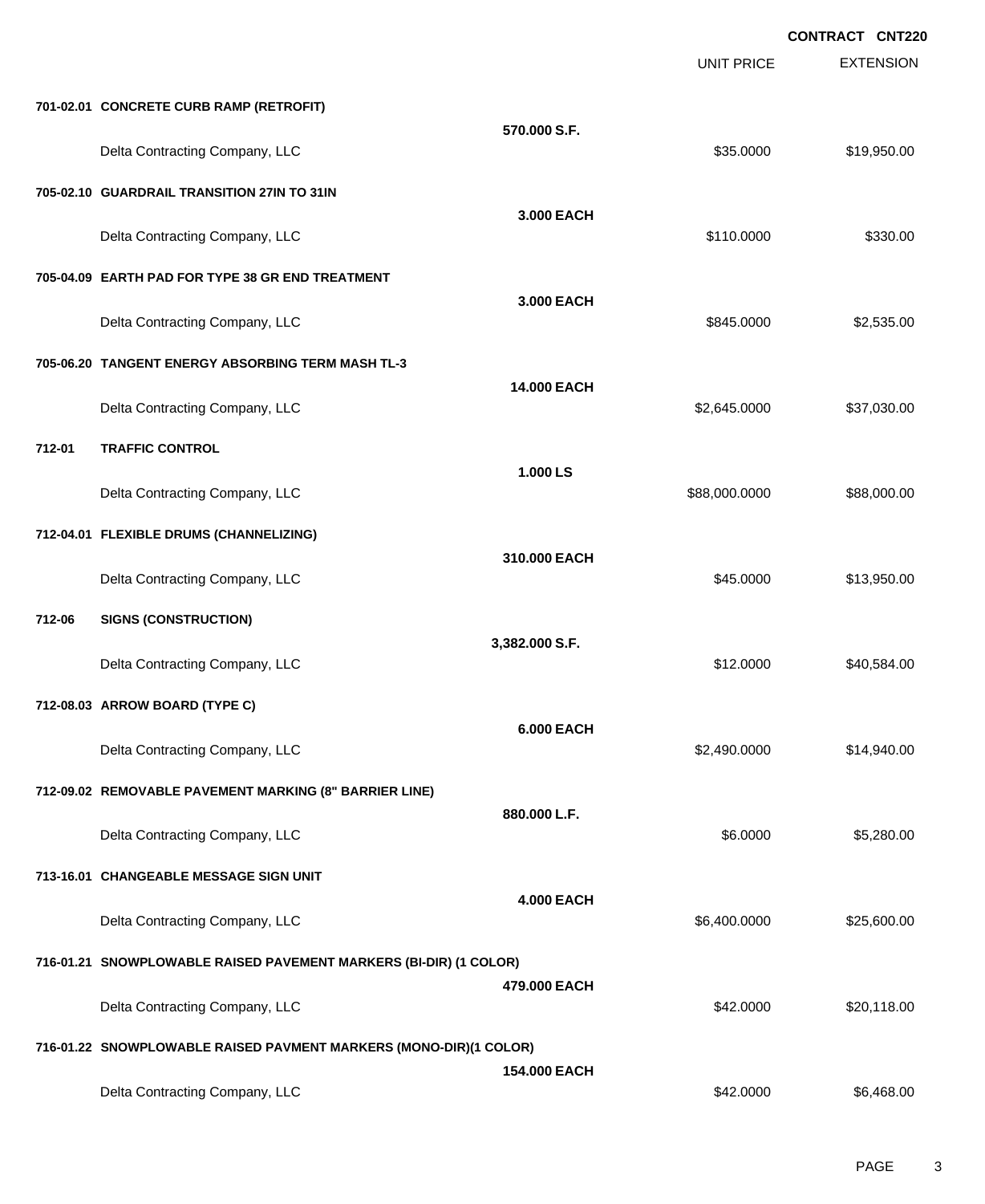**CONTRACT CNT220**

| | | | UNIT PRICE | EXTENSION |
|---|---|---|---|---|
| **701-02.01** | **CONCRETE CURB RAMP (RETROFIT)** | **570.000 S.F.** | | |
| | Delta Contracting Company, LLC | | $35.0000 | $19,950.00 |
| **705-02.10** | **GUARDRAIL TRANSITION 27IN TO 31IN** | **3.000 EACH** | | |
| | Delta Contracting Company, LLC | | $110.0000 | $330.00 |
| **705-04.09** | **EARTH PAD FOR TYPE 38 GR END TREATMENT** | **3.000 EACH** | | |
| | Delta Contracting Company, LLC | | $845.0000 | $2,535.00 |
| **705-06.20** | **TANGENT ENERGY ABSORBING TERM MASH TL-3** | **14.000 EACH** | | |
| | Delta Contracting Company, LLC | | $2,645.0000 | $37,030.00 |
| **712-01** | **TRAFFIC CONTROL** | **1.000 LS** | | |
| | Delta Contracting Company, LLC | | $88,000.0000 | $88,000.00 |
| **712-04.01** | **FLEXIBLE DRUMS (CHANNELIZING)** | **310.000 EACH** | | |
| | Delta Contracting Company, LLC | | $45.0000 | $13,950.00 |
| **712-06** | **SIGNS (CONSTRUCTION)** | **3,382.000 S.F.** | | |
| | Delta Contracting Company, LLC | | $12.0000 | $40,584.00 |
| **712-08.03** | **ARROW BOARD (TYPE C)** | **6.000 EACH** | | |
| | Delta Contracting Company, LLC | | $2,490.0000 | $14,940.00 |
| **712-09.02** | **REMOVABLE PAVEMENT MARKING (8" BARRIER LINE)** | **880.000 L.F.** | | |
| | Delta Contracting Company, LLC | | $6.0000 | $5,280.00 |
| **713-16.01** | **CHANGEABLE MESSAGE SIGN UNIT** | **4.000 EACH** | | |
| | Delta Contracting Company, LLC | | $6,400.0000 | $25,600.00 |
| **716-01.21** | **SNOWPLOWABLE RAISED PAVEMENT MARKERS (BI-DIR) (1 COLOR)** | **479.000 EACH** | | |
| | Delta Contracting Company, LLC | | $42.0000 | $20,118.00 |
| **716-01.22** | **SNOWPLOWABLE RAISED PAVMENT MARKERS (MONO-DIR)(1 COLOR)** | **154.000 EACH** | | |
| | Delta Contracting Company, LLC | | $42.0000 | $6,468.00 |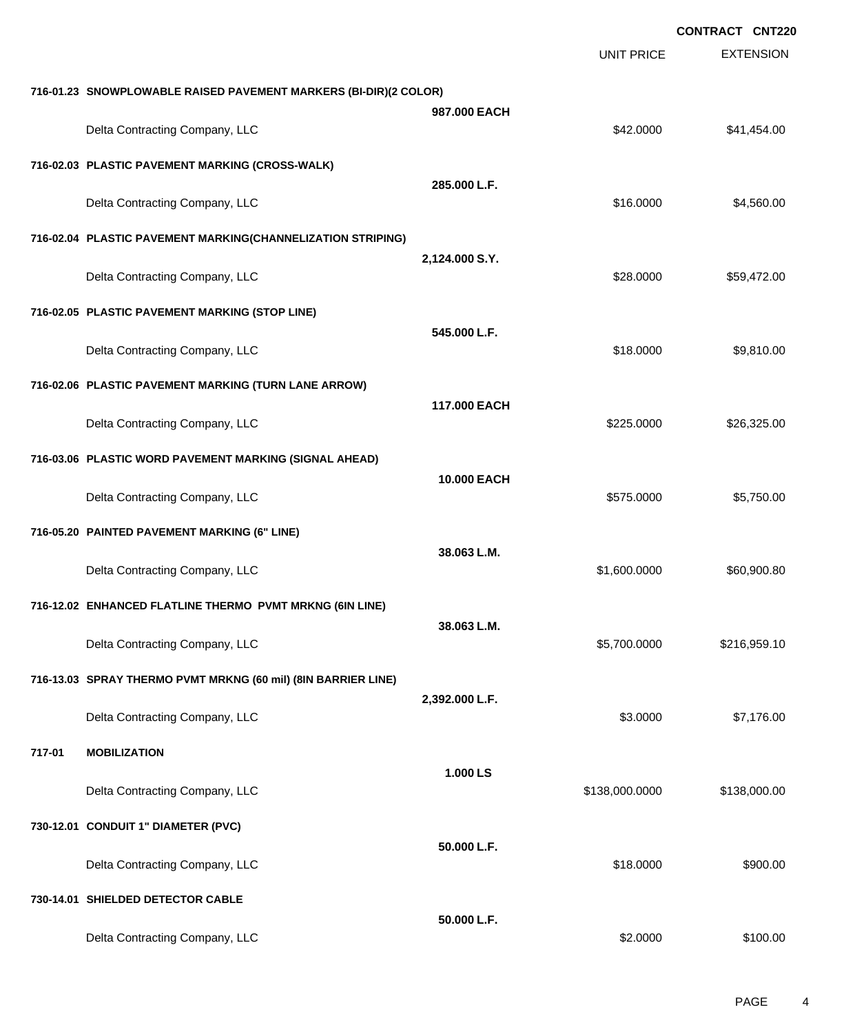**CONTRACT CNT220**

| | | | UNIT PRICE | EXTENSION |
|---|---|---|---|---|
| **716-01.23** | **SNOWPLOWABLE RAISED PAVEMENT MARKERS (BI-DIR)(2 COLOR)** | | | |
| | | **987.000 EACH** | | |
| | Delta Contracting Company, LLC | | $42.0000 | $41,454.00 |
| **716-02.03** | **PLASTIC PAVEMENT MARKING (CROSS-WALK)** | | | |
| | | **285.000 L.F.** | | |
| | Delta Contracting Company, LLC | | $16.0000 | $4,560.00 |
| **716-02.04** | **PLASTIC PAVEMENT MARKING(CHANNELIZATION STRIPING)** | | | |
| | | **2,124.000 S.Y.** | | |
| | Delta Contracting Company, LLC | | $28.0000 | $59,472.00 |
| **716-02.05** | **PLASTIC PAVEMENT MARKING (STOP LINE)** | | | |
| | | **545.000 L.F.** | | |
| | Delta Contracting Company, LLC | | $18.0000 | $9,810.00 |
| **716-02.06** | **PLASTIC PAVEMENT MARKING (TURN LANE ARROW)** | | | |
| | | **117.000 EACH** | | |
| | Delta Contracting Company, LLC | | $225.0000 | $26,325.00 |
| **716-03.06** | **PLASTIC WORD PAVEMENT MARKING (SIGNAL AHEAD)** | | | |
| | | **10.000 EACH** | | |
| | Delta Contracting Company, LLC | | $575.0000 | $5,750.00 |
| **716-05.20** | **PAINTED PAVEMENT MARKING (6" LINE)** | | | |
| | | **38.063 L.M.** | | |
| | Delta Contracting Company, LLC | | $1,600.0000 | $60,900.80 |
| **716-12.02** | **ENHANCED FLATLINE THERMO PVMT MRKNG (6IN LINE)** | | | |
| | | **38.063 L.M.** | | |
| | Delta Contracting Company, LLC | | $5,700.0000 | $216,959.10 |
| **716-13.03** | **SPRAY THERMO PVMT MRKNG (60 mil) (8IN BARRIER LINE)** | | | |
| | | **2,392.000 L.F.** | | |
| | Delta Contracting Company, LLC | | $3.0000 | $7,176.00 |
| **717-01** | **MOBILIZATION** | | | |
| | | **1.000 LS** | | |
| | Delta Contracting Company, LLC | | $138,000.0000 | $138,000.00 |
| **730-12.01** | **CONDUIT 1" DIAMETER (PVC)** | | | |
| | | **50.000 L.F.** | | |
| | Delta Contracting Company, LLC | | $18.0000 | $900.00 |
| **730-14.01** | **SHIELDED DETECTOR CABLE** | | | |
| | | **50.000 L.F.** | | |
| | Delta Contracting Company, LLC | | $2.0000 | $100.00 |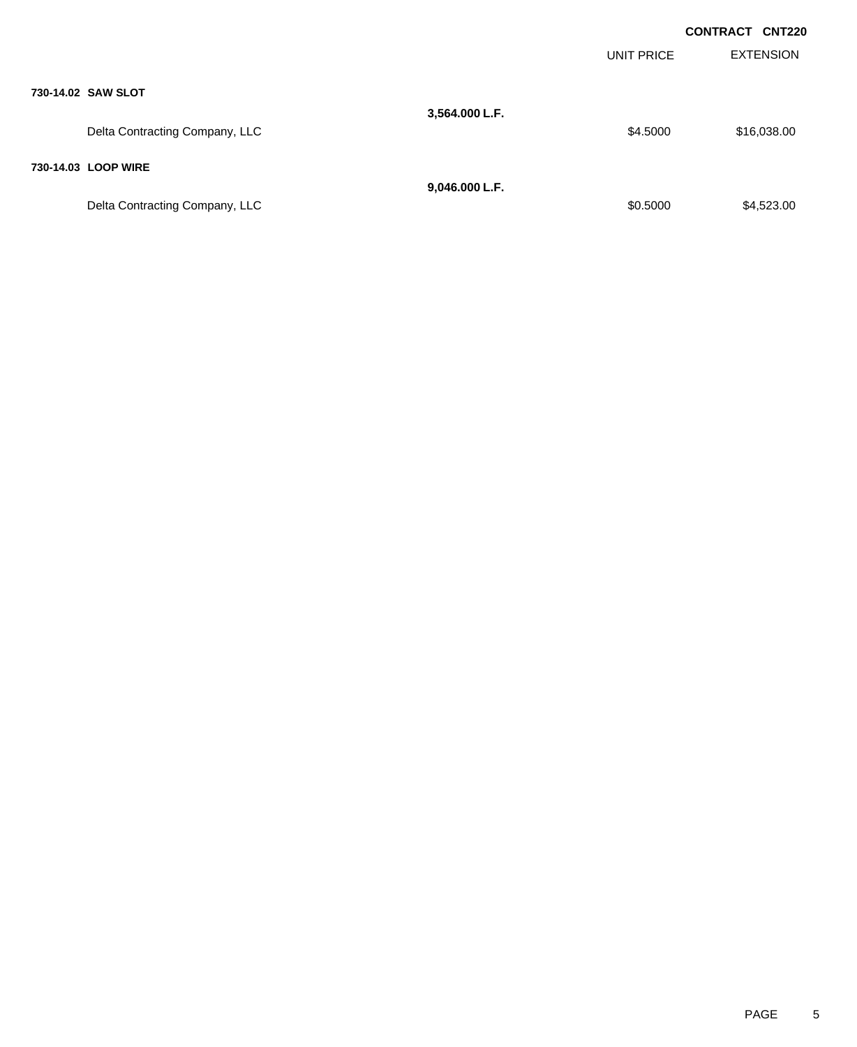**CONTRACT CNT220**

| | | UNIT PRICE | EXTENSION |
|---|---|---|---|
| **730-14.02 SAW SLOT** | | | |
| | **3,564.000 L.F.** | | |
| Delta Contracting Company, LLC | | $4.5000 | $16,038.00 |
| **730-14.03 LOOP WIRE** | | | |
| | **9,046.000 L.F.** | | |
| Delta Contracting Company, LLC | | $0.5000 | $4,523.00 |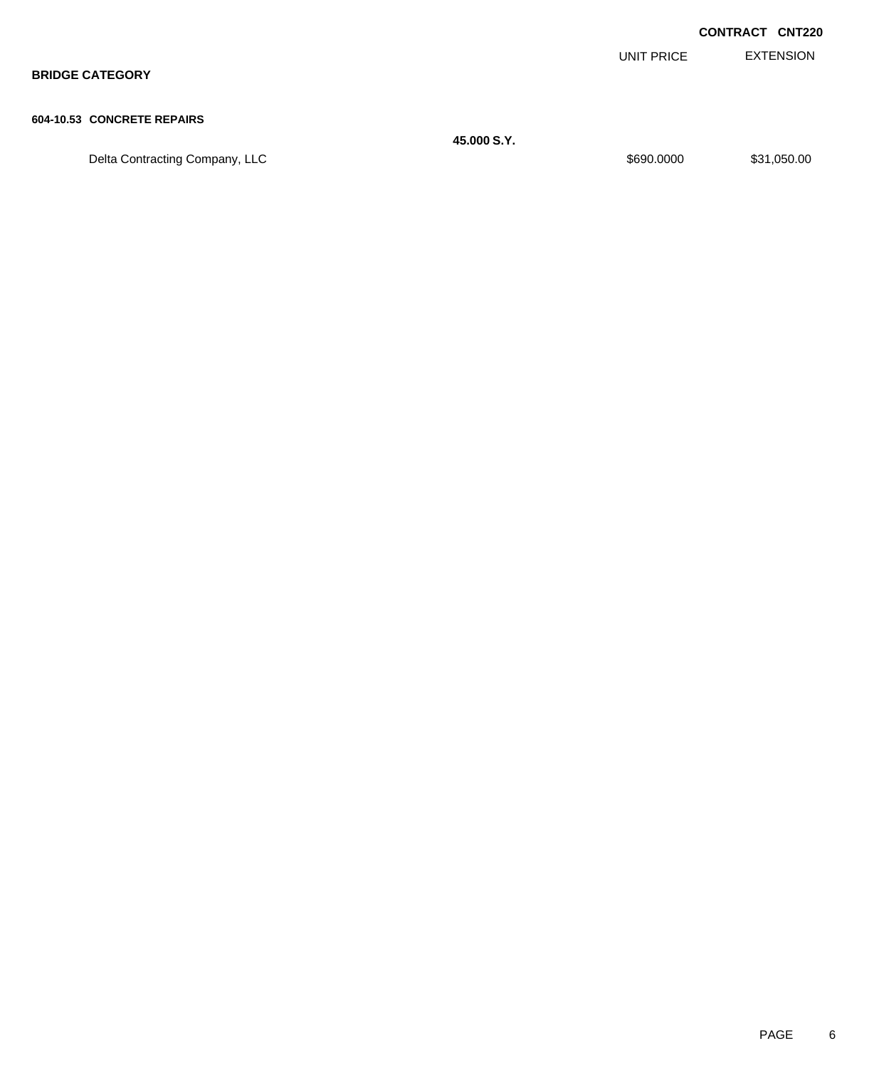**CONTRACT CNT220**

## BRIDGE CATEGORY

### 604-10.53 CONCRETE REPAIRS

| | Quantity | UNIT PRICE | EXTENSION |
|---|---|---|---|
| | **45.000 S.Y.** | | |
| Delta Contracting Company, LLC | | $690.0000 | $31,050.00 |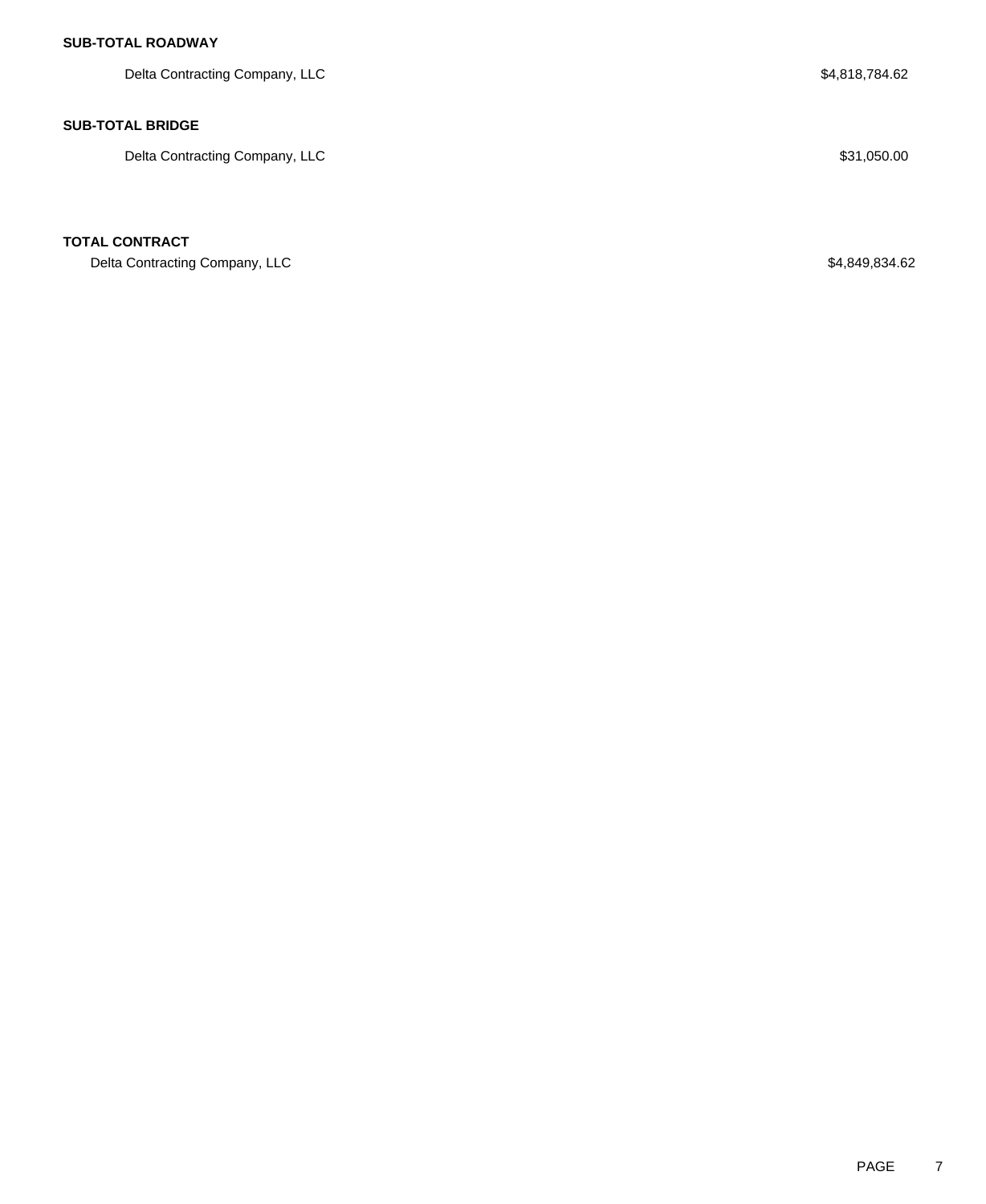**SUB-TOTAL ROADWAY**

| | |
|---|---|
| Delta Contracting Company, LLC | $4,818,784.62 |

**SUB-TOTAL BRIDGE**

| | |
|---|---|
| Delta Contracting Company, LLC | $31,050.00 |

**TOTAL CONTRACT**

| | |
|---|---|
| Delta Contracting Company, LLC | $4,849,834.62 |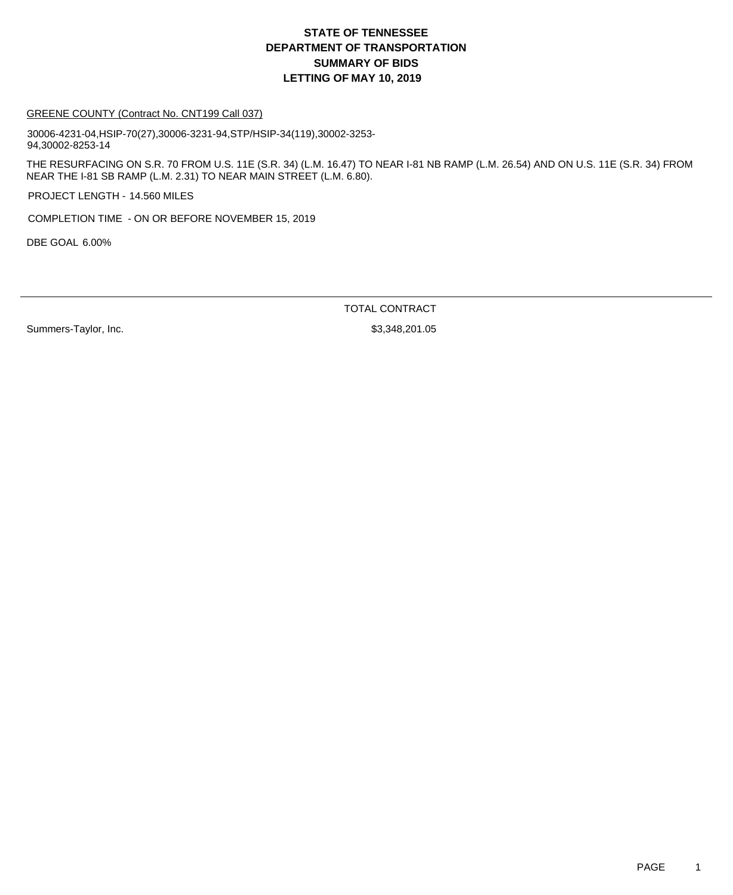# STATE OF TENNESSEE
# DEPARTMENT OF TRANSPORTATION
# SUMMARY OF BIDS
# LETTING OF MAY 10, 2019

GREENE COUNTY (Contract No. CNT199 Call 037)

30006-4231-04,HSIP-70(27),30006-3231-94,STP/HSIP-34(119),30002-3253-94,30002-8253-14

THE RESURFACING ON S.R. 70 FROM U.S. 11E (S.R. 34) (L.M. 16.47) TO NEAR I-81 NB RAMP (L.M. 26.54) AND ON U.S. 11E (S.R. 34) FROM NEAR THE I-81 SB RAMP (L.M. 2.31) TO NEAR MAIN STREET (L.M. 6.80).

PROJECT LENGTH - 14.560 MILES

COMPLETION TIME - ON OR BEFORE NOVEMBER 15, 2019

DBE GOAL 6.00%

| | TOTAL CONTRACT |
|---|---|
| Summers-Taylor, Inc. | $3,348,201.05 |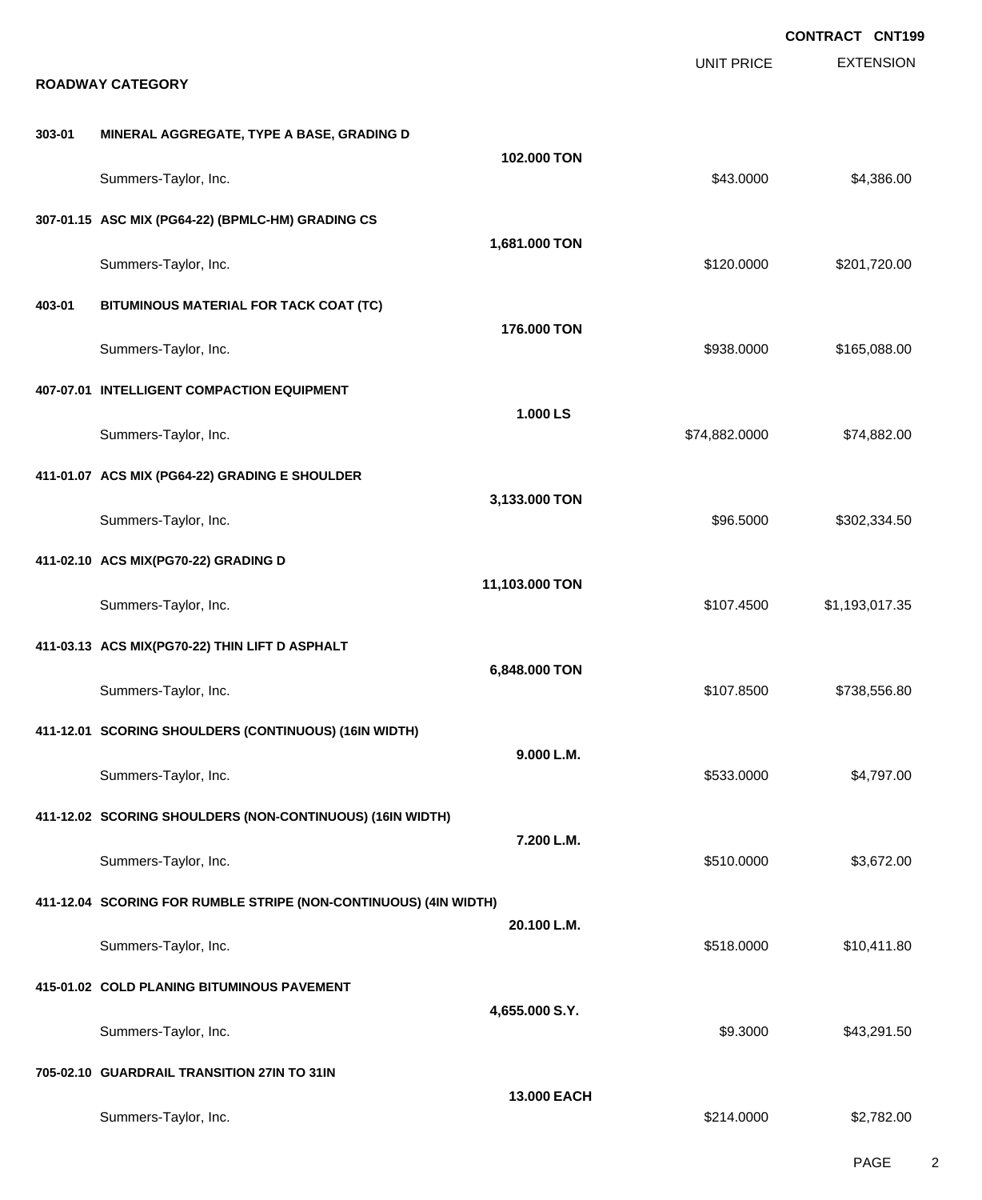**CONTRACT CNT199**

## ROADWAY CATEGORY

| | | | UNIT PRICE | EXTENSION |
|---|---|---|---|---|
| **303-01** | **MINERAL AGGREGATE, TYPE A BASE, GRADING D** | | | |
| | | **102.000 TON** | | |
| | Summers-Taylor, Inc. | | $43.0000 | $4,386.00 |
| **307-01.15** | **ASC MIX (PG64-22) (BPMLC-HM) GRADING CS** | | | |
| | | **1,681.000 TON** | | |
| | Summers-Taylor, Inc. | | $120.0000 | $201,720.00 |
| **403-01** | **BITUMINOUS MATERIAL FOR TACK COAT (TC)** | | | |
| | | **176.000 TON** | | |
| | Summers-Taylor, Inc. | | $938.0000 | $165,088.00 |
| **407-07.01** | **INTELLIGENT COMPACTION EQUIPMENT** | | | |
| | | **1.000 LS** | | |
| | Summers-Taylor, Inc. | | $74,882.0000 | $74,882.00 |
| **411-01.07** | **ACS MIX (PG64-22) GRADING E SHOULDER** | | | |
| | | **3,133.000 TON** | | |
| | Summers-Taylor, Inc. | | $96.5000 | $302,334.50 |
| **411-02.10** | **ACS MIX(PG70-22) GRADING D** | | | |
| | | **11,103.000 TON** | | |
| | Summers-Taylor, Inc. | | $107.4500 | $1,193,017.35 |
| **411-03.13** | **ACS MIX(PG70-22) THIN LIFT D ASPHALT** | | | |
| | | **6,848.000 TON** | | |
| | Summers-Taylor, Inc. | | $107.8500 | $738,556.80 |
| **411-12.01** | **SCORING SHOULDERS (CONTINUOUS) (16IN WIDTH)** | | | |
| | | **9.000 L.M.** | | |
| | Summers-Taylor, Inc. | | $533.0000 | $4,797.00 |
| **411-12.02** | **SCORING SHOULDERS (NON-CONTINUOUS) (16IN WIDTH)** | | | |
| | | **7.200 L.M.** | | |
| | Summers-Taylor, Inc. | | $510.0000 | $3,672.00 |
| **411-12.04** | **SCORING FOR RUMBLE STRIPE (NON-CONTINUOUS) (4IN WIDTH)** | | | |
| | | **20.100 L.M.** | | |
| | Summers-Taylor, Inc. | | $518.0000 | $10,411.80 |
| **415-01.02** | **COLD PLANING BITUMINOUS PAVEMENT** | | | |
| | | **4,655.000 S.Y.** | | |
| | Summers-Taylor, Inc. | | $9.3000 | $43,291.50 |
| **705-02.10** | **GUARDRAIL TRANSITION 27IN TO 31IN** | | | |
| | | **13.000 EACH** | | |
| | Summers-Taylor, Inc. | | $214.0000 | $2,782.00 |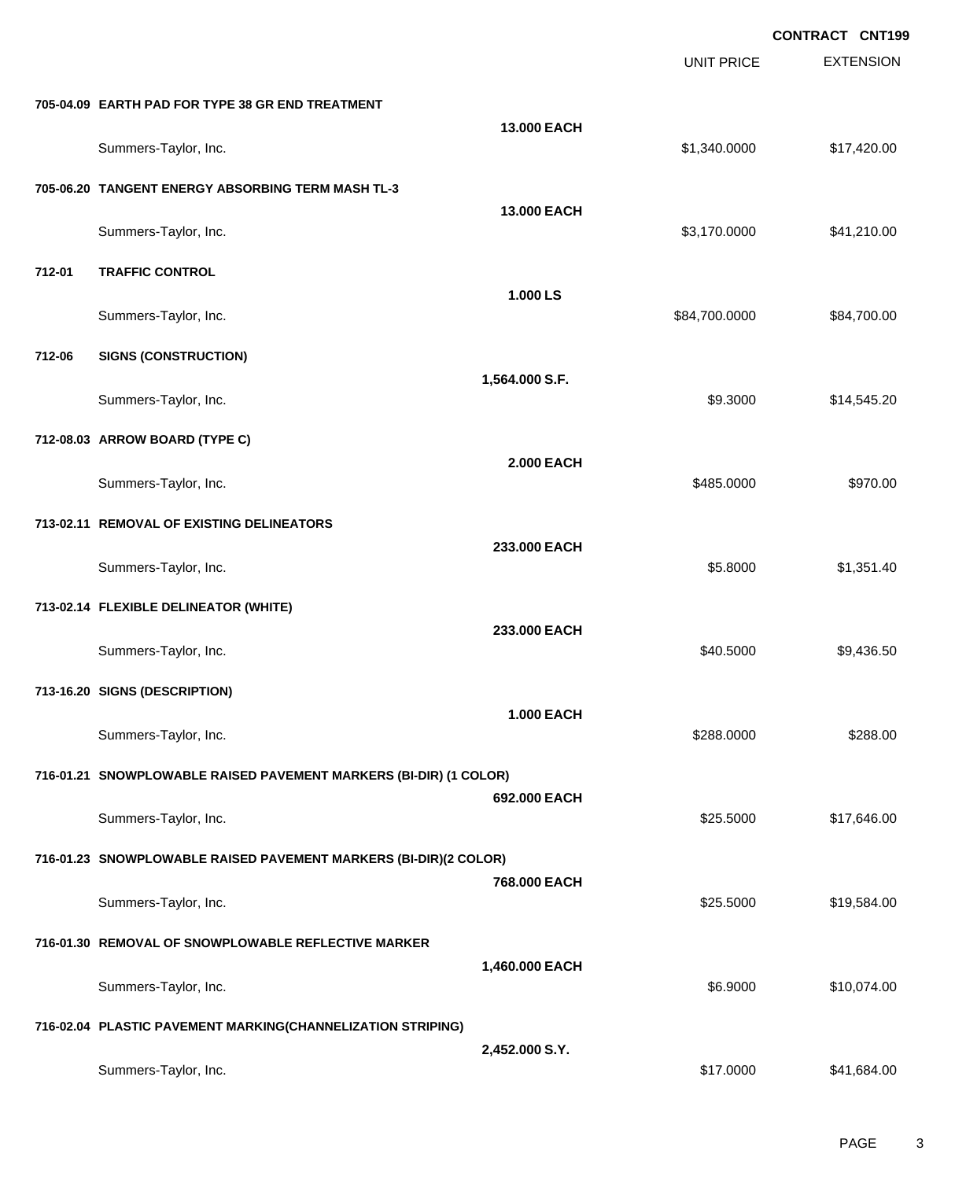**CONTRACT CNT199**

| | | | UNIT PRICE | EXTENSION |
|---|---|---|---|---|
| **705-04.09** | **EARTH PAD FOR TYPE 38 GR END TREATMENT** | **13.000 EACH** | | |
| | Summers-Taylor, Inc. | | $1,340.0000 | $17,420.00 |
| **705-06.20** | **TANGENT ENERGY ABSORBING TERM MASH TL-3** | **13.000 EACH** | | |
| | Summers-Taylor, Inc. | | $3,170.0000 | $41,210.00 |
| **712-01** | **TRAFFIC CONTROL** | **1.000 LS** | | |
| | Summers-Taylor, Inc. | | $84,700.0000 | $84,700.00 |
| **712-06** | **SIGNS (CONSTRUCTION)** | **1,564.000 S.F.** | | |
| | Summers-Taylor, Inc. | | $9.3000 | $14,545.20 |
| **712-08.03** | **ARROW BOARD (TYPE C)** | **2.000 EACH** | | |
| | Summers-Taylor, Inc. | | $485.0000 | $970.00 |
| **713-02.11** | **REMOVAL OF EXISTING DELINEATORS** | **233.000 EACH** | | |
| | Summers-Taylor, Inc. | | $5.8000 | $1,351.40 |
| **713-02.14** | **FLEXIBLE DELINEATOR (WHITE)** | **233.000 EACH** | | |
| | Summers-Taylor, Inc. | | $40.5000 | $9,436.50 |
| **713-16.20** | **SIGNS (DESCRIPTION)** | **1.000 EACH** | | |
| | Summers-Taylor, Inc. | | $288.0000 | $288.00 |
| **716-01.21** | **SNOWPLOWABLE RAISED PAVEMENT MARKERS (BI-DIR) (1 COLOR)** | **692.000 EACH** | | |
| | Summers-Taylor, Inc. | | $25.5000 | $17,646.00 |
| **716-01.23** | **SNOWPLOWABLE RAISED PAVEMENT MARKERS (BI-DIR)(2 COLOR)** | **768.000 EACH** | | |
| | Summers-Taylor, Inc. | | $25.5000 | $19,584.00 |
| **716-01.30** | **REMOVAL OF SNOWPLOWABLE REFLECTIVE MARKER** | **1,460.000 EACH** | | |
| | Summers-Taylor, Inc. | | $6.9000 | $10,074.00 |
| **716-02.04** | **PLASTIC PAVEMENT MARKING(CHANNELIZATION STRIPING)** | **2,452.000 S.Y.** | | |
| | Summers-Taylor, Inc. | | $17.0000 | $41,684.00 |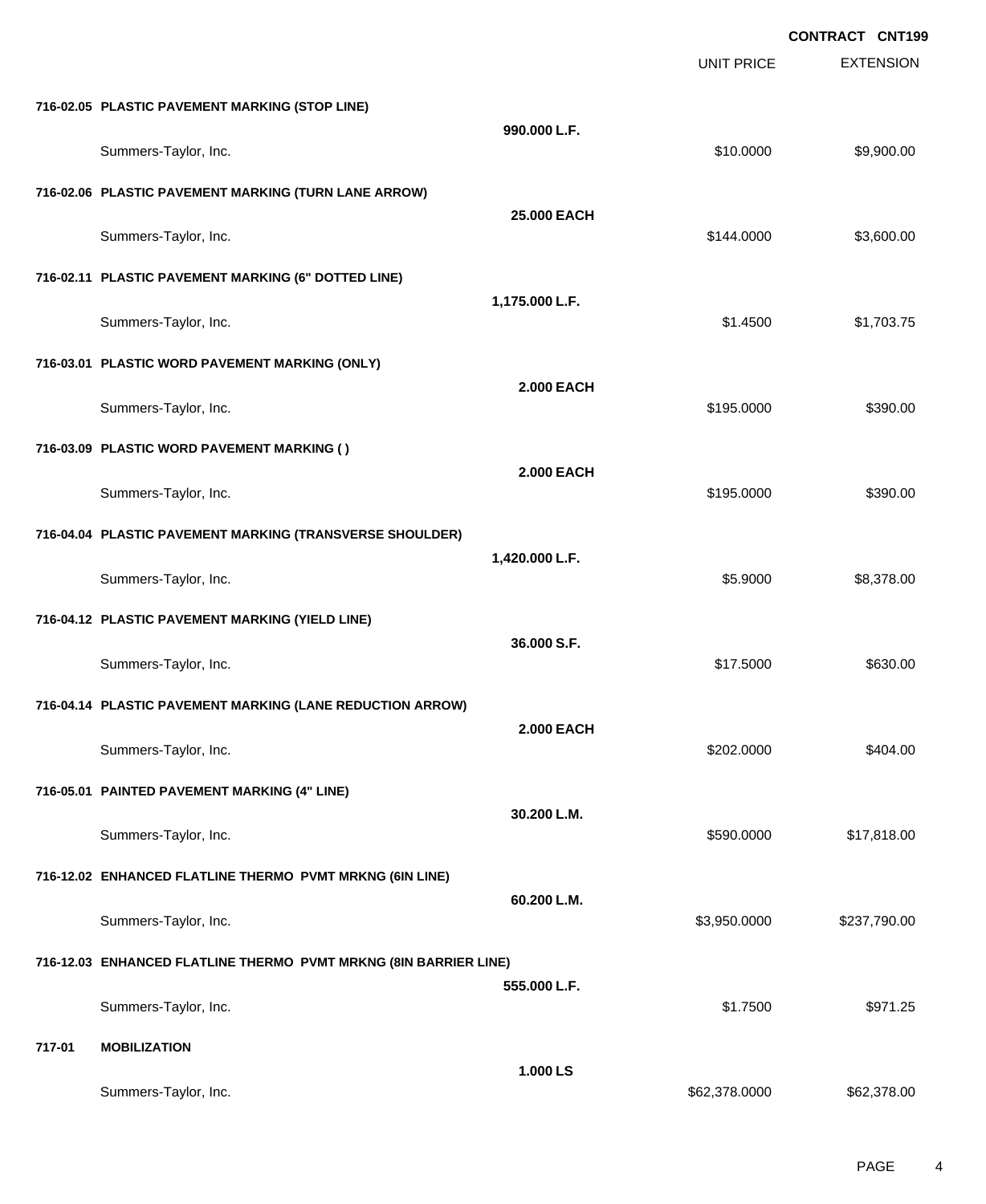**CONTRACT CNT199**

| | | UNIT PRICE | EXTENSION |
|---|---|---|---|
| **716-02.05 PLASTIC PAVEMENT MARKING (STOP LINE)** | **990.000 L.F.** | | |
| Summers-Taylor, Inc. | | $10.0000 | $9,900.00 |
| **716-02.06 PLASTIC PAVEMENT MARKING (TURN LANE ARROW)** | **25.000 EACH** | | |
| Summers-Taylor, Inc. | | $144.0000 | $3,600.00 |
| **716-02.11 PLASTIC PAVEMENT MARKING (6" DOTTED LINE)** | **1,175.000 L.F.** | | |
| Summers-Taylor, Inc. | | $1.4500 | $1,703.75 |
| **716-03.01 PLASTIC WORD PAVEMENT MARKING (ONLY)** | **2.000 EACH** | | |
| Summers-Taylor, Inc. | | $195.0000 | $390.00 |
| **716-03.09 PLASTIC WORD PAVEMENT MARKING ( )** | **2.000 EACH** | | |
| Summers-Taylor, Inc. | | $195.0000 | $390.00 |
| **716-04.04 PLASTIC PAVEMENT MARKING (TRANSVERSE SHOULDER)** | **1,420.000 L.F.** | | |
| Summers-Taylor, Inc. | | $5.9000 | $8,378.00 |
| **716-04.12 PLASTIC PAVEMENT MARKING (YIELD LINE)** | **36.000 S.F.** | | |
| Summers-Taylor, Inc. | | $17.5000 | $630.00 |
| **716-04.14 PLASTIC PAVEMENT MARKING (LANE REDUCTION ARROW)** | **2.000 EACH** | | |
| Summers-Taylor, Inc. | | $202.0000 | $404.00 |
| **716-05.01 PAINTED PAVEMENT MARKING (4" LINE)** | **30.200 L.M.** | | |
| Summers-Taylor, Inc. | | $590.0000 | $17,818.00 |
| **716-12.02 ENHANCED FLATLINE THERMO PVMT MRKNG (6IN LINE)** | **60.200 L.M.** | | |
| Summers-Taylor, Inc. | | $3,950.0000 | $237,790.00 |
| **716-12.03 ENHANCED FLATLINE THERMO PVMT MRKNG (8IN BARRIER LINE)** | **555.000 L.F.** | | |
| Summers-Taylor, Inc. | | $1.7500 | $971.25 |
| **717-01 MOBILIZATION** | **1.000 LS** | | |
| Summers-Taylor, Inc. | | $62,378.0000 | $62,378.00 |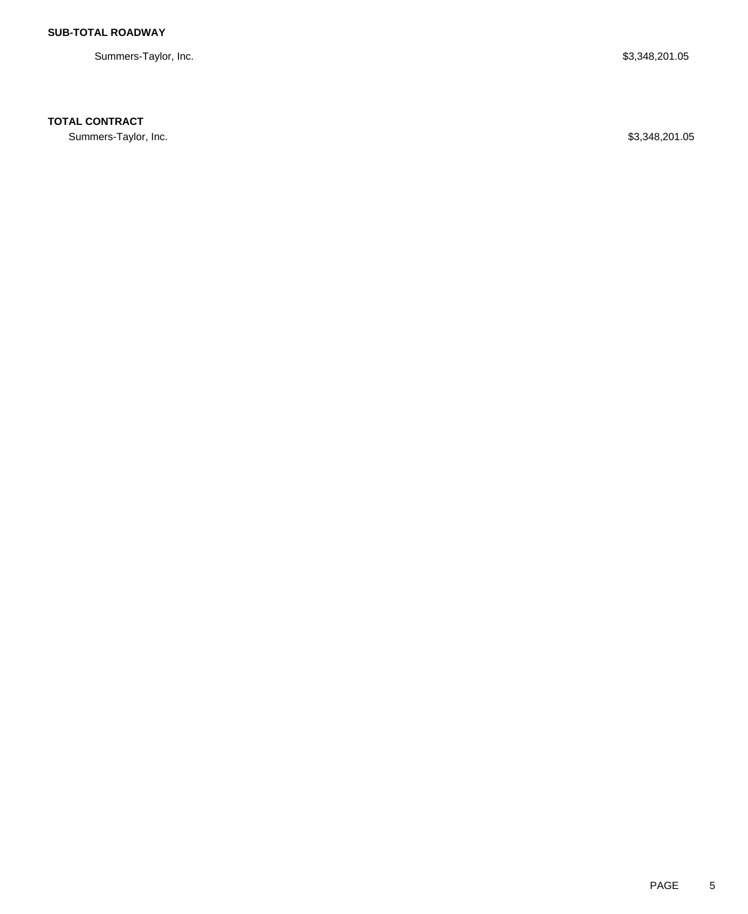**SUB-TOTAL ROADWAY**

| | |
|---|---|
| Summers-Taylor, Inc. | $3,348,201.05 |

**TOTAL CONTRACT**

| | |
|---|---|
| Summers-Taylor, Inc. | $3,348,201.05 |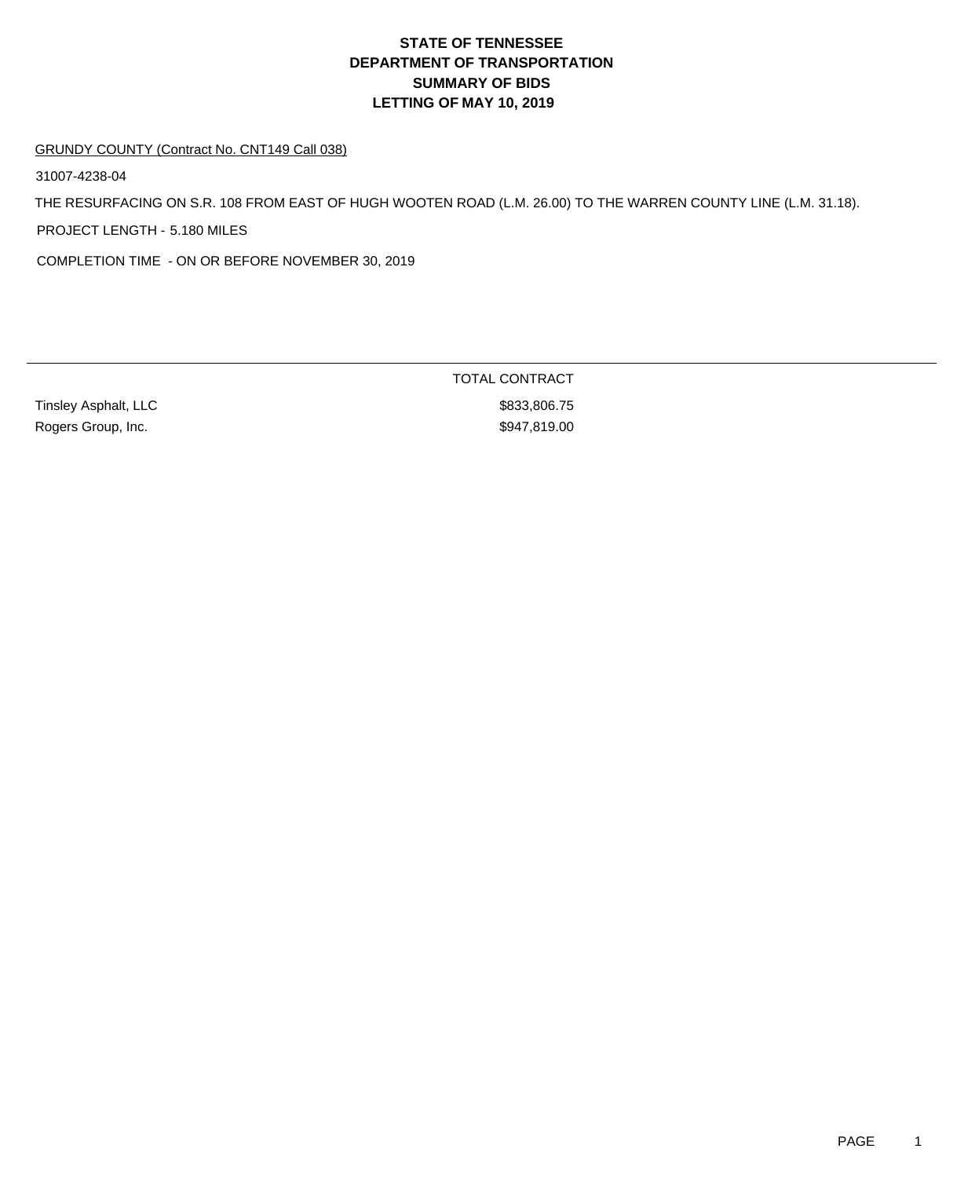# STATE OF TENNESSEE
# DEPARTMENT OF TRANSPORTATION
# SUMMARY OF BIDS
# LETTING OF MAY 10, 2019

GRUNDY COUNTY (Contract No. CNT149 Call 038)

31007-4238-04

THE RESURFACING ON S.R. 108 FROM EAST OF HUGH WOOTEN ROAD (L.M. 26.00) TO THE WARREN COUNTY LINE (L.M. 31.18).

PROJECT LENGTH - 5.180 MILES

COMPLETION TIME - ON OR BEFORE NOVEMBER 30, 2019

| | TOTAL CONTRACT |
|---|---|
| Tinsley Asphalt, LLC | $833,806.75 |
| Rogers Group, Inc. | $947,819.00 |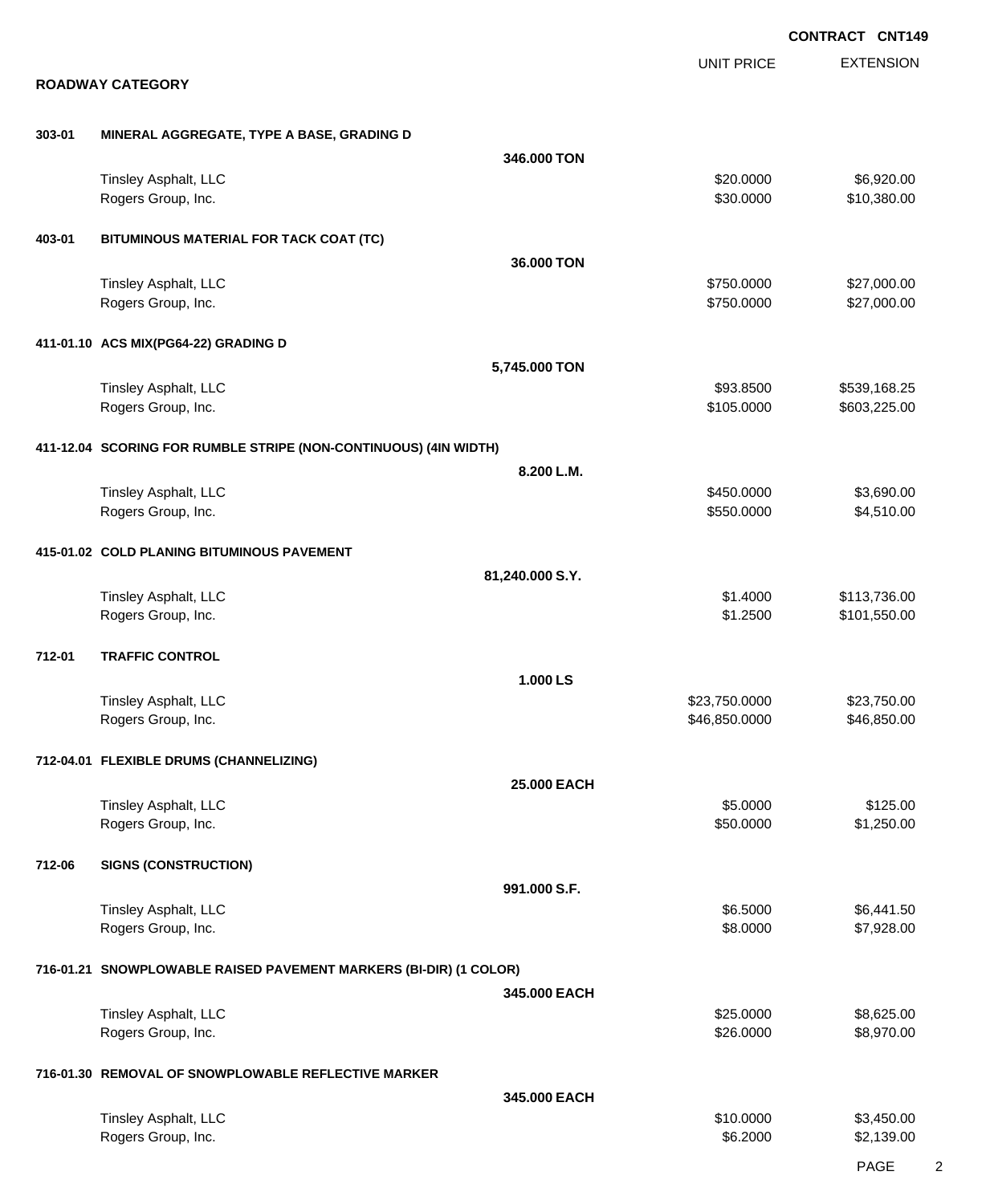CONTRACT CNT149

## ROADWAY CATEGORY

| | | UNIT PRICE | EXTENSION |
|---|---|---|---|
| **303-01** | **MINERAL AGGREGATE, TYPE A BASE, GRADING D** | | |
| | **346.000 TON** | | |
| | Tinsley Asphalt, LLC | $20.0000 | $6,920.00 |
| | Rogers Group, Inc. | $30.0000 | $10,380.00 |
| **403-01** | **BITUMINOUS MATERIAL FOR TACK COAT (TC)** | | |
| | **36.000 TON** | | |
| | Tinsley Asphalt, LLC | $750.0000 | $27,000.00 |
| | Rogers Group, Inc. | $750.0000 | $27,000.00 |
| **411-01.10** | **ACS MIX(PG64-22) GRADING D** | | |
| | **5,745.000 TON** | | |
| | Tinsley Asphalt, LLC | $93.8500 | $539,168.25 |
| | Rogers Group, Inc. | $105.0000 | $603,225.00 |
| **411-12.04** | **SCORING FOR RUMBLE STRIPE (NON-CONTINUOUS) (4IN WIDTH)** | | |
| | **8.200 L.M.** | | |
| | Tinsley Asphalt, LLC | $450.0000 | $3,690.00 |
| | Rogers Group, Inc. | $550.0000 | $4,510.00 |
| **415-01.02** | **COLD PLANING BITUMINOUS PAVEMENT** | | |
| | **81,240.000 S.Y.** | | |
| | Tinsley Asphalt, LLC | $1.4000 | $113,736.00 |
| | Rogers Group, Inc. | $1.2500 | $101,550.00 |
| **712-01** | **TRAFFIC CONTROL** | | |
| | **1.000 LS** | | |
| | Tinsley Asphalt, LLC | $23,750.0000 | $23,750.00 |
| | Rogers Group, Inc. | $46,850.0000 | $46,850.00 |
| **712-04.01** | **FLEXIBLE DRUMS (CHANNELIZING)** | | |
| | **25.000 EACH** | | |
| | Tinsley Asphalt, LLC | $5.0000 | $125.00 |
| | Rogers Group, Inc. | $50.0000 | $1,250.00 |
| **712-06** | **SIGNS (CONSTRUCTION)** | | |
| | **991.000 S.F.** | | |
| | Tinsley Asphalt, LLC | $6.5000 | $6,441.50 |
| | Rogers Group, Inc. | $8.0000 | $7,928.00 |
| **716-01.21** | **SNOWPLOWABLE RAISED PAVEMENT MARKERS (BI-DIR) (1 COLOR)** | | |
| | **345.000 EACH** | | |
| | Tinsley Asphalt, LLC | $25.0000 | $8,625.00 |
| | Rogers Group, Inc. | $26.0000 | $8,970.00 |
| **716-01.30** | **REMOVAL OF SNOWPLOWABLE REFLECTIVE MARKER** | | |
| | **345.000 EACH** | | |
| | Tinsley Asphalt, LLC | $10.0000 | $3,450.00 |
| | Rogers Group, Inc. | $6.2000 | $2,139.00 |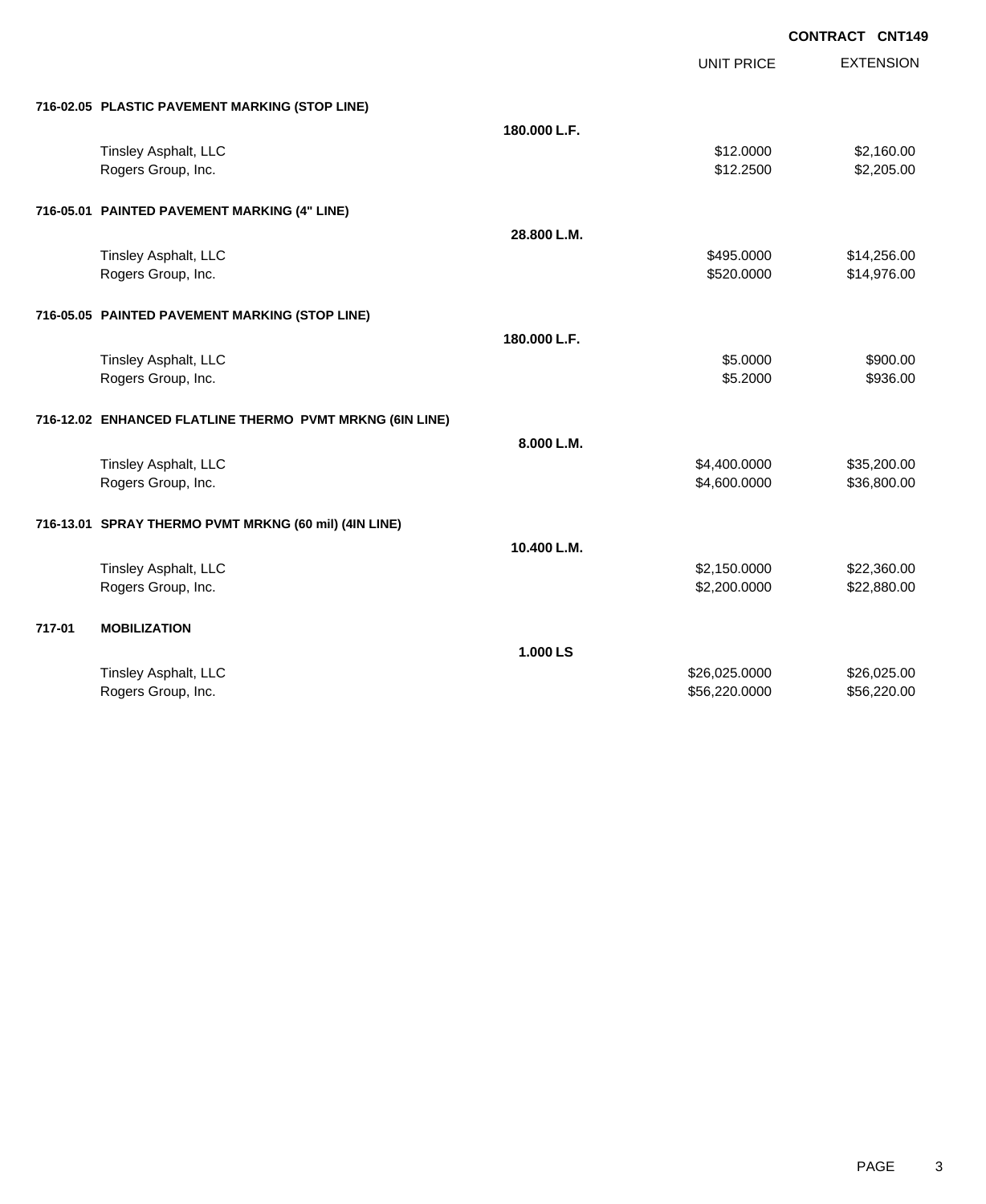**CONTRACT CNT149**

| | | UNIT PRICE | EXTENSION |
|---|---|---|---|
| **716-02.05 PLASTIC PAVEMENT MARKING (STOP LINE)** | | | |
| | **180.000 L.F.** | | |
| Tinsley Asphalt, LLC | | $12.0000 | $2,160.00 |
| Rogers Group, Inc. | | $12.2500 | $2,205.00 |
| **716-05.01 PAINTED PAVEMENT MARKING (4" LINE)** | | | |
| | **28.800 L.M.** | | |
| Tinsley Asphalt, LLC | | $495.0000 | $14,256.00 |
| Rogers Group, Inc. | | $520.0000 | $14,976.00 |
| **716-05.05 PAINTED PAVEMENT MARKING (STOP LINE)** | | | |
| | **180.000 L.F.** | | |
| Tinsley Asphalt, LLC | | $5.0000 | $900.00 |
| Rogers Group, Inc. | | $5.2000 | $936.00 |
| **716-12.02 ENHANCED FLATLINE THERMO PVMT MRKNG (6IN LINE)** | | | |
| | **8.000 L.M.** | | |
| Tinsley Asphalt, LLC | | $4,400.0000 | $35,200.00 |
| Rogers Group, Inc. | | $4,600.0000 | $36,800.00 |
| **716-13.01 SPRAY THERMO PVMT MRKNG (60 mil) (4IN LINE)** | | | |
| | **10.400 L.M.** | | |
| Tinsley Asphalt, LLC | | $2,150.0000 | $22,360.00 |
| Rogers Group, Inc. | | $2,200.0000 | $22,880.00 |
| **717-01 MOBILIZATION** | | | |
| | **1.000 LS** | | |
| Tinsley Asphalt, LLC | | $26,025.0000 | $26,025.00 |
| Rogers Group, Inc. | | $56,220.0000 | $56,220.00 |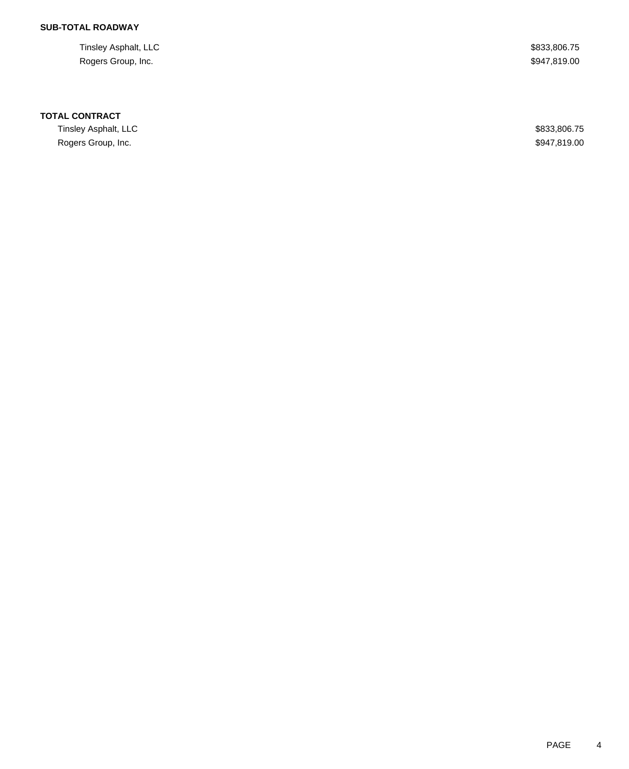**SUB-TOTAL ROADWAY**

| | |
|---|---|
| Tinsley Asphalt, LLC | $833,806.75 |
| Rogers Group, Inc. | $947,819.00 |

**TOTAL CONTRACT**

| | |
|---|---|
| Tinsley Asphalt, LLC | $833,806.75 |
| Rogers Group, Inc. | $947,819.00 |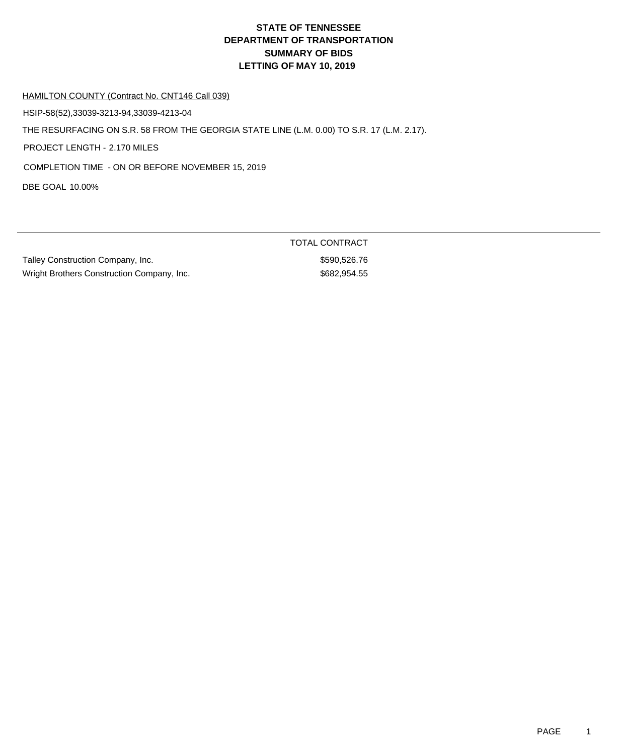# STATE OF TENNESSEE
# DEPARTMENT OF TRANSPORTATION
# SUMMARY OF BIDS
# LETTING OF MAY 10, 2019

HAMILTON COUNTY (Contract No. CNT146 Call 039)

HSIP-58(52),33039-3213-94,33039-4213-04

THE RESURFACING ON S.R. 58 FROM THE GEORGIA STATE LINE (L.M. 0.00) TO S.R. 17 (L.M. 2.17).

PROJECT LENGTH - 2.170 MILES

COMPLETION TIME - ON OR BEFORE NOVEMBER 15, 2019

DBE GOAL 10.00%

| | TOTAL CONTRACT |
|---|---|
| Talley Construction Company, Inc. | $590,526.76 |
| Wright Brothers Construction Company, Inc. | $682,954.55 |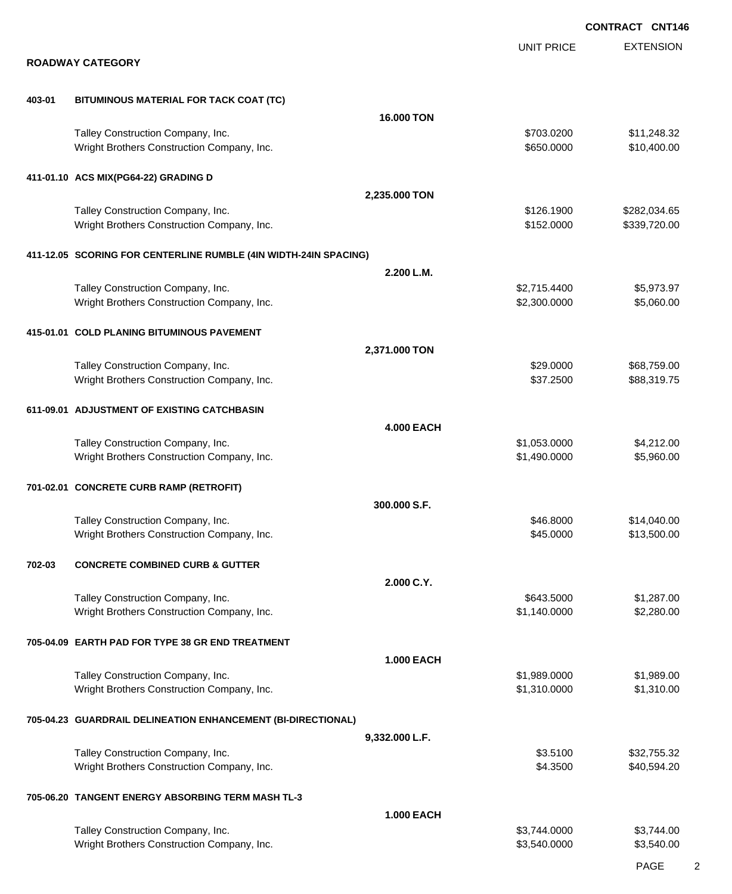**CONTRACT CNT146**

## ROADWAY CATEGORY

| | | UNIT PRICE | EXTENSION |
|---|---|---|---|
| **403-01** | **BITUMINOUS MATERIAL FOR TACK COAT (TC)** | | |
| | **16.000 TON** | | |
| | Talley Construction Company, Inc. | $703.0200 | $11,248.32 |
| | Wright Brothers Construction Company, Inc. | $650.0000 | $10,400.00 |
| **411-01.10** | **ACS MIX(PG64-22) GRADING D** | | |
| | **2,235.000 TON** | | |
| | Talley Construction Company, Inc. | $126.1900 | $282,034.65 |
| | Wright Brothers Construction Company, Inc. | $152.0000 | $339,720.00 |
| **411-12.05** | **SCORING FOR CENTERLINE RUMBLE (4IN WIDTH-24IN SPACING)** | | |
| | **2.200 L.M.** | | |
| | Talley Construction Company, Inc. | $2,715.4400 | $5,973.97 |
| | Wright Brothers Construction Company, Inc. | $2,300.0000 | $5,060.00 |
| **415-01.01** | **COLD PLANING BITUMINOUS PAVEMENT** | | |
| | **2,371.000 TON** | | |
| | Talley Construction Company, Inc. | $29.0000 | $68,759.00 |
| | Wright Brothers Construction Company, Inc. | $37.2500 | $88,319.75 |
| **611-09.01** | **ADJUSTMENT OF EXISTING CATCHBASIN** | | |
| | **4.000 EACH** | | |
| | Talley Construction Company, Inc. | $1,053.0000 | $4,212.00 |
| | Wright Brothers Construction Company, Inc. | $1,490.0000 | $5,960.00 |
| **701-02.01** | **CONCRETE CURB RAMP (RETROFIT)** | | |
| | **300.000 S.F.** | | |
| | Talley Construction Company, Inc. | $46.8000 | $14,040.00 |
| | Wright Brothers Construction Company, Inc. | $45.0000 | $13,500.00 |
| **702-03** | **CONCRETE COMBINED CURB & GUTTER** | | |
| | **2.000 C.Y.** | | |
| | Talley Construction Company, Inc. | $643.5000 | $1,287.00 |
| | Wright Brothers Construction Company, Inc. | $1,140.0000 | $2,280.00 |
| **705-04.09** | **EARTH PAD FOR TYPE 38 GR END TREATMENT** | | |
| | **1.000 EACH** | | |
| | Talley Construction Company, Inc. | $1,989.0000 | $1,989.00 |
| | Wright Brothers Construction Company, Inc. | $1,310.0000 | $1,310.00 |
| **705-04.23** | **GUARDRAIL DELINEATION ENHANCEMENT (BI-DIRECTIONAL)** | | |
| | **9,332.000 L.F.** | | |
| | Talley Construction Company, Inc. | $3.5100 | $32,755.32 |
| | Wright Brothers Construction Company, Inc. | $4.3500 | $40,594.20 |
| **705-06.20** | **TANGENT ENERGY ABSORBING TERM MASH TL-3** | | |
| | **1.000 EACH** | | |
| | Talley Construction Company, Inc. | $3,744.0000 | $3,744.00 |
| | Wright Brothers Construction Company, Inc. | $3,540.0000 | $3,540.00 |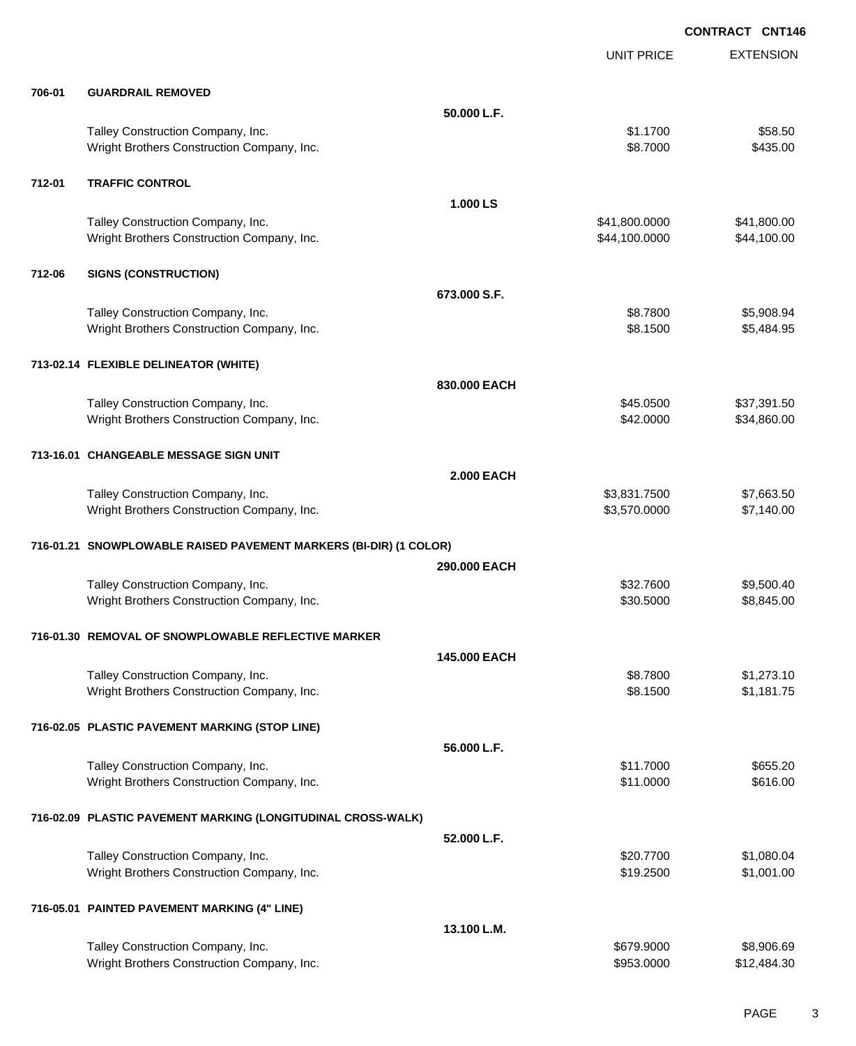**CONTRACT CNT146**

| | | | UNIT PRICE | EXTENSION |
|---|---|---|---|---|
| **706-01** | **GUARDRAIL REMOVED** | | | |
| | | **50.000 L.F.** | | |
| | Talley Construction Company, Inc. | | $1.1700 | $58.50 |
| | Wright Brothers Construction Company, Inc. | | $8.7000 | $435.00 |
| **712-01** | **TRAFFIC CONTROL** | | | |
| | | **1.000 LS** | | |
| | Talley Construction Company, Inc. | | $41,800.0000 | $41,800.00 |
| | Wright Brothers Construction Company, Inc. | | $44,100.0000 | $44,100.00 |
| **712-06** | **SIGNS (CONSTRUCTION)** | | | |
| | | **673.000 S.F.** | | |
| | Talley Construction Company, Inc. | | $8.7800 | $5,908.94 |
| | Wright Brothers Construction Company, Inc. | | $8.1500 | $5,484.95 |
| **713-02.14** | **FLEXIBLE DELINEATOR (WHITE)** | | | |
| | | **830.000 EACH** | | |
| | Talley Construction Company, Inc. | | $45.0500 | $37,391.50 |
| | Wright Brothers Construction Company, Inc. | | $42.0000 | $34,860.00 |
| **713-16.01** | **CHANGEABLE MESSAGE SIGN UNIT** | | | |
| | | **2.000 EACH** | | |
| | Talley Construction Company, Inc. | | $3,831.7500 | $7,663.50 |
| | Wright Brothers Construction Company, Inc. | | $3,570.0000 | $7,140.00 |
| **716-01.21** | **SNOWPLOWABLE RAISED PAVEMENT MARKERS (BI-DIR) (1 COLOR)** | | | |
| | | **290.000 EACH** | | |
| | Talley Construction Company, Inc. | | $32.7600 | $9,500.40 |
| | Wright Brothers Construction Company, Inc. | | $30.5000 | $8,845.00 |
| **716-01.30** | **REMOVAL OF SNOWPLOWABLE REFLECTIVE MARKER** | | | |
| | | **145.000 EACH** | | |
| | Talley Construction Company, Inc. | | $8.7800 | $1,273.10 |
| | Wright Brothers Construction Company, Inc. | | $8.1500 | $1,181.75 |
| **716-02.05** | **PLASTIC PAVEMENT MARKING (STOP LINE)** | | | |
| | | **56.000 L.F.** | | |
| | Talley Construction Company, Inc. | | $11.7000 | $655.20 |
| | Wright Brothers Construction Company, Inc. | | $11.0000 | $616.00 |
| **716-02.09** | **PLASTIC PAVEMENT MARKING (LONGITUDINAL CROSS-WALK)** | | | |
| | | **52.000 L.F.** | | |
| | Talley Construction Company, Inc. | | $20.7700 | $1,080.04 |
| | Wright Brothers Construction Company, Inc. | | $19.2500 | $1,001.00 |
| **716-05.01** | **PAINTED PAVEMENT MARKING (4" LINE)** | | | |
| | | **13.100 L.M.** | | |
| | Talley Construction Company, Inc. | | $679.9000 | $8,906.69 |
| | Wright Brothers Construction Company, Inc. | | $953.0000 | $12,484.30 |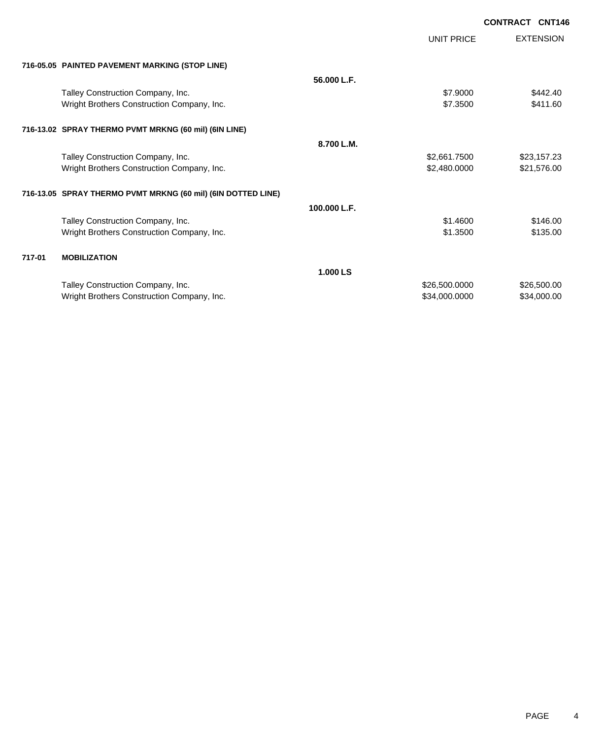**CONTRACT CNT146**

| | | UNIT PRICE | EXTENSION |
|---|---|---|---|
| **716-05.05 PAINTED PAVEMENT MARKING (STOP LINE)** | | | |
| | **56.000 L.F.** | | |
| Talley Construction Company, Inc. | | $7.9000 | $442.40 |
| Wright Brothers Construction Company, Inc. | | $7.3500 | $411.60 |
| **716-13.02 SPRAY THERMO PVMT MRKNG (60 mil) (6IN LINE)** | | | |
| | **8.700 L.M.** | | |
| Talley Construction Company, Inc. | | $2,661.7500 | $23,157.23 |
| Wright Brothers Construction Company, Inc. | | $2,480.0000 | $21,576.00 |
| **716-13.05 SPRAY THERMO PVMT MRKNG (60 mil) (6IN DOTTED LINE)** | | | |
| | **100.000 L.F.** | | |
| Talley Construction Company, Inc. | | $1.4600 | $146.00 |
| Wright Brothers Construction Company, Inc. | | $1.3500 | $135.00 |
| **717-01 MOBILIZATION** | | | |
| | **1.000 LS** | | |
| Talley Construction Company, Inc. | | $26,500.0000 | $26,500.00 |
| Wright Brothers Construction Company, Inc. | | $34,000.0000 | $34,000.00 |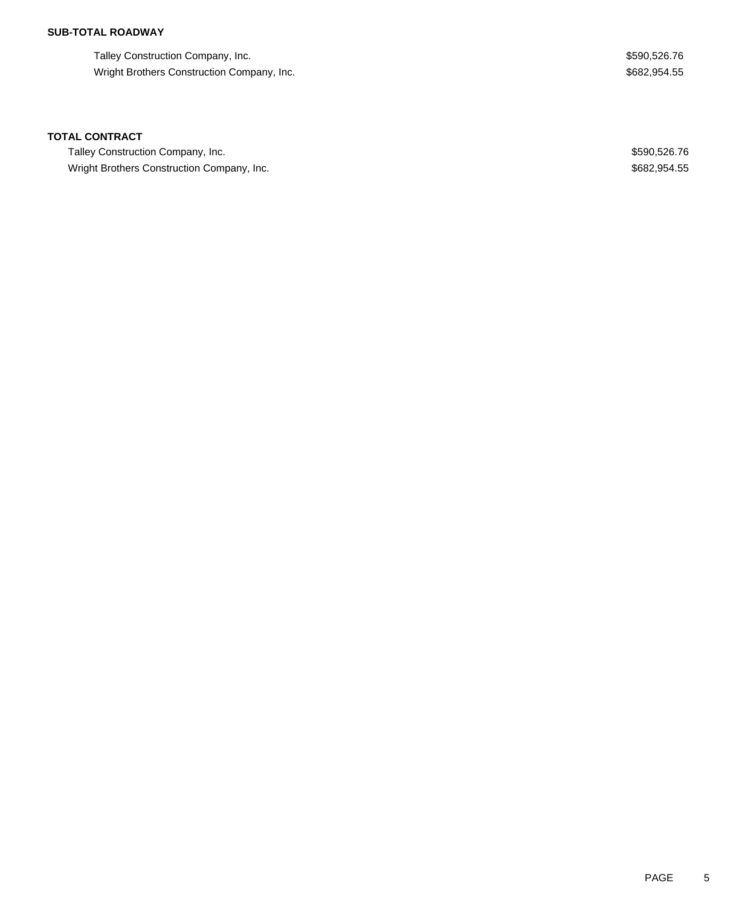**SUB-TOTAL ROADWAY**

| | |
|---|---|
| Talley Construction Company, Inc. | $590,526.76 |
| Wright Brothers Construction Company, Inc. | $682,954.55 |

**TOTAL CONTRACT**

| | |
|---|---|
| Talley Construction Company, Inc. | $590,526.76 |
| Wright Brothers Construction Company, Inc. | $682,954.55 |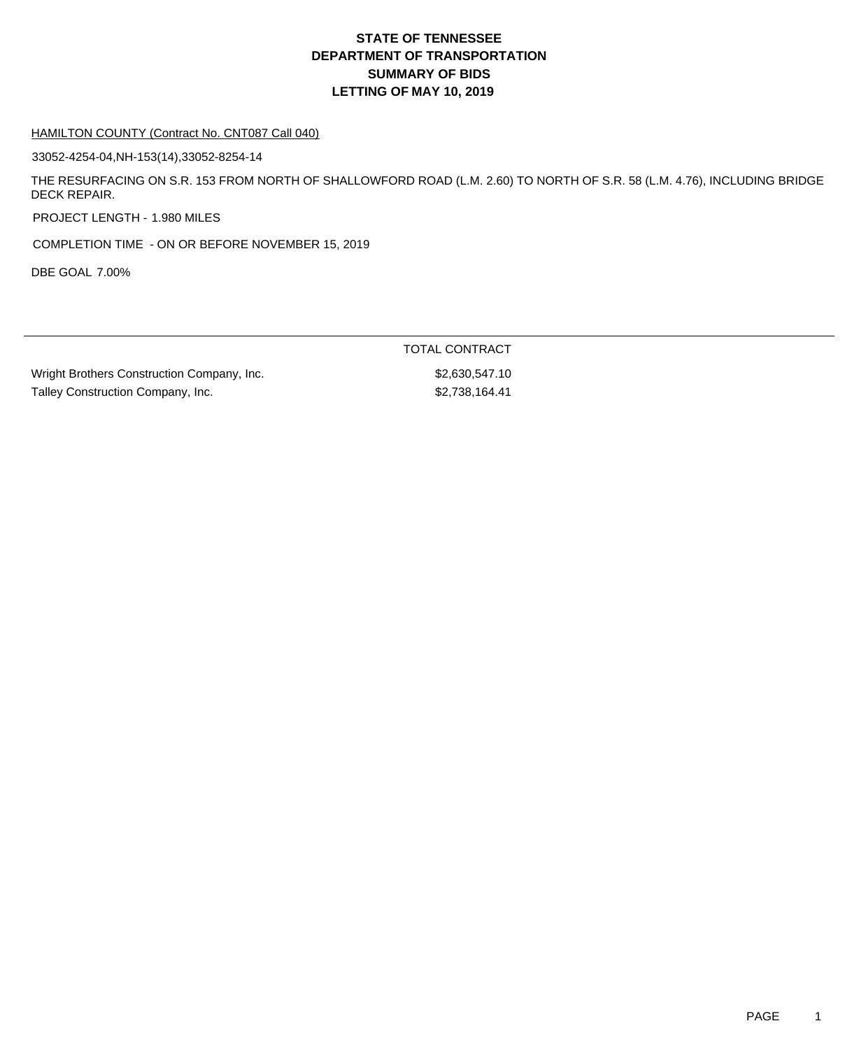# STATE OF TENNESSEE
# DEPARTMENT OF TRANSPORTATION
# SUMMARY OF BIDS
# LETTING OF MAY 10, 2019

HAMILTON COUNTY (Contract No. CNT087 Call 040)

33052-4254-04,NH-153(14),33052-8254-14

THE RESURFACING ON S.R. 153 FROM NORTH OF SHALLOWFORD ROAD (L.M. 2.60) TO NORTH OF S.R. 58 (L.M. 4.76), INCLUDING BRIDGE DECK REPAIR.

PROJECT LENGTH - 1.980 MILES

COMPLETION TIME - ON OR BEFORE NOVEMBER 15, 2019

DBE GOAL 7.00%

| | TOTAL CONTRACT |
|---|---|
| Wright Brothers Construction Company, Inc. | $2,630,547.10 |
| Talley Construction Company, Inc. | $2,738,164.41 |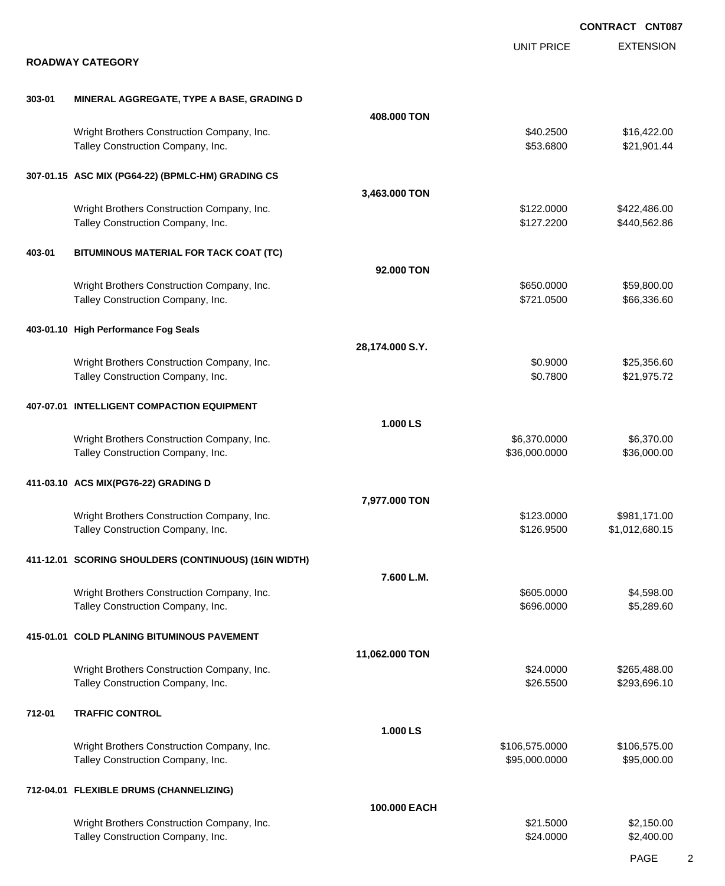**CONTRACT CNT087**

**ROADWAY CATEGORY**

| | | | UNIT PRICE | EXTENSION |
|---|---|---|---|---|
| **303-01** | **MINERAL AGGREGATE, TYPE A BASE, GRADING D** | | | |
| | | **408.000 TON** | | |
| | Wright Brothers Construction Company, Inc. | | $40.2500 | $16,422.00 |
| | Talley Construction Company, Inc. | | $53.6800 | $21,901.44 |
| **307-01.15** | **ASC MIX (PG64-22) (BPMLC-HM) GRADING CS** | | | |
| | | **3,463.000 TON** | | |
| | Wright Brothers Construction Company, Inc. | | $122.0000 | $422,486.00 |
| | Talley Construction Company, Inc. | | $127.2200 | $440,562.86 |
| **403-01** | **BITUMINOUS MATERIAL FOR TACK COAT (TC)** | | | |
| | | **92.000 TON** | | |
| | Wright Brothers Construction Company, Inc. | | $650.0000 | $59,800.00 |
| | Talley Construction Company, Inc. | | $721.0500 | $66,336.60 |
| **403-01.10** | **High Performance Fog Seals** | | | |
| | | **28,174.000 S.Y.** | | |
| | Wright Brothers Construction Company, Inc. | | $0.9000 | $25,356.60 |
| | Talley Construction Company, Inc. | | $0.7800 | $21,975.72 |
| **407-07.01** | **INTELLIGENT COMPACTION EQUIPMENT** | | | |
| | | **1.000 LS** | | |
| | Wright Brothers Construction Company, Inc. | | $6,370.0000 | $6,370.00 |
| | Talley Construction Company, Inc. | | $36,000.0000 | $36,000.00 |
| **411-03.10** | **ACS MIX(PG76-22) GRADING D** | | | |
| | | **7,977.000 TON** | | |
| | Wright Brothers Construction Company, Inc. | | $123.0000 | $981,171.00 |
| | Talley Construction Company, Inc. | | $126.9500 | $1,012,680.15 |
| **411-12.01** | **SCORING SHOULDERS (CONTINUOUS) (16IN WIDTH)** | | | |
| | | **7.600 L.M.** | | |
| | Wright Brothers Construction Company, Inc. | | $605.0000 | $4,598.00 |
| | Talley Construction Company, Inc. | | $696.0000 | $5,289.60 |
| **415-01.01** | **COLD PLANING BITUMINOUS PAVEMENT** | | | |
| | | **11,062.000 TON** | | |
| | Wright Brothers Construction Company, Inc. | | $24.0000 | $265,488.00 |
| | Talley Construction Company, Inc. | | $26.5500 | $293,696.10 |
| **712-01** | **TRAFFIC CONTROL** | | | |
| | | **1.000 LS** | | |
| | Wright Brothers Construction Company, Inc. | | $106,575.0000 | $106,575.00 |
| | Talley Construction Company, Inc. | | $95,000.0000 | $95,000.00 |
| **712-04.01** | **FLEXIBLE DRUMS (CHANNELIZING)** | | | |
| | | **100.000 EACH** | | |
| | Wright Brothers Construction Company, Inc. | | $21.5000 | $2,150.00 |
| | Talley Construction Company, Inc. | | $24.0000 | $2,400.00 |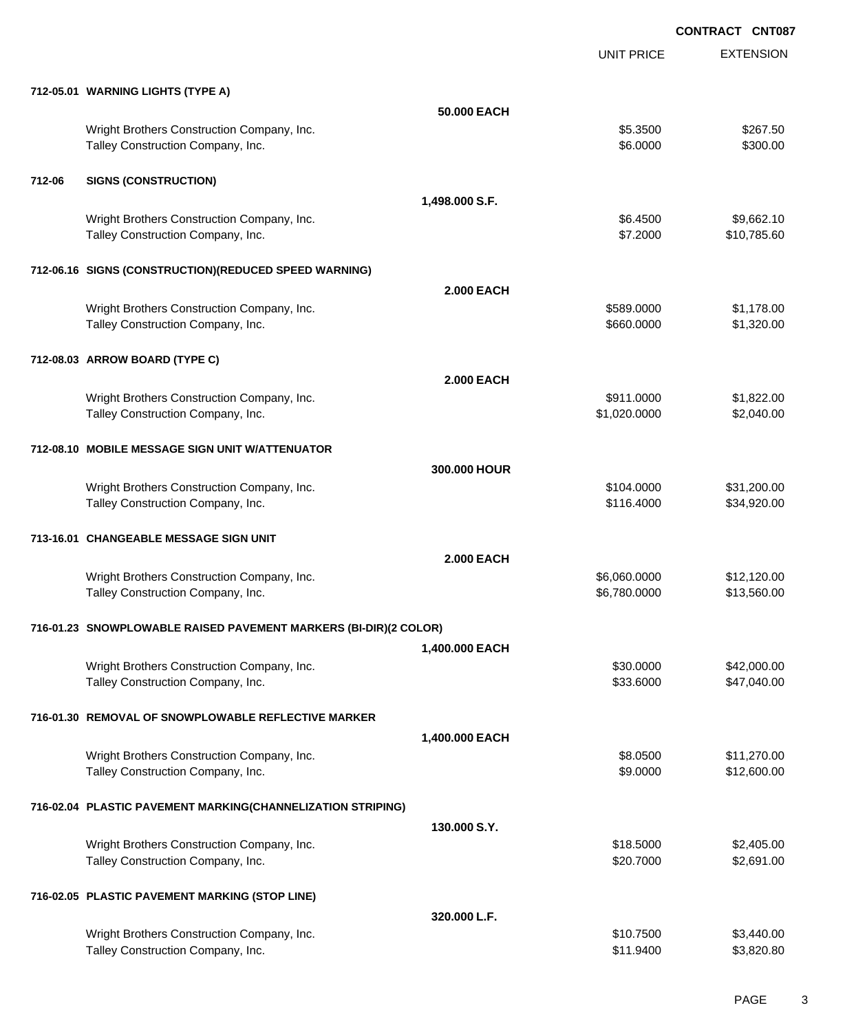**CONTRACT CNT087**

| | | Quantity | UNIT PRICE | EXTENSION |
|---|---|---|---|---|
| **712-05.01** | **WARNING LIGHTS (TYPE A)** | | | |
| | | **50.000 EACH** | | |
| | Wright Brothers Construction Company, Inc. | | $5.3500 | $267.50 |
| | Talley Construction Company, Inc. | | $6.0000 | $300.00 |
| **712-06** | **SIGNS (CONSTRUCTION)** | | | |
| | | **1,498.000 S.F.** | | |
| | Wright Brothers Construction Company, Inc. | | $6.4500 | $9,662.10 |
| | Talley Construction Company, Inc. | | $7.2000 | $10,785.60 |
| **712-06.16** | **SIGNS (CONSTRUCTION)(REDUCED SPEED WARNING)** | | | |
| | | **2.000 EACH** | | |
| | Wright Brothers Construction Company, Inc. | | $589.0000 | $1,178.00 |
| | Talley Construction Company, Inc. | | $660.0000 | $1,320.00 |
| **712-08.03** | **ARROW BOARD (TYPE C)** | | | |
| | | **2.000 EACH** | | |
| | Wright Brothers Construction Company, Inc. | | $911.0000 | $1,822.00 |
| | Talley Construction Company, Inc. | | $1,020.0000 | $2,040.00 |
| **712-08.10** | **MOBILE MESSAGE SIGN UNIT W/ATTENUATOR** | | | |
| | | **300.000 HOUR** | | |
| | Wright Brothers Construction Company, Inc. | | $104.0000 | $31,200.00 |
| | Talley Construction Company, Inc. | | $116.4000 | $34,920.00 |
| **713-16.01** | **CHANGEABLE MESSAGE SIGN UNIT** | | | |
| | | **2.000 EACH** | | |
| | Wright Brothers Construction Company, Inc. | | $6,060.0000 | $12,120.00 |
| | Talley Construction Company, Inc. | | $6,780.0000 | $13,560.00 |
| **716-01.23** | **SNOWPLOWABLE RAISED PAVEMENT MARKERS (BI-DIR)(2 COLOR)** | | | |
| | | **1,400.000 EACH** | | |
| | Wright Brothers Construction Company, Inc. | | $30.0000 | $42,000.00 |
| | Talley Construction Company, Inc. | | $33.6000 | $47,040.00 |
| **716-01.30** | **REMOVAL OF SNOWPLOWABLE REFLECTIVE MARKER** | | | |
| | | **1,400.000 EACH** | | |
| | Wright Brothers Construction Company, Inc. | | $8.0500 | $11,270.00 |
| | Talley Construction Company, Inc. | | $9.0000 | $12,600.00 |
| **716-02.04** | **PLASTIC PAVEMENT MARKING(CHANNELIZATION STRIPING)** | | | |
| | | **130.000 S.Y.** | | |
| | Wright Brothers Construction Company, Inc. | | $18.5000 | $2,405.00 |
| | Talley Construction Company, Inc. | | $20.7000 | $2,691.00 |
| **716-02.05** | **PLASTIC PAVEMENT MARKING (STOP LINE)** | | | |
| | | **320.000 L.F.** | | |
| | Wright Brothers Construction Company, Inc. | | $10.7500 | $3,440.00 |
| | Talley Construction Company, Inc. | | $11.9400 | $3,820.80 |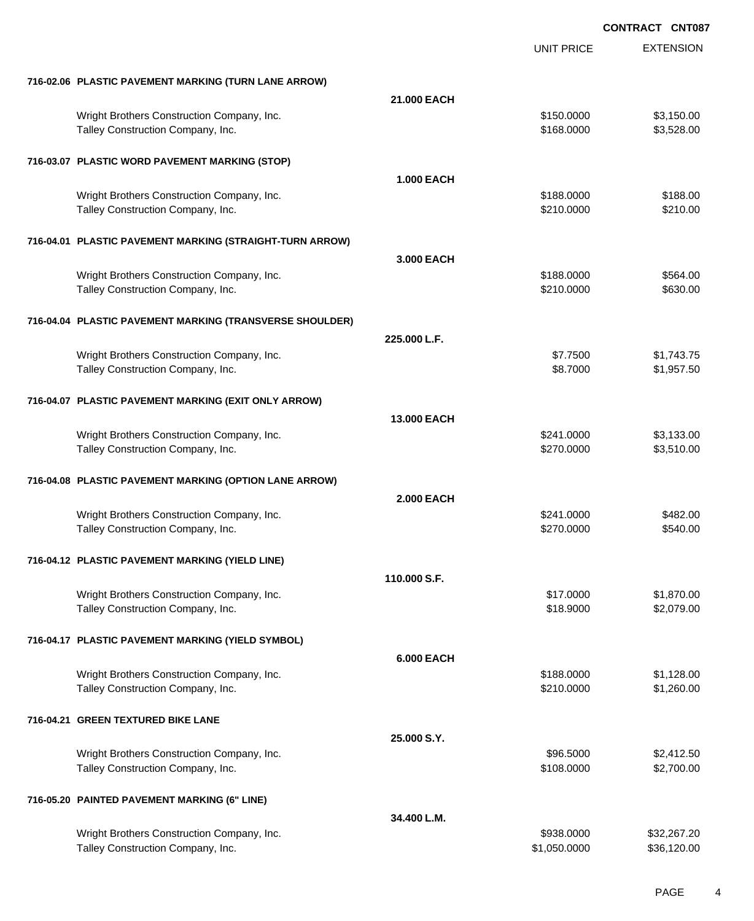CONTRACT CNT087

| | | UNIT PRICE | EXTENSION |
|---|---|---|---|
| **716-02.06 PLASTIC PAVEMENT MARKING (TURN LANE ARROW)** | | | |
| | **21.000 EACH** | | |
| Wright Brothers Construction Company, Inc. | | $150.0000 | $3,150.00 |
| Talley Construction Company, Inc. | | $168.0000 | $3,528.00 |
| **716-03.07 PLASTIC WORD PAVEMENT MARKING (STOP)** | | | |
| | **1.000 EACH** | | |
| Wright Brothers Construction Company, Inc. | | $188.0000 | $188.00 |
| Talley Construction Company, Inc. | | $210.0000 | $210.00 |
| **716-04.01 PLASTIC PAVEMENT MARKING (STRAIGHT-TURN ARROW)** | | | |
| | **3.000 EACH** | | |
| Wright Brothers Construction Company, Inc. | | $188.0000 | $564.00 |
| Talley Construction Company, Inc. | | $210.0000 | $630.00 |
| **716-04.04 PLASTIC PAVEMENT MARKING (TRANSVERSE SHOULDER)** | | | |
| | **225.000 L.F.** | | |
| Wright Brothers Construction Company, Inc. | | $7.7500 | $1,743.75 |
| Talley Construction Company, Inc. | | $8.7000 | $1,957.50 |
| **716-04.07 PLASTIC PAVEMENT MARKING (EXIT ONLY ARROW)** | | | |
| | **13.000 EACH** | | |
| Wright Brothers Construction Company, Inc. | | $241.0000 | $3,133.00 |
| Talley Construction Company, Inc. | | $270.0000 | $3,510.00 |
| **716-04.08 PLASTIC PAVEMENT MARKING (OPTION LANE ARROW)** | | | |
| | **2.000 EACH** | | |
| Wright Brothers Construction Company, Inc. | | $241.0000 | $482.00 |
| Talley Construction Company, Inc. | | $270.0000 | $540.00 |
| **716-04.12 PLASTIC PAVEMENT MARKING (YIELD LINE)** | | | |
| | **110.000 S.F.** | | |
| Wright Brothers Construction Company, Inc. | | $17.0000 | $1,870.00 |
| Talley Construction Company, Inc. | | $18.9000 | $2,079.00 |
| **716-04.17 PLASTIC PAVEMENT MARKING (YIELD SYMBOL)** | | | |
| | **6.000 EACH** | | |
| Wright Brothers Construction Company, Inc. | | $188.0000 | $1,128.00 |
| Talley Construction Company, Inc. | | $210.0000 | $1,260.00 |
| **716-04.21 GREEN TEXTURED BIKE LANE** | | | |
| | **25.000 S.Y.** | | |
| Wright Brothers Construction Company, Inc. | | $96.5000 | $2,412.50 |
| Talley Construction Company, Inc. | | $108.0000 | $2,700.00 |
| **716-05.20 PAINTED PAVEMENT MARKING (6" LINE)** | | | |
| | **34.400 L.M.** | | |
| Wright Brothers Construction Company, Inc. | | $938.0000 | $32,267.20 |
| Talley Construction Company, Inc. | | $1,050.0000 | $36,120.00 |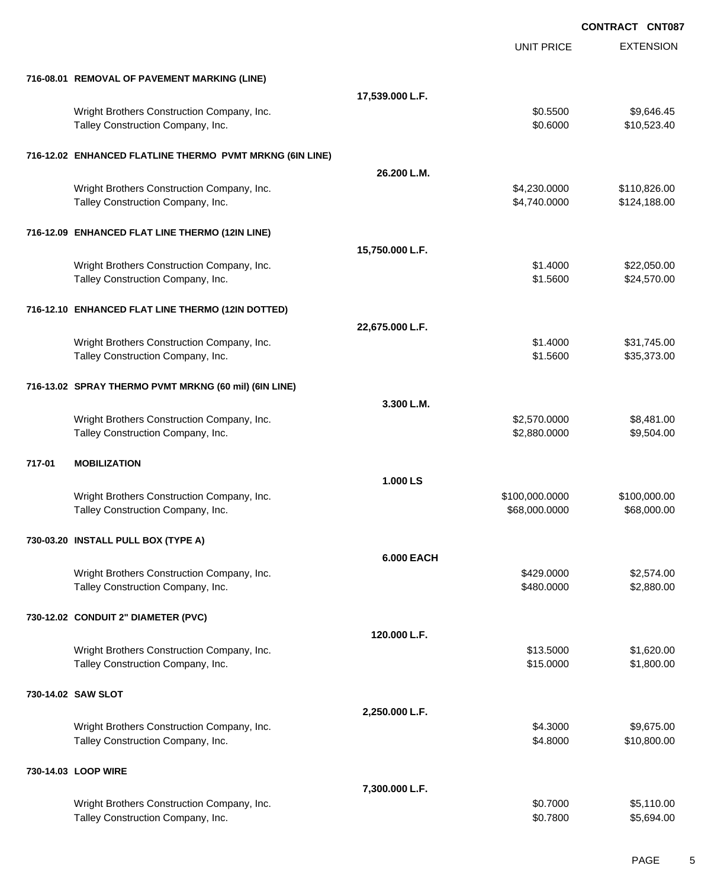**CONTRACT CNT087**

| | | UNIT PRICE | EXTENSION |
|---|---|---|---|
| **716-08.01 REMOVAL OF PAVEMENT MARKING (LINE)** | | | |
| | **17,539.000 L.F.** | | |
| Wright Brothers Construction Company, Inc. | | $0.5500 | $9,646.45 |
| Talley Construction Company, Inc. | | $0.6000 | $10,523.40 |
| **716-12.02 ENHANCED FLATLINE THERMO PVMT MRKNG (6IN LINE)** | | | |
| | **26.200 L.M.** | | |
| Wright Brothers Construction Company, Inc. | | $4,230.0000 | $110,826.00 |
| Talley Construction Company, Inc. | | $4,740.0000 | $124,188.00 |
| **716-12.09 ENHANCED FLAT LINE THERMO (12IN LINE)** | | | |
| | **15,750.000 L.F.** | | |
| Wright Brothers Construction Company, Inc. | | $1.4000 | $22,050.00 |
| Talley Construction Company, Inc. | | $1.5600 | $24,570.00 |
| **716-12.10 ENHANCED FLAT LINE THERMO (12IN DOTTED)** | | | |
| | **22,675.000 L.F.** | | |
| Wright Brothers Construction Company, Inc. | | $1.4000 | $31,745.00 |
| Talley Construction Company, Inc. | | $1.5600 | $35,373.00 |
| **716-13.02 SPRAY THERMO PVMT MRKNG (60 mil) (6IN LINE)** | | | |
| | **3.300 L.M.** | | |
| Wright Brothers Construction Company, Inc. | | $2,570.0000 | $8,481.00 |
| Talley Construction Company, Inc. | | $2,880.0000 | $9,504.00 |
| **717-01 MOBILIZATION** | | | |
| | **1.000 LS** | | |
| Wright Brothers Construction Company, Inc. | | $100,000.0000 | $100,000.00 |
| Talley Construction Company, Inc. | | $68,000.0000 | $68,000.00 |
| **730-03.20 INSTALL PULL BOX (TYPE A)** | | | |
| | **6.000 EACH** | | |
| Wright Brothers Construction Company, Inc. | | $429.0000 | $2,574.00 |
| Talley Construction Company, Inc. | | $480.0000 | $2,880.00 |
| **730-12.02 CONDUIT 2" DIAMETER (PVC)** | | | |
| | **120.000 L.F.** | | |
| Wright Brothers Construction Company, Inc. | | $13.5000 | $1,620.00 |
| Talley Construction Company, Inc. | | $15.0000 | $1,800.00 |
| **730-14.02 SAW SLOT** | | | |
| | **2,250.000 L.F.** | | |
| Wright Brothers Construction Company, Inc. | | $4.3000 | $9,675.00 |
| Talley Construction Company, Inc. | | $4.8000 | $10,800.00 |
| **730-14.03 LOOP WIRE** | | | |
| | **7,300.000 L.F.** | | |
| Wright Brothers Construction Company, Inc. | | $0.7000 | $5,110.00 |
| Talley Construction Company, Inc. | | $0.7800 | $5,694.00 |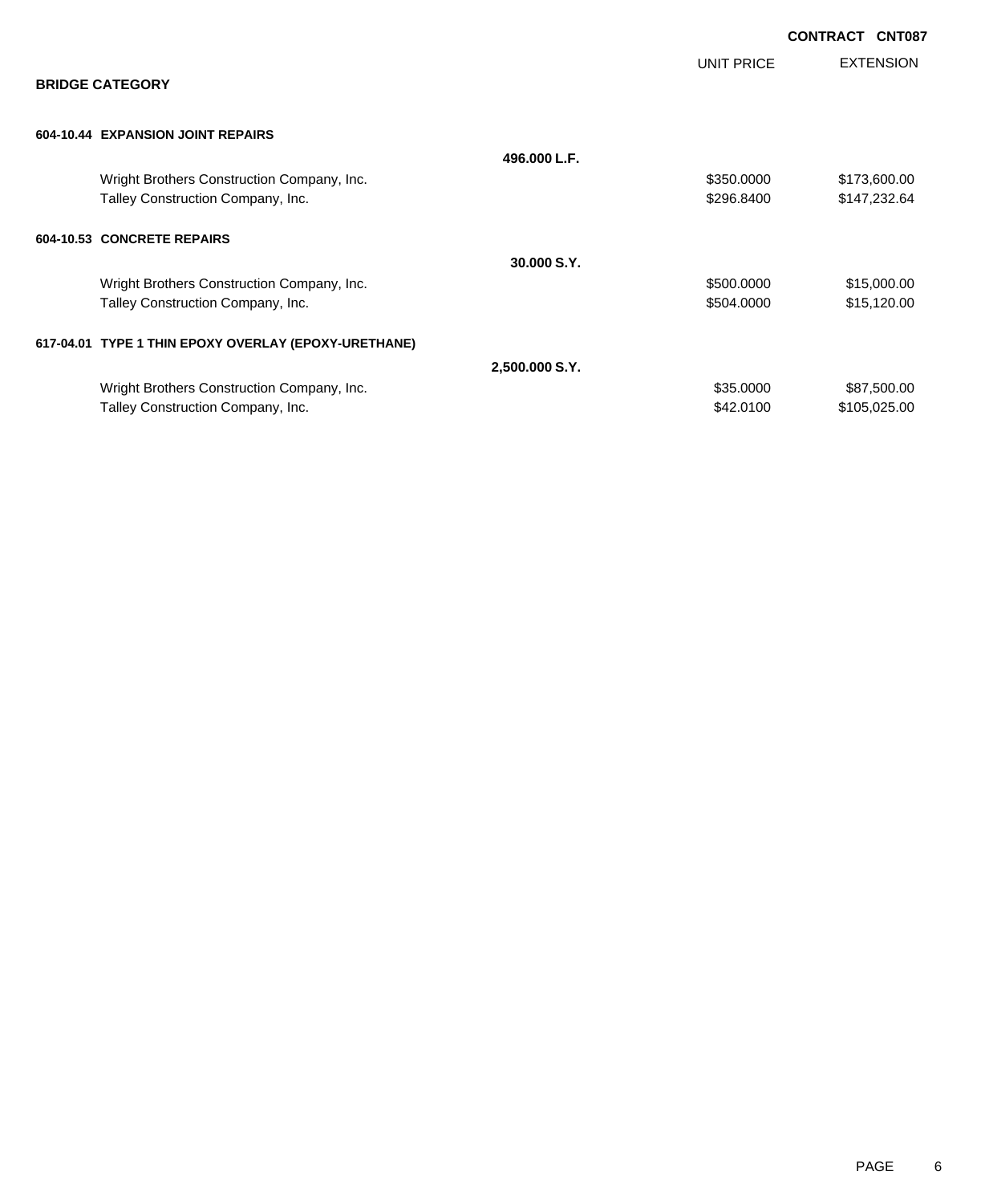**CONTRACT CNT087**

## BRIDGE CATEGORY

| | | UNIT PRICE | EXTENSION |
|---|---|---|---|
| **604-10.44 EXPANSION JOINT REPAIRS** | | | |
| | **496.000 L.F.** | | |
| Wright Brothers Construction Company, Inc. | | \$350.0000 | \$173,600.00 |
| Talley Construction Company, Inc. | | \$296.8400 | \$147,232.64 |
| **604-10.53 CONCRETE REPAIRS** | | | |
| | **30.000 S.Y.** | | |
| Wright Brothers Construction Company, Inc. | | \$500.0000 | \$15,000.00 |
| Talley Construction Company, Inc. | | \$504.0000 | \$15,120.00 |
| **617-04.01 TYPE 1 THIN EPOXY OVERLAY (EPOXY-URETHANE)** | | | |
| | **2,500.000 S.Y.** | | |
| Wright Brothers Construction Company, Inc. | | \$35.0000 | \$87,500.00 |
| Talley Construction Company, Inc. | | \$42.0100 | \$105,025.00 |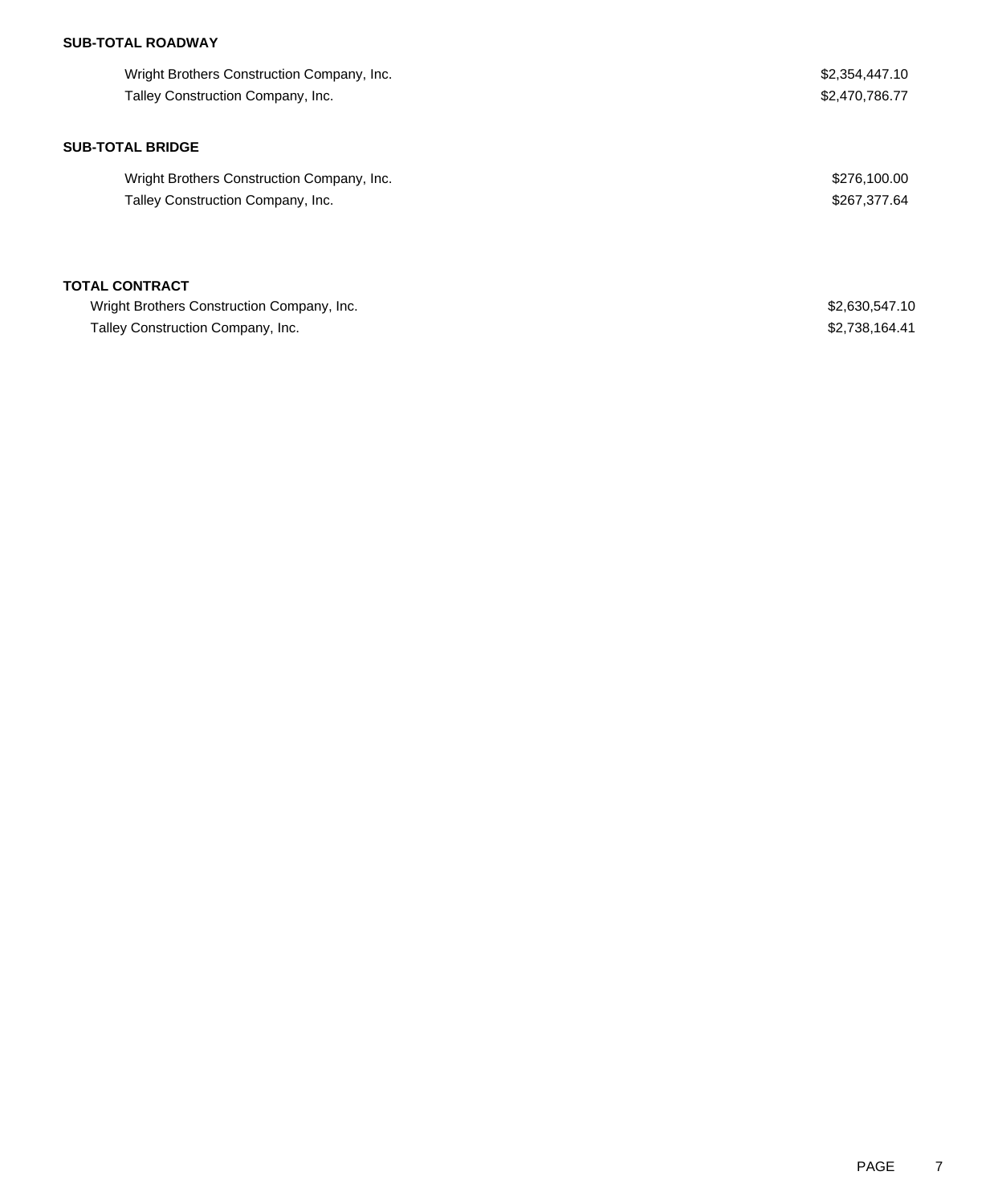**SUB-TOTAL ROADWAY**

| | |
|---|---|
| Wright Brothers Construction Company, Inc. | $2,354,447.10 |
| Talley Construction Company, Inc. | $2,470,786.77 |

**SUB-TOTAL BRIDGE**

| | |
|---|---|
| Wright Brothers Construction Company, Inc. | $276,100.00 |
| Talley Construction Company, Inc. | $267,377.64 |

**TOTAL CONTRACT**

| | |
|---|---|
| Wright Brothers Construction Company, Inc. | $2,630,547.10 |
| Talley Construction Company, Inc. | $2,738,164.41 |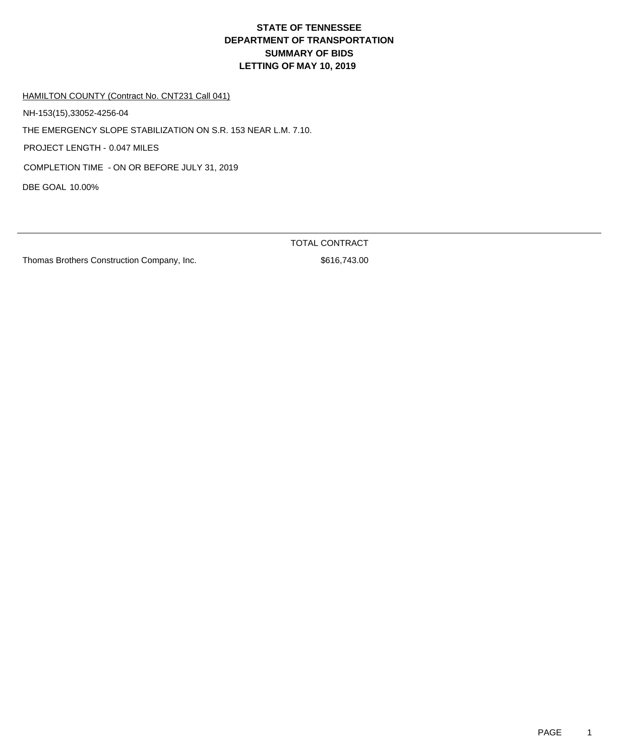# STATE OF TENNESSEE
# DEPARTMENT OF TRANSPORTATION
# SUMMARY OF BIDS
# LETTING OF MAY 10, 2019

HAMILTON COUNTY (Contract No. CNT231 Call 041)

NH-153(15),33052-4256-04

THE EMERGENCY SLOPE STABILIZATION ON S.R. 153 NEAR L.M. 7.10.

PROJECT LENGTH - 0.047 MILES

COMPLETION TIME - ON OR BEFORE JULY 31, 2019

DBE GOAL 10.00%

| | TOTAL CONTRACT |
|---|---|
| Thomas Brothers Construction Company, Inc. | $616,743.00 |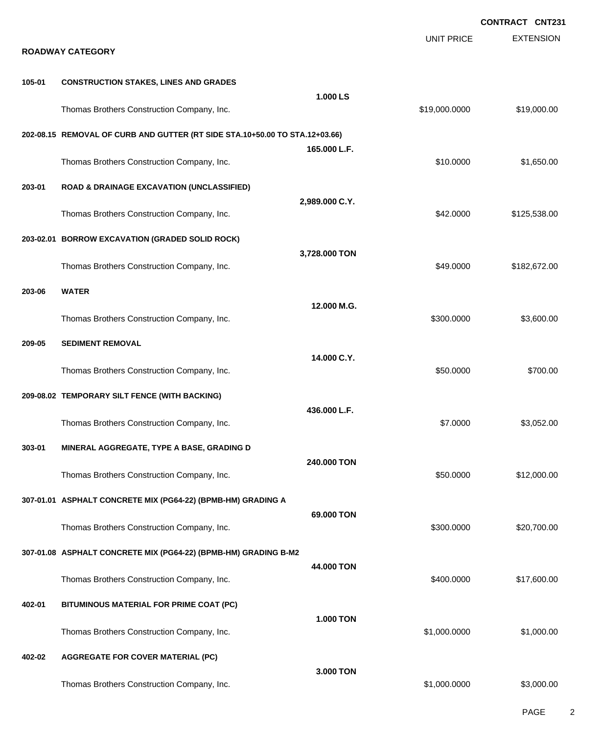**CONTRACT CNT231**

| | | | UNIT PRICE | EXTENSION |
|---|---|---|---|---|

**ROADWAY CATEGORY**

| Item | Description | Quantity | Unit Price | Extension |
|---|---|---|---|---|
| 105-01 | **CONSTRUCTION STAKES, LINES AND GRADES** | 1.000 LS | | |
| | Thomas Brothers Construction Company, Inc. | | $19,000.0000 | $19,000.00 |
| 202-08.15 | **REMOVAL OF CURB AND GUTTER (RT SIDE STA.10+50.00 TO STA.12+03.66)** | 165.000 L.F. | | |
| | Thomas Brothers Construction Company, Inc. | | $10.0000 | $1,650.00 |
| 203-01 | **ROAD & DRAINAGE EXCAVATION (UNCLASSIFIED)** | 2,989.000 C.Y. | | |
| | Thomas Brothers Construction Company, Inc. | | $42.0000 | $125,538.00 |
| 203-02.01 | **BORROW EXCAVATION (GRADED SOLID ROCK)** | 3,728.000 TON | | |
| | Thomas Brothers Construction Company, Inc. | | $49.0000 | $182,672.00 |
| 203-06 | **WATER** | 12.000 M.G. | | |
| | Thomas Brothers Construction Company, Inc. | | $300.0000 | $3,600.00 |
| 209-05 | **SEDIMENT REMOVAL** | 14.000 C.Y. | | |
| | Thomas Brothers Construction Company, Inc. | | $50.0000 | $700.00 |
| 209-08.02 | **TEMPORARY SILT FENCE (WITH BACKING)** | 436.000 L.F. | | |
| | Thomas Brothers Construction Company, Inc. | | $7.0000 | $3,052.00 |
| 303-01 | **MINERAL AGGREGATE, TYPE A BASE, GRADING D** | 240.000 TON | | |
| | Thomas Brothers Construction Company, Inc. | | $50.0000 | $12,000.00 |
| 307-01.01 | **ASPHALT CONCRETE MIX (PG64-22) (BPMB-HM) GRADING A** | 69.000 TON | | |
| | Thomas Brothers Construction Company, Inc. | | $300.0000 | $20,700.00 |
| 307-01.08 | **ASPHALT CONCRETE MIX (PG64-22) (BPMB-HM) GRADING B-M2** | 44.000 TON | | |
| | Thomas Brothers Construction Company, Inc. | | $400.0000 | $17,600.00 |
| 402-01 | **BITUMINOUS MATERIAL FOR PRIME COAT (PC)** | 1.000 TON | | |
| | Thomas Brothers Construction Company, Inc. | | $1,000.0000 | $1,000.00 |
| 402-02 | **AGGREGATE FOR COVER MATERIAL (PC)** | 3.000 TON | | |
| | Thomas Brothers Construction Company, Inc. | | $1,000.0000 | $3,000.00 |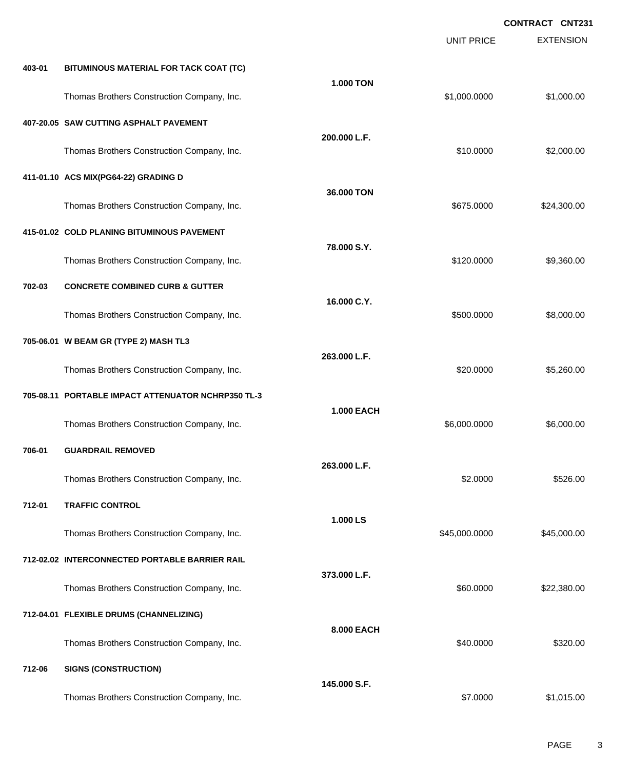**CONTRACT CNT231**

| | | | UNIT PRICE | EXTENSION |
|---|---|---|---|---|
| **403-01** | **BITUMINOUS MATERIAL FOR TACK COAT (TC)** | | | |
| | Thomas Brothers Construction Company, Inc. | **1.000 TON** | $1,000.0000 | $1,000.00 |
| **407-20.05** | **SAW CUTTING ASPHALT PAVEMENT** | | | |
| | Thomas Brothers Construction Company, Inc. | **200.000 L.F.** | $10.0000 | $2,000.00 |
| **411-01.10** | **ACS MIX(PG64-22) GRADING D** | | | |
| | Thomas Brothers Construction Company, Inc. | **36.000 TON** | $675.0000 | $24,300.00 |
| **415-01.02** | **COLD PLANING BITUMINOUS PAVEMENT** | | | |
| | Thomas Brothers Construction Company, Inc. | **78.000 S.Y.** | $120.0000 | $9,360.00 |
| **702-03** | **CONCRETE COMBINED CURB & GUTTER** | | | |
| | Thomas Brothers Construction Company, Inc. | **16.000 C.Y.** | $500.0000 | $8,000.00 |
| **705-06.01** | **W BEAM GR (TYPE 2) MASH TL3** | | | |
| | Thomas Brothers Construction Company, Inc. | **263.000 L.F.** | $20.0000 | $5,260.00 |
| **705-08.11** | **PORTABLE IMPACT ATTENUATOR NCHRP350 TL-3** | | | |
| | Thomas Brothers Construction Company, Inc. | **1.000 EACH** | $6,000.0000 | $6,000.00 |
| **706-01** | **GUARDRAIL REMOVED** | | | |
| | Thomas Brothers Construction Company, Inc. | **263.000 L.F.** | $2.0000 | $526.00 |
| **712-01** | **TRAFFIC CONTROL** | | | |
| | Thomas Brothers Construction Company, Inc. | **1.000 LS** | $45,000.0000 | $45,000.00 |
| **712-02.02** | **INTERCONNECTED PORTABLE BARRIER RAIL** | | | |
| | Thomas Brothers Construction Company, Inc. | **373.000 L.F.** | $60.0000 | $22,380.00 |
| **712-04.01** | **FLEXIBLE DRUMS (CHANNELIZING)** | | | |
| | Thomas Brothers Construction Company, Inc. | **8.000 EACH** | $40.0000 | $320.00 |
| **712-06** | **SIGNS (CONSTRUCTION)** | | | |
| | Thomas Brothers Construction Company, Inc. | **145.000 S.F.** | $7.0000 | $1,015.00 |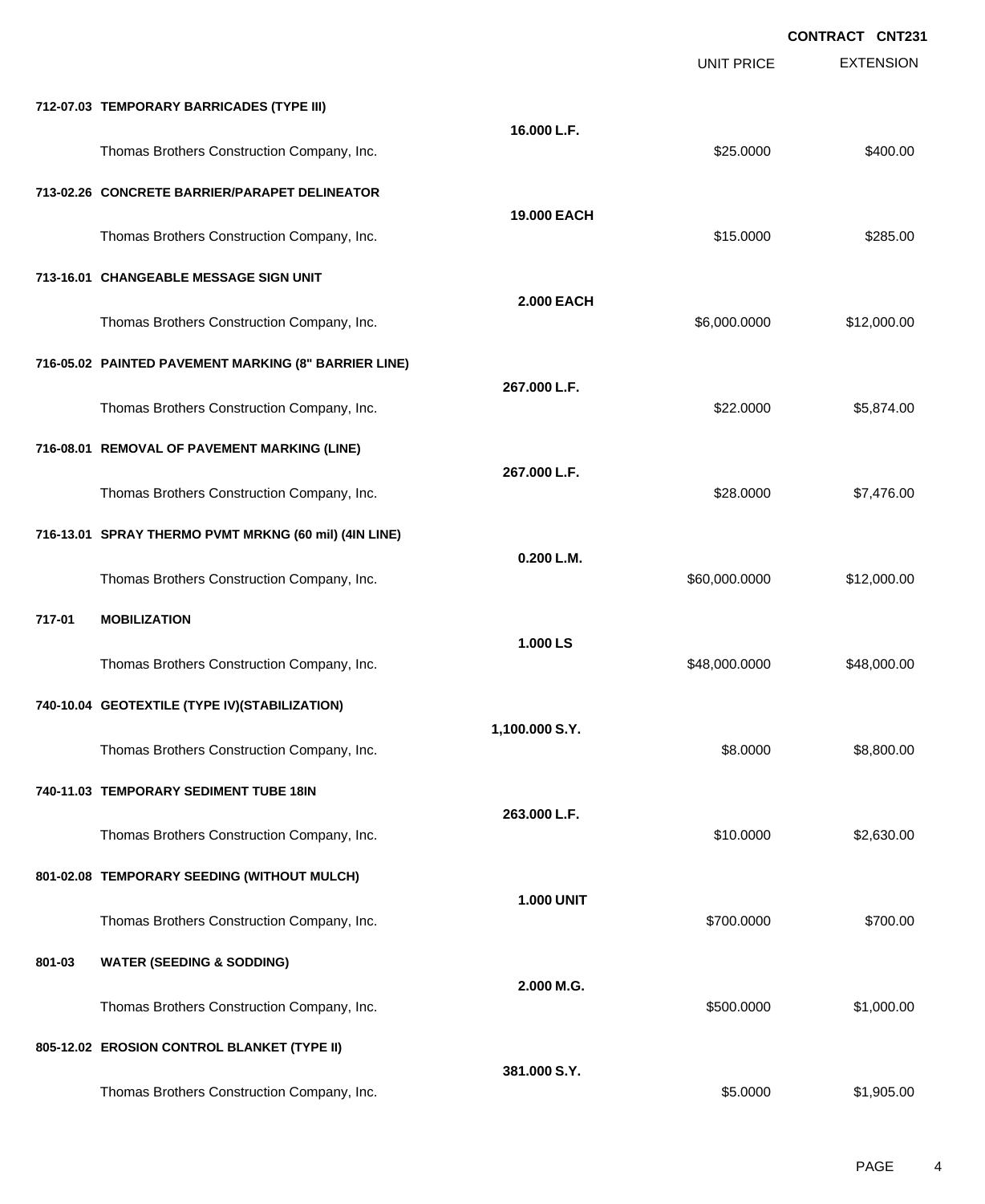CONTRACT CNT231

| | | | UNIT PRICE | EXTENSION |
|---|---|---|---|---|
| **712-07.03** | **TEMPORARY BARRICADES (TYPE III)** | **16.000 L.F.** | | |
| | Thomas Brothers Construction Company, Inc. | | $25.0000 | $400.00 |
| **713-02.26** | **CONCRETE BARRIER/PARAPET DELINEATOR** | **19.000 EACH** | | |
| | Thomas Brothers Construction Company, Inc. | | $15.0000 | $285.00 |
| **713-16.01** | **CHANGEABLE MESSAGE SIGN UNIT** | **2.000 EACH** | | |
| | Thomas Brothers Construction Company, Inc. | | $6,000.0000 | $12,000.00 |
| **716-05.02** | **PAINTED PAVEMENT MARKING (8" BARRIER LINE)** | **267.000 L.F.** | | |
| | Thomas Brothers Construction Company, Inc. | | $22.0000 | $5,874.00 |
| **716-08.01** | **REMOVAL OF PAVEMENT MARKING (LINE)** | **267.000 L.F.** | | |
| | Thomas Brothers Construction Company, Inc. | | $28.0000 | $7,476.00 |
| **716-13.01** | **SPRAY THERMO PVMT MRKNG (60 mil) (4IN LINE)** | **0.200 L.M.** | | |
| | Thomas Brothers Construction Company, Inc. | | $60,000.0000 | $12,000.00 |
| **717-01** | **MOBILIZATION** | **1.000 LS** | | |
| | Thomas Brothers Construction Company, Inc. | | $48,000.0000 | $48,000.00 |
| **740-10.04** | **GEOTEXTILE (TYPE IV)(STABILIZATION)** | **1,100.000 S.Y.** | | |
| | Thomas Brothers Construction Company, Inc. | | $8.0000 | $8,800.00 |
| **740-11.03** | **TEMPORARY SEDIMENT TUBE 18IN** | **263.000 L.F.** | | |
| | Thomas Brothers Construction Company, Inc. | | $10.0000 | $2,630.00 |
| **801-02.08** | **TEMPORARY SEEDING (WITHOUT MULCH)** | **1.000 UNIT** | | |
| | Thomas Brothers Construction Company, Inc. | | $700.0000 | $700.00 |
| **801-03** | **WATER (SEEDING & SODDING)** | **2.000 M.G.** | | |
| | Thomas Brothers Construction Company, Inc. | | $500.0000 | $1,000.00 |
| **805-12.02** | **EROSION CONTROL BLANKET (TYPE II)** | **381.000 S.Y.** | | |
| | Thomas Brothers Construction Company, Inc. | | $5.0000 | $1,905.00 |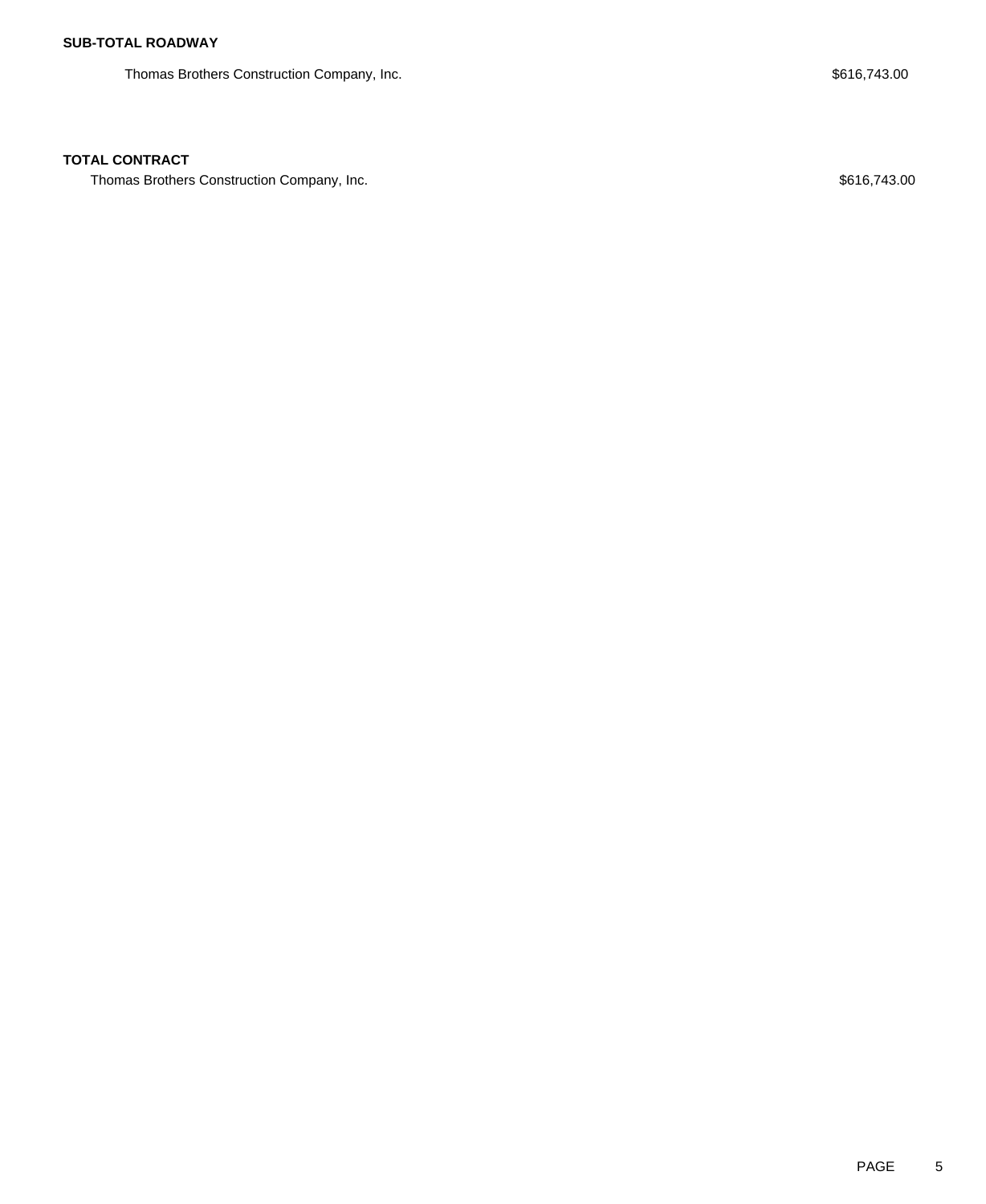**SUB-TOTAL ROADWAY**

| | |
|---|---|
| Thomas Brothers Construction Company, Inc. | $616,743.00 |

**TOTAL CONTRACT**

| | |
|---|---|
| Thomas Brothers Construction Company, Inc. | $616,743.00 |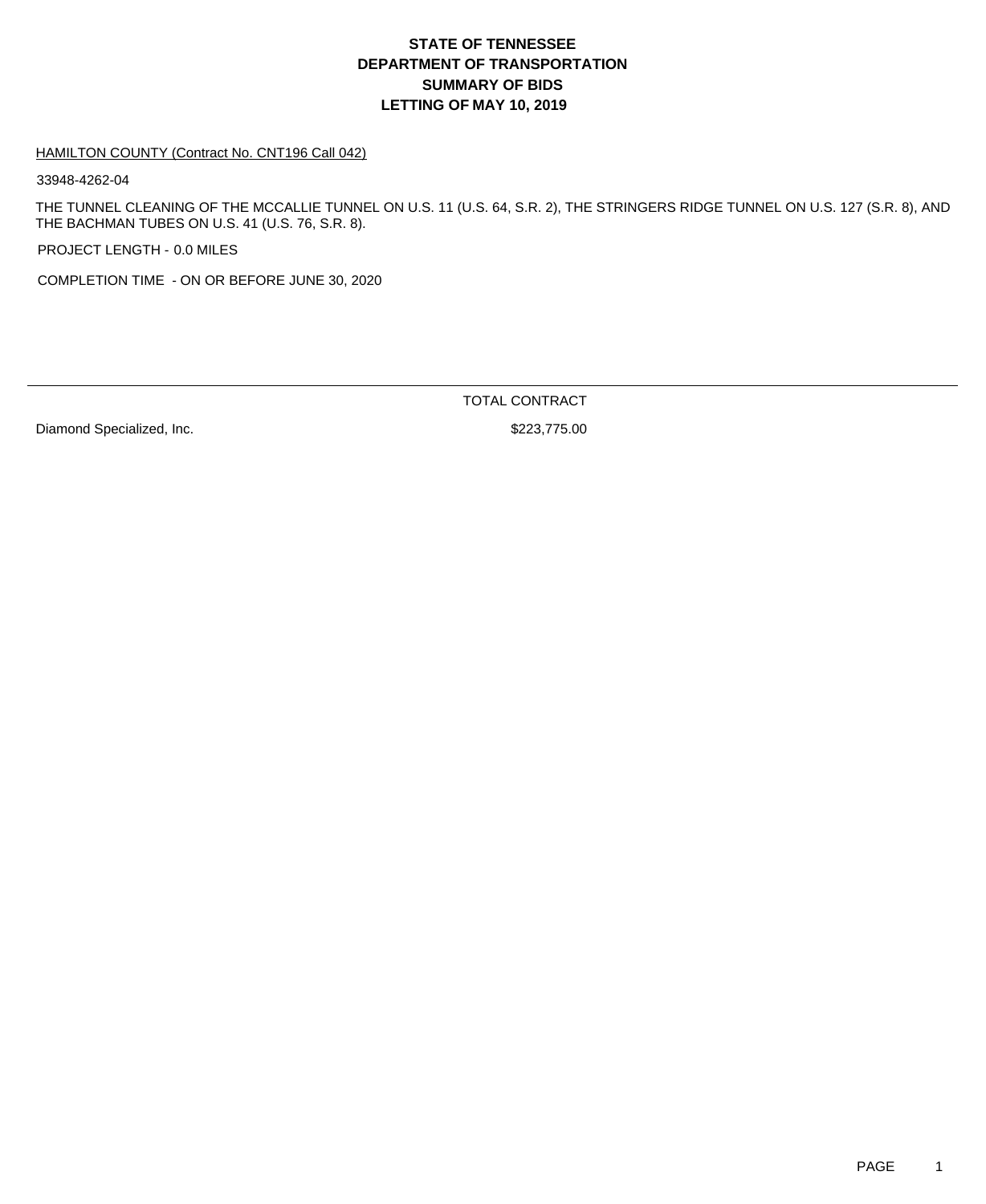# STATE OF TENNESSEE
# DEPARTMENT OF TRANSPORTATION
# SUMMARY OF BIDS
# LETTING OF MAY 10, 2019

HAMILTON COUNTY (Contract No. CNT196 Call 042)

33948-4262-04

THE TUNNEL CLEANING OF THE MCCALLIE TUNNEL ON U.S. 11 (U.S. 64, S.R. 2), THE STRINGERS RIDGE TUNNEL ON U.S. 127 (S.R. 8), AND THE BACHMAN TUBES ON U.S. 41 (U.S. 76, S.R. 8).

PROJECT LENGTH - 0.0 MILES

COMPLETION TIME - ON OR BEFORE JUNE 30, 2020

| | TOTAL CONTRACT |
|---|---|
| Diamond Specialized, Inc. | $223,775.00 |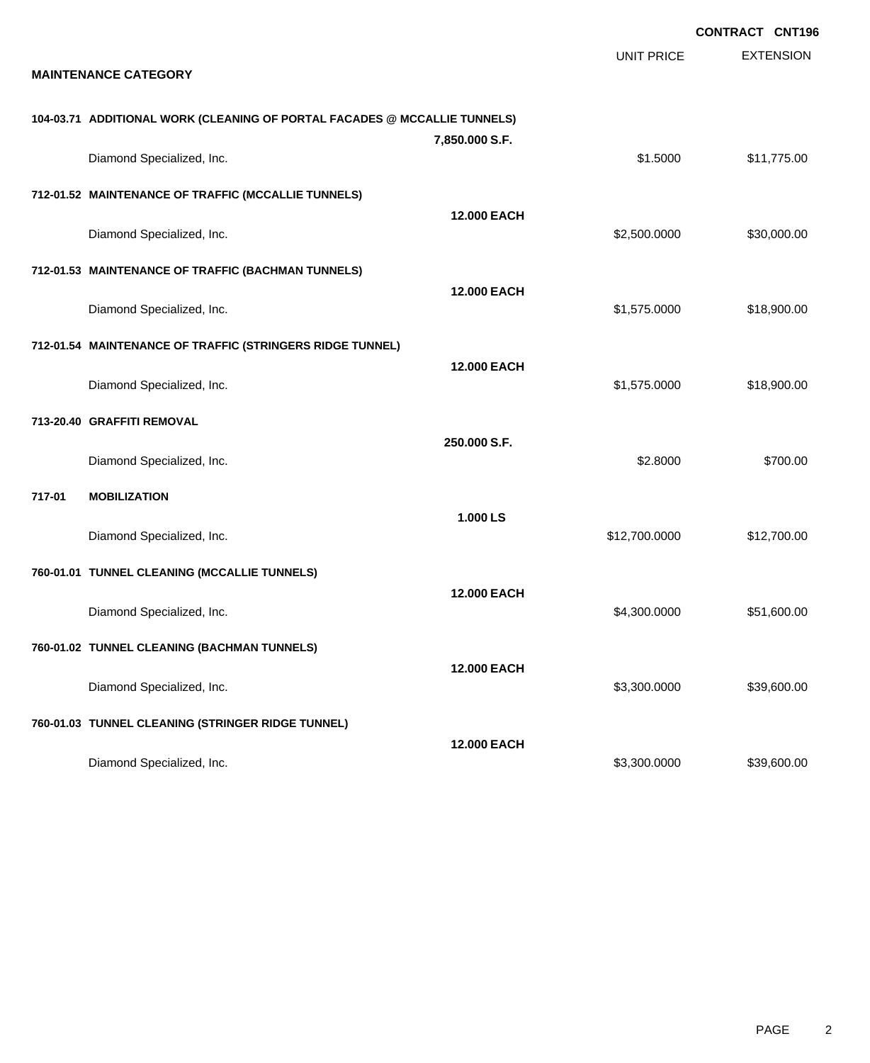**CONTRACT CNT196**

| MAINTENANCE CATEGORY | | UNIT PRICE | EXTENSION |
|---|---|---|---|
| **104-03.71 ADDITIONAL WORK (CLEANING OF PORTAL FACADES @ MCCALLIE TUNNELS)** | **7,850.000 S.F.** | | |
| Diamond Specialized, Inc. | | $1.5000 | $11,775.00 |
| **712-01.52 MAINTENANCE OF TRAFFIC (MCCALLIE TUNNELS)** | **12.000 EACH** | | |
| Diamond Specialized, Inc. | | $2,500.0000 | $30,000.00 |
| **712-01.53 MAINTENANCE OF TRAFFIC (BACHMAN TUNNELS)** | **12.000 EACH** | | |
| Diamond Specialized, Inc. | | $1,575.0000 | $18,900.00 |
| **712-01.54 MAINTENANCE OF TRAFFIC (STRINGERS RIDGE TUNNEL)** | **12.000 EACH** | | |
| Diamond Specialized, Inc. | | $1,575.0000 | $18,900.00 |
| **713-20.40 GRAFFITI REMOVAL** | **250.000 S.F.** | | |
| Diamond Specialized, Inc. | | $2.8000 | $700.00 |
| **717-01 MOBILIZATION** | **1.000 LS** | | |
| Diamond Specialized, Inc. | | $12,700.0000 | $12,700.00 |
| **760-01.01 TUNNEL CLEANING (MCCALLIE TUNNELS)** | **12.000 EACH** | | |
| Diamond Specialized, Inc. | | $4,300.0000 | $51,600.00 |
| **760-01.02 TUNNEL CLEANING (BACHMAN TUNNELS)** | **12.000 EACH** | | |
| Diamond Specialized, Inc. | | $3,300.0000 | $39,600.00 |
| **760-01.03 TUNNEL CLEANING (STRINGER RIDGE TUNNEL)** | **12.000 EACH** | | |
| Diamond Specialized, Inc. | | $3,300.0000 | $39,600.00 |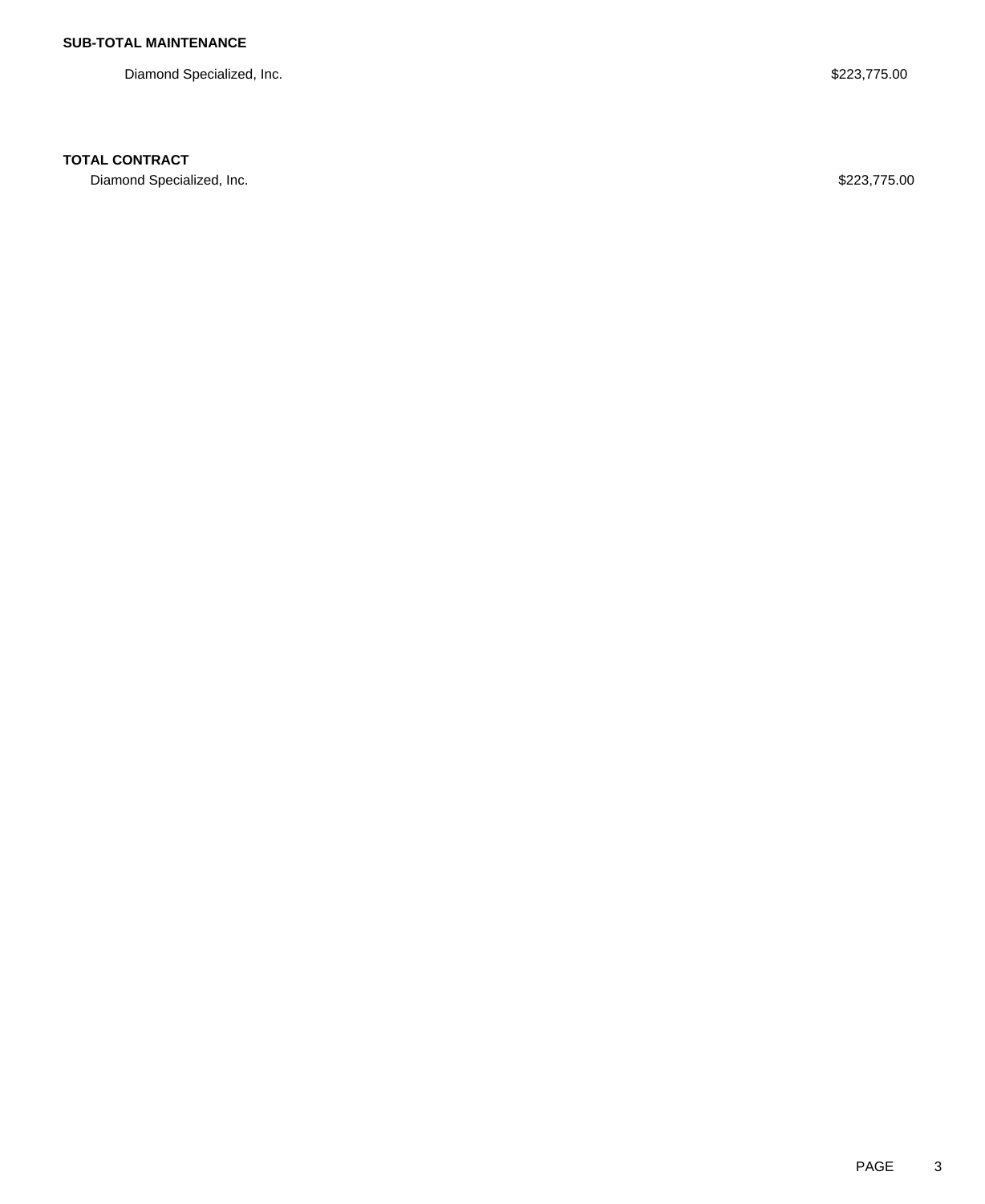**SUB-TOTAL MAINTENANCE**

| | |
|---|---|
| Diamond Specialized, Inc. | $223,775.00 |

**TOTAL CONTRACT**

| | |
|---|---|
| Diamond Specialized, Inc. | $223,775.00 |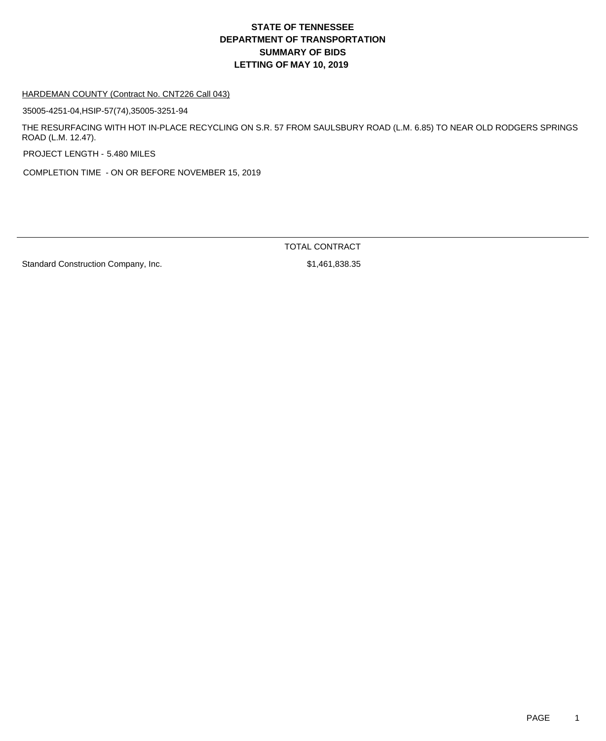# STATE OF TENNESSEE
# DEPARTMENT OF TRANSPORTATION
# SUMMARY OF BIDS
# LETTING OF MAY 10, 2019

HARDEMAN COUNTY (Contract No. CNT226 Call 043)

35005-4251-04,HSIP-57(74),35005-3251-94

THE RESURFACING WITH HOT IN-PLACE RECYCLING ON S.R. 57 FROM SAULSBURY ROAD (L.M. 6.85) TO NEAR OLD RODGERS SPRINGS ROAD (L.M. 12.47).

PROJECT LENGTH - 5.480 MILES

COMPLETION TIME - ON OR BEFORE NOVEMBER 15, 2019

| | TOTAL CONTRACT |
|---|---|
| Standard Construction Company, Inc. | $1,461,838.35 |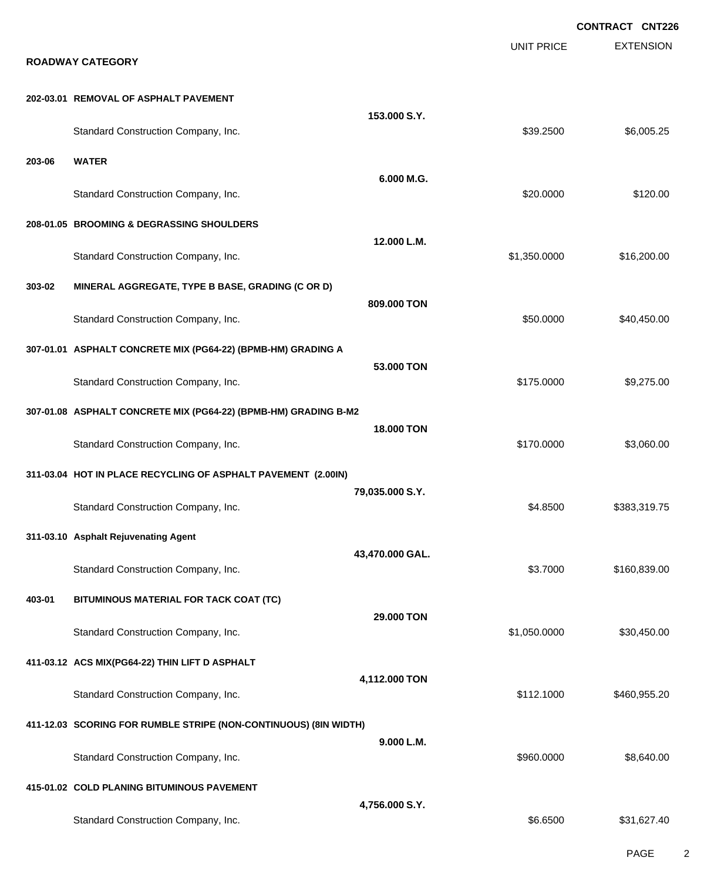**CONTRACT CNT226**

## ROADWAY CATEGORY

| | | UNIT PRICE | EXTENSION |
|---|---|---|---|
| **202-03.01 REMOVAL OF ASPHALT PAVEMENT** | | | |
| | **153.000 S.Y.** | | |
| Standard Construction Company, Inc. | | $39.2500 | $6,005.25 |
| **203-06 WATER** | | | |
| | **6.000 M.G.** | | |
| Standard Construction Company, Inc. | | $20.0000 | $120.00 |
| **208-01.05 BROOMING & DEGRASSING SHOULDERS** | | | |
| | **12.000 L.M.** | | |
| Standard Construction Company, Inc. | | $1,350.0000 | $16,200.00 |
| **303-02 MINERAL AGGREGATE, TYPE B BASE, GRADING (C OR D)** | | | |
| | **809.000 TON** | | |
| Standard Construction Company, Inc. | | $50.0000 | $40,450.00 |
| **307-01.01 ASPHALT CONCRETE MIX (PG64-22) (BPMB-HM) GRADING A** | | | |
| | **53.000 TON** | | |
| Standard Construction Company, Inc. | | $175.0000 | $9,275.00 |
| **307-01.08 ASPHALT CONCRETE MIX (PG64-22) (BPMB-HM) GRADING B-M2** | | | |
| | **18.000 TON** | | |
| Standard Construction Company, Inc. | | $170.0000 | $3,060.00 |
| **311-03.04 HOT IN PLACE RECYCLING OF ASPHALT PAVEMENT (2.00IN)** | | | |
| | **79,035.000 S.Y.** | | |
| Standard Construction Company, Inc. | | $4.8500 | $383,319.75 |
| **311-03.10 Asphalt Rejuvenating Agent** | | | |
| | **43,470.000 GAL.** | | |
| Standard Construction Company, Inc. | | $3.7000 | $160,839.00 |
| **403-01 BITUMINOUS MATERIAL FOR TACK COAT (TC)** | | | |
| | **29.000 TON** | | |
| Standard Construction Company, Inc. | | $1,050.0000 | $30,450.00 |
| **411-03.12 ACS MIX(PG64-22) THIN LIFT D ASPHALT** | | | |
| | **4,112.000 TON** | | |
| Standard Construction Company, Inc. | | $112.1000 | $460,955.20 |
| **411-12.03 SCORING FOR RUMBLE STRIPE (NON-CONTINUOUS) (8IN WIDTH)** | | | |
| | **9.000 L.M.** | | |
| Standard Construction Company, Inc. | | $960.0000 | $8,640.00 |
| **415-01.02 COLD PLANING BITUMINOUS PAVEMENT** | | | |
| | **4,756.000 S.Y.** | | |
| Standard Construction Company, Inc. | | $6.6500 | $31,627.40 |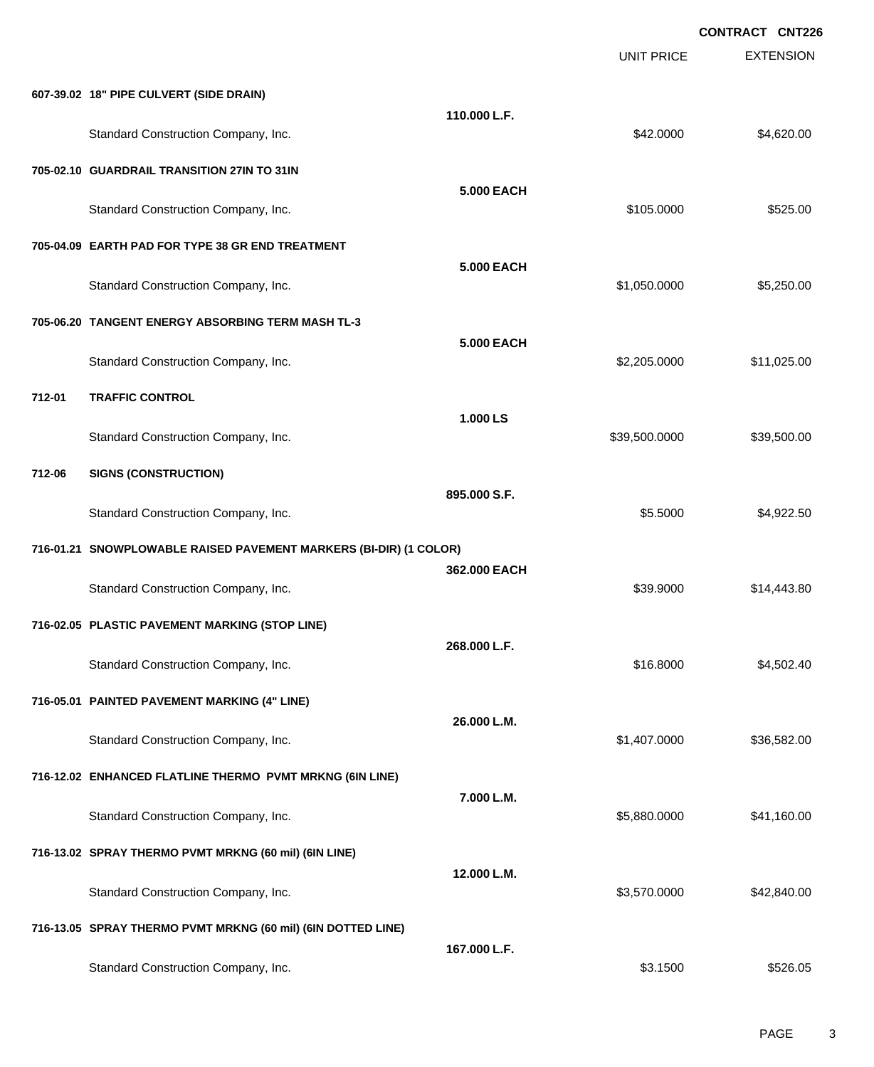**CONTRACT CNT226**

| | | UNIT PRICE | EXTENSION |
|---|---|---|---|
| **607-39.02 18" PIPE CULVERT (SIDE DRAIN)** | **110.000 L.F.** | | |
| Standard Construction Company, Inc. | | $42.0000 | $4,620.00 |
| **705-02.10 GUARDRAIL TRANSITION 27IN TO 31IN** | **5.000 EACH** | | |
| Standard Construction Company, Inc. | | $105.0000 | $525.00 |
| **705-04.09 EARTH PAD FOR TYPE 38 GR END TREATMENT** | **5.000 EACH** | | |
| Standard Construction Company, Inc. | | $1,050.0000 | $5,250.00 |
| **705-06.20 TANGENT ENERGY ABSORBING TERM MASH TL-3** | **5.000 EACH** | | |
| Standard Construction Company, Inc. | | $2,205.0000 | $11,025.00 |
| **712-01 TRAFFIC CONTROL** | **1.000 LS** | | |
| Standard Construction Company, Inc. | | $39,500.0000 | $39,500.00 |
| **712-06 SIGNS (CONSTRUCTION)** | **895.000 S.F.** | | |
| Standard Construction Company, Inc. | | $5.5000 | $4,922.50 |
| **716-01.21 SNOWPLOWABLE RAISED PAVEMENT MARKERS (BI-DIR) (1 COLOR)** | **362.000 EACH** | | |
| Standard Construction Company, Inc. | | $39.9000 | $14,443.80 |
| **716-02.05 PLASTIC PAVEMENT MARKING (STOP LINE)** | **268.000 L.F.** | | |
| Standard Construction Company, Inc. | | $16.8000 | $4,502.40 |
| **716-05.01 PAINTED PAVEMENT MARKING (4" LINE)** | **26.000 L.M.** | | |
| Standard Construction Company, Inc. | | $1,407.0000 | $36,582.00 |
| **716-12.02 ENHANCED FLATLINE THERMO PVMT MRKNG (6IN LINE)** | **7.000 L.M.** | | |
| Standard Construction Company, Inc. | | $5,880.0000 | $41,160.00 |
| **716-13.02 SPRAY THERMO PVMT MRKNG (60 mil) (6IN LINE)** | **12.000 L.M.** | | |
| Standard Construction Company, Inc. | | $3,570.0000 | $42,840.00 |
| **716-13.05 SPRAY THERMO PVMT MRKNG (60 mil) (6IN DOTTED LINE)** | **167.000 L.F.** | | |
| Standard Construction Company, Inc. | | $3.1500 | $526.05 |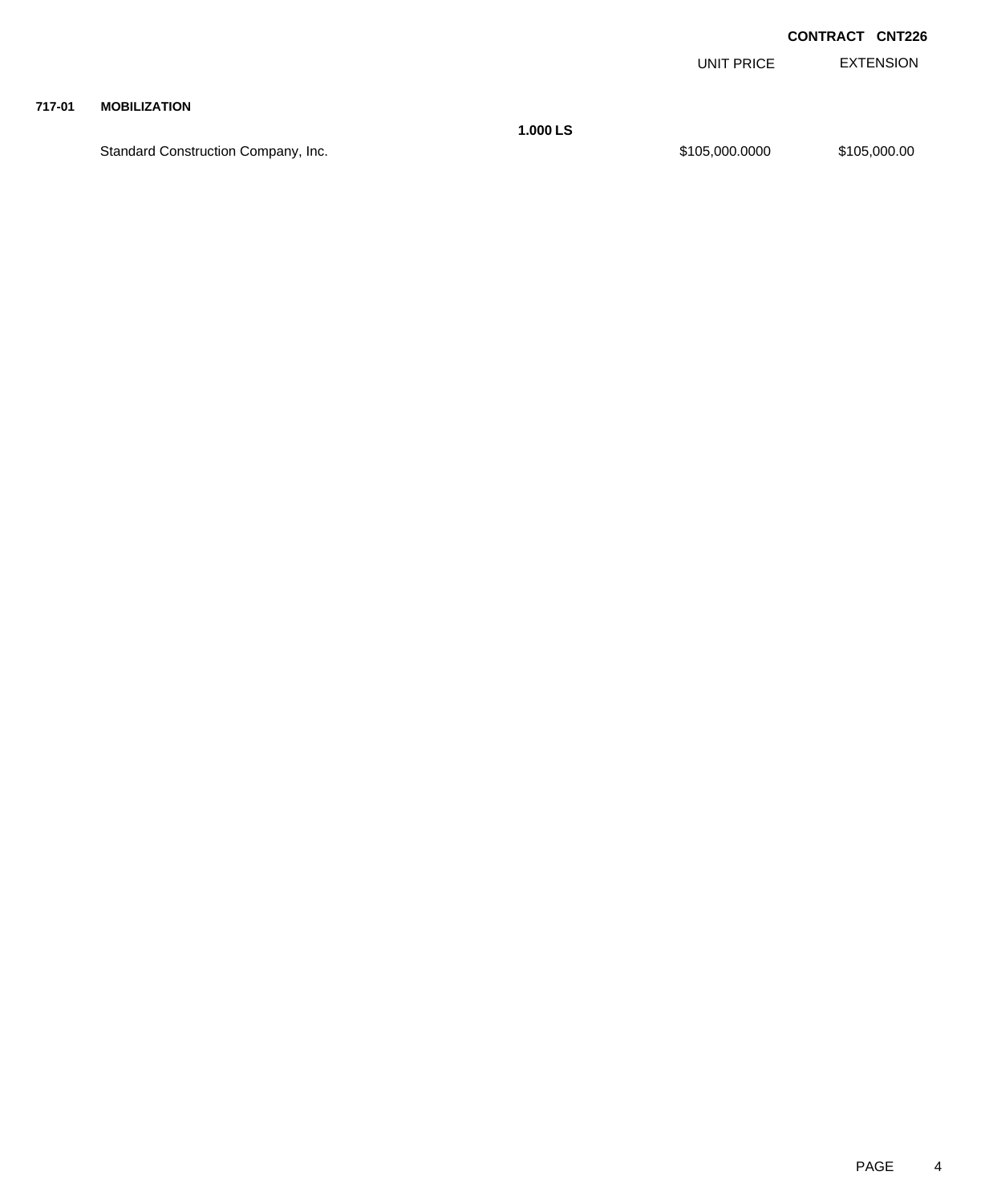**CONTRACT CNT226**

| | | | UNIT PRICE | EXTENSION |
|---|---|---|---|---|
| **717-01** | **MOBILIZATION** | | | |
| | | **1.000 LS** | | |
| | Standard Construction Company, Inc. | | \$105,000.0000 | \$105,000.00 |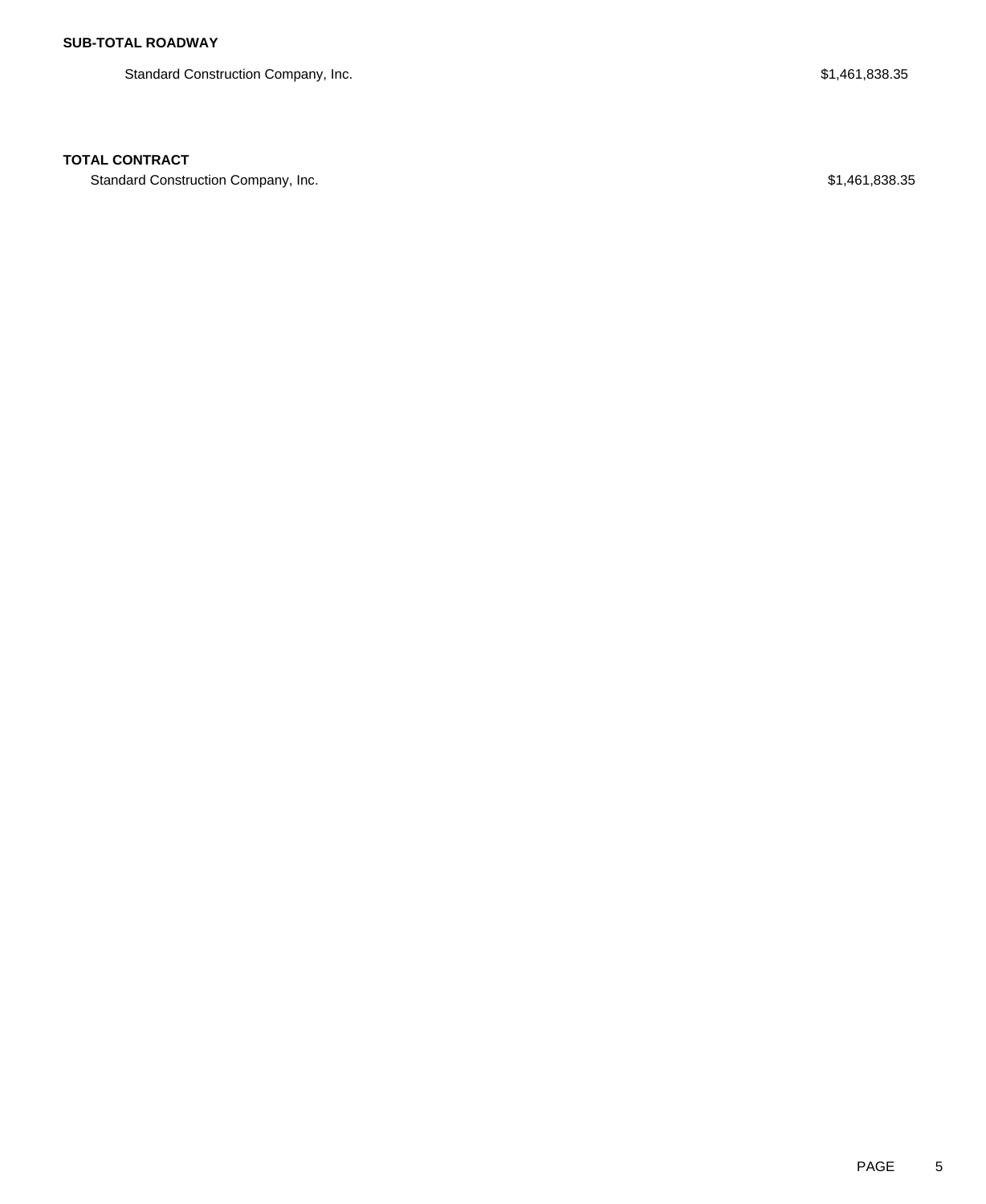**SUB-TOTAL ROADWAY**

| | |
|---|---|
| Standard Construction Company, Inc. | $1,461,838.35 |

**TOTAL CONTRACT**

| | |
|---|---|
| Standard Construction Company, Inc. | $1,461,838.35 |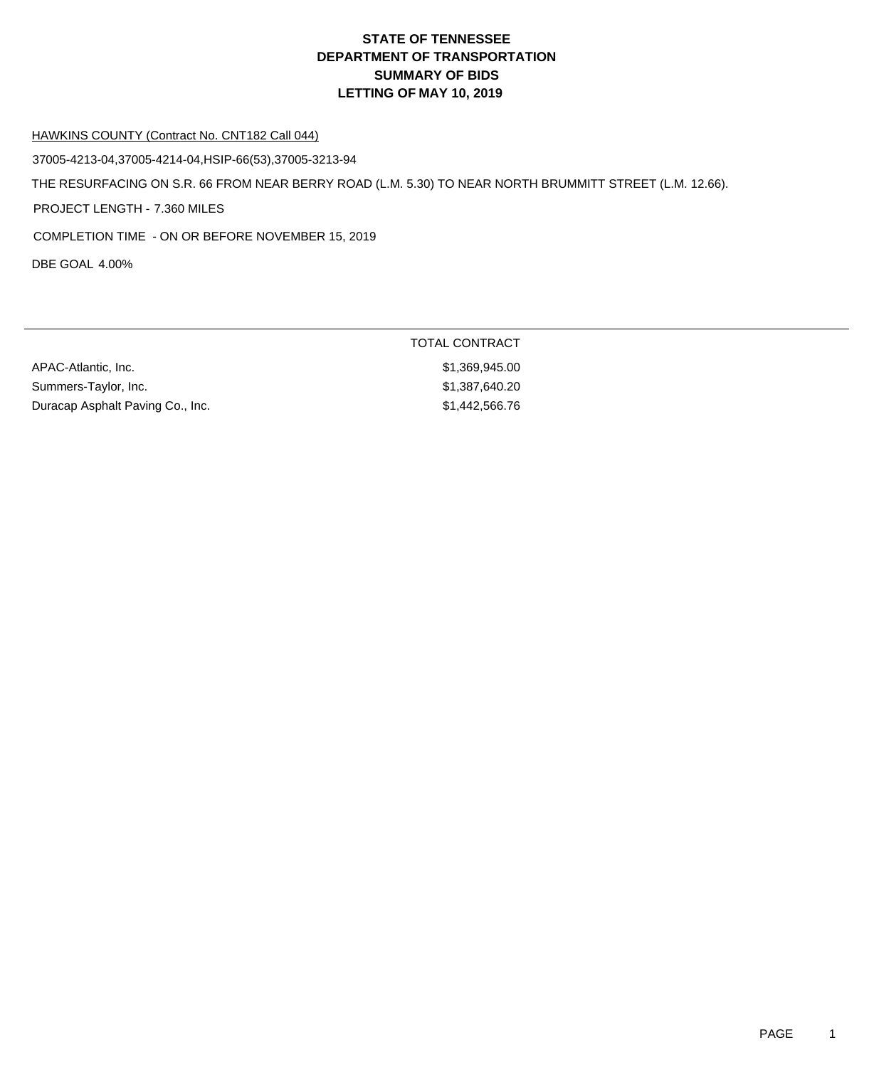# STATE OF TENNESSEE
# DEPARTMENT OF TRANSPORTATION
# SUMMARY OF BIDS
# LETTING OF MAY 10, 2019

HAWKINS COUNTY (Contract No. CNT182 Call 044)

37005-4213-04,37005-4214-04,HSIP-66(53),37005-3213-94

THE RESURFACING ON S.R. 66 FROM NEAR BERRY ROAD (L.M. 5.30) TO NEAR NORTH BRUMMITT STREET (L.M. 12.66).

PROJECT LENGTH - 7.360 MILES

COMPLETION TIME - ON OR BEFORE NOVEMBER 15, 2019

DBE GOAL 4.00%

| | TOTAL CONTRACT |
|---|---|
| APAC-Atlantic, Inc. | $1,369,945.00 |
| Summers-Taylor, Inc. | $1,387,640.20 |
| Duracap Asphalt Paving Co., Inc. | $1,442,566.76 |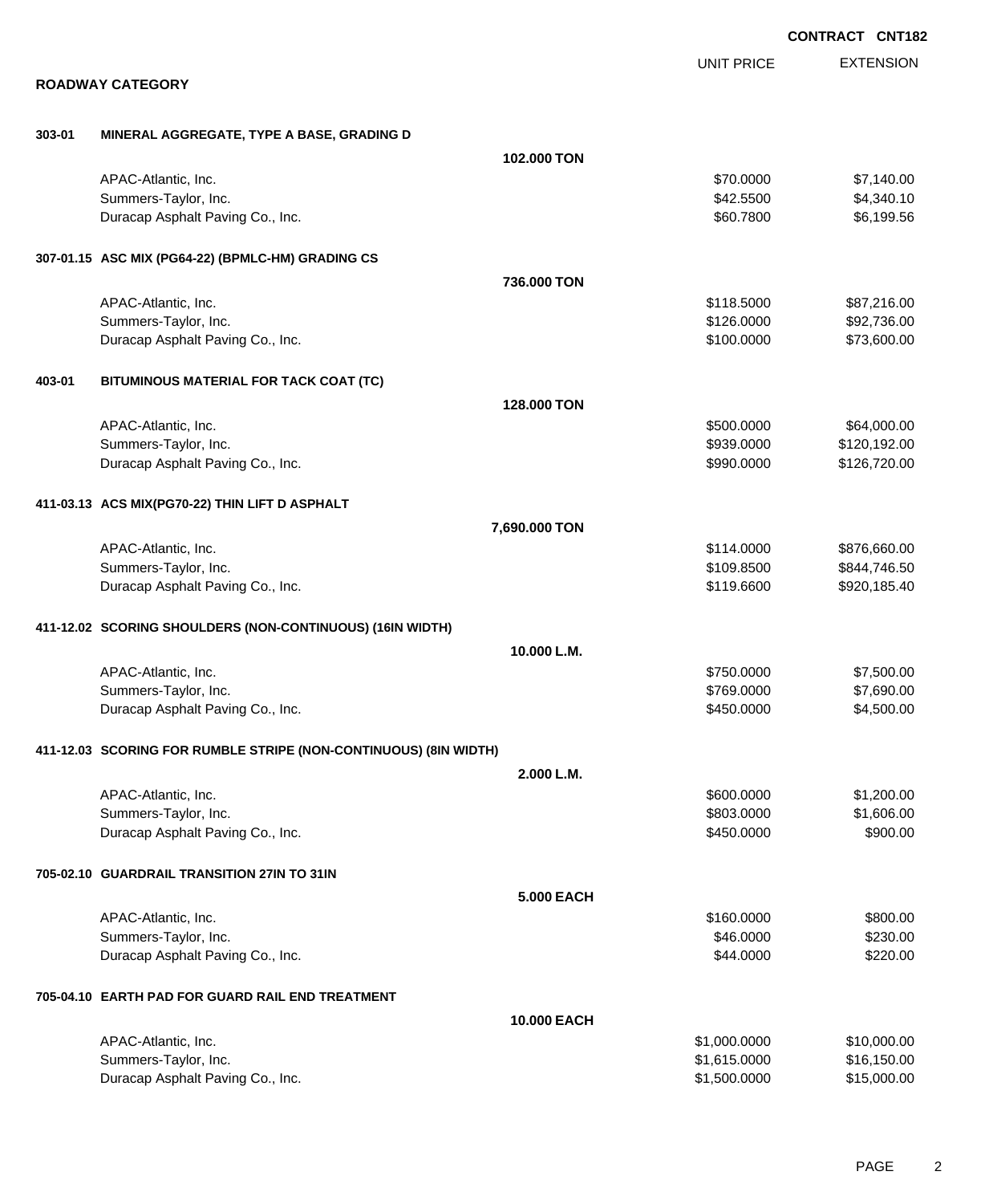**CONTRACT CNT182**

## ROADWAY CATEGORY

| | | UNIT PRICE | EXTENSION |
|---|---|---|---|
| **303-01** | **MINERAL AGGREGATE, TYPE A BASE, GRADING D** | | |
| | **102.000 TON** | | |
| | APAC-Atlantic, Inc. | $70.0000 | $7,140.00 |
| | Summers-Taylor, Inc. | $42.5500 | $4,340.10 |
| | Duracap Asphalt Paving Co., Inc. | $60.7800 | $6,199.56 |
| **307-01.15** | **ASC MIX (PG64-22) (BPMLC-HM) GRADING CS** | | |
| | **736.000 TON** | | |
| | APAC-Atlantic, Inc. | $118.5000 | $87,216.00 |
| | Summers-Taylor, Inc. | $126.0000 | $92,736.00 |
| | Duracap Asphalt Paving Co., Inc. | $100.0000 | $73,600.00 |
| **403-01** | **BITUMINOUS MATERIAL FOR TACK COAT (TC)** | | |
| | **128.000 TON** | | |
| | APAC-Atlantic, Inc. | $500.0000 | $64,000.00 |
| | Summers-Taylor, Inc. | $939.0000 | $120,192.00 |
| | Duracap Asphalt Paving Co., Inc. | $990.0000 | $126,720.00 |
| **411-03.13** | **ACS MIX(PG70-22) THIN LIFT D ASPHALT** | | |
| | **7,690.000 TON** | | |
| | APAC-Atlantic, Inc. | $114.0000 | $876,660.00 |
| | Summers-Taylor, Inc. | $109.8500 | $844,746.50 |
| | Duracap Asphalt Paving Co., Inc. | $119.6600 | $920,185.40 |
| **411-12.02** | **SCORING SHOULDERS (NON-CONTINUOUS) (16IN WIDTH)** | | |
| | **10.000 L.M.** | | |
| | APAC-Atlantic, Inc. | $750.0000 | $7,500.00 |
| | Summers-Taylor, Inc. | $769.0000 | $7,690.00 |
| | Duracap Asphalt Paving Co., Inc. | $450.0000 | $4,500.00 |
| **411-12.03** | **SCORING FOR RUMBLE STRIPE (NON-CONTINUOUS) (8IN WIDTH)** | | |
| | **2.000 L.M.** | | |
| | APAC-Atlantic, Inc. | $600.0000 | $1,200.00 |
| | Summers-Taylor, Inc. | $803.0000 | $1,606.00 |
| | Duracap Asphalt Paving Co., Inc. | $450.0000 | $900.00 |
| **705-02.10** | **GUARDRAIL TRANSITION 27IN TO 31IN** | | |
| | **5.000 EACH** | | |
| | APAC-Atlantic, Inc. | $160.0000 | $800.00 |
| | Summers-Taylor, Inc. | $46.0000 | $230.00 |
| | Duracap Asphalt Paving Co., Inc. | $44.0000 | $220.00 |
| **705-04.10** | **EARTH PAD FOR GUARD RAIL END TREATMENT** | | |
| | **10.000 EACH** | | |
| | APAC-Atlantic, Inc. | $1,000.0000 | $10,000.00 |
| | Summers-Taylor, Inc. | $1,615.0000 | $16,150.00 |
| | Duracap Asphalt Paving Co., Inc. | $1,500.0000 | $15,000.00 |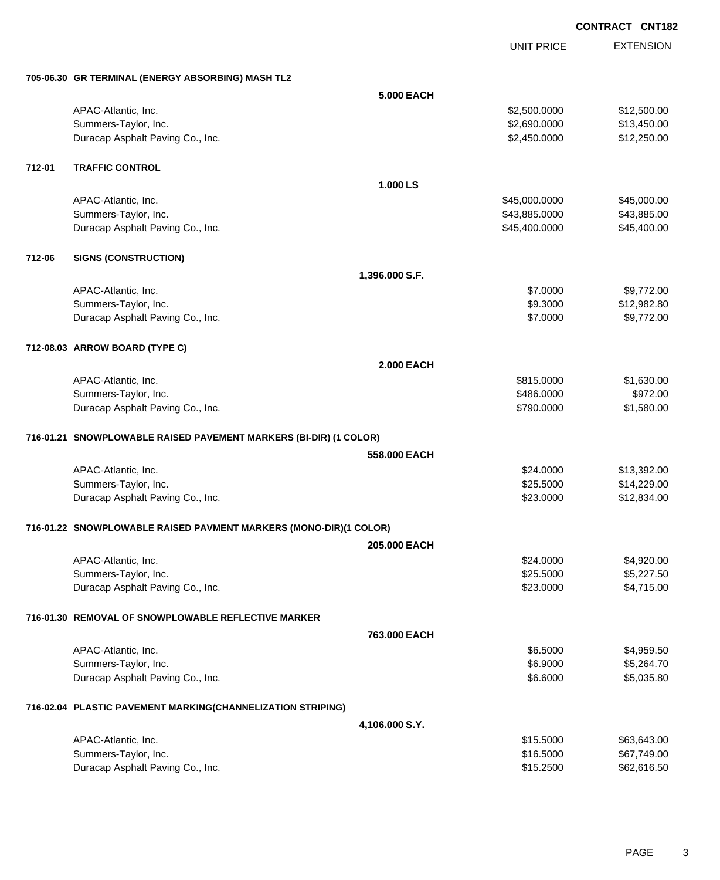**CONTRACT CNT182**

| | | UNIT PRICE | EXTENSION |
|---|---|---|---|
| **705-06.30** | **GR TERMINAL (ENERGY ABSORBING) MASH TL2** | | |
| | **5.000 EACH** | | |
| | APAC-Atlantic, Inc. | $2,500.0000 | $12,500.00 |
| | Summers-Taylor, Inc. | $2,690.0000 | $13,450.00 |
| | Duracap Asphalt Paving Co., Inc. | $2,450.0000 | $12,250.00 |
| **712-01** | **TRAFFIC CONTROL** | | |
| | **1.000 LS** | | |
| | APAC-Atlantic, Inc. | $45,000.0000 | $45,000.00 |
| | Summers-Taylor, Inc. | $43,885.0000 | $43,885.00 |
| | Duracap Asphalt Paving Co., Inc. | $45,400.0000 | $45,400.00 |
| **712-06** | **SIGNS (CONSTRUCTION)** | | |
| | **1,396.000 S.F.** | | |
| | APAC-Atlantic, Inc. | $7.0000 | $9,772.00 |
| | Summers-Taylor, Inc. | $9.3000 | $12,982.80 |
| | Duracap Asphalt Paving Co., Inc. | $7.0000 | $9,772.00 |
| **712-08.03** | **ARROW BOARD (TYPE C)** | | |
| | **2.000 EACH** | | |
| | APAC-Atlantic, Inc. | $815.0000 | $1,630.00 |
| | Summers-Taylor, Inc. | $486.0000 | $972.00 |
| | Duracap Asphalt Paving Co., Inc. | $790.0000 | $1,580.00 |
| **716-01.21** | **SNOWPLOWABLE RAISED PAVEMENT MARKERS (BI-DIR) (1 COLOR)** | | |
| | **558.000 EACH** | | |
| | APAC-Atlantic, Inc. | $24.0000 | $13,392.00 |
| | Summers-Taylor, Inc. | $25.5000 | $14,229.00 |
| | Duracap Asphalt Paving Co., Inc. | $23.0000 | $12,834.00 |
| **716-01.22** | **SNOWPLOWABLE RAISED PAVMENT MARKERS (MONO-DIR)(1 COLOR)** | | |
| | **205.000 EACH** | | |
| | APAC-Atlantic, Inc. | $24.0000 | $4,920.00 |
| | Summers-Taylor, Inc. | $25.5000 | $5,227.50 |
| | Duracap Asphalt Paving Co., Inc. | $23.0000 | $4,715.00 |
| **716-01.30** | **REMOVAL OF SNOWPLOWABLE REFLECTIVE MARKER** | | |
| | **763.000 EACH** | | |
| | APAC-Atlantic, Inc. | $6.5000 | $4,959.50 |
| | Summers-Taylor, Inc. | $6.9000 | $5,264.70 |
| | Duracap Asphalt Paving Co., Inc. | $6.6000 | $5,035.80 |
| **716-02.04** | **PLASTIC PAVEMENT MARKING(CHANNELIZATION STRIPING)** | | |
| | **4,106.000 S.Y.** | | |
| | APAC-Atlantic, Inc. | $15.5000 | $63,643.00 |
| | Summers-Taylor, Inc. | $16.5000 | $67,749.00 |
| | Duracap Asphalt Paving Co., Inc. | $15.2500 | $62,616.50 |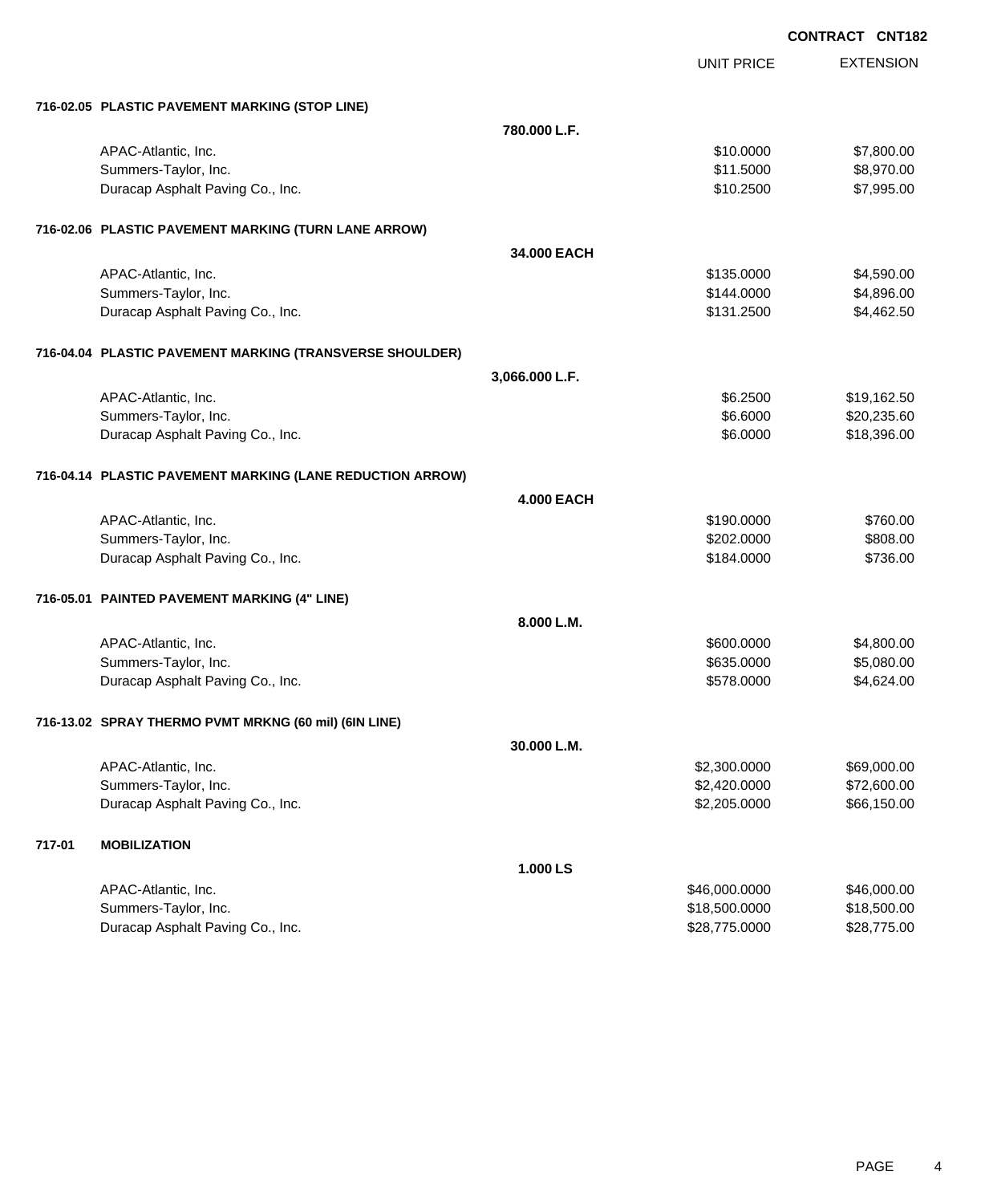**CONTRACT CNT182**

| | | UNIT PRICE | EXTENSION |
|---|---|---|---|
| **716-02.05 PLASTIC PAVEMENT MARKING (STOP LINE)** | | | |
| | **780.000 L.F.** | | |
| APAC-Atlantic, Inc. | | $10.0000 | $7,800.00 |
| Summers-Taylor, Inc. | | $11.5000 | $8,970.00 |
| Duracap Asphalt Paving Co., Inc. | | $10.2500 | $7,995.00 |
| **716-02.06 PLASTIC PAVEMENT MARKING (TURN LANE ARROW)** | | | |
| | **34.000 EACH** | | |
| APAC-Atlantic, Inc. | | $135.0000 | $4,590.00 |
| Summers-Taylor, Inc. | | $144.0000 | $4,896.00 |
| Duracap Asphalt Paving Co., Inc. | | $131.2500 | $4,462.50 |
| **716-04.04 PLASTIC PAVEMENT MARKING (TRANSVERSE SHOULDER)** | | | |
| | **3,066.000 L.F.** | | |
| APAC-Atlantic, Inc. | | $6.2500 | $19,162.50 |
| Summers-Taylor, Inc. | | $6.6000 | $20,235.60 |
| Duracap Asphalt Paving Co., Inc. | | $6.0000 | $18,396.00 |
| **716-04.14 PLASTIC PAVEMENT MARKING (LANE REDUCTION ARROW)** | | | |
| | **4.000 EACH** | | |
| APAC-Atlantic, Inc. | | $190.0000 | $760.00 |
| Summers-Taylor, Inc. | | $202.0000 | $808.00 |
| Duracap Asphalt Paving Co., Inc. | | $184.0000 | $736.00 |
| **716-05.01 PAINTED PAVEMENT MARKING (4" LINE)** | | | |
| | **8.000 L.M.** | | |
| APAC-Atlantic, Inc. | | $600.0000 | $4,800.00 |
| Summers-Taylor, Inc. | | $635.0000 | $5,080.00 |
| Duracap Asphalt Paving Co., Inc. | | $578.0000 | $4,624.00 |
| **716-13.02 SPRAY THERMO PVMT MRKNG (60 mil) (6IN LINE)** | | | |
| | **30.000 L.M.** | | |
| APAC-Atlantic, Inc. | | $2,300.0000 | $69,000.00 |
| Summers-Taylor, Inc. | | $2,420.0000 | $72,600.00 |
| Duracap Asphalt Paving Co., Inc. | | $2,205.0000 | $66,150.00 |
| **717-01 MOBILIZATION** | | | |
| | **1.000 LS** | | |
| APAC-Atlantic, Inc. | | $46,000.0000 | $46,000.00 |
| Summers-Taylor, Inc. | | $18,500.0000 | $18,500.00 |
| Duracap Asphalt Paving Co., Inc. | | $28,775.0000 | $28,775.00 |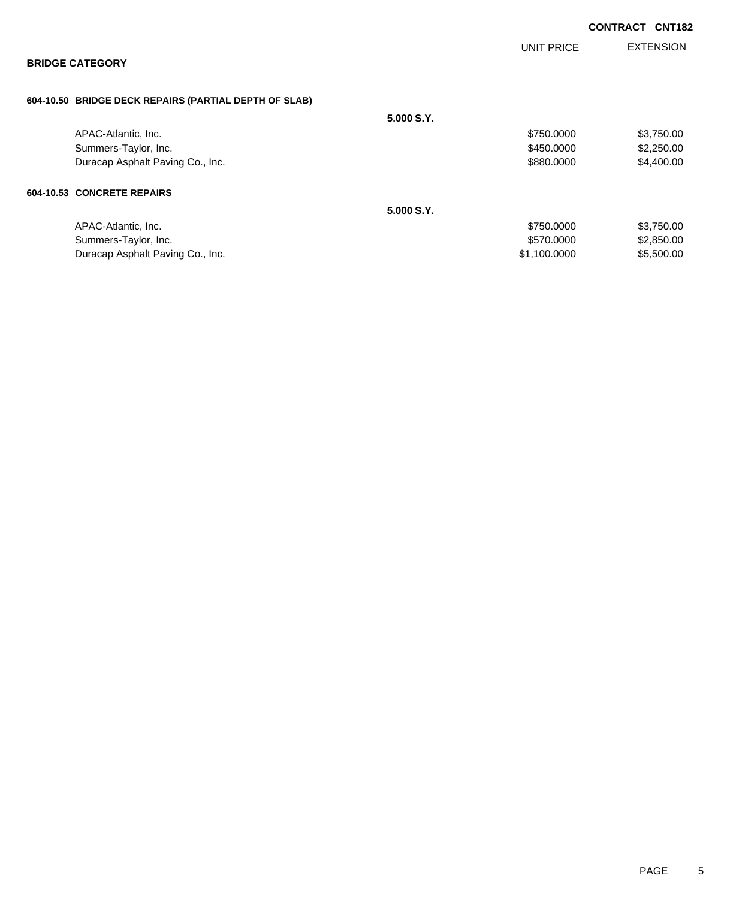**CONTRACT CNT182**

## BRIDGE CATEGORY

| | | UNIT PRICE | EXTENSION |
|---|---|---|---|
| **604-10.50 BRIDGE DECK REPAIRS (PARTIAL DEPTH OF SLAB)** | | | |
| | **5.000 S.Y.** | | |
| APAC-Atlantic, Inc. | | $750.0000 | $3,750.00 |
| Summers-Taylor, Inc. | | $450.0000 | $2,250.00 |
| Duracap Asphalt Paving Co., Inc. | | $880.0000 | $4,400.00 |
| **604-10.53 CONCRETE REPAIRS** | | | |
| | **5.000 S.Y.** | | |
| APAC-Atlantic, Inc. | | $750.0000 | $3,750.00 |
| Summers-Taylor, Inc. | | $570.0000 | $2,850.00 |
| Duracap Asphalt Paving Co., Inc. | | $1,100.0000 | $5,500.00 |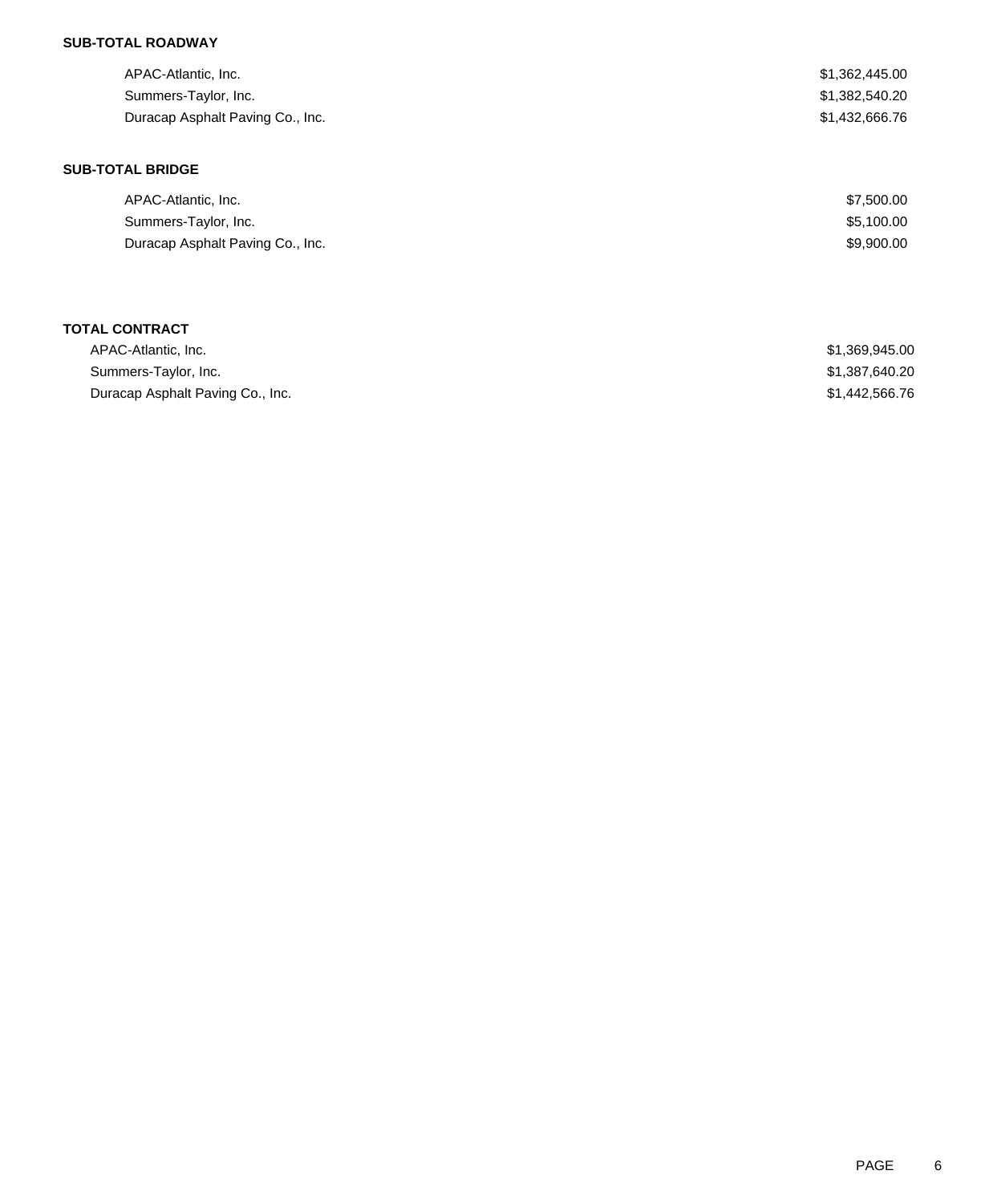**SUB-TOTAL ROADWAY**

| | |
|---|---|
| APAC-Atlantic, Inc. | $1,362,445.00 |
| Summers-Taylor, Inc. | $1,382,540.20 |
| Duracap Asphalt Paving Co., Inc. | $1,432,666.76 |

**SUB-TOTAL BRIDGE**

| | |
|---|---|
| APAC-Atlantic, Inc. | $7,500.00 |
| Summers-Taylor, Inc. | $5,100.00 |
| Duracap Asphalt Paving Co., Inc. | $9,900.00 |

**TOTAL CONTRACT**

| | |
|---|---|
| APAC-Atlantic, Inc. | $1,369,945.00 |
| Summers-Taylor, Inc. | $1,387,640.20 |
| Duracap Asphalt Paving Co., Inc. | $1,442,566.76 |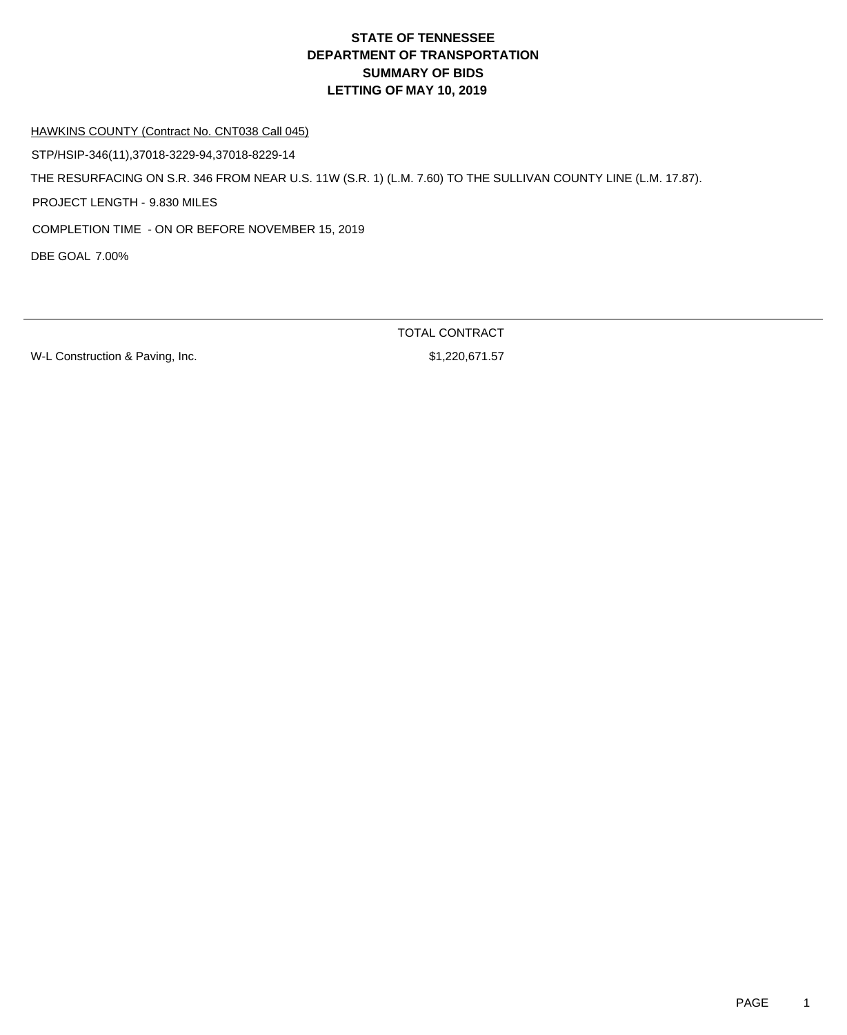# STATE OF TENNESSEE
# DEPARTMENT OF TRANSPORTATION
## SUMMARY OF BIDS
## LETTING OF MAY 10, 2019

HAWKINS COUNTY (Contract No. CNT038 Call 045)

STP/HSIP-346(11),37018-3229-94,37018-8229-14

THE RESURFACING ON S.R. 346 FROM NEAR U.S. 11W (S.R. 1) (L.M. 7.60) TO THE SULLIVAN COUNTY LINE (L.M. 17.87).

PROJECT LENGTH - 9.830 MILES

COMPLETION TIME - ON OR BEFORE NOVEMBER 15, 2019

DBE GOAL 7.00%

| | TOTAL CONTRACT |
|---|---|
| W-L Construction & Paving, Inc. | $1,220,671.57 |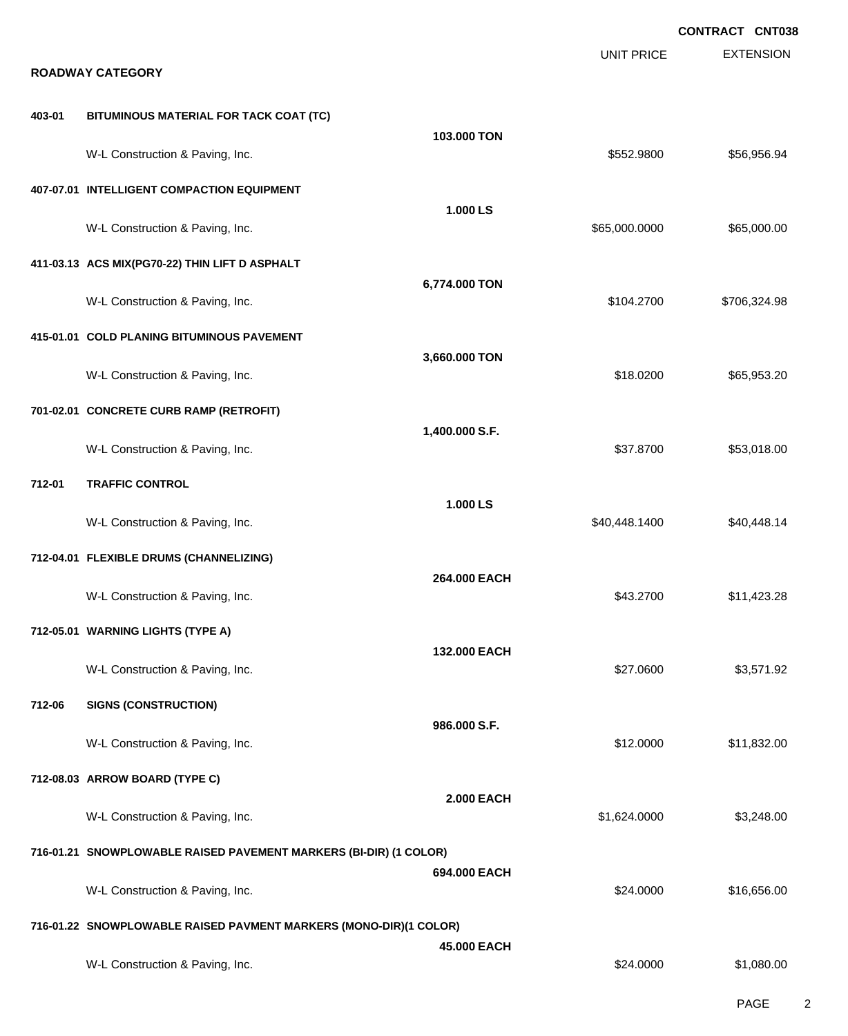**CONTRACT CNT038**

## ROADWAY CATEGORY

| Item | Description | Quantity | Unit Price | Extension |
|---|---|---|---|---|
| 403-01 | BITUMINOUS MATERIAL FOR TACK COAT (TC) | 103.000 TON | | |
| | W-L Construction & Paving, Inc. | | $552.9800 | $56,956.94 |
| 407-07.01 | INTELLIGENT COMPACTION EQUIPMENT | 1.000 LS | | |
| | W-L Construction & Paving, Inc. | | $65,000.0000 | $65,000.00 |
| 411-03.13 | ACS MIX(PG70-22) THIN LIFT D ASPHALT | 6,774.000 TON | | |
| | W-L Construction & Paving, Inc. | | $104.2700 | $706,324.98 |
| 415-01.01 | COLD PLANING BITUMINOUS PAVEMENT | 3,660.000 TON | | |
| | W-L Construction & Paving, Inc. | | $18.0200 | $65,953.20 |
| 701-02.01 | CONCRETE CURB RAMP (RETROFIT) | 1,400.000 S.F. | | |
| | W-L Construction & Paving, Inc. | | $37.8700 | $53,018.00 |
| 712-01 | TRAFFIC CONTROL | 1.000 LS | | |
| | W-L Construction & Paving, Inc. | | $40,448.1400 | $40,448.14 |
| 712-04.01 | FLEXIBLE DRUMS (CHANNELIZING) | 264.000 EACH | | |
| | W-L Construction & Paving, Inc. | | $43.2700 | $11,423.28 |
| 712-05.01 | WARNING LIGHTS (TYPE A) | 132.000 EACH | | |
| | W-L Construction & Paving, Inc. | | $27.0600 | $3,571.92 |
| 712-06 | SIGNS (CONSTRUCTION) | 986.000 S.F. | | |
| | W-L Construction & Paving, Inc. | | $12.0000 | $11,832.00 |
| 712-08.03 | ARROW BOARD (TYPE C) | 2.000 EACH | | |
| | W-L Construction & Paving, Inc. | | $1,624.0000 | $3,248.00 |
| 716-01.21 | SNOWPLOWABLE RAISED PAVEMENT MARKERS (BI-DIR) (1 COLOR) | 694.000 EACH | | |
| | W-L Construction & Paving, Inc. | | $24.0000 | $16,656.00 |
| 716-01.22 | SNOWPLOWABLE RAISED PAVMENT MARKERS (MONO-DIR)(1 COLOR) | 45.000 EACH | | |
| | W-L Construction & Paving, Inc. | | $24.0000 | $1,080.00 |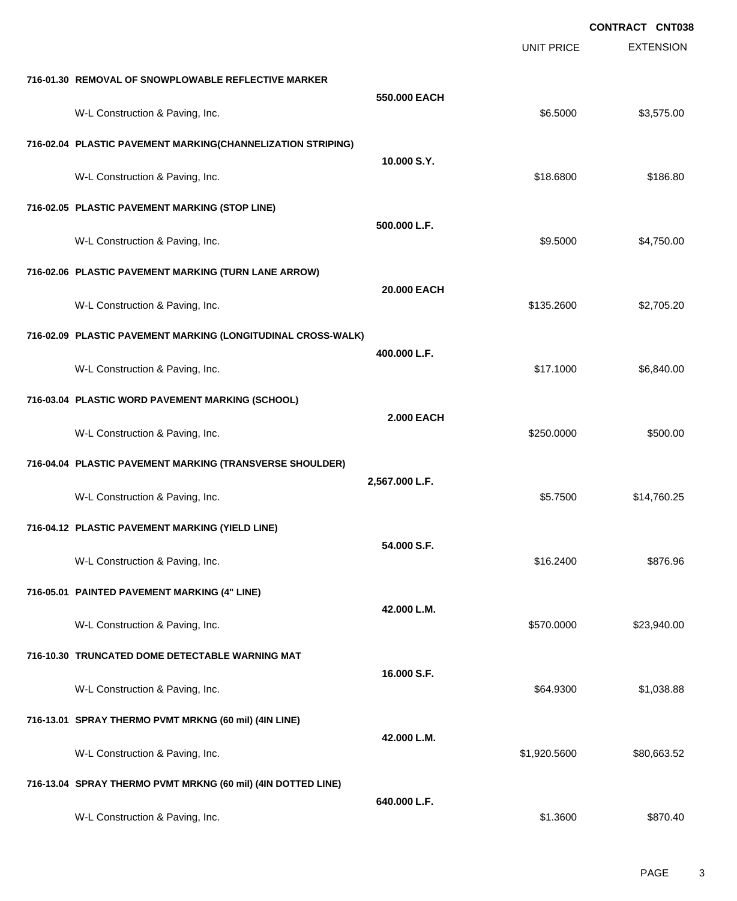**CONTRACT CNT038**

| | | UNIT PRICE | EXTENSION |
|---|---|---|---|
| **716-01.30 REMOVAL OF SNOWPLOWABLE REFLECTIVE MARKER** | **550.000 EACH** | | |
| W-L Construction & Paving, Inc. | | $6.5000 | $3,575.00 |
| **716-02.04 PLASTIC PAVEMENT MARKING(CHANNELIZATION STRIPING)** | **10.000 S.Y.** | | |
| W-L Construction & Paving, Inc. | | $18.6800 | $186.80 |
| **716-02.05 PLASTIC PAVEMENT MARKING (STOP LINE)** | **500.000 L.F.** | | |
| W-L Construction & Paving, Inc. | | $9.5000 | $4,750.00 |
| **716-02.06 PLASTIC PAVEMENT MARKING (TURN LANE ARROW)** | **20.000 EACH** | | |
| W-L Construction & Paving, Inc. | | $135.2600 | $2,705.20 |
| **716-02.09 PLASTIC PAVEMENT MARKING (LONGITUDINAL CROSS-WALK)** | **400.000 L.F.** | | |
| W-L Construction & Paving, Inc. | | $17.1000 | $6,840.00 |
| **716-03.04 PLASTIC WORD PAVEMENT MARKING (SCHOOL)** | **2.000 EACH** | | |
| W-L Construction & Paving, Inc. | | $250.0000 | $500.00 |
| **716-04.04 PLASTIC PAVEMENT MARKING (TRANSVERSE SHOULDER)** | **2,567.000 L.F.** | | |
| W-L Construction & Paving, Inc. | | $5.7500 | $14,760.25 |
| **716-04.12 PLASTIC PAVEMENT MARKING (YIELD LINE)** | **54.000 S.F.** | | |
| W-L Construction & Paving, Inc. | | $16.2400 | $876.96 |
| **716-05.01 PAINTED PAVEMENT MARKING (4" LINE)** | **42.000 L.M.** | | |
| W-L Construction & Paving, Inc. | | $570.0000 | $23,940.00 |
| **716-10.30 TRUNCATED DOME DETECTABLE WARNING MAT** | **16.000 S.F.** | | |
| W-L Construction & Paving, Inc. | | $64.9300 | $1,038.88 |
| **716-13.01 SPRAY THERMO PVMT MRKNG (60 mil) (4IN LINE)** | **42.000 L.M.** | | |
| W-L Construction & Paving, Inc. | | $1,920.5600 | $80,663.52 |
| **716-13.04 SPRAY THERMO PVMT MRKNG (60 mil) (4IN DOTTED LINE)** | **640.000 L.F.** | | |
| W-L Construction & Paving, Inc. | | $1.3600 | $870.40 |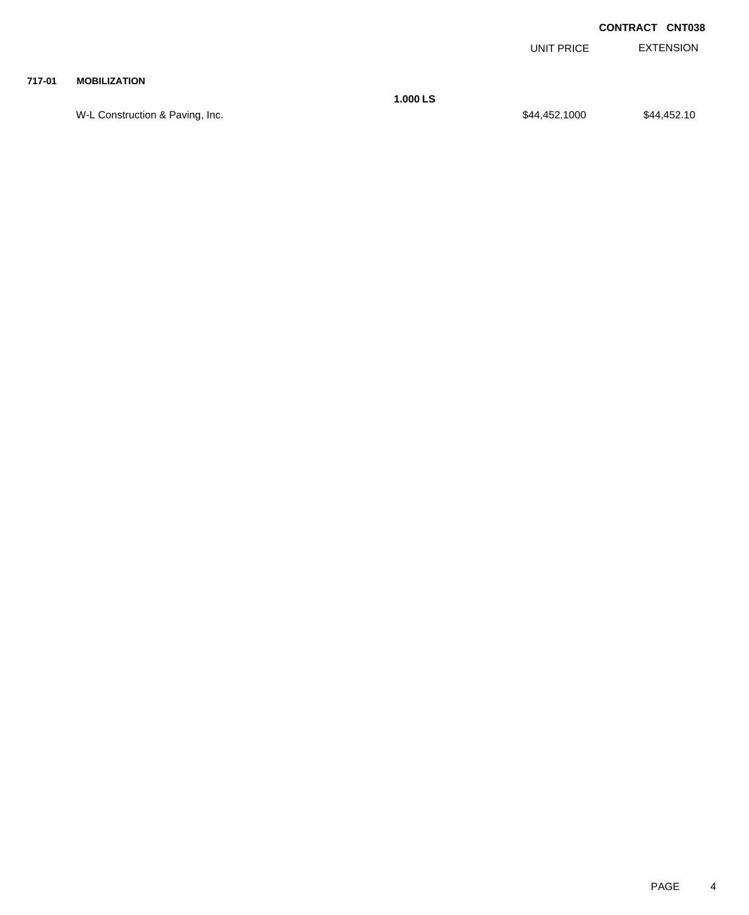**CONTRACT CNT038**

| | | | UNIT PRICE | EXTENSION |
|---|---|---|---|---|
| **717-01** | **MOBILIZATION** | | | |
| | | **1.000 LS** | | |
| | W-L Construction & Paving, Inc. | | $44,452.1000 | $44,452.10 |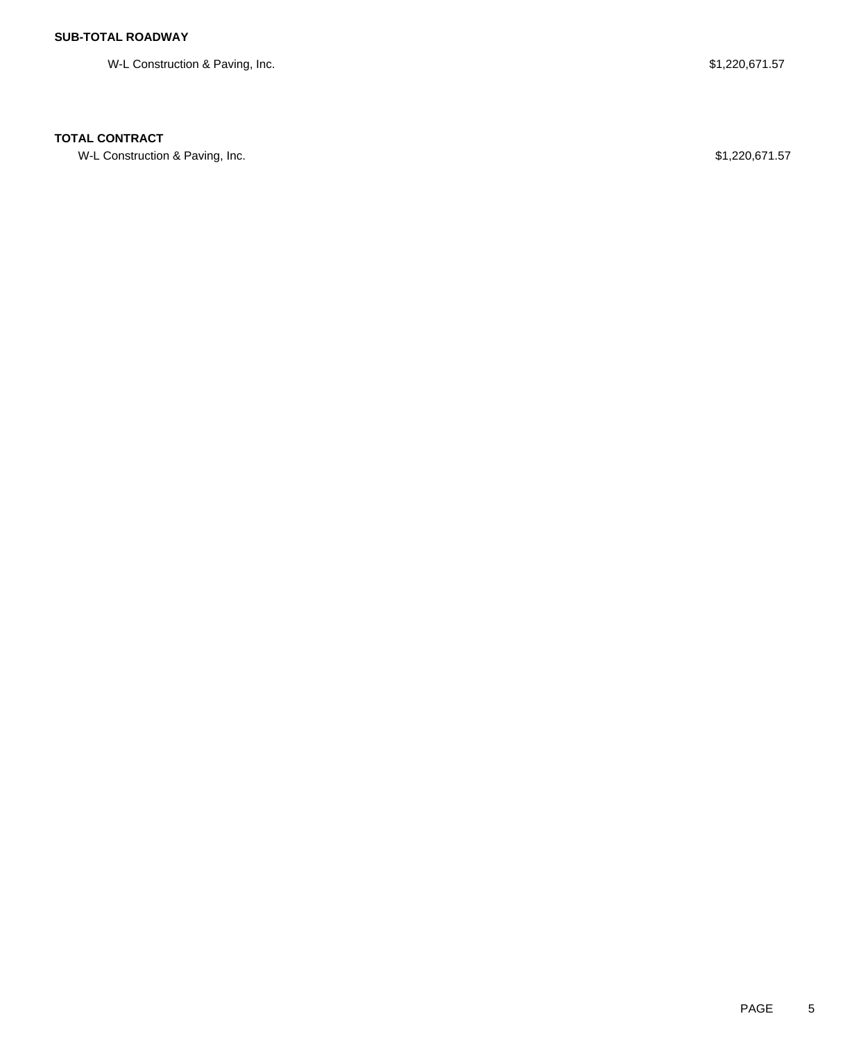**SUB-TOTAL ROADWAY**

| | |
|---|---|
| W-L Construction & Paving, Inc. | $1,220,671.57 |

**TOTAL CONTRACT**

| | |
|---|---|
| W-L Construction & Paving, Inc. | $1,220,671.57 |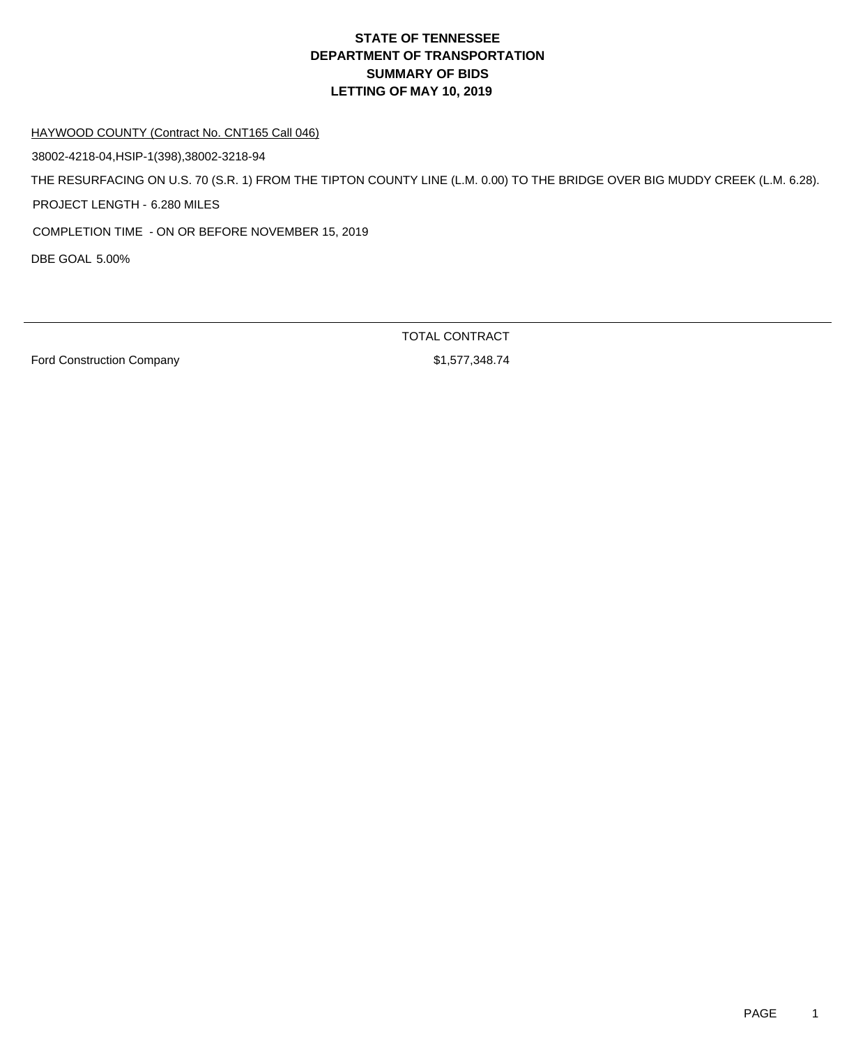# STATE OF TENNESSEE
# DEPARTMENT OF TRANSPORTATION
# SUMMARY OF BIDS
# LETTING OF MAY 10, 2019

HAYWOOD COUNTY (Contract No. CNT165 Call 046)

38002-4218-04,HSIP-1(398),38002-3218-94

THE RESURFACING ON U.S. 70 (S.R. 1) FROM THE TIPTON COUNTY LINE (L.M. 0.00) TO THE BRIDGE OVER BIG MUDDY CREEK (L.M. 6.28).

PROJECT LENGTH - 6.280 MILES

COMPLETION TIME - ON OR BEFORE NOVEMBER 15, 2019

DBE GOAL 5.00%

| | TOTAL CONTRACT |
|---|---|
| Ford Construction Company | $1,577,348.74 |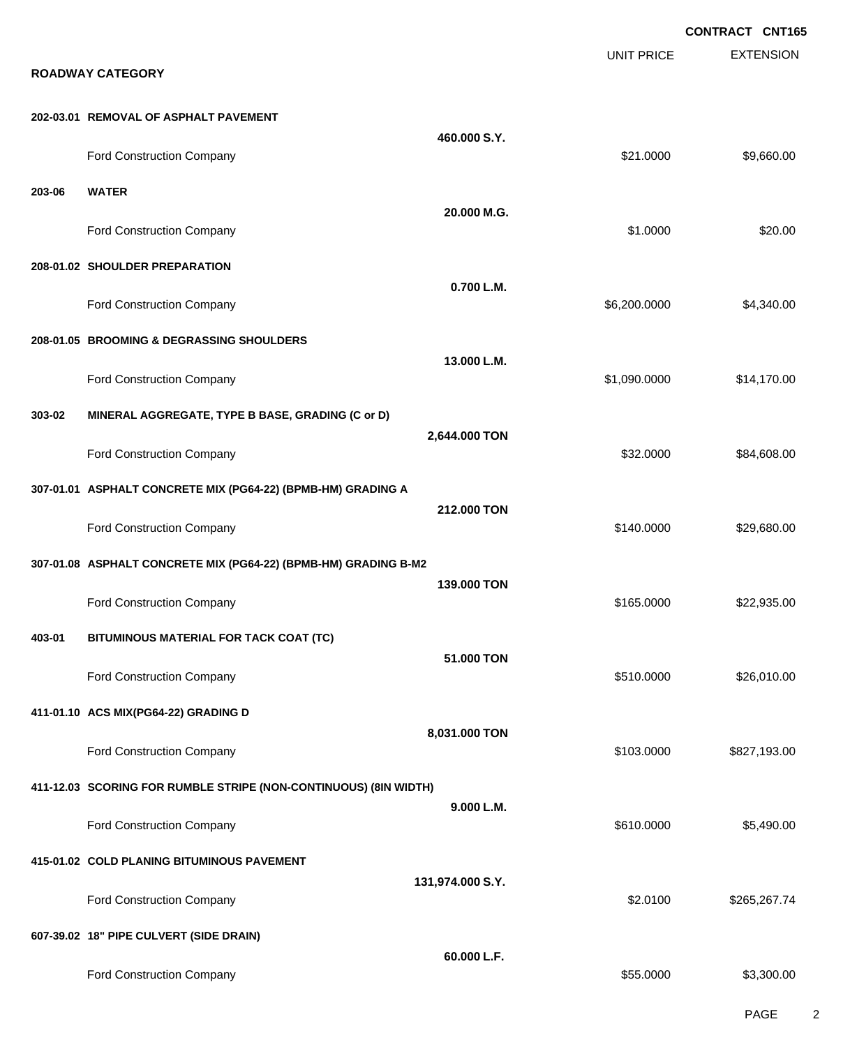**CONTRACT CNT165**

## ROADWAY CATEGORY

| | | UNIT PRICE | EXTENSION |
|---|---|---|---|
| **202-03.01 REMOVAL OF ASPHALT PAVEMENT** | **460.000 S.Y.** | | |
| Ford Construction Company | | $21.0000 | $9,660.00 |
| **203-06 WATER** | **20.000 M.G.** | | |
| Ford Construction Company | | $1.0000 | $20.00 |
| **208-01.02 SHOULDER PREPARATION** | **0.700 L.M.** | | |
| Ford Construction Company | | $6,200.0000 | $4,340.00 |
| **208-01.05 BROOMING & DEGRASSING SHOULDERS** | **13.000 L.M.** | | |
| Ford Construction Company | | $1,090.0000 | $14,170.00 |
| **303-02 MINERAL AGGREGATE, TYPE B BASE, GRADING (C or D)** | **2,644.000 TON** | | |
| Ford Construction Company | | $32.0000 | $84,608.00 |
| **307-01.01 ASPHALT CONCRETE MIX (PG64-22) (BPMB-HM) GRADING A** | **212.000 TON** | | |
| Ford Construction Company | | $140.0000 | $29,680.00 |
| **307-01.08 ASPHALT CONCRETE MIX (PG64-22) (BPMB-HM) GRADING B-M2** | **139.000 TON** | | |
| Ford Construction Company | | $165.0000 | $22,935.00 |
| **403-01 BITUMINOUS MATERIAL FOR TACK COAT (TC)** | **51.000 TON** | | |
| Ford Construction Company | | $510.0000 | $26,010.00 |
| **411-01.10 ACS MIX(PG64-22) GRADING D** | **8,031.000 TON** | | |
| Ford Construction Company | | $103.0000 | $827,193.00 |
| **411-12.03 SCORING FOR RUMBLE STRIPE (NON-CONTINUOUS) (8IN WIDTH)** | **9.000 L.M.** | | |
| Ford Construction Company | | $610.0000 | $5,490.00 |
| **415-01.02 COLD PLANING BITUMINOUS PAVEMENT** | **131,974.000 S.Y.** | | |
| Ford Construction Company | | $2.0100 | $265,267.74 |
| **607-39.02 18" PIPE CULVERT (SIDE DRAIN)** | **60.000 L.F.** | | |
| Ford Construction Company | | $55.0000 | $3,300.00 |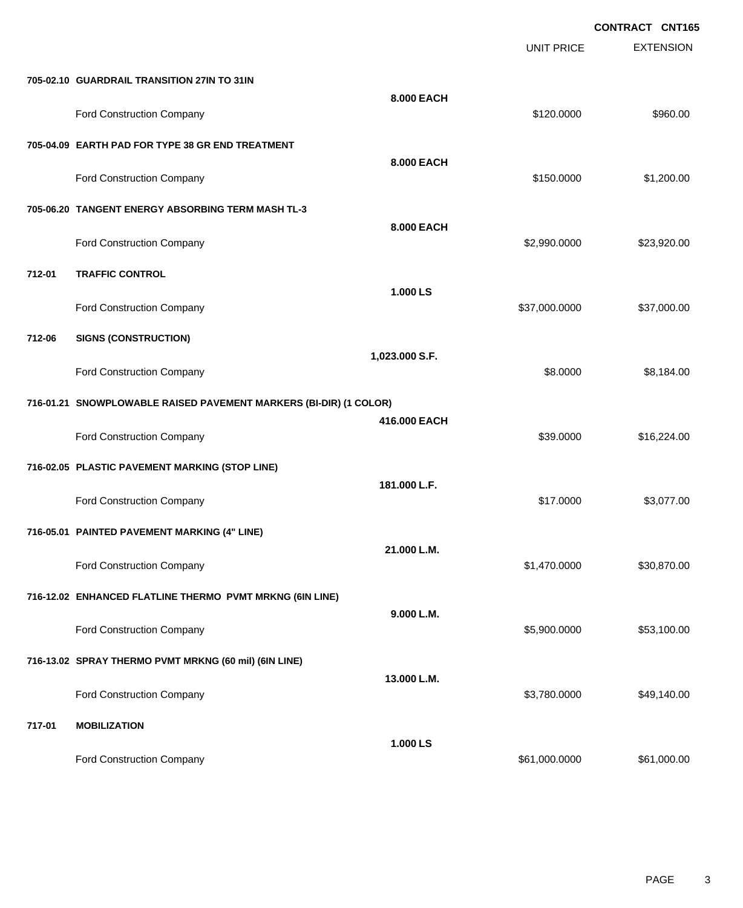**CONTRACT CNT165**

| | | | UNIT PRICE | EXTENSION |
|---|---|---|---|---|
| **705-02.10** | **GUARDRAIL TRANSITION 27IN TO 31IN** | **8.000 EACH** | | |
| | Ford Construction Company | | $120.0000 | $960.00 |
| **705-04.09** | **EARTH PAD FOR TYPE 38 GR END TREATMENT** | **8.000 EACH** | | |
| | Ford Construction Company | | $150.0000 | $1,200.00 |
| **705-06.20** | **TANGENT ENERGY ABSORBING TERM MASH TL-3** | **8.000 EACH** | | |
| | Ford Construction Company | | $2,990.0000 | $23,920.00 |
| **712-01** | **TRAFFIC CONTROL** | **1.000 LS** | | |
| | Ford Construction Company | | $37,000.0000 | $37,000.00 |
| **712-06** | **SIGNS (CONSTRUCTION)** | **1,023.000 S.F.** | | |
| | Ford Construction Company | | $8.0000 | $8,184.00 |
| **716-01.21** | **SNOWPLOWABLE RAISED PAVEMENT MARKERS (BI-DIR) (1 COLOR)** | **416.000 EACH** | | |
| | Ford Construction Company | | $39.0000 | $16,224.00 |
| **716-02.05** | **PLASTIC PAVEMENT MARKING (STOP LINE)** | **181.000 L.F.** | | |
| | Ford Construction Company | | $17.0000 | $3,077.00 |
| **716-05.01** | **PAINTED PAVEMENT MARKING (4" LINE)** | **21.000 L.M.** | | |
| | Ford Construction Company | | $1,470.0000 | $30,870.00 |
| **716-12.02** | **ENHANCED FLATLINE THERMO PVMT MRKNG (6IN LINE)** | **9.000 L.M.** | | |
| | Ford Construction Company | | $5,900.0000 | $53,100.00 |
| **716-13.02** | **SPRAY THERMO PVMT MRKNG (60 mil) (6IN LINE)** | **13.000 L.M.** | | |
| | Ford Construction Company | | $3,780.0000 | $49,140.00 |
| **717-01** | **MOBILIZATION** | **1.000 LS** | | |
| | Ford Construction Company | | $61,000.0000 | $61,000.00 |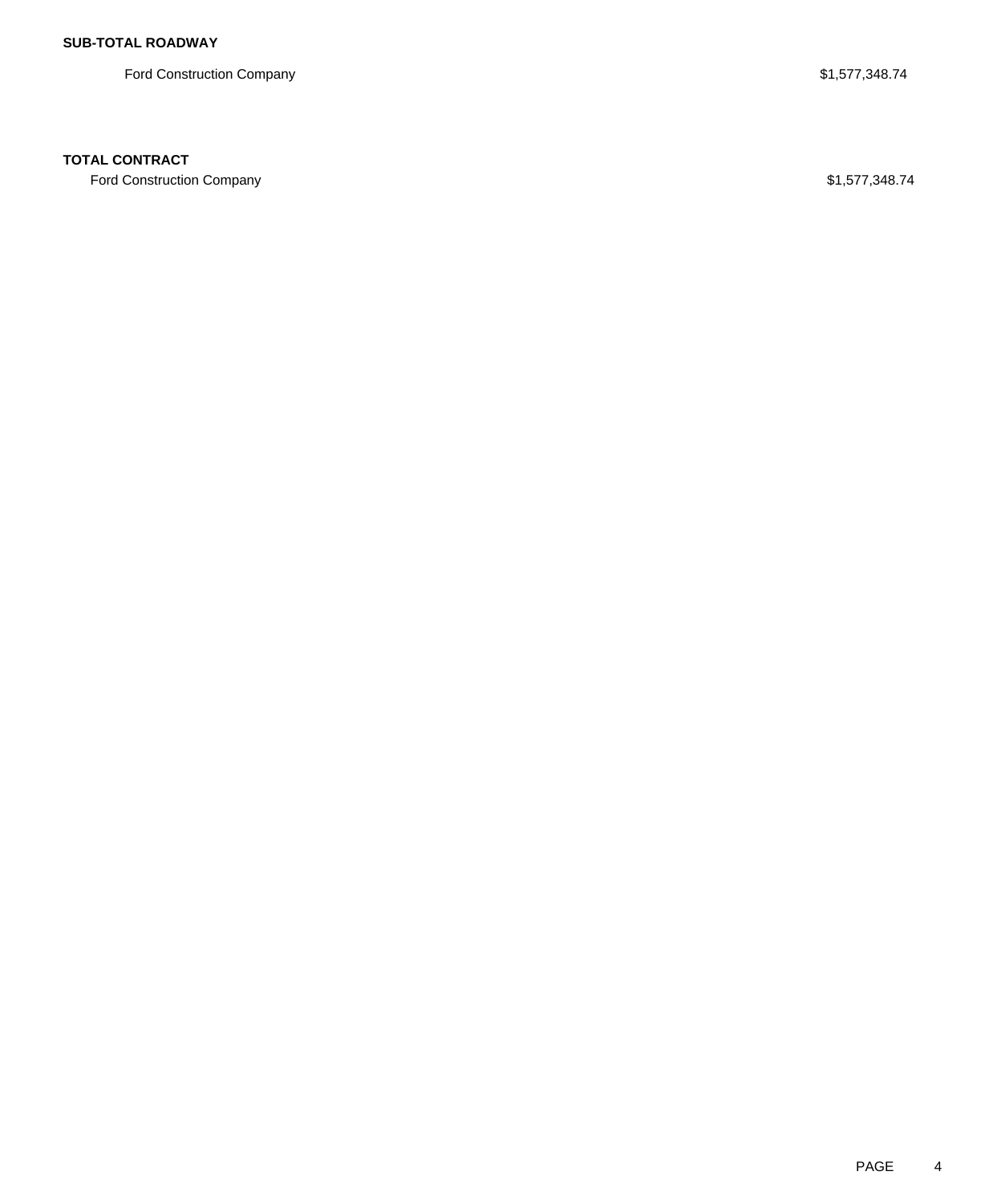**SUB-TOTAL ROADWAY**

| | |
|---|---|
| Ford Construction Company | $1,577,348.74 |

**TOTAL CONTRACT**

| | |
|---|---|
| Ford Construction Company | $1,577,348.74 |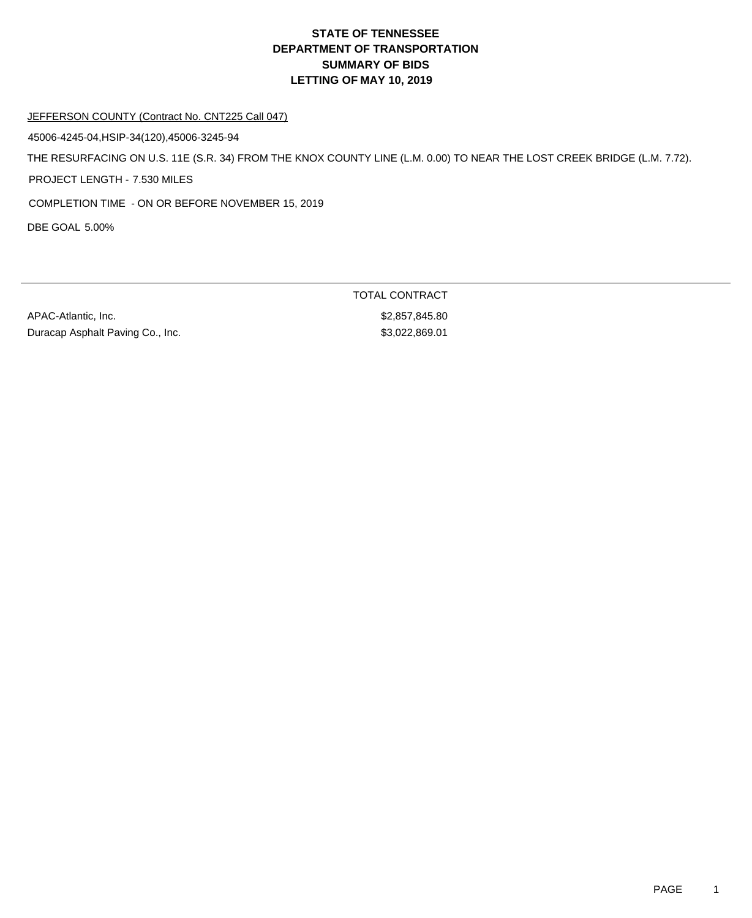# STATE OF TENNESSEE
# DEPARTMENT OF TRANSPORTATION
# SUMMARY OF BIDS
# LETTING OF MAY 10, 2019

JEFFERSON COUNTY (Contract No. CNT225 Call 047)

45006-4245-04,HSIP-34(120),45006-3245-94

THE RESURFACING ON U.S. 11E (S.R. 34) FROM THE KNOX COUNTY LINE (L.M. 0.00) TO NEAR THE LOST CREEK BRIDGE (L.M. 7.72).

PROJECT LENGTH - 7.530 MILES

COMPLETION TIME - ON OR BEFORE NOVEMBER 15, 2019

DBE GOAL 5.00%

| | TOTAL CONTRACT |
|---|---|
| APAC-Atlantic, Inc. | $2,857,845.80 |
| Duracap Asphalt Paving Co., Inc. | $3,022,869.01 |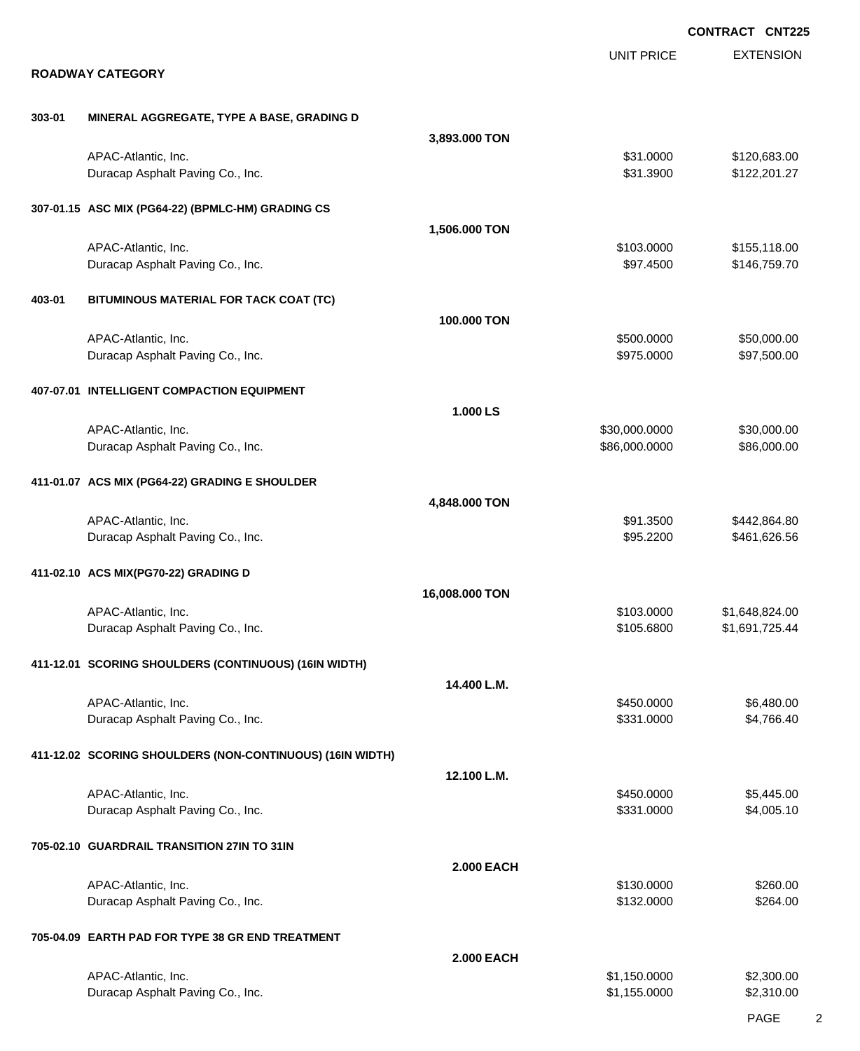**CONTRACT CNT225**

## ROADWAY CATEGORY

| | | | UNIT PRICE | EXTENSION |
|---|---|---|---|---|
| **303-01** | **MINERAL AGGREGATE, TYPE A BASE, GRADING D** | | | |
| | | **3,893.000 TON** | | |
| | APAC-Atlantic, Inc. | | $31.0000 | $120,683.00 |
| | Duracap Asphalt Paving Co., Inc. | | $31.3900 | $122,201.27 |
| **307-01.15** | **ASC MIX (PG64-22) (BPMLC-HM) GRADING CS** | | | |
| | | **1,506.000 TON** | | |
| | APAC-Atlantic, Inc. | | $103.0000 | $155,118.00 |
| | Duracap Asphalt Paving Co., Inc. | | $97.4500 | $146,759.70 |
| **403-01** | **BITUMINOUS MATERIAL FOR TACK COAT (TC)** | | | |
| | | **100.000 TON** | | |
| | APAC-Atlantic, Inc. | | $500.0000 | $50,000.00 |
| | Duracap Asphalt Paving Co., Inc. | | $975.0000 | $97,500.00 |
| **407-07.01** | **INTELLIGENT COMPACTION EQUIPMENT** | | | |
| | | **1.000 LS** | | |
| | APAC-Atlantic, Inc. | | $30,000.0000 | $30,000.00 |
| | Duracap Asphalt Paving Co., Inc. | | $86,000.0000 | $86,000.00 |
| **411-01.07** | **ACS MIX (PG64-22) GRADING E SHOULDER** | | | |
| | | **4,848.000 TON** | | |
| | APAC-Atlantic, Inc. | | $91.3500 | $442,864.80 |
| | Duracap Asphalt Paving Co., Inc. | | $95.2200 | $461,626.56 |
| **411-02.10** | **ACS MIX(PG70-22) GRADING D** | | | |
| | | **16,008.000 TON** | | |
| | APAC-Atlantic, Inc. | | $103.0000 | $1,648,824.00 |
| | Duracap Asphalt Paving Co., Inc. | | $105.6800 | $1,691,725.44 |
| **411-12.01** | **SCORING SHOULDERS (CONTINUOUS) (16IN WIDTH)** | | | |
| | | **14.400 L.M.** | | |
| | APAC-Atlantic, Inc. | | $450.0000 | $6,480.00 |
| | Duracap Asphalt Paving Co., Inc. | | $331.0000 | $4,766.40 |
| **411-12.02** | **SCORING SHOULDERS (NON-CONTINUOUS) (16IN WIDTH)** | | | |
| | | **12.100 L.M.** | | |
| | APAC-Atlantic, Inc. | | $450.0000 | $5,445.00 |
| | Duracap Asphalt Paving Co., Inc. | | $331.0000 | $4,005.10 |
| **705-02.10** | **GUARDRAIL TRANSITION 27IN TO 31IN** | | | |
| | | **2.000 EACH** | | |
| | APAC-Atlantic, Inc. | | $130.0000 | $260.00 |
| | Duracap Asphalt Paving Co., Inc. | | $132.0000 | $264.00 |
| **705-04.09** | **EARTH PAD FOR TYPE 38 GR END TREATMENT** | | | |
| | | **2.000 EACH** | | |
| | APAC-Atlantic, Inc. | | $1,150.0000 | $2,300.00 |
| | Duracap Asphalt Paving Co., Inc. | | $1,155.0000 | $2,310.00 |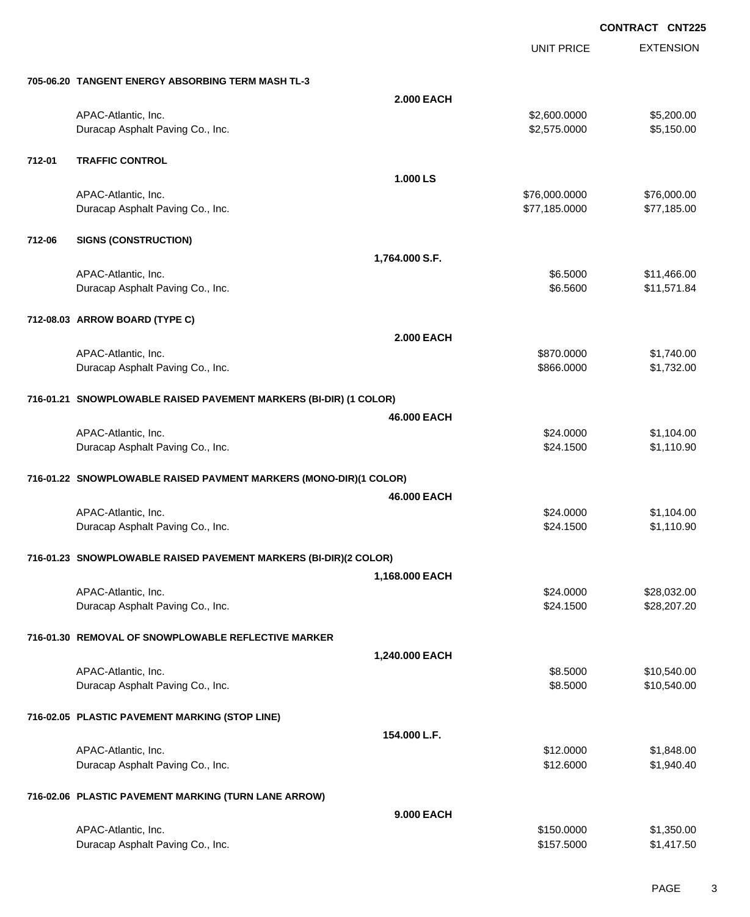**CONTRACT CNT225**

| | | | UNIT PRICE | EXTENSION |
|---|---|---|---|---|
| **705-06.20** | **TANGENT ENERGY ABSORBING TERM MASH TL-3** | | | |
| | | **2.000 EACH** | | |
| | APAC-Atlantic, Inc. | | $2,600.0000 | $5,200.00 |
| | Duracap Asphalt Paving Co., Inc. | | $2,575.0000 | $5,150.00 |
| **712-01** | **TRAFFIC CONTROL** | | | |
| | | **1.000 LS** | | |
| | APAC-Atlantic, Inc. | | $76,000.0000 | $76,000.00 |
| | Duracap Asphalt Paving Co., Inc. | | $77,185.0000 | $77,185.00 |
| **712-06** | **SIGNS (CONSTRUCTION)** | | | |
| | | **1,764.000 S.F.** | | |
| | APAC-Atlantic, Inc. | | $6.5000 | $11,466.00 |
| | Duracap Asphalt Paving Co., Inc. | | $6.5600 | $11,571.84 |
| **712-08.03** | **ARROW BOARD (TYPE C)** | | | |
| | | **2.000 EACH** | | |
| | APAC-Atlantic, Inc. | | $870.0000 | $1,740.00 |
| | Duracap Asphalt Paving Co., Inc. | | $866.0000 | $1,732.00 |
| **716-01.21** | **SNOWPLOWABLE RAISED PAVEMENT MARKERS (BI-DIR) (1 COLOR)** | | | |
| | | **46.000 EACH** | | |
| | APAC-Atlantic, Inc. | | $24.0000 | $1,104.00 |
| | Duracap Asphalt Paving Co., Inc. | | $24.1500 | $1,110.90 |
| **716-01.22** | **SNOWPLOWABLE RAISED PAVMENT MARKERS (MONO-DIR)(1 COLOR)** | | | |
| | | **46.000 EACH** | | |
| | APAC-Atlantic, Inc. | | $24.0000 | $1,104.00 |
| | Duracap Asphalt Paving Co., Inc. | | $24.1500 | $1,110.90 |
| **716-01.23** | **SNOWPLOWABLE RAISED PAVEMENT MARKERS (BI-DIR)(2 COLOR)** | | | |
| | | **1,168.000 EACH** | | |
| | APAC-Atlantic, Inc. | | $24.0000 | $28,032.00 |
| | Duracap Asphalt Paving Co., Inc. | | $24.1500 | $28,207.20 |
| **716-01.30** | **REMOVAL OF SNOWPLOWABLE REFLECTIVE MARKER** | | | |
| | | **1,240.000 EACH** | | |
| | APAC-Atlantic, Inc. | | $8.5000 | $10,540.00 |
| | Duracap Asphalt Paving Co., Inc. | | $8.5000 | $10,540.00 |
| **716-02.05** | **PLASTIC PAVEMENT MARKING (STOP LINE)** | | | |
| | | **154.000 L.F.** | | |
| | APAC-Atlantic, Inc. | | $12.0000 | $1,848.00 |
| | Duracap Asphalt Paving Co., Inc. | | $12.6000 | $1,940.40 |
| **716-02.06** | **PLASTIC PAVEMENT MARKING (TURN LANE ARROW)** | | | |
| | | **9.000 EACH** | | |
| | APAC-Atlantic, Inc. | | $150.0000 | $1,350.00 |
| | Duracap Asphalt Paving Co., Inc. | | $157.5000 | $1,417.50 |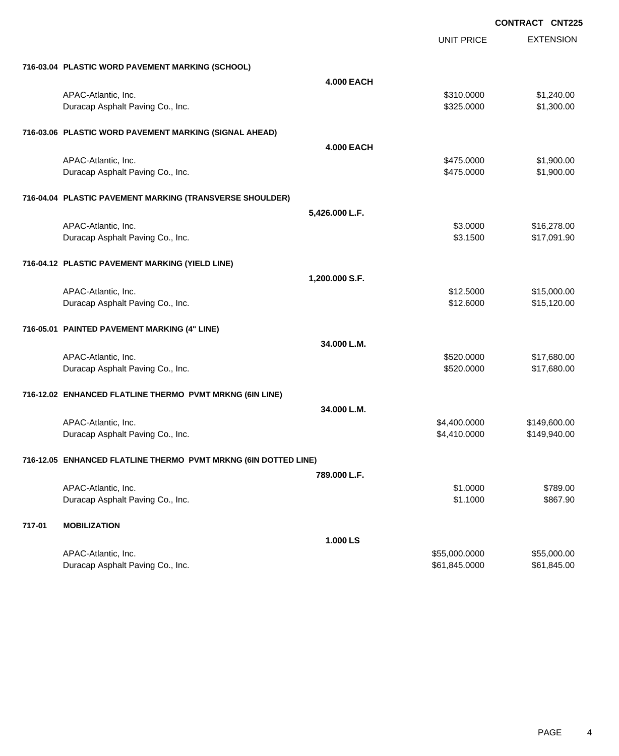**CONTRACT CNT225**

| | | UNIT PRICE | EXTENSION |
|---|---|---|---|
| **716-03.04 PLASTIC WORD PAVEMENT MARKING (SCHOOL)** | | | |
| | **4.000 EACH** | | |
| APAC-Atlantic, Inc. | | $310.0000 | $1,240.00 |
| Duracap Asphalt Paving Co., Inc. | | $325.0000 | $1,300.00 |
| **716-03.06 PLASTIC WORD PAVEMENT MARKING (SIGNAL AHEAD)** | | | |
| | **4.000 EACH** | | |
| APAC-Atlantic, Inc. | | $475.0000 | $1,900.00 |
| Duracap Asphalt Paving Co., Inc. | | $475.0000 | $1,900.00 |
| **716-04.04 PLASTIC PAVEMENT MARKING (TRANSVERSE SHOULDER)** | | | |
| | **5,426.000 L.F.** | | |
| APAC-Atlantic, Inc. | | $3.0000 | $16,278.00 |
| Duracap Asphalt Paving Co., Inc. | | $3.1500 | $17,091.90 |
| **716-04.12 PLASTIC PAVEMENT MARKING (YIELD LINE)** | | | |
| | **1,200.000 S.F.** | | |
| APAC-Atlantic, Inc. | | $12.5000 | $15,000.00 |
| Duracap Asphalt Paving Co., Inc. | | $12.6000 | $15,120.00 |
| **716-05.01 PAINTED PAVEMENT MARKING (4" LINE)** | | | |
| | **34.000 L.M.** | | |
| APAC-Atlantic, Inc. | | $520.0000 | $17,680.00 |
| Duracap Asphalt Paving Co., Inc. | | $520.0000 | $17,680.00 |
| **716-12.02 ENHANCED FLATLINE THERMO PVMT MRKNG (6IN LINE)** | | | |
| | **34.000 L.M.** | | |
| APAC-Atlantic, Inc. | | $4,400.0000 | $149,600.00 |
| Duracap Asphalt Paving Co., Inc. | | $4,410.0000 | $149,940.00 |
| **716-12.05 ENHANCED FLATLINE THERMO PVMT MRKNG (6IN DOTTED LINE)** | | | |
| | **789.000 L.F.** | | |
| APAC-Atlantic, Inc. | | $1.0000 | $789.00 |
| Duracap Asphalt Paving Co., Inc. | | $1.1000 | $867.90 |
| **717-01 MOBILIZATION** | | | |
| | **1.000 LS** | | |
| APAC-Atlantic, Inc. | | $55,000.0000 | $55,000.00 |
| Duracap Asphalt Paving Co., Inc. | | $61,845.0000 | $61,845.00 |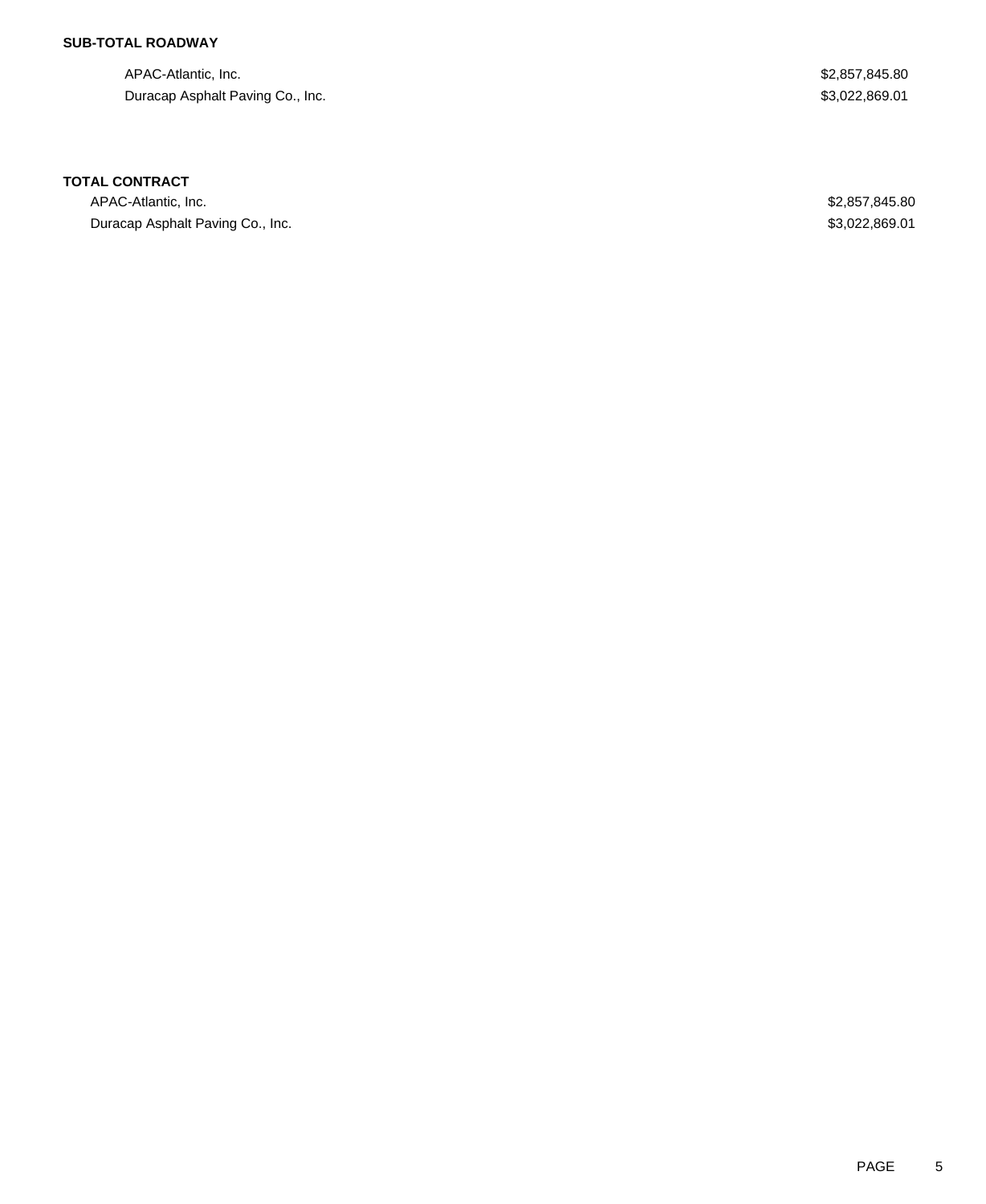**SUB-TOTAL ROADWAY**

| | |
|---|---|
| APAC-Atlantic, Inc. | $2,857,845.80 |
| Duracap Asphalt Paving Co., Inc. | $3,022,869.01 |

**TOTAL CONTRACT**

| | |
|---|---|
| APAC-Atlantic, Inc. | $2,857,845.80 |
| Duracap Asphalt Paving Co., Inc. | $3,022,869.01 |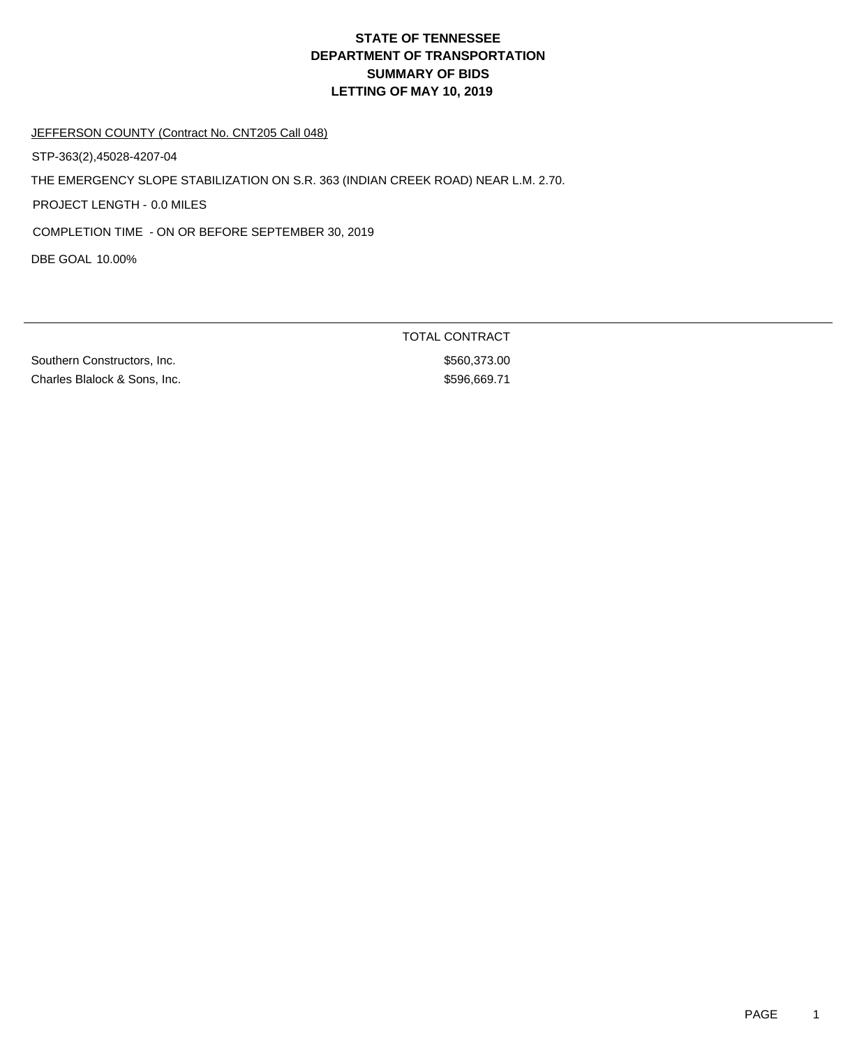# STATE OF TENNESSEE
# DEPARTMENT OF TRANSPORTATION
# SUMMARY OF BIDS
# LETTING OF MAY 10, 2019

JEFFERSON COUNTY (Contract No. CNT205 Call 048)

STP-363(2),45028-4207-04

THE EMERGENCY SLOPE STABILIZATION ON S.R. 363 (INDIAN CREEK ROAD) NEAR L.M. 2.70.

PROJECT LENGTH - 0.0 MILES

COMPLETION TIME - ON OR BEFORE SEPTEMBER 30, 2019

DBE GOAL 10.00%

| | TOTAL CONTRACT |
|---|---|
| Southern Constructors, Inc. | \$560,373.00 |
| Charles Blalock & Sons, Inc. | \$596,669.71 |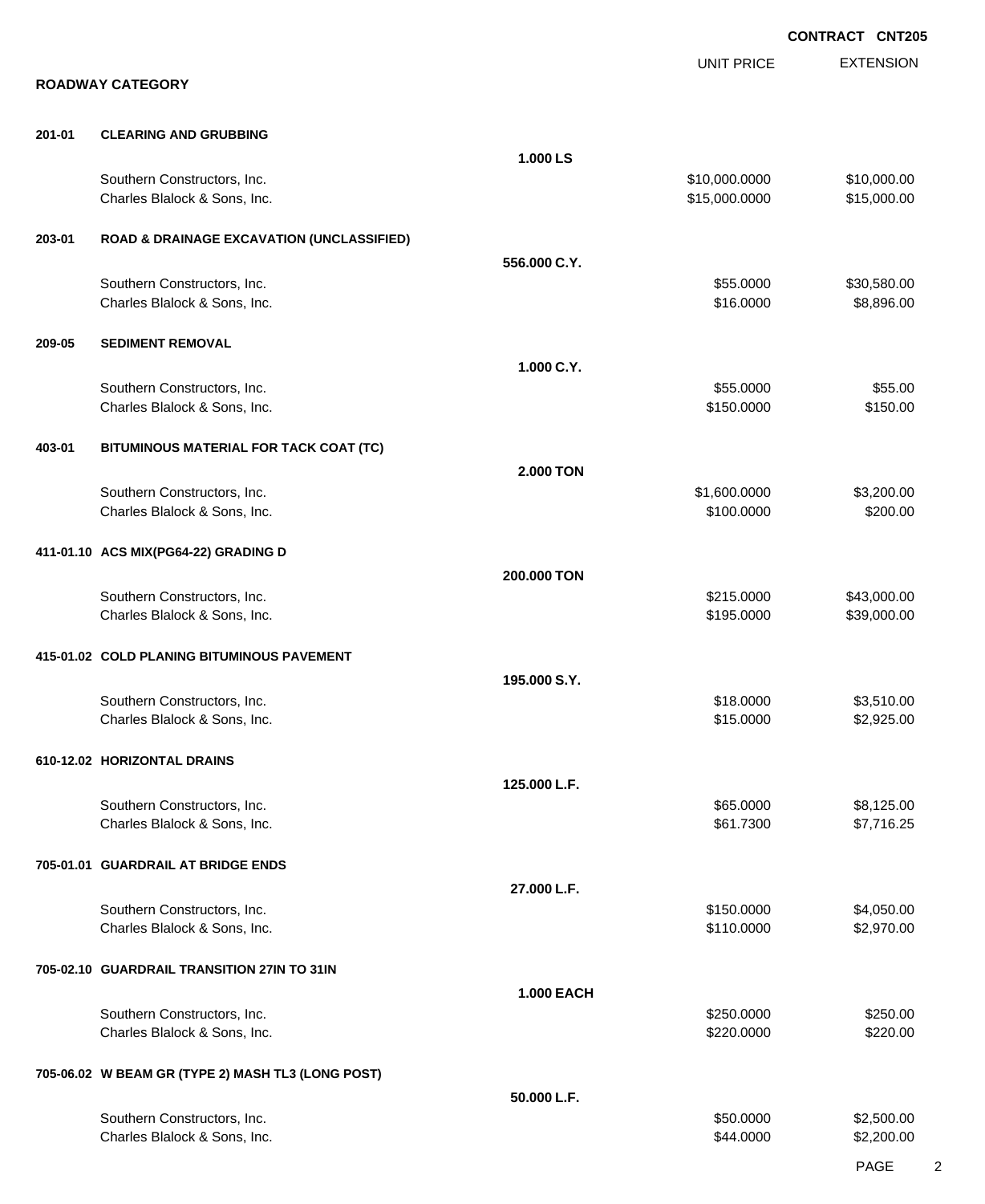**CONTRACT CNT205**

## ROADWAY CATEGORY

| | | | UNIT PRICE | EXTENSION |
|---|---|---|---|---|
| **201-01** | **CLEARING AND GRUBBING** | | | |
| | | **1.000 LS** | | |
| | Southern Constructors, Inc. | | $10,000.0000 | $10,000.00 |
| | Charles Blalock & Sons, Inc. | | $15,000.0000 | $15,000.00 |
| **203-01** | **ROAD & DRAINAGE EXCAVATION (UNCLASSIFIED)** | | | |
| | | **556.000 C.Y.** | | |
| | Southern Constructors, Inc. | | $55.0000 | $30,580.00 |
| | Charles Blalock & Sons, Inc. | | $16.0000 | $8,896.00 |
| **209-05** | **SEDIMENT REMOVAL** | | | |
| | | **1.000 C.Y.** | | |
| | Southern Constructors, Inc. | | $55.0000 | $55.00 |
| | Charles Blalock & Sons, Inc. | | $150.0000 | $150.00 |
| **403-01** | **BITUMINOUS MATERIAL FOR TACK COAT (TC)** | | | |
| | | **2.000 TON** | | |
| | Southern Constructors, Inc. | | $1,600.0000 | $3,200.00 |
| | Charles Blalock & Sons, Inc. | | $100.0000 | $200.00 |
| **411-01.10** | **ACS MIX(PG64-22) GRADING D** | | | |
| | | **200.000 TON** | | |
| | Southern Constructors, Inc. | | $215.0000 | $43,000.00 |
| | Charles Blalock & Sons, Inc. | | $195.0000 | $39,000.00 |
| **415-01.02** | **COLD PLANING BITUMINOUS PAVEMENT** | | | |
| | | **195.000 S.Y.** | | |
| | Southern Constructors, Inc. | | $18.0000 | $3,510.00 |
| | Charles Blalock & Sons, Inc. | | $15.0000 | $2,925.00 |
| **610-12.02** | **HORIZONTAL DRAINS** | | | |
| | | **125.000 L.F.** | | |
| | Southern Constructors, Inc. | | $65.0000 | $8,125.00 |
| | Charles Blalock & Sons, Inc. | | $61.7300 | $7,716.25 |
| **705-01.01** | **GUARDRAIL AT BRIDGE ENDS** | | | |
| | | **27.000 L.F.** | | |
| | Southern Constructors, Inc. | | $150.0000 | $4,050.00 |
| | Charles Blalock & Sons, Inc. | | $110.0000 | $2,970.00 |
| **705-02.10** | **GUARDRAIL TRANSITION 27IN TO 31IN** | | | |
| | | **1.000 EACH** | | |
| | Southern Constructors, Inc. | | $250.0000 | $250.00 |
| | Charles Blalock & Sons, Inc. | | $220.0000 | $220.00 |
| **705-06.02** | **W BEAM GR (TYPE 2) MASH TL3 (LONG POST)** | | | |
| | | **50.000 L.F.** | | |
| | Southern Constructors, Inc. | | $50.0000 | $2,500.00 |
| | Charles Blalock & Sons, Inc. | | $44.0000 | $2,200.00 |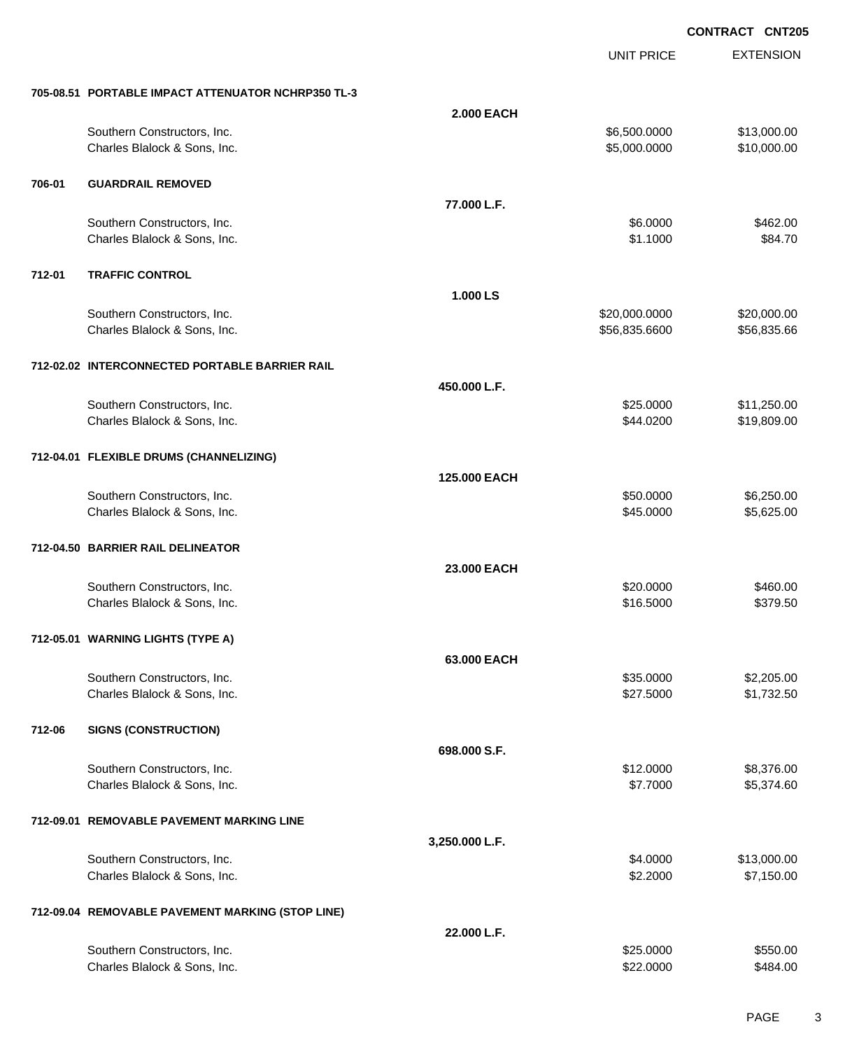**CONTRACT CNT205**

| | | | UNIT PRICE | EXTENSION |
|---|---|---|---|---|
| **705-08.51** | **PORTABLE IMPACT ATTENUATOR NCHRP350 TL-3** | | | |
| | | **2.000 EACH** | | |
| | Southern Constructors, Inc. | | $6,500.0000 | $13,000.00 |
| | Charles Blalock & Sons, Inc. | | $5,000.0000 | $10,000.00 |
| **706-01** | **GUARDRAIL REMOVED** | | | |
| | | **77.000 L.F.** | | |
| | Southern Constructors, Inc. | | $6.0000 | $462.00 |
| | Charles Blalock & Sons, Inc. | | $1.1000 | $84.70 |
| **712-01** | **TRAFFIC CONTROL** | | | |
| | | **1.000 LS** | | |
| | Southern Constructors, Inc. | | $20,000.0000 | $20,000.00 |
| | Charles Blalock & Sons, Inc. | | $56,835.6600 | $56,835.66 |
| **712-02.02** | **INTERCONNECTED PORTABLE BARRIER RAIL** | | | |
| | | **450.000 L.F.** | | |
| | Southern Constructors, Inc. | | $25.0000 | $11,250.00 |
| | Charles Blalock & Sons, Inc. | | $44.0200 | $19,809.00 |
| **712-04.01** | **FLEXIBLE DRUMS (CHANNELIZING)** | | | |
| | | **125.000 EACH** | | |
| | Southern Constructors, Inc. | | $50.0000 | $6,250.00 |
| | Charles Blalock & Sons, Inc. | | $45.0000 | $5,625.00 |
| **712-04.50** | **BARRIER RAIL DELINEATOR** | | | |
| | | **23.000 EACH** | | |
| | Southern Constructors, Inc. | | $20.0000 | $460.00 |
| | Charles Blalock & Sons, Inc. | | $16.5000 | $379.50 |
| **712-05.01** | **WARNING LIGHTS (TYPE A)** | | | |
| | | **63.000 EACH** | | |
| | Southern Constructors, Inc. | | $35.0000 | $2,205.00 |
| | Charles Blalock & Sons, Inc. | | $27.5000 | $1,732.50 |
| **712-06** | **SIGNS (CONSTRUCTION)** | | | |
| | | **698.000 S.F.** | | |
| | Southern Constructors, Inc. | | $12.0000 | $8,376.00 |
| | Charles Blalock & Sons, Inc. | | $7.7000 | $5,374.60 |
| **712-09.01** | **REMOVABLE PAVEMENT MARKING LINE** | | | |
| | | **3,250.000 L.F.** | | |
| | Southern Constructors, Inc. | | $4.0000 | $13,000.00 |
| | Charles Blalock & Sons, Inc. | | $2.2000 | $7,150.00 |
| **712-09.04** | **REMOVABLE PAVEMENT MARKING (STOP LINE)** | | | |
| | | **22.000 L.F.** | | |
| | Southern Constructors, Inc. | | $25.0000 | $550.00 |
| | Charles Blalock & Sons, Inc. | | $22.0000 | $484.00 |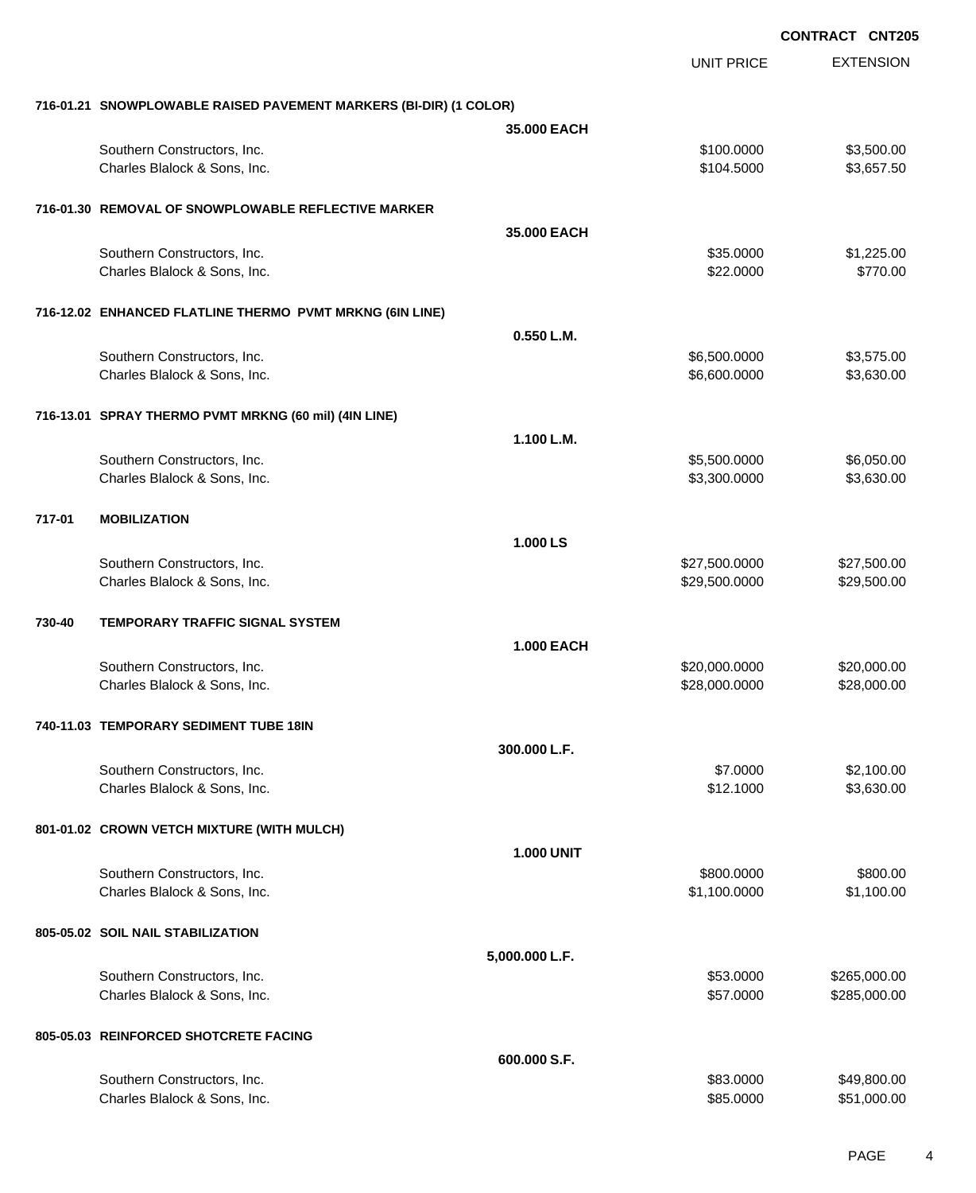**CONTRACT CNT205**

| | | | UNIT PRICE | EXTENSION |
|---|---|---|---|---|
| **716-01.21** | **SNOWPLOWABLE RAISED PAVEMENT MARKERS (BI-DIR) (1 COLOR)** | | | |
| | | **35.000 EACH** | | |
| | Southern Constructors, Inc. | | $100.0000 | $3,500.00 |
| | Charles Blalock & Sons, Inc. | | $104.5000 | $3,657.50 |
| **716-01.30** | **REMOVAL OF SNOWPLOWABLE REFLECTIVE MARKER** | | | |
| | | **35.000 EACH** | | |
| | Southern Constructors, Inc. | | $35.0000 | $1,225.00 |
| | Charles Blalock & Sons, Inc. | | $22.0000 | $770.00 |
| **716-12.02** | **ENHANCED FLATLINE THERMO PVMT MRKNG (6IN LINE)** | | | |
| | | **0.550 L.M.** | | |
| | Southern Constructors, Inc. | | $6,500.0000 | $3,575.00 |
| | Charles Blalock & Sons, Inc. | | $6,600.0000 | $3,630.00 |
| **716-13.01** | **SPRAY THERMO PVMT MRKNG (60 mil) (4IN LINE)** | | | |
| | | **1.100 L.M.** | | |
| | Southern Constructors, Inc. | | $5,500.0000 | $6,050.00 |
| | Charles Blalock & Sons, Inc. | | $3,300.0000 | $3,630.00 |
| **717-01** | **MOBILIZATION** | | | |
| | | **1.000 LS** | | |
| | Southern Constructors, Inc. | | $27,500.0000 | $27,500.00 |
| | Charles Blalock & Sons, Inc. | | $29,500.0000 | $29,500.00 |
| **730-40** | **TEMPORARY TRAFFIC SIGNAL SYSTEM** | | | |
| | | **1.000 EACH** | | |
| | Southern Constructors, Inc. | | $20,000.0000 | $20,000.00 |
| | Charles Blalock & Sons, Inc. | | $28,000.0000 | $28,000.00 |
| **740-11.03** | **TEMPORARY SEDIMENT TUBE 18IN** | | | |
| | | **300.000 L.F.** | | |
| | Southern Constructors, Inc. | | $7.0000 | $2,100.00 |
| | Charles Blalock & Sons, Inc. | | $12.1000 | $3,630.00 |
| **801-01.02** | **CROWN VETCH MIXTURE (WITH MULCH)** | | | |
| | | **1.000 UNIT** | | |
| | Southern Constructors, Inc. | | $800.0000 | $800.00 |
| | Charles Blalock & Sons, Inc. | | $1,100.0000 | $1,100.00 |
| **805-05.02** | **SOIL NAIL STABILIZATION** | | | |
| | | **5,000.000 L.F.** | | |
| | Southern Constructors, Inc. | | $53.0000 | $265,000.00 |
| | Charles Blalock & Sons, Inc. | | $57.0000 | $285,000.00 |
| **805-05.03** | **REINFORCED SHOTCRETE FACING** | | | |
| | | **600.000 S.F.** | | |
| | Southern Constructors, Inc. | | $83.0000 | $49,800.00 |
| | Charles Blalock & Sons, Inc. | | $85.0000 | $51,000.00 |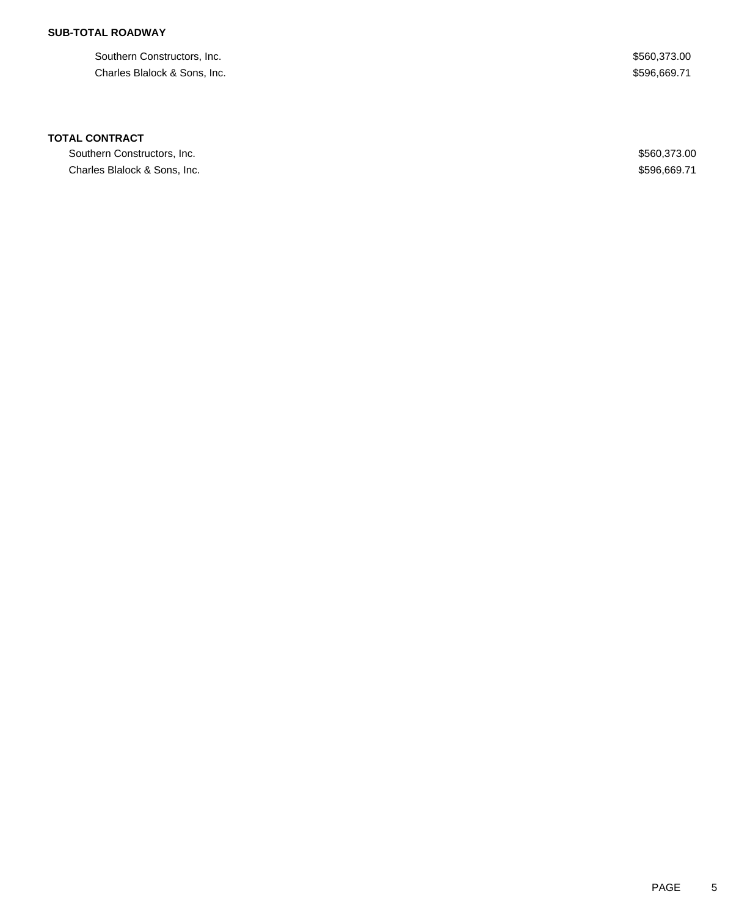**SUB-TOTAL ROADWAY**

| | |
|---|---|
| Southern Constructors, Inc. | $560,373.00 |
| Charles Blalock & Sons, Inc. | $596,669.71 |

**TOTAL CONTRACT**

| | |
|---|---|
| Southern Constructors, Inc. | $560,373.00 |
| Charles Blalock & Sons, Inc. | $596,669.71 |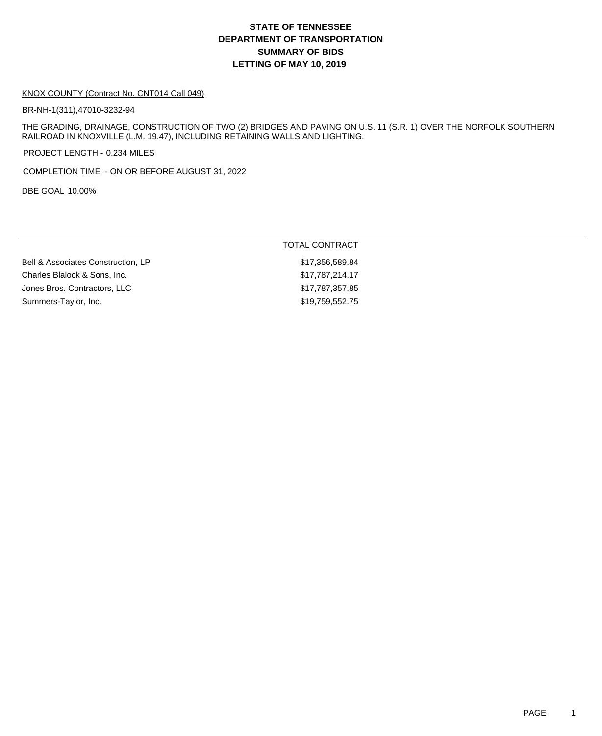# STATE OF TENNESSEE
# DEPARTMENT OF TRANSPORTATION
# SUMMARY OF BIDS
# LETTING OF MAY 10, 2019

KNOX COUNTY (Contract No. CNT014 Call 049)

BR-NH-1(311),47010-3232-94

THE GRADING, DRAINAGE, CONSTRUCTION OF TWO (2) BRIDGES AND PAVING ON U.S. 11 (S.R. 1) OVER THE NORFOLK SOUTHERN RAILROAD IN KNOXVILLE (L.M. 19.47), INCLUDING RETAINING WALLS AND LIGHTING.

PROJECT LENGTH - 0.234 MILES

COMPLETION TIME - ON OR BEFORE AUGUST 31, 2022

DBE GOAL 10.00%

| | TOTAL CONTRACT |
|---|---|
| Bell & Associates Construction, LP | $17,356,589.84 |
| Charles Blalock & Sons, Inc. | $17,787,214.17 |
| Jones Bros. Contractors, LLC | $17,787,357.85 |
| Summers-Taylor, Inc. | $19,759,552.75 |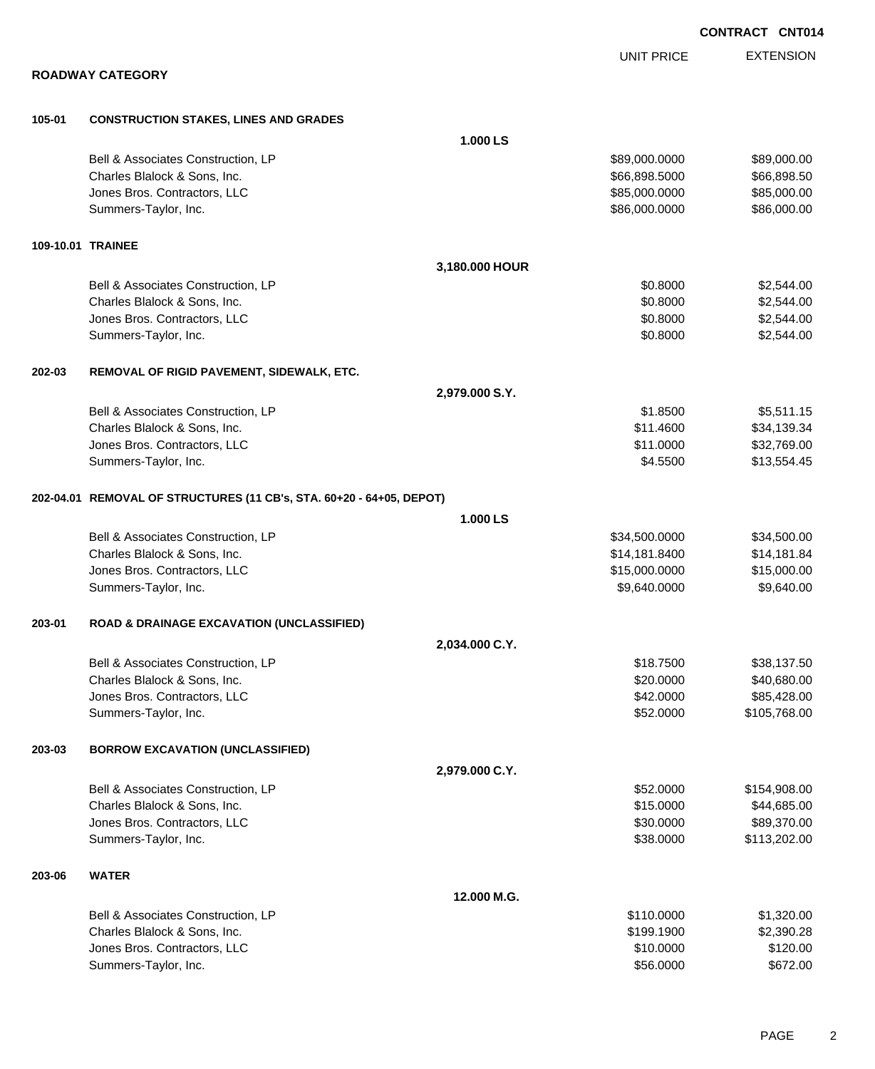**CONTRACT CNT014**

## ROADWAY CATEGORY

| | | | UNIT PRICE | EXTENSION |
|---|---|---|---|---|
| **105-01** | **CONSTRUCTION STAKES, LINES AND GRADES** | | | |
| | | **1.000 LS** | | |
| | Bell & Associates Construction, LP | | $89,000.0000 | $89,000.00 |
| | Charles Blalock & Sons, Inc. | | $66,898.5000 | $66,898.50 |
| | Jones Bros. Contractors, LLC | | $85,000.0000 | $85,000.00 |
| | Summers-Taylor, Inc. | | $86,000.0000 | $86,000.00 |
| **109-10.01** | **TRAINEE** | | | |
| | | **3,180.000 HOUR** | | |
| | Bell & Associates Construction, LP | | $0.8000 | $2,544.00 |
| | Charles Blalock & Sons, Inc. | | $0.8000 | $2,544.00 |
| | Jones Bros. Contractors, LLC | | $0.8000 | $2,544.00 |
| | Summers-Taylor, Inc. | | $0.8000 | $2,544.00 |
| **202-03** | **REMOVAL OF RIGID PAVEMENT, SIDEWALK, ETC.** | | | |
| | | **2,979.000 S.Y.** | | |
| | Bell & Associates Construction, LP | | $1.8500 | $5,511.15 |
| | Charles Blalock & Sons, Inc. | | $11.4600 | $34,139.34 |
| | Jones Bros. Contractors, LLC | | $11.0000 | $32,769.00 |
| | Summers-Taylor, Inc. | | $4.5500 | $13,554.45 |
| **202-04.01** | **REMOVAL OF STRUCTURES (11 CB's, STA. 60+20 - 64+05, DEPOT)** | | | |
| | | **1.000 LS** | | |
| | Bell & Associates Construction, LP | | $34,500.0000 | $34,500.00 |
| | Charles Blalock & Sons, Inc. | | $14,181.8400 | $14,181.84 |
| | Jones Bros. Contractors, LLC | | $15,000.0000 | $15,000.00 |
| | Summers-Taylor, Inc. | | $9,640.0000 | $9,640.00 |
| **203-01** | **ROAD & DRAINAGE EXCAVATION (UNCLASSIFIED)** | | | |
| | | **2,034.000 C.Y.** | | |
| | Bell & Associates Construction, LP | | $18.7500 | $38,137.50 |
| | Charles Blalock & Sons, Inc. | | $20.0000 | $40,680.00 |
| | Jones Bros. Contractors, LLC | | $42.0000 | $85,428.00 |
| | Summers-Taylor, Inc. | | $52.0000 | $105,768.00 |
| **203-03** | **BORROW EXCAVATION (UNCLASSIFIED)** | | | |
| | | **2,979.000 C.Y.** | | |
| | Bell & Associates Construction, LP | | $52.0000 | $154,908.00 |
| | Charles Blalock & Sons, Inc. | | $15.0000 | $44,685.00 |
| | Jones Bros. Contractors, LLC | | $30.0000 | $89,370.00 |
| | Summers-Taylor, Inc. | | $38.0000 | $113,202.00 |
| **203-06** | **WATER** | | | |
| | | **12.000 M.G.** | | |
| | Bell & Associates Construction, LP | | $110.0000 | $1,320.00 |
| | Charles Blalock & Sons, Inc. | | $199.1900 | $2,390.28 |
| | Jones Bros. Contractors, LLC | | $10.0000 | $120.00 |
| | Summers-Taylor, Inc. | | $56.0000 | $672.00 |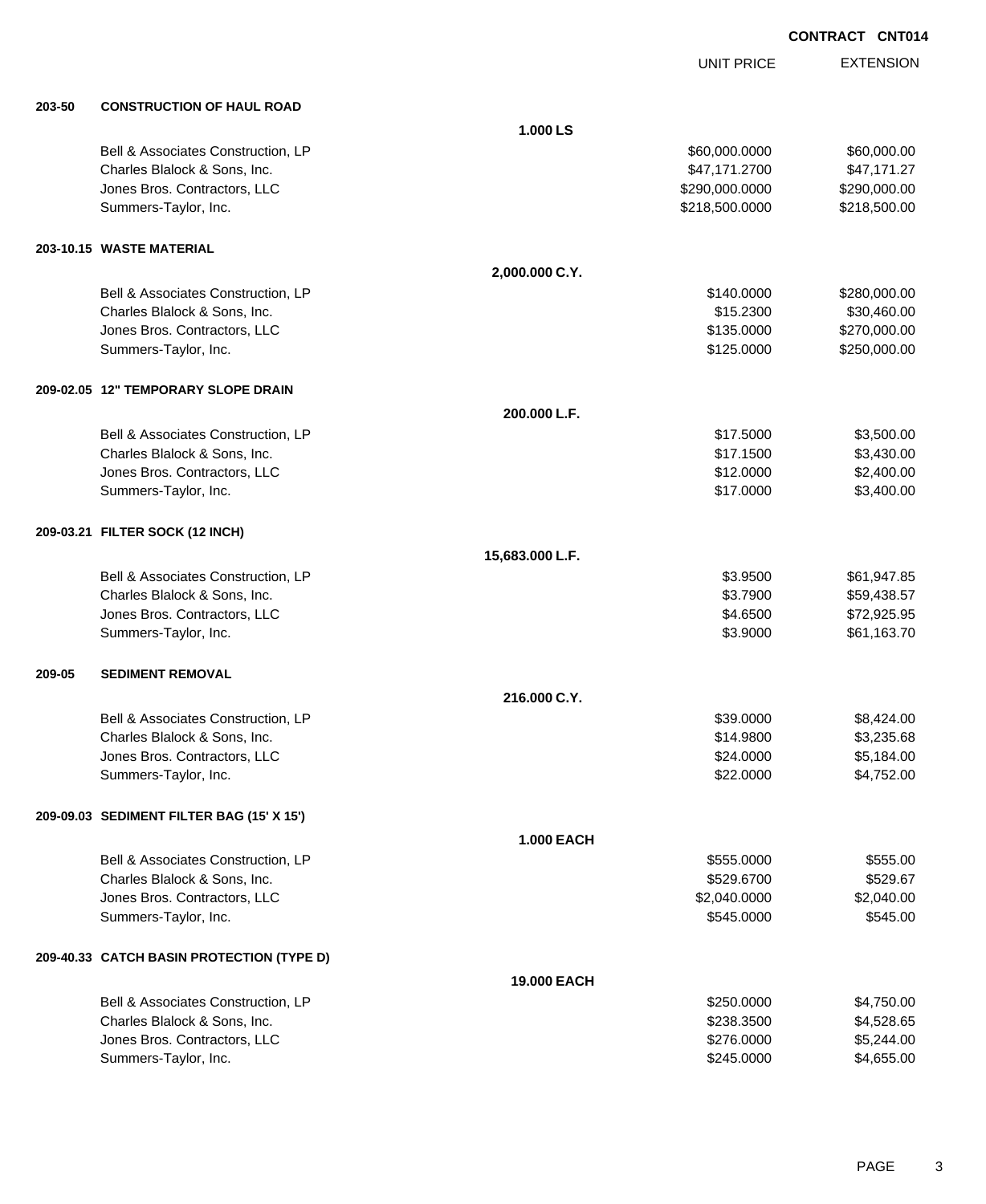**CONTRACT CNT014**

| | | UNIT PRICE | EXTENSION |
|---|---|---|---|
| **203-50** | **CONSTRUCTION OF HAUL ROAD** | | |
| | **1.000 LS** | | |
| | Bell & Associates Construction, LP | $60,000.0000 | $60,000.00 |
| | Charles Blalock & Sons, Inc. | $47,171.2700 | $47,171.27 |
| | Jones Bros. Contractors, LLC | $290,000.0000 | $290,000.00 |
| | Summers-Taylor, Inc. | $218,500.0000 | $218,500.00 |
| **203-10.15** | **WASTE MATERIAL** | | |
| | **2,000.000 C.Y.** | | |
| | Bell & Associates Construction, LP | $140.0000 | $280,000.00 |
| | Charles Blalock & Sons, Inc. | $15.2300 | $30,460.00 |
| | Jones Bros. Contractors, LLC | $135.0000 | $270,000.00 |
| | Summers-Taylor, Inc. | $125.0000 | $250,000.00 |
| **209-02.05** | **12" TEMPORARY SLOPE DRAIN** | | |
| | **200.000 L.F.** | | |
| | Bell & Associates Construction, LP | $17.5000 | $3,500.00 |
| | Charles Blalock & Sons, Inc. | $17.1500 | $3,430.00 |
| | Jones Bros. Contractors, LLC | $12.0000 | $2,400.00 |
| | Summers-Taylor, Inc. | $17.0000 | $3,400.00 |
| **209-03.21** | **FILTER SOCK (12 INCH)** | | |
| | **15,683.000 L.F.** | | |
| | Bell & Associates Construction, LP | $3.9500 | $61,947.85 |
| | Charles Blalock & Sons, Inc. | $3.7900 | $59,438.57 |
| | Jones Bros. Contractors, LLC | $4.6500 | $72,925.95 |
| | Summers-Taylor, Inc. | $3.9000 | $61,163.70 |
| **209-05** | **SEDIMENT REMOVAL** | | |
| | **216.000 C.Y.** | | |
| | Bell & Associates Construction, LP | $39.0000 | $8,424.00 |
| | Charles Blalock & Sons, Inc. | $14.9800 | $3,235.68 |
| | Jones Bros. Contractors, LLC | $24.0000 | $5,184.00 |
| | Summers-Taylor, Inc. | $22.0000 | $4,752.00 |
| **209-09.03** | **SEDIMENT FILTER BAG (15' X 15')** | | |
| | **1.000 EACH** | | |
| | Bell & Associates Construction, LP | $555.0000 | $555.00 |
| | Charles Blalock & Sons, Inc. | $529.6700 | $529.67 |
| | Jones Bros. Contractors, LLC | $2,040.0000 | $2,040.00 |
| | Summers-Taylor, Inc. | $545.0000 | $545.00 |
| **209-40.33** | **CATCH BASIN PROTECTION (TYPE D)** | | |
| | **19.000 EACH** | | |
| | Bell & Associates Construction, LP | $250.0000 | $4,750.00 |
| | Charles Blalock & Sons, Inc. | $238.3500 | $4,528.65 |
| | Jones Bros. Contractors, LLC | $276.0000 | $5,244.00 |
| | Summers-Taylor, Inc. | $245.0000 | $4,655.00 |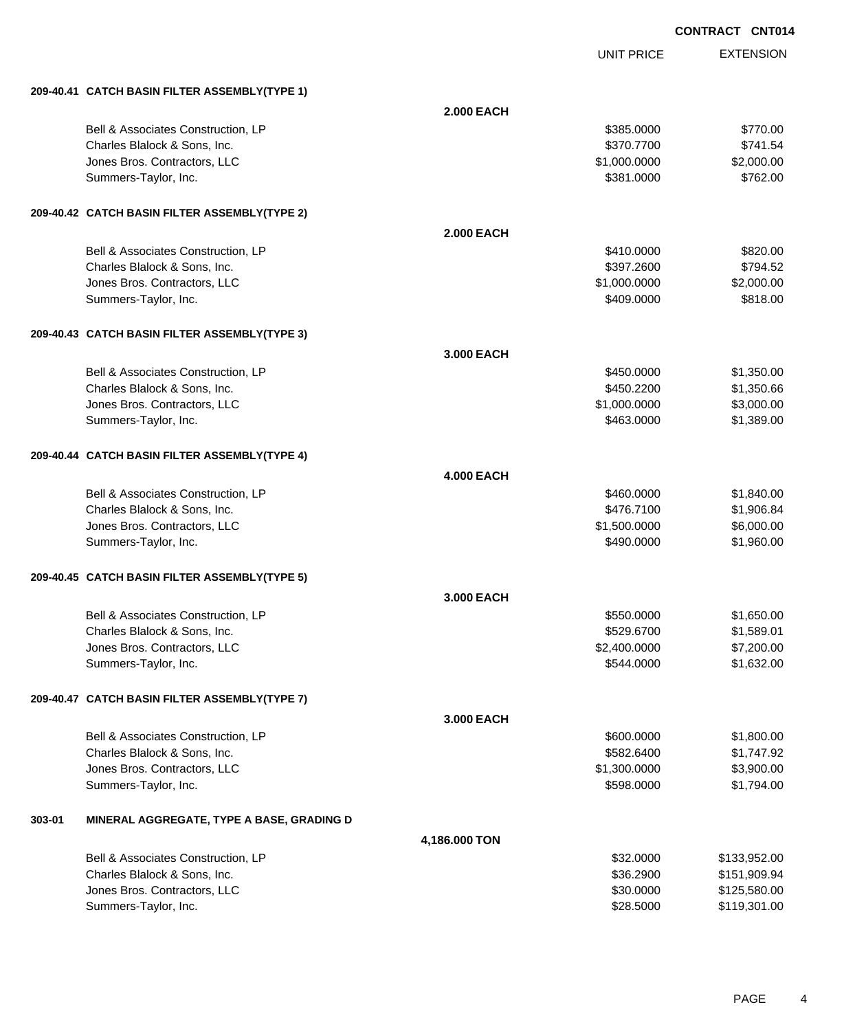**CONTRACT CNT014**

| | | UNIT PRICE | EXTENSION |
|---|---|---|---|
| **209-40.41 CATCH BASIN FILTER ASSEMBLY(TYPE 1)** | | | |
| | **2.000 EACH** | | |
| Bell & Associates Construction, LP | | $385.0000 | $770.00 |
| Charles Blalock & Sons, Inc. | | $370.7700 | $741.54 |
| Jones Bros. Contractors, LLC | | $1,000.0000 | $2,000.00 |
| Summers-Taylor, Inc. | | $381.0000 | $762.00 |
| **209-40.42 CATCH BASIN FILTER ASSEMBLY(TYPE 2)** | | | |
| | **2.000 EACH** | | |
| Bell & Associates Construction, LP | | $410.0000 | $820.00 |
| Charles Blalock & Sons, Inc. | | $397.2600 | $794.52 |
| Jones Bros. Contractors, LLC | | $1,000.0000 | $2,000.00 |
| Summers-Taylor, Inc. | | $409.0000 | $818.00 |
| **209-40.43 CATCH BASIN FILTER ASSEMBLY(TYPE 3)** | | | |
| | **3.000 EACH** | | |
| Bell & Associates Construction, LP | | $450.0000 | $1,350.00 |
| Charles Blalock & Sons, Inc. | | $450.2200 | $1,350.66 |
| Jones Bros. Contractors, LLC | | $1,000.0000 | $3,000.00 |
| Summers-Taylor, Inc. | | $463.0000 | $1,389.00 |
| **209-40.44 CATCH BASIN FILTER ASSEMBLY(TYPE 4)** | | | |
| | **4.000 EACH** | | |
| Bell & Associates Construction, LP | | $460.0000 | $1,840.00 |
| Charles Blalock & Sons, Inc. | | $476.7100 | $1,906.84 |
| Jones Bros. Contractors, LLC | | $1,500.0000 | $6,000.00 |
| Summers-Taylor, Inc. | | $490.0000 | $1,960.00 |
| **209-40.45 CATCH BASIN FILTER ASSEMBLY(TYPE 5)** | | | |
| | **3.000 EACH** | | |
| Bell & Associates Construction, LP | | $550.0000 | $1,650.00 |
| Charles Blalock & Sons, Inc. | | $529.6700 | $1,589.01 |
| Jones Bros. Contractors, LLC | | $2,400.0000 | $7,200.00 |
| Summers-Taylor, Inc. | | $544.0000 | $1,632.00 |
| **209-40.47 CATCH BASIN FILTER ASSEMBLY(TYPE 7)** | | | |
| | **3.000 EACH** | | |
| Bell & Associates Construction, LP | | $600.0000 | $1,800.00 |
| Charles Blalock & Sons, Inc. | | $582.6400 | $1,747.92 |
| Jones Bros. Contractors, LLC | | $1,300.0000 | $3,900.00 |
| Summers-Taylor, Inc. | | $598.0000 | $1,794.00 |
| **303-01 MINERAL AGGREGATE, TYPE A BASE, GRADING D** | | | |
| | **4,186.000 TON** | | |
| Bell & Associates Construction, LP | | $32.0000 | $133,952.00 |
| Charles Blalock & Sons, Inc. | | $36.2900 | $151,909.94 |
| Jones Bros. Contractors, LLC | | $30.0000 | $125,580.00 |
| Summers-Taylor, Inc. | | $28.5000 | $119,301.00 |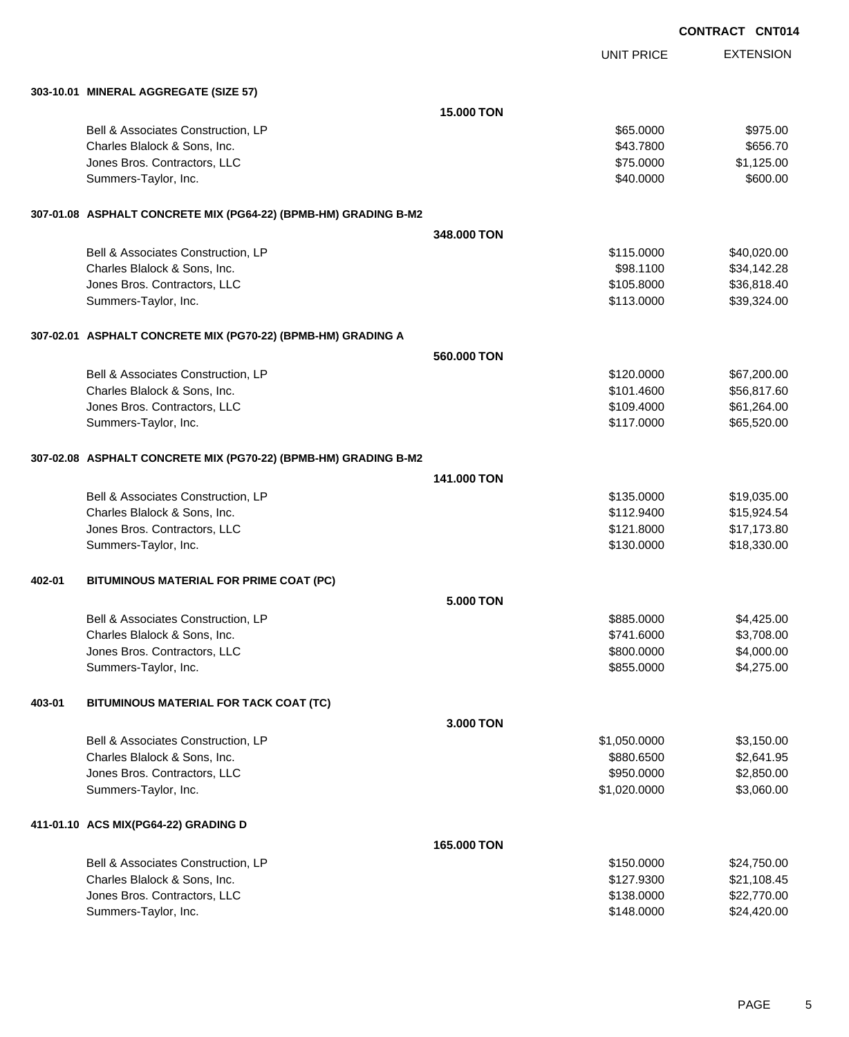**CONTRACT CNT014**

| | UNIT PRICE | EXTENSION |
|---|---|---|
| **303-10.01 MINERAL AGGREGATE (SIZE 57)** | | |
| **15.000 TON** | | |
| Bell & Associates Construction, LP | $65.0000 | $975.00 |
| Charles Blalock & Sons, Inc. | $43.7800 | $656.70 |
| Jones Bros. Contractors, LLC | $75.0000 | $1,125.00 |
| Summers-Taylor, Inc. | $40.0000 | $600.00 |
| **307-01.08 ASPHALT CONCRETE MIX (PG64-22) (BPMB-HM) GRADING B-M2** | | |
| **348.000 TON** | | |
| Bell & Associates Construction, LP | $115.0000 | $40,020.00 |
| Charles Blalock & Sons, Inc. | $98.1100 | $34,142.28 |
| Jones Bros. Contractors, LLC | $105.8000 | $36,818.40 |
| Summers-Taylor, Inc. | $113.0000 | $39,324.00 |
| **307-02.01 ASPHALT CONCRETE MIX (PG70-22) (BPMB-HM) GRADING A** | | |
| **560.000 TON** | | |
| Bell & Associates Construction, LP | $120.0000 | $67,200.00 |
| Charles Blalock & Sons, Inc. | $101.4600 | $56,817.60 |
| Jones Bros. Contractors, LLC | $109.4000 | $61,264.00 |
| Summers-Taylor, Inc. | $117.0000 | $65,520.00 |
| **307-02.08 ASPHALT CONCRETE MIX (PG70-22) (BPMB-HM) GRADING B-M2** | | |
| **141.000 TON** | | |
| Bell & Associates Construction, LP | $135.0000 | $19,035.00 |
| Charles Blalock & Sons, Inc. | $112.9400 | $15,924.54 |
| Jones Bros. Contractors, LLC | $121.8000 | $17,173.80 |
| Summers-Taylor, Inc. | $130.0000 | $18,330.00 |
| **402-01 BITUMINOUS MATERIAL FOR PRIME COAT (PC)** | | |
| **5.000 TON** | | |
| Bell & Associates Construction, LP | $885.0000 | $4,425.00 |
| Charles Blalock & Sons, Inc. | $741.6000 | $3,708.00 |
| Jones Bros. Contractors, LLC | $800.0000 | $4,000.00 |
| Summers-Taylor, Inc. | $855.0000 | $4,275.00 |
| **403-01 BITUMINOUS MATERIAL FOR TACK COAT (TC)** | | |
| **3.000 TON** | | |
| Bell & Associates Construction, LP | $1,050.0000 | $3,150.00 |
| Charles Blalock & Sons, Inc. | $880.6500 | $2,641.95 |
| Jones Bros. Contractors, LLC | $950.0000 | $2,850.00 |
| Summers-Taylor, Inc. | $1,020.0000 | $3,060.00 |
| **411-01.10 ACS MIX(PG64-22) GRADING D** | | |
| **165.000 TON** | | |
| Bell & Associates Construction, LP | $150.0000 | $24,750.00 |
| Charles Blalock & Sons, Inc. | $127.9300 | $21,108.45 |
| Jones Bros. Contractors, LLC | $138.0000 | $22,770.00 |
| Summers-Taylor, Inc. | $148.0000 | $24,420.00 |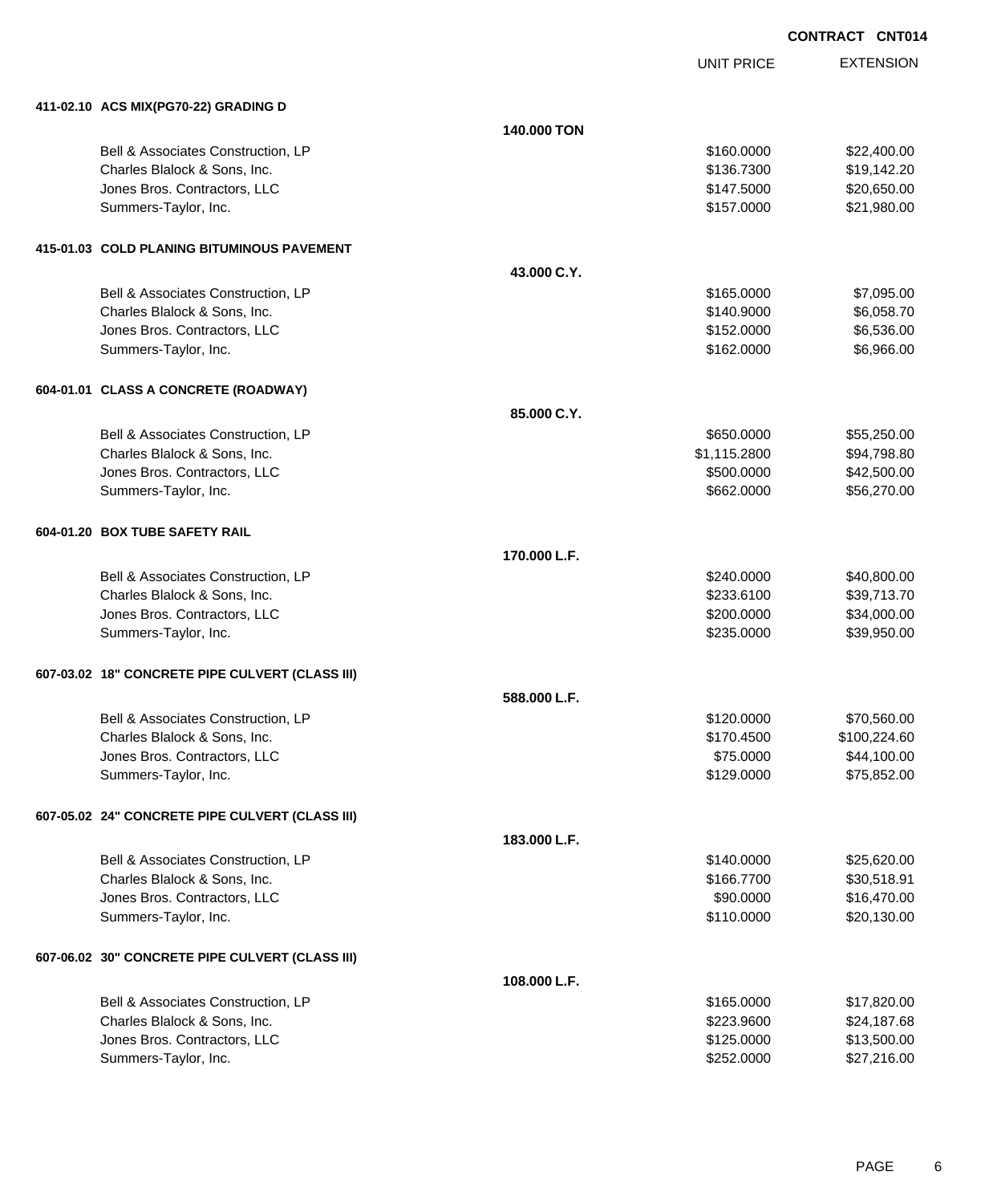**CONTRACT CNT014**

| | | UNIT PRICE | EXTENSION |
|---|---|---|---|
| **411-02.10 ACS MIX(PG70-22) GRADING D** | | | |
| | **140.000 TON** | | |
| Bell & Associates Construction, LP | | $160.0000 | $22,400.00 |
| Charles Blalock & Sons, Inc. | | $136.7300 | $19,142.20 |
| Jones Bros. Contractors, LLC | | $147.5000 | $20,650.00 |
| Summers-Taylor, Inc. | | $157.0000 | $21,980.00 |
| **415-01.03 COLD PLANING BITUMINOUS PAVEMENT** | | | |
| | **43.000 C.Y.** | | |
| Bell & Associates Construction, LP | | $165.0000 | $7,095.00 |
| Charles Blalock & Sons, Inc. | | $140.9000 | $6,058.70 |
| Jones Bros. Contractors, LLC | | $152.0000 | $6,536.00 |
| Summers-Taylor, Inc. | | $162.0000 | $6,966.00 |
| **604-01.01 CLASS A CONCRETE (ROADWAY)** | | | |
| | **85.000 C.Y.** | | |
| Bell & Associates Construction, LP | | $650.0000 | $55,250.00 |
| Charles Blalock & Sons, Inc. | | $1,115.2800 | $94,798.80 |
| Jones Bros. Contractors, LLC | | $500.0000 | $42,500.00 |
| Summers-Taylor, Inc. | | $662.0000 | $56,270.00 |
| **604-01.20 BOX TUBE SAFETY RAIL** | | | |
| | **170.000 L.F.** | | |
| Bell & Associates Construction, LP | | $240.0000 | $40,800.00 |
| Charles Blalock & Sons, Inc. | | $233.6100 | $39,713.70 |
| Jones Bros. Contractors, LLC | | $200.0000 | $34,000.00 |
| Summers-Taylor, Inc. | | $235.0000 | $39,950.00 |
| **607-03.02 18" CONCRETE PIPE CULVERT (CLASS III)** | | | |
| | **588.000 L.F.** | | |
| Bell & Associates Construction, LP | | $120.0000 | $70,560.00 |
| Charles Blalock & Sons, Inc. | | $170.4500 | $100,224.60 |
| Jones Bros. Contractors, LLC | | $75.0000 | $44,100.00 |
| Summers-Taylor, Inc. | | $129.0000 | $75,852.00 |
| **607-05.02 24" CONCRETE PIPE CULVERT (CLASS III)** | | | |
| | **183.000 L.F.** | | |
| Bell & Associates Construction, LP | | $140.0000 | $25,620.00 |
| Charles Blalock & Sons, Inc. | | $166.7700 | $30,518.91 |
| Jones Bros. Contractors, LLC | | $90.0000 | $16,470.00 |
| Summers-Taylor, Inc. | | $110.0000 | $20,130.00 |
| **607-06.02 30" CONCRETE PIPE CULVERT (CLASS III)** | | | |
| | **108.000 L.F.** | | |
| Bell & Associates Construction, LP | | $165.0000 | $17,820.00 |
| Charles Blalock & Sons, Inc. | | $223.9600 | $24,187.68 |
| Jones Bros. Contractors, LLC | | $125.0000 | $13,500.00 |
| Summers-Taylor, Inc. | | $252.0000 | $27,216.00 |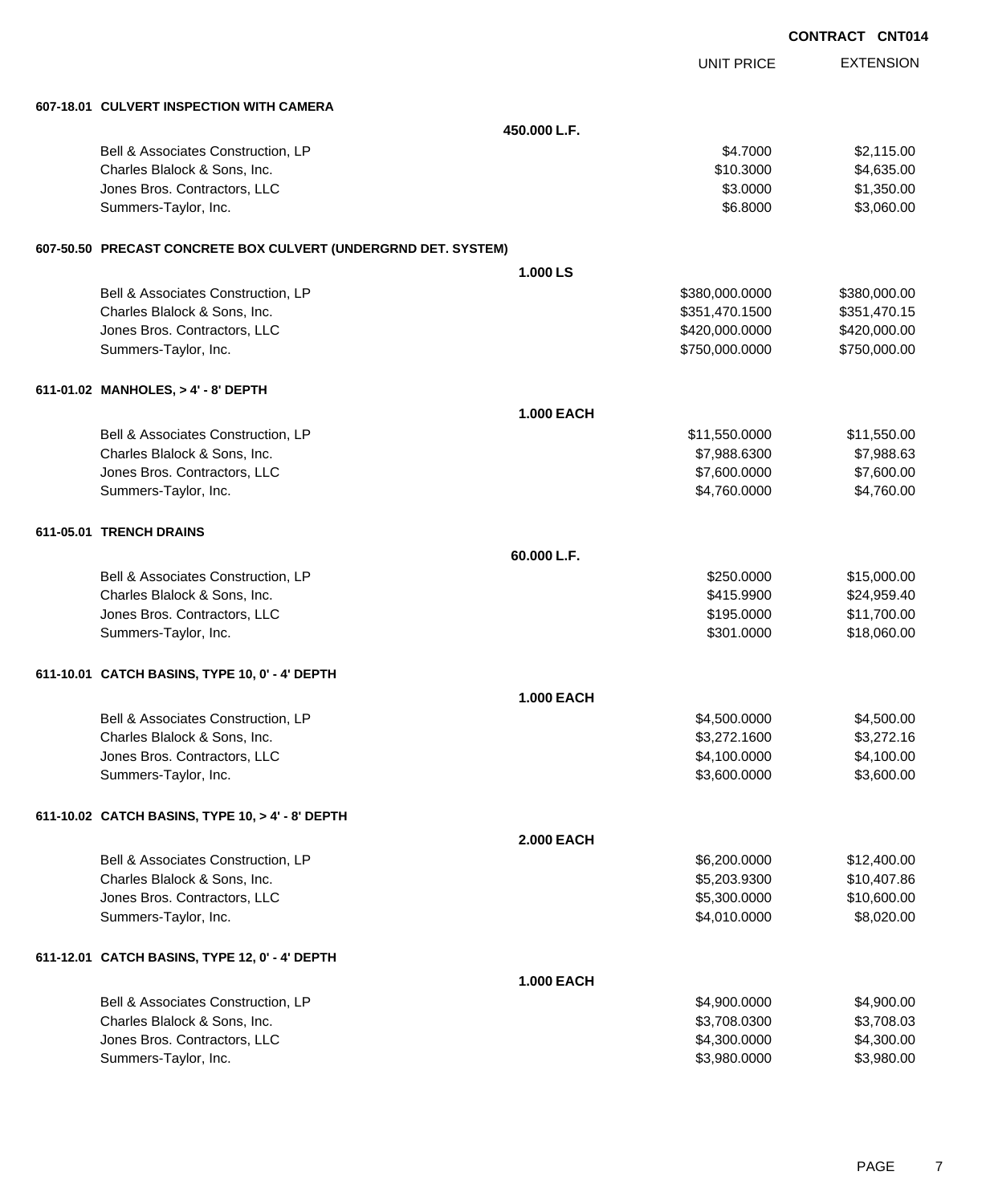**CONTRACT CNT014**

| | UNIT PRICE | EXTENSION |
|---|---|---|
| **607-18.01 CULVERT INSPECTION WITH CAMERA** | | |
| **450.000 L.F.** | | |
| Bell & Associates Construction, LP | $4.7000 | $2,115.00 |
| Charles Blalock & Sons, Inc. | $10.3000 | $4,635.00 |
| Jones Bros. Contractors, LLC | $3.0000 | $1,350.00 |
| Summers-Taylor, Inc. | $6.8000 | $3,060.00 |
| **607-50.50 PRECAST CONCRETE BOX CULVERT (UNDERGRND DET. SYSTEM)** | | |
| **1.000 LS** | | |
| Bell & Associates Construction, LP | $380,000.0000 | $380,000.00 |
| Charles Blalock & Sons, Inc. | $351,470.1500 | $351,470.15 |
| Jones Bros. Contractors, LLC | $420,000.0000 | $420,000.00 |
| Summers-Taylor, Inc. | $750,000.0000 | $750,000.00 |
| **611-01.02 MANHOLES, > 4' - 8' DEPTH** | | |
| **1.000 EACH** | | |
| Bell & Associates Construction, LP | $11,550.0000 | $11,550.00 |
| Charles Blalock & Sons, Inc. | $7,988.6300 | $7,988.63 |
| Jones Bros. Contractors, LLC | $7,600.0000 | $7,600.00 |
| Summers-Taylor, Inc. | $4,760.0000 | $4,760.00 |
| **611-05.01 TRENCH DRAINS** | | |
| **60.000 L.F.** | | |
| Bell & Associates Construction, LP | $250.0000 | $15,000.00 |
| Charles Blalock & Sons, Inc. | $415.9900 | $24,959.40 |
| Jones Bros. Contractors, LLC | $195.0000 | $11,700.00 |
| Summers-Taylor, Inc. | $301.0000 | $18,060.00 |
| **611-10.01 CATCH BASINS, TYPE 10, 0' - 4' DEPTH** | | |
| **1.000 EACH** | | |
| Bell & Associates Construction, LP | $4,500.0000 | $4,500.00 |
| Charles Blalock & Sons, Inc. | $3,272.1600 | $3,272.16 |
| Jones Bros. Contractors, LLC | $4,100.0000 | $4,100.00 |
| Summers-Taylor, Inc. | $3,600.0000 | $3,600.00 |
| **611-10.02 CATCH BASINS, TYPE 10, > 4' - 8' DEPTH** | | |
| **2.000 EACH** | | |
| Bell & Associates Construction, LP | $6,200.0000 | $12,400.00 |
| Charles Blalock & Sons, Inc. | $5,203.9300 | $10,407.86 |
| Jones Bros. Contractors, LLC | $5,300.0000 | $10,600.00 |
| Summers-Taylor, Inc. | $4,010.0000 | $8,020.00 |
| **611-12.01 CATCH BASINS, TYPE 12, 0' - 4' DEPTH** | | |
| **1.000 EACH** | | |
| Bell & Associates Construction, LP | $4,900.0000 | $4,900.00 |
| Charles Blalock & Sons, Inc. | $3,708.0300 | $3,708.03 |
| Jones Bros. Contractors, LLC | $4,300.0000 | $4,300.00 |
| Summers-Taylor, Inc. | $3,980.0000 | $3,980.00 |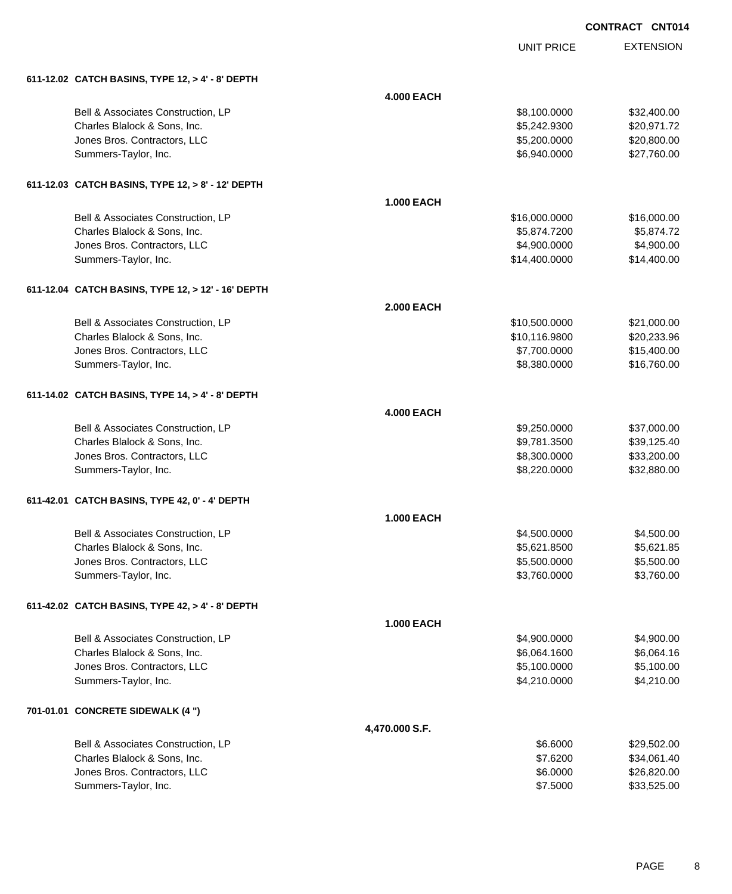CONTRACT CNT014

| | | UNIT PRICE | EXTENSION |
|---|---|---|---|
| **611-12.02 CATCH BASINS, TYPE 12, > 4' - 8' DEPTH** | | | |
| | **4.000 EACH** | | |
| Bell & Associates Construction, LP | | $8,100.0000 | $32,400.00 |
| Charles Blalock & Sons, Inc. | | $5,242.9300 | $20,971.72 |
| Jones Bros. Contractors, LLC | | $5,200.0000 | $20,800.00 |
| Summers-Taylor, Inc. | | $6,940.0000 | $27,760.00 |
| **611-12.03 CATCH BASINS, TYPE 12, > 8' - 12' DEPTH** | | | |
| | **1.000 EACH** | | |
| Bell & Associates Construction, LP | | $16,000.0000 | $16,000.00 |
| Charles Blalock & Sons, Inc. | | $5,874.7200 | $5,874.72 |
| Jones Bros. Contractors, LLC | | $4,900.0000 | $4,900.00 |
| Summers-Taylor, Inc. | | $14,400.0000 | $14,400.00 |
| **611-12.04 CATCH BASINS, TYPE 12, > 12' - 16' DEPTH** | | | |
| | **2.000 EACH** | | |
| Bell & Associates Construction, LP | | $10,500.0000 | $21,000.00 |
| Charles Blalock & Sons, Inc. | | $10,116.9800 | $20,233.96 |
| Jones Bros. Contractors, LLC | | $7,700.0000 | $15,400.00 |
| Summers-Taylor, Inc. | | $8,380.0000 | $16,760.00 |
| **611-14.02 CATCH BASINS, TYPE 14, > 4' - 8' DEPTH** | | | |
| | **4.000 EACH** | | |
| Bell & Associates Construction, LP | | $9,250.0000 | $37,000.00 |
| Charles Blalock & Sons, Inc. | | $9,781.3500 | $39,125.40 |
| Jones Bros. Contractors, LLC | | $8,300.0000 | $33,200.00 |
| Summers-Taylor, Inc. | | $8,220.0000 | $32,880.00 |
| **611-42.01 CATCH BASINS, TYPE 42, 0' - 4' DEPTH** | | | |
| | **1.000 EACH** | | |
| Bell & Associates Construction, LP | | $4,500.0000 | $4,500.00 |
| Charles Blalock & Sons, Inc. | | $5,621.8500 | $5,621.85 |
| Jones Bros. Contractors, LLC | | $5,500.0000 | $5,500.00 |
| Summers-Taylor, Inc. | | $3,760.0000 | $3,760.00 |
| **611-42.02 CATCH BASINS, TYPE 42, > 4' - 8' DEPTH** | | | |
| | **1.000 EACH** | | |
| Bell & Associates Construction, LP | | $4,900.0000 | $4,900.00 |
| Charles Blalock & Sons, Inc. | | $6,064.1600 | $6,064.16 |
| Jones Bros. Contractors, LLC | | $5,100.0000 | $5,100.00 |
| Summers-Taylor, Inc. | | $4,210.0000 | $4,210.00 |
| **701-01.01 CONCRETE SIDEWALK (4 ")** | | | |
| | **4,470.000 S.F.** | | |
| Bell & Associates Construction, LP | | $6.6000 | $29,502.00 |
| Charles Blalock & Sons, Inc. | | $7.6200 | $34,061.40 |
| Jones Bros. Contractors, LLC | | $6.0000 | $26,820.00 |
| Summers-Taylor, Inc. | | $7.5000 | $33,525.00 |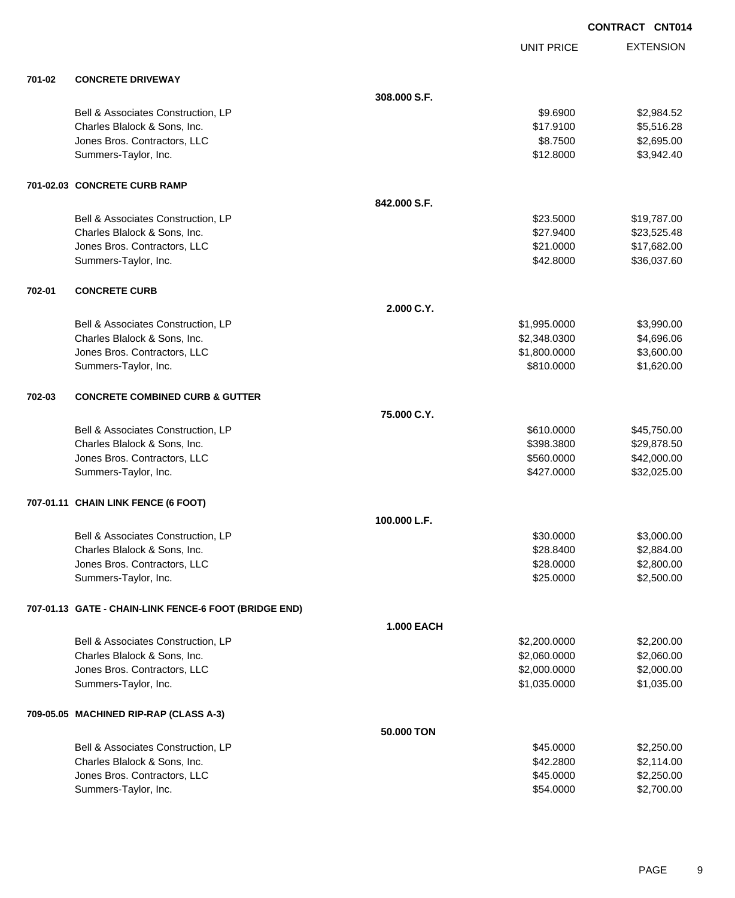**CONTRACT CNT014**

| | | | UNIT PRICE | EXTENSION |
|---|---|---|---|---|
| **701-02** | **CONCRETE DRIVEWAY** | | | |
| | | **308.000 S.F.** | | |
| | Bell & Associates Construction, LP | | $9.6900 | $2,984.52 |
| | Charles Blalock & Sons, Inc. | | $17.9100 | $5,516.28 |
| | Jones Bros. Contractors, LLC | | $8.7500 | $2,695.00 |
| | Summers-Taylor, Inc. | | $12.8000 | $3,942.40 |
| **701-02.03** | **CONCRETE CURB RAMP** | | | |
| | | **842.000 S.F.** | | |
| | Bell & Associates Construction, LP | | $23.5000 | $19,787.00 |
| | Charles Blalock & Sons, Inc. | | $27.9400 | $23,525.48 |
| | Jones Bros. Contractors, LLC | | $21.0000 | $17,682.00 |
| | Summers-Taylor, Inc. | | $42.8000 | $36,037.60 |
| **702-01** | **CONCRETE CURB** | | | |
| | | **2.000 C.Y.** | | |
| | Bell & Associates Construction, LP | | $1,995.0000 | $3,990.00 |
| | Charles Blalock & Sons, Inc. | | $2,348.0300 | $4,696.06 |
| | Jones Bros. Contractors, LLC | | $1,800.0000 | $3,600.00 |
| | Summers-Taylor, Inc. | | $810.0000 | $1,620.00 |
| **702-03** | **CONCRETE COMBINED CURB & GUTTER** | | | |
| | | **75.000 C.Y.** | | |
| | Bell & Associates Construction, LP | | $610.0000 | $45,750.00 |
| | Charles Blalock & Sons, Inc. | | $398.3800 | $29,878.50 |
| | Jones Bros. Contractors, LLC | | $560.0000 | $42,000.00 |
| | Summers-Taylor, Inc. | | $427.0000 | $32,025.00 |
| **707-01.11** | **CHAIN LINK FENCE (6 FOOT)** | | | |
| | | **100.000 L.F.** | | |
| | Bell & Associates Construction, LP | | $30.0000 | $3,000.00 |
| | Charles Blalock & Sons, Inc. | | $28.8400 | $2,884.00 |
| | Jones Bros. Contractors, LLC | | $28.0000 | $2,800.00 |
| | Summers-Taylor, Inc. | | $25.0000 | $2,500.00 |
| **707-01.13** | **GATE - CHAIN-LINK FENCE-6 FOOT (BRIDGE END)** | | | |
| | | **1.000 EACH** | | |
| | Bell & Associates Construction, LP | | $2,200.0000 | $2,200.00 |
| | Charles Blalock & Sons, Inc. | | $2,060.0000 | $2,060.00 |
| | Jones Bros. Contractors, LLC | | $2,000.0000 | $2,000.00 |
| | Summers-Taylor, Inc. | | $1,035.0000 | $1,035.00 |
| **709-05.05** | **MACHINED RIP-RAP (CLASS A-3)** | | | |
| | | **50.000 TON** | | |
| | Bell & Associates Construction, LP | | $45.0000 | $2,250.00 |
| | Charles Blalock & Sons, Inc. | | $42.2800 | $2,114.00 |
| | Jones Bros. Contractors, LLC | | $45.0000 | $2,250.00 |
| | Summers-Taylor, Inc. | | $54.0000 | $2,700.00 |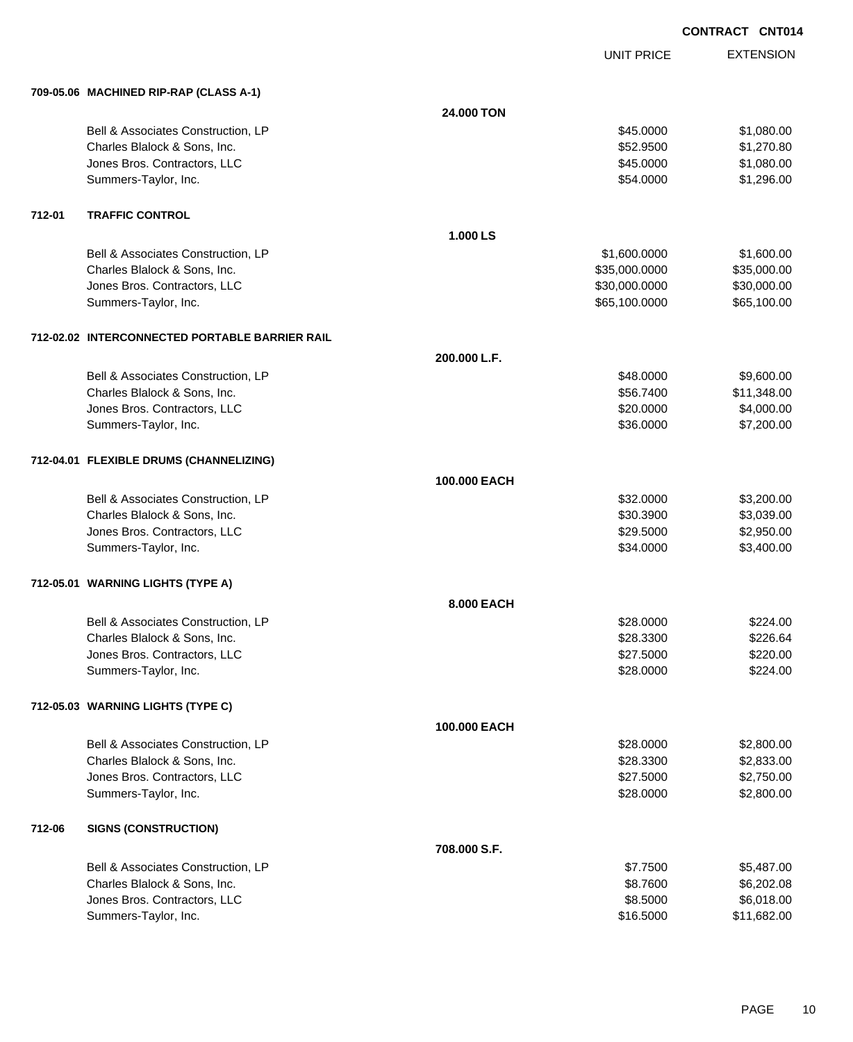**CONTRACT CNT014**

| | | UNIT PRICE | EXTENSION |
|---|---|---|---|
| **709-05.06 MACHINED RIP-RAP (CLASS A-1)** | | | |
| | **24.000 TON** | | |
| Bell & Associates Construction, LP | | $45.0000 | $1,080.00 |
| Charles Blalock & Sons, Inc. | | $52.9500 | $1,270.80 |
| Jones Bros. Contractors, LLC | | $45.0000 | $1,080.00 |
| Summers-Taylor, Inc. | | $54.0000 | $1,296.00 |
| **712-01 TRAFFIC CONTROL** | | | |
| | **1.000 LS** | | |
| Bell & Associates Construction, LP | | $1,600.0000 | $1,600.00 |
| Charles Blalock & Sons, Inc. | | $35,000.0000 | $35,000.00 |
| Jones Bros. Contractors, LLC | | $30,000.0000 | $30,000.00 |
| Summers-Taylor, Inc. | | $65,100.0000 | $65,100.00 |
| **712-02.02 INTERCONNECTED PORTABLE BARRIER RAIL** | | | |
| | **200.000 L.F.** | | |
| Bell & Associates Construction, LP | | $48.0000 | $9,600.00 |
| Charles Blalock & Sons, Inc. | | $56.7400 | $11,348.00 |
| Jones Bros. Contractors, LLC | | $20.0000 | $4,000.00 |
| Summers-Taylor, Inc. | | $36.0000 | $7,200.00 |
| **712-04.01 FLEXIBLE DRUMS (CHANNELIZING)** | | | |
| | **100.000 EACH** | | |
| Bell & Associates Construction, LP | | $32.0000 | $3,200.00 |
| Charles Blalock & Sons, Inc. | | $30.3900 | $3,039.00 |
| Jones Bros. Contractors, LLC | | $29.5000 | $2,950.00 |
| Summers-Taylor, Inc. | | $34.0000 | $3,400.00 |
| **712-05.01 WARNING LIGHTS (TYPE A)** | | | |
| | **8.000 EACH** | | |
| Bell & Associates Construction, LP | | $28.0000 | $224.00 |
| Charles Blalock & Sons, Inc. | | $28.3300 | $226.64 |
| Jones Bros. Contractors, LLC | | $27.5000 | $220.00 |
| Summers-Taylor, Inc. | | $28.0000 | $224.00 |
| **712-05.03 WARNING LIGHTS (TYPE C)** | | | |
| | **100.000 EACH** | | |
| Bell & Associates Construction, LP | | $28.0000 | $2,800.00 |
| Charles Blalock & Sons, Inc. | | $28.3300 | $2,833.00 |
| Jones Bros. Contractors, LLC | | $27.5000 | $2,750.00 |
| Summers-Taylor, Inc. | | $28.0000 | $2,800.00 |
| **712-06 SIGNS (CONSTRUCTION)** | | | |
| | **708.000 S.F.** | | |
| Bell & Associates Construction, LP | | $7.7500 | $5,487.00 |
| Charles Blalock & Sons, Inc. | | $8.7600 | $6,202.08 |
| Jones Bros. Contractors, LLC | | $8.5000 | $6,018.00 |
| Summers-Taylor, Inc. | | $16.5000 | $11,682.00 |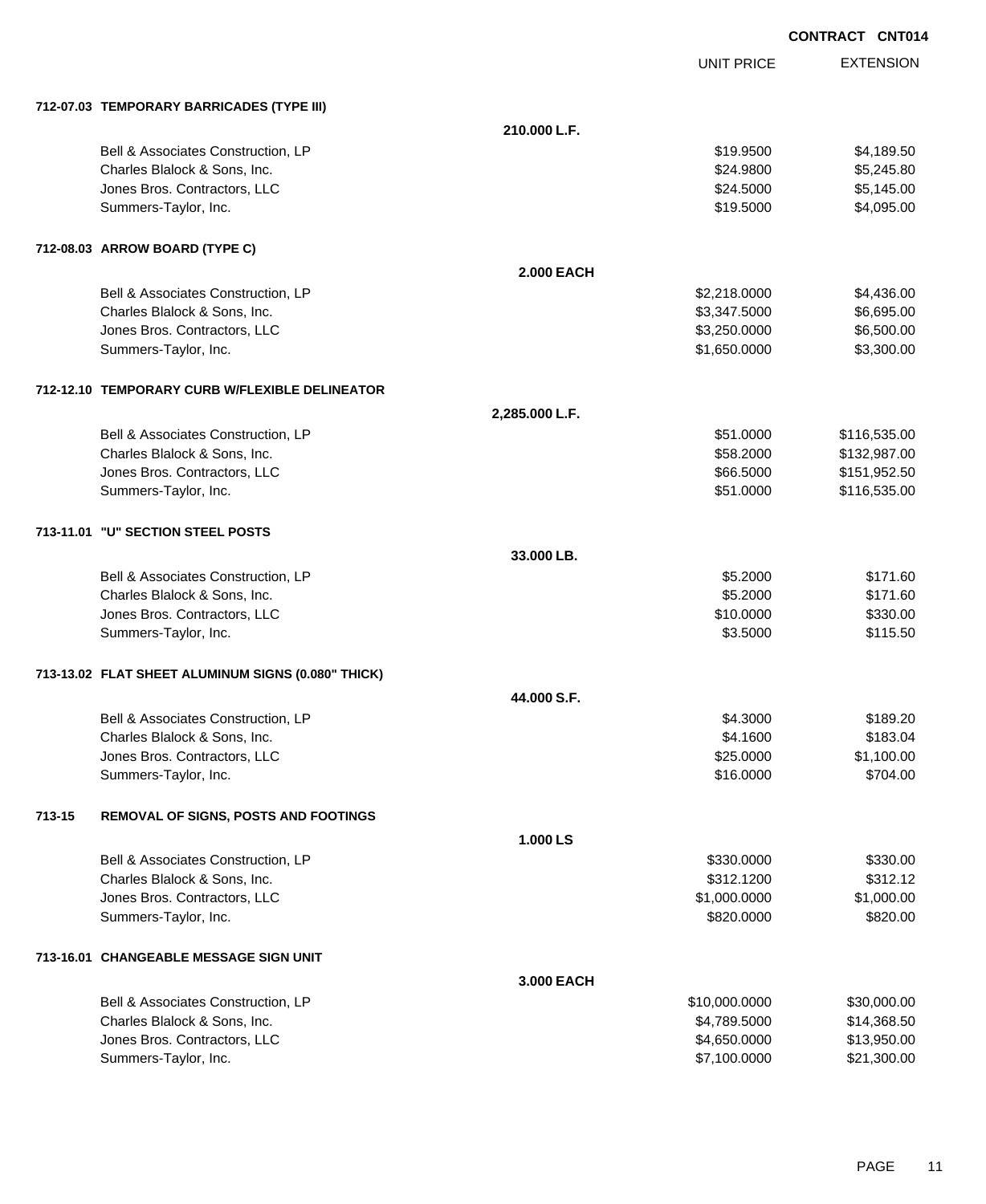**CONTRACT CNT014**

| | UNIT PRICE | EXTENSION |
|---|---|---|
| **712-07.03 TEMPORARY BARRICADES (TYPE III)** | | |
| **210.000 L.F.** | | |
| Bell & Associates Construction, LP | $19.9500 | $4,189.50 |
| Charles Blalock & Sons, Inc. | $24.9800 | $5,245.80 |
| Jones Bros. Contractors, LLC | $24.5000 | $5,145.00 |
| Summers-Taylor, Inc. | $19.5000 | $4,095.00 |
| **712-08.03 ARROW BOARD (TYPE C)** | | |
| **2.000 EACH** | | |
| Bell & Associates Construction, LP | $2,218.0000 | $4,436.00 |
| Charles Blalock & Sons, Inc. | $3,347.5000 | $6,695.00 |
| Jones Bros. Contractors, LLC | $3,250.0000 | $6,500.00 |
| Summers-Taylor, Inc. | $1,650.0000 | $3,300.00 |
| **712-12.10 TEMPORARY CURB W/FLEXIBLE DELINEATOR** | | |
| **2,285.000 L.F.** | | |
| Bell & Associates Construction, LP | $51.0000 | $116,535.00 |
| Charles Blalock & Sons, Inc. | $58.2000 | $132,987.00 |
| Jones Bros. Contractors, LLC | $66.5000 | $151,952.50 |
| Summers-Taylor, Inc. | $51.0000 | $116,535.00 |
| **713-11.01 "U" SECTION STEEL POSTS** | | |
| **33.000 LB.** | | |
| Bell & Associates Construction, LP | $5.2000 | $171.60 |
| Charles Blalock & Sons, Inc. | $5.2000 | $171.60 |
| Jones Bros. Contractors, LLC | $10.0000 | $330.00 |
| Summers-Taylor, Inc. | $3.5000 | $115.50 |
| **713-13.02 FLAT SHEET ALUMINUM SIGNS (0.080" THICK)** | | |
| **44.000 S.F.** | | |
| Bell & Associates Construction, LP | $4.3000 | $189.20 |
| Charles Blalock & Sons, Inc. | $4.1600 | $183.04 |
| Jones Bros. Contractors, LLC | $25.0000 | $1,100.00 |
| Summers-Taylor, Inc. | $16.0000 | $704.00 |
| **713-15 REMOVAL OF SIGNS, POSTS AND FOOTINGS** | | |
| **1.000 LS** | | |
| Bell & Associates Construction, LP | $330.0000 | $330.00 |
| Charles Blalock & Sons, Inc. | $312.1200 | $312.12 |
| Jones Bros. Contractors, LLC | $1,000.0000 | $1,000.00 |
| Summers-Taylor, Inc. | $820.0000 | $820.00 |
| **713-16.01 CHANGEABLE MESSAGE SIGN UNIT** | | |
| **3.000 EACH** | | |
| Bell & Associates Construction, LP | $10,000.0000 | $30,000.00 |
| Charles Blalock & Sons, Inc. | $4,789.5000 | $14,368.50 |
| Jones Bros. Contractors, LLC | $4,650.0000 | $13,950.00 |
| Summers-Taylor, Inc. | $7,100.0000 | $21,300.00 |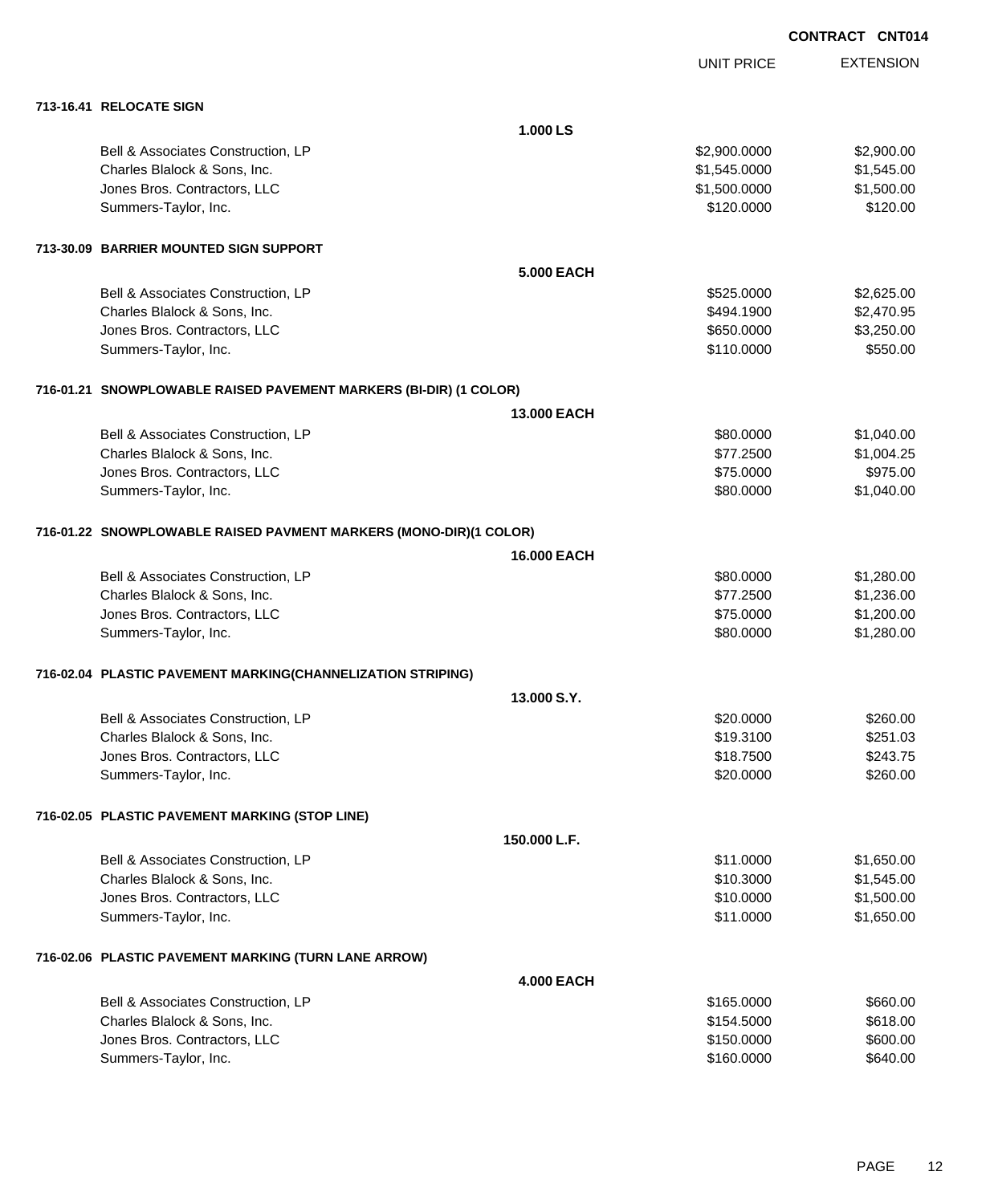**CONTRACT CNT014**

| | UNIT PRICE | EXTENSION |
|---|---|---|
| **713-16.41 RELOCATE SIGN** | | |
| **1.000 LS** | | |
| Bell & Associates Construction, LP | $2,900.0000 | $2,900.00 |
| Charles Blalock & Sons, Inc. | $1,545.0000 | $1,545.00 |
| Jones Bros. Contractors, LLC | $1,500.0000 | $1,500.00 |
| Summers-Taylor, Inc. | $120.0000 | $120.00 |
| **713-30.09 BARRIER MOUNTED SIGN SUPPORT** | | |
| **5.000 EACH** | | |
| Bell & Associates Construction, LP | $525.0000 | $2,625.00 |
| Charles Blalock & Sons, Inc. | $494.1900 | $2,470.95 |
| Jones Bros. Contractors, LLC | $650.0000 | $3,250.00 |
| Summers-Taylor, Inc. | $110.0000 | $550.00 |
| **716-01.21 SNOWPLOWABLE RAISED PAVEMENT MARKERS (BI-DIR) (1 COLOR)** | | |
| **13.000 EACH** | | |
| Bell & Associates Construction, LP | $80.0000 | $1,040.00 |
| Charles Blalock & Sons, Inc. | $77.2500 | $1,004.25 |
| Jones Bros. Contractors, LLC | $75.0000 | $975.00 |
| Summers-Taylor, Inc. | $80.0000 | $1,040.00 |
| **716-01.22 SNOWPLOWABLE RAISED PAVMENT MARKERS (MONO-DIR)(1 COLOR)** | | |
| **16.000 EACH** | | |
| Bell & Associates Construction, LP | $80.0000 | $1,280.00 |
| Charles Blalock & Sons, Inc. | $77.2500 | $1,236.00 |
| Jones Bros. Contractors, LLC | $75.0000 | $1,200.00 |
| Summers-Taylor, Inc. | $80.0000 | $1,280.00 |
| **716-02.04 PLASTIC PAVEMENT MARKING(CHANNELIZATION STRIPING)** | | |
| **13.000 S.Y.** | | |
| Bell & Associates Construction, LP | $20.0000 | $260.00 |
| Charles Blalock & Sons, Inc. | $19.3100 | $251.03 |
| Jones Bros. Contractors, LLC | $18.7500 | $243.75 |
| Summers-Taylor, Inc. | $20.0000 | $260.00 |
| **716-02.05 PLASTIC PAVEMENT MARKING (STOP LINE)** | | |
| **150.000 L.F.** | | |
| Bell & Associates Construction, LP | $11.0000 | $1,650.00 |
| Charles Blalock & Sons, Inc. | $10.3000 | $1,545.00 |
| Jones Bros. Contractors, LLC | $10.0000 | $1,500.00 |
| Summers-Taylor, Inc. | $11.0000 | $1,650.00 |
| **716-02.06 PLASTIC PAVEMENT MARKING (TURN LANE ARROW)** | | |
| **4.000 EACH** | | |
| Bell & Associates Construction, LP | $165.0000 | $660.00 |
| Charles Blalock & Sons, Inc. | $154.5000 | $618.00 |
| Jones Bros. Contractors, LLC | $150.0000 | $600.00 |
| Summers-Taylor, Inc. | $160.0000 | $640.00 |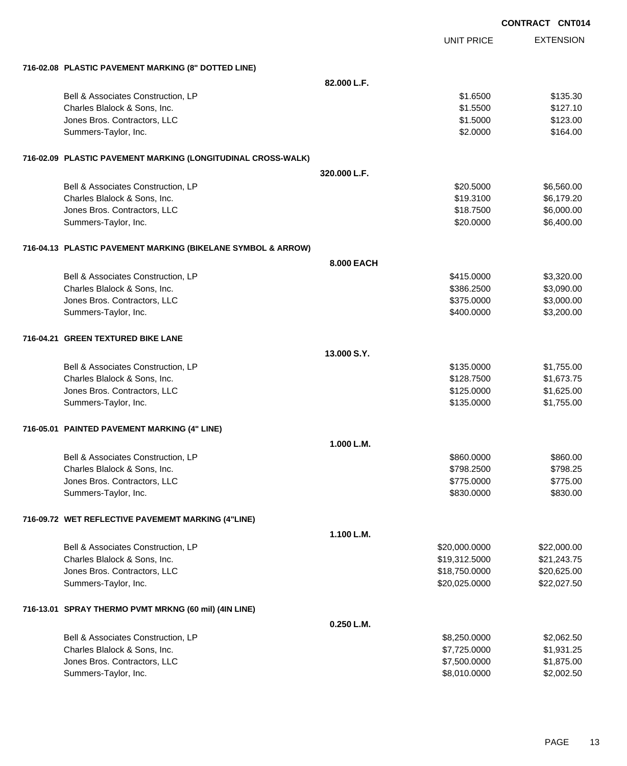**CONTRACT CNT014**

| | | UNIT PRICE | EXTENSION |
|---|---|---|---|
| **716-02.08 PLASTIC PAVEMENT MARKING (8" DOTTED LINE)** | | | |
| | **82.000 L.F.** | | |
| Bell & Associates Construction, LP | | $1.6500 | $135.30 |
| Charles Blalock & Sons, Inc. | | $1.5500 | $127.10 |
| Jones Bros. Contractors, LLC | | $1.5000 | $123.00 |
| Summers-Taylor, Inc. | | $2.0000 | $164.00 |
| **716-02.09 PLASTIC PAVEMENT MARKING (LONGITUDINAL CROSS-WALK)** | | | |
| | **320.000 L.F.** | | |
| Bell & Associates Construction, LP | | $20.5000 | $6,560.00 |
| Charles Blalock & Sons, Inc. | | $19.3100 | $6,179.20 |
| Jones Bros. Contractors, LLC | | $18.7500 | $6,000.00 |
| Summers-Taylor, Inc. | | $20.0000 | $6,400.00 |
| **716-04.13 PLASTIC PAVEMENT MARKING (BIKELANE SYMBOL & ARROW)** | | | |
| | **8.000 EACH** | | |
| Bell & Associates Construction, LP | | $415.0000 | $3,320.00 |
| Charles Blalock & Sons, Inc. | | $386.2500 | $3,090.00 |
| Jones Bros. Contractors, LLC | | $375.0000 | $3,000.00 |
| Summers-Taylor, Inc. | | $400.0000 | $3,200.00 |
| **716-04.21 GREEN TEXTURED BIKE LANE** | | | |
| | **13.000 S.Y.** | | |
| Bell & Associates Construction, LP | | $135.0000 | $1,755.00 |
| Charles Blalock & Sons, Inc. | | $128.7500 | $1,673.75 |
| Jones Bros. Contractors, LLC | | $125.0000 | $1,625.00 |
| Summers-Taylor, Inc. | | $135.0000 | $1,755.00 |
| **716-05.01 PAINTED PAVEMENT MARKING (4" LINE)** | | | |
| | **1.000 L.M.** | | |
| Bell & Associates Construction, LP | | $860.0000 | $860.00 |
| Charles Blalock & Sons, Inc. | | $798.2500 | $798.25 |
| Jones Bros. Contractors, LLC | | $775.0000 | $775.00 |
| Summers-Taylor, Inc. | | $830.0000 | $830.00 |
| **716-09.72 WET REFLECTIVE PAVEMEMT MARKING (4"LINE)** | | | |
| | **1.100 L.M.** | | |
| Bell & Associates Construction, LP | | $20,000.0000 | $22,000.00 |
| Charles Blalock & Sons, Inc. | | $19,312.5000 | $21,243.75 |
| Jones Bros. Contractors, LLC | | $18,750.0000 | $20,625.00 |
| Summers-Taylor, Inc. | | $20,025.0000 | $22,027.50 |
| **716-13.01 SPRAY THERMO PVMT MRKNG (60 mil) (4IN LINE)** | | | |
| | **0.250 L.M.** | | |
| Bell & Associates Construction, LP | | $8,250.0000 | $2,062.50 |
| Charles Blalock & Sons, Inc. | | $7,725.0000 | $1,931.25 |
| Jones Bros. Contractors, LLC | | $7,500.0000 | $1,875.00 |
| Summers-Taylor, Inc. | | $8,010.0000 | $2,002.50 |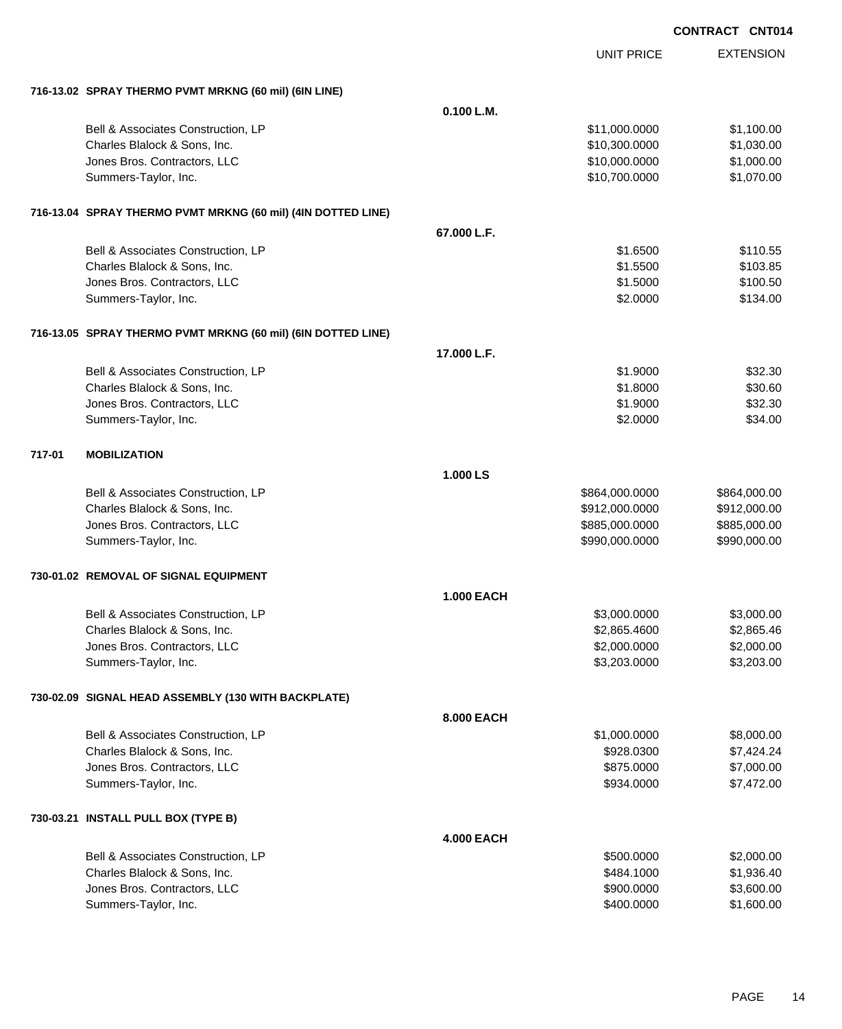**CONTRACT CNT014**

| | | UNIT PRICE | EXTENSION |
|---|---|---|---|
| **716-13.02 SPRAY THERMO PVMT MRKNG (60 mil) (6IN LINE)** | | | |
| | **0.100 L.M.** | | |
| Bell & Associates Construction, LP | | $11,000.0000 | $1,100.00 |
| Charles Blalock & Sons, Inc. | | $10,300.0000 | $1,030.00 |
| Jones Bros. Contractors, LLC | | $10,000.0000 | $1,000.00 |
| Summers-Taylor, Inc. | | $10,700.0000 | $1,070.00 |
| **716-13.04 SPRAY THERMO PVMT MRKNG (60 mil) (4IN DOTTED LINE)** | | | |
| | **67.000 L.F.** | | |
| Bell & Associates Construction, LP | | $1.6500 | $110.55 |
| Charles Blalock & Sons, Inc. | | $1.5500 | $103.85 |
| Jones Bros. Contractors, LLC | | $1.5000 | $100.50 |
| Summers-Taylor, Inc. | | $2.0000 | $134.00 |
| **716-13.05 SPRAY THERMO PVMT MRKNG (60 mil) (6IN DOTTED LINE)** | | | |
| | **17.000 L.F.** | | |
| Bell & Associates Construction, LP | | $1.9000 | $32.30 |
| Charles Blalock & Sons, Inc. | | $1.8000 | $30.60 |
| Jones Bros. Contractors, LLC | | $1.9000 | $32.30 |
| Summers-Taylor, Inc. | | $2.0000 | $34.00 |
| **717-01 MOBILIZATION** | | | |
| | **1.000 LS** | | |
| Bell & Associates Construction, LP | | $864,000.0000 | $864,000.00 |
| Charles Blalock & Sons, Inc. | | $912,000.0000 | $912,000.00 |
| Jones Bros. Contractors, LLC | | $885,000.0000 | $885,000.00 |
| Summers-Taylor, Inc. | | $990,000.0000 | $990,000.00 |
| **730-01.02 REMOVAL OF SIGNAL EQUIPMENT** | | | |
| | **1.000 EACH** | | |
| Bell & Associates Construction, LP | | $3,000.0000 | $3,000.00 |
| Charles Blalock & Sons, Inc. | | $2,865.4600 | $2,865.46 |
| Jones Bros. Contractors, LLC | | $2,000.0000 | $2,000.00 |
| Summers-Taylor, Inc. | | $3,203.0000 | $3,203.00 |
| **730-02.09 SIGNAL HEAD ASSEMBLY (130 WITH BACKPLATE)** | | | |
| | **8.000 EACH** | | |
| Bell & Associates Construction, LP | | $1,000.0000 | $8,000.00 |
| Charles Blalock & Sons, Inc. | | $928.0300 | $7,424.24 |
| Jones Bros. Contractors, LLC | | $875.0000 | $7,000.00 |
| Summers-Taylor, Inc. | | $934.0000 | $7,472.00 |
| **730-03.21 INSTALL PULL BOX (TYPE B)** | | | |
| | **4.000 EACH** | | |
| Bell & Associates Construction, LP | | $500.0000 | $2,000.00 |
| Charles Blalock & Sons, Inc. | | $484.1000 | $1,936.40 |
| Jones Bros. Contractors, LLC | | $900.0000 | $3,600.00 |
| Summers-Taylor, Inc. | | $400.0000 | $1,600.00 |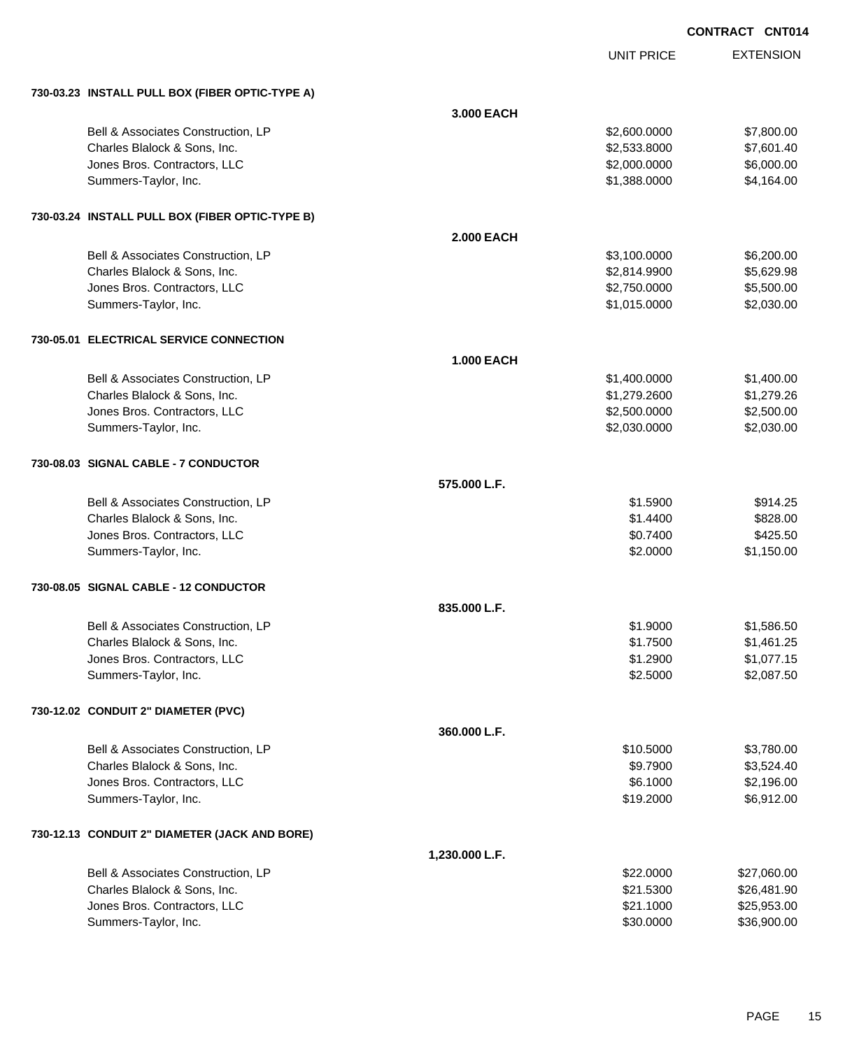CONTRACT CNT014

| | | UNIT PRICE | EXTENSION |
|---|---|---|---|
| **730-03.23 INSTALL PULL BOX (FIBER OPTIC-TYPE A)** | | | |
| | **3.000 EACH** | | |
| Bell & Associates Construction, LP | | $2,600.0000 | $7,800.00 |
| Charles Blalock & Sons, Inc. | | $2,533.8000 | $7,601.40 |
| Jones Bros. Contractors, LLC | | $2,000.0000 | $6,000.00 |
| Summers-Taylor, Inc. | | $1,388.0000 | $4,164.00 |
| **730-03.24 INSTALL PULL BOX (FIBER OPTIC-TYPE B)** | | | |
| | **2.000 EACH** | | |
| Bell & Associates Construction, LP | | $3,100.0000 | $6,200.00 |
| Charles Blalock & Sons, Inc. | | $2,814.9900 | $5,629.98 |
| Jones Bros. Contractors, LLC | | $2,750.0000 | $5,500.00 |
| Summers-Taylor, Inc. | | $1,015.0000 | $2,030.00 |
| **730-05.01 ELECTRICAL SERVICE CONNECTION** | | | |
| | **1.000 EACH** | | |
| Bell & Associates Construction, LP | | $1,400.0000 | $1,400.00 |
| Charles Blalock & Sons, Inc. | | $1,279.2600 | $1,279.26 |
| Jones Bros. Contractors, LLC | | $2,500.0000 | $2,500.00 |
| Summers-Taylor, Inc. | | $2,030.0000 | $2,030.00 |
| **730-08.03 SIGNAL CABLE - 7 CONDUCTOR** | | | |
| | **575.000 L.F.** | | |
| Bell & Associates Construction, LP | | $1.5900 | $914.25 |
| Charles Blalock & Sons, Inc. | | $1.4400 | $828.00 |
| Jones Bros. Contractors, LLC | | $0.7400 | $425.50 |
| Summers-Taylor, Inc. | | $2.0000 | $1,150.00 |
| **730-08.05 SIGNAL CABLE - 12 CONDUCTOR** | | | |
| | **835.000 L.F.** | | |
| Bell & Associates Construction, LP | | $1.9000 | $1,586.50 |
| Charles Blalock & Sons, Inc. | | $1.7500 | $1,461.25 |
| Jones Bros. Contractors, LLC | | $1.2900 | $1,077.15 |
| Summers-Taylor, Inc. | | $2.5000 | $2,087.50 |
| **730-12.02 CONDUIT 2" DIAMETER (PVC)** | | | |
| | **360.000 L.F.** | | |
| Bell & Associates Construction, LP | | $10.5000 | $3,780.00 |
| Charles Blalock & Sons, Inc. | | $9.7900 | $3,524.40 |
| Jones Bros. Contractors, LLC | | $6.1000 | $2,196.00 |
| Summers-Taylor, Inc. | | $19.2000 | $6,912.00 |
| **730-12.13 CONDUIT 2" DIAMETER (JACK AND BORE)** | | | |
| | **1,230.000 L.F.** | | |
| Bell & Associates Construction, LP | | $22.0000 | $27,060.00 |
| Charles Blalock & Sons, Inc. | | $21.5300 | $26,481.90 |
| Jones Bros. Contractors, LLC | | $21.1000 | $25,953.00 |
| Summers-Taylor, Inc. | | $30.0000 | $36,900.00 |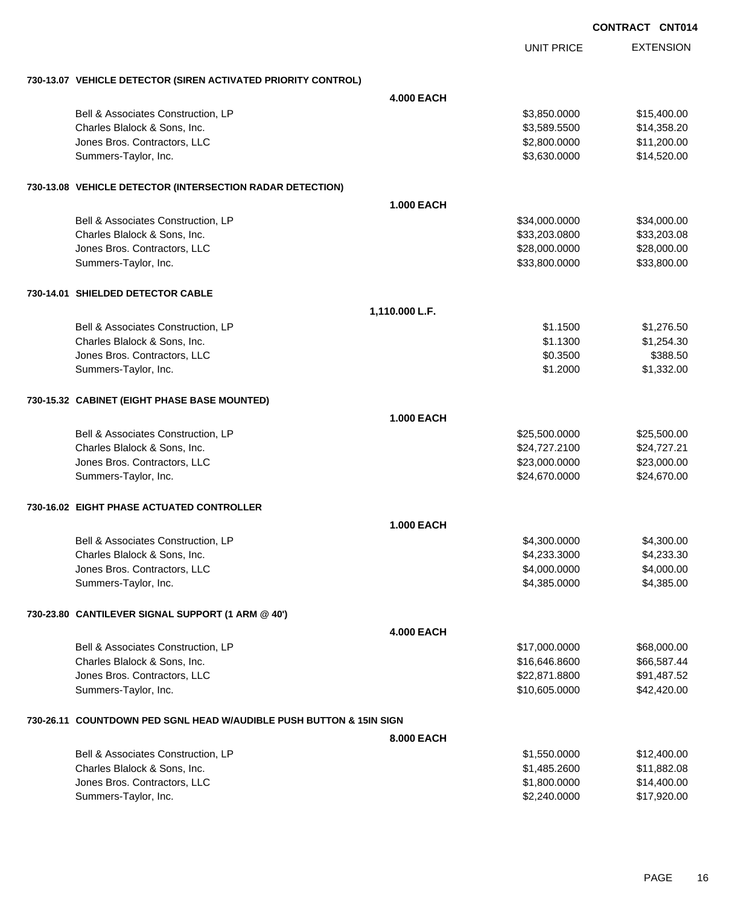**CONTRACT CNT014**

| | UNIT PRICE | EXTENSION |
|---|---|---|
| **730-13.07 VEHICLE DETECTOR (SIREN ACTIVATED PRIORITY CONTROL)** | | |
| **4.000 EACH** | | |
| Bell & Associates Construction, LP | $3,850.0000 | $15,400.00 |
| Charles Blalock & Sons, Inc. | $3,589.5500 | $14,358.20 |
| Jones Bros. Contractors, LLC | $2,800.0000 | $11,200.00 |
| Summers-Taylor, Inc. | $3,630.0000 | $14,520.00 |
| **730-13.08 VEHICLE DETECTOR (INTERSECTION RADAR DETECTION)** | | |
| **1.000 EACH** | | |
| Bell & Associates Construction, LP | $34,000.0000 | $34,000.00 |
| Charles Blalock & Sons, Inc. | $33,203.0800 | $33,203.08 |
| Jones Bros. Contractors, LLC | $28,000.0000 | $28,000.00 |
| Summers-Taylor, Inc. | $33,800.0000 | $33,800.00 |
| **730-14.01 SHIELDED DETECTOR CABLE** | | |
| **1,110.000 L.F.** | | |
| Bell & Associates Construction, LP | $1.1500 | $1,276.50 |
| Charles Blalock & Sons, Inc. | $1.1300 | $1,254.30 |
| Jones Bros. Contractors, LLC | $0.3500 | $388.50 |
| Summers-Taylor, Inc. | $1.2000 | $1,332.00 |
| **730-15.32 CABINET (EIGHT PHASE BASE MOUNTED)** | | |
| **1.000 EACH** | | |
| Bell & Associates Construction, LP | $25,500.0000 | $25,500.00 |
| Charles Blalock & Sons, Inc. | $24,727.2100 | $24,727.21 |
| Jones Bros. Contractors, LLC | $23,000.0000 | $23,000.00 |
| Summers-Taylor, Inc. | $24,670.0000 | $24,670.00 |
| **730-16.02 EIGHT PHASE ACTUATED CONTROLLER** | | |
| **1.000 EACH** | | |
| Bell & Associates Construction, LP | $4,300.0000 | $4,300.00 |
| Charles Blalock & Sons, Inc. | $4,233.3000 | $4,233.30 |
| Jones Bros. Contractors, LLC | $4,000.0000 | $4,000.00 |
| Summers-Taylor, Inc. | $4,385.0000 | $4,385.00 |
| **730-23.80 CANTILEVER SIGNAL SUPPORT (1 ARM @ 40')** | | |
| **4.000 EACH** | | |
| Bell & Associates Construction, LP | $17,000.0000 | $68,000.00 |
| Charles Blalock & Sons, Inc. | $16,646.8600 | $66,587.44 |
| Jones Bros. Contractors, LLC | $22,871.8800 | $91,487.52 |
| Summers-Taylor, Inc. | $10,605.0000 | $42,420.00 |
| **730-26.11 COUNTDOWN PED SGNL HEAD W/AUDIBLE PUSH BUTTON & 15IN SIGN** | | |
| **8.000 EACH** | | |
| Bell & Associates Construction, LP | $1,550.0000 | $12,400.00 |
| Charles Blalock & Sons, Inc. | $1,485.2600 | $11,882.08 |
| Jones Bros. Contractors, LLC | $1,800.0000 | $14,400.00 |
| Summers-Taylor, Inc. | $2,240.0000 | $17,920.00 |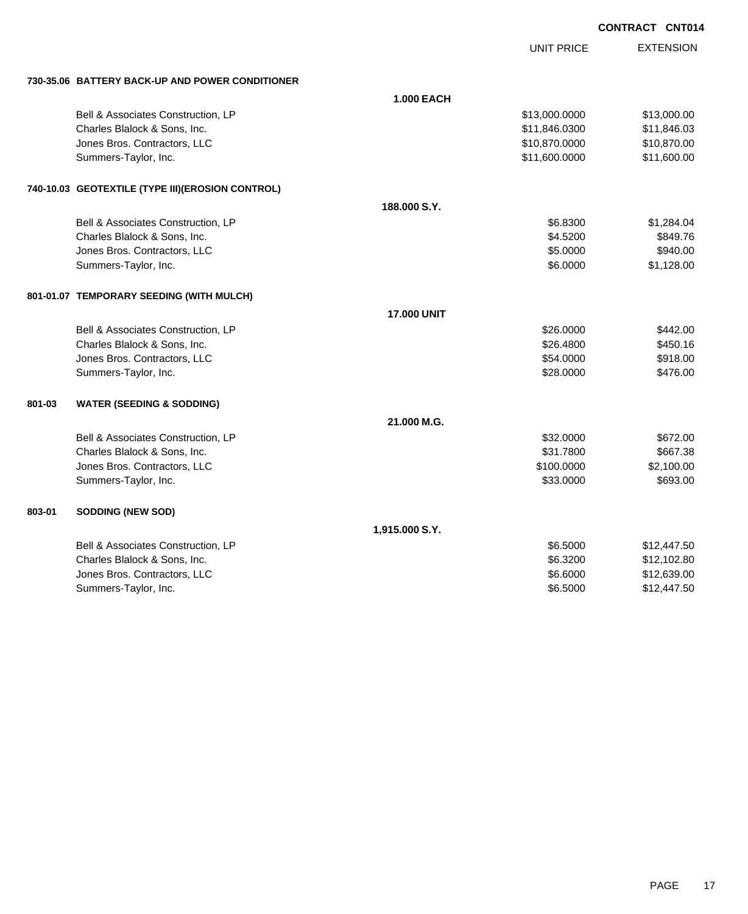**CONTRACT CNT014**

| | UNIT PRICE | EXTENSION |
|---|---|---|
| **730-35.06 BATTERY BACK-UP AND POWER CONDITIONER** | | |
| **1.000 EACH** | | |
| Bell & Associates Construction, LP | $13,000.0000 | $13,000.00 |
| Charles Blalock & Sons, Inc. | $11,846.0300 | $11,846.03 |
| Jones Bros. Contractors, LLC | $10,870.0000 | $10,870.00 |
| Summers-Taylor, Inc. | $11,600.0000 | $11,600.00 |
| **740-10.03 GEOTEXTILE (TYPE III)(EROSION CONTROL)** | | |
| **188.000 S.Y.** | | |
| Bell & Associates Construction, LP | $6.8300 | $1,284.04 |
| Charles Blalock & Sons, Inc. | $4.5200 | $849.76 |
| Jones Bros. Contractors, LLC | $5.0000 | $940.00 |
| Summers-Taylor, Inc. | $6.0000 | $1,128.00 |
| **801-01.07 TEMPORARY SEEDING (WITH MULCH)** | | |
| **17.000 UNIT** | | |
| Bell & Associates Construction, LP | $26.0000 | $442.00 |
| Charles Blalock & Sons, Inc. | $26.4800 | $450.16 |
| Jones Bros. Contractors, LLC | $54.0000 | $918.00 |
| Summers-Taylor, Inc. | $28.0000 | $476.00 |
| **801-03 WATER (SEEDING & SODDING)** | | |
| **21.000 M.G.** | | |
| Bell & Associates Construction, LP | $32.0000 | $672.00 |
| Charles Blalock & Sons, Inc. | $31.7800 | $667.38 |
| Jones Bros. Contractors, LLC | $100.0000 | $2,100.00 |
| Summers-Taylor, Inc. | $33.0000 | $693.00 |
| **803-01 SODDING (NEW SOD)** | | |
| **1,915.000 S.Y.** | | |
| Bell & Associates Construction, LP | $6.5000 | $12,447.50 |
| Charles Blalock & Sons, Inc. | $6.3200 | $12,102.80 |
| Jones Bros. Contractors, LLC | $6.6000 | $12,639.00 |
| Summers-Taylor, Inc. | $6.5000 | $12,447.50 |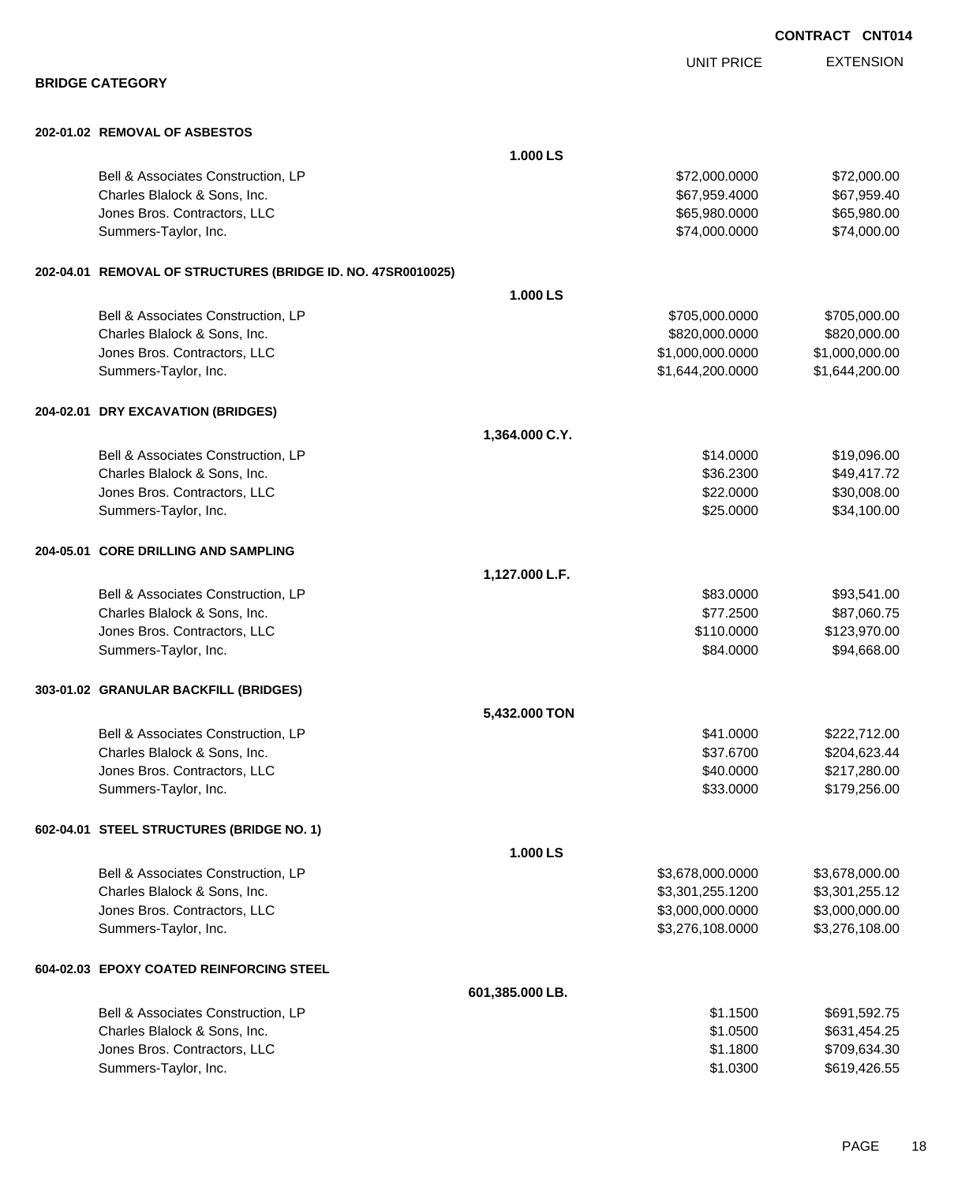CONTRACT CNT014

## BRIDGE CATEGORY

| | | UNIT PRICE | EXTENSION |
|---|---|---|---|
| **202-01.02 REMOVAL OF ASBESTOS** | | | |
| | **1.000 LS** | | |
| Bell & Associates Construction, LP | | $72,000.0000 | $72,000.00 |
| Charles Blalock & Sons, Inc. | | $67,959.4000 | $67,959.40 |
| Jones Bros. Contractors, LLC | | $65,980.0000 | $65,980.00 |
| Summers-Taylor, Inc. | | $74,000.0000 | $74,000.00 |
| **202-04.01 REMOVAL OF STRUCTURES (BRIDGE ID. NO. 47SR0010025)** | | | |
| | **1.000 LS** | | |
| Bell & Associates Construction, LP | | $705,000.0000 | $705,000.00 |
| Charles Blalock & Sons, Inc. | | $820,000.0000 | $820,000.00 |
| Jones Bros. Contractors, LLC | | $1,000,000.0000 | $1,000,000.00 |
| Summers-Taylor, Inc. | | $1,644,200.0000 | $1,644,200.00 |
| **204-02.01 DRY EXCAVATION (BRIDGES)** | | | |
| | **1,364.000 C.Y.** | | |
| Bell & Associates Construction, LP | | $14.0000 | $19,096.00 |
| Charles Blalock & Sons, Inc. | | $36.2300 | $49,417.72 |
| Jones Bros. Contractors, LLC | | $22.0000 | $30,008.00 |
| Summers-Taylor, Inc. | | $25.0000 | $34,100.00 |
| **204-05.01 CORE DRILLING AND SAMPLING** | | | |
| | **1,127.000 L.F.** | | |
| Bell & Associates Construction, LP | | $83.0000 | $93,541.00 |
| Charles Blalock & Sons, Inc. | | $77.2500 | $87,060.75 |
| Jones Bros. Contractors, LLC | | $110.0000 | $123,970.00 |
| Summers-Taylor, Inc. | | $84.0000 | $94,668.00 |
| **303-01.02 GRANULAR BACKFILL (BRIDGES)** | | | |
| | **5,432.000 TON** | | |
| Bell & Associates Construction, LP | | $41.0000 | $222,712.00 |
| Charles Blalock & Sons, Inc. | | $37.6700 | $204,623.44 |
| Jones Bros. Contractors, LLC | | $40.0000 | $217,280.00 |
| Summers-Taylor, Inc. | | $33.0000 | $179,256.00 |
| **602-04.01 STEEL STRUCTURES (BRIDGE NO. 1)** | | | |
| | **1.000 LS** | | |
| Bell & Associates Construction, LP | | $3,678,000.0000 | $3,678,000.00 |
| Charles Blalock & Sons, Inc. | | $3,301,255.1200 | $3,301,255.12 |
| Jones Bros. Contractors, LLC | | $3,000,000.0000 | $3,000,000.00 |
| Summers-Taylor, Inc. | | $3,276,108.0000 | $3,276,108.00 |
| **604-02.03 EPOXY COATED REINFORCING STEEL** | | | |
| | **601,385.000 LB.** | | |
| Bell & Associates Construction, LP | | $1.1500 | $691,592.75 |
| Charles Blalock & Sons, Inc. | | $1.0500 | $631,454.25 |
| Jones Bros. Contractors, LLC | | $1.1800 | $709,634.30 |
| Summers-Taylor, Inc. | | $1.0300 | $619,426.55 |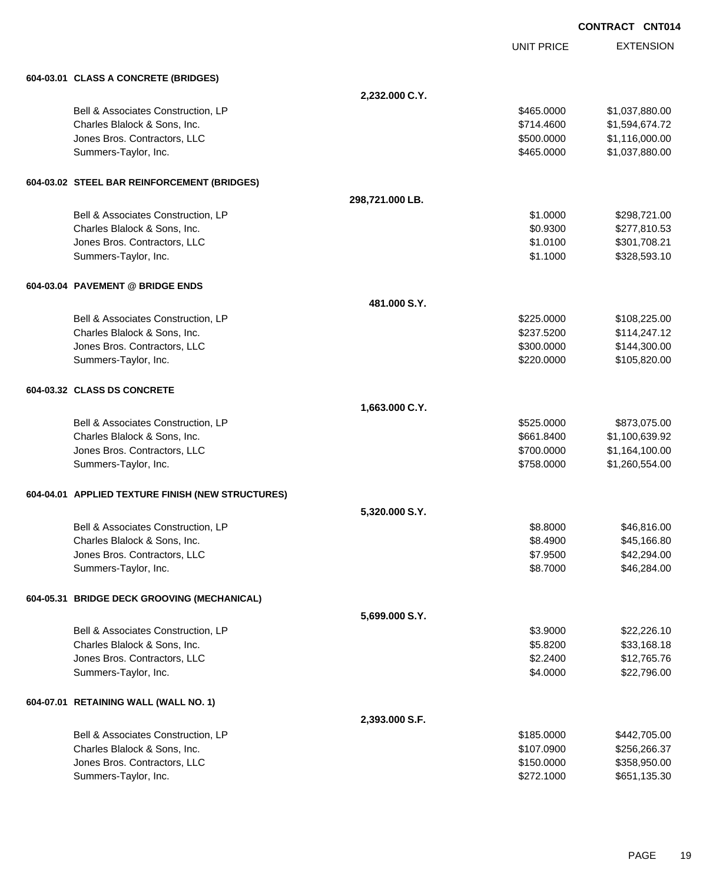CONTRACT CNT014

| | | UNIT PRICE | EXTENSION |
|---|---|---|---|
| **604-03.01 CLASS A CONCRETE (BRIDGES)** | | | |
| | **2,232.000 C.Y.** | | |
| Bell & Associates Construction, LP | | $465.0000 | $1,037,880.00 |
| Charles Blalock & Sons, Inc. | | $714.4600 | $1,594,674.72 |
| Jones Bros. Contractors, LLC | | $500.0000 | $1,116,000.00 |
| Summers-Taylor, Inc. | | $465.0000 | $1,037,880.00 |
| **604-03.02 STEEL BAR REINFORCEMENT (BRIDGES)** | | | |
| | **298,721.000 LB.** | | |
| Bell & Associates Construction, LP | | $1.0000 | $298,721.00 |
| Charles Blalock & Sons, Inc. | | $0.9300 | $277,810.53 |
| Jones Bros. Contractors, LLC | | $1.0100 | $301,708.21 |
| Summers-Taylor, Inc. | | $1.1000 | $328,593.10 |
| **604-03.04 PAVEMENT @ BRIDGE ENDS** | | | |
| | **481.000 S.Y.** | | |
| Bell & Associates Construction, LP | | $225.0000 | $108,225.00 |
| Charles Blalock & Sons, Inc. | | $237.5200 | $114,247.12 |
| Jones Bros. Contractors, LLC | | $300.0000 | $144,300.00 |
| Summers-Taylor, Inc. | | $220.0000 | $105,820.00 |
| **604-03.32 CLASS DS CONCRETE** | | | |
| | **1,663.000 C.Y.** | | |
| Bell & Associates Construction, LP | | $525.0000 | $873,075.00 |
| Charles Blalock & Sons, Inc. | | $661.8400 | $1,100,639.92 |
| Jones Bros. Contractors, LLC | | $700.0000 | $1,164,100.00 |
| Summers-Taylor, Inc. | | $758.0000 | $1,260,554.00 |
| **604-04.01 APPLIED TEXTURE FINISH (NEW STRUCTURES)** | | | |
| | **5,320.000 S.Y.** | | |
| Bell & Associates Construction, LP | | $8.8000 | $46,816.00 |
| Charles Blalock & Sons, Inc. | | $8.4900 | $45,166.80 |
| Jones Bros. Contractors, LLC | | $7.9500 | $42,294.00 |
| Summers-Taylor, Inc. | | $8.7000 | $46,284.00 |
| **604-05.31 BRIDGE DECK GROOVING (MECHANICAL)** | | | |
| | **5,699.000 S.Y.** | | |
| Bell & Associates Construction, LP | | $3.9000 | $22,226.10 |
| Charles Blalock & Sons, Inc. | | $5.8200 | $33,168.18 |
| Jones Bros. Contractors, LLC | | $2.2400 | $12,765.76 |
| Summers-Taylor, Inc. | | $4.0000 | $22,796.00 |
| **604-07.01 RETAINING WALL (WALL NO. 1)** | | | |
| | **2,393.000 S.F.** | | |
| Bell & Associates Construction, LP | | $185.0000 | $442,705.00 |
| Charles Blalock & Sons, Inc. | | $107.0900 | $256,266.37 |
| Jones Bros. Contractors, LLC | | $150.0000 | $358,950.00 |
| Summers-Taylor, Inc. | | $272.1000 | $651,135.30 |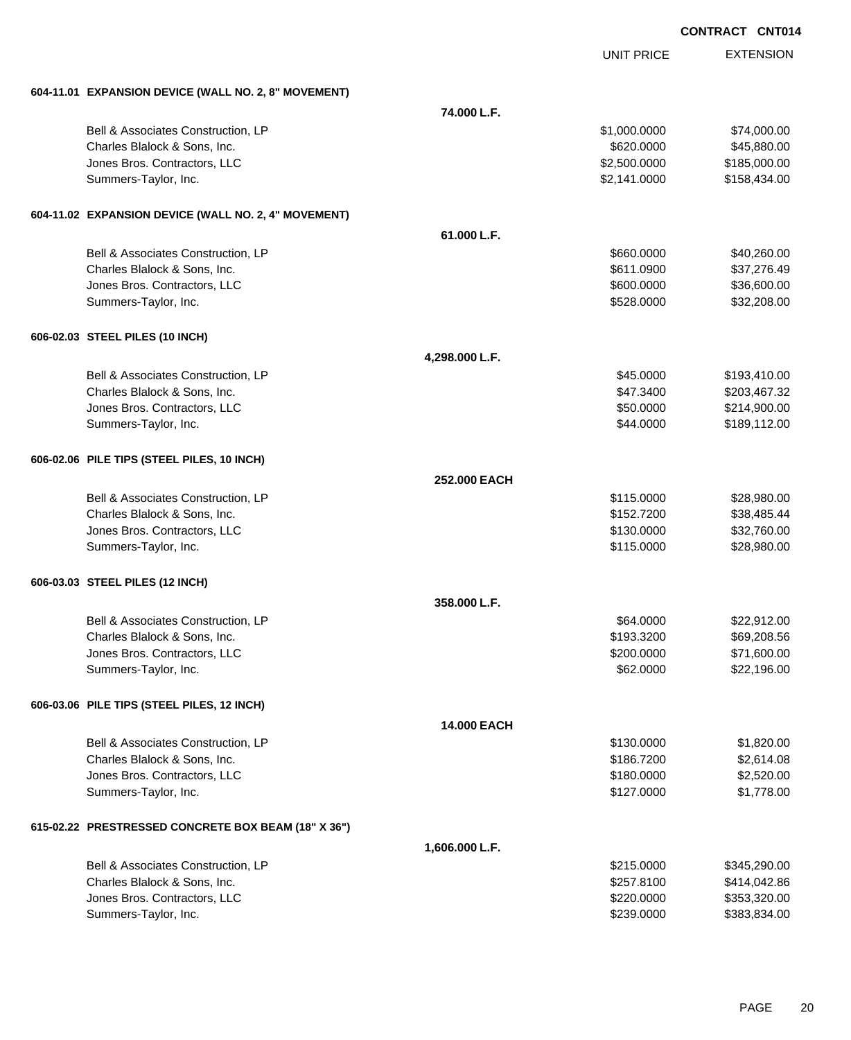CONTRACT CNT014

| | | UNIT PRICE | EXTENSION |
|---|---|---|---|
| **604-11.01 EXPANSION DEVICE (WALL NO. 2, 8" MOVEMENT)** | | | |
| | **74.000 L.F.** | | |
| Bell & Associates Construction, LP | | $1,000.0000 | $74,000.00 |
| Charles Blalock & Sons, Inc. | | $620.0000 | $45,880.00 |
| Jones Bros. Contractors, LLC | | $2,500.0000 | $185,000.00 |
| Summers-Taylor, Inc. | | $2,141.0000 | $158,434.00 |
| **604-11.02 EXPANSION DEVICE (WALL NO. 2, 4" MOVEMENT)** | | | |
| | **61.000 L.F.** | | |
| Bell & Associates Construction, LP | | $660.0000 | $40,260.00 |
| Charles Blalock & Sons, Inc. | | $611.0900 | $37,276.49 |
| Jones Bros. Contractors, LLC | | $600.0000 | $36,600.00 |
| Summers-Taylor, Inc. | | $528.0000 | $32,208.00 |
| **606-02.03 STEEL PILES (10 INCH)** | | | |
| | **4,298.000 L.F.** | | |
| Bell & Associates Construction, LP | | $45.0000 | $193,410.00 |
| Charles Blalock & Sons, Inc. | | $47.3400 | $203,467.32 |
| Jones Bros. Contractors, LLC | | $50.0000 | $214,900.00 |
| Summers-Taylor, Inc. | | $44.0000 | $189,112.00 |
| **606-02.06 PILE TIPS (STEEL PILES, 10 INCH)** | | | |
| | **252.000 EACH** | | |
| Bell & Associates Construction, LP | | $115.0000 | $28,980.00 |
| Charles Blalock & Sons, Inc. | | $152.7200 | $38,485.44 |
| Jones Bros. Contractors, LLC | | $130.0000 | $32,760.00 |
| Summers-Taylor, Inc. | | $115.0000 | $28,980.00 |
| **606-03.03 STEEL PILES (12 INCH)** | | | |
| | **358.000 L.F.** | | |
| Bell & Associates Construction, LP | | $64.0000 | $22,912.00 |
| Charles Blalock & Sons, Inc. | | $193.3200 | $69,208.56 |
| Jones Bros. Contractors, LLC | | $200.0000 | $71,600.00 |
| Summers-Taylor, Inc. | | $62.0000 | $22,196.00 |
| **606-03.06 PILE TIPS (STEEL PILES, 12 INCH)** | | | |
| | **14.000 EACH** | | |
| Bell & Associates Construction, LP | | $130.0000 | $1,820.00 |
| Charles Blalock & Sons, Inc. | | $186.7200 | $2,614.08 |
| Jones Bros. Contractors, LLC | | $180.0000 | $2,520.00 |
| Summers-Taylor, Inc. | | $127.0000 | $1,778.00 |
| **615-02.22 PRESTRESSED CONCRETE BOX BEAM (18" X 36")** | | | |
| | **1,606.000 L.F.** | | |
| Bell & Associates Construction, LP | | $215.0000 | $345,290.00 |
| Charles Blalock & Sons, Inc. | | $257.8100 | $414,042.86 |
| Jones Bros. Contractors, LLC | | $220.0000 | $353,320.00 |
| Summers-Taylor, Inc. | | $239.0000 | $383,834.00 |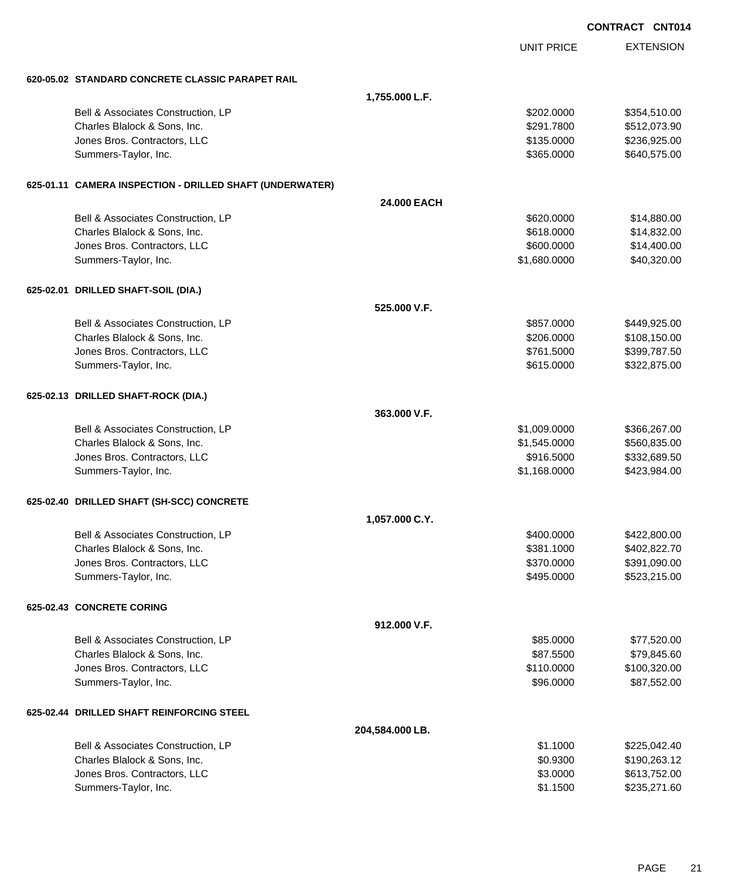**CONTRACT CNT014**

| | | UNIT PRICE | EXTENSION |
|---|---|---|---|
| **620-05.02 STANDARD CONCRETE CLASSIC PARAPET RAIL** | | | |
| | **1,755.000 L.F.** | | |
| Bell & Associates Construction, LP | | $202.0000 | $354,510.00 |
| Charles Blalock & Sons, Inc. | | $291.7800 | $512,073.90 |
| Jones Bros. Contractors, LLC | | $135.0000 | $236,925.00 |
| Summers-Taylor, Inc. | | $365.0000 | $640,575.00 |
| **625-01.11 CAMERA INSPECTION - DRILLED SHAFT (UNDERWATER)** | | | |
| | **24.000 EACH** | | |
| Bell & Associates Construction, LP | | $620.0000 | $14,880.00 |
| Charles Blalock & Sons, Inc. | | $618.0000 | $14,832.00 |
| Jones Bros. Contractors, LLC | | $600.0000 | $14,400.00 |
| Summers-Taylor, Inc. | | $1,680.0000 | $40,320.00 |
| **625-02.01 DRILLED SHAFT-SOIL (DIA.)** | | | |
| | **525.000 V.F.** | | |
| Bell & Associates Construction, LP | | $857.0000 | $449,925.00 |
| Charles Blalock & Sons, Inc. | | $206.0000 | $108,150.00 |
| Jones Bros. Contractors, LLC | | $761.5000 | $399,787.50 |
| Summers-Taylor, Inc. | | $615.0000 | $322,875.00 |
| **625-02.13 DRILLED SHAFT-ROCK (DIA.)** | | | |
| | **363.000 V.F.** | | |
| Bell & Associates Construction, LP | | $1,009.0000 | $366,267.00 |
| Charles Blalock & Sons, Inc. | | $1,545.0000 | $560,835.00 |
| Jones Bros. Contractors, LLC | | $916.5000 | $332,689.50 |
| Summers-Taylor, Inc. | | $1,168.0000 | $423,984.00 |
| **625-02.40 DRILLED SHAFT (SH-SCC) CONCRETE** | | | |
| | **1,057.000 C.Y.** | | |
| Bell & Associates Construction, LP | | $400.0000 | $422,800.00 |
| Charles Blalock & Sons, Inc. | | $381.1000 | $402,822.70 |
| Jones Bros. Contractors, LLC | | $370.0000 | $391,090.00 |
| Summers-Taylor, Inc. | | $495.0000 | $523,215.00 |
| **625-02.43 CONCRETE CORING** | | | |
| | **912.000 V.F.** | | |
| Bell & Associates Construction, LP | | $85.0000 | $77,520.00 |
| Charles Blalock & Sons, Inc. | | $87.5500 | $79,845.60 |
| Jones Bros. Contractors, LLC | | $110.0000 | $100,320.00 |
| Summers-Taylor, Inc. | | $96.0000 | $87,552.00 |
| **625-02.44 DRILLED SHAFT REINFORCING STEEL** | | | |
| | **204,584.000 LB.** | | |
| Bell & Associates Construction, LP | | $1.1000 | $225,042.40 |
| Charles Blalock & Sons, Inc. | | $0.9300 | $190,263.12 |
| Jones Bros. Contractors, LLC | | $3.0000 | $613,752.00 |
| Summers-Taylor, Inc. | | $1.1500 | $235,271.60 |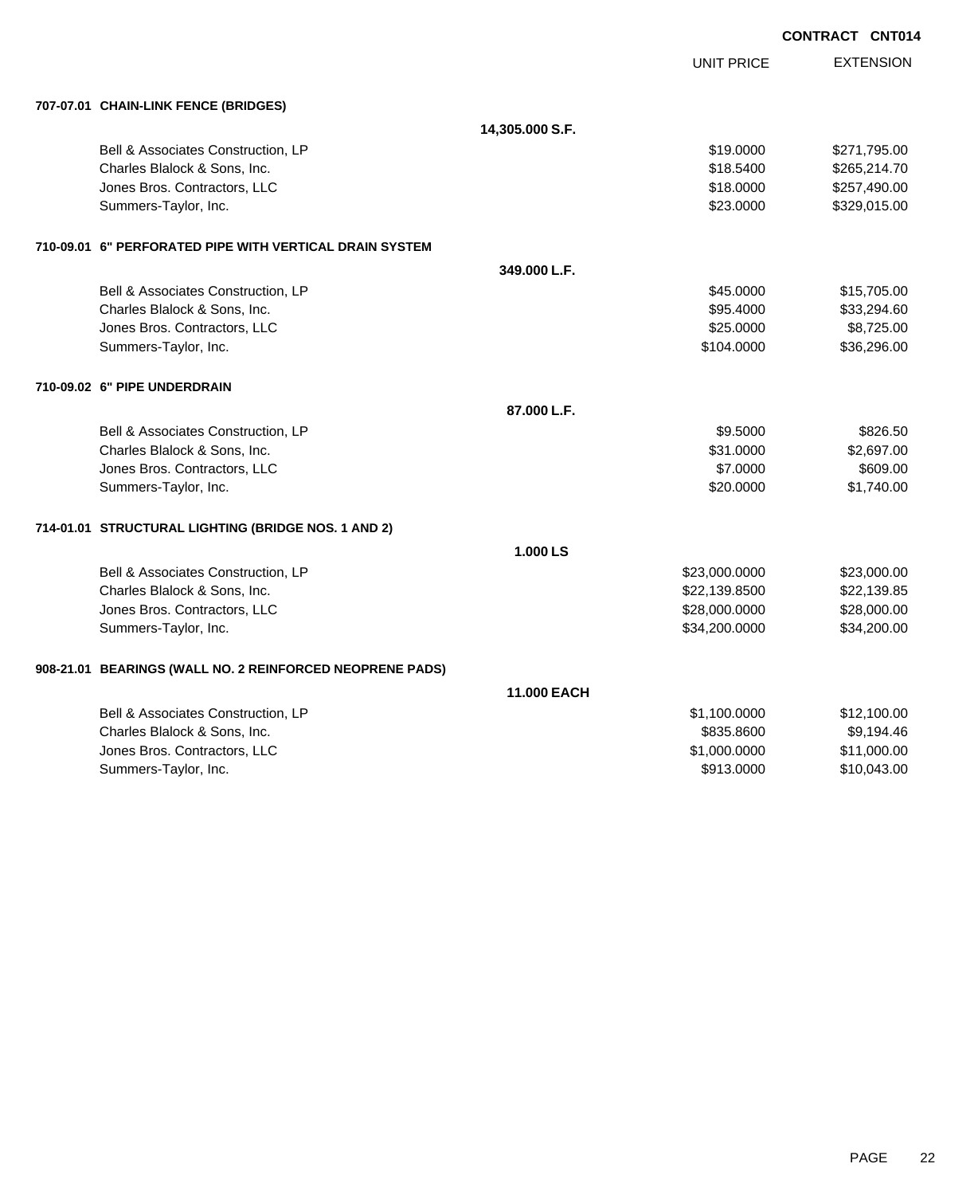**CONTRACT CNT014**

| | | UNIT PRICE | EXTENSION |
|---|---|---|---|
| **707-07.01 CHAIN-LINK FENCE (BRIDGES)** | | | |
| | **14,305.000 S.F.** | | |
| Bell & Associates Construction, LP | | $19.0000 | $271,795.00 |
| Charles Blalock & Sons, Inc. | | $18.5400 | $265,214.70 |
| Jones Bros. Contractors, LLC | | $18.0000 | $257,490.00 |
| Summers-Taylor, Inc. | | $23.0000 | $329,015.00 |
| **710-09.01 6" PERFORATED PIPE WITH VERTICAL DRAIN SYSTEM** | | | |
| | **349.000 L.F.** | | |
| Bell & Associates Construction, LP | | $45.0000 | $15,705.00 |
| Charles Blalock & Sons, Inc. | | $95.4000 | $33,294.60 |
| Jones Bros. Contractors, LLC | | $25.0000 | $8,725.00 |
| Summers-Taylor, Inc. | | $104.0000 | $36,296.00 |
| **710-09.02 6" PIPE UNDERDRAIN** | | | |
| | **87.000 L.F.** | | |
| Bell & Associates Construction, LP | | $9.5000 | $826.50 |
| Charles Blalock & Sons, Inc. | | $31.0000 | $2,697.00 |
| Jones Bros. Contractors, LLC | | $7.0000 | $609.00 |
| Summers-Taylor, Inc. | | $20.0000 | $1,740.00 |
| **714-01.01 STRUCTURAL LIGHTING (BRIDGE NOS. 1 AND 2)** | | | |
| | **1.000 LS** | | |
| Bell & Associates Construction, LP | | $23,000.0000 | $23,000.00 |
| Charles Blalock & Sons, Inc. | | $22,139.8500 | $22,139.85 |
| Jones Bros. Contractors, LLC | | $28,000.0000 | $28,000.00 |
| Summers-Taylor, Inc. | | $34,200.0000 | $34,200.00 |
| **908-21.01 BEARINGS (WALL NO. 2 REINFORCED NEOPRENE PADS)** | | | |
| | **11.000 EACH** | | |
| Bell & Associates Construction, LP | | $1,100.0000 | $12,100.00 |
| Charles Blalock & Sons, Inc. | | $835.8600 | $9,194.46 |
| Jones Bros. Contractors, LLC | | $1,000.0000 | $11,000.00 |
| Summers-Taylor, Inc. | | $913.0000 | $10,043.00 |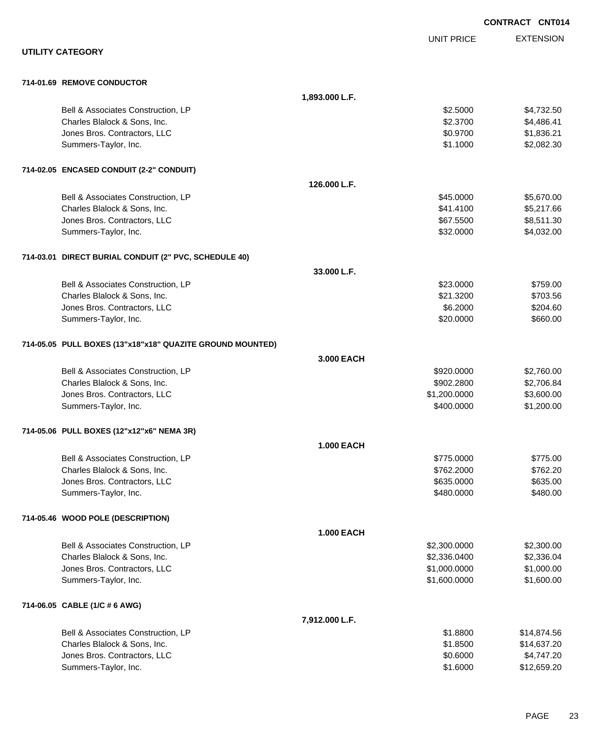**CONTRACT CNT014**

## UTILITY CATEGORY

| | | UNIT PRICE | EXTENSION |
|---|---|---|---|
| **714-01.69 REMOVE CONDUCTOR** | | | |
| | **1,893.000 L.F.** | | |
| Bell & Associates Construction, LP | | $2.5000 | $4,732.50 |
| Charles Blalock & Sons, Inc. | | $2.3700 | $4,486.41 |
| Jones Bros. Contractors, LLC | | $0.9700 | $1,836.21 |
| Summers-Taylor, Inc. | | $1.1000 | $2,082.30 |
| **714-02.05 ENCASED CONDUIT (2-2" CONDUIT)** | | | |
| | **126.000 L.F.** | | |
| Bell & Associates Construction, LP | | $45.0000 | $5,670.00 |
| Charles Blalock & Sons, Inc. | | $41.4100 | $5,217.66 |
| Jones Bros. Contractors, LLC | | $67.5500 | $8,511.30 |
| Summers-Taylor, Inc. | | $32.0000 | $4,032.00 |
| **714-03.01 DIRECT BURIAL CONDUIT (2" PVC, SCHEDULE 40)** | | | |
| | **33.000 L.F.** | | |
| Bell & Associates Construction, LP | | $23.0000 | $759.00 |
| Charles Blalock & Sons, Inc. | | $21.3200 | $703.56 |
| Jones Bros. Contractors, LLC | | $6.2000 | $204.60 |
| Summers-Taylor, Inc. | | $20.0000 | $660.00 |
| **714-05.05 PULL BOXES (13"x18"x18" QUAZITE GROUND MOUNTED)** | | | |
| | **3.000 EACH** | | |
| Bell & Associates Construction, LP | | $920.0000 | $2,760.00 |
| Charles Blalock & Sons, Inc. | | $902.2800 | $2,706.84 |
| Jones Bros. Contractors, LLC | | $1,200.0000 | $3,600.00 |
| Summers-Taylor, Inc. | | $400.0000 | $1,200.00 |
| **714-05.06 PULL BOXES (12"x12"x6" NEMA 3R)** | | | |
| | **1.000 EACH** | | |
| Bell & Associates Construction, LP | | $775.0000 | $775.00 |
| Charles Blalock & Sons, Inc. | | $762.2000 | $762.20 |
| Jones Bros. Contractors, LLC | | $635.0000 | $635.00 |
| Summers-Taylor, Inc. | | $480.0000 | $480.00 |
| **714-05.46 WOOD POLE (DESCRIPTION)** | | | |
| | **1.000 EACH** | | |
| Bell & Associates Construction, LP | | $2,300.0000 | $2,300.00 |
| Charles Blalock & Sons, Inc. | | $2,336.0400 | $2,336.04 |
| Jones Bros. Contractors, LLC | | $1,000.0000 | $1,000.00 |
| Summers-Taylor, Inc. | | $1,600.0000 | $1,600.00 |
| **714-06.05 CABLE (1/C # 6 AWG)** | | | |
| | **7,912.000 L.F.** | | |
| Bell & Associates Construction, LP | | $1.8800 | $14,874.56 |
| Charles Blalock & Sons, Inc. | | $1.8500 | $14,637.20 |
| Jones Bros. Contractors, LLC | | $0.6000 | $4,747.20 |
| Summers-Taylor, Inc. | | $1.6000 | $12,659.20 |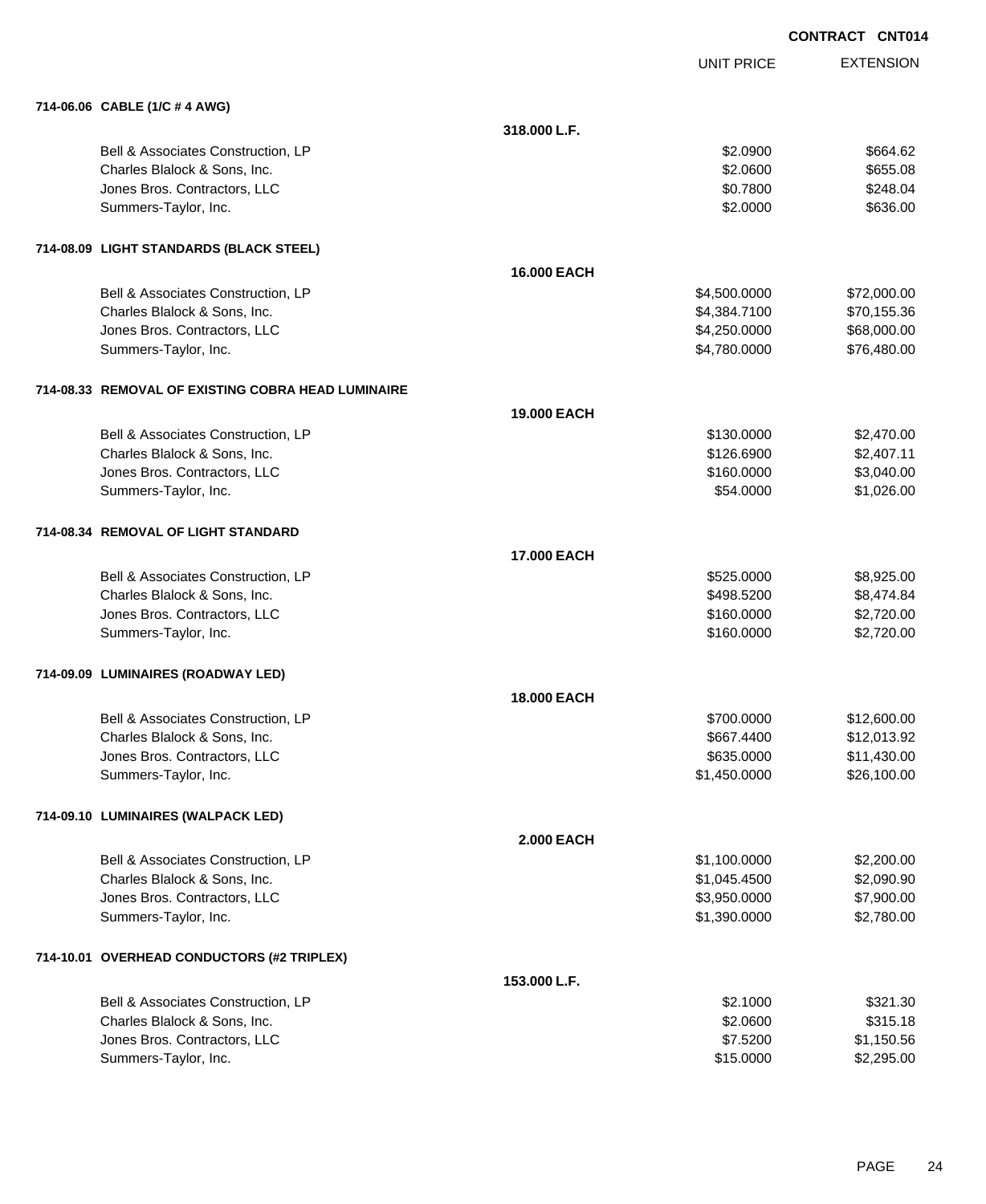**CONTRACT CNT014**

| | | UNIT PRICE | EXTENSION |
|---|---|---|---|
| **714-06.06 CABLE (1/C # 4 AWG)** | | | |
| | **318.000 L.F.** | | |
| Bell & Associates Construction, LP | | $2.0900 | $664.62 |
| Charles Blalock & Sons, Inc. | | $2.0600 | $655.08 |
| Jones Bros. Contractors, LLC | | $0.7800 | $248.04 |
| Summers-Taylor, Inc. | | $2.0000 | $636.00 |
| **714-08.09 LIGHT STANDARDS (BLACK STEEL)** | | | |
| | **16.000 EACH** | | |
| Bell & Associates Construction, LP | | $4,500.0000 | $72,000.00 |
| Charles Blalock & Sons, Inc. | | $4,384.7100 | $70,155.36 |
| Jones Bros. Contractors, LLC | | $4,250.0000 | $68,000.00 |
| Summers-Taylor, Inc. | | $4,780.0000 | $76,480.00 |
| **714-08.33 REMOVAL OF EXISTING COBRA HEAD LUMINAIRE** | | | |
| | **19.000 EACH** | | |
| Bell & Associates Construction, LP | | $130.0000 | $2,470.00 |
| Charles Blalock & Sons, Inc. | | $126.6900 | $2,407.11 |
| Jones Bros. Contractors, LLC | | $160.0000 | $3,040.00 |
| Summers-Taylor, Inc. | | $54.0000 | $1,026.00 |
| **714-08.34 REMOVAL OF LIGHT STANDARD** | | | |
| | **17.000 EACH** | | |
| Bell & Associates Construction, LP | | $525.0000 | $8,925.00 |
| Charles Blalock & Sons, Inc. | | $498.5200 | $8,474.84 |
| Jones Bros. Contractors, LLC | | $160.0000 | $2,720.00 |
| Summers-Taylor, Inc. | | $160.0000 | $2,720.00 |
| **714-09.09 LUMINAIRES (ROADWAY LED)** | | | |
| | **18.000 EACH** | | |
| Bell & Associates Construction, LP | | $700.0000 | $12,600.00 |
| Charles Blalock & Sons, Inc. | | $667.4400 | $12,013.92 |
| Jones Bros. Contractors, LLC | | $635.0000 | $11,430.00 |
| Summers-Taylor, Inc. | | $1,450.0000 | $26,100.00 |
| **714-09.10 LUMINAIRES (WALPACK LED)** | | | |
| | **2.000 EACH** | | |
| Bell & Associates Construction, LP | | $1,100.0000 | $2,200.00 |
| Charles Blalock & Sons, Inc. | | $1,045.4500 | $2,090.90 |
| Jones Bros. Contractors, LLC | | $3,950.0000 | $7,900.00 |
| Summers-Taylor, Inc. | | $1,390.0000 | $2,780.00 |
| **714-10.01 OVERHEAD CONDUCTORS (#2 TRIPLEX)** | | | |
| | **153.000 L.F.** | | |
| Bell & Associates Construction, LP | | $2.1000 | $321.30 |
| Charles Blalock & Sons, Inc. | | $2.0600 | $315.18 |
| Jones Bros. Contractors, LLC | | $7.5200 | $1,150.56 |
| Summers-Taylor, Inc. | | $15.0000 | $2,295.00 |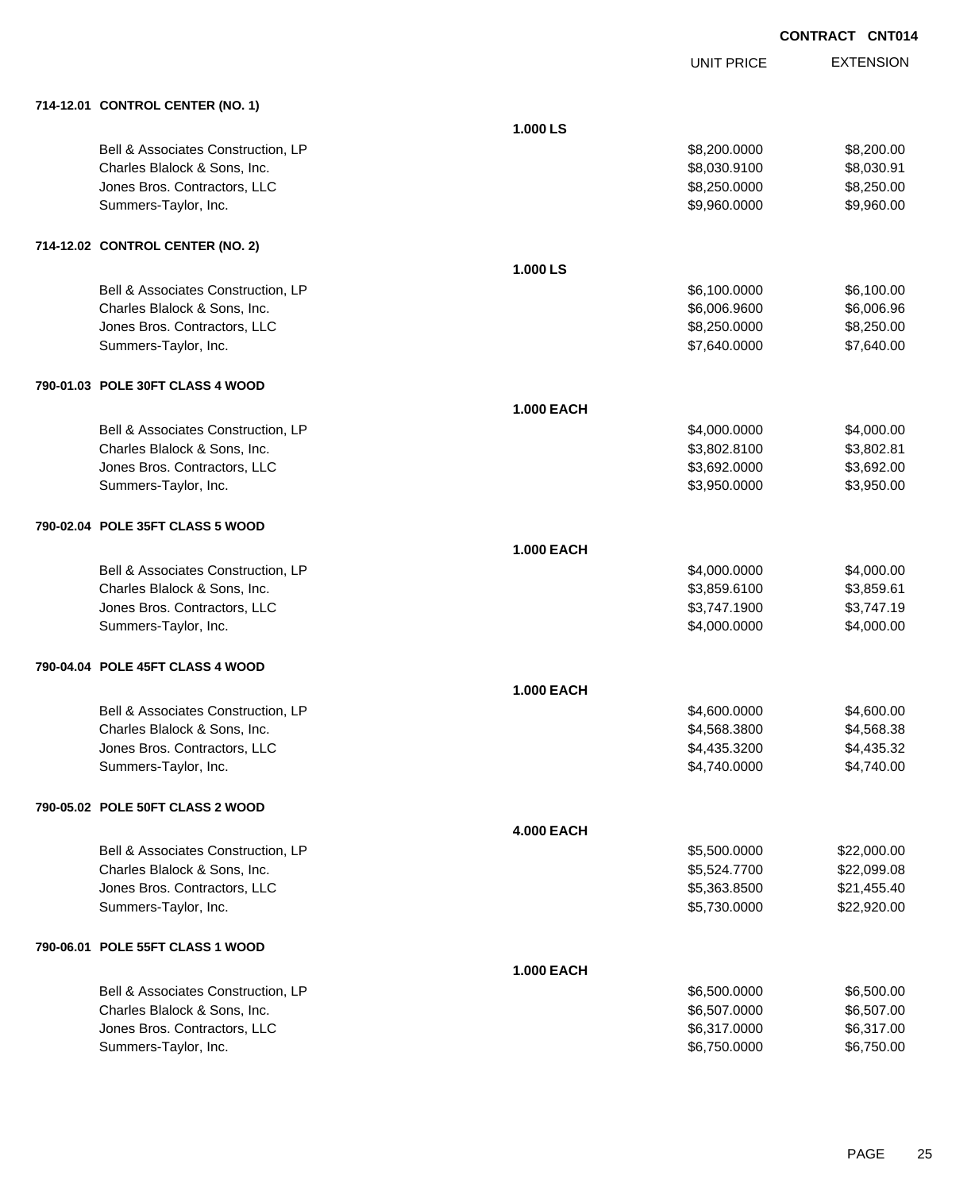**CONTRACT CNT014**

| | | UNIT PRICE | EXTENSION |
|---|---|---|---|
| **714-12.01 CONTROL CENTER (NO. 1)** | | | |
| | **1.000 LS** | | |
| Bell & Associates Construction, LP | | $8,200.0000 | $8,200.00 |
| Charles Blalock & Sons, Inc. | | $8,030.9100 | $8,030.91 |
| Jones Bros. Contractors, LLC | | $8,250.0000 | $8,250.00 |
| Summers-Taylor, Inc. | | $9,960.0000 | $9,960.00 |
| **714-12.02 CONTROL CENTER (NO. 2)** | | | |
| | **1.000 LS** | | |
| Bell & Associates Construction, LP | | $6,100.0000 | $6,100.00 |
| Charles Blalock & Sons, Inc. | | $6,006.9600 | $6,006.96 |
| Jones Bros. Contractors, LLC | | $8,250.0000 | $8,250.00 |
| Summers-Taylor, Inc. | | $7,640.0000 | $7,640.00 |
| **790-01.03 POLE 30FT CLASS 4 WOOD** | | | |
| | **1.000 EACH** | | |
| Bell & Associates Construction, LP | | $4,000.0000 | $4,000.00 |
| Charles Blalock & Sons, Inc. | | $3,802.8100 | $3,802.81 |
| Jones Bros. Contractors, LLC | | $3,692.0000 | $3,692.00 |
| Summers-Taylor, Inc. | | $3,950.0000 | $3,950.00 |
| **790-02.04 POLE 35FT CLASS 5 WOOD** | | | |
| | **1.000 EACH** | | |
| Bell & Associates Construction, LP | | $4,000.0000 | $4,000.00 |
| Charles Blalock & Sons, Inc. | | $3,859.6100 | $3,859.61 |
| Jones Bros. Contractors, LLC | | $3,747.1900 | $3,747.19 |
| Summers-Taylor, Inc. | | $4,000.0000 | $4,000.00 |
| **790-04.04 POLE 45FT CLASS 4 WOOD** | | | |
| | **1.000 EACH** | | |
| Bell & Associates Construction, LP | | $4,600.0000 | $4,600.00 |
| Charles Blalock & Sons, Inc. | | $4,568.3800 | $4,568.38 |
| Jones Bros. Contractors, LLC | | $4,435.3200 | $4,435.32 |
| Summers-Taylor, Inc. | | $4,740.0000 | $4,740.00 |
| **790-05.02 POLE 50FT CLASS 2 WOOD** | | | |
| | **4.000 EACH** | | |
| Bell & Associates Construction, LP | | $5,500.0000 | $22,000.00 |
| Charles Blalock & Sons, Inc. | | $5,524.7700 | $22,099.08 |
| Jones Bros. Contractors, LLC | | $5,363.8500 | $21,455.40 |
| Summers-Taylor, Inc. | | $5,730.0000 | $22,920.00 |
| **790-06.01 POLE 55FT CLASS 1 WOOD** | | | |
| | **1.000 EACH** | | |
| Bell & Associates Construction, LP | | $6,500.0000 | $6,500.00 |
| Charles Blalock & Sons, Inc. | | $6,507.0000 | $6,507.00 |
| Jones Bros. Contractors, LLC | | $6,317.0000 | $6,317.00 |
| Summers-Taylor, Inc. | | $6,750.0000 | $6,750.00 |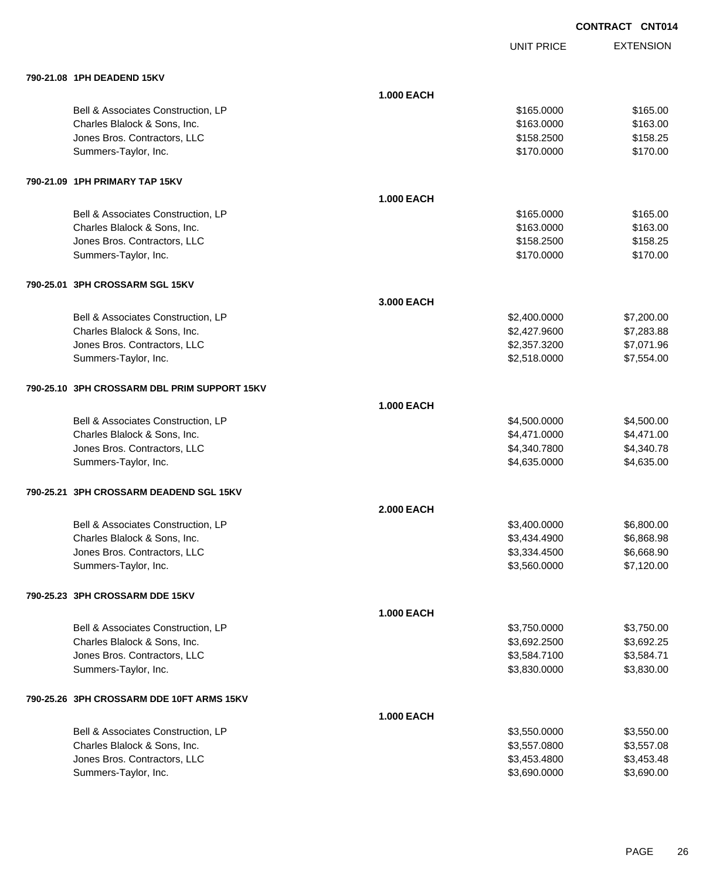CONTRACT CNT014

| | | UNIT PRICE | EXTENSION |
|---|---|---|---|
| **790-21.08 1PH DEADEND 15KV** | | | |
| | **1.000 EACH** | | |
| Bell & Associates Construction, LP | | $165.0000 | $165.00 |
| Charles Blalock & Sons, Inc. | | $163.0000 | $163.00 |
| Jones Bros. Contractors, LLC | | $158.2500 | $158.25 |
| Summers-Taylor, Inc. | | $170.0000 | $170.00 |
| **790-21.09 1PH PRIMARY TAP 15KV** | | | |
| | **1.000 EACH** | | |
| Bell & Associates Construction, LP | | $165.0000 | $165.00 |
| Charles Blalock & Sons, Inc. | | $163.0000 | $163.00 |
| Jones Bros. Contractors, LLC | | $158.2500 | $158.25 |
| Summers-Taylor, Inc. | | $170.0000 | $170.00 |
| **790-25.01 3PH CROSSARM SGL 15KV** | | | |
| | **3.000 EACH** | | |
| Bell & Associates Construction, LP | | $2,400.0000 | $7,200.00 |
| Charles Blalock & Sons, Inc. | | $2,427.9600 | $7,283.88 |
| Jones Bros. Contractors, LLC | | $2,357.3200 | $7,071.96 |
| Summers-Taylor, Inc. | | $2,518.0000 | $7,554.00 |
| **790-25.10 3PH CROSSARM DBL PRIM SUPPORT 15KV** | | | |
| | **1.000 EACH** | | |
| Bell & Associates Construction, LP | | $4,500.0000 | $4,500.00 |
| Charles Blalock & Sons, Inc. | | $4,471.0000 | $4,471.00 |
| Jones Bros. Contractors, LLC | | $4,340.7800 | $4,340.78 |
| Summers-Taylor, Inc. | | $4,635.0000 | $4,635.00 |
| **790-25.21 3PH CROSSARM DEADEND SGL 15KV** | | | |
| | **2.000 EACH** | | |
| Bell & Associates Construction, LP | | $3,400.0000 | $6,800.00 |
| Charles Blalock & Sons, Inc. | | $3,434.4900 | $6,868.98 |
| Jones Bros. Contractors, LLC | | $3,334.4500 | $6,668.90 |
| Summers-Taylor, Inc. | | $3,560.0000 | $7,120.00 |
| **790-25.23 3PH CROSSARM DDE 15KV** | | | |
| | **1.000 EACH** | | |
| Bell & Associates Construction, LP | | $3,750.0000 | $3,750.00 |
| Charles Blalock & Sons, Inc. | | $3,692.2500 | $3,692.25 |
| Jones Bros. Contractors, LLC | | $3,584.7100 | $3,584.71 |
| Summers-Taylor, Inc. | | $3,830.0000 | $3,830.00 |
| **790-25.26 3PH CROSSARM DDE 10FT ARMS 15KV** | | | |
| | **1.000 EACH** | | |
| Bell & Associates Construction, LP | | $3,550.0000 | $3,550.00 |
| Charles Blalock & Sons, Inc. | | $3,557.0800 | $3,557.08 |
| Jones Bros. Contractors, LLC | | $3,453.4800 | $3,453.48 |
| Summers-Taylor, Inc. | | $3,690.0000 | $3,690.00 |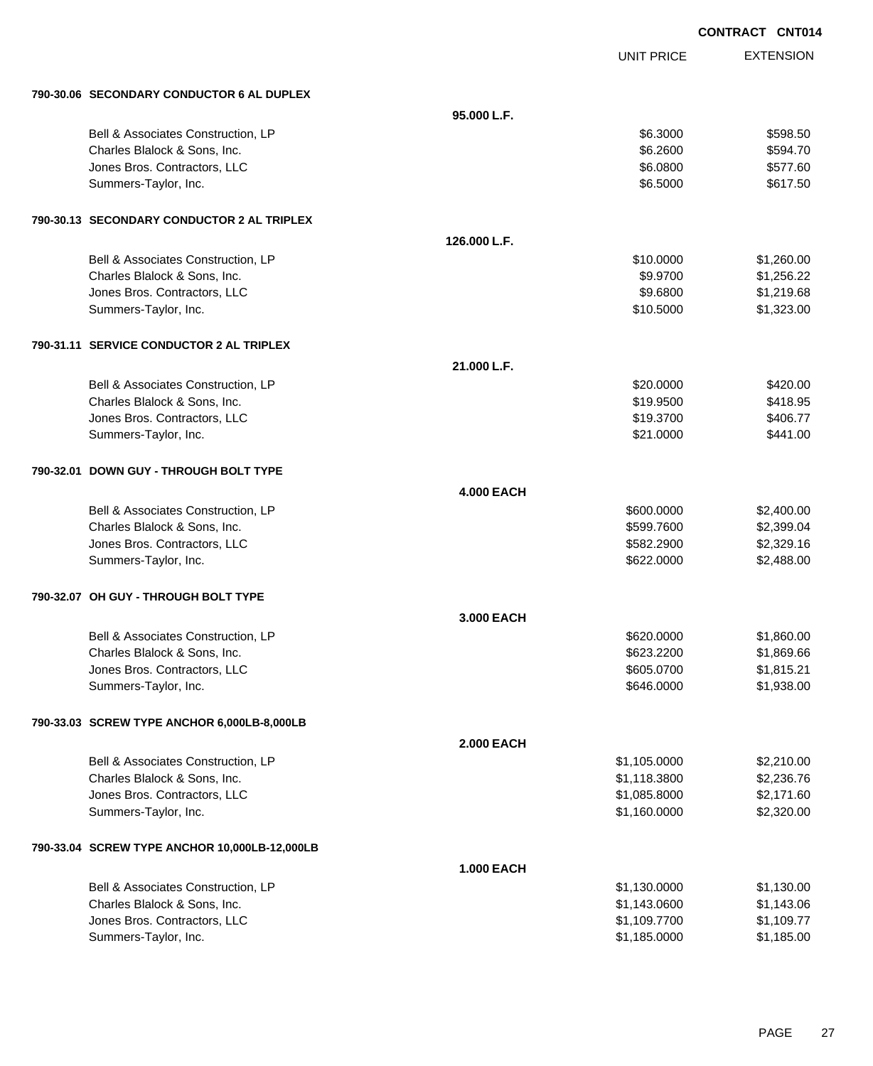CONTRACT CNT014

| | | UNIT PRICE | EXTENSION |
|---|---|---|---|
| **790-30.06 SECONDARY CONDUCTOR 6 AL DUPLEX** | | | |
| | **95.000 L.F.** | | |
| Bell & Associates Construction, LP | | $6.3000 | $598.50 |
| Charles Blalock & Sons, Inc. | | $6.2600 | $594.70 |
| Jones Bros. Contractors, LLC | | $6.0800 | $577.60 |
| Summers-Taylor, Inc. | | $6.5000 | $617.50 |
| **790-30.13 SECONDARY CONDUCTOR 2 AL TRIPLEX** | | | |
| | **126.000 L.F.** | | |
| Bell & Associates Construction, LP | | $10.0000 | $1,260.00 |
| Charles Blalock & Sons, Inc. | | $9.9700 | $1,256.22 |
| Jones Bros. Contractors, LLC | | $9.6800 | $1,219.68 |
| Summers-Taylor, Inc. | | $10.5000 | $1,323.00 |
| **790-31.11 SERVICE CONDUCTOR 2 AL TRIPLEX** | | | |
| | **21.000 L.F.** | | |
| Bell & Associates Construction, LP | | $20.0000 | $420.00 |
| Charles Blalock & Sons, Inc. | | $19.9500 | $418.95 |
| Jones Bros. Contractors, LLC | | $19.3700 | $406.77 |
| Summers-Taylor, Inc. | | $21.0000 | $441.00 |
| **790-32.01 DOWN GUY - THROUGH BOLT TYPE** | | | |
| | **4.000 EACH** | | |
| Bell & Associates Construction, LP | | $600.0000 | $2,400.00 |
| Charles Blalock & Sons, Inc. | | $599.7600 | $2,399.04 |
| Jones Bros. Contractors, LLC | | $582.2900 | $2,329.16 |
| Summers-Taylor, Inc. | | $622.0000 | $2,488.00 |
| **790-32.07 OH GUY - THROUGH BOLT TYPE** | | | |
| | **3.000 EACH** | | |
| Bell & Associates Construction, LP | | $620.0000 | $1,860.00 |
| Charles Blalock & Sons, Inc. | | $623.2200 | $1,869.66 |
| Jones Bros. Contractors, LLC | | $605.0700 | $1,815.21 |
| Summers-Taylor, Inc. | | $646.0000 | $1,938.00 |
| **790-33.03 SCREW TYPE ANCHOR 6,000LB-8,000LB** | | | |
| | **2.000 EACH** | | |
| Bell & Associates Construction, LP | | $1,105.0000 | $2,210.00 |
| Charles Blalock & Sons, Inc. | | $1,118.3800 | $2,236.76 |
| Jones Bros. Contractors, LLC | | $1,085.8000 | $2,171.60 |
| Summers-Taylor, Inc. | | $1,160.0000 | $2,320.00 |
| **790-33.04 SCREW TYPE ANCHOR 10,000LB-12,000LB** | | | |
| | **1.000 EACH** | | |
| Bell & Associates Construction, LP | | $1,130.0000 | $1,130.00 |
| Charles Blalock & Sons, Inc. | | $1,143.0600 | $1,143.06 |
| Jones Bros. Contractors, LLC | | $1,109.7700 | $1,109.77 |
| Summers-Taylor, Inc. | | $1,185.0000 | $1,185.00 |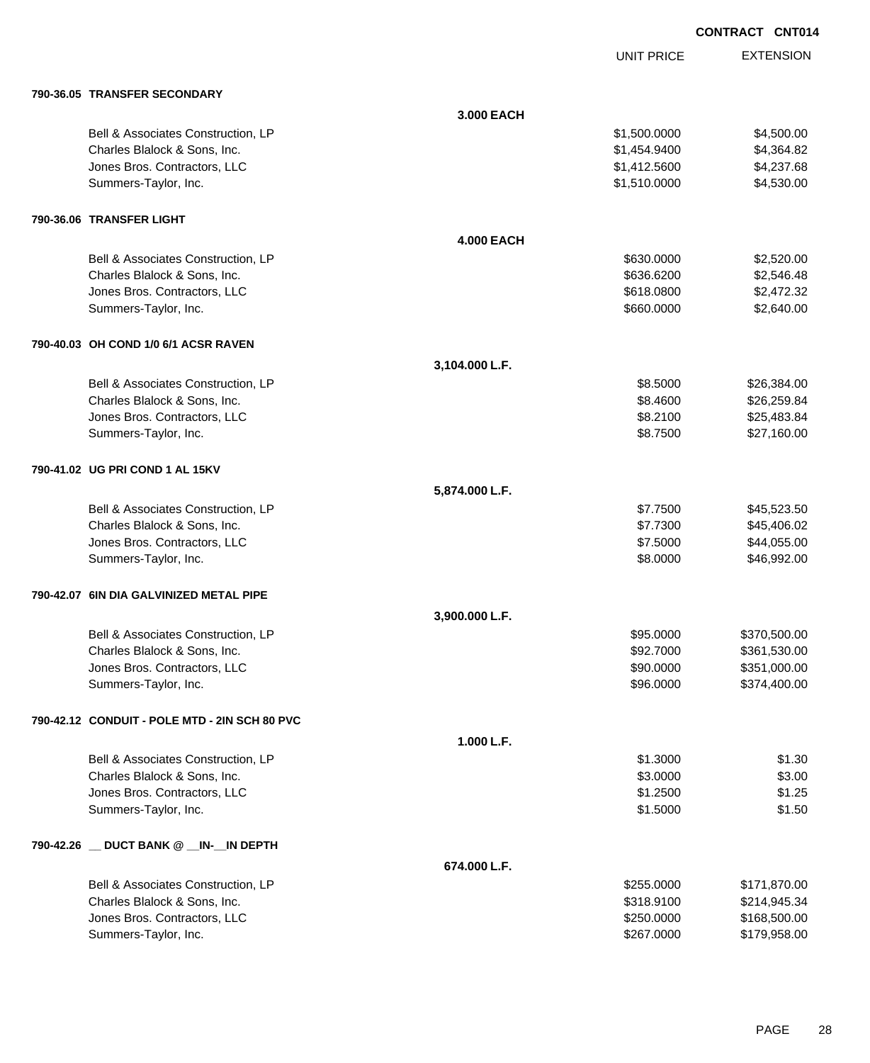**CONTRACT CNT014**

| | | UNIT PRICE | EXTENSION |
|---|---|---|---|
| **790-36.05 TRANSFER SECONDARY** | | | |
| | **3.000 EACH** | | |
| Bell & Associates Construction, LP | | $1,500.0000 | $4,500.00 |
| Charles Blalock & Sons, Inc. | | $1,454.9400 | $4,364.82 |
| Jones Bros. Contractors, LLC | | $1,412.5600 | $4,237.68 |
| Summers-Taylor, Inc. | | $1,510.0000 | $4,530.00 |
| **790-36.06 TRANSFER LIGHT** | | | |
| | **4.000 EACH** | | |
| Bell & Associates Construction, LP | | $630.0000 | $2,520.00 |
| Charles Blalock & Sons, Inc. | | $636.6200 | $2,546.48 |
| Jones Bros. Contractors, LLC | | $618.0800 | $2,472.32 |
| Summers-Taylor, Inc. | | $660.0000 | $2,640.00 |
| **790-40.03 OH COND 1/0 6/1 ACSR RAVEN** | | | |
| | **3,104.000 L.F.** | | |
| Bell & Associates Construction, LP | | $8.5000 | $26,384.00 |
| Charles Blalock & Sons, Inc. | | $8.4600 | $26,259.84 |
| Jones Bros. Contractors, LLC | | $8.2100 | $25,483.84 |
| Summers-Taylor, Inc. | | $8.7500 | $27,160.00 |
| **790-41.02 UG PRI COND 1 AL 15KV** | | | |
| | **5,874.000 L.F.** | | |
| Bell & Associates Construction, LP | | $7.7500 | $45,523.50 |
| Charles Blalock & Sons, Inc. | | $7.7300 | $45,406.02 |
| Jones Bros. Contractors, LLC | | $7.5000 | $44,055.00 |
| Summers-Taylor, Inc. | | $8.0000 | $46,992.00 |
| **790-42.07 6IN DIA GALVINIZED METAL PIPE** | | | |
| | **3,900.000 L.F.** | | |
| Bell & Associates Construction, LP | | $95.0000 | $370,500.00 |
| Charles Blalock & Sons, Inc. | | $92.7000 | $361,530.00 |
| Jones Bros. Contractors, LLC | | $90.0000 | $351,000.00 |
| Summers-Taylor, Inc. | | $96.0000 | $374,400.00 |
| **790-42.12 CONDUIT - POLE MTD - 2IN SCH 80 PVC** | | | |
| | **1.000 L.F.** | | |
| Bell & Associates Construction, LP | | $1.3000 | $1.30 |
| Charles Blalock & Sons, Inc. | | $3.0000 | $3.00 |
| Jones Bros. Contractors, LLC | | $1.2500 | $1.25 |
| Summers-Taylor, Inc. | | $1.5000 | $1.50 |
| **790-42.26 __ DUCT BANK @ __IN-__IN DEPTH** | | | |
| | **674.000 L.F.** | | |
| Bell & Associates Construction, LP | | $255.0000 | $171,870.00 |
| Charles Blalock & Sons, Inc. | | $318.9100 | $214,945.34 |
| Jones Bros. Contractors, LLC | | $250.0000 | $168,500.00 |
| Summers-Taylor, Inc. | | $267.0000 | $179,958.00 |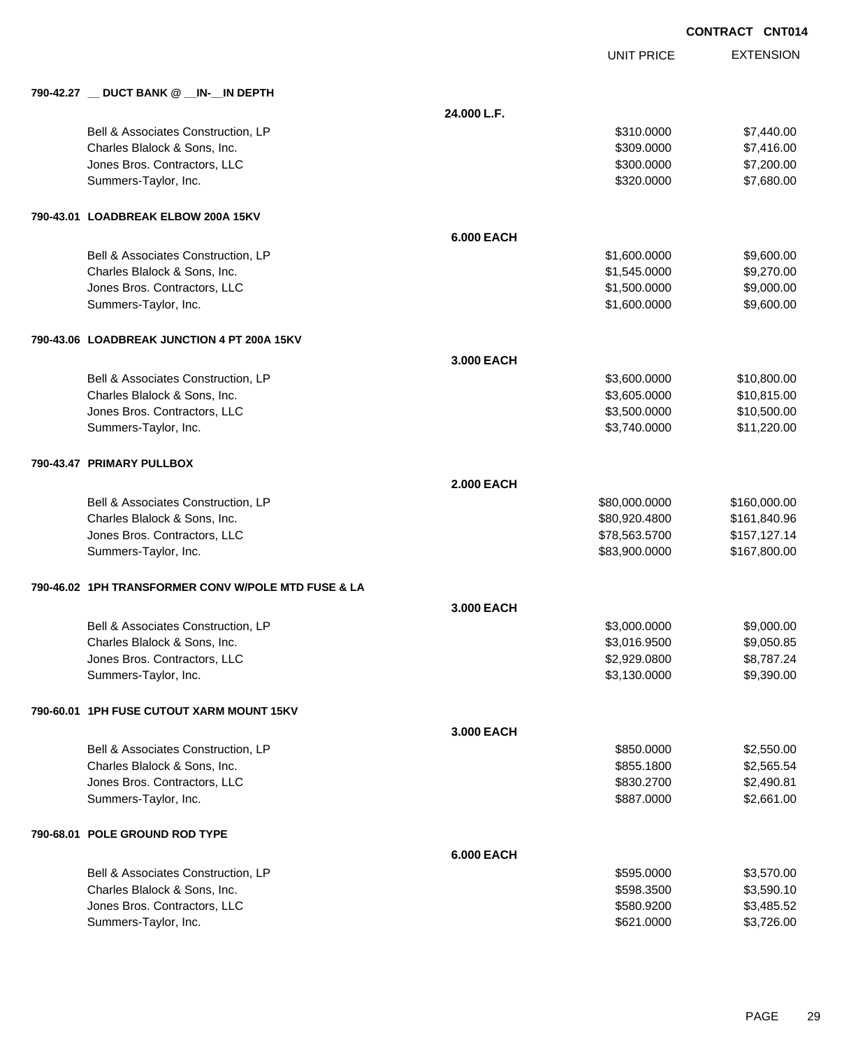**CONTRACT CNT014**

| | | UNIT PRICE | EXTENSION |
|---|---|---|---|
| **790-42.27 __ DUCT BANK @ __IN-__IN DEPTH** | | | |
| | **24.000 L.F.** | | |
| Bell & Associates Construction, LP | | $310.0000 | $7,440.00 |
| Charles Blalock & Sons, Inc. | | $309.0000 | $7,416.00 |
| Jones Bros. Contractors, LLC | | $300.0000 | $7,200.00 |
| Summers-Taylor, Inc. | | $320.0000 | $7,680.00 |
| **790-43.01 LOADBREAK ELBOW 200A 15KV** | | | |
| | **6.000 EACH** | | |
| Bell & Associates Construction, LP | | $1,600.0000 | $9,600.00 |
| Charles Blalock & Sons, Inc. | | $1,545.0000 | $9,270.00 |
| Jones Bros. Contractors, LLC | | $1,500.0000 | $9,000.00 |
| Summers-Taylor, Inc. | | $1,600.0000 | $9,600.00 |
| **790-43.06 LOADBREAK JUNCTION 4 PT 200A 15KV** | | | |
| | **3.000 EACH** | | |
| Bell & Associates Construction, LP | | $3,600.0000 | $10,800.00 |
| Charles Blalock & Sons, Inc. | | $3,605.0000 | $10,815.00 |
| Jones Bros. Contractors, LLC | | $3,500.0000 | $10,500.00 |
| Summers-Taylor, Inc. | | $3,740.0000 | $11,220.00 |
| **790-43.47 PRIMARY PULLBOX** | | | |
| | **2.000 EACH** | | |
| Bell & Associates Construction, LP | | $80,000.0000 | $160,000.00 |
| Charles Blalock & Sons, Inc. | | $80,920.4800 | $161,840.96 |
| Jones Bros. Contractors, LLC | | $78,563.5700 | $157,127.14 |
| Summers-Taylor, Inc. | | $83,900.0000 | $167,800.00 |
| **790-46.02 1PH TRANSFORMER CONV W/POLE MTD FUSE & LA** | | | |
| | **3.000 EACH** | | |
| Bell & Associates Construction, LP | | $3,000.0000 | $9,000.00 |
| Charles Blalock & Sons, Inc. | | $3,016.9500 | $9,050.85 |
| Jones Bros. Contractors, LLC | | $2,929.0800 | $8,787.24 |
| Summers-Taylor, Inc. | | $3,130.0000 | $9,390.00 |
| **790-60.01 1PH FUSE CUTOUT XARM MOUNT 15KV** | | | |
| | **3.000 EACH** | | |
| Bell & Associates Construction, LP | | $850.0000 | $2,550.00 |
| Charles Blalock & Sons, Inc. | | $855.1800 | $2,565.54 |
| Jones Bros. Contractors, LLC | | $830.2700 | $2,490.81 |
| Summers-Taylor, Inc. | | $887.0000 | $2,661.00 |
| **790-68.01 POLE GROUND ROD TYPE** | | | |
| | **6.000 EACH** | | |
| Bell & Associates Construction, LP | | $595.0000 | $3,570.00 |
| Charles Blalock & Sons, Inc. | | $598.3500 | $3,590.10 |
| Jones Bros. Contractors, LLC | | $580.9200 | $3,485.52 |
| Summers-Taylor, Inc. | | $621.0000 | $3,726.00 |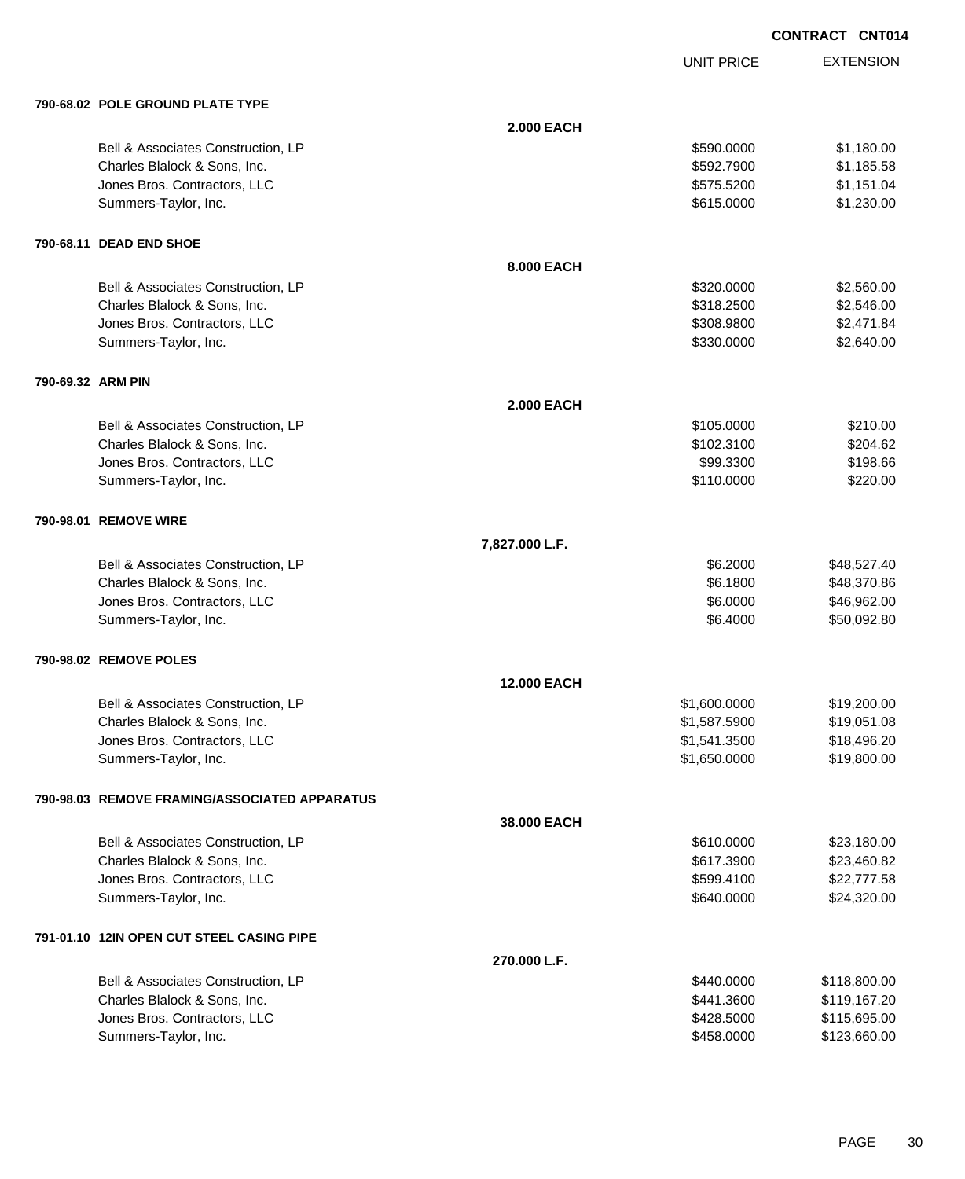**CONTRACT CNT014**

| | UNIT PRICE | EXTENSION |
|---|---|---|
| **790-68.02 POLE GROUND PLATE TYPE** | | |
| **2.000 EACH** | | |
| Bell & Associates Construction, LP | $590.0000 | $1,180.00 |
| Charles Blalock & Sons, Inc. | $592.7900 | $1,185.58 |
| Jones Bros. Contractors, LLC | $575.5200 | $1,151.04 |
| Summers-Taylor, Inc. | $615.0000 | $1,230.00 |
| **790-68.11 DEAD END SHOE** | | |
| **8.000 EACH** | | |
| Bell & Associates Construction, LP | $320.0000 | $2,560.00 |
| Charles Blalock & Sons, Inc. | $318.2500 | $2,546.00 |
| Jones Bros. Contractors, LLC | $308.9800 | $2,471.84 |
| Summers-Taylor, Inc. | $330.0000 | $2,640.00 |
| **790-69.32 ARM PIN** | | |
| **2.000 EACH** | | |
| Bell & Associates Construction, LP | $105.0000 | $210.00 |
| Charles Blalock & Sons, Inc. | $102.3100 | $204.62 |
| Jones Bros. Contractors, LLC | $99.3300 | $198.66 |
| Summers-Taylor, Inc. | $110.0000 | $220.00 |
| **790-98.01 REMOVE WIRE** | | |
| **7,827.000 L.F.** | | |
| Bell & Associates Construction, LP | $6.2000 | $48,527.40 |
| Charles Blalock & Sons, Inc. | $6.1800 | $48,370.86 |
| Jones Bros. Contractors, LLC | $6.0000 | $46,962.00 |
| Summers-Taylor, Inc. | $6.4000 | $50,092.80 |
| **790-98.02 REMOVE POLES** | | |
| **12.000 EACH** | | |
| Bell & Associates Construction, LP | $1,600.0000 | $19,200.00 |
| Charles Blalock & Sons, Inc. | $1,587.5900 | $19,051.08 |
| Jones Bros. Contractors, LLC | $1,541.3500 | $18,496.20 |
| Summers-Taylor, Inc. | $1,650.0000 | $19,800.00 |
| **790-98.03 REMOVE FRAMING/ASSOCIATED APPARATUS** | | |
| **38.000 EACH** | | |
| Bell & Associates Construction, LP | $610.0000 | $23,180.00 |
| Charles Blalock & Sons, Inc. | $617.3900 | $23,460.82 |
| Jones Bros. Contractors, LLC | $599.4100 | $22,777.58 |
| Summers-Taylor, Inc. | $640.0000 | $24,320.00 |
| **791-01.10 12IN OPEN CUT STEEL CASING PIPE** | | |
| **270.000 L.F.** | | |
| Bell & Associates Construction, LP | $440.0000 | $118,800.00 |
| Charles Blalock & Sons, Inc. | $441.3600 | $119,167.20 |
| Jones Bros. Contractors, LLC | $428.5000 | $115,695.00 |
| Summers-Taylor, Inc. | $458.0000 | $123,660.00 |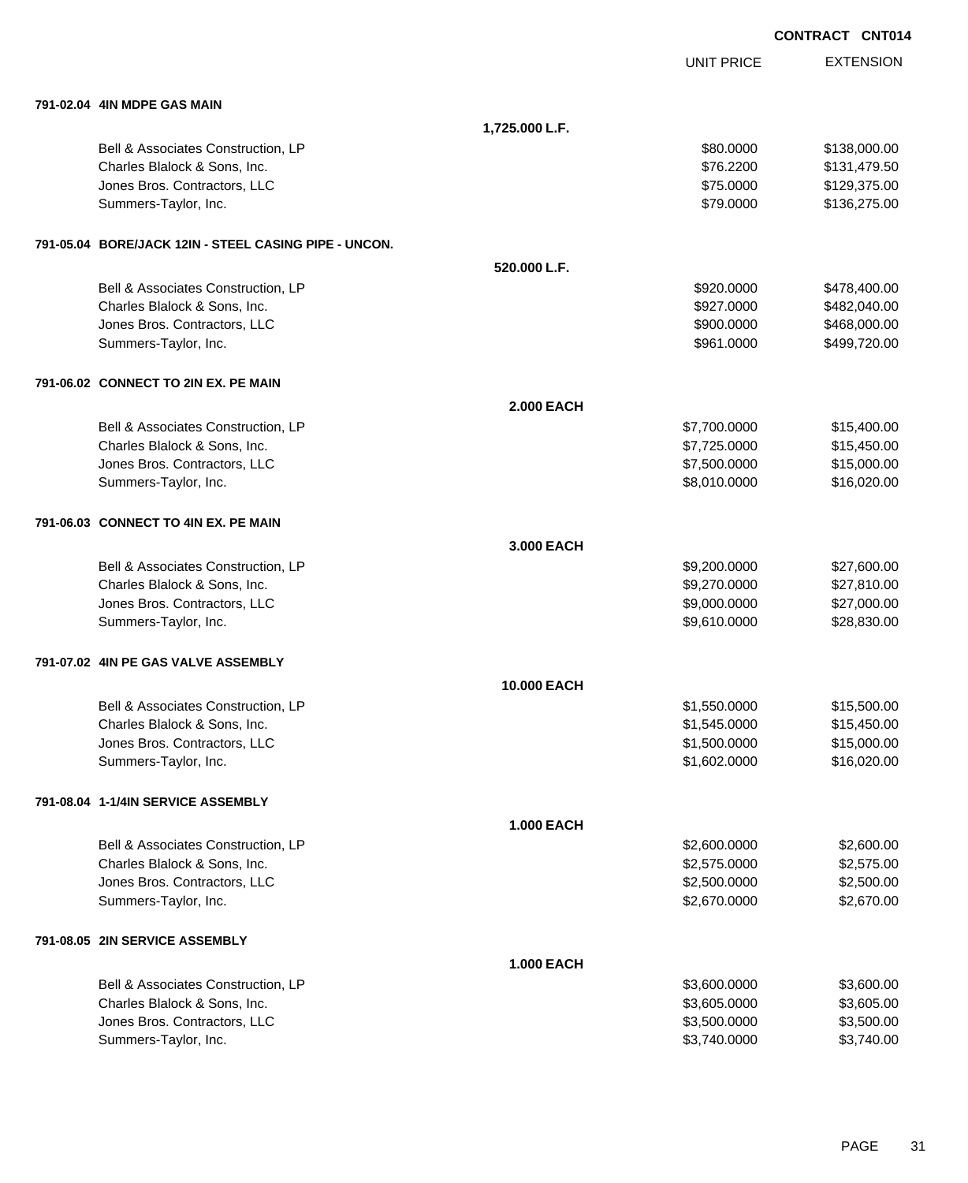**CONTRACT CNT014**

| | | UNIT PRICE | EXTENSION |
|---|---|---|---|
| **791-02.04 4IN MDPE GAS MAIN** | | | |
| | **1,725.000 L.F.** | | |
| Bell & Associates Construction, LP | | $80.0000 | $138,000.00 |
| Charles Blalock & Sons, Inc. | | $76.2200 | $131,479.50 |
| Jones Bros. Contractors, LLC | | $75.0000 | $129,375.00 |
| Summers-Taylor, Inc. | | $79.0000 | $136,275.00 |
| **791-05.04 BORE/JACK 12IN - STEEL CASING PIPE - UNCON.** | | | |
| | **520.000 L.F.** | | |
| Bell & Associates Construction, LP | | $920.0000 | $478,400.00 |
| Charles Blalock & Sons, Inc. | | $927.0000 | $482,040.00 |
| Jones Bros. Contractors, LLC | | $900.0000 | $468,000.00 |
| Summers-Taylor, Inc. | | $961.0000 | $499,720.00 |
| **791-06.02 CONNECT TO 2IN EX. PE MAIN** | | | |
| | **2.000 EACH** | | |
| Bell & Associates Construction, LP | | $7,700.0000 | $15,400.00 |
| Charles Blalock & Sons, Inc. | | $7,725.0000 | $15,450.00 |
| Jones Bros. Contractors, LLC | | $7,500.0000 | $15,000.00 |
| Summers-Taylor, Inc. | | $8,010.0000 | $16,020.00 |
| **791-06.03 CONNECT TO 4IN EX. PE MAIN** | | | |
| | **3.000 EACH** | | |
| Bell & Associates Construction, LP | | $9,200.0000 | $27,600.00 |
| Charles Blalock & Sons, Inc. | | $9,270.0000 | $27,810.00 |
| Jones Bros. Contractors, LLC | | $9,000.0000 | $27,000.00 |
| Summers-Taylor, Inc. | | $9,610.0000 | $28,830.00 |
| **791-07.02 4IN PE GAS VALVE ASSEMBLY** | | | |
| | **10.000 EACH** | | |
| Bell & Associates Construction, LP | | $1,550.0000 | $15,500.00 |
| Charles Blalock & Sons, Inc. | | $1,545.0000 | $15,450.00 |
| Jones Bros. Contractors, LLC | | $1,500.0000 | $15,000.00 |
| Summers-Taylor, Inc. | | $1,602.0000 | $16,020.00 |
| **791-08.04 1-1/4IN SERVICE ASSEMBLY** | | | |
| | **1.000 EACH** | | |
| Bell & Associates Construction, LP | | $2,600.0000 | $2,600.00 |
| Charles Blalock & Sons, Inc. | | $2,575.0000 | $2,575.00 |
| Jones Bros. Contractors, LLC | | $2,500.0000 | $2,500.00 |
| Summers-Taylor, Inc. | | $2,670.0000 | $2,670.00 |
| **791-08.05 2IN SERVICE ASSEMBLY** | | | |
| | **1.000 EACH** | | |
| Bell & Associates Construction, LP | | $3,600.0000 | $3,600.00 |
| Charles Blalock & Sons, Inc. | | $3,605.0000 | $3,605.00 |
| Jones Bros. Contractors, LLC | | $3,500.0000 | $3,500.00 |
| Summers-Taylor, Inc. | | $3,740.0000 | $3,740.00 |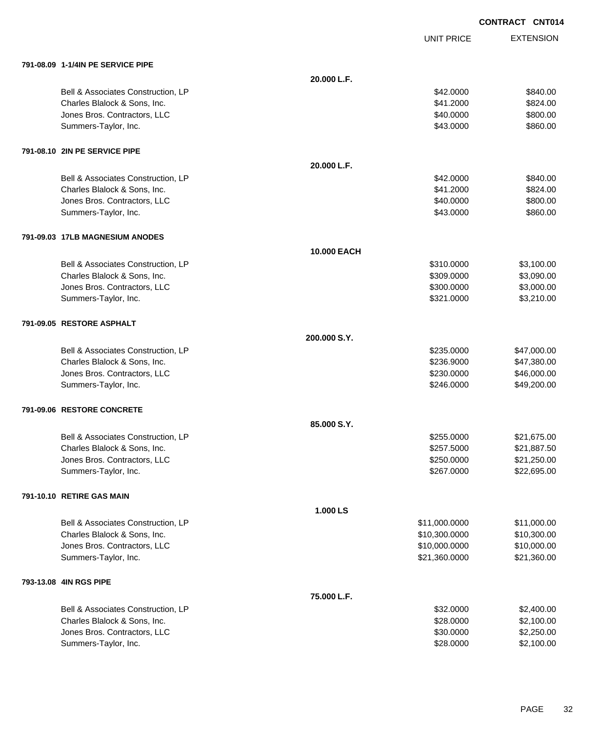**CONTRACT CNT014**

| | | UNIT PRICE | EXTENSION |
|---|---|---|---|
| **791-08.09 1-1/4IN PE SERVICE PIPE** | | | |
| | **20.000 L.F.** | | |
| Bell & Associates Construction, LP | | $42.0000 | $840.00 |
| Charles Blalock & Sons, Inc. | | $41.2000 | $824.00 |
| Jones Bros. Contractors, LLC | | $40.0000 | $800.00 |
| Summers-Taylor, Inc. | | $43.0000 | $860.00 |
| **791-08.10 2IN PE SERVICE PIPE** | | | |
| | **20.000 L.F.** | | |
| Bell & Associates Construction, LP | | $42.0000 | $840.00 |
| Charles Blalock & Sons, Inc. | | $41.2000 | $824.00 |
| Jones Bros. Contractors, LLC | | $40.0000 | $800.00 |
| Summers-Taylor, Inc. | | $43.0000 | $860.00 |
| **791-09.03 17LB MAGNESIUM ANODES** | | | |
| | **10.000 EACH** | | |
| Bell & Associates Construction, LP | | $310.0000 | $3,100.00 |
| Charles Blalock & Sons, Inc. | | $309.0000 | $3,090.00 |
| Jones Bros. Contractors, LLC | | $300.0000 | $3,000.00 |
| Summers-Taylor, Inc. | | $321.0000 | $3,210.00 |
| **791-09.05 RESTORE ASPHALT** | | | |
| | **200.000 S.Y.** | | |
| Bell & Associates Construction, LP | | $235.0000 | $47,000.00 |
| Charles Blalock & Sons, Inc. | | $236.9000 | $47,380.00 |
| Jones Bros. Contractors, LLC | | $230.0000 | $46,000.00 |
| Summers-Taylor, Inc. | | $246.0000 | $49,200.00 |
| **791-09.06 RESTORE CONCRETE** | | | |
| | **85.000 S.Y.** | | |
| Bell & Associates Construction, LP | | $255.0000 | $21,675.00 |
| Charles Blalock & Sons, Inc. | | $257.5000 | $21,887.50 |
| Jones Bros. Contractors, LLC | | $250.0000 | $21,250.00 |
| Summers-Taylor, Inc. | | $267.0000 | $22,695.00 |
| **791-10.10 RETIRE GAS MAIN** | | | |
| | **1.000 LS** | | |
| Bell & Associates Construction, LP | | $11,000.0000 | $11,000.00 |
| Charles Blalock & Sons, Inc. | | $10,300.0000 | $10,300.00 |
| Jones Bros. Contractors, LLC | | $10,000.0000 | $10,000.00 |
| Summers-Taylor, Inc. | | $21,360.0000 | $21,360.00 |
| **793-13.08 4IN RGS PIPE** | | | |
| | **75.000 L.F.** | | |
| Bell & Associates Construction, LP | | $32.0000 | $2,400.00 |
| Charles Blalock & Sons, Inc. | | $28.0000 | $2,100.00 |
| Jones Bros. Contractors, LLC | | $30.0000 | $2,250.00 |
| Summers-Taylor, Inc. | | $28.0000 | $2,100.00 |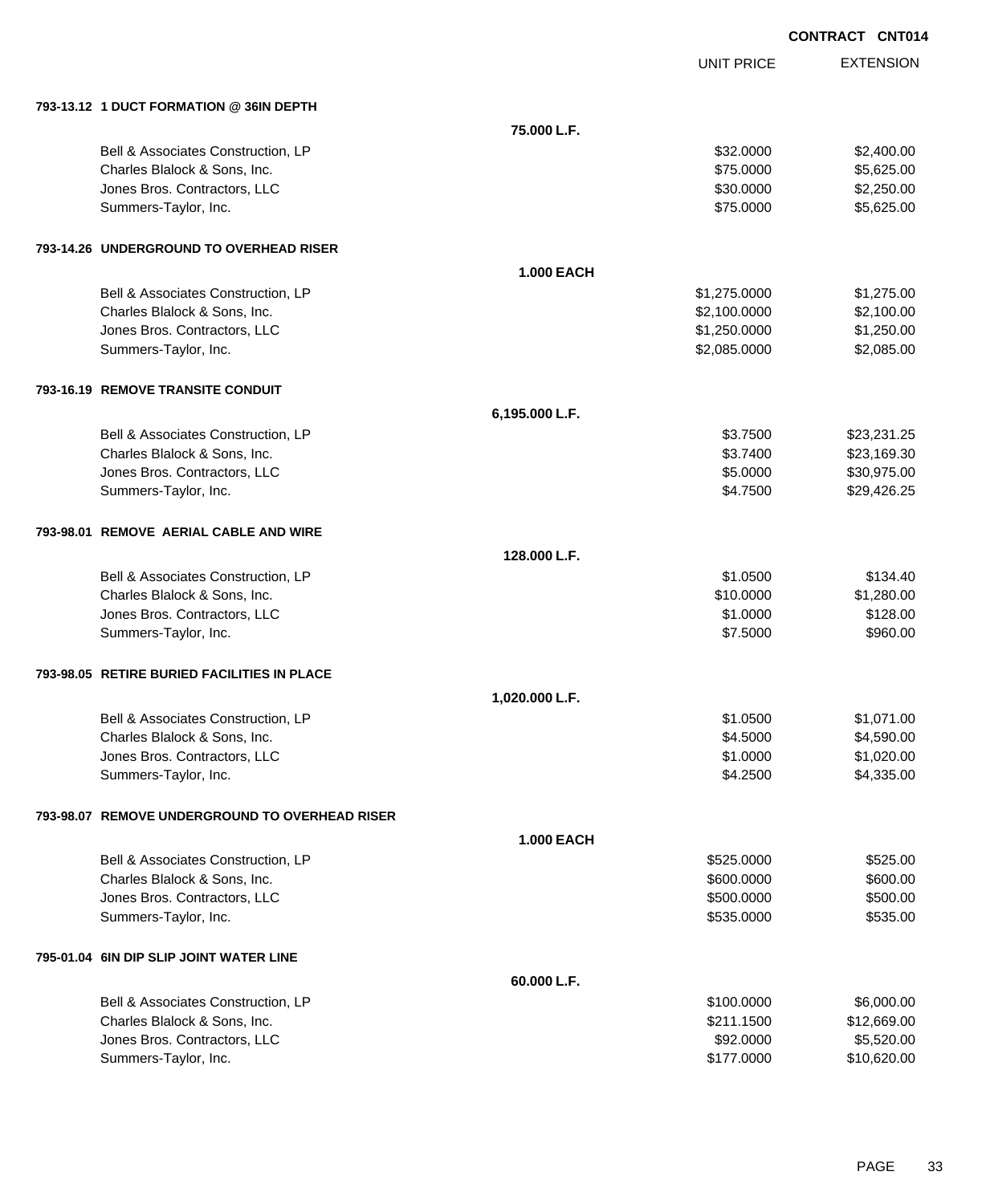**CONTRACT CNT014**

| | UNIT PRICE | EXTENSION |
|---|---|---|
| **793-13.12 1 DUCT FORMATION @ 36IN DEPTH** | | |
| **75.000 L.F.** | | |
| Bell & Associates Construction, LP | $32.0000 | $2,400.00 |
| Charles Blalock & Sons, Inc. | $75.0000 | $5,625.00 |
| Jones Bros. Contractors, LLC | $30.0000 | $2,250.00 |
| Summers-Taylor, Inc. | $75.0000 | $5,625.00 |
| **793-14.26 UNDERGROUND TO OVERHEAD RISER** | | |
| **1.000 EACH** | | |
| Bell & Associates Construction, LP | $1,275.0000 | $1,275.00 |
| Charles Blalock & Sons, Inc. | $2,100.0000 | $2,100.00 |
| Jones Bros. Contractors, LLC | $1,250.0000 | $1,250.00 |
| Summers-Taylor, Inc. | $2,085.0000 | $2,085.00 |
| **793-16.19 REMOVE TRANSITE CONDUIT** | | |
| **6,195.000 L.F.** | | |
| Bell & Associates Construction, LP | $3.7500 | $23,231.25 |
| Charles Blalock & Sons, Inc. | $3.7400 | $23,169.30 |
| Jones Bros. Contractors, LLC | $5.0000 | $30,975.00 |
| Summers-Taylor, Inc. | $4.7500 | $29,426.25 |
| **793-98.01 REMOVE AERIAL CABLE AND WIRE** | | |
| **128.000 L.F.** | | |
| Bell & Associates Construction, LP | $1.0500 | $134.40 |
| Charles Blalock & Sons, Inc. | $10.0000 | $1,280.00 |
| Jones Bros. Contractors, LLC | $1.0000 | $128.00 |
| Summers-Taylor, Inc. | $7.5000 | $960.00 |
| **793-98.05 RETIRE BURIED FACILITIES IN PLACE** | | |
| **1,020.000 L.F.** | | |
| Bell & Associates Construction, LP | $1.0500 | $1,071.00 |
| Charles Blalock & Sons, Inc. | $4.5000 | $4,590.00 |
| Jones Bros. Contractors, LLC | $1.0000 | $1,020.00 |
| Summers-Taylor, Inc. | $4.2500 | $4,335.00 |
| **793-98.07 REMOVE UNDERGROUND TO OVERHEAD RISER** | | |
| **1.000 EACH** | | |
| Bell & Associates Construction, LP | $525.0000 | $525.00 |
| Charles Blalock & Sons, Inc. | $600.0000 | $600.00 |
| Jones Bros. Contractors, LLC | $500.0000 | $500.00 |
| Summers-Taylor, Inc. | $535.0000 | $535.00 |
| **795-01.04 6IN DIP SLIP JOINT WATER LINE** | | |
| **60.000 L.F.** | | |
| Bell & Associates Construction, LP | $100.0000 | $6,000.00 |
| Charles Blalock & Sons, Inc. | $211.1500 | $12,669.00 |
| Jones Bros. Contractors, LLC | $92.0000 | $5,520.00 |
| Summers-Taylor, Inc. | $177.0000 | $10,620.00 |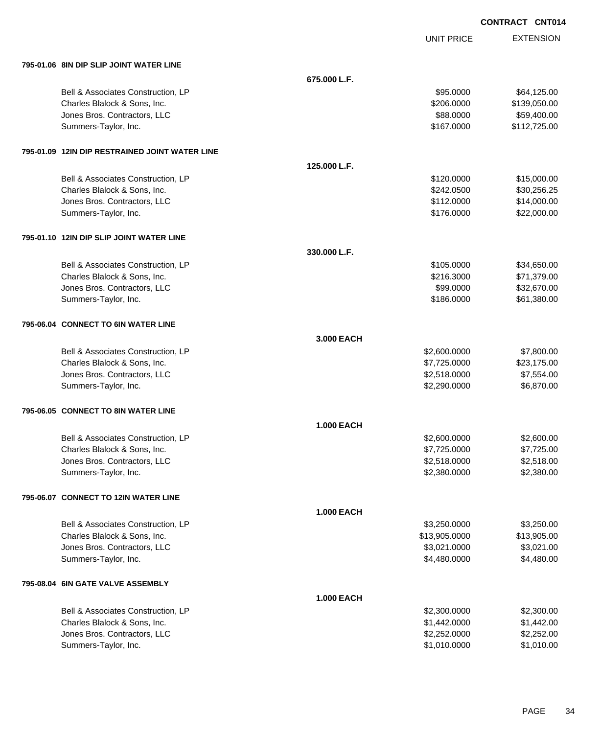**CONTRACT CNT014**

| | | UNIT PRICE | EXTENSION |
|---|---|---|---|
| **795-01.06 8IN DIP SLIP JOINT WATER LINE** | | | |
| | **675.000 L.F.** | | |
| Bell & Associates Construction, LP | | $95.0000 | $64,125.00 |
| Charles Blalock & Sons, Inc. | | $206.0000 | $139,050.00 |
| Jones Bros. Contractors, LLC | | $88.0000 | $59,400.00 |
| Summers-Taylor, Inc. | | $167.0000 | $112,725.00 |
| **795-01.09 12IN DIP RESTRAINED JOINT WATER LINE** | | | |
| | **125.000 L.F.** | | |
| Bell & Associates Construction, LP | | $120.0000 | $15,000.00 |
| Charles Blalock & Sons, Inc. | | $242.0500 | $30,256.25 |
| Jones Bros. Contractors, LLC | | $112.0000 | $14,000.00 |
| Summers-Taylor, Inc. | | $176.0000 | $22,000.00 |
| **795-01.10 12IN DIP SLIP JOINT WATER LINE** | | | |
| | **330.000 L.F.** | | |
| Bell & Associates Construction, LP | | $105.0000 | $34,650.00 |
| Charles Blalock & Sons, Inc. | | $216.3000 | $71,379.00 |
| Jones Bros. Contractors, LLC | | $99.0000 | $32,670.00 |
| Summers-Taylor, Inc. | | $186.0000 | $61,380.00 |
| **795-06.04 CONNECT TO 6IN WATER LINE** | | | |
| | **3.000 EACH** | | |
| Bell & Associates Construction, LP | | $2,600.0000 | $7,800.00 |
| Charles Blalock & Sons, Inc. | | $7,725.0000 | $23,175.00 |
| Jones Bros. Contractors, LLC | | $2,518.0000 | $7,554.00 |
| Summers-Taylor, Inc. | | $2,290.0000 | $6,870.00 |
| **795-06.05 CONNECT TO 8IN WATER LINE** | | | |
| | **1.000 EACH** | | |
| Bell & Associates Construction, LP | | $2,600.0000 | $2,600.00 |
| Charles Blalock & Sons, Inc. | | $7,725.0000 | $7,725.00 |
| Jones Bros. Contractors, LLC | | $2,518.0000 | $2,518.00 |
| Summers-Taylor, Inc. | | $2,380.0000 | $2,380.00 |
| **795-06.07 CONNECT TO 12IN WATER LINE** | | | |
| | **1.000 EACH** | | |
| Bell & Associates Construction, LP | | $3,250.0000 | $3,250.00 |
| Charles Blalock & Sons, Inc. | | $13,905.0000 | $13,905.00 |
| Jones Bros. Contractors, LLC | | $3,021.0000 | $3,021.00 |
| Summers-Taylor, Inc. | | $4,480.0000 | $4,480.00 |
| **795-08.04 6IN GATE VALVE ASSEMBLY** | | | |
| | **1.000 EACH** | | |
| Bell & Associates Construction, LP | | $2,300.0000 | $2,300.00 |
| Charles Blalock & Sons, Inc. | | $1,442.0000 | $1,442.00 |
| Jones Bros. Contractors, LLC | | $2,252.0000 | $2,252.00 |
| Summers-Taylor, Inc. | | $1,010.0000 | $1,010.00 |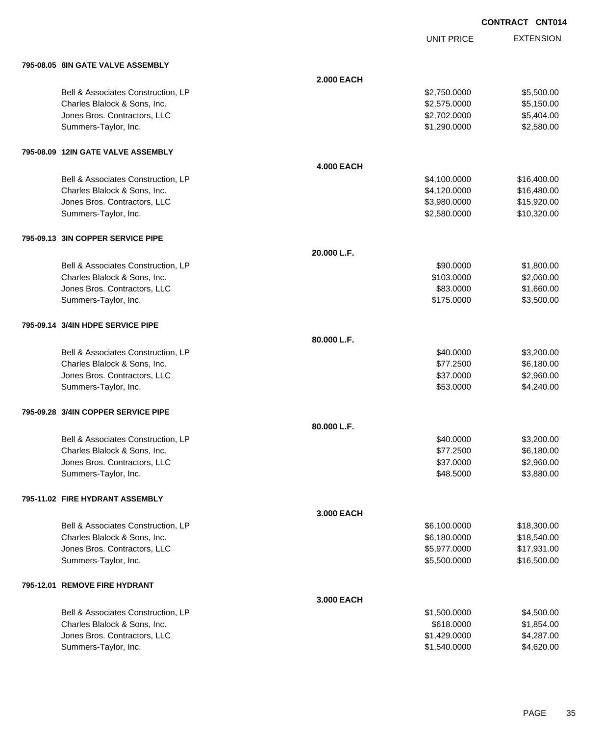**CONTRACT CNT014**

| | | UNIT PRICE | EXTENSION |
|---|---|---|---|
| **795-08.05 8IN GATE VALVE ASSEMBLY** | | | |
| | **2.000 EACH** | | |
| Bell & Associates Construction, LP | | $2,750.0000 | $5,500.00 |
| Charles Blalock & Sons, Inc. | | $2,575.0000 | $5,150.00 |
| Jones Bros. Contractors, LLC | | $2,702.0000 | $5,404.00 |
| Summers-Taylor, Inc. | | $1,290.0000 | $2,580.00 |
| **795-08.09 12IN GATE VALVE ASSEMBLY** | | | |
| | **4.000 EACH** | | |
| Bell & Associates Construction, LP | | $4,100.0000 | $16,400.00 |
| Charles Blalock & Sons, Inc. | | $4,120.0000 | $16,480.00 |
| Jones Bros. Contractors, LLC | | $3,980.0000 | $15,920.00 |
| Summers-Taylor, Inc. | | $2,580.0000 | $10,320.00 |
| **795-09.13 3IN COPPER SERVICE PIPE** | | | |
| | **20.000 L.F.** | | |
| Bell & Associates Construction, LP | | $90.0000 | $1,800.00 |
| Charles Blalock & Sons, Inc. | | $103.0000 | $2,060.00 |
| Jones Bros. Contractors, LLC | | $83.0000 | $1,660.00 |
| Summers-Taylor, Inc. | | $175.0000 | $3,500.00 |
| **795-09.14 3/4IN HDPE SERVICE PIPE** | | | |
| | **80.000 L.F.** | | |
| Bell & Associates Construction, LP | | $40.0000 | $3,200.00 |
| Charles Blalock & Sons, Inc. | | $77.2500 | $6,180.00 |
| Jones Bros. Contractors, LLC | | $37.0000 | $2,960.00 |
| Summers-Taylor, Inc. | | $53.0000 | $4,240.00 |
| **795-09.28 3/4IN COPPER SERVICE PIPE** | | | |
| | **80.000 L.F.** | | |
| Bell & Associates Construction, LP | | $40.0000 | $3,200.00 |
| Charles Blalock & Sons, Inc. | | $77.2500 | $6,180.00 |
| Jones Bros. Contractors, LLC | | $37.0000 | $2,960.00 |
| Summers-Taylor, Inc. | | $48.5000 | $3,880.00 |
| **795-11.02 FIRE HYDRANT ASSEMBLY** | | | |
| | **3.000 EACH** | | |
| Bell & Associates Construction, LP | | $6,100.0000 | $18,300.00 |
| Charles Blalock & Sons, Inc. | | $6,180.0000 | $18,540.00 |
| Jones Bros. Contractors, LLC | | $5,977.0000 | $17,931.00 |
| Summers-Taylor, Inc. | | $5,500.0000 | $16,500.00 |
| **795-12.01 REMOVE FIRE HYDRANT** | | | |
| | **3.000 EACH** | | |
| Bell & Associates Construction, LP | | $1,500.0000 | $4,500.00 |
| Charles Blalock & Sons, Inc. | | $618.0000 | $1,854.00 |
| Jones Bros. Contractors, LLC | | $1,429.0000 | $4,287.00 |
| Summers-Taylor, Inc. | | $1,540.0000 | $4,620.00 |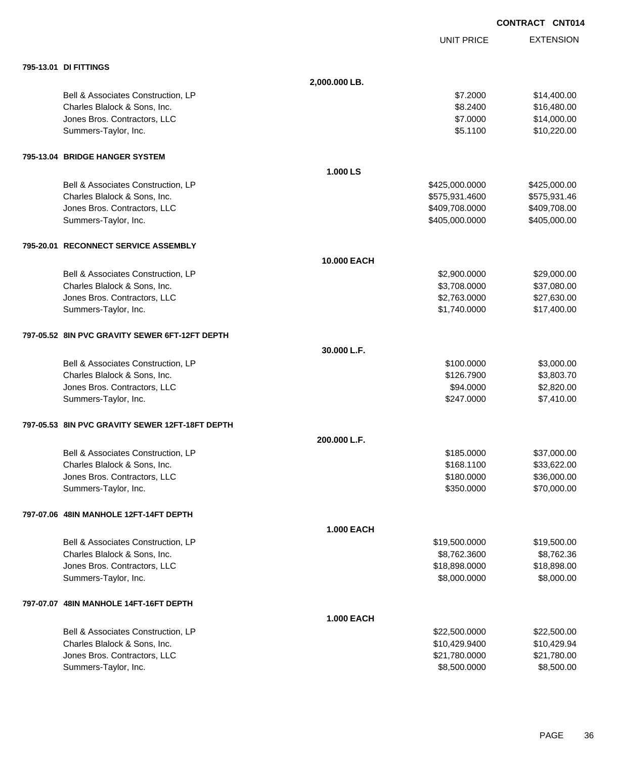**CONTRACT CNT014**

| | | UNIT PRICE | EXTENSION |
|---|---|---|---|
| **795-13.01 DI FITTINGS** | | | |
| | **2,000.000 LB.** | | |
| Bell & Associates Construction, LP | | $7.2000 | $14,400.00 |
| Charles Blalock & Sons, Inc. | | $8.2400 | $16,480.00 |
| Jones Bros. Contractors, LLC | | $7.0000 | $14,000.00 |
| Summers-Taylor, Inc. | | $5.1100 | $10,220.00 |
| **795-13.04 BRIDGE HANGER SYSTEM** | | | |
| | **1.000 LS** | | |
| Bell & Associates Construction, LP | | $425,000.0000 | $425,000.00 |
| Charles Blalock & Sons, Inc. | | $575,931.4600 | $575,931.46 |
| Jones Bros. Contractors, LLC | | $409,708.0000 | $409,708.00 |
| Summers-Taylor, Inc. | | $405,000.0000 | $405,000.00 |
| **795-20.01 RECONNECT SERVICE ASSEMBLY** | | | |
| | **10.000 EACH** | | |
| Bell & Associates Construction, LP | | $2,900.0000 | $29,000.00 |
| Charles Blalock & Sons, Inc. | | $3,708.0000 | $37,080.00 |
| Jones Bros. Contractors, LLC | | $2,763.0000 | $27,630.00 |
| Summers-Taylor, Inc. | | $1,740.0000 | $17,400.00 |
| **797-05.52 8IN PVC GRAVITY SEWER 6FT-12FT DEPTH** | | | |
| | **30.000 L.F.** | | |
| Bell & Associates Construction, LP | | $100.0000 | $3,000.00 |
| Charles Blalock & Sons, Inc. | | $126.7900 | $3,803.70 |
| Jones Bros. Contractors, LLC | | $94.0000 | $2,820.00 |
| Summers-Taylor, Inc. | | $247.0000 | $7,410.00 |
| **797-05.53 8IN PVC GRAVITY SEWER 12FT-18FT DEPTH** | | | |
| | **200.000 L.F.** | | |
| Bell & Associates Construction, LP | | $185.0000 | $37,000.00 |
| Charles Blalock & Sons, Inc. | | $168.1100 | $33,622.00 |
| Jones Bros. Contractors, LLC | | $180.0000 | $36,000.00 |
| Summers-Taylor, Inc. | | $350.0000 | $70,000.00 |
| **797-07.06 48IN MANHOLE 12FT-14FT DEPTH** | | | |
| | **1.000 EACH** | | |
| Bell & Associates Construction, LP | | $19,500.0000 | $19,500.00 |
| Charles Blalock & Sons, Inc. | | $8,762.3600 | $8,762.36 |
| Jones Bros. Contractors, LLC | | $18,898.0000 | $18,898.00 |
| Summers-Taylor, Inc. | | $8,000.0000 | $8,000.00 |
| **797-07.07 48IN MANHOLE 14FT-16FT DEPTH** | | | |
| | **1.000 EACH** | | |
| Bell & Associates Construction, LP | | $22,500.0000 | $22,500.00 |
| Charles Blalock & Sons, Inc. | | $10,429.9400 | $10,429.94 |
| Jones Bros. Contractors, LLC | | $21,780.0000 | $21,780.00 |
| Summers-Taylor, Inc. | | $8,500.0000 | $8,500.00 |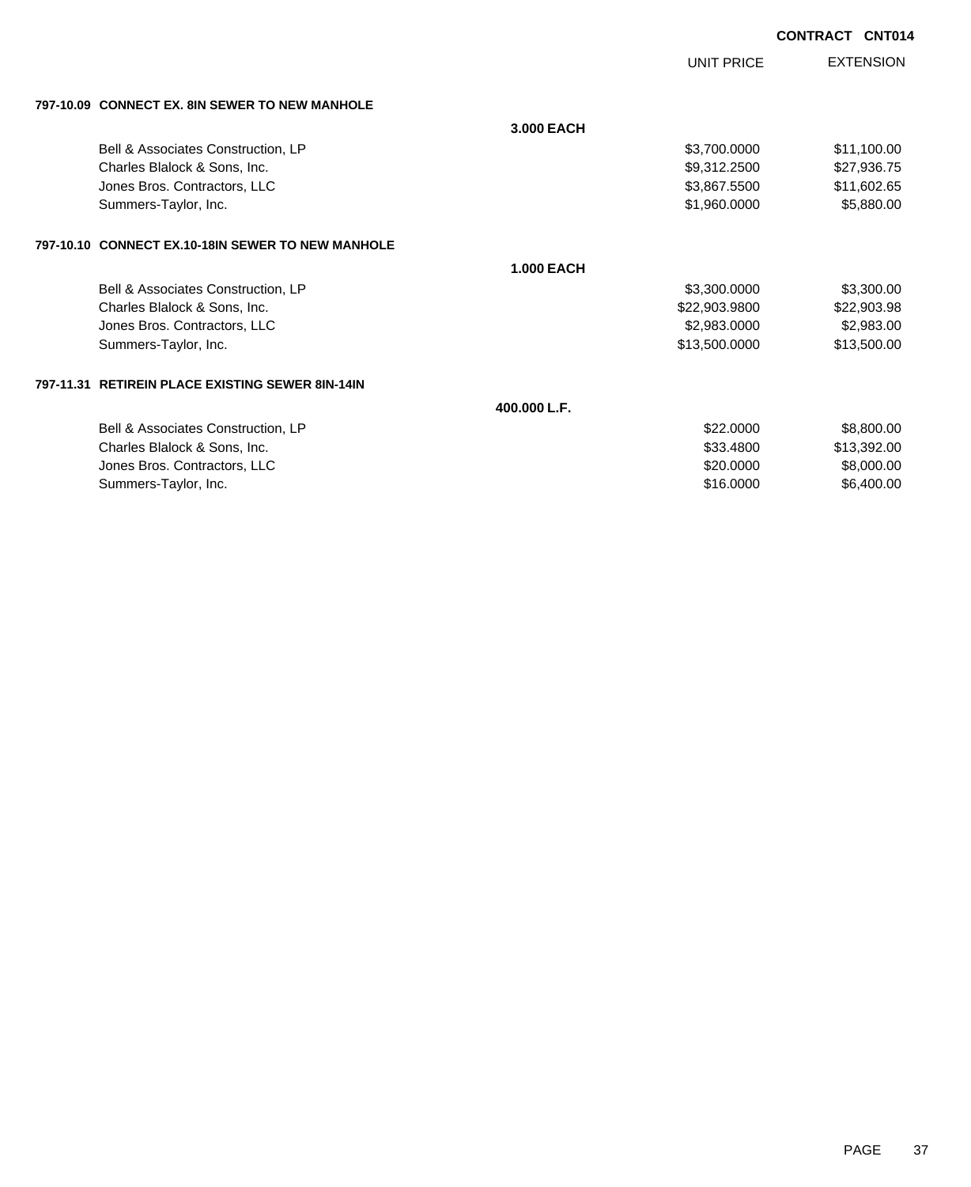**CONTRACT CNT014**

| | | UNIT PRICE | EXTENSION |
|---|---|---|---|
| **797-10.09 CONNECT EX. 8IN SEWER TO NEW MANHOLE** | | | |
| | **3.000 EACH** | | |
| Bell & Associates Construction, LP | | $3,700.0000 | $11,100.00 |
| Charles Blalock & Sons, Inc. | | $9,312.2500 | $27,936.75 |
| Jones Bros. Contractors, LLC | | $3,867.5500 | $11,602.65 |
| Summers-Taylor, Inc. | | $1,960.0000 | $5,880.00 |
| **797-10.10 CONNECT EX.10-18IN SEWER TO NEW MANHOLE** | | | |
| | **1.000 EACH** | | |
| Bell & Associates Construction, LP | | $3,300.0000 | $3,300.00 |
| Charles Blalock & Sons, Inc. | | $22,903.9800 | $22,903.98 |
| Jones Bros. Contractors, LLC | | $2,983.0000 | $2,983.00 |
| Summers-Taylor, Inc. | | $13,500.0000 | $13,500.00 |
| **797-11.31 RETIREIN PLACE EXISTING SEWER 8IN-14IN** | | | |
| | **400.000 L.F.** | | |
| Bell & Associates Construction, LP | | $22.0000 | $8,800.00 |
| Charles Blalock & Sons, Inc. | | $33.4800 | $13,392.00 |
| Jones Bros. Contractors, LLC | | $20.0000 | $8,000.00 |
| Summers-Taylor, Inc. | | $16.0000 | $6,400.00 |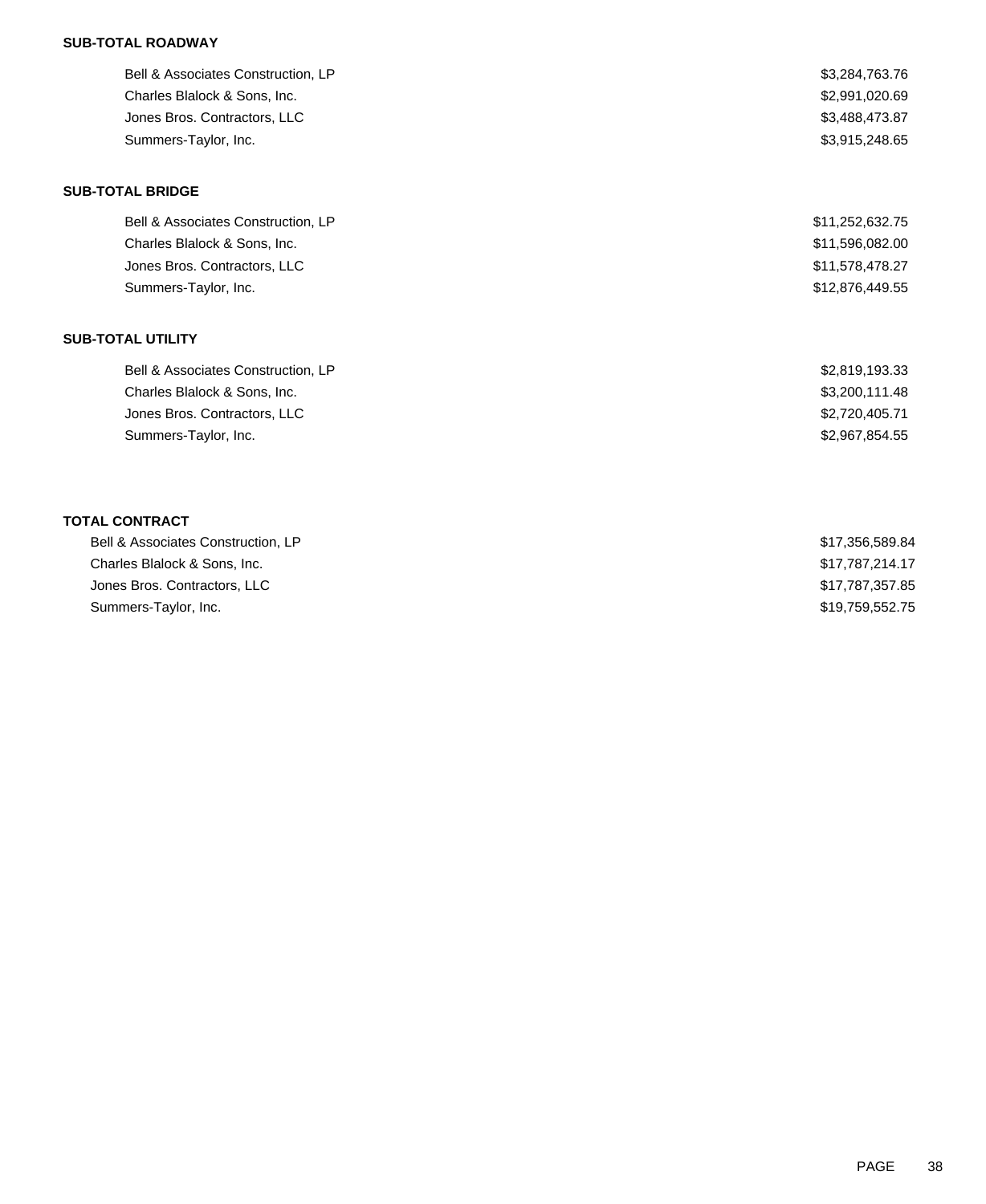**SUB-TOTAL ROADWAY**

| | |
|---|---|
| Bell & Associates Construction, LP | $3,284,763.76 |
| Charles Blalock & Sons, Inc. | $2,991,020.69 |
| Jones Bros. Contractors, LLC | $3,488,473.87 |
| Summers-Taylor, Inc. | $3,915,248.65 |

**SUB-TOTAL BRIDGE**

| | |
|---|---|
| Bell & Associates Construction, LP | $11,252,632.75 |
| Charles Blalock & Sons, Inc. | $11,596,082.00 |
| Jones Bros. Contractors, LLC | $11,578,478.27 |
| Summers-Taylor, Inc. | $12,876,449.55 |

**SUB-TOTAL UTILITY**

| | |
|---|---|
| Bell & Associates Construction, LP | $2,819,193.33 |
| Charles Blalock & Sons, Inc. | $3,200,111.48 |
| Jones Bros. Contractors, LLC | $2,720,405.71 |
| Summers-Taylor, Inc. | $2,967,854.55 |

**TOTAL CONTRACT**

| | |
|---|---|
| Bell & Associates Construction, LP | $17,356,589.84 |
| Charles Blalock & Sons, Inc. | $17,787,214.17 |
| Jones Bros. Contractors, LLC | $17,787,357.85 |
| Summers-Taylor, Inc. | $19,759,552.75 |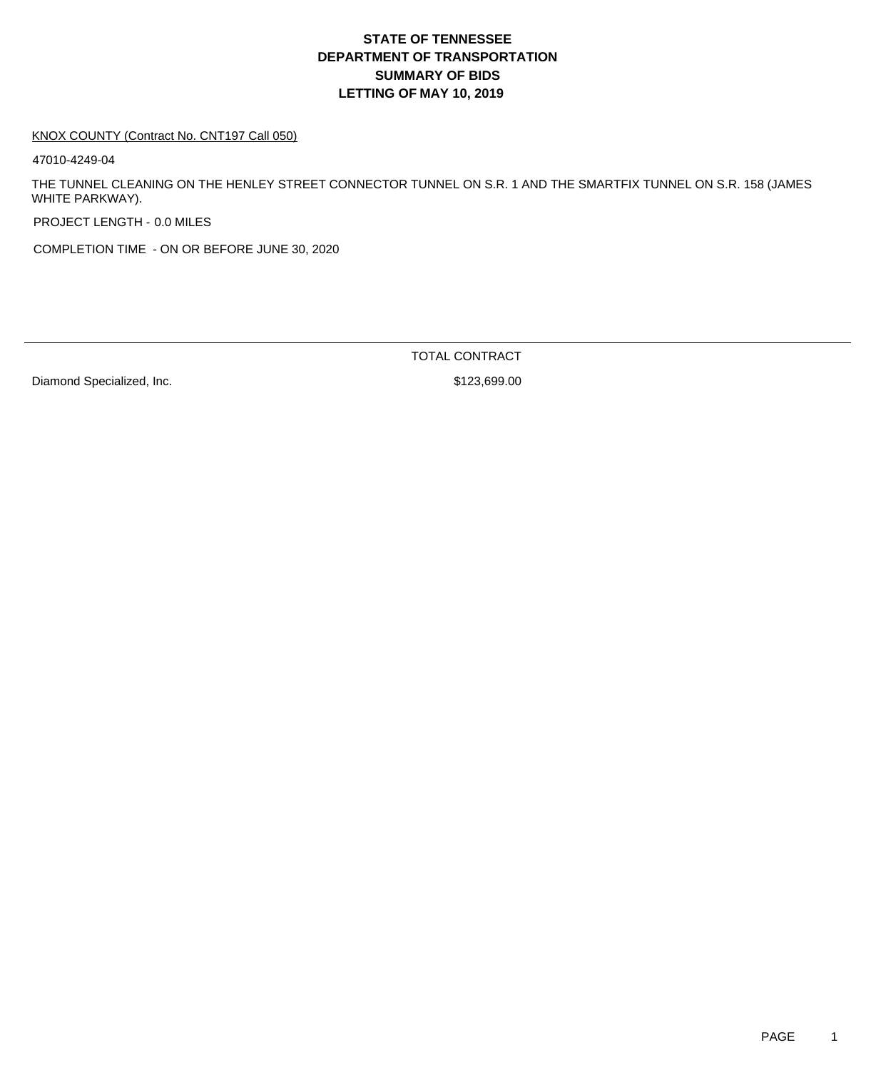# STATE OF TENNESSEE
# DEPARTMENT OF TRANSPORTATION
# SUMMARY OF BIDS
# LETTING OF MAY 10, 2019

KNOX COUNTY (Contract No. CNT197 Call 050)

47010-4249-04

THE TUNNEL CLEANING ON THE HENLEY STREET CONNECTOR TUNNEL ON S.R. 1 AND THE SMARTFIX TUNNEL ON S.R. 158 (JAMES WHITE PARKWAY).

PROJECT LENGTH - 0.0 MILES

COMPLETION TIME - ON OR BEFORE JUNE 30, 2020

| | TOTAL CONTRACT |
|---|---|
| Diamond Specialized, Inc. | $123,699.00 |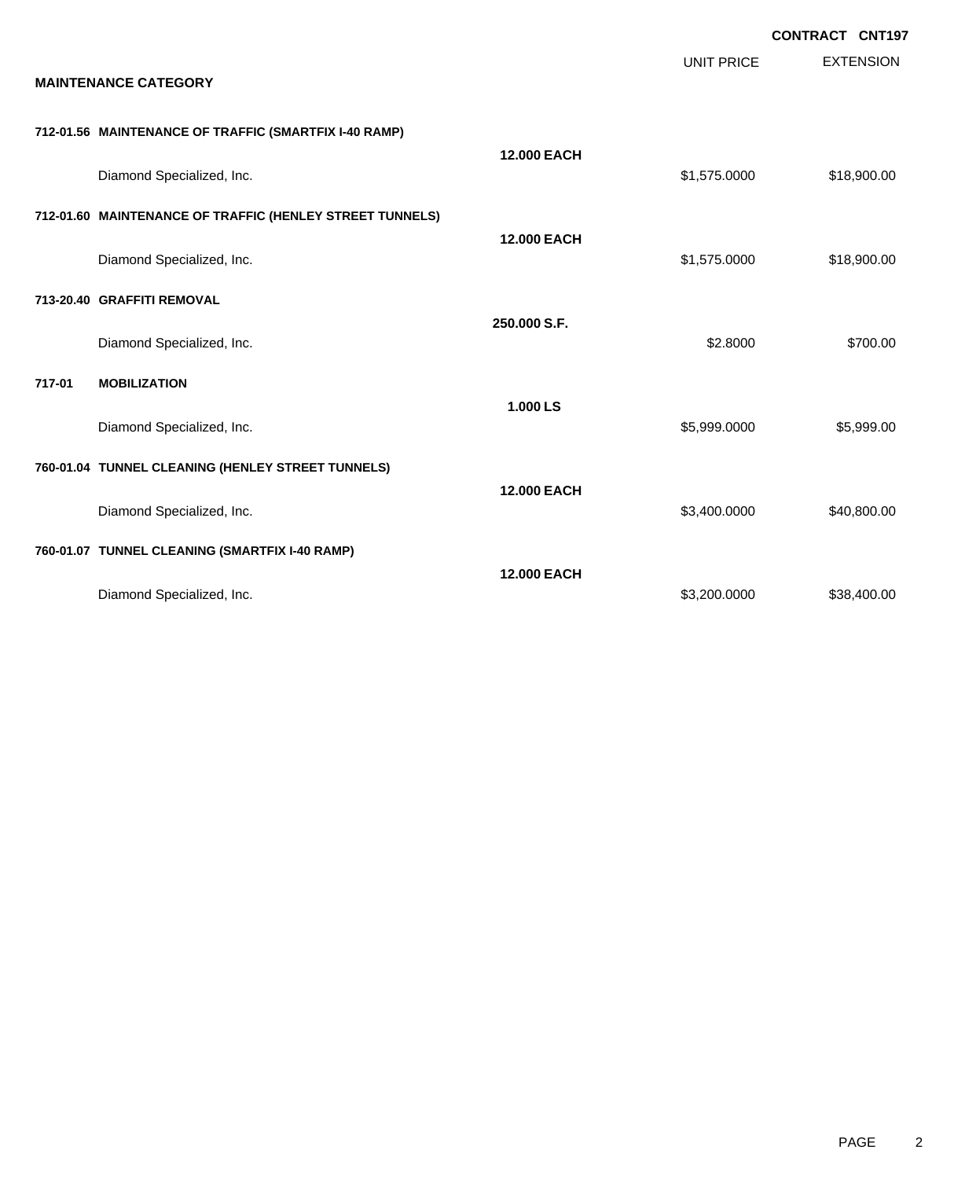**CONTRACT CNT197**

**MAINTENANCE CATEGORY**

| | | Quantity | UNIT PRICE | EXTENSION |
|---|---|---|---|---|
| **712-01.56** | **MAINTENANCE OF TRAFFIC (SMARTFIX I-40 RAMP)** | **12.000 EACH** | | |
| | Diamond Specialized, Inc. | | $1,575.0000 | $18,900.00 |
| **712-01.60** | **MAINTENANCE OF TRAFFIC (HENLEY STREET TUNNELS)** | **12.000 EACH** | | |
| | Diamond Specialized, Inc. | | $1,575.0000 | $18,900.00 |
| **713-20.40** | **GRAFFITI REMOVAL** | **250.000 S.F.** | | |
| | Diamond Specialized, Inc. | | $2.8000 | $700.00 |
| **717-01** | **MOBILIZATION** | **1.000 LS** | | |
| | Diamond Specialized, Inc. | | $5,999.0000 | $5,999.00 |
| **760-01.04** | **TUNNEL CLEANING (HENLEY STREET TUNNELS)** | **12.000 EACH** | | |
| | Diamond Specialized, Inc. | | $3,400.0000 | $40,800.00 |
| **760-01.07** | **TUNNEL CLEANING (SMARTFIX I-40 RAMP)** | **12.000 EACH** | | |
| | Diamond Specialized, Inc. | | $3,200.0000 | $38,400.00 |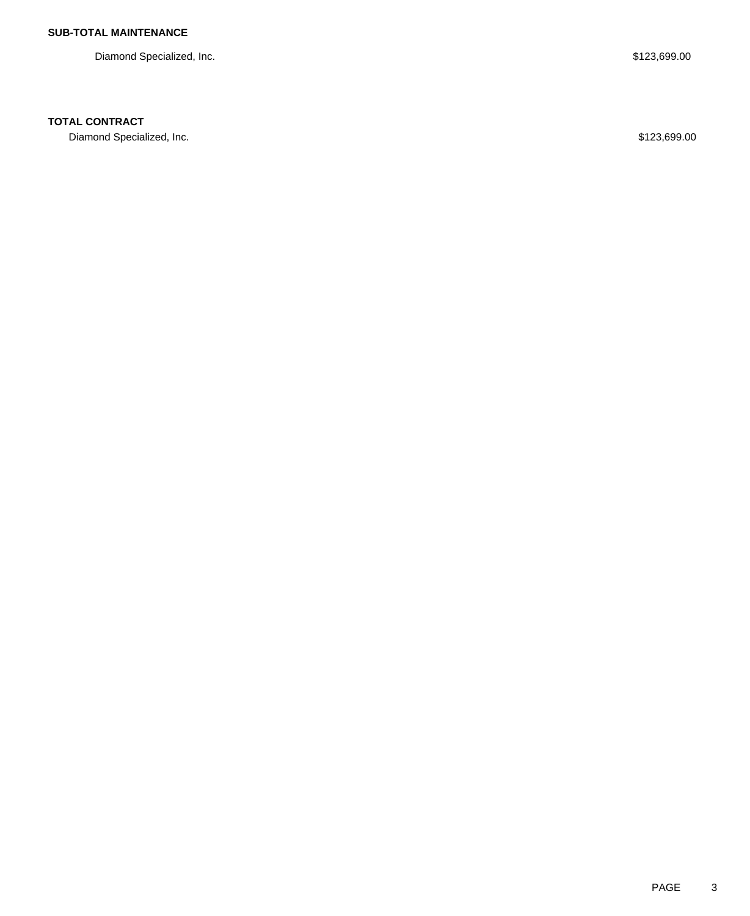**SUB-TOTAL MAINTENANCE**

| | |
|---|---|
| Diamond Specialized, Inc. | $123,699.00 |

**TOTAL CONTRACT**

| | |
|---|---|
| Diamond Specialized, Inc. | $123,699.00 |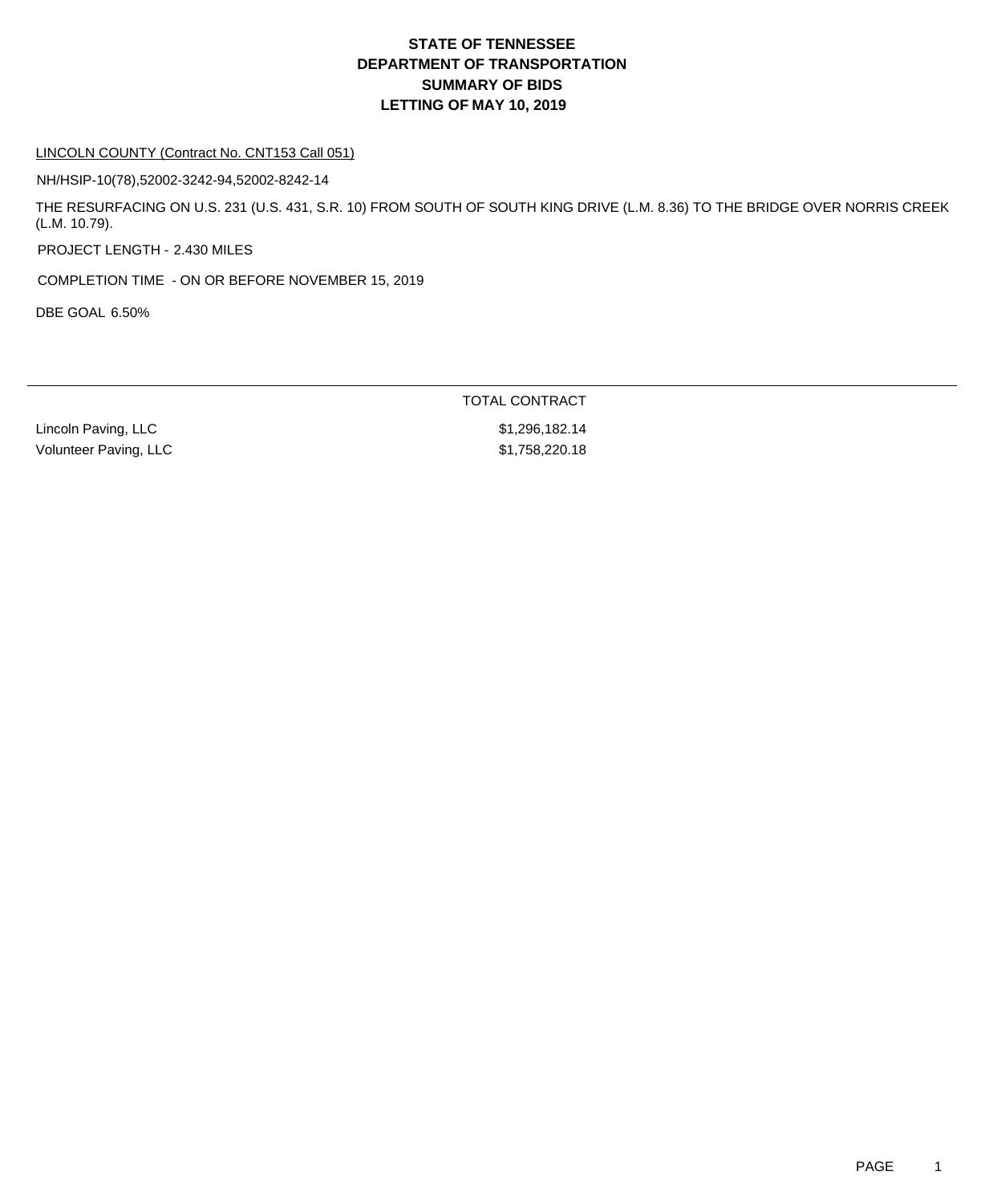# STATE OF TENNESSEE
# DEPARTMENT OF TRANSPORTATION
# SUMMARY OF BIDS
# LETTING OF MAY 10, 2019

LINCOLN COUNTY (Contract No. CNT153 Call 051)

NH/HSIP-10(78),52002-3242-94,52002-8242-14

THE RESURFACING ON U.S. 231 (U.S. 431, S.R. 10) FROM SOUTH OF SOUTH KING DRIVE (L.M. 8.36) TO THE BRIDGE OVER NORRIS CREEK (L.M. 10.79).

PROJECT LENGTH - 2.430 MILES

COMPLETION TIME - ON OR BEFORE NOVEMBER 15, 2019

DBE GOAL 6.50%

| | TOTAL CONTRACT |
|---|---|
| Lincoln Paving, LLC | $1,296,182.14 |
| Volunteer Paving, LLC | $1,758,220.18 |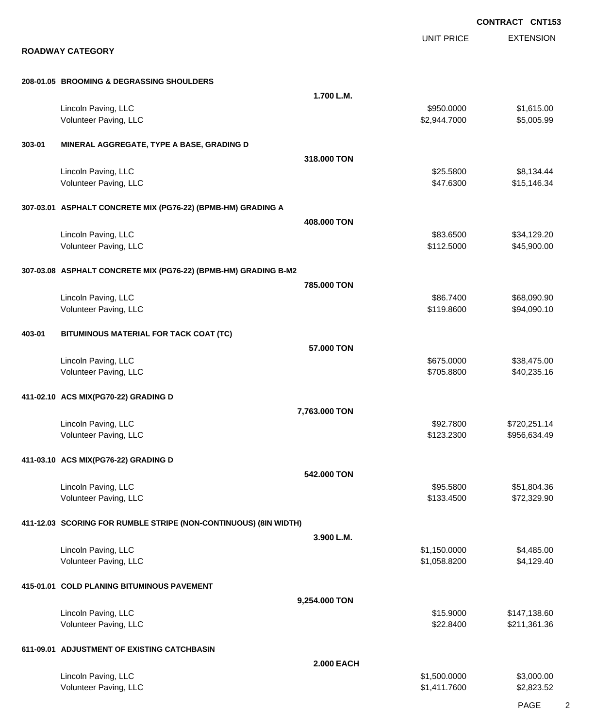**CONTRACT CNT153**

## ROADWAY CATEGORY

| | | UNIT PRICE | EXTENSION |
|---|---|---|---|
| **208-01.05 BROOMING & DEGRASSING SHOULDERS** | **1.700 L.M.** | | |
| Lincoln Paving, LLC | | $950.0000 | $1,615.00 |
| Volunteer Paving, LLC | | $2,944.7000 | $5,005.99 |
| **303-01 MINERAL AGGREGATE, TYPE A BASE, GRADING D** | **318.000 TON** | | |
| Lincoln Paving, LLC | | $25.5800 | $8,134.44 |
| Volunteer Paving, LLC | | $47.6300 | $15,146.34 |
| **307-03.01 ASPHALT CONCRETE MIX (PG76-22) (BPMB-HM) GRADING A** | **408.000 TON** | | |
| Lincoln Paving, LLC | | $83.6500 | $34,129.20 |
| Volunteer Paving, LLC | | $112.5000 | $45,900.00 |
| **307-03.08 ASPHALT CONCRETE MIX (PG76-22) (BPMB-HM) GRADING B-M2** | **785.000 TON** | | |
| Lincoln Paving, LLC | | $86.7400 | $68,090.90 |
| Volunteer Paving, LLC | | $119.8600 | $94,090.10 |
| **403-01 BITUMINOUS MATERIAL FOR TACK COAT (TC)** | **57.000 TON** | | |
| Lincoln Paving, LLC | | $675.0000 | $38,475.00 |
| Volunteer Paving, LLC | | $705.8800 | $40,235.16 |
| **411-02.10 ACS MIX(PG70-22) GRADING D** | **7,763.000 TON** | | |
| Lincoln Paving, LLC | | $92.7800 | $720,251.14 |
| Volunteer Paving, LLC | | $123.2300 | $956,634.49 |
| **411-03.10 ACS MIX(PG76-22) GRADING D** | **542.000 TON** | | |
| Lincoln Paving, LLC | | $95.5800 | $51,804.36 |
| Volunteer Paving, LLC | | $133.4500 | $72,329.90 |
| **411-12.03 SCORING FOR RUMBLE STRIPE (NON-CONTINUOUS) (8IN WIDTH)** | **3.900 L.M.** | | |
| Lincoln Paving, LLC | | $1,150.0000 | $4,485.00 |
| Volunteer Paving, LLC | | $1,058.8200 | $4,129.40 |
| **415-01.01 COLD PLANING BITUMINOUS PAVEMENT** | **9,254.000 TON** | | |
| Lincoln Paving, LLC | | $15.9000 | $147,138.60 |
| Volunteer Paving, LLC | | $22.8400 | $211,361.36 |
| **611-09.01 ADJUSTMENT OF EXISTING CATCHBASIN** | **2.000 EACH** | | |
| Lincoln Paving, LLC | | $1,500.0000 | $3,000.00 |
| Volunteer Paving, LLC | | $1,411.7600 | $2,823.52 |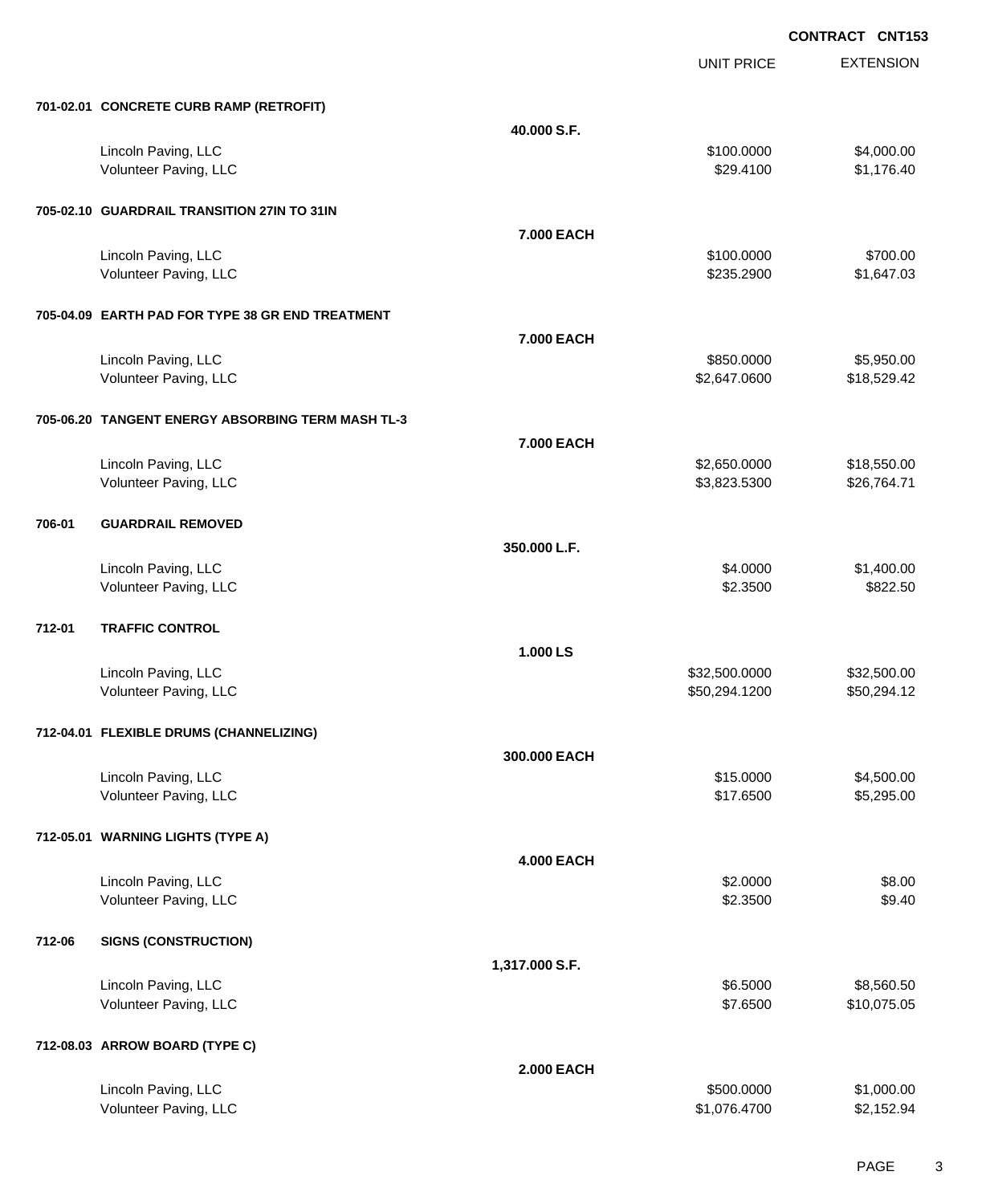**CONTRACT CNT153**

| | | UNIT PRICE | EXTENSION |
|---|---|---|---|
| **701-02.01 CONCRETE CURB RAMP (RETROFIT)** | | | |
| | **40.000 S.F.** | | |
| Lincoln Paving, LLC | | $100.0000 | $4,000.00 |
| Volunteer Paving, LLC | | $29.4100 | $1,176.40 |
| **705-02.10 GUARDRAIL TRANSITION 27IN TO 31IN** | | | |
| | **7.000 EACH** | | |
| Lincoln Paving, LLC | | $100.0000 | $700.00 |
| Volunteer Paving, LLC | | $235.2900 | $1,647.03 |
| **705-04.09 EARTH PAD FOR TYPE 38 GR END TREATMENT** | | | |
| | **7.000 EACH** | | |
| Lincoln Paving, LLC | | $850.0000 | $5,950.00 |
| Volunteer Paving, LLC | | $2,647.0600 | $18,529.42 |
| **705-06.20 TANGENT ENERGY ABSORBING TERM MASH TL-3** | | | |
| | **7.000 EACH** | | |
| Lincoln Paving, LLC | | $2,650.0000 | $18,550.00 |
| Volunteer Paving, LLC | | $3,823.5300 | $26,764.71 |
| **706-01 GUARDRAIL REMOVED** | | | |
| | **350.000 L.F.** | | |
| Lincoln Paving, LLC | | $4.0000 | $1,400.00 |
| Volunteer Paving, LLC | | $2.3500 | $822.50 |
| **712-01 TRAFFIC CONTROL** | | | |
| | **1.000 LS** | | |
| Lincoln Paving, LLC | | $32,500.0000 | $32,500.00 |
| Volunteer Paving, LLC | | $50,294.1200 | $50,294.12 |
| **712-04.01 FLEXIBLE DRUMS (CHANNELIZING)** | | | |
| | **300.000 EACH** | | |
| Lincoln Paving, LLC | | $15.0000 | $4,500.00 |
| Volunteer Paving, LLC | | $17.6500 | $5,295.00 |
| **712-05.01 WARNING LIGHTS (TYPE A)** | | | |
| | **4.000 EACH** | | |
| Lincoln Paving, LLC | | $2.0000 | $8.00 |
| Volunteer Paving, LLC | | $2.3500 | $9.40 |
| **712-06 SIGNS (CONSTRUCTION)** | | | |
| | **1,317.000 S.F.** | | |
| Lincoln Paving, LLC | | $6.5000 | $8,560.50 |
| Volunteer Paving, LLC | | $7.6500 | $10,075.05 |
| **712-08.03 ARROW BOARD (TYPE C)** | | | |
| | **2.000 EACH** | | |
| Lincoln Paving, LLC | | $500.0000 | $1,000.00 |
| Volunteer Paving, LLC | | $1,076.4700 | $2,152.94 |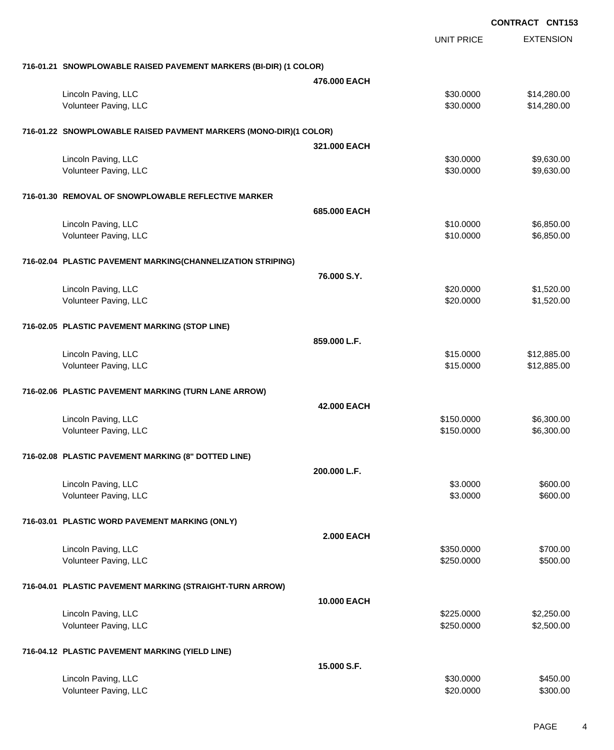**CONTRACT CNT153**

| | | UNIT PRICE | EXTENSION |
|---|---|---|---|
| **716-01.21 SNOWPLOWABLE RAISED PAVEMENT MARKERS (BI-DIR) (1 COLOR)** | | | |
| | **476.000 EACH** | | |
| Lincoln Paving, LLC | | $30.0000 | $14,280.00 |
| Volunteer Paving, LLC | | $30.0000 | $14,280.00 |
| **716-01.22 SNOWPLOWABLE RAISED PAVMENT MARKERS (MONO-DIR)(1 COLOR)** | | | |
| | **321.000 EACH** | | |
| Lincoln Paving, LLC | | $30.0000 | $9,630.00 |
| Volunteer Paving, LLC | | $30.0000 | $9,630.00 |
| **716-01.30 REMOVAL OF SNOWPLOWABLE REFLECTIVE MARKER** | | | |
| | **685.000 EACH** | | |
| Lincoln Paving, LLC | | $10.0000 | $6,850.00 |
| Volunteer Paving, LLC | | $10.0000 | $6,850.00 |
| **716-02.04 PLASTIC PAVEMENT MARKING(CHANNELIZATION STRIPING)** | | | |
| | **76.000 S.Y.** | | |
| Lincoln Paving, LLC | | $20.0000 | $1,520.00 |
| Volunteer Paving, LLC | | $20.0000 | $1,520.00 |
| **716-02.05 PLASTIC PAVEMENT MARKING (STOP LINE)** | | | |
| | **859.000 L.F.** | | |
| Lincoln Paving, LLC | | $15.0000 | $12,885.00 |
| Volunteer Paving, LLC | | $15.0000 | $12,885.00 |
| **716-02.06 PLASTIC PAVEMENT MARKING (TURN LANE ARROW)** | | | |
| | **42.000 EACH** | | |
| Lincoln Paving, LLC | | $150.0000 | $6,300.00 |
| Volunteer Paving, LLC | | $150.0000 | $6,300.00 |
| **716-02.08 PLASTIC PAVEMENT MARKING (8" DOTTED LINE)** | | | |
| | **200.000 L.F.** | | |
| Lincoln Paving, LLC | | $3.0000 | $600.00 |
| Volunteer Paving, LLC | | $3.0000 | $600.00 |
| **716-03.01 PLASTIC WORD PAVEMENT MARKING (ONLY)** | | | |
| | **2.000 EACH** | | |
| Lincoln Paving, LLC | | $350.0000 | $700.00 |
| Volunteer Paving, LLC | | $250.0000 | $500.00 |
| **716-04.01 PLASTIC PAVEMENT MARKING (STRAIGHT-TURN ARROW)** | | | |
| | **10.000 EACH** | | |
| Lincoln Paving, LLC | | $225.0000 | $2,250.00 |
| Volunteer Paving, LLC | | $250.0000 | $2,500.00 |
| **716-04.12 PLASTIC PAVEMENT MARKING (YIELD LINE)** | | | |
| | **15.000 S.F.** | | |
| Lincoln Paving, LLC | | $30.0000 | $450.00 |
| Volunteer Paving, LLC | | $20.0000 | $300.00 |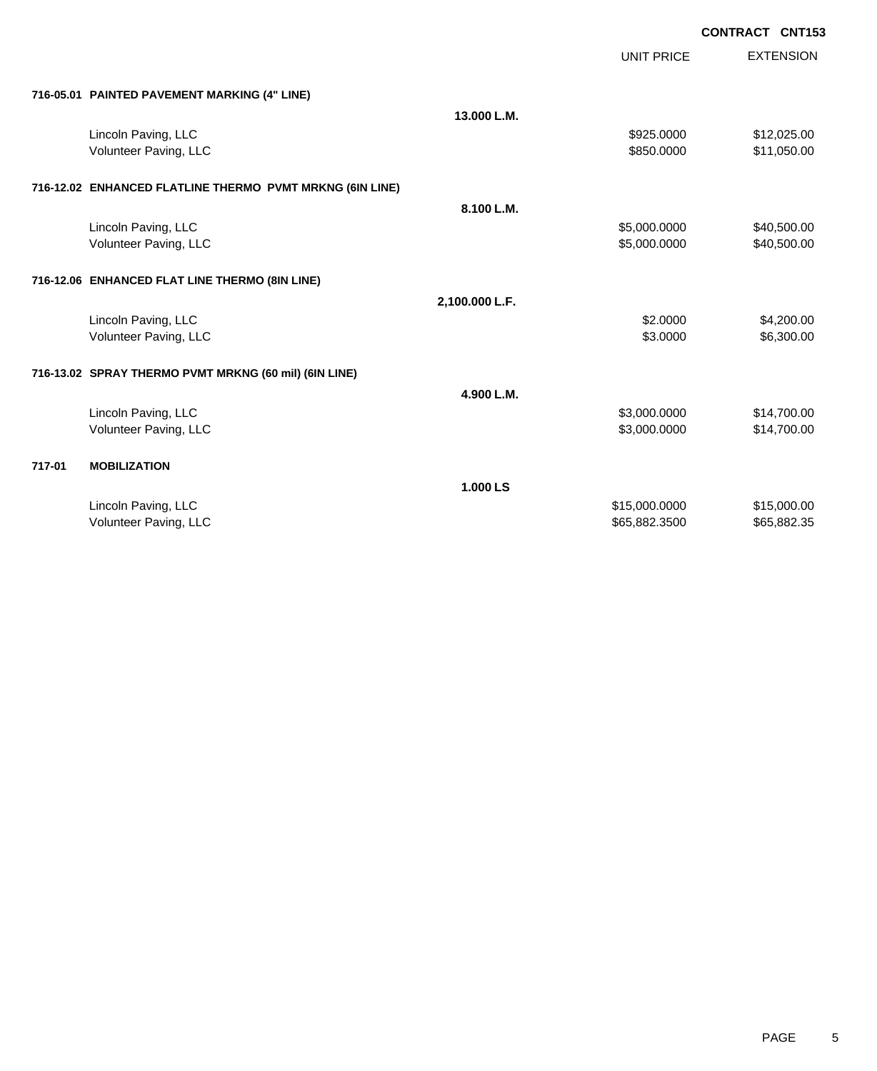**CONTRACT CNT153**

| | | UNIT PRICE | EXTENSION |
|---|---|---|---|
| **716-05.01 PAINTED PAVEMENT MARKING (4" LINE)** | | | |
| | **13.000 L.M.** | | |
| Lincoln Paving, LLC | | $925.0000 | $12,025.00 |
| Volunteer Paving, LLC | | $850.0000 | $11,050.00 |
| **716-12.02 ENHANCED FLATLINE THERMO PVMT MRKNG (6IN LINE)** | | | |
| | **8.100 L.M.** | | |
| Lincoln Paving, LLC | | $5,000.0000 | $40,500.00 |
| Volunteer Paving, LLC | | $5,000.0000 | $40,500.00 |
| **716-12.06 ENHANCED FLAT LINE THERMO (8IN LINE)** | | | |
| | **2,100.000 L.F.** | | |
| Lincoln Paving, LLC | | $2.0000 | $4,200.00 |
| Volunteer Paving, LLC | | $3.0000 | $6,300.00 |
| **716-13.02 SPRAY THERMO PVMT MRKNG (60 mil) (6IN LINE)** | | | |
| | **4.900 L.M.** | | |
| Lincoln Paving, LLC | | $3,000.0000 | $14,700.00 |
| Volunteer Paving, LLC | | $3,000.0000 | $14,700.00 |
| **717-01 MOBILIZATION** | | | |
| | **1.000 LS** | | |
| Lincoln Paving, LLC | | $15,000.0000 | $15,000.00 |
| Volunteer Paving, LLC | | $65,882.3500 | $65,882.35 |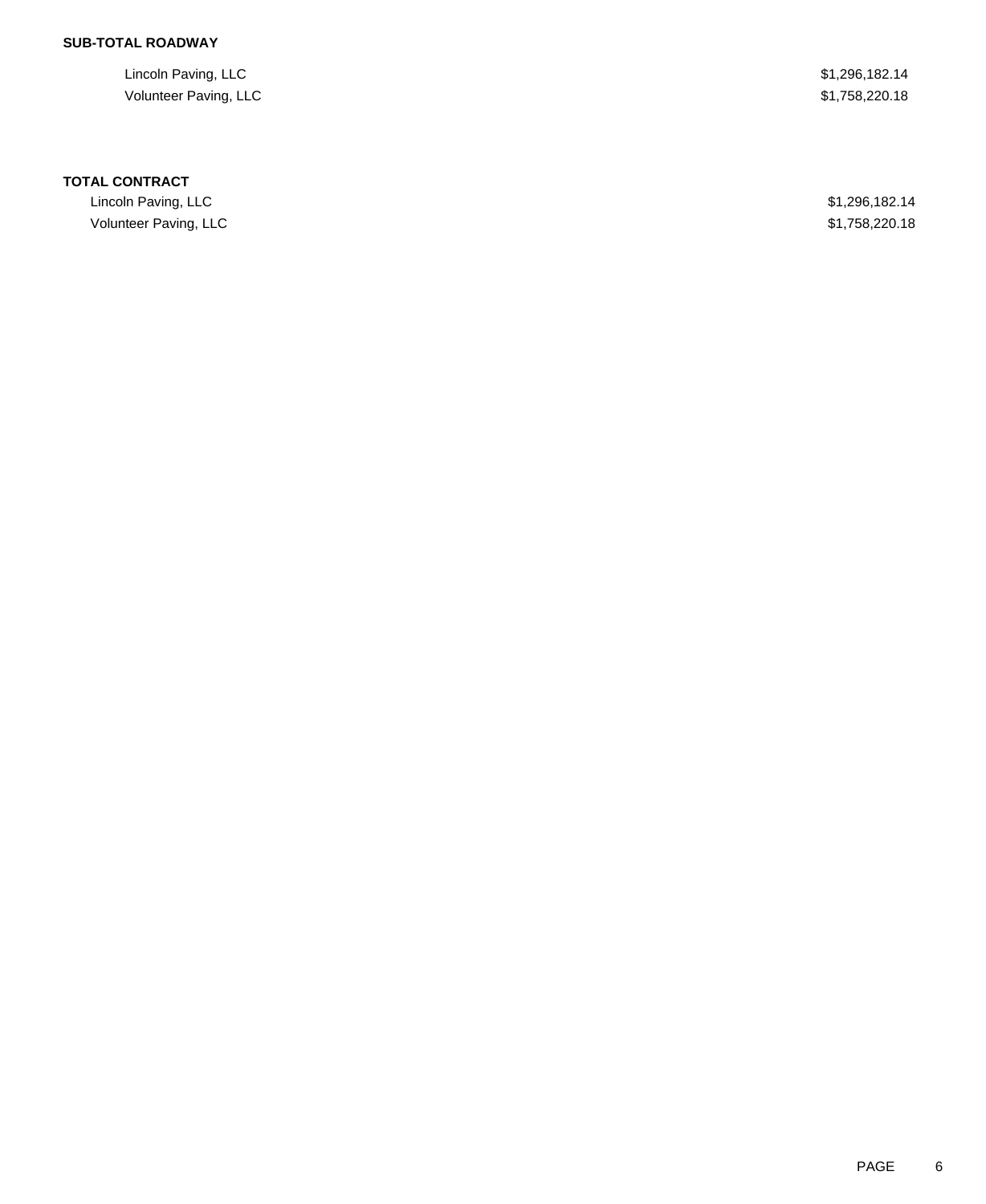**SUB-TOTAL ROADWAY**

| | |
|---|---|
| Lincoln Paving, LLC | $1,296,182.14 |
| Volunteer Paving, LLC | $1,758,220.18 |

**TOTAL CONTRACT**

| | |
|---|---|
| Lincoln Paving, LLC | $1,296,182.14 |
| Volunteer Paving, LLC | $1,758,220.18 |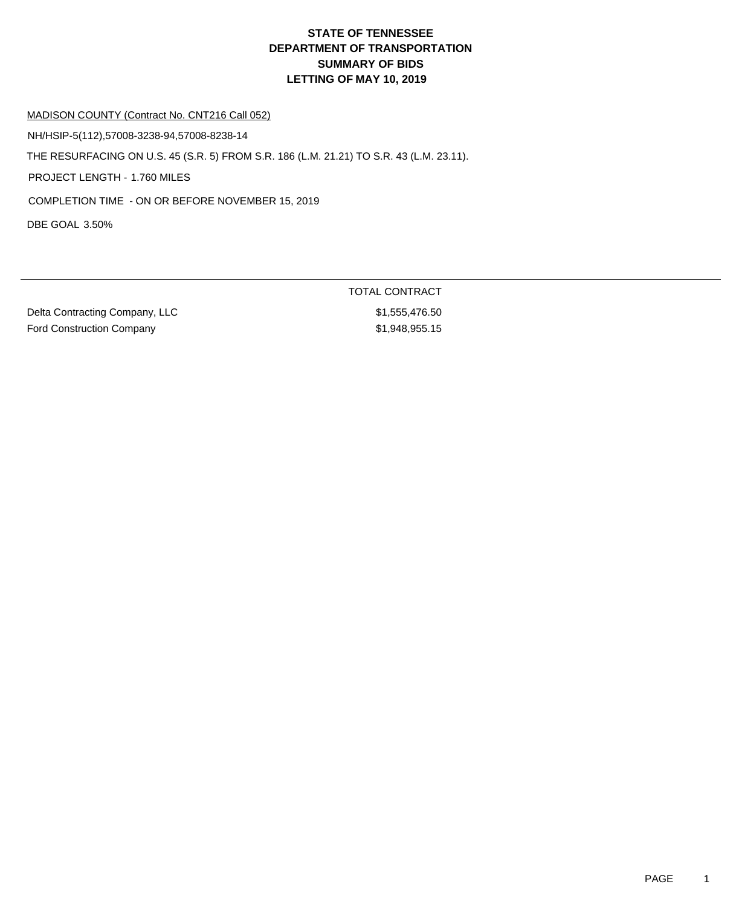# STATE OF TENNESSEE
# DEPARTMENT OF TRANSPORTATION
# SUMMARY OF BIDS
# LETTING OF MAY 10, 2019

MADISON COUNTY (Contract No. CNT216 Call 052)

NH/HSIP-5(112),57008-3238-94,57008-8238-14

THE RESURFACING ON U.S. 45 (S.R. 5) FROM S.R. 186 (L.M. 21.21) TO S.R. 43 (L.M. 23.11).

PROJECT LENGTH - 1.760 MILES

COMPLETION TIME - ON OR BEFORE NOVEMBER 15, 2019

DBE GOAL 3.50%

| | TOTAL CONTRACT |
|---|---|
| Delta Contracting Company, LLC | $1,555,476.50 |
| Ford Construction Company | $1,948,955.15 |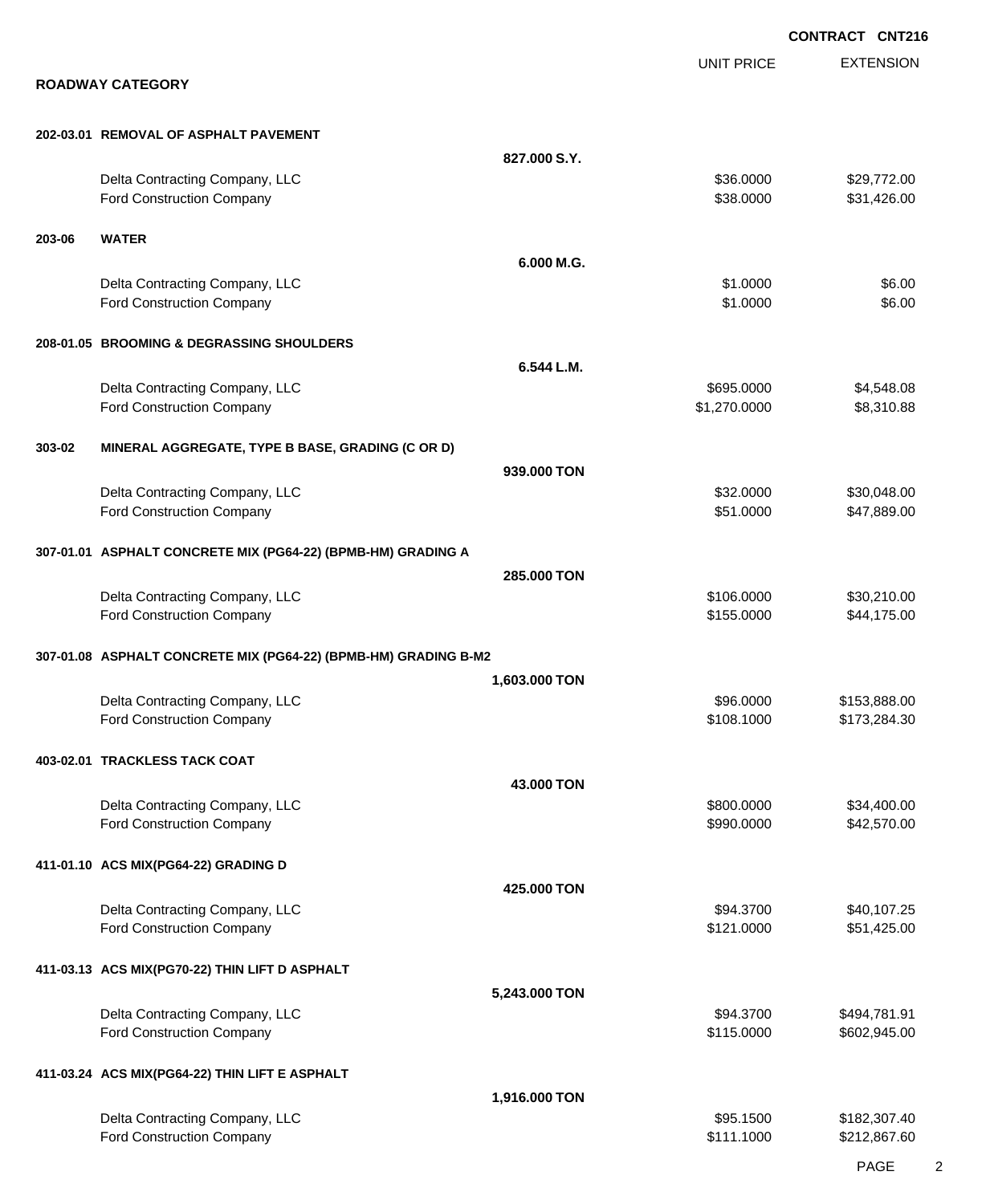**CONTRACT CNT216**

## ROADWAY CATEGORY

| | | | UNIT PRICE | EXTENSION |
|---|---|---|---|---|
| **202-03.01** | **REMOVAL OF ASPHALT PAVEMENT** | | | |
| | | **827.000 S.Y.** | | |
| | Delta Contracting Company, LLC | | $36.0000 | $29,772.00 |
| | Ford Construction Company | | $38.0000 | $31,426.00 |
| **203-06** | **WATER** | | | |
| | | **6.000 M.G.** | | |
| | Delta Contracting Company, LLC | | $1.0000 | $6.00 |
| | Ford Construction Company | | $1.0000 | $6.00 |
| **208-01.05** | **BROOMING & DEGRASSING SHOULDERS** | | | |
| | | **6.544 L.M.** | | |
| | Delta Contracting Company, LLC | | $695.0000 | $4,548.08 |
| | Ford Construction Company | | $1,270.0000 | $8,310.88 |
| **303-02** | **MINERAL AGGREGATE, TYPE B BASE, GRADING (C OR D)** | | | |
| | | **939.000 TON** | | |
| | Delta Contracting Company, LLC | | $32.0000 | $30,048.00 |
| | Ford Construction Company | | $51.0000 | $47,889.00 |
| **307-01.01** | **ASPHALT CONCRETE MIX (PG64-22) (BPMB-HM) GRADING A** | | | |
| | | **285.000 TON** | | |
| | Delta Contracting Company, LLC | | $106.0000 | $30,210.00 |
| | Ford Construction Company | | $155.0000 | $44,175.00 |
| **307-01.08** | **ASPHALT CONCRETE MIX (PG64-22) (BPMB-HM) GRADING B-M2** | | | |
| | | **1,603.000 TON** | | |
| | Delta Contracting Company, LLC | | $96.0000 | $153,888.00 |
| | Ford Construction Company | | $108.1000 | $173,284.30 |
| **403-02.01** | **TRACKLESS TACK COAT** | | | |
| | | **43.000 TON** | | |
| | Delta Contracting Company, LLC | | $800.0000 | $34,400.00 |
| | Ford Construction Company | | $990.0000 | $42,570.00 |
| **411-01.10** | **ACS MIX(PG64-22) GRADING D** | | | |
| | | **425.000 TON** | | |
| | Delta Contracting Company, LLC | | $94.3700 | $40,107.25 |
| | Ford Construction Company | | $121.0000 | $51,425.00 |
| **411-03.13** | **ACS MIX(PG70-22) THIN LIFT D ASPHALT** | | | |
| | | **5,243.000 TON** | | |
| | Delta Contracting Company, LLC | | $94.3700 | $494,781.91 |
| | Ford Construction Company | | $115.0000 | $602,945.00 |
| **411-03.24** | **ACS MIX(PG64-22) THIN LIFT E ASPHALT** | | | |
| | | **1,916.000 TON** | | |
| | Delta Contracting Company, LLC | | $95.1500 | $182,307.40 |
| | Ford Construction Company | | $111.1000 | $212,867.60 |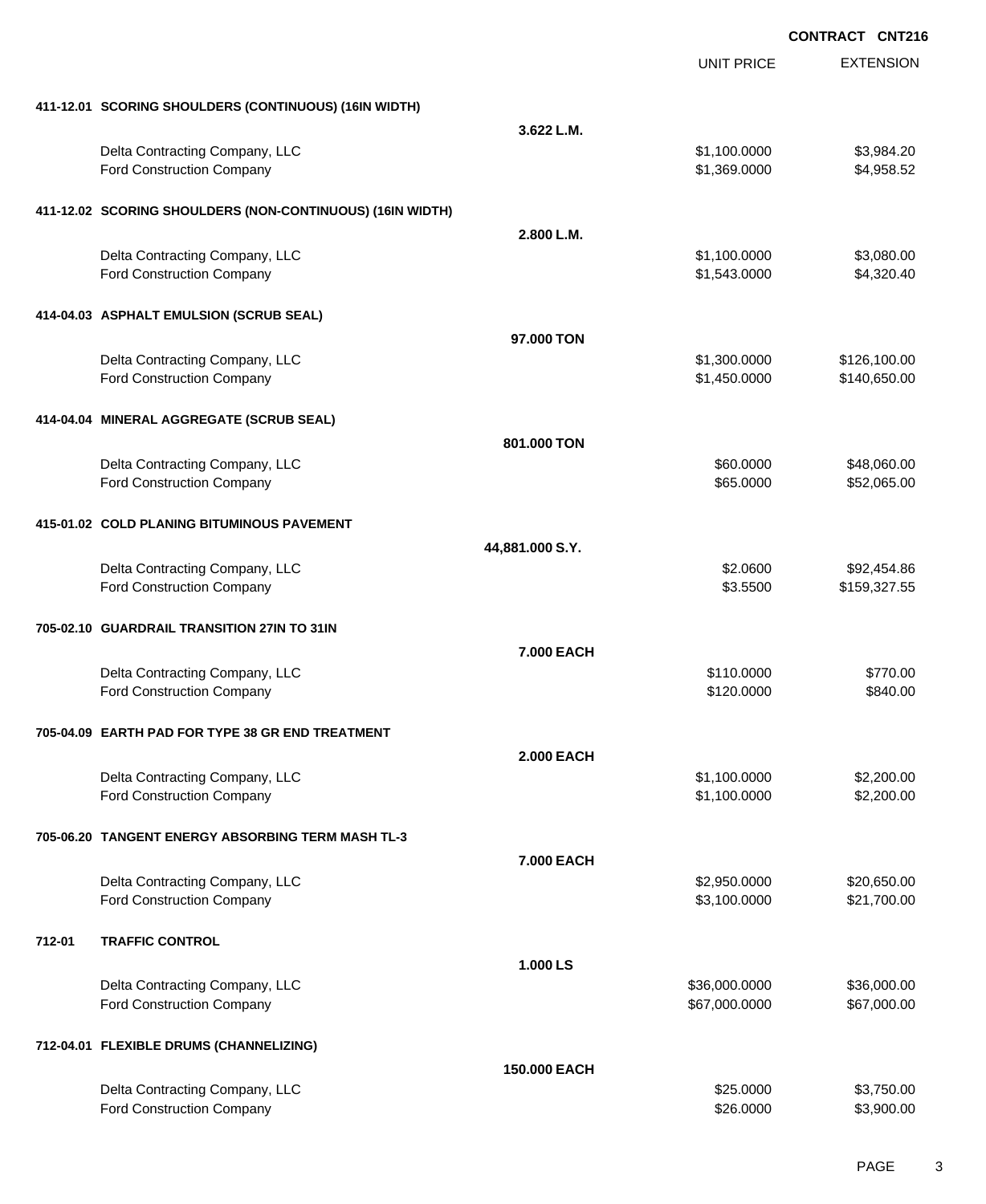**CONTRACT CNT216**

| | | UNIT PRICE | EXTENSION |
|---|---|---|---|
| **411-12.01 SCORING SHOULDERS (CONTINUOUS) (16IN WIDTH)** | | | |
| | **3.622 L.M.** | | |
| Delta Contracting Company, LLC | | $1,100.0000 | $3,984.20 |
| Ford Construction Company | | $1,369.0000 | $4,958.52 |
| **411-12.02 SCORING SHOULDERS (NON-CONTINUOUS) (16IN WIDTH)** | | | |
| | **2.800 L.M.** | | |
| Delta Contracting Company, LLC | | $1,100.0000 | $3,080.00 |
| Ford Construction Company | | $1,543.0000 | $4,320.40 |
| **414-04.03 ASPHALT EMULSION (SCRUB SEAL)** | | | |
| | **97.000 TON** | | |
| Delta Contracting Company, LLC | | $1,300.0000 | $126,100.00 |
| Ford Construction Company | | $1,450.0000 | $140,650.00 |
| **414-04.04 MINERAL AGGREGATE (SCRUB SEAL)** | | | |
| | **801.000 TON** | | |
| Delta Contracting Company, LLC | | $60.0000 | $48,060.00 |
| Ford Construction Company | | $65.0000 | $52,065.00 |
| **415-01.02 COLD PLANING BITUMINOUS PAVEMENT** | | | |
| | **44,881.000 S.Y.** | | |
| Delta Contracting Company, LLC | | $2.0600 | $92,454.86 |
| Ford Construction Company | | $3.5500 | $159,327.55 |
| **705-02.10 GUARDRAIL TRANSITION 27IN TO 31IN** | | | |
| | **7.000 EACH** | | |
| Delta Contracting Company, LLC | | $110.0000 | $770.00 |
| Ford Construction Company | | $120.0000 | $840.00 |
| **705-04.09 EARTH PAD FOR TYPE 38 GR END TREATMENT** | | | |
| | **2.000 EACH** | | |
| Delta Contracting Company, LLC | | $1,100.0000 | $2,200.00 |
| Ford Construction Company | | $1,100.0000 | $2,200.00 |
| **705-06.20 TANGENT ENERGY ABSORBING TERM MASH TL-3** | | | |
| | **7.000 EACH** | | |
| Delta Contracting Company, LLC | | $2,950.0000 | $20,650.00 |
| Ford Construction Company | | $3,100.0000 | $21,700.00 |
| **712-01 TRAFFIC CONTROL** | | | |
| | **1.000 LS** | | |
| Delta Contracting Company, LLC | | $36,000.0000 | $36,000.00 |
| Ford Construction Company | | $67,000.0000 | $67,000.00 |
| **712-04.01 FLEXIBLE DRUMS (CHANNELIZING)** | | | |
| | **150.000 EACH** | | |
| Delta Contracting Company, LLC | | $25.0000 | $3,750.00 |
| Ford Construction Company | | $26.0000 | $3,900.00 |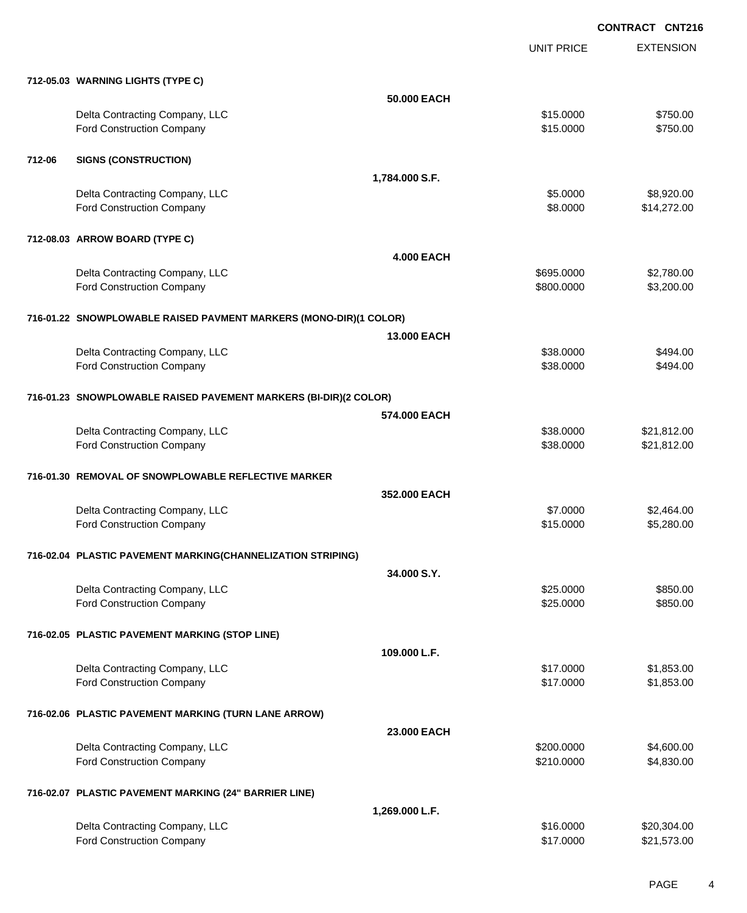**CONTRACT CNT216**

| | UNIT PRICE | EXTENSION |
|---|---|---|
| **712-05.03 WARNING LIGHTS (TYPE C)** | | |
| **50.000 EACH** | | |
| Delta Contracting Company, LLC | $15.0000 | $750.00 |
| Ford Construction Company | $15.0000 | $750.00 |
| **712-06 SIGNS (CONSTRUCTION)** | | |
| **1,784.000 S.F.** | | |
| Delta Contracting Company, LLC | $5.0000 | $8,920.00 |
| Ford Construction Company | $8.0000 | $14,272.00 |
| **712-08.03 ARROW BOARD (TYPE C)** | | |
| **4.000 EACH** | | |
| Delta Contracting Company, LLC | $695.0000 | $2,780.00 |
| Ford Construction Company | $800.0000 | $3,200.00 |
| **716-01.22 SNOWPLOWABLE RAISED PAVMENT MARKERS (MONO-DIR)(1 COLOR)** | | |
| **13.000 EACH** | | |
| Delta Contracting Company, LLC | $38.0000 | $494.00 |
| Ford Construction Company | $38.0000 | $494.00 |
| **716-01.23 SNOWPLOWABLE RAISED PAVEMENT MARKERS (BI-DIR)(2 COLOR)** | | |
| **574.000 EACH** | | |
| Delta Contracting Company, LLC | $38.0000 | $21,812.00 |
| Ford Construction Company | $38.0000 | $21,812.00 |
| **716-01.30 REMOVAL OF SNOWPLOWABLE REFLECTIVE MARKER** | | |
| **352.000 EACH** | | |
| Delta Contracting Company, LLC | $7.0000 | $2,464.00 |
| Ford Construction Company | $15.0000 | $5,280.00 |
| **716-02.04 PLASTIC PAVEMENT MARKING(CHANNELIZATION STRIPING)** | | |
| **34.000 S.Y.** | | |
| Delta Contracting Company, LLC | $25.0000 | $850.00 |
| Ford Construction Company | $25.0000 | $850.00 |
| **716-02.05 PLASTIC PAVEMENT MARKING (STOP LINE)** | | |
| **109.000 L.F.** | | |
| Delta Contracting Company, LLC | $17.0000 | $1,853.00 |
| Ford Construction Company | $17.0000 | $1,853.00 |
| **716-02.06 PLASTIC PAVEMENT MARKING (TURN LANE ARROW)** | | |
| **23.000 EACH** | | |
| Delta Contracting Company, LLC | $200.0000 | $4,600.00 |
| Ford Construction Company | $210.0000 | $4,830.00 |
| **716-02.07 PLASTIC PAVEMENT MARKING (24" BARRIER LINE)** | | |
| **1,269.000 L.F.** | | |
| Delta Contracting Company, LLC | $16.0000 | $20,304.00 |
| Ford Construction Company | $17.0000 | $21,573.00 |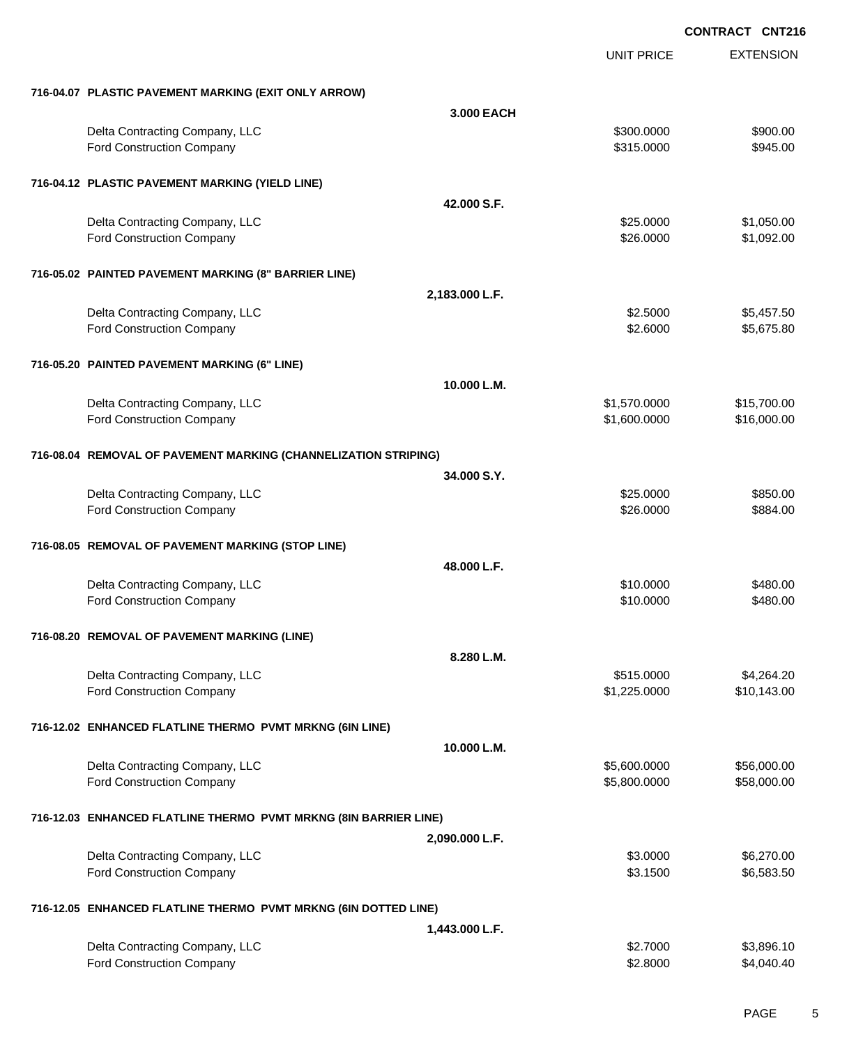**CONTRACT CNT216**

| | | UNIT PRICE | EXTENSION |
|---|---|---|---|
| **716-04.07 PLASTIC PAVEMENT MARKING (EXIT ONLY ARROW)** | | | |
| | **3.000 EACH** | | |
| Delta Contracting Company, LLC | | $300.0000 | $900.00 |
| Ford Construction Company | | $315.0000 | $945.00 |
| **716-04.12 PLASTIC PAVEMENT MARKING (YIELD LINE)** | | | |
| | **42.000 S.F.** | | |
| Delta Contracting Company, LLC | | $25.0000 | $1,050.00 |
| Ford Construction Company | | $26.0000 | $1,092.00 |
| **716-05.02 PAINTED PAVEMENT MARKING (8" BARRIER LINE)** | | | |
| | **2,183.000 L.F.** | | |
| Delta Contracting Company, LLC | | $2.5000 | $5,457.50 |
| Ford Construction Company | | $2.6000 | $5,675.80 |
| **716-05.20 PAINTED PAVEMENT MARKING (6" LINE)** | | | |
| | **10.000 L.M.** | | |
| Delta Contracting Company, LLC | | $1,570.0000 | $15,700.00 |
| Ford Construction Company | | $1,600.0000 | $16,000.00 |
| **716-08.04 REMOVAL OF PAVEMENT MARKING (CHANNELIZATION STRIPING)** | | | |
| | **34.000 S.Y.** | | |
| Delta Contracting Company, LLC | | $25.0000 | $850.00 |
| Ford Construction Company | | $26.0000 | $884.00 |
| **716-08.05 REMOVAL OF PAVEMENT MARKING (STOP LINE)** | | | |
| | **48.000 L.F.** | | |
| Delta Contracting Company, LLC | | $10.0000 | $480.00 |
| Ford Construction Company | | $10.0000 | $480.00 |
| **716-08.20 REMOVAL OF PAVEMENT MARKING (LINE)** | | | |
| | **8.280 L.M.** | | |
| Delta Contracting Company, LLC | | $515.0000 | $4,264.20 |
| Ford Construction Company | | $1,225.0000 | $10,143.00 |
| **716-12.02 ENHANCED FLATLINE THERMO PVMT MRKNG (6IN LINE)** | | | |
| | **10.000 L.M.** | | |
| Delta Contracting Company, LLC | | $5,600.0000 | $56,000.00 |
| Ford Construction Company | | $5,800.0000 | $58,000.00 |
| **716-12.03 ENHANCED FLATLINE THERMO PVMT MRKNG (8IN BARRIER LINE)** | | | |
| | **2,090.000 L.F.** | | |
| Delta Contracting Company, LLC | | $3.0000 | $6,270.00 |
| Ford Construction Company | | $3.1500 | $6,583.50 |
| **716-12.05 ENHANCED FLATLINE THERMO PVMT MRKNG (6IN DOTTED LINE)** | | | |
| | **1,443.000 L.F.** | | |
| Delta Contracting Company, LLC | | $2.7000 | $3,896.10 |
| Ford Construction Company | | $2.8000 | $4,040.40 |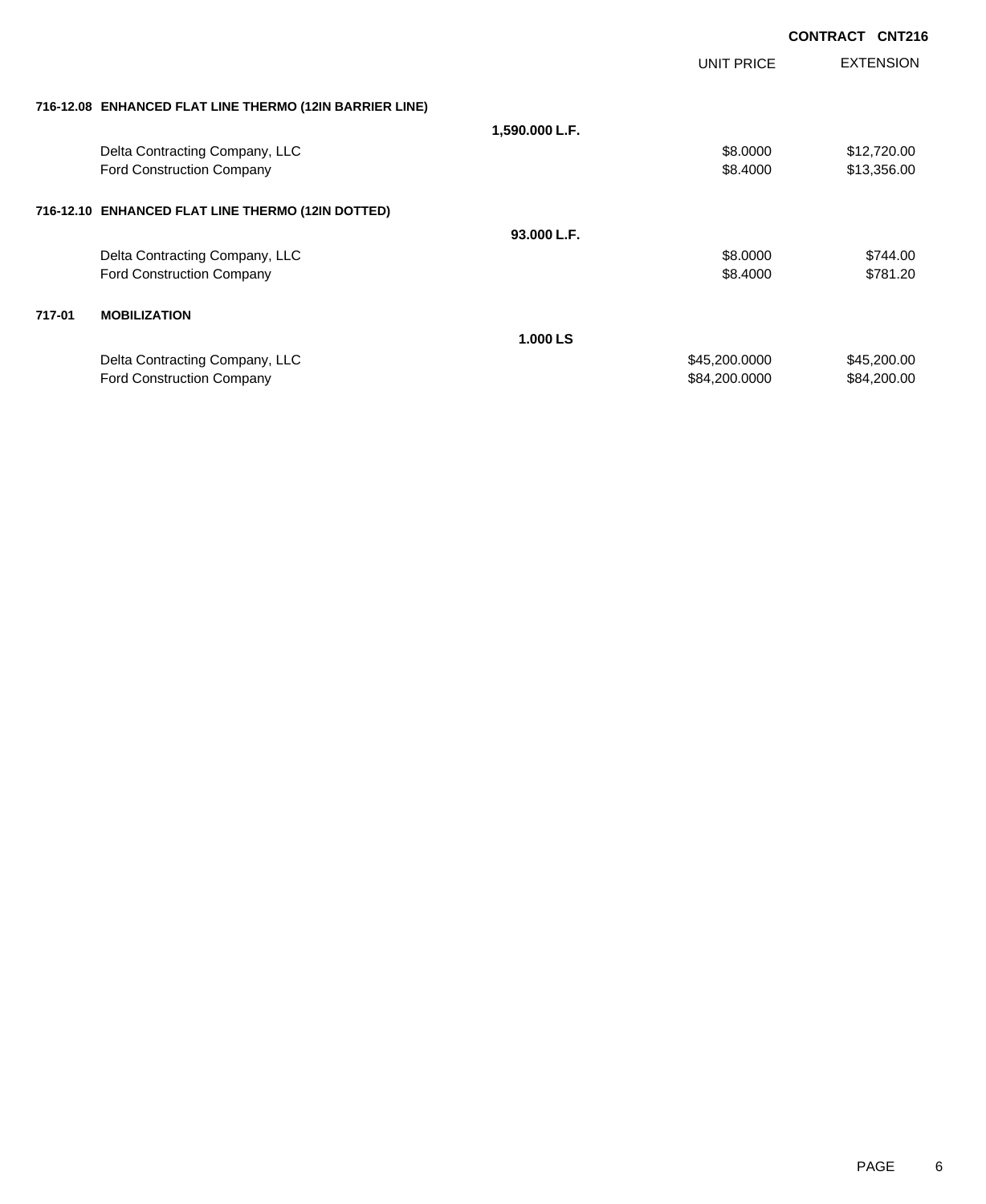CONTRACT CNT216

| | | UNIT PRICE | EXTENSION |
|---|---|---|---|
| **716-12.08 ENHANCED FLAT LINE THERMO (12IN BARRIER LINE)** | | | |
| | **1,590.000 L.F.** | | |
| Delta Contracting Company, LLC | | $8.0000 | $12,720.00 |
| Ford Construction Company | | $8.4000 | $13,356.00 |
| **716-12.10 ENHANCED FLAT LINE THERMO (12IN DOTTED)** | | | |
| | **93.000 L.F.** | | |
| Delta Contracting Company, LLC | | $8.0000 | $744.00 |
| Ford Construction Company | | $8.4000 | $781.20 |
| **717-01 MOBILIZATION** | | | |
| | **1.000 LS** | | |
| Delta Contracting Company, LLC | | $45,200.0000 | $45,200.00 |
| Ford Construction Company | | $84,200.0000 | $84,200.00 |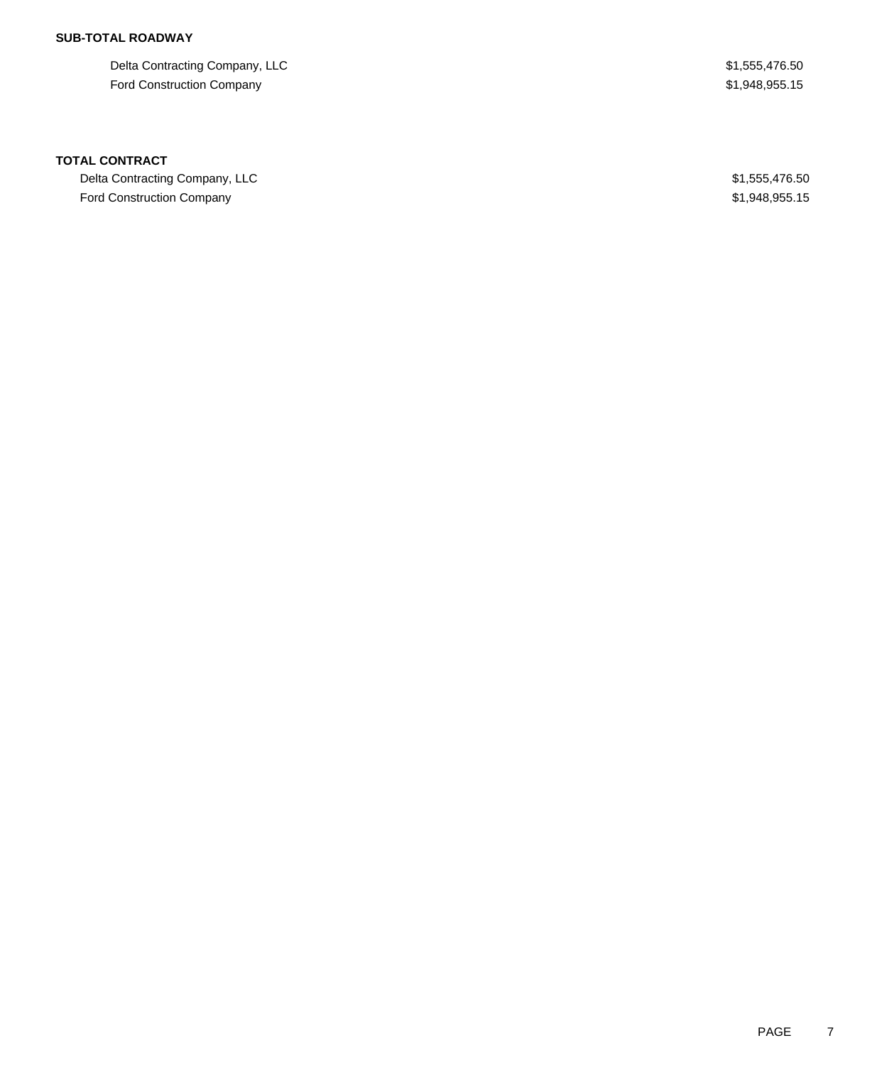**SUB-TOTAL ROADWAY**

| | |
|---|---|
| Delta Contracting Company, LLC | $1,555,476.50 |
| Ford Construction Company | $1,948,955.15 |

**TOTAL CONTRACT**

| | |
|---|---|
| Delta Contracting Company, LLC | $1,555,476.50 |
| Ford Construction Company | $1,948,955.15 |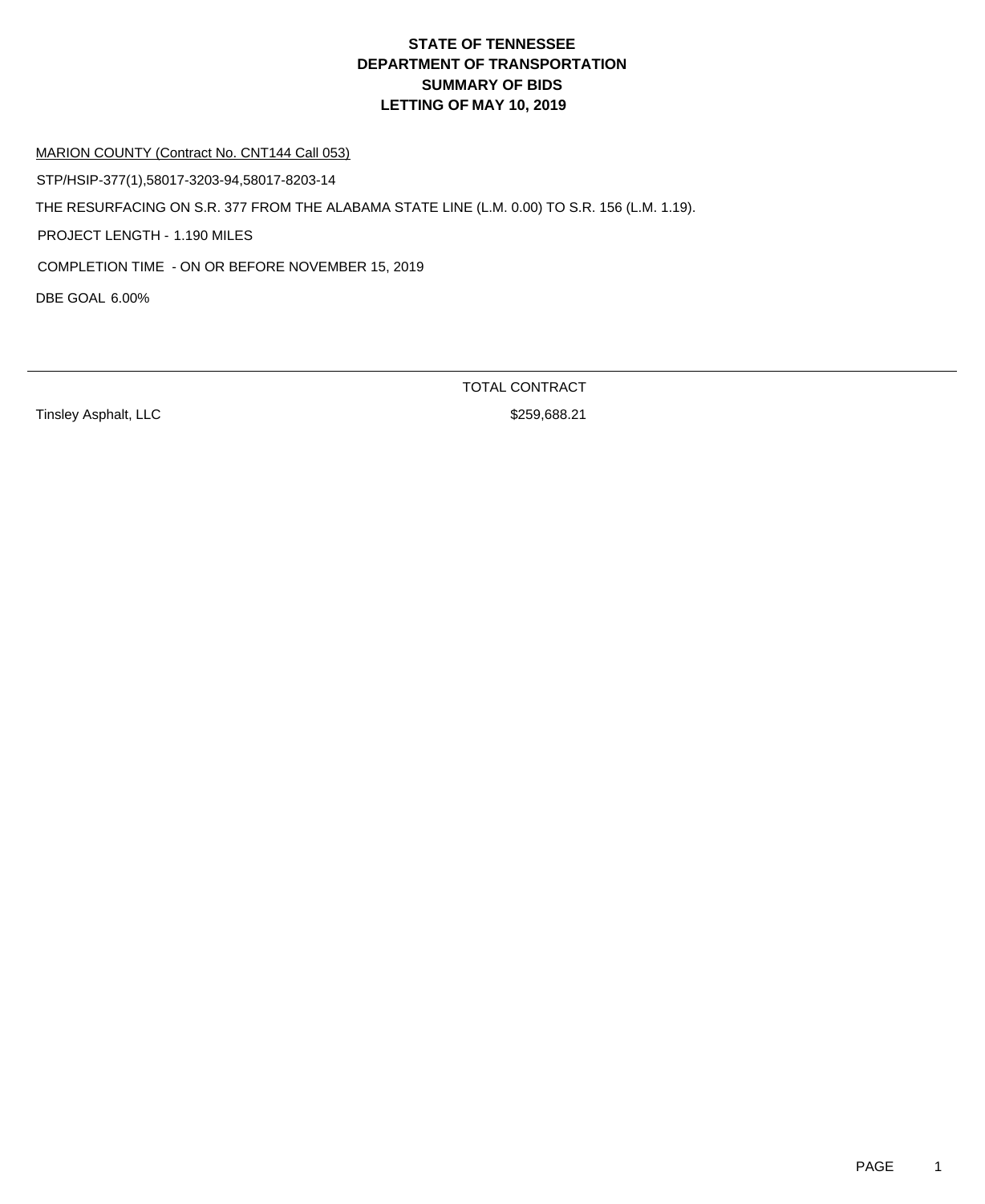# STATE OF TENNESSEE
# DEPARTMENT OF TRANSPORTATION
# SUMMARY OF BIDS
# LETTING OF MAY 10, 2019

MARION COUNTY (Contract No. CNT144 Call 053)

STP/HSIP-377(1),58017-3203-94,58017-8203-14

THE RESURFACING ON S.R. 377 FROM THE ALABAMA STATE LINE (L.M. 0.00) TO S.R. 156 (L.M. 1.19).

PROJECT LENGTH - 1.190 MILES

COMPLETION TIME - ON OR BEFORE NOVEMBER 15, 2019

DBE GOAL 6.00%

| | TOTAL CONTRACT |
|---|---|
| Tinsley Asphalt, LLC | $259,688.21 |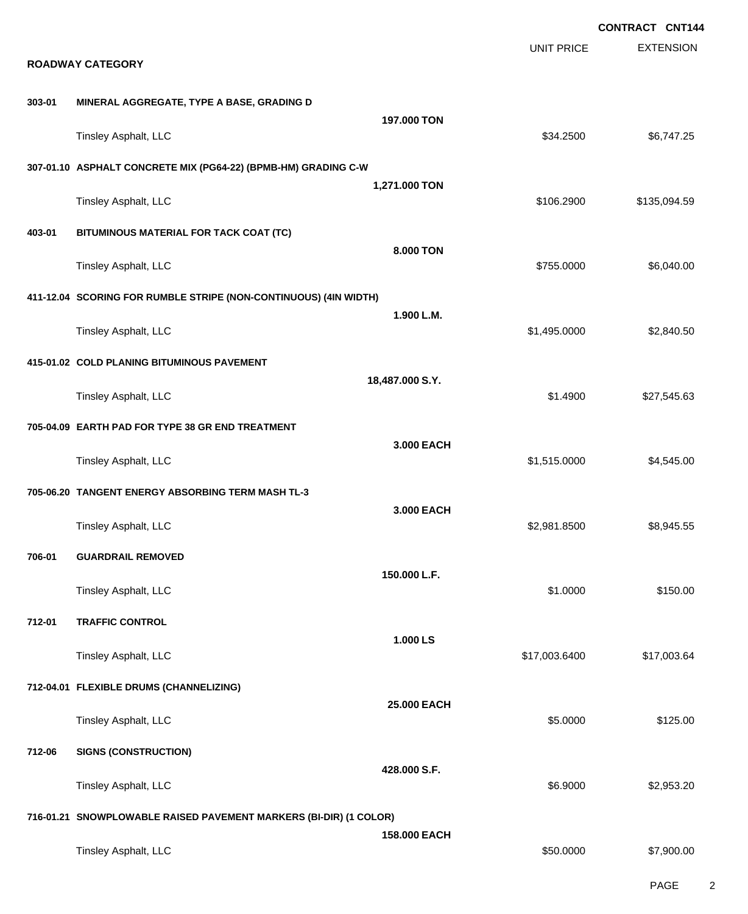**CONTRACT CNT144**

| | | | UNIT PRICE | EXTENSION |
|---|---|---|---|---|
| **ROADWAY CATEGORY** | | | | |
| **303-01** | **MINERAL AGGREGATE, TYPE A BASE, GRADING D** | | | |
| | | **197.000 TON** | | |
| | Tinsley Asphalt, LLC | | $34.2500 | $6,747.25 |
| **307-01.10** | **ASPHALT CONCRETE MIX (PG64-22) (BPMB-HM) GRADING C-W** | | | |
| | | **1,271.000 TON** | | |
| | Tinsley Asphalt, LLC | | $106.2900 | $135,094.59 |
| **403-01** | **BITUMINOUS MATERIAL FOR TACK COAT (TC)** | | | |
| | | **8.000 TON** | | |
| | Tinsley Asphalt, LLC | | $755.0000 | $6,040.00 |
| **411-12.04** | **SCORING FOR RUMBLE STRIPE (NON-CONTINUOUS) (4IN WIDTH)** | | | |
| | | **1.900 L.M.** | | |
| | Tinsley Asphalt, LLC | | $1,495.0000 | $2,840.50 |
| **415-01.02** | **COLD PLANING BITUMINOUS PAVEMENT** | | | |
| | | **18,487.000 S.Y.** | | |
| | Tinsley Asphalt, LLC | | $1.4900 | $27,545.63 |
| **705-04.09** | **EARTH PAD FOR TYPE 38 GR END TREATMENT** | | | |
| | | **3.000 EACH** | | |
| | Tinsley Asphalt, LLC | | $1,515.0000 | $4,545.00 |
| **705-06.20** | **TANGENT ENERGY ABSORBING TERM MASH TL-3** | | | |
| | | **3.000 EACH** | | |
| | Tinsley Asphalt, LLC | | $2,981.8500 | $8,945.55 |
| **706-01** | **GUARDRAIL REMOVED** | | | |
| | | **150.000 L.F.** | | |
| | Tinsley Asphalt, LLC | | $1.0000 | $150.00 |
| **712-01** | **TRAFFIC CONTROL** | | | |
| | | **1.000 LS** | | |
| | Tinsley Asphalt, LLC | | $17,003.6400 | $17,003.64 |
| **712-04.01** | **FLEXIBLE DRUMS (CHANNELIZING)** | | | |
| | | **25.000 EACH** | | |
| | Tinsley Asphalt, LLC | | $5.0000 | $125.00 |
| **712-06** | **SIGNS (CONSTRUCTION)** | | | |
| | | **428.000 S.F.** | | |
| | Tinsley Asphalt, LLC | | $6.9000 | $2,953.20 |
| **716-01.21** | **SNOWPLOWABLE RAISED PAVEMENT MARKERS (BI-DIR) (1 COLOR)** | | | |
| | | **158.000 EACH** | | |
| | Tinsley Asphalt, LLC | | $50.0000 | $7,900.00 |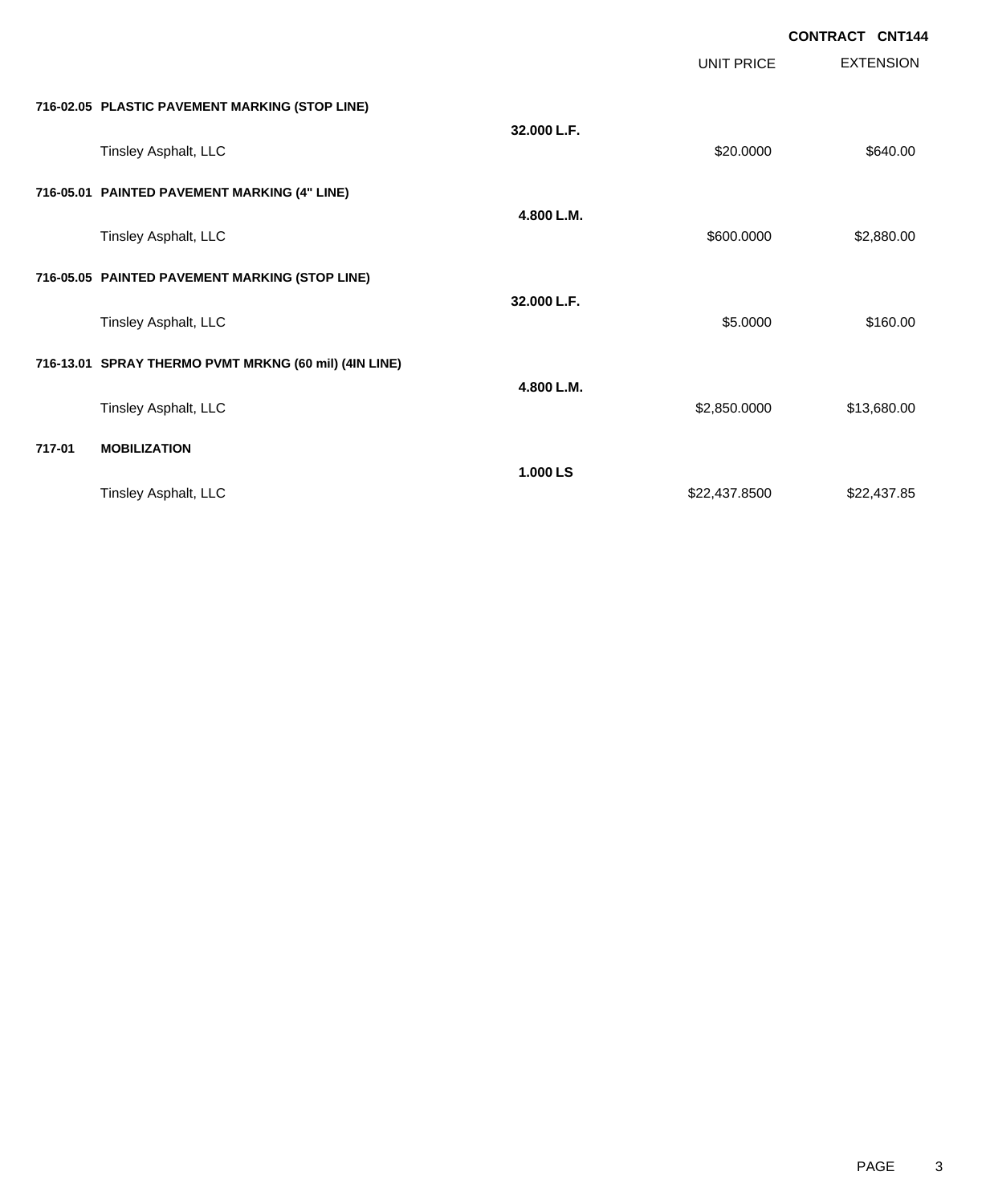CONTRACT CNT144

| | | | UNIT PRICE | EXTENSION |
|---|---|---|---|---|
| **716-02.05** | **PLASTIC PAVEMENT MARKING (STOP LINE)** | | | |
| | | **32.000 L.F.** | | |
| | Tinsley Asphalt, LLC | | $20.0000 | $640.00 |
| **716-05.01** | **PAINTED PAVEMENT MARKING (4" LINE)** | | | |
| | | **4.800 L.M.** | | |
| | Tinsley Asphalt, LLC | | $600.0000 | $2,880.00 |
| **716-05.05** | **PAINTED PAVEMENT MARKING (STOP LINE)** | | | |
| | | **32.000 L.F.** | | |
| | Tinsley Asphalt, LLC | | $5.0000 | $160.00 |
| **716-13.01** | **SPRAY THERMO PVMT MRKNG (60 mil) (4IN LINE)** | | | |
| | | **4.800 L.M.** | | |
| | Tinsley Asphalt, LLC | | $2,850.0000 | $13,680.00 |
| **717-01** | **MOBILIZATION** | | | |
| | | **1.000 LS** | | |
| | Tinsley Asphalt, LLC | | $22,437.8500 | $22,437.85 |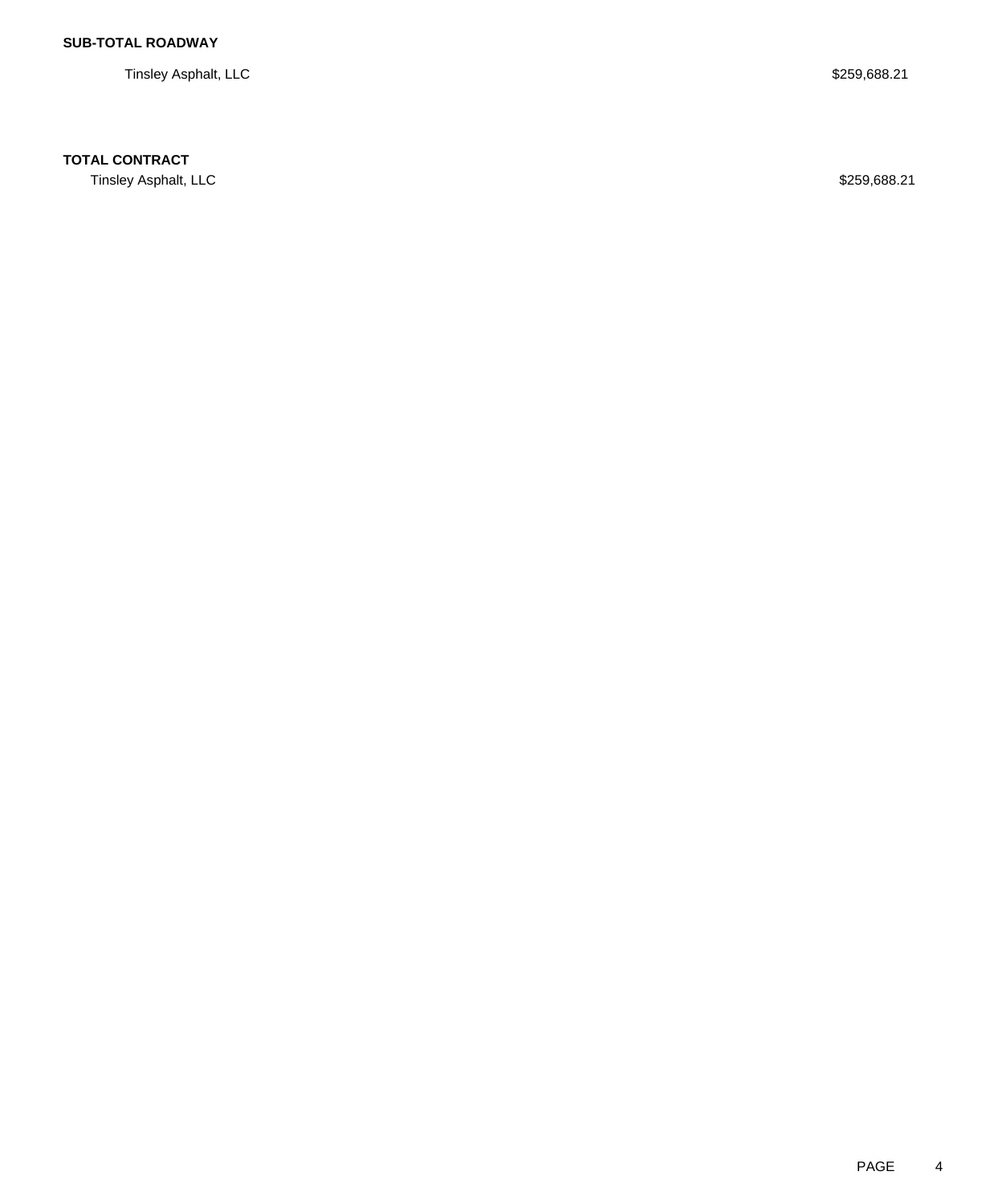**SUB-TOTAL ROADWAY**

| | |
|---|---|
| Tinsley Asphalt, LLC | $259,688.21 |

**TOTAL CONTRACT**

| | |
|---|---|
| Tinsley Asphalt, LLC | $259,688.21 |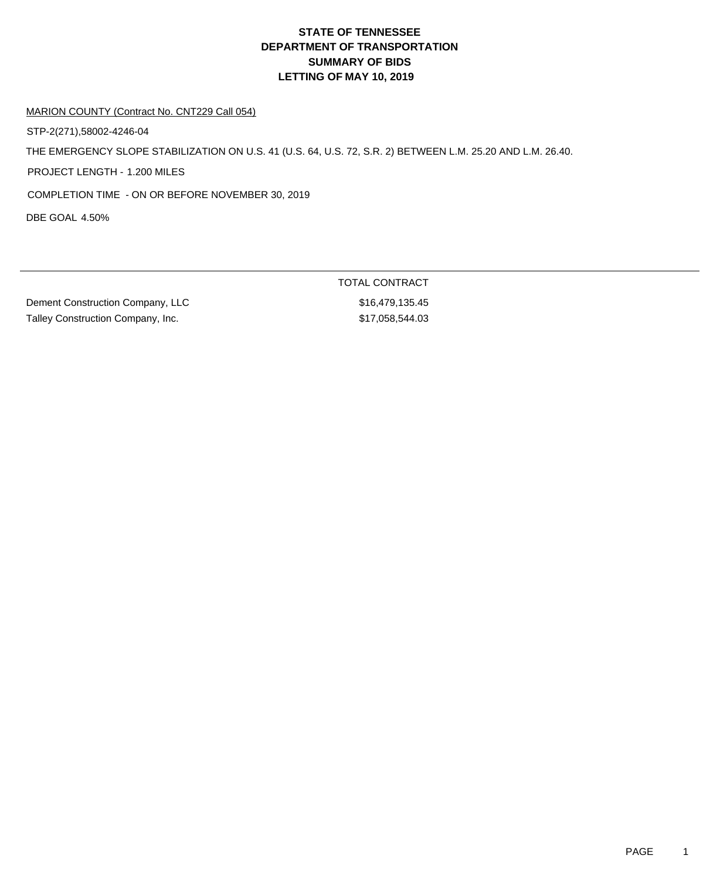# STATE OF TENNESSEE
# DEPARTMENT OF TRANSPORTATION
# SUMMARY OF BIDS
# LETTING OF MAY 10, 2019

MARION COUNTY (Contract No. CNT229 Call 054)

STP-2(271),58002-4246-04

THE EMERGENCY SLOPE STABILIZATION ON U.S. 41 (U.S. 64, U.S. 72, S.R. 2) BETWEEN L.M. 25.20 AND L.M. 26.40.

PROJECT LENGTH - 1.200 MILES

COMPLETION TIME - ON OR BEFORE NOVEMBER 30, 2019

DBE GOAL 4.50%

| | TOTAL CONTRACT |
|---|---|
| Dement Construction Company, LLC | $16,479,135.45 |
| Talley Construction Company, Inc. | $17,058,544.03 |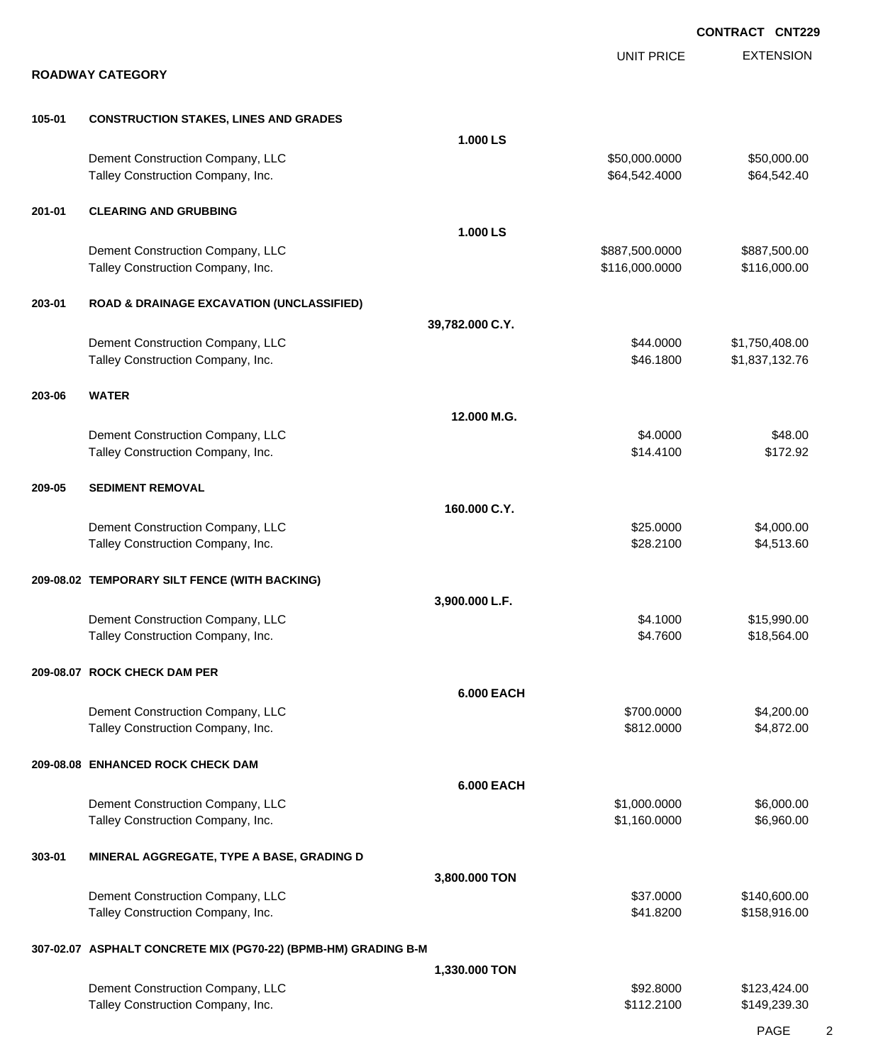**CONTRACT CNT229**

## ROADWAY CATEGORY

| | | | UNIT PRICE | EXTENSION |
|---|---|---|---|---|
| **105-01** | **CONSTRUCTION STAKES, LINES AND GRADES** | | | |
| | | **1.000 LS** | | |
| | Dement Construction Company, LLC | | $50,000.0000 | $50,000.00 |
| | Talley Construction Company, Inc. | | $64,542.4000 | $64,542.40 |
| **201-01** | **CLEARING AND GRUBBING** | | | |
| | | **1.000 LS** | | |
| | Dement Construction Company, LLC | | $887,500.0000 | $887,500.00 |
| | Talley Construction Company, Inc. | | $116,000.0000 | $116,000.00 |
| **203-01** | **ROAD & DRAINAGE EXCAVATION (UNCLASSIFIED)** | | | |
| | | **39,782.000 C.Y.** | | |
| | Dement Construction Company, LLC | | $44.0000 | $1,750,408.00 |
| | Talley Construction Company, Inc. | | $46.1800 | $1,837,132.76 |
| **203-06** | **WATER** | | | |
| | | **12.000 M.G.** | | |
| | Dement Construction Company, LLC | | $4.0000 | $48.00 |
| | Talley Construction Company, Inc. | | $14.4100 | $172.92 |
| **209-05** | **SEDIMENT REMOVAL** | | | |
| | | **160.000 C.Y.** | | |
| | Dement Construction Company, LLC | | $25.0000 | $4,000.00 |
| | Talley Construction Company, Inc. | | $28.2100 | $4,513.60 |
| **209-08.02** | **TEMPORARY SILT FENCE (WITH BACKING)** | | | |
| | | **3,900.000 L.F.** | | |
| | Dement Construction Company, LLC | | $4.1000 | $15,990.00 |
| | Talley Construction Company, Inc. | | $4.7600 | $18,564.00 |
| **209-08.07** | **ROCK CHECK DAM PER** | | | |
| | | **6.000 EACH** | | |
| | Dement Construction Company, LLC | | $700.0000 | $4,200.00 |
| | Talley Construction Company, Inc. | | $812.0000 | $4,872.00 |
| **209-08.08** | **ENHANCED ROCK CHECK DAM** | | | |
| | | **6.000 EACH** | | |
| | Dement Construction Company, LLC | | $1,000.0000 | $6,000.00 |
| | Talley Construction Company, Inc. | | $1,160.0000 | $6,960.00 |
| **303-01** | **MINERAL AGGREGATE, TYPE A BASE, GRADING D** | | | |
| | | **3,800.000 TON** | | |
| | Dement Construction Company, LLC | | $37.0000 | $140,600.00 |
| | Talley Construction Company, Inc. | | $41.8200 | $158,916.00 |
| **307-02.07** | **ASPHALT CONCRETE MIX (PG70-22) (BPMB-HM) GRADING B-M** | | | |
| | | **1,330.000 TON** | | |
| | Dement Construction Company, LLC | | $92.8000 | $123,424.00 |
| | Talley Construction Company, Inc. | | $112.2100 | $149,239.30 |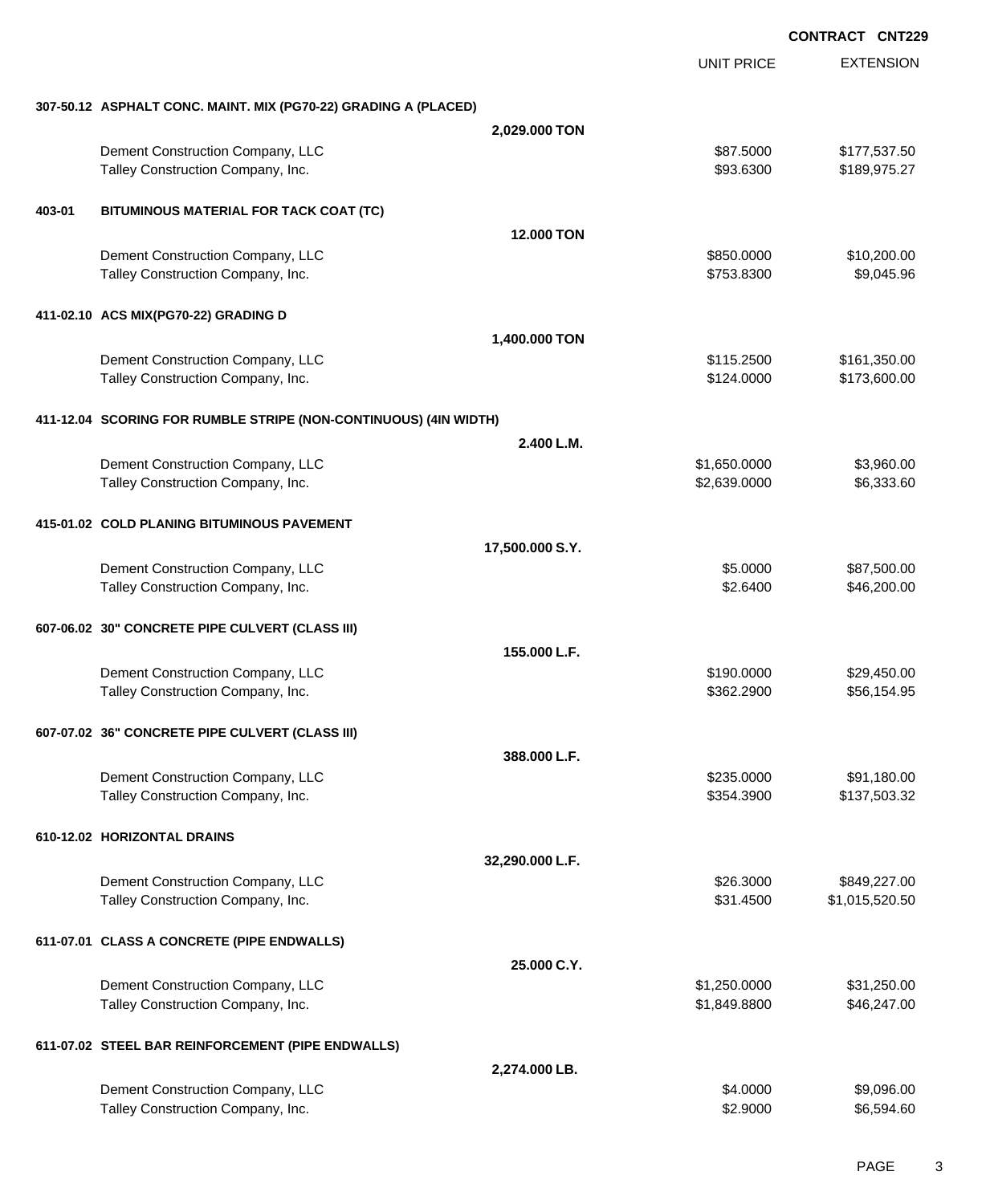**CONTRACT CNT229**

| | | UNIT PRICE | EXTENSION |
|---|---|---|---|
| **307-50.12 ASPHALT CONC. MAINT. MIX (PG70-22) GRADING A (PLACED)** | | | |
| | **2,029.000 TON** | | |
| Dement Construction Company, LLC | | $87.5000 | $177,537.50 |
| Talley Construction Company, Inc. | | $93.6300 | $189,975.27 |
| **403-01 BITUMINOUS MATERIAL FOR TACK COAT (TC)** | | | |
| | **12.000 TON** | | |
| Dement Construction Company, LLC | | $850.0000 | $10,200.00 |
| Talley Construction Company, Inc. | | $753.8300 | $9,045.96 |
| **411-02.10 ACS MIX(PG70-22) GRADING D** | | | |
| | **1,400.000 TON** | | |
| Dement Construction Company, LLC | | $115.2500 | $161,350.00 |
| Talley Construction Company, Inc. | | $124.0000 | $173,600.00 |
| **411-12.04 SCORING FOR RUMBLE STRIPE (NON-CONTINUOUS) (4IN WIDTH)** | | | |
| | **2.400 L.M.** | | |
| Dement Construction Company, LLC | | $1,650.0000 | $3,960.00 |
| Talley Construction Company, Inc. | | $2,639.0000 | $6,333.60 |
| **415-01.02 COLD PLANING BITUMINOUS PAVEMENT** | | | |
| | **17,500.000 S.Y.** | | |
| Dement Construction Company, LLC | | $5.0000 | $87,500.00 |
| Talley Construction Company, Inc. | | $2.6400 | $46,200.00 |
| **607-06.02 30" CONCRETE PIPE CULVERT (CLASS III)** | | | |
| | **155.000 L.F.** | | |
| Dement Construction Company, LLC | | $190.0000 | $29,450.00 |
| Talley Construction Company, Inc. | | $362.2900 | $56,154.95 |
| **607-07.02 36" CONCRETE PIPE CULVERT (CLASS III)** | | | |
| | **388.000 L.F.** | | |
| Dement Construction Company, LLC | | $235.0000 | $91,180.00 |
| Talley Construction Company, Inc. | | $354.3900 | $137,503.32 |
| **610-12.02 HORIZONTAL DRAINS** | | | |
| | **32,290.000 L.F.** | | |
| Dement Construction Company, LLC | | $26.3000 | $849,227.00 |
| Talley Construction Company, Inc. | | $31.4500 | $1,015,520.50 |
| **611-07.01 CLASS A CONCRETE (PIPE ENDWALLS)** | | | |
| | **25.000 C.Y.** | | |
| Dement Construction Company, LLC | | $1,250.0000 | $31,250.00 |
| Talley Construction Company, Inc. | | $1,849.8800 | $46,247.00 |
| **611-07.02 STEEL BAR REINFORCEMENT (PIPE ENDWALLS)** | | | |
| | **2,274.000 LB.** | | |
| Dement Construction Company, LLC | | $4.0000 | $9,096.00 |
| Talley Construction Company, Inc. | | $2.9000 | $6,594.60 |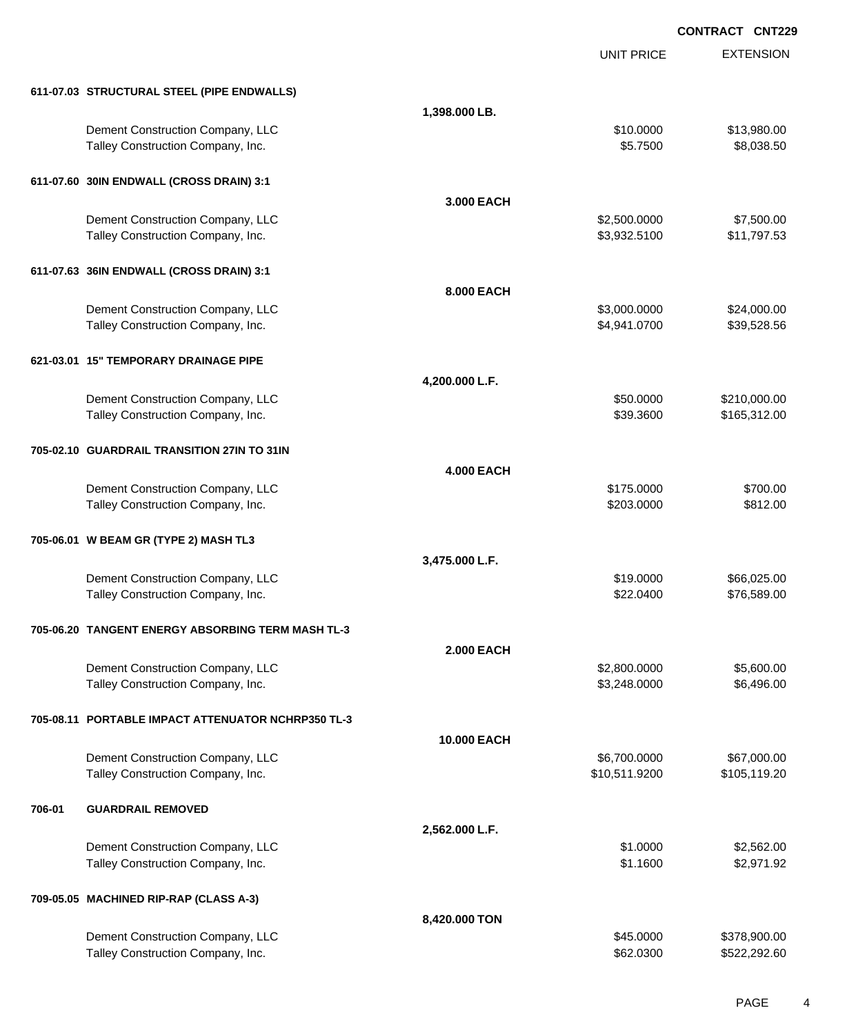**CONTRACT CNT229**

| | | UNIT PRICE | EXTENSION |
|---|---|---|---|
| **611-07.03 STRUCTURAL STEEL (PIPE ENDWALLS)** | | | |
| | **1,398.000 LB.** | | |
| Dement Construction Company, LLC | | $10.0000 | $13,980.00 |
| Talley Construction Company, Inc. | | $5.7500 | $8,038.50 |
| **611-07.60 30IN ENDWALL (CROSS DRAIN) 3:1** | | | |
| | **3.000 EACH** | | |
| Dement Construction Company, LLC | | $2,500.0000 | $7,500.00 |
| Talley Construction Company, Inc. | | $3,932.5100 | $11,797.53 |
| **611-07.63 36IN ENDWALL (CROSS DRAIN) 3:1** | | | |
| | **8.000 EACH** | | |
| Dement Construction Company, LLC | | $3,000.0000 | $24,000.00 |
| Talley Construction Company, Inc. | | $4,941.0700 | $39,528.56 |
| **621-03.01 15" TEMPORARY DRAINAGE PIPE** | | | |
| | **4,200.000 L.F.** | | |
| Dement Construction Company, LLC | | $50.0000 | $210,000.00 |
| Talley Construction Company, Inc. | | $39.3600 | $165,312.00 |
| **705-02.10 GUARDRAIL TRANSITION 27IN TO 31IN** | | | |
| | **4.000 EACH** | | |
| Dement Construction Company, LLC | | $175.0000 | $700.00 |
| Talley Construction Company, Inc. | | $203.0000 | $812.00 |
| **705-06.01 W BEAM GR (TYPE 2) MASH TL3** | | | |
| | **3,475.000 L.F.** | | |
| Dement Construction Company, LLC | | $19.0000 | $66,025.00 |
| Talley Construction Company, Inc. | | $22.0400 | $76,589.00 |
| **705-06.20 TANGENT ENERGY ABSORBING TERM MASH TL-3** | | | |
| | **2.000 EACH** | | |
| Dement Construction Company, LLC | | $2,800.0000 | $5,600.00 |
| Talley Construction Company, Inc. | | $3,248.0000 | $6,496.00 |
| **705-08.11 PORTABLE IMPACT ATTENUATOR NCHRP350 TL-3** | | | |
| | **10.000 EACH** | | |
| Dement Construction Company, LLC | | $6,700.0000 | $67,000.00 |
| Talley Construction Company, Inc. | | $10,511.9200 | $105,119.20 |
| **706-01 GUARDRAIL REMOVED** | | | |
| | **2,562.000 L.F.** | | |
| Dement Construction Company, LLC | | $1.0000 | $2,562.00 |
| Talley Construction Company, Inc. | | $1.1600 | $2,971.92 |
| **709-05.05 MACHINED RIP-RAP (CLASS A-3)** | | | |
| | **8,420.000 TON** | | |
| Dement Construction Company, LLC | | $45.0000 | $378,900.00 |
| Talley Construction Company, Inc. | | $62.0300 | $522,292.60 |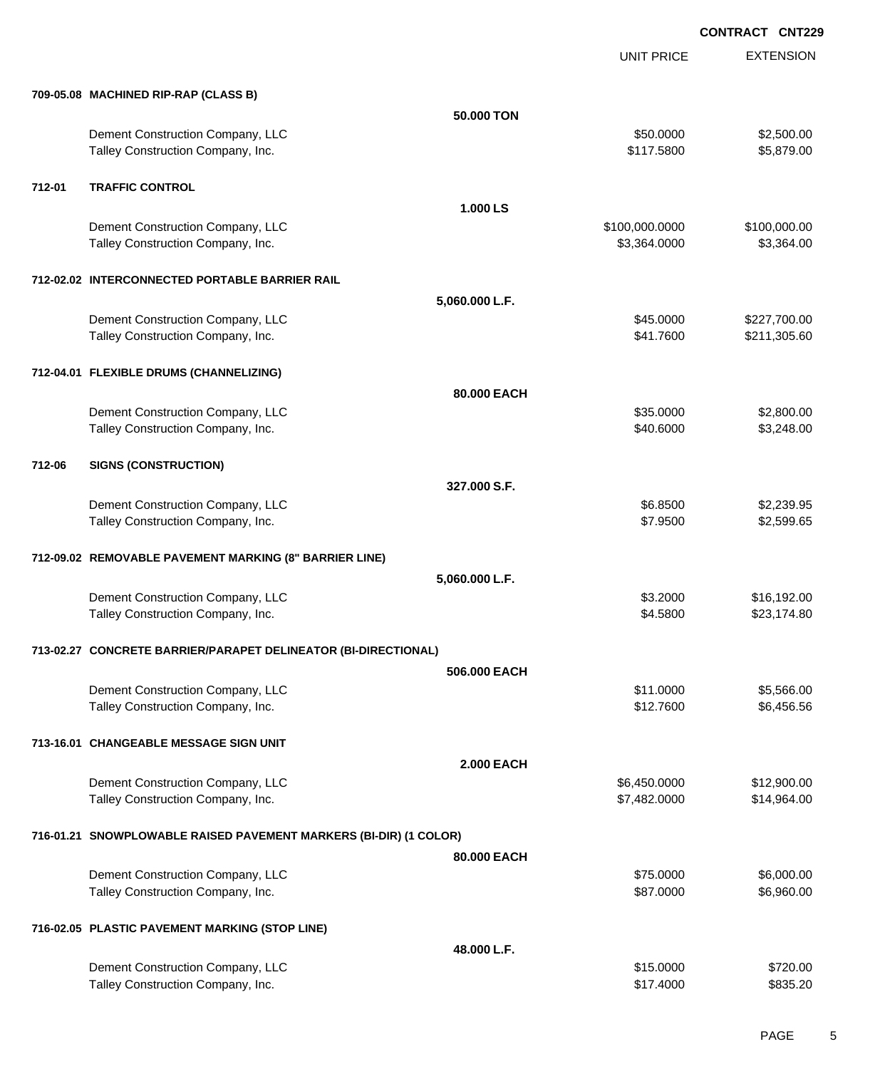**CONTRACT CNT229**

| | | | UNIT PRICE | EXTENSION |
|---|---|---|---|---|
| **709-05.08** | **MACHINED RIP-RAP (CLASS B)** | | | |
| | | **50.000 TON** | | |
| | Dement Construction Company, LLC | | $50.0000 | $2,500.00 |
| | Talley Construction Company, Inc. | | $117.5800 | $5,879.00 |
| **712-01** | **TRAFFIC CONTROL** | | | |
| | | **1.000 LS** | | |
| | Dement Construction Company, LLC | | $100,000.0000 | $100,000.00 |
| | Talley Construction Company, Inc. | | $3,364.0000 | $3,364.00 |
| **712-02.02** | **INTERCONNECTED PORTABLE BARRIER RAIL** | | | |
| | | **5,060.000 L.F.** | | |
| | Dement Construction Company, LLC | | $45.0000 | $227,700.00 |
| | Talley Construction Company, Inc. | | $41.7600 | $211,305.60 |
| **712-04.01** | **FLEXIBLE DRUMS (CHANNELIZING)** | | | |
| | | **80.000 EACH** | | |
| | Dement Construction Company, LLC | | $35.0000 | $2,800.00 |
| | Talley Construction Company, Inc. | | $40.6000 | $3,248.00 |
| **712-06** | **SIGNS (CONSTRUCTION)** | | | |
| | | **327.000 S.F.** | | |
| | Dement Construction Company, LLC | | $6.8500 | $2,239.95 |
| | Talley Construction Company, Inc. | | $7.9500 | $2,599.65 |
| **712-09.02** | **REMOVABLE PAVEMENT MARKING (8" BARRIER LINE)** | | | |
| | | **5,060.000 L.F.** | | |
| | Dement Construction Company, LLC | | $3.2000 | $16,192.00 |
| | Talley Construction Company, Inc. | | $4.5800 | $23,174.80 |
| **713-02.27** | **CONCRETE BARRIER/PARAPET DELINEATOR (BI-DIRECTIONAL)** | | | |
| | | **506.000 EACH** | | |
| | Dement Construction Company, LLC | | $11.0000 | $5,566.00 |
| | Talley Construction Company, Inc. | | $12.7600 | $6,456.56 |
| **713-16.01** | **CHANGEABLE MESSAGE SIGN UNIT** | | | |
| | | **2.000 EACH** | | |
| | Dement Construction Company, LLC | | $6,450.0000 | $12,900.00 |
| | Talley Construction Company, Inc. | | $7,482.0000 | $14,964.00 |
| **716-01.21** | **SNOWPLOWABLE RAISED PAVEMENT MARKERS (BI-DIR) (1 COLOR)** | | | |
| | | **80.000 EACH** | | |
| | Dement Construction Company, LLC | | $75.0000 | $6,000.00 |
| | Talley Construction Company, Inc. | | $87.0000 | $6,960.00 |
| **716-02.05** | **PLASTIC PAVEMENT MARKING (STOP LINE)** | | | |
| | | **48.000 L.F.** | | |
| | Dement Construction Company, LLC | | $15.0000 | $720.00 |
| | Talley Construction Company, Inc. | | $17.4000 | $835.20 |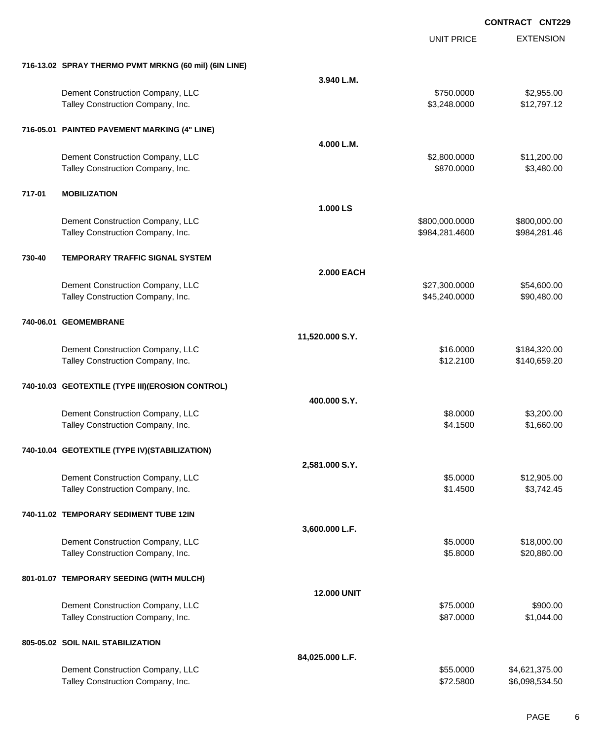**CONTRACT CNT229**

| | | | UNIT PRICE | EXTENSION |
|---|---|---|---|---|
| **716-13.02** | **SPRAY THERMO PVMT MRKNG (60 mil) (6IN LINE)** | | | |
| | | **3.940 L.M.** | | |
| | Dement Construction Company, LLC | | $750.0000 | $2,955.00 |
| | Talley Construction Company, Inc. | | $3,248.0000 | $12,797.12 |
| **716-05.01** | **PAINTED PAVEMENT MARKING (4" LINE)** | | | |
| | | **4.000 L.M.** | | |
| | Dement Construction Company, LLC | | $2,800.0000 | $11,200.00 |
| | Talley Construction Company, Inc. | | $870.0000 | $3,480.00 |
| **717-01** | **MOBILIZATION** | | | |
| | | **1.000 LS** | | |
| | Dement Construction Company, LLC | | $800,000.0000 | $800,000.00 |
| | Talley Construction Company, Inc. | | $984,281.4600 | $984,281.46 |
| **730-40** | **TEMPORARY TRAFFIC SIGNAL SYSTEM** | | | |
| | | **2.000 EACH** | | |
| | Dement Construction Company, LLC | | $27,300.0000 | $54,600.00 |
| | Talley Construction Company, Inc. | | $45,240.0000 | $90,480.00 |
| **740-06.01** | **GEOMEMBRANE** | | | |
| | | **11,520.000 S.Y.** | | |
| | Dement Construction Company, LLC | | $16.0000 | $184,320.00 |
| | Talley Construction Company, Inc. | | $12.2100 | $140,659.20 |
| **740-10.03** | **GEOTEXTILE (TYPE III)(EROSION CONTROL)** | | | |
| | | **400.000 S.Y.** | | |
| | Dement Construction Company, LLC | | $8.0000 | $3,200.00 |
| | Talley Construction Company, Inc. | | $4.1500 | $1,660.00 |
| **740-10.04** | **GEOTEXTILE (TYPE IV)(STABILIZATION)** | | | |
| | | **2,581.000 S.Y.** | | |
| | Dement Construction Company, LLC | | $5.0000 | $12,905.00 |
| | Talley Construction Company, Inc. | | $1.4500 | $3,742.45 |
| **740-11.02** | **TEMPORARY SEDIMENT TUBE 12IN** | | | |
| | | **3,600.000 L.F.** | | |
| | Dement Construction Company, LLC | | $5.0000 | $18,000.00 |
| | Talley Construction Company, Inc. | | $5.8000 | $20,880.00 |
| **801-01.07** | **TEMPORARY SEEDING (WITH MULCH)** | | | |
| | | **12.000 UNIT** | | |
| | Dement Construction Company, LLC | | $75.0000 | $900.00 |
| | Talley Construction Company, Inc. | | $87.0000 | $1,044.00 |
| **805-05.02** | **SOIL NAIL STABILIZATION** | | | |
| | | **84,025.000 L.F.** | | |
| | Dement Construction Company, LLC | | $55.0000 | $4,621,375.00 |
| | Talley Construction Company, Inc. | | $72.5800 | $6,098,534.50 |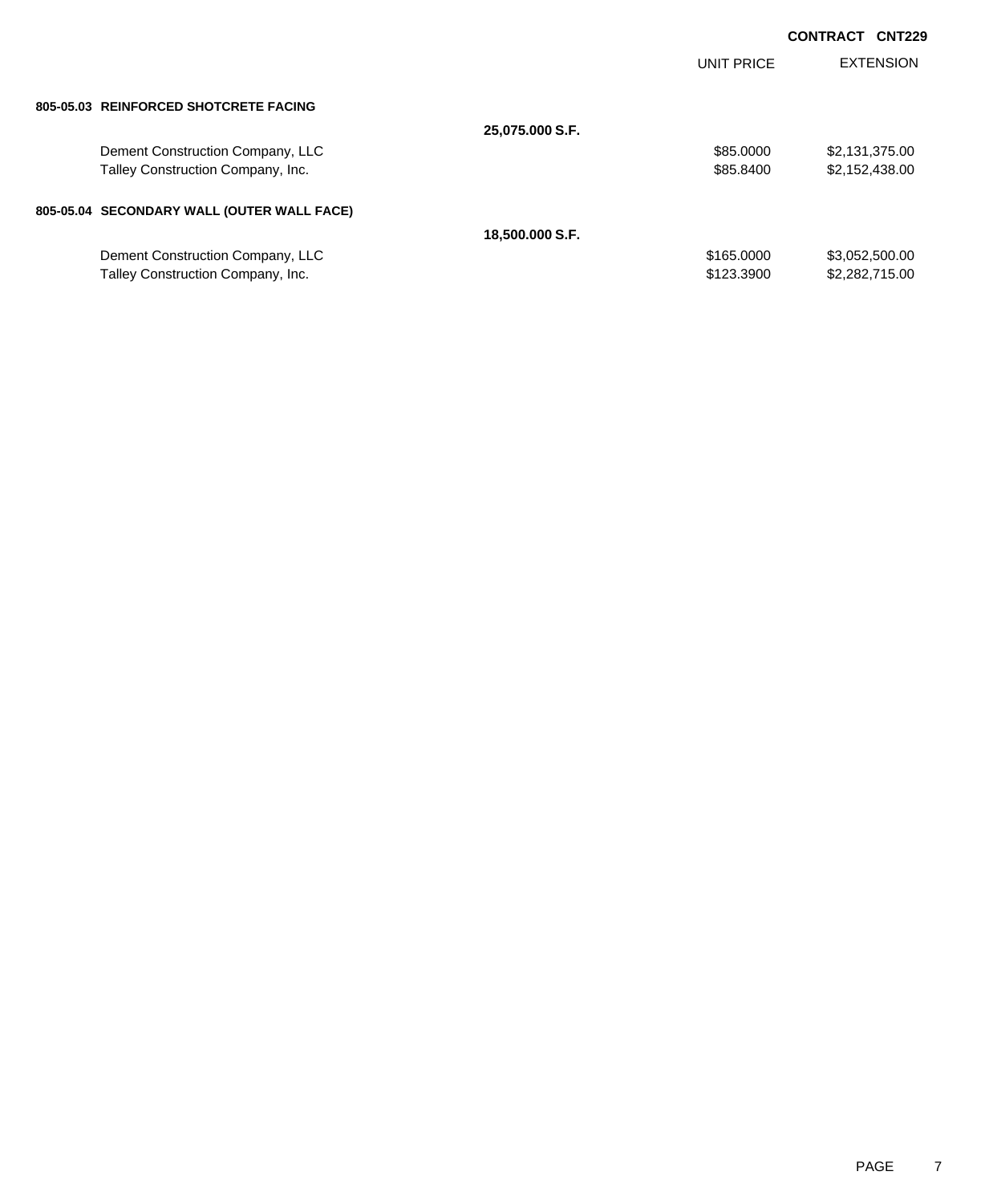**CONTRACT CNT229**

| | | UNIT PRICE | EXTENSION |
|---|---|---|---|
| **805-05.03 REINFORCED SHOTCRETE FACING** | | | |
| | **25,075.000 S.F.** | | |
| Dement Construction Company, LLC | | $85.0000 | $2,131,375.00 |
| Talley Construction Company, Inc. | | $85.8400 | $2,152,438.00 |
| **805-05.04 SECONDARY WALL (OUTER WALL FACE)** | | | |
| | **18,500.000 S.F.** | | |
| Dement Construction Company, LLC | | $165.0000 | $3,052,500.00 |
| Talley Construction Company, Inc. | | $123.3900 | $2,282,715.00 |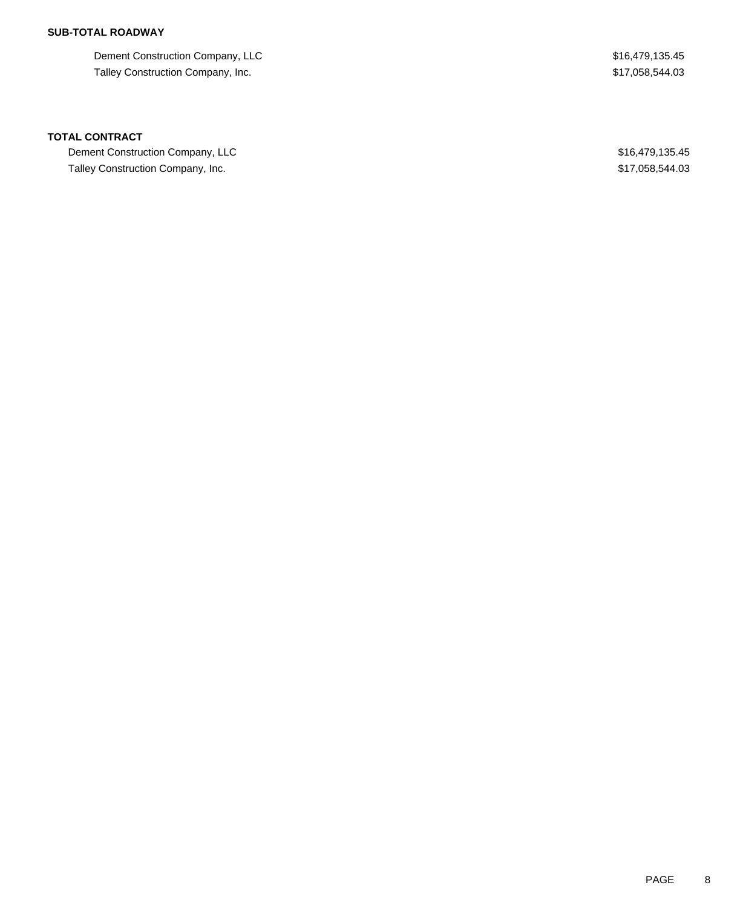**SUB-TOTAL ROADWAY**

| | |
|---|---|
| Dement Construction Company, LLC | $16,479,135.45 |
| Talley Construction Company, Inc. | $17,058,544.03 |

**TOTAL CONTRACT**

| | |
|---|---|
| Dement Construction Company, LLC | $16,479,135.45 |
| Talley Construction Company, Inc. | $17,058,544.03 |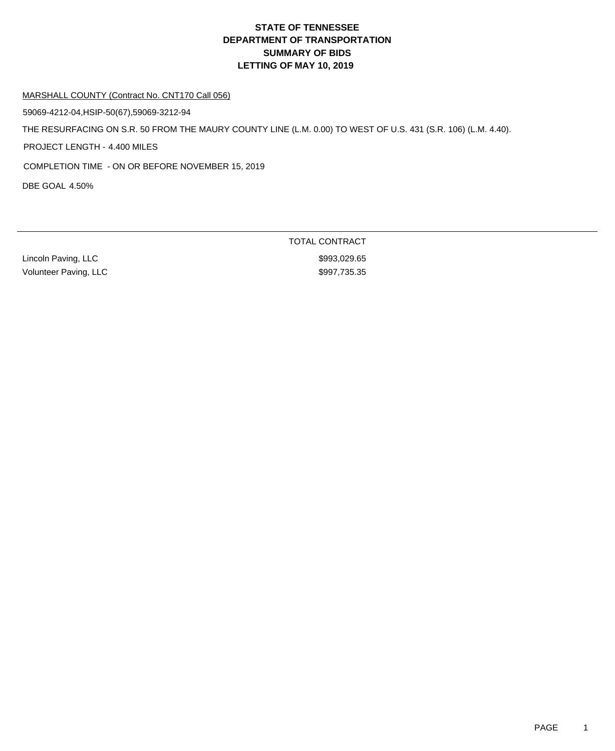# STATE OF TENNESSEE
# DEPARTMENT OF TRANSPORTATION
# SUMMARY OF BIDS
# LETTING OF MAY 10, 2019

MARSHALL COUNTY (Contract No. CNT170 Call 056)

59069-4212-04,HSIP-50(67),59069-3212-94

THE RESURFACING ON S.R. 50 FROM THE MAURY COUNTY LINE (L.M. 0.00) TO WEST OF U.S. 431 (S.R. 106) (L.M. 4.40).

PROJECT LENGTH - 4.400 MILES

COMPLETION TIME - ON OR BEFORE NOVEMBER 15, 2019

DBE GOAL 4.50%

| | TOTAL CONTRACT |
|---|---|
| Lincoln Paving, LLC | $993,029.65 |
| Volunteer Paving, LLC | $997,735.35 |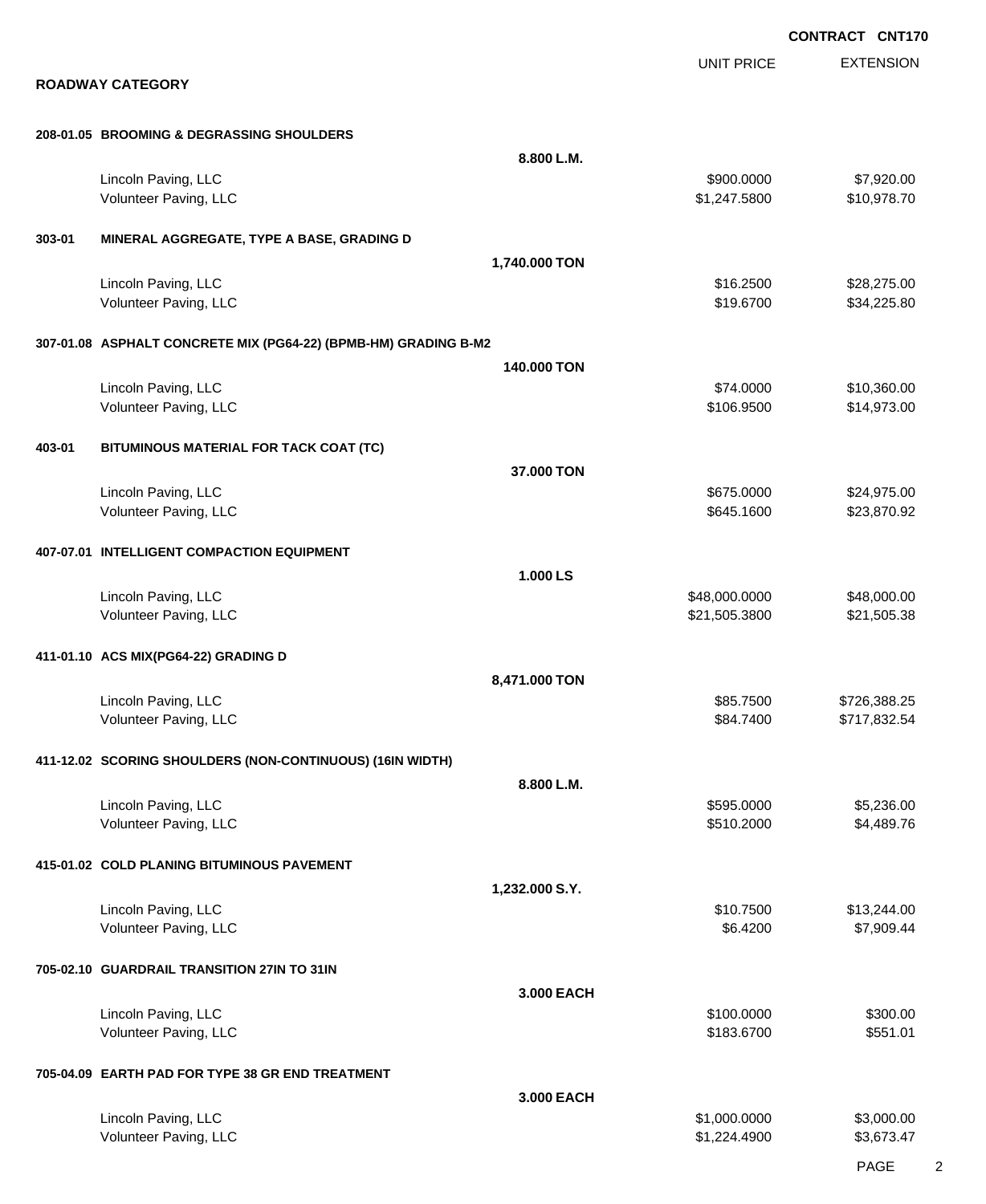**CONTRACT CNT170**

## ROADWAY CATEGORY

| | | UNIT PRICE | EXTENSION |
|---|---|---|---|
| **208-01.05 BROOMING & DEGRASSING SHOULDERS** | | | |
| | **8.800 L.M.** | | |
| Lincoln Paving, LLC | | $900.0000 | $7,920.00 |
| Volunteer Paving, LLC | | $1,247.5800 | $10,978.70 |
| **303-01 MINERAL AGGREGATE, TYPE A BASE, GRADING D** | | | |
| | **1,740.000 TON** | | |
| Lincoln Paving, LLC | | $16.2500 | $28,275.00 |
| Volunteer Paving, LLC | | $19.6700 | $34,225.80 |
| **307-01.08 ASPHALT CONCRETE MIX (PG64-22) (BPMB-HM) GRADING B-M2** | | | |
| | **140.000 TON** | | |
| Lincoln Paving, LLC | | $74.0000 | $10,360.00 |
| Volunteer Paving, LLC | | $106.9500 | $14,973.00 |
| **403-01 BITUMINOUS MATERIAL FOR TACK COAT (TC)** | | | |
| | **37.000 TON** | | |
| Lincoln Paving, LLC | | $675.0000 | $24,975.00 |
| Volunteer Paving, LLC | | $645.1600 | $23,870.92 |
| **407-07.01 INTELLIGENT COMPACTION EQUIPMENT** | | | |
| | **1.000 LS** | | |
| Lincoln Paving, LLC | | $48,000.0000 | $48,000.00 |
| Volunteer Paving, LLC | | $21,505.3800 | $21,505.38 |
| **411-01.10 ACS MIX(PG64-22) GRADING D** | | | |
| | **8,471.000 TON** | | |
| Lincoln Paving, LLC | | $85.7500 | $726,388.25 |
| Volunteer Paving, LLC | | $84.7400 | $717,832.54 |
| **411-12.02 SCORING SHOULDERS (NON-CONTINUOUS) (16IN WIDTH)** | | | |
| | **8.800 L.M.** | | |
| Lincoln Paving, LLC | | $595.0000 | $5,236.00 |
| Volunteer Paving, LLC | | $510.2000 | $4,489.76 |
| **415-01.02 COLD PLANING BITUMINOUS PAVEMENT** | | | |
| | **1,232.000 S.Y.** | | |
| Lincoln Paving, LLC | | $10.7500 | $13,244.00 |
| Volunteer Paving, LLC | | $6.4200 | $7,909.44 |
| **705-02.10 GUARDRAIL TRANSITION 27IN TO 31IN** | | | |
| | **3.000 EACH** | | |
| Lincoln Paving, LLC | | $100.0000 | $300.00 |
| Volunteer Paving, LLC | | $183.6700 | $551.01 |
| **705-04.09 EARTH PAD FOR TYPE 38 GR END TREATMENT** | | | |
| | **3.000 EACH** | | |
| Lincoln Paving, LLC | | $1,000.0000 | $3,000.00 |
| Volunteer Paving, LLC | | $1,224.4900 | $3,673.47 |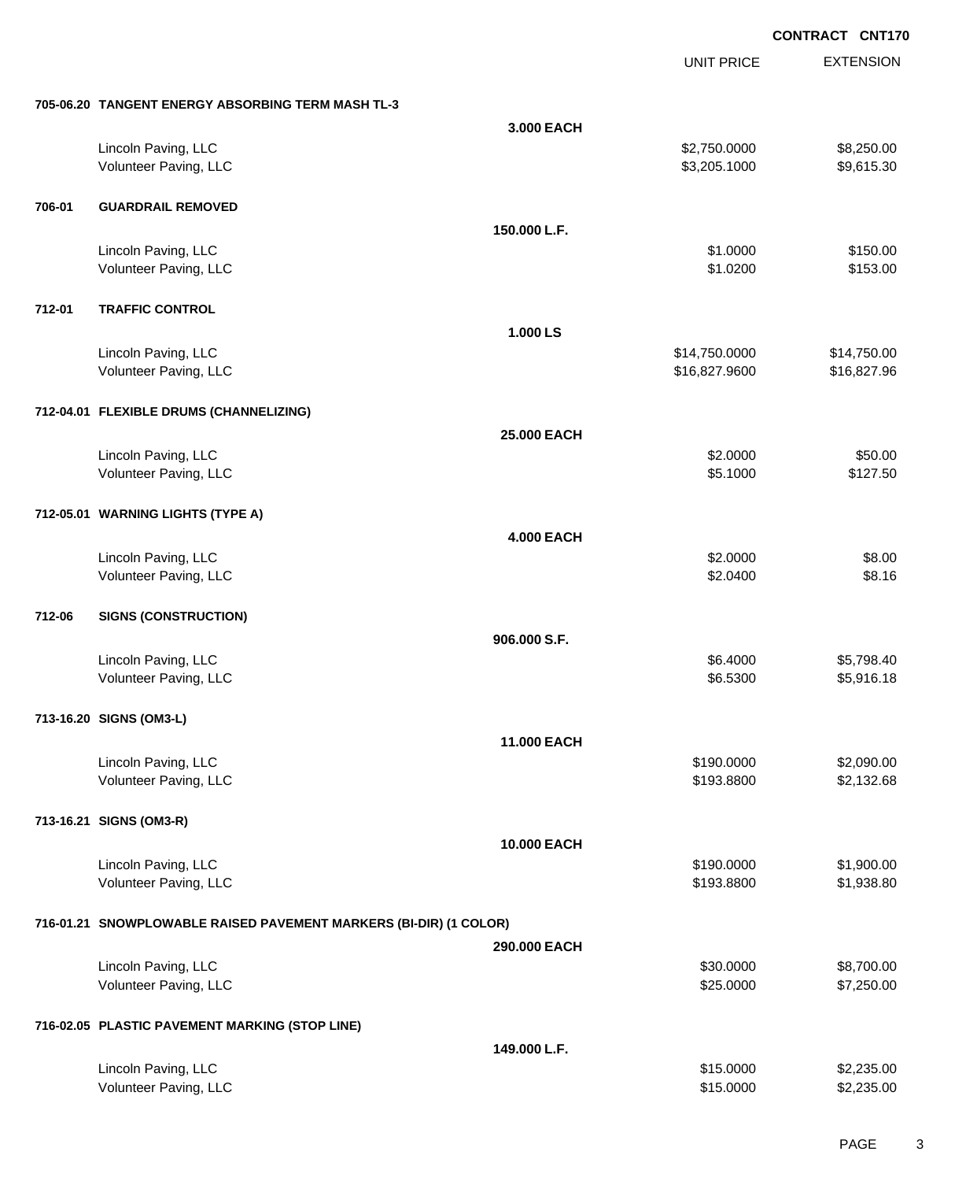**CONTRACT CNT170**

| | | | UNIT PRICE | EXTENSION |
|---|---|---|---|---|
| **705-06.20** | **TANGENT ENERGY ABSORBING TERM MASH TL-3** | | | |
| | | **3.000 EACH** | | |
| | Lincoln Paving, LLC | | $2,750.0000 | $8,250.00 |
| | Volunteer Paving, LLC | | $3,205.1000 | $9,615.30 |
| **706-01** | **GUARDRAIL REMOVED** | | | |
| | | **150.000 L.F.** | | |
| | Lincoln Paving, LLC | | $1.0000 | $150.00 |
| | Volunteer Paving, LLC | | $1.0200 | $153.00 |
| **712-01** | **TRAFFIC CONTROL** | | | |
| | | **1.000 LS** | | |
| | Lincoln Paving, LLC | | $14,750.0000 | $14,750.00 |
| | Volunteer Paving, LLC | | $16,827.9600 | $16,827.96 |
| **712-04.01** | **FLEXIBLE DRUMS (CHANNELIZING)** | | | |
| | | **25.000 EACH** | | |
| | Lincoln Paving, LLC | | $2.0000 | $50.00 |
| | Volunteer Paving, LLC | | $5.1000 | $127.50 |
| **712-05.01** | **WARNING LIGHTS (TYPE A)** | | | |
| | | **4.000 EACH** | | |
| | Lincoln Paving, LLC | | $2.0000 | $8.00 |
| | Volunteer Paving, LLC | | $2.0400 | $8.16 |
| **712-06** | **SIGNS (CONSTRUCTION)** | | | |
| | | **906.000 S.F.** | | |
| | Lincoln Paving, LLC | | $6.4000 | $5,798.40 |
| | Volunteer Paving, LLC | | $6.5300 | $5,916.18 |
| **713-16.20** | **SIGNS (OM3-L)** | | | |
| | | **11.000 EACH** | | |
| | Lincoln Paving, LLC | | $190.0000 | $2,090.00 |
| | Volunteer Paving, LLC | | $193.8800 | $2,132.68 |
| **713-16.21** | **SIGNS (OM3-R)** | | | |
| | | **10.000 EACH** | | |
| | Lincoln Paving, LLC | | $190.0000 | $1,900.00 |
| | Volunteer Paving, LLC | | $193.8800 | $1,938.80 |
| **716-01.21** | **SNOWPLOWABLE RAISED PAVEMENT MARKERS (BI-DIR) (1 COLOR)** | | | |
| | | **290.000 EACH** | | |
| | Lincoln Paving, LLC | | $30.0000 | $8,700.00 |
| | Volunteer Paving, LLC | | $25.0000 | $7,250.00 |
| **716-02.05** | **PLASTIC PAVEMENT MARKING (STOP LINE)** | | | |
| | | **149.000 L.F.** | | |
| | Lincoln Paving, LLC | | $15.0000 | $2,235.00 |
| | Volunteer Paving, LLC | | $15.0000 | $2,235.00 |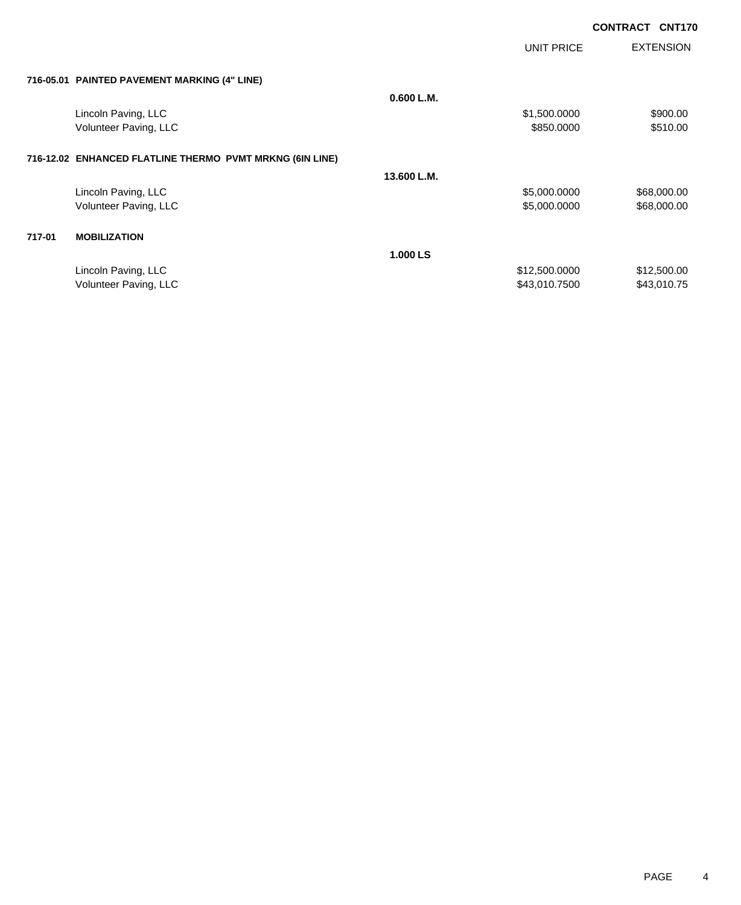**CONTRACT CNT170**

| | | | UNIT PRICE | EXTENSION |
|---|---|---|---|---|
| **716-05.01** | **PAINTED PAVEMENT MARKING (4" LINE)** | | | |
| | | **0.600 L.M.** | | |
| | Lincoln Paving, LLC | | $1,500.0000 | $900.00 |
| | Volunteer Paving, LLC | | $850.0000 | $510.00 |
| **716-12.02** | **ENHANCED FLATLINE THERMO PVMT MRKNG (6IN LINE)** | | | |
| | | **13.600 L.M.** | | |
| | Lincoln Paving, LLC | | $5,000.0000 | $68,000.00 |
| | Volunteer Paving, LLC | | $5,000.0000 | $68,000.00 |
| **717-01** | **MOBILIZATION** | | | |
| | | **1.000 LS** | | |
| | Lincoln Paving, LLC | | $12,500.0000 | $12,500.00 |
| | Volunteer Paving, LLC | | $43,010.7500 | $43,010.75 |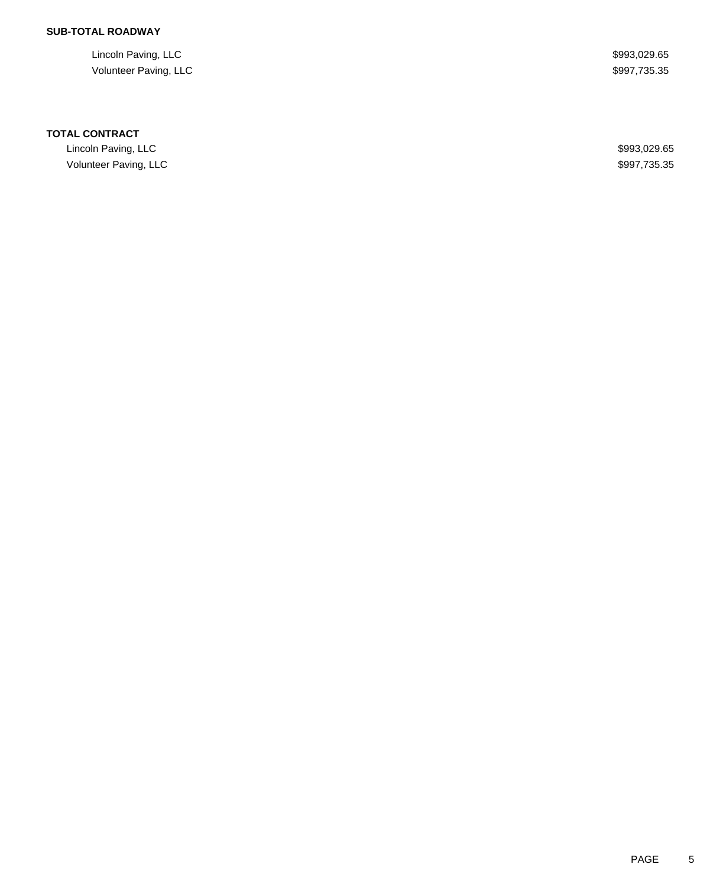**SUB-TOTAL ROADWAY**

| | |
|---|---|
| Lincoln Paving, LLC | $993,029.65 |
| Volunteer Paving, LLC | $997,735.35 |

**TOTAL CONTRACT**

| | |
|---|---|
| Lincoln Paving, LLC | $993,029.65 |
| Volunteer Paving, LLC | $997,735.35 |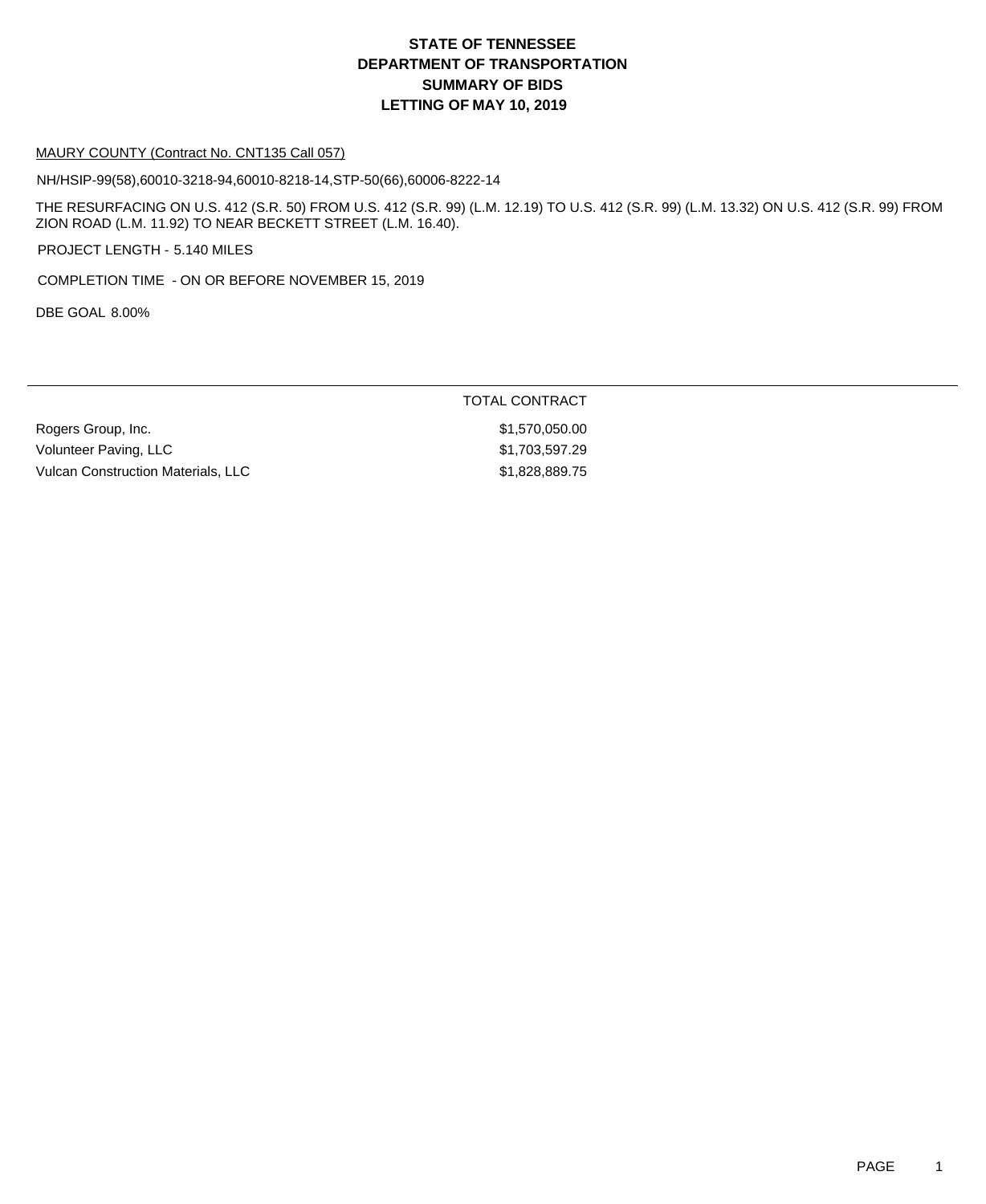# STATE OF TENNESSEE
# DEPARTMENT OF TRANSPORTATION
# SUMMARY OF BIDS
# LETTING OF MAY 10, 2019

MAURY COUNTY (Contract No. CNT135 Call 057)

NH/HSIP-99(58),60010-3218-94,60010-8218-14,STP-50(66),60006-8222-14

THE RESURFACING ON U.S. 412 (S.R. 50) FROM U.S. 412 (S.R. 99) (L.M. 12.19) TO U.S. 412 (S.R. 99) (L.M. 13.32) ON U.S. 412 (S.R. 99) FROM ZION ROAD (L.M. 11.92) TO NEAR BECKETT STREET (L.M. 16.40).

PROJECT LENGTH - 5.140 MILES

COMPLETION TIME - ON OR BEFORE NOVEMBER 15, 2019

DBE GOAL 8.00%

| | TOTAL CONTRACT |
|---|---|
| Rogers Group, Inc. | $1,570,050.00 |
| Volunteer Paving, LLC | $1,703,597.29 |
| Vulcan Construction Materials, LLC | $1,828,889.75 |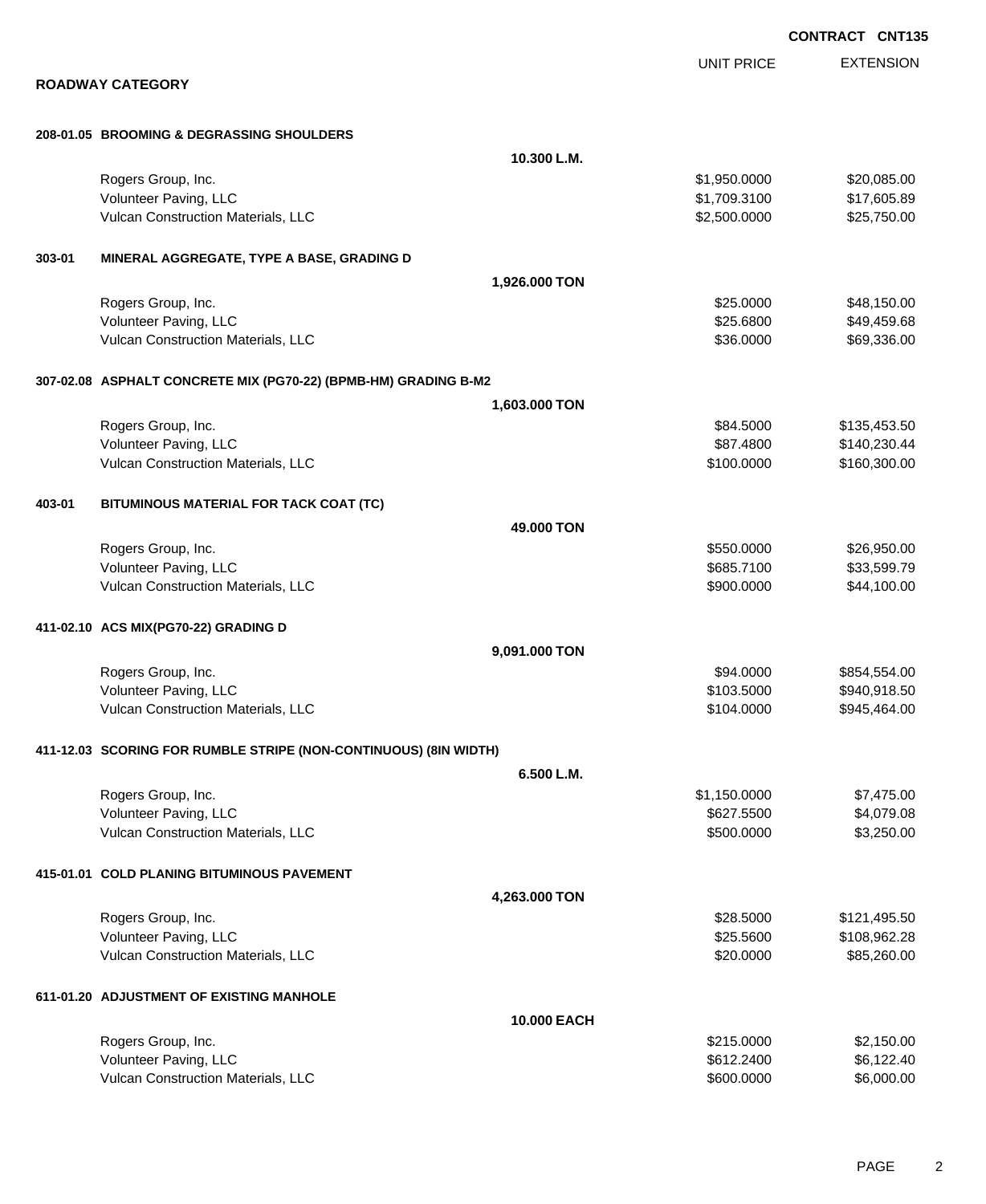**CONTRACT CNT135**

## ROADWAY CATEGORY

| | | UNIT PRICE | EXTENSION |
|---|---|---|---|
| **208-01.05 BROOMING & DEGRASSING SHOULDERS** | | | |
| | **10.300 L.M.** | | |
| Rogers Group, Inc. | | $1,950.0000 | $20,085.00 |
| Volunteer Paving, LLC | | $1,709.3100 | $17,605.89 |
| Vulcan Construction Materials, LLC | | $2,500.0000 | $25,750.00 |
| **303-01 MINERAL AGGREGATE, TYPE A BASE, GRADING D** | | | |
| | **1,926.000 TON** | | |
| Rogers Group, Inc. | | $25.0000 | $48,150.00 |
| Volunteer Paving, LLC | | $25.6800 | $49,459.68 |
| Vulcan Construction Materials, LLC | | $36.0000 | $69,336.00 |
| **307-02.08 ASPHALT CONCRETE MIX (PG70-22) (BPMB-HM) GRADING B-M2** | | | |
| | **1,603.000 TON** | | |
| Rogers Group, Inc. | | $84.5000 | $135,453.50 |
| Volunteer Paving, LLC | | $87.4800 | $140,230.44 |
| Vulcan Construction Materials, LLC | | $100.0000 | $160,300.00 |
| **403-01 BITUMINOUS MATERIAL FOR TACK COAT (TC)** | | | |
| | **49.000 TON** | | |
| Rogers Group, Inc. | | $550.0000 | $26,950.00 |
| Volunteer Paving, LLC | | $685.7100 | $33,599.79 |
| Vulcan Construction Materials, LLC | | $900.0000 | $44,100.00 |
| **411-02.10 ACS MIX(PG70-22) GRADING D** | | | |
| | **9,091.000 TON** | | |
| Rogers Group, Inc. | | $94.0000 | $854,554.00 |
| Volunteer Paving, LLC | | $103.5000 | $940,918.50 |
| Vulcan Construction Materials, LLC | | $104.0000 | $945,464.00 |
| **411-12.03 SCORING FOR RUMBLE STRIPE (NON-CONTINUOUS) (8IN WIDTH)** | | | |
| | **6.500 L.M.** | | |
| Rogers Group, Inc. | | $1,150.0000 | $7,475.00 |
| Volunteer Paving, LLC | | $627.5500 | $4,079.08 |
| Vulcan Construction Materials, LLC | | $500.0000 | $3,250.00 |
| **415-01.01 COLD PLANING BITUMINOUS PAVEMENT** | | | |
| | **4,263.000 TON** | | |
| Rogers Group, Inc. | | $28.5000 | $121,495.50 |
| Volunteer Paving, LLC | | $25.5600 | $108,962.28 |
| Vulcan Construction Materials, LLC | | $20.0000 | $85,260.00 |
| **611-01.20 ADJUSTMENT OF EXISTING MANHOLE** | | | |
| | **10.000 EACH** | | |
| Rogers Group, Inc. | | $215.0000 | $2,150.00 |
| Volunteer Paving, LLC | | $612.2400 | $6,122.40 |
| Vulcan Construction Materials, LLC | | $600.0000 | $6,000.00 |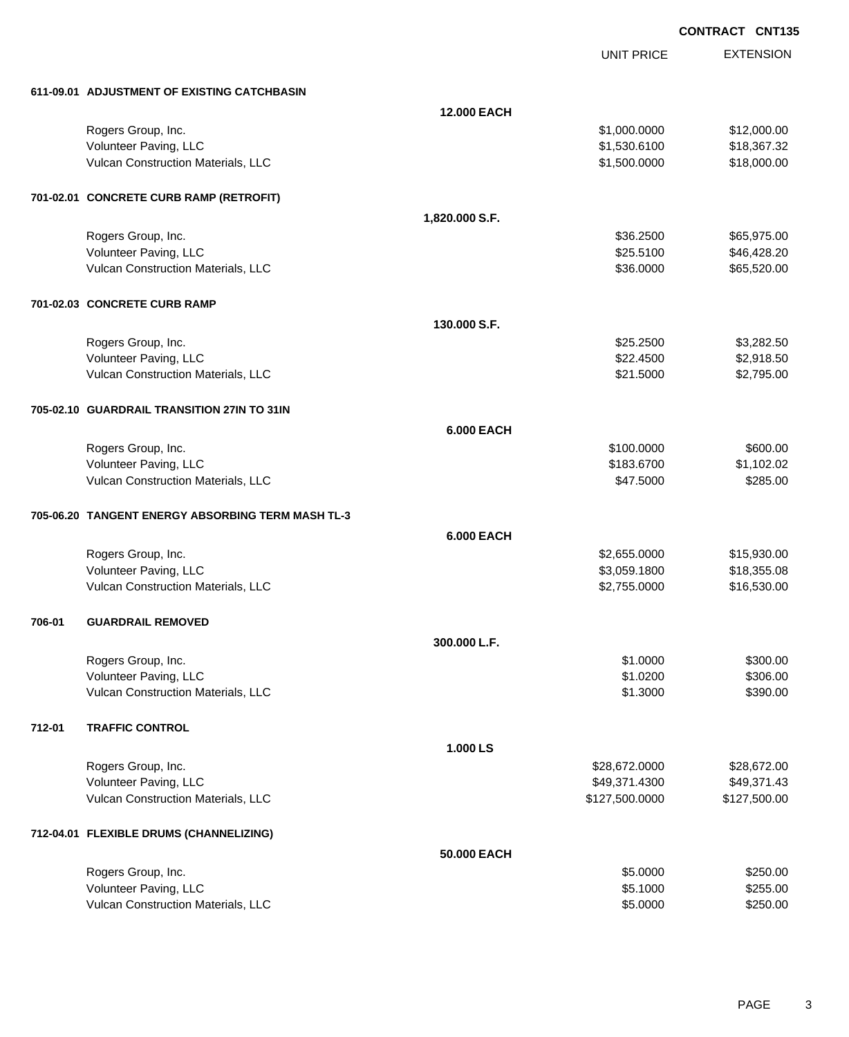CONTRACT CNT135

| | | UNIT PRICE | EXTENSION |
|---|---|---|---|
| **611-09.01 ADJUSTMENT OF EXISTING CATCHBASIN** | | | |
| | **12.000 EACH** | | |
| Rogers Group, Inc. | | $1,000.0000 | $12,000.00 |
| Volunteer Paving, LLC | | $1,530.6100 | $18,367.32 |
| Vulcan Construction Materials, LLC | | $1,500.0000 | $18,000.00 |
| **701-02.01 CONCRETE CURB RAMP (RETROFIT)** | | | |
| | **1,820.000 S.F.** | | |
| Rogers Group, Inc. | | $36.2500 | $65,975.00 |
| Volunteer Paving, LLC | | $25.5100 | $46,428.20 |
| Vulcan Construction Materials, LLC | | $36.0000 | $65,520.00 |
| **701-02.03 CONCRETE CURB RAMP** | | | |
| | **130.000 S.F.** | | |
| Rogers Group, Inc. | | $25.2500 | $3,282.50 |
| Volunteer Paving, LLC | | $22.4500 | $2,918.50 |
| Vulcan Construction Materials, LLC | | $21.5000 | $2,795.00 |
| **705-02.10 GUARDRAIL TRANSITION 27IN TO 31IN** | | | |
| | **6.000 EACH** | | |
| Rogers Group, Inc. | | $100.0000 | $600.00 |
| Volunteer Paving, LLC | | $183.6700 | $1,102.02 |
| Vulcan Construction Materials, LLC | | $47.5000 | $285.00 |
| **705-06.20 TANGENT ENERGY ABSORBING TERM MASH TL-3** | | | |
| | **6.000 EACH** | | |
| Rogers Group, Inc. | | $2,655.0000 | $15,930.00 |
| Volunteer Paving, LLC | | $3,059.1800 | $18,355.08 |
| Vulcan Construction Materials, LLC | | $2,755.0000 | $16,530.00 |
| **706-01 GUARDRAIL REMOVED** | | | |
| | **300.000 L.F.** | | |
| Rogers Group, Inc. | | $1.0000 | $300.00 |
| Volunteer Paving, LLC | | $1.0200 | $306.00 |
| Vulcan Construction Materials, LLC | | $1.3000 | $390.00 |
| **712-01 TRAFFIC CONTROL** | | | |
| | **1.000 LS** | | |
| Rogers Group, Inc. | | $28,672.0000 | $28,672.00 |
| Volunteer Paving, LLC | | $49,371.4300 | $49,371.43 |
| Vulcan Construction Materials, LLC | | $127,500.0000 | $127,500.00 |
| **712-04.01 FLEXIBLE DRUMS (CHANNELIZING)** | | | |
| | **50.000 EACH** | | |
| Rogers Group, Inc. | | $5.0000 | $250.00 |
| Volunteer Paving, LLC | | $5.1000 | $255.00 |
| Vulcan Construction Materials, LLC | | $5.0000 | $250.00 |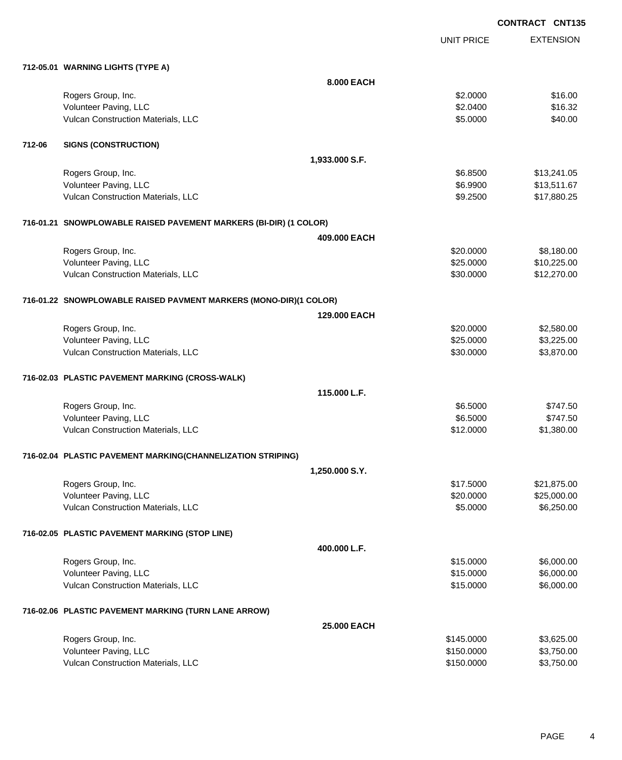**CONTRACT CNT135**

| | UNIT PRICE | EXTENSION |
|---|---|---|
| **712-05.01 WARNING LIGHTS (TYPE A)** | | |
| **8.000 EACH** | | |
| Rogers Group, Inc. | $2.0000 | $16.00 |
| Volunteer Paving, LLC | $2.0400 | $16.32 |
| Vulcan Construction Materials, LLC | $5.0000 | $40.00 |
| **712-06 SIGNS (CONSTRUCTION)** | | |
| **1,933.000 S.F.** | | |
| Rogers Group, Inc. | $6.8500 | $13,241.05 |
| Volunteer Paving, LLC | $6.9900 | $13,511.67 |
| Vulcan Construction Materials, LLC | $9.2500 | $17,880.25 |
| **716-01.21 SNOWPLOWABLE RAISED PAVEMENT MARKERS (BI-DIR) (1 COLOR)** | | |
| **409.000 EACH** | | |
| Rogers Group, Inc. | $20.0000 | $8,180.00 |
| Volunteer Paving, LLC | $25.0000 | $10,225.00 |
| Vulcan Construction Materials, LLC | $30.0000 | $12,270.00 |
| **716-01.22 SNOWPLOWABLE RAISED PAVMENT MARKERS (MONO-DIR)(1 COLOR)** | | |
| **129.000 EACH** | | |
| Rogers Group, Inc. | $20.0000 | $2,580.00 |
| Volunteer Paving, LLC | $25.0000 | $3,225.00 |
| Vulcan Construction Materials, LLC | $30.0000 | $3,870.00 |
| **716-02.03 PLASTIC PAVEMENT MARKING (CROSS-WALK)** | | |
| **115.000 L.F.** | | |
| Rogers Group, Inc. | $6.5000 | $747.50 |
| Volunteer Paving, LLC | $6.5000 | $747.50 |
| Vulcan Construction Materials, LLC | $12.0000 | $1,380.00 |
| **716-02.04 PLASTIC PAVEMENT MARKING(CHANNELIZATION STRIPING)** | | |
| **1,250.000 S.Y.** | | |
| Rogers Group, Inc. | $17.5000 | $21,875.00 |
| Volunteer Paving, LLC | $20.0000 | $25,000.00 |
| Vulcan Construction Materials, LLC | $5.0000 | $6,250.00 |
| **716-02.05 PLASTIC PAVEMENT MARKING (STOP LINE)** | | |
| **400.000 L.F.** | | |
| Rogers Group, Inc. | $15.0000 | $6,000.00 |
| Volunteer Paving, LLC | $15.0000 | $6,000.00 |
| Vulcan Construction Materials, LLC | $15.0000 | $6,000.00 |
| **716-02.06 PLASTIC PAVEMENT MARKING (TURN LANE ARROW)** | | |
| **25.000 EACH** | | |
| Rogers Group, Inc. | $145.0000 | $3,625.00 |
| Volunteer Paving, LLC | $150.0000 | $3,750.00 |
| Vulcan Construction Materials, LLC | $150.0000 | $3,750.00 |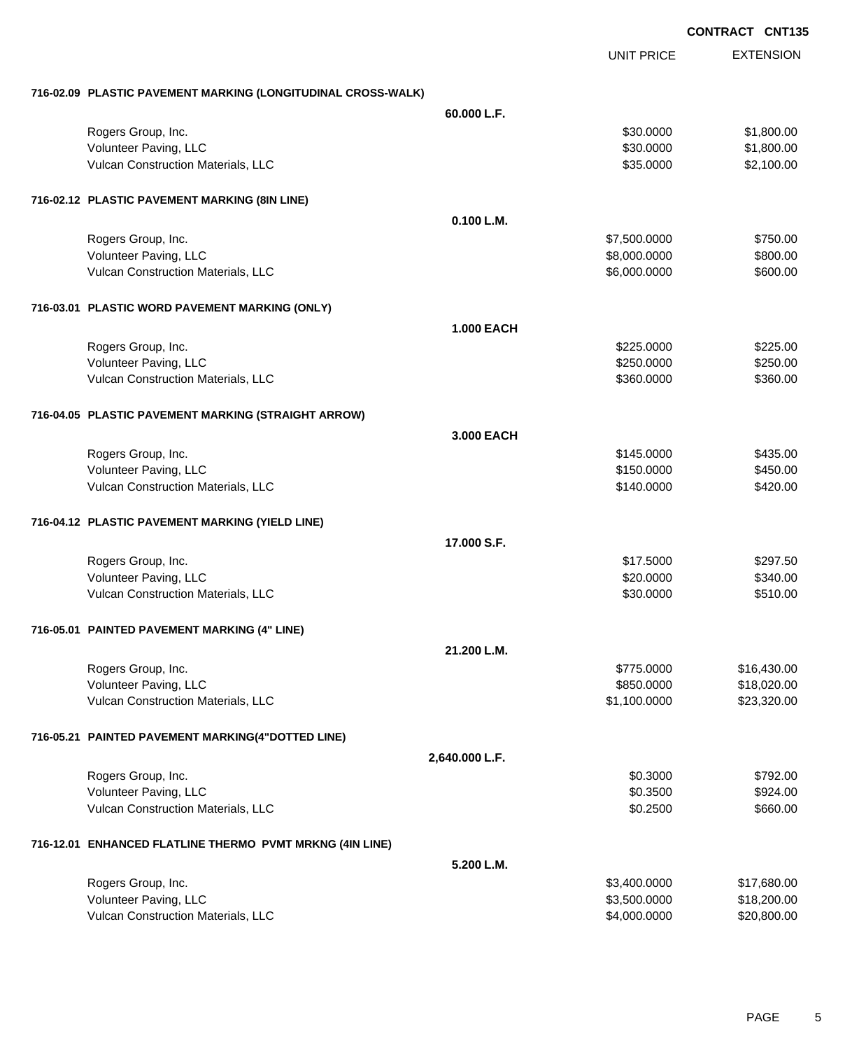**CONTRACT CNT135**

| | | UNIT PRICE | EXTENSION |
|---|---|---|---|
| **716-02.09 PLASTIC PAVEMENT MARKING (LONGITUDINAL CROSS-WALK)** | | | |
| | **60.000 L.F.** | | |
| Rogers Group, Inc. | | $30.0000 | $1,800.00 |
| Volunteer Paving, LLC | | $30.0000 | $1,800.00 |
| Vulcan Construction Materials, LLC | | $35.0000 | $2,100.00 |
| **716-02.12 PLASTIC PAVEMENT MARKING (8IN LINE)** | | | |
| | **0.100 L.M.** | | |
| Rogers Group, Inc. | | $7,500.0000 | $750.00 |
| Volunteer Paving, LLC | | $8,000.0000 | $800.00 |
| Vulcan Construction Materials, LLC | | $6,000.0000 | $600.00 |
| **716-03.01 PLASTIC WORD PAVEMENT MARKING (ONLY)** | | | |
| | **1.000 EACH** | | |
| Rogers Group, Inc. | | $225.0000 | $225.00 |
| Volunteer Paving, LLC | | $250.0000 | $250.00 |
| Vulcan Construction Materials, LLC | | $360.0000 | $360.00 |
| **716-04.05 PLASTIC PAVEMENT MARKING (STRAIGHT ARROW)** | | | |
| | **3.000 EACH** | | |
| Rogers Group, Inc. | | $145.0000 | $435.00 |
| Volunteer Paving, LLC | | $150.0000 | $450.00 |
| Vulcan Construction Materials, LLC | | $140.0000 | $420.00 |
| **716-04.12 PLASTIC PAVEMENT MARKING (YIELD LINE)** | | | |
| | **17.000 S.F.** | | |
| Rogers Group, Inc. | | $17.5000 | $297.50 |
| Volunteer Paving, LLC | | $20.0000 | $340.00 |
| Vulcan Construction Materials, LLC | | $30.0000 | $510.00 |
| **716-05.01 PAINTED PAVEMENT MARKING (4" LINE)** | | | |
| | **21.200 L.M.** | | |
| Rogers Group, Inc. | | $775.0000 | $16,430.00 |
| Volunteer Paving, LLC | | $850.0000 | $18,020.00 |
| Vulcan Construction Materials, LLC | | $1,100.0000 | $23,320.00 |
| **716-05.21 PAINTED PAVEMENT MARKING(4"DOTTED LINE)** | | | |
| | **2,640.000 L.F.** | | |
| Rogers Group, Inc. | | $0.3000 | $792.00 |
| Volunteer Paving, LLC | | $0.3500 | $924.00 |
| Vulcan Construction Materials, LLC | | $0.2500 | $660.00 |
| **716-12.01 ENHANCED FLATLINE THERMO PVMT MRKNG (4IN LINE)** | | | |
| | **5.200 L.M.** | | |
| Rogers Group, Inc. | | $3,400.0000 | $17,680.00 |
| Volunteer Paving, LLC | | $3,500.0000 | $18,200.00 |
| Vulcan Construction Materials, LLC | | $4,000.0000 | $20,800.00 |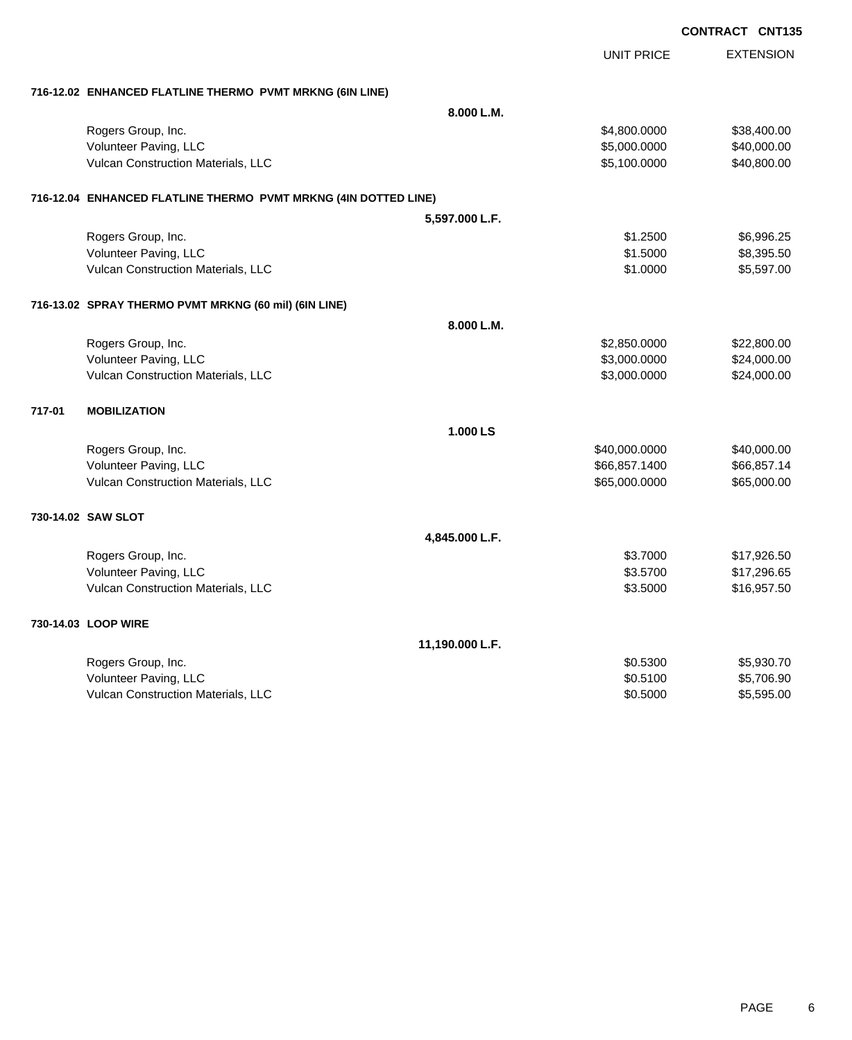**CONTRACT CNT135**

| | | UNIT PRICE | EXTENSION |
|---|---|---|---|
| **716-12.02 ENHANCED FLATLINE THERMO PVMT MRKNG (6IN LINE)** | | | |
| | **8.000 L.M.** | | |
| Rogers Group, Inc. | | $4,800.0000 | $38,400.00 |
| Volunteer Paving, LLC | | $5,000.0000 | $40,000.00 |
| Vulcan Construction Materials, LLC | | $5,100.0000 | $40,800.00 |
| **716-12.04 ENHANCED FLATLINE THERMO PVMT MRKNG (4IN DOTTED LINE)** | | | |
| | **5,597.000 L.F.** | | |
| Rogers Group, Inc. | | $1.2500 | $6,996.25 |
| Volunteer Paving, LLC | | $1.5000 | $8,395.50 |
| Vulcan Construction Materials, LLC | | $1.0000 | $5,597.00 |
| **716-13.02 SPRAY THERMO PVMT MRKNG (60 mil) (6IN LINE)** | | | |
| | **8.000 L.M.** | | |
| Rogers Group, Inc. | | $2,850.0000 | $22,800.00 |
| Volunteer Paving, LLC | | $3,000.0000 | $24,000.00 |
| Vulcan Construction Materials, LLC | | $3,000.0000 | $24,000.00 |
| **717-01 MOBILIZATION** | | | |
| | **1.000 LS** | | |
| Rogers Group, Inc. | | $40,000.0000 | $40,000.00 |
| Volunteer Paving, LLC | | $66,857.1400 | $66,857.14 |
| Vulcan Construction Materials, LLC | | $65,000.0000 | $65,000.00 |
| **730-14.02 SAW SLOT** | | | |
| | **4,845.000 L.F.** | | |
| Rogers Group, Inc. | | $3.7000 | $17,926.50 |
| Volunteer Paving, LLC | | $3.5700 | $17,296.65 |
| Vulcan Construction Materials, LLC | | $3.5000 | $16,957.50 |
| **730-14.03 LOOP WIRE** | | | |
| | **11,190.000 L.F.** | | |
| Rogers Group, Inc. | | $0.5300 | $5,930.70 |
| Volunteer Paving, LLC | | $0.5100 | $5,706.90 |
| Vulcan Construction Materials, LLC | | $0.5000 | $5,595.00 |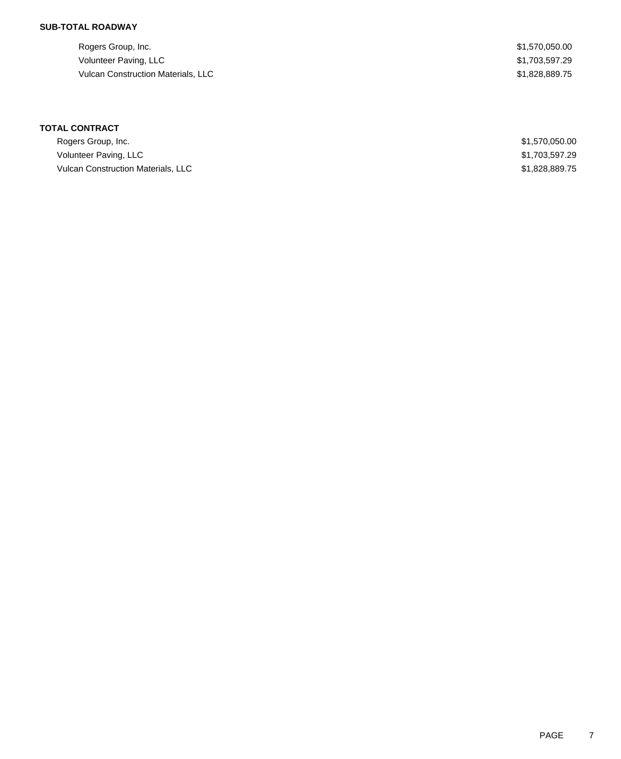**SUB-TOTAL ROADWAY**

| | |
|---|---|
| Rogers Group, Inc. | $1,570,050.00 |
| Volunteer Paving, LLC | $1,703,597.29 |
| Vulcan Construction Materials, LLC | $1,828,889.75 |

**TOTAL CONTRACT**

| | |
|---|---|
| Rogers Group, Inc. | $1,570,050.00 |
| Volunteer Paving, LLC | $1,703,597.29 |
| Vulcan Construction Materials, LLC | $1,828,889.75 |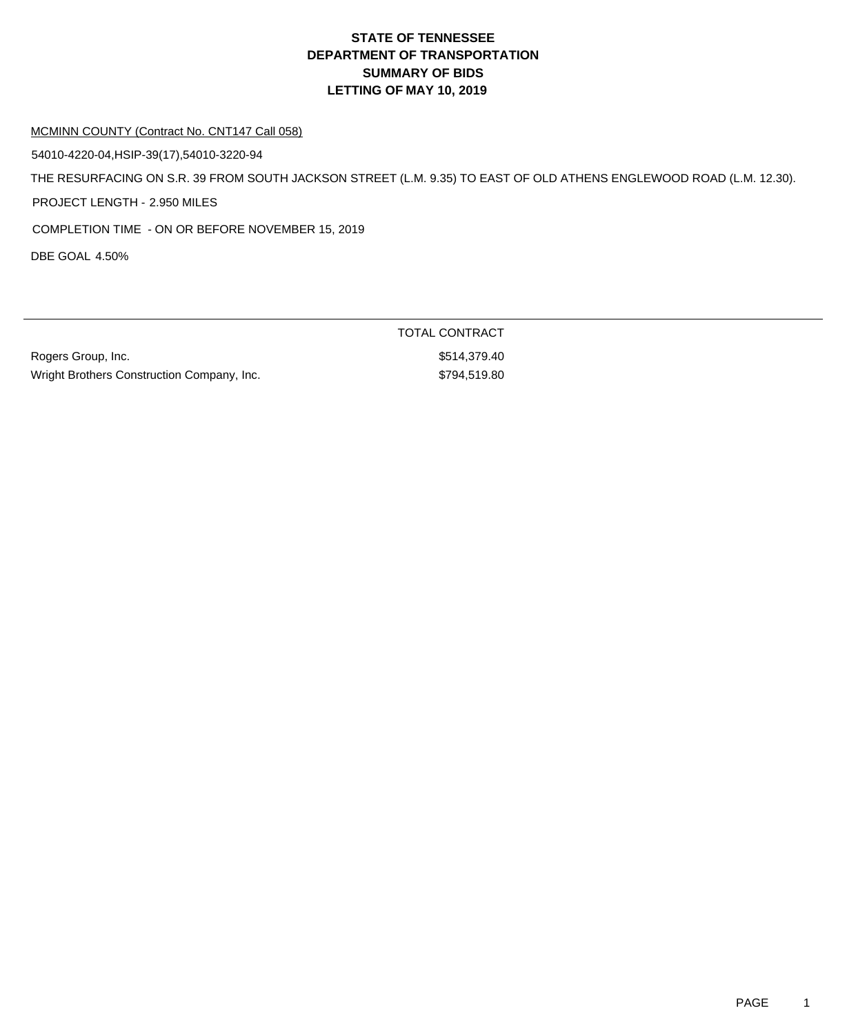# STATE OF TENNESSEE
# DEPARTMENT OF TRANSPORTATION
# SUMMARY OF BIDS
# LETTING OF MAY 10, 2019

MCMINN COUNTY (Contract No. CNT147 Call 058)

54010-4220-04,HSIP-39(17),54010-3220-94

THE RESURFACING ON S.R. 39 FROM SOUTH JACKSON STREET (L.M. 9.35) TO EAST OF OLD ATHENS ENGLEWOOD ROAD (L.M. 12.30).

PROJECT LENGTH - 2.950 MILES

COMPLETION TIME - ON OR BEFORE NOVEMBER 15, 2019

DBE GOAL 4.50%

| | TOTAL CONTRACT |
|---|---|
| Rogers Group, Inc. | $514,379.40 |
| Wright Brothers Construction Company, Inc. | $794,519.80 |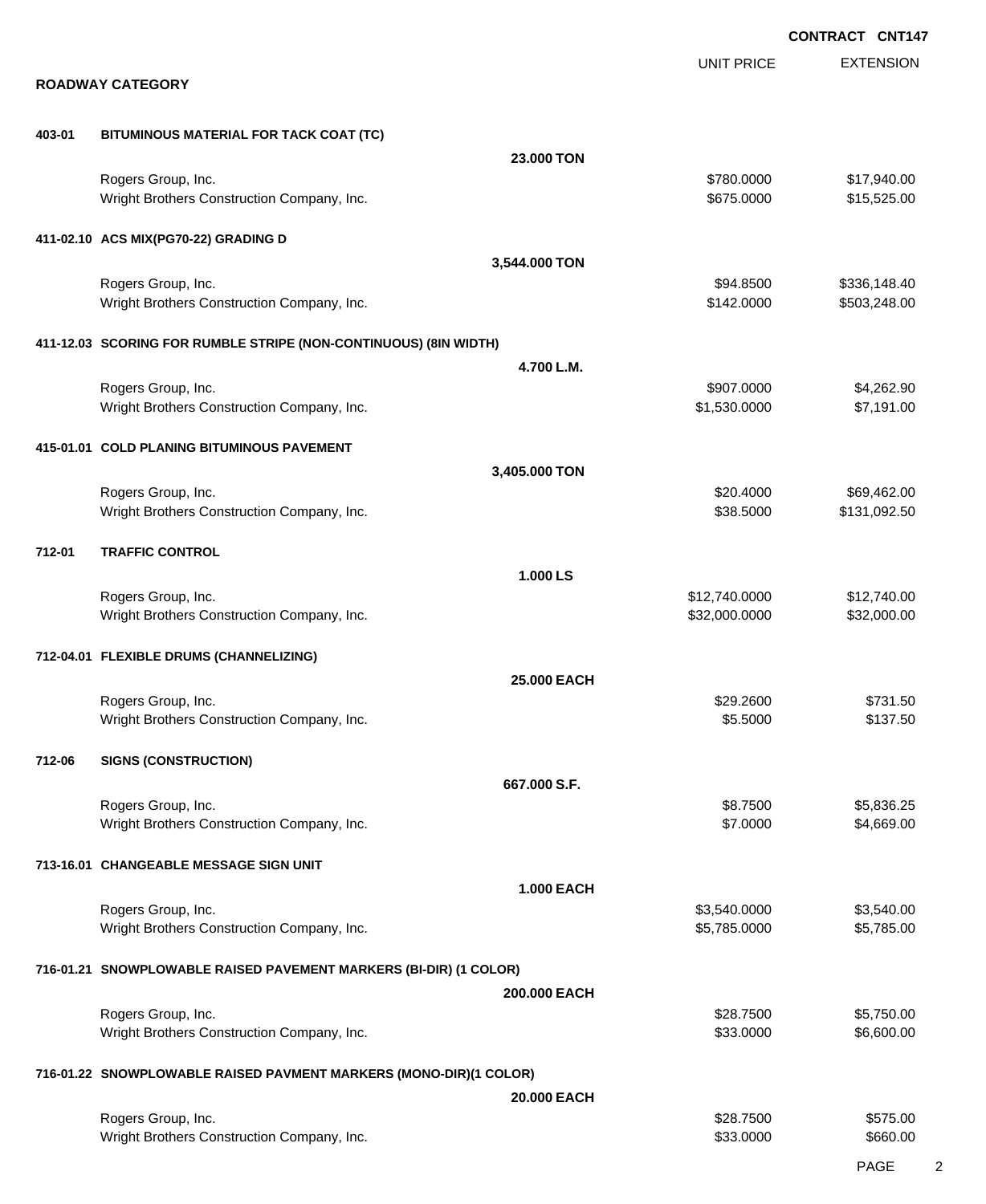**CONTRACT CNT147**

## ROADWAY CATEGORY

| | | | UNIT PRICE | EXTENSION |
|---|---|---|---|---|
| **403-01** | **BITUMINOUS MATERIAL FOR TACK COAT (TC)** | | | |
| | | **23.000 TON** | | |
| | Rogers Group, Inc. | | $780.0000 | $17,940.00 |
| | Wright Brothers Construction Company, Inc. | | $675.0000 | $15,525.00 |
| **411-02.10** | **ACS MIX(PG70-22) GRADING D** | | | |
| | | **3,544.000 TON** | | |
| | Rogers Group, Inc. | | $94.8500 | $336,148.40 |
| | Wright Brothers Construction Company, Inc. | | $142.0000 | $503,248.00 |
| **411-12.03** | **SCORING FOR RUMBLE STRIPE (NON-CONTINUOUS) (8IN WIDTH)** | | | |
| | | **4.700 L.M.** | | |
| | Rogers Group, Inc. | | $907.0000 | $4,262.90 |
| | Wright Brothers Construction Company, Inc. | | $1,530.0000 | $7,191.00 |
| **415-01.01** | **COLD PLANING BITUMINOUS PAVEMENT** | | | |
| | | **3,405.000 TON** | | |
| | Rogers Group, Inc. | | $20.4000 | $69,462.00 |
| | Wright Brothers Construction Company, Inc. | | $38.5000 | $131,092.50 |
| **712-01** | **TRAFFIC CONTROL** | | | |
| | | **1.000 LS** | | |
| | Rogers Group, Inc. | | $12,740.0000 | $12,740.00 |
| | Wright Brothers Construction Company, Inc. | | $32,000.0000 | $32,000.00 |
| **712-04.01** | **FLEXIBLE DRUMS (CHANNELIZING)** | | | |
| | | **25.000 EACH** | | |
| | Rogers Group, Inc. | | $29.2600 | $731.50 |
| | Wright Brothers Construction Company, Inc. | | $5.5000 | $137.50 |
| **712-06** | **SIGNS (CONSTRUCTION)** | | | |
| | | **667.000 S.F.** | | |
| | Rogers Group, Inc. | | $8.7500 | $5,836.25 |
| | Wright Brothers Construction Company, Inc. | | $7.0000 | $4,669.00 |
| **713-16.01** | **CHANGEABLE MESSAGE SIGN UNIT** | | | |
| | | **1.000 EACH** | | |
| | Rogers Group, Inc. | | $3,540.0000 | $3,540.00 |
| | Wright Brothers Construction Company, Inc. | | $5,785.0000 | $5,785.00 |
| **716-01.21** | **SNOWPLOWABLE RAISED PAVEMENT MARKERS (BI-DIR) (1 COLOR)** | | | |
| | | **200.000 EACH** | | |
| | Rogers Group, Inc. | | $28.7500 | $5,750.00 |
| | Wright Brothers Construction Company, Inc. | | $33.0000 | $6,600.00 |
| **716-01.22** | **SNOWPLOWABLE RAISED PAVMENT MARKERS (MONO-DIR)(1 COLOR)** | | | |
| | | **20.000 EACH** | | |
| | Rogers Group, Inc. | | $28.7500 | $575.00 |
| | Wright Brothers Construction Company, Inc. | | $33.0000 | $660.00 |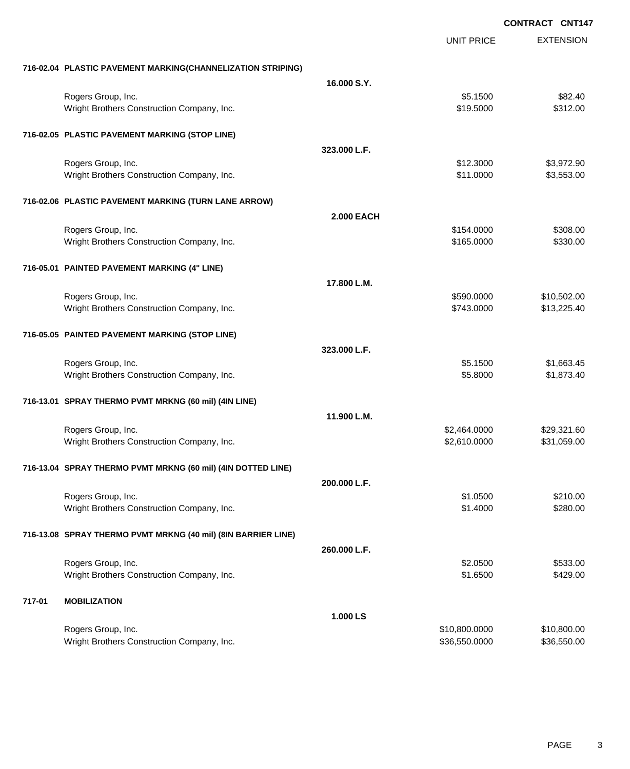**CONTRACT CNT147**

| | | UNIT PRICE | EXTENSION |
|---|---|---|---|
| **716-02.04 PLASTIC PAVEMENT MARKING(CHANNELIZATION STRIPING)** | | | |
| | **16.000 S.Y.** | | |
| Rogers Group, Inc. | | $5.1500 | $82.40 |
| Wright Brothers Construction Company, Inc. | | $19.5000 | $312.00 |
| **716-02.05 PLASTIC PAVEMENT MARKING (STOP LINE)** | | | |
| | **323.000 L.F.** | | |
| Rogers Group, Inc. | | $12.3000 | $3,972.90 |
| Wright Brothers Construction Company, Inc. | | $11.0000 | $3,553.00 |
| **716-02.06 PLASTIC PAVEMENT MARKING (TURN LANE ARROW)** | | | |
| | **2.000 EACH** | | |
| Rogers Group, Inc. | | $154.0000 | $308.00 |
| Wright Brothers Construction Company, Inc. | | $165.0000 | $330.00 |
| **716-05.01 PAINTED PAVEMENT MARKING (4" LINE)** | | | |
| | **17.800 L.M.** | | |
| Rogers Group, Inc. | | $590.0000 | $10,502.00 |
| Wright Brothers Construction Company, Inc. | | $743.0000 | $13,225.40 |
| **716-05.05 PAINTED PAVEMENT MARKING (STOP LINE)** | | | |
| | **323.000 L.F.** | | |
| Rogers Group, Inc. | | $5.1500 | $1,663.45 |
| Wright Brothers Construction Company, Inc. | | $5.8000 | $1,873.40 |
| **716-13.01 SPRAY THERMO PVMT MRKNG (60 mil) (4IN LINE)** | | | |
| | **11.900 L.M.** | | |
| Rogers Group, Inc. | | $2,464.0000 | $29,321.60 |
| Wright Brothers Construction Company, Inc. | | $2,610.0000 | $31,059.00 |
| **716-13.04 SPRAY THERMO PVMT MRKNG (60 mil) (4IN DOTTED LINE)** | | | |
| | **200.000 L.F.** | | |
| Rogers Group, Inc. | | $1.0500 | $210.00 |
| Wright Brothers Construction Company, Inc. | | $1.4000 | $280.00 |
| **716-13.08 SPRAY THERMO PVMT MRKNG (40 mil) (8IN BARRIER LINE)** | | | |
| | **260.000 L.F.** | | |
| Rogers Group, Inc. | | $2.0500 | $533.00 |
| Wright Brothers Construction Company, Inc. | | $1.6500 | $429.00 |
| **717-01 MOBILIZATION** | | | |
| | **1.000 LS** | | |
| Rogers Group, Inc. | | $10,800.0000 | $10,800.00 |
| Wright Brothers Construction Company, Inc. | | $36,550.0000 | $36,550.00 |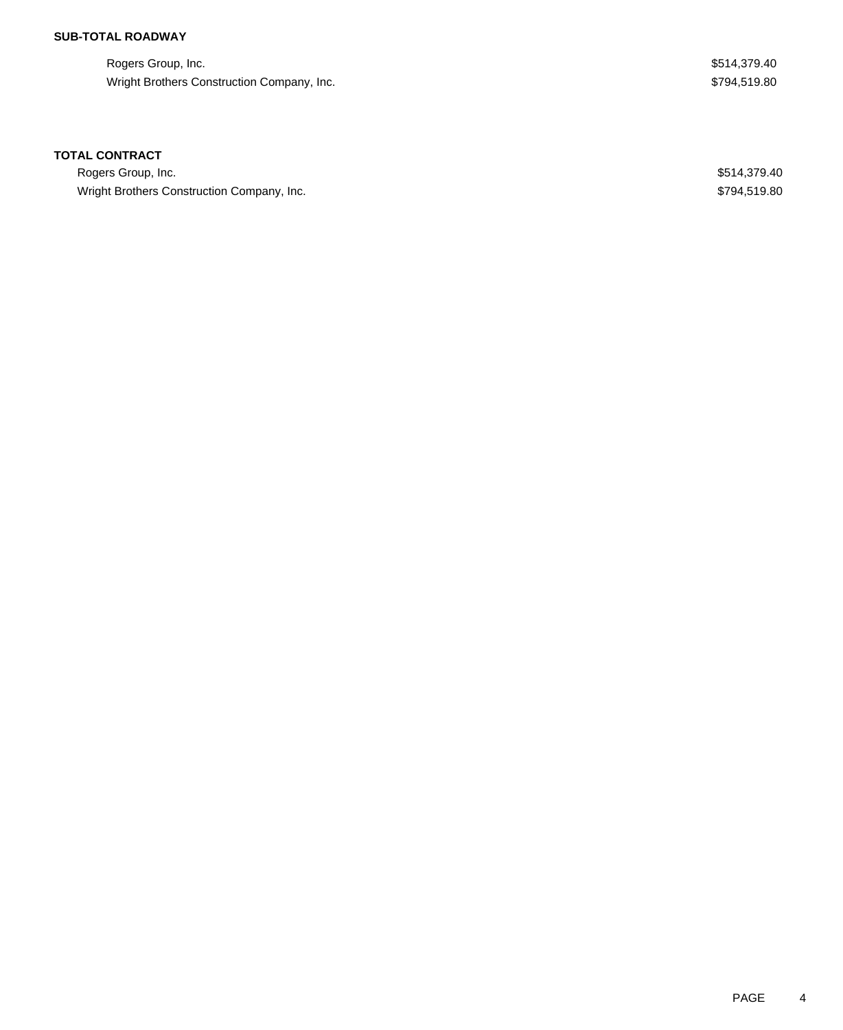**SUB-TOTAL ROADWAY**

| | |
|---|---|
| Rogers Group, Inc. | $514,379.40 |
| Wright Brothers Construction Company, Inc. | $794,519.80 |

**TOTAL CONTRACT**

| | |
|---|---|
| Rogers Group, Inc. | $514,379.40 |
| Wright Brothers Construction Company, Inc. | $794,519.80 |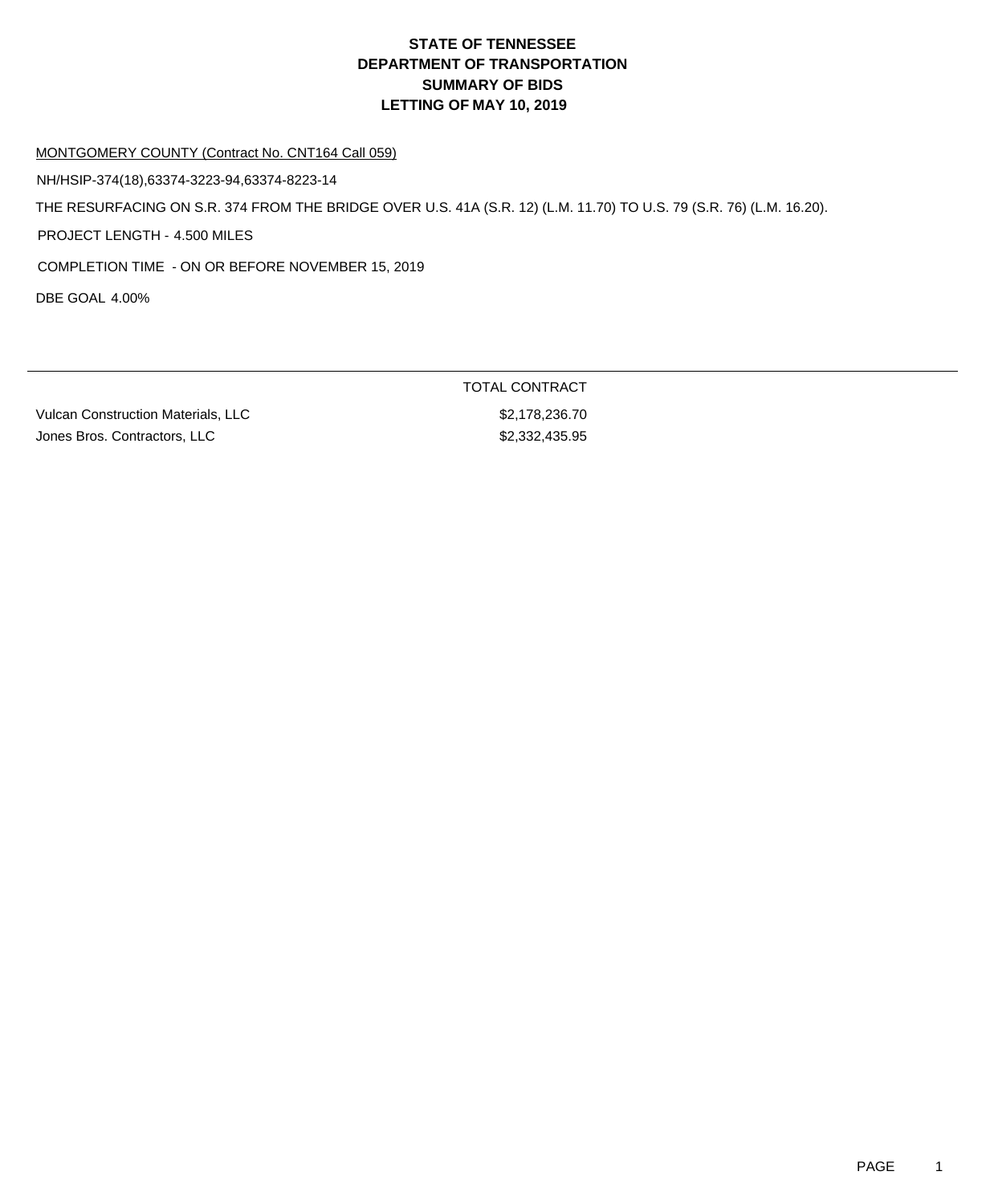# STATE OF TENNESSEE
# DEPARTMENT OF TRANSPORTATION
# SUMMARY OF BIDS
# LETTING OF MAY 10, 2019

MONTGOMERY COUNTY (Contract No. CNT164 Call 059)

NH/HSIP-374(18),63374-3223-94,63374-8223-14

THE RESURFACING ON S.R. 374 FROM THE BRIDGE OVER U.S. 41A (S.R. 12) (L.M. 11.70) TO U.S. 79 (S.R. 76) (L.M. 16.20).

PROJECT LENGTH - 4.500 MILES

COMPLETION TIME - ON OR BEFORE NOVEMBER 15, 2019

DBE GOAL 4.00%

| | TOTAL CONTRACT |
|---|---|
| Vulcan Construction Materials, LLC | $2,178,236.70 |
| Jones Bros. Contractors, LLC | $2,332,435.95 |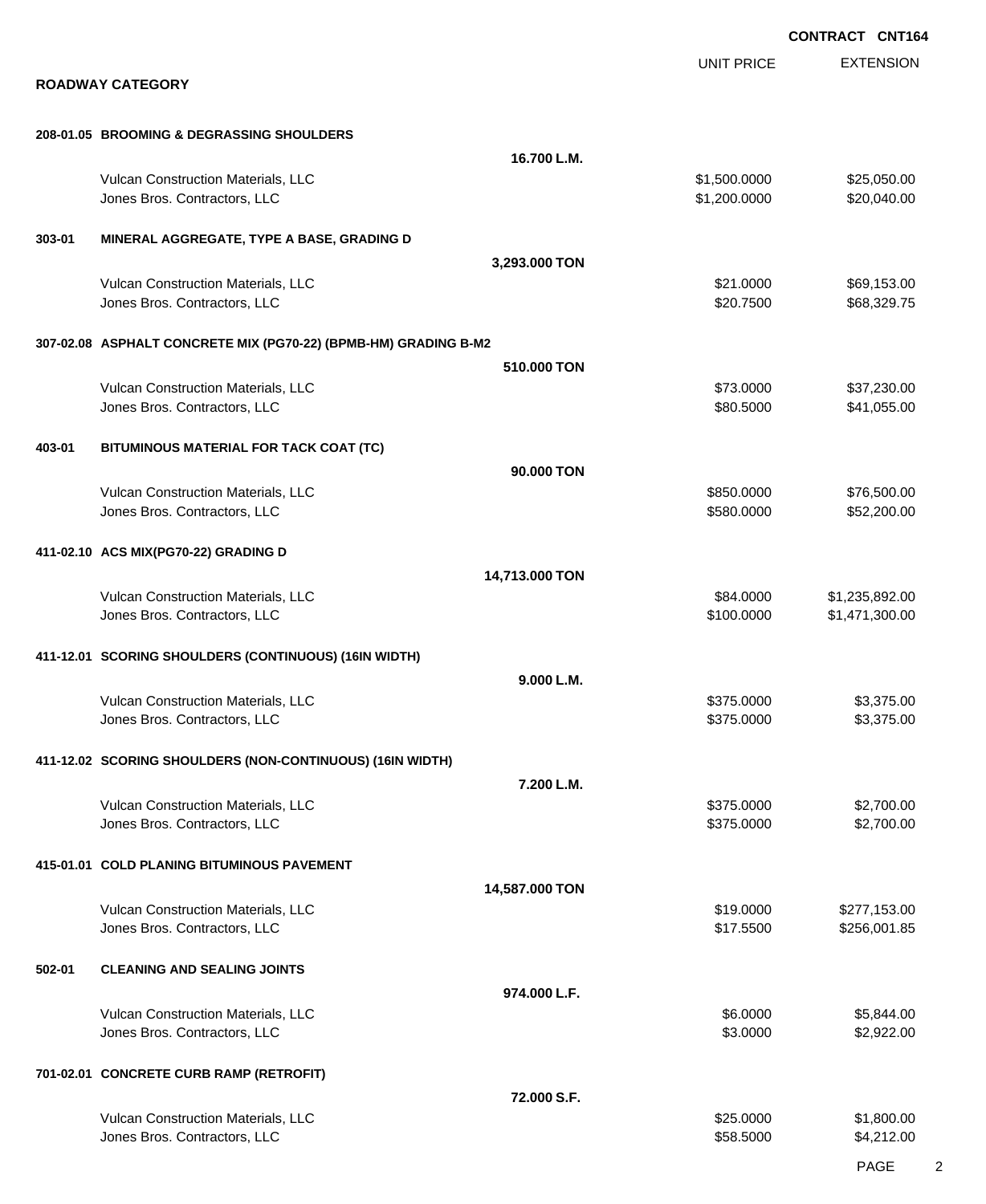**CONTRACT CNT164**

## ROADWAY CATEGORY

| | | UNIT PRICE | EXTENSION |
|---|---|---|---|
| **208-01.05 BROOMING & DEGRASSING SHOULDERS** | | | |
| | **16.700 L.M.** | | |
| Vulcan Construction Materials, LLC | | \$1,500.0000 | \$25,050.00 |
| Jones Bros. Contractors, LLC | | \$1,200.0000 | \$20,040.00 |
| **303-01 MINERAL AGGREGATE, TYPE A BASE, GRADING D** | | | |
| | **3,293.000 TON** | | |
| Vulcan Construction Materials, LLC | | \$21.0000 | \$69,153.00 |
| Jones Bros. Contractors, LLC | | \$20.7500 | \$68,329.75 |
| **307-02.08 ASPHALT CONCRETE MIX (PG70-22) (BPMB-HM) GRADING B-M2** | | | |
| | **510.000 TON** | | |
| Vulcan Construction Materials, LLC | | \$73.0000 | \$37,230.00 |
| Jones Bros. Contractors, LLC | | \$80.5000 | \$41,055.00 |
| **403-01 BITUMINOUS MATERIAL FOR TACK COAT (TC)** | | | |
| | **90.000 TON** | | |
| Vulcan Construction Materials, LLC | | \$850.0000 | \$76,500.00 |
| Jones Bros. Contractors, LLC | | \$580.0000 | \$52,200.00 |
| **411-02.10 ACS MIX(PG70-22) GRADING D** | | | |
| | **14,713.000 TON** | | |
| Vulcan Construction Materials, LLC | | \$84.0000 | \$1,235,892.00 |
| Jones Bros. Contractors, LLC | | \$100.0000 | \$1,471,300.00 |
| **411-12.01 SCORING SHOULDERS (CONTINUOUS) (16IN WIDTH)** | | | |
| | **9.000 L.M.** | | |
| Vulcan Construction Materials, LLC | | \$375.0000 | \$3,375.00 |
| Jones Bros. Contractors, LLC | | \$375.0000 | \$3,375.00 |
| **411-12.02 SCORING SHOULDERS (NON-CONTINUOUS) (16IN WIDTH)** | | | |
| | **7.200 L.M.** | | |
| Vulcan Construction Materials, LLC | | \$375.0000 | \$2,700.00 |
| Jones Bros. Contractors, LLC | | \$375.0000 | \$2,700.00 |
| **415-01.01 COLD PLANING BITUMINOUS PAVEMENT** | | | |
| | **14,587.000 TON** | | |
| Vulcan Construction Materials, LLC | | \$19.0000 | \$277,153.00 |
| Jones Bros. Contractors, LLC | | \$17.5500 | \$256,001.85 |
| **502-01 CLEANING AND SEALING JOINTS** | | | |
| | **974.000 L.F.** | | |
| Vulcan Construction Materials, LLC | | \$6.0000 | \$5,844.00 |
| Jones Bros. Contractors, LLC | | \$3.0000 | \$2,922.00 |
| **701-02.01 CONCRETE CURB RAMP (RETROFIT)** | | | |
| | **72.000 S.F.** | | |
| Vulcan Construction Materials, LLC | | \$25.0000 | \$1,800.00 |
| Jones Bros. Contractors, LLC | | \$58.5000 | \$4,212.00 |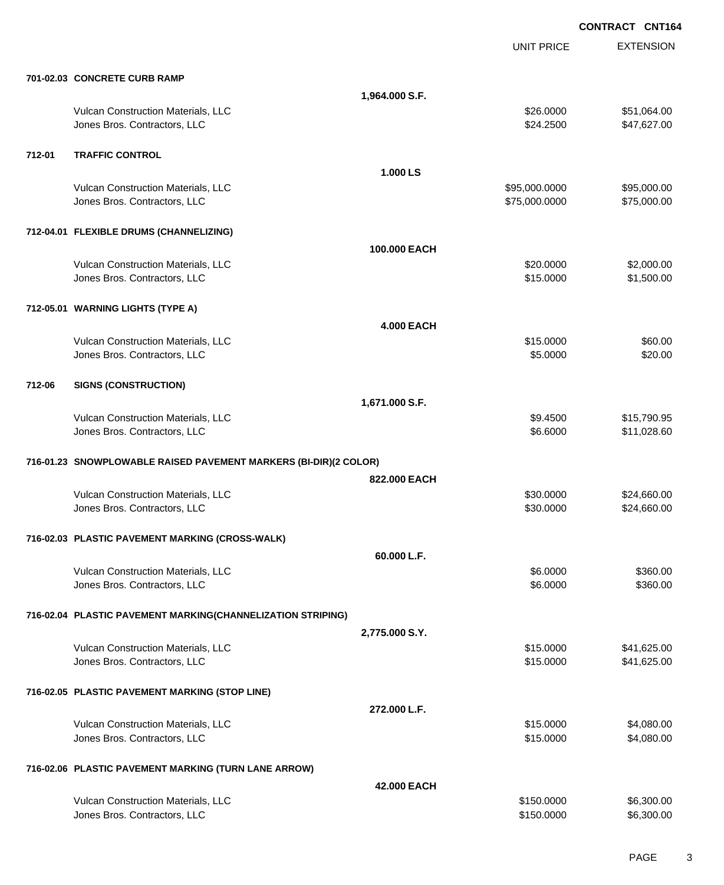**CONTRACT CNT164**

| | | UNIT PRICE | EXTENSION |
|---|---|---|---|
| **701-02.03** | **CONCRETE CURB RAMP** | | |
| | **1,964.000 S.F.** | | |
| | Vulcan Construction Materials, LLC | $26.0000 | $51,064.00 |
| | Jones Bros. Contractors, LLC | $24.2500 | $47,627.00 |
| **712-01** | **TRAFFIC CONTROL** | | |
| | **1.000 LS** | | |
| | Vulcan Construction Materials, LLC | $95,000.0000 | $95,000.00 |
| | Jones Bros. Contractors, LLC | $75,000.0000 | $75,000.00 |
| **712-04.01** | **FLEXIBLE DRUMS (CHANNELIZING)** | | |
| | **100.000 EACH** | | |
| | Vulcan Construction Materials, LLC | $20.0000 | $2,000.00 |
| | Jones Bros. Contractors, LLC | $15.0000 | $1,500.00 |
| **712-05.01** | **WARNING LIGHTS (TYPE A)** | | |
| | **4.000 EACH** | | |
| | Vulcan Construction Materials, LLC | $15.0000 | $60.00 |
| | Jones Bros. Contractors, LLC | $5.0000 | $20.00 |
| **712-06** | **SIGNS (CONSTRUCTION)** | | |
| | **1,671.000 S.F.** | | |
| | Vulcan Construction Materials, LLC | $9.4500 | $15,790.95 |
| | Jones Bros. Contractors, LLC | $6.6000 | $11,028.60 |
| **716-01.23** | **SNOWPLOWABLE RAISED PAVEMENT MARKERS (BI-DIR)(2 COLOR)** | | |
| | **822.000 EACH** | | |
| | Vulcan Construction Materials, LLC | $30.0000 | $24,660.00 |
| | Jones Bros. Contractors, LLC | $30.0000 | $24,660.00 |
| **716-02.03** | **PLASTIC PAVEMENT MARKING (CROSS-WALK)** | | |
| | **60.000 L.F.** | | |
| | Vulcan Construction Materials, LLC | $6.0000 | $360.00 |
| | Jones Bros. Contractors, LLC | $6.0000 | $360.00 |
| **716-02.04** | **PLASTIC PAVEMENT MARKING(CHANNELIZATION STRIPING)** | | |
| | **2,775.000 S.Y.** | | |
| | Vulcan Construction Materials, LLC | $15.0000 | $41,625.00 |
| | Jones Bros. Contractors, LLC | $15.0000 | $41,625.00 |
| **716-02.05** | **PLASTIC PAVEMENT MARKING (STOP LINE)** | | |
| | **272.000 L.F.** | | |
| | Vulcan Construction Materials, LLC | $15.0000 | $4,080.00 |
| | Jones Bros. Contractors, LLC | $15.0000 | $4,080.00 |
| **716-02.06** | **PLASTIC PAVEMENT MARKING (TURN LANE ARROW)** | | |
| | **42.000 EACH** | | |
| | Vulcan Construction Materials, LLC | $150.0000 | $6,300.00 |
| | Jones Bros. Contractors, LLC | $150.0000 | $6,300.00 |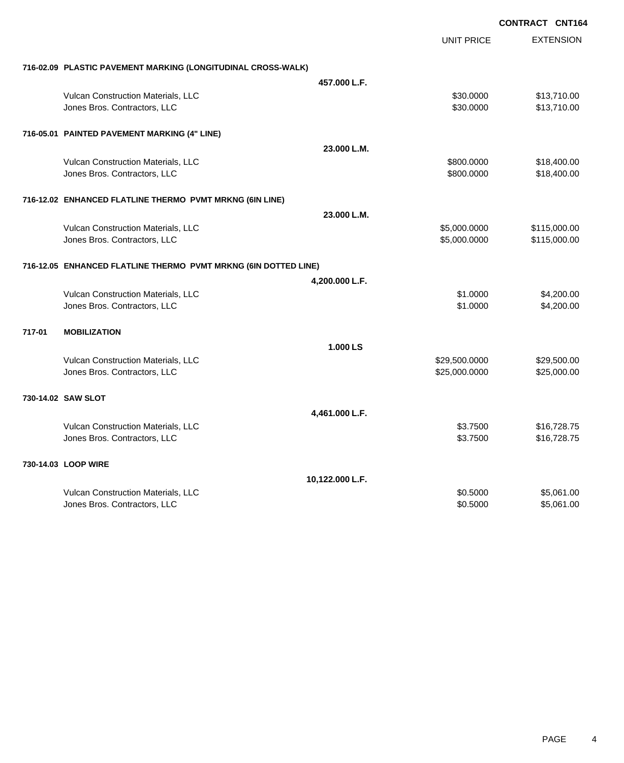**CONTRACT CNT164**

| | | UNIT PRICE | EXTENSION |
|---|---|---|---|
| **716-02.09 PLASTIC PAVEMENT MARKING (LONGITUDINAL CROSS-WALK)** | | | |
| | **457.000 L.F.** | | |
| Vulcan Construction Materials, LLC | | $30.0000 | $13,710.00 |
| Jones Bros. Contractors, LLC | | $30.0000 | $13,710.00 |
| **716-05.01 PAINTED PAVEMENT MARKING (4" LINE)** | | | |
| | **23.000 L.M.** | | |
| Vulcan Construction Materials, LLC | | $800.0000 | $18,400.00 |
| Jones Bros. Contractors, LLC | | $800.0000 | $18,400.00 |
| **716-12.02 ENHANCED FLATLINE THERMO PVMT MRKNG (6IN LINE)** | | | |
| | **23.000 L.M.** | | |
| Vulcan Construction Materials, LLC | | $5,000.0000 | $115,000.00 |
| Jones Bros. Contractors, LLC | | $5,000.0000 | $115,000.00 |
| **716-12.05 ENHANCED FLATLINE THERMO PVMT MRKNG (6IN DOTTED LINE)** | | | |
| | **4,200.000 L.F.** | | |
| Vulcan Construction Materials, LLC | | $1.0000 | $4,200.00 |
| Jones Bros. Contractors, LLC | | $1.0000 | $4,200.00 |
| **717-01 MOBILIZATION** | | | |
| | **1.000 LS** | | |
| Vulcan Construction Materials, LLC | | $29,500.0000 | $29,500.00 |
| Jones Bros. Contractors, LLC | | $25,000.0000 | $25,000.00 |
| **730-14.02 SAW SLOT** | | | |
| | **4,461.000 L.F.** | | |
| Vulcan Construction Materials, LLC | | $3.7500 | $16,728.75 |
| Jones Bros. Contractors, LLC | | $3.7500 | $16,728.75 |
| **730-14.03 LOOP WIRE** | | | |
| | **10,122.000 L.F.** | | |
| Vulcan Construction Materials, LLC | | $0.5000 | $5,061.00 |
| Jones Bros. Contractors, LLC | | $0.5000 | $5,061.00 |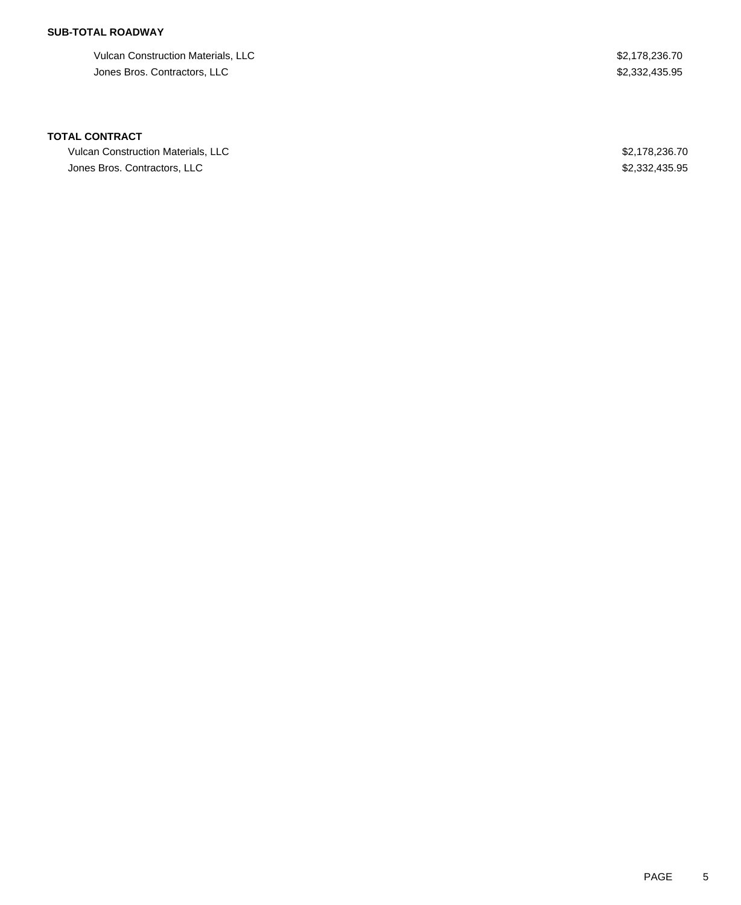**SUB-TOTAL ROADWAY**

| | |
|---|---|
| Vulcan Construction Materials, LLC | $2,178,236.70 |
| Jones Bros. Contractors, LLC | $2,332,435.95 |

**TOTAL CONTRACT**

| | |
|---|---|
| Vulcan Construction Materials, LLC | $2,178,236.70 |
| Jones Bros. Contractors, LLC | $2,332,435.95 |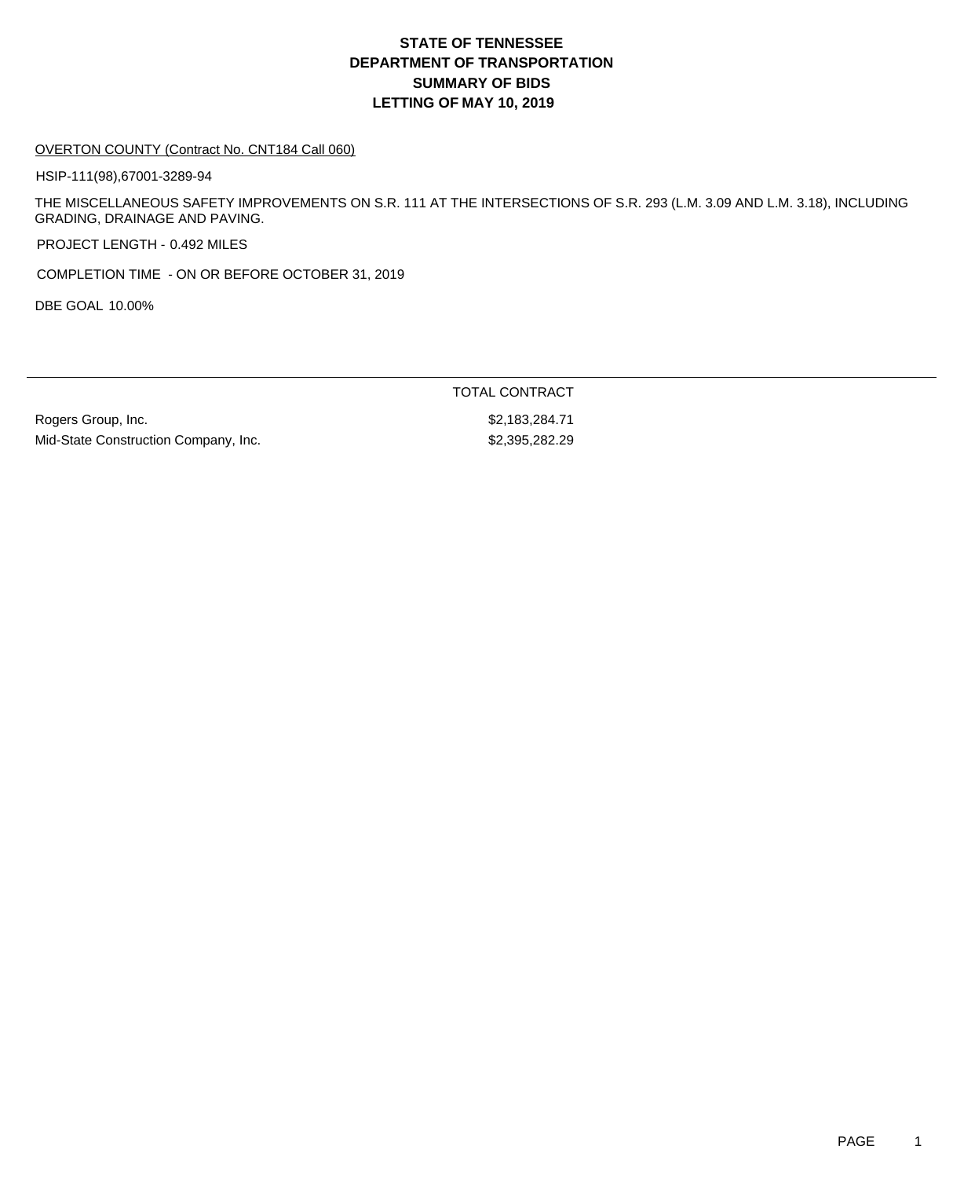# STATE OF TENNESSEE
# DEPARTMENT OF TRANSPORTATION
# SUMMARY OF BIDS
# LETTING OF MAY 10, 2019

OVERTON COUNTY (Contract No. CNT184 Call 060)

HSIP-111(98),67001-3289-94

THE MISCELLANEOUS SAFETY IMPROVEMENTS ON S.R. 111 AT THE INTERSECTIONS OF S.R. 293 (L.M. 3.09 AND L.M. 3.18), INCLUDING GRADING, DRAINAGE AND PAVING.

PROJECT LENGTH - 0.492 MILES

COMPLETION TIME - ON OR BEFORE OCTOBER 31, 2019

DBE GOAL 10.00%

| | TOTAL CONTRACT |
|---|---|
| Rogers Group, Inc. | $2,183,284.71 |
| Mid-State Construction Company, Inc. | $2,395,282.29 |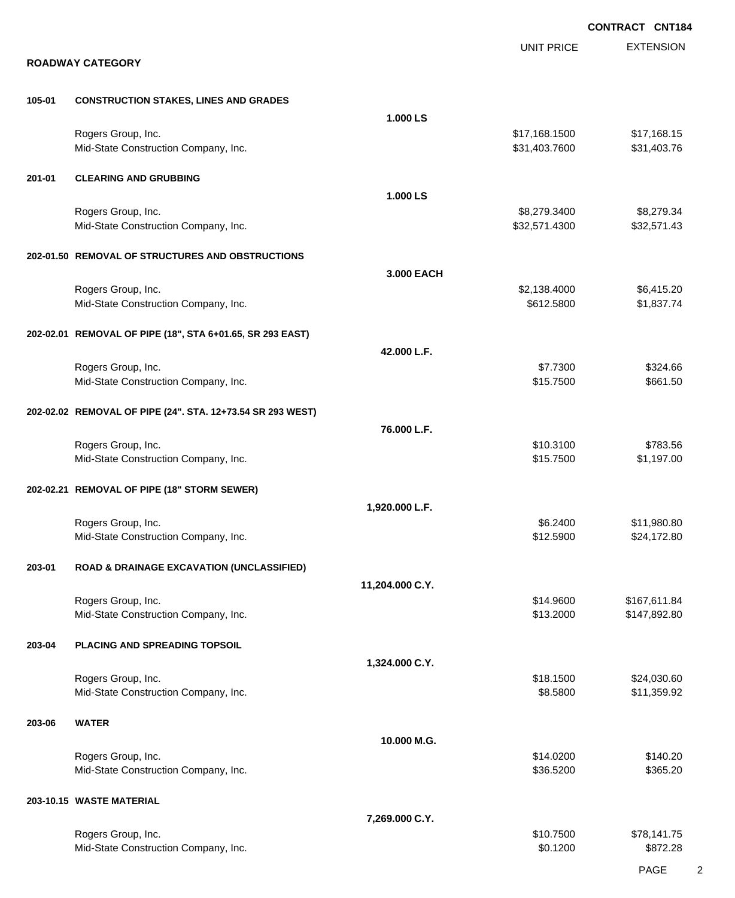**CONTRACT CNT184**

## ROADWAY CATEGORY

| | | | UNIT PRICE | EXTENSION |
|---|---|---|---|---|
| **105-01** | **CONSTRUCTION STAKES, LINES AND GRADES** | | | |
| | | **1.000 LS** | | |
| | Rogers Group, Inc. | | $17,168.1500 | $17,168.15 |
| | Mid-State Construction Company, Inc. | | $31,403.7600 | $31,403.76 |
| **201-01** | **CLEARING AND GRUBBING** | | | |
| | | **1.000 LS** | | |
| | Rogers Group, Inc. | | $8,279.3400 | $8,279.34 |
| | Mid-State Construction Company, Inc. | | $32,571.4300 | $32,571.43 |
| **202-01.50** | **REMOVAL OF STRUCTURES AND OBSTRUCTIONS** | | | |
| | | **3.000 EACH** | | |
| | Rogers Group, Inc. | | $2,138.4000 | $6,415.20 |
| | Mid-State Construction Company, Inc. | | $612.5800 | $1,837.74 |
| **202-02.01** | **REMOVAL OF PIPE (18", STA 6+01.65, SR 293 EAST)** | | | |
| | | **42.000 L.F.** | | |
| | Rogers Group, Inc. | | $7.7300 | $324.66 |
| | Mid-State Construction Company, Inc. | | $15.7500 | $661.50 |
| **202-02.02** | **REMOVAL OF PIPE (24". STA. 12+73.54 SR 293 WEST)** | | | |
| | | **76.000 L.F.** | | |
| | Rogers Group, Inc. | | $10.3100 | $783.56 |
| | Mid-State Construction Company, Inc. | | $15.7500 | $1,197.00 |
| **202-02.21** | **REMOVAL OF PIPE (18" STORM SEWER)** | | | |
| | | **1,920.000 L.F.** | | |
| | Rogers Group, Inc. | | $6.2400 | $11,980.80 |
| | Mid-State Construction Company, Inc. | | $12.5900 | $24,172.80 |
| **203-01** | **ROAD & DRAINAGE EXCAVATION (UNCLASSIFIED)** | | | |
| | | **11,204.000 C.Y.** | | |
| | Rogers Group, Inc. | | $14.9600 | $167,611.84 |
| | Mid-State Construction Company, Inc. | | $13.2000 | $147,892.80 |
| **203-04** | **PLACING AND SPREADING TOPSOIL** | | | |
| | | **1,324.000 C.Y.** | | |
| | Rogers Group, Inc. | | $18.1500 | $24,030.60 |
| | Mid-State Construction Company, Inc. | | $8.5800 | $11,359.92 |
| **203-06** | **WATER** | | | |
| | | **10.000 M.G.** | | |
| | Rogers Group, Inc. | | $14.0200 | $140.20 |
| | Mid-State Construction Company, Inc. | | $36.5200 | $365.20 |
| **203-10.15** | **WASTE MATERIAL** | | | |
| | | **7,269.000 C.Y.** | | |
| | Rogers Group, Inc. | | $10.7500 | $78,141.75 |
| | Mid-State Construction Company, Inc. | | $0.1200 | $872.28 |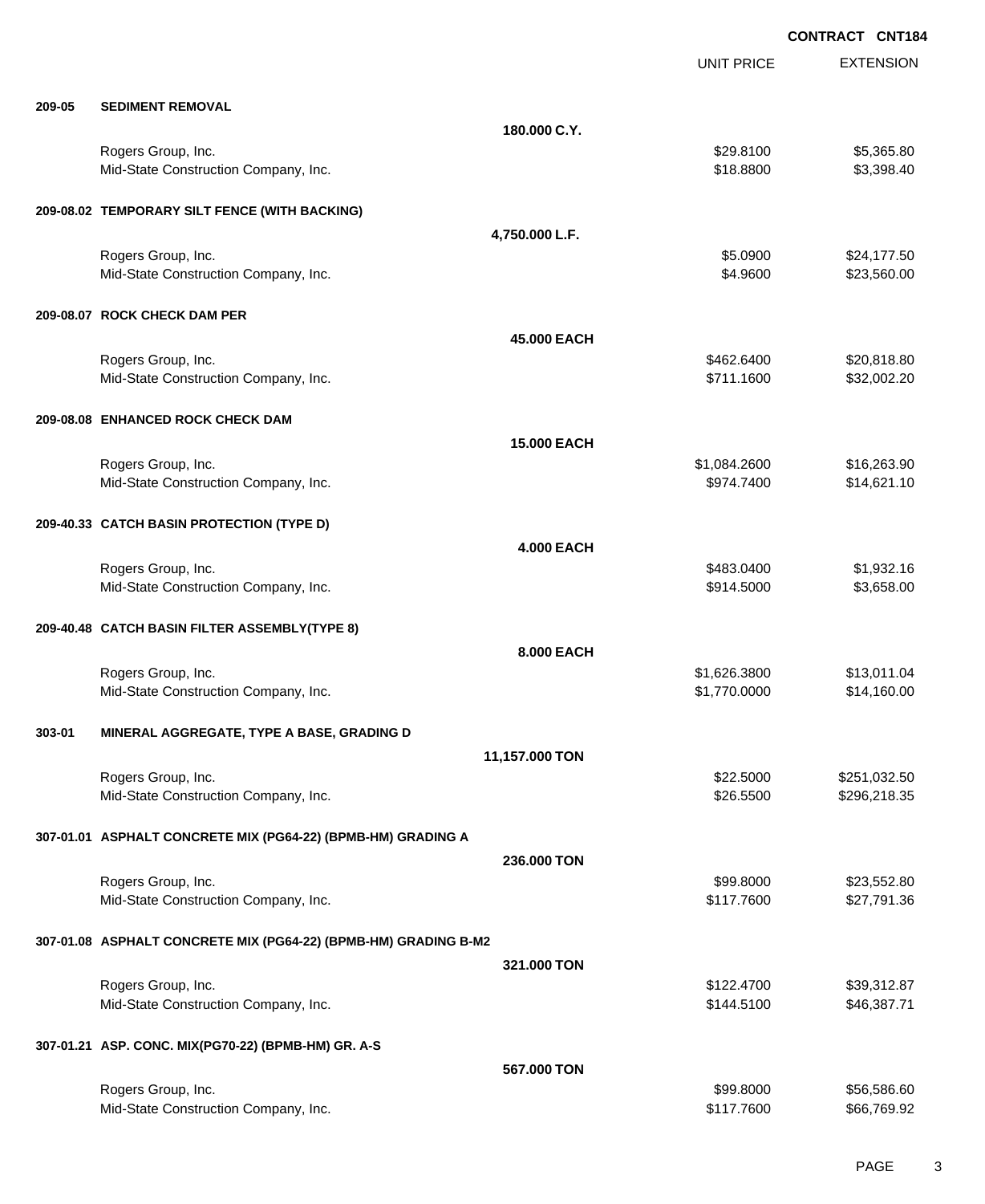**CONTRACT CNT184**

| | | | UNIT PRICE | EXTENSION |
|---|---|---|---|---|
| **209-05** | **SEDIMENT REMOVAL** | | | |
| | | **180.000 C.Y.** | | |
| | Rogers Group, Inc. | | $29.8100 | $5,365.80 |
| | Mid-State Construction Company, Inc. | | $18.8800 | $3,398.40 |
| **209-08.02** | **TEMPORARY SILT FENCE (WITH BACKING)** | | | |
| | | **4,750.000 L.F.** | | |
| | Rogers Group, Inc. | | $5.0900 | $24,177.50 |
| | Mid-State Construction Company, Inc. | | $4.9600 | $23,560.00 |
| **209-08.07** | **ROCK CHECK DAM PER** | | | |
| | | **45.000 EACH** | | |
| | Rogers Group, Inc. | | $462.6400 | $20,818.80 |
| | Mid-State Construction Company, Inc. | | $711.1600 | $32,002.20 |
| **209-08.08** | **ENHANCED ROCK CHECK DAM** | | | |
| | | **15.000 EACH** | | |
| | Rogers Group, Inc. | | $1,084.2600 | $16,263.90 |
| | Mid-State Construction Company, Inc. | | $974.7400 | $14,621.10 |
| **209-40.33** | **CATCH BASIN PROTECTION (TYPE D)** | | | |
| | | **4.000 EACH** | | |
| | Rogers Group, Inc. | | $483.0400 | $1,932.16 |
| | Mid-State Construction Company, Inc. | | $914.5000 | $3,658.00 |
| **209-40.48** | **CATCH BASIN FILTER ASSEMBLY(TYPE 8)** | | | |
| | | **8.000 EACH** | | |
| | Rogers Group, Inc. | | $1,626.3800 | $13,011.04 |
| | Mid-State Construction Company, Inc. | | $1,770.0000 | $14,160.00 |
| **303-01** | **MINERAL AGGREGATE, TYPE A BASE, GRADING D** | | | |
| | | **11,157.000 TON** | | |
| | Rogers Group, Inc. | | $22.5000 | $251,032.50 |
| | Mid-State Construction Company, Inc. | | $26.5500 | $296,218.35 |
| **307-01.01** | **ASPHALT CONCRETE MIX (PG64-22) (BPMB-HM) GRADING A** | | | |
| | | **236.000 TON** | | |
| | Rogers Group, Inc. | | $99.8000 | $23,552.80 |
| | Mid-State Construction Company, Inc. | | $117.7600 | $27,791.36 |
| **307-01.08** | **ASPHALT CONCRETE MIX (PG64-22) (BPMB-HM) GRADING B-M2** | | | |
| | | **321.000 TON** | | |
| | Rogers Group, Inc. | | $122.4700 | $39,312.87 |
| | Mid-State Construction Company, Inc. | | $144.5100 | $46,387.71 |
| **307-01.21** | **ASP. CONC. MIX(PG70-22) (BPMB-HM) GR. A-S** | | | |
| | | **567.000 TON** | | |
| | Rogers Group, Inc. | | $99.8000 | $56,586.60 |
| | Mid-State Construction Company, Inc. | | $117.7600 | $66,769.92 |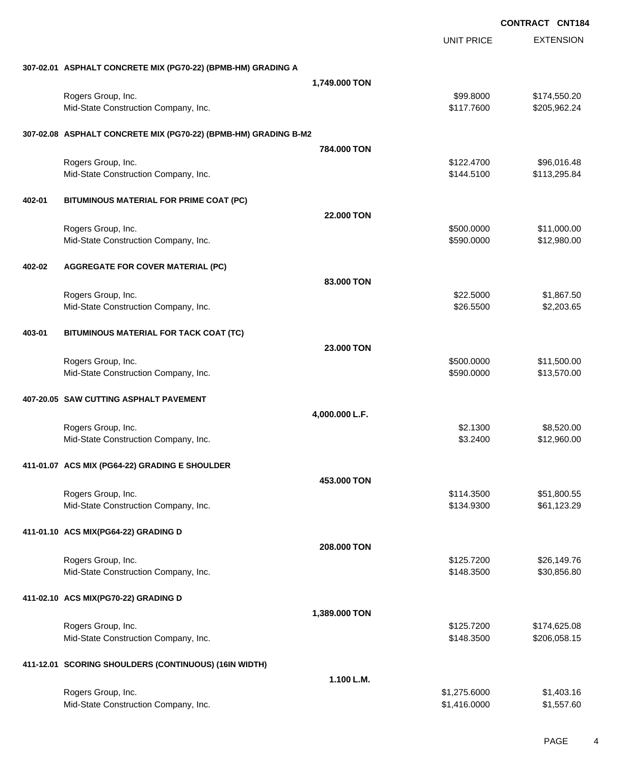**CONTRACT CNT184**

| | | UNIT PRICE | EXTENSION |
|---|---|---|---|
| **307-02.01 ASPHALT CONCRETE MIX (PG70-22) (BPMB-HM) GRADING A** | | | |
| | **1,749.000 TON** | | |
| Rogers Group, Inc. | | $99.8000 | $174,550.20 |
| Mid-State Construction Company, Inc. | | $117.7600 | $205,962.24 |
| **307-02.08 ASPHALT CONCRETE MIX (PG70-22) (BPMB-HM) GRADING B-M2** | | | |
| | **784.000 TON** | | |
| Rogers Group, Inc. | | $122.4700 | $96,016.48 |
| Mid-State Construction Company, Inc. | | $144.5100 | $113,295.84 |
| **402-01 BITUMINOUS MATERIAL FOR PRIME COAT (PC)** | | | |
| | **22.000 TON** | | |
| Rogers Group, Inc. | | $500.0000 | $11,000.00 |
| Mid-State Construction Company, Inc. | | $590.0000 | $12,980.00 |
| **402-02 AGGREGATE FOR COVER MATERIAL (PC)** | | | |
| | **83.000 TON** | | |
| Rogers Group, Inc. | | $22.5000 | $1,867.50 |
| Mid-State Construction Company, Inc. | | $26.5500 | $2,203.65 |
| **403-01 BITUMINOUS MATERIAL FOR TACK COAT (TC)** | | | |
| | **23.000 TON** | | |
| Rogers Group, Inc. | | $500.0000 | $11,500.00 |
| Mid-State Construction Company, Inc. | | $590.0000 | $13,570.00 |
| **407-20.05 SAW CUTTING ASPHALT PAVEMENT** | | | |
| | **4,000.000 L.F.** | | |
| Rogers Group, Inc. | | $2.1300 | $8,520.00 |
| Mid-State Construction Company, Inc. | | $3.2400 | $12,960.00 |
| **411-01.07 ACS MIX (PG64-22) GRADING E SHOULDER** | | | |
| | **453.000 TON** | | |
| Rogers Group, Inc. | | $114.3500 | $51,800.55 |
| Mid-State Construction Company, Inc. | | $134.9300 | $61,123.29 |
| **411-01.10 ACS MIX(PG64-22) GRADING D** | | | |
| | **208.000 TON** | | |
| Rogers Group, Inc. | | $125.7200 | $26,149.76 |
| Mid-State Construction Company, Inc. | | $148.3500 | $30,856.80 |
| **411-02.10 ACS MIX(PG70-22) GRADING D** | | | |
| | **1,389.000 TON** | | |
| Rogers Group, Inc. | | $125.7200 | $174,625.08 |
| Mid-State Construction Company, Inc. | | $148.3500 | $206,058.15 |
| **411-12.01 SCORING SHOULDERS (CONTINUOUS) (16IN WIDTH)** | | | |
| | **1.100 L.M.** | | |
| Rogers Group, Inc. | | $1,275.6000 | $1,403.16 |
| Mid-State Construction Company, Inc. | | $1,416.0000 | $1,557.60 |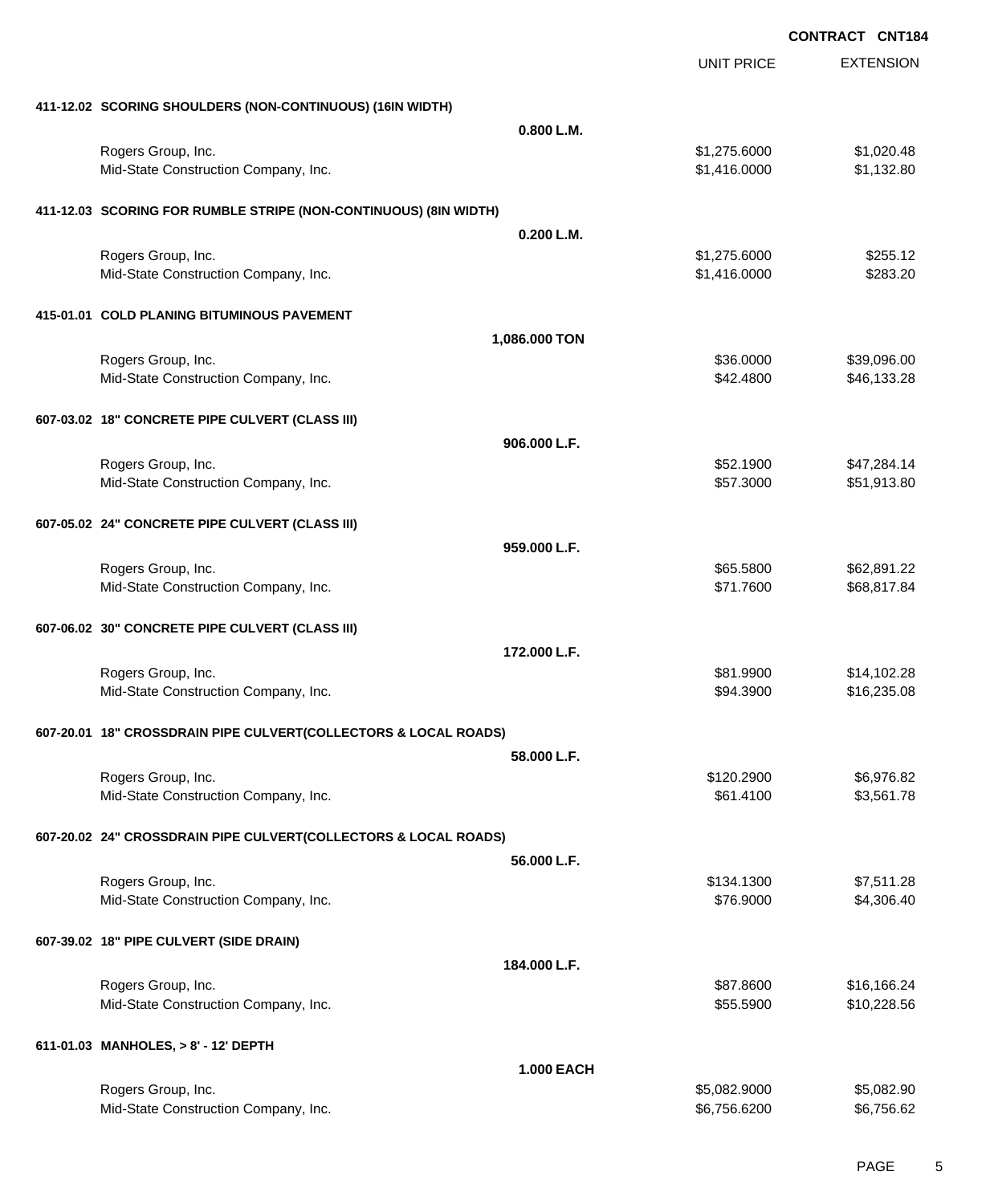**CONTRACT CNT184**

| | | UNIT PRICE | EXTENSION |
|---|---|---|---|
| **411-12.02 SCORING SHOULDERS (NON-CONTINUOUS) (16IN WIDTH)** | | | |
| | **0.800 L.M.** | | |
| Rogers Group, Inc. | | \$1,275.6000 | \$1,020.48 |
| Mid-State Construction Company, Inc. | | \$1,416.0000 | \$1,132.80 |
| **411-12.03 SCORING FOR RUMBLE STRIPE (NON-CONTINUOUS) (8IN WIDTH)** | | | |
| | **0.200 L.M.** | | |
| Rogers Group, Inc. | | \$1,275.6000 | \$255.12 |
| Mid-State Construction Company, Inc. | | \$1,416.0000 | \$283.20 |
| **415-01.01 COLD PLANING BITUMINOUS PAVEMENT** | | | |
| | **1,086.000 TON** | | |
| Rogers Group, Inc. | | \$36.0000 | \$39,096.00 |
| Mid-State Construction Company, Inc. | | \$42.4800 | \$46,133.28 |
| **607-03.02 18" CONCRETE PIPE CULVERT (CLASS III)** | | | |
| | **906.000 L.F.** | | |
| Rogers Group, Inc. | | \$52.1900 | \$47,284.14 |
| Mid-State Construction Company, Inc. | | \$57.3000 | \$51,913.80 |
| **607-05.02 24" CONCRETE PIPE CULVERT (CLASS III)** | | | |
| | **959.000 L.F.** | | |
| Rogers Group, Inc. | | \$65.5800 | \$62,891.22 |
| Mid-State Construction Company, Inc. | | \$71.7600 | \$68,817.84 |
| **607-06.02 30" CONCRETE PIPE CULVERT (CLASS III)** | | | |
| | **172.000 L.F.** | | |
| Rogers Group, Inc. | | \$81.9900 | \$14,102.28 |
| Mid-State Construction Company, Inc. | | \$94.3900 | \$16,235.08 |
| **607-20.01 18" CROSSDRAIN PIPE CULVERT(COLLECTORS & LOCAL ROADS)** | | | |
| | **58.000 L.F.** | | |
| Rogers Group, Inc. | | \$120.2900 | \$6,976.82 |
| Mid-State Construction Company, Inc. | | \$61.4100 | \$3,561.78 |
| **607-20.02 24" CROSSDRAIN PIPE CULVERT(COLLECTORS & LOCAL ROADS)** | | | |
| | **56.000 L.F.** | | |
| Rogers Group, Inc. | | \$134.1300 | \$7,511.28 |
| Mid-State Construction Company, Inc. | | \$76.9000 | \$4,306.40 |
| **607-39.02 18" PIPE CULVERT (SIDE DRAIN)** | | | |
| | **184.000 L.F.** | | |
| Rogers Group, Inc. | | \$87.8600 | \$16,166.24 |
| Mid-State Construction Company, Inc. | | \$55.5900 | \$10,228.56 |
| **611-01.03 MANHOLES, > 8' - 12' DEPTH** | | | |
| | **1.000 EACH** | | |
| Rogers Group, Inc. | | \$5,082.9000 | \$5,082.90 |
| Mid-State Construction Company, Inc. | | \$6,756.6200 | \$6,756.62 |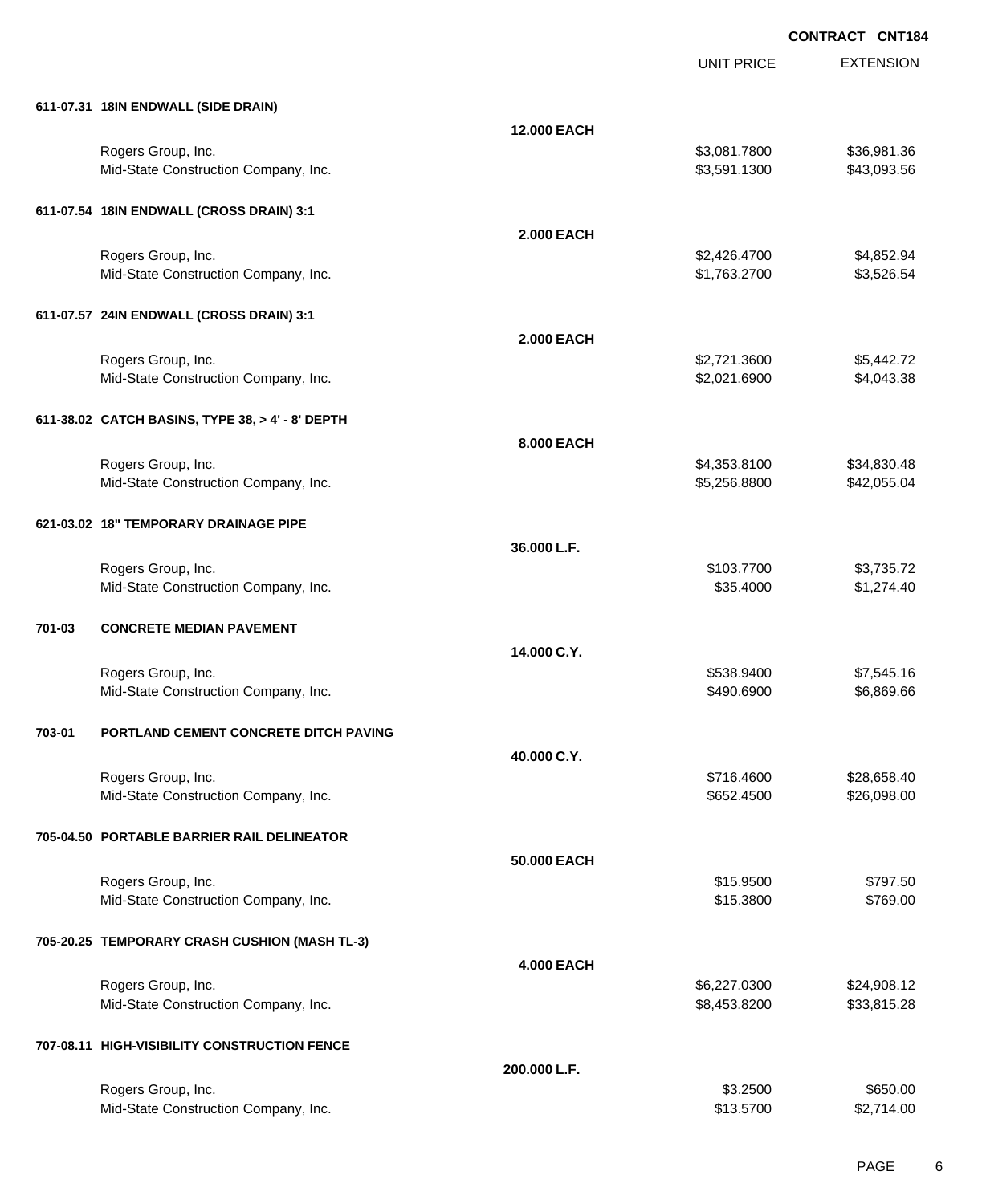**CONTRACT CNT184**

| | | | UNIT PRICE | EXTENSION |
|---|---|---|---|---|
| **611-07.31** | **18IN ENDWALL (SIDE DRAIN)** | | | |
| | | **12.000 EACH** | | |
| | Rogers Group, Inc. | | $3,081.7800 | $36,981.36 |
| | Mid-State Construction Company, Inc. | | $3,591.1300 | $43,093.56 |
| **611-07.54** | **18IN ENDWALL (CROSS DRAIN) 3:1** | | | |
| | | **2.000 EACH** | | |
| | Rogers Group, Inc. | | $2,426.4700 | $4,852.94 |
| | Mid-State Construction Company, Inc. | | $1,763.2700 | $3,526.54 |
| **611-07.57** | **24IN ENDWALL (CROSS DRAIN) 3:1** | | | |
| | | **2.000 EACH** | | |
| | Rogers Group, Inc. | | $2,721.3600 | $5,442.72 |
| | Mid-State Construction Company, Inc. | | $2,021.6900 | $4,043.38 |
| **611-38.02** | **CATCH BASINS, TYPE 38, > 4' - 8' DEPTH** | | | |
| | | **8.000 EACH** | | |
| | Rogers Group, Inc. | | $4,353.8100 | $34,830.48 |
| | Mid-State Construction Company, Inc. | | $5,256.8800 | $42,055.04 |
| **621-03.02** | **18" TEMPORARY DRAINAGE PIPE** | | | |
| | | **36.000 L.F.** | | |
| | Rogers Group, Inc. | | $103.7700 | $3,735.72 |
| | Mid-State Construction Company, Inc. | | $35.4000 | $1,274.40 |
| **701-03** | **CONCRETE MEDIAN PAVEMENT** | | | |
| | | **14.000 C.Y.** | | |
| | Rogers Group, Inc. | | $538.9400 | $7,545.16 |
| | Mid-State Construction Company, Inc. | | $490.6900 | $6,869.66 |
| **703-01** | **PORTLAND CEMENT CONCRETE DITCH PAVING** | | | |
| | | **40.000 C.Y.** | | |
| | Rogers Group, Inc. | | $716.4600 | $28,658.40 |
| | Mid-State Construction Company, Inc. | | $652.4500 | $26,098.00 |
| **705-04.50** | **PORTABLE BARRIER RAIL DELINEATOR** | | | |
| | | **50.000 EACH** | | |
| | Rogers Group, Inc. | | $15.9500 | $797.50 |
| | Mid-State Construction Company, Inc. | | $15.3800 | $769.00 |
| **705-20.25** | **TEMPORARY CRASH CUSHION (MASH TL-3)** | | | |
| | | **4.000 EACH** | | |
| | Rogers Group, Inc. | | $6,227.0300 | $24,908.12 |
| | Mid-State Construction Company, Inc. | | $8,453.8200 | $33,815.28 |
| **707-08.11** | **HIGH-VISIBILITY CONSTRUCTION FENCE** | | | |
| | | **200.000 L.F.** | | |
| | Rogers Group, Inc. | | $3.2500 | $650.00 |
| | Mid-State Construction Company, Inc. | | $13.5700 | $2,714.00 |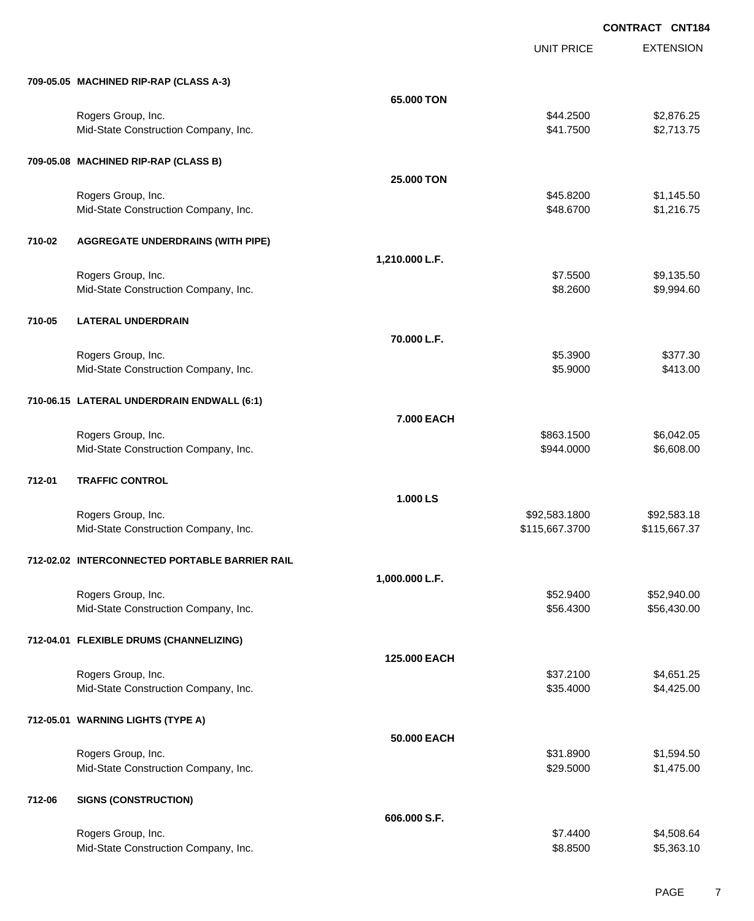**CONTRACT CNT184**

| | | UNIT PRICE | EXTENSION |
|---|---|---|---|
| **709-05.05 MACHINED RIP-RAP (CLASS A-3)** | | | |
| | **65.000 TON** | | |
| Rogers Group, Inc. | | $44.2500 | $2,876.25 |
| Mid-State Construction Company, Inc. | | $41.7500 | $2,713.75 |
| **709-05.08 MACHINED RIP-RAP (CLASS B)** | | | |
| | **25.000 TON** | | |
| Rogers Group, Inc. | | $45.8200 | $1,145.50 |
| Mid-State Construction Company, Inc. | | $48.6700 | $1,216.75 |
| **710-02 AGGREGATE UNDERDRAINS (WITH PIPE)** | | | |
| | **1,210.000 L.F.** | | |
| Rogers Group, Inc. | | $7.5500 | $9,135.50 |
| Mid-State Construction Company, Inc. | | $8.2600 | $9,994.60 |
| **710-05 LATERAL UNDERDRAIN** | | | |
| | **70.000 L.F.** | | |
| Rogers Group, Inc. | | $5.3900 | $377.30 |
| Mid-State Construction Company, Inc. | | $5.9000 | $413.00 |
| **710-06.15 LATERAL UNDERDRAIN ENDWALL (6:1)** | | | |
| | **7.000 EACH** | | |
| Rogers Group, Inc. | | $863.1500 | $6,042.05 |
| Mid-State Construction Company, Inc. | | $944.0000 | $6,608.00 |
| **712-01 TRAFFIC CONTROL** | | | |
| | **1.000 LS** | | |
| Rogers Group, Inc. | | $92,583.1800 | $92,583.18 |
| Mid-State Construction Company, Inc. | | $115,667.3700 | $115,667.37 |
| **712-02.02 INTERCONNECTED PORTABLE BARRIER RAIL** | | | |
| | **1,000.000 L.F.** | | |
| Rogers Group, Inc. | | $52.9400 | $52,940.00 |
| Mid-State Construction Company, Inc. | | $56.4300 | $56,430.00 |
| **712-04.01 FLEXIBLE DRUMS (CHANNELIZING)** | | | |
| | **125.000 EACH** | | |
| Rogers Group, Inc. | | $37.2100 | $4,651.25 |
| Mid-State Construction Company, Inc. | | $35.4000 | $4,425.00 |
| **712-05.01 WARNING LIGHTS (TYPE A)** | | | |
| | **50.000 EACH** | | |
| Rogers Group, Inc. | | $31.8900 | $1,594.50 |
| Mid-State Construction Company, Inc. | | $29.5000 | $1,475.00 |
| **712-06 SIGNS (CONSTRUCTION)** | | | |
| | **606.000 S.F.** | | |
| Rogers Group, Inc. | | $7.4400 | $4,508.64 |
| Mid-State Construction Company, Inc. | | $8.8500 | $5,363.10 |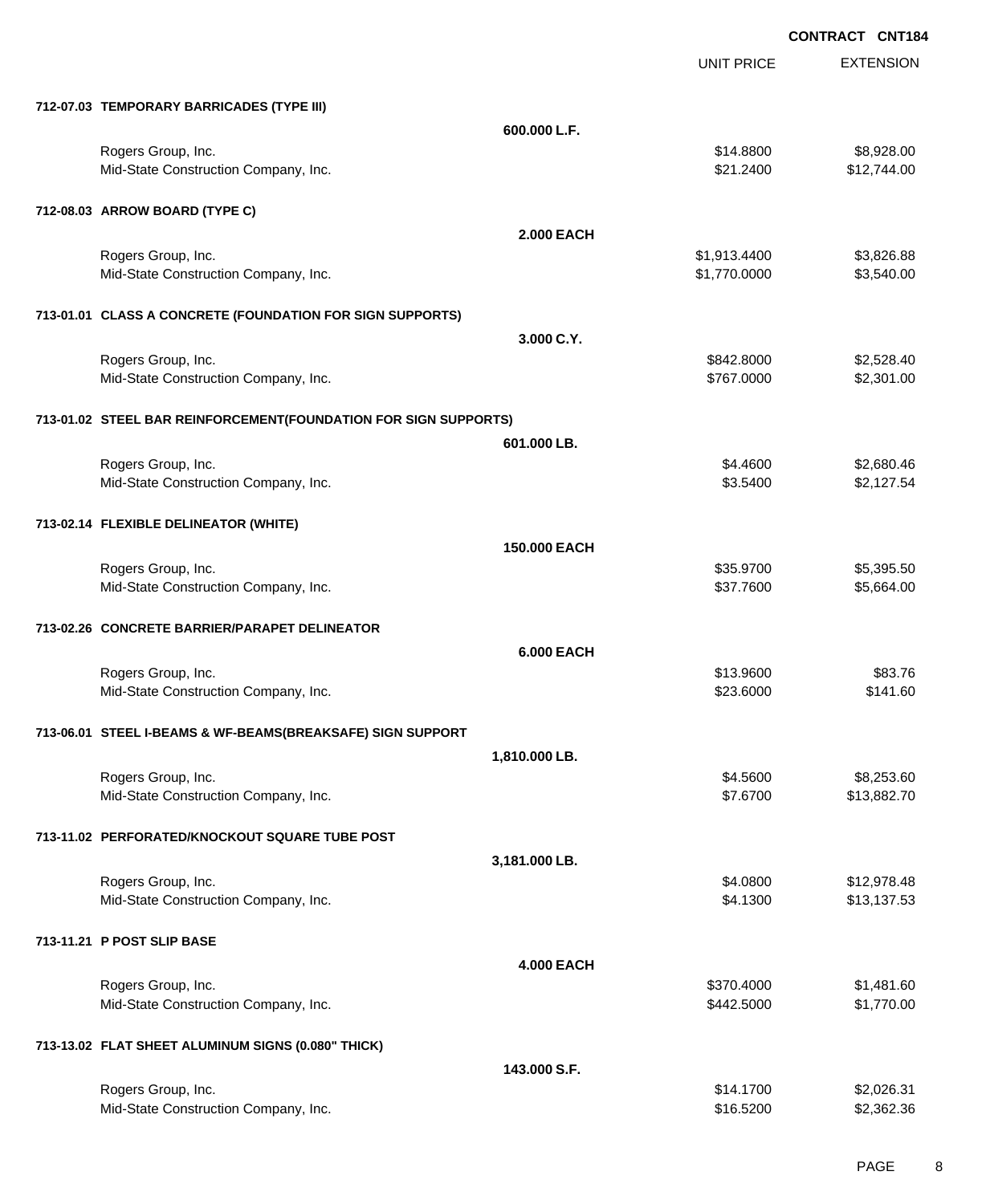**CONTRACT CNT184**

| | | UNIT PRICE | EXTENSION |
|---|---|---|---|
| **712-07.03 TEMPORARY BARRICADES (TYPE III)** | | | |
| | **600.000 L.F.** | | |
| Rogers Group, Inc. | | $14.8800 | $8,928.00 |
| Mid-State Construction Company, Inc. | | $21.2400 | $12,744.00 |
| **712-08.03 ARROW BOARD (TYPE C)** | | | |
| | **2.000 EACH** | | |
| Rogers Group, Inc. | | $1,913.4400 | $3,826.88 |
| Mid-State Construction Company, Inc. | | $1,770.0000 | $3,540.00 |
| **713-01.01 CLASS A CONCRETE (FOUNDATION FOR SIGN SUPPORTS)** | | | |
| | **3.000 C.Y.** | | |
| Rogers Group, Inc. | | $842.8000 | $2,528.40 |
| Mid-State Construction Company, Inc. | | $767.0000 | $2,301.00 |
| **713-01.02 STEEL BAR REINFORCEMENT(FOUNDATION FOR SIGN SUPPORTS)** | | | |
| | **601.000 LB.** | | |
| Rogers Group, Inc. | | $4.4600 | $2,680.46 |
| Mid-State Construction Company, Inc. | | $3.5400 | $2,127.54 |
| **713-02.14 FLEXIBLE DELINEATOR (WHITE)** | | | |
| | **150.000 EACH** | | |
| Rogers Group, Inc. | | $35.9700 | $5,395.50 |
| Mid-State Construction Company, Inc. | | $37.7600 | $5,664.00 |
| **713-02.26 CONCRETE BARRIER/PARAPET DELINEATOR** | | | |
| | **6.000 EACH** | | |
| Rogers Group, Inc. | | $13.9600 | $83.76 |
| Mid-State Construction Company, Inc. | | $23.6000 | $141.60 |
| **713-06.01 STEEL I-BEAMS & WF-BEAMS(BREAKSAFE) SIGN SUPPORT** | | | |
| | **1,810.000 LB.** | | |
| Rogers Group, Inc. | | $4.5600 | $8,253.60 |
| Mid-State Construction Company, Inc. | | $7.6700 | $13,882.70 |
| **713-11.02 PERFORATED/KNOCKOUT SQUARE TUBE POST** | | | |
| | **3,181.000 LB.** | | |
| Rogers Group, Inc. | | $4.0800 | $12,978.48 |
| Mid-State Construction Company, Inc. | | $4.1300 | $13,137.53 |
| **713-11.21 P POST SLIP BASE** | | | |
| | **4.000 EACH** | | |
| Rogers Group, Inc. | | $370.4000 | $1,481.60 |
| Mid-State Construction Company, Inc. | | $442.5000 | $1,770.00 |
| **713-13.02 FLAT SHEET ALUMINUM SIGNS (0.080" THICK)** | | | |
| | **143.000 S.F.** | | |
| Rogers Group, Inc. | | $14.1700 | $2,026.31 |
| Mid-State Construction Company, Inc. | | $16.5200 | $2,362.36 |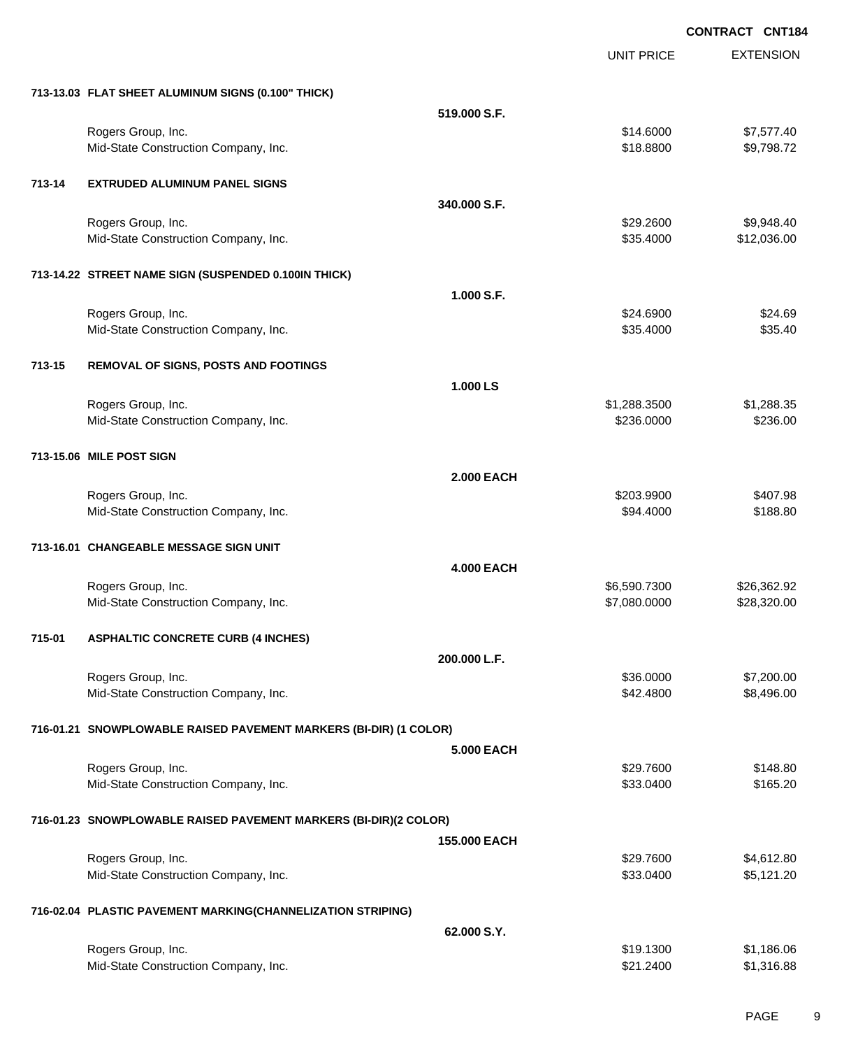**CONTRACT CNT184**

| | | | UNIT PRICE | EXTENSION |
|---|---|---|---|---|
| **713-13.03** | **FLAT SHEET ALUMINUM SIGNS (0.100" THICK)** | | | |
| | | **519.000 S.F.** | | |
| | Rogers Group, Inc. | | $14.6000 | $7,577.40 |
| | Mid-State Construction Company, Inc. | | $18.8800 | $9,798.72 |
| **713-14** | **EXTRUDED ALUMINUM PANEL SIGNS** | | | |
| | | **340.000 S.F.** | | |
| | Rogers Group, Inc. | | $29.2600 | $9,948.40 |
| | Mid-State Construction Company, Inc. | | $35.4000 | $12,036.00 |
| **713-14.22** | **STREET NAME SIGN (SUSPENDED 0.100IN THICK)** | | | |
| | | **1.000 S.F.** | | |
| | Rogers Group, Inc. | | $24.6900 | $24.69 |
| | Mid-State Construction Company, Inc. | | $35.4000 | $35.40 |
| **713-15** | **REMOVAL OF SIGNS, POSTS AND FOOTINGS** | | | |
| | | **1.000 LS** | | |
| | Rogers Group, Inc. | | $1,288.3500 | $1,288.35 |
| | Mid-State Construction Company, Inc. | | $236.0000 | $236.00 |
| **713-15.06** | **MILE POST SIGN** | | | |
| | | **2.000 EACH** | | |
| | Rogers Group, Inc. | | $203.9900 | $407.98 |
| | Mid-State Construction Company, Inc. | | $94.4000 | $188.80 |
| **713-16.01** | **CHANGEABLE MESSAGE SIGN UNIT** | | | |
| | | **4.000 EACH** | | |
| | Rogers Group, Inc. | | $6,590.7300 | $26,362.92 |
| | Mid-State Construction Company, Inc. | | $7,080.0000 | $28,320.00 |
| **715-01** | **ASPHALTIC CONCRETE CURB (4 INCHES)** | | | |
| | | **200.000 L.F.** | | |
| | Rogers Group, Inc. | | $36.0000 | $7,200.00 |
| | Mid-State Construction Company, Inc. | | $42.4800 | $8,496.00 |
| **716-01.21** | **SNOWPLOWABLE RAISED PAVEMENT MARKERS (BI-DIR) (1 COLOR)** | | | |
| | | **5.000 EACH** | | |
| | Rogers Group, Inc. | | $29.7600 | $148.80 |
| | Mid-State Construction Company, Inc. | | $33.0400 | $165.20 |
| **716-01.23** | **SNOWPLOWABLE RAISED PAVEMENT MARKERS (BI-DIR)(2 COLOR)** | | | |
| | | **155.000 EACH** | | |
| | Rogers Group, Inc. | | $29.7600 | $4,612.80 |
| | Mid-State Construction Company, Inc. | | $33.0400 | $5,121.20 |
| **716-02.04** | **PLASTIC PAVEMENT MARKING(CHANNELIZATION STRIPING)** | | | |
| | | **62.000 S.Y.** | | |
| | Rogers Group, Inc. | | $19.1300 | $1,186.06 |
| | Mid-State Construction Company, Inc. | | $21.2400 | $1,316.88 |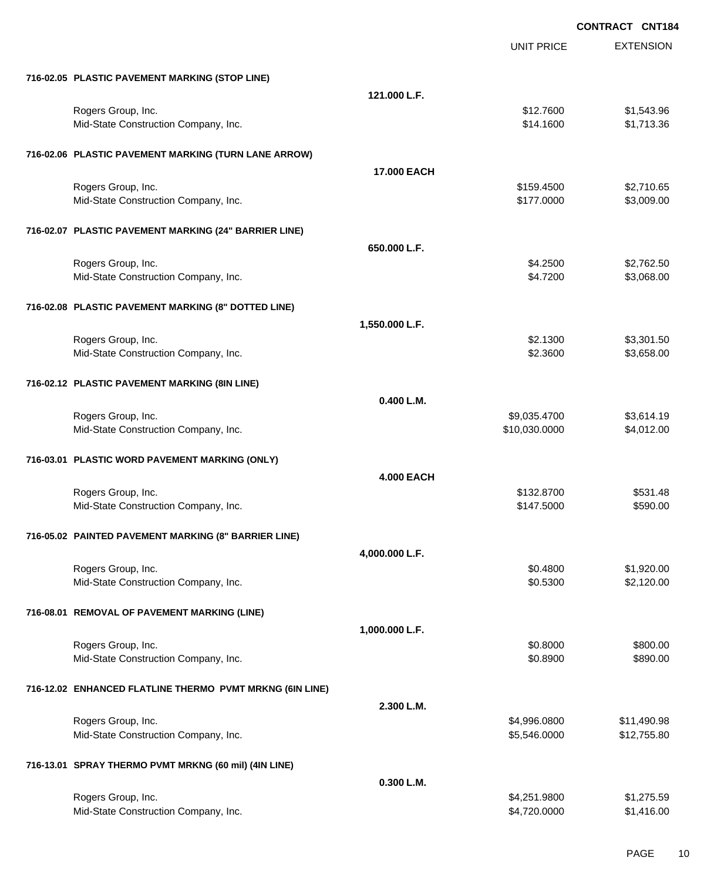**CONTRACT CNT184**

| | | UNIT PRICE | EXTENSION |
|---|---|---|---|
| **716-02.05 PLASTIC PAVEMENT MARKING (STOP LINE)** | | | |
| | **121.000 L.F.** | | |
| Rogers Group, Inc. | | $12.7600 | $1,543.96 |
| Mid-State Construction Company, Inc. | | $14.1600 | $1,713.36 |
| **716-02.06 PLASTIC PAVEMENT MARKING (TURN LANE ARROW)** | | | |
| | **17.000 EACH** | | |
| Rogers Group, Inc. | | $159.4500 | $2,710.65 |
| Mid-State Construction Company, Inc. | | $177.0000 | $3,009.00 |
| **716-02.07 PLASTIC PAVEMENT MARKING (24" BARRIER LINE)** | | | |
| | **650.000 L.F.** | | |
| Rogers Group, Inc. | | $4.2500 | $2,762.50 |
| Mid-State Construction Company, Inc. | | $4.7200 | $3,068.00 |
| **716-02.08 PLASTIC PAVEMENT MARKING (8" DOTTED LINE)** | | | |
| | **1,550.000 L.F.** | | |
| Rogers Group, Inc. | | $2.1300 | $3,301.50 |
| Mid-State Construction Company, Inc. | | $2.3600 | $3,658.00 |
| **716-02.12 PLASTIC PAVEMENT MARKING (8IN LINE)** | | | |
| | **0.400 L.M.** | | |
| Rogers Group, Inc. | | $9,035.4700 | $3,614.19 |
| Mid-State Construction Company, Inc. | | $10,030.0000 | $4,012.00 |
| **716-03.01 PLASTIC WORD PAVEMENT MARKING (ONLY)** | | | |
| | **4.000 EACH** | | |
| Rogers Group, Inc. | | $132.8700 | $531.48 |
| Mid-State Construction Company, Inc. | | $147.5000 | $590.00 |
| **716-05.02 PAINTED PAVEMENT MARKING (8" BARRIER LINE)** | | | |
| | **4,000.000 L.F.** | | |
| Rogers Group, Inc. | | $0.4800 | $1,920.00 |
| Mid-State Construction Company, Inc. | | $0.5300 | $2,120.00 |
| **716-08.01 REMOVAL OF PAVEMENT MARKING (LINE)** | | | |
| | **1,000.000 L.F.** | | |
| Rogers Group, Inc. | | $0.8000 | $800.00 |
| Mid-State Construction Company, Inc. | | $0.8900 | $890.00 |
| **716-12.02 ENHANCED FLATLINE THERMO PVMT MRKNG (6IN LINE)** | | | |
| | **2.300 L.M.** | | |
| Rogers Group, Inc. | | $4,996.0800 | $11,490.98 |
| Mid-State Construction Company, Inc. | | $5,546.0000 | $12,755.80 |
| **716-13.01 SPRAY THERMO PVMT MRKNG (60 mil) (4IN LINE)** | | | |
| | **0.300 L.M.** | | |
| Rogers Group, Inc. | | $4,251.9800 | $1,275.59 |
| Mid-State Construction Company, Inc. | | $4,720.0000 | $1,416.00 |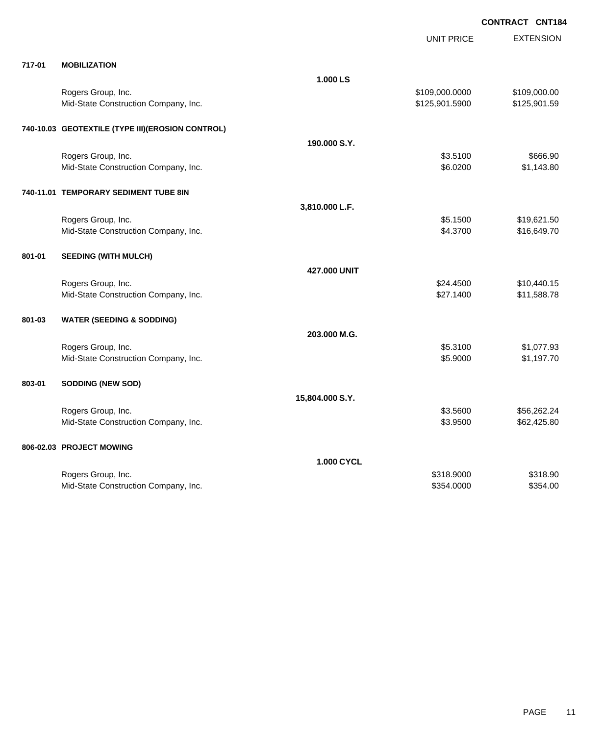**CONTRACT CNT184**

| | | | UNIT PRICE | EXTENSION |
|---|---|---|---|---|
| **717-01** | **MOBILIZATION** | | | |
| | | **1.000 LS** | | |
| | Rogers Group, Inc. | | $109,000.0000 | $109,000.00 |
| | Mid-State Construction Company, Inc. | | $125,901.5900 | $125,901.59 |
| **740-10.03** | **GEOTEXTILE (TYPE III)(EROSION CONTROL)** | | | |
| | | **190.000 S.Y.** | | |
| | Rogers Group, Inc. | | $3.5100 | $666.90 |
| | Mid-State Construction Company, Inc. | | $6.0200 | $1,143.80 |
| **740-11.01** | **TEMPORARY SEDIMENT TUBE 8IN** | | | |
| | | **3,810.000 L.F.** | | |
| | Rogers Group, Inc. | | $5.1500 | $19,621.50 |
| | Mid-State Construction Company, Inc. | | $4.3700 | $16,649.70 |
| **801-01** | **SEEDING (WITH MULCH)** | | | |
| | | **427.000 UNIT** | | |
| | Rogers Group, Inc. | | $24.4500 | $10,440.15 |
| | Mid-State Construction Company, Inc. | | $27.1400 | $11,588.78 |
| **801-03** | **WATER (SEEDING & SODDING)** | | | |
| | | **203.000 M.G.** | | |
| | Rogers Group, Inc. | | $5.3100 | $1,077.93 |
| | Mid-State Construction Company, Inc. | | $5.9000 | $1,197.70 |
| **803-01** | **SODDING (NEW SOD)** | | | |
| | | **15,804.000 S.Y.** | | |
| | Rogers Group, Inc. | | $3.5600 | $56,262.24 |
| | Mid-State Construction Company, Inc. | | $3.9500 | $62,425.80 |
| **806-02.03** | **PROJECT MOWING** | | | |
| | | **1.000 CYCL** | | |
| | Rogers Group, Inc. | | $318.9000 | $318.90 |
| | Mid-State Construction Company, Inc. | | $354.0000 | $354.00 |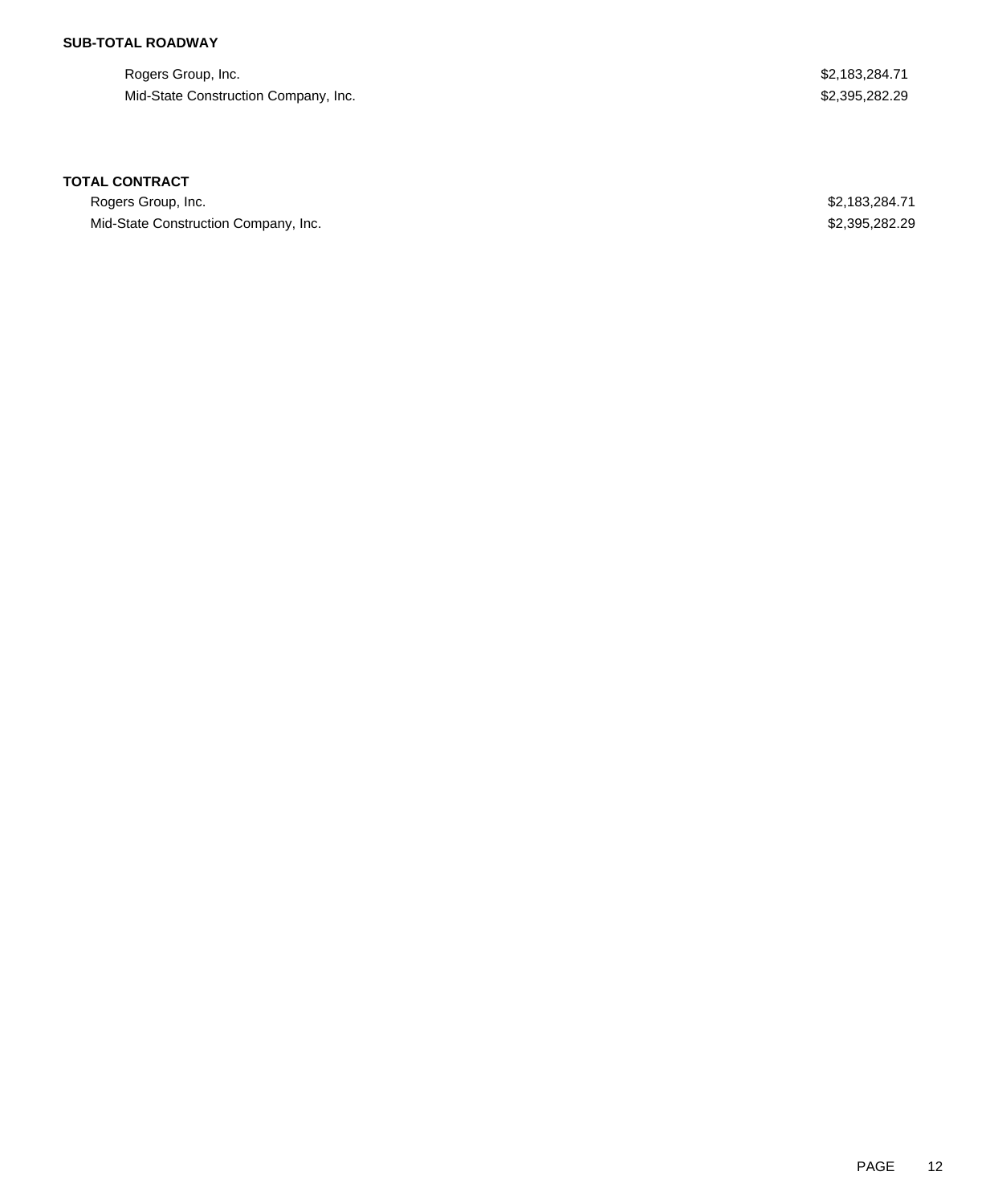**SUB-TOTAL ROADWAY**

| | |
|---|---|
| Rogers Group, Inc. | $2,183,284.71 |
| Mid-State Construction Company, Inc. | $2,395,282.29 |

**TOTAL CONTRACT**

| | |
|---|---|
| Rogers Group, Inc. | $2,183,284.71 |
| Mid-State Construction Company, Inc. | $2,395,282.29 |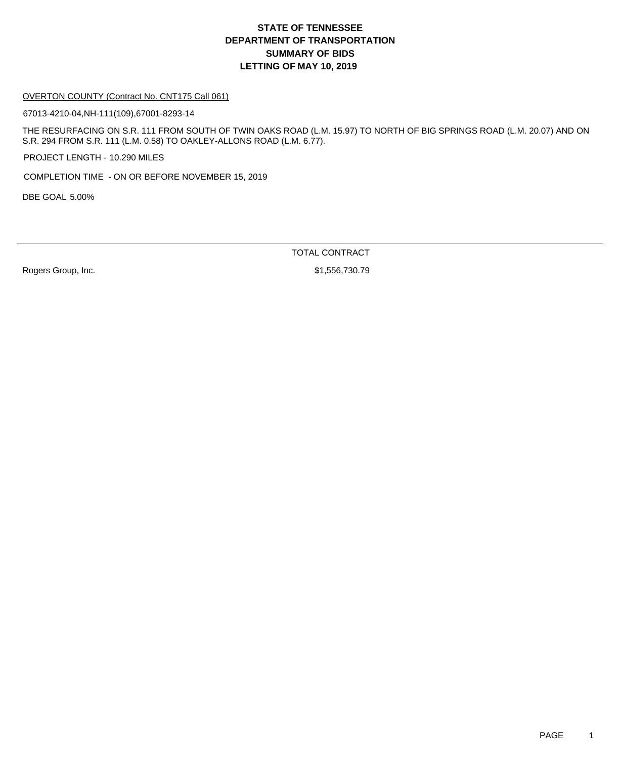# STATE OF TENNESSEE
# DEPARTMENT OF TRANSPORTATION
## SUMMARY OF BIDS
## LETTING OF MAY 10, 2019

OVERTON COUNTY (Contract No. CNT175 Call 061)

67013-4210-04,NH-111(109),67001-8293-14

THE RESURFACING ON S.R. 111 FROM SOUTH OF TWIN OAKS ROAD (L.M. 15.97) TO NORTH OF BIG SPRINGS ROAD (L.M. 20.07) AND ON S.R. 294 FROM S.R. 111 (L.M. 0.58) TO OAKLEY-ALLONS ROAD (L.M. 6.77).

PROJECT LENGTH - 10.290 MILES

COMPLETION TIME - ON OR BEFORE NOVEMBER 15, 2019

DBE GOAL 5.00%

| | TOTAL CONTRACT |
|---|---|
| Rogers Group, Inc. | $1,556,730.79 |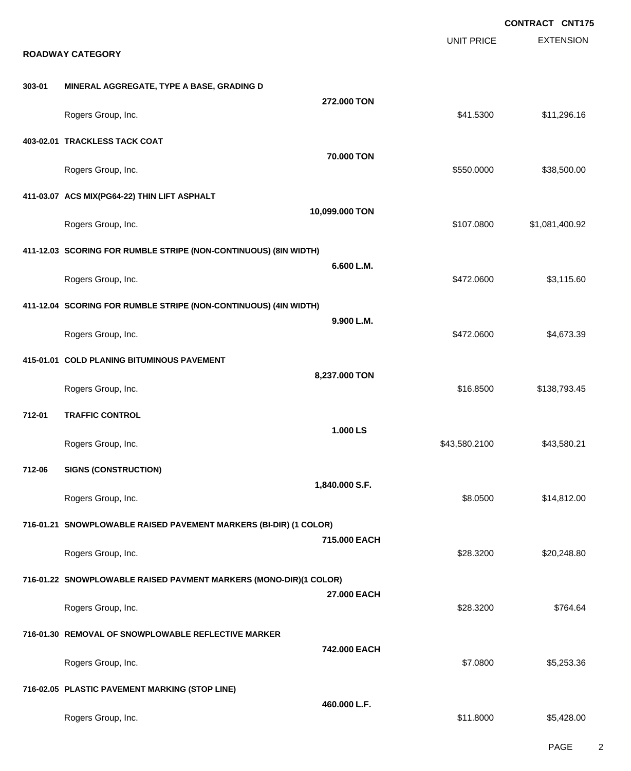**CONTRACT CNT175**

**ROADWAY CATEGORY**

| | | | UNIT PRICE | EXTENSION |
|---|---|---|---|---|
| **303-01** | **MINERAL AGGREGATE, TYPE A BASE, GRADING D** | | | |
| | | **272.000 TON** | | |
| | Rogers Group, Inc. | | $41.5300 | $11,296.16 |
| **403-02.01** | **TRACKLESS TACK COAT** | | | |
| | | **70.000 TON** | | |
| | Rogers Group, Inc. | | $550.0000 | $38,500.00 |
| **411-03.07** | **ACS MIX(PG64-22) THIN LIFT ASPHALT** | | | |
| | | **10,099.000 TON** | | |
| | Rogers Group, Inc. | | $107.0800 | $1,081,400.92 |
| **411-12.03** | **SCORING FOR RUMBLE STRIPE (NON-CONTINUOUS) (8IN WIDTH)** | | | |
| | | **6.600 L.M.** | | |
| | Rogers Group, Inc. | | $472.0600 | $3,115.60 |
| **411-12.04** | **SCORING FOR RUMBLE STRIPE (NON-CONTINUOUS) (4IN WIDTH)** | | | |
| | | **9.900 L.M.** | | |
| | Rogers Group, Inc. | | $472.0600 | $4,673.39 |
| **415-01.01** | **COLD PLANING BITUMINOUS PAVEMENT** | | | |
| | | **8,237.000 TON** | | |
| | Rogers Group, Inc. | | $16.8500 | $138,793.45 |
| **712-01** | **TRAFFIC CONTROL** | | | |
| | | **1.000 LS** | | |
| | Rogers Group, Inc. | | $43,580.2100 | $43,580.21 |
| **712-06** | **SIGNS (CONSTRUCTION)** | | | |
| | | **1,840.000 S.F.** | | |
| | Rogers Group, Inc. | | $8.0500 | $14,812.00 |
| **716-01.21** | **SNOWPLOWABLE RAISED PAVEMENT MARKERS (BI-DIR) (1 COLOR)** | | | |
| | | **715.000 EACH** | | |
| | Rogers Group, Inc. | | $28.3200 | $20,248.80 |
| **716-01.22** | **SNOWPLOWABLE RAISED PAVMENT MARKERS (MONO-DIR)(1 COLOR)** | | | |
| | | **27.000 EACH** | | |
| | Rogers Group, Inc. | | $28.3200 | $764.64 |
| **716-01.30** | **REMOVAL OF SNOWPLOWABLE REFLECTIVE MARKER** | | | |
| | | **742.000 EACH** | | |
| | Rogers Group, Inc. | | $7.0800 | $5,253.36 |
| **716-02.05** | **PLASTIC PAVEMENT MARKING (STOP LINE)** | | | |
| | | **460.000 L.F.** | | |
| | Rogers Group, Inc. | | $11.8000 | $5,428.00 |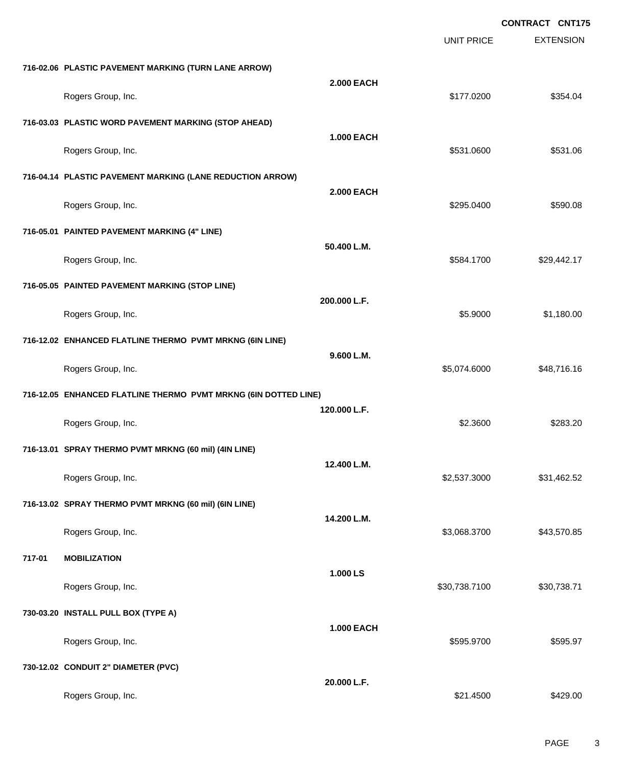CONTRACT CNT175

| | | UNIT PRICE | EXTENSION |
|---|---|---|---|
| **716-02.06 PLASTIC PAVEMENT MARKING (TURN LANE ARROW)** | | | |
| | **2.000 EACH** | | |
| Rogers Group, Inc. | | $177.0200 | $354.04 |
| **716-03.03 PLASTIC WORD PAVEMENT MARKING (STOP AHEAD)** | | | |
| | **1.000 EACH** | | |
| Rogers Group, Inc. | | $531.0600 | $531.06 |
| **716-04.14 PLASTIC PAVEMENT MARKING (LANE REDUCTION ARROW)** | | | |
| | **2.000 EACH** | | |
| Rogers Group, Inc. | | $295.0400 | $590.08 |
| **716-05.01 PAINTED PAVEMENT MARKING (4" LINE)** | | | |
| | **50.400 L.M.** | | |
| Rogers Group, Inc. | | $584.1700 | $29,442.17 |
| **716-05.05 PAINTED PAVEMENT MARKING (STOP LINE)** | | | |
| | **200.000 L.F.** | | |
| Rogers Group, Inc. | | $5.9000 | $1,180.00 |
| **716-12.02 ENHANCED FLATLINE THERMO PVMT MRKNG (6IN LINE)** | | | |
| | **9.600 L.M.** | | |
| Rogers Group, Inc. | | $5,074.6000 | $48,716.16 |
| **716-12.05 ENHANCED FLATLINE THERMO PVMT MRKNG (6IN DOTTED LINE)** | | | |
| | **120.000 L.F.** | | |
| Rogers Group, Inc. | | $2.3600 | $283.20 |
| **716-13.01 SPRAY THERMO PVMT MRKNG (60 mil) (4IN LINE)** | | | |
| | **12.400 L.M.** | | |
| Rogers Group, Inc. | | $2,537.3000 | $31,462.52 |
| **716-13.02 SPRAY THERMO PVMT MRKNG (60 mil) (6IN LINE)** | | | |
| | **14.200 L.M.** | | |
| Rogers Group, Inc. | | $3,068.3700 | $43,570.85 |
| **717-01 MOBILIZATION** | | | |
| | **1.000 LS** | | |
| Rogers Group, Inc. | | $30,738.7100 | $30,738.71 |
| **730-03.20 INSTALL PULL BOX (TYPE A)** | | | |
| | **1.000 EACH** | | |
| Rogers Group, Inc. | | $595.9700 | $595.97 |
| **730-12.02 CONDUIT 2" DIAMETER (PVC)** | | | |
| | **20.000 L.F.** | | |
| Rogers Group, Inc. | | $21.4500 | $429.00 |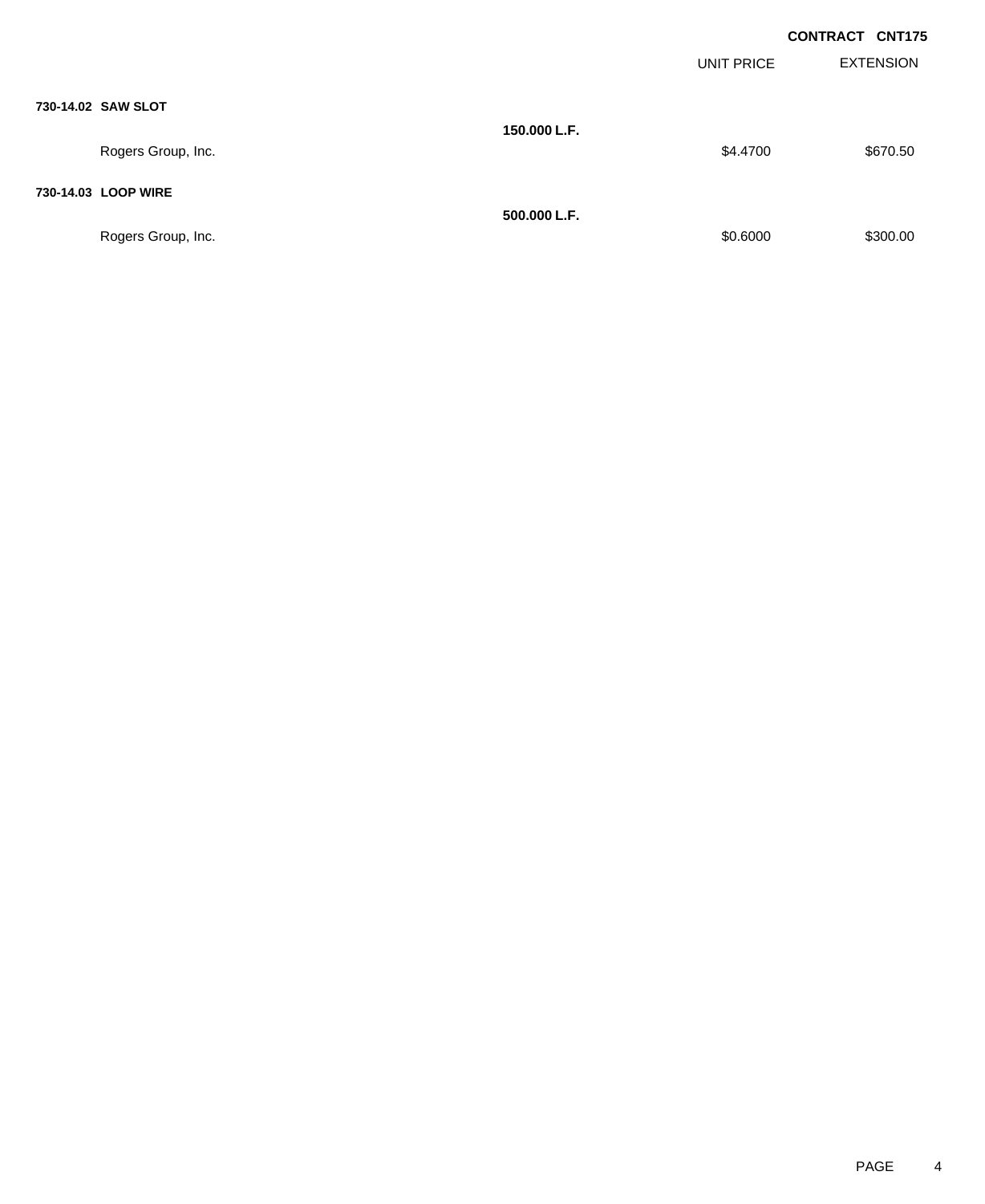**CONTRACT CNT175**

| | | UNIT PRICE | EXTENSION |
|---|---|---|---|
| **730-14.02 SAW SLOT** | | | |
| | **150.000 L.F.** | | |
| Rogers Group, Inc. | | $4.4700 | $670.50 |
| **730-14.03 LOOP WIRE** | | | |
| | **500.000 L.F.** | | |
| Rogers Group, Inc. | | $0.6000 | $300.00 |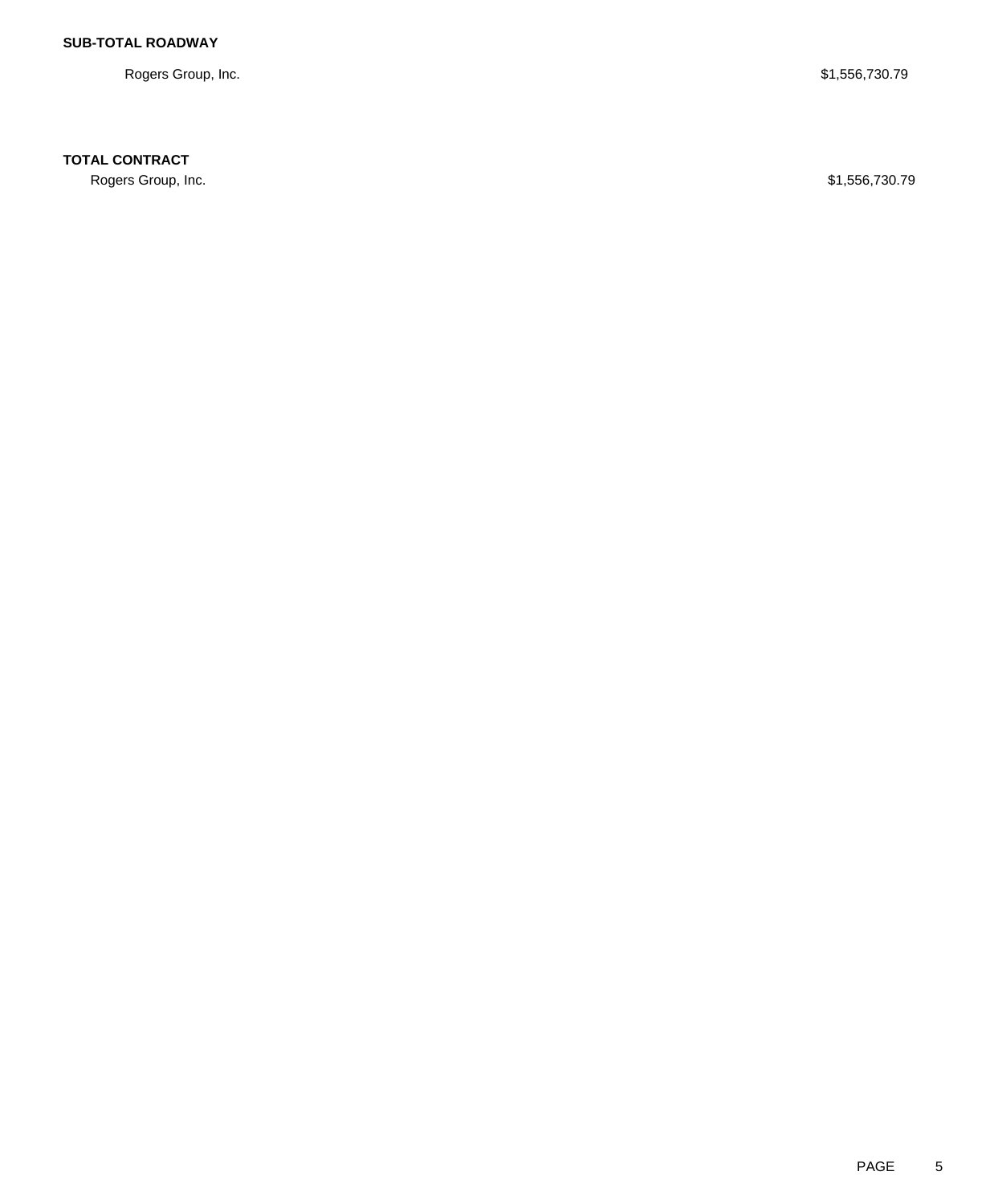**SUB-TOTAL ROADWAY**

| | |
|---|---|
| Rogers Group, Inc. | $1,556,730.79 |

**TOTAL CONTRACT**

| | |
|---|---|
| Rogers Group, Inc. | $1,556,730.79 |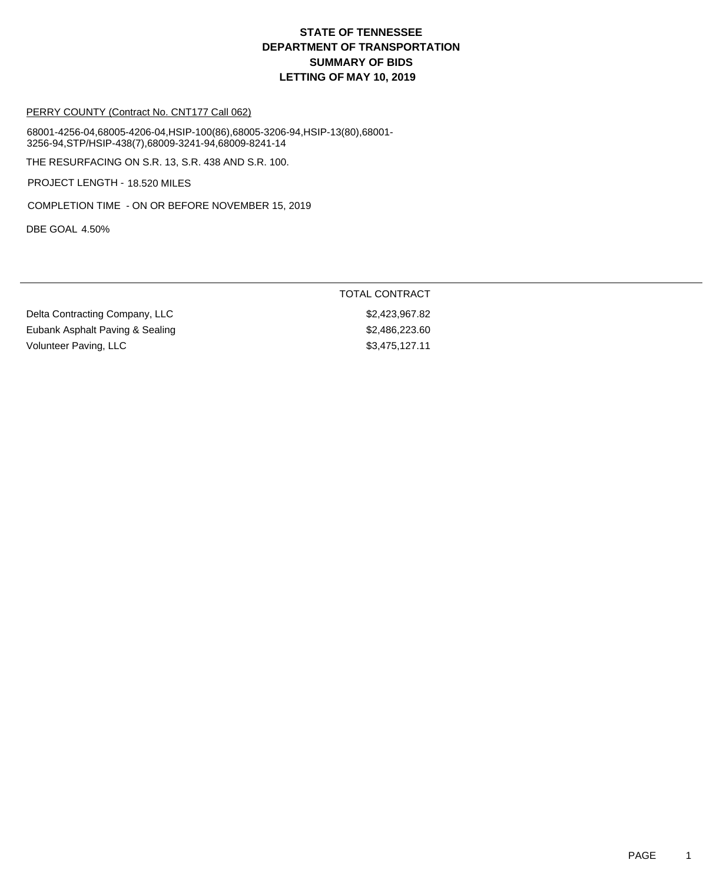# STATE OF TENNESSEE
# DEPARTMENT OF TRANSPORTATION
# SUMMARY OF BIDS
# LETTING OF MAY 10, 2019

PERRY COUNTY (Contract No. CNT177 Call 062)

68001-4256-04,68005-4206-04,HSIP-100(86),68005-3206-94,HSIP-13(80),68001-3256-94,STP/HSIP-438(7),68009-3241-94,68009-8241-14

THE RESURFACING ON S.R. 13, S.R. 438 AND S.R. 100.

PROJECT LENGTH - 18.520 MILES

COMPLETION TIME - ON OR BEFORE NOVEMBER 15, 2019

DBE GOAL 4.50%

| | TOTAL CONTRACT |
|---|---|
| Delta Contracting Company, LLC | \$2,423,967.82 |
| Eubank Asphalt Paving & Sealing | \$2,486,223.60 |
| Volunteer Paving, LLC | \$3,475,127.11 |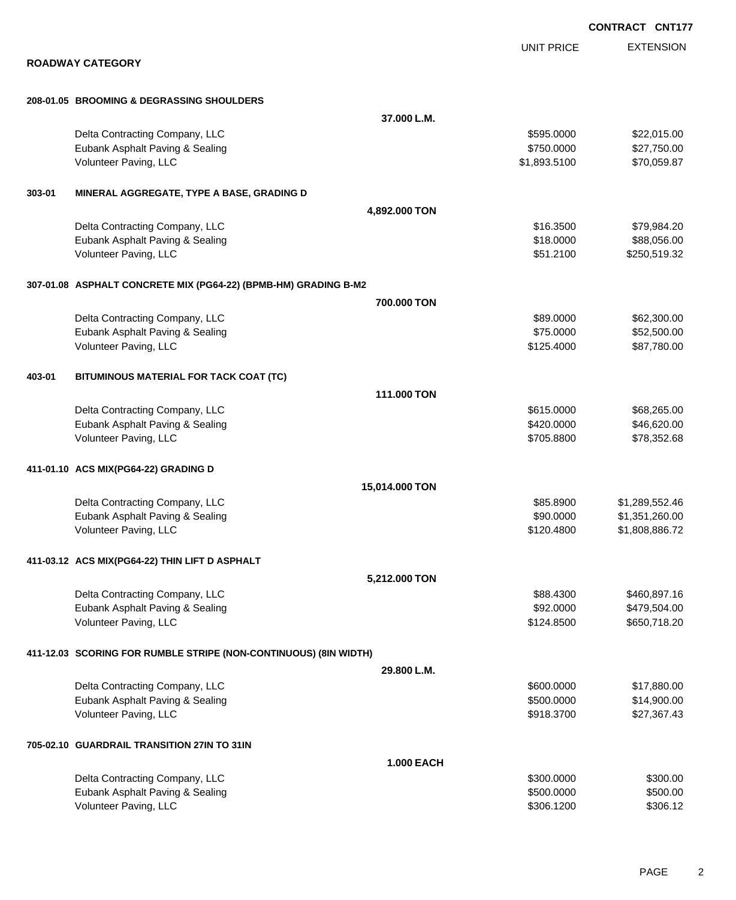**CONTRACT CNT177**

## ROADWAY CATEGORY

| | | UNIT PRICE | EXTENSION |
|---|---|---|---|
| **208-01.05 BROOMING & DEGRASSING SHOULDERS** | | | |
| | **37.000 L.M.** | | |
| Delta Contracting Company, LLC | | $595.0000 | $22,015.00 |
| Eubank Asphalt Paving & Sealing | | $750.0000 | $27,750.00 |
| Volunteer Paving, LLC | | $1,893.5100 | $70,059.87 |
| **303-01 MINERAL AGGREGATE, TYPE A BASE, GRADING D** | | | |
| | **4,892.000 TON** | | |
| Delta Contracting Company, LLC | | $16.3500 | $79,984.20 |
| Eubank Asphalt Paving & Sealing | | $18.0000 | $88,056.00 |
| Volunteer Paving, LLC | | $51.2100 | $250,519.32 |
| **307-01.08 ASPHALT CONCRETE MIX (PG64-22) (BPMB-HM) GRADING B-M2** | | | |
| | **700.000 TON** | | |
| Delta Contracting Company, LLC | | $89.0000 | $62,300.00 |
| Eubank Asphalt Paving & Sealing | | $75.0000 | $52,500.00 |
| Volunteer Paving, LLC | | $125.4000 | $87,780.00 |
| **403-01 BITUMINOUS MATERIAL FOR TACK COAT (TC)** | | | |
| | **111.000 TON** | | |
| Delta Contracting Company, LLC | | $615.0000 | $68,265.00 |
| Eubank Asphalt Paving & Sealing | | $420.0000 | $46,620.00 |
| Volunteer Paving, LLC | | $705.8800 | $78,352.68 |
| **411-01.10 ACS MIX(PG64-22) GRADING D** | | | |
| | **15,014.000 TON** | | |
| Delta Contracting Company, LLC | | $85.8900 | $1,289,552.46 |
| Eubank Asphalt Paving & Sealing | | $90.0000 | $1,351,260.00 |
| Volunteer Paving, LLC | | $120.4800 | $1,808,886.72 |
| **411-03.12 ACS MIX(PG64-22) THIN LIFT D ASPHALT** | | | |
| | **5,212.000 TON** | | |
| Delta Contracting Company, LLC | | $88.4300 | $460,897.16 |
| Eubank Asphalt Paving & Sealing | | $92.0000 | $479,504.00 |
| Volunteer Paving, LLC | | $124.8500 | $650,718.20 |
| **411-12.03 SCORING FOR RUMBLE STRIPE (NON-CONTINUOUS) (8IN WIDTH)** | | | |
| | **29.800 L.M.** | | |
| Delta Contracting Company, LLC | | $600.0000 | $17,880.00 |
| Eubank Asphalt Paving & Sealing | | $500.0000 | $14,900.00 |
| Volunteer Paving, LLC | | $918.3700 | $27,367.43 |
| **705-02.10 GUARDRAIL TRANSITION 27IN TO 31IN** | | | |
| | **1.000 EACH** | | |
| Delta Contracting Company, LLC | | $300.0000 | $300.00 |
| Eubank Asphalt Paving & Sealing | | $500.0000 | $500.00 |
| Volunteer Paving, LLC | | $306.1200 | $306.12 |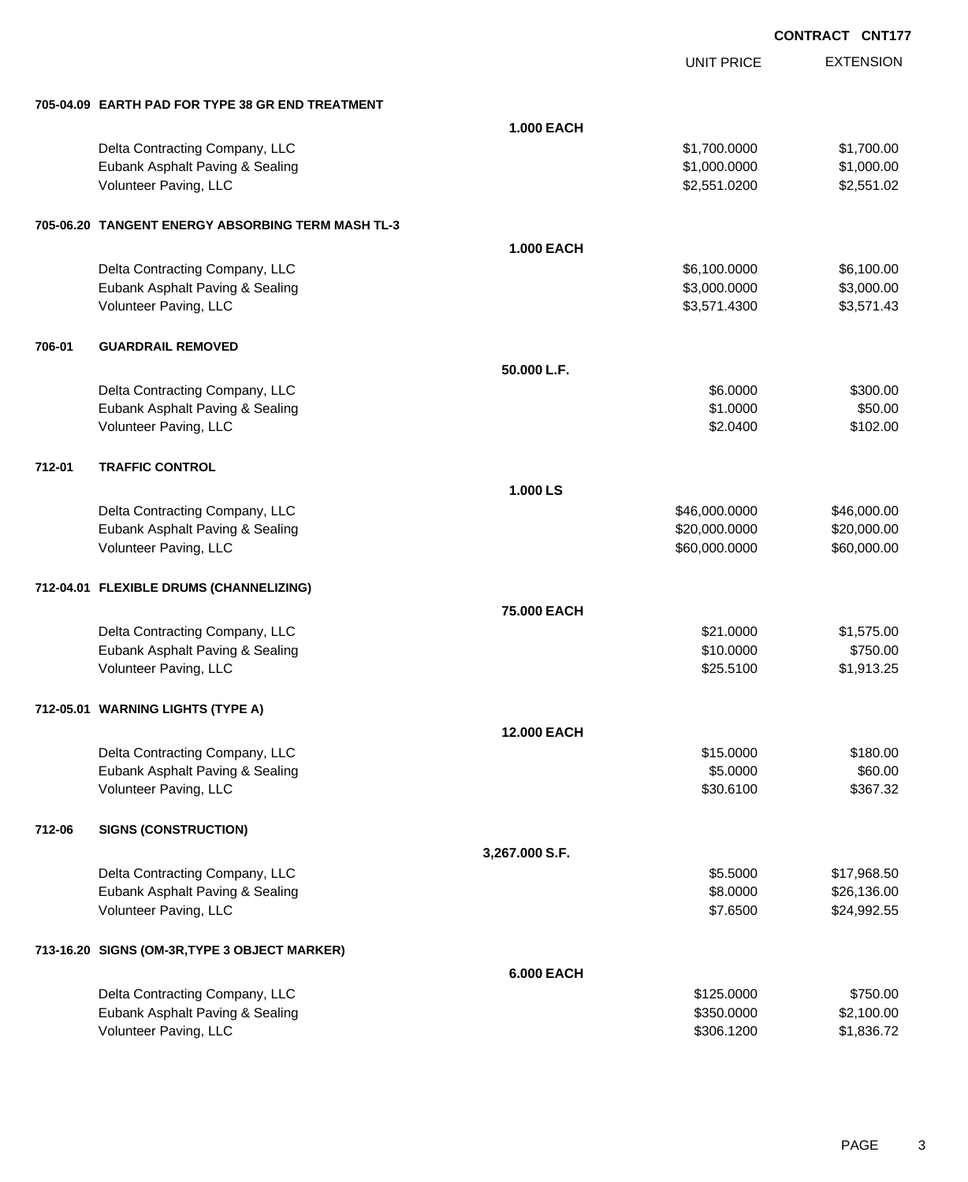**CONTRACT CNT177**

| | | | UNIT PRICE | EXTENSION |
|---|---|---|---|---|
| **705-04.09** | **EARTH PAD FOR TYPE 38 GR END TREATMENT** | | | |
| | | **1.000 EACH** | | |
| | Delta Contracting Company, LLC | | $1,700.0000 | $1,700.00 |
| | Eubank Asphalt Paving & Sealing | | $1,000.0000 | $1,000.00 |
| | Volunteer Paving, LLC | | $2,551.0200 | $2,551.02 |
| **705-06.20** | **TANGENT ENERGY ABSORBING TERM MASH TL-3** | | | |
| | | **1.000 EACH** | | |
| | Delta Contracting Company, LLC | | $6,100.0000 | $6,100.00 |
| | Eubank Asphalt Paving & Sealing | | $3,000.0000 | $3,000.00 |
| | Volunteer Paving, LLC | | $3,571.4300 | $3,571.43 |
| **706-01** | **GUARDRAIL REMOVED** | | | |
| | | **50.000 L.F.** | | |
| | Delta Contracting Company, LLC | | $6.0000 | $300.00 |
| | Eubank Asphalt Paving & Sealing | | $1.0000 | $50.00 |
| | Volunteer Paving, LLC | | $2.0400 | $102.00 |
| **712-01** | **TRAFFIC CONTROL** | | | |
| | | **1.000 LS** | | |
| | Delta Contracting Company, LLC | | $46,000.0000 | $46,000.00 |
| | Eubank Asphalt Paving & Sealing | | $20,000.0000 | $20,000.00 |
| | Volunteer Paving, LLC | | $60,000.0000 | $60,000.00 |
| **712-04.01** | **FLEXIBLE DRUMS (CHANNELIZING)** | | | |
| | | **75.000 EACH** | | |
| | Delta Contracting Company, LLC | | $21.0000 | $1,575.00 |
| | Eubank Asphalt Paving & Sealing | | $10.0000 | $750.00 |
| | Volunteer Paving, LLC | | $25.5100 | $1,913.25 |
| **712-05.01** | **WARNING LIGHTS (TYPE A)** | | | |
| | | **12.000 EACH** | | |
| | Delta Contracting Company, LLC | | $15.0000 | $180.00 |
| | Eubank Asphalt Paving & Sealing | | $5.0000 | $60.00 |
| | Volunteer Paving, LLC | | $30.6100 | $367.32 |
| **712-06** | **SIGNS (CONSTRUCTION)** | | | |
| | | **3,267.000 S.F.** | | |
| | Delta Contracting Company, LLC | | $5.5000 | $17,968.50 |
| | Eubank Asphalt Paving & Sealing | | $8.0000 | $26,136.00 |
| | Volunteer Paving, LLC | | $7.6500 | $24,992.55 |
| **713-16.20** | **SIGNS (OM-3R,TYPE 3 OBJECT MARKER)** | | | |
| | | **6.000 EACH** | | |
| | Delta Contracting Company, LLC | | $125.0000 | $750.00 |
| | Eubank Asphalt Paving & Sealing | | $350.0000 | $2,100.00 |
| | Volunteer Paving, LLC | | $306.1200 | $1,836.72 |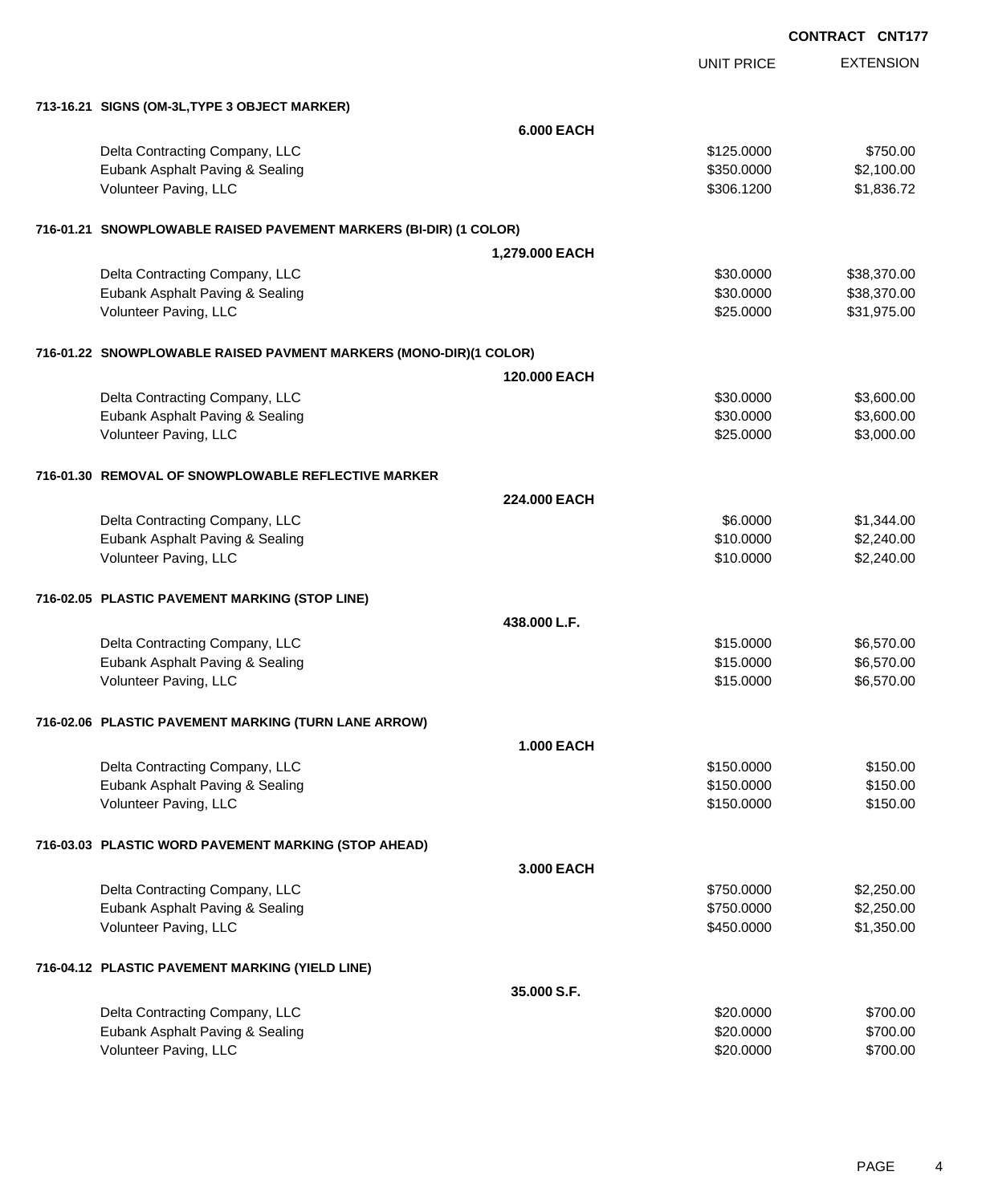**CONTRACT CNT177**

| | | UNIT PRICE | EXTENSION |
|---|---|---|---|
| **713-16.21 SIGNS (OM-3L,TYPE 3 OBJECT MARKER)** | | | |
| | **6.000 EACH** | | |
| Delta Contracting Company, LLC | | $125.0000 | $750.00 |
| Eubank Asphalt Paving & Sealing | | $350.0000 | $2,100.00 |
| Volunteer Paving, LLC | | $306.1200 | $1,836.72 |
| **716-01.21 SNOWPLOWABLE RAISED PAVEMENT MARKERS (BI-DIR) (1 COLOR)** | | | |
| | **1,279.000 EACH** | | |
| Delta Contracting Company, LLC | | $30.0000 | $38,370.00 |
| Eubank Asphalt Paving & Sealing | | $30.0000 | $38,370.00 |
| Volunteer Paving, LLC | | $25.0000 | $31,975.00 |
| **716-01.22 SNOWPLOWABLE RAISED PAVMENT MARKERS (MONO-DIR)(1 COLOR)** | | | |
| | **120.000 EACH** | | |
| Delta Contracting Company, LLC | | $30.0000 | $3,600.00 |
| Eubank Asphalt Paving & Sealing | | $30.0000 | $3,600.00 |
| Volunteer Paving, LLC | | $25.0000 | $3,000.00 |
| **716-01.30 REMOVAL OF SNOWPLOWABLE REFLECTIVE MARKER** | | | |
| | **224.000 EACH** | | |
| Delta Contracting Company, LLC | | $6.0000 | $1,344.00 |
| Eubank Asphalt Paving & Sealing | | $10.0000 | $2,240.00 |
| Volunteer Paving, LLC | | $10.0000 | $2,240.00 |
| **716-02.05 PLASTIC PAVEMENT MARKING (STOP LINE)** | | | |
| | **438.000 L.F.** | | |
| Delta Contracting Company, LLC | | $15.0000 | $6,570.00 |
| Eubank Asphalt Paving & Sealing | | $15.0000 | $6,570.00 |
| Volunteer Paving, LLC | | $15.0000 | $6,570.00 |
| **716-02.06 PLASTIC PAVEMENT MARKING (TURN LANE ARROW)** | | | |
| | **1.000 EACH** | | |
| Delta Contracting Company, LLC | | $150.0000 | $150.00 |
| Eubank Asphalt Paving & Sealing | | $150.0000 | $150.00 |
| Volunteer Paving, LLC | | $150.0000 | $150.00 |
| **716-03.03 PLASTIC WORD PAVEMENT MARKING (STOP AHEAD)** | | | |
| | **3.000 EACH** | | |
| Delta Contracting Company, LLC | | $750.0000 | $2,250.00 |
| Eubank Asphalt Paving & Sealing | | $750.0000 | $2,250.00 |
| Volunteer Paving, LLC | | $450.0000 | $1,350.00 |
| **716-04.12 PLASTIC PAVEMENT MARKING (YIELD LINE)** | | | |
| | **35.000 S.F.** | | |
| Delta Contracting Company, LLC | | $20.0000 | $700.00 |
| Eubank Asphalt Paving & Sealing | | $20.0000 | $700.00 |
| Volunteer Paving, LLC | | $20.0000 | $700.00 |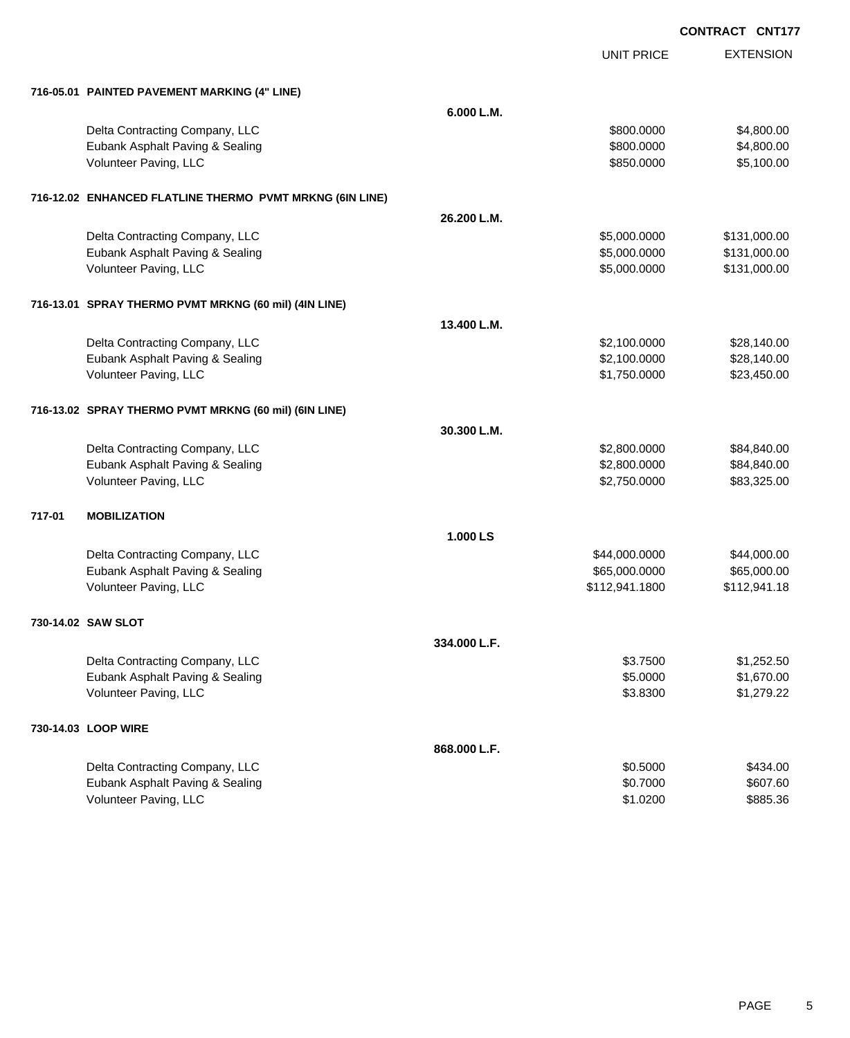**CONTRACT CNT177**

| | | UNIT PRICE | EXTENSION |
|---|---|---|---|
| **716-05.01 PAINTED PAVEMENT MARKING (4" LINE)** | | | |
| | **6.000 L.M.** | | |
| Delta Contracting Company, LLC | | $800.0000 | $4,800.00 |
| Eubank Asphalt Paving & Sealing | | $800.0000 | $4,800.00 |
| Volunteer Paving, LLC | | $850.0000 | $5,100.00 |
| **716-12.02 ENHANCED FLATLINE THERMO PVMT MRKNG (6IN LINE)** | | | |
| | **26.200 L.M.** | | |
| Delta Contracting Company, LLC | | $5,000.0000 | $131,000.00 |
| Eubank Asphalt Paving & Sealing | | $5,000.0000 | $131,000.00 |
| Volunteer Paving, LLC | | $5,000.0000 | $131,000.00 |
| **716-13.01 SPRAY THERMO PVMT MRKNG (60 mil) (4IN LINE)** | | | |
| | **13.400 L.M.** | | |
| Delta Contracting Company, LLC | | $2,100.0000 | $28,140.00 |
| Eubank Asphalt Paving & Sealing | | $2,100.0000 | $28,140.00 |
| Volunteer Paving, LLC | | $1,750.0000 | $23,450.00 |
| **716-13.02 SPRAY THERMO PVMT MRKNG (60 mil) (6IN LINE)** | | | |
| | **30.300 L.M.** | | |
| Delta Contracting Company, LLC | | $2,800.0000 | $84,840.00 |
| Eubank Asphalt Paving & Sealing | | $2,800.0000 | $84,840.00 |
| Volunteer Paving, LLC | | $2,750.0000 | $83,325.00 |
| **717-01 MOBILIZATION** | | | |
| | **1.000 LS** | | |
| Delta Contracting Company, LLC | | $44,000.0000 | $44,000.00 |
| Eubank Asphalt Paving & Sealing | | $65,000.0000 | $65,000.00 |
| Volunteer Paving, LLC | | $112,941.1800 | $112,941.18 |
| **730-14.02 SAW SLOT** | | | |
| | **334.000 L.F.** | | |
| Delta Contracting Company, LLC | | $3.7500 | $1,252.50 |
| Eubank Asphalt Paving & Sealing | | $5.0000 | $1,670.00 |
| Volunteer Paving, LLC | | $3.8300 | $1,279.22 |
| **730-14.03 LOOP WIRE** | | | |
| | **868.000 L.F.** | | |
| Delta Contracting Company, LLC | | $0.5000 | $434.00 |
| Eubank Asphalt Paving & Sealing | | $0.7000 | $607.60 |
| Volunteer Paving, LLC | | $1.0200 | $885.36 |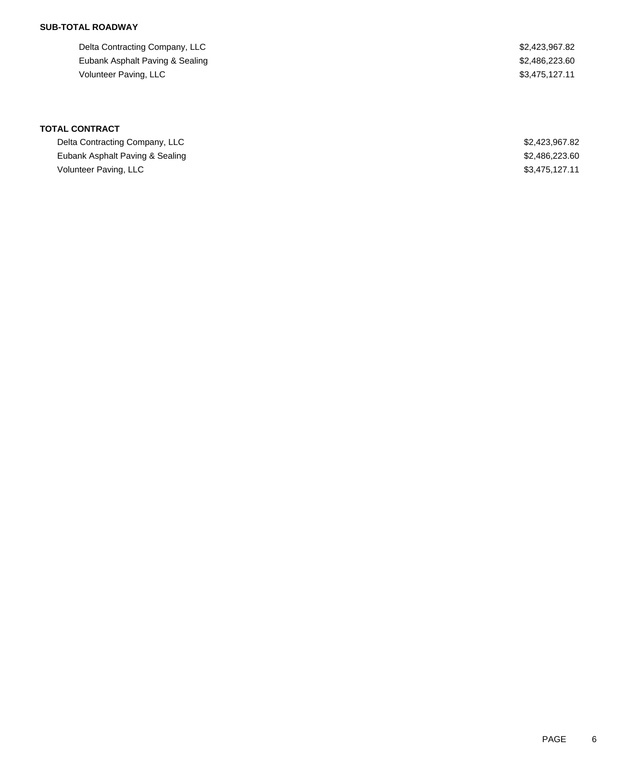**SUB-TOTAL ROADWAY**

| | |
|---|---|
| Delta Contracting Company, LLC | $2,423,967.82 |
| Eubank Asphalt Paving & Sealing | $2,486,223.60 |
| Volunteer Paving, LLC | $3,475,127.11 |

**TOTAL CONTRACT**

| | |
|---|---|
| Delta Contracting Company, LLC | $2,423,967.82 |
| Eubank Asphalt Paving & Sealing | $2,486,223.60 |
| Volunteer Paving, LLC | $3,475,127.11 |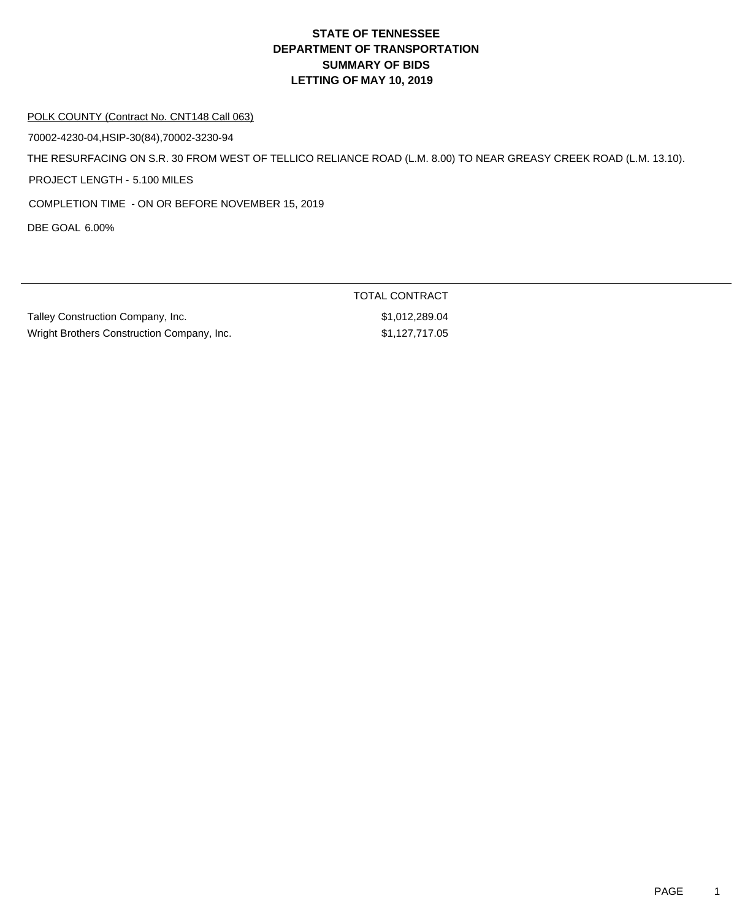# STATE OF TENNESSEE
# DEPARTMENT OF TRANSPORTATION
# SUMMARY OF BIDS
# LETTING OF MAY 10, 2019

POLK COUNTY (Contract No. CNT148 Call 063)

70002-4230-04,HSIP-30(84),70002-3230-94

THE RESURFACING ON S.R. 30 FROM WEST OF TELLICO RELIANCE ROAD (L.M. 8.00) TO NEAR GREASY CREEK ROAD (L.M. 13.10).

PROJECT LENGTH - 5.100 MILES

COMPLETION TIME - ON OR BEFORE NOVEMBER 15, 2019

DBE GOAL 6.00%

| | TOTAL CONTRACT |
|---|---|
| Talley Construction Company, Inc. | $1,012,289.04 |
| Wright Brothers Construction Company, Inc. | $1,127,717.05 |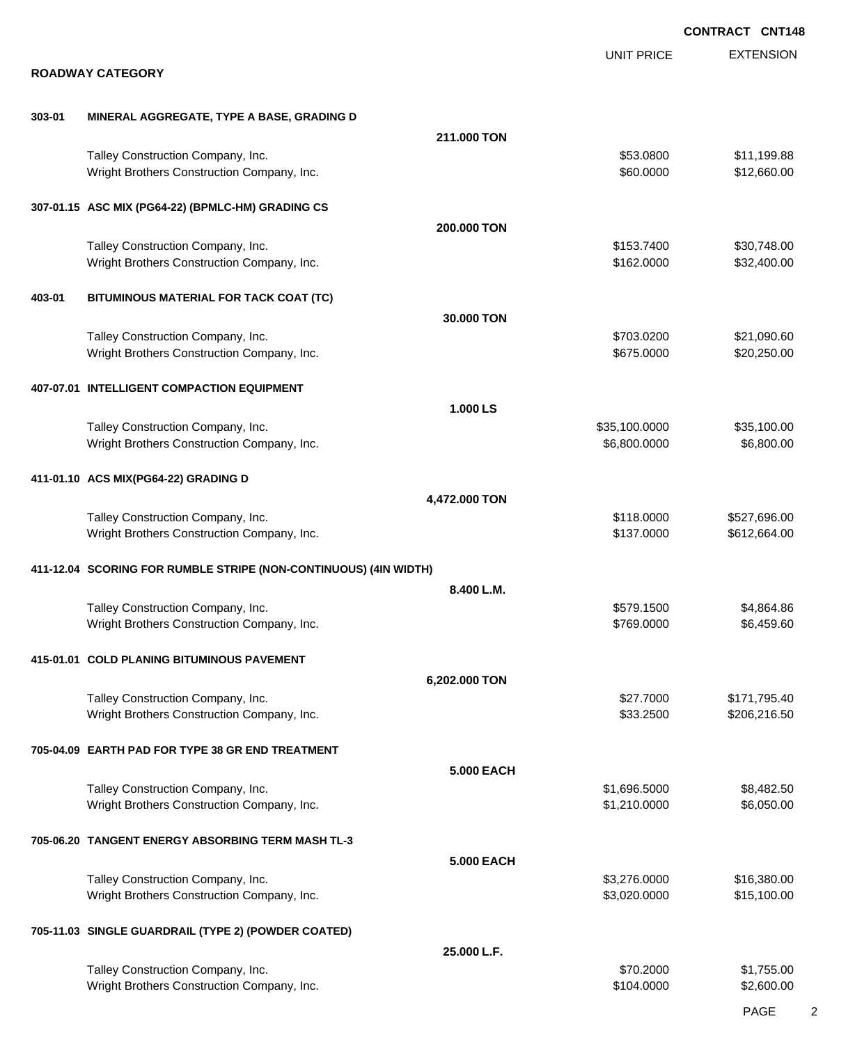CONTRACT CNT148

## ROADWAY CATEGORY

| | | UNIT PRICE | EXTENSION |
|---|---|---|---|
| **303-01** | **MINERAL AGGREGATE, TYPE A BASE, GRADING D** | | |
| | **211.000 TON** | | |
| | Talley Construction Company, Inc. | $53.0800 | $11,199.88 |
| | Wright Brothers Construction Company, Inc. | $60.0000 | $12,660.00 |
| **307-01.15** | **ASC MIX (PG64-22) (BPMLC-HM) GRADING CS** | | |
| | **200.000 TON** | | |
| | Talley Construction Company, Inc. | $153.7400 | $30,748.00 |
| | Wright Brothers Construction Company, Inc. | $162.0000 | $32,400.00 |
| **403-01** | **BITUMINOUS MATERIAL FOR TACK COAT (TC)** | | |
| | **30.000 TON** | | |
| | Talley Construction Company, Inc. | $703.0200 | $21,090.60 |
| | Wright Brothers Construction Company, Inc. | $675.0000 | $20,250.00 |
| **407-07.01** | **INTELLIGENT COMPACTION EQUIPMENT** | | |
| | **1.000 LS** | | |
| | Talley Construction Company, Inc. | $35,100.0000 | $35,100.00 |
| | Wright Brothers Construction Company, Inc. | $6,800.0000 | $6,800.00 |
| **411-01.10** | **ACS MIX(PG64-22) GRADING D** | | |
| | **4,472.000 TON** | | |
| | Talley Construction Company, Inc. | $118.0000 | $527,696.00 |
| | Wright Brothers Construction Company, Inc. | $137.0000 | $612,664.00 |
| **411-12.04** | **SCORING FOR RUMBLE STRIPE (NON-CONTINUOUS) (4IN WIDTH)** | | |
| | **8.400 L.M.** | | |
| | Talley Construction Company, Inc. | $579.1500 | $4,864.86 |
| | Wright Brothers Construction Company, Inc. | $769.0000 | $6,459.60 |
| **415-01.01** | **COLD PLANING BITUMINOUS PAVEMENT** | | |
| | **6,202.000 TON** | | |
| | Talley Construction Company, Inc. | $27.7000 | $171,795.40 |
| | Wright Brothers Construction Company, Inc. | $33.2500 | $206,216.50 |
| **705-04.09** | **EARTH PAD FOR TYPE 38 GR END TREATMENT** | | |
| | **5.000 EACH** | | |
| | Talley Construction Company, Inc. | $1,696.5000 | $8,482.50 |
| | Wright Brothers Construction Company, Inc. | $1,210.0000 | $6,050.00 |
| **705-06.20** | **TANGENT ENERGY ABSORBING TERM MASH TL-3** | | |
| | **5.000 EACH** | | |
| | Talley Construction Company, Inc. | $3,276.0000 | $16,380.00 |
| | Wright Brothers Construction Company, Inc. | $3,020.0000 | $15,100.00 |
| **705-11.03** | **SINGLE GUARDRAIL (TYPE 2) (POWDER COATED)** | | |
| | **25.000 L.F.** | | |
| | Talley Construction Company, Inc. | $70.2000 | $1,755.00 |
| | Wright Brothers Construction Company, Inc. | $104.0000 | $2,600.00 |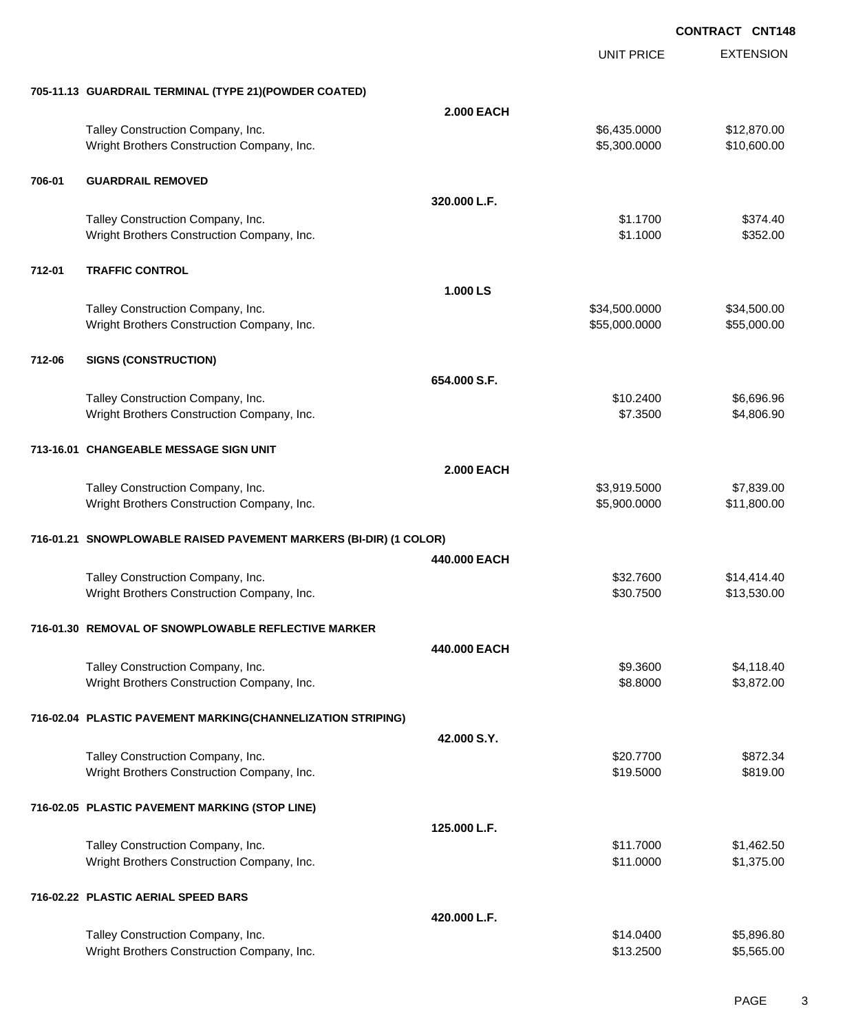**CONTRACT CNT148**

| | | | UNIT PRICE | EXTENSION |
|---|---|---|---|---|
| **705-11.13** | **GUARDRAIL TERMINAL (TYPE 21)(POWDER COATED)** | | | |
| | | **2.000 EACH** | | |
| | Talley Construction Company, Inc. | | $6,435.0000 | $12,870.00 |
| | Wright Brothers Construction Company, Inc. | | $5,300.0000 | $10,600.00 |
| **706-01** | **GUARDRAIL REMOVED** | | | |
| | | **320.000 L.F.** | | |
| | Talley Construction Company, Inc. | | $1.1700 | $374.40 |
| | Wright Brothers Construction Company, Inc. | | $1.1000 | $352.00 |
| **712-01** | **TRAFFIC CONTROL** | | | |
| | | **1.000 LS** | | |
| | Talley Construction Company, Inc. | | $34,500.0000 | $34,500.00 |
| | Wright Brothers Construction Company, Inc. | | $55,000.0000 | $55,000.00 |
| **712-06** | **SIGNS (CONSTRUCTION)** | | | |
| | | **654.000 S.F.** | | |
| | Talley Construction Company, Inc. | | $10.2400 | $6,696.96 |
| | Wright Brothers Construction Company, Inc. | | $7.3500 | $4,806.90 |
| **713-16.01** | **CHANGEABLE MESSAGE SIGN UNIT** | | | |
| | | **2.000 EACH** | | |
| | Talley Construction Company, Inc. | | $3,919.5000 | $7,839.00 |
| | Wright Brothers Construction Company, Inc. | | $5,900.0000 | $11,800.00 |
| **716-01.21** | **SNOWPLOWABLE RAISED PAVEMENT MARKERS (BI-DIR) (1 COLOR)** | | | |
| | | **440.000 EACH** | | |
| | Talley Construction Company, Inc. | | $32.7600 | $14,414.40 |
| | Wright Brothers Construction Company, Inc. | | $30.7500 | $13,530.00 |
| **716-01.30** | **REMOVAL OF SNOWPLOWABLE REFLECTIVE MARKER** | | | |
| | | **440.000 EACH** | | |
| | Talley Construction Company, Inc. | | $9.3600 | $4,118.40 |
| | Wright Brothers Construction Company, Inc. | | $8.8000 | $3,872.00 |
| **716-02.04** | **PLASTIC PAVEMENT MARKING(CHANNELIZATION STRIPING)** | | | |
| | | **42.000 S.Y.** | | |
| | Talley Construction Company, Inc. | | $20.7700 | $872.34 |
| | Wright Brothers Construction Company, Inc. | | $19.5000 | $819.00 |
| **716-02.05** | **PLASTIC PAVEMENT MARKING (STOP LINE)** | | | |
| | | **125.000 L.F.** | | |
| | Talley Construction Company, Inc. | | $11.7000 | $1,462.50 |
| | Wright Brothers Construction Company, Inc. | | $11.0000 | $1,375.00 |
| **716-02.22** | **PLASTIC AERIAL SPEED BARS** | | | |
| | | **420.000 L.F.** | | |
| | Talley Construction Company, Inc. | | $14.0400 | $5,896.80 |
| | Wright Brothers Construction Company, Inc. | | $13.2500 | $5,565.00 |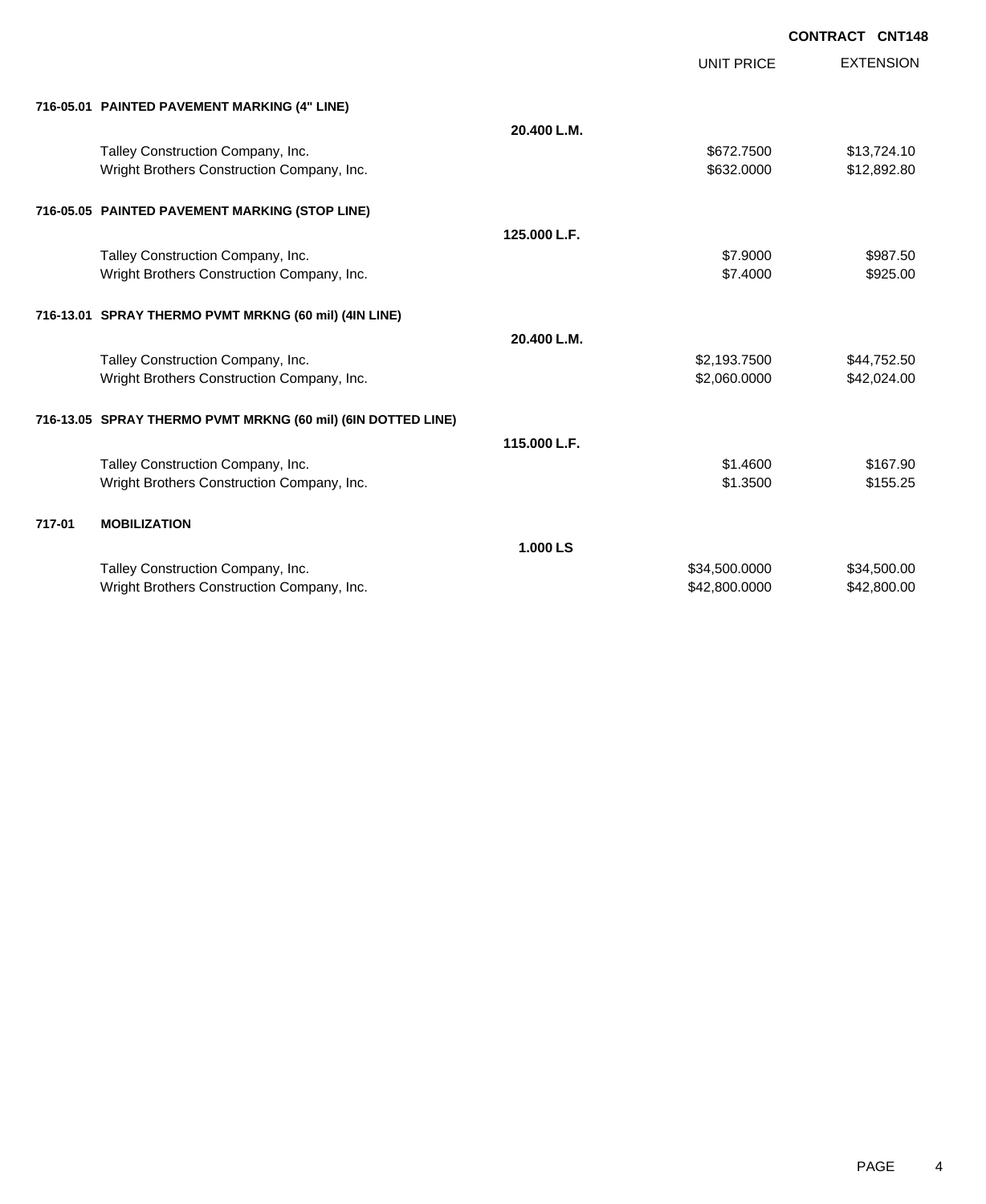**CONTRACT CNT148**

| | | UNIT PRICE | EXTENSION |
|---|---|---|---|
| **716-05.01 PAINTED PAVEMENT MARKING (4" LINE)** | | | |
| | **20.400 L.M.** | | |
| Talley Construction Company, Inc. | | $672.7500 | $13,724.10 |
| Wright Brothers Construction Company, Inc. | | $632.0000 | $12,892.80 |
| **716-05.05 PAINTED PAVEMENT MARKING (STOP LINE)** | | | |
| | **125.000 L.F.** | | |
| Talley Construction Company, Inc. | | $7.9000 | $987.50 |
| Wright Brothers Construction Company, Inc. | | $7.4000 | $925.00 |
| **716-13.01 SPRAY THERMO PVMT MRKNG (60 mil) (4IN LINE)** | | | |
| | **20.400 L.M.** | | |
| Talley Construction Company, Inc. | | $2,193.7500 | $44,752.50 |
| Wright Brothers Construction Company, Inc. | | $2,060.0000 | $42,024.00 |
| **716-13.05 SPRAY THERMO PVMT MRKNG (60 mil) (6IN DOTTED LINE)** | | | |
| | **115.000 L.F.** | | |
| Talley Construction Company, Inc. | | $1.4600 | $167.90 |
| Wright Brothers Construction Company, Inc. | | $1.3500 | $155.25 |
| **717-01 MOBILIZATION** | | | |
| | **1.000 LS** | | |
| Talley Construction Company, Inc. | | $34,500.0000 | $34,500.00 |
| Wright Brothers Construction Company, Inc. | | $42,800.0000 | $42,800.00 |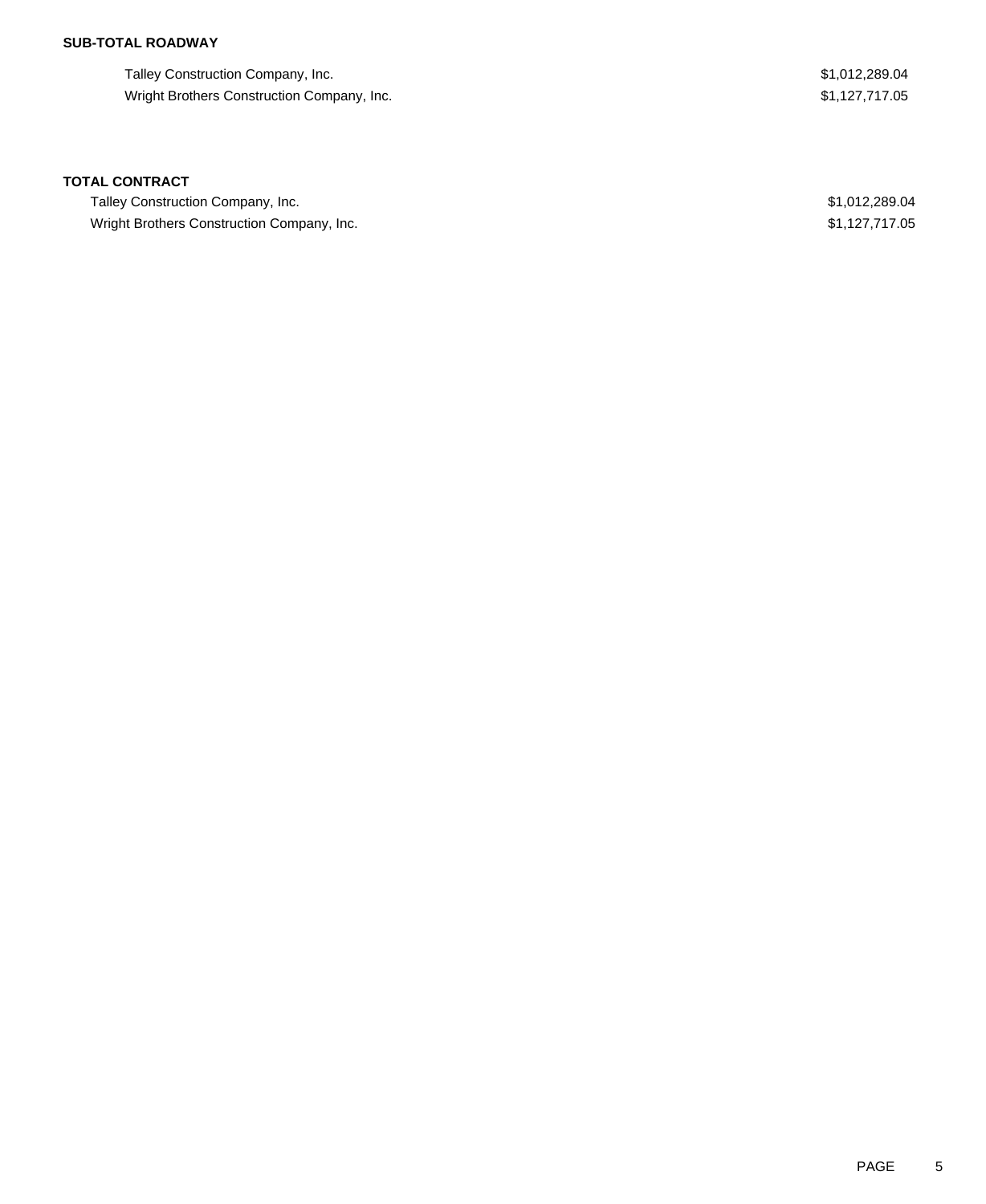**SUB-TOTAL ROADWAY**

| | |
|---|---|
| Talley Construction Company, Inc. | $1,012,289.04 |
| Wright Brothers Construction Company, Inc. | $1,127,717.05 |

**TOTAL CONTRACT**

| | |
|---|---|
| Talley Construction Company, Inc. | $1,012,289.04 |
| Wright Brothers Construction Company, Inc. | $1,127,717.05 |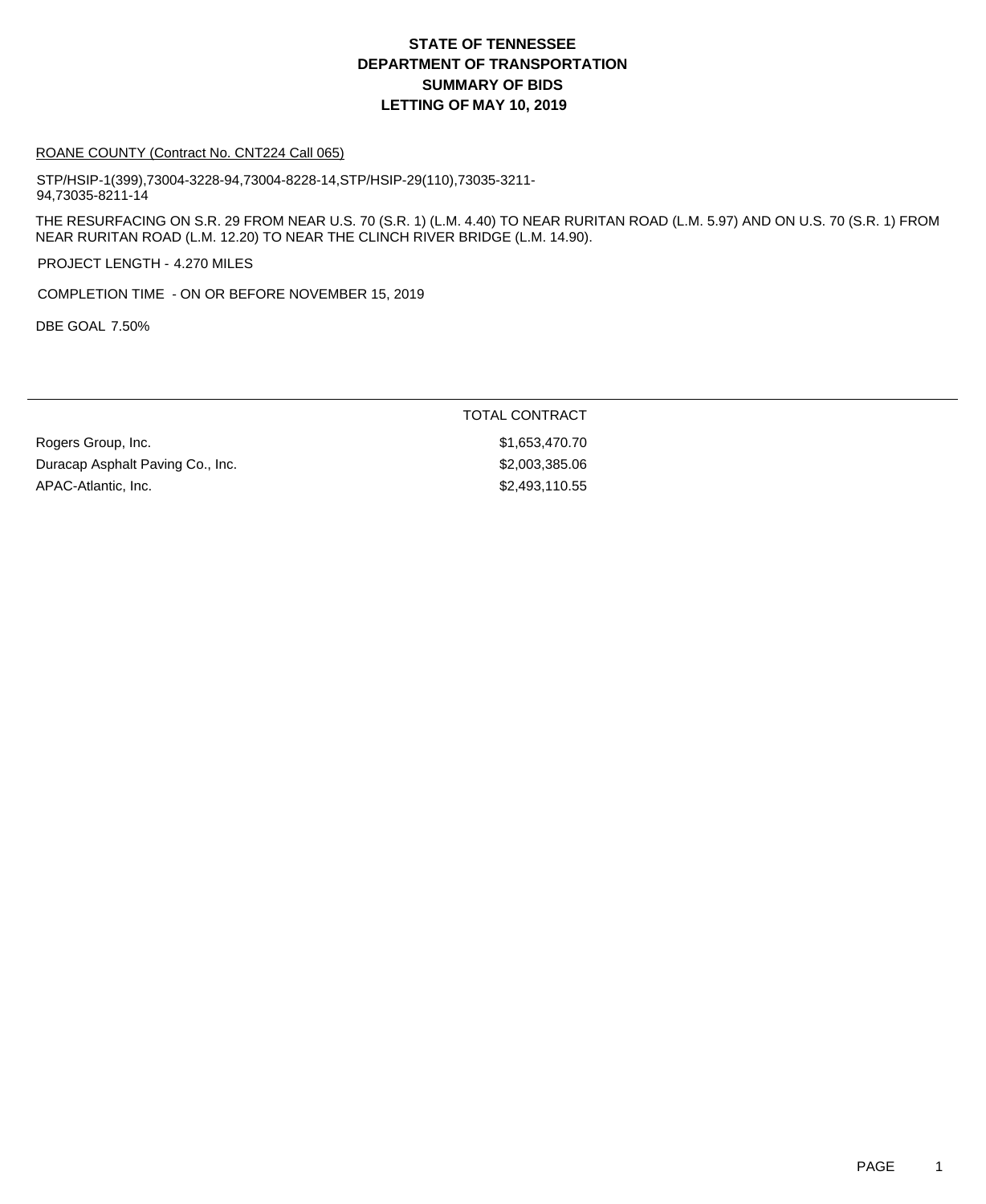# STATE OF TENNESSEE
# DEPARTMENT OF TRANSPORTATION
# SUMMARY OF BIDS
# LETTING OF MAY 10, 2019

ROANE COUNTY (Contract No. CNT224 Call 065)

STP/HSIP-1(399),73004-3228-94,73004-8228-14,STP/HSIP-29(110),73035-3211-94,73035-8211-14

THE RESURFACING ON S.R. 29 FROM NEAR U.S. 70 (S.R. 1) (L.M. 4.40) TO NEAR RURITAN ROAD (L.M. 5.97) AND ON U.S. 70 (S.R. 1) FROM NEAR RURITAN ROAD (L.M. 12.20) TO NEAR THE CLINCH RIVER BRIDGE (L.M. 14.90).

PROJECT LENGTH - 4.270 MILES

COMPLETION TIME - ON OR BEFORE NOVEMBER 15, 2019

DBE GOAL 7.50%

| | TOTAL CONTRACT |
|---|---|
| Rogers Group, Inc. | $1,653,470.70 |
| Duracap Asphalt Paving Co., Inc. | $2,003,385.06 |
| APAC-Atlantic, Inc. | $2,493,110.55 |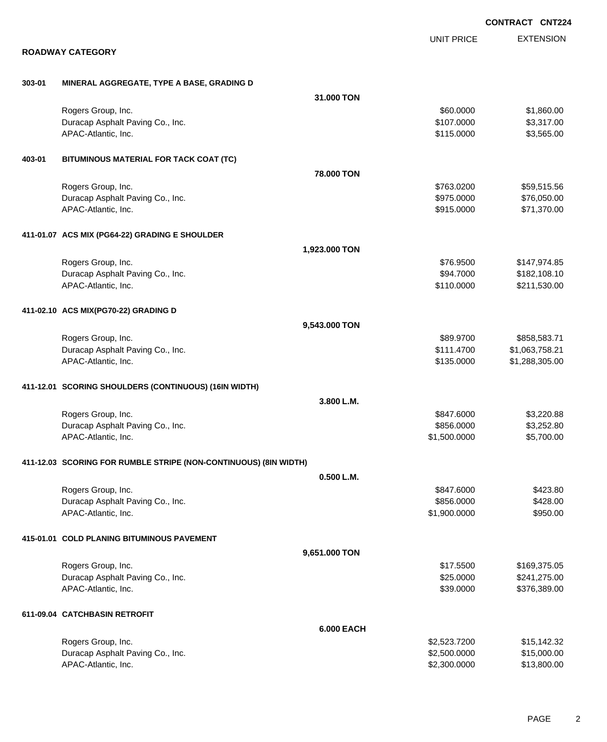**CONTRACT CNT224**

## ROADWAY CATEGORY

| | | | UNIT PRICE | EXTENSION |
|---|---|---|---|---|
| **303-01** | **MINERAL AGGREGATE, TYPE A BASE, GRADING D** | | | |
| | | **31.000 TON** | | |
| | Rogers Group, Inc. | | $60.0000 | $1,860.00 |
| | Duracap Asphalt Paving Co., Inc. | | $107.0000 | $3,317.00 |
| | APAC-Atlantic, Inc. | | $115.0000 | $3,565.00 |
| **403-01** | **BITUMINOUS MATERIAL FOR TACK COAT (TC)** | | | |
| | | **78.000 TON** | | |
| | Rogers Group, Inc. | | $763.0200 | $59,515.56 |
| | Duracap Asphalt Paving Co., Inc. | | $975.0000 | $76,050.00 |
| | APAC-Atlantic, Inc. | | $915.0000 | $71,370.00 |
| **411-01.07** | **ACS MIX (PG64-22) GRADING E SHOULDER** | | | |
| | | **1,923.000 TON** | | |
| | Rogers Group, Inc. | | $76.9500 | $147,974.85 |
| | Duracap Asphalt Paving Co., Inc. | | $94.7000 | $182,108.10 |
| | APAC-Atlantic, Inc. | | $110.0000 | $211,530.00 |
| **411-02.10** | **ACS MIX(PG70-22) GRADING D** | | | |
| | | **9,543.000 TON** | | |
| | Rogers Group, Inc. | | $89.9700 | $858,583.71 |
| | Duracap Asphalt Paving Co., Inc. | | $111.4700 | $1,063,758.21 |
| | APAC-Atlantic, Inc. | | $135.0000 | $1,288,305.00 |
| **411-12.01** | **SCORING SHOULDERS (CONTINUOUS) (16IN WIDTH)** | | | |
| | | **3.800 L.M.** | | |
| | Rogers Group, Inc. | | $847.6000 | $3,220.88 |
| | Duracap Asphalt Paving Co., Inc. | | $856.0000 | $3,252.80 |
| | APAC-Atlantic, Inc. | | $1,500.0000 | $5,700.00 |
| **411-12.03** | **SCORING FOR RUMBLE STRIPE (NON-CONTINUOUS) (8IN WIDTH)** | | | |
| | | **0.500 L.M.** | | |
| | Rogers Group, Inc. | | $847.6000 | $423.80 |
| | Duracap Asphalt Paving Co., Inc. | | $856.0000 | $428.00 |
| | APAC-Atlantic, Inc. | | $1,900.0000 | $950.00 |
| **415-01.01** | **COLD PLANING BITUMINOUS PAVEMENT** | | | |
| | | **9,651.000 TON** | | |
| | Rogers Group, Inc. | | $17.5500 | $169,375.05 |
| | Duracap Asphalt Paving Co., Inc. | | $25.0000 | $241,275.00 |
| | APAC-Atlantic, Inc. | | $39.0000 | $376,389.00 |
| **611-09.04** | **CATCHBASIN RETROFIT** | | | |
| | | **6.000 EACH** | | |
| | Rogers Group, Inc. | | $2,523.7200 | $15,142.32 |
| | Duracap Asphalt Paving Co., Inc. | | $2,500.0000 | $15,000.00 |
| | APAC-Atlantic, Inc. | | $2,300.0000 | $13,800.00 |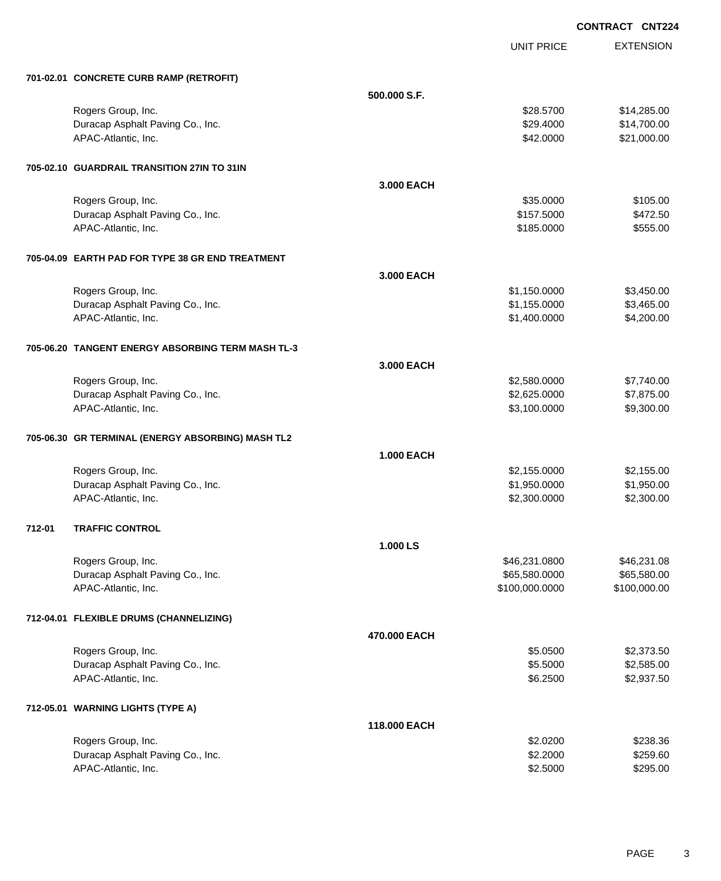**CONTRACT CNT224**

| | | UNIT PRICE | EXTENSION |
|---|---|---|---|
| **701-02.01 CONCRETE CURB RAMP (RETROFIT)** | | | |
| | **500.000 S.F.** | | |
| Rogers Group, Inc. | | $28.5700 | $14,285.00 |
| Duracap Asphalt Paving Co., Inc. | | $29.4000 | $14,700.00 |
| APAC-Atlantic, Inc. | | $42.0000 | $21,000.00 |
| **705-02.10 GUARDRAIL TRANSITION 27IN TO 31IN** | | | |
| | **3.000 EACH** | | |
| Rogers Group, Inc. | | $35.0000 | $105.00 |
| Duracap Asphalt Paving Co., Inc. | | $157.5000 | $472.50 |
| APAC-Atlantic, Inc. | | $185.0000 | $555.00 |
| **705-04.09 EARTH PAD FOR TYPE 38 GR END TREATMENT** | | | |
| | **3.000 EACH** | | |
| Rogers Group, Inc. | | $1,150.0000 | $3,450.00 |
| Duracap Asphalt Paving Co., Inc. | | $1,155.0000 | $3,465.00 |
| APAC-Atlantic, Inc. | | $1,400.0000 | $4,200.00 |
| **705-06.20 TANGENT ENERGY ABSORBING TERM MASH TL-3** | | | |
| | **3.000 EACH** | | |
| Rogers Group, Inc. | | $2,580.0000 | $7,740.00 |
| Duracap Asphalt Paving Co., Inc. | | $2,625.0000 | $7,875.00 |
| APAC-Atlantic, Inc. | | $3,100.0000 | $9,300.00 |
| **705-06.30 GR TERMINAL (ENERGY ABSORBING) MASH TL2** | | | |
| | **1.000 EACH** | | |
| Rogers Group, Inc. | | $2,155.0000 | $2,155.00 |
| Duracap Asphalt Paving Co., Inc. | | $1,950.0000 | $1,950.00 |
| APAC-Atlantic, Inc. | | $2,300.0000 | $2,300.00 |
| **712-01 TRAFFIC CONTROL** | | | |
| | **1.000 LS** | | |
| Rogers Group, Inc. | | $46,231.0800 | $46,231.08 |
| Duracap Asphalt Paving Co., Inc. | | $65,580.0000 | $65,580.00 |
| APAC-Atlantic, Inc. | | $100,000.0000 | $100,000.00 |
| **712-04.01 FLEXIBLE DRUMS (CHANNELIZING)** | | | |
| | **470.000 EACH** | | |
| Rogers Group, Inc. | | $5.0500 | $2,373.50 |
| Duracap Asphalt Paving Co., Inc. | | $5.5000 | $2,585.00 |
| APAC-Atlantic, Inc. | | $6.2500 | $2,937.50 |
| **712-05.01 WARNING LIGHTS (TYPE A)** | | | |
| | **118.000 EACH** | | |
| Rogers Group, Inc. | | $2.0200 | $238.36 |
| Duracap Asphalt Paving Co., Inc. | | $2.2000 | $259.60 |
| APAC-Atlantic, Inc. | | $2.5000 | $295.00 |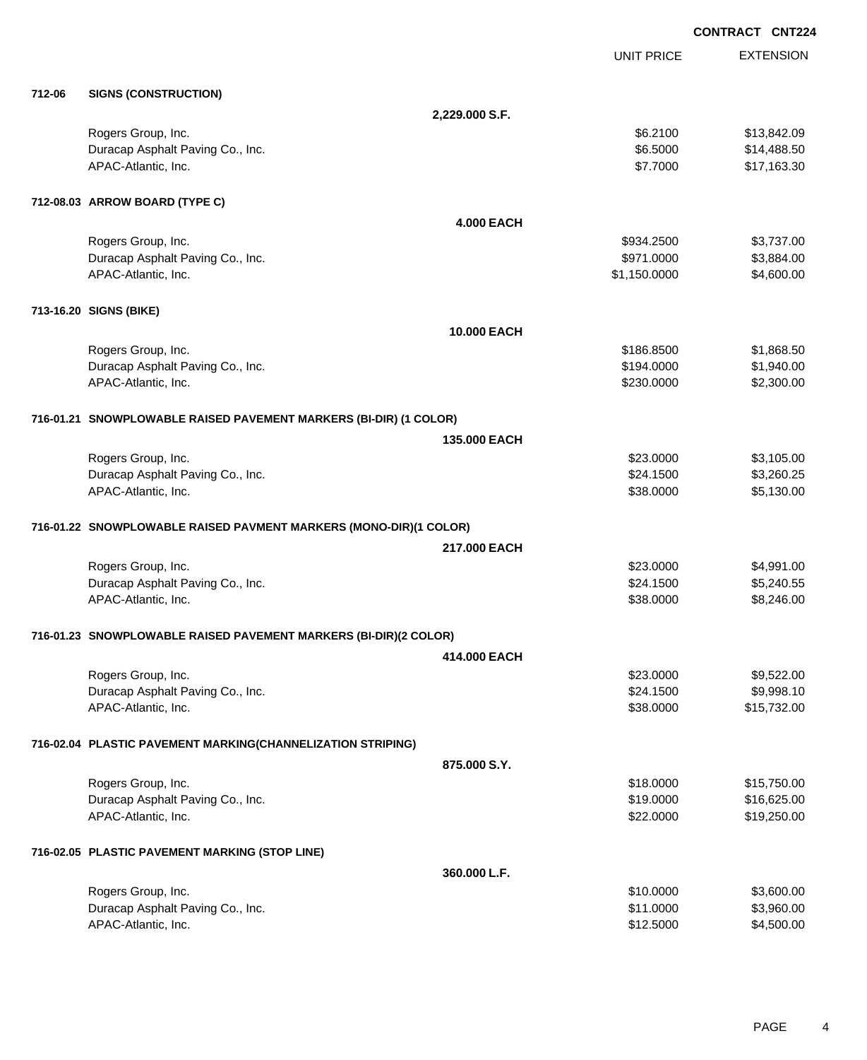**CONTRACT CNT224**

| | | UNIT PRICE | EXTENSION |
|---|---|---|---|
| **712-06** | **SIGNS (CONSTRUCTION)** | | |
| | **2,229.000 S.F.** | | |
| | Rogers Group, Inc. | $6.2100 | $13,842.09 |
| | Duracap Asphalt Paving Co., Inc. | $6.5000 | $14,488.50 |
| | APAC-Atlantic, Inc. | $7.7000 | $17,163.30 |
| **712-08.03** | **ARROW BOARD (TYPE C)** | | |
| | **4.000 EACH** | | |
| | Rogers Group, Inc. | $934.2500 | $3,737.00 |
| | Duracap Asphalt Paving Co., Inc. | $971.0000 | $3,884.00 |
| | APAC-Atlantic, Inc. | $1,150.0000 | $4,600.00 |
| **713-16.20** | **SIGNS (BIKE)** | | |
| | **10.000 EACH** | | |
| | Rogers Group, Inc. | $186.8500 | $1,868.50 |
| | Duracap Asphalt Paving Co., Inc. | $194.0000 | $1,940.00 |
| | APAC-Atlantic, Inc. | $230.0000 | $2,300.00 |
| **716-01.21** | **SNOWPLOWABLE RAISED PAVEMENT MARKERS (BI-DIR) (1 COLOR)** | | |
| | **135.000 EACH** | | |
| | Rogers Group, Inc. | $23.0000 | $3,105.00 |
| | Duracap Asphalt Paving Co., Inc. | $24.1500 | $3,260.25 |
| | APAC-Atlantic, Inc. | $38.0000 | $5,130.00 |
| **716-01.22** | **SNOWPLOWABLE RAISED PAVMENT MARKERS (MONO-DIR)(1 COLOR)** | | |
| | **217.000 EACH** | | |
| | Rogers Group, Inc. | $23.0000 | $4,991.00 |
| | Duracap Asphalt Paving Co., Inc. | $24.1500 | $5,240.55 |
| | APAC-Atlantic, Inc. | $38.0000 | $8,246.00 |
| **716-01.23** | **SNOWPLOWABLE RAISED PAVEMENT MARKERS (BI-DIR)(2 COLOR)** | | |
| | **414.000 EACH** | | |
| | Rogers Group, Inc. | $23.0000 | $9,522.00 |
| | Duracap Asphalt Paving Co., Inc. | $24.1500 | $9,998.10 |
| | APAC-Atlantic, Inc. | $38.0000 | $15,732.00 |
| **716-02.04** | **PLASTIC PAVEMENT MARKING(CHANNELIZATION STRIPING)** | | |
| | **875.000 S.Y.** | | |
| | Rogers Group, Inc. | $18.0000 | $15,750.00 |
| | Duracap Asphalt Paving Co., Inc. | $19.0000 | $16,625.00 |
| | APAC-Atlantic, Inc. | $22.0000 | $19,250.00 |
| **716-02.05** | **PLASTIC PAVEMENT MARKING (STOP LINE)** | | |
| | **360.000 L.F.** | | |
| | Rogers Group, Inc. | $10.0000 | $3,600.00 |
| | Duracap Asphalt Paving Co., Inc. | $11.0000 | $3,960.00 |
| | APAC-Atlantic, Inc. | $12.5000 | $4,500.00 |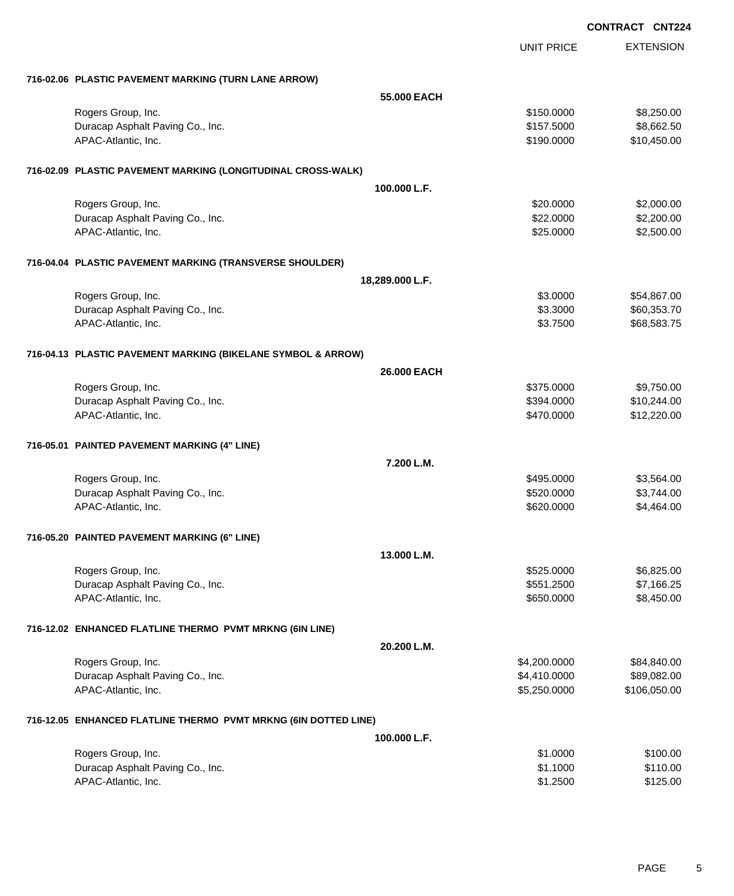CONTRACT CNT224

| | | UNIT PRICE | EXTENSION |
|---|---|---|---|
| **716-02.06 PLASTIC PAVEMENT MARKING (TURN LANE ARROW)** | | | |
| | **55.000 EACH** | | |
| Rogers Group, Inc. | | $150.0000 | $8,250.00 |
| Duracap Asphalt Paving Co., Inc. | | $157.5000 | $8,662.50 |
| APAC-Atlantic, Inc. | | $190.0000 | $10,450.00 |
| **716-02.09 PLASTIC PAVEMENT MARKING (LONGITUDINAL CROSS-WALK)** | | | |
| | **100.000 L.F.** | | |
| Rogers Group, Inc. | | $20.0000 | $2,000.00 |
| Duracap Asphalt Paving Co., Inc. | | $22.0000 | $2,200.00 |
| APAC-Atlantic, Inc. | | $25.0000 | $2,500.00 |
| **716-04.04 PLASTIC PAVEMENT MARKING (TRANSVERSE SHOULDER)** | | | |
| | **18,289.000 L.F.** | | |
| Rogers Group, Inc. | | $3.0000 | $54,867.00 |
| Duracap Asphalt Paving Co., Inc. | | $3.3000 | $60,353.70 |
| APAC-Atlantic, Inc. | | $3.7500 | $68,583.75 |
| **716-04.13 PLASTIC PAVEMENT MARKING (BIKELANE SYMBOL & ARROW)** | | | |
| | **26.000 EACH** | | |
| Rogers Group, Inc. | | $375.0000 | $9,750.00 |
| Duracap Asphalt Paving Co., Inc. | | $394.0000 | $10,244.00 |
| APAC-Atlantic, Inc. | | $470.0000 | $12,220.00 |
| **716-05.01 PAINTED PAVEMENT MARKING (4" LINE)** | | | |
| | **7.200 L.M.** | | |
| Rogers Group, Inc. | | $495.0000 | $3,564.00 |
| Duracap Asphalt Paving Co., Inc. | | $520.0000 | $3,744.00 |
| APAC-Atlantic, Inc. | | $620.0000 | $4,464.00 |
| **716-05.20 PAINTED PAVEMENT MARKING (6" LINE)** | | | |
| | **13.000 L.M.** | | |
| Rogers Group, Inc. | | $525.0000 | $6,825.00 |
| Duracap Asphalt Paving Co., Inc. | | $551.2500 | $7,166.25 |
| APAC-Atlantic, Inc. | | $650.0000 | $8,450.00 |
| **716-12.02 ENHANCED FLATLINE THERMO PVMT MRKNG (6IN LINE)** | | | |
| | **20.200 L.M.** | | |
| Rogers Group, Inc. | | $4,200.0000 | $84,840.00 |
| Duracap Asphalt Paving Co., Inc. | | $4,410.0000 | $89,082.00 |
| APAC-Atlantic, Inc. | | $5,250.0000 | $106,050.00 |
| **716-12.05 ENHANCED FLATLINE THERMO PVMT MRKNG (6IN DOTTED LINE)** | | | |
| | **100.000 L.F.** | | |
| Rogers Group, Inc. | | $1.0000 | $100.00 |
| Duracap Asphalt Paving Co., Inc. | | $1.1000 | $110.00 |
| APAC-Atlantic, Inc. | | $1.2500 | $125.00 |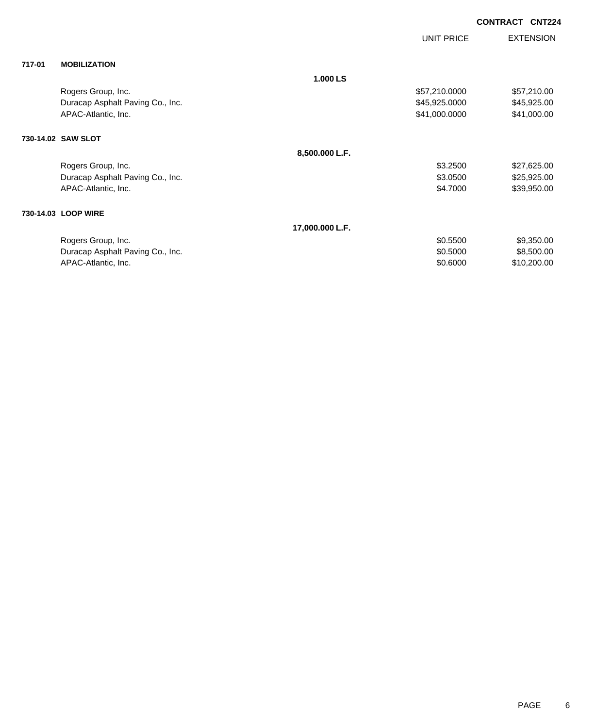**CONTRACT CNT224**

| | | | UNIT PRICE | EXTENSION |
|---|---|---|---|---|
| **717-01** | **MOBILIZATION** | | | |
| | | **1.000 LS** | | |
| | Rogers Group, Inc. | | $57,210.0000 | $57,210.00 |
| | Duracap Asphalt Paving Co., Inc. | | $45,925.0000 | $45,925.00 |
| | APAC-Atlantic, Inc. | | $41,000.0000 | $41,000.00 |
| **730-14.02** | **SAW SLOT** | | | |
| | | **8,500.000 L.F.** | | |
| | Rogers Group, Inc. | | $3.2500 | $27,625.00 |
| | Duracap Asphalt Paving Co., Inc. | | $3.0500 | $25,925.00 |
| | APAC-Atlantic, Inc. | | $4.7000 | $39,950.00 |
| **730-14.03** | **LOOP WIRE** | | | |
| | | **17,000.000 L.F.** | | |
| | Rogers Group, Inc. | | $0.5500 | $9,350.00 |
| | Duracap Asphalt Paving Co., Inc. | | $0.5000 | $8,500.00 |
| | APAC-Atlantic, Inc. | | $0.6000 | $10,200.00 |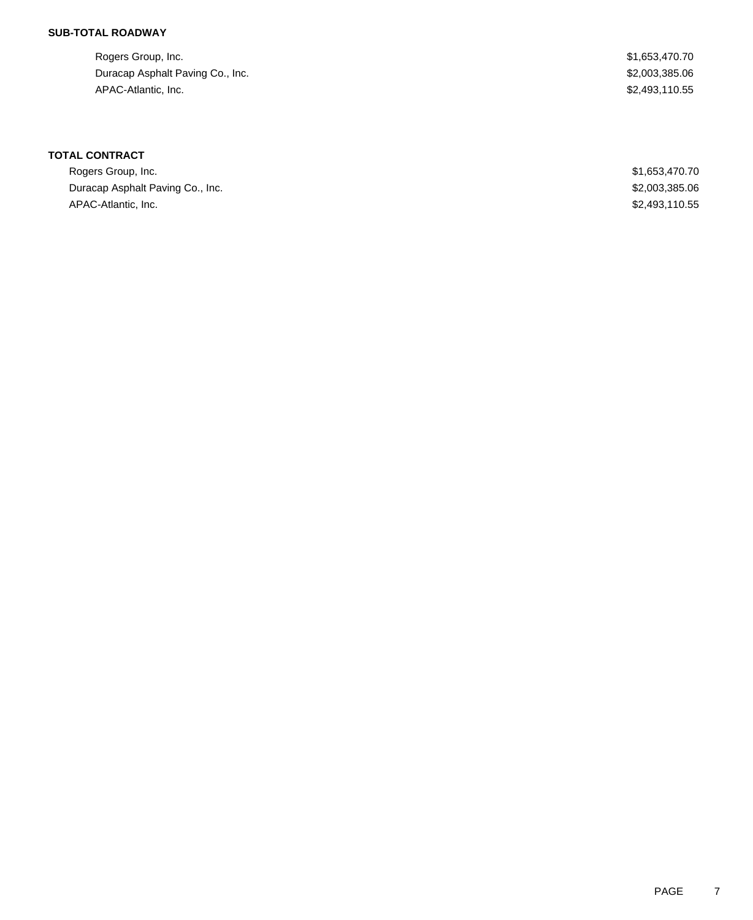**SUB-TOTAL ROADWAY**

| | |
|---|---|
| Rogers Group, Inc. | $1,653,470.70 |
| Duracap Asphalt Paving Co., Inc. | $2,003,385.06 |
| APAC-Atlantic, Inc. | $2,493,110.55 |

**TOTAL CONTRACT**

| | |
|---|---|
| Rogers Group, Inc. | $1,653,470.70 |
| Duracap Asphalt Paving Co., Inc. | $2,003,385.06 |
| APAC-Atlantic, Inc. | $2,493,110.55 |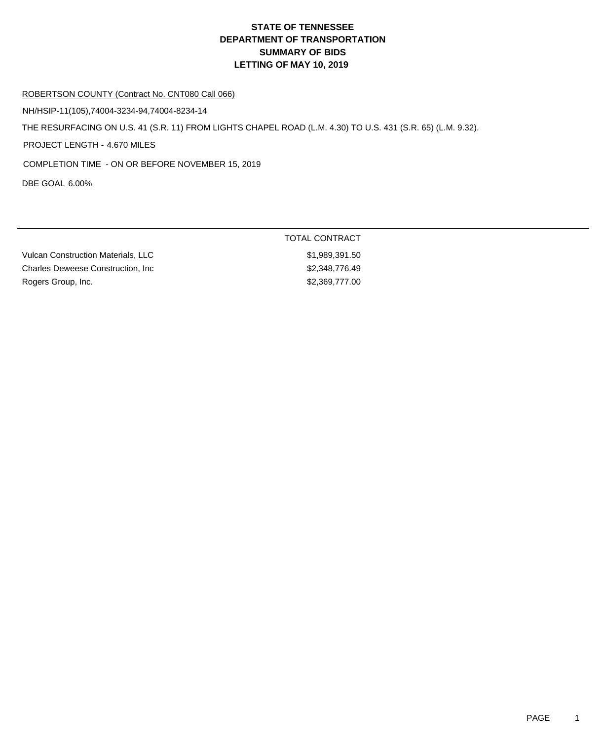# STATE OF TENNESSEE
# DEPARTMENT OF TRANSPORTATION
# SUMMARY OF BIDS
# LETTING OF MAY 10, 2019

ROBERTSON COUNTY (Contract No. CNT080 Call 066)

NH/HSIP-11(105),74004-3234-94,74004-8234-14

THE RESURFACING ON U.S. 41 (S.R. 11) FROM LIGHTS CHAPEL ROAD (L.M. 4.30) TO U.S. 431 (S.R. 65) (L.M. 9.32).

PROJECT LENGTH - 4.670 MILES

COMPLETION TIME - ON OR BEFORE NOVEMBER 15, 2019

DBE GOAL 6.00%

| | TOTAL CONTRACT |
|---|---|
| Vulcan Construction Materials, LLC | $1,989,391.50 |
| Charles Deweese Construction, Inc | $2,348,776.49 |
| Rogers Group, Inc. | $2,369,777.00 |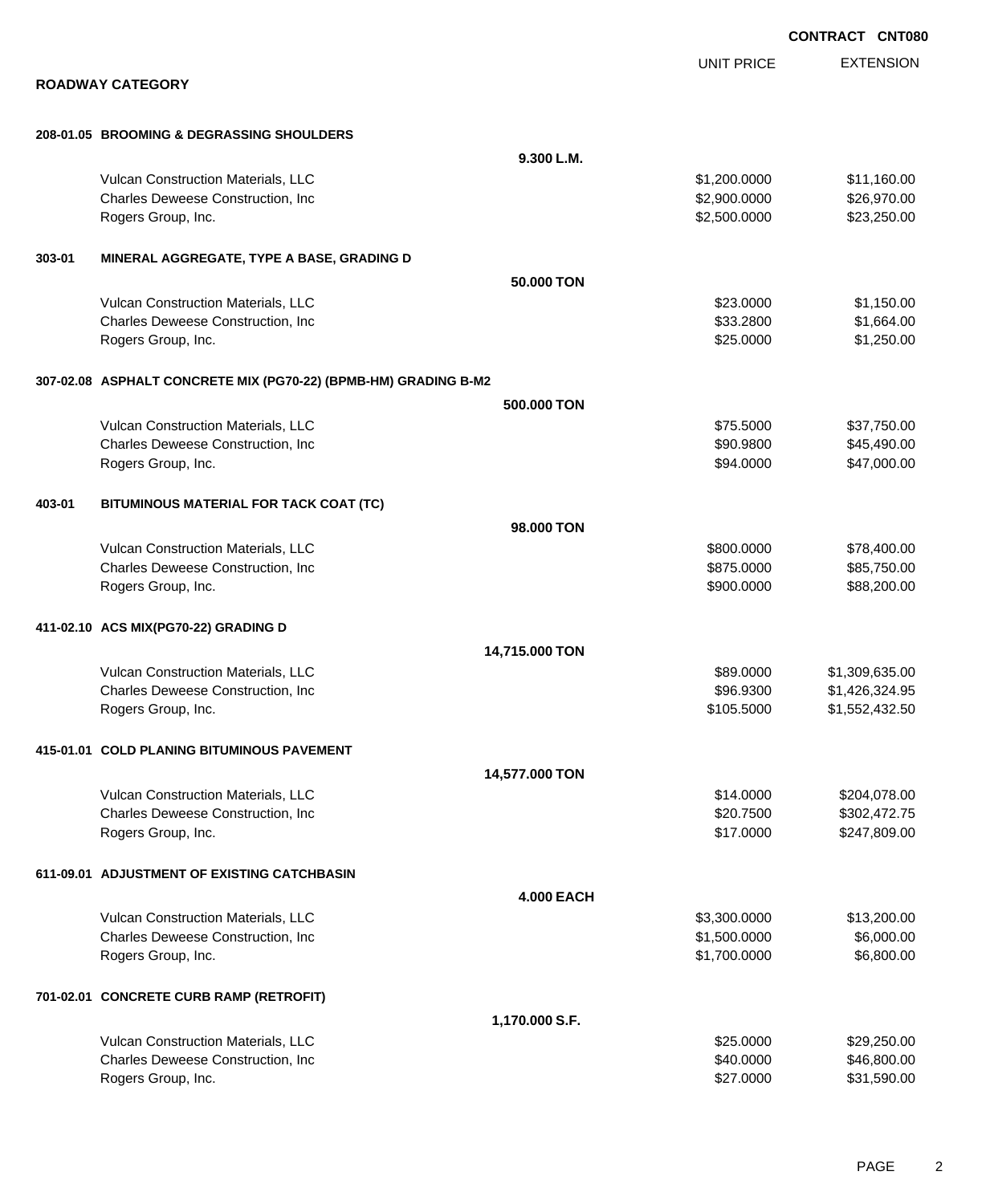**CONTRACT CNT080**

## ROADWAY CATEGORY

| | UNIT PRICE | EXTENSION |
|---|---|---|
| **208-01.05 BROOMING & DEGRASSING SHOULDERS** | | |
| **9.300 L.M.** | | |
| Vulcan Construction Materials, LLC | $1,200.0000 | $11,160.00 |
| Charles Deweese Construction, Inc | $2,900.0000 | $26,970.00 |
| Rogers Group, Inc. | $2,500.0000 | $23,250.00 |
| **303-01 MINERAL AGGREGATE, TYPE A BASE, GRADING D** | | |
| **50.000 TON** | | |
| Vulcan Construction Materials, LLC | $23.0000 | $1,150.00 |
| Charles Deweese Construction, Inc | $33.2800 | $1,664.00 |
| Rogers Group, Inc. | $25.0000 | $1,250.00 |
| **307-02.08 ASPHALT CONCRETE MIX (PG70-22) (BPMB-HM) GRADING B-M2** | | |
| **500.000 TON** | | |
| Vulcan Construction Materials, LLC | $75.5000 | $37,750.00 |
| Charles Deweese Construction, Inc | $90.9800 | $45,490.00 |
| Rogers Group, Inc. | $94.0000 | $47,000.00 |
| **403-01 BITUMINOUS MATERIAL FOR TACK COAT (TC)** | | |
| **98.000 TON** | | |
| Vulcan Construction Materials, LLC | $800.0000 | $78,400.00 |
| Charles Deweese Construction, Inc | $875.0000 | $85,750.00 |
| Rogers Group, Inc. | $900.0000 | $88,200.00 |
| **411-02.10 ACS MIX(PG70-22) GRADING D** | | |
| **14,715.000 TON** | | |
| Vulcan Construction Materials, LLC | $89.0000 | $1,309,635.00 |
| Charles Deweese Construction, Inc | $96.9300 | $1,426,324.95 |
| Rogers Group, Inc. | $105.5000 | $1,552,432.50 |
| **415-01.01 COLD PLANING BITUMINOUS PAVEMENT** | | |
| **14,577.000 TON** | | |
| Vulcan Construction Materials, LLC | $14.0000 | $204,078.00 |
| Charles Deweese Construction, Inc | $20.7500 | $302,472.75 |
| Rogers Group, Inc. | $17.0000 | $247,809.00 |
| **611-09.01 ADJUSTMENT OF EXISTING CATCHBASIN** | | |
| **4.000 EACH** | | |
| Vulcan Construction Materials, LLC | $3,300.0000 | $13,200.00 |
| Charles Deweese Construction, Inc | $1,500.0000 | $6,000.00 |
| Rogers Group, Inc. | $1,700.0000 | $6,800.00 |
| **701-02.01 CONCRETE CURB RAMP (RETROFIT)** | | |
| **1,170.000 S.F.** | | |
| Vulcan Construction Materials, LLC | $25.0000 | $29,250.00 |
| Charles Deweese Construction, Inc | $40.0000 | $46,800.00 |
| Rogers Group, Inc. | $27.0000 | $31,590.00 |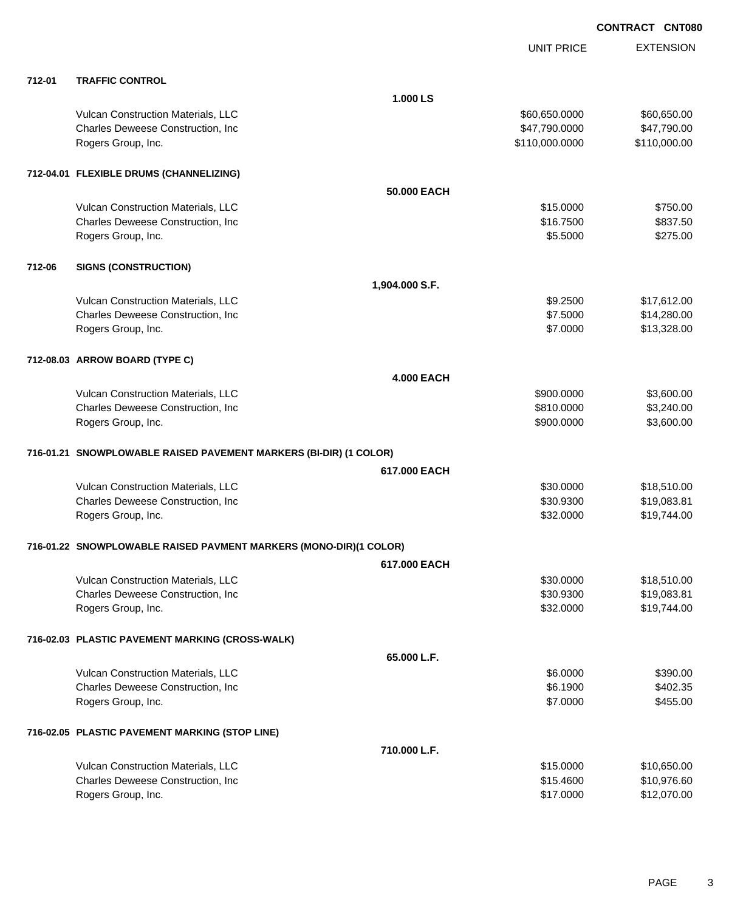**CONTRACT CNT080**

| | | | UNIT PRICE | EXTENSION |
|---|---|---|---|---|
| **712-01** | **TRAFFIC CONTROL** | | | |
| | | **1.000 LS** | | |
| | Vulcan Construction Materials, LLC | | $60,650.0000 | $60,650.00 |
| | Charles Deweese Construction, Inc | | $47,790.0000 | $47,790.00 |
| | Rogers Group, Inc. | | $110,000.0000 | $110,000.00 |
| **712-04.01** | **FLEXIBLE DRUMS (CHANNELIZING)** | | | |
| | | **50.000 EACH** | | |
| | Vulcan Construction Materials, LLC | | $15.0000 | $750.00 |
| | Charles Deweese Construction, Inc | | $16.7500 | $837.50 |
| | Rogers Group, Inc. | | $5.5000 | $275.00 |
| **712-06** | **SIGNS (CONSTRUCTION)** | | | |
| | | **1,904.000 S.F.** | | |
| | Vulcan Construction Materials, LLC | | $9.2500 | $17,612.00 |
| | Charles Deweese Construction, Inc | | $7.5000 | $14,280.00 |
| | Rogers Group, Inc. | | $7.0000 | $13,328.00 |
| **712-08.03** | **ARROW BOARD (TYPE C)** | | | |
| | | **4.000 EACH** | | |
| | Vulcan Construction Materials, LLC | | $900.0000 | $3,600.00 |
| | Charles Deweese Construction, Inc | | $810.0000 | $3,240.00 |
| | Rogers Group, Inc. | | $900.0000 | $3,600.00 |
| **716-01.21** | **SNOWPLOWABLE RAISED PAVEMENT MARKERS (BI-DIR) (1 COLOR)** | | | |
| | | **617.000 EACH** | | |
| | Vulcan Construction Materials, LLC | | $30.0000 | $18,510.00 |
| | Charles Deweese Construction, Inc | | $30.9300 | $19,083.81 |
| | Rogers Group, Inc. | | $32.0000 | $19,744.00 |
| **716-01.22** | **SNOWPLOWABLE RAISED PAVMENT MARKERS (MONO-DIR)(1 COLOR)** | | | |
| | | **617.000 EACH** | | |
| | Vulcan Construction Materials, LLC | | $30.0000 | $18,510.00 |
| | Charles Deweese Construction, Inc | | $30.9300 | $19,083.81 |
| | Rogers Group, Inc. | | $32.0000 | $19,744.00 |
| **716-02.03** | **PLASTIC PAVEMENT MARKING (CROSS-WALK)** | | | |
| | | **65.000 L.F.** | | |
| | Vulcan Construction Materials, LLC | | $6.0000 | $390.00 |
| | Charles Deweese Construction, Inc | | $6.1900 | $402.35 |
| | Rogers Group, Inc. | | $7.0000 | $455.00 |
| **716-02.05** | **PLASTIC PAVEMENT MARKING (STOP LINE)** | | | |
| | | **710.000 L.F.** | | |
| | Vulcan Construction Materials, LLC | | $15.0000 | $10,650.00 |
| | Charles Deweese Construction, Inc | | $15.4600 | $10,976.60 |
| | Rogers Group, Inc. | | $17.0000 | $12,070.00 |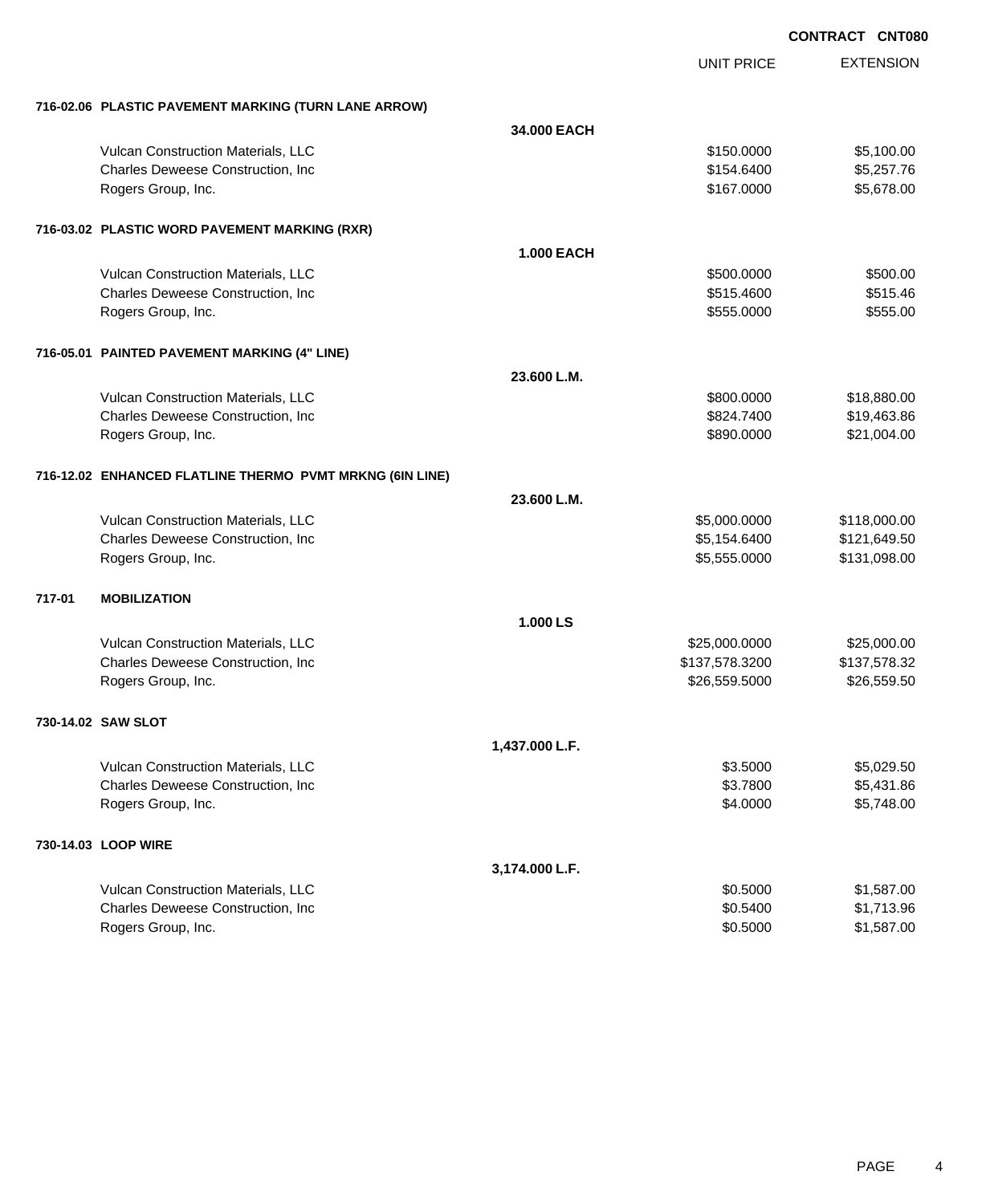**CONTRACT CNT080**

| | | UNIT PRICE | EXTENSION |
|---|---|---|---|
| **716-02.06 PLASTIC PAVEMENT MARKING (TURN LANE ARROW)** | | | |
| | **34.000 EACH** | | |
| Vulcan Construction Materials, LLC | | $150.0000 | $5,100.00 |
| Charles Deweese Construction, Inc | | $154.6400 | $5,257.76 |
| Rogers Group, Inc. | | $167.0000 | $5,678.00 |
| **716-03.02 PLASTIC WORD PAVEMENT MARKING (RXR)** | | | |
| | **1.000 EACH** | | |
| Vulcan Construction Materials, LLC | | $500.0000 | $500.00 |
| Charles Deweese Construction, Inc | | $515.4600 | $515.46 |
| Rogers Group, Inc. | | $555.0000 | $555.00 |
| **716-05.01 PAINTED PAVEMENT MARKING (4" LINE)** | | | |
| | **23.600 L.M.** | | |
| Vulcan Construction Materials, LLC | | $800.0000 | $18,880.00 |
| Charles Deweese Construction, Inc | | $824.7400 | $19,463.86 |
| Rogers Group, Inc. | | $890.0000 | $21,004.00 |
| **716-12.02 ENHANCED FLATLINE THERMO PVMT MRKNG (6IN LINE)** | | | |
| | **23.600 L.M.** | | |
| Vulcan Construction Materials, LLC | | $5,000.0000 | $118,000.00 |
| Charles Deweese Construction, Inc | | $5,154.6400 | $121,649.50 |
| Rogers Group, Inc. | | $5,555.0000 | $131,098.00 |
| **717-01 MOBILIZATION** | | | |
| | **1.000 LS** | | |
| Vulcan Construction Materials, LLC | | $25,000.0000 | $25,000.00 |
| Charles Deweese Construction, Inc | | $137,578.3200 | $137,578.32 |
| Rogers Group, Inc. | | $26,559.5000 | $26,559.50 |
| **730-14.02 SAW SLOT** | | | |
| | **1,437.000 L.F.** | | |
| Vulcan Construction Materials, LLC | | $3.5000 | $5,029.50 |
| Charles Deweese Construction, Inc | | $3.7800 | $5,431.86 |
| Rogers Group, Inc. | | $4.0000 | $5,748.00 |
| **730-14.03 LOOP WIRE** | | | |
| | **3,174.000 L.F.** | | |
| Vulcan Construction Materials, LLC | | $0.5000 | $1,587.00 |
| Charles Deweese Construction, Inc | | $0.5400 | $1,713.96 |
| Rogers Group, Inc. | | $0.5000 | $1,587.00 |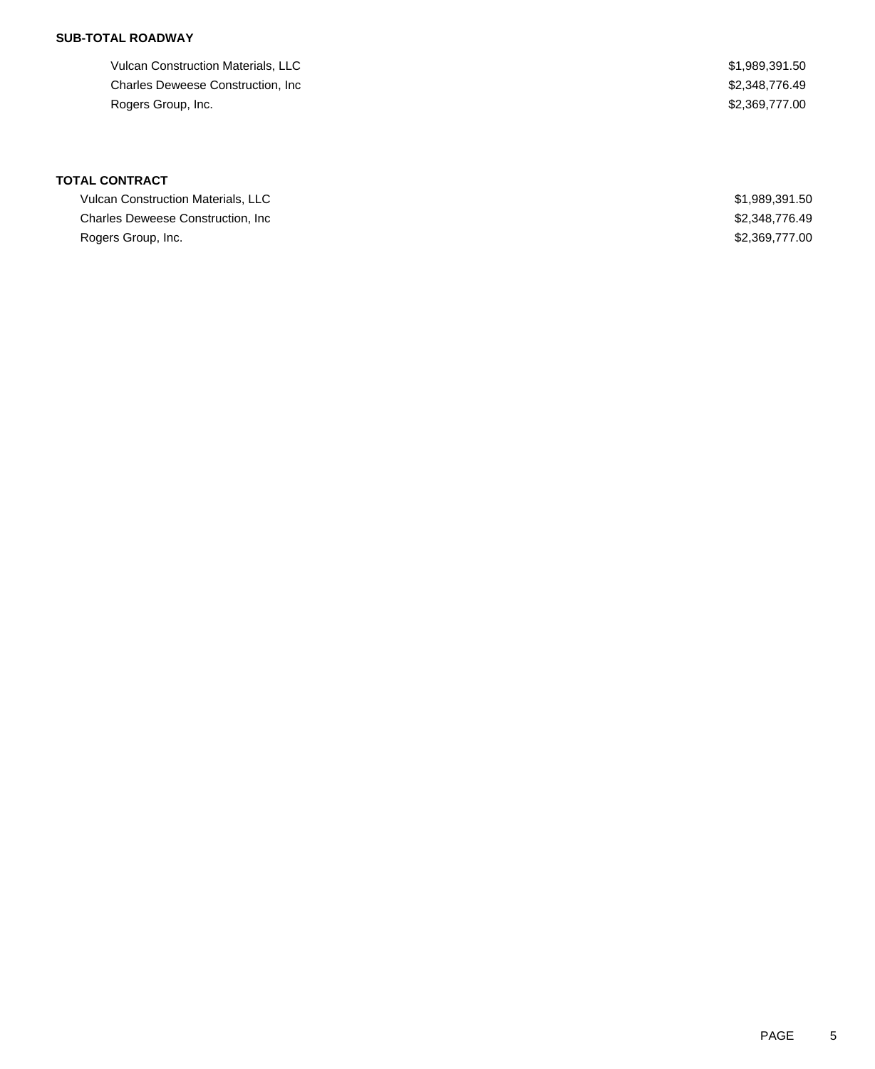**SUB-TOTAL ROADWAY**

| | |
|---|---|
| Vulcan Construction Materials, LLC | $1,989,391.50 |
| Charles Deweese Construction, Inc | $2,348,776.49 |
| Rogers Group, Inc. | $2,369,777.00 |

**TOTAL CONTRACT**

| | |
|---|---|
| Vulcan Construction Materials, LLC | $1,989,391.50 |
| Charles Deweese Construction, Inc | $2,348,776.49 |
| Rogers Group, Inc. | $2,369,777.00 |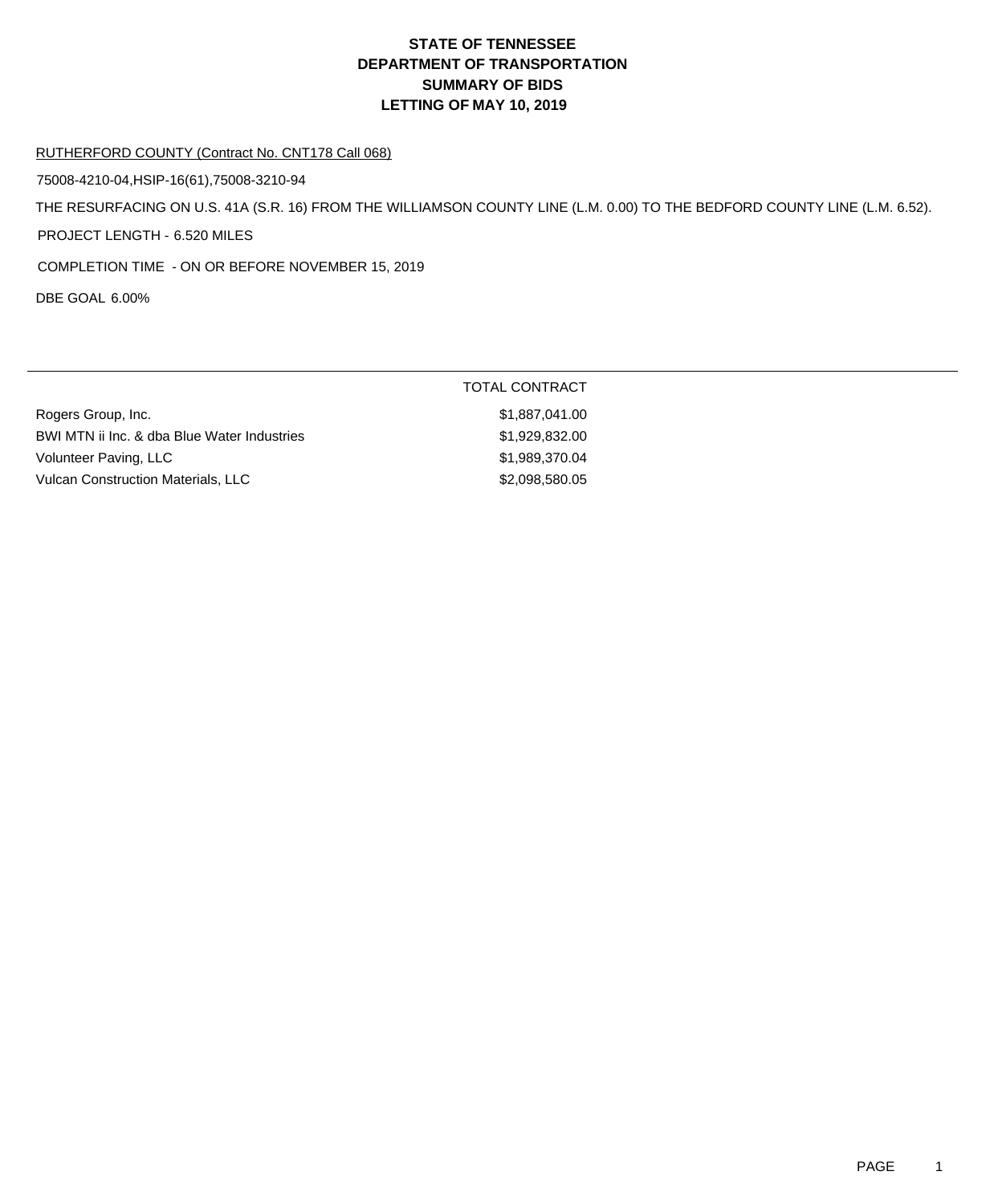# STATE OF TENNESSEE
# DEPARTMENT OF TRANSPORTATION
# SUMMARY OF BIDS
# LETTING OF MAY 10, 2019

RUTHERFORD COUNTY (Contract No. CNT178 Call 068)

75008-4210-04,HSIP-16(61),75008-3210-94

THE RESURFACING ON U.S. 41A (S.R. 16) FROM THE WILLIAMSON COUNTY LINE (L.M. 0.00) TO THE BEDFORD COUNTY LINE (L.M. 6.52).

PROJECT LENGTH - 6.520 MILES

COMPLETION TIME - ON OR BEFORE NOVEMBER 15, 2019

DBE GOAL 6.00%

| | TOTAL CONTRACT |
|---|---|
| Rogers Group, Inc. | $1,887,041.00 |
| BWI MTN ii Inc. & dba Blue Water Industries | $1,929,832.00 |
| Volunteer Paving, LLC | $1,989,370.04 |
| Vulcan Construction Materials, LLC | $2,098,580.05 |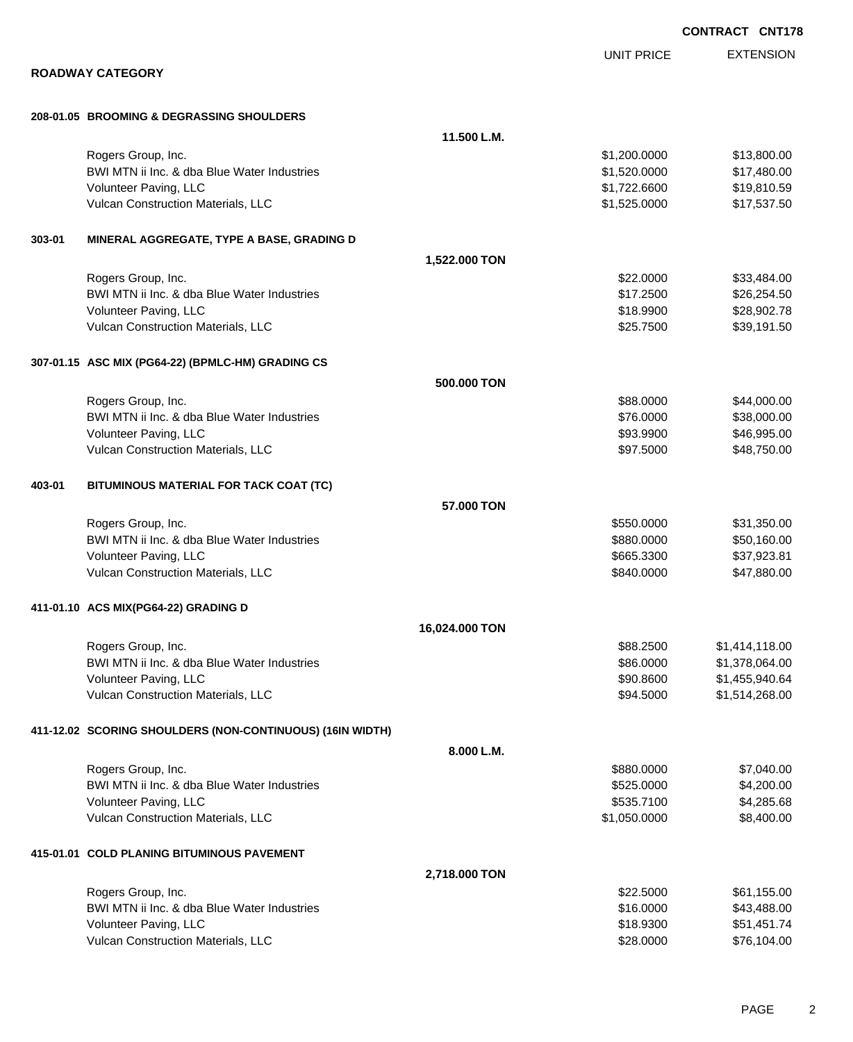**CONTRACT CNT178**

## ROADWAY CATEGORY

| | | UNIT PRICE | EXTENSION |
|---|---|---|---|
| **208-01.05** | **BROOMING & DEGRASSING SHOULDERS** | | |
| | **11.500 L.M.** | | |
| | Rogers Group, Inc. | $1,200.0000 | $13,800.00 |
| | BWI MTN ii Inc. & dba Blue Water Industries | $1,520.0000 | $17,480.00 |
| | Volunteer Paving, LLC | $1,722.6600 | $19,810.59 |
| | Vulcan Construction Materials, LLC | $1,525.0000 | $17,537.50 |
| **303-01** | **MINERAL AGGREGATE, TYPE A BASE, GRADING D** | | |
| | **1,522.000 TON** | | |
| | Rogers Group, Inc. | $22.0000 | $33,484.00 |
| | BWI MTN ii Inc. & dba Blue Water Industries | $17.2500 | $26,254.50 |
| | Volunteer Paving, LLC | $18.9900 | $28,902.78 |
| | Vulcan Construction Materials, LLC | $25.7500 | $39,191.50 |
| **307-01.15** | **ASC MIX (PG64-22) (BPMLC-HM) GRADING CS** | | |
| | **500.000 TON** | | |
| | Rogers Group, Inc. | $88.0000 | $44,000.00 |
| | BWI MTN ii Inc. & dba Blue Water Industries | $76.0000 | $38,000.00 |
| | Volunteer Paving, LLC | $93.9900 | $46,995.00 |
| | Vulcan Construction Materials, LLC | $97.5000 | $48,750.00 |
| **403-01** | **BITUMINOUS MATERIAL FOR TACK COAT (TC)** | | |
| | **57.000 TON** | | |
| | Rogers Group, Inc. | $550.0000 | $31,350.00 |
| | BWI MTN ii Inc. & dba Blue Water Industries | $880.0000 | $50,160.00 |
| | Volunteer Paving, LLC | $665.3300 | $37,923.81 |
| | Vulcan Construction Materials, LLC | $840.0000 | $47,880.00 |
| **411-01.10** | **ACS MIX(PG64-22) GRADING D** | | |
| | **16,024.000 TON** | | |
| | Rogers Group, Inc. | $88.2500 | $1,414,118.00 |
| | BWI MTN ii Inc. & dba Blue Water Industries | $86.0000 | $1,378,064.00 |
| | Volunteer Paving, LLC | $90.8600 | $1,455,940.64 |
| | Vulcan Construction Materials, LLC | $94.5000 | $1,514,268.00 |
| **411-12.02** | **SCORING SHOULDERS (NON-CONTINUOUS) (16IN WIDTH)** | | |
| | **8.000 L.M.** | | |
| | Rogers Group, Inc. | $880.0000 | $7,040.00 |
| | BWI MTN ii Inc. & dba Blue Water Industries | $525.0000 | $4,200.00 |
| | Volunteer Paving, LLC | $535.7100 | $4,285.68 |
| | Vulcan Construction Materials, LLC | $1,050.0000 | $8,400.00 |
| **415-01.01** | **COLD PLANING BITUMINOUS PAVEMENT** | | |
| | **2,718.000 TON** | | |
| | Rogers Group, Inc. | $22.5000 | $61,155.00 |
| | BWI MTN ii Inc. & dba Blue Water Industries | $16.0000 | $43,488.00 |
| | Volunteer Paving, LLC | $18.9300 | $51,451.74 |
| | Vulcan Construction Materials, LLC | $28.0000 | $76,104.00 |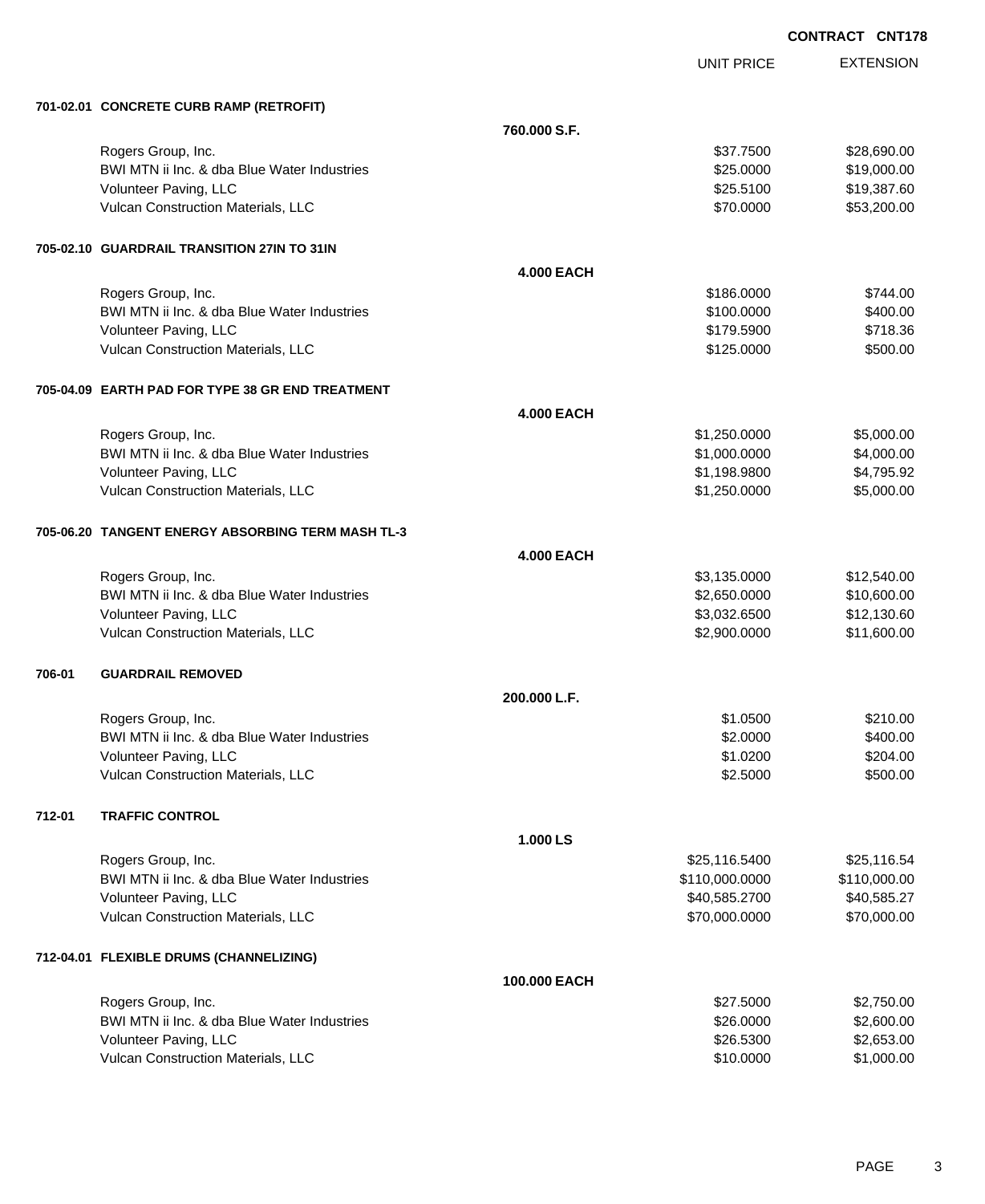**CONTRACT CNT178**

| | | UNIT PRICE | EXTENSION |
|---|---|---|---|
| **701-02.01 CONCRETE CURB RAMP (RETROFIT)** | | | |
| | **760.000 S.F.** | | |
| Rogers Group, Inc. | | $37.7500 | $28,690.00 |
| BWI MTN ii Inc. & dba Blue Water Industries | | $25.0000 | $19,000.00 |
| Volunteer Paving, LLC | | $25.5100 | $19,387.60 |
| Vulcan Construction Materials, LLC | | $70.0000 | $53,200.00 |
| **705-02.10 GUARDRAIL TRANSITION 27IN TO 31IN** | | | |
| | **4.000 EACH** | | |
| Rogers Group, Inc. | | $186.0000 | $744.00 |
| BWI MTN ii Inc. & dba Blue Water Industries | | $100.0000 | $400.00 |
| Volunteer Paving, LLC | | $179.5900 | $718.36 |
| Vulcan Construction Materials, LLC | | $125.0000 | $500.00 |
| **705-04.09 EARTH PAD FOR TYPE 38 GR END TREATMENT** | | | |
| | **4.000 EACH** | | |
| Rogers Group, Inc. | | $1,250.0000 | $5,000.00 |
| BWI MTN ii Inc. & dba Blue Water Industries | | $1,000.0000 | $4,000.00 |
| Volunteer Paving, LLC | | $1,198.9800 | $4,795.92 |
| Vulcan Construction Materials, LLC | | $1,250.0000 | $5,000.00 |
| **705-06.20 TANGENT ENERGY ABSORBING TERM MASH TL-3** | | | |
| | **4.000 EACH** | | |
| Rogers Group, Inc. | | $3,135.0000 | $12,540.00 |
| BWI MTN ii Inc. & dba Blue Water Industries | | $2,650.0000 | $10,600.00 |
| Volunteer Paving, LLC | | $3,032.6500 | $12,130.60 |
| Vulcan Construction Materials, LLC | | $2,900.0000 | $11,600.00 |
| **706-01 GUARDRAIL REMOVED** | | | |
| | **200.000 L.F.** | | |
| Rogers Group, Inc. | | $1.0500 | $210.00 |
| BWI MTN ii Inc. & dba Blue Water Industries | | $2.0000 | $400.00 |
| Volunteer Paving, LLC | | $1.0200 | $204.00 |
| Vulcan Construction Materials, LLC | | $2.5000 | $500.00 |
| **712-01 TRAFFIC CONTROL** | | | |
| | **1.000 LS** | | |
| Rogers Group, Inc. | | $25,116.5400 | $25,116.54 |
| BWI MTN ii Inc. & dba Blue Water Industries | | $110,000.0000 | $110,000.00 |
| Volunteer Paving, LLC | | $40,585.2700 | $40,585.27 |
| Vulcan Construction Materials, LLC | | $70,000.0000 | $70,000.00 |
| **712-04.01 FLEXIBLE DRUMS (CHANNELIZING)** | | | |
| | **100.000 EACH** | | |
| Rogers Group, Inc. | | $27.5000 | $2,750.00 |
| BWI MTN ii Inc. & dba Blue Water Industries | | $26.0000 | $2,600.00 |
| Volunteer Paving, LLC | | $26.5300 | $2,653.00 |
| Vulcan Construction Materials, LLC | | $10.0000 | $1,000.00 |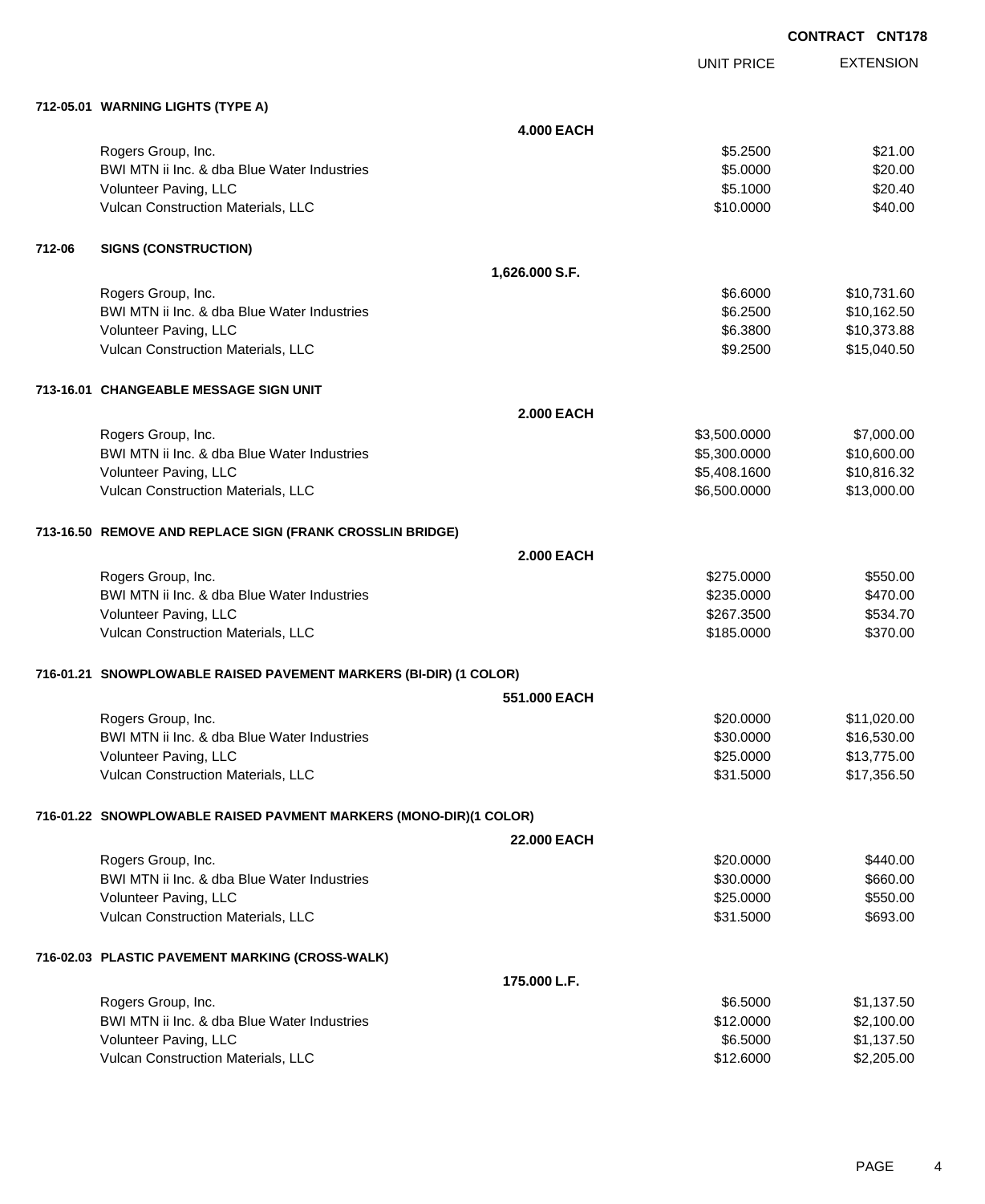**CONTRACT CNT178**

| | | UNIT PRICE | EXTENSION |
|---|---|---|---|
| **712-05.01** | **WARNING LIGHTS (TYPE A)** | | |
| | **4.000 EACH** | | |
| | Rogers Group, Inc. | $5.2500 | $21.00 |
| | BWI MTN ii Inc. & dba Blue Water Industries | $5.0000 | $20.00 |
| | Volunteer Paving, LLC | $5.1000 | $20.40 |
| | Vulcan Construction Materials, LLC | $10.0000 | $40.00 |
| **712-06** | **SIGNS (CONSTRUCTION)** | | |
| | **1,626.000 S.F.** | | |
| | Rogers Group, Inc. | $6.6000 | $10,731.60 |
| | BWI MTN ii Inc. & dba Blue Water Industries | $6.2500 | $10,162.50 |
| | Volunteer Paving, LLC | $6.3800 | $10,373.88 |
| | Vulcan Construction Materials, LLC | $9.2500 | $15,040.50 |
| **713-16.01** | **CHANGEABLE MESSAGE SIGN UNIT** | | |
| | **2.000 EACH** | | |
| | Rogers Group, Inc. | $3,500.0000 | $7,000.00 |
| | BWI MTN ii Inc. & dba Blue Water Industries | $5,300.0000 | $10,600.00 |
| | Volunteer Paving, LLC | $5,408.1600 | $10,816.32 |
| | Vulcan Construction Materials, LLC | $6,500.0000 | $13,000.00 |
| **713-16.50** | **REMOVE AND REPLACE SIGN (FRANK CROSSLIN BRIDGE)** | | |
| | **2.000 EACH** | | |
| | Rogers Group, Inc. | $275.0000 | $550.00 |
| | BWI MTN ii Inc. & dba Blue Water Industries | $235.0000 | $470.00 |
| | Volunteer Paving, LLC | $267.3500 | $534.70 |
| | Vulcan Construction Materials, LLC | $185.0000 | $370.00 |
| **716-01.21** | **SNOWPLOWABLE RAISED PAVEMENT MARKERS (BI-DIR) (1 COLOR)** | | |
| | **551.000 EACH** | | |
| | Rogers Group, Inc. | $20.0000 | $11,020.00 |
| | BWI MTN ii Inc. & dba Blue Water Industries | $30.0000 | $16,530.00 |
| | Volunteer Paving, LLC | $25.0000 | $13,775.00 |
| | Vulcan Construction Materials, LLC | $31.5000 | $17,356.50 |
| **716-01.22** | **SNOWPLOWABLE RAISED PAVMENT MARKERS (MONO-DIR)(1 COLOR)** | | |
| | **22.000 EACH** | | |
| | Rogers Group, Inc. | $20.0000 | $440.00 |
| | BWI MTN ii Inc. & dba Blue Water Industries | $30.0000 | $660.00 |
| | Volunteer Paving, LLC | $25.0000 | $550.00 |
| | Vulcan Construction Materials, LLC | $31.5000 | $693.00 |
| **716-02.03** | **PLASTIC PAVEMENT MARKING (CROSS-WALK)** | | |
| | **175.000 L.F.** | | |
| | Rogers Group, Inc. | $6.5000 | $1,137.50 |
| | BWI MTN ii Inc. & dba Blue Water Industries | $12.0000 | $2,100.00 |
| | Volunteer Paving, LLC | $6.5000 | $1,137.50 |
| | Vulcan Construction Materials, LLC | $12.6000 | $2,205.00 |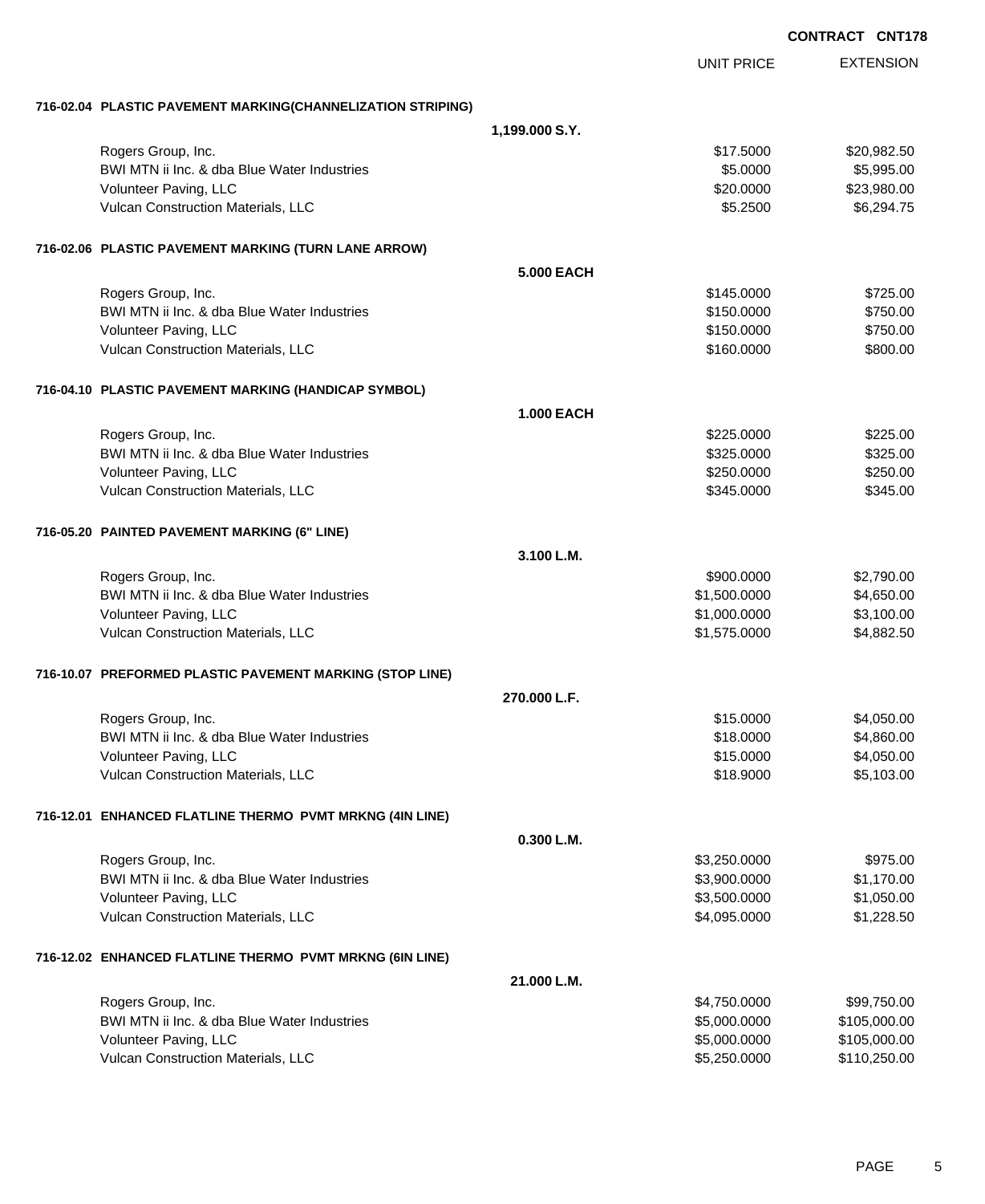CONTRACT CNT178

| | UNIT PRICE | EXTENSION |
|---|---|---|
| **716-02.04 PLASTIC PAVEMENT MARKING(CHANNELIZATION STRIPING)** | | |
| **1,199.000 S.Y.** | | |
| Rogers Group, Inc. | $17.5000 | $20,982.50 |
| BWI MTN ii Inc. & dba Blue Water Industries | $5.0000 | $5,995.00 |
| Volunteer Paving, LLC | $20.0000 | $23,980.00 |
| Vulcan Construction Materials, LLC | $5.2500 | $6,294.75 |
| **716-02.06 PLASTIC PAVEMENT MARKING (TURN LANE ARROW)** | | |
| **5.000 EACH** | | |
| Rogers Group, Inc. | $145.0000 | $725.00 |
| BWI MTN ii Inc. & dba Blue Water Industries | $150.0000 | $750.00 |
| Volunteer Paving, LLC | $150.0000 | $750.00 |
| Vulcan Construction Materials, LLC | $160.0000 | $800.00 |
| **716-04.10 PLASTIC PAVEMENT MARKING (HANDICAP SYMBOL)** | | |
| **1.000 EACH** | | |
| Rogers Group, Inc. | $225.0000 | $225.00 |
| BWI MTN ii Inc. & dba Blue Water Industries | $325.0000 | $325.00 |
| Volunteer Paving, LLC | $250.0000 | $250.00 |
| Vulcan Construction Materials, LLC | $345.0000 | $345.00 |
| **716-05.20 PAINTED PAVEMENT MARKING (6" LINE)** | | |
| **3.100 L.M.** | | |
| Rogers Group, Inc. | $900.0000 | $2,790.00 |
| BWI MTN ii Inc. & dba Blue Water Industries | $1,500.0000 | $4,650.00 |
| Volunteer Paving, LLC | $1,000.0000 | $3,100.00 |
| Vulcan Construction Materials, LLC | $1,575.0000 | $4,882.50 |
| **716-10.07 PREFORMED PLASTIC PAVEMENT MARKING (STOP LINE)** | | |
| **270.000 L.F.** | | |
| Rogers Group, Inc. | $15.0000 | $4,050.00 |
| BWI MTN ii Inc. & dba Blue Water Industries | $18.0000 | $4,860.00 |
| Volunteer Paving, LLC | $15.0000 | $4,050.00 |
| Vulcan Construction Materials, LLC | $18.9000 | $5,103.00 |
| **716-12.01 ENHANCED FLATLINE THERMO PVMT MRKNG (4IN LINE)** | | |
| **0.300 L.M.** | | |
| Rogers Group, Inc. | $3,250.0000 | $975.00 |
| BWI MTN ii Inc. & dba Blue Water Industries | $3,900.0000 | $1,170.00 |
| Volunteer Paving, LLC | $3,500.0000 | $1,050.00 |
| Vulcan Construction Materials, LLC | $4,095.0000 | $1,228.50 |
| **716-12.02 ENHANCED FLATLINE THERMO PVMT MRKNG (6IN LINE)** | | |
| **21.000 L.M.** | | |
| Rogers Group, Inc. | $4,750.0000 | $99,750.00 |
| BWI MTN ii Inc. & dba Blue Water Industries | $5,000.0000 | $105,000.00 |
| Volunteer Paving, LLC | $5,000.0000 | $105,000.00 |
| Vulcan Construction Materials, LLC | $5,250.0000 | $110,250.00 |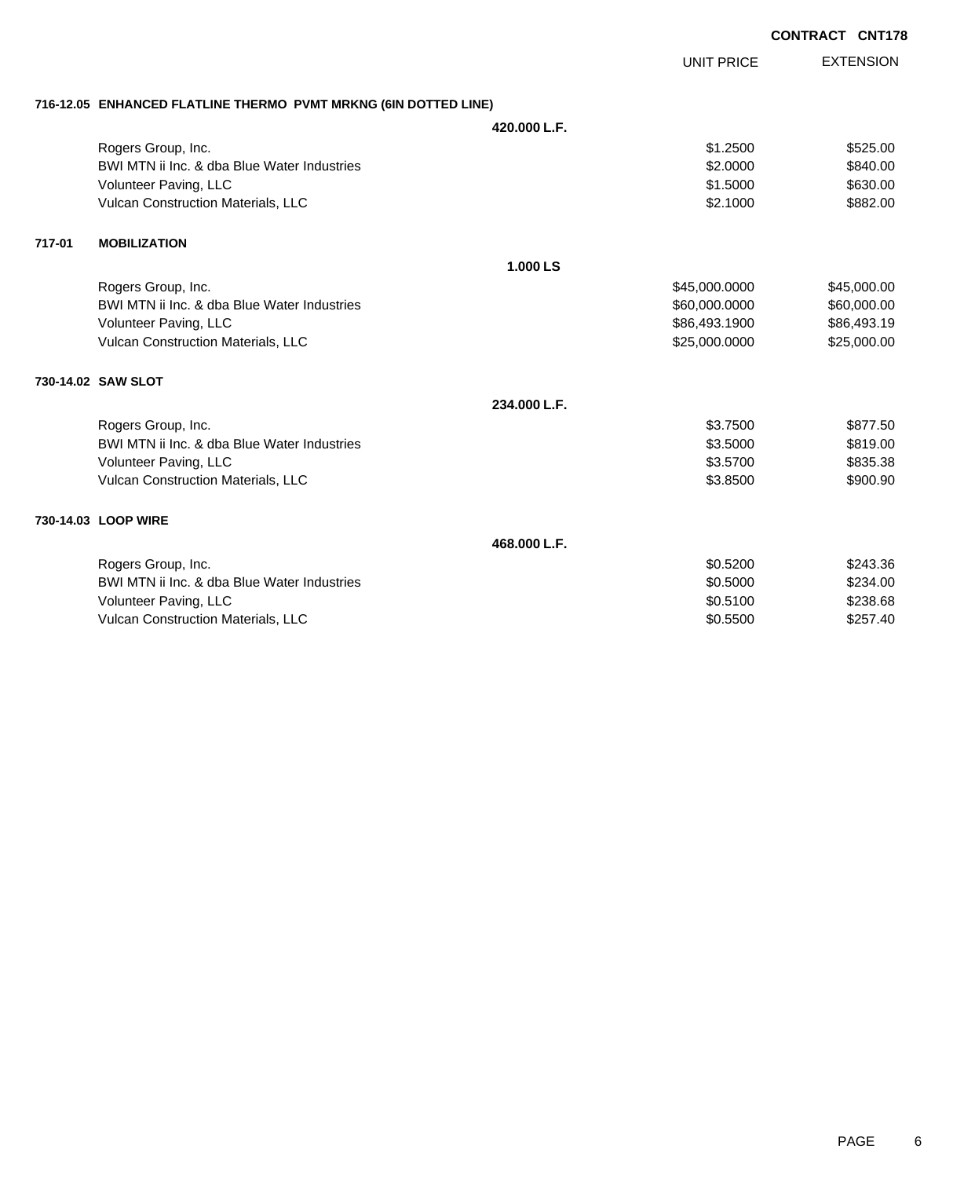**CONTRACT CNT178**

| | | UNIT PRICE | EXTENSION |
|---|---|---|---|
| **716-12.05 ENHANCED FLATLINE THERMO PVMT MRKNG (6IN DOTTED LINE)** | | | |
| | **420.000 L.F.** | | |
| Rogers Group, Inc. | | $1.2500 | $525.00 |
| BWI MTN ii Inc. & dba Blue Water Industries | | $2.0000 | $840.00 |
| Volunteer Paving, LLC | | $1.5000 | $630.00 |
| Vulcan Construction Materials, LLC | | $2.1000 | $882.00 |
| **717-01 MOBILIZATION** | | | |
| | **1.000 LS** | | |
| Rogers Group, Inc. | | $45,000.0000 | $45,000.00 |
| BWI MTN ii Inc. & dba Blue Water Industries | | $60,000.0000 | $60,000.00 |
| Volunteer Paving, LLC | | $86,493.1900 | $86,493.19 |
| Vulcan Construction Materials, LLC | | $25,000.0000 | $25,000.00 |
| **730-14.02 SAW SLOT** | | | |
| | **234.000 L.F.** | | |
| Rogers Group, Inc. | | $3.7500 | $877.50 |
| BWI MTN ii Inc. & dba Blue Water Industries | | $3.5000 | $819.00 |
| Volunteer Paving, LLC | | $3.5700 | $835.38 |
| Vulcan Construction Materials, LLC | | $3.8500 | $900.90 |
| **730-14.03 LOOP WIRE** | | | |
| | **468.000 L.F.** | | |
| Rogers Group, Inc. | | $0.5200 | $243.36 |
| BWI MTN ii Inc. & dba Blue Water Industries | | $0.5000 | $234.00 |
| Volunteer Paving, LLC | | $0.5100 | $238.68 |
| Vulcan Construction Materials, LLC | | $0.5500 | $257.40 |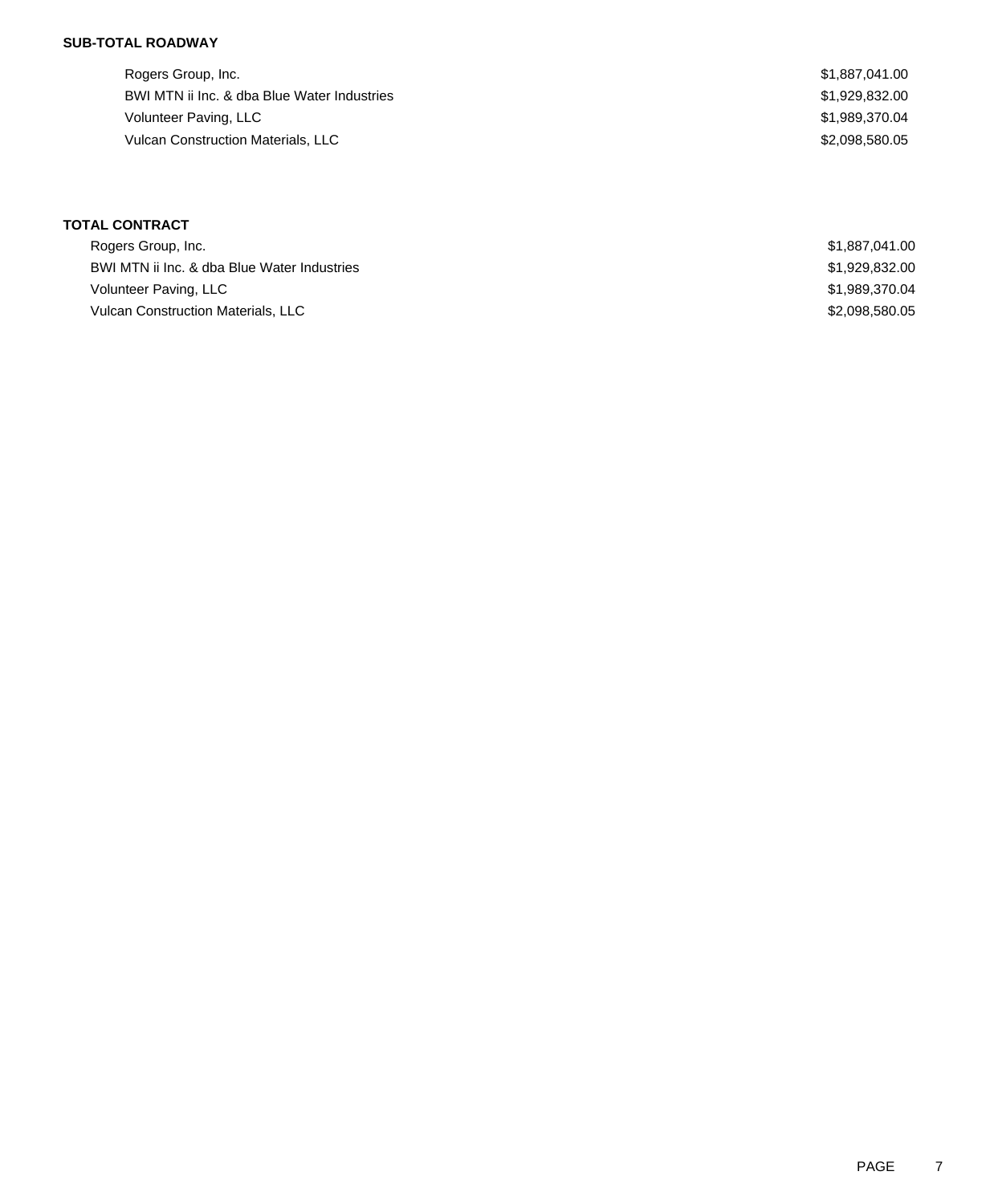**SUB-TOTAL ROADWAY**

| | |
|---|---|
| Rogers Group, Inc. | $1,887,041.00 |
| BWI MTN ii Inc. & dba Blue Water Industries | $1,929,832.00 |
| Volunteer Paving, LLC | $1,989,370.04 |
| Vulcan Construction Materials, LLC | $2,098,580.05 |

**TOTAL CONTRACT**

| | |
|---|---|
| Rogers Group, Inc. | $1,887,041.00 |
| BWI MTN ii Inc. & dba Blue Water Industries | $1,929,832.00 |
| Volunteer Paving, LLC | $1,989,370.04 |
| Vulcan Construction Materials, LLC | $2,098,580.05 |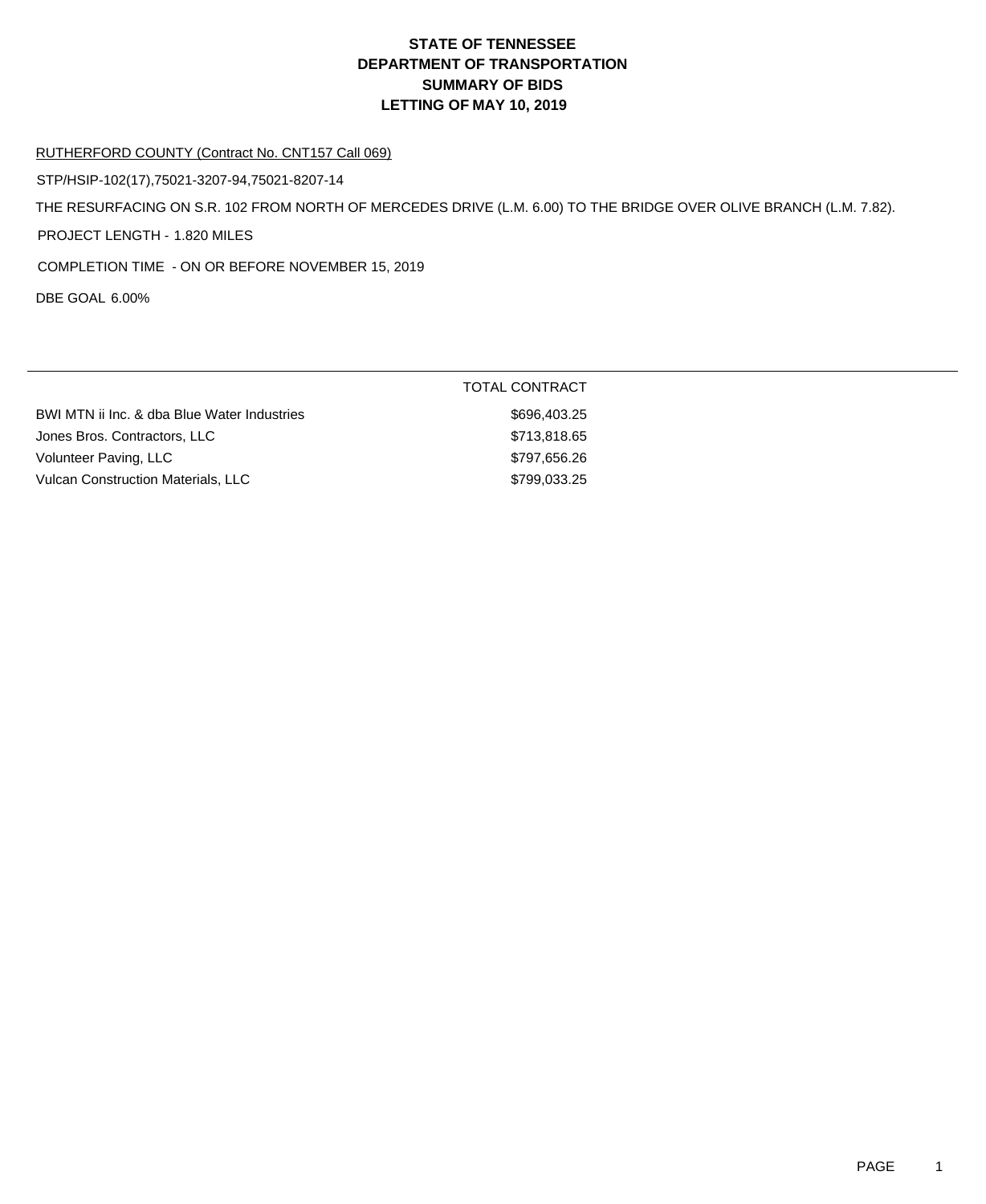# STATE OF TENNESSEE
# DEPARTMENT OF TRANSPORTATION
# SUMMARY OF BIDS
# LETTING OF MAY 10, 2019

RUTHERFORD COUNTY (Contract No. CNT157 Call 069)

STP/HSIP-102(17),75021-3207-94,75021-8207-14

THE RESURFACING ON S.R. 102 FROM NORTH OF MERCEDES DRIVE (L.M. 6.00) TO THE BRIDGE OVER OLIVE BRANCH (L.M. 7.82).

PROJECT LENGTH - 1.820 MILES

COMPLETION TIME - ON OR BEFORE NOVEMBER 15, 2019

DBE GOAL 6.00%

| | TOTAL CONTRACT |
|---|---|
| BWI MTN ii Inc. & dba Blue Water Industries | $696,403.25 |
| Jones Bros. Contractors, LLC | $713,818.65 |
| Volunteer Paving, LLC | $797,656.26 |
| Vulcan Construction Materials, LLC | $799,033.25 |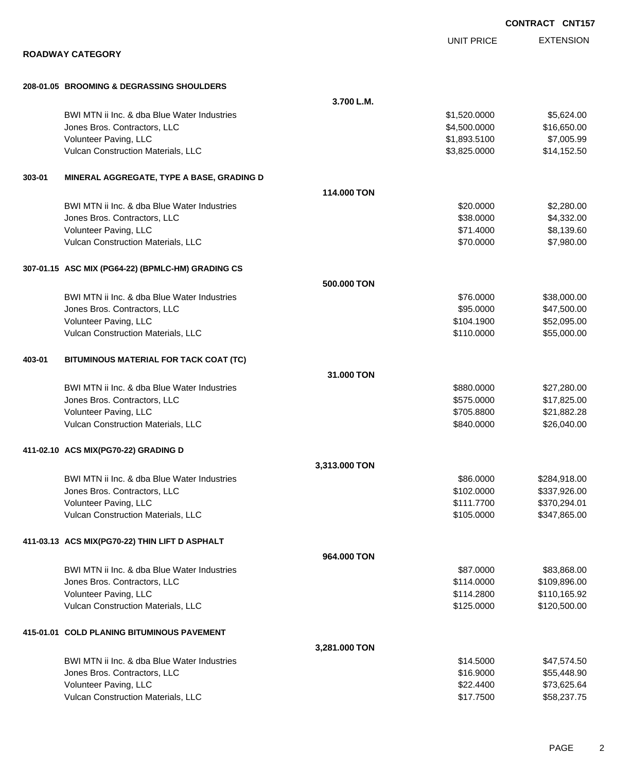**CONTRACT CNT157**

## ROADWAY CATEGORY

| | | UNIT PRICE | EXTENSION |
|---|---|---|---|
| **208-01.05 BROOMING & DEGRASSING SHOULDERS** | **3.700 L.M.** | | |
| BWI MTN ii Inc. & dba Blue Water Industries | | $1,520.0000 | $5,624.00 |
| Jones Bros. Contractors, LLC | | $4,500.0000 | $16,650.00 |
| Volunteer Paving, LLC | | $1,893.5100 | $7,005.99 |
| Vulcan Construction Materials, LLC | | $3,825.0000 | $14,152.50 |
| **303-01 MINERAL AGGREGATE, TYPE A BASE, GRADING D** | **114.000 TON** | | |
| BWI MTN ii Inc. & dba Blue Water Industries | | $20.0000 | $2,280.00 |
| Jones Bros. Contractors, LLC | | $38.0000 | $4,332.00 |
| Volunteer Paving, LLC | | $71.4000 | $8,139.60 |
| Vulcan Construction Materials, LLC | | $70.0000 | $7,980.00 |
| **307-01.15 ASC MIX (PG64-22) (BPMLC-HM) GRADING CS** | **500.000 TON** | | |
| BWI MTN ii Inc. & dba Blue Water Industries | | $76.0000 | $38,000.00 |
| Jones Bros. Contractors, LLC | | $95.0000 | $47,500.00 |
| Volunteer Paving, LLC | | $104.1900 | $52,095.00 |
| Vulcan Construction Materials, LLC | | $110.0000 | $55,000.00 |
| **403-01 BITUMINOUS MATERIAL FOR TACK COAT (TC)** | **31.000 TON** | | |
| BWI MTN ii Inc. & dba Blue Water Industries | | $880.0000 | $27,280.00 |
| Jones Bros. Contractors, LLC | | $575.0000 | $17,825.00 |
| Volunteer Paving, LLC | | $705.8800 | $21,882.28 |
| Vulcan Construction Materials, LLC | | $840.0000 | $26,040.00 |
| **411-02.10 ACS MIX(PG70-22) GRADING D** | **3,313.000 TON** | | |
| BWI MTN ii Inc. & dba Blue Water Industries | | $86.0000 | $284,918.00 |
| Jones Bros. Contractors, LLC | | $102.0000 | $337,926.00 |
| Volunteer Paving, LLC | | $111.7700 | $370,294.01 |
| Vulcan Construction Materials, LLC | | $105.0000 | $347,865.00 |
| **411-03.13 ACS MIX(PG70-22) THIN LIFT D ASPHALT** | **964.000 TON** | | |
| BWI MTN ii Inc. & dba Blue Water Industries | | $87.0000 | $83,868.00 |
| Jones Bros. Contractors, LLC | | $114.0000 | $109,896.00 |
| Volunteer Paving, LLC | | $114.2800 | $110,165.92 |
| Vulcan Construction Materials, LLC | | $125.0000 | $120,500.00 |
| **415-01.01 COLD PLANING BITUMINOUS PAVEMENT** | **3,281.000 TON** | | |
| BWI MTN ii Inc. & dba Blue Water Industries | | $14.5000 | $47,574.50 |
| Jones Bros. Contractors, LLC | | $16.9000 | $55,448.90 |
| Volunteer Paving, LLC | | $22.4400 | $73,625.64 |
| Vulcan Construction Materials, LLC | | $17.7500 | $58,237.75 |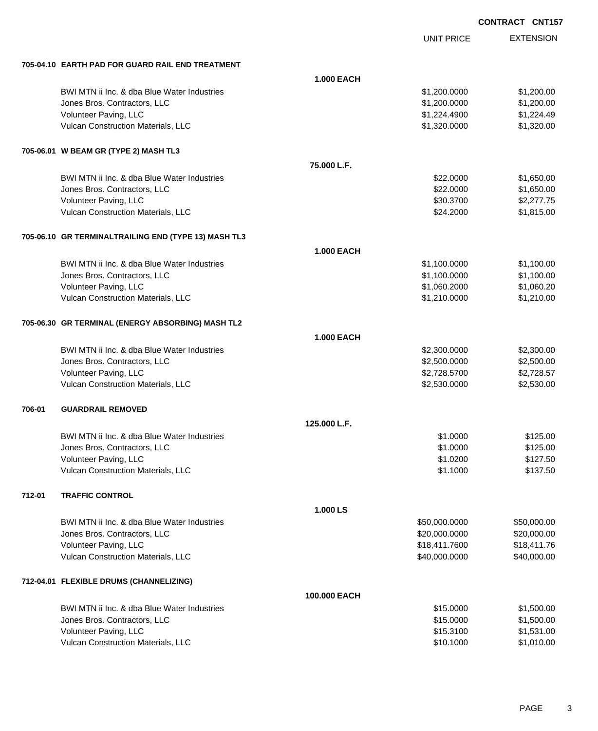**CONTRACT CNT157**

| | | | UNIT PRICE | EXTENSION |
|---|---|---|---|---|
| **705-04.10** | **EARTH PAD FOR GUARD RAIL END TREATMENT** | | | |
| | | **1.000 EACH** | | |
| | BWI MTN ii Inc. & dba Blue Water Industries | | $1,200.0000 | $1,200.00 |
| | Jones Bros. Contractors, LLC | | $1,200.0000 | $1,200.00 |
| | Volunteer Paving, LLC | | $1,224.4900 | $1,224.49 |
| | Vulcan Construction Materials, LLC | | $1,320.0000 | $1,320.00 |
| **705-06.01** | **W BEAM GR (TYPE 2) MASH TL3** | | | |
| | | **75.000 L.F.** | | |
| | BWI MTN ii Inc. & dba Blue Water Industries | | $22.0000 | $1,650.00 |
| | Jones Bros. Contractors, LLC | | $22.0000 | $1,650.00 |
| | Volunteer Paving, LLC | | $30.3700 | $2,277.75 |
| | Vulcan Construction Materials, LLC | | $24.2000 | $1,815.00 |
| **705-06.10** | **GR TERMINALTRAILING END (TYPE 13) MASH TL3** | | | |
| | | **1.000 EACH** | | |
| | BWI MTN ii Inc. & dba Blue Water Industries | | $1,100.0000 | $1,100.00 |
| | Jones Bros. Contractors, LLC | | $1,100.0000 | $1,100.00 |
| | Volunteer Paving, LLC | | $1,060.2000 | $1,060.20 |
| | Vulcan Construction Materials, LLC | | $1,210.0000 | $1,210.00 |
| **705-06.30** | **GR TERMINAL (ENERGY ABSORBING) MASH TL2** | | | |
| | | **1.000 EACH** | | |
| | BWI MTN ii Inc. & dba Blue Water Industries | | $2,300.0000 | $2,300.00 |
| | Jones Bros. Contractors, LLC | | $2,500.0000 | $2,500.00 |
| | Volunteer Paving, LLC | | $2,728.5700 | $2,728.57 |
| | Vulcan Construction Materials, LLC | | $2,530.0000 | $2,530.00 |
| **706-01** | **GUARDRAIL REMOVED** | | | |
| | | **125.000 L.F.** | | |
| | BWI MTN ii Inc. & dba Blue Water Industries | | $1.0000 | $125.00 |
| | Jones Bros. Contractors, LLC | | $1.0000 | $125.00 |
| | Volunteer Paving, LLC | | $1.0200 | $127.50 |
| | Vulcan Construction Materials, LLC | | $1.1000 | $137.50 |
| **712-01** | **TRAFFIC CONTROL** | | | |
| | | **1.000 LS** | | |
| | BWI MTN ii Inc. & dba Blue Water Industries | | $50,000.0000 | $50,000.00 |
| | Jones Bros. Contractors, LLC | | $20,000.0000 | $20,000.00 |
| | Volunteer Paving, LLC | | $18,411.7600 | $18,411.76 |
| | Vulcan Construction Materials, LLC | | $40,000.0000 | $40,000.00 |
| **712-04.01** | **FLEXIBLE DRUMS (CHANNELIZING)** | | | |
| | | **100.000 EACH** | | |
| | BWI MTN ii Inc. & dba Blue Water Industries | | $15.0000 | $1,500.00 |
| | Jones Bros. Contractors, LLC | | $15.0000 | $1,500.00 |
| | Volunteer Paving, LLC | | $15.3100 | $1,531.00 |
| | Vulcan Construction Materials, LLC | | $10.1000 | $1,010.00 |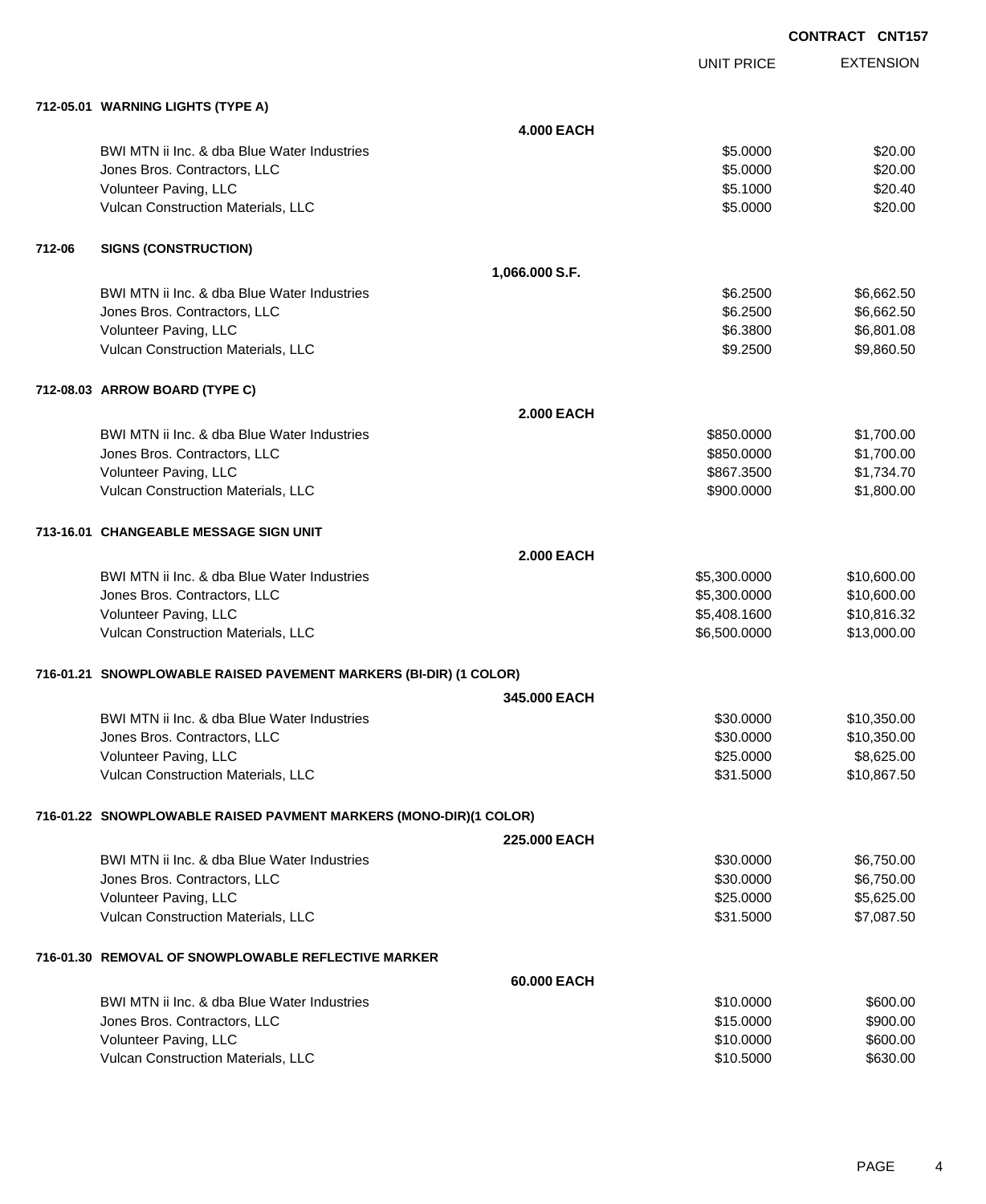**CONTRACT CNT157**

| | | UNIT PRICE | EXTENSION |
|---|---|---|---|
| **712-05.01 WARNING LIGHTS (TYPE A)** | | | |
| | **4.000 EACH** | | |
| BWI MTN ii Inc. & dba Blue Water Industries | | $5.0000 | $20.00 |
| Jones Bros. Contractors, LLC | | $5.0000 | $20.00 |
| Volunteer Paving, LLC | | $5.1000 | $20.40 |
| Vulcan Construction Materials, LLC | | $5.0000 | $20.00 |
| **712-06 SIGNS (CONSTRUCTION)** | | | |
| | **1,066.000 S.F.** | | |
| BWI MTN ii Inc. & dba Blue Water Industries | | $6.2500 | $6,662.50 |
| Jones Bros. Contractors, LLC | | $6.2500 | $6,662.50 |
| Volunteer Paving, LLC | | $6.3800 | $6,801.08 |
| Vulcan Construction Materials, LLC | | $9.2500 | $9,860.50 |
| **712-08.03 ARROW BOARD (TYPE C)** | | | |
| | **2.000 EACH** | | |
| BWI MTN ii Inc. & dba Blue Water Industries | | $850.0000 | $1,700.00 |
| Jones Bros. Contractors, LLC | | $850.0000 | $1,700.00 |
| Volunteer Paving, LLC | | $867.3500 | $1,734.70 |
| Vulcan Construction Materials, LLC | | $900.0000 | $1,800.00 |
| **713-16.01 CHANGEABLE MESSAGE SIGN UNIT** | | | |
| | **2.000 EACH** | | |
| BWI MTN ii Inc. & dba Blue Water Industries | | $5,300.0000 | $10,600.00 |
| Jones Bros. Contractors, LLC | | $5,300.0000 | $10,600.00 |
| Volunteer Paving, LLC | | $5,408.1600 | $10,816.32 |
| Vulcan Construction Materials, LLC | | $6,500.0000 | $13,000.00 |
| **716-01.21 SNOWPLOWABLE RAISED PAVEMENT MARKERS (BI-DIR) (1 COLOR)** | | | |
| | **345.000 EACH** | | |
| BWI MTN ii Inc. & dba Blue Water Industries | | $30.0000 | $10,350.00 |
| Jones Bros. Contractors, LLC | | $30.0000 | $10,350.00 |
| Volunteer Paving, LLC | | $25.0000 | $8,625.00 |
| Vulcan Construction Materials, LLC | | $31.5000 | $10,867.50 |
| **716-01.22 SNOWPLOWABLE RAISED PAVMENT MARKERS (MONO-DIR)(1 COLOR)** | | | |
| | **225.000 EACH** | | |
| BWI MTN ii Inc. & dba Blue Water Industries | | $30.0000 | $6,750.00 |
| Jones Bros. Contractors, LLC | | $30.0000 | $6,750.00 |
| Volunteer Paving, LLC | | $25.0000 | $5,625.00 |
| Vulcan Construction Materials, LLC | | $31.5000 | $7,087.50 |
| **716-01.30 REMOVAL OF SNOWPLOWABLE REFLECTIVE MARKER** | | | |
| | **60.000 EACH** | | |
| BWI MTN ii Inc. & dba Blue Water Industries | | $10.0000 | $600.00 |
| Jones Bros. Contractors, LLC | | $15.0000 | $900.00 |
| Volunteer Paving, LLC | | $10.0000 | $600.00 |
| Vulcan Construction Materials, LLC | | $10.5000 | $630.00 |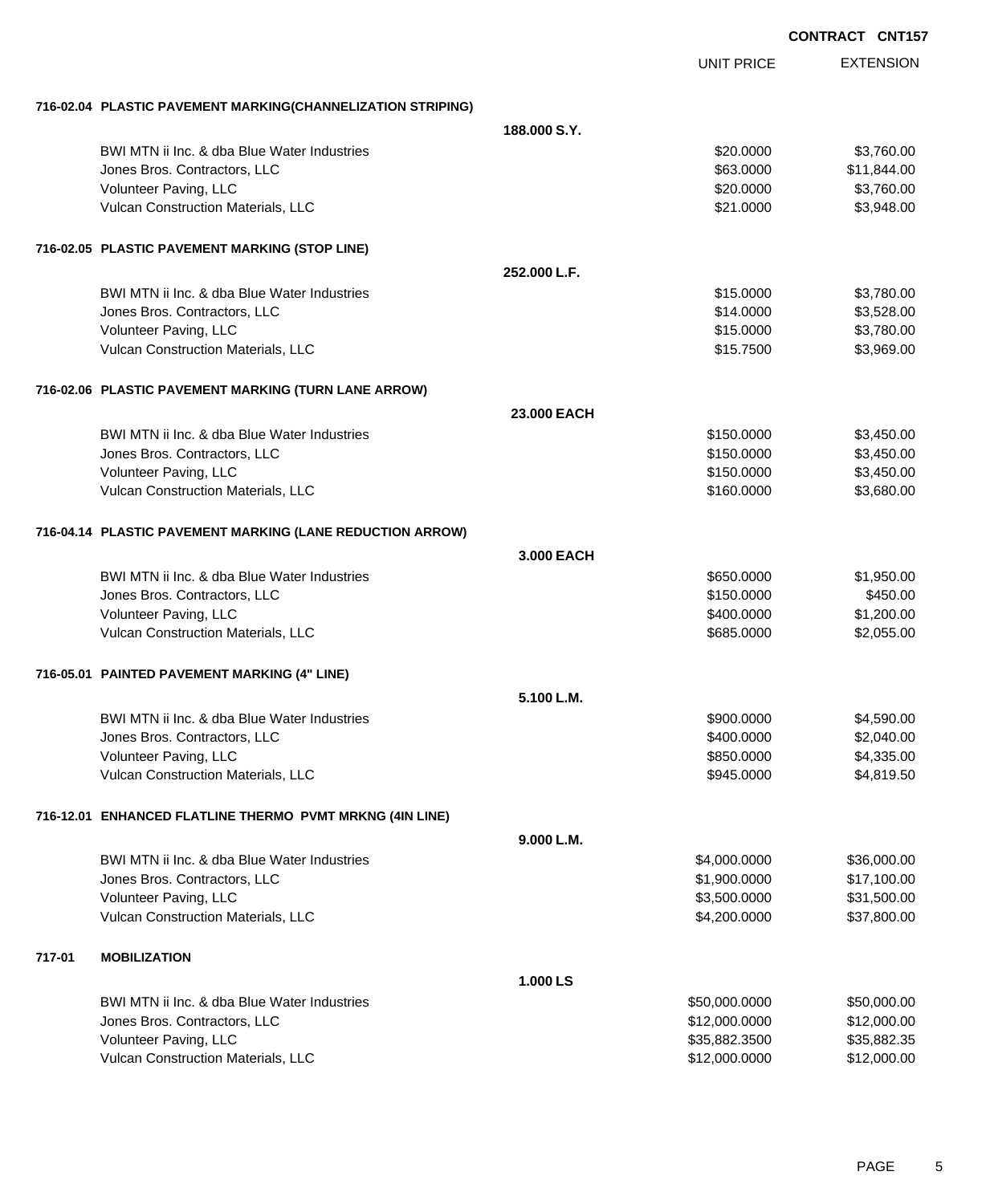**CONTRACT CNT157**

| | | UNIT PRICE | EXTENSION |
|---|---|---|---|
| **716-02.04 PLASTIC PAVEMENT MARKING(CHANNELIZATION STRIPING)** | | | |
| | **188.000 S.Y.** | | |
| BWI MTN ii Inc. & dba Blue Water Industries | | $20.0000 | $3,760.00 |
| Jones Bros. Contractors, LLC | | $63.0000 | $11,844.00 |
| Volunteer Paving, LLC | | $20.0000 | $3,760.00 |
| Vulcan Construction Materials, LLC | | $21.0000 | $3,948.00 |
| **716-02.05 PLASTIC PAVEMENT MARKING (STOP LINE)** | | | |
| | **252.000 L.F.** | | |
| BWI MTN ii Inc. & dba Blue Water Industries | | $15.0000 | $3,780.00 |
| Jones Bros. Contractors, LLC | | $14.0000 | $3,528.00 |
| Volunteer Paving, LLC | | $15.0000 | $3,780.00 |
| Vulcan Construction Materials, LLC | | $15.7500 | $3,969.00 |
| **716-02.06 PLASTIC PAVEMENT MARKING (TURN LANE ARROW)** | | | |
| | **23.000 EACH** | | |
| BWI MTN ii Inc. & dba Blue Water Industries | | $150.0000 | $3,450.00 |
| Jones Bros. Contractors, LLC | | $150.0000 | $3,450.00 |
| Volunteer Paving, LLC | | $150.0000 | $3,450.00 |
| Vulcan Construction Materials, LLC | | $160.0000 | $3,680.00 |
| **716-04.14 PLASTIC PAVEMENT MARKING (LANE REDUCTION ARROW)** | | | |
| | **3.000 EACH** | | |
| BWI MTN ii Inc. & dba Blue Water Industries | | $650.0000 | $1,950.00 |
| Jones Bros. Contractors, LLC | | $150.0000 | $450.00 |
| Volunteer Paving, LLC | | $400.0000 | $1,200.00 |
| Vulcan Construction Materials, LLC | | $685.0000 | $2,055.00 |
| **716-05.01 PAINTED PAVEMENT MARKING (4" LINE)** | | | |
| | **5.100 L.M.** | | |
| BWI MTN ii Inc. & dba Blue Water Industries | | $900.0000 | $4,590.00 |
| Jones Bros. Contractors, LLC | | $400.0000 | $2,040.00 |
| Volunteer Paving, LLC | | $850.0000 | $4,335.00 |
| Vulcan Construction Materials, LLC | | $945.0000 | $4,819.50 |
| **716-12.01 ENHANCED FLATLINE THERMO PVMT MRKNG (4IN LINE)** | | | |
| | **9.000 L.M.** | | |
| BWI MTN ii Inc. & dba Blue Water Industries | | $4,000.0000 | $36,000.00 |
| Jones Bros. Contractors, LLC | | $1,900.0000 | $17,100.00 |
| Volunteer Paving, LLC | | $3,500.0000 | $31,500.00 |
| Vulcan Construction Materials, LLC | | $4,200.0000 | $37,800.00 |
| **717-01 MOBILIZATION** | | | |
| | **1.000 LS** | | |
| BWI MTN ii Inc. & dba Blue Water Industries | | $50,000.0000 | $50,000.00 |
| Jones Bros. Contractors, LLC | | $12,000.0000 | $12,000.00 |
| Volunteer Paving, LLC | | $35,882.3500 | $35,882.35 |
| Vulcan Construction Materials, LLC | | $12,000.0000 | $12,000.00 |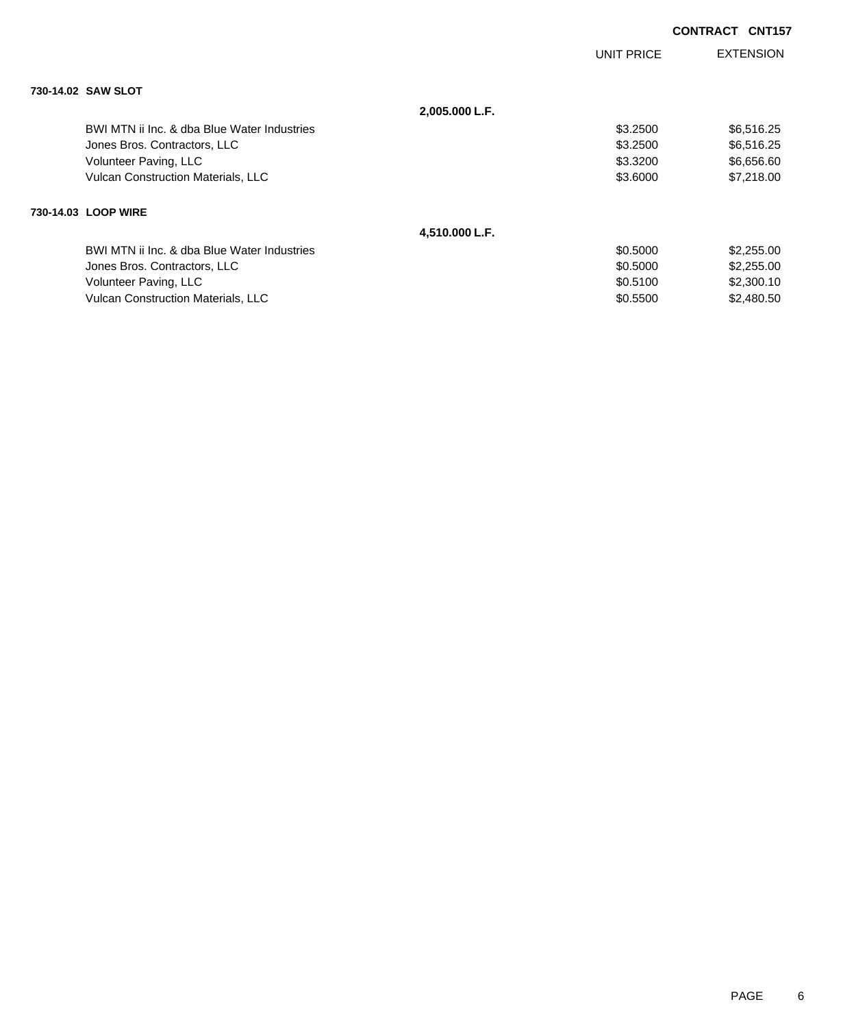**CONTRACT CNT157**

| | | UNIT PRICE | EXTENSION |
|---|---|---|---|
| **730-14.02 SAW SLOT** | | | |
| | **2,005.000 L.F.** | | |
| BWI MTN ii Inc. & dba Blue Water Industries | | $3.2500 | $6,516.25 |
| Jones Bros. Contractors, LLC | | $3.2500 | $6,516.25 |
| Volunteer Paving, LLC | | $3.3200 | $6,656.60 |
| Vulcan Construction Materials, LLC | | $3.6000 | $7,218.00 |
| **730-14.03 LOOP WIRE** | | | |
| | **4,510.000 L.F.** | | |
| BWI MTN ii Inc. & dba Blue Water Industries | | $0.5000 | $2,255.00 |
| Jones Bros. Contractors, LLC | | $0.5000 | $2,255.00 |
| Volunteer Paving, LLC | | $0.5100 | $2,300.10 |
| Vulcan Construction Materials, LLC | | $0.5500 | $2,480.50 |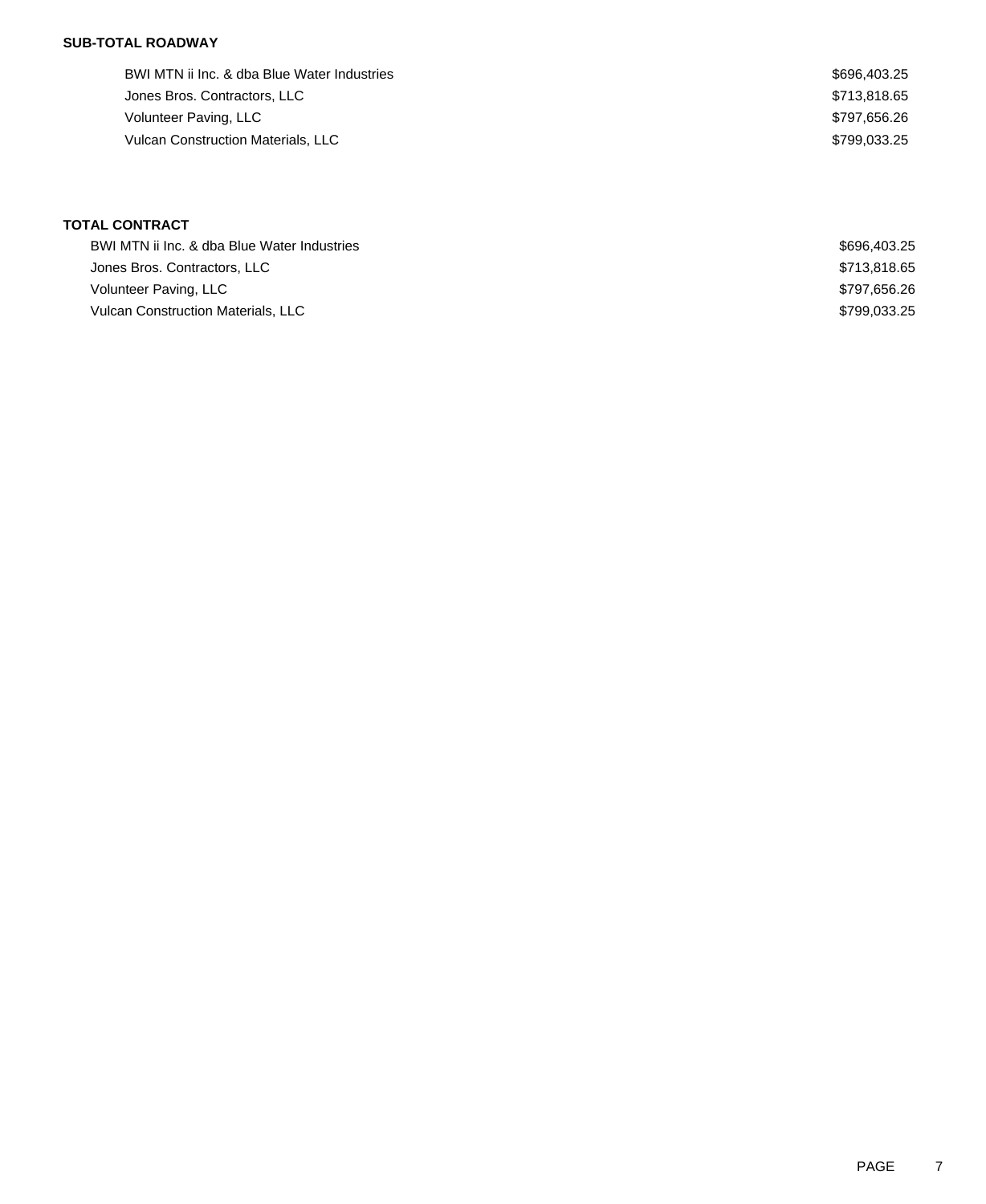**SUB-TOTAL ROADWAY**

| | |
|---|---|
| BWI MTN ii Inc. & dba Blue Water Industries | $696,403.25 |
| Jones Bros. Contractors, LLC | $713,818.65 |
| Volunteer Paving, LLC | $797,656.26 |
| Vulcan Construction Materials, LLC | $799,033.25 |

**TOTAL CONTRACT**

| | |
|---|---|
| BWI MTN ii Inc. & dba Blue Water Industries | $696,403.25 |
| Jones Bros. Contractors, LLC | $713,818.65 |
| Volunteer Paving, LLC | $797,656.26 |
| Vulcan Construction Materials, LLC | $799,033.25 |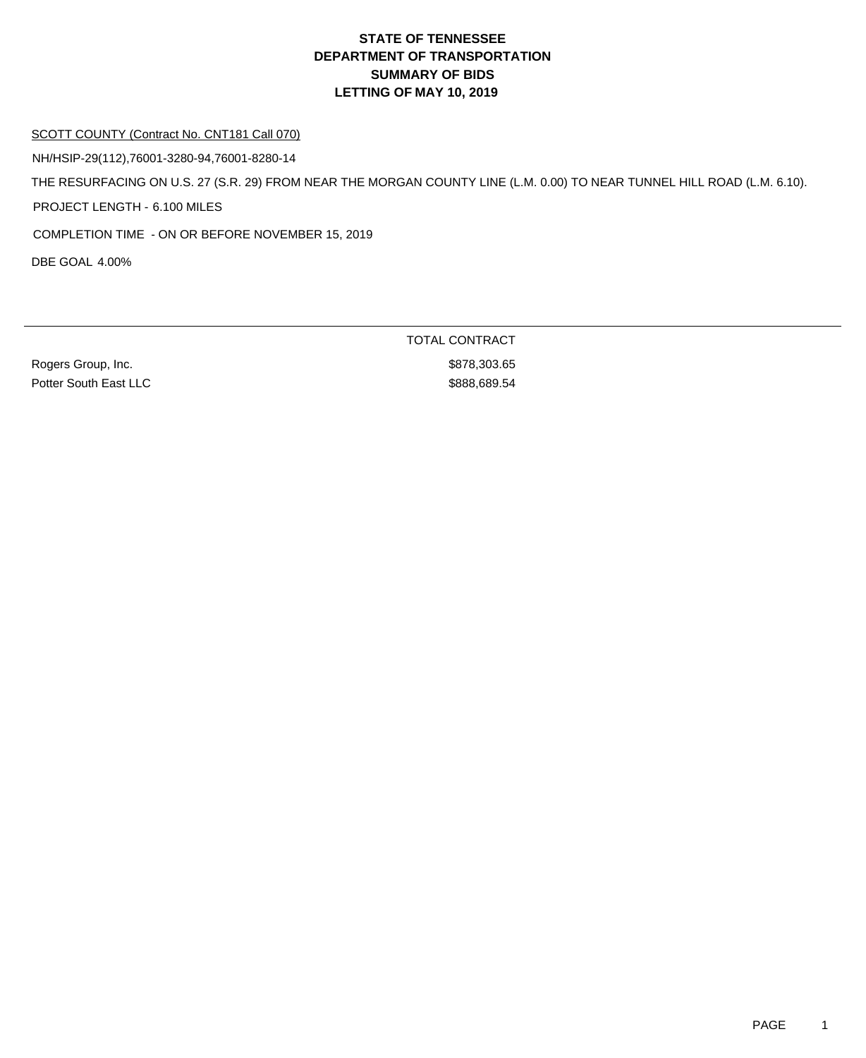# STATE OF TENNESSEE
# DEPARTMENT OF TRANSPORTATION
# SUMMARY OF BIDS
# LETTING OF MAY 10, 2019

SCOTT COUNTY (Contract No. CNT181 Call 070)

NH/HSIP-29(112),76001-3280-94,76001-8280-14

THE RESURFACING ON U.S. 27 (S.R. 29) FROM NEAR THE MORGAN COUNTY LINE (L.M. 0.00) TO NEAR TUNNEL HILL ROAD (L.M. 6.10).

PROJECT LENGTH - 6.100 MILES

COMPLETION TIME - ON OR BEFORE NOVEMBER 15, 2019

DBE GOAL 4.00%

| | TOTAL CONTRACT |
|---|---|
| Rogers Group, Inc. | $878,303.65 |
| Potter South East LLC | $888,689.54 |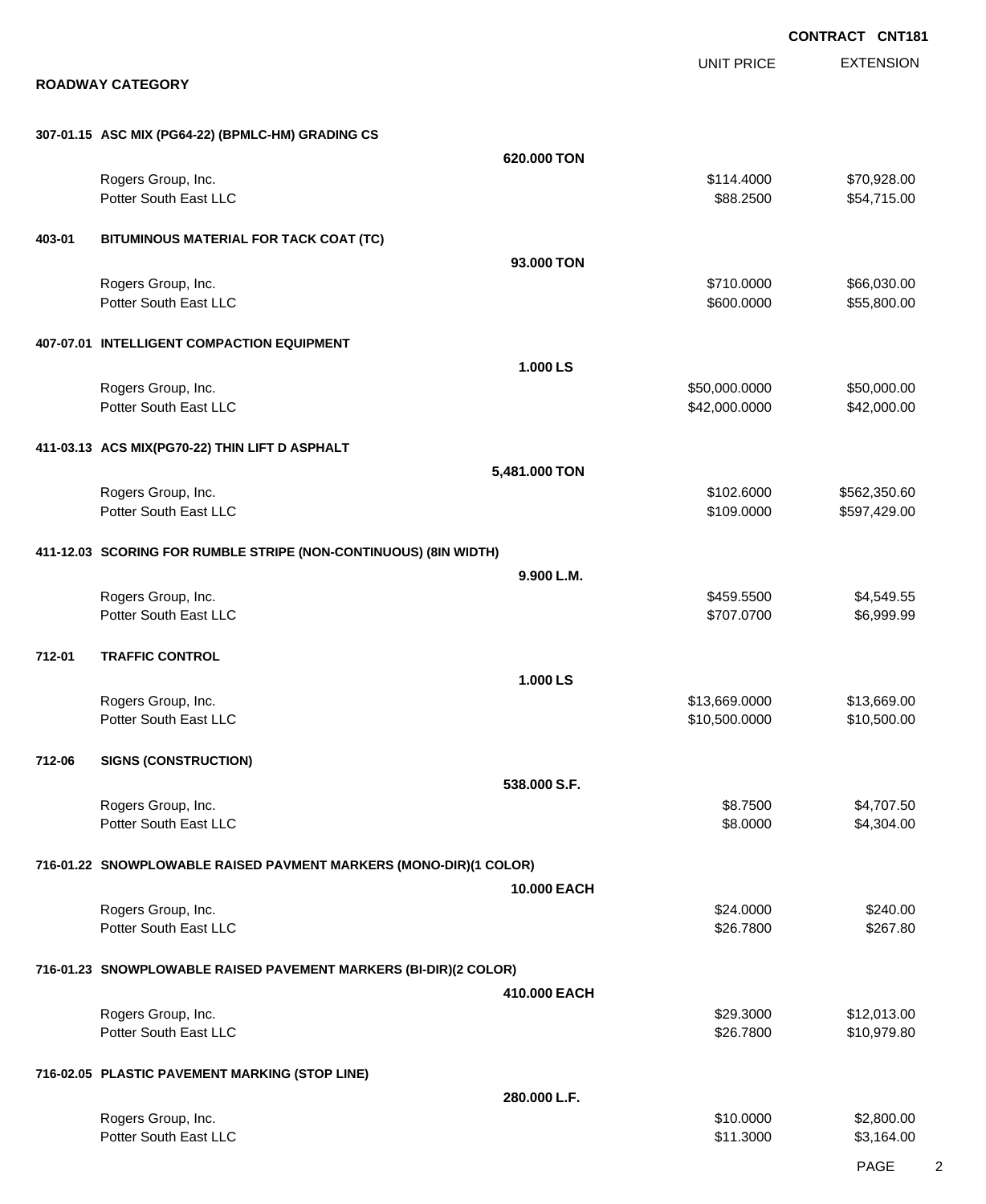**CONTRACT CNT181**

## ROADWAY CATEGORY

| | | UNIT PRICE | EXTENSION |
|---|---|---|---|
| **307-01.15 ASC MIX (PG64-22) (BPMLC-HM) GRADING CS** | | | |
| | **620.000 TON** | | |
| Rogers Group, Inc. | | $114.4000 | $70,928.00 |
| Potter South East LLC | | $88.2500 | $54,715.00 |
| **403-01 BITUMINOUS MATERIAL FOR TACK COAT (TC)** | | | |
| | **93.000 TON** | | |
| Rogers Group, Inc. | | $710.0000 | $66,030.00 |
| Potter South East LLC | | $600.0000 | $55,800.00 |
| **407-07.01 INTELLIGENT COMPACTION EQUIPMENT** | | | |
| | **1.000 LS** | | |
| Rogers Group, Inc. | | $50,000.0000 | $50,000.00 |
| Potter South East LLC | | $42,000.0000 | $42,000.00 |
| **411-03.13 ACS MIX(PG70-22) THIN LIFT D ASPHALT** | | | |
| | **5,481.000 TON** | | |
| Rogers Group, Inc. | | $102.6000 | $562,350.60 |
| Potter South East LLC | | $109.0000 | $597,429.00 |
| **411-12.03 SCORING FOR RUMBLE STRIPE (NON-CONTINUOUS) (8IN WIDTH)** | | | |
| | **9.900 L.M.** | | |
| Rogers Group, Inc. | | $459.5500 | $4,549.55 |
| Potter South East LLC | | $707.0700 | $6,999.99 |
| **712-01 TRAFFIC CONTROL** | | | |
| | **1.000 LS** | | |
| Rogers Group, Inc. | | $13,669.0000 | $13,669.00 |
| Potter South East LLC | | $10,500.0000 | $10,500.00 |
| **712-06 SIGNS (CONSTRUCTION)** | | | |
| | **538.000 S.F.** | | |
| Rogers Group, Inc. | | $8.7500 | $4,707.50 |
| Potter South East LLC | | $8.0000 | $4,304.00 |
| **716-01.22 SNOWPLOWABLE RAISED PAVMENT MARKERS (MONO-DIR)(1 COLOR)** | | | |
| | **10.000 EACH** | | |
| Rogers Group, Inc. | | $24.0000 | $240.00 |
| Potter South East LLC | | $26.7800 | $267.80 |
| **716-01.23 SNOWPLOWABLE RAISED PAVEMENT MARKERS (BI-DIR)(2 COLOR)** | | | |
| | **410.000 EACH** | | |
| Rogers Group, Inc. | | $29.3000 | $12,013.00 |
| Potter South East LLC | | $26.7800 | $10,979.80 |
| **716-02.05 PLASTIC PAVEMENT MARKING (STOP LINE)** | | | |
| | **280.000 L.F.** | | |
| Rogers Group, Inc. | | $10.0000 | $2,800.00 |
| Potter South East LLC | | $11.3000 | $3,164.00 |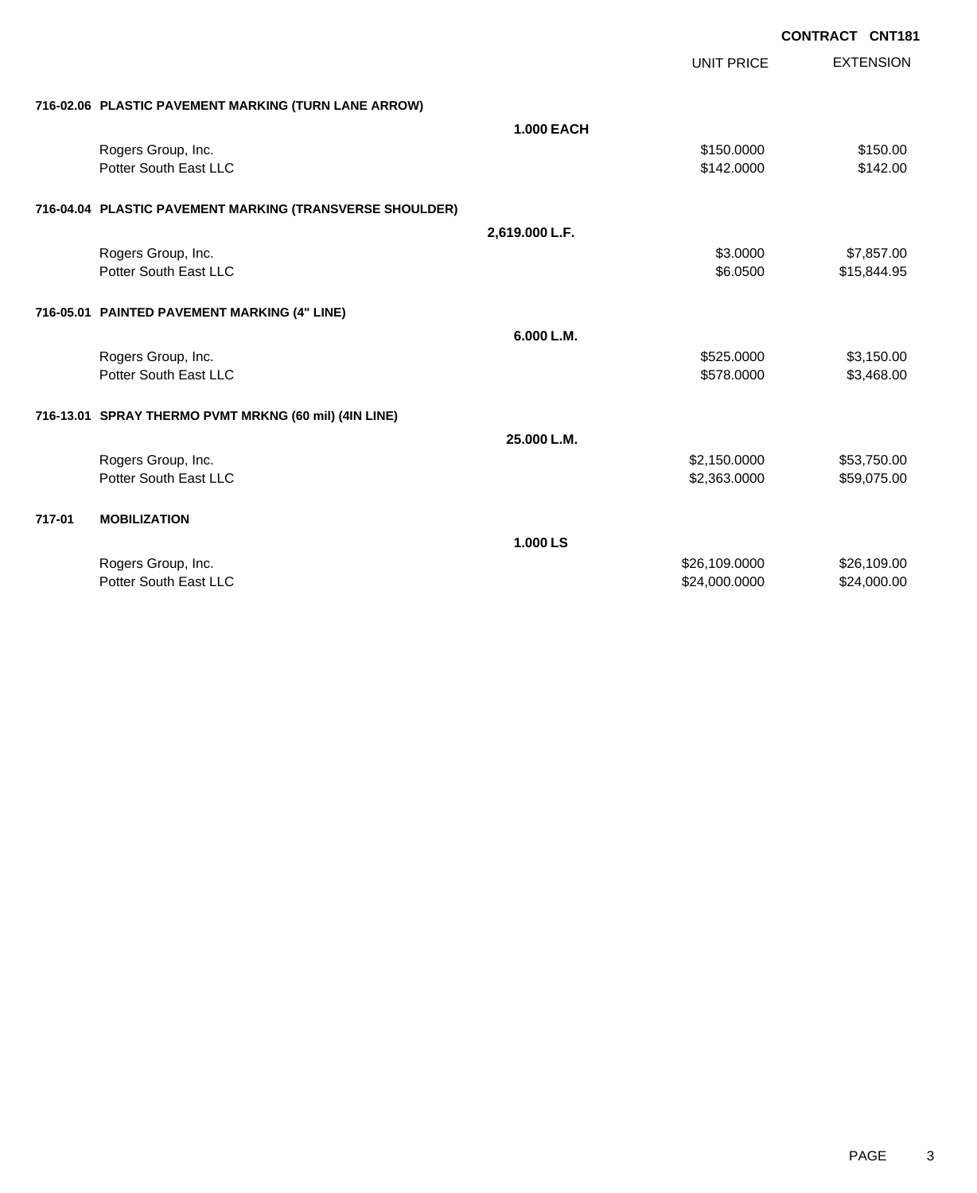**CONTRACT CNT181**

| | | UNIT PRICE | EXTENSION |
|---|---|---|---|
| **716-02.06 PLASTIC PAVEMENT MARKING (TURN LANE ARROW)** | | | |
| | **1.000 EACH** | | |
| Rogers Group, Inc. | | $150.0000 | $150.00 |
| Potter South East LLC | | $142.0000 | $142.00 |
| **716-04.04 PLASTIC PAVEMENT MARKING (TRANSVERSE SHOULDER)** | | | |
| | **2,619.000 L.F.** | | |
| Rogers Group, Inc. | | $3.0000 | $7,857.00 |
| Potter South East LLC | | $6.0500 | $15,844.95 |
| **716-05.01 PAINTED PAVEMENT MARKING (4" LINE)** | | | |
| | **6.000 L.M.** | | |
| Rogers Group, Inc. | | $525.0000 | $3,150.00 |
| Potter South East LLC | | $578.0000 | $3,468.00 |
| **716-13.01 SPRAY THERMO PVMT MRKNG (60 mil) (4IN LINE)** | | | |
| | **25.000 L.M.** | | |
| Rogers Group, Inc. | | $2,150.0000 | $53,750.00 |
| Potter South East LLC | | $2,363.0000 | $59,075.00 |
| **717-01 MOBILIZATION** | | | |
| | **1.000 LS** | | |
| Rogers Group, Inc. | | $26,109.0000 | $26,109.00 |
| Potter South East LLC | | $24,000.0000 | $24,000.00 |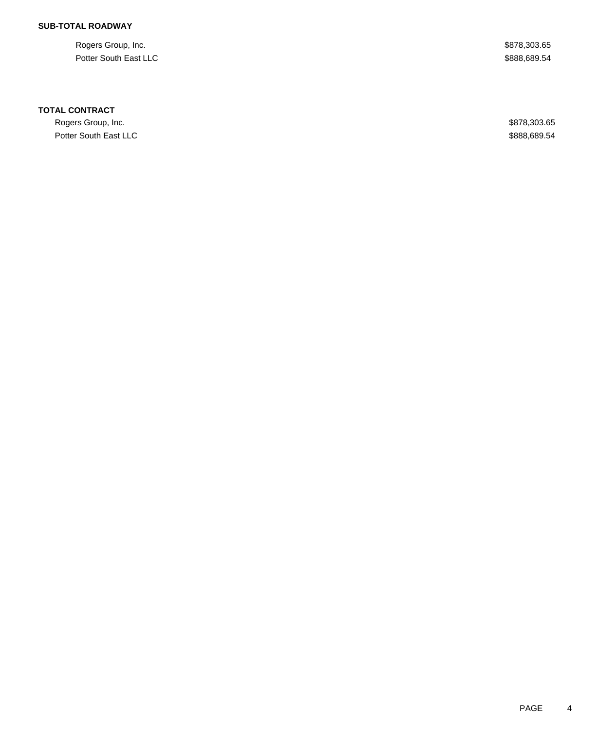**SUB-TOTAL ROADWAY**

| | |
|---|---|
| Rogers Group, Inc. | $878,303.65 |
| Potter South East LLC | $888,689.54 |

**TOTAL CONTRACT**

| | |
|---|---|
| Rogers Group, Inc. | $878,303.65 |
| Potter South East LLC | $888,689.54 |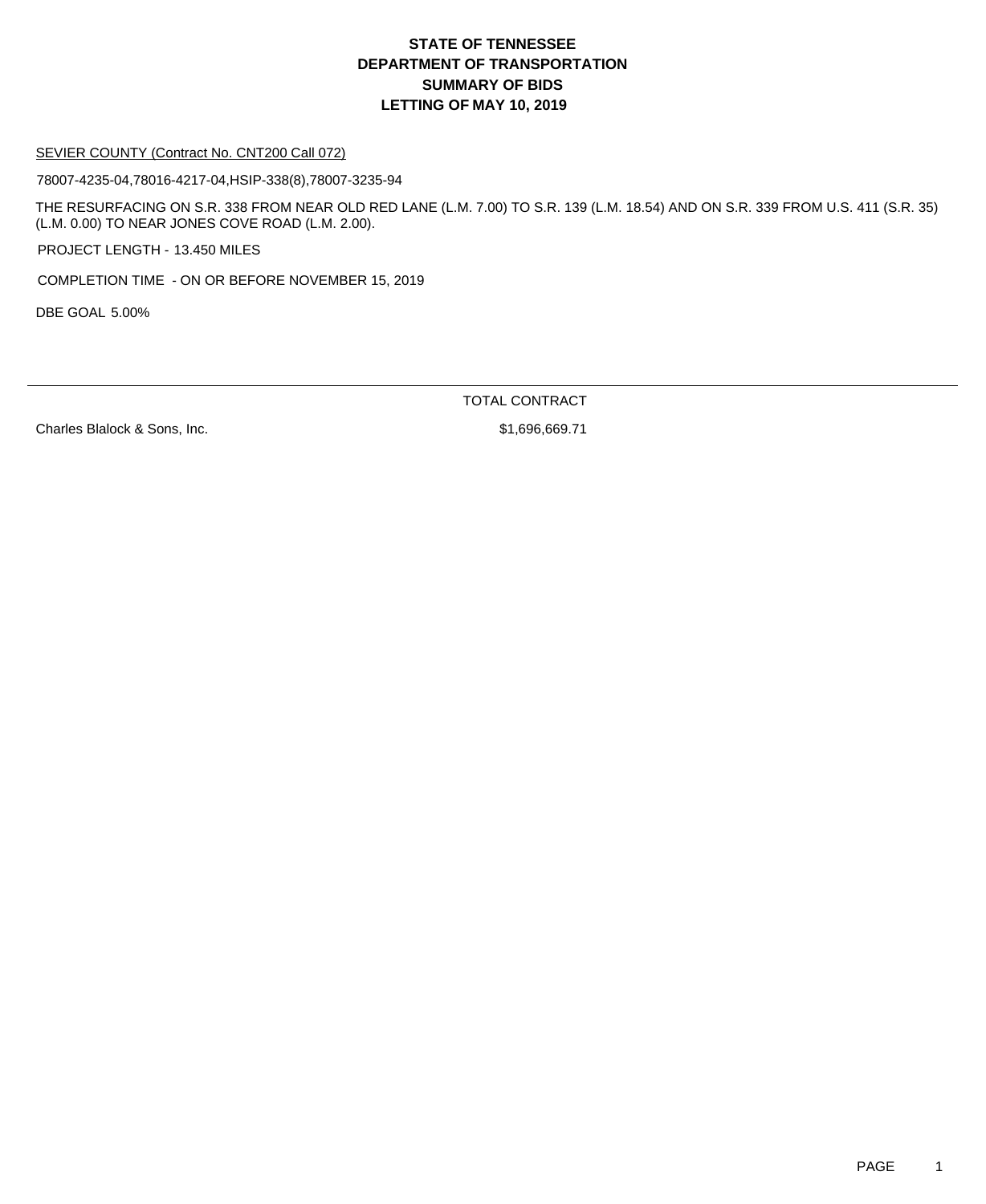# STATE OF TENNESSEE
# DEPARTMENT OF TRANSPORTATION
# SUMMARY OF BIDS
# LETTING OF MAY 10, 2019

SEVIER COUNTY (Contract No. CNT200 Call 072)

78007-4235-04,78016-4217-04,HSIP-338(8),78007-3235-94

THE RESURFACING ON S.R. 338 FROM NEAR OLD RED LANE (L.M. 7.00) TO S.R. 139 (L.M. 18.54) AND ON S.R. 339 FROM U.S. 411 (S.R. 35) (L.M. 0.00) TO NEAR JONES COVE ROAD (L.M. 2.00).

PROJECT LENGTH - 13.450 MILES

COMPLETION TIME - ON OR BEFORE NOVEMBER 15, 2019

DBE GOAL 5.00%

| | TOTAL CONTRACT |
|---|---|
| Charles Blalock & Sons, Inc. | $1,696,669.71 |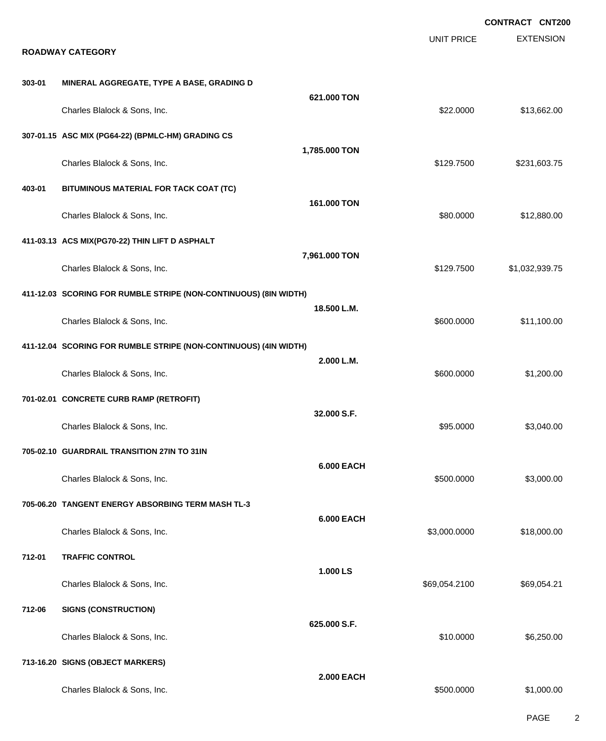**CONTRACT CNT200**

**ROADWAY CATEGORY**

| | | | UNIT PRICE | EXTENSION |
|---|---|---|---|---|
| **303-01** | **MINERAL AGGREGATE, TYPE A BASE, GRADING D** | | | |
| | | **621.000 TON** | | |
| | Charles Blalock & Sons, Inc. | | $22.0000 | $13,662.00 |
| **307-01.15** | **ASC MIX (PG64-22) (BPMLC-HM) GRADING CS** | | | |
| | | **1,785.000 TON** | | |
| | Charles Blalock & Sons, Inc. | | $129.7500 | $231,603.75 |
| **403-01** | **BITUMINOUS MATERIAL FOR TACK COAT (TC)** | | | |
| | | **161.000 TON** | | |
| | Charles Blalock & Sons, Inc. | | $80.0000 | $12,880.00 |
| **411-03.13** | **ACS MIX(PG70-22) THIN LIFT D ASPHALT** | | | |
| | | **7,961.000 TON** | | |
| | Charles Blalock & Sons, Inc. | | $129.7500 | $1,032,939.75 |
| **411-12.03** | **SCORING FOR RUMBLE STRIPE (NON-CONTINUOUS) (8IN WIDTH)** | | | |
| | | **18.500 L.M.** | | |
| | Charles Blalock & Sons, Inc. | | $600.0000 | $11,100.00 |
| **411-12.04** | **SCORING FOR RUMBLE STRIPE (NON-CONTINUOUS) (4IN WIDTH)** | | | |
| | | **2.000 L.M.** | | |
| | Charles Blalock & Sons, Inc. | | $600.0000 | $1,200.00 |
| **701-02.01** | **CONCRETE CURB RAMP (RETROFIT)** | | | |
| | | **32.000 S.F.** | | |
| | Charles Blalock & Sons, Inc. | | $95.0000 | $3,040.00 |
| **705-02.10** | **GUARDRAIL TRANSITION 27IN TO 31IN** | | | |
| | | **6.000 EACH** | | |
| | Charles Blalock & Sons, Inc. | | $500.0000 | $3,000.00 |
| **705-06.20** | **TANGENT ENERGY ABSORBING TERM MASH TL-3** | | | |
| | | **6.000 EACH** | | |
| | Charles Blalock & Sons, Inc. | | $3,000.0000 | $18,000.00 |
| **712-01** | **TRAFFIC CONTROL** | | | |
| | | **1.000 LS** | | |
| | Charles Blalock & Sons, Inc. | | $69,054.2100 | $69,054.21 |
| **712-06** | **SIGNS (CONSTRUCTION)** | | | |
| | | **625.000 S.F.** | | |
| | Charles Blalock & Sons, Inc. | | $10.0000 | $6,250.00 |
| **713-16.20** | **SIGNS (OBJECT MARKERS)** | | | |
| | | **2.000 EACH** | | |
| | Charles Blalock & Sons, Inc. | | $500.0000 | $1,000.00 |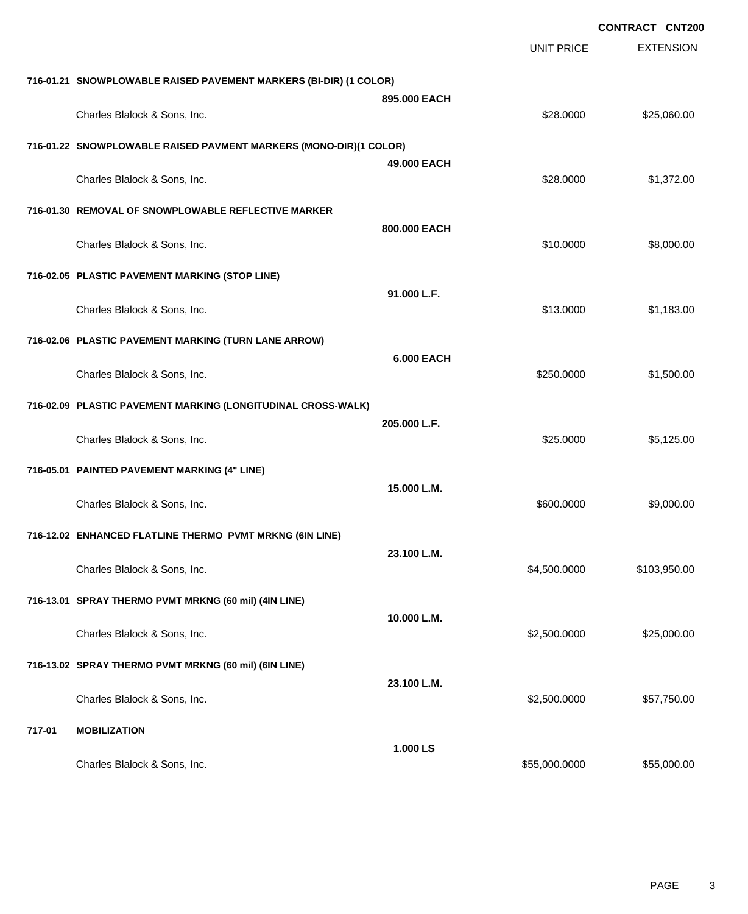**CONTRACT CNT200**

| | | UNIT PRICE | EXTENSION |
|---|---|---|---|
| **716-01.21 SNOWPLOWABLE RAISED PAVEMENT MARKERS (BI-DIR) (1 COLOR)** | | | |
| | **895.000 EACH** | | |
| Charles Blalock & Sons, Inc. | | $28.0000 | $25,060.00 |
| **716-01.22 SNOWPLOWABLE RAISED PAVMENT MARKERS (MONO-DIR)(1 COLOR)** | | | |
| | **49.000 EACH** | | |
| Charles Blalock & Sons, Inc. | | $28.0000 | $1,372.00 |
| **716-01.30 REMOVAL OF SNOWPLOWABLE REFLECTIVE MARKER** | | | |
| | **800.000 EACH** | | |
| Charles Blalock & Sons, Inc. | | $10.0000 | $8,000.00 |
| **716-02.05 PLASTIC PAVEMENT MARKING (STOP LINE)** | | | |
| | **91.000 L.F.** | | |
| Charles Blalock & Sons, Inc. | | $13.0000 | $1,183.00 |
| **716-02.06 PLASTIC PAVEMENT MARKING (TURN LANE ARROW)** | | | |
| | **6.000 EACH** | | |
| Charles Blalock & Sons, Inc. | | $250.0000 | $1,500.00 |
| **716-02.09 PLASTIC PAVEMENT MARKING (LONGITUDINAL CROSS-WALK)** | | | |
| | **205.000 L.F.** | | |
| Charles Blalock & Sons, Inc. | | $25.0000 | $5,125.00 |
| **716-05.01 PAINTED PAVEMENT MARKING (4" LINE)** | | | |
| | **15.000 L.M.** | | |
| Charles Blalock & Sons, Inc. | | $600.0000 | $9,000.00 |
| **716-12.02 ENHANCED FLATLINE THERMO PVMT MRKNG (6IN LINE)** | | | |
| | **23.100 L.M.** | | |
| Charles Blalock & Sons, Inc. | | $4,500.0000 | $103,950.00 |
| **716-13.01 SPRAY THERMO PVMT MRKNG (60 mil) (4IN LINE)** | | | |
| | **10.000 L.M.** | | |
| Charles Blalock & Sons, Inc. | | $2,500.0000 | $25,000.00 |
| **716-13.02 SPRAY THERMO PVMT MRKNG (60 mil) (6IN LINE)** | | | |
| | **23.100 L.M.** | | |
| Charles Blalock & Sons, Inc. | | $2,500.0000 | $57,750.00 |
| **717-01 MOBILIZATION** | | | |
| | **1.000 LS** | | |
| Charles Blalock & Sons, Inc. | | $55,000.0000 | $55,000.00 |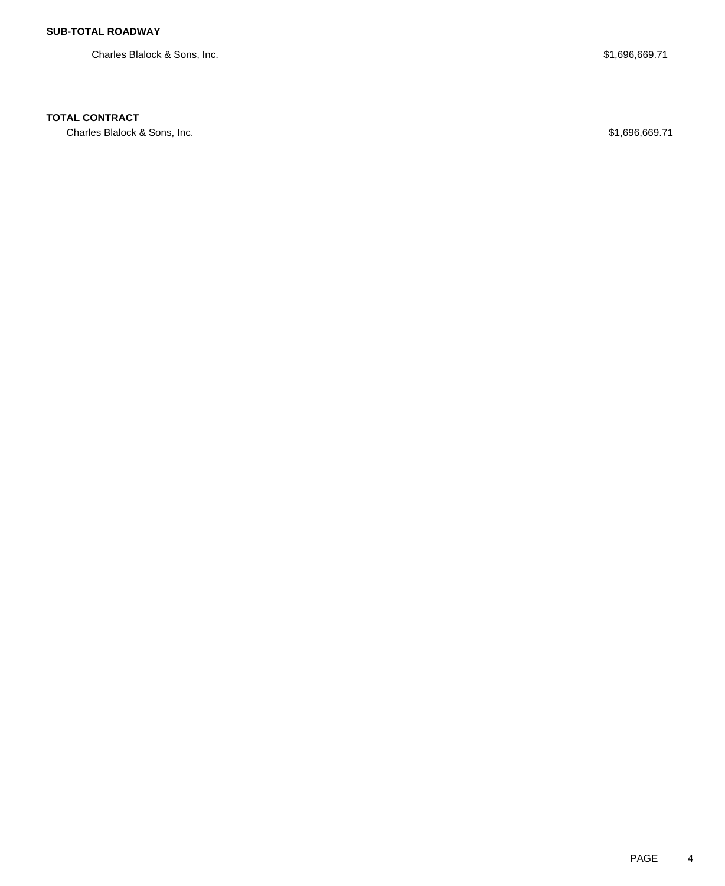**SUB-TOTAL ROADWAY**

| | |
|---|---|
| Charles Blalock & Sons, Inc. | $1,696,669.71 |

**TOTAL CONTRACT**

| | |
|---|---|
| Charles Blalock & Sons, Inc. | $1,696,669.71 |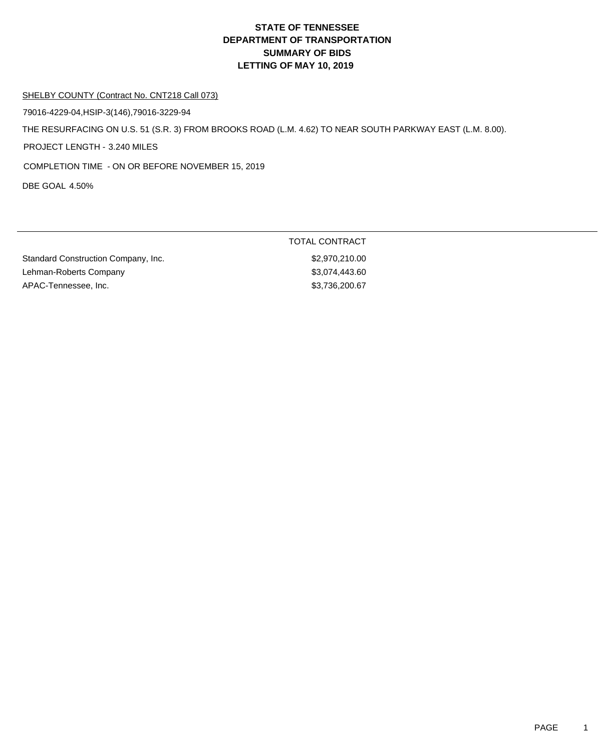# STATE OF TENNESSEE
# DEPARTMENT OF TRANSPORTATION
# SUMMARY OF BIDS
# LETTING OF MAY 10, 2019

SHELBY COUNTY (Contract No. CNT218 Call 073)

79016-4229-04,HSIP-3(146),79016-3229-94

THE RESURFACING ON U.S. 51 (S.R. 3) FROM BROOKS ROAD (L.M. 4.62) TO NEAR SOUTH PARKWAY EAST (L.M. 8.00).

PROJECT LENGTH - 3.240 MILES

COMPLETION TIME - ON OR BEFORE NOVEMBER 15, 2019

DBE GOAL 4.50%

| | TOTAL CONTRACT |
|---|---|
| Standard Construction Company, Inc. | $2,970,210.00 |
| Lehman-Roberts Company | $3,074,443.60 |
| APAC-Tennessee, Inc. | $3,736,200.67 |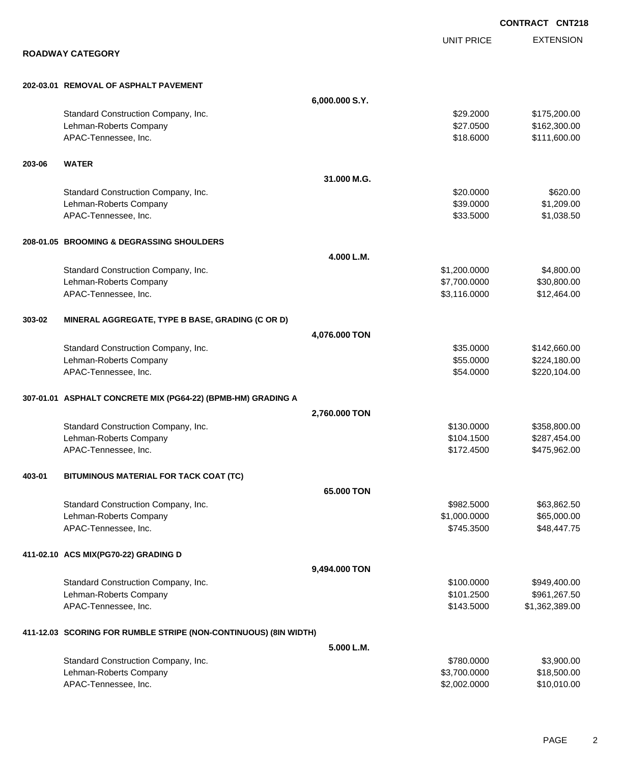**CONTRACT CNT218**

## ROADWAY CATEGORY

| | | | UNIT PRICE | EXTENSION |
|---|---|---|---|---|
| **202-03.01** | **REMOVAL OF ASPHALT PAVEMENT** | | | |
| | | **6,000.000 S.Y.** | | |
| | Standard Construction Company, Inc. | | $29.2000 | $175,200.00 |
| | Lehman-Roberts Company | | $27.0500 | $162,300.00 |
| | APAC-Tennessee, Inc. | | $18.6000 | $111,600.00 |
| **203-06** | **WATER** | | | |
| | | **31.000 M.G.** | | |
| | Standard Construction Company, Inc. | | $20.0000 | $620.00 |
| | Lehman-Roberts Company | | $39.0000 | $1,209.00 |
| | APAC-Tennessee, Inc. | | $33.5000 | $1,038.50 |
| **208-01.05** | **BROOMING & DEGRASSING SHOULDERS** | | | |
| | | **4.000 L.M.** | | |
| | Standard Construction Company, Inc. | | $1,200.0000 | $4,800.00 |
| | Lehman-Roberts Company | | $7,700.0000 | $30,800.00 |
| | APAC-Tennessee, Inc. | | $3,116.0000 | $12,464.00 |
| **303-02** | **MINERAL AGGREGATE, TYPE B BASE, GRADING (C OR D)** | | | |
| | | **4,076.000 TON** | | |
| | Standard Construction Company, Inc. | | $35.0000 | $142,660.00 |
| | Lehman-Roberts Company | | $55.0000 | $224,180.00 |
| | APAC-Tennessee, Inc. | | $54.0000 | $220,104.00 |
| **307-01.01** | **ASPHALT CONCRETE MIX (PG64-22) (BPMB-HM) GRADING A** | | | |
| | | **2,760.000 TON** | | |
| | Standard Construction Company, Inc. | | $130.0000 | $358,800.00 |
| | Lehman-Roberts Company | | $104.1500 | $287,454.00 |
| | APAC-Tennessee, Inc. | | $172.4500 | $475,962.00 |
| **403-01** | **BITUMINOUS MATERIAL FOR TACK COAT (TC)** | | | |
| | | **65.000 TON** | | |
| | Standard Construction Company, Inc. | | $982.5000 | $63,862.50 |
| | Lehman-Roberts Company | | $1,000.0000 | $65,000.00 |
| | APAC-Tennessee, Inc. | | $745.3500 | $48,447.75 |
| **411-02.10** | **ACS MIX(PG70-22) GRADING D** | | | |
| | | **9,494.000 TON** | | |
| | Standard Construction Company, Inc. | | $100.0000 | $949,400.00 |
| | Lehman-Roberts Company | | $101.2500 | $961,267.50 |
| | APAC-Tennessee, Inc. | | $143.5000 | $1,362,389.00 |
| **411-12.03** | **SCORING FOR RUMBLE STRIPE (NON-CONTINUOUS) (8IN WIDTH)** | | | |
| | | **5.000 L.M.** | | |
| | Standard Construction Company, Inc. | | $780.0000 | $3,900.00 |
| | Lehman-Roberts Company | | $3,700.0000 | $18,500.00 |
| | APAC-Tennessee, Inc. | | $2,002.0000 | $10,010.00 |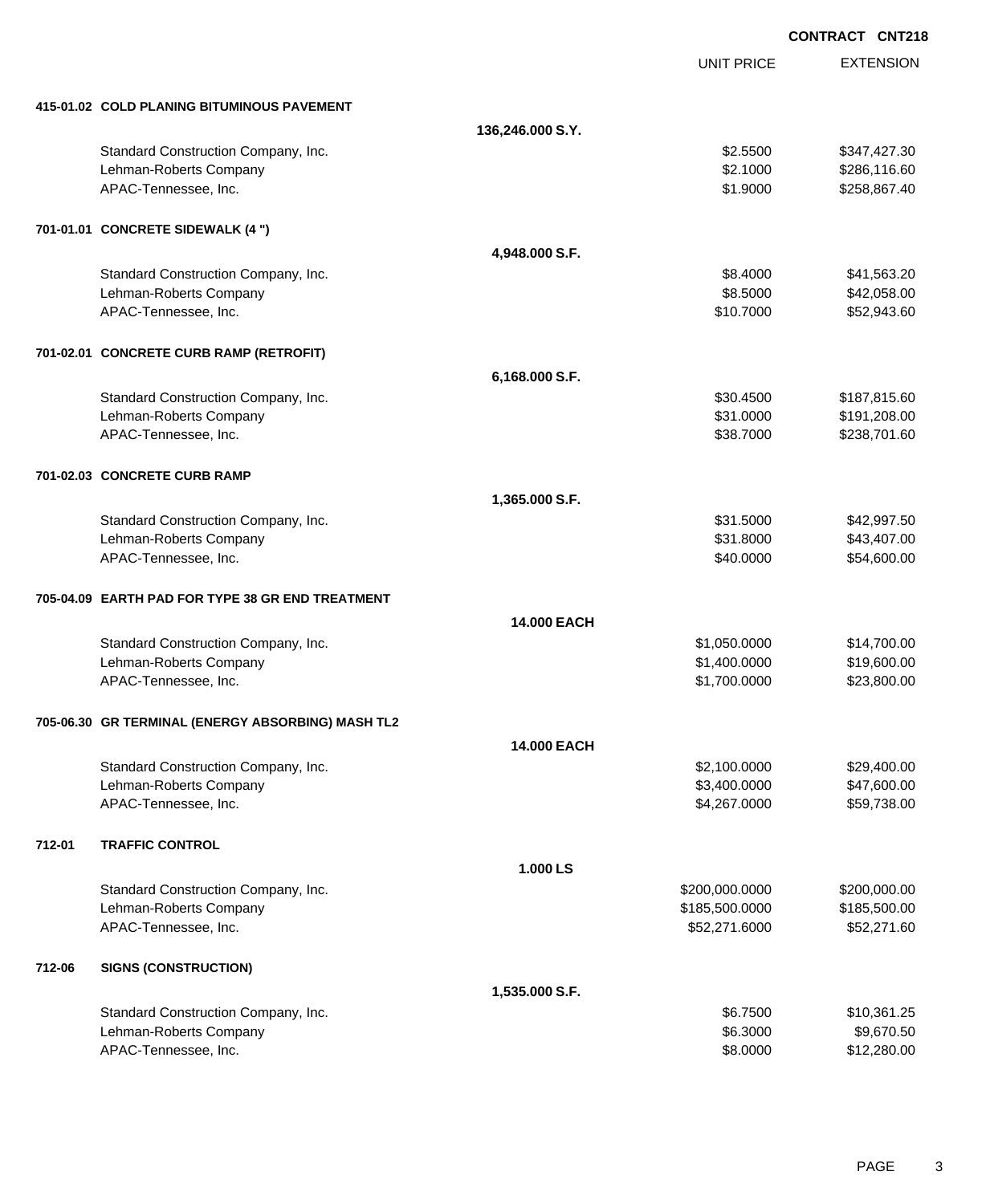**CONTRACT CNT218**

| | | UNIT PRICE | EXTENSION |
|---|---|---|---|
| **415-01.02 COLD PLANING BITUMINOUS PAVEMENT** | | | |
| | **136,246.000 S.Y.** | | |
| Standard Construction Company, Inc. | | $2.5500 | $347,427.30 |
| Lehman-Roberts Company | | $2.1000 | $286,116.60 |
| APAC-Tennessee, Inc. | | $1.9000 | $258,867.40 |
| **701-01.01 CONCRETE SIDEWALK (4 ")** | | | |
| | **4,948.000 S.F.** | | |
| Standard Construction Company, Inc. | | $8.4000 | $41,563.20 |
| Lehman-Roberts Company | | $8.5000 | $42,058.00 |
| APAC-Tennessee, Inc. | | $10.7000 | $52,943.60 |
| **701-02.01 CONCRETE CURB RAMP (RETROFIT)** | | | |
| | **6,168.000 S.F.** | | |
| Standard Construction Company, Inc. | | $30.4500 | $187,815.60 |
| Lehman-Roberts Company | | $31.0000 | $191,208.00 |
| APAC-Tennessee, Inc. | | $38.7000 | $238,701.60 |
| **701-02.03 CONCRETE CURB RAMP** | | | |
| | **1,365.000 S.F.** | | |
| Standard Construction Company, Inc. | | $31.5000 | $42,997.50 |
| Lehman-Roberts Company | | $31.8000 | $43,407.00 |
| APAC-Tennessee, Inc. | | $40.0000 | $54,600.00 |
| **705-04.09 EARTH PAD FOR TYPE 38 GR END TREATMENT** | | | |
| | **14.000 EACH** | | |
| Standard Construction Company, Inc. | | $1,050.0000 | $14,700.00 |
| Lehman-Roberts Company | | $1,400.0000 | $19,600.00 |
| APAC-Tennessee, Inc. | | $1,700.0000 | $23,800.00 |
| **705-06.30 GR TERMINAL (ENERGY ABSORBING) MASH TL2** | | | |
| | **14.000 EACH** | | |
| Standard Construction Company, Inc. | | $2,100.0000 | $29,400.00 |
| Lehman-Roberts Company | | $3,400.0000 | $47,600.00 |
| APAC-Tennessee, Inc. | | $4,267.0000 | $59,738.00 |
| **712-01 TRAFFIC CONTROL** | | | |
| | **1.000 LS** | | |
| Standard Construction Company, Inc. | | $200,000.0000 | $200,000.00 |
| Lehman-Roberts Company | | $185,500.0000 | $185,500.00 |
| APAC-Tennessee, Inc. | | $52,271.6000 | $52,271.60 |
| **712-06 SIGNS (CONSTRUCTION)** | | | |
| | **1,535.000 S.F.** | | |
| Standard Construction Company, Inc. | | $6.7500 | $10,361.25 |
| Lehman-Roberts Company | | $6.3000 | $9,670.50 |
| APAC-Tennessee, Inc. | | $8.0000 | $12,280.00 |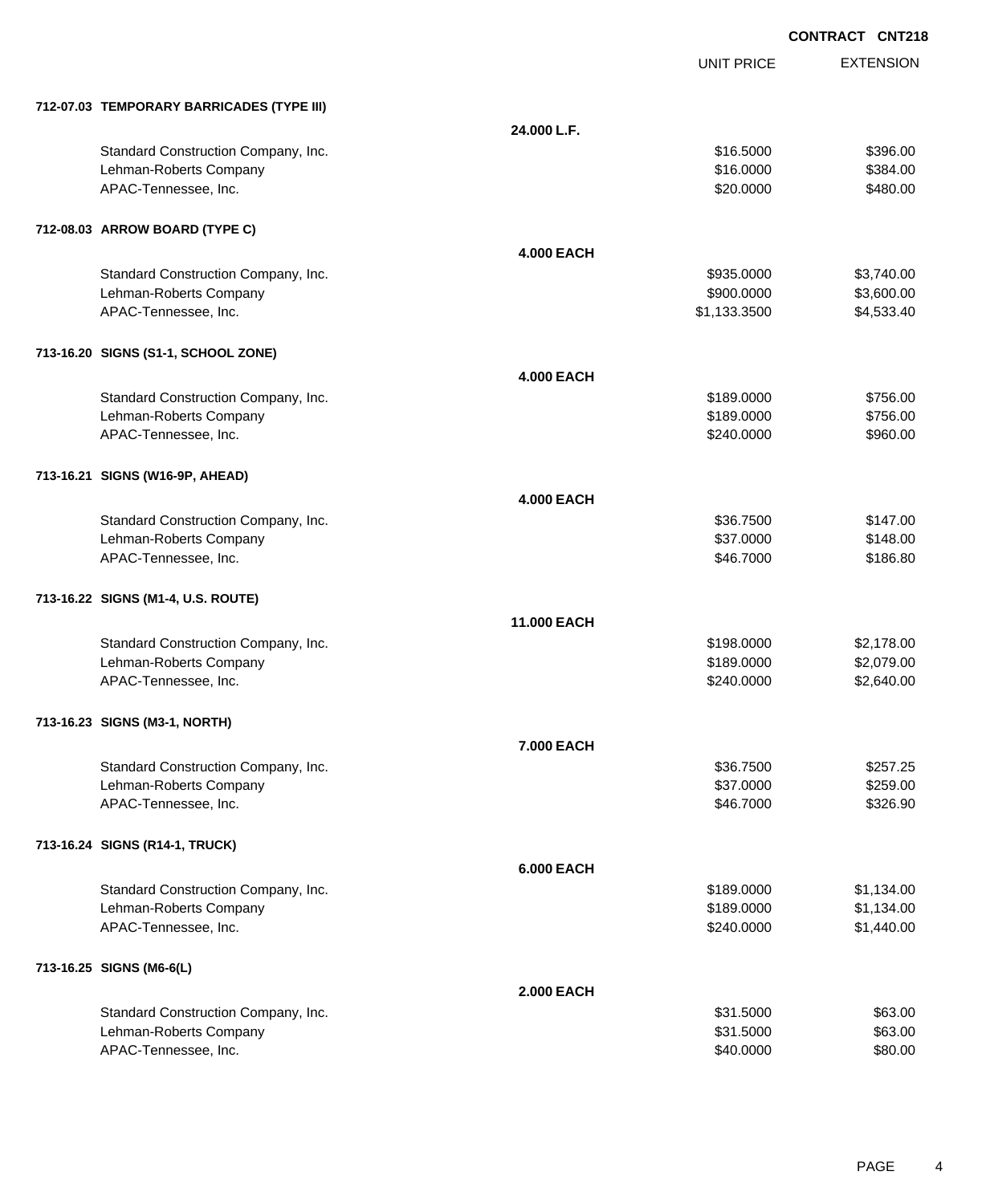**CONTRACT CNT218**

| | | UNIT PRICE | EXTENSION |
|---|---|---|---|
| **712-07.03 TEMPORARY BARRICADES (TYPE III)** | | | |
| | **24.000 L.F.** | | |
| Standard Construction Company, Inc. | | $16.5000 | $396.00 |
| Lehman-Roberts Company | | $16.0000 | $384.00 |
| APAC-Tennessee, Inc. | | $20.0000 | $480.00 |
| **712-08.03 ARROW BOARD (TYPE C)** | | | |
| | **4.000 EACH** | | |
| Standard Construction Company, Inc. | | $935.0000 | $3,740.00 |
| Lehman-Roberts Company | | $900.0000 | $3,600.00 |
| APAC-Tennessee, Inc. | | $1,133.3500 | $4,533.40 |
| **713-16.20 SIGNS (S1-1, SCHOOL ZONE)** | | | |
| | **4.000 EACH** | | |
| Standard Construction Company, Inc. | | $189.0000 | $756.00 |
| Lehman-Roberts Company | | $189.0000 | $756.00 |
| APAC-Tennessee, Inc. | | $240.0000 | $960.00 |
| **713-16.21 SIGNS (W16-9P, AHEAD)** | | | |
| | **4.000 EACH** | | |
| Standard Construction Company, Inc. | | $36.7500 | $147.00 |
| Lehman-Roberts Company | | $37.0000 | $148.00 |
| APAC-Tennessee, Inc. | | $46.7000 | $186.80 |
| **713-16.22 SIGNS (M1-4, U.S. ROUTE)** | | | |
| | **11.000 EACH** | | |
| Standard Construction Company, Inc. | | $198.0000 | $2,178.00 |
| Lehman-Roberts Company | | $189.0000 | $2,079.00 |
| APAC-Tennessee, Inc. | | $240.0000 | $2,640.00 |
| **713-16.23 SIGNS (M3-1, NORTH)** | | | |
| | **7.000 EACH** | | |
| Standard Construction Company, Inc. | | $36.7500 | $257.25 |
| Lehman-Roberts Company | | $37.0000 | $259.00 |
| APAC-Tennessee, Inc. | | $46.7000 | $326.90 |
| **713-16.24 SIGNS (R14-1, TRUCK)** | | | |
| | **6.000 EACH** | | |
| Standard Construction Company, Inc. | | $189.0000 | $1,134.00 |
| Lehman-Roberts Company | | $189.0000 | $1,134.00 |
| APAC-Tennessee, Inc. | | $240.0000 | $1,440.00 |
| **713-16.25 SIGNS (M6-6(L)** | | | |
| | **2.000 EACH** | | |
| Standard Construction Company, Inc. | | $31.5000 | $63.00 |
| Lehman-Roberts Company | | $31.5000 | $63.00 |
| APAC-Tennessee, Inc. | | $40.0000 | $80.00 |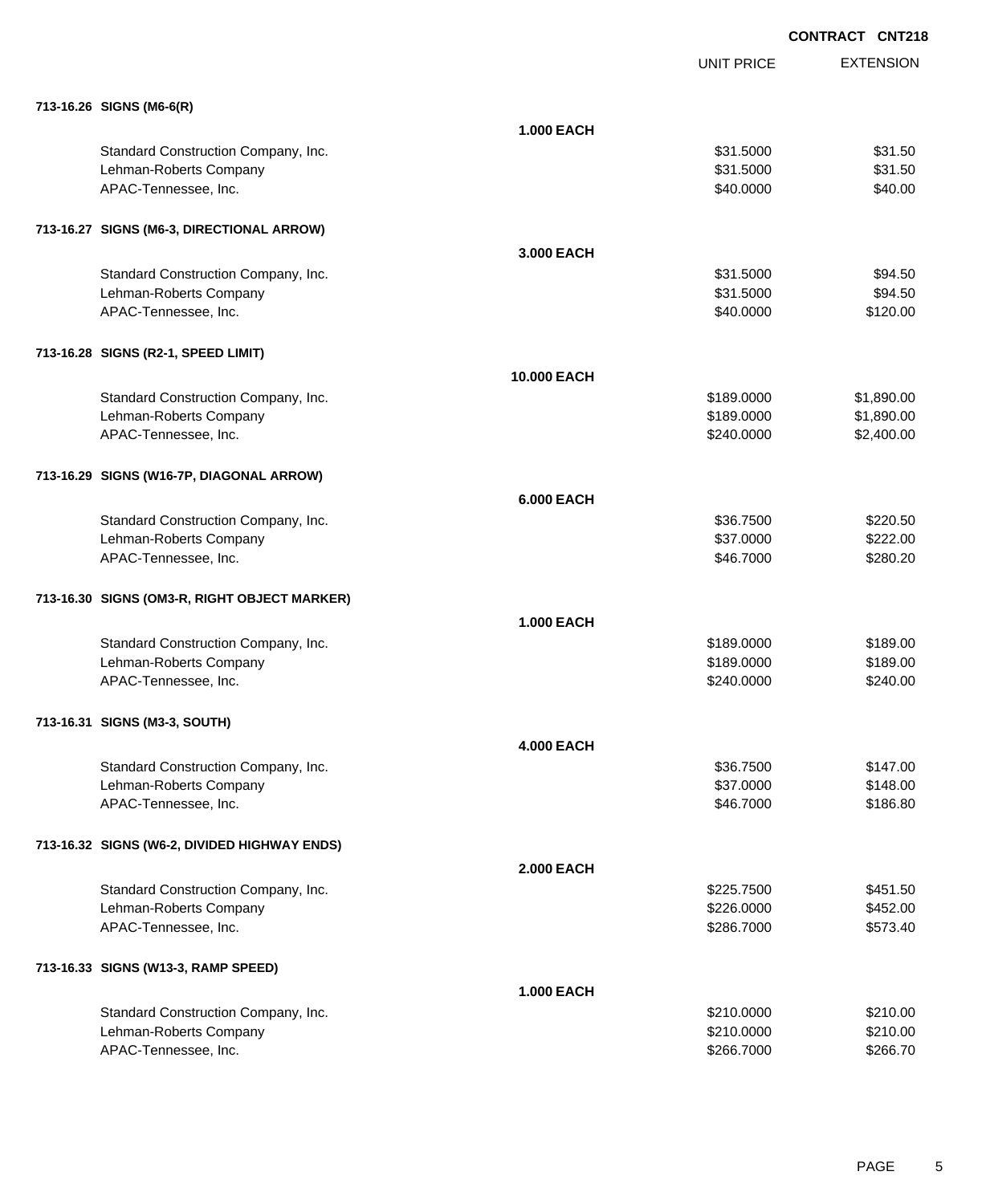**CONTRACT CNT218**

| | | UNIT PRICE | EXTENSION |
|---|---|---|---|
| **713-16.26 SIGNS (M6-6(R)** | | | |
| | **1.000 EACH** | | |
| Standard Construction Company, Inc. | | $31.5000 | $31.50 |
| Lehman-Roberts Company | | $31.5000 | $31.50 |
| APAC-Tennessee, Inc. | | $40.0000 | $40.00 |
| **713-16.27 SIGNS (M6-3, DIRECTIONAL ARROW)** | | | |
| | **3.000 EACH** | | |
| Standard Construction Company, Inc. | | $31.5000 | $94.50 |
| Lehman-Roberts Company | | $31.5000 | $94.50 |
| APAC-Tennessee, Inc. | | $40.0000 | $120.00 |
| **713-16.28 SIGNS (R2-1, SPEED LIMIT)** | | | |
| | **10.000 EACH** | | |
| Standard Construction Company, Inc. | | $189.0000 | $1,890.00 |
| Lehman-Roberts Company | | $189.0000 | $1,890.00 |
| APAC-Tennessee, Inc. | | $240.0000 | $2,400.00 |
| **713-16.29 SIGNS (W16-7P, DIAGONAL ARROW)** | | | |
| | **6.000 EACH** | | |
| Standard Construction Company, Inc. | | $36.7500 | $220.50 |
| Lehman-Roberts Company | | $37.0000 | $222.00 |
| APAC-Tennessee, Inc. | | $46.7000 | $280.20 |
| **713-16.30 SIGNS (OM3-R, RIGHT OBJECT MARKER)** | | | |
| | **1.000 EACH** | | |
| Standard Construction Company, Inc. | | $189.0000 | $189.00 |
| Lehman-Roberts Company | | $189.0000 | $189.00 |
| APAC-Tennessee, Inc. | | $240.0000 | $240.00 |
| **713-16.31 SIGNS (M3-3, SOUTH)** | | | |
| | **4.000 EACH** | | |
| Standard Construction Company, Inc. | | $36.7500 | $147.00 |
| Lehman-Roberts Company | | $37.0000 | $148.00 |
| APAC-Tennessee, Inc. | | $46.7000 | $186.80 |
| **713-16.32 SIGNS (W6-2, DIVIDED HIGHWAY ENDS)** | | | |
| | **2.000 EACH** | | |
| Standard Construction Company, Inc. | | $225.7500 | $451.50 |
| Lehman-Roberts Company | | $226.0000 | $452.00 |
| APAC-Tennessee, Inc. | | $286.7000 | $573.40 |
| **713-16.33 SIGNS (W13-3, RAMP SPEED)** | | | |
| | **1.000 EACH** | | |
| Standard Construction Company, Inc. | | $210.0000 | $210.00 |
| Lehman-Roberts Company | | $210.0000 | $210.00 |
| APAC-Tennessee, Inc. | | $266.7000 | $266.70 |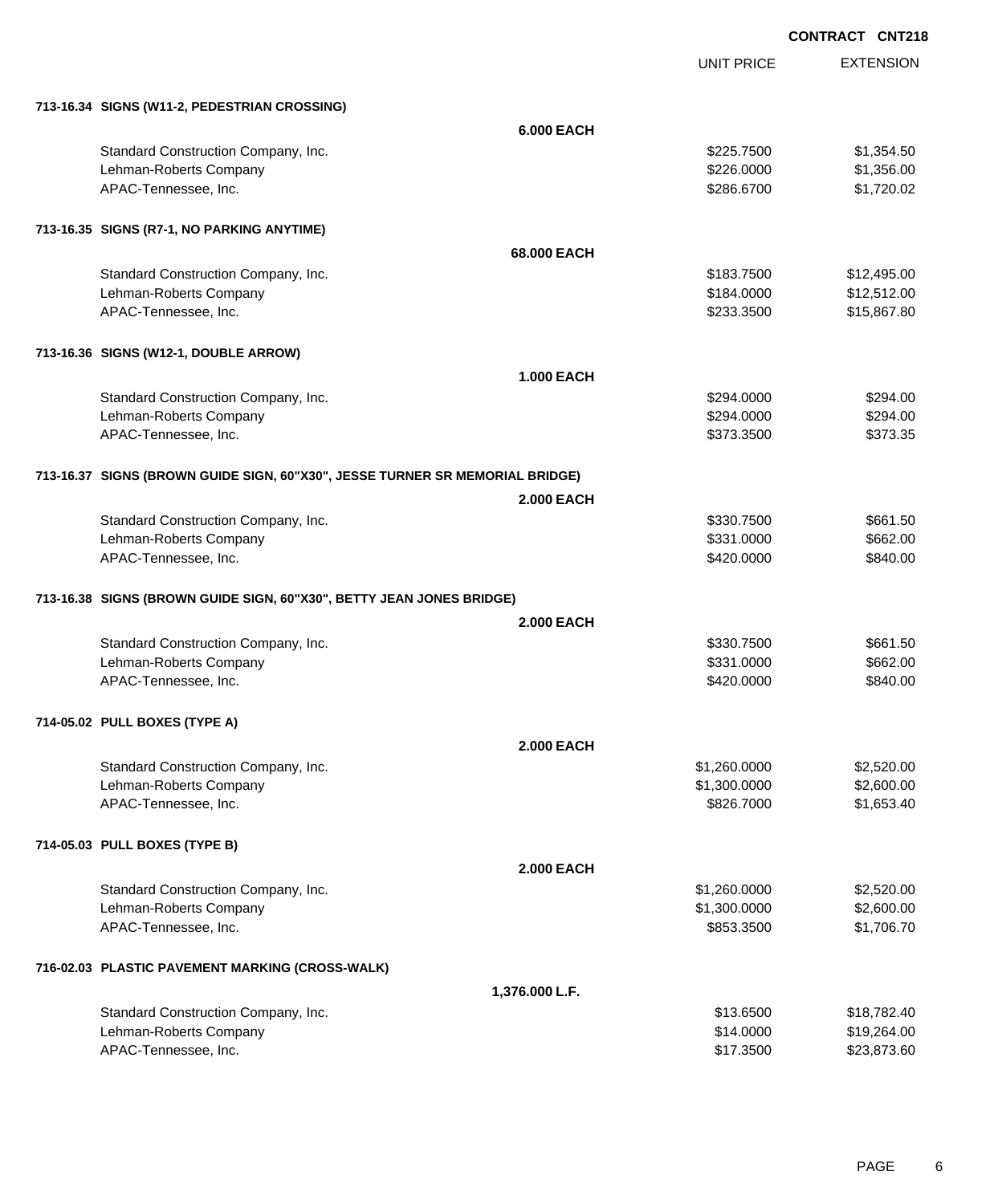**CONTRACT CNT218**

| | UNIT PRICE | EXTENSION |
|---|---|---|
| **713-16.34 SIGNS (W11-2, PEDESTRIAN CROSSING)** | | |
| **6.000 EACH** | | |
| Standard Construction Company, Inc. | $225.7500 | $1,354.50 |
| Lehman-Roberts Company | $226.0000 | $1,356.00 |
| APAC-Tennessee, Inc. | $286.6700 | $1,720.02 |
| **713-16.35 SIGNS (R7-1, NO PARKING ANYTIME)** | | |
| **68.000 EACH** | | |
| Standard Construction Company, Inc. | $183.7500 | $12,495.00 |
| Lehman-Roberts Company | $184.0000 | $12,512.00 |
| APAC-Tennessee, Inc. | $233.3500 | $15,867.80 |
| **713-16.36 SIGNS (W12-1, DOUBLE ARROW)** | | |
| **1.000 EACH** | | |
| Standard Construction Company, Inc. | $294.0000 | $294.00 |
| Lehman-Roberts Company | $294.0000 | $294.00 |
| APAC-Tennessee, Inc. | $373.3500 | $373.35 |
| **713-16.37 SIGNS (BROWN GUIDE SIGN, 60"X30", JESSE TURNER SR MEMORIAL BRIDGE)** | | |
| **2.000 EACH** | | |
| Standard Construction Company, Inc. | $330.7500 | $661.50 |
| Lehman-Roberts Company | $331.0000 | $662.00 |
| APAC-Tennessee, Inc. | $420.0000 | $840.00 |
| **713-16.38 SIGNS (BROWN GUIDE SIGN, 60"X30", BETTY JEAN JONES BRIDGE)** | | |
| **2.000 EACH** | | |
| Standard Construction Company, Inc. | $330.7500 | $661.50 |
| Lehman-Roberts Company | $331.0000 | $662.00 |
| APAC-Tennessee, Inc. | $420.0000 | $840.00 |
| **714-05.02 PULL BOXES (TYPE A)** | | |
| **2.000 EACH** | | |
| Standard Construction Company, Inc. | $1,260.0000 | $2,520.00 |
| Lehman-Roberts Company | $1,300.0000 | $2,600.00 |
| APAC-Tennessee, Inc. | $826.7000 | $1,653.40 |
| **714-05.03 PULL BOXES (TYPE B)** | | |
| **2.000 EACH** | | |
| Standard Construction Company, Inc. | $1,260.0000 | $2,520.00 |
| Lehman-Roberts Company | $1,300.0000 | $2,600.00 |
| APAC-Tennessee, Inc. | $853.3500 | $1,706.70 |
| **716-02.03 PLASTIC PAVEMENT MARKING (CROSS-WALK)** | | |
| **1,376.000 L.F.** | | |
| Standard Construction Company, Inc. | $13.6500 | $18,782.40 |
| Lehman-Roberts Company | $14.0000 | $19,264.00 |
| APAC-Tennessee, Inc. | $17.3500 | $23,873.60 |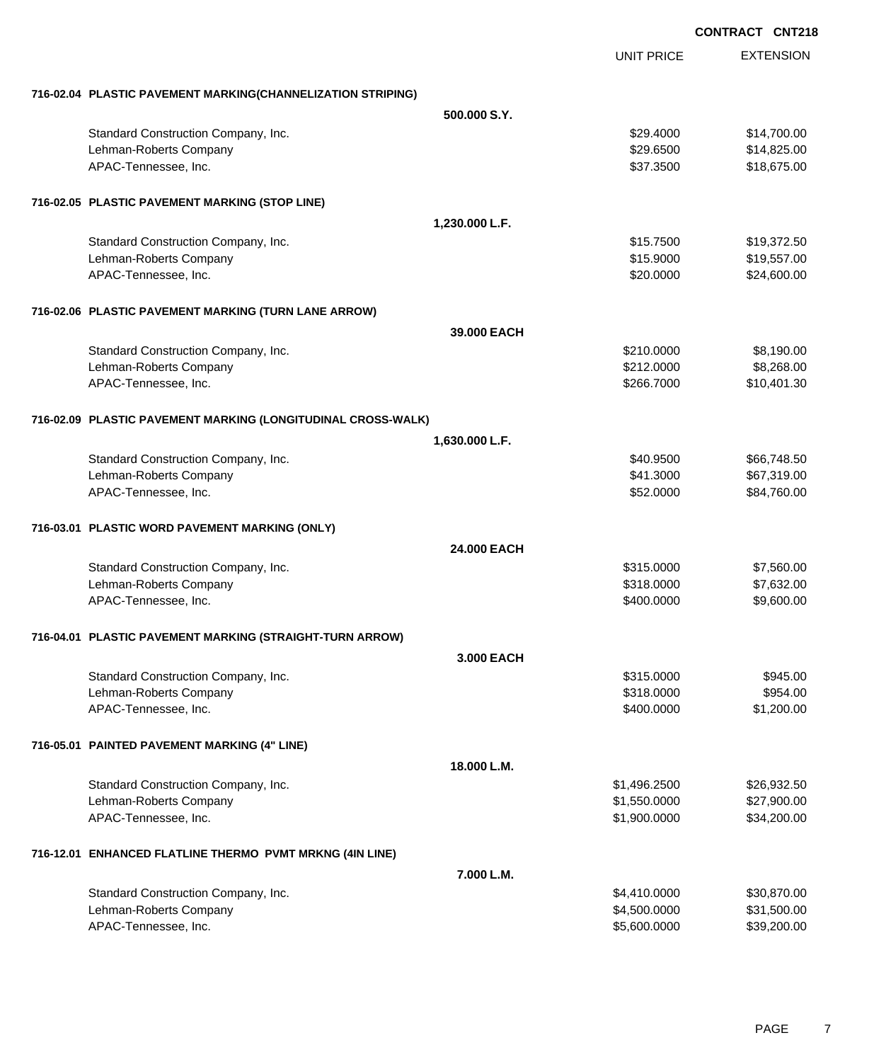**CONTRACT CNT218**

| | | UNIT PRICE | EXTENSION |
|---|---|---|---|
| **716-02.04 PLASTIC PAVEMENT MARKING(CHANNELIZATION STRIPING)** | | | |
| | **500.000 S.Y.** | | |
| Standard Construction Company, Inc. | | $29.4000 | $14,700.00 |
| Lehman-Roberts Company | | $29.6500 | $14,825.00 |
| APAC-Tennessee, Inc. | | $37.3500 | $18,675.00 |
| **716-02.05 PLASTIC PAVEMENT MARKING (STOP LINE)** | | | |
| | **1,230.000 L.F.** | | |
| Standard Construction Company, Inc. | | $15.7500 | $19,372.50 |
| Lehman-Roberts Company | | $15.9000 | $19,557.00 |
| APAC-Tennessee, Inc. | | $20.0000 | $24,600.00 |
| **716-02.06 PLASTIC PAVEMENT MARKING (TURN LANE ARROW)** | | | |
| | **39.000 EACH** | | |
| Standard Construction Company, Inc. | | $210.0000 | $8,190.00 |
| Lehman-Roberts Company | | $212.0000 | $8,268.00 |
| APAC-Tennessee, Inc. | | $266.7000 | $10,401.30 |
| **716-02.09 PLASTIC PAVEMENT MARKING (LONGITUDINAL CROSS-WALK)** | | | |
| | **1,630.000 L.F.** | | |
| Standard Construction Company, Inc. | | $40.9500 | $66,748.50 |
| Lehman-Roberts Company | | $41.3000 | $67,319.00 |
| APAC-Tennessee, Inc. | | $52.0000 | $84,760.00 |
| **716-03.01 PLASTIC WORD PAVEMENT MARKING (ONLY)** | | | |
| | **24.000 EACH** | | |
| Standard Construction Company, Inc. | | $315.0000 | $7,560.00 |
| Lehman-Roberts Company | | $318.0000 | $7,632.00 |
| APAC-Tennessee, Inc. | | $400.0000 | $9,600.00 |
| **716-04.01 PLASTIC PAVEMENT MARKING (STRAIGHT-TURN ARROW)** | | | |
| | **3.000 EACH** | | |
| Standard Construction Company, Inc. | | $315.0000 | $945.00 |
| Lehman-Roberts Company | | $318.0000 | $954.00 |
| APAC-Tennessee, Inc. | | $400.0000 | $1,200.00 |
| **716-05.01 PAINTED PAVEMENT MARKING (4" LINE)** | | | |
| | **18.000 L.M.** | | |
| Standard Construction Company, Inc. | | $1,496.2500 | $26,932.50 |
| Lehman-Roberts Company | | $1,550.0000 | $27,900.00 |
| APAC-Tennessee, Inc. | | $1,900.0000 | $34,200.00 |
| **716-12.01 ENHANCED FLATLINE THERMO PVMT MRKNG (4IN LINE)** | | | |
| | **7.000 L.M.** | | |
| Standard Construction Company, Inc. | | $4,410.0000 | $30,870.00 |
| Lehman-Roberts Company | | $4,500.0000 | $31,500.00 |
| APAC-Tennessee, Inc. | | $5,600.0000 | $39,200.00 |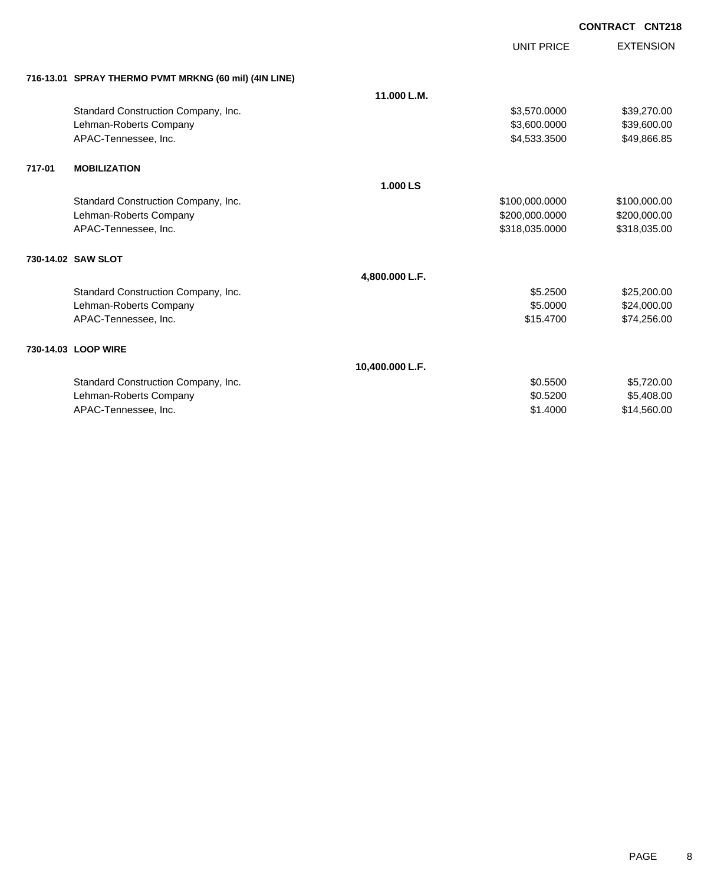**CONTRACT CNT218**

| | | UNIT PRICE | EXTENSION |
|---|---|---|---|
| **716-13.01 SPRAY THERMO PVMT MRKNG (60 mil) (4IN LINE)** | | | |
| | **11.000 L.M.** | | |
| Standard Construction Company, Inc. | | $3,570.0000 | $39,270.00 |
| Lehman-Roberts Company | | $3,600.0000 | $39,600.00 |
| APAC-Tennessee, Inc. | | $4,533.3500 | $49,866.85 |
| **717-01 MOBILIZATION** | | | |
| | **1.000 LS** | | |
| Standard Construction Company, Inc. | | $100,000.0000 | $100,000.00 |
| Lehman-Roberts Company | | $200,000.0000 | $200,000.00 |
| APAC-Tennessee, Inc. | | $318,035.0000 | $318,035.00 |
| **730-14.02 SAW SLOT** | | | |
| | **4,800.000 L.F.** | | |
| Standard Construction Company, Inc. | | $5.2500 | $25,200.00 |
| Lehman-Roberts Company | | $5.0000 | $24,000.00 |
| APAC-Tennessee, Inc. | | $15.4700 | $74,256.00 |
| **730-14.03 LOOP WIRE** | | | |
| | **10,400.000 L.F.** | | |
| Standard Construction Company, Inc. | | $0.5500 | $5,720.00 |
| Lehman-Roberts Company | | $0.5200 | $5,408.00 |
| APAC-Tennessee, Inc. | | $1.4000 | $14,560.00 |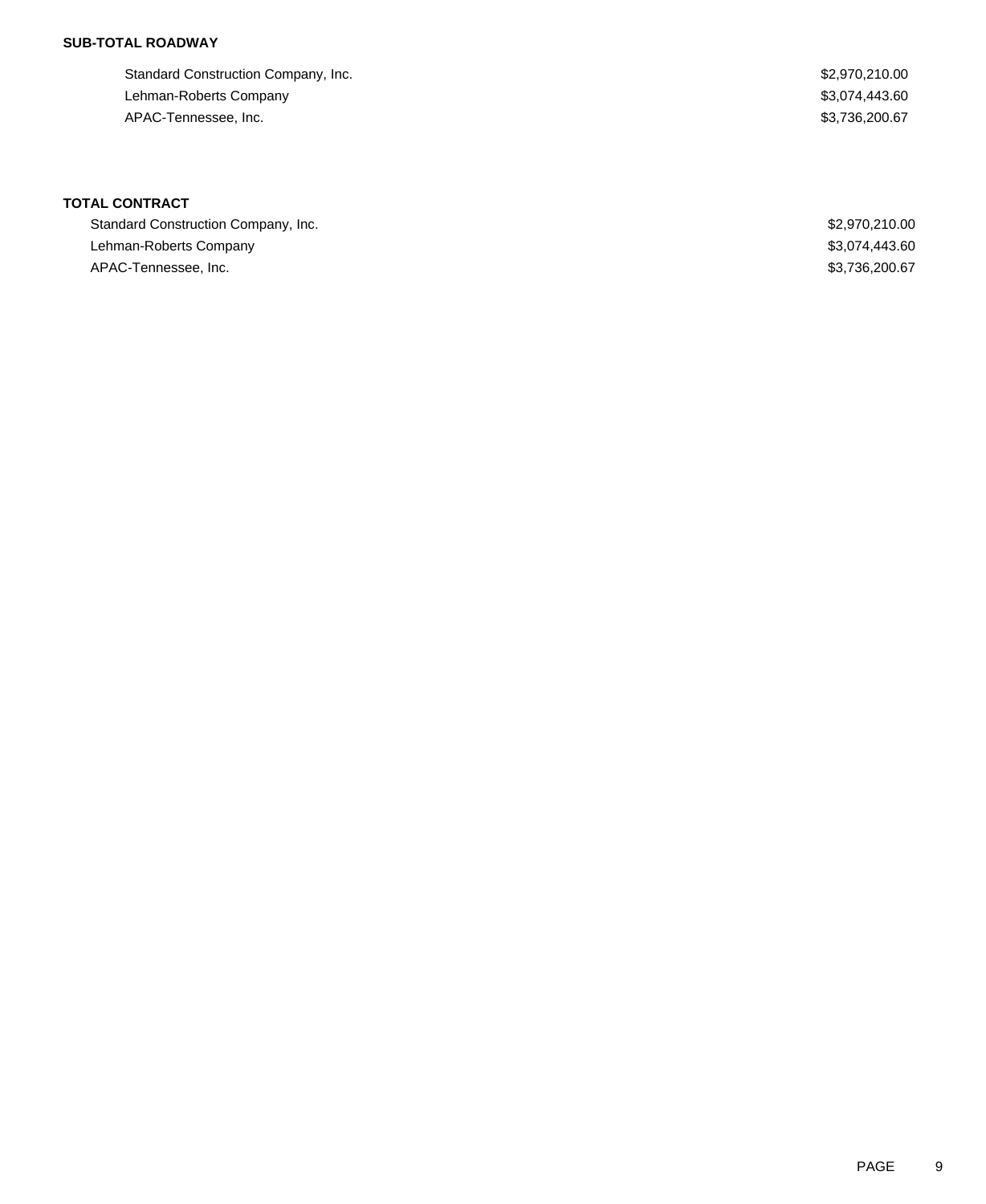**SUB-TOTAL ROADWAY**

| | |
|---|---|
| Standard Construction Company, Inc. | $2,970,210.00 |
| Lehman-Roberts Company | $3,074,443.60 |
| APAC-Tennessee, Inc. | $3,736,200.67 |

**TOTAL CONTRACT**

| | |
|---|---|
| Standard Construction Company, Inc. | $2,970,210.00 |
| Lehman-Roberts Company | $3,074,443.60 |
| APAC-Tennessee, Inc. | $3,736,200.67 |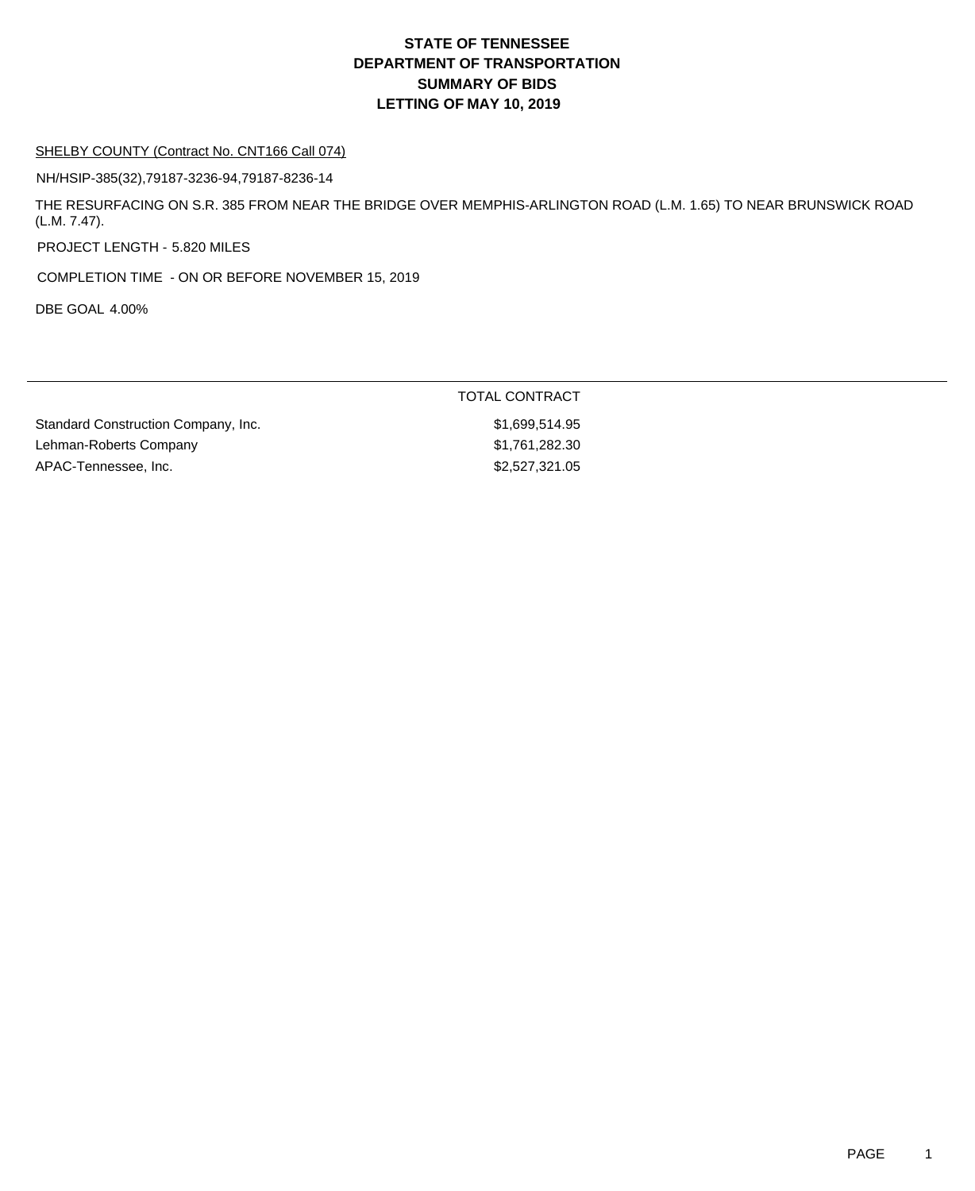# STATE OF TENNESSEE
# DEPARTMENT OF TRANSPORTATION
# SUMMARY OF BIDS
# LETTING OF MAY 10, 2019

SHELBY COUNTY (Contract No. CNT166 Call 074)

NH/HSIP-385(32),79187-3236-94,79187-8236-14

THE RESURFACING ON S.R. 385 FROM NEAR THE BRIDGE OVER MEMPHIS-ARLINGTON ROAD (L.M. 1.65) TO NEAR BRUNSWICK ROAD (L.M. 7.47).

PROJECT LENGTH - 5.820 MILES

COMPLETION TIME - ON OR BEFORE NOVEMBER 15, 2019

DBE GOAL 4.00%

| | TOTAL CONTRACT |
|---|---|
| Standard Construction Company, Inc. | $1,699,514.95 |
| Lehman-Roberts Company | $1,761,282.30 |
| APAC-Tennessee, Inc. | $2,527,321.05 |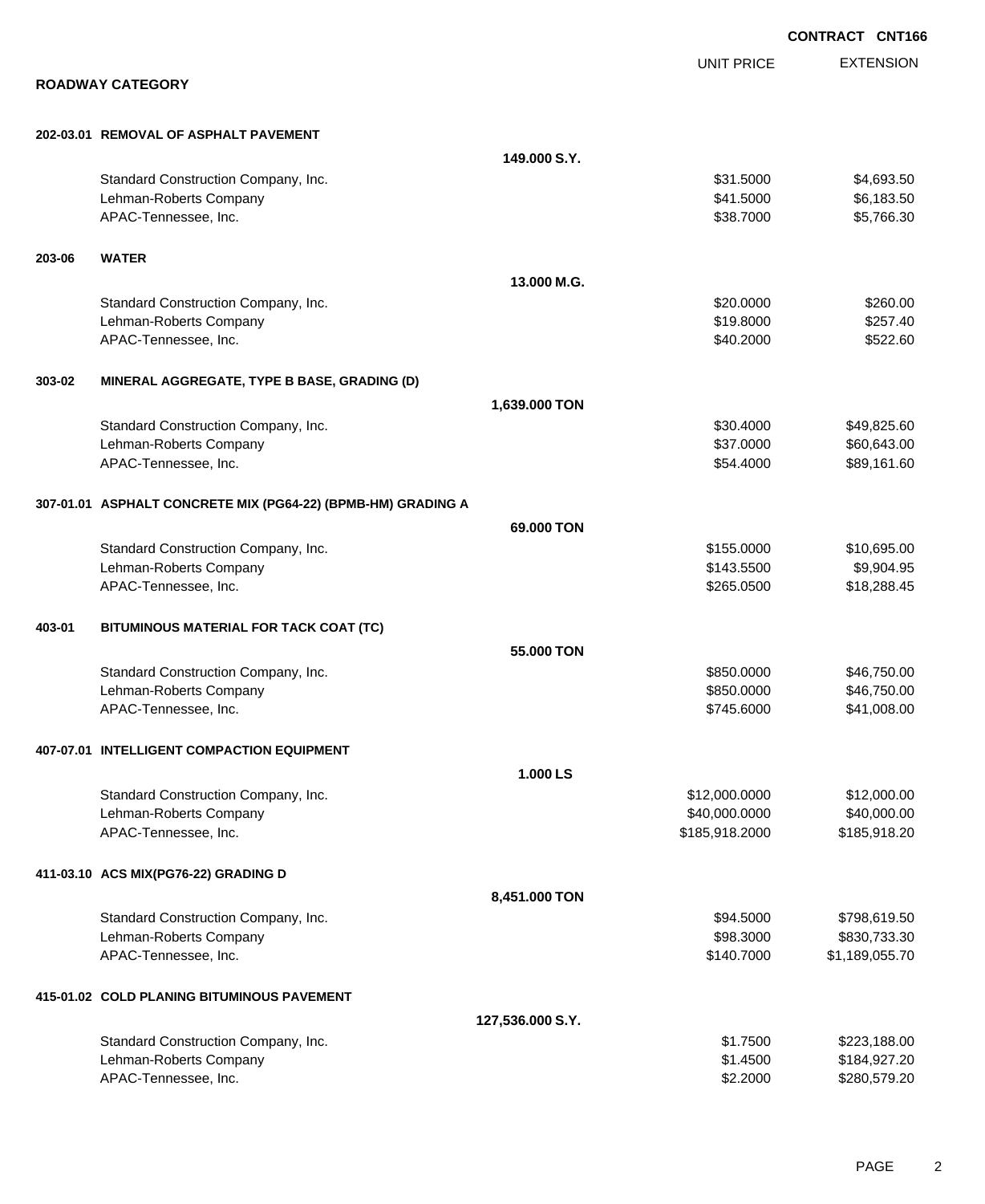**CONTRACT CNT166**

## ROADWAY CATEGORY

| | | | UNIT PRICE | EXTENSION |
|---|---|---|---|---|
| **202-03.01** | **REMOVAL OF ASPHALT PAVEMENT** | | | |
| | | **149.000 S.Y.** | | |
| | Standard Construction Company, Inc. | | $31.5000 | $4,693.50 |
| | Lehman-Roberts Company | | $41.5000 | $6,183.50 |
| | APAC-Tennessee, Inc. | | $38.7000 | $5,766.30 |
| **203-06** | **WATER** | | | |
| | | **13.000 M.G.** | | |
| | Standard Construction Company, Inc. | | $20.0000 | $260.00 |
| | Lehman-Roberts Company | | $19.8000 | $257.40 |
| | APAC-Tennessee, Inc. | | $40.2000 | $522.60 |
| **303-02** | **MINERAL AGGREGATE, TYPE B BASE, GRADING (D)** | | | |
| | | **1,639.000 TON** | | |
| | Standard Construction Company, Inc. | | $30.4000 | $49,825.60 |
| | Lehman-Roberts Company | | $37.0000 | $60,643.00 |
| | APAC-Tennessee, Inc. | | $54.4000 | $89,161.60 |
| **307-01.01** | **ASPHALT CONCRETE MIX (PG64-22) (BPMB-HM) GRADING A** | | | |
| | | **69.000 TON** | | |
| | Standard Construction Company, Inc. | | $155.0000 | $10,695.00 |
| | Lehman-Roberts Company | | $143.5500 | $9,904.95 |
| | APAC-Tennessee, Inc. | | $265.0500 | $18,288.45 |
| **403-01** | **BITUMINOUS MATERIAL FOR TACK COAT (TC)** | | | |
| | | **55.000 TON** | | |
| | Standard Construction Company, Inc. | | $850.0000 | $46,750.00 |
| | Lehman-Roberts Company | | $850.0000 | $46,750.00 |
| | APAC-Tennessee, Inc. | | $745.6000 | $41,008.00 |
| **407-07.01** | **INTELLIGENT COMPACTION EQUIPMENT** | | | |
| | | **1.000 LS** | | |
| | Standard Construction Company, Inc. | | $12,000.0000 | $12,000.00 |
| | Lehman-Roberts Company | | $40,000.0000 | $40,000.00 |
| | APAC-Tennessee, Inc. | | $185,918.2000 | $185,918.20 |
| **411-03.10** | **ACS MIX(PG76-22) GRADING D** | | | |
| | | **8,451.000 TON** | | |
| | Standard Construction Company, Inc. | | $94.5000 | $798,619.50 |
| | Lehman-Roberts Company | | $98.3000 | $830,733.30 |
| | APAC-Tennessee, Inc. | | $140.7000 | $1,189,055.70 |
| **415-01.02** | **COLD PLANING BITUMINOUS PAVEMENT** | | | |
| | | **127,536.000 S.Y.** | | |
| | Standard Construction Company, Inc. | | $1.7500 | $223,188.00 |
| | Lehman-Roberts Company | | $1.4500 | $184,927.20 |
| | APAC-Tennessee, Inc. | | $2.2000 | $280,579.20 |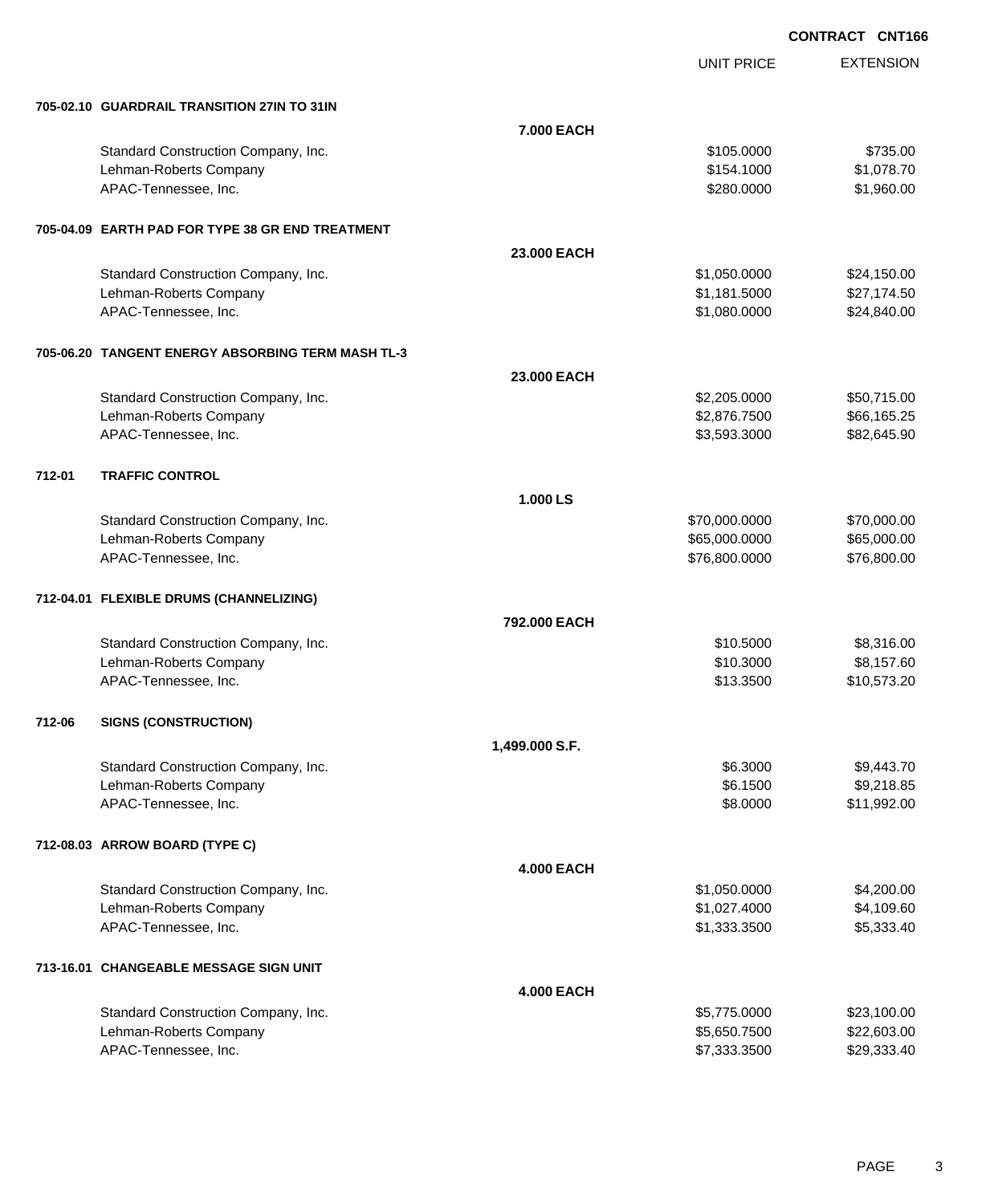**CONTRACT CNT166**

| | | | UNIT PRICE | EXTENSION |
|---|---|---|---|---|
| **705-02.10** | **GUARDRAIL TRANSITION 27IN TO 31IN** | | | |
| | | **7.000 EACH** | | |
| | Standard Construction Company, Inc. | | $105.0000 | $735.00 |
| | Lehman-Roberts Company | | $154.1000 | $1,078.70 |
| | APAC-Tennessee, Inc. | | $280.0000 | $1,960.00 |
| **705-04.09** | **EARTH PAD FOR TYPE 38 GR END TREATMENT** | | | |
| | | **23.000 EACH** | | |
| | Standard Construction Company, Inc. | | $1,050.0000 | $24,150.00 |
| | Lehman-Roberts Company | | $1,181.5000 | $27,174.50 |
| | APAC-Tennessee, Inc. | | $1,080.0000 | $24,840.00 |
| **705-06.20** | **TANGENT ENERGY ABSORBING TERM MASH TL-3** | | | |
| | | **23.000 EACH** | | |
| | Standard Construction Company, Inc. | | $2,205.0000 | $50,715.00 |
| | Lehman-Roberts Company | | $2,876.7500 | $66,165.25 |
| | APAC-Tennessee, Inc. | | $3,593.3000 | $82,645.90 |
| **712-01** | **TRAFFIC CONTROL** | | | |
| | | **1.000 LS** | | |
| | Standard Construction Company, Inc. | | $70,000.0000 | $70,000.00 |
| | Lehman-Roberts Company | | $65,000.0000 | $65,000.00 |
| | APAC-Tennessee, Inc. | | $76,800.0000 | $76,800.00 |
| **712-04.01** | **FLEXIBLE DRUMS (CHANNELIZING)** | | | |
| | | **792.000 EACH** | | |
| | Standard Construction Company, Inc. | | $10.5000 | $8,316.00 |
| | Lehman-Roberts Company | | $10.3000 | $8,157.60 |
| | APAC-Tennessee, Inc. | | $13.3500 | $10,573.20 |
| **712-06** | **SIGNS (CONSTRUCTION)** | | | |
| | | **1,499.000 S.F.** | | |
| | Standard Construction Company, Inc. | | $6.3000 | $9,443.70 |
| | Lehman-Roberts Company | | $6.1500 | $9,218.85 |
| | APAC-Tennessee, Inc. | | $8.0000 | $11,992.00 |
| **712-08.03** | **ARROW BOARD (TYPE C)** | | | |
| | | **4.000 EACH** | | |
| | Standard Construction Company, Inc. | | $1,050.0000 | $4,200.00 |
| | Lehman-Roberts Company | | $1,027.4000 | $4,109.60 |
| | APAC-Tennessee, Inc. | | $1,333.3500 | $5,333.40 |
| **713-16.01** | **CHANGEABLE MESSAGE SIGN UNIT** | | | |
| | | **4.000 EACH** | | |
| | Standard Construction Company, Inc. | | $5,775.0000 | $23,100.00 |
| | Lehman-Roberts Company | | $5,650.7500 | $22,603.00 |
| | APAC-Tennessee, Inc. | | $7,333.3500 | $29,333.40 |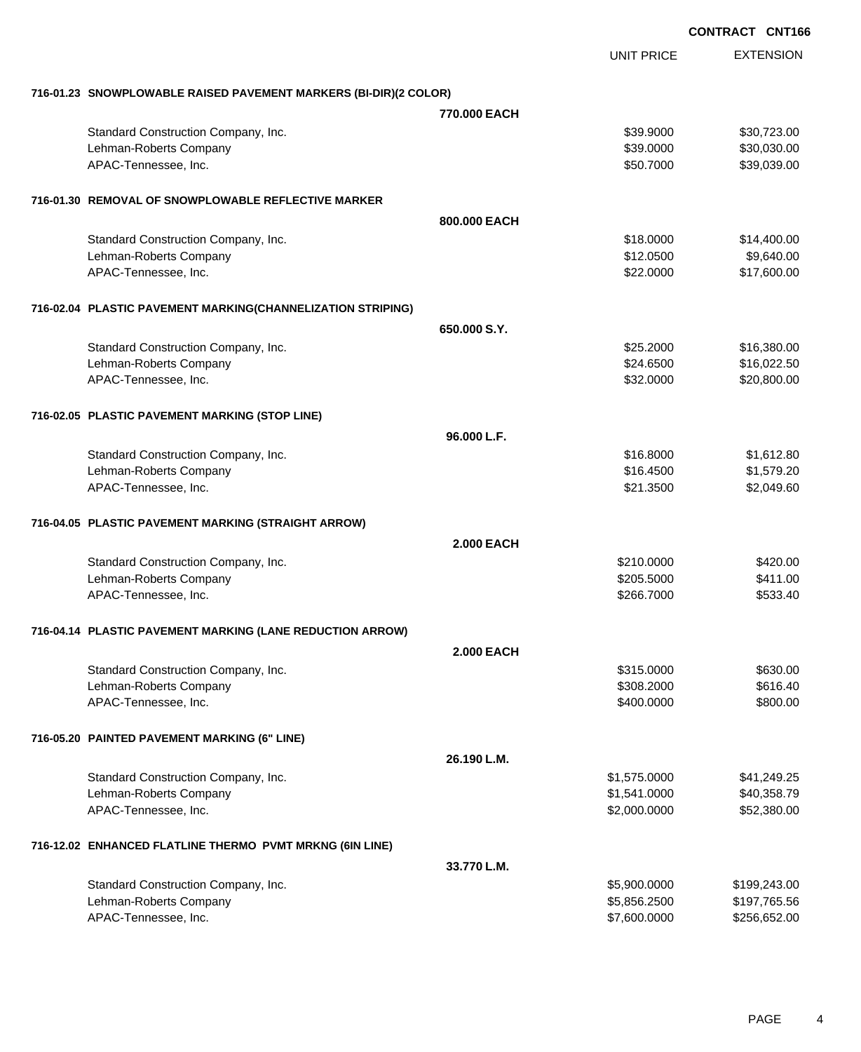CONTRACT CNT166

| | | UNIT PRICE | EXTENSION |
|---|---|---|---|
| **716-01.23 SNOWPLOWABLE RAISED PAVEMENT MARKERS (BI-DIR)(2 COLOR)** | | | |
| | **770.000 EACH** | | |
| Standard Construction Company, Inc. | | $39.9000 | $30,723.00 |
| Lehman-Roberts Company | | $39.0000 | $30,030.00 |
| APAC-Tennessee, Inc. | | $50.7000 | $39,039.00 |
| **716-01.30 REMOVAL OF SNOWPLOWABLE REFLECTIVE MARKER** | | | |
| | **800.000 EACH** | | |
| Standard Construction Company, Inc. | | $18.0000 | $14,400.00 |
| Lehman-Roberts Company | | $12.0500 | $9,640.00 |
| APAC-Tennessee, Inc. | | $22.0000 | $17,600.00 |
| **716-02.04 PLASTIC PAVEMENT MARKING(CHANNELIZATION STRIPING)** | | | |
| | **650.000 S.Y.** | | |
| Standard Construction Company, Inc. | | $25.2000 | $16,380.00 |
| Lehman-Roberts Company | | $24.6500 | $16,022.50 |
| APAC-Tennessee, Inc. | | $32.0000 | $20,800.00 |
| **716-02.05 PLASTIC PAVEMENT MARKING (STOP LINE)** | | | |
| | **96.000 L.F.** | | |
| Standard Construction Company, Inc. | | $16.8000 | $1,612.80 |
| Lehman-Roberts Company | | $16.4500 | $1,579.20 |
| APAC-Tennessee, Inc. | | $21.3500 | $2,049.60 |
| **716-04.05 PLASTIC PAVEMENT MARKING (STRAIGHT ARROW)** | | | |
| | **2.000 EACH** | | |
| Standard Construction Company, Inc. | | $210.0000 | $420.00 |
| Lehman-Roberts Company | | $205.5000 | $411.00 |
| APAC-Tennessee, Inc. | | $266.7000 | $533.40 |
| **716-04.14 PLASTIC PAVEMENT MARKING (LANE REDUCTION ARROW)** | | | |
| | **2.000 EACH** | | |
| Standard Construction Company, Inc. | | $315.0000 | $630.00 |
| Lehman-Roberts Company | | $308.2000 | $616.40 |
| APAC-Tennessee, Inc. | | $400.0000 | $800.00 |
| **716-05.20 PAINTED PAVEMENT MARKING (6" LINE)** | | | |
| | **26.190 L.M.** | | |
| Standard Construction Company, Inc. | | $1,575.0000 | $41,249.25 |
| Lehman-Roberts Company | | $1,541.0000 | $40,358.79 |
| APAC-Tennessee, Inc. | | $2,000.0000 | $52,380.00 |
| **716-12.02 ENHANCED FLATLINE THERMO PVMT MRKNG (6IN LINE)** | | | |
| | **33.770 L.M.** | | |
| Standard Construction Company, Inc. | | $5,900.0000 | $199,243.00 |
| Lehman-Roberts Company | | $5,856.2500 | $197,765.56 |
| APAC-Tennessee, Inc. | | $7,600.0000 | $256,652.00 |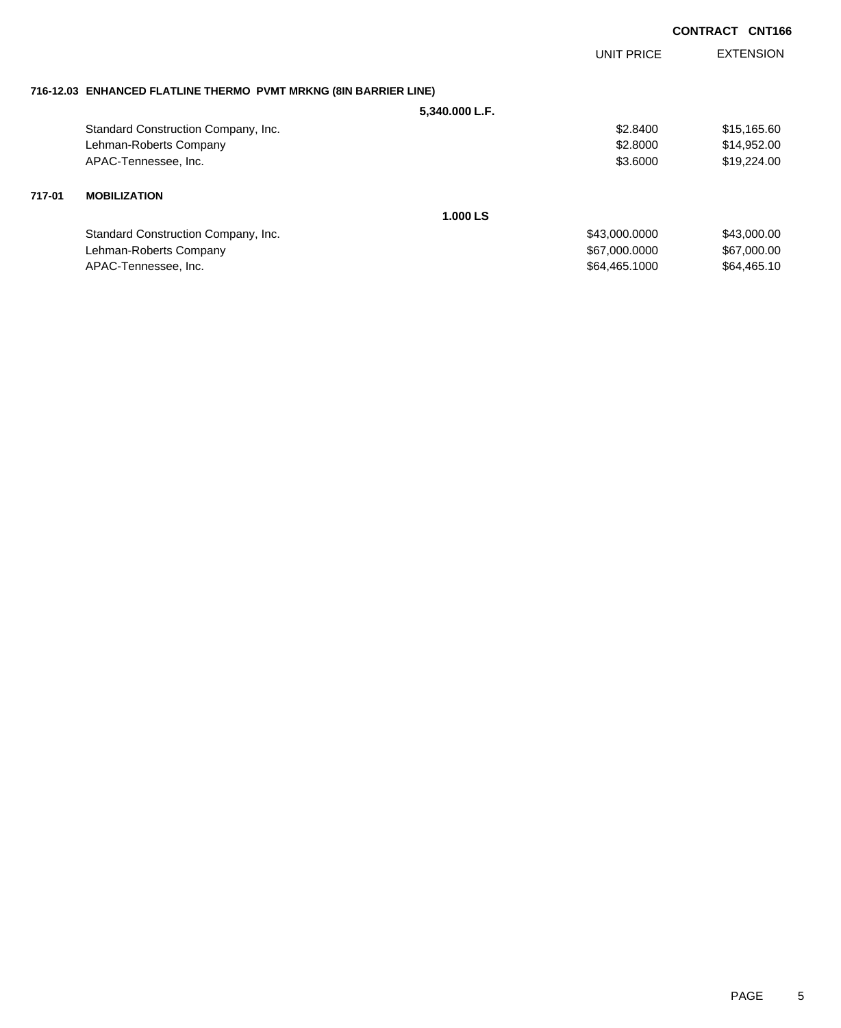**CONTRACT CNT166**

| | | UNIT PRICE | EXTENSION |
|---|---|---|---|
| **716-12.03** | **ENHANCED FLATLINE THERMO PVMT MRKNG (8IN BARRIER LINE)** | | |
| | **5,340.000 L.F.** | | |
| | Standard Construction Company, Inc. | $2.8400 | $15,165.60 |
| | Lehman-Roberts Company | $2.8000 | $14,952.00 |
| | APAC-Tennessee, Inc. | $3.6000 | $19,224.00 |
| **717-01** | **MOBILIZATION** | | |
| | **1.000 LS** | | |
| | Standard Construction Company, Inc. | $43,000.0000 | $43,000.00 |
| | Lehman-Roberts Company | $67,000.0000 | $67,000.00 |
| | APAC-Tennessee, Inc. | $64,465.1000 | $64,465.10 |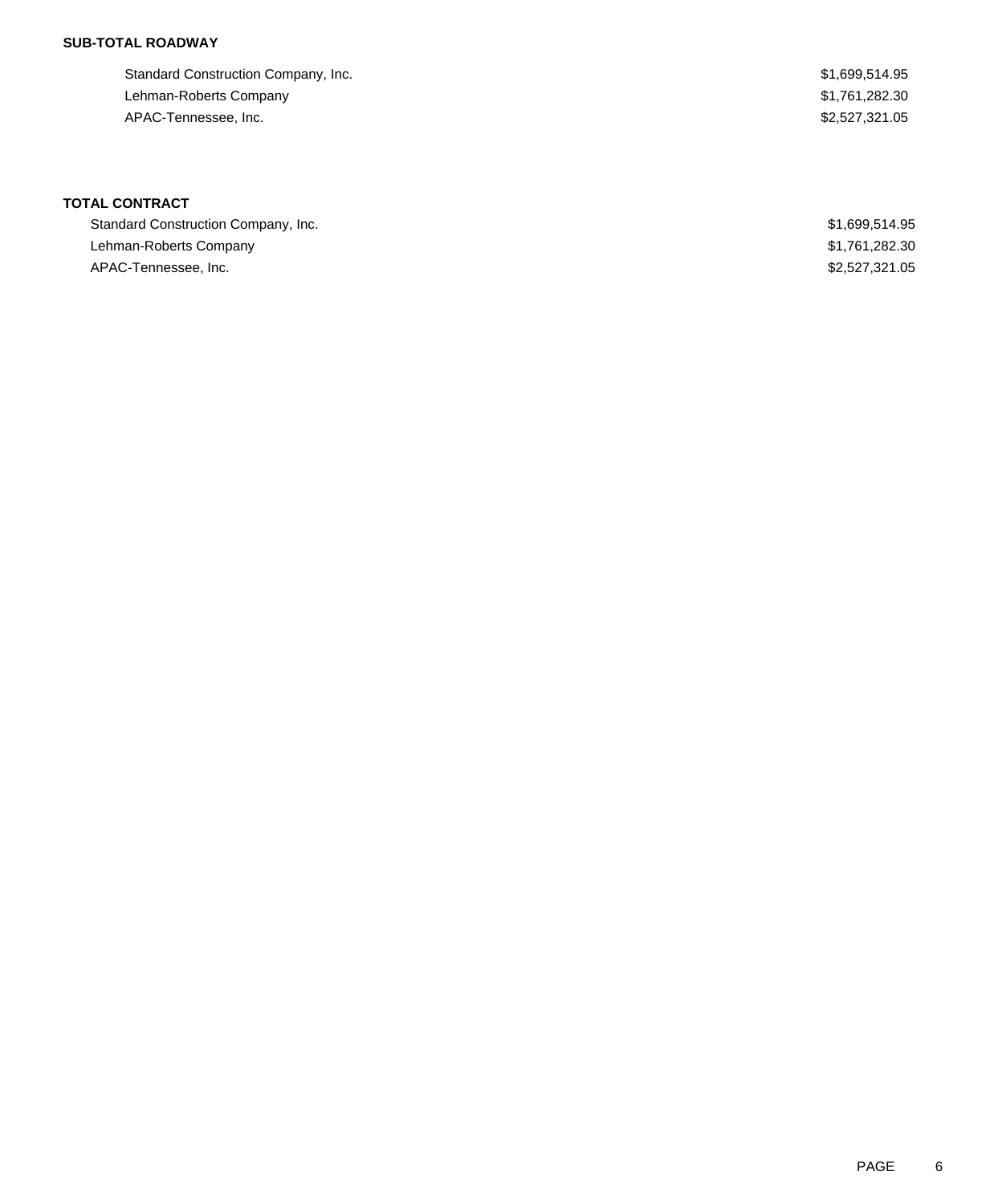**SUB-TOTAL ROADWAY**

| | |
|---|---|
| Standard Construction Company, Inc. | $1,699,514.95 |
| Lehman-Roberts Company | $1,761,282.30 |
| APAC-Tennessee, Inc. | $2,527,321.05 |

**TOTAL CONTRACT**

| | |
|---|---|
| Standard Construction Company, Inc. | $1,699,514.95 |
| Lehman-Roberts Company | $1,761,282.30 |
| APAC-Tennessee, Inc. | $2,527,321.05 |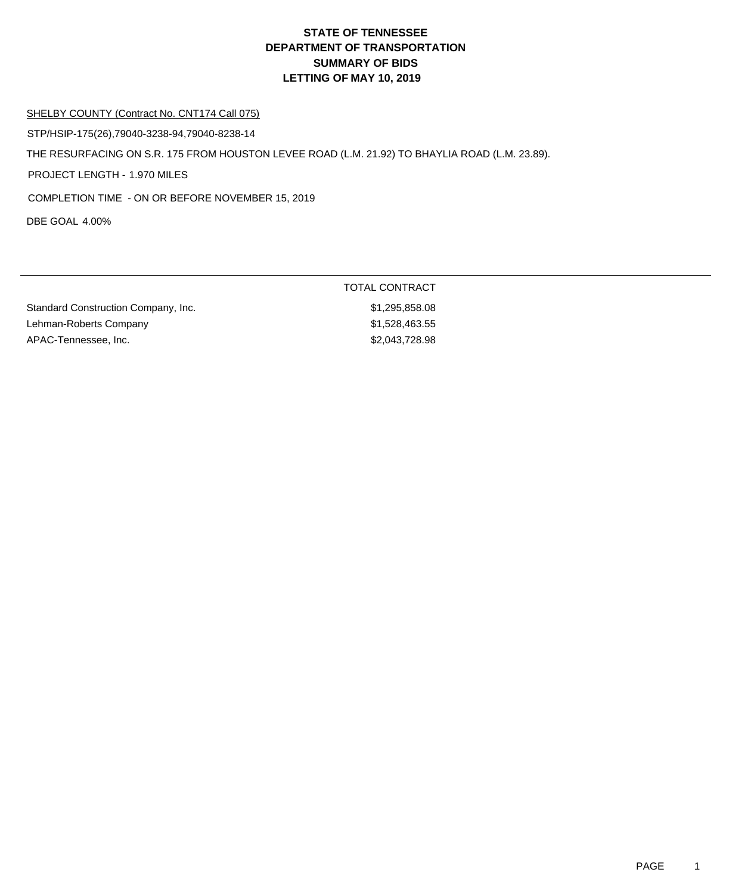# STATE OF TENNESSEE
# DEPARTMENT OF TRANSPORTATION
# SUMMARY OF BIDS
# LETTING OF MAY 10, 2019

SHELBY COUNTY (Contract No. CNT174 Call 075)

STP/HSIP-175(26),79040-3238-94,79040-8238-14

THE RESURFACING ON S.R. 175 FROM HOUSTON LEVEE ROAD (L.M. 21.92) TO BHAYLIA ROAD (L.M. 23.89).

PROJECT LENGTH - 1.970 MILES

COMPLETION TIME - ON OR BEFORE NOVEMBER 15, 2019

DBE GOAL 4.00%

| | TOTAL CONTRACT |
|---|---|
| Standard Construction Company, Inc. | $1,295,858.08 |
| Lehman-Roberts Company | $1,528,463.55 |
| APAC-Tennessee, Inc. | $2,043,728.98 |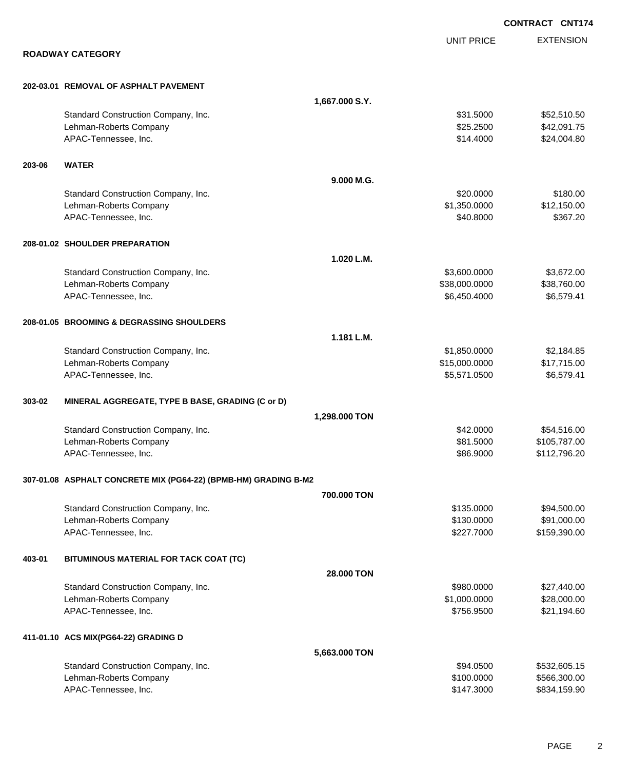**CONTRACT CNT174**

## ROADWAY CATEGORY

| | | | UNIT PRICE | EXTENSION |
|---|---|---|---|---|
| **202-03.01** | **REMOVAL OF ASPHALT PAVEMENT** | | | |
| | | **1,667.000 S.Y.** | | |
| | Standard Construction Company, Inc. | | $31.5000 | $52,510.50 |
| | Lehman-Roberts Company | | $25.2500 | $42,091.75 |
| | APAC-Tennessee, Inc. | | $14.4000 | $24,004.80 |
| **203-06** | **WATER** | | | |
| | | **9.000 M.G.** | | |
| | Standard Construction Company, Inc. | | $20.0000 | $180.00 |
| | Lehman-Roberts Company | | $1,350.0000 | $12,150.00 |
| | APAC-Tennessee, Inc. | | $40.8000 | $367.20 |
| **208-01.02** | **SHOULDER PREPARATION** | | | |
| | | **1.020 L.M.** | | |
| | Standard Construction Company, Inc. | | $3,600.0000 | $3,672.00 |
| | Lehman-Roberts Company | | $38,000.0000 | $38,760.00 |
| | APAC-Tennessee, Inc. | | $6,450.4000 | $6,579.41 |
| **208-01.05** | **BROOMING & DEGRASSING SHOULDERS** | | | |
| | | **1.181 L.M.** | | |
| | Standard Construction Company, Inc. | | $1,850.0000 | $2,184.85 |
| | Lehman-Roberts Company | | $15,000.0000 | $17,715.00 |
| | APAC-Tennessee, Inc. | | $5,571.0500 | $6,579.41 |
| **303-02** | **MINERAL AGGREGATE, TYPE B BASE, GRADING (C or D)** | | | |
| | | **1,298.000 TON** | | |
| | Standard Construction Company, Inc. | | $42.0000 | $54,516.00 |
| | Lehman-Roberts Company | | $81.5000 | $105,787.00 |
| | APAC-Tennessee, Inc. | | $86.9000 | $112,796.20 |
| **307-01.08** | **ASPHALT CONCRETE MIX (PG64-22) (BPMB-HM) GRADING B-M2** | | | |
| | | **700.000 TON** | | |
| | Standard Construction Company, Inc. | | $135.0000 | $94,500.00 |
| | Lehman-Roberts Company | | $130.0000 | $91,000.00 |
| | APAC-Tennessee, Inc. | | $227.7000 | $159,390.00 |
| **403-01** | **BITUMINOUS MATERIAL FOR TACK COAT (TC)** | | | |
| | | **28.000 TON** | | |
| | Standard Construction Company, Inc. | | $980.0000 | $27,440.00 |
| | Lehman-Roberts Company | | $1,000.0000 | $28,000.00 |
| | APAC-Tennessee, Inc. | | $756.9500 | $21,194.60 |
| **411-01.10** | **ACS MIX(PG64-22) GRADING D** | | | |
| | | **5,663.000 TON** | | |
| | Standard Construction Company, Inc. | | $94.0500 | $532,605.15 |
| | Lehman-Roberts Company | | $100.0000 | $566,300.00 |
| | APAC-Tennessee, Inc. | | $147.3000 | $834,159.90 |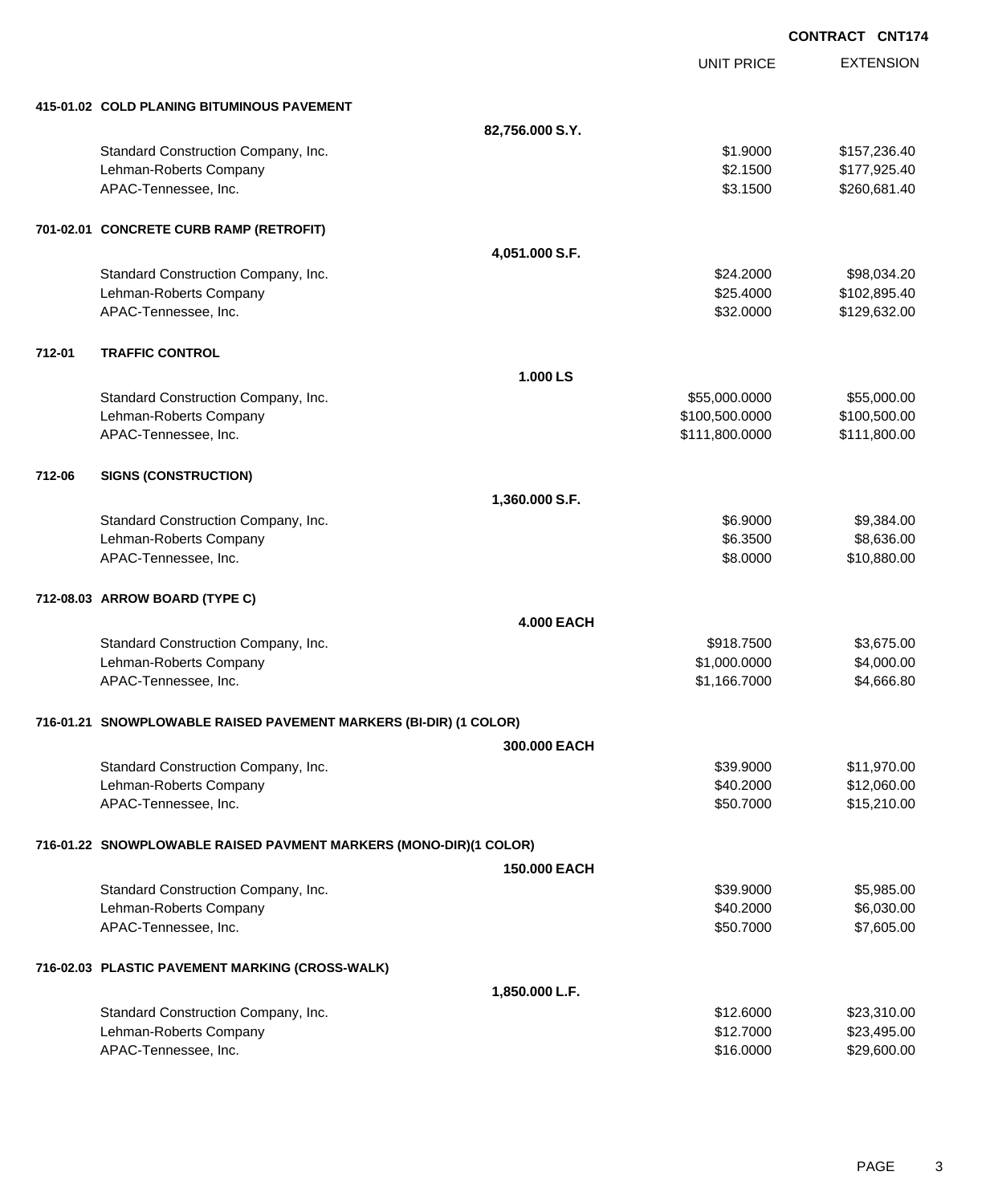**CONTRACT CNT174**

| | | UNIT PRICE | EXTENSION |
|---|---|---|---|
| **415-01.02** | **COLD PLANING BITUMINOUS PAVEMENT** | | |
| | **82,756.000 S.Y.** | | |
| | Standard Construction Company, Inc. | $1.9000 | $157,236.40 |
| | Lehman-Roberts Company | $2.1500 | $177,925.40 |
| | APAC-Tennessee, Inc. | $3.1500 | $260,681.40 |
| **701-02.01** | **CONCRETE CURB RAMP (RETROFIT)** | | |
| | **4,051.000 S.F.** | | |
| | Standard Construction Company, Inc. | $24.2000 | $98,034.20 |
| | Lehman-Roberts Company | $25.4000 | $102,895.40 |
| | APAC-Tennessee, Inc. | $32.0000 | $129,632.00 |
| **712-01** | **TRAFFIC CONTROL** | | |
| | **1.000 LS** | | |
| | Standard Construction Company, Inc. | $55,000.0000 | $55,000.00 |
| | Lehman-Roberts Company | $100,500.0000 | $100,500.00 |
| | APAC-Tennessee, Inc. | $111,800.0000 | $111,800.00 |
| **712-06** | **SIGNS (CONSTRUCTION)** | | |
| | **1,360.000 S.F.** | | |
| | Standard Construction Company, Inc. | $6.9000 | $9,384.00 |
| | Lehman-Roberts Company | $6.3500 | $8,636.00 |
| | APAC-Tennessee, Inc. | $8.0000 | $10,880.00 |
| **712-08.03** | **ARROW BOARD (TYPE C)** | | |
| | **4.000 EACH** | | |
| | Standard Construction Company, Inc. | $918.7500 | $3,675.00 |
| | Lehman-Roberts Company | $1,000.0000 | $4,000.00 |
| | APAC-Tennessee, Inc. | $1,166.7000 | $4,666.80 |
| **716-01.21** | **SNOWPLOWABLE RAISED PAVEMENT MARKERS (BI-DIR) (1 COLOR)** | | |
| | **300.000 EACH** | | |
| | Standard Construction Company, Inc. | $39.9000 | $11,970.00 |
| | Lehman-Roberts Company | $40.2000 | $12,060.00 |
| | APAC-Tennessee, Inc. | $50.7000 | $15,210.00 |
| **716-01.22** | **SNOWPLOWABLE RAISED PAVMENT MARKERS (MONO-DIR)(1 COLOR)** | | |
| | **150.000 EACH** | | |
| | Standard Construction Company, Inc. | $39.9000 | $5,985.00 |
| | Lehman-Roberts Company | $40.2000 | $6,030.00 |
| | APAC-Tennessee, Inc. | $50.7000 | $7,605.00 |
| **716-02.03** | **PLASTIC PAVEMENT MARKING (CROSS-WALK)** | | |
| | **1,850.000 L.F.** | | |
| | Standard Construction Company, Inc. | $12.6000 | $23,310.00 |
| | Lehman-Roberts Company | $12.7000 | $23,495.00 |
| | APAC-Tennessee, Inc. | $16.0000 | $29,600.00 |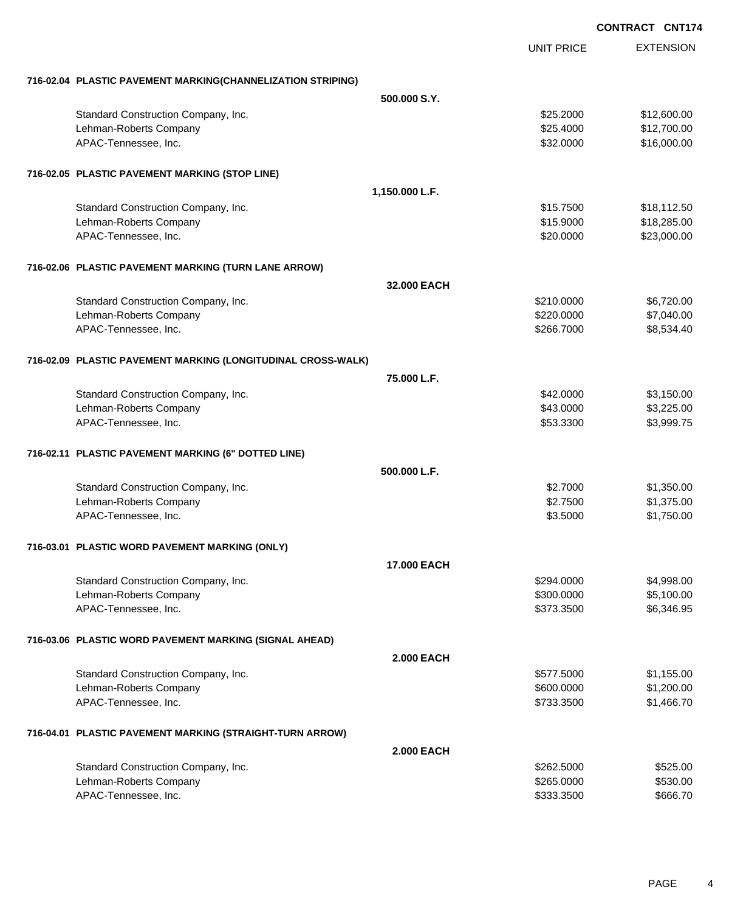**CONTRACT CNT174**

| | | UNIT PRICE | EXTENSION |
|---|---|---|---|
| **716-02.04 PLASTIC PAVEMENT MARKING(CHANNELIZATION STRIPING)** | | | |
| | **500.000 S.Y.** | | |
| Standard Construction Company, Inc. | | $25.2000 | $12,600.00 |
| Lehman-Roberts Company | | $25.4000 | $12,700.00 |
| APAC-Tennessee, Inc. | | $32.0000 | $16,000.00 |
| **716-02.05 PLASTIC PAVEMENT MARKING (STOP LINE)** | | | |
| | **1,150.000 L.F.** | | |
| Standard Construction Company, Inc. | | $15.7500 | $18,112.50 |
| Lehman-Roberts Company | | $15.9000 | $18,285.00 |
| APAC-Tennessee, Inc. | | $20.0000 | $23,000.00 |
| **716-02.06 PLASTIC PAVEMENT MARKING (TURN LANE ARROW)** | | | |
| | **32.000 EACH** | | |
| Standard Construction Company, Inc. | | $210.0000 | $6,720.00 |
| Lehman-Roberts Company | | $220.0000 | $7,040.00 |
| APAC-Tennessee, Inc. | | $266.7000 | $8,534.40 |
| **716-02.09 PLASTIC PAVEMENT MARKING (LONGITUDINAL CROSS-WALK)** | | | |
| | **75.000 L.F.** | | |
| Standard Construction Company, Inc. | | $42.0000 | $3,150.00 |
| Lehman-Roberts Company | | $43.0000 | $3,225.00 |
| APAC-Tennessee, Inc. | | $53.3300 | $3,999.75 |
| **716-02.11 PLASTIC PAVEMENT MARKING (6" DOTTED LINE)** | | | |
| | **500.000 L.F.** | | |
| Standard Construction Company, Inc. | | $2.7000 | $1,350.00 |
| Lehman-Roberts Company | | $2.7500 | $1,375.00 |
| APAC-Tennessee, Inc. | | $3.5000 | $1,750.00 |
| **716-03.01 PLASTIC WORD PAVEMENT MARKING (ONLY)** | | | |
| | **17.000 EACH** | | |
| Standard Construction Company, Inc. | | $294.0000 | $4,998.00 |
| Lehman-Roberts Company | | $300.0000 | $5,100.00 |
| APAC-Tennessee, Inc. | | $373.3500 | $6,346.95 |
| **716-03.06 PLASTIC WORD PAVEMENT MARKING (SIGNAL AHEAD)** | | | |
| | **2.000 EACH** | | |
| Standard Construction Company, Inc. | | $577.5000 | $1,155.00 |
| Lehman-Roberts Company | | $600.0000 | $1,200.00 |
| APAC-Tennessee, Inc. | | $733.3500 | $1,466.70 |
| **716-04.01 PLASTIC PAVEMENT MARKING (STRAIGHT-TURN ARROW)** | | | |
| | **2.000 EACH** | | |
| Standard Construction Company, Inc. | | $262.5000 | $525.00 |
| Lehman-Roberts Company | | $265.0000 | $530.00 |
| APAC-Tennessee, Inc. | | $333.3500 | $666.70 |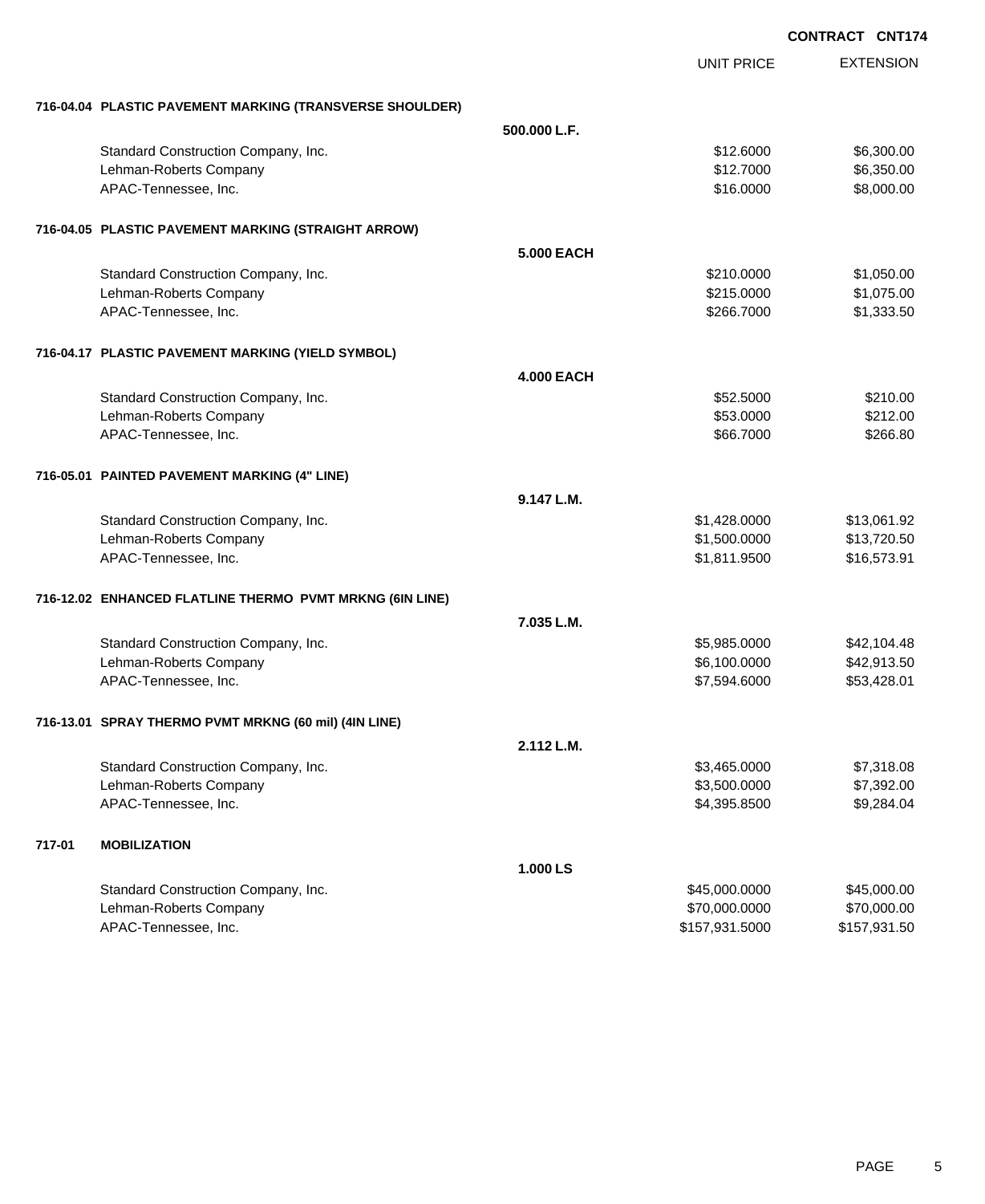**CONTRACT CNT174**

| | | UNIT PRICE | EXTENSION |
|---|---|---|---|
| **716-04.04 PLASTIC PAVEMENT MARKING (TRANSVERSE SHOULDER)** | | | |
| | **500.000 L.F.** | | |
| Standard Construction Company, Inc. | | $12.6000 | $6,300.00 |
| Lehman-Roberts Company | | $12.7000 | $6,350.00 |
| APAC-Tennessee, Inc. | | $16.0000 | $8,000.00 |
| **716-04.05 PLASTIC PAVEMENT MARKING (STRAIGHT ARROW)** | | | |
| | **5.000 EACH** | | |
| Standard Construction Company, Inc. | | $210.0000 | $1,050.00 |
| Lehman-Roberts Company | | $215.0000 | $1,075.00 |
| APAC-Tennessee, Inc. | | $266.7000 | $1,333.50 |
| **716-04.17 PLASTIC PAVEMENT MARKING (YIELD SYMBOL)** | | | |
| | **4.000 EACH** | | |
| Standard Construction Company, Inc. | | $52.5000 | $210.00 |
| Lehman-Roberts Company | | $53.0000 | $212.00 |
| APAC-Tennessee, Inc. | | $66.7000 | $266.80 |
| **716-05.01 PAINTED PAVEMENT MARKING (4" LINE)** | | | |
| | **9.147 L.M.** | | |
| Standard Construction Company, Inc. | | $1,428.0000 | $13,061.92 |
| Lehman-Roberts Company | | $1,500.0000 | $13,720.50 |
| APAC-Tennessee, Inc. | | $1,811.9500 | $16,573.91 |
| **716-12.02 ENHANCED FLATLINE THERMO PVMT MRKNG (6IN LINE)** | | | |
| | **7.035 L.M.** | | |
| Standard Construction Company, Inc. | | $5,985.0000 | $42,104.48 |
| Lehman-Roberts Company | | $6,100.0000 | $42,913.50 |
| APAC-Tennessee, Inc. | | $7,594.6000 | $53,428.01 |
| **716-13.01 SPRAY THERMO PVMT MRKNG (60 mil) (4IN LINE)** | | | |
| | **2.112 L.M.** | | |
| Standard Construction Company, Inc. | | $3,465.0000 | $7,318.08 |
| Lehman-Roberts Company | | $3,500.0000 | $7,392.00 |
| APAC-Tennessee, Inc. | | $4,395.8500 | $9,284.04 |
| **717-01 MOBILIZATION** | | | |
| | **1.000 LS** | | |
| Standard Construction Company, Inc. | | $45,000.0000 | $45,000.00 |
| Lehman-Roberts Company | | $70,000.0000 | $70,000.00 |
| APAC-Tennessee, Inc. | | $157,931.5000 | $157,931.50 |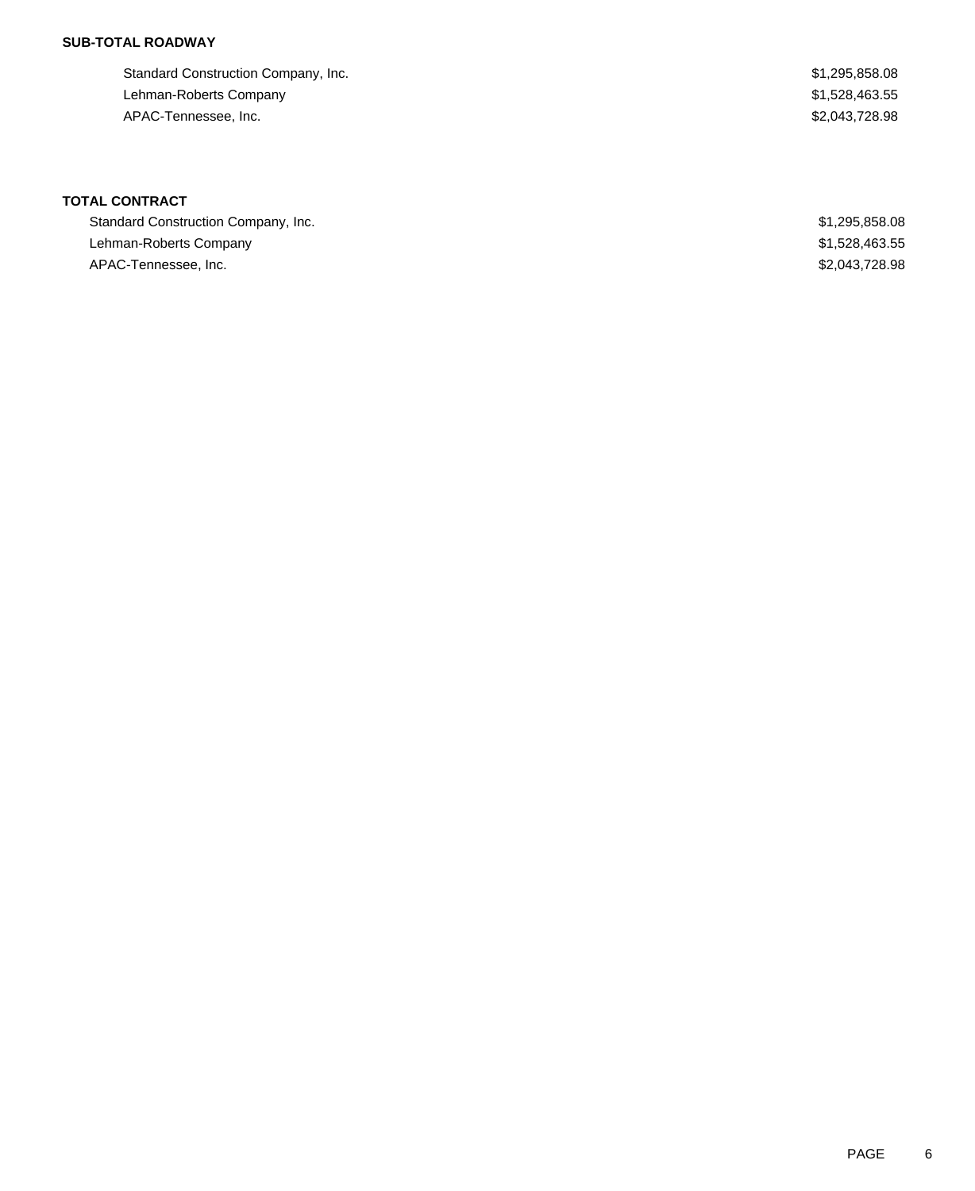**SUB-TOTAL ROADWAY**

| | |
|---|---|
| Standard Construction Company, Inc. | $1,295,858.08 |
| Lehman-Roberts Company | $1,528,463.55 |
| APAC-Tennessee, Inc. | $2,043,728.98 |

**TOTAL CONTRACT**

| | |
|---|---|
| Standard Construction Company, Inc. | $1,295,858.08 |
| Lehman-Roberts Company | $1,528,463.55 |
| APAC-Tennessee, Inc. | $2,043,728.98 |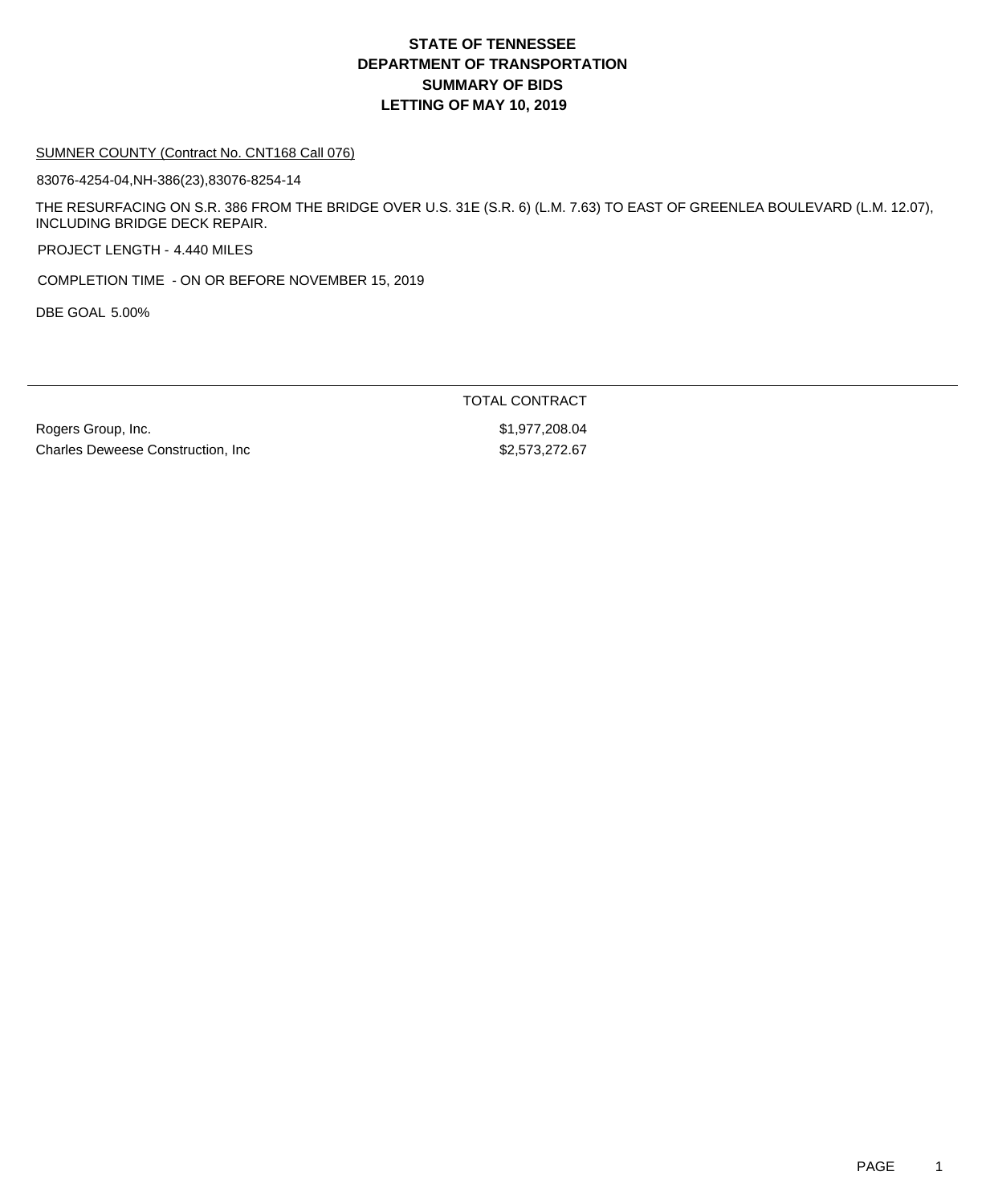# STATE OF TENNESSEE
# DEPARTMENT OF TRANSPORTATION
# SUMMARY OF BIDS
# LETTING OF MAY 10, 2019

SUMNER COUNTY (Contract No. CNT168 Call 076)

83076-4254-04,NH-386(23),83076-8254-14

THE RESURFACING ON S.R. 386 FROM THE BRIDGE OVER U.S. 31E (S.R. 6) (L.M. 7.63) TO EAST OF GREENLEA BOULEVARD (L.M. 12.07), INCLUDING BRIDGE DECK REPAIR.

PROJECT LENGTH - 4.440 MILES

COMPLETION TIME - ON OR BEFORE NOVEMBER 15, 2019

DBE GOAL 5.00%

| | TOTAL CONTRACT |
|---|---|
| Rogers Group, Inc. | $1,977,208.04 |
| Charles Deweese Construction, Inc | $2,573,272.67 |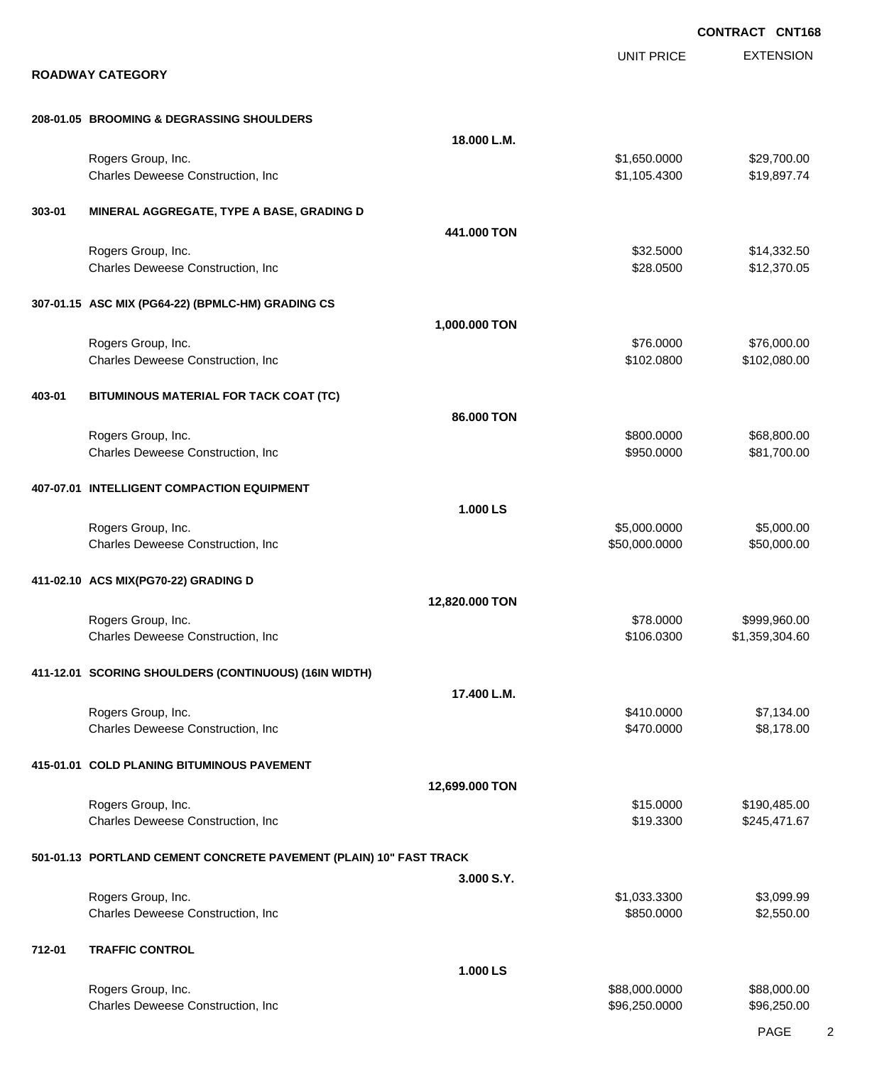**CONTRACT CNT168**

## ROADWAY CATEGORY

| | | UNIT PRICE | EXTENSION |
|---|---|---|---|
| **208-01.05 BROOMING & DEGRASSING SHOULDERS** | **18.000 L.M.** | | |
| Rogers Group, Inc. | | $1,650.0000 | $29,700.00 |
| Charles Deweese Construction, Inc | | $1,105.4300 | $19,897.74 |
| **303-01 MINERAL AGGREGATE, TYPE A BASE, GRADING D** | **441.000 TON** | | |
| Rogers Group, Inc. | | $32.5000 | $14,332.50 |
| Charles Deweese Construction, Inc | | $28.0500 | $12,370.05 |
| **307-01.15 ASC MIX (PG64-22) (BPMLC-HM) GRADING CS** | **1,000.000 TON** | | |
| Rogers Group, Inc. | | $76.0000 | $76,000.00 |
| Charles Deweese Construction, Inc | | $102.0800 | $102,080.00 |
| **403-01 BITUMINOUS MATERIAL FOR TACK COAT (TC)** | **86.000 TON** | | |
| Rogers Group, Inc. | | $800.0000 | $68,800.00 |
| Charles Deweese Construction, Inc | | $950.0000 | $81,700.00 |
| **407-07.01 INTELLIGENT COMPACTION EQUIPMENT** | **1.000 LS** | | |
| Rogers Group, Inc. | | $5,000.0000 | $5,000.00 |
| Charles Deweese Construction, Inc | | $50,000.0000 | $50,000.00 |
| **411-02.10 ACS MIX(PG70-22) GRADING D** | **12,820.000 TON** | | |
| Rogers Group, Inc. | | $78.0000 | $999,960.00 |
| Charles Deweese Construction, Inc | | $106.0300 | $1,359,304.60 |
| **411-12.01 SCORING SHOULDERS (CONTINUOUS) (16IN WIDTH)** | **17.400 L.M.** | | |
| Rogers Group, Inc. | | $410.0000 | $7,134.00 |
| Charles Deweese Construction, Inc | | $470.0000 | $8,178.00 |
| **415-01.01 COLD PLANING BITUMINOUS PAVEMENT** | **12,699.000 TON** | | |
| Rogers Group, Inc. | | $15.0000 | $190,485.00 |
| Charles Deweese Construction, Inc | | $19.3300 | $245,471.67 |
| **501-01.13 PORTLAND CEMENT CONCRETE PAVEMENT (PLAIN) 10" FAST TRACK** | **3.000 S.Y.** | | |
| Rogers Group, Inc. | | $1,033.3300 | $3,099.99 |
| Charles Deweese Construction, Inc | | $850.0000 | $2,550.00 |
| **712-01 TRAFFIC CONTROL** | **1.000 LS** | | |
| Rogers Group, Inc. | | $88,000.0000 | $88,000.00 |
| Charles Deweese Construction, Inc | | $96,250.0000 | $96,250.00 |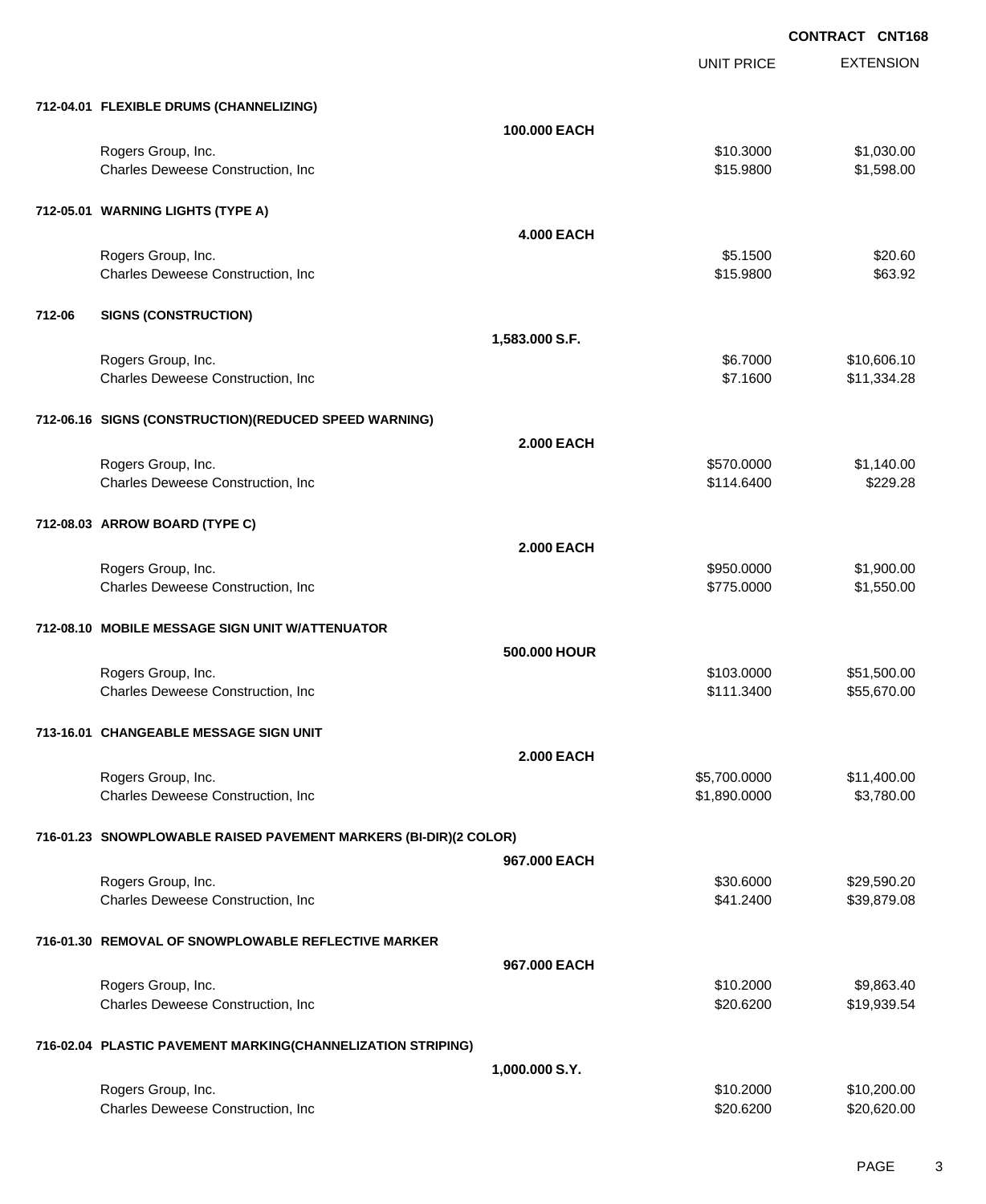**CONTRACT CNT168**

| | | | UNIT PRICE | EXTENSION |
|---|---|---|---|---|
| **712-04.01** | **FLEXIBLE DRUMS (CHANNELIZING)** | | | |
| | | **100.000 EACH** | | |
| | Rogers Group, Inc. | | $10.3000 | $1,030.00 |
| | Charles Deweese Construction, Inc | | $15.9800 | $1,598.00 |
| **712-05.01** | **WARNING LIGHTS (TYPE A)** | | | |
| | | **4.000 EACH** | | |
| | Rogers Group, Inc. | | $5.1500 | $20.60 |
| | Charles Deweese Construction, Inc | | $15.9800 | $63.92 |
| **712-06** | **SIGNS (CONSTRUCTION)** | | | |
| | | **1,583.000 S.F.** | | |
| | Rogers Group, Inc. | | $6.7000 | $10,606.10 |
| | Charles Deweese Construction, Inc | | $7.1600 | $11,334.28 |
| **712-06.16** | **SIGNS (CONSTRUCTION)(REDUCED SPEED WARNING)** | | | |
| | | **2.000 EACH** | | |
| | Rogers Group, Inc. | | $570.0000 | $1,140.00 |
| | Charles Deweese Construction, Inc | | $114.6400 | $229.28 |
| **712-08.03** | **ARROW BOARD (TYPE C)** | | | |
| | | **2.000 EACH** | | |
| | Rogers Group, Inc. | | $950.0000 | $1,900.00 |
| | Charles Deweese Construction, Inc | | $775.0000 | $1,550.00 |
| **712-08.10** | **MOBILE MESSAGE SIGN UNIT W/ATTENUATOR** | | | |
| | | **500.000 HOUR** | | |
| | Rogers Group, Inc. | | $103.0000 | $51,500.00 |
| | Charles Deweese Construction, Inc | | $111.3400 | $55,670.00 |
| **713-16.01** | **CHANGEABLE MESSAGE SIGN UNIT** | | | |
| | | **2.000 EACH** | | |
| | Rogers Group, Inc. | | $5,700.0000 | $11,400.00 |
| | Charles Deweese Construction, Inc | | $1,890.0000 | $3,780.00 |
| **716-01.23** | **SNOWPLOWABLE RAISED PAVEMENT MARKERS (BI-DIR)(2 COLOR)** | | | |
| | | **967.000 EACH** | | |
| | Rogers Group, Inc. | | $30.6000 | $29,590.20 |
| | Charles Deweese Construction, Inc | | $41.2400 | $39,879.08 |
| **716-01.30** | **REMOVAL OF SNOWPLOWABLE REFLECTIVE MARKER** | | | |
| | | **967.000 EACH** | | |
| | Rogers Group, Inc. | | $10.2000 | $9,863.40 |
| | Charles Deweese Construction, Inc | | $20.6200 | $19,939.54 |
| **716-02.04** | **PLASTIC PAVEMENT MARKING(CHANNELIZATION STRIPING)** | | | |
| | | **1,000.000 S.Y.** | | |
| | Rogers Group, Inc. | | $10.2000 | $10,200.00 |
| | Charles Deweese Construction, Inc | | $20.6200 | $20,620.00 |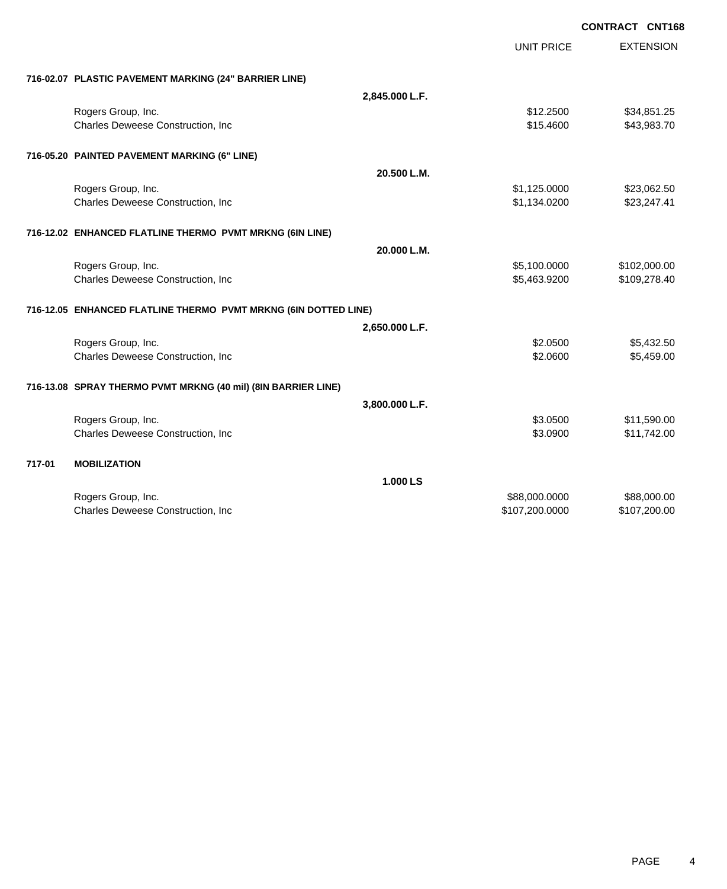**CONTRACT CNT168**

| | UNIT PRICE | EXTENSION |
|---|---|---|
| **716-02.07 PLASTIC PAVEMENT MARKING (24" BARRIER LINE)** | | |
| **2,845.000 L.F.** | | |
| Rogers Group, Inc. | $12.2500 | $34,851.25 |
| Charles Deweese Construction, Inc | $15.4600 | $43,983.70 |
| **716-05.20 PAINTED PAVEMENT MARKING (6" LINE)** | | |
| **20.500 L.M.** | | |
| Rogers Group, Inc. | $1,125.0000 | $23,062.50 |
| Charles Deweese Construction, Inc | $1,134.0200 | $23,247.41 |
| **716-12.02 ENHANCED FLATLINE THERMO PVMT MRKNG (6IN LINE)** | | |
| **20.000 L.M.** | | |
| Rogers Group, Inc. | $5,100.0000 | $102,000.00 |
| Charles Deweese Construction, Inc | $5,463.9200 | $109,278.40 |
| **716-12.05 ENHANCED FLATLINE THERMO PVMT MRKNG (6IN DOTTED LINE)** | | |
| **2,650.000 L.F.** | | |
| Rogers Group, Inc. | $2.0500 | $5,432.50 |
| Charles Deweese Construction, Inc | $2.0600 | $5,459.00 |
| **716-13.08 SPRAY THERMO PVMT MRKNG (40 mil) (8IN BARRIER LINE)** | | |
| **3,800.000 L.F.** | | |
| Rogers Group, Inc. | $3.0500 | $11,590.00 |
| Charles Deweese Construction, Inc | $3.0900 | $11,742.00 |
| **717-01 MOBILIZATION** | | |
| **1.000 LS** | | |
| Rogers Group, Inc. | $88,000.0000 | $88,000.00 |
| Charles Deweese Construction, Inc | $107,200.0000 | $107,200.00 |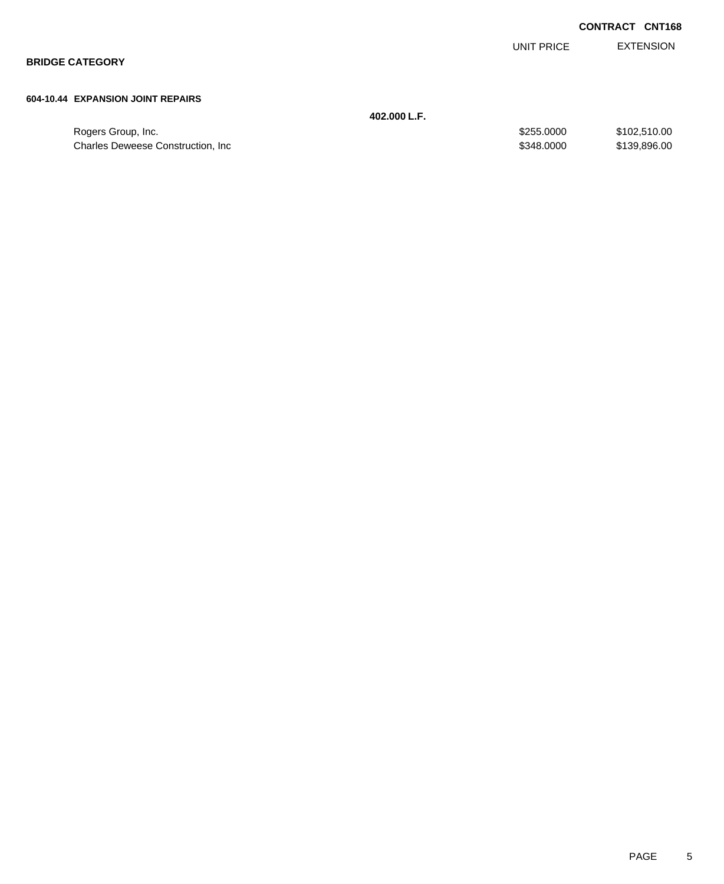**CONTRACT CNT168**

## BRIDGE CATEGORY

### 604-10.44 EXPANSION JOINT REPAIRS

**402.000 L.F.**

| | UNIT PRICE | EXTENSION |
|---|---|---|
| Rogers Group, Inc. | $255.0000 | $102,510.00 |
| Charles Deweese Construction, Inc | $348.0000 | $139,896.00 |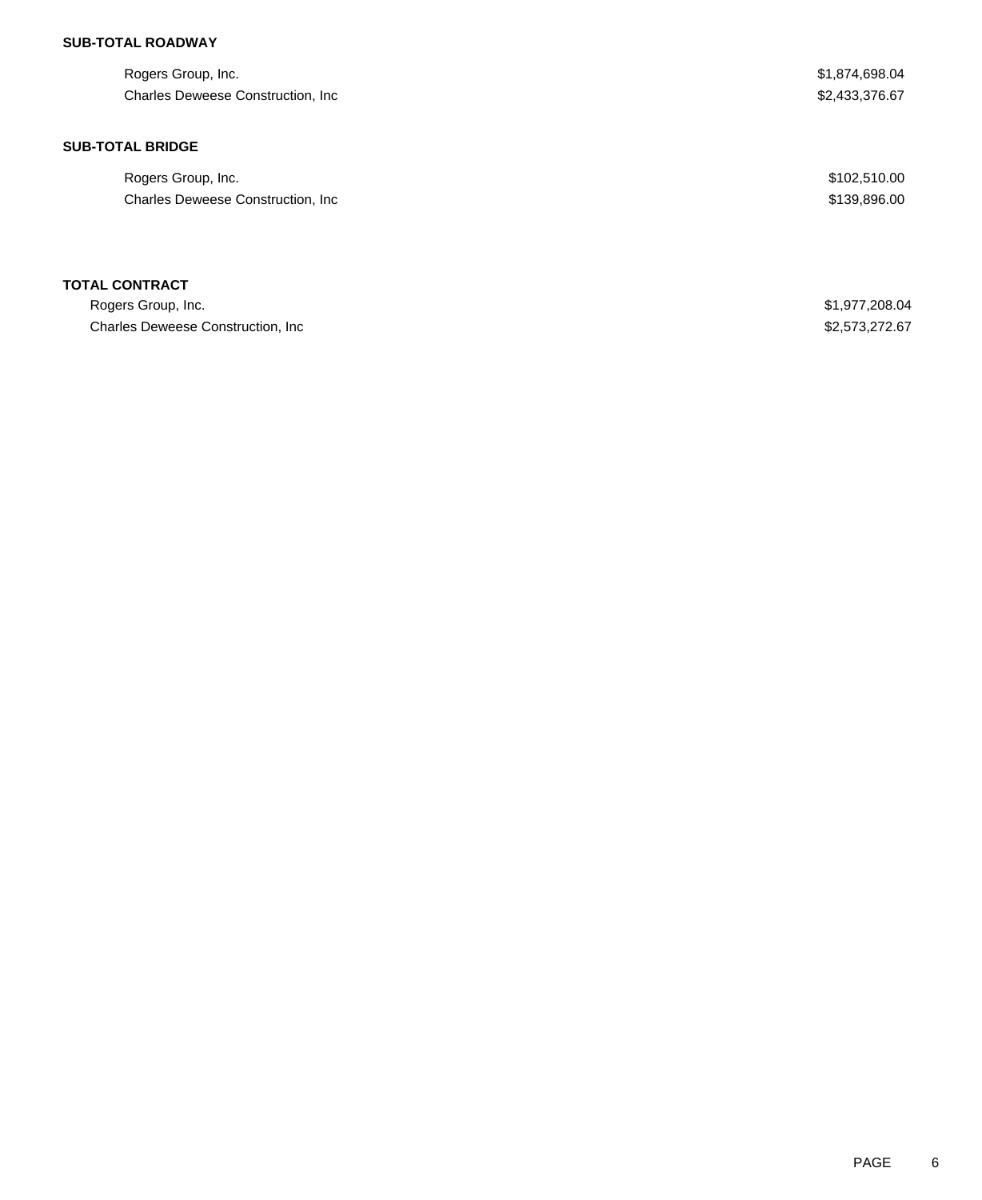**SUB-TOTAL ROADWAY**

| | |
|---|---|
| Rogers Group, Inc. | $1,874,698.04 |
| Charles Deweese Construction, Inc | $2,433,376.67 |

**SUB-TOTAL BRIDGE**

| | |
|---|---|
| Rogers Group, Inc. | $102,510.00 |
| Charles Deweese Construction, Inc | $139,896.00 |

**TOTAL CONTRACT**

| | |
|---|---|
| Rogers Group, Inc. | $1,977,208.04 |
| Charles Deweese Construction, Inc | $2,573,272.67 |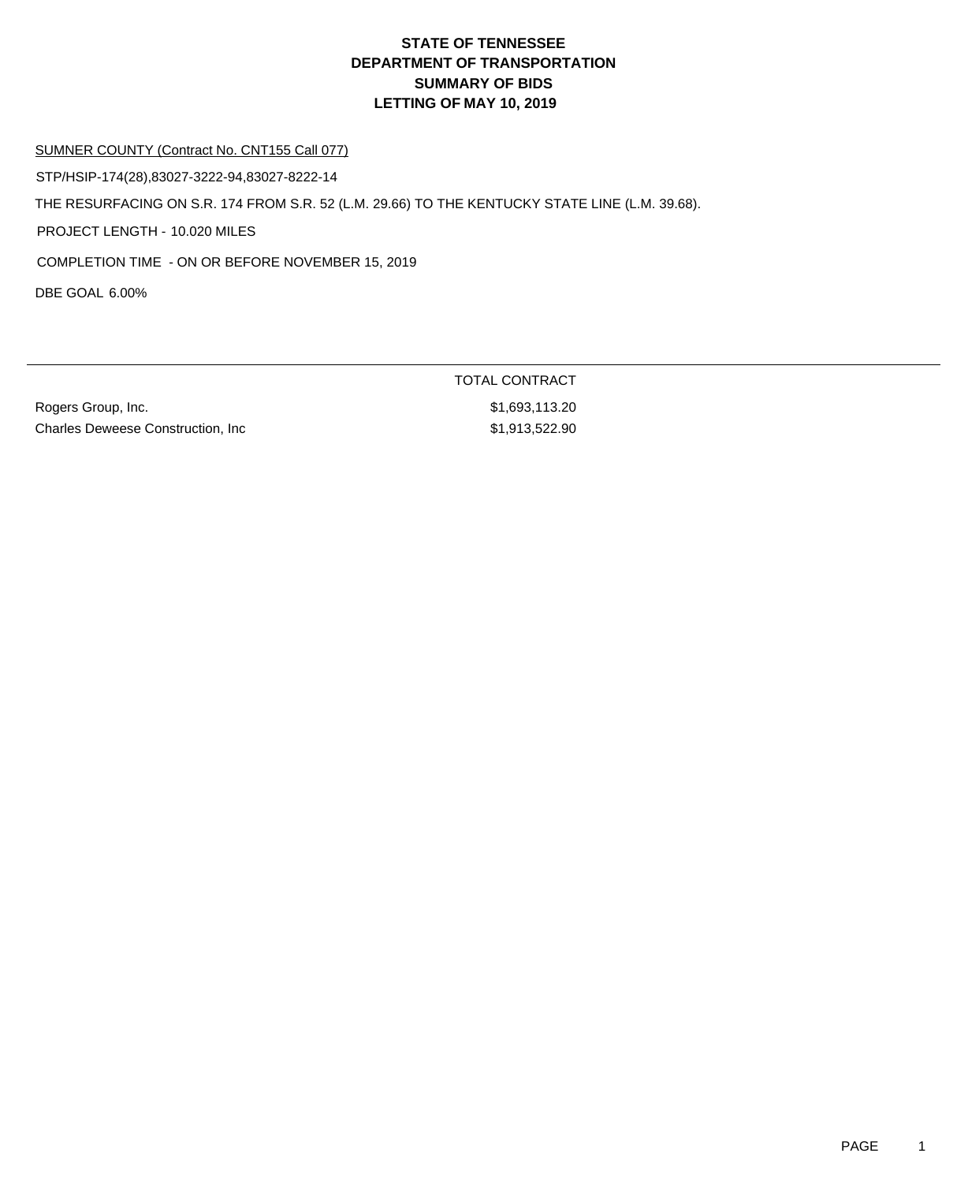# STATE OF TENNESSEE
# DEPARTMENT OF TRANSPORTATION
# SUMMARY OF BIDS
# LETTING OF MAY 10, 2019

SUMNER COUNTY (Contract No. CNT155 Call 077)

STP/HSIP-174(28),83027-3222-94,83027-8222-14

THE RESURFACING ON S.R. 174 FROM S.R. 52 (L.M. 29.66) TO THE KENTUCKY STATE LINE (L.M. 39.68).

PROJECT LENGTH - 10.020 MILES

COMPLETION TIME - ON OR BEFORE NOVEMBER 15, 2019

DBE GOAL 6.00%

| | TOTAL CONTRACT |
|---|---|
| Rogers Group, Inc. | $1,693,113.20 |
| Charles Deweese Construction, Inc | $1,913,522.90 |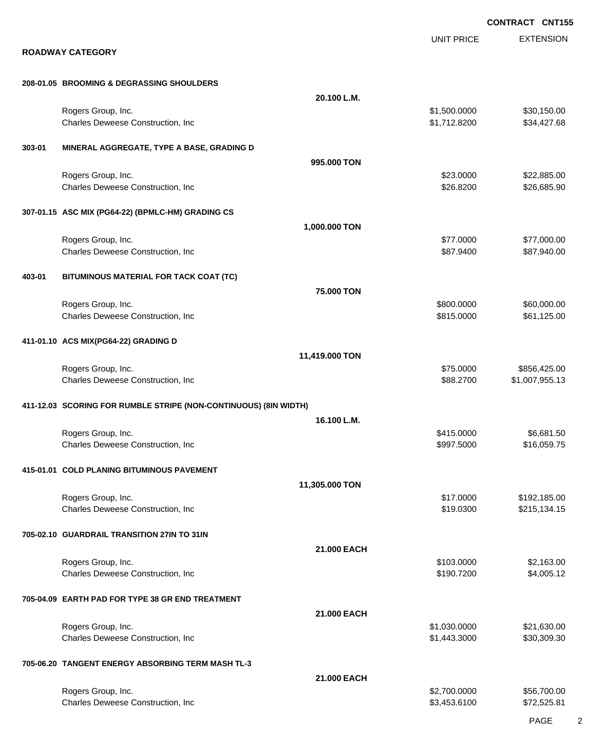**CONTRACT CNT155**

**ROADWAY CATEGORY**

| | | UNIT PRICE | EXTENSION |
|---|---|---|---|
| **208-01.05 BROOMING & DEGRASSING SHOULDERS** | | | |
| | **20.100 L.M.** | | |
| Rogers Group, Inc. | | $1,500.0000 | $30,150.00 |
| Charles Deweese Construction, Inc | | $1,712.8200 | $34,427.68 |
| **303-01 MINERAL AGGREGATE, TYPE A BASE, GRADING D** | | | |
| | **995.000 TON** | | |
| Rogers Group, Inc. | | $23.0000 | $22,885.00 |
| Charles Deweese Construction, Inc | | $26.8200 | $26,685.90 |
| **307-01.15 ASC MIX (PG64-22) (BPMLC-HM) GRADING CS** | | | |
| | **1,000.000 TON** | | |
| Rogers Group, Inc. | | $77.0000 | $77,000.00 |
| Charles Deweese Construction, Inc | | $87.9400 | $87,940.00 |
| **403-01 BITUMINOUS MATERIAL FOR TACK COAT (TC)** | | | |
| | **75.000 TON** | | |
| Rogers Group, Inc. | | $800.0000 | $60,000.00 |
| Charles Deweese Construction, Inc | | $815.0000 | $61,125.00 |
| **411-01.10 ACS MIX(PG64-22) GRADING D** | | | |
| | **11,419.000 TON** | | |
| Rogers Group, Inc. | | $75.0000 | $856,425.00 |
| Charles Deweese Construction, Inc | | $88.2700 | $1,007,955.13 |
| **411-12.03 SCORING FOR RUMBLE STRIPE (NON-CONTINUOUS) (8IN WIDTH)** | | | |
| | **16.100 L.M.** | | |
| Rogers Group, Inc. | | $415.0000 | $6,681.50 |
| Charles Deweese Construction, Inc | | $997.5000 | $16,059.75 |
| **415-01.01 COLD PLANING BITUMINOUS PAVEMENT** | | | |
| | **11,305.000 TON** | | |
| Rogers Group, Inc. | | $17.0000 | $192,185.00 |
| Charles Deweese Construction, Inc | | $19.0300 | $215,134.15 |
| **705-02.10 GUARDRAIL TRANSITION 27IN TO 31IN** | | | |
| | **21.000 EACH** | | |
| Rogers Group, Inc. | | $103.0000 | $2,163.00 |
| Charles Deweese Construction, Inc | | $190.7200 | $4,005.12 |
| **705-04.09 EARTH PAD FOR TYPE 38 GR END TREATMENT** | | | |
| | **21.000 EACH** | | |
| Rogers Group, Inc. | | $1,030.0000 | $21,630.00 |
| Charles Deweese Construction, Inc | | $1,443.3000 | $30,309.30 |
| **705-06.20 TANGENT ENERGY ABSORBING TERM MASH TL-3** | | | |
| | **21.000 EACH** | | |
| Rogers Group, Inc. | | $2,700.0000 | $56,700.00 |
| Charles Deweese Construction, Inc | | $3,453.6100 | $72,525.81 |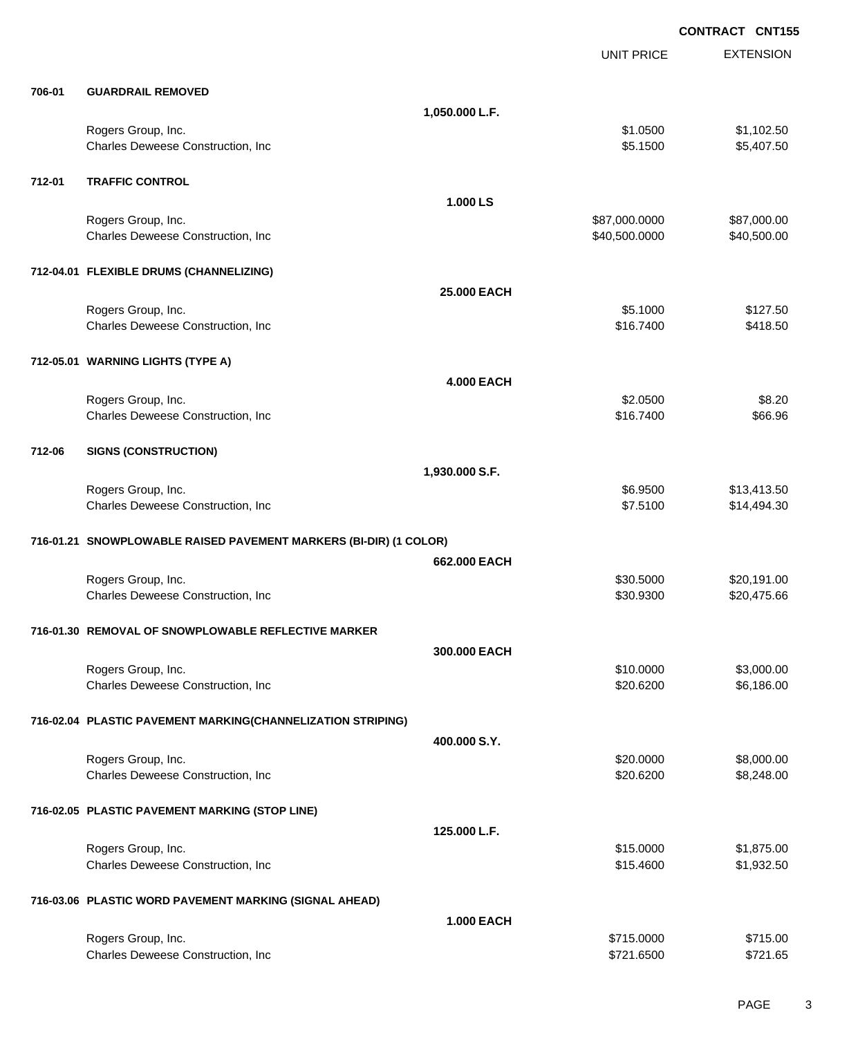**CONTRACT CNT155**

| | | | UNIT PRICE | EXTENSION |
|---|---|---|---|---|
| **706-01** | **GUARDRAIL REMOVED** | | | |
| | | **1,050.000 L.F.** | | |
| | Rogers Group, Inc. | | $1.0500 | $1,102.50 |
| | Charles Deweese Construction, Inc | | $5.1500 | $5,407.50 |
| **712-01** | **TRAFFIC CONTROL** | | | |
| | | **1.000 LS** | | |
| | Rogers Group, Inc. | | $87,000.0000 | $87,000.00 |
| | Charles Deweese Construction, Inc | | $40,500.0000 | $40,500.00 |
| **712-04.01** | **FLEXIBLE DRUMS (CHANNELIZING)** | | | |
| | | **25.000 EACH** | | |
| | Rogers Group, Inc. | | $5.1000 | $127.50 |
| | Charles Deweese Construction, Inc | | $16.7400 | $418.50 |
| **712-05.01** | **WARNING LIGHTS (TYPE A)** | | | |
| | | **4.000 EACH** | | |
| | Rogers Group, Inc. | | $2.0500 | $8.20 |
| | Charles Deweese Construction, Inc | | $16.7400 | $66.96 |
| **712-06** | **SIGNS (CONSTRUCTION)** | | | |
| | | **1,930.000 S.F.** | | |
| | Rogers Group, Inc. | | $6.9500 | $13,413.50 |
| | Charles Deweese Construction, Inc | | $7.5100 | $14,494.30 |
| **716-01.21** | **SNOWPLOWABLE RAISED PAVEMENT MARKERS (BI-DIR) (1 COLOR)** | | | |
| | | **662.000 EACH** | | |
| | Rogers Group, Inc. | | $30.5000 | $20,191.00 |
| | Charles Deweese Construction, Inc | | $30.9300 | $20,475.66 |
| **716-01.30** | **REMOVAL OF SNOWPLOWABLE REFLECTIVE MARKER** | | | |
| | | **300.000 EACH** | | |
| | Rogers Group, Inc. | | $10.0000 | $3,000.00 |
| | Charles Deweese Construction, Inc | | $20.6200 | $6,186.00 |
| **716-02.04** | **PLASTIC PAVEMENT MARKING(CHANNELIZATION STRIPING)** | | | |
| | | **400.000 S.Y.** | | |
| | Rogers Group, Inc. | | $20.0000 | $8,000.00 |
| | Charles Deweese Construction, Inc | | $20.6200 | $8,248.00 |
| **716-02.05** | **PLASTIC PAVEMENT MARKING (STOP LINE)** | | | |
| | | **125.000 L.F.** | | |
| | Rogers Group, Inc. | | $15.0000 | $1,875.00 |
| | Charles Deweese Construction, Inc | | $15.4600 | $1,932.50 |
| **716-03.06** | **PLASTIC WORD PAVEMENT MARKING (SIGNAL AHEAD)** | | | |
| | | **1.000 EACH** | | |
| | Rogers Group, Inc. | | $715.0000 | $715.00 |
| | Charles Deweese Construction, Inc | | $721.6500 | $721.65 |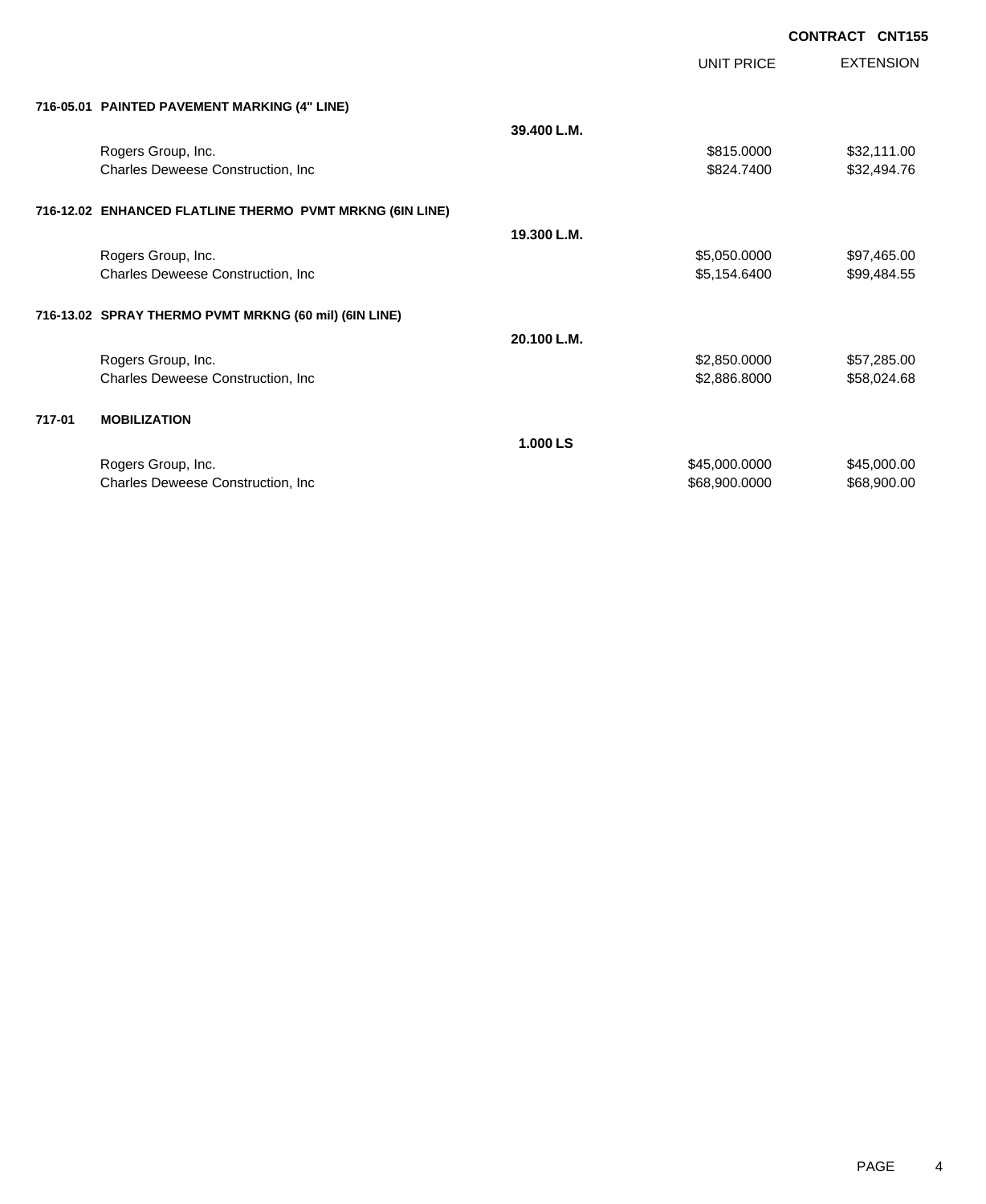**CONTRACT CNT155**

| | | UNIT PRICE | EXTENSION |
|---|---|---|---|
| **716-05.01 PAINTED PAVEMENT MARKING (4" LINE)** | | | |
| | **39.400 L.M.** | | |
| Rogers Group, Inc. | | $815.0000 | $32,111.00 |
| Charles Deweese Construction, Inc | | $824.7400 | $32,494.76 |
| **716-12.02 ENHANCED FLATLINE THERMO PVMT MRKNG (6IN LINE)** | | | |
| | **19.300 L.M.** | | |
| Rogers Group, Inc. | | $5,050.0000 | $97,465.00 |
| Charles Deweese Construction, Inc | | $5,154.6400 | $99,484.55 |
| **716-13.02 SPRAY THERMO PVMT MRKNG (60 mil) (6IN LINE)** | | | |
| | **20.100 L.M.** | | |
| Rogers Group, Inc. | | $2,850.0000 | $57,285.00 |
| Charles Deweese Construction, Inc | | $2,886.8000 | $58,024.68 |
| **717-01 MOBILIZATION** | | | |
| | **1.000 LS** | | |
| Rogers Group, Inc. | | $45,000.0000 | $45,000.00 |
| Charles Deweese Construction, Inc | | $68,900.0000 | $68,900.00 |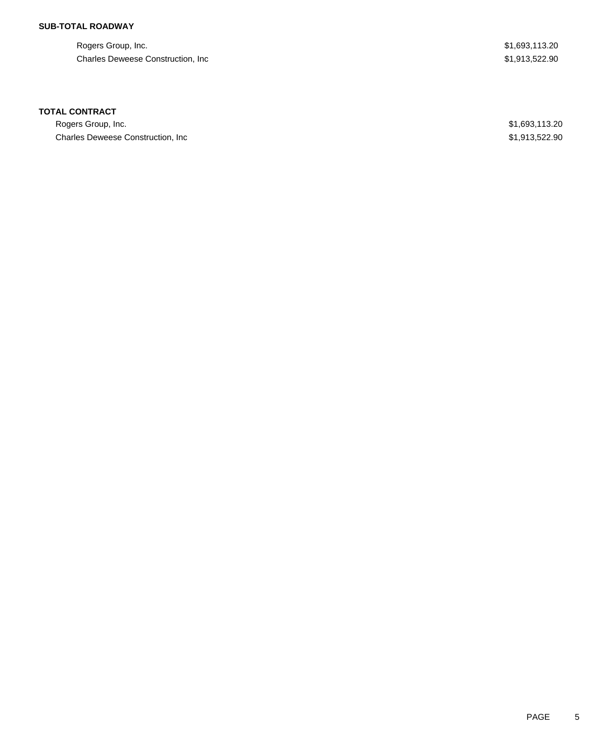**SUB-TOTAL ROADWAY**

| | |
|---|---|
| Rogers Group, Inc. | $1,693,113.20 |
| Charles Deweese Construction, Inc | $1,913,522.90 |

**TOTAL CONTRACT**

| | |
|---|---|
| Rogers Group, Inc. | $1,693,113.20 |
| Charles Deweese Construction, Inc | $1,913,522.90 |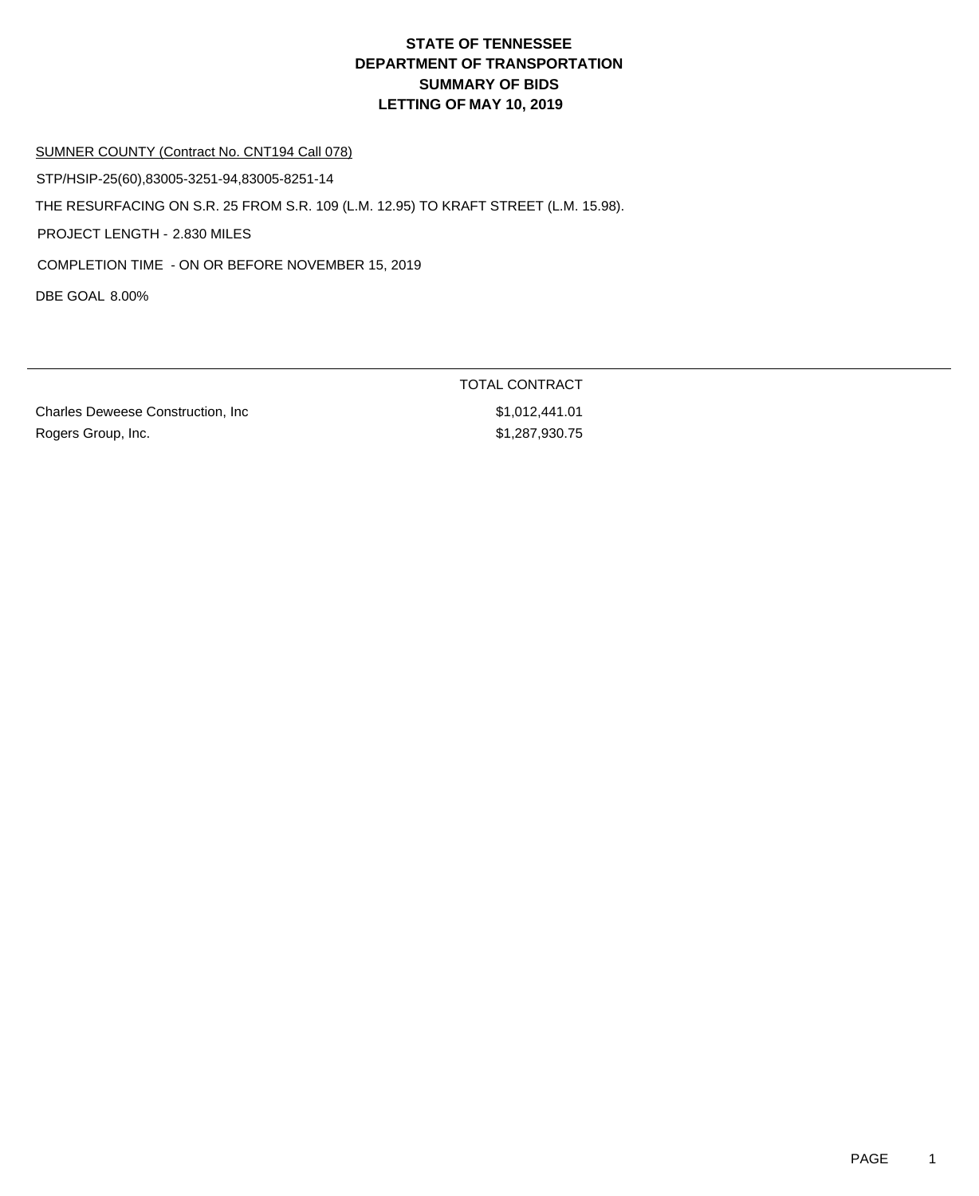# STATE OF TENNESSEE
# DEPARTMENT OF TRANSPORTATION
# SUMMARY OF BIDS
# LETTING OF MAY 10, 2019

SUMNER COUNTY (Contract No. CNT194 Call 078)

STP/HSIP-25(60),83005-3251-94,83005-8251-14

THE RESURFACING ON S.R. 25 FROM S.R. 109 (L.M. 12.95) TO KRAFT STREET (L.M. 15.98).

PROJECT LENGTH - 2.830 MILES

COMPLETION TIME - ON OR BEFORE NOVEMBER 15, 2019

DBE GOAL 8.00%

| | TOTAL CONTRACT |
|---|---|
| Charles Deweese Construction, Inc | $1,012,441.01 |
| Rogers Group, Inc. | $1,287,930.75 |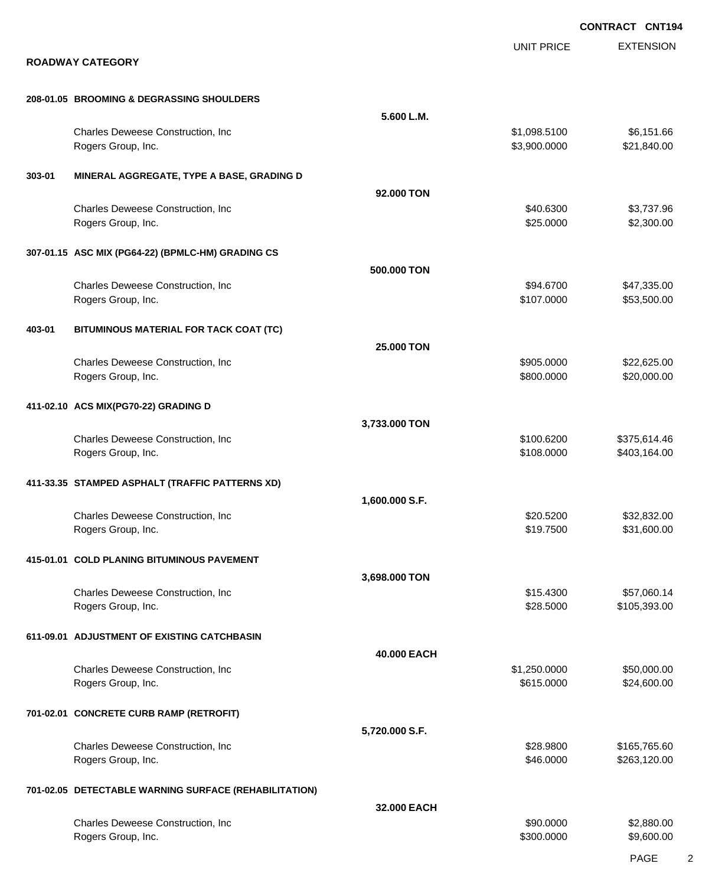**CONTRACT CNT194**

## ROADWAY CATEGORY

| | | UNIT PRICE | EXTENSION |
|---|---|---|---|
| **208-01.05 BROOMING & DEGRASSING SHOULDERS** | | | |
| | **5.600 L.M.** | | |
| Charles Deweese Construction, Inc | | $1,098.5100 | $6,151.66 |
| Rogers Group, Inc. | | $3,900.0000 | $21,840.00 |
| **303-01 MINERAL AGGREGATE, TYPE A BASE, GRADING D** | | | |
| | **92.000 TON** | | |
| Charles Deweese Construction, Inc | | $40.6300 | $3,737.96 |
| Rogers Group, Inc. | | $25.0000 | $2,300.00 |
| **307-01.15 ASC MIX (PG64-22) (BPMLC-HM) GRADING CS** | | | |
| | **500.000 TON** | | |
| Charles Deweese Construction, Inc | | $94.6700 | $47,335.00 |
| Rogers Group, Inc. | | $107.0000 | $53,500.00 |
| **403-01 BITUMINOUS MATERIAL FOR TACK COAT (TC)** | | | |
| | **25.000 TON** | | |
| Charles Deweese Construction, Inc | | $905.0000 | $22,625.00 |
| Rogers Group, Inc. | | $800.0000 | $20,000.00 |
| **411-02.10 ACS MIX(PG70-22) GRADING D** | | | |
| | **3,733.000 TON** | | |
| Charles Deweese Construction, Inc | | $100.6200 | $375,614.46 |
| Rogers Group, Inc. | | $108.0000 | $403,164.00 |
| **411-33.35 STAMPED ASPHALT (TRAFFIC PATTERNS XD)** | | | |
| | **1,600.000 S.F.** | | |
| Charles Deweese Construction, Inc | | $20.5200 | $32,832.00 |
| Rogers Group, Inc. | | $19.7500 | $31,600.00 |
| **415-01.01 COLD PLANING BITUMINOUS PAVEMENT** | | | |
| | **3,698.000 TON** | | |
| Charles Deweese Construction, Inc | | $15.4300 | $57,060.14 |
| Rogers Group, Inc. | | $28.5000 | $105,393.00 |
| **611-09.01 ADJUSTMENT OF EXISTING CATCHBASIN** | | | |
| | **40.000 EACH** | | |
| Charles Deweese Construction, Inc | | $1,250.0000 | $50,000.00 |
| Rogers Group, Inc. | | $615.0000 | $24,600.00 |
| **701-02.01 CONCRETE CURB RAMP (RETROFIT)** | | | |
| | **5,720.000 S.F.** | | |
| Charles Deweese Construction, Inc | | $28.9800 | $165,765.60 |
| Rogers Group, Inc. | | $46.0000 | $263,120.00 |
| **701-02.05 DETECTABLE WARNING SURFACE (REHABILITATION)** | | | |
| | **32.000 EACH** | | |
| Charles Deweese Construction, Inc | | $90.0000 | $2,880.00 |
| Rogers Group, Inc. | | $300.0000 | $9,600.00 |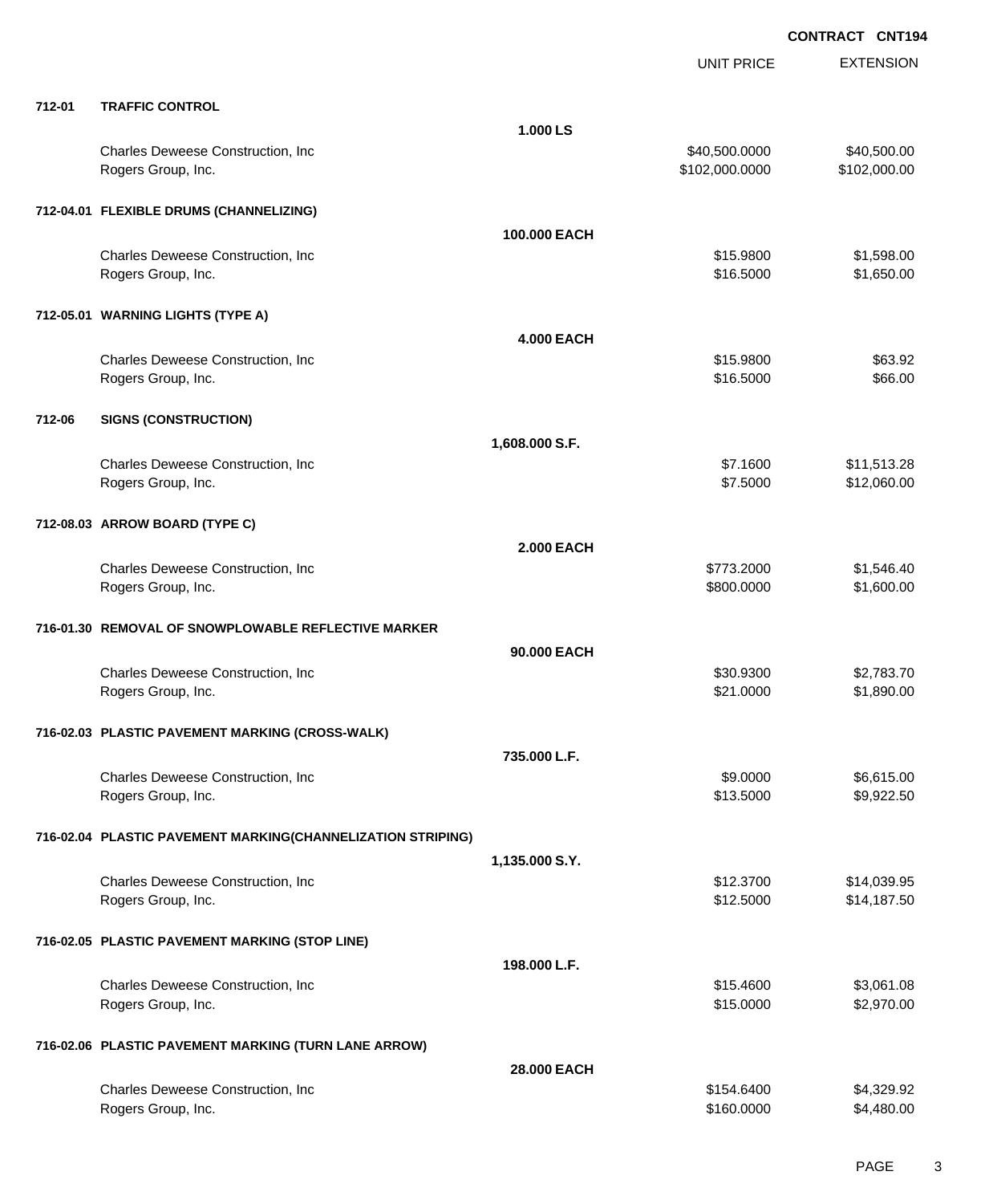**CONTRACT CNT194**

| | | | UNIT PRICE | EXTENSION |
|---|---|---|---|---|
| **712-01** | **TRAFFIC CONTROL** | | | |
| | | **1.000 LS** | | |
| | Charles Deweese Construction, Inc | | $40,500.0000 | $40,500.00 |
| | Rogers Group, Inc. | | $102,000.0000 | $102,000.00 |
| **712-04.01** | **FLEXIBLE DRUMS (CHANNELIZING)** | | | |
| | | **100.000 EACH** | | |
| | Charles Deweese Construction, Inc | | $15.9800 | $1,598.00 |
| | Rogers Group, Inc. | | $16.5000 | $1,650.00 |
| **712-05.01** | **WARNING LIGHTS (TYPE A)** | | | |
| | | **4.000 EACH** | | |
| | Charles Deweese Construction, Inc | | $15.9800 | $63.92 |
| | Rogers Group, Inc. | | $16.5000 | $66.00 |
| **712-06** | **SIGNS (CONSTRUCTION)** | | | |
| | | **1,608.000 S.F.** | | |
| | Charles Deweese Construction, Inc | | $7.1600 | $11,513.28 |
| | Rogers Group, Inc. | | $7.5000 | $12,060.00 |
| **712-08.03** | **ARROW BOARD (TYPE C)** | | | |
| | | **2.000 EACH** | | |
| | Charles Deweese Construction, Inc | | $773.2000 | $1,546.40 |
| | Rogers Group, Inc. | | $800.0000 | $1,600.00 |
| **716-01.30** | **REMOVAL OF SNOWPLOWABLE REFLECTIVE MARKER** | | | |
| | | **90.000 EACH** | | |
| | Charles Deweese Construction, Inc | | $30.9300 | $2,783.70 |
| | Rogers Group, Inc. | | $21.0000 | $1,890.00 |
| **716-02.03** | **PLASTIC PAVEMENT MARKING (CROSS-WALK)** | | | |
| | | **735.000 L.F.** | | |
| | Charles Deweese Construction, Inc | | $9.0000 | $6,615.00 |
| | Rogers Group, Inc. | | $13.5000 | $9,922.50 |
| **716-02.04** | **PLASTIC PAVEMENT MARKING(CHANNELIZATION STRIPING)** | | | |
| | | **1,135.000 S.Y.** | | |
| | Charles Deweese Construction, Inc | | $12.3700 | $14,039.95 |
| | Rogers Group, Inc. | | $12.5000 | $14,187.50 |
| **716-02.05** | **PLASTIC PAVEMENT MARKING (STOP LINE)** | | | |
| | | **198.000 L.F.** | | |
| | Charles Deweese Construction, Inc | | $15.4600 | $3,061.08 |
| | Rogers Group, Inc. | | $15.0000 | $2,970.00 |
| **716-02.06** | **PLASTIC PAVEMENT MARKING (TURN LANE ARROW)** | | | |
| | | **28.000 EACH** | | |
| | Charles Deweese Construction, Inc | | $154.6400 | $4,329.92 |
| | Rogers Group, Inc. | | $160.0000 | $4,480.00 |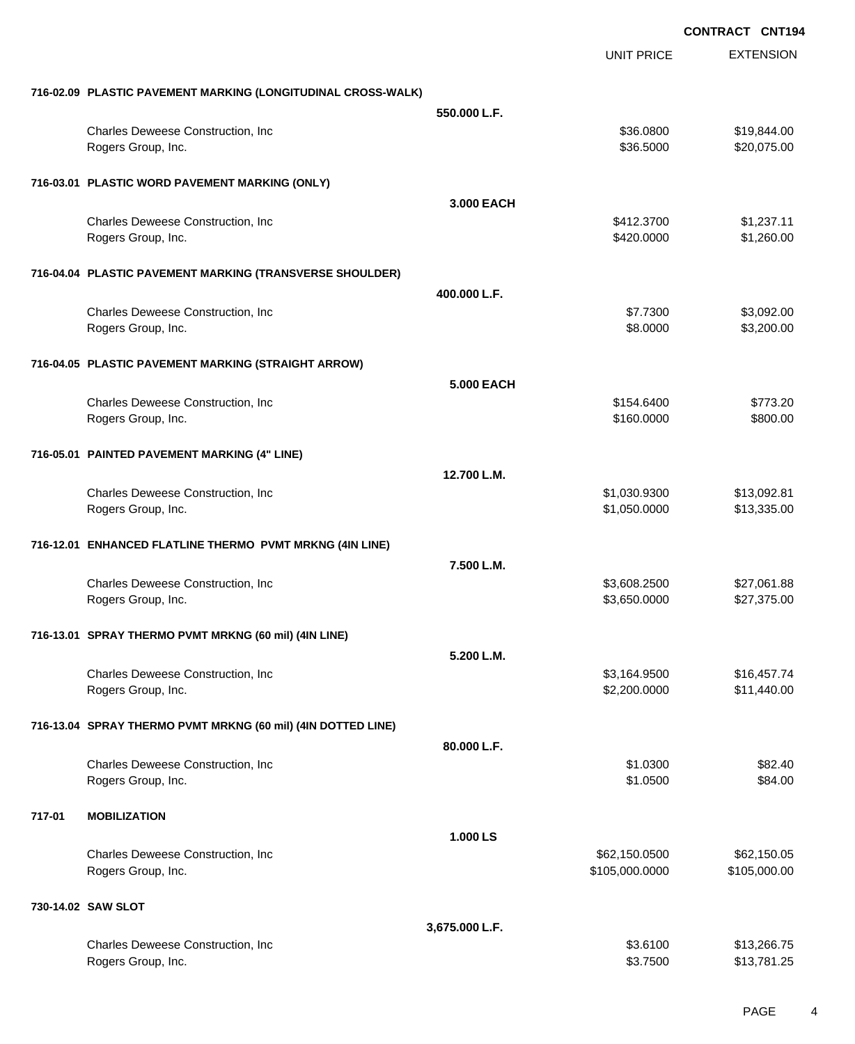**CONTRACT CNT194**

| | | UNIT PRICE | EXTENSION |
|---|---|---|---|
| **716-02.09 PLASTIC PAVEMENT MARKING (LONGITUDINAL CROSS-WALK)** | | | |
| | **550.000 L.F.** | | |
| Charles Deweese Construction, Inc | | $36.0800 | $19,844.00 |
| Rogers Group, Inc. | | $36.5000 | $20,075.00 |
| **716-03.01 PLASTIC WORD PAVEMENT MARKING (ONLY)** | | | |
| | **3.000 EACH** | | |
| Charles Deweese Construction, Inc | | $412.3700 | $1,237.11 |
| Rogers Group, Inc. | | $420.0000 | $1,260.00 |
| **716-04.04 PLASTIC PAVEMENT MARKING (TRANSVERSE SHOULDER)** | | | |
| | **400.000 L.F.** | | |
| Charles Deweese Construction, Inc | | $7.7300 | $3,092.00 |
| Rogers Group, Inc. | | $8.0000 | $3,200.00 |
| **716-04.05 PLASTIC PAVEMENT MARKING (STRAIGHT ARROW)** | | | |
| | **5.000 EACH** | | |
| Charles Deweese Construction, Inc | | $154.6400 | $773.20 |
| Rogers Group, Inc. | | $160.0000 | $800.00 |
| **716-05.01 PAINTED PAVEMENT MARKING (4" LINE)** | | | |
| | **12.700 L.M.** | | |
| Charles Deweese Construction, Inc | | $1,030.9300 | $13,092.81 |
| Rogers Group, Inc. | | $1,050.0000 | $13,335.00 |
| **716-12.01 ENHANCED FLATLINE THERMO PVMT MRKNG (4IN LINE)** | | | |
| | **7.500 L.M.** | | |
| Charles Deweese Construction, Inc | | $3,608.2500 | $27,061.88 |
| Rogers Group, Inc. | | $3,650.0000 | $27,375.00 |
| **716-13.01 SPRAY THERMO PVMT MRKNG (60 mil) (4IN LINE)** | | | |
| | **5.200 L.M.** | | |
| Charles Deweese Construction, Inc | | $3,164.9500 | $16,457.74 |
| Rogers Group, Inc. | | $2,200.0000 | $11,440.00 |
| **716-13.04 SPRAY THERMO PVMT MRKNG (60 mil) (4IN DOTTED LINE)** | | | |
| | **80.000 L.F.** | | |
| Charles Deweese Construction, Inc | | $1.0300 | $82.40 |
| Rogers Group, Inc. | | $1.0500 | $84.00 |
| **717-01 MOBILIZATION** | | | |
| | **1.000 LS** | | |
| Charles Deweese Construction, Inc | | $62,150.0500 | $62,150.05 |
| Rogers Group, Inc. | | $105,000.0000 | $105,000.00 |
| **730-14.02 SAW SLOT** | | | |
| | **3,675.000 L.F.** | | |
| Charles Deweese Construction, Inc | | $3.6100 | $13,266.75 |
| Rogers Group, Inc. | | $3.7500 | $13,781.25 |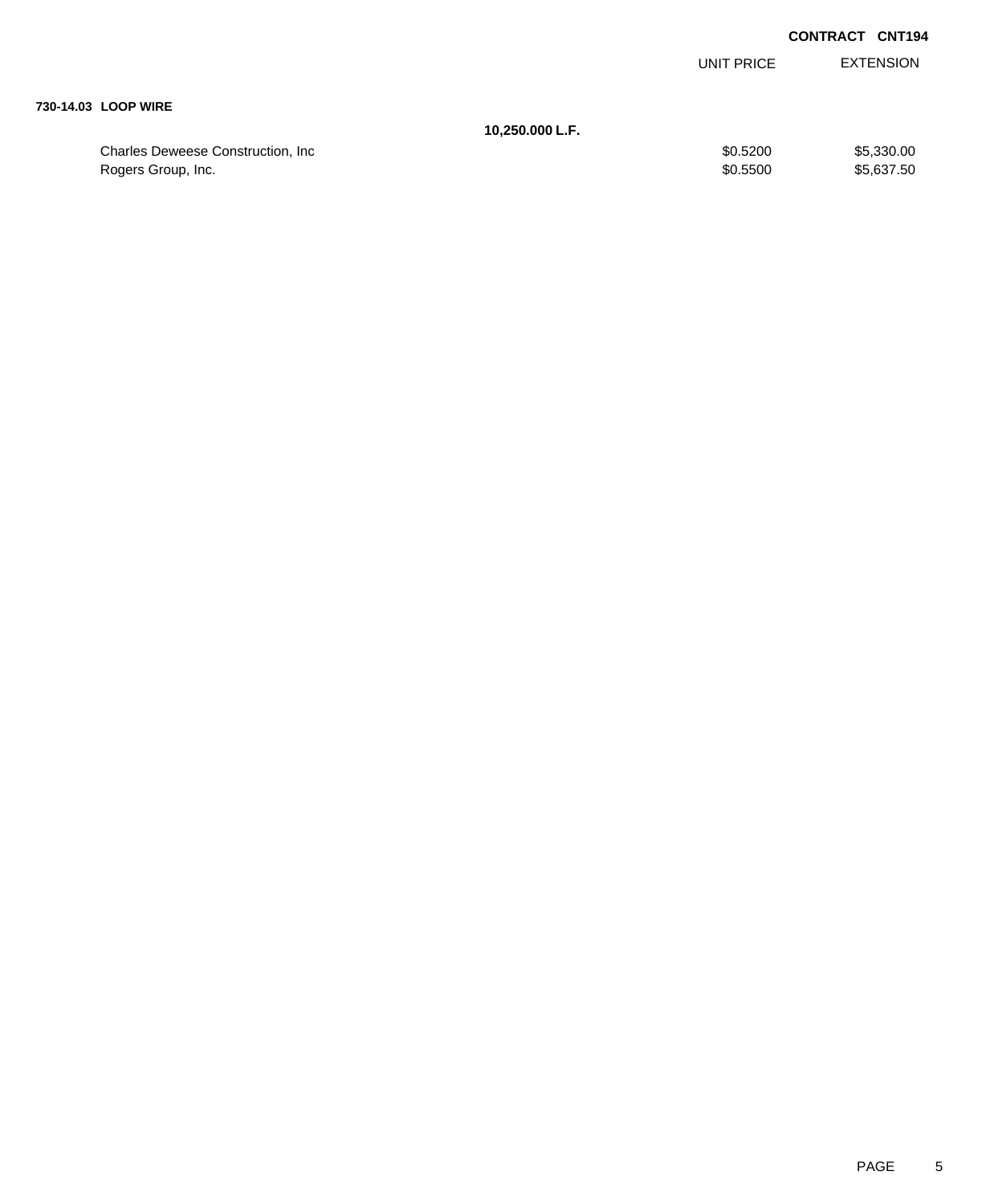**CONTRACT CNT194**

| | | UNIT PRICE | EXTENSION |
|---|---|---|---|
| **730-14.03 LOOP WIRE** | | | |
| | **10,250.000 L.F.** | | |
| Charles Deweese Construction, Inc | | $0.5200 | $5,330.00 |
| Rogers Group, Inc. | | $0.5500 | $5,637.50 |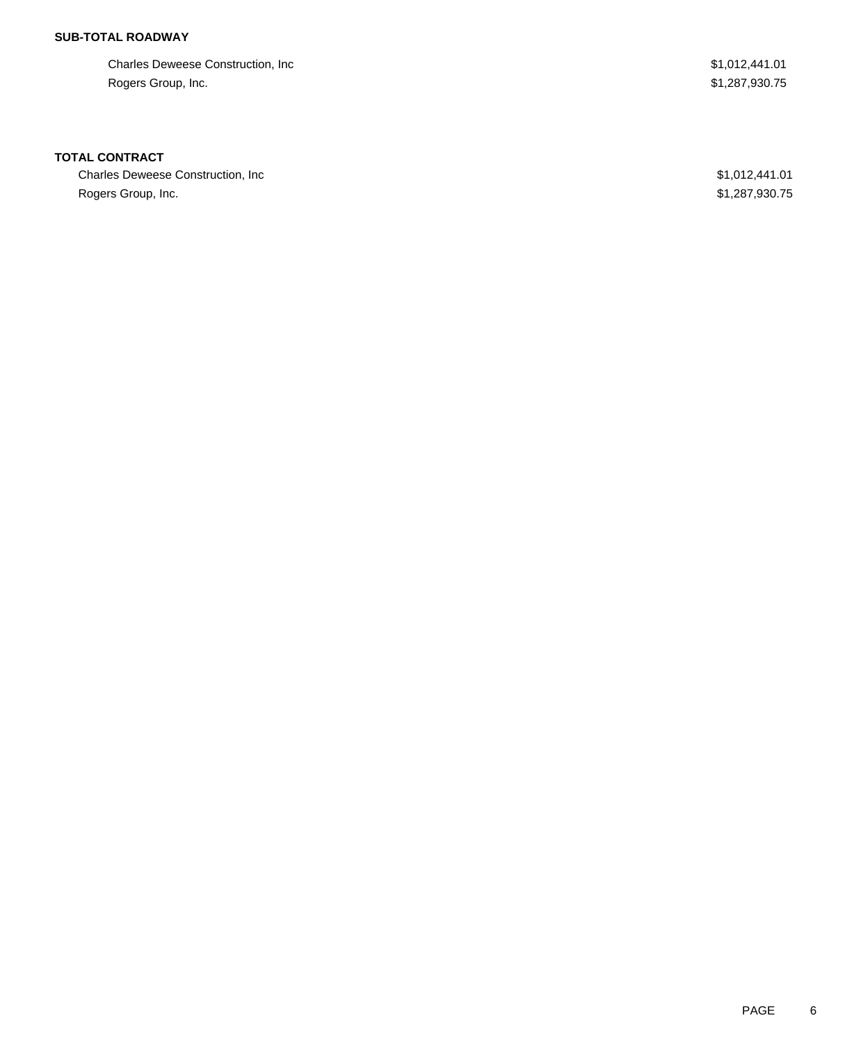**SUB-TOTAL ROADWAY**

| | |
|---|---|
| Charles Deweese Construction, Inc | $1,012,441.01 |
| Rogers Group, Inc. | $1,287,930.75 |

**TOTAL CONTRACT**

| | |
|---|---|
| Charles Deweese Construction, Inc | $1,012,441.01 |
| Rogers Group, Inc. | $1,287,930.75 |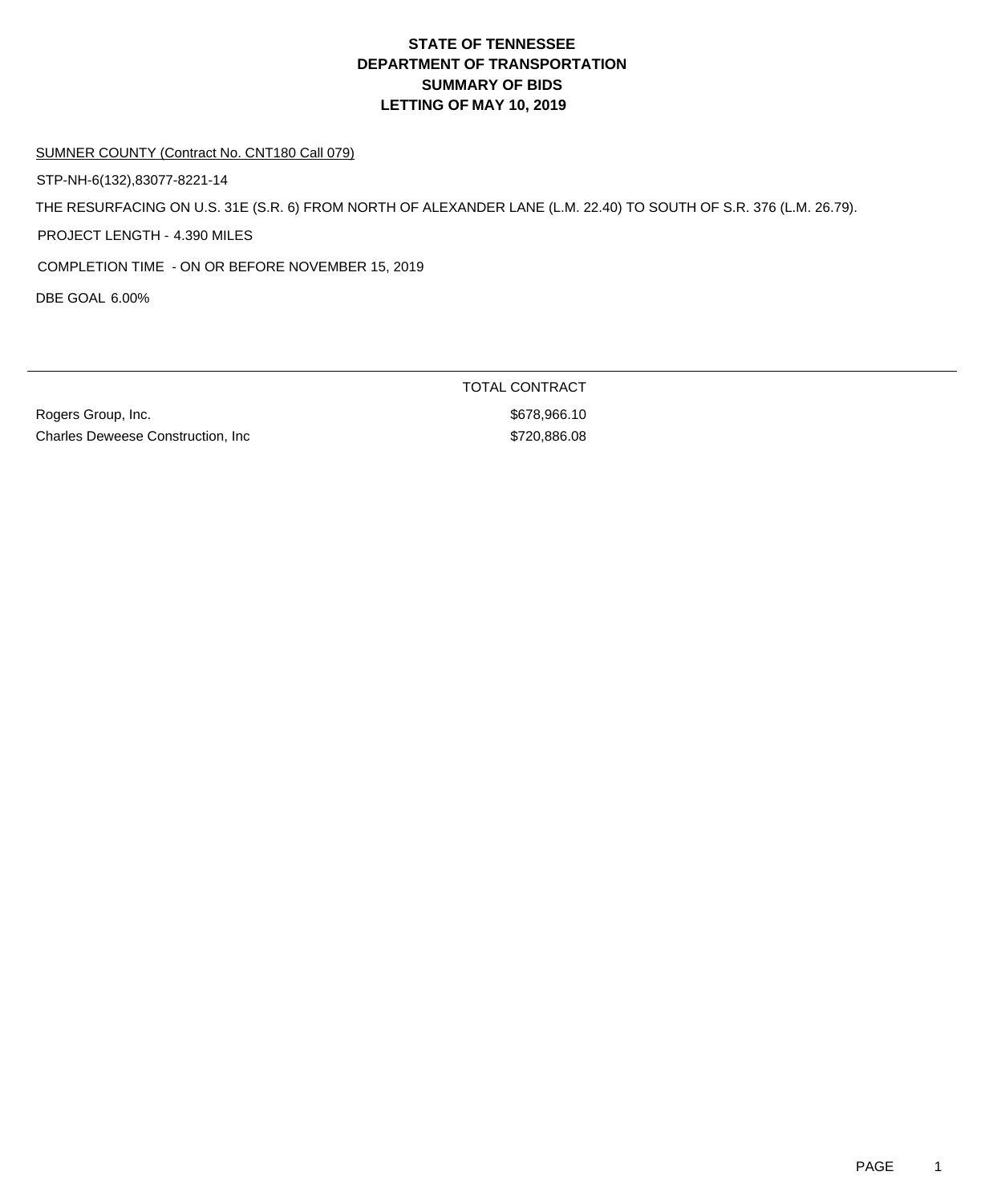# STATE OF TENNESSEE
# DEPARTMENT OF TRANSPORTATION
# SUMMARY OF BIDS
# LETTING OF MAY 10, 2019

SUMNER COUNTY (Contract No. CNT180 Call 079)

STP-NH-6(132),83077-8221-14

THE RESURFACING ON U.S. 31E (S.R. 6) FROM NORTH OF ALEXANDER LANE (L.M. 22.40) TO SOUTH OF S.R. 376 (L.M. 26.79).

PROJECT LENGTH - 4.390 MILES

COMPLETION TIME - ON OR BEFORE NOVEMBER 15, 2019

DBE GOAL 6.00%

| | TOTAL CONTRACT |
|---|---|
| Rogers Group, Inc. | $678,966.10 |
| Charles Deweese Construction, Inc | $720,886.08 |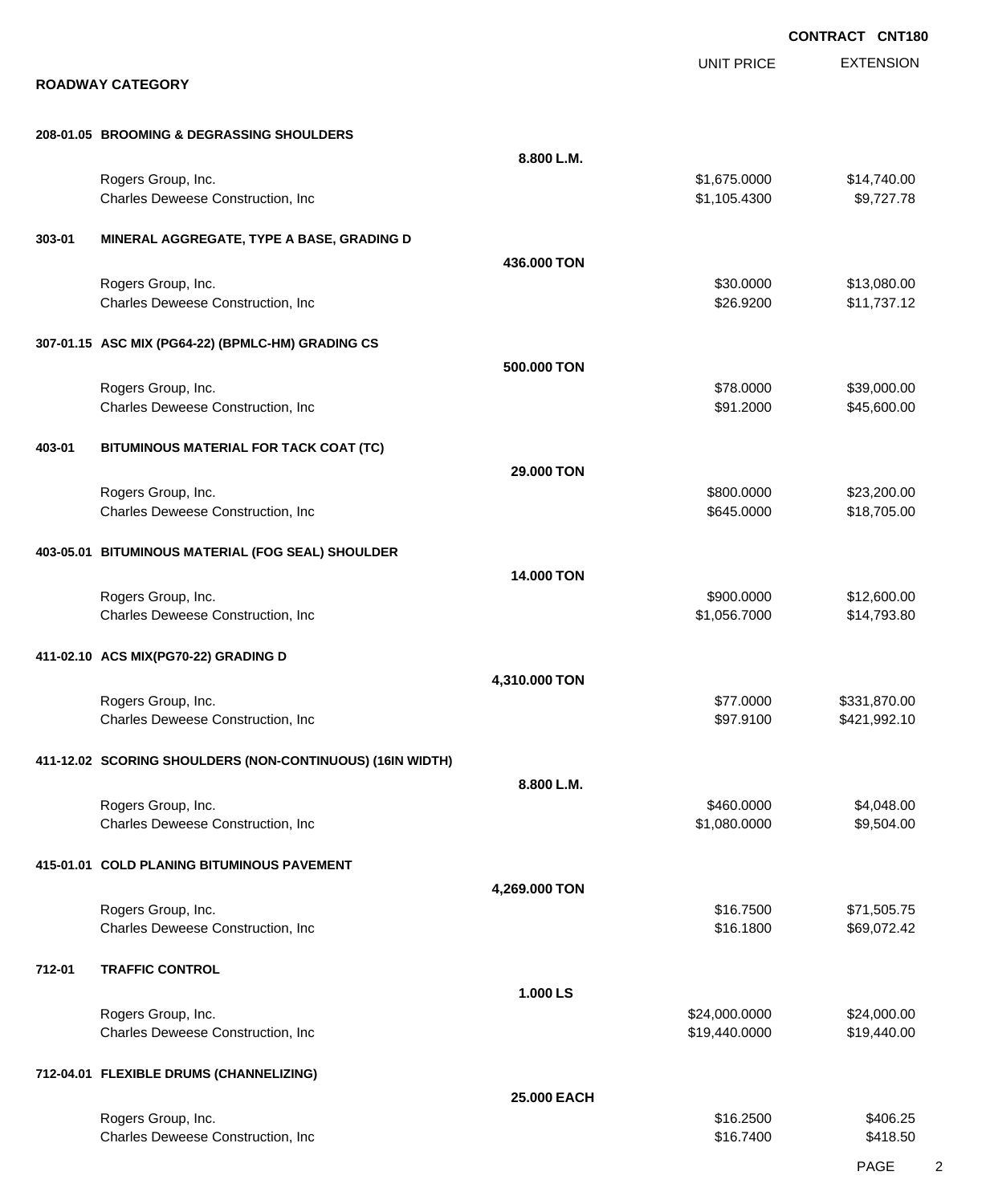**CONTRACT CNT180**

## ROADWAY CATEGORY

| | | | UNIT PRICE | EXTENSION |
|---|---|---|---|---|
| **208-01.05** | **BROOMING & DEGRASSING SHOULDERS** | | | |
| | | **8.800 L.M.** | | |
| | Rogers Group, Inc. | | $1,675.0000 | $14,740.00 |
| | Charles Deweese Construction, Inc | | $1,105.4300 | $9,727.78 |
| **303-01** | **MINERAL AGGREGATE, TYPE A BASE, GRADING D** | | | |
| | | **436.000 TON** | | |
| | Rogers Group, Inc. | | $30.0000 | $13,080.00 |
| | Charles Deweese Construction, Inc | | $26.9200 | $11,737.12 |
| **307-01.15** | **ASC MIX (PG64-22) (BPMLC-HM) GRADING CS** | | | |
| | | **500.000 TON** | | |
| | Rogers Group, Inc. | | $78.0000 | $39,000.00 |
| | Charles Deweese Construction, Inc | | $91.2000 | $45,600.00 |
| **403-01** | **BITUMINOUS MATERIAL FOR TACK COAT (TC)** | | | |
| | | **29.000 TON** | | |
| | Rogers Group, Inc. | | $800.0000 | $23,200.00 |
| | Charles Deweese Construction, Inc | | $645.0000 | $18,705.00 |
| **403-05.01** | **BITUMINOUS MATERIAL (FOG SEAL) SHOULDER** | | | |
| | | **14.000 TON** | | |
| | Rogers Group, Inc. | | $900.0000 | $12,600.00 |
| | Charles Deweese Construction, Inc | | $1,056.7000 | $14,793.80 |
| **411-02.10** | **ACS MIX(PG70-22) GRADING D** | | | |
| | | **4,310.000 TON** | | |
| | Rogers Group, Inc. | | $77.0000 | $331,870.00 |
| | Charles Deweese Construction, Inc | | $97.9100 | $421,992.10 |
| **411-12.02** | **SCORING SHOULDERS (NON-CONTINUOUS) (16IN WIDTH)** | | | |
| | | **8.800 L.M.** | | |
| | Rogers Group, Inc. | | $460.0000 | $4,048.00 |
| | Charles Deweese Construction, Inc | | $1,080.0000 | $9,504.00 |
| **415-01.01** | **COLD PLANING BITUMINOUS PAVEMENT** | | | |
| | | **4,269.000 TON** | | |
| | Rogers Group, Inc. | | $16.7500 | $71,505.75 |
| | Charles Deweese Construction, Inc | | $16.1800 | $69,072.42 |
| **712-01** | **TRAFFIC CONTROL** | | | |
| | | **1.000 LS** | | |
| | Rogers Group, Inc. | | $24,000.0000 | $24,000.00 |
| | Charles Deweese Construction, Inc | | $19,440.0000 | $19,440.00 |
| **712-04.01** | **FLEXIBLE DRUMS (CHANNELIZING)** | | | |
| | | **25.000 EACH** | | |
| | Rogers Group, Inc. | | $16.2500 | $406.25 |
| | Charles Deweese Construction, Inc | | $16.7400 | $418.50 |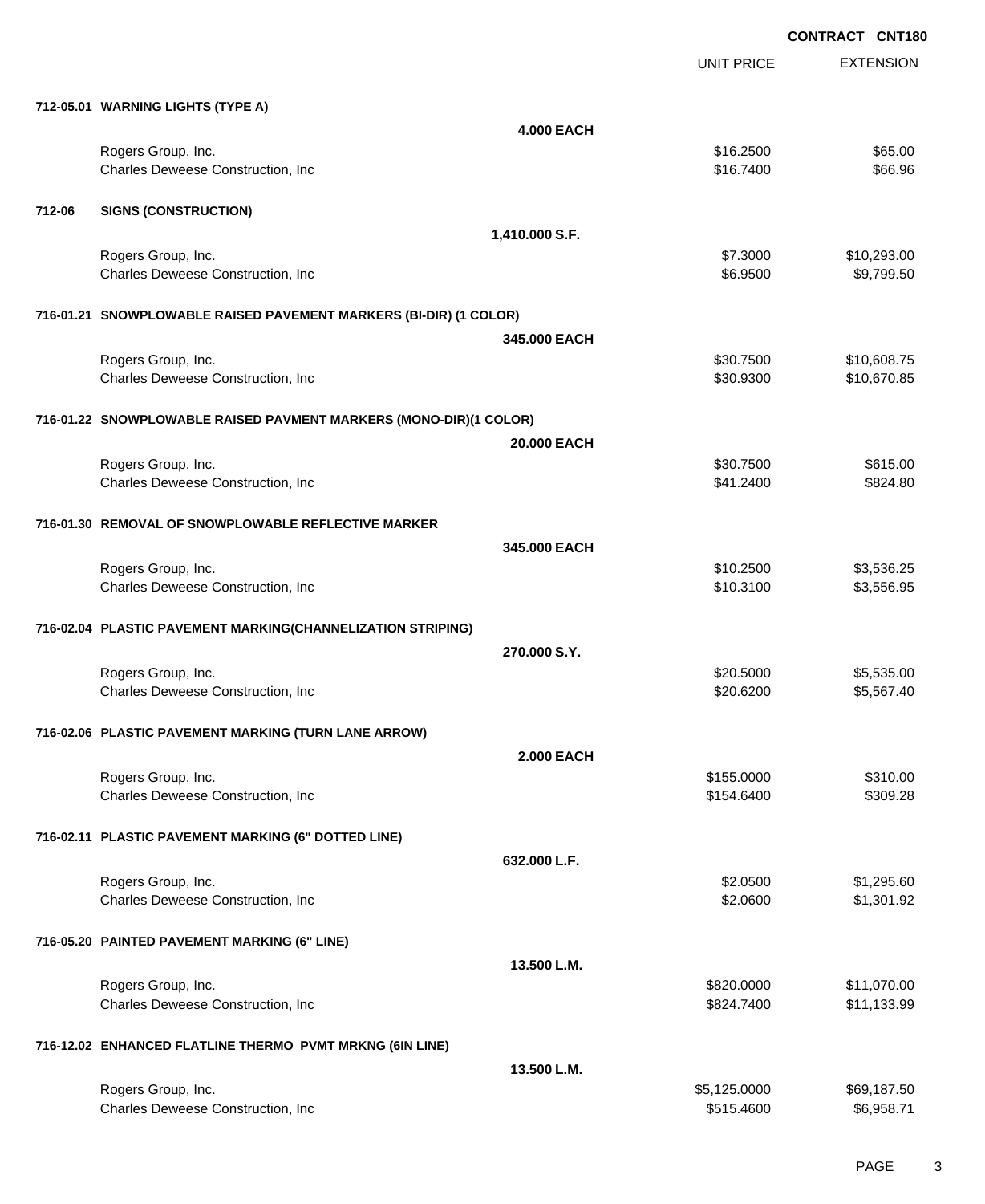**CONTRACT CNT180**

| | | UNIT PRICE | EXTENSION |
|---|---|---|---|
| **712-05.01 WARNING LIGHTS (TYPE A)** | | | |
| | **4.000 EACH** | | |
| Rogers Group, Inc. | | $16.2500 | $65.00 |
| Charles Deweese Construction, Inc | | $16.7400 | $66.96 |
| **712-06 SIGNS (CONSTRUCTION)** | | | |
| | **1,410.000 S.F.** | | |
| Rogers Group, Inc. | | $7.3000 | $10,293.00 |
| Charles Deweese Construction, Inc | | $6.9500 | $9,799.50 |
| **716-01.21 SNOWPLOWABLE RAISED PAVEMENT MARKERS (BI-DIR) (1 COLOR)** | | | |
| | **345.000 EACH** | | |
| Rogers Group, Inc. | | $30.7500 | $10,608.75 |
| Charles Deweese Construction, Inc | | $30.9300 | $10,670.85 |
| **716-01.22 SNOWPLOWABLE RAISED PAVMENT MARKERS (MONO-DIR)(1 COLOR)** | | | |
| | **20.000 EACH** | | |
| Rogers Group, Inc. | | $30.7500 | $615.00 |
| Charles Deweese Construction, Inc | | $41.2400 | $824.80 |
| **716-01.30 REMOVAL OF SNOWPLOWABLE REFLECTIVE MARKER** | | | |
| | **345.000 EACH** | | |
| Rogers Group, Inc. | | $10.2500 | $3,536.25 |
| Charles Deweese Construction, Inc | | $10.3100 | $3,556.95 |
| **716-02.04 PLASTIC PAVEMENT MARKING(CHANNELIZATION STRIPING)** | | | |
| | **270.000 S.Y.** | | |
| Rogers Group, Inc. | | $20.5000 | $5,535.00 |
| Charles Deweese Construction, Inc | | $20.6200 | $5,567.40 |
| **716-02.06 PLASTIC PAVEMENT MARKING (TURN LANE ARROW)** | | | |
| | **2.000 EACH** | | |
| Rogers Group, Inc. | | $155.0000 | $310.00 |
| Charles Deweese Construction, Inc | | $154.6400 | $309.28 |
| **716-02.11 PLASTIC PAVEMENT MARKING (6" DOTTED LINE)** | | | |
| | **632.000 L.F.** | | |
| Rogers Group, Inc. | | $2.0500 | $1,295.60 |
| Charles Deweese Construction, Inc | | $2.0600 | $1,301.92 |
| **716-05.20 PAINTED PAVEMENT MARKING (6" LINE)** | | | |
| | **13.500 L.M.** | | |
| Rogers Group, Inc. | | $820.0000 | $11,070.00 |
| Charles Deweese Construction, Inc | | $824.7400 | $11,133.99 |
| **716-12.02 ENHANCED FLATLINE THERMO PVMT MRKNG (6IN LINE)** | | | |
| | **13.500 L.M.** | | |
| Rogers Group, Inc. | | $5,125.0000 | $69,187.50 |
| Charles Deweese Construction, Inc | | $515.4600 | $6,958.71 |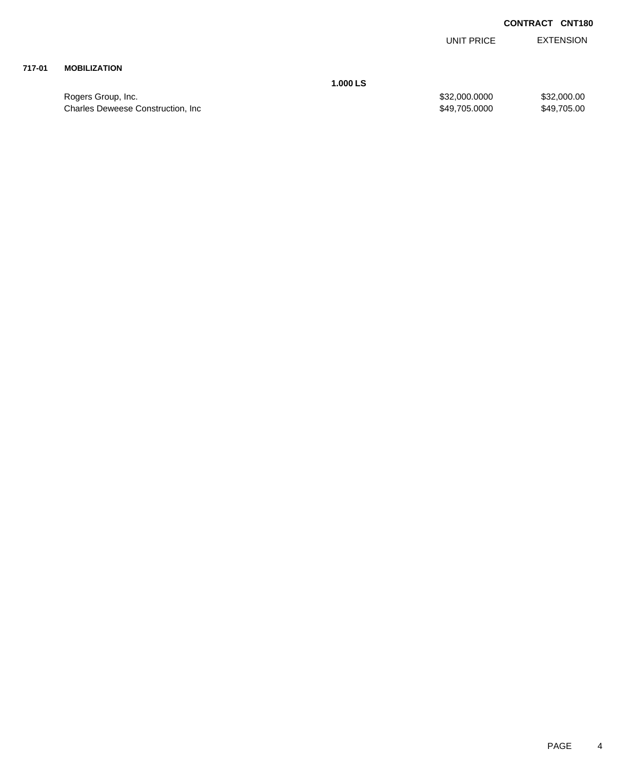**CONTRACT CNT180**

| | | | UNIT PRICE | EXTENSION |
|---|---|---|---|---|
| **717-01** | **MOBILIZATION** | | | |
| | | **1.000 LS** | | |
| | Rogers Group, Inc. | | $32,000.0000 | $32,000.00 |
| | Charles Deweese Construction, Inc | | $49,705.0000 | $49,705.00 |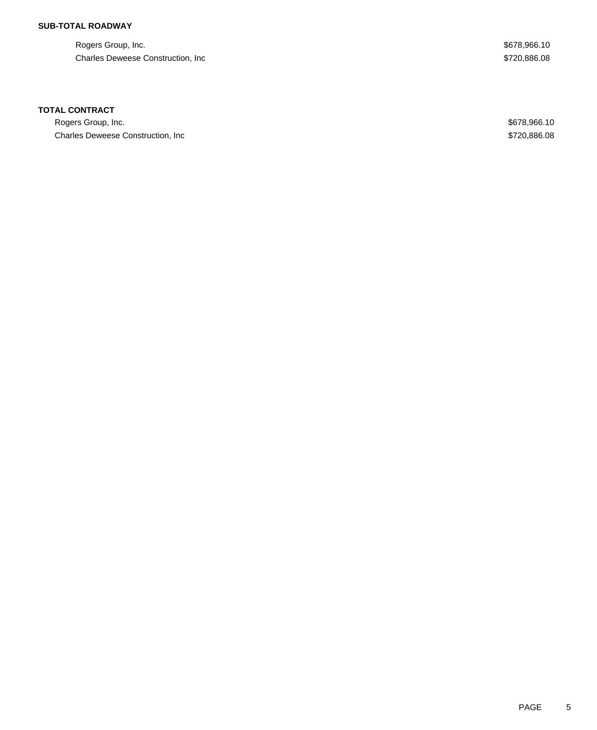**SUB-TOTAL ROADWAY**

| | |
|---|---|
| Rogers Group, Inc. | $678,966.10 |
| Charles Deweese Construction, Inc | $720,886.08 |

**TOTAL CONTRACT**

| | |
|---|---|
| Rogers Group, Inc. | $678,966.10 |
| Charles Deweese Construction, Inc | $720,886.08 |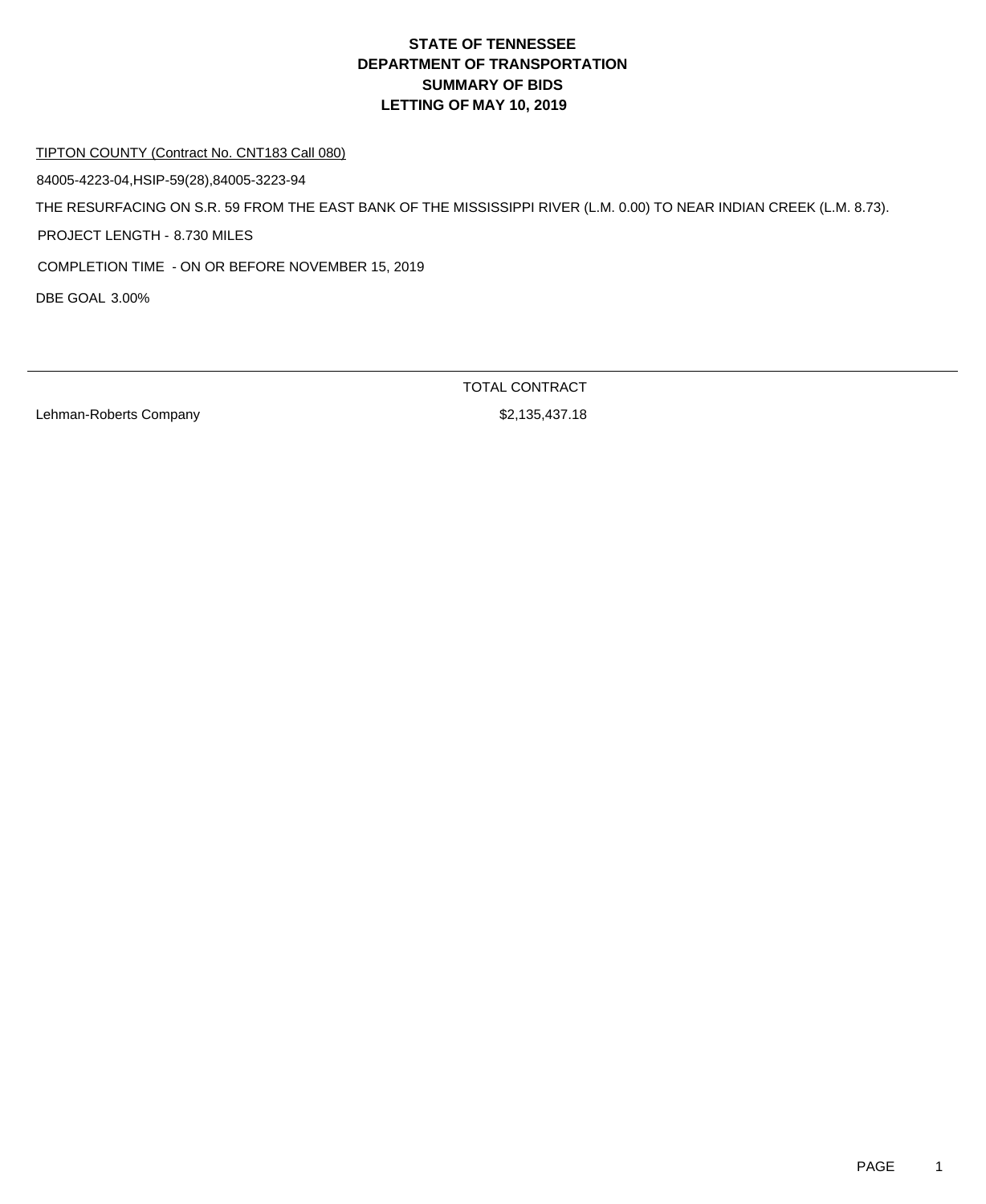# STATE OF TENNESSEE
# DEPARTMENT OF TRANSPORTATION
# SUMMARY OF BIDS
# LETTING OF MAY 10, 2019

TIPTON COUNTY (Contract No. CNT183 Call 080)

84005-4223-04,HSIP-59(28),84005-3223-94

THE RESURFACING ON S.R. 59 FROM THE EAST BANK OF THE MISSISSIPPI RIVER (L.M. 0.00) TO NEAR INDIAN CREEK (L.M. 8.73).

PROJECT LENGTH - 8.730 MILES

COMPLETION TIME - ON OR BEFORE NOVEMBER 15, 2019

DBE GOAL 3.00%

| | TOTAL CONTRACT |
|---|---|
| Lehman-Roberts Company | $2,135,437.18 |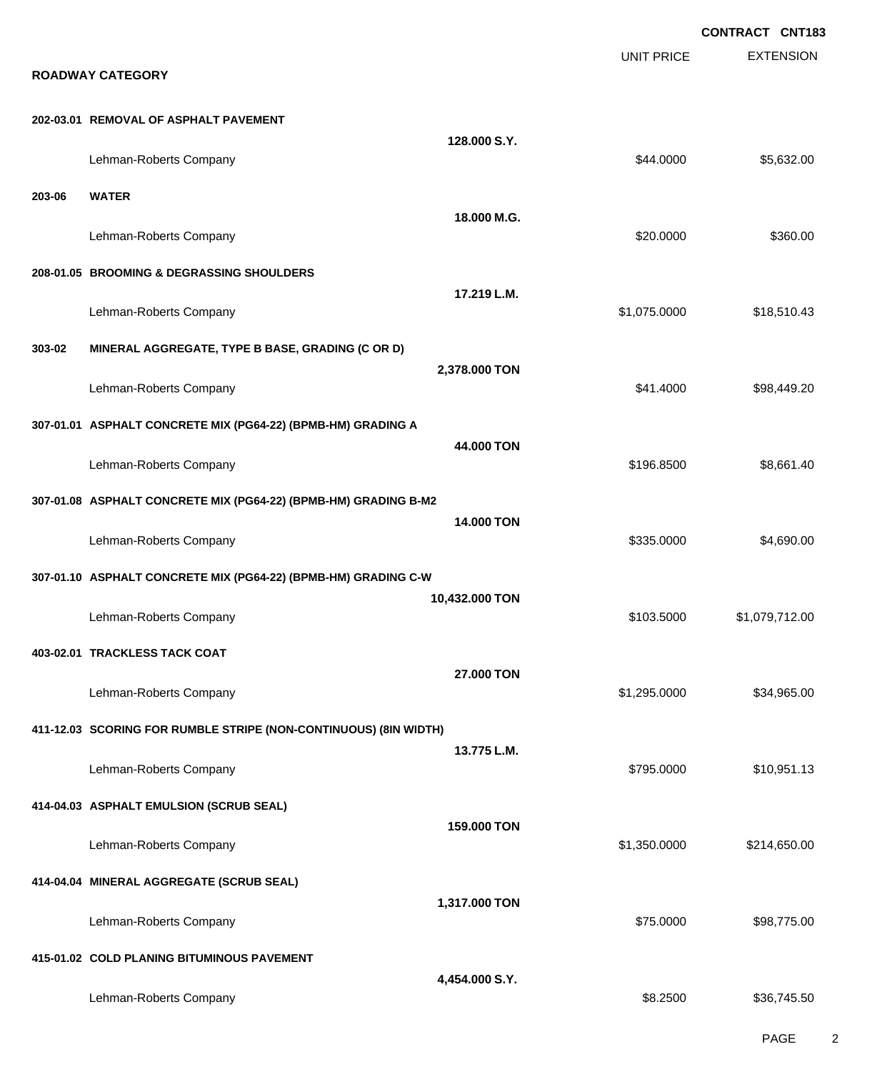CONTRACT CNT183

**ROADWAY CATEGORY**

| | | UNIT PRICE | EXTENSION |
|---|---|---|---|
| **202-03.01 REMOVAL OF ASPHALT PAVEMENT** | **128.000 S.Y.** | | |
| Lehman-Roberts Company | | $44.0000 | $5,632.00 |
| **203-06 WATER** | **18.000 M.G.** | | |
| Lehman-Roberts Company | | $20.0000 | $360.00 |
| **208-01.05 BROOMING & DEGRASSING SHOULDERS** | **17.219 L.M.** | | |
| Lehman-Roberts Company | | $1,075.0000 | $18,510.43 |
| **303-02 MINERAL AGGREGATE, TYPE B BASE, GRADING (C OR D)** | **2,378.000 TON** | | |
| Lehman-Roberts Company | | $41.4000 | $98,449.20 |
| **307-01.01 ASPHALT CONCRETE MIX (PG64-22) (BPMB-HM) GRADING A** | **44.000 TON** | | |
| Lehman-Roberts Company | | $196.8500 | $8,661.40 |
| **307-01.08 ASPHALT CONCRETE MIX (PG64-22) (BPMB-HM) GRADING B-M2** | **14.000 TON** | | |
| Lehman-Roberts Company | | $335.0000 | $4,690.00 |
| **307-01.10 ASPHALT CONCRETE MIX (PG64-22) (BPMB-HM) GRADING C-W** | **10,432.000 TON** | | |
| Lehman-Roberts Company | | $103.5000 | $1,079,712.00 |
| **403-02.01 TRACKLESS TACK COAT** | **27.000 TON** | | |
| Lehman-Roberts Company | | $1,295.0000 | $34,965.00 |
| **411-12.03 SCORING FOR RUMBLE STRIPE (NON-CONTINUOUS) (8IN WIDTH)** | **13.775 L.M.** | | |
| Lehman-Roberts Company | | $795.0000 | $10,951.13 |
| **414-04.03 ASPHALT EMULSION (SCRUB SEAL)** | **159.000 TON** | | |
| Lehman-Roberts Company | | $1,350.0000 | $214,650.00 |
| **414-04.04 MINERAL AGGREGATE (SCRUB SEAL)** | **1,317.000 TON** | | |
| Lehman-Roberts Company | | $75.0000 | $98,775.00 |
| **415-01.02 COLD PLANING BITUMINOUS PAVEMENT** | **4,454.000 S.Y.** | | |
| Lehman-Roberts Company | | $8.2500 | $36,745.50 |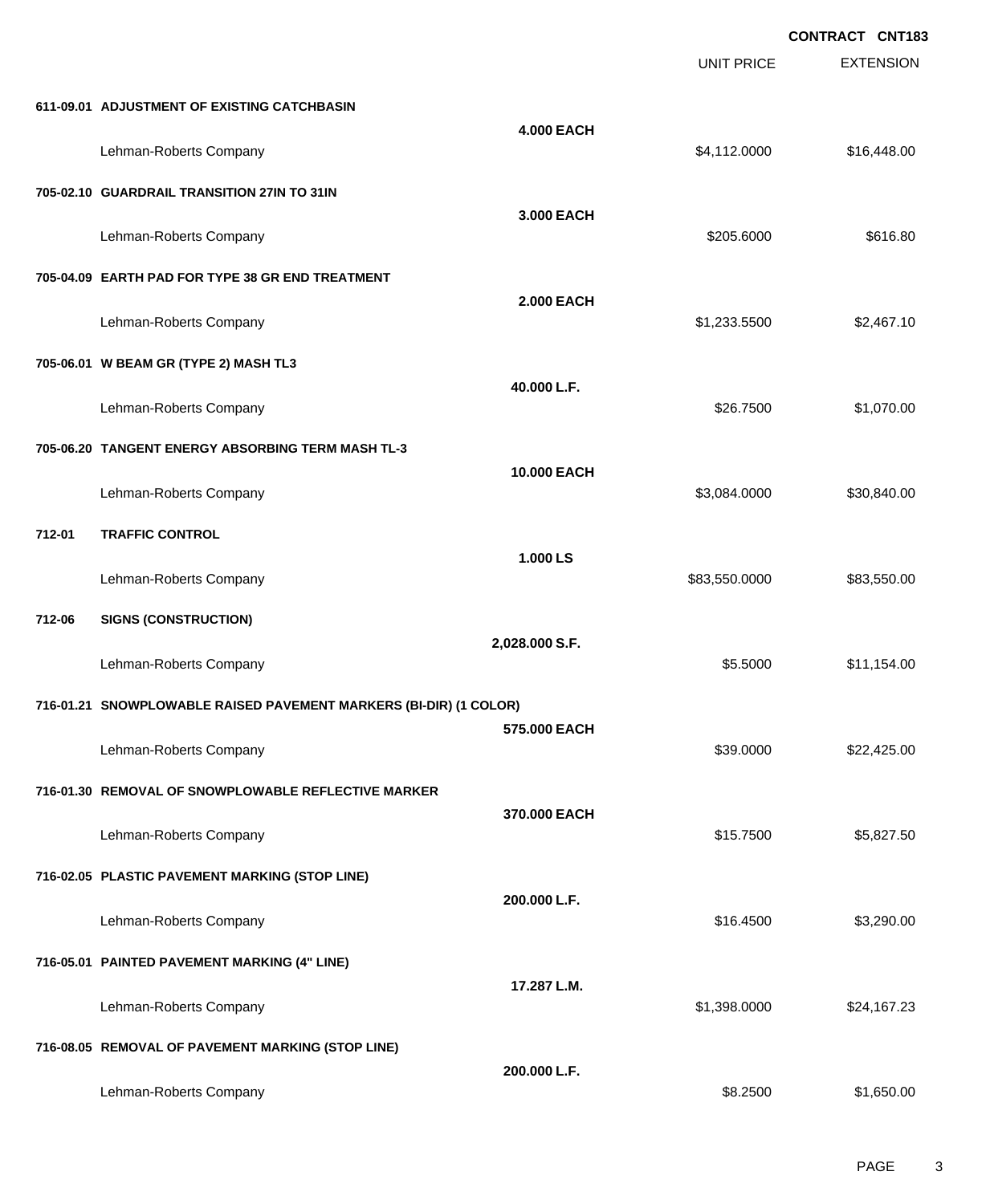**CONTRACT CNT183**

| | | | UNIT PRICE | EXTENSION |
|---|---|---|---|---|
| **611-09.01** | **ADJUSTMENT OF EXISTING CATCHBASIN** | **4.000 EACH** | | |
| | Lehman-Roberts Company | | $4,112.0000 | $16,448.00 |
| **705-02.10** | **GUARDRAIL TRANSITION 27IN TO 31IN** | **3.000 EACH** | | |
| | Lehman-Roberts Company | | $205.6000 | $616.80 |
| **705-04.09** | **EARTH PAD FOR TYPE 38 GR END TREATMENT** | **2.000 EACH** | | |
| | Lehman-Roberts Company | | $1,233.5500 | $2,467.10 |
| **705-06.01** | **W BEAM GR (TYPE 2) MASH TL3** | **40.000 L.F.** | | |
| | Lehman-Roberts Company | | $26.7500 | $1,070.00 |
| **705-06.20** | **TANGENT ENERGY ABSORBING TERM MASH TL-3** | **10.000 EACH** | | |
| | Lehman-Roberts Company | | $3,084.0000 | $30,840.00 |
| **712-01** | **TRAFFIC CONTROL** | **1.000 LS** | | |
| | Lehman-Roberts Company | | $83,550.0000 | $83,550.00 |
| **712-06** | **SIGNS (CONSTRUCTION)** | **2,028.000 S.F.** | | |
| | Lehman-Roberts Company | | $5.5000 | $11,154.00 |
| **716-01.21** | **SNOWPLOWABLE RAISED PAVEMENT MARKERS (BI-DIR) (1 COLOR)** | **575.000 EACH** | | |
| | Lehman-Roberts Company | | $39.0000 | $22,425.00 |
| **716-01.30** | **REMOVAL OF SNOWPLOWABLE REFLECTIVE MARKER** | **370.000 EACH** | | |
| | Lehman-Roberts Company | | $15.7500 | $5,827.50 |
| **716-02.05** | **PLASTIC PAVEMENT MARKING (STOP LINE)** | **200.000 L.F.** | | |
| | Lehman-Roberts Company | | $16.4500 | $3,290.00 |
| **716-05.01** | **PAINTED PAVEMENT MARKING (4" LINE)** | **17.287 L.M.** | | |
| | Lehman-Roberts Company | | $1,398.0000 | $24,167.23 |
| **716-08.05** | **REMOVAL OF PAVEMENT MARKING (STOP LINE)** | **200.000 L.F.** | | |
| | Lehman-Roberts Company | | $8.2500 | $1,650.00 |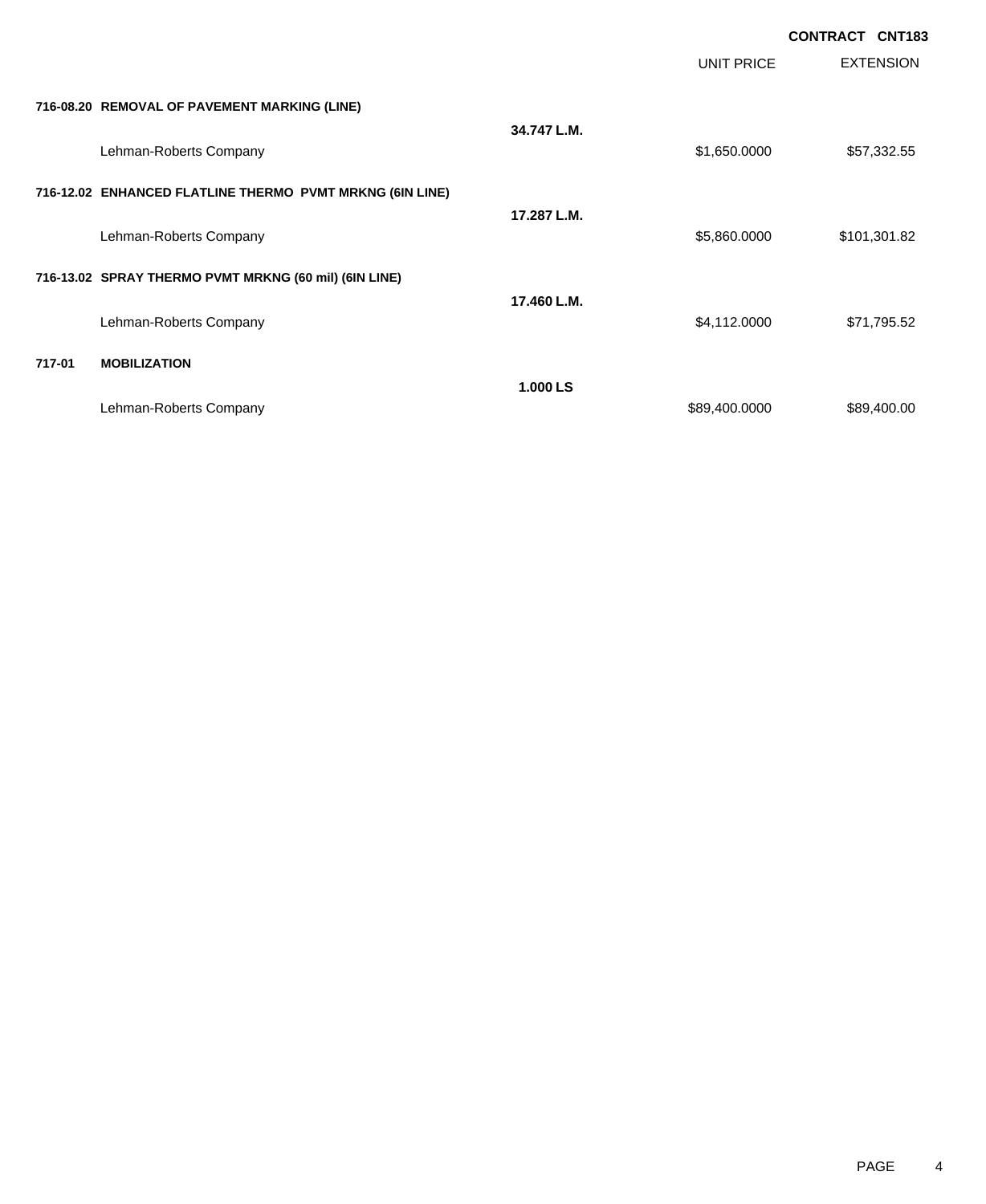**CONTRACT CNT183**

| | | | UNIT PRICE | EXTENSION |
|---|---|---|---|---|
| **716-08.20** | **REMOVAL OF PAVEMENT MARKING (LINE)** | **34.747 L.M.** | | |
| | Lehman-Roberts Company | | $1,650.0000 | $57,332.55 |
| **716-12.02** | **ENHANCED FLATLINE THERMO PVMT MRKNG (6IN LINE)** | **17.287 L.M.** | | |
| | Lehman-Roberts Company | | $5,860.0000 | $101,301.82 |
| **716-13.02** | **SPRAY THERMO PVMT MRKNG (60 mil) (6IN LINE)** | **17.460 L.M.** | | |
| | Lehman-Roberts Company | | $4,112.0000 | $71,795.52 |
| **717-01** | **MOBILIZATION** | **1.000 LS** | | |
| | Lehman-Roberts Company | | $89,400.0000 | $89,400.00 |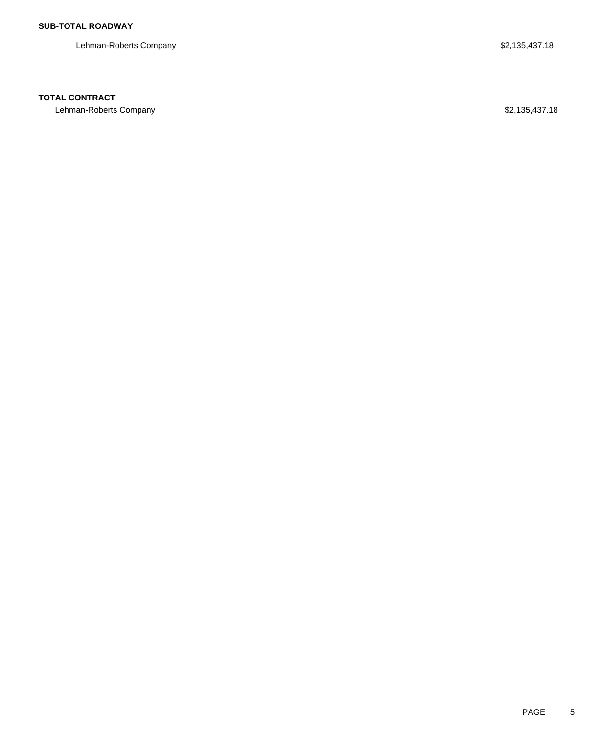**SUB-TOTAL ROADWAY**

| | |
|---|---|
| Lehman-Roberts Company | $2,135,437.18 |

**TOTAL CONTRACT**

| | |
|---|---|
| Lehman-Roberts Company | $2,135,437.18 |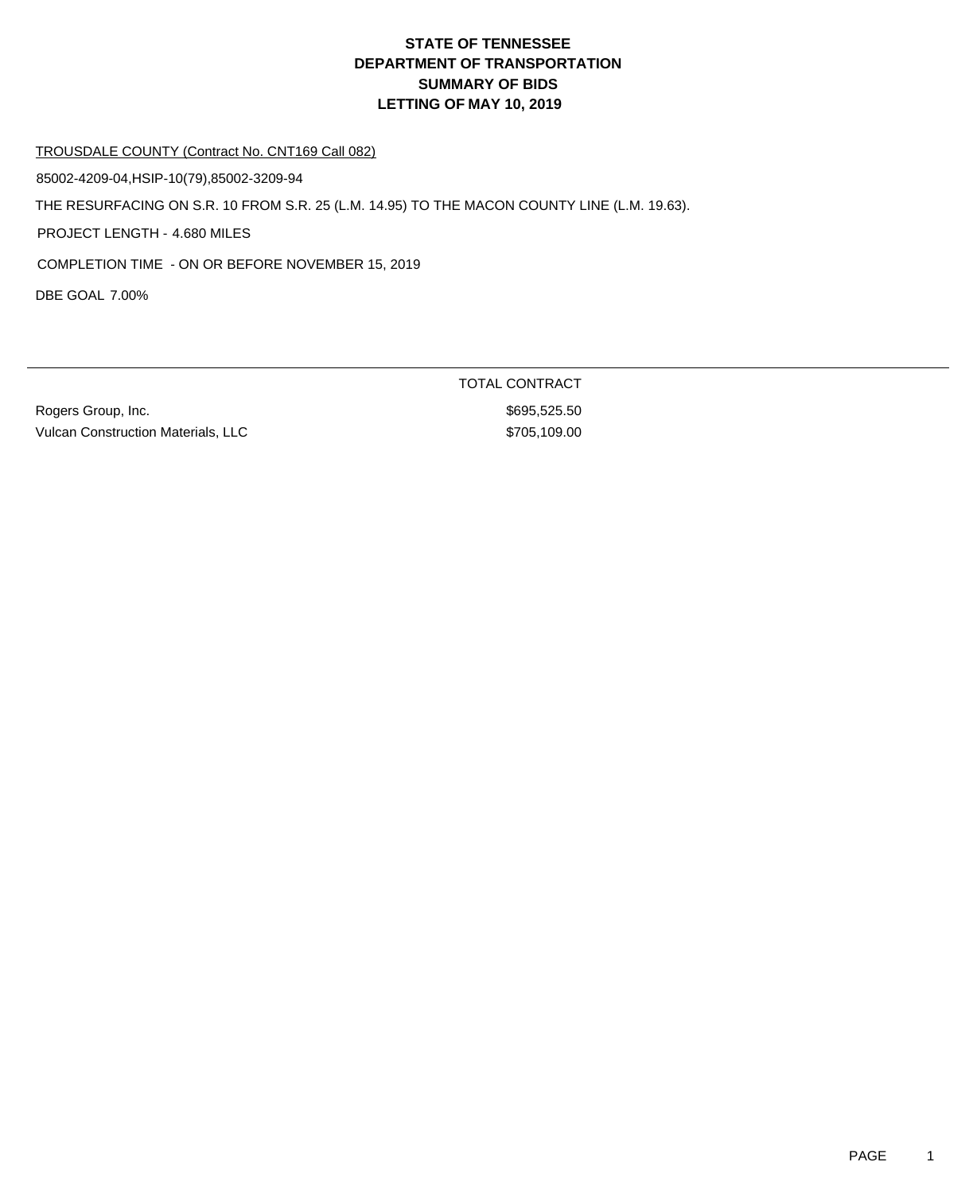# STATE OF TENNESSEE
# DEPARTMENT OF TRANSPORTATION
# SUMMARY OF BIDS
# LETTING OF MAY 10, 2019

TROUSDALE COUNTY (Contract No. CNT169 Call 082)

85002-4209-04,HSIP-10(79),85002-3209-94

THE RESURFACING ON S.R. 10 FROM S.R. 25 (L.M. 14.95) TO THE MACON COUNTY LINE (L.M. 19.63).

PROJECT LENGTH - 4.680 MILES

COMPLETION TIME - ON OR BEFORE NOVEMBER 15, 2019

DBE GOAL 7.00%

| | TOTAL CONTRACT |
|---|---|
| Rogers Group, Inc. | $695,525.50 |
| Vulcan Construction Materials, LLC | $705,109.00 |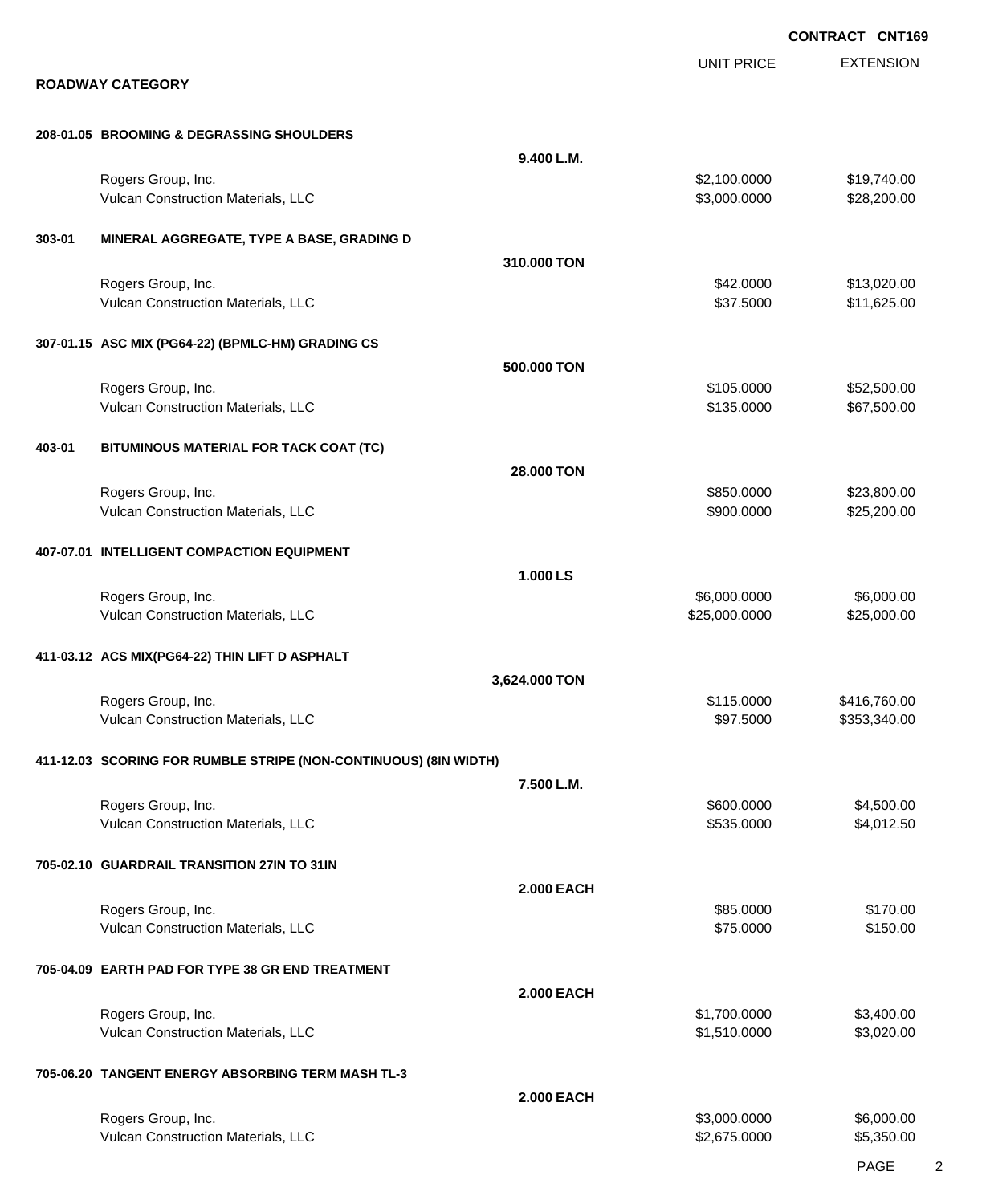**CONTRACT CNT169**

## ROADWAY CATEGORY

| | | UNIT PRICE | EXTENSION |
|---|---|---|---|
| **208-01.05 BROOMING & DEGRASSING SHOULDERS** | **9.400 L.M.** | | |
| Rogers Group, Inc. | | $2,100.0000 | $19,740.00 |
| Vulcan Construction Materials, LLC | | $3,000.0000 | $28,200.00 |
| **303-01 MINERAL AGGREGATE, TYPE A BASE, GRADING D** | **310.000 TON** | | |
| Rogers Group, Inc. | | $42.0000 | $13,020.00 |
| Vulcan Construction Materials, LLC | | $37.5000 | $11,625.00 |
| **307-01.15 ASC MIX (PG64-22) (BPMLC-HM) GRADING CS** | **500.000 TON** | | |
| Rogers Group, Inc. | | $105.0000 | $52,500.00 |
| Vulcan Construction Materials, LLC | | $135.0000 | $67,500.00 |
| **403-01 BITUMINOUS MATERIAL FOR TACK COAT (TC)** | **28.000 TON** | | |
| Rogers Group, Inc. | | $850.0000 | $23,800.00 |
| Vulcan Construction Materials, LLC | | $900.0000 | $25,200.00 |
| **407-07.01 INTELLIGENT COMPACTION EQUIPMENT** | **1.000 LS** | | |
| Rogers Group, Inc. | | $6,000.0000 | $6,000.00 |
| Vulcan Construction Materials, LLC | | $25,000.0000 | $25,000.00 |
| **411-03.12 ACS MIX(PG64-22) THIN LIFT D ASPHALT** | **3,624.000 TON** | | |
| Rogers Group, Inc. | | $115.0000 | $416,760.00 |
| Vulcan Construction Materials, LLC | | $97.5000 | $353,340.00 |
| **411-12.03 SCORING FOR RUMBLE STRIPE (NON-CONTINUOUS) (8IN WIDTH)** | **7.500 L.M.** | | |
| Rogers Group, Inc. | | $600.0000 | $4,500.00 |
| Vulcan Construction Materials, LLC | | $535.0000 | $4,012.50 |
| **705-02.10 GUARDRAIL TRANSITION 27IN TO 31IN** | **2.000 EACH** | | |
| Rogers Group, Inc. | | $85.0000 | $170.00 |
| Vulcan Construction Materials, LLC | | $75.0000 | $150.00 |
| **705-04.09 EARTH PAD FOR TYPE 38 GR END TREATMENT** | **2.000 EACH** | | |
| Rogers Group, Inc. | | $1,700.0000 | $3,400.00 |
| Vulcan Construction Materials, LLC | | $1,510.0000 | $3,020.00 |
| **705-06.20 TANGENT ENERGY ABSORBING TERM MASH TL-3** | **2.000 EACH** | | |
| Rogers Group, Inc. | | $3,000.0000 | $6,000.00 |
| Vulcan Construction Materials, LLC | | $2,675.0000 | $5,350.00 |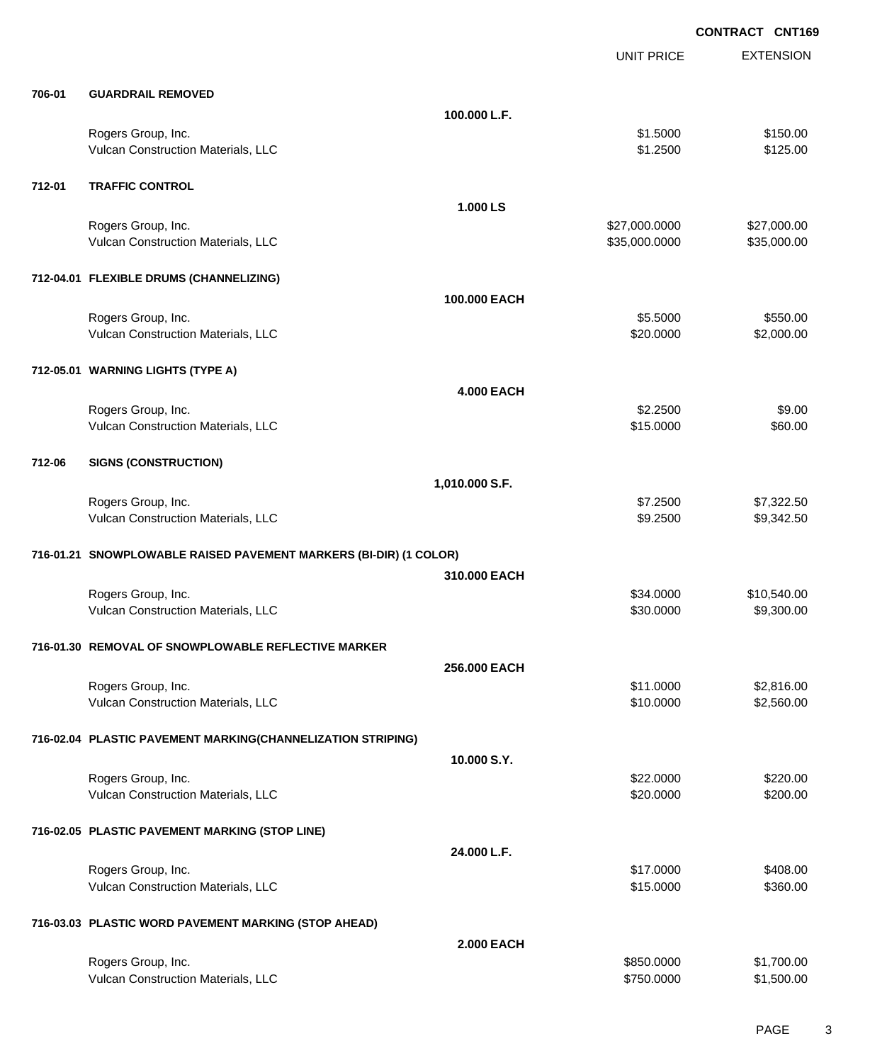**CONTRACT CNT169**

| | | | UNIT PRICE | EXTENSION |
|---|---|---|---|---|
| **706-01** | **GUARDRAIL REMOVED** | | | |
| | | **100.000 L.F.** | | |
| | Rogers Group, Inc. | | $1.5000 | $150.00 |
| | Vulcan Construction Materials, LLC | | $1.2500 | $125.00 |
| **712-01** | **TRAFFIC CONTROL** | | | |
| | | **1.000 LS** | | |
| | Rogers Group, Inc. | | $27,000.0000 | $27,000.00 |
| | Vulcan Construction Materials, LLC | | $35,000.0000 | $35,000.00 |
| **712-04.01** | **FLEXIBLE DRUMS (CHANNELIZING)** | | | |
| | | **100.000 EACH** | | |
| | Rogers Group, Inc. | | $5.5000 | $550.00 |
| | Vulcan Construction Materials, LLC | | $20.0000 | $2,000.00 |
| **712-05.01** | **WARNING LIGHTS (TYPE A)** | | | |
| | | **4.000 EACH** | | |
| | Rogers Group, Inc. | | $2.2500 | $9.00 |
| | Vulcan Construction Materials, LLC | | $15.0000 | $60.00 |
| **712-06** | **SIGNS (CONSTRUCTION)** | | | |
| | | **1,010.000 S.F.** | | |
| | Rogers Group, Inc. | | $7.2500 | $7,322.50 |
| | Vulcan Construction Materials, LLC | | $9.2500 | $9,342.50 |
| **716-01.21** | **SNOWPLOWABLE RAISED PAVEMENT MARKERS (BI-DIR) (1 COLOR)** | | | |
| | | **310.000 EACH** | | |
| | Rogers Group, Inc. | | $34.0000 | $10,540.00 |
| | Vulcan Construction Materials, LLC | | $30.0000 | $9,300.00 |
| **716-01.30** | **REMOVAL OF SNOWPLOWABLE REFLECTIVE MARKER** | | | |
| | | **256.000 EACH** | | |
| | Rogers Group, Inc. | | $11.0000 | $2,816.00 |
| | Vulcan Construction Materials, LLC | | $10.0000 | $2,560.00 |
| **716-02.04** | **PLASTIC PAVEMENT MARKING(CHANNELIZATION STRIPING)** | | | |
| | | **10.000 S.Y.** | | |
| | Rogers Group, Inc. | | $22.0000 | $220.00 |
| | Vulcan Construction Materials, LLC | | $20.0000 | $200.00 |
| **716-02.05** | **PLASTIC PAVEMENT MARKING (STOP LINE)** | | | |
| | | **24.000 L.F.** | | |
| | Rogers Group, Inc. | | $17.0000 | $408.00 |
| | Vulcan Construction Materials, LLC | | $15.0000 | $360.00 |
| **716-03.03** | **PLASTIC WORD PAVEMENT MARKING (STOP AHEAD)** | | | |
| | | **2.000 EACH** | | |
| | Rogers Group, Inc. | | $850.0000 | $1,700.00 |
| | Vulcan Construction Materials, LLC | | $750.0000 | $1,500.00 |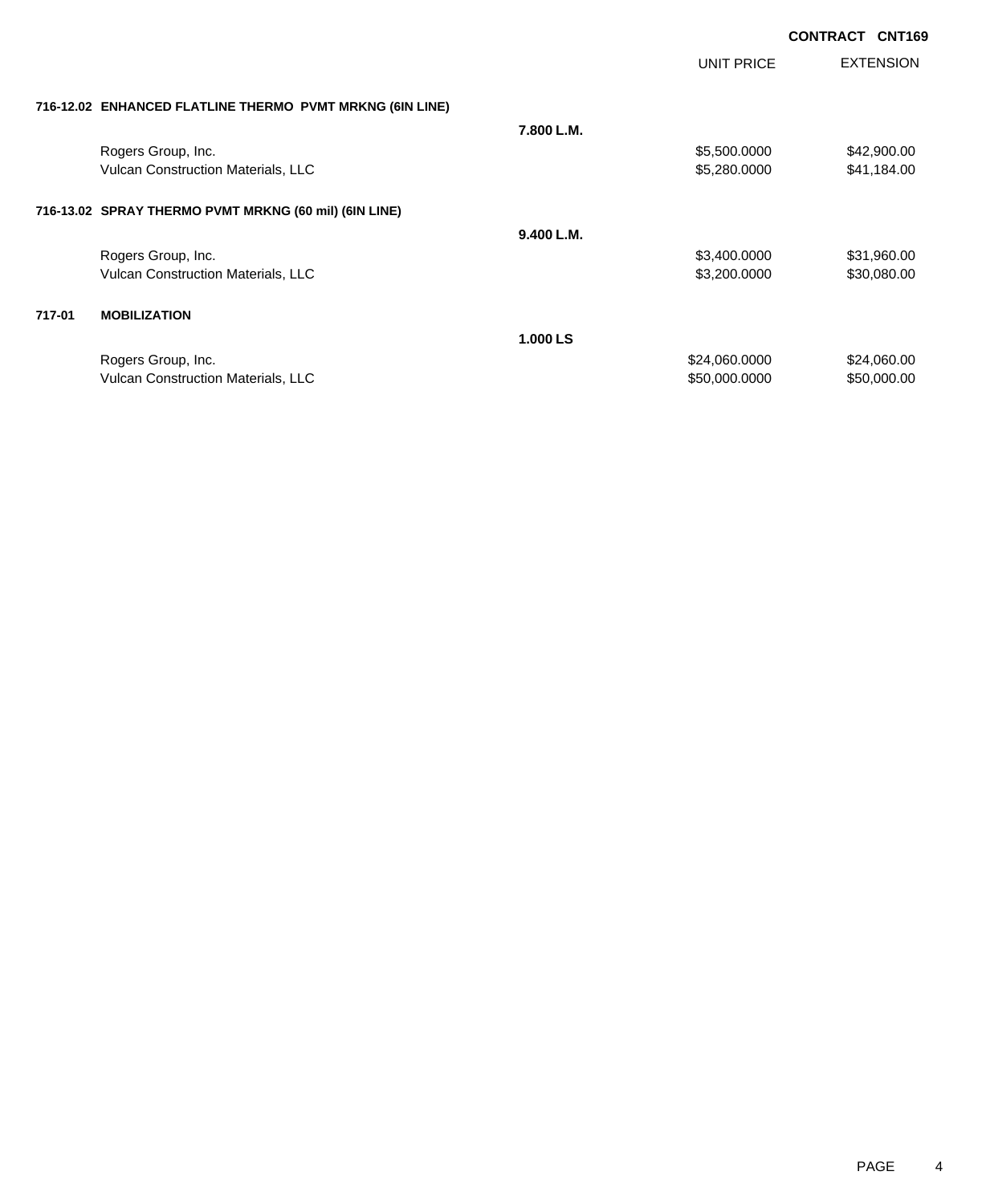**CONTRACT CNT169**

| | | UNIT PRICE | EXTENSION |
|---|---|---|---|
| **716-12.02 ENHANCED FLATLINE THERMO PVMT MRKNG (6IN LINE)** | | | |
| | **7.800 L.M.** | | |
| Rogers Group, Inc. | | $5,500.0000 | $42,900.00 |
| Vulcan Construction Materials, LLC | | $5,280.0000 | $41,184.00 |
| **716-13.02 SPRAY THERMO PVMT MRKNG (60 mil) (6IN LINE)** | | | |
| | **9.400 L.M.** | | |
| Rogers Group, Inc. | | $3,400.0000 | $31,960.00 |
| Vulcan Construction Materials, LLC | | $3,200.0000 | $30,080.00 |
| **717-01 MOBILIZATION** | | | |
| | **1.000 LS** | | |
| Rogers Group, Inc. | | $24,060.0000 | $24,060.00 |
| Vulcan Construction Materials, LLC | | $50,000.0000 | $50,000.00 |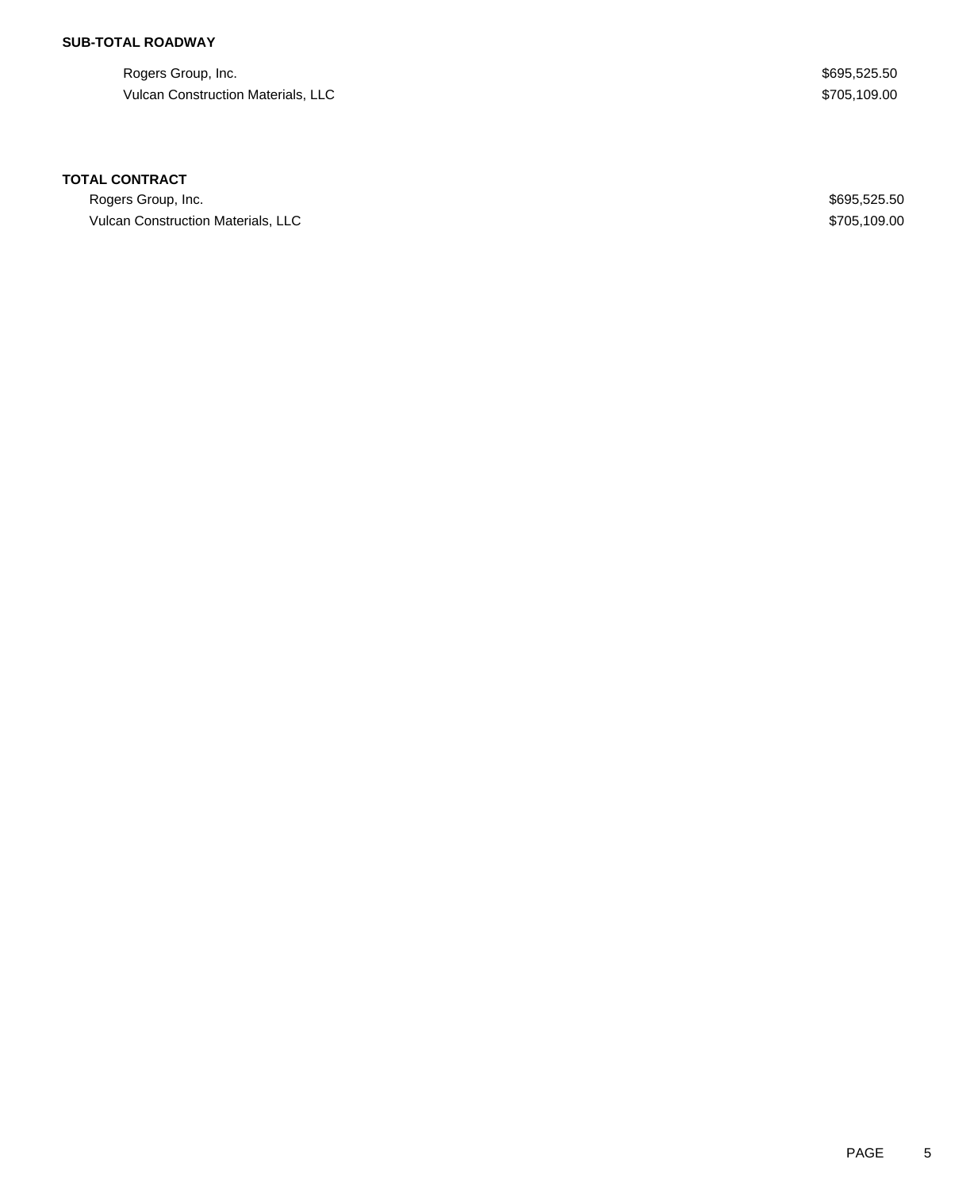**SUB-TOTAL ROADWAY**

| | |
|---|---|
| Rogers Group, Inc. | $695,525.50 |
| Vulcan Construction Materials, LLC | $705,109.00 |

**TOTAL CONTRACT**

| | |
|---|---|
| Rogers Group, Inc. | $695,525.50 |
| Vulcan Construction Materials, LLC | $705,109.00 |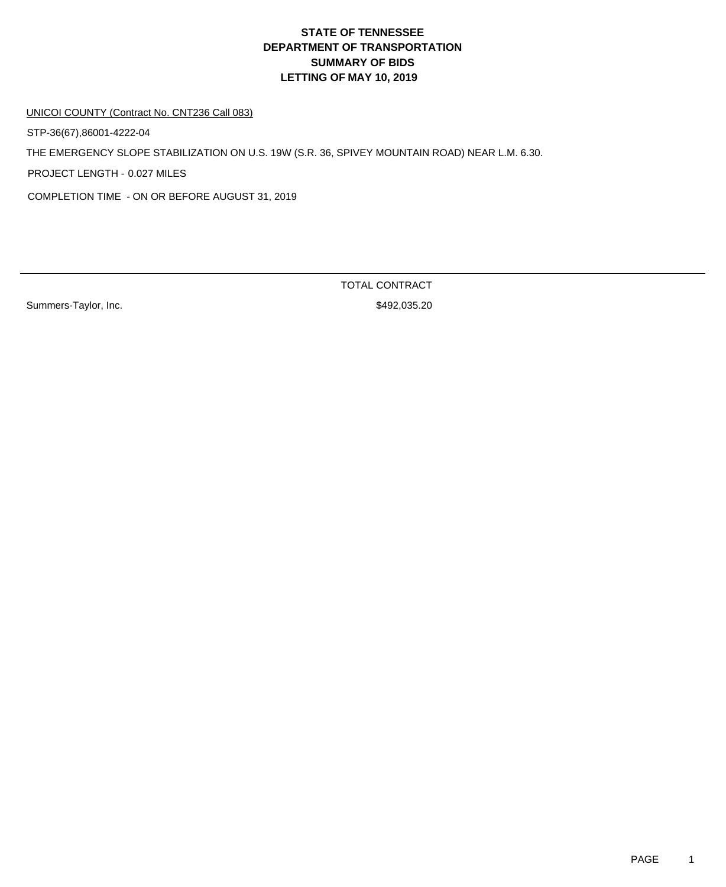# STATE OF TENNESSEE
# DEPARTMENT OF TRANSPORTATION
# SUMMARY OF BIDS
# LETTING OF MAY 10, 2019

UNICOI COUNTY (Contract No. CNT236 Call 083)

STP-36(67),86001-4222-04

THE EMERGENCY SLOPE STABILIZATION ON U.S. 19W (S.R. 36, SPIVEY MOUNTAIN ROAD) NEAR L.M. 6.30.

PROJECT LENGTH - 0.027 MILES

COMPLETION TIME - ON OR BEFORE AUGUST 31, 2019

| | TOTAL CONTRACT |
|---|---|
| Summers-Taylor, Inc. | $492,035.20 |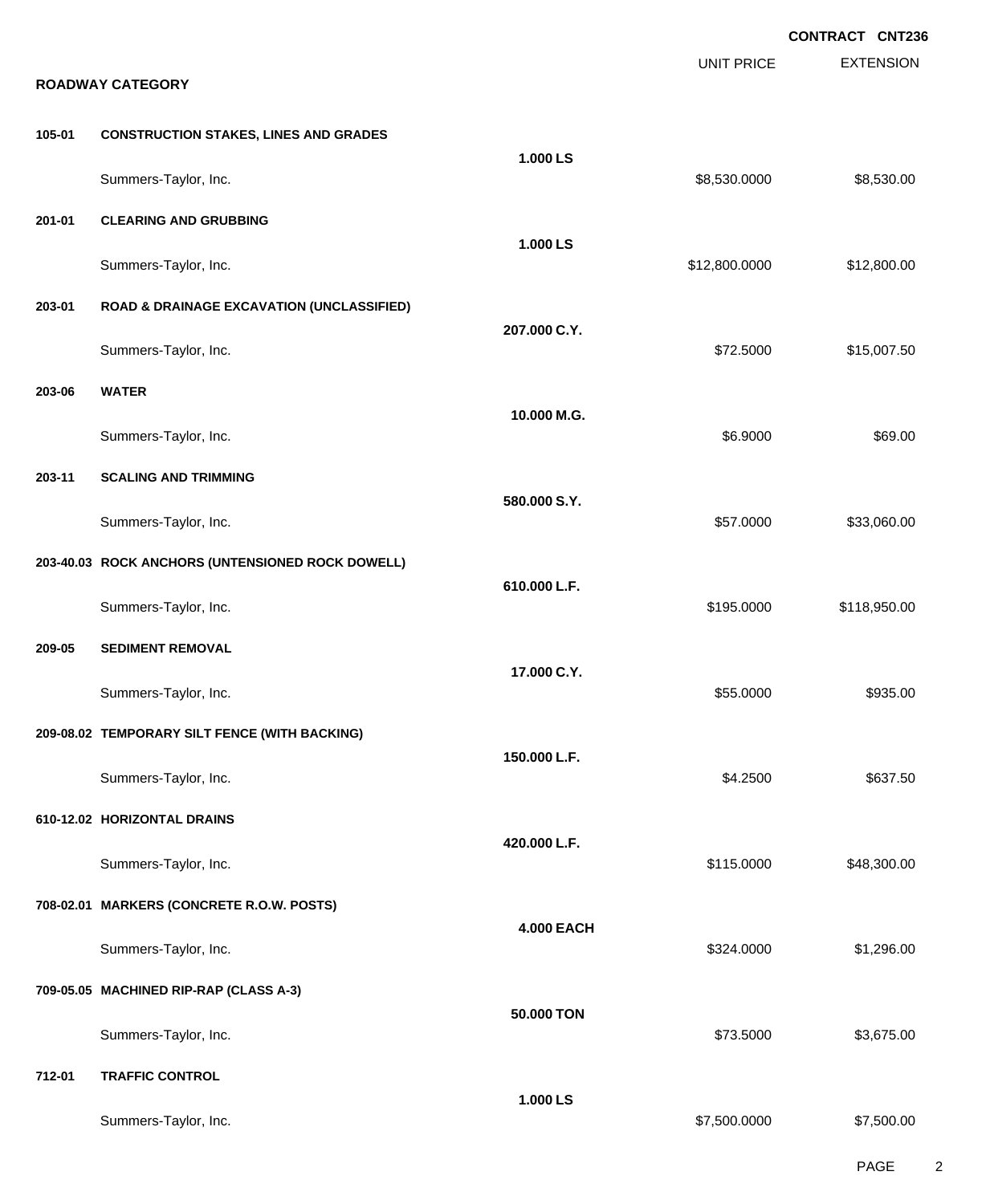**CONTRACT CNT236**

**ROADWAY CATEGORY**

| Item | Description | Quantity | Unit Price | Extension |
|---|---|---|---|---|
| **105-01** | **CONSTRUCTION STAKES, LINES AND GRADES** | **1.000 LS** | | |
| | Summers-Taylor, Inc. | | $8,530.0000 | $8,530.00 |
| **201-01** | **CLEARING AND GRUBBING** | **1.000 LS** | | |
| | Summers-Taylor, Inc. | | $12,800.0000 | $12,800.00 |
| **203-01** | **ROAD & DRAINAGE EXCAVATION (UNCLASSIFIED)** | **207.000 C.Y.** | | |
| | Summers-Taylor, Inc. | | $72.5000 | $15,007.50 |
| **203-06** | **WATER** | **10.000 M.G.** | | |
| | Summers-Taylor, Inc. | | $6.9000 | $69.00 |
| **203-11** | **SCALING AND TRIMMING** | **580.000 S.Y.** | | |
| | Summers-Taylor, Inc. | | $57.0000 | $33,060.00 |
| **203-40.03** | **ROCK ANCHORS (UNTENSIONED ROCK DOWELL)** | **610.000 L.F.** | | |
| | Summers-Taylor, Inc. | | $195.0000 | $118,950.00 |
| **209-05** | **SEDIMENT REMOVAL** | **17.000 C.Y.** | | |
| | Summers-Taylor, Inc. | | $55.0000 | $935.00 |
| **209-08.02** | **TEMPORARY SILT FENCE (WITH BACKING)** | **150.000 L.F.** | | |
| | Summers-Taylor, Inc. | | $4.2500 | $637.50 |
| **610-12.02** | **HORIZONTAL DRAINS** | **420.000 L.F.** | | |
| | Summers-Taylor, Inc. | | $115.0000 | $48,300.00 |
| **708-02.01** | **MARKERS (CONCRETE R.O.W. POSTS)** | **4.000 EACH** | | |
| | Summers-Taylor, Inc. | | $324.0000 | $1,296.00 |
| **709-05.05** | **MACHINED RIP-RAP (CLASS A-3)** | **50.000 TON** | | |
| | Summers-Taylor, Inc. | | $73.5000 | $3,675.00 |
| **712-01** | **TRAFFIC CONTROL** | **1.000 LS** | | |
| | Summers-Taylor, Inc. | | $7,500.0000 | $7,500.00 |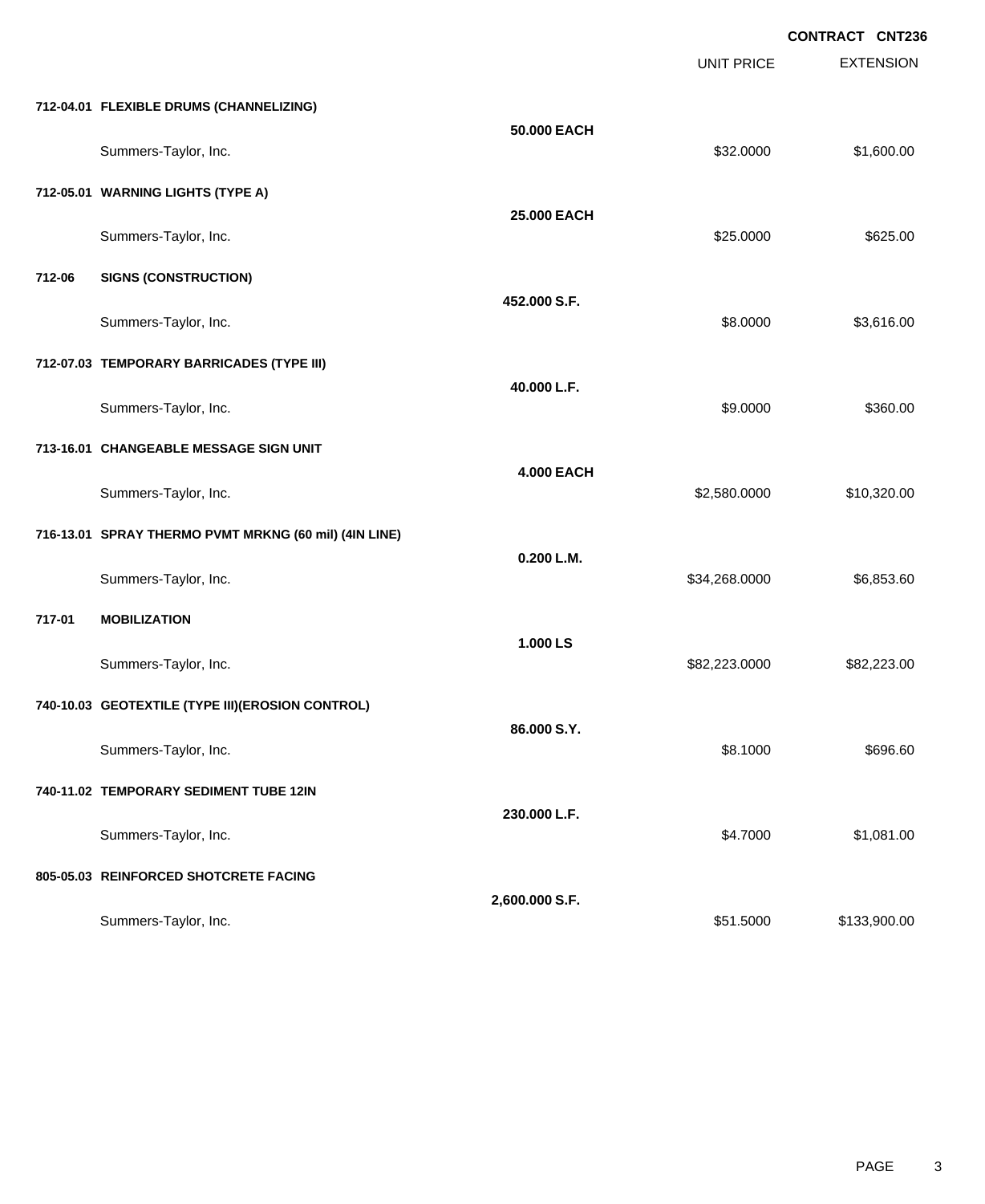**CONTRACT CNT236**

| | | | UNIT PRICE | EXTENSION |
|---|---|---|---|---|
| **712-04.01** | **FLEXIBLE DRUMS (CHANNELIZING)** | | | |
| | | **50.000 EACH** | | |
| | Summers-Taylor, Inc. | | $32.0000 | $1,600.00 |
| **712-05.01** | **WARNING LIGHTS (TYPE A)** | | | |
| | | **25.000 EACH** | | |
| | Summers-Taylor, Inc. | | $25.0000 | $625.00 |
| **712-06** | **SIGNS (CONSTRUCTION)** | | | |
| | | **452.000 S.F.** | | |
| | Summers-Taylor, Inc. | | $8.0000 | $3,616.00 |
| **712-07.03** | **TEMPORARY BARRICADES (TYPE III)** | | | |
| | | **40.000 L.F.** | | |
| | Summers-Taylor, Inc. | | $9.0000 | $360.00 |
| **713-16.01** | **CHANGEABLE MESSAGE SIGN UNIT** | | | |
| | | **4.000 EACH** | | |
| | Summers-Taylor, Inc. | | $2,580.0000 | $10,320.00 |
| **716-13.01** | **SPRAY THERMO PVMT MRKNG (60 mil) (4IN LINE)** | | | |
| | | **0.200 L.M.** | | |
| | Summers-Taylor, Inc. | | $34,268.0000 | $6,853.60 |
| **717-01** | **MOBILIZATION** | | | |
| | | **1.000 LS** | | |
| | Summers-Taylor, Inc. | | $82,223.0000 | $82,223.00 |
| **740-10.03** | **GEOTEXTILE (TYPE III)(EROSION CONTROL)** | | | |
| | | **86.000 S.Y.** | | |
| | Summers-Taylor, Inc. | | $8.1000 | $696.60 |
| **740-11.02** | **TEMPORARY SEDIMENT TUBE 12IN** | | | |
| | | **230.000 L.F.** | | |
| | Summers-Taylor, Inc. | | $4.7000 | $1,081.00 |
| **805-05.03** | **REINFORCED SHOTCRETE FACING** | | | |
| | | **2,600.000 S.F.** | | |
| | Summers-Taylor, Inc. | | $51.5000 | $133,900.00 |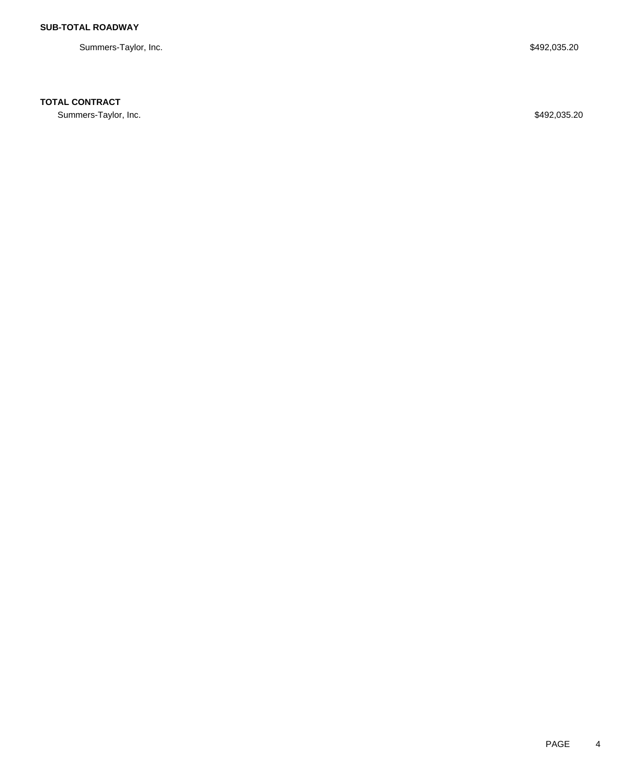**SUB-TOTAL ROADWAY**

| | |
|---|---|
| Summers-Taylor, Inc. | $492,035.20 |

**TOTAL CONTRACT**

| | |
|---|---|
| Summers-Taylor, Inc. | $492,035.20 |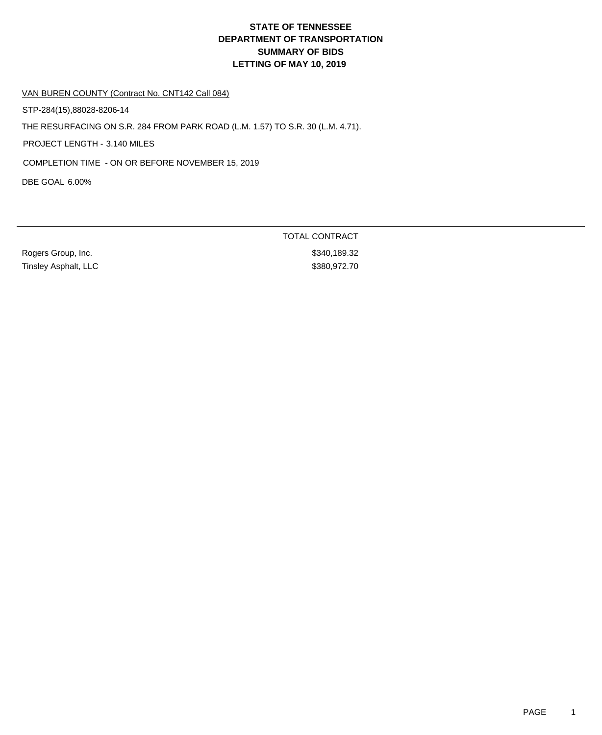# STATE OF TENNESSEE
# DEPARTMENT OF TRANSPORTATION
# SUMMARY OF BIDS
# LETTING OF MAY 10, 2019

VAN BUREN COUNTY (Contract No. CNT142 Call 084)

STP-284(15),88028-8206-14

THE RESURFACING ON S.R. 284 FROM PARK ROAD (L.M. 1.57) TO S.R. 30 (L.M. 4.71).

PROJECT LENGTH - 3.140 MILES

COMPLETION TIME - ON OR BEFORE NOVEMBER 15, 2019

DBE GOAL 6.00%

| | TOTAL CONTRACT |
|---|---|
| Rogers Group, Inc. | $340,189.32 |
| Tinsley Asphalt, LLC | $380,972.70 |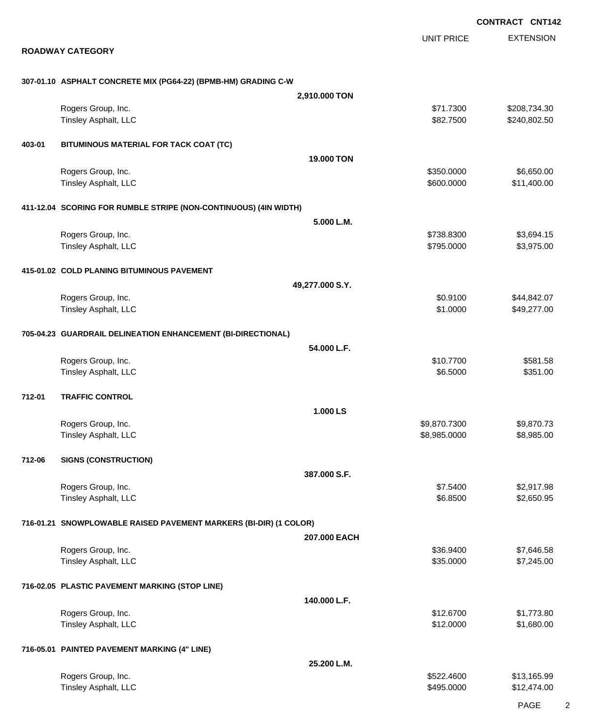**CONTRACT CNT142**

## ROADWAY CATEGORY

| | | UNIT PRICE | EXTENSION |
|---|---|---|---|
| **307-01.10** | **ASPHALT CONCRETE MIX (PG64-22) (BPMB-HM) GRADING C-W** | | |
| | **2,910.000 TON** | | |
| | Rogers Group, Inc. | $71.7300 | $208,734.30 |
| | Tinsley Asphalt, LLC | $82.7500 | $240,802.50 |
| **403-01** | **BITUMINOUS MATERIAL FOR TACK COAT (TC)** | | |
| | **19.000 TON** | | |
| | Rogers Group, Inc. | $350.0000 | $6,650.00 |
| | Tinsley Asphalt, LLC | $600.0000 | $11,400.00 |
| **411-12.04** | **SCORING FOR RUMBLE STRIPE (NON-CONTINUOUS) (4IN WIDTH)** | | |
| | **5.000 L.M.** | | |
| | Rogers Group, Inc. | $738.8300 | $3,694.15 |
| | Tinsley Asphalt, LLC | $795.0000 | $3,975.00 |
| **415-01.02** | **COLD PLANING BITUMINOUS PAVEMENT** | | |
| | **49,277.000 S.Y.** | | |
| | Rogers Group, Inc. | $0.9100 | $44,842.07 |
| | Tinsley Asphalt, LLC | $1.0000 | $49,277.00 |
| **705-04.23** | **GUARDRAIL DELINEATION ENHANCEMENT (BI-DIRECTIONAL)** | | |
| | **54.000 L.F.** | | |
| | Rogers Group, Inc. | $10.7700 | $581.58 |
| | Tinsley Asphalt, LLC | $6.5000 | $351.00 |
| **712-01** | **TRAFFIC CONTROL** | | |
| | **1.000 LS** | | |
| | Rogers Group, Inc. | $9,870.7300 | $9,870.73 |
| | Tinsley Asphalt, LLC | $8,985.0000 | $8,985.00 |
| **712-06** | **SIGNS (CONSTRUCTION)** | | |
| | **387.000 S.F.** | | |
| | Rogers Group, Inc. | $7.5400 | $2,917.98 |
| | Tinsley Asphalt, LLC | $6.8500 | $2,650.95 |
| **716-01.21** | **SNOWPLOWABLE RAISED PAVEMENT MARKERS (BI-DIR) (1 COLOR)** | | |
| | **207.000 EACH** | | |
| | Rogers Group, Inc. | $36.9400 | $7,646.58 |
| | Tinsley Asphalt, LLC | $35.0000 | $7,245.00 |
| **716-02.05** | **PLASTIC PAVEMENT MARKING (STOP LINE)** | | |
| | **140.000 L.F.** | | |
| | Rogers Group, Inc. | $12.6700 | $1,773.80 |
| | Tinsley Asphalt, LLC | $12.0000 | $1,680.00 |
| **716-05.01** | **PAINTED PAVEMENT MARKING (4" LINE)** | | |
| | **25.200 L.M.** | | |
| | Rogers Group, Inc. | $522.4600 | $13,165.99 |
| | Tinsley Asphalt, LLC | $495.0000 | $12,474.00 |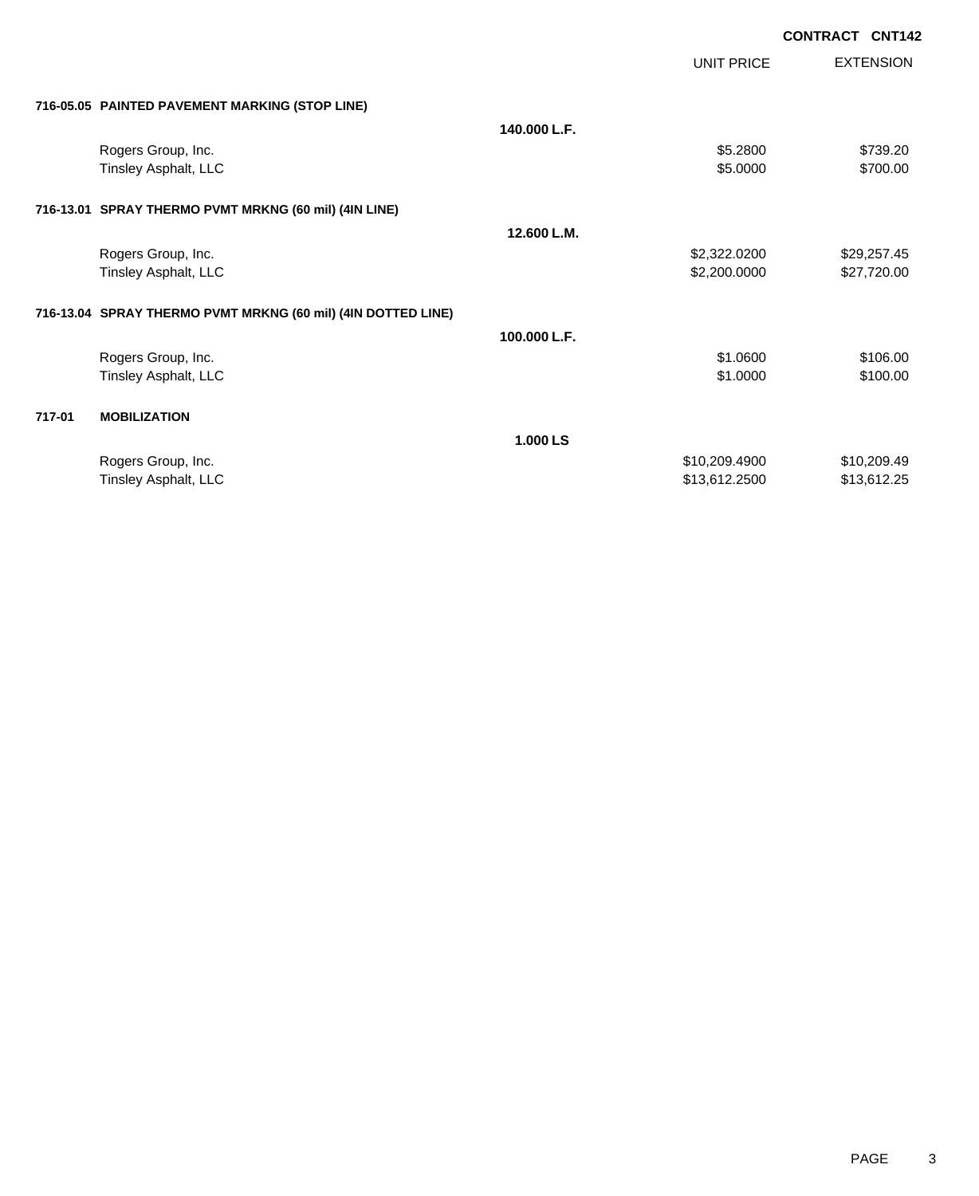CONTRACT CNT142

| | | | UNIT PRICE | EXTENSION |
|---|---|---|---|---|
| **716-05.05** | **PAINTED PAVEMENT MARKING (STOP LINE)** | | | |
| | | **140.000 L.F.** | | |
| | Rogers Group, Inc. | | $5.2800 | $739.20 |
| | Tinsley Asphalt, LLC | | $5.0000 | $700.00 |
| **716-13.01** | **SPRAY THERMO PVMT MRKNG (60 mil) (4IN LINE)** | | | |
| | | **12.600 L.M.** | | |
| | Rogers Group, Inc. | | $2,322.0200 | $29,257.45 |
| | Tinsley Asphalt, LLC | | $2,200.0000 | $27,720.00 |
| **716-13.04** | **SPRAY THERMO PVMT MRKNG (60 mil) (4IN DOTTED LINE)** | | | |
| | | **100.000 L.F.** | | |
| | Rogers Group, Inc. | | $1.0600 | $106.00 |
| | Tinsley Asphalt, LLC | | $1.0000 | $100.00 |
| **717-01** | **MOBILIZATION** | | | |
| | | **1.000 LS** | | |
| | Rogers Group, Inc. | | $10,209.4900 | $10,209.49 |
| | Tinsley Asphalt, LLC | | $13,612.2500 | $13,612.25 |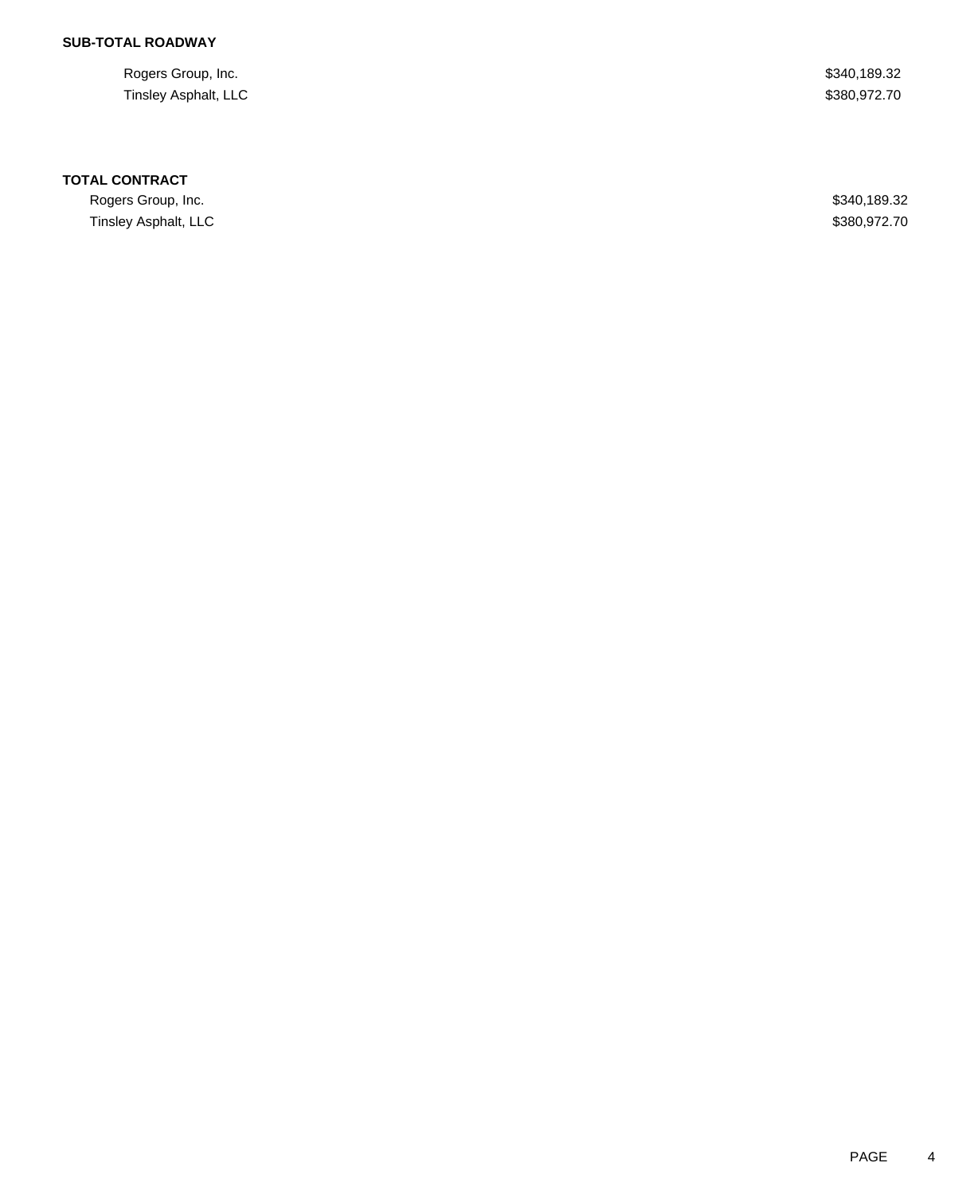**SUB-TOTAL ROADWAY**

| | |
|---|---|
| Rogers Group, Inc. | $340,189.32 |
| Tinsley Asphalt, LLC | $380,972.70 |

**TOTAL CONTRACT**

| | |
|---|---|
| Rogers Group, Inc. | $340,189.32 |
| Tinsley Asphalt, LLC | $380,972.70 |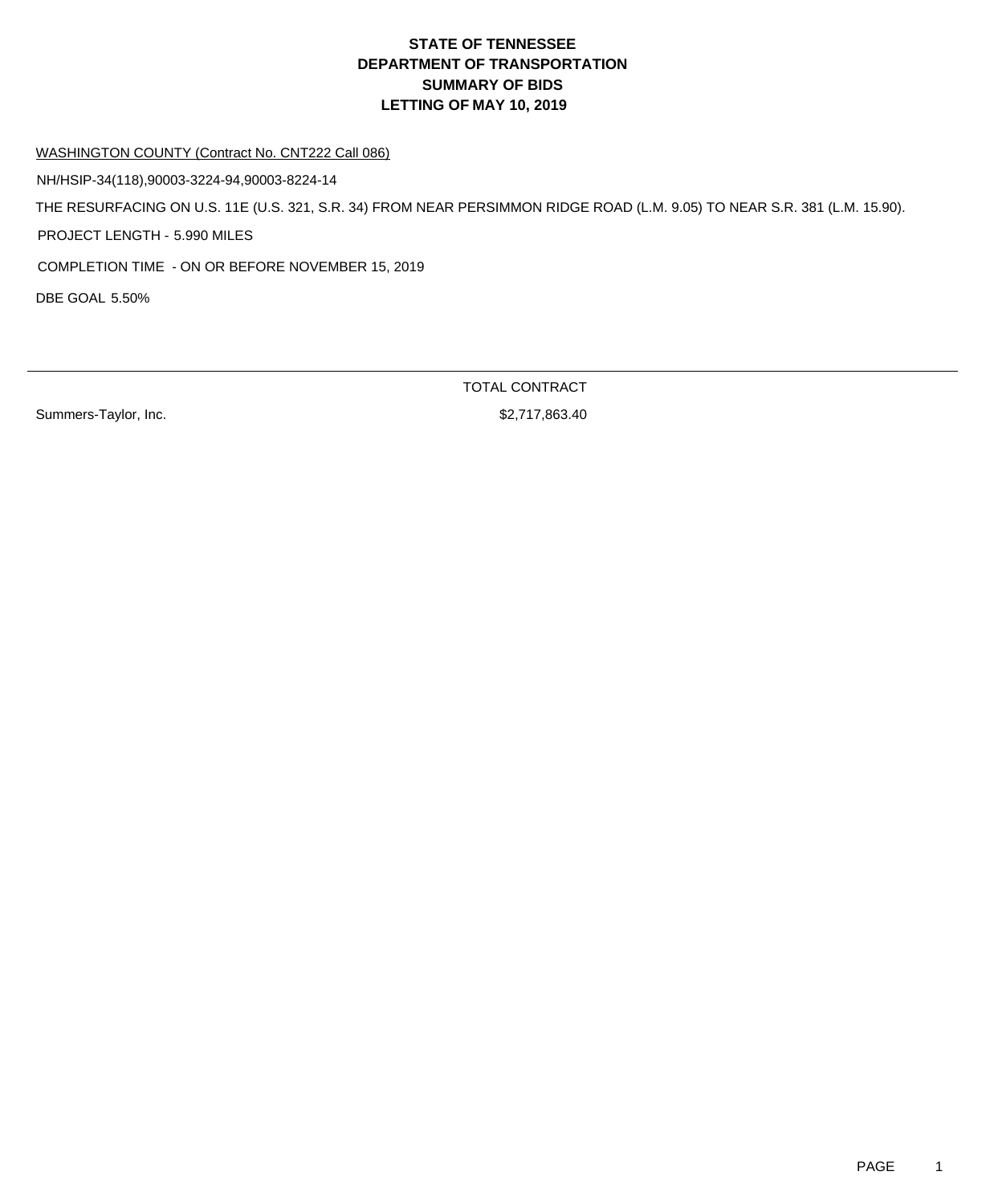# STATE OF TENNESSEE
# DEPARTMENT OF TRANSPORTATION
# SUMMARY OF BIDS
# LETTING OF MAY 10, 2019

WASHINGTON COUNTY (Contract No. CNT222 Call 086)

NH/HSIP-34(118),90003-3224-94,90003-8224-14

THE RESURFACING ON U.S. 11E (U.S. 321, S.R. 34) FROM NEAR PERSIMMON RIDGE ROAD (L.M. 9.05) TO NEAR S.R. 381 (L.M. 15.90).

PROJECT LENGTH - 5.990 MILES

COMPLETION TIME - ON OR BEFORE NOVEMBER 15, 2019

DBE GOAL 5.50%

| | TOTAL CONTRACT |
|---|---|
| Summers-Taylor, Inc. | $2,717,863.40 |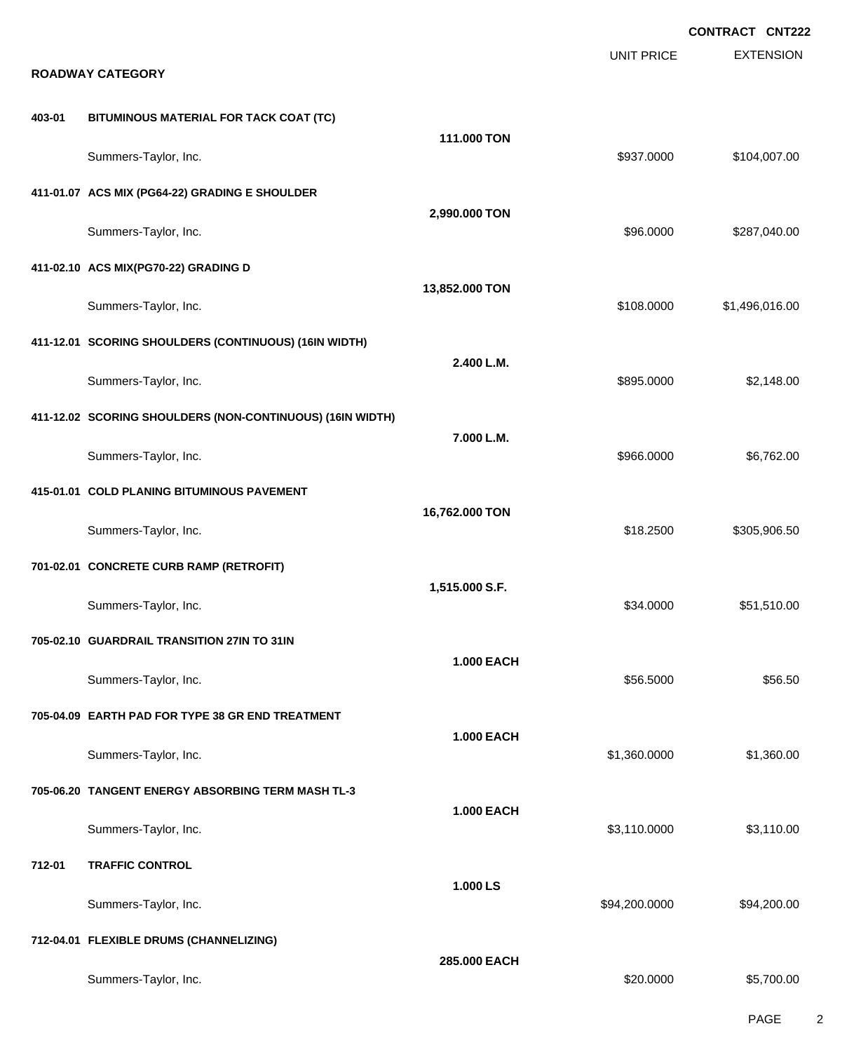**CONTRACT CNT222**

**ROADWAY CATEGORY**

| | | | UNIT PRICE | EXTENSION |
|---|---|---|---|---|
| **403-01** | **BITUMINOUS MATERIAL FOR TACK COAT (TC)** | | | |
| | | **111.000 TON** | | |
| | Summers-Taylor, Inc. | | $937.0000 | $104,007.00 |
| **411-01.07** | **ACS MIX (PG64-22) GRADING E SHOULDER** | | | |
| | | **2,990.000 TON** | | |
| | Summers-Taylor, Inc. | | $96.0000 | $287,040.00 |
| **411-02.10** | **ACS MIX(PG70-22) GRADING D** | | | |
| | | **13,852.000 TON** | | |
| | Summers-Taylor, Inc. | | $108.0000 | $1,496,016.00 |
| **411-12.01** | **SCORING SHOULDERS (CONTINUOUS) (16IN WIDTH)** | | | |
| | | **2.400 L.M.** | | |
| | Summers-Taylor, Inc. | | $895.0000 | $2,148.00 |
| **411-12.02** | **SCORING SHOULDERS (NON-CONTINUOUS) (16IN WIDTH)** | | | |
| | | **7.000 L.M.** | | |
| | Summers-Taylor, Inc. | | $966.0000 | $6,762.00 |
| **415-01.01** | **COLD PLANING BITUMINOUS PAVEMENT** | | | |
| | | **16,762.000 TON** | | |
| | Summers-Taylor, Inc. | | $18.2500 | $305,906.50 |
| **701-02.01** | **CONCRETE CURB RAMP (RETROFIT)** | | | |
| | | **1,515.000 S.F.** | | |
| | Summers-Taylor, Inc. | | $34.0000 | $51,510.00 |
| **705-02.10** | **GUARDRAIL TRANSITION 27IN TO 31IN** | | | |
| | | **1.000 EACH** | | |
| | Summers-Taylor, Inc. | | $56.5000 | $56.50 |
| **705-04.09** | **EARTH PAD FOR TYPE 38 GR END TREATMENT** | | | |
| | | **1.000 EACH** | | |
| | Summers-Taylor, Inc. | | $1,360.0000 | $1,360.00 |
| **705-06.20** | **TANGENT ENERGY ABSORBING TERM MASH TL-3** | | | |
| | | **1.000 EACH** | | |
| | Summers-Taylor, Inc. | | $3,110.0000 | $3,110.00 |
| **712-01** | **TRAFFIC CONTROL** | | | |
| | | **1.000 LS** | | |
| | Summers-Taylor, Inc. | | $94,200.0000 | $94,200.00 |
| **712-04.01** | **FLEXIBLE DRUMS (CHANNELIZING)** | | | |
| | | **285.000 EACH** | | |
| | Summers-Taylor, Inc. | | $20.0000 | $5,700.00 |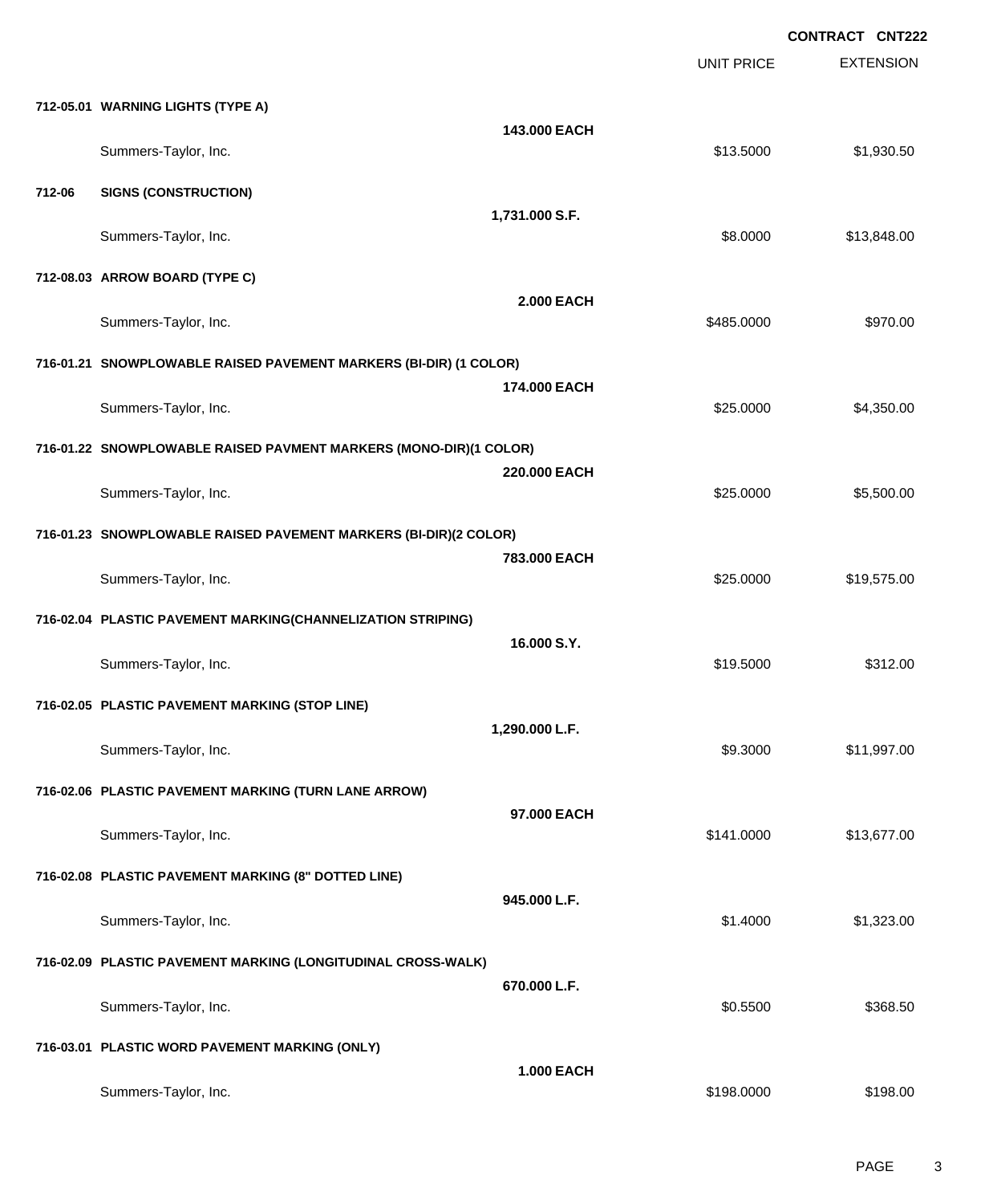**CONTRACT CNT222**

| | | | UNIT PRICE | EXTENSION |
|---|---|---|---|---|
| **712-05.01** | **WARNING LIGHTS (TYPE A)** | | | |
| | | **143.000 EACH** | | |
| | Summers-Taylor, Inc. | | $13.5000 | $1,930.50 |
| **712-06** | **SIGNS (CONSTRUCTION)** | | | |
| | | **1,731.000 S.F.** | | |
| | Summers-Taylor, Inc. | | $8.0000 | $13,848.00 |
| **712-08.03** | **ARROW BOARD (TYPE C)** | | | |
| | | **2.000 EACH** | | |
| | Summers-Taylor, Inc. | | $485.0000 | $970.00 |
| **716-01.21** | **SNOWPLOWABLE RAISED PAVEMENT MARKERS (BI-DIR) (1 COLOR)** | | | |
| | | **174.000 EACH** | | |
| | Summers-Taylor, Inc. | | $25.0000 | $4,350.00 |
| **716-01.22** | **SNOWPLOWABLE RAISED PAVMENT MARKERS (MONO-DIR)(1 COLOR)** | | | |
| | | **220.000 EACH** | | |
| | Summers-Taylor, Inc. | | $25.0000 | $5,500.00 |
| **716-01.23** | **SNOWPLOWABLE RAISED PAVEMENT MARKERS (BI-DIR)(2 COLOR)** | | | |
| | | **783.000 EACH** | | |
| | Summers-Taylor, Inc. | | $25.0000 | $19,575.00 |
| **716-02.04** | **PLASTIC PAVEMENT MARKING(CHANNELIZATION STRIPING)** | | | |
| | | **16.000 S.Y.** | | |
| | Summers-Taylor, Inc. | | $19.5000 | $312.00 |
| **716-02.05** | **PLASTIC PAVEMENT MARKING (STOP LINE)** | | | |
| | | **1,290.000 L.F.** | | |
| | Summers-Taylor, Inc. | | $9.3000 | $11,997.00 |
| **716-02.06** | **PLASTIC PAVEMENT MARKING (TURN LANE ARROW)** | | | |
| | | **97.000 EACH** | | |
| | Summers-Taylor, Inc. | | $141.0000 | $13,677.00 |
| **716-02.08** | **PLASTIC PAVEMENT MARKING (8" DOTTED LINE)** | | | |
| | | **945.000 L.F.** | | |
| | Summers-Taylor, Inc. | | $1.4000 | $1,323.00 |
| **716-02.09** | **PLASTIC PAVEMENT MARKING (LONGITUDINAL CROSS-WALK)** | | | |
| | | **670.000 L.F.** | | |
| | Summers-Taylor, Inc. | | $0.5500 | $368.50 |
| **716-03.01** | **PLASTIC WORD PAVEMENT MARKING (ONLY)** | | | |
| | | **1.000 EACH** | | |
| | Summers-Taylor, Inc. | | $198.0000 | $198.00 |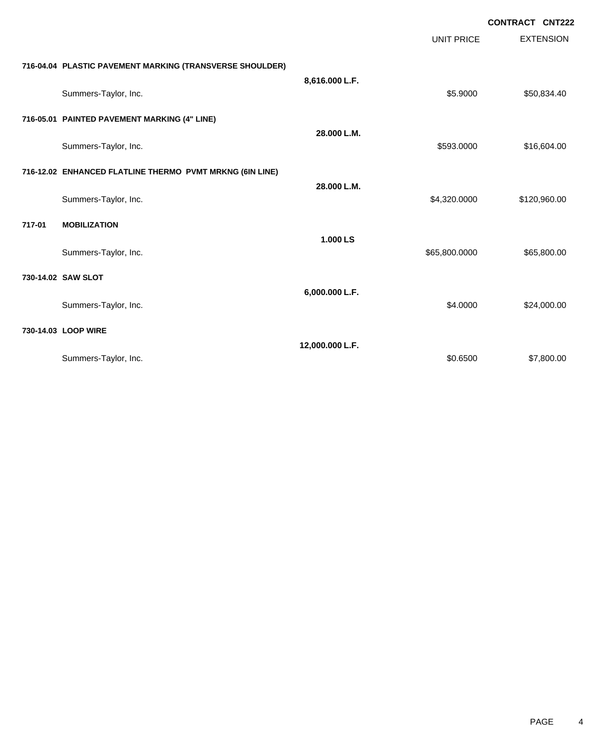**CONTRACT CNT222**

| | | | UNIT PRICE | EXTENSION |
|---|---|---|---|---|
| **716-04.04** | **PLASTIC PAVEMENT MARKING (TRANSVERSE SHOULDER)** | | | |
| | | **8,616.000 L.F.** | | |
| | Summers-Taylor, Inc. | | $5.9000 | $50,834.40 |
| **716-05.01** | **PAINTED PAVEMENT MARKING (4" LINE)** | | | |
| | | **28.000 L.M.** | | |
| | Summers-Taylor, Inc. | | $593.0000 | $16,604.00 |
| **716-12.02** | **ENHANCED FLATLINE THERMO PVMT MRKNG (6IN LINE)** | | | |
| | | **28.000 L.M.** | | |
| | Summers-Taylor, Inc. | | $4,320.0000 | $120,960.00 |
| **717-01** | **MOBILIZATION** | | | |
| | | **1.000 LS** | | |
| | Summers-Taylor, Inc. | | $65,800.0000 | $65,800.00 |
| **730-14.02** | **SAW SLOT** | | | |
| | | **6,000.000 L.F.** | | |
| | Summers-Taylor, Inc. | | $4.0000 | $24,000.00 |
| **730-14.03** | **LOOP WIRE** | | | |
| | | **12,000.000 L.F.** | | |
| | Summers-Taylor, Inc. | | $0.6500 | $7,800.00 |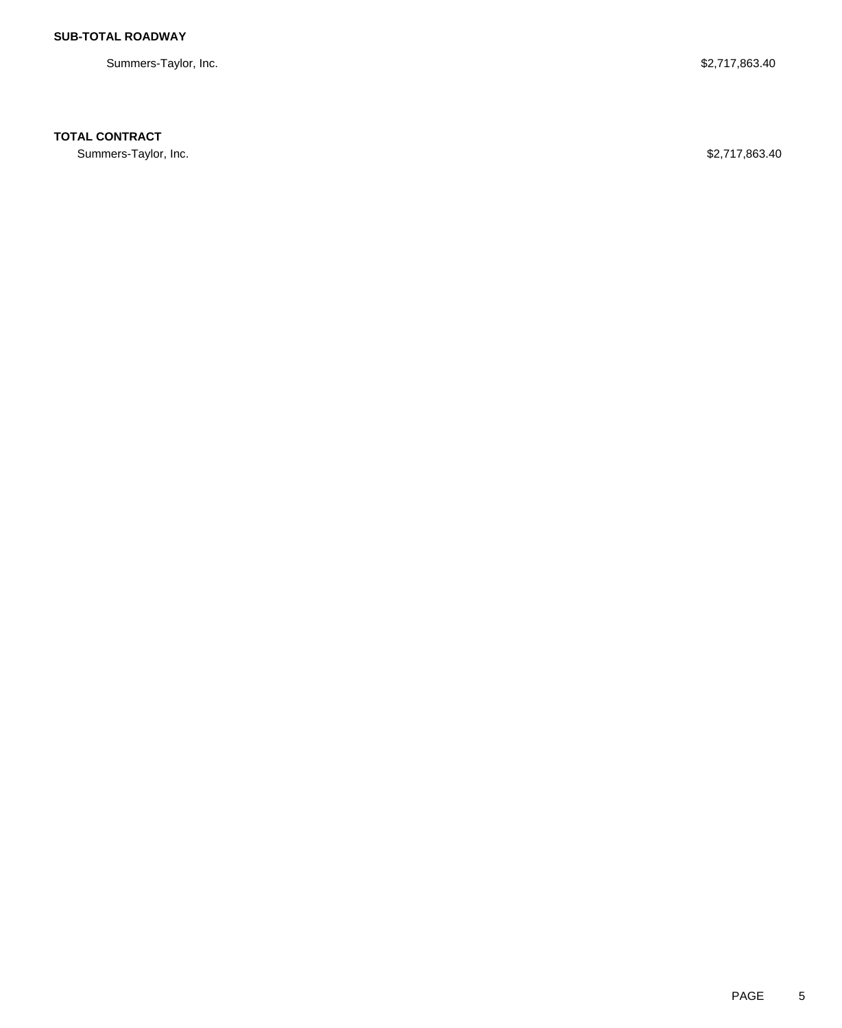**SUB-TOTAL ROADWAY**

Summers-Taylor, Inc. $2,717,863.40

**TOTAL CONTRACT**

Summers-Taylor, Inc. $2,717,863.40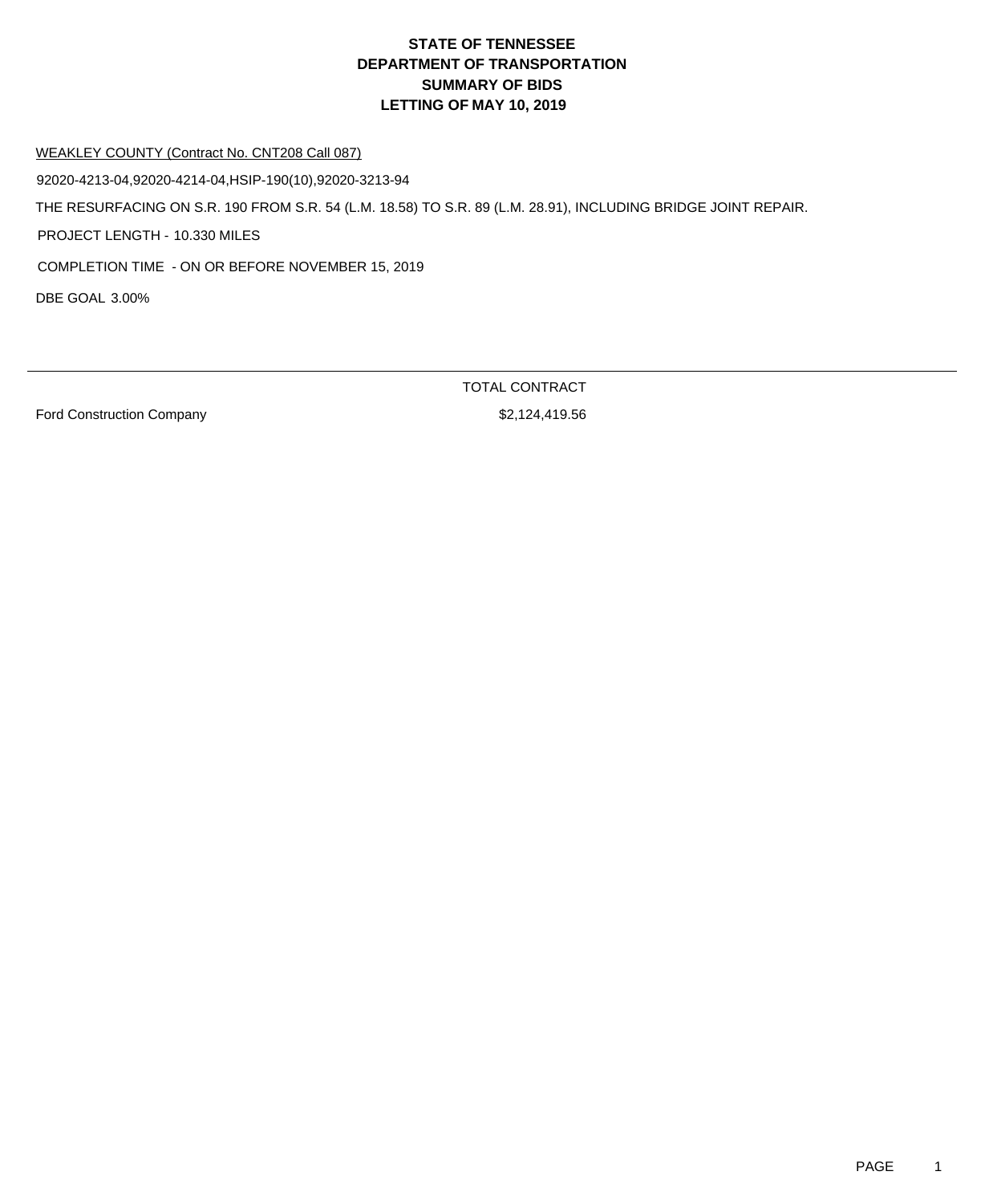# STATE OF TENNESSEE
# DEPARTMENT OF TRANSPORTATION
# SUMMARY OF BIDS
# LETTING OF MAY 10, 2019

WEAKLEY COUNTY (Contract No. CNT208 Call 087)

92020-4213-04,92020-4214-04,HSIP-190(10),92020-3213-94

THE RESURFACING ON S.R. 190 FROM S.R. 54 (L.M. 18.58) TO S.R. 89 (L.M. 28.91), INCLUDING BRIDGE JOINT REPAIR.

PROJECT LENGTH - 10.330 MILES

COMPLETION TIME - ON OR BEFORE NOVEMBER 15, 2019

DBE GOAL 3.00%

| | TOTAL CONTRACT |
|---|---|
| Ford Construction Company | $2,124,419.56 |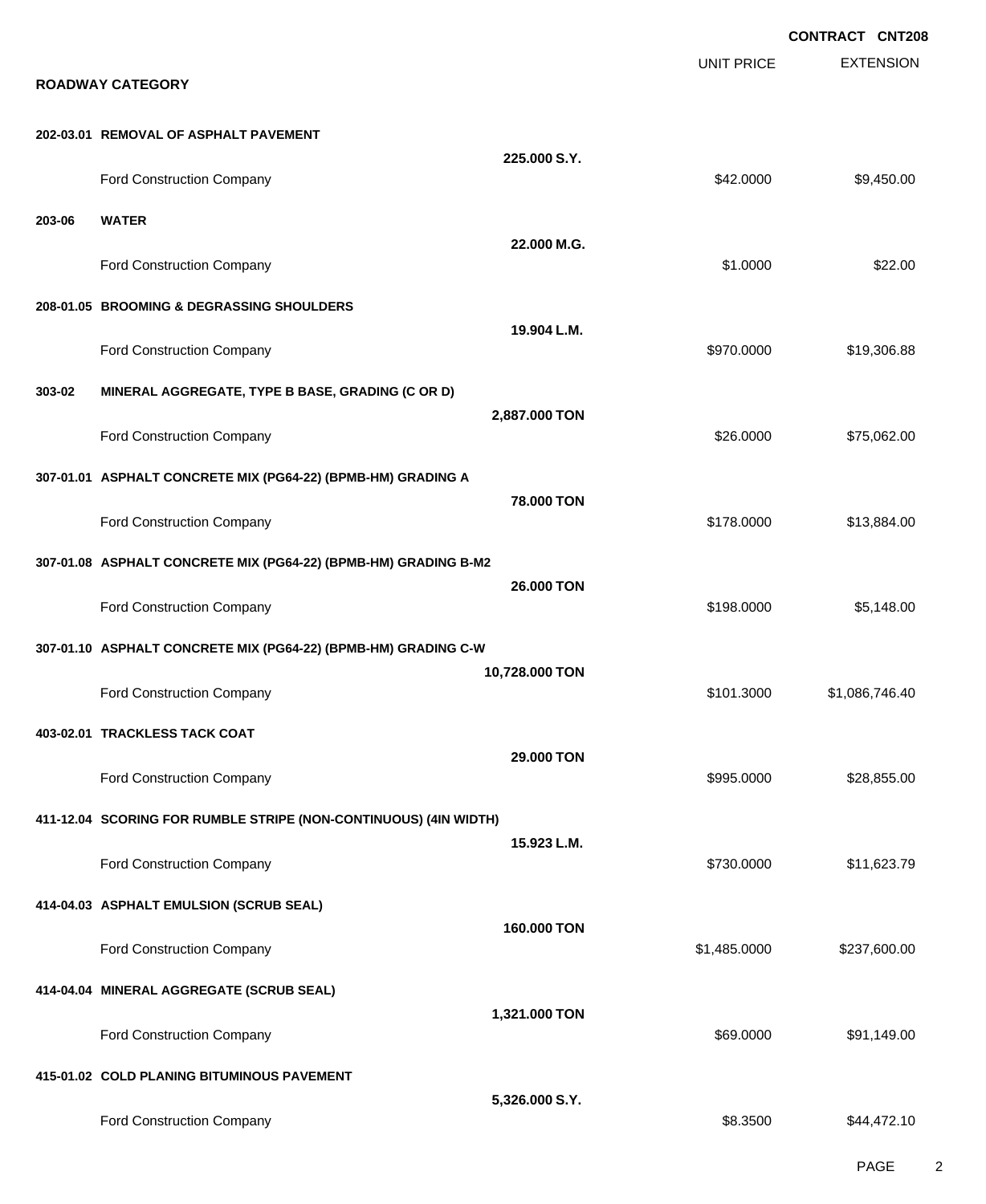**CONTRACT CNT208**

## ROADWAY CATEGORY

| | | UNIT PRICE | EXTENSION |
|---|---|---|---|
| **202-03.01 REMOVAL OF ASPHALT PAVEMENT** | | | |
| | **225.000 S.Y.** | | |
| Ford Construction Company | | $42.0000 | $9,450.00 |
| **203-06 WATER** | | | |
| | **22.000 M.G.** | | |
| Ford Construction Company | | $1.0000 | $22.00 |
| **208-01.05 BROOMING & DEGRASSING SHOULDERS** | | | |
| | **19.904 L.M.** | | |
| Ford Construction Company | | $970.0000 | $19,306.88 |
| **303-02 MINERAL AGGREGATE, TYPE B BASE, GRADING (C OR D)** | | | |
| | **2,887.000 TON** | | |
| Ford Construction Company | | $26.0000 | $75,062.00 |
| **307-01.01 ASPHALT CONCRETE MIX (PG64-22) (BPMB-HM) GRADING A** | | | |
| | **78.000 TON** | | |
| Ford Construction Company | | $178.0000 | $13,884.00 |
| **307-01.08 ASPHALT CONCRETE MIX (PG64-22) (BPMB-HM) GRADING B-M2** | | | |
| | **26.000 TON** | | |
| Ford Construction Company | | $198.0000 | $5,148.00 |
| **307-01.10 ASPHALT CONCRETE MIX (PG64-22) (BPMB-HM) GRADING C-W** | | | |
| | **10,728.000 TON** | | |
| Ford Construction Company | | $101.3000 | $1,086,746.40 |
| **403-02.01 TRACKLESS TACK COAT** | | | |
| | **29.000 TON** | | |
| Ford Construction Company | | $995.0000 | $28,855.00 |
| **411-12.04 SCORING FOR RUMBLE STRIPE (NON-CONTINUOUS) (4IN WIDTH)** | | | |
| | **15.923 L.M.** | | |
| Ford Construction Company | | $730.0000 | $11,623.79 |
| **414-04.03 ASPHALT EMULSION (SCRUB SEAL)** | | | |
| | **160.000 TON** | | |
| Ford Construction Company | | $1,485.0000 | $237,600.00 |
| **414-04.04 MINERAL AGGREGATE (SCRUB SEAL)** | | | |
| | **1,321.000 TON** | | |
| Ford Construction Company | | $69.0000 | $91,149.00 |
| **415-01.02 COLD PLANING BITUMINOUS PAVEMENT** | | | |
| | **5,326.000 S.Y.** | | |
| Ford Construction Company | | $8.3500 | $44,472.10 |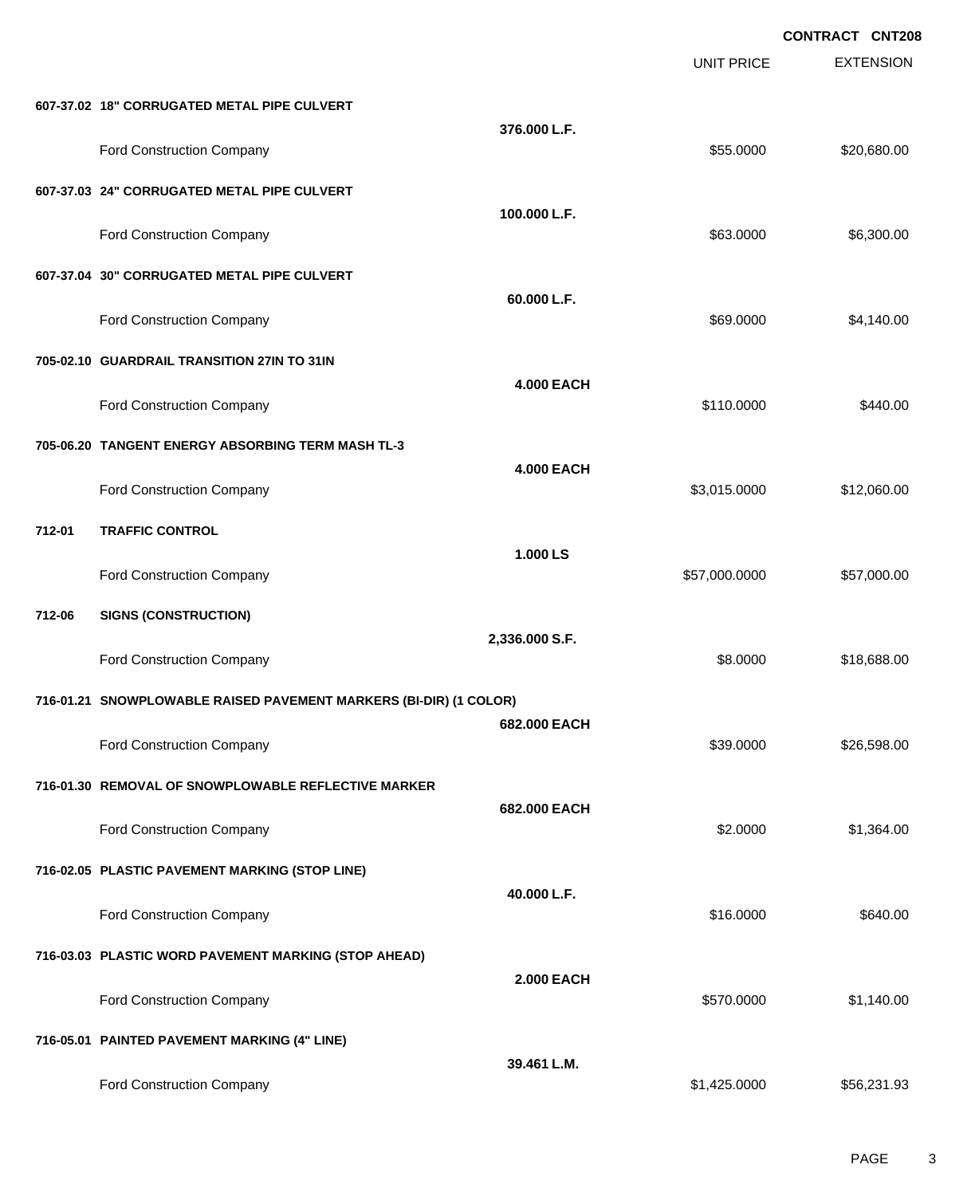**CONTRACT CNT208**

| | | | UNIT PRICE | EXTENSION |
|---|---|---|---|---|
| **607-37.02** | **18" CORRUGATED METAL PIPE CULVERT** | | | |
| | | **376.000 L.F.** | | |
| | Ford Construction Company | | $55.0000 | $20,680.00 |
| **607-37.03** | **24" CORRUGATED METAL PIPE CULVERT** | | | |
| | | **100.000 L.F.** | | |
| | Ford Construction Company | | $63.0000 | $6,300.00 |
| **607-37.04** | **30" CORRUGATED METAL PIPE CULVERT** | | | |
| | | **60.000 L.F.** | | |
| | Ford Construction Company | | $69.0000 | $4,140.00 |
| **705-02.10** | **GUARDRAIL TRANSITION 27IN TO 31IN** | | | |
| | | **4.000 EACH** | | |
| | Ford Construction Company | | $110.0000 | $440.00 |
| **705-06.20** | **TANGENT ENERGY ABSORBING TERM MASH TL-3** | | | |
| | | **4.000 EACH** | | |
| | Ford Construction Company | | $3,015.0000 | $12,060.00 |
| **712-01** | **TRAFFIC CONTROL** | | | |
| | | **1.000 LS** | | |
| | Ford Construction Company | | $57,000.0000 | $57,000.00 |
| **712-06** | **SIGNS (CONSTRUCTION)** | | | |
| | | **2,336.000 S.F.** | | |
| | Ford Construction Company | | $8.0000 | $18,688.00 |
| **716-01.21** | **SNOWPLOWABLE RAISED PAVEMENT MARKERS (BI-DIR) (1 COLOR)** | | | |
| | | **682.000 EACH** | | |
| | Ford Construction Company | | $39.0000 | $26,598.00 |
| **716-01.30** | **REMOVAL OF SNOWPLOWABLE REFLECTIVE MARKER** | | | |
| | | **682.000 EACH** | | |
| | Ford Construction Company | | $2.0000 | $1,364.00 |
| **716-02.05** | **PLASTIC PAVEMENT MARKING (STOP LINE)** | | | |
| | | **40.000 L.F.** | | |
| | Ford Construction Company | | $16.0000 | $640.00 |
| **716-03.03** | **PLASTIC WORD PAVEMENT MARKING (STOP AHEAD)** | | | |
| | | **2.000 EACH** | | |
| | Ford Construction Company | | $570.0000 | $1,140.00 |
| **716-05.01** | **PAINTED PAVEMENT MARKING (4" LINE)** | | | |
| | | **39.461 L.M.** | | |
| | Ford Construction Company | | $1,425.0000 | $56,231.93 |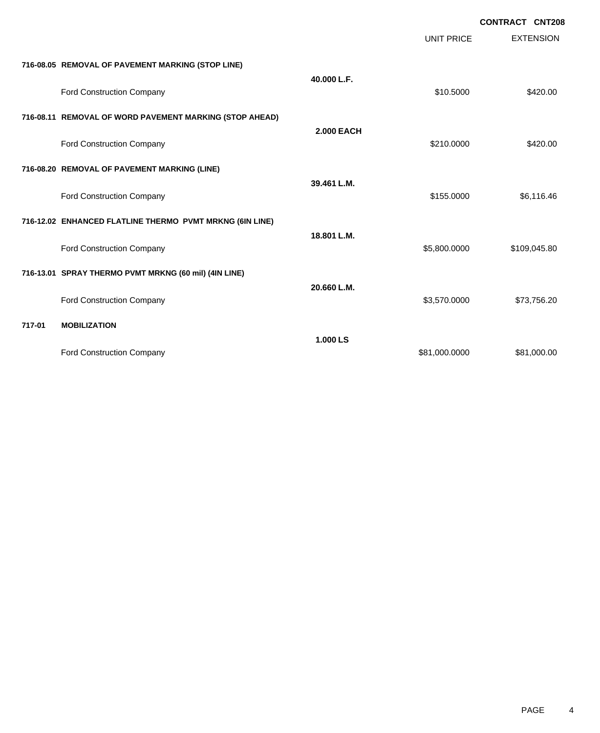**CONTRACT CNT208**

| | | | UNIT PRICE | EXTENSION |
|---|---|---|---|---|
| **716-08.05** | **REMOVAL OF PAVEMENT MARKING (STOP LINE)** | **40.000 L.F.** | | |
| | Ford Construction Company | | $10.5000 | $420.00 |
| **716-08.11** | **REMOVAL OF WORD PAVEMENT MARKING (STOP AHEAD)** | **2.000 EACH** | | |
| | Ford Construction Company | | $210.0000 | $420.00 |
| **716-08.20** | **REMOVAL OF PAVEMENT MARKING (LINE)** | **39.461 L.M.** | | |
| | Ford Construction Company | | $155.0000 | $6,116.46 |
| **716-12.02** | **ENHANCED FLATLINE THERMO PVMT MRKNG (6IN LINE)** | **18.801 L.M.** | | |
| | Ford Construction Company | | $5,800.0000 | $109,045.80 |
| **716-13.01** | **SPRAY THERMO PVMT MRKNG (60 mil) (4IN LINE)** | **20.660 L.M.** | | |
| | Ford Construction Company | | $3,570.0000 | $73,756.20 |
| **717-01** | **MOBILIZATION** | **1.000 LS** | | |
| | Ford Construction Company | | $81,000.0000 | $81,000.00 |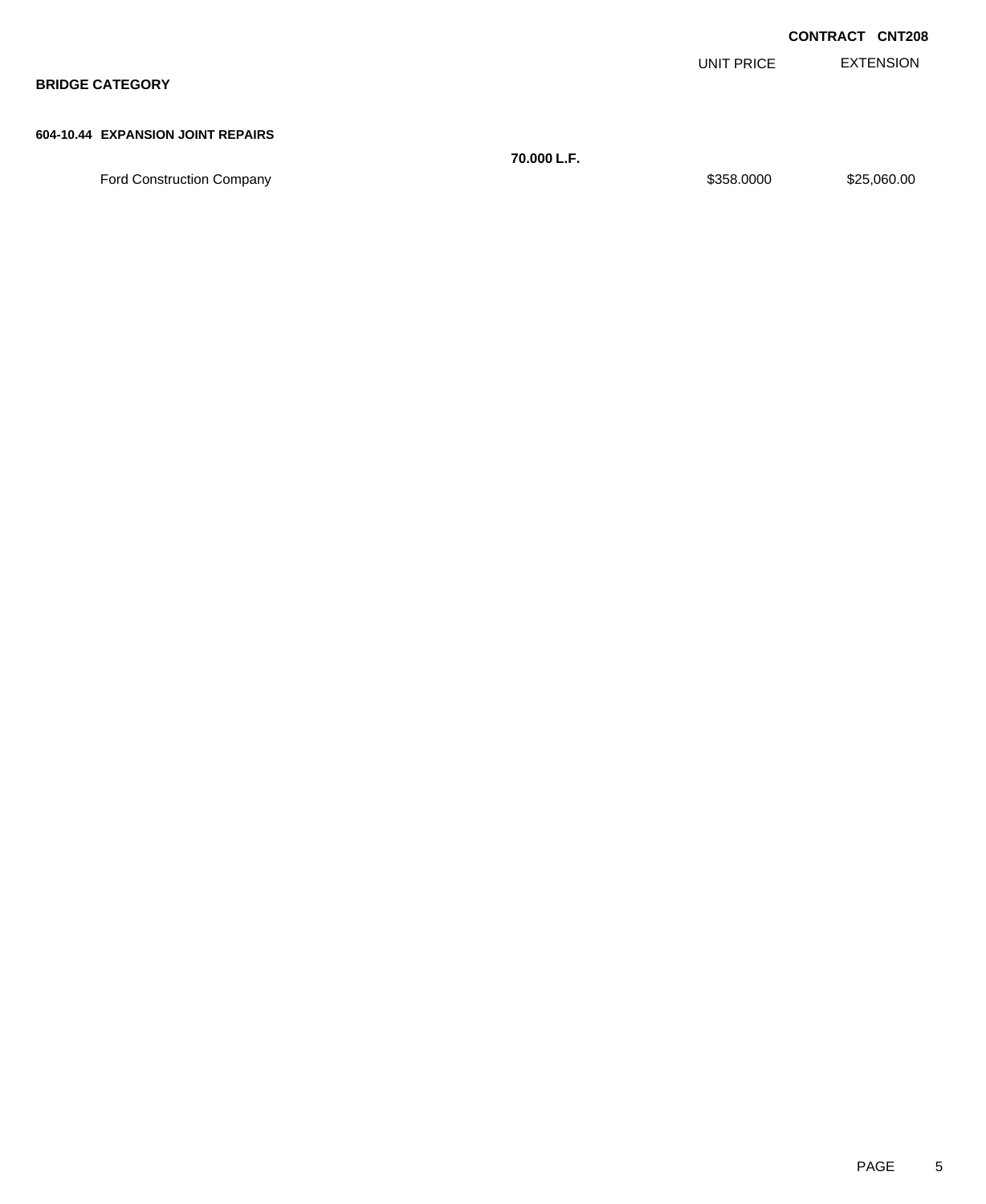**CONTRACT CNT208**

| | | UNIT PRICE | EXTENSION |
|---|---|---|---|

## BRIDGE CATEGORY

### 604-10.44 EXPANSION JOINT REPAIRS

| | | UNIT PRICE | EXTENSION |
|---|---|---|---|
| | **70.000 L.F.** | | |
| Ford Construction Company | | $358.0000 | $25,060.00 |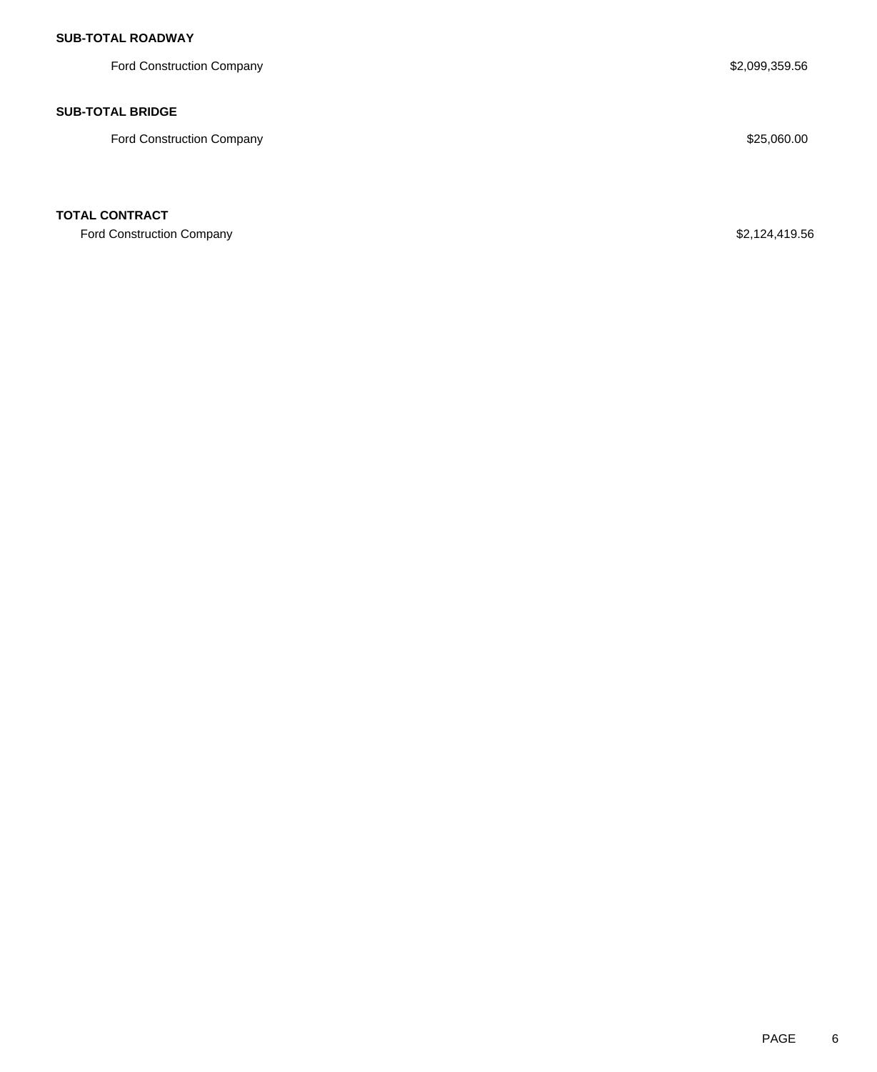**SUB-TOTAL ROADWAY**

| | |
|---|---|
| Ford Construction Company | $2,099,359.56 |

**SUB-TOTAL BRIDGE**

| | |
|---|---|
| Ford Construction Company | $25,060.00 |

**TOTAL CONTRACT**

| | |
|---|---|
| Ford Construction Company | $2,124,419.56 |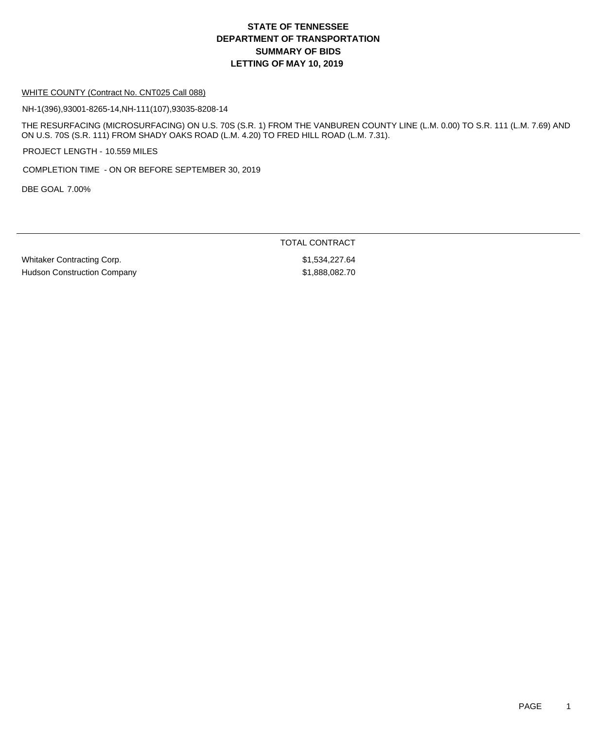# STATE OF TENNESSEE
# DEPARTMENT OF TRANSPORTATION
# SUMMARY OF BIDS
# LETTING OF MAY 10, 2019

WHITE COUNTY (Contract No. CNT025 Call 088)

NH-1(396),93001-8265-14,NH-111(107),93035-8208-14

THE RESURFACING (MICROSURFACING) ON U.S. 70S (S.R. 1) FROM THE VANBUREN COUNTY LINE (L.M. 0.00) TO S.R. 111 (L.M. 7.69) AND ON U.S. 70S (S.R. 111) FROM SHADY OAKS ROAD (L.M. 4.20) TO FRED HILL ROAD (L.M. 7.31).

PROJECT LENGTH - 10.559 MILES

COMPLETION TIME - ON OR BEFORE SEPTEMBER 30, 2019

DBE GOAL 7.00%

| | TOTAL CONTRACT |
|---|---|
| Whitaker Contracting Corp. | $1,534,227.64 |
| Hudson Construction Company | $1,888,082.70 |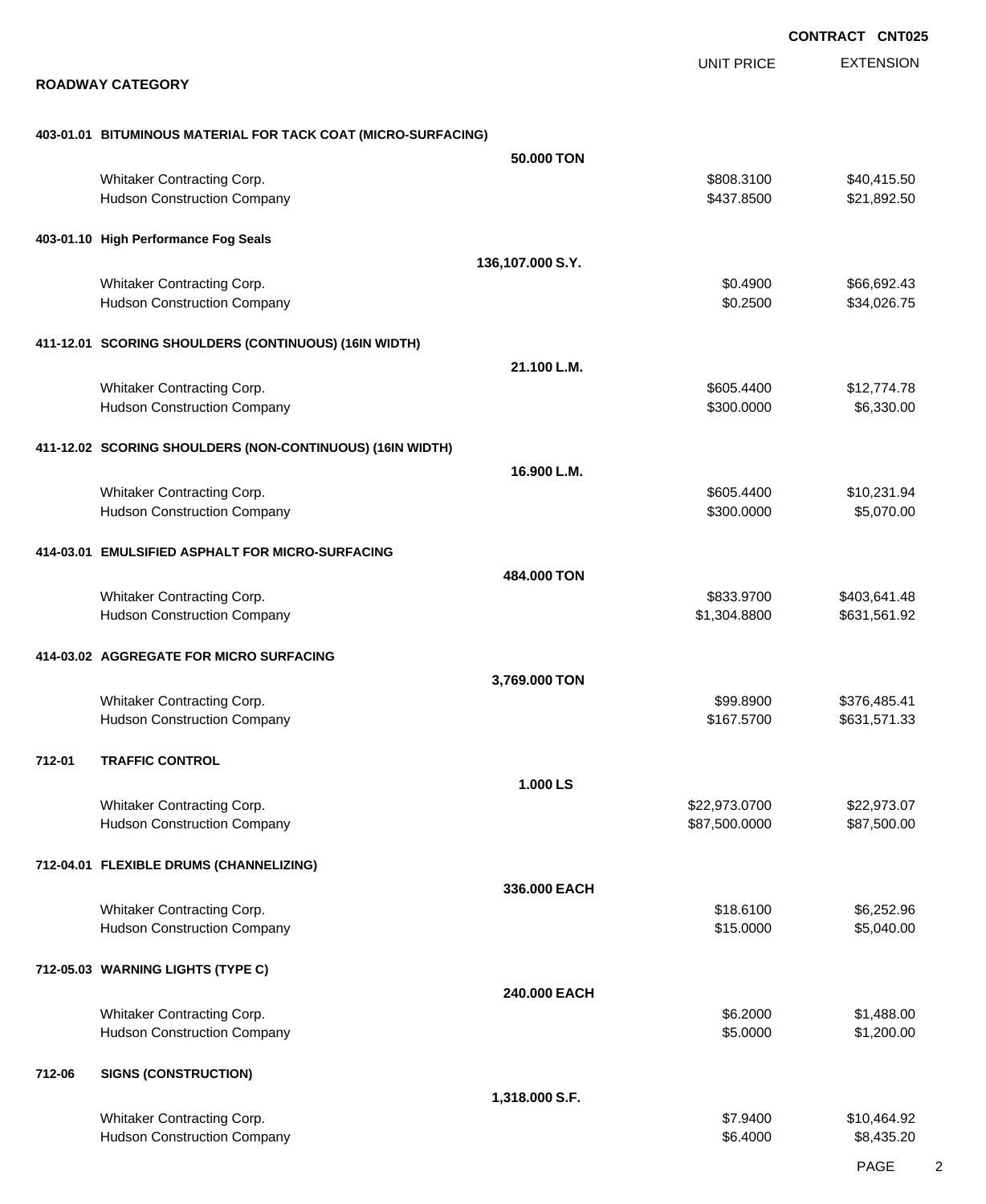**CONTRACT CNT025**

## ROADWAY CATEGORY

| | | UNIT PRICE | EXTENSION |
|---|---|---|---|
| **403-01.01 BITUMINOUS MATERIAL FOR TACK COAT (MICRO-SURFACING)** | **50.000 TON** | | |
| Whitaker Contracting Corp. | | $808.3100 | $40,415.50 |
| Hudson Construction Company | | $437.8500 | $21,892.50 |
| **403-01.10 High Performance Fog Seals** | **136,107.000 S.Y.** | | |
| Whitaker Contracting Corp. | | $0.4900 | $66,692.43 |
| Hudson Construction Company | | $0.2500 | $34,026.75 |
| **411-12.01 SCORING SHOULDERS (CONTINUOUS) (16IN WIDTH)** | **21.100 L.M.** | | |
| Whitaker Contracting Corp. | | $605.4400 | $12,774.78 |
| Hudson Construction Company | | $300.0000 | $6,330.00 |
| **411-12.02 SCORING SHOULDERS (NON-CONTINUOUS) (16IN WIDTH)** | **16.900 L.M.** | | |
| Whitaker Contracting Corp. | | $605.4400 | $10,231.94 |
| Hudson Construction Company | | $300.0000 | $5,070.00 |
| **414-03.01 EMULSIFIED ASPHALT FOR MICRO-SURFACING** | **484.000 TON** | | |
| Whitaker Contracting Corp. | | $833.9700 | $403,641.48 |
| Hudson Construction Company | | $1,304.8800 | $631,561.92 |
| **414-03.02 AGGREGATE FOR MICRO SURFACING** | **3,769.000 TON** | | |
| Whitaker Contracting Corp. | | $99.8900 | $376,485.41 |
| Hudson Construction Company | | $167.5700 | $631,571.33 |
| **712-01 TRAFFIC CONTROL** | **1.000 LS** | | |
| Whitaker Contracting Corp. | | $22,973.0700 | $22,973.07 |
| Hudson Construction Company | | $87,500.0000 | $87,500.00 |
| **712-04.01 FLEXIBLE DRUMS (CHANNELIZING)** | **336.000 EACH** | | |
| Whitaker Contracting Corp. | | $18.6100 | $6,252.96 |
| Hudson Construction Company | | $15.0000 | $5,040.00 |
| **712-05.03 WARNING LIGHTS (TYPE C)** | **240.000 EACH** | | |
| Whitaker Contracting Corp. | | $6.2000 | $1,488.00 |
| Hudson Construction Company | | $5.0000 | $1,200.00 |
| **712-06 SIGNS (CONSTRUCTION)** | **1,318.000 S.F.** | | |
| Whitaker Contracting Corp. | | $7.9400 | $10,464.92 |
| Hudson Construction Company | | $6.4000 | $8,435.20 |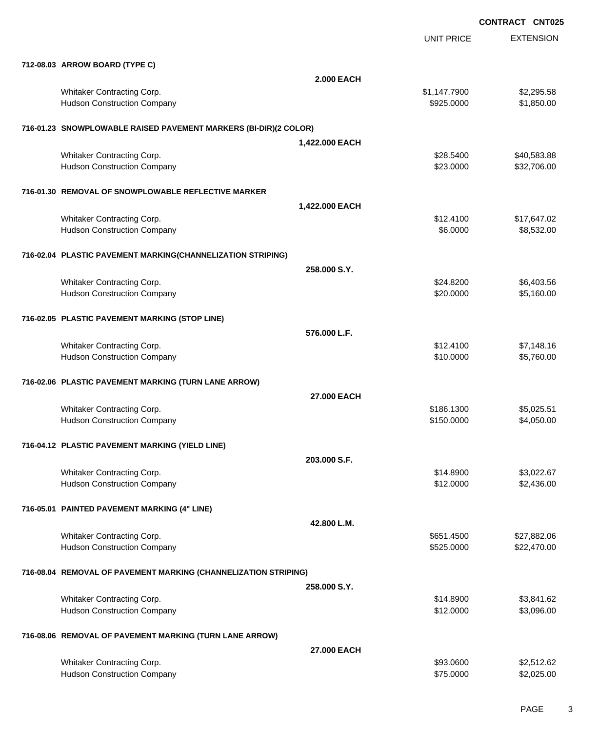**CONTRACT CNT025**

| | | UNIT PRICE | EXTENSION |
|---|---|---|---|
| **712-08.03 ARROW BOARD (TYPE C)** | | | |
| | **2.000 EACH** | | |
| Whitaker Contracting Corp. | | $1,147.7900 | $2,295.58 |
| Hudson Construction Company | | $925.0000 | $1,850.00 |
| **716-01.23 SNOWPLOWABLE RAISED PAVEMENT MARKERS (BI-DIR)(2 COLOR)** | | | |
| | **1,422.000 EACH** | | |
| Whitaker Contracting Corp. | | $28.5400 | $40,583.88 |
| Hudson Construction Company | | $23.0000 | $32,706.00 |
| **716-01.30 REMOVAL OF SNOWPLOWABLE REFLECTIVE MARKER** | | | |
| | **1,422.000 EACH** | | |
| Whitaker Contracting Corp. | | $12.4100 | $17,647.02 |
| Hudson Construction Company | | $6.0000 | $8,532.00 |
| **716-02.04 PLASTIC PAVEMENT MARKING(CHANNELIZATION STRIPING)** | | | |
| | **258.000 S.Y.** | | |
| Whitaker Contracting Corp. | | $24.8200 | $6,403.56 |
| Hudson Construction Company | | $20.0000 | $5,160.00 |
| **716-02.05 PLASTIC PAVEMENT MARKING (STOP LINE)** | | | |
| | **576.000 L.F.** | | |
| Whitaker Contracting Corp. | | $12.4100 | $7,148.16 |
| Hudson Construction Company | | $10.0000 | $5,760.00 |
| **716-02.06 PLASTIC PAVEMENT MARKING (TURN LANE ARROW)** | | | |
| | **27.000 EACH** | | |
| Whitaker Contracting Corp. | | $186.1300 | $5,025.51 |
| Hudson Construction Company | | $150.0000 | $4,050.00 |
| **716-04.12 PLASTIC PAVEMENT MARKING (YIELD LINE)** | | | |
| | **203.000 S.F.** | | |
| Whitaker Contracting Corp. | | $14.8900 | $3,022.67 |
| Hudson Construction Company | | $12.0000 | $2,436.00 |
| **716-05.01 PAINTED PAVEMENT MARKING (4" LINE)** | | | |
| | **42.800 L.M.** | | |
| Whitaker Contracting Corp. | | $651.4500 | $27,882.06 |
| Hudson Construction Company | | $525.0000 | $22,470.00 |
| **716-08.04 REMOVAL OF PAVEMENT MARKING (CHANNELIZATION STRIPING)** | | | |
| | **258.000 S.Y.** | | |
| Whitaker Contracting Corp. | | $14.8900 | $3,841.62 |
| Hudson Construction Company | | $12.0000 | $3,096.00 |
| **716-08.06 REMOVAL OF PAVEMENT MARKING (TURN LANE ARROW)** | | | |
| | **27.000 EACH** | | |
| Whitaker Contracting Corp. | | $93.0600 | $2,512.62 |
| Hudson Construction Company | | $75.0000 | $2,025.00 |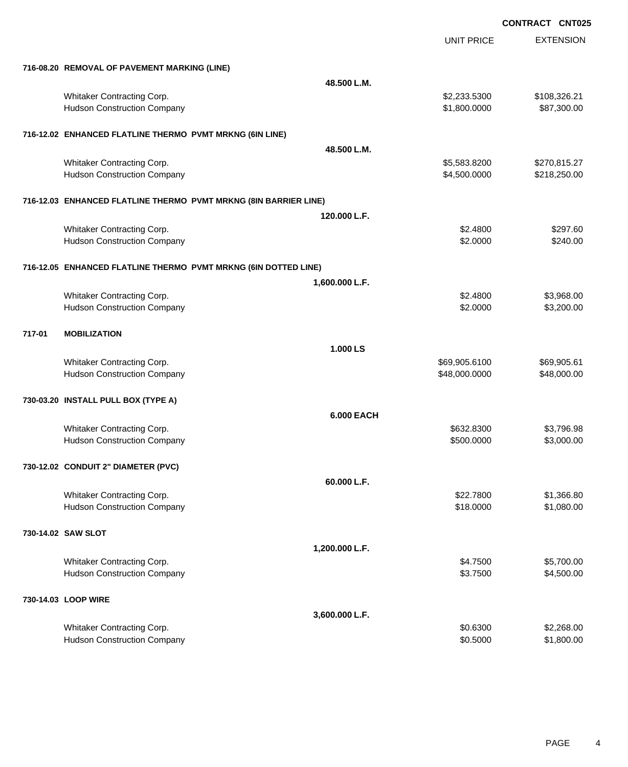CONTRACT CNT025

| | | UNIT PRICE | EXTENSION |
|---|---|---|---|
| **716-08.20 REMOVAL OF PAVEMENT MARKING (LINE)** | | | |
| | **48.500 L.M.** | | |
| Whitaker Contracting Corp. | | $2,233.5300 | $108,326.21 |
| Hudson Construction Company | | $1,800.0000 | $87,300.00 |
| **716-12.02 ENHANCED FLATLINE THERMO PVMT MRKNG (6IN LINE)** | | | |
| | **48.500 L.M.** | | |
| Whitaker Contracting Corp. | | $5,583.8200 | $270,815.27 |
| Hudson Construction Company | | $4,500.0000 | $218,250.00 |
| **716-12.03 ENHANCED FLATLINE THERMO PVMT MRKNG (8IN BARRIER LINE)** | | | |
| | **120.000 L.F.** | | |
| Whitaker Contracting Corp. | | $2.4800 | $297.60 |
| Hudson Construction Company | | $2.0000 | $240.00 |
| **716-12.05 ENHANCED FLATLINE THERMO PVMT MRKNG (6IN DOTTED LINE)** | | | |
| | **1,600.000 L.F.** | | |
| Whitaker Contracting Corp. | | $2.4800 | $3,968.00 |
| Hudson Construction Company | | $2.0000 | $3,200.00 |
| **717-01 MOBILIZATION** | | | |
| | **1.000 LS** | | |
| Whitaker Contracting Corp. | | $69,905.6100 | $69,905.61 |
| Hudson Construction Company | | $48,000.0000 | $48,000.00 |
| **730-03.20 INSTALL PULL BOX (TYPE A)** | | | |
| | **6.000 EACH** | | |
| Whitaker Contracting Corp. | | $632.8300 | $3,796.98 |
| Hudson Construction Company | | $500.0000 | $3,000.00 |
| **730-12.02 CONDUIT 2" DIAMETER (PVC)** | | | |
| | **60.000 L.F.** | | |
| Whitaker Contracting Corp. | | $22.7800 | $1,366.80 |
| Hudson Construction Company | | $18.0000 | $1,080.00 |
| **730-14.02 SAW SLOT** | | | |
| | **1,200.000 L.F.** | | |
| Whitaker Contracting Corp. | | $4.7500 | $5,700.00 |
| Hudson Construction Company | | $3.7500 | $4,500.00 |
| **730-14.03 LOOP WIRE** | | | |
| | **3,600.000 L.F.** | | |
| Whitaker Contracting Corp. | | $0.6300 | $2,268.00 |
| Hudson Construction Company | | $0.5000 | $1,800.00 |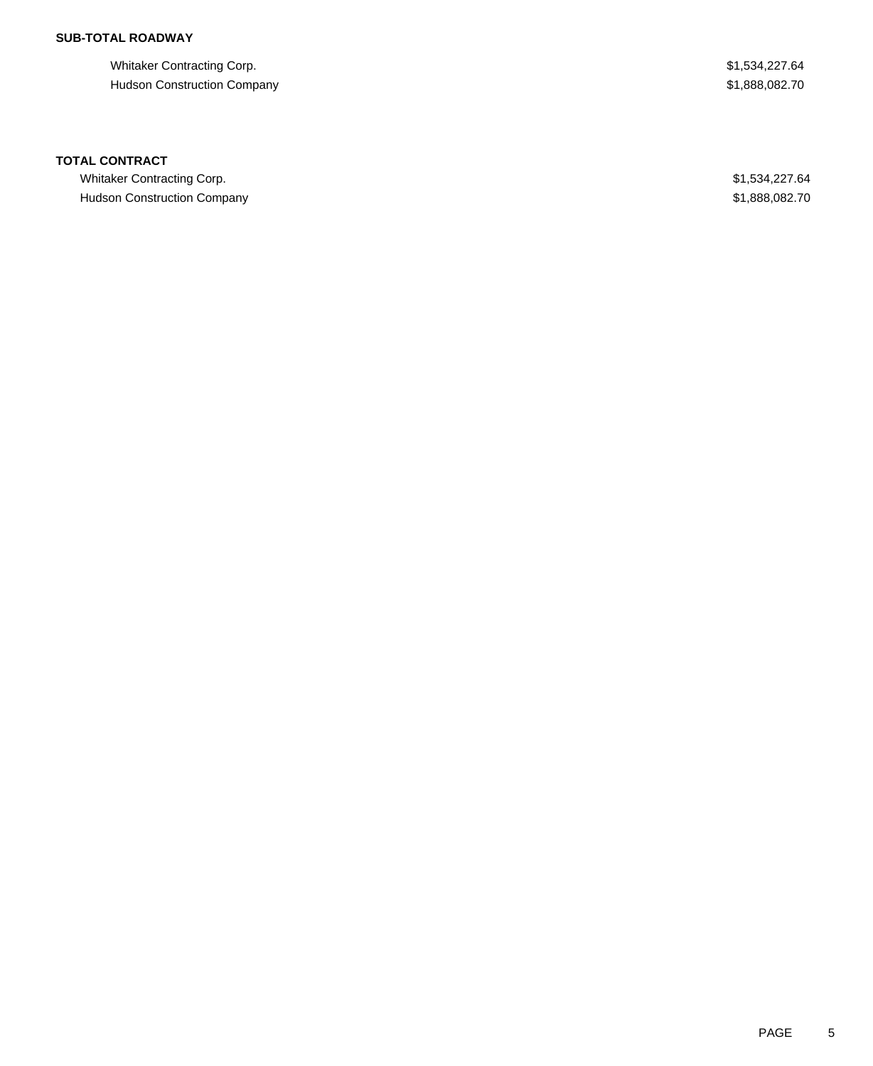**SUB-TOTAL ROADWAY**

| | |
|---|---|
| Whitaker Contracting Corp. | $1,534,227.64 |
| Hudson Construction Company | $1,888,082.70 |

**TOTAL CONTRACT**

| | |
|---|---|
| Whitaker Contracting Corp. | $1,534,227.64 |
| Hudson Construction Company | $1,888,082.70 |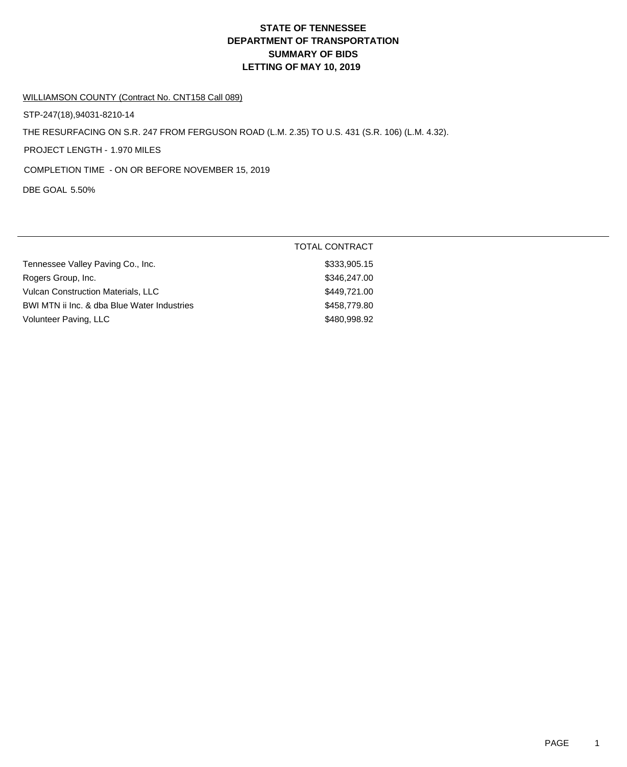# STATE OF TENNESSEE
# DEPARTMENT OF TRANSPORTATION
# SUMMARY OF BIDS
# LETTING OF MAY 10, 2019

WILLIAMSON COUNTY (Contract No. CNT158 Call 089)

STP-247(18),94031-8210-14

THE RESURFACING ON S.R. 247 FROM FERGUSON ROAD (L.M. 2.35) TO U.S. 431 (S.R. 106) (L.M. 4.32).

PROJECT LENGTH - 1.970 MILES

COMPLETION TIME - ON OR BEFORE NOVEMBER 15, 2019

DBE GOAL 5.50%

| | TOTAL CONTRACT |
|---|---|
| Tennessee Valley Paving Co., Inc. | $333,905.15 |
| Rogers Group, Inc. | $346,247.00 |
| Vulcan Construction Materials, LLC | $449,721.00 |
| BWI MTN ii Inc. & dba Blue Water Industries | $458,779.80 |
| Volunteer Paving, LLC | $480,998.92 |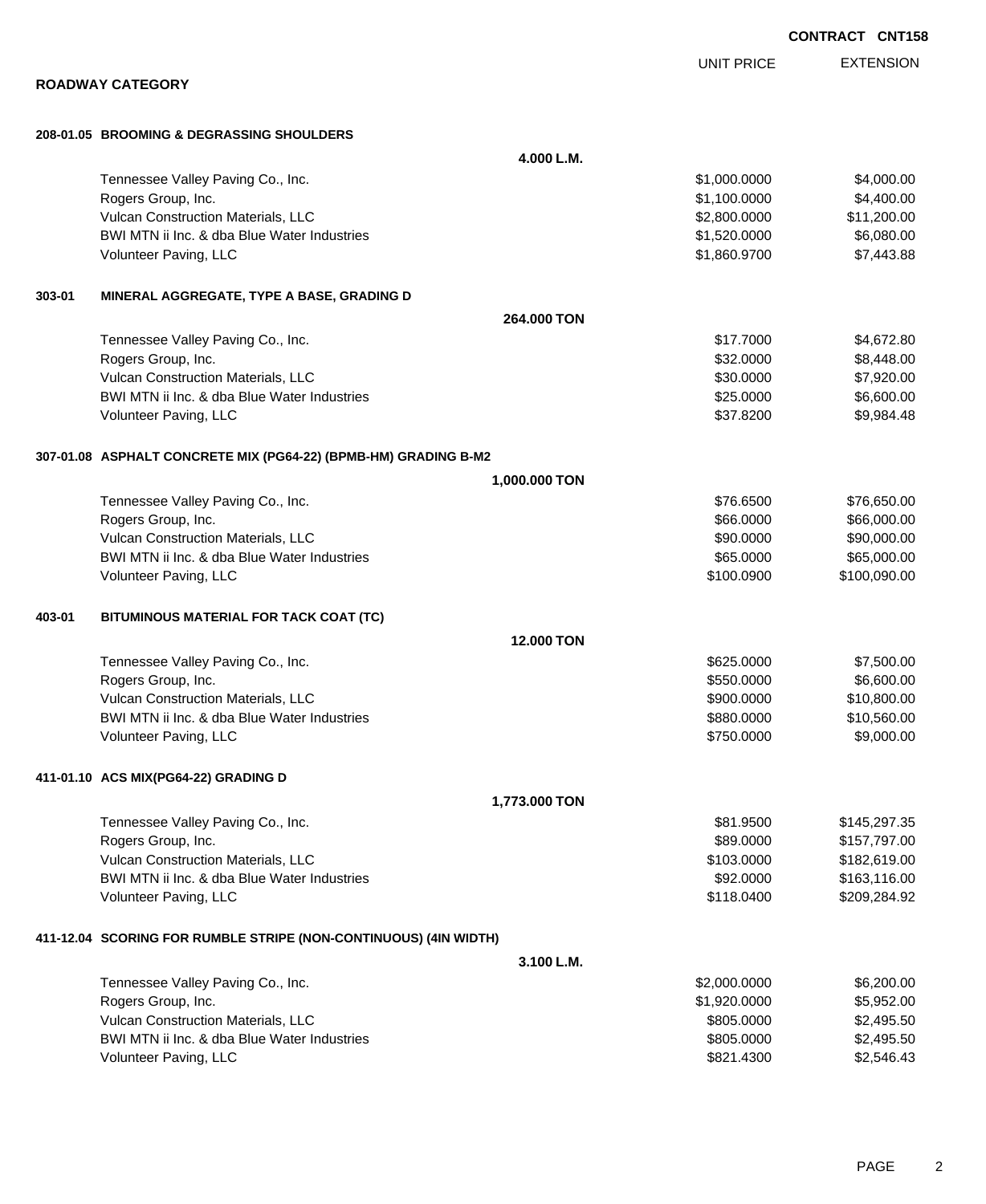**CONTRACT CNT158**

## ROADWAY CATEGORY

| | | UNIT PRICE | EXTENSION |
|---|---|---|---|
| **208-01.05 BROOMING & DEGRASSING SHOULDERS** | **4.000 L.M.** | | |
| Tennessee Valley Paving Co., Inc. | | $1,000.0000 | $4,000.00 |
| Rogers Group, Inc. | | $1,100.0000 | $4,400.00 |
| Vulcan Construction Materials, LLC | | $2,800.0000 | $11,200.00 |
| BWI MTN ii Inc. & dba Blue Water Industries | | $1,520.0000 | $6,080.00 |
| Volunteer Paving, LLC | | $1,860.9700 | $7,443.88 |
| **303-01 MINERAL AGGREGATE, TYPE A BASE, GRADING D** | **264.000 TON** | | |
| Tennessee Valley Paving Co., Inc. | | $17.7000 | $4,672.80 |
| Rogers Group, Inc. | | $32.0000 | $8,448.00 |
| Vulcan Construction Materials, LLC | | $30.0000 | $7,920.00 |
| BWI MTN ii Inc. & dba Blue Water Industries | | $25.0000 | $6,600.00 |
| Volunteer Paving, LLC | | $37.8200 | $9,984.48 |
| **307-01.08 ASPHALT CONCRETE MIX (PG64-22) (BPMB-HM) GRADING B-M2** | **1,000.000 TON** | | |
| Tennessee Valley Paving Co., Inc. | | $76.6500 | $76,650.00 |
| Rogers Group, Inc. | | $66.0000 | $66,000.00 |
| Vulcan Construction Materials, LLC | | $90.0000 | $90,000.00 |
| BWI MTN ii Inc. & dba Blue Water Industries | | $65.0000 | $65,000.00 |
| Volunteer Paving, LLC | | $100.0900 | $100,090.00 |
| **403-01 BITUMINOUS MATERIAL FOR TACK COAT (TC)** | **12.000 TON** | | |
| Tennessee Valley Paving Co., Inc. | | $625.0000 | $7,500.00 |
| Rogers Group, Inc. | | $550.0000 | $6,600.00 |
| Vulcan Construction Materials, LLC | | $900.0000 | $10,800.00 |
| BWI MTN ii Inc. & dba Blue Water Industries | | $880.0000 | $10,560.00 |
| Volunteer Paving, LLC | | $750.0000 | $9,000.00 |
| **411-01.10 ACS MIX(PG64-22) GRADING D** | **1,773.000 TON** | | |
| Tennessee Valley Paving Co., Inc. | | $81.9500 | $145,297.35 |
| Rogers Group, Inc. | | $89.0000 | $157,797.00 |
| Vulcan Construction Materials, LLC | | $103.0000 | $182,619.00 |
| BWI MTN ii Inc. & dba Blue Water Industries | | $92.0000 | $163,116.00 |
| Volunteer Paving, LLC | | $118.0400 | $209,284.92 |
| **411-12.04 SCORING FOR RUMBLE STRIPE (NON-CONTINUOUS) (4IN WIDTH)** | **3.100 L.M.** | | |
| Tennessee Valley Paving Co., Inc. | | $2,000.0000 | $6,200.00 |
| Rogers Group, Inc. | | $1,920.0000 | $5,952.00 |
| Vulcan Construction Materials, LLC | | $805.0000 | $2,495.50 |
| BWI MTN ii Inc. & dba Blue Water Industries | | $805.0000 | $2,495.50 |
| Volunteer Paving, LLC | | $821.4300 | $2,546.43 |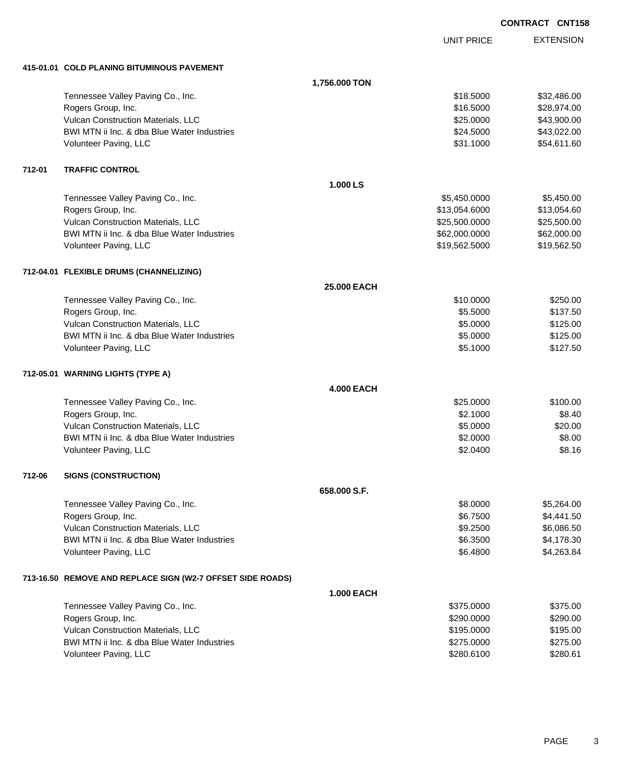**CONTRACT CNT158**

| | | | UNIT PRICE | EXTENSION |
|---|---|---|---|---|
| **415-01.01** | **COLD PLANING BITUMINOUS PAVEMENT** | | | |
| | | **1,756.000 TON** | | |
| | Tennessee Valley Paving Co., Inc. | | $18.5000 | $32,486.00 |
| | Rogers Group, Inc. | | $16.5000 | $28,974.00 |
| | Vulcan Construction Materials, LLC | | $25.0000 | $43,900.00 |
| | BWI MTN ii Inc. & dba Blue Water Industries | | $24.5000 | $43,022.00 |
| | Volunteer Paving, LLC | | $31.1000 | $54,611.60 |
| **712-01** | **TRAFFIC CONTROL** | | | |
| | | **1.000 LS** | | |
| | Tennessee Valley Paving Co., Inc. | | $5,450.0000 | $5,450.00 |
| | Rogers Group, Inc. | | $13,054.6000 | $13,054.60 |
| | Vulcan Construction Materials, LLC | | $25,500.0000 | $25,500.00 |
| | BWI MTN ii Inc. & dba Blue Water Industries | | $62,000.0000 | $62,000.00 |
| | Volunteer Paving, LLC | | $19,562.5000 | $19,562.50 |
| **712-04.01** | **FLEXIBLE DRUMS (CHANNELIZING)** | | | |
| | | **25.000 EACH** | | |
| | Tennessee Valley Paving Co., Inc. | | $10.0000 | $250.00 |
| | Rogers Group, Inc. | | $5.5000 | $137.50 |
| | Vulcan Construction Materials, LLC | | $5.0000 | $125.00 |
| | BWI MTN ii Inc. & dba Blue Water Industries | | $5.0000 | $125.00 |
| | Volunteer Paving, LLC | | $5.1000 | $127.50 |
| **712-05.01** | **WARNING LIGHTS (TYPE A)** | | | |
| | | **4.000 EACH** | | |
| | Tennessee Valley Paving Co., Inc. | | $25.0000 | $100.00 |
| | Rogers Group, Inc. | | $2.1000 | $8.40 |
| | Vulcan Construction Materials, LLC | | $5.0000 | $20.00 |
| | BWI MTN ii Inc. & dba Blue Water Industries | | $2.0000 | $8.00 |
| | Volunteer Paving, LLC | | $2.0400 | $8.16 |
| **712-06** | **SIGNS (CONSTRUCTION)** | | | |
| | | **658.000 S.F.** | | |
| | Tennessee Valley Paving Co., Inc. | | $8.0000 | $5,264.00 |
| | Rogers Group, Inc. | | $6.7500 | $4,441.50 |
| | Vulcan Construction Materials, LLC | | $9.2500 | $6,086.50 |
| | BWI MTN ii Inc. & dba Blue Water Industries | | $6.3500 | $4,178.30 |
| | Volunteer Paving, LLC | | $6.4800 | $4,263.84 |
| **713-16.50** | **REMOVE AND REPLACE SIGN (W2-7 OFFSET SIDE ROADS)** | | | |
| | | **1.000 EACH** | | |
| | Tennessee Valley Paving Co., Inc. | | $375.0000 | $375.00 |
| | Rogers Group, Inc. | | $290.0000 | $290.00 |
| | Vulcan Construction Materials, LLC | | $195.0000 | $195.00 |
| | BWI MTN ii Inc. & dba Blue Water Industries | | $275.0000 | $275.00 |
| | Volunteer Paving, LLC | | $280.6100 | $280.61 |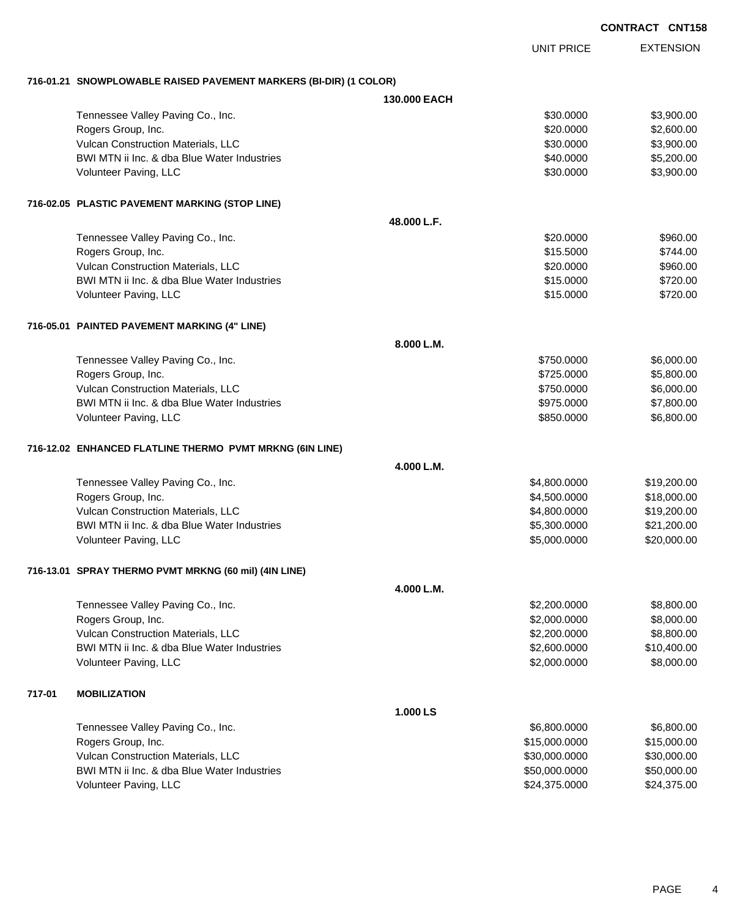**CONTRACT CNT158**

| | UNIT PRICE | EXTENSION |
|---|---|---|
| **716-01.21 SNOWPLOWABLE RAISED PAVEMENT MARKERS (BI-DIR) (1 COLOR)** | | |
| **130.000 EACH** | | |
| Tennessee Valley Paving Co., Inc. | $30.0000 | $3,900.00 |
| Rogers Group, Inc. | $20.0000 | $2,600.00 |
| Vulcan Construction Materials, LLC | $30.0000 | $3,900.00 |
| BWI MTN ii Inc. & dba Blue Water Industries | $40.0000 | $5,200.00 |
| Volunteer Paving, LLC | $30.0000 | $3,900.00 |
| **716-02.05 PLASTIC PAVEMENT MARKING (STOP LINE)** | | |
| **48.000 L.F.** | | |
| Tennessee Valley Paving Co., Inc. | $20.0000 | $960.00 |
| Rogers Group, Inc. | $15.5000 | $744.00 |
| Vulcan Construction Materials, LLC | $20.0000 | $960.00 |
| BWI MTN ii Inc. & dba Blue Water Industries | $15.0000 | $720.00 |
| Volunteer Paving, LLC | $15.0000 | $720.00 |
| **716-05.01 PAINTED PAVEMENT MARKING (4" LINE)** | | |
| **8.000 L.M.** | | |
| Tennessee Valley Paving Co., Inc. | $750.0000 | $6,000.00 |
| Rogers Group, Inc. | $725.0000 | $5,800.00 |
| Vulcan Construction Materials, LLC | $750.0000 | $6,000.00 |
| BWI MTN ii Inc. & dba Blue Water Industries | $975.0000 | $7,800.00 |
| Volunteer Paving, LLC | $850.0000 | $6,800.00 |
| **716-12.02 ENHANCED FLATLINE THERMO PVMT MRKNG (6IN LINE)** | | |
| **4.000 L.M.** | | |
| Tennessee Valley Paving Co., Inc. | $4,800.0000 | $19,200.00 |
| Rogers Group, Inc. | $4,500.0000 | $18,000.00 |
| Vulcan Construction Materials, LLC | $4,800.0000 | $19,200.00 |
| BWI MTN ii Inc. & dba Blue Water Industries | $5,300.0000 | $21,200.00 |
| Volunteer Paving, LLC | $5,000.0000 | $20,000.00 |
| **716-13.01 SPRAY THERMO PVMT MRKNG (60 mil) (4IN LINE)** | | |
| **4.000 L.M.** | | |
| Tennessee Valley Paving Co., Inc. | $2,200.0000 | $8,800.00 |
| Rogers Group, Inc. | $2,000.0000 | $8,000.00 |
| Vulcan Construction Materials, LLC | $2,200.0000 | $8,800.00 |
| BWI MTN ii Inc. & dba Blue Water Industries | $2,600.0000 | $10,400.00 |
| Volunteer Paving, LLC | $2,000.0000 | $8,000.00 |
| **717-01 MOBILIZATION** | | |
| **1.000 LS** | | |
| Tennessee Valley Paving Co., Inc. | $6,800.0000 | $6,800.00 |
| Rogers Group, Inc. | $15,000.0000 | $15,000.00 |
| Vulcan Construction Materials, LLC | $30,000.0000 | $30,000.00 |
| BWI MTN ii Inc. & dba Blue Water Industries | $50,000.0000 | $50,000.00 |
| Volunteer Paving, LLC | $24,375.0000 | $24,375.00 |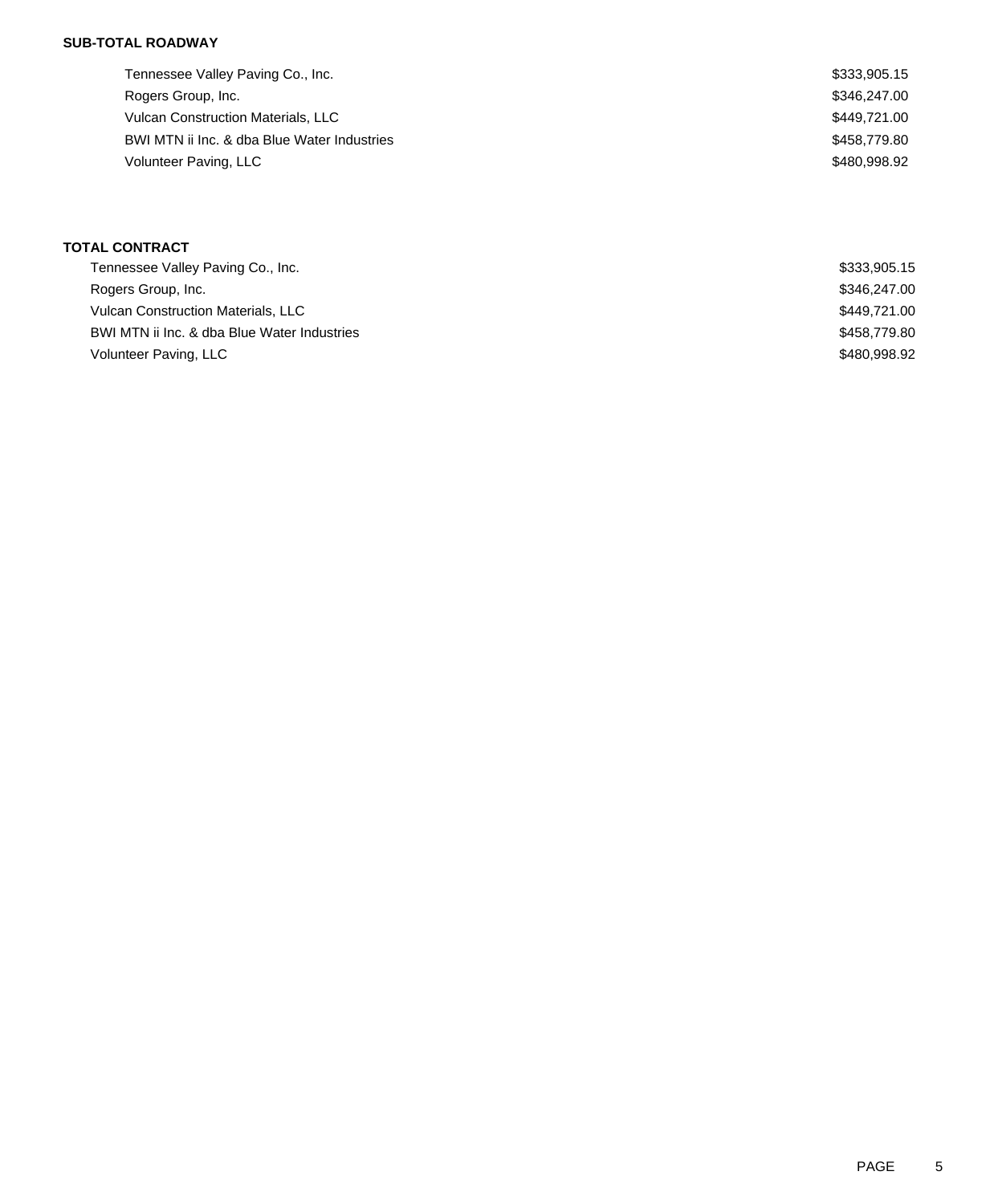**SUB-TOTAL ROADWAY**

| | |
|---|---|
| Tennessee Valley Paving Co., Inc. | $333,905.15 |
| Rogers Group, Inc. | $346,247.00 |
| Vulcan Construction Materials, LLC | $449,721.00 |
| BWI MTN ii Inc. & dba Blue Water Industries | $458,779.80 |
| Volunteer Paving, LLC | $480,998.92 |

**TOTAL CONTRACT**

| | |
|---|---|
| Tennessee Valley Paving Co., Inc. | $333,905.15 |
| Rogers Group, Inc. | $346,247.00 |
| Vulcan Construction Materials, LLC | $449,721.00 |
| BWI MTN ii Inc. & dba Blue Water Industries | $458,779.80 |
| Volunteer Paving, LLC | $480,998.92 |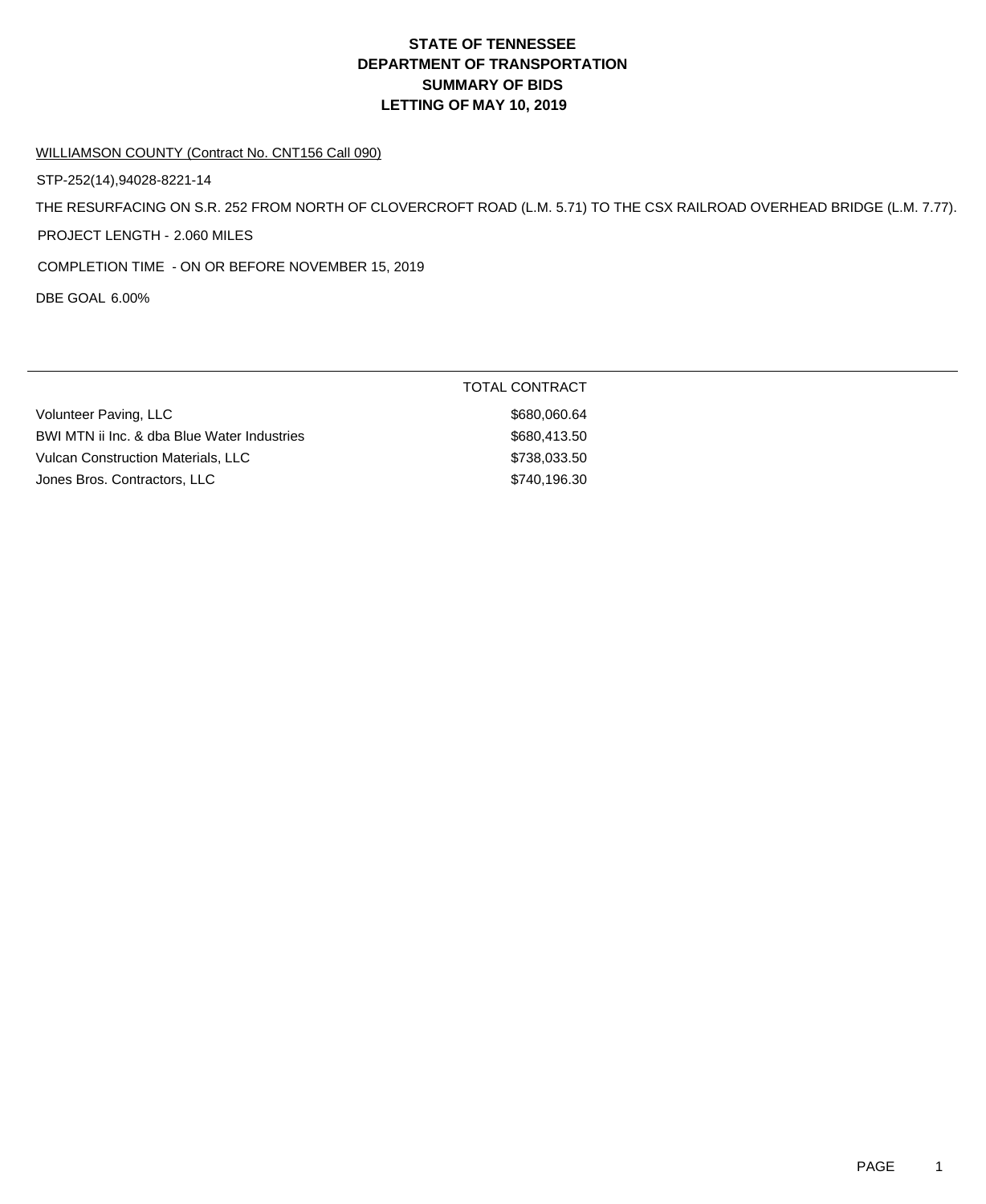# STATE OF TENNESSEE
# DEPARTMENT OF TRANSPORTATION
# SUMMARY OF BIDS
# LETTING OF MAY 10, 2019

WILLIAMSON COUNTY (Contract No. CNT156 Call 090)

STP-252(14),94028-8221-14

THE RESURFACING ON S.R. 252 FROM NORTH OF CLOVERCROFT ROAD (L.M. 5.71) TO THE CSX RAILROAD OVERHEAD BRIDGE (L.M. 7.77).

PROJECT LENGTH - 2.060 MILES

COMPLETION TIME - ON OR BEFORE NOVEMBER 15, 2019

DBE GOAL 6.00%

| | TOTAL CONTRACT |
|---|---|
| Volunteer Paving, LLC | $680,060.64 |
| BWI MTN ii Inc. & dba Blue Water Industries | $680,413.50 |
| Vulcan Construction Materials, LLC | $738,033.50 |
| Jones Bros. Contractors, LLC | $740,196.30 |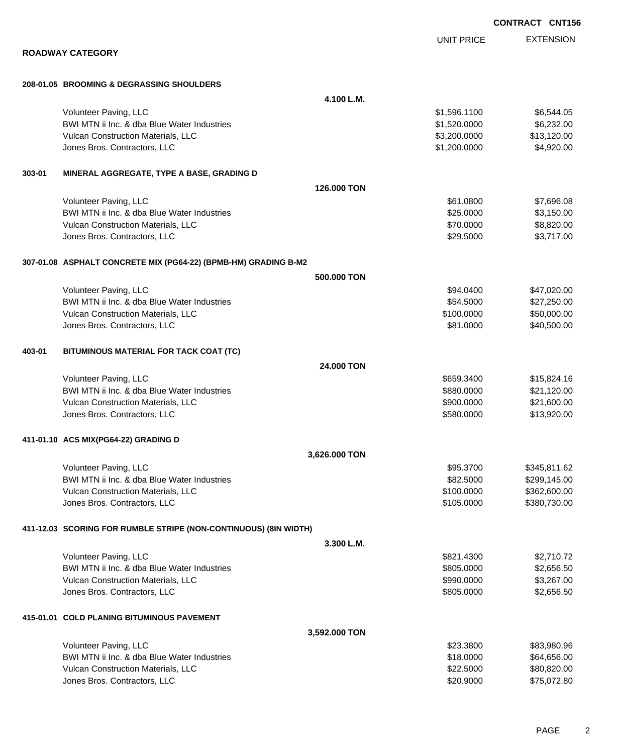**CONTRACT CNT156**

## ROADWAY CATEGORY

| | | UNIT PRICE | EXTENSION |
|---|---|---|---|
| **208-01.05** | **BROOMING & DEGRASSING SHOULDERS** | | |
| | **4.100 L.M.** | | |
| | Volunteer Paving, LLC | $1,596.1100 | $6,544.05 |
| | BWI MTN ii Inc. & dba Blue Water Industries | $1,520.0000 | $6,232.00 |
| | Vulcan Construction Materials, LLC | $3,200.0000 | $13,120.00 |
| | Jones Bros. Contractors, LLC | $1,200.0000 | $4,920.00 |
| **303-01** | **MINERAL AGGREGATE, TYPE A BASE, GRADING D** | | |
| | **126.000 TON** | | |
| | Volunteer Paving, LLC | $61.0800 | $7,696.08 |
| | BWI MTN ii Inc. & dba Blue Water Industries | $25.0000 | $3,150.00 |
| | Vulcan Construction Materials, LLC | $70.0000 | $8,820.00 |
| | Jones Bros. Contractors, LLC | $29.5000 | $3,717.00 |
| **307-01.08** | **ASPHALT CONCRETE MIX (PG64-22) (BPMB-HM) GRADING B-M2** | | |
| | **500.000 TON** | | |
| | Volunteer Paving, LLC | $94.0400 | $47,020.00 |
| | BWI MTN ii Inc. & dba Blue Water Industries | $54.5000 | $27,250.00 |
| | Vulcan Construction Materials, LLC | $100.0000 | $50,000.00 |
| | Jones Bros. Contractors, LLC | $81.0000 | $40,500.00 |
| **403-01** | **BITUMINOUS MATERIAL FOR TACK COAT (TC)** | | |
| | **24.000 TON** | | |
| | Volunteer Paving, LLC | $659.3400 | $15,824.16 |
| | BWI MTN ii Inc. & dba Blue Water Industries | $880.0000 | $21,120.00 |
| | Vulcan Construction Materials, LLC | $900.0000 | $21,600.00 |
| | Jones Bros. Contractors, LLC | $580.0000 | $13,920.00 |
| **411-01.10** | **ACS MIX(PG64-22) GRADING D** | | |
| | **3,626.000 TON** | | |
| | Volunteer Paving, LLC | $95.3700 | $345,811.62 |
| | BWI MTN ii Inc. & dba Blue Water Industries | $82.5000 | $299,145.00 |
| | Vulcan Construction Materials, LLC | $100.0000 | $362,600.00 |
| | Jones Bros. Contractors, LLC | $105.0000 | $380,730.00 |
| **411-12.03** | **SCORING FOR RUMBLE STRIPE (NON-CONTINUOUS) (8IN WIDTH)** | | |
| | **3.300 L.M.** | | |
| | Volunteer Paving, LLC | $821.4300 | $2,710.72 |
| | BWI MTN ii Inc. & dba Blue Water Industries | $805.0000 | $2,656.50 |
| | Vulcan Construction Materials, LLC | $990.0000 | $3,267.00 |
| | Jones Bros. Contractors, LLC | $805.0000 | $2,656.50 |
| **415-01.01** | **COLD PLANING BITUMINOUS PAVEMENT** | | |
| | **3,592.000 TON** | | |
| | Volunteer Paving, LLC | $23.3800 | $83,980.96 |
| | BWI MTN ii Inc. & dba Blue Water Industries | $18.0000 | $64,656.00 |
| | Vulcan Construction Materials, LLC | $22.5000 | $80,820.00 |
| | Jones Bros. Contractors, LLC | $20.9000 | $75,072.80 |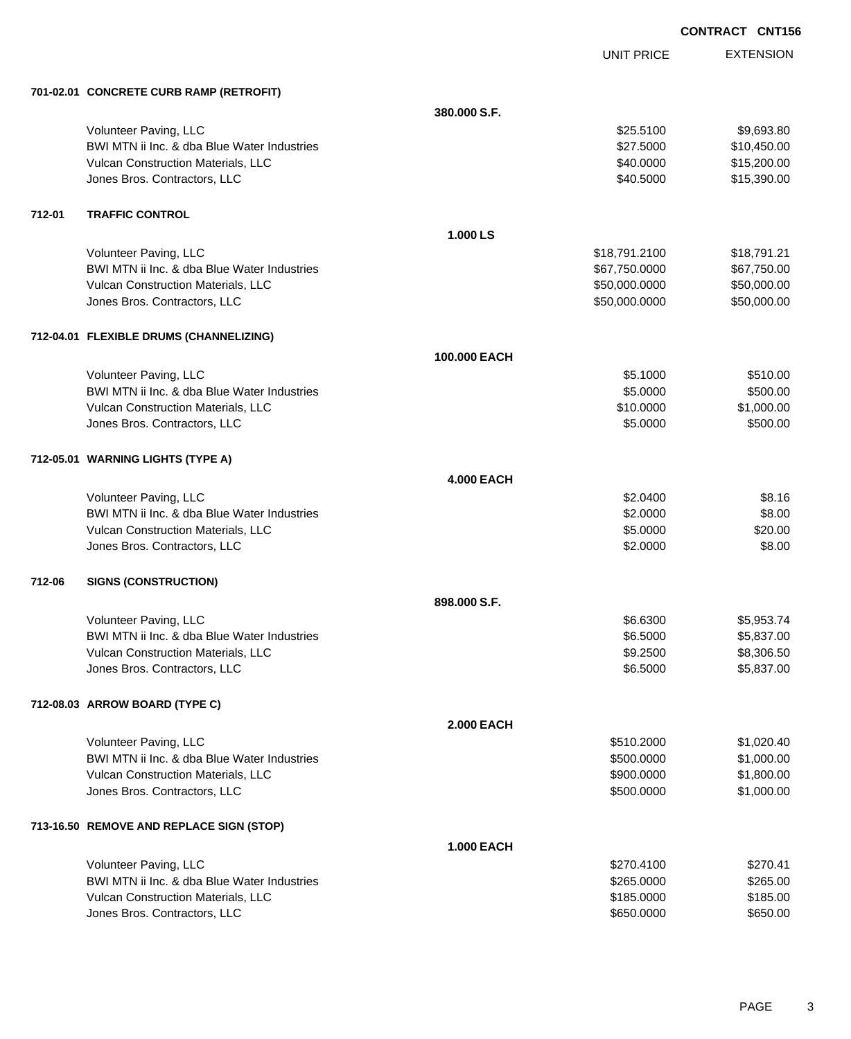**CONTRACT CNT156**

| | | | UNIT PRICE | EXTENSION |
|---|---|---|---|---|
| **701-02.01** | **CONCRETE CURB RAMP (RETROFIT)** | | | |
| | | **380.000 S.F.** | | |
| | Volunteer Paving, LLC | | $25.5100 | $9,693.80 |
| | BWI MTN ii Inc. & dba Blue Water Industries | | $27.5000 | $10,450.00 |
| | Vulcan Construction Materials, LLC | | $40.0000 | $15,200.00 |
| | Jones Bros. Contractors, LLC | | $40.5000 | $15,390.00 |
| **712-01** | **TRAFFIC CONTROL** | | | |
| | | **1.000 LS** | | |
| | Volunteer Paving, LLC | | $18,791.2100 | $18,791.21 |
| | BWI MTN ii Inc. & dba Blue Water Industries | | $67,750.0000 | $67,750.00 |
| | Vulcan Construction Materials, LLC | | $50,000.0000 | $50,000.00 |
| | Jones Bros. Contractors, LLC | | $50,000.0000 | $50,000.00 |
| **712-04.01** | **FLEXIBLE DRUMS (CHANNELIZING)** | | | |
| | | **100.000 EACH** | | |
| | Volunteer Paving, LLC | | $5.1000 | $510.00 |
| | BWI MTN ii Inc. & dba Blue Water Industries | | $5.0000 | $500.00 |
| | Vulcan Construction Materials, LLC | | $10.0000 | $1,000.00 |
| | Jones Bros. Contractors, LLC | | $5.0000 | $500.00 |
| **712-05.01** | **WARNING LIGHTS (TYPE A)** | | | |
| | | **4.000 EACH** | | |
| | Volunteer Paving, LLC | | $2.0400 | $8.16 |
| | BWI MTN ii Inc. & dba Blue Water Industries | | $2.0000 | $8.00 |
| | Vulcan Construction Materials, LLC | | $5.0000 | $20.00 |
| | Jones Bros. Contractors, LLC | | $2.0000 | $8.00 |
| **712-06** | **SIGNS (CONSTRUCTION)** | | | |
| | | **898.000 S.F.** | | |
| | Volunteer Paving, LLC | | $6.6300 | $5,953.74 |
| | BWI MTN ii Inc. & dba Blue Water Industries | | $6.5000 | $5,837.00 |
| | Vulcan Construction Materials, LLC | | $9.2500 | $8,306.50 |
| | Jones Bros. Contractors, LLC | | $6.5000 | $5,837.00 |
| **712-08.03** | **ARROW BOARD (TYPE C)** | | | |
| | | **2.000 EACH** | | |
| | Volunteer Paving, LLC | | $510.2000 | $1,020.40 |
| | BWI MTN ii Inc. & dba Blue Water Industries | | $500.0000 | $1,000.00 |
| | Vulcan Construction Materials, LLC | | $900.0000 | $1,800.00 |
| | Jones Bros. Contractors, LLC | | $500.0000 | $1,000.00 |
| **713-16.50** | **REMOVE AND REPLACE SIGN (STOP)** | | | |
| | | **1.000 EACH** | | |
| | Volunteer Paving, LLC | | $270.4100 | $270.41 |
| | BWI MTN ii Inc. & dba Blue Water Industries | | $265.0000 | $265.00 |
| | Vulcan Construction Materials, LLC | | $185.0000 | $185.00 |
| | Jones Bros. Contractors, LLC | | $650.0000 | $650.00 |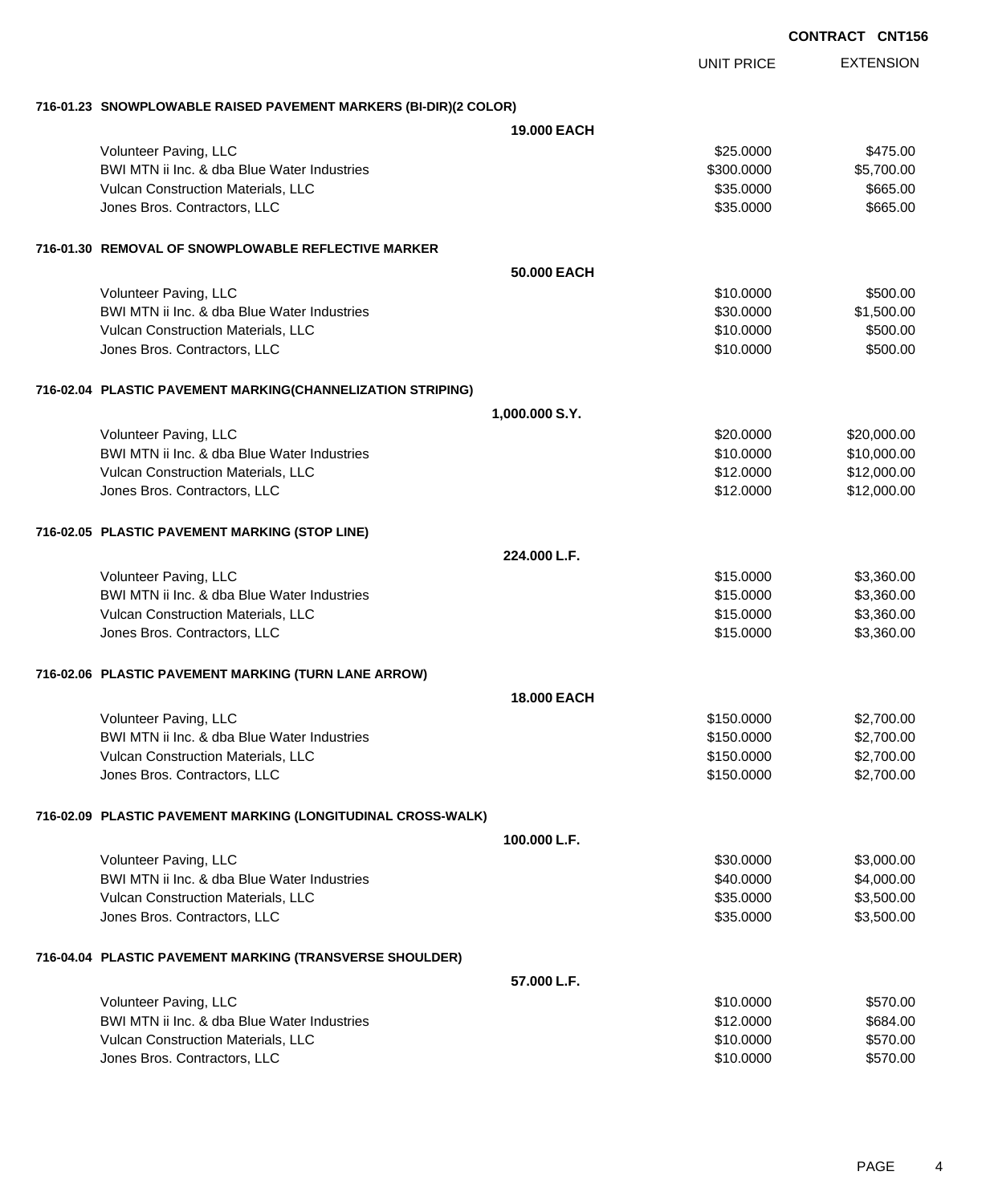**CONTRACT CNT156**

| | UNIT PRICE | EXTENSION |
|---|---|---|
| **716-01.23 SNOWPLOWABLE RAISED PAVEMENT MARKERS (BI-DIR)(2 COLOR)** | | |
| **19.000 EACH** | | |
| Volunteer Paving, LLC | $25.0000 | $475.00 |
| BWI MTN ii Inc. & dba Blue Water Industries | $300.0000 | $5,700.00 |
| Vulcan Construction Materials, LLC | $35.0000 | $665.00 |
| Jones Bros. Contractors, LLC | $35.0000 | $665.00 |
| **716-01.30 REMOVAL OF SNOWPLOWABLE REFLECTIVE MARKER** | | |
| **50.000 EACH** | | |
| Volunteer Paving, LLC | $10.0000 | $500.00 |
| BWI MTN ii Inc. & dba Blue Water Industries | $30.0000 | $1,500.00 |
| Vulcan Construction Materials, LLC | $10.0000 | $500.00 |
| Jones Bros. Contractors, LLC | $10.0000 | $500.00 |
| **716-02.04 PLASTIC PAVEMENT MARKING(CHANNELIZATION STRIPING)** | | |
| **1,000.000 S.Y.** | | |
| Volunteer Paving, LLC | $20.0000 | $20,000.00 |
| BWI MTN ii Inc. & dba Blue Water Industries | $10.0000 | $10,000.00 |
| Vulcan Construction Materials, LLC | $12.0000 | $12,000.00 |
| Jones Bros. Contractors, LLC | $12.0000 | $12,000.00 |
| **716-02.05 PLASTIC PAVEMENT MARKING (STOP LINE)** | | |
| **224.000 L.F.** | | |
| Volunteer Paving, LLC | $15.0000 | $3,360.00 |
| BWI MTN ii Inc. & dba Blue Water Industries | $15.0000 | $3,360.00 |
| Vulcan Construction Materials, LLC | $15.0000 | $3,360.00 |
| Jones Bros. Contractors, LLC | $15.0000 | $3,360.00 |
| **716-02.06 PLASTIC PAVEMENT MARKING (TURN LANE ARROW)** | | |
| **18.000 EACH** | | |
| Volunteer Paving, LLC | $150.0000 | $2,700.00 |
| BWI MTN ii Inc. & dba Blue Water Industries | $150.0000 | $2,700.00 |
| Vulcan Construction Materials, LLC | $150.0000 | $2,700.00 |
| Jones Bros. Contractors, LLC | $150.0000 | $2,700.00 |
| **716-02.09 PLASTIC PAVEMENT MARKING (LONGITUDINAL CROSS-WALK)** | | |
| **100.000 L.F.** | | |
| Volunteer Paving, LLC | $30.0000 | $3,000.00 |
| BWI MTN ii Inc. & dba Blue Water Industries | $40.0000 | $4,000.00 |
| Vulcan Construction Materials, LLC | $35.0000 | $3,500.00 |
| Jones Bros. Contractors, LLC | $35.0000 | $3,500.00 |
| **716-04.04 PLASTIC PAVEMENT MARKING (TRANSVERSE SHOULDER)** | | |
| **57.000 L.F.** | | |
| Volunteer Paving, LLC | $10.0000 | $570.00 |
| BWI MTN ii Inc. & dba Blue Water Industries | $12.0000 | $684.00 |
| Vulcan Construction Materials, LLC | $10.0000 | $570.00 |
| Jones Bros. Contractors, LLC | $10.0000 | $570.00 |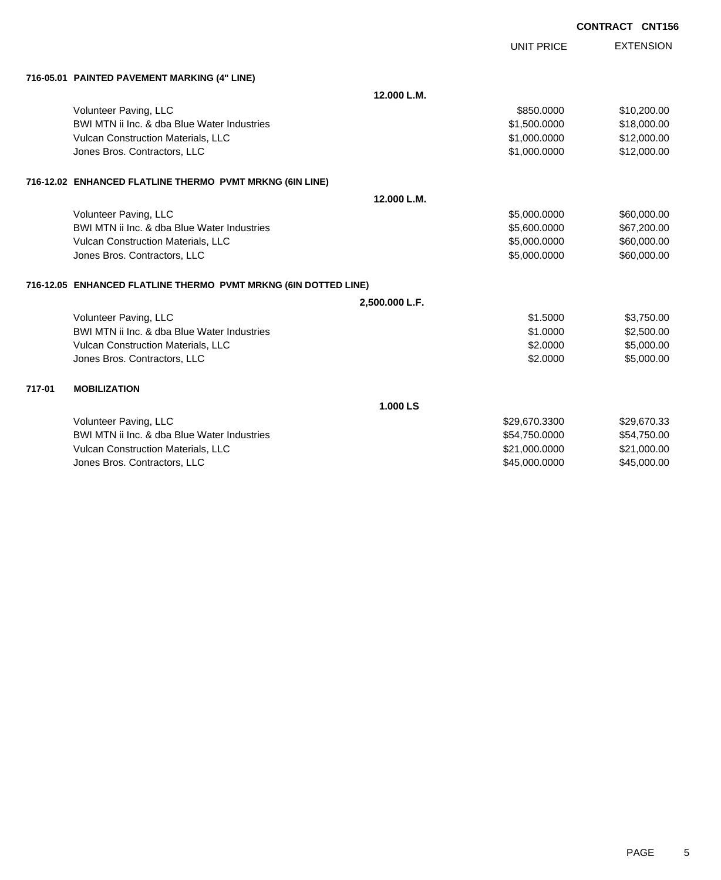**CONTRACT CNT156**

| | UNIT PRICE | EXTENSION |
|---|---|---|
| **716-05.01 PAINTED PAVEMENT MARKING (4" LINE)** | | |
| **12.000 L.M.** | | |
| Volunteer Paving, LLC | $850.0000 | $10,200.00 |
| BWI MTN ii Inc. & dba Blue Water Industries | $1,500.0000 | $18,000.00 |
| Vulcan Construction Materials, LLC | $1,000.0000 | $12,000.00 |
| Jones Bros. Contractors, LLC | $1,000.0000 | $12,000.00 |
| **716-12.02 ENHANCED FLATLINE THERMO PVMT MRKNG (6IN LINE)** | | |
| **12.000 L.M.** | | |
| Volunteer Paving, LLC | $5,000.0000 | $60,000.00 |
| BWI MTN ii Inc. & dba Blue Water Industries | $5,600.0000 | $67,200.00 |
| Vulcan Construction Materials, LLC | $5,000.0000 | $60,000.00 |
| Jones Bros. Contractors, LLC | $5,000.0000 | $60,000.00 |
| **716-12.05 ENHANCED FLATLINE THERMO PVMT MRKNG (6IN DOTTED LINE)** | | |
| **2,500.000 L.F.** | | |
| Volunteer Paving, LLC | $1.5000 | $3,750.00 |
| BWI MTN ii Inc. & dba Blue Water Industries | $1.0000 | $2,500.00 |
| Vulcan Construction Materials, LLC | $2.0000 | $5,000.00 |
| Jones Bros. Contractors, LLC | $2.0000 | $5,000.00 |
| **717-01 MOBILIZATION** | | |
| **1.000 LS** | | |
| Volunteer Paving, LLC | $29,670.3300 | $29,670.33 |
| BWI MTN ii Inc. & dba Blue Water Industries | $54,750.0000 | $54,750.00 |
| Vulcan Construction Materials, LLC | $21,000.0000 | $21,000.00 |
| Jones Bros. Contractors, LLC | $45,000.0000 | $45,000.00 |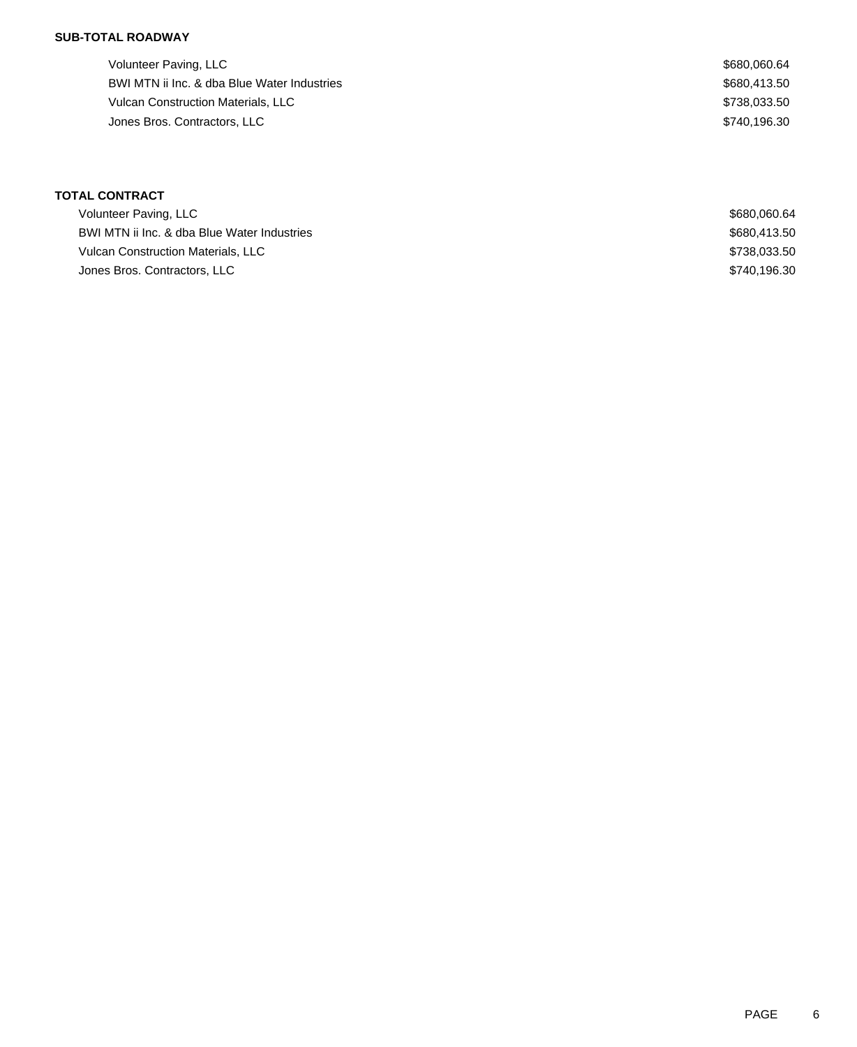**SUB-TOTAL ROADWAY**

| | |
|---|---|
| Volunteer Paving, LLC | $680,060.64 |
| BWI MTN ii Inc. & dba Blue Water Industries | $680,413.50 |
| Vulcan Construction Materials, LLC | $738,033.50 |
| Jones Bros. Contractors, LLC | $740,196.30 |

**TOTAL CONTRACT**

| | |
|---|---|
| Volunteer Paving, LLC | $680,060.64 |
| BWI MTN ii Inc. & dba Blue Water Industries | $680,413.50 |
| Vulcan Construction Materials, LLC | $738,033.50 |
| Jones Bros. Contractors, LLC | $740,196.30 |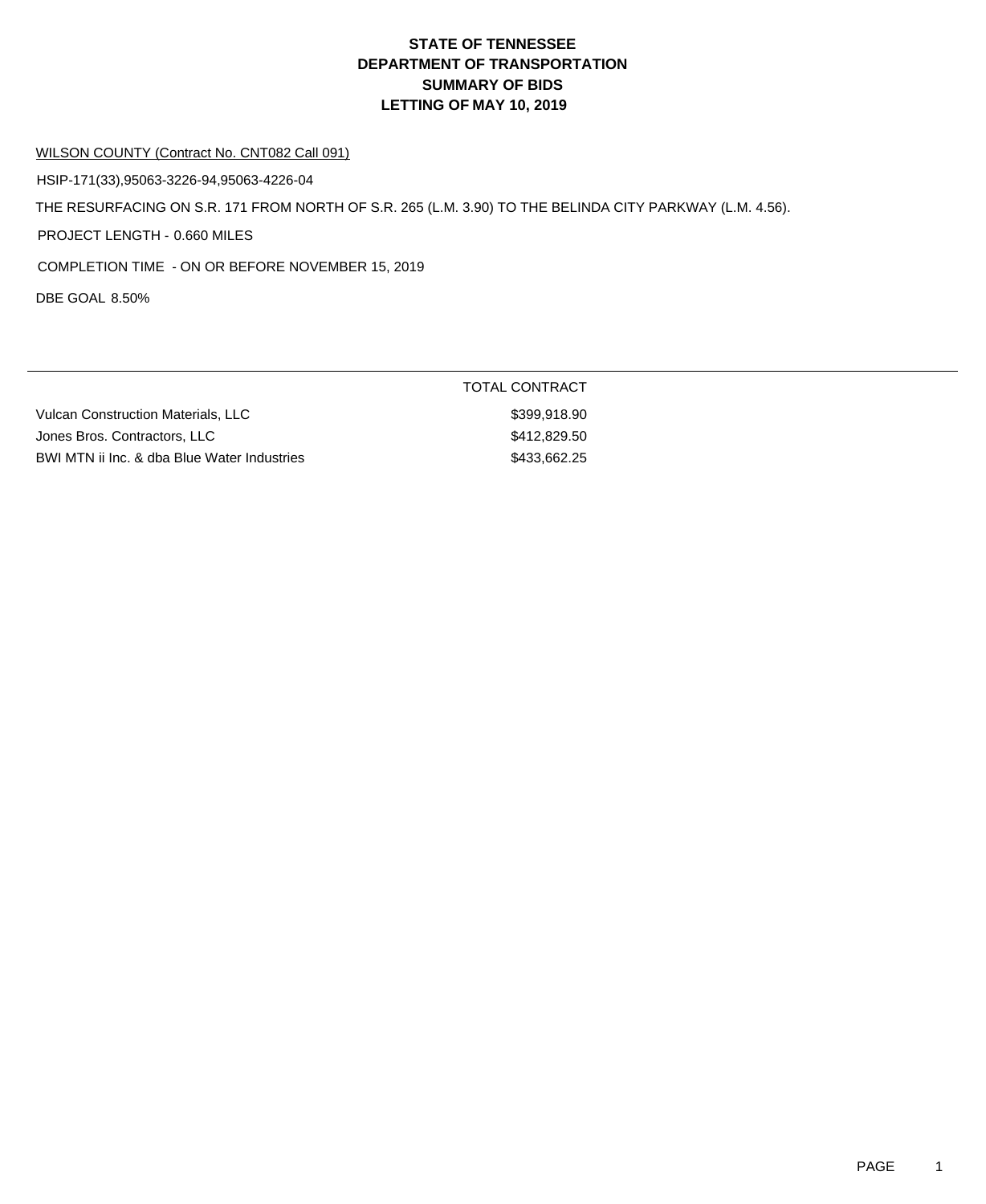# STATE OF TENNESSEE
# DEPARTMENT OF TRANSPORTATION
# SUMMARY OF BIDS
# LETTING OF MAY 10, 2019

WILSON COUNTY (Contract No. CNT082 Call 091)

HSIP-171(33),95063-3226-94,95063-4226-04

THE RESURFACING ON S.R. 171 FROM NORTH OF S.R. 265 (L.M. 3.90) TO THE BELINDA CITY PARKWAY (L.M. 4.56).

PROJECT LENGTH - 0.660 MILES

COMPLETION TIME - ON OR BEFORE NOVEMBER 15, 2019

DBE GOAL 8.50%

| | TOTAL CONTRACT |
|---|---|
| Vulcan Construction Materials, LLC | $399,918.90 |
| Jones Bros. Contractors, LLC | $412,829.50 |
| BWI MTN ii Inc. & dba Blue Water Industries | $433,662.25 |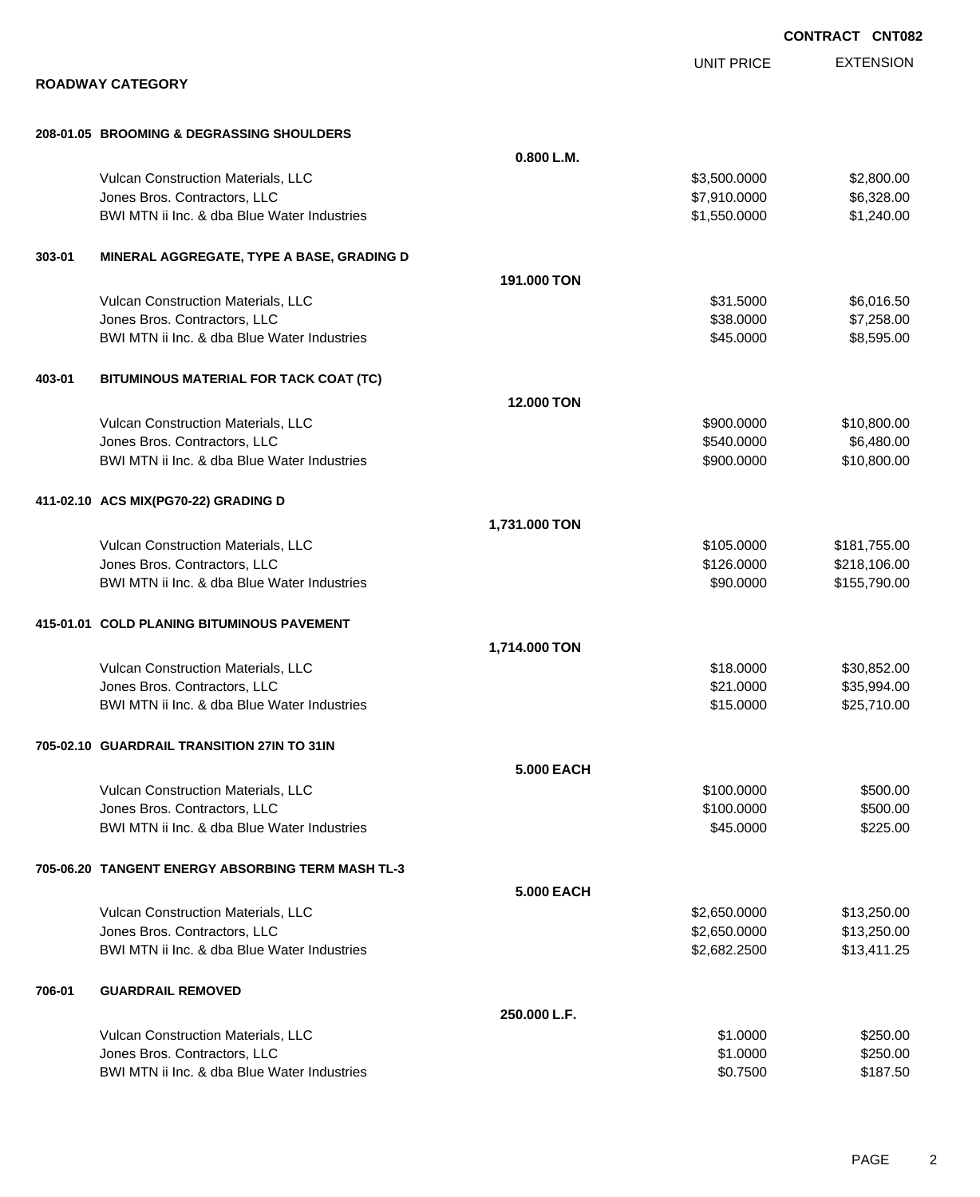**CONTRACT CNT082**

## ROADWAY CATEGORY

| | | UNIT PRICE | EXTENSION |
|---|---|---|---|
| **208-01.05 BROOMING & DEGRASSING SHOULDERS** | | | |
| | **0.800 L.M.** | | |
| Vulcan Construction Materials, LLC | | $3,500.0000 | $2,800.00 |
| Jones Bros. Contractors, LLC | | $7,910.0000 | $6,328.00 |
| BWI MTN ii Inc. & dba Blue Water Industries | | $1,550.0000 | $1,240.00 |
| **303-01 MINERAL AGGREGATE, TYPE A BASE, GRADING D** | | | |
| | **191.000 TON** | | |
| Vulcan Construction Materials, LLC | | $31.5000 | $6,016.50 |
| Jones Bros. Contractors, LLC | | $38.0000 | $7,258.00 |
| BWI MTN ii Inc. & dba Blue Water Industries | | $45.0000 | $8,595.00 |
| **403-01 BITUMINOUS MATERIAL FOR TACK COAT (TC)** | | | |
| | **12.000 TON** | | |
| Vulcan Construction Materials, LLC | | $900.0000 | $10,800.00 |
| Jones Bros. Contractors, LLC | | $540.0000 | $6,480.00 |
| BWI MTN ii Inc. & dba Blue Water Industries | | $900.0000 | $10,800.00 |
| **411-02.10 ACS MIX(PG70-22) GRADING D** | | | |
| | **1,731.000 TON** | | |
| Vulcan Construction Materials, LLC | | $105.0000 | $181,755.00 |
| Jones Bros. Contractors, LLC | | $126.0000 | $218,106.00 |
| BWI MTN ii Inc. & dba Blue Water Industries | | $90.0000 | $155,790.00 |
| **415-01.01 COLD PLANING BITUMINOUS PAVEMENT** | | | |
| | **1,714.000 TON** | | |
| Vulcan Construction Materials, LLC | | $18.0000 | $30,852.00 |
| Jones Bros. Contractors, LLC | | $21.0000 | $35,994.00 |
| BWI MTN ii Inc. & dba Blue Water Industries | | $15.0000 | $25,710.00 |
| **705-02.10 GUARDRAIL TRANSITION 27IN TO 31IN** | | | |
| | **5.000 EACH** | | |
| Vulcan Construction Materials, LLC | | $100.0000 | $500.00 |
| Jones Bros. Contractors, LLC | | $100.0000 | $500.00 |
| BWI MTN ii Inc. & dba Blue Water Industries | | $45.0000 | $225.00 |
| **705-06.20 TANGENT ENERGY ABSORBING TERM MASH TL-3** | | | |
| | **5.000 EACH** | | |
| Vulcan Construction Materials, LLC | | $2,650.0000 | $13,250.00 |
| Jones Bros. Contractors, LLC | | $2,650.0000 | $13,250.00 |
| BWI MTN ii Inc. & dba Blue Water Industries | | $2,682.2500 | $13,411.25 |
| **706-01 GUARDRAIL REMOVED** | | | |
| | **250.000 L.F.** | | |
| Vulcan Construction Materials, LLC | | $1.0000 | $250.00 |
| Jones Bros. Contractors, LLC | | $1.0000 | $250.00 |
| BWI MTN ii Inc. & dba Blue Water Industries | | $0.7500 | $187.50 |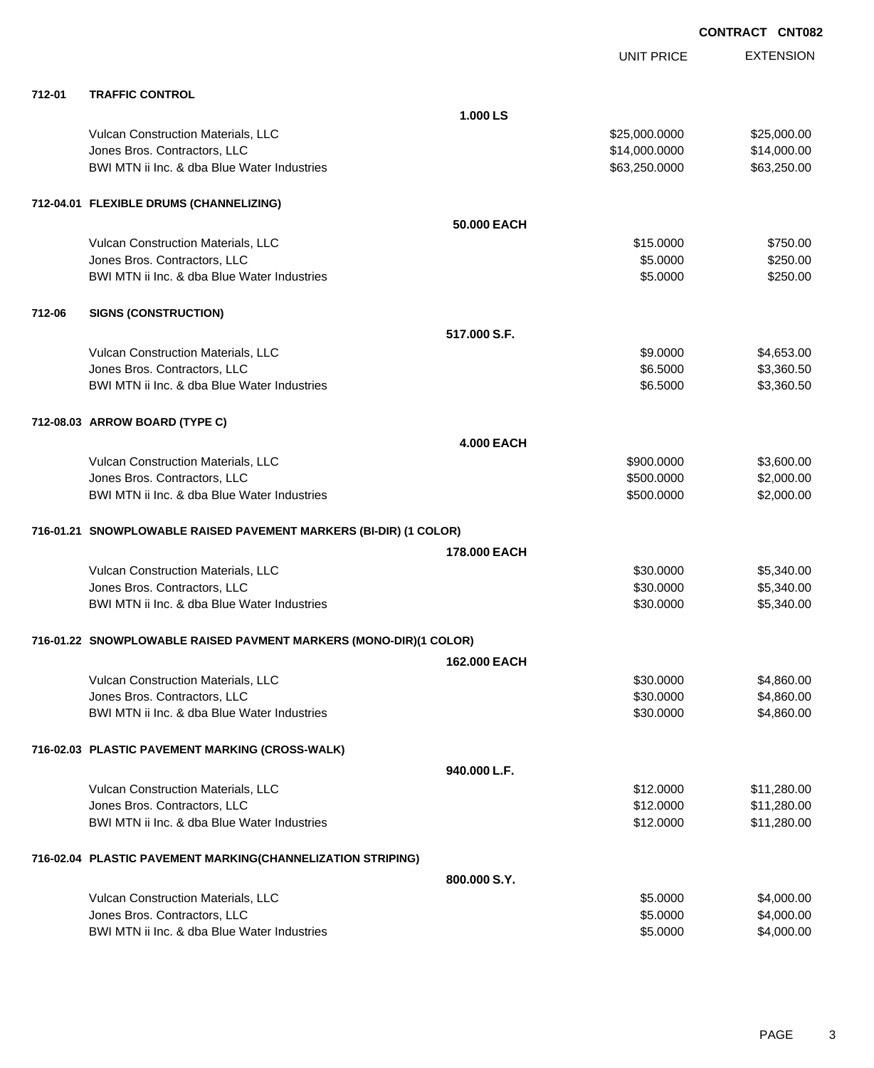**CONTRACT CNT082**

| | | | UNIT PRICE | EXTENSION |
|---|---|---|---|---|
| **712-01** | **TRAFFIC CONTROL** | | | |
| | | **1.000 LS** | | |
| | Vulcan Construction Materials, LLC | | $25,000.0000 | $25,000.00 |
| | Jones Bros. Contractors, LLC | | $14,000.0000 | $14,000.00 |
| | BWI MTN ii Inc. & dba Blue Water Industries | | $63,250.0000 | $63,250.00 |
| **712-04.01** | **FLEXIBLE DRUMS (CHANNELIZING)** | | | |
| | | **50.000 EACH** | | |
| | Vulcan Construction Materials, LLC | | $15.0000 | $750.00 |
| | Jones Bros. Contractors, LLC | | $5.0000 | $250.00 |
| | BWI MTN ii Inc. & dba Blue Water Industries | | $5.0000 | $250.00 |
| **712-06** | **SIGNS (CONSTRUCTION)** | | | |
| | | **517.000 S.F.** | | |
| | Vulcan Construction Materials, LLC | | $9.0000 | $4,653.00 |
| | Jones Bros. Contractors, LLC | | $6.5000 | $3,360.50 |
| | BWI MTN ii Inc. & dba Blue Water Industries | | $6.5000 | $3,360.50 |
| **712-08.03** | **ARROW BOARD (TYPE C)** | | | |
| | | **4.000 EACH** | | |
| | Vulcan Construction Materials, LLC | | $900.0000 | $3,600.00 |
| | Jones Bros. Contractors, LLC | | $500.0000 | $2,000.00 |
| | BWI MTN ii Inc. & dba Blue Water Industries | | $500.0000 | $2,000.00 |
| **716-01.21** | **SNOWPLOWABLE RAISED PAVEMENT MARKERS (BI-DIR) (1 COLOR)** | | | |
| | | **178.000 EACH** | | |
| | Vulcan Construction Materials, LLC | | $30.0000 | $5,340.00 |
| | Jones Bros. Contractors, LLC | | $30.0000 | $5,340.00 |
| | BWI MTN ii Inc. & dba Blue Water Industries | | $30.0000 | $5,340.00 |
| **716-01.22** | **SNOWPLOWABLE RAISED PAVMENT MARKERS (MONO-DIR)(1 COLOR)** | | | |
| | | **162.000 EACH** | | |
| | Vulcan Construction Materials, LLC | | $30.0000 | $4,860.00 |
| | Jones Bros. Contractors, LLC | | $30.0000 | $4,860.00 |
| | BWI MTN ii Inc. & dba Blue Water Industries | | $30.0000 | $4,860.00 |
| **716-02.03** | **PLASTIC PAVEMENT MARKING (CROSS-WALK)** | | | |
| | | **940.000 L.F.** | | |
| | Vulcan Construction Materials, LLC | | $12.0000 | $11,280.00 |
| | Jones Bros. Contractors, LLC | | $12.0000 | $11,280.00 |
| | BWI MTN ii Inc. & dba Blue Water Industries | | $12.0000 | $11,280.00 |
| **716-02.04** | **PLASTIC PAVEMENT MARKING(CHANNELIZATION STRIPING)** | | | |
| | | **800.000 S.Y.** | | |
| | Vulcan Construction Materials, LLC | | $5.0000 | $4,000.00 |
| | Jones Bros. Contractors, LLC | | $5.0000 | $4,000.00 |
| | BWI MTN ii Inc. & dba Blue Water Industries | | $5.0000 | $4,000.00 |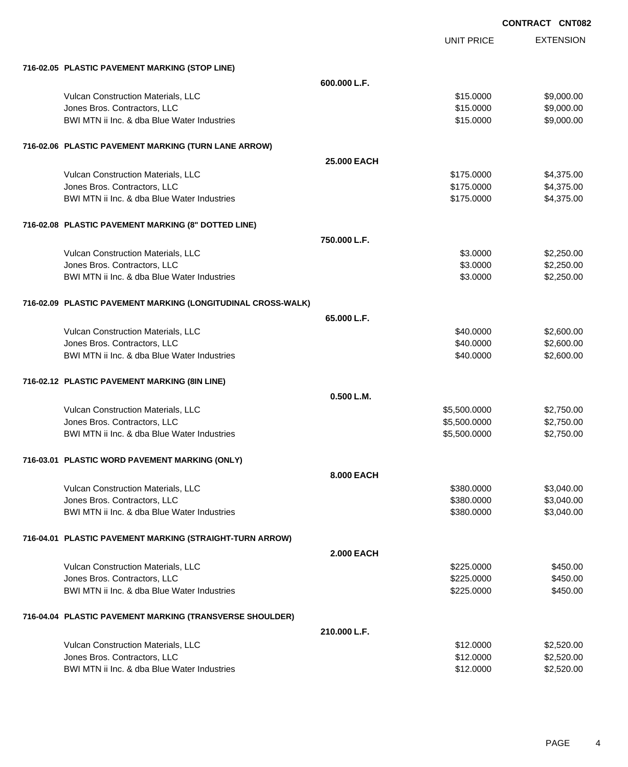**CONTRACT CNT082**

| | | UNIT PRICE | EXTENSION |
|---|---|---|---|
| **716-02.05 PLASTIC PAVEMENT MARKING (STOP LINE)** | | | |
| | **600.000 L.F.** | | |
| Vulcan Construction Materials, LLC | | $15.0000 | $9,000.00 |
| Jones Bros. Contractors, LLC | | $15.0000 | $9,000.00 |
| BWI MTN ii Inc. & dba Blue Water Industries | | $15.0000 | $9,000.00 |
| **716-02.06 PLASTIC PAVEMENT MARKING (TURN LANE ARROW)** | | | |
| | **25.000 EACH** | | |
| Vulcan Construction Materials, LLC | | $175.0000 | $4,375.00 |
| Jones Bros. Contractors, LLC | | $175.0000 | $4,375.00 |
| BWI MTN ii Inc. & dba Blue Water Industries | | $175.0000 | $4,375.00 |
| **716-02.08 PLASTIC PAVEMENT MARKING (8" DOTTED LINE)** | | | |
| | **750.000 L.F.** | | |
| Vulcan Construction Materials, LLC | | $3.0000 | $2,250.00 |
| Jones Bros. Contractors, LLC | | $3.0000 | $2,250.00 |
| BWI MTN ii Inc. & dba Blue Water Industries | | $3.0000 | $2,250.00 |
| **716-02.09 PLASTIC PAVEMENT MARKING (LONGITUDINAL CROSS-WALK)** | | | |
| | **65.000 L.F.** | | |
| Vulcan Construction Materials, LLC | | $40.0000 | $2,600.00 |
| Jones Bros. Contractors, LLC | | $40.0000 | $2,600.00 |
| BWI MTN ii Inc. & dba Blue Water Industries | | $40.0000 | $2,600.00 |
| **716-02.12 PLASTIC PAVEMENT MARKING (8IN LINE)** | | | |
| | **0.500 L.M.** | | |
| Vulcan Construction Materials, LLC | | $5,500.0000 | $2,750.00 |
| Jones Bros. Contractors, LLC | | $5,500.0000 | $2,750.00 |
| BWI MTN ii Inc. & dba Blue Water Industries | | $5,500.0000 | $2,750.00 |
| **716-03.01 PLASTIC WORD PAVEMENT MARKING (ONLY)** | | | |
| | **8.000 EACH** | | |
| Vulcan Construction Materials, LLC | | $380.0000 | $3,040.00 |
| Jones Bros. Contractors, LLC | | $380.0000 | $3,040.00 |
| BWI MTN ii Inc. & dba Blue Water Industries | | $380.0000 | $3,040.00 |
| **716-04.01 PLASTIC PAVEMENT MARKING (STRAIGHT-TURN ARROW)** | | | |
| | **2.000 EACH** | | |
| Vulcan Construction Materials, LLC | | $225.0000 | $450.00 |
| Jones Bros. Contractors, LLC | | $225.0000 | $450.00 |
| BWI MTN ii Inc. & dba Blue Water Industries | | $225.0000 | $450.00 |
| **716-04.04 PLASTIC PAVEMENT MARKING (TRANSVERSE SHOULDER)** | | | |
| | **210.000 L.F.** | | |
| Vulcan Construction Materials, LLC | | $12.0000 | $2,520.00 |
| Jones Bros. Contractors, LLC | | $12.0000 | $2,520.00 |
| BWI MTN ii Inc. & dba Blue Water Industries | | $12.0000 | $2,520.00 |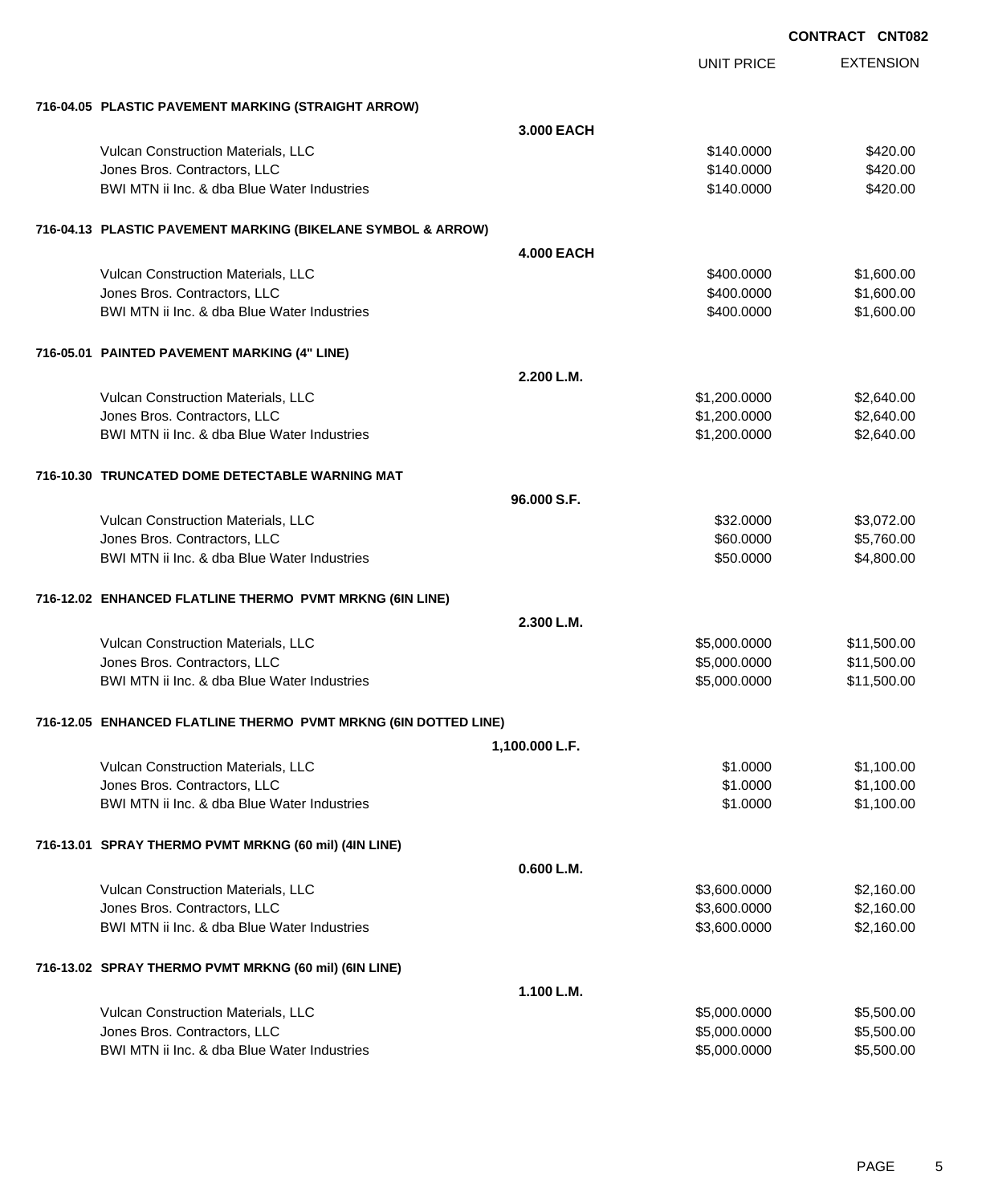**CONTRACT CNT082**

| | | UNIT PRICE | EXTENSION |
|---|---|---|---|
| **716-04.05 PLASTIC PAVEMENT MARKING (STRAIGHT ARROW)** | | | |
| | **3.000 EACH** | | |
| Vulcan Construction Materials, LLC | | $140.0000 | $420.00 |
| Jones Bros. Contractors, LLC | | $140.0000 | $420.00 |
| BWI MTN ii Inc. & dba Blue Water Industries | | $140.0000 | $420.00 |
| **716-04.13 PLASTIC PAVEMENT MARKING (BIKELANE SYMBOL & ARROW)** | | | |
| | **4.000 EACH** | | |
| Vulcan Construction Materials, LLC | | $400.0000 | $1,600.00 |
| Jones Bros. Contractors, LLC | | $400.0000 | $1,600.00 |
| BWI MTN ii Inc. & dba Blue Water Industries | | $400.0000 | $1,600.00 |
| **716-05.01 PAINTED PAVEMENT MARKING (4" LINE)** | | | |
| | **2.200 L.M.** | | |
| Vulcan Construction Materials, LLC | | $1,200.0000 | $2,640.00 |
| Jones Bros. Contractors, LLC | | $1,200.0000 | $2,640.00 |
| BWI MTN ii Inc. & dba Blue Water Industries | | $1,200.0000 | $2,640.00 |
| **716-10.30 TRUNCATED DOME DETECTABLE WARNING MAT** | | | |
| | **96.000 S.F.** | | |
| Vulcan Construction Materials, LLC | | $32.0000 | $3,072.00 |
| Jones Bros. Contractors, LLC | | $60.0000 | $5,760.00 |
| BWI MTN ii Inc. & dba Blue Water Industries | | $50.0000 | $4,800.00 |
| **716-12.02 ENHANCED FLATLINE THERMO PVMT MRKNG (6IN LINE)** | | | |
| | **2.300 L.M.** | | |
| Vulcan Construction Materials, LLC | | $5,000.0000 | $11,500.00 |
| Jones Bros. Contractors, LLC | | $5,000.0000 | $11,500.00 |
| BWI MTN ii Inc. & dba Blue Water Industries | | $5,000.0000 | $11,500.00 |
| **716-12.05 ENHANCED FLATLINE THERMO PVMT MRKNG (6IN DOTTED LINE)** | | | |
| | **1,100.000 L.F.** | | |
| Vulcan Construction Materials, LLC | | $1.0000 | $1,100.00 |
| Jones Bros. Contractors, LLC | | $1.0000 | $1,100.00 |
| BWI MTN ii Inc. & dba Blue Water Industries | | $1.0000 | $1,100.00 |
| **716-13.01 SPRAY THERMO PVMT MRKNG (60 mil) (4IN LINE)** | | | |
| | **0.600 L.M.** | | |
| Vulcan Construction Materials, LLC | | $3,600.0000 | $2,160.00 |
| Jones Bros. Contractors, LLC | | $3,600.0000 | $2,160.00 |
| BWI MTN ii Inc. & dba Blue Water Industries | | $3,600.0000 | $2,160.00 |
| **716-13.02 SPRAY THERMO PVMT MRKNG (60 mil) (6IN LINE)** | | | |
| | **1.100 L.M.** | | |
| Vulcan Construction Materials, LLC | | $5,000.0000 | $5,500.00 |
| Jones Bros. Contractors, LLC | | $5,000.0000 | $5,500.00 |
| BWI MTN ii Inc. & dba Blue Water Industries | | $5,000.0000 | $5,500.00 |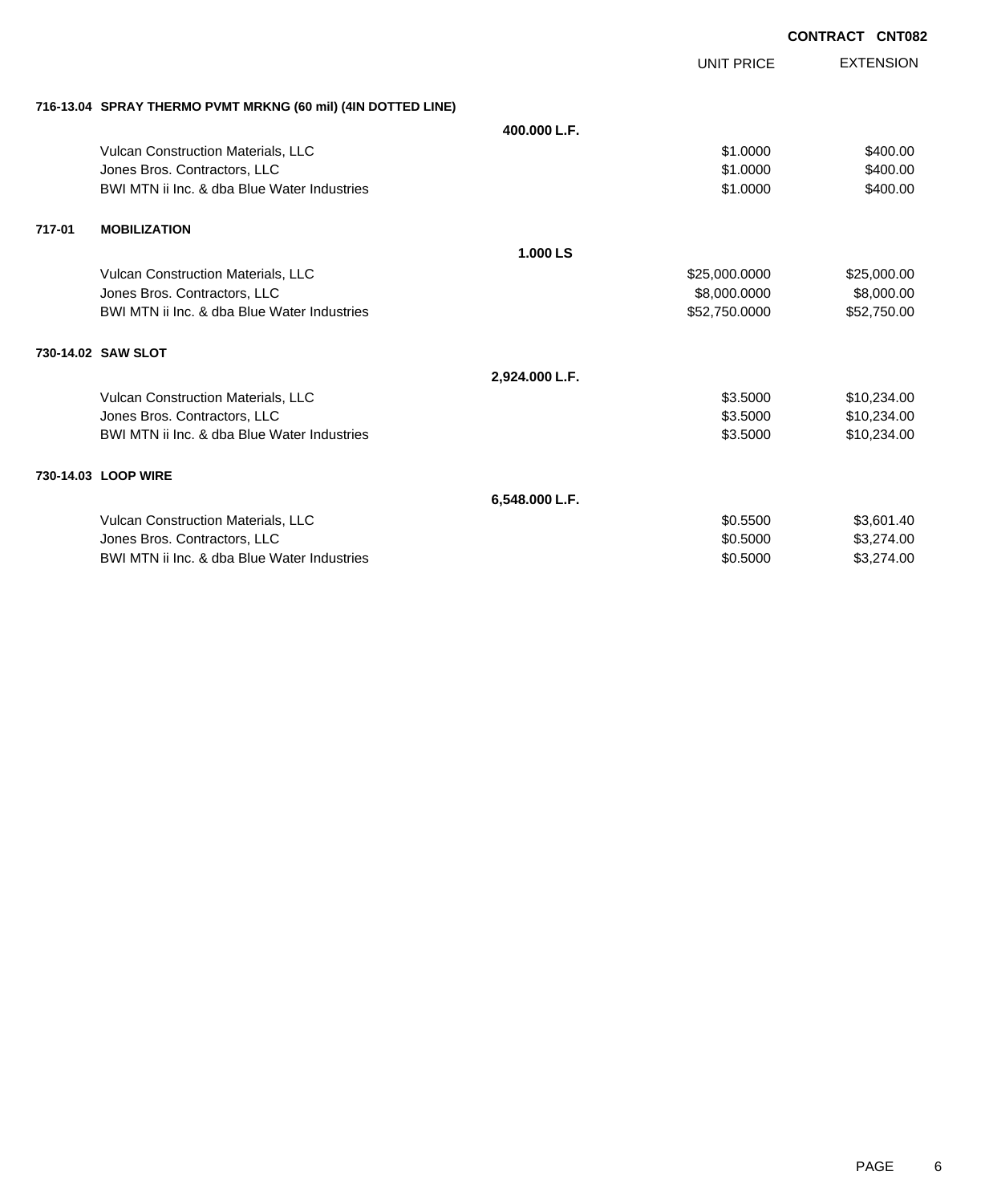**CONTRACT CNT082**

| | | UNIT PRICE | EXTENSION |
|---|---|---|---|
| **716-13.04 SPRAY THERMO PVMT MRKNG (60 mil) (4IN DOTTED LINE)** | | | |
| | **400.000 L.F.** | | |
| Vulcan Construction Materials, LLC | | $1.0000 | $400.00 |
| Jones Bros. Contractors, LLC | | $1.0000 | $400.00 |
| BWI MTN ii Inc. & dba Blue Water Industries | | $1.0000 | $400.00 |
| **717-01 MOBILIZATION** | | | |
| | **1.000 LS** | | |
| Vulcan Construction Materials, LLC | | $25,000.0000 | $25,000.00 |
| Jones Bros. Contractors, LLC | | $8,000.0000 | $8,000.00 |
| BWI MTN ii Inc. & dba Blue Water Industries | | $52,750.0000 | $52,750.00 |
| **730-14.02 SAW SLOT** | | | |
| | **2,924.000 L.F.** | | |
| Vulcan Construction Materials, LLC | | $3.5000 | $10,234.00 |
| Jones Bros. Contractors, LLC | | $3.5000 | $10,234.00 |
| BWI MTN ii Inc. & dba Blue Water Industries | | $3.5000 | $10,234.00 |
| **730-14.03 LOOP WIRE** | | | |
| | **6,548.000 L.F.** | | |
| Vulcan Construction Materials, LLC | | $0.5500 | $3,601.40 |
| Jones Bros. Contractors, LLC | | $0.5000 | $3,274.00 |
| BWI MTN ii Inc. & dba Blue Water Industries | | $0.5000 | $3,274.00 |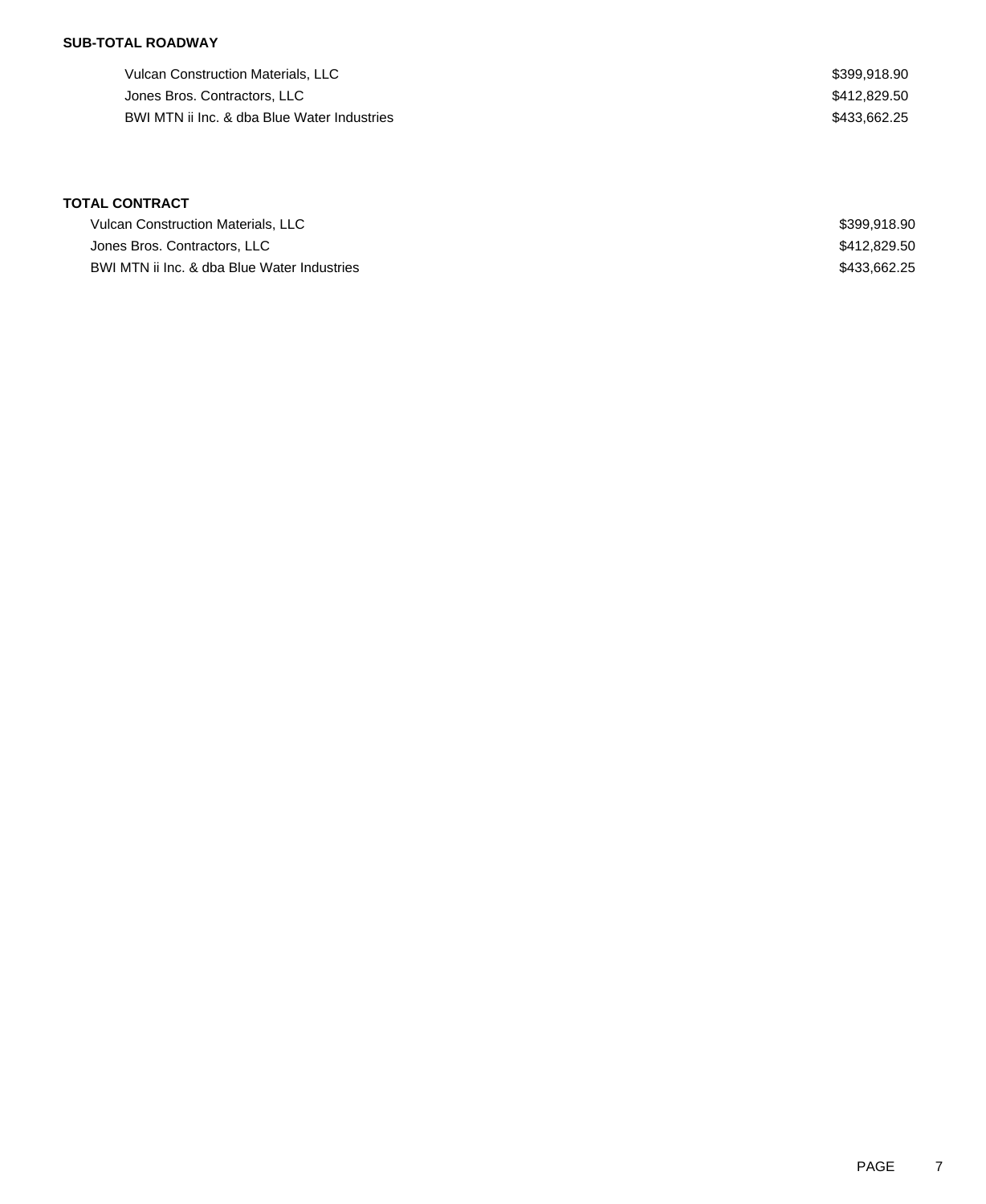**SUB-TOTAL ROADWAY**

| | |
|---|---|
| Vulcan Construction Materials, LLC | $399,918.90 |
| Jones Bros. Contractors, LLC | $412,829.50 |
| BWI MTN ii Inc. & dba Blue Water Industries | $433,662.25 |

**TOTAL CONTRACT**

| | |
|---|---|
| Vulcan Construction Materials, LLC | $399,918.90 |
| Jones Bros. Contractors, LLC | $412,829.50 |
| BWI MTN ii Inc. & dba Blue Water Industries | $433,662.25 |